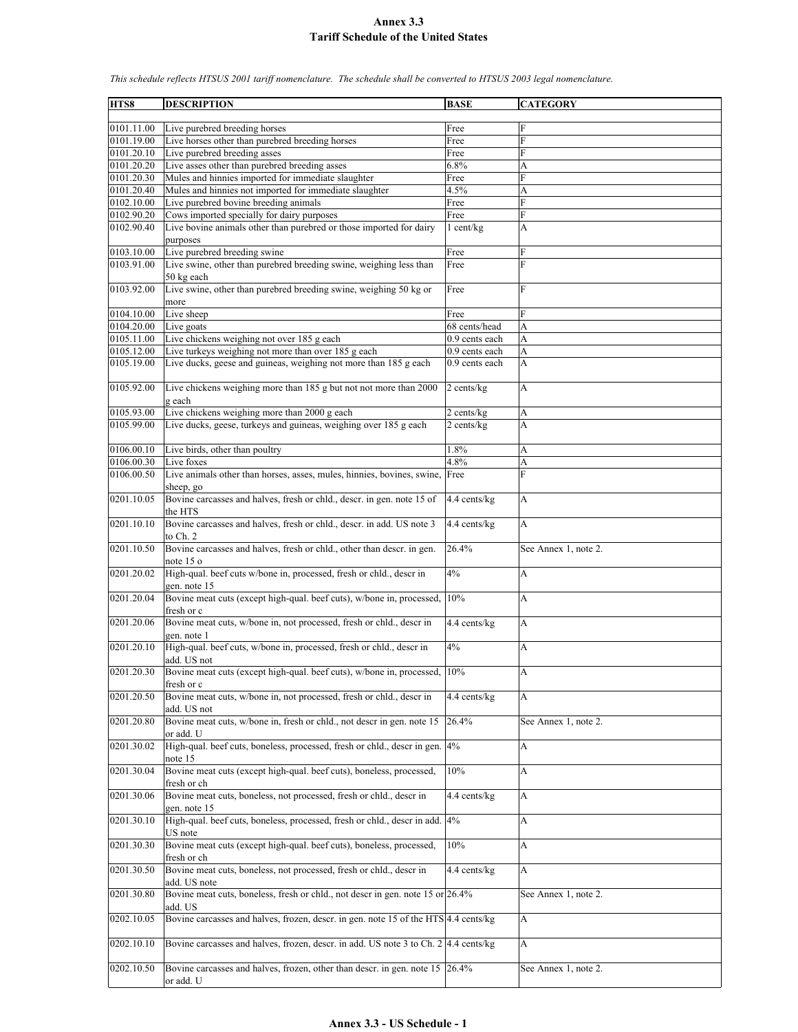# Annex 3.3

# Tariff Schedule of the United States

*This schedule reflects HTSUS 2001 tariff nomenclature. The schedule shall be converted to HTSUS 2003 legal nomenclature.*

| HTS8 | DESCRIPTION | BASE | CATEGORY |
|---|---|---|---|
| 0101.11.00 | Live purebred breeding horses | Free | F |
| 0101.19.00 | Live horses other than purebred breeding horses | Free | F |
| 0101.20.10 | Live purebred breeding asses | Free | F |
| 0101.20.20 | Live asses other than purebred breeding asses | 6.8% | A |
| 0101.20.30 | Mules and hinnies imported for immediate slaughter | Free | F |
| 0101.20.40 | Mules and hinnies not imported for immediate slaughter | 4.5% | A |
| 0102.10.00 | Live purebred bovine breeding animals | Free | F |
| 0102.90.20 | Cows imported specially for dairy purposes | Free | F |
| 0102.90.40 | Live bovine animals other than purebred or those imported for dairy purposes | 1 cent/kg | A |
| 0103.10.00 | Live purebred breeding swine | Free | F |
| 0103.91.00 | Live swine, other than purebred breeding swine, weighing less than 50 kg each | Free | F |
| 0103.92.00 | Live swine, other than purebred breeding swine, weighing 50 kg or more | Free | F |
| 0104.10.00 | Live sheep | Free | F |
| 0104.20.00 | Live goats | 68 cents/head | A |
| 0105.11.00 | Live chickens weighing not over 185 g each | 0.9 cents each | A |
| 0105.12.00 | Live turkeys weighing not more than over 185 g each | 0.9 cents each | A |
| 0105.19.00 | Live ducks, geese and guineas, weighing not more than 185 g each | 0.9 cents each | A |
| 0105.92.00 | Live chickens weighing more than 185 g but not not more than 2000 g each | 2 cents/kg | A |
| 0105.93.00 | Live chickens weighing more than 2000 g each | 2 cents/kg | A |
| 0105.99.00 | Live ducks, geese, turkeys and guineas, weighing over 185 g each | 2 cents/kg | A |
| 0106.00.10 | Live birds, other than poultry | 1.8% | A |
| 0106.00.30 | Live foxes | 4.8% | A |
| 0106.00.50 | Live animals other than horses, asses, mules, hinnies, bovines, swine, sheep, go | Free | F |
| 0201.10.05 | Bovine carcasses and halves, fresh or chld., descr. in gen. note 15 of the HTS | 4.4 cents/kg | A |
| 0201.10.10 | Bovine carcasses and halves, fresh or chld., descr. in add. US note 3 to Ch. 2 | 4.4 cents/kg | A |
| 0201.10.50 | Bovine carcasses and halves, fresh or chld., other than descr. in gen. note 15 o | 26.4% | See Annex 1, note 2. |
| 0201.20.02 | High-qual. beef cuts w/bone in, processed, fresh or chld., descr in gen. note 15 | 4% | A |
| 0201.20.04 | Bovine meat cuts (except high-qual. beef cuts), w/bone in, processed, fresh or c | 10% | A |
| 0201.20.06 | Bovine meat cuts, w/bone in, not processed, fresh or chld., descr in gen. note 1 | 4.4 cents/kg | A |
| 0201.20.10 | High-qual. beef cuts, w/bone in, processed, fresh or chld., descr in add. US not | 4% | A |
| 0201.20.30 | Bovine meat cuts (except high-qual. beef cuts), w/bone in, processed, fresh or c | 10% | A |
| 0201.20.50 | Bovine meat cuts, w/bone in, not processed, fresh or chld., descr in add. US not | 4.4 cents/kg | A |
| 0201.20.80 | Bovine meat cuts, w/bone in, fresh or chld., not descr in gen. note 15 or add. U | 26.4% | See Annex 1, note 2. |
| 0201.30.02 | High-qual. beef cuts, boneless, processed, fresh or chld., descr in gen. note 15 | 4% | A |
| 0201.30.04 | Bovine meat cuts (except high-qual. beef cuts), boneless, processed, fresh or ch | 10% | A |
| 0201.30.06 | Bovine meat cuts, boneless, not processed, fresh or chld., descr in gen. note 15 | 4.4 cents/kg | A |
| 0201.30.10 | High-qual. beef cuts, boneless, processed, fresh or chld., descr in add. US note | 4% | A |
| 0201.30.30 | Bovine meat cuts (except high-qual. beef cuts), boneless, processed, fresh or ch | 10% | A |
| 0201.30.50 | Bovine meat cuts, boneless, not processed, fresh or chld., descr in add. US note | 4.4 cents/kg | A |
| 0201.30.80 | Bovine meat cuts, boneless, fresh or chld., not descr in gen. note 15 or add. US | 26.4% | See Annex 1, note 2. |
| 0202.10.05 | Bovine carcasses and halves, frozen, descr. in gen. note 15 of the HTS | 4.4 cents/kg | A |
| 0202.10.10 | Bovine carcasses and halves, frozen, descr. in add. US note 3 to Ch. 2 | 4.4 cents/kg | A |
| 0202.10.50 | Bovine carcasses and halves, frozen, other than descr. in gen. note 15 or add. U | 26.4% | See Annex 1, note 2. |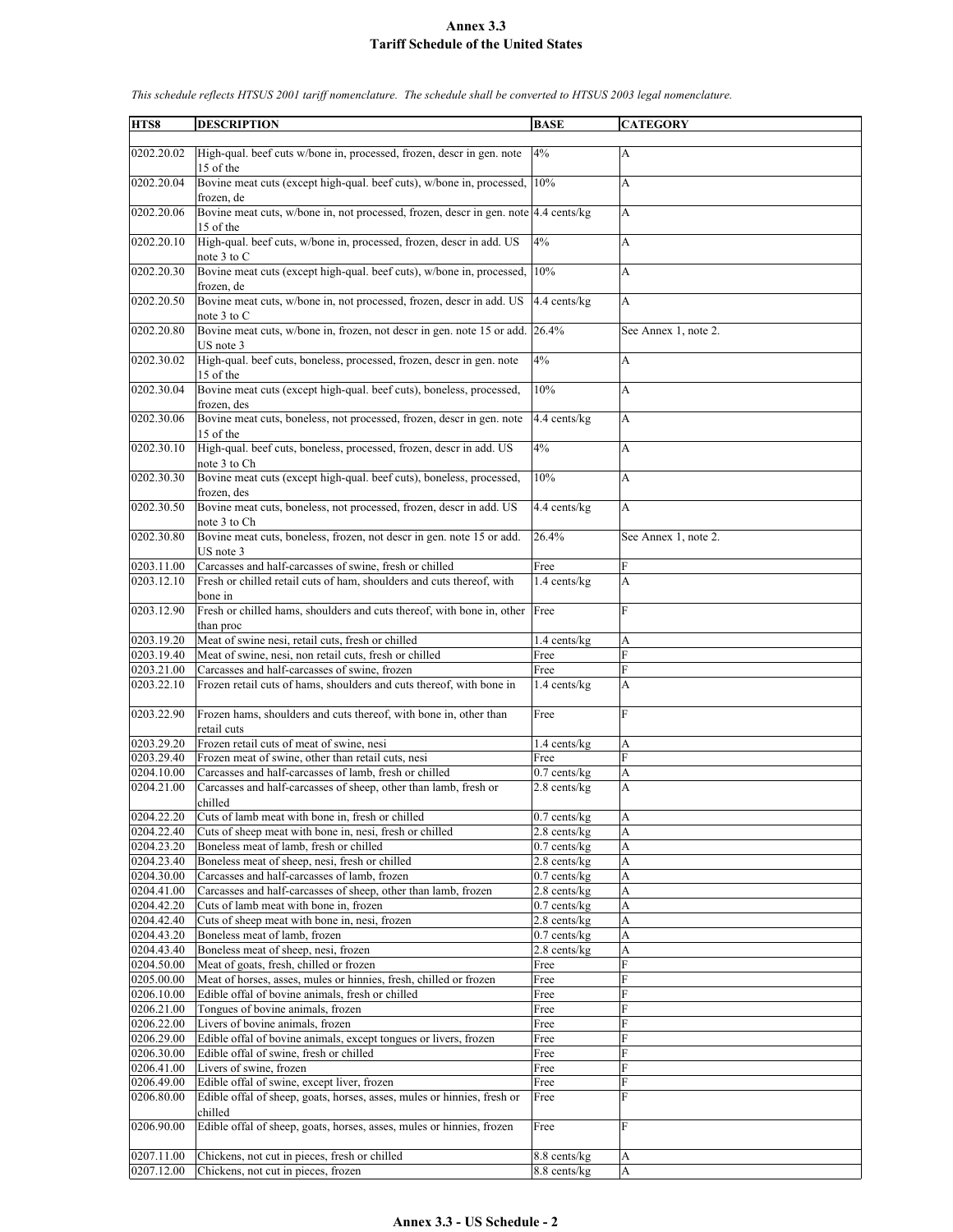# Annex 3.3
# Tariff Schedule of the United States

*This schedule reflects HTSUS 2001 tariff nomenclature. The schedule shall be converted to HTSUS 2003 legal nomenclature.*

| HTS8 | DESCRIPTION | BASE | CATEGORY |
|---|---|---|---|
| 0202.20.02 | High-qual. beef cuts w/bone in, processed, frozen, descr in gen. note 15 of the | 4% | A |
| 0202.20.04 | Bovine meat cuts (except high-qual. beef cuts), w/bone in, processed, frozen, de | 10% | A |
| 0202.20.06 | Bovine meat cuts, w/bone in, not processed, frozen, descr in gen. note 15 of the | 4.4 cents/kg | A |
| 0202.20.10 | High-qual. beef cuts, w/bone in, processed, frozen, descr in add. US note 3 to C | 4% | A |
| 0202.20.30 | Bovine meat cuts (except high-qual. beef cuts), w/bone in, processed, frozen, de | 10% | A |
| 0202.20.50 | Bovine meat cuts, w/bone in, not processed, frozen, descr in add. US note 3 to C | 4.4 cents/kg | A |
| 0202.20.80 | Bovine meat cuts, w/bone in, frozen, not descr in gen. note 15 or add. US note 3 | 26.4% | See Annex 1, note 2. |
| 0202.30.02 | High-qual. beef cuts, boneless, processed, frozen, descr in gen. note 15 of the | 4% | A |
| 0202.30.04 | Bovine meat cuts (except high-qual. beef cuts), boneless, processed, frozen, des | 10% | A |
| 0202.30.06 | Bovine meat cuts, boneless, not processed, frozen, descr in gen. note 15 of the | 4.4 cents/kg | A |
| 0202.30.10 | High-qual. beef cuts, boneless, processed, frozen, descr in add. US note 3 to Ch | 4% | A |
| 0202.30.30 | Bovine meat cuts (except high-qual. beef cuts), boneless, processed, frozen, des | 10% | A |
| 0202.30.50 | Bovine meat cuts, boneless, not processed, frozen, descr in add. US note 3 to Ch | 4.4 cents/kg | A |
| 0202.30.80 | Bovine meat cuts, boneless, frozen, not descr in gen. note 15 or add. US note 3 | 26.4% | See Annex 1, note 2. |
| 0203.11.00 | Carcasses and half-carcasses of swine, fresh or chilled | Free | F |
| 0203.12.10 | Fresh or chilled retail cuts of ham, shoulders and cuts thereof, with bone in | 1.4 cents/kg | A |
| 0203.12.90 | Fresh or chilled hams, shoulders and cuts thereof, with bone in, other than proc | Free | F |
| 0203.19.20 | Meat of swine nesi, retail cuts, fresh or chilled | 1.4 cents/kg | A |
| 0203.19.40 | Meat of swine, nesi, non retail cuts, fresh or chilled | Free | F |
| 0203.21.00 | Carcasses and half-carcasses of swine, frozen | Free | F |
| 0203.22.10 | Frozen retail cuts of hams, shoulders and cuts thereof, with bone in | 1.4 cents/kg | A |
| 0203.22.90 | Frozen hams, shoulders and cuts thereof, with bone in, other than retail cuts | Free | F |
| 0203.29.20 | Frozen retail cuts of meat of swine, nesi | 1.4 cents/kg | A |
| 0203.29.40 | Frozen meat of swine, other than retail cuts, nesi | Free | F |
| 0204.10.00 | Carcasses and half-carcasses of lamb, fresh or chilled | 0.7 cents/kg | A |
| 0204.21.00 | Carcasses and half-carcasses of sheep, other than lamb, fresh or chilled | 2.8 cents/kg | A |
| 0204.22.20 | Cuts of lamb meat with bone in, fresh or chilled | 0.7 cents/kg | A |
| 0204.22.40 | Cuts of sheep meat with bone in, nesi, fresh or chilled | 2.8 cents/kg | A |
| 0204.23.20 | Boneless meat of lamb, fresh or chilled | 0.7 cents/kg | A |
| 0204.23.40 | Boneless meat of sheep, nesi, fresh or chilled | 2.8 cents/kg | A |
| 0204.30.00 | Carcasses and half-carcasses of lamb, frozen | 0.7 cents/kg | A |
| 0204.41.00 | Carcasses and half-carcasses of sheep, other than lamb, frozen | 2.8 cents/kg | A |
| 0204.42.20 | Cuts of lamb meat with bone in, frozen | 0.7 cents/kg | A |
| 0204.42.40 | Cuts of sheep meat with bone in, nesi, frozen | 2.8 cents/kg | A |
| 0204.43.20 | Boneless meat of lamb, frozen | 0.7 cents/kg | A |
| 0204.43.40 | Boneless meat of sheep, nesi, frozen | 2.8 cents/kg | A |
| 0204.50.00 | Meat of goats, fresh, chilled or frozen | Free | F |
| 0205.00.00 | Meat of horses, asses, mules or hinnies, fresh, chilled or frozen | Free | F |
| 0206.10.00 | Edible offal of bovine animals, fresh or chilled | Free | F |
| 0206.21.00 | Tongues of bovine animals, frozen | Free | F |
| 0206.22.00 | Livers of bovine animals, frozen | Free | F |
| 0206.29.00 | Edible offal of bovine animals, except tongues or livers, frozen | Free | F |
| 0206.30.00 | Edible offal of swine, fresh or chilled | Free | F |
| 0206.41.00 | Livers of swine, frozen | Free | F |
| 0206.49.00 | Edible offal of swine, except liver, frozen | Free | F |
| 0206.80.00 | Edible offal of sheep, goats, horses, asses, mules or hinnies, fresh or chilled | Free | F |
| 0206.90.00 | Edible offal of sheep, goats, horses, asses, mules or hinnies, frozen | Free | F |
| 0207.11.00 | Chickens, not cut in pieces, fresh or chilled | 8.8 cents/kg | A |
| 0207.12.00 | Chickens, not cut in pieces, frozen | 8.8 cents/kg | A |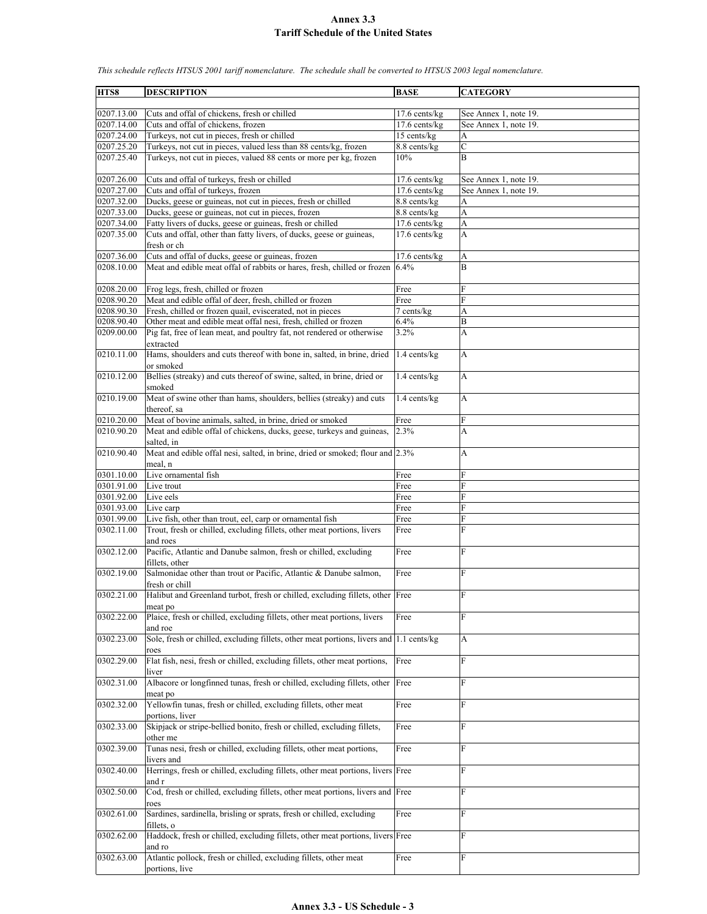# Annex 3.3
## Tariff Schedule of the United States

*This schedule reflects HTSUS 2001 tariff nomenclature. The schedule shall be converted to HTSUS 2003 legal nomenclature.*

| HTS8 | DESCRIPTION | BASE | CATEGORY |
|---|---|---|---|
| 0207.13.00 | Cuts and offal of chickens, fresh or chilled | 17.6 cents/kg | See Annex 1, note 19. |
| 0207.14.00 | Cuts and offal of chickens, frozen | 17.6 cents/kg | See Annex 1, note 19. |
| 0207.24.00 | Turkeys, not cut in pieces, fresh or chilled | 15 cents/kg | A |
| 0207.25.20 | Turkeys, not cut in pieces, valued less than 88 cents/kg, frozen | 8.8 cents/kg | C |
| 0207.25.40 | Turkeys, not cut in pieces, valued 88 cents or more per kg, frozen | 10% | B |
| 0207.26.00 | Cuts and offal of turkeys, fresh or chilled | 17.6 cents/kg | See Annex 1, note 19. |
| 0207.27.00 | Cuts and offal of turkeys, frozen | 17.6 cents/kg | See Annex 1, note 19. |
| 0207.32.00 | Ducks, geese or guineas, not cut in pieces, fresh or chilled | 8.8 cents/kg | A |
| 0207.33.00 | Ducks, geese or guineas, not cut in pieces, frozen | 8.8 cents/kg | A |
| 0207.34.00 | Fatty livers of ducks, geese or guineas, fresh or chilled | 17.6 cents/kg | A |
| 0207.35.00 | Cuts and offal, other than fatty livers, of ducks, geese or guineas, fresh or ch | 17.6 cents/kg | A |
| 0207.36.00 | Cuts and offal of ducks, geese or guineas, frozen | 17.6 cents/kg | A |
| 0208.10.00 | Meat and edible meat offal of rabbits or hares, fresh, chilled or frozen | 6.4% | B |
| 0208.20.00 | Frog legs, fresh, chilled or frozen | Free | F |
| 0208.90.20 | Meat and edible offal of deer, fresh, chilled or frozen | Free | F |
| 0208.90.30 | Fresh, chilled or frozen quail, eviscerated, not in pieces | 7 cents/kg | A |
| 0208.90.40 | Other meat and edible meat offal nesi, fresh, chilled or frozen | 6.4% | B |
| 0209.00.00 | Pig fat, free of lean meat, and poultry fat, not rendered or otherwise extracted | 3.2% | A |
| 0210.11.00 | Hams, shoulders and cuts thereof with bone in, salted, in brine, dried or smoked | 1.4 cents/kg | A |
| 0210.12.00 | Bellies (streaky) and cuts thereof of swine, salted, in brine, dried or smoked | 1.4 cents/kg | A |
| 0210.19.00 | Meat of swine other than hams, shoulders, bellies (streaky) and cuts thereof, sa | 1.4 cents/kg | A |
| 0210.20.00 | Meat of bovine animals, salted, in brine, dried or smoked | Free | F |
| 0210.90.20 | Meat and edible offal of chickens, ducks, geese, turkeys and guineas, salted, in | 2.3% | A |
| 0210.90.40 | Meat and edible offal nesi, salted, in brine, dried or smoked; flour and meal, n | 2.3% | A |
| 0301.10.00 | Live ornamental fish | Free | F |
| 0301.91.00 | Live trout | Free | F |
| 0301.92.00 | Live eels | Free | F |
| 0301.93.00 | Live carp | Free | F |
| 0301.99.00 | Live fish, other than trout, eel, carp or ornamental fish | Free | F |
| 0302.11.00 | Trout, fresh or chilled, excluding fillets, other meat portions, livers and roes | Free | F |
| 0302.12.00 | Pacific, Atlantic and Danube salmon, fresh or chilled, excluding fillets, other | Free | F |
| 0302.19.00 | Salmonidae other than trout or Pacific, Atlantic & Danube salmon, fresh or chill | Free | F |
| 0302.21.00 | Halibut and Greenland turbot, fresh or chilled, excluding fillets, other meat po | Free | F |
| 0302.22.00 | Plaice, fresh or chilled, excluding fillets, other meat portions, livers and roe | Free | F |
| 0302.23.00 | Sole, fresh or chilled, excluding fillets, other meat portions, livers and roes | 1.1 cents/kg | A |
| 0302.29.00 | Flat fish, nesi, fresh or chilled, excluding fillets, other meat portions, liver | Free | F |
| 0302.31.00 | Albacore or longfinned tunas, fresh or chilled, excluding fillets, other meat po | Free | F |
| 0302.32.00 | Yellowfin tunas, fresh or chilled, excluding fillets, other meat portions, liver | Free | F |
| 0302.33.00 | Skipjack or stripe-bellied bonito, fresh or chilled, excluding fillets, other me | Free | F |
| 0302.39.00 | Tunas nesi, fresh or chilled, excluding fillets, other meat portions, livers and | Free | F |
| 0302.40.00 | Herrings, fresh or chilled, excluding fillets, other meat portions, livers and r | Free | F |
| 0302.50.00 | Cod, fresh or chilled, excluding fillets, other meat portions, livers and roes | Free | F |
| 0302.61.00 | Sardines, sardinella, brisling or sprats, fresh or chilled, excluding fillets, o | Free | F |
| 0302.62.00 | Haddock, fresh or chilled, excluding fillets, other meat portions, livers and ro | Free | F |
| 0302.63.00 | Atlantic pollock, fresh or chilled, excluding fillets, other meat portions, live | Free | F |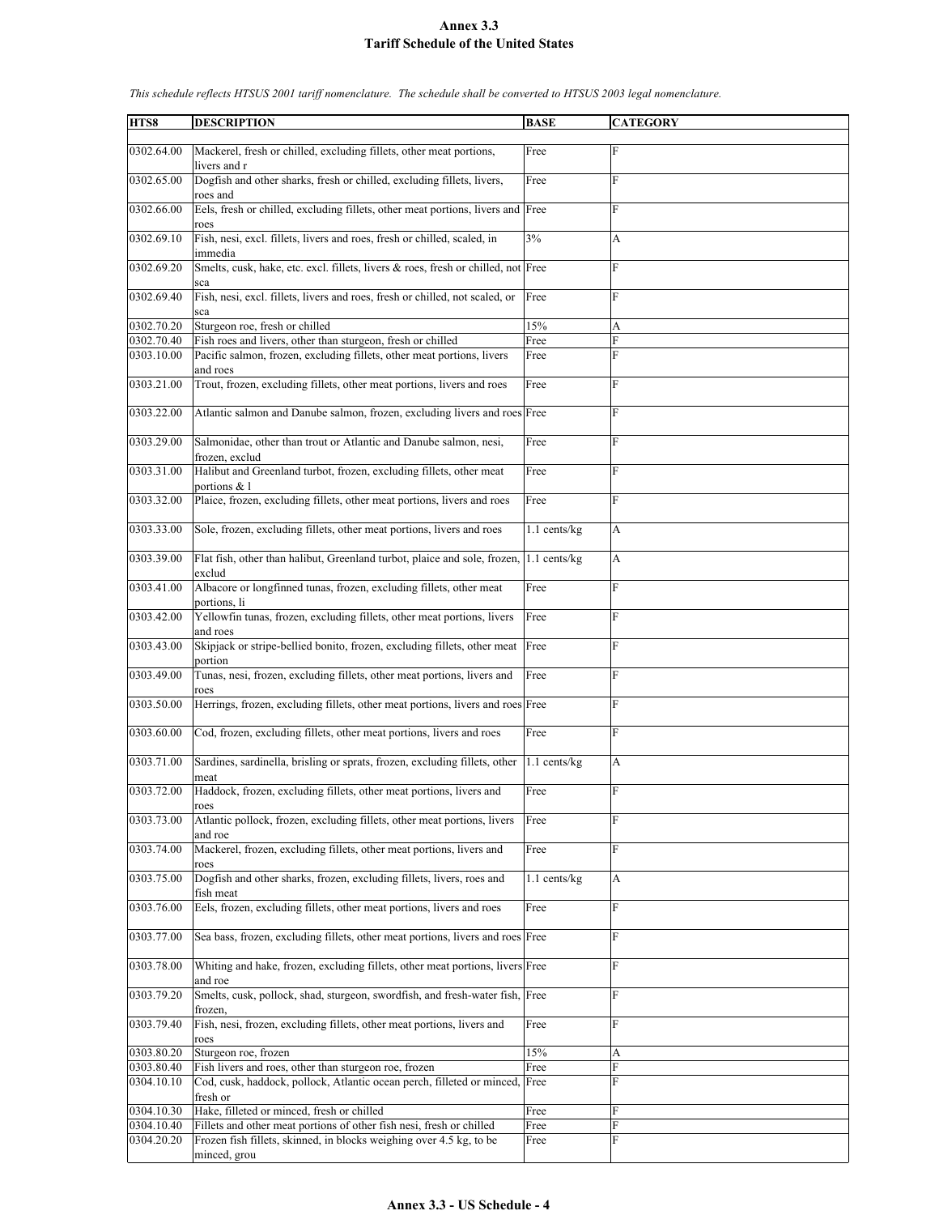# Annex 3.3
## Tariff Schedule of the United States

*This schedule reflects HTSUS 2001 tariff nomenclature. The schedule shall be converted to HTSUS 2003 legal nomenclature.*

| HTS8 | DESCRIPTION | BASE | CATEGORY |
|---|---|---|---|
| 0302.64.00 | Mackerel, fresh or chilled, excluding fillets, other meat portions, livers and r | Free | F |
| 0302.65.00 | Dogfish and other sharks, fresh or chilled, excluding fillets, livers, roes and | Free | F |
| 0302.66.00 | Eels, fresh or chilled, excluding fillets, other meat portions, livers and roes | Free | F |
| 0302.69.10 | Fish, nesi, excl. fillets, livers and roes, fresh or chilled, scaled, in immedia | 3% | A |
| 0302.69.20 | Smelts, cusk, hake, etc. excl. fillets, livers & roes, fresh or chilled, not sca | Free | F |
| 0302.69.40 | Fish, nesi, excl. fillets, livers and roes, fresh or chilled, not scaled, or sca | Free | F |
| 0302.70.20 | Sturgeon roe, fresh or chilled | 15% | A |
| 0302.70.40 | Fish roes and livers, other than sturgeon, fresh or chilled | Free | F |
| 0303.10.00 | Pacific salmon, frozen, excluding fillets, other meat portions, livers and roes | Free | F |
| 0303.21.00 | Trout, frozen, excluding fillets, other meat portions, livers and roes | Free | F |
| 0303.22.00 | Atlantic salmon and Danube salmon, frozen, excluding livers and roes | Free | F |
| 0303.29.00 | Salmonidae, other than trout or Atlantic and Danube salmon, nesi, frozen, exclud | Free | F |
| 0303.31.00 | Halibut and Greenland turbot, frozen, excluding fillets, other meat portions & l | Free | F |
| 0303.32.00 | Plaice, frozen, excluding fillets, other meat portions, livers and roes | Free | F |
| 0303.33.00 | Sole, frozen, excluding fillets, other meat portions, livers and roes | 1.1 cents/kg | A |
| 0303.39.00 | Flat fish, other than halibut, Greenland turbot, plaice and sole, frozen, exclud | 1.1 cents/kg | A |
| 0303.41.00 | Albacore or longfinned tunas, frozen, excluding fillets, other meat portions, li | Free | F |
| 0303.42.00 | Yellowfin tunas, frozen, excluding fillets, other meat portions, livers and roes | Free | F |
| 0303.43.00 | Skipjack or stripe-bellied bonito, frozen, excluding fillets, other meat portion | Free | F |
| 0303.49.00 | Tunas, nesi, frozen, excluding fillets, other meat portions, livers and roes | Free | F |
| 0303.50.00 | Herrings, frozen, excluding fillets, other meat portions, livers and roes | Free | F |
| 0303.60.00 | Cod, frozen, excluding fillets, other meat portions, livers and roes | Free | F |
| 0303.71.00 | Sardines, sardinella, brisling or sprats, frozen, excluding fillets, other meat | 1.1 cents/kg | A |
| 0303.72.00 | Haddock, frozen, excluding fillets, other meat portions, livers and roes | Free | F |
| 0303.73.00 | Atlantic pollock, frozen, excluding fillets, other meat portions, livers and roe | Free | F |
| 0303.74.00 | Mackerel, frozen, excluding fillets, other meat portions, livers and roes | Free | F |
| 0303.75.00 | Dogfish and other sharks, frozen, excluding fillets, livers, roes and fish meat | 1.1 cents/kg | A |
| 0303.76.00 | Eels, frozen, excluding fillets, other meat portions, livers and roes | Free | F |
| 0303.77.00 | Sea bass, frozen, excluding fillets, other meat portions, livers and roes | Free | F |
| 0303.78.00 | Whiting and hake, frozen, excluding fillets, other meat portions, livers and roe | Free | F |
| 0303.79.20 | Smelts, cusk, pollock, shad, sturgeon, swordfish, and fresh-water fish, frozen, | Free | F |
| 0303.79.40 | Fish, nesi, frozen, excluding fillets, other meat portions, livers and roes | Free | F |
| 0303.80.20 | Sturgeon roe, frozen | 15% | A |
| 0303.80.40 | Fish livers and roes, other than sturgeon roe, frozen | Free | F |
| 0304.10.10 | Cod, cusk, haddock, pollock, Atlantic ocean perch, filleted or minced, fresh or | Free | F |
| 0304.10.30 | Hake, filleted or minced, fresh or chilled | Free | F |
| 0304.10.40 | Fillets and other meat portions of other fish nesi, fresh or chilled | Free | F |
| 0304.20.20 | Frozen fish fillets, skinned, in blocks weighing over 4.5 kg, to be minced, grou | Free | F |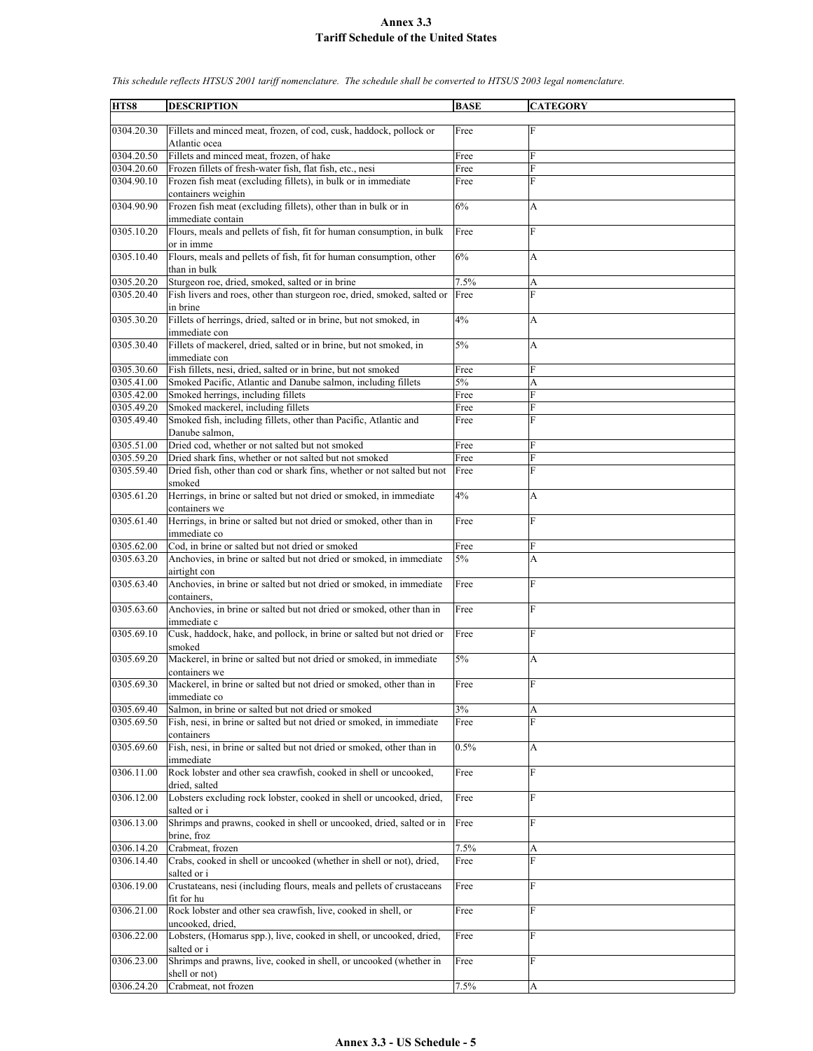# Annex 3.3

## Tariff Schedule of the United States

*This schedule reflects HTSUS 2001 tariff nomenclature. The schedule shall be converted to HTSUS 2003 legal nomenclature.*

| HTS8 | DESCRIPTION | BASE | CATEGORY |
|---|---|---|---|
| 0304.20.30 | Fillets and minced meat, frozen, of cod, cusk, haddock, pollock or Atlantic ocea | Free | F |
| 0304.20.50 | Fillets and minced meat, frozen, of hake | Free | F |
| 0304.20.60 | Frozen fillets of fresh-water fish, flat fish, etc., nesi | Free | F |
| 0304.90.10 | Frozen fish meat (excluding fillets), in bulk or in immediate containers weighin | Free | F |
| 0304.90.90 | Frozen fish meat (excluding fillets), other than in bulk or in immediate contain | 6% | A |
| 0305.10.20 | Flours, meals and pellets of fish, fit for human consumption, in bulk or in imme | Free | F |
| 0305.10.40 | Flours, meals and pellets of fish, fit for human consumption, other than in bulk | 6% | A |
| 0305.20.20 | Sturgeon roe, dried, smoked, salted or in brine | 7.5% | A |
| 0305.20.40 | Fish livers and roes, other than sturgeon roe, dried, smoked, salted or in brine | Free | F |
| 0305.30.20 | Fillets of herrings, dried, salted or in brine, but not smoked, in immediate con | 4% | A |
| 0305.30.40 | Fillets of mackerel, dried, salted or in brine, but not smoked, in immediate con | 5% | A |
| 0305.30.60 | Fish fillets, nesi, dried, salted or in brine, but not smoked | Free | F |
| 0305.41.00 | Smoked Pacific, Atlantic and Danube salmon, including fillets | 5% | A |
| 0305.42.00 | Smoked herrings, including fillets | Free | F |
| 0305.49.20 | Smoked mackerel, including fillets | Free | F |
| 0305.49.40 | Smoked fish, including fillets, other than Pacific, Atlantic and Danube salmon, | Free | F |
| 0305.51.00 | Dried cod, whether or not salted but not smoked | Free | F |
| 0305.59.20 | Dried shark fins, whether or not salted but not smoked | Free | F |
| 0305.59.40 | Dried fish, other than cod or shark fins, whether or not salted but not smoked | Free | F |
| 0305.61.20 | Herrings, in brine or salted but not dried or smoked, in immediate containers we | 4% | A |
| 0305.61.40 | Herrings, in brine or salted but not dried or smoked, other than in immediate co | Free | F |
| 0305.62.00 | Cod, in brine or salted but not dried or smoked | Free | F |
| 0305.63.20 | Anchovies, in brine or salted but not dried or smoked, in immediate airtight con | 5% | A |
| 0305.63.40 | Anchovies, in brine or salted but not dried or smoked, in immediate containers, | Free | F |
| 0305.63.60 | Anchovies, in brine or salted but not dried or smoked, other than in immediate c | Free | F |
| 0305.69.10 | Cusk, haddock, hake, and pollock, in brine or salted but not dried or smoked | Free | F |
| 0305.69.20 | Mackerel, in brine or salted but not dried or smoked, in immediate containers we | 5% | A |
| 0305.69.30 | Mackerel, in brine or salted but not dried or smoked, other than in immediate co | Free | F |
| 0305.69.40 | Salmon, in brine or salted but not dried or smoked | 3% | A |
| 0305.69.50 | Fish, nesi, in brine or salted but not dried or smoked, in immediate containers | Free | F |
| 0305.69.60 | Fish, nesi, in brine or salted but not dried or smoked, other than in immediate | 0.5% | A |
| 0306.11.00 | Rock lobster and other sea crawfish, cooked in shell or uncooked, dried, salted | Free | F |
| 0306.12.00 | Lobsters excluding rock lobster, cooked in shell or uncooked, dried, salted or i | Free | F |
| 0306.13.00 | Shrimps and prawns, cooked in shell or uncooked, dried, salted or in brine, froz | Free | F |
| 0306.14.20 | Crabmeat, frozen | 7.5% | A |
| 0306.14.40 | Crabs, cooked in shell or uncooked (whether in shell or not), dried, salted or i | Free | F |
| 0306.19.00 | Crustateans, nesi (including flours, meals and pellets of crustaceans fit for hu | Free | F |
| 0306.21.00 | Rock lobster and other sea crawfish, live, cooked in shell, or uncooked, dried, | Free | F |
| 0306.22.00 | Lobsters, (Homarus spp.), live, cooked in shell, or uncooked, dried, salted or i | Free | F |
| 0306.23.00 | Shrimps and prawns, live, cooked in shell, or uncooked (whether in shell or not) | Free | F |
| 0306.24.20 | Crabmeat, not frozen | 7.5% | A |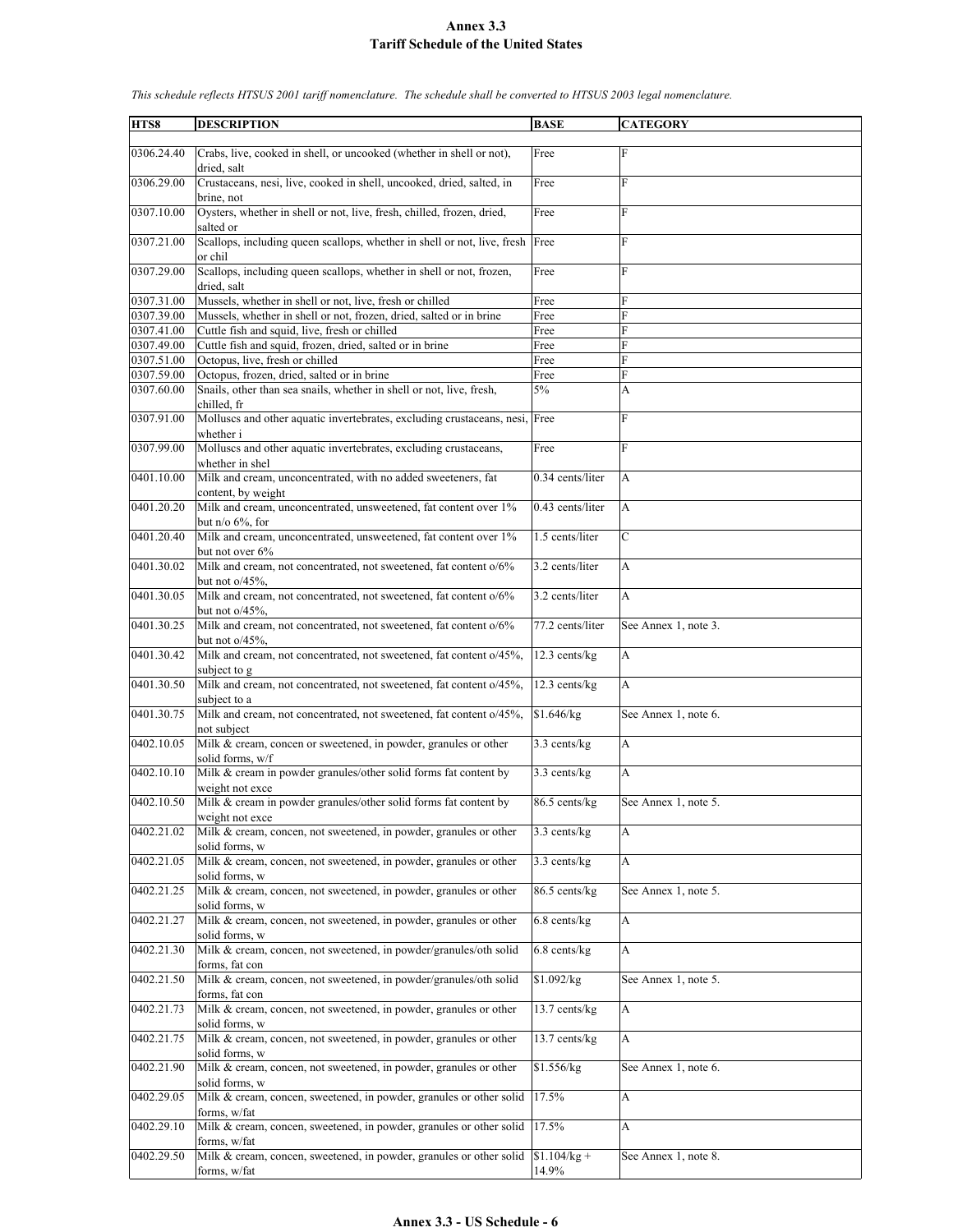# Annex 3.3
## Tariff Schedule of the United States

*This schedule reflects HTSUS 2001 tariff nomenclature. The schedule shall be converted to HTSUS 2003 legal nomenclature.*

| HTS8 | DESCRIPTION | BASE | CATEGORY |
|---|---|---|---|
| 0306.24.40 | Crabs, live, cooked in shell, or uncooked (whether in shell or not), dried, salt | Free | F |
| 0306.29.00 | Crustaceans, nesi, live, cooked in shell, uncooked, dried, salted, in brine, not | Free | F |
| 0307.10.00 | Oysters, whether in shell or not, live, fresh, chilled, frozen, dried, salted or | Free | F |
| 0307.21.00 | Scallops, including queen scallops, whether in shell or not, live, fresh or chil | Free | F |
| 0307.29.00 | Scallops, including queen scallops, whether in shell or not, frozen, dried, salt | Free | F |
| 0307.31.00 | Mussels, whether in shell or not, live, fresh or chilled | Free | F |
| 0307.39.00 | Mussels, whether in shell or not, frozen, dried, salted or in brine | Free | F |
| 0307.41.00 | Cuttle fish and squid, live, fresh or chilled | Free | F |
| 0307.49.00 | Cuttle fish and squid, frozen, dried, salted or in brine | Free | F |
| 0307.51.00 | Octopus, live, fresh or chilled | Free | F |
| 0307.59.00 | Octopus, frozen, dried, salted or in brine | Free | F |
| 0307.60.00 | Snails, other than sea snails, whether in shell or not, live, fresh, chilled, fr | 5% | A |
| 0307.91.00 | Molluscs and other aquatic invertebrates, excluding crustaceans, nesi, whether i | Free | F |
| 0307.99.00 | Molluscs and other aquatic invertebrates, excluding crustaceans, whether in shel | Free | F |
| 0401.10.00 | Milk and cream, unconcentrated, with no added sweeteners, fat content, by weight | 0.34 cents/liter | A |
| 0401.20.20 | Milk and cream, unconcentrated, unsweetened, fat content over 1% but n/o 6%, for | 0.43 cents/liter | A |
| 0401.20.40 | Milk and cream, unconcentrated, unsweetened, fat content over 1% but not over 6% | 1.5 cents/liter | C |
| 0401.30.02 | Milk and cream, not concentrated, not sweetened, fat content o/6% but not o/45%, | 3.2 cents/liter | A |
| 0401.30.05 | Milk and cream, not concentrated, not sweetened, fat content o/6% but not o/45%, | 3.2 cents/liter | A |
| 0401.30.25 | Milk and cream, not concentrated, not sweetened, fat content o/6% but not o/45%, | 77.2 cents/liter | See Annex 1, note 3. |
| 0401.30.42 | Milk and cream, not concentrated, not sweetened, fat content o/45%, subject to g | 12.3 cents/kg | A |
| 0401.30.50 | Milk and cream, not concentrated, not sweetened, fat content o/45%, subject to a | 12.3 cents/kg | A |
| 0401.30.75 | Milk and cream, not concentrated, not sweetened, fat content o/45%, not subject | $1.646/kg | See Annex 1, note 6. |
| 0402.10.05 | Milk & cream, concen or sweetened, in powder, granules or other solid forms, w/f | 3.3 cents/kg | A |
| 0402.10.10 | Milk & cream in powder granules/other solid forms fat content by weight not exce | 3.3 cents/kg | A |
| 0402.10.50 | Milk & cream in powder granules/other solid forms fat content by weight not exce | 86.5 cents/kg | See Annex 1, note 5. |
| 0402.21.02 | Milk & cream, concen, not sweetened, in powder, granules or other solid forms, w | 3.3 cents/kg | A |
| 0402.21.05 | Milk & cream, concen, not sweetened, in powder, granules or other solid forms, w | 3.3 cents/kg | A |
| 0402.21.25 | Milk & cream, concen, not sweetened, in powder, granules or other solid forms, w | 86.5 cents/kg | See Annex 1, note 5. |
| 0402.21.27 | Milk & cream, concen, not sweetened, in powder, granules or other solid forms, w | 6.8 cents/kg | A |
| 0402.21.30 | Milk & cream, concen, not sweetened, in powder/granules/oth solid forms, fat con | 6.8 cents/kg | A |
| 0402.21.50 | Milk & cream, concen, not sweetened, in powder/granules/oth solid forms, fat con | $1.092/kg | See Annex 1, note 5. |
| 0402.21.73 | Milk & cream, concen, not sweetened, in powder, granules or other solid forms, w | 13.7 cents/kg | A |
| 0402.21.75 | Milk & cream, concen, not sweetened, in powder, granules or other solid forms, w | 13.7 cents/kg | A |
| 0402.21.90 | Milk & cream, concen, not sweetened, in powder, granules or other solid forms, w | $1.556/kg | See Annex 1, note 6. |
| 0402.29.05 | Milk & cream, concen, sweetened, in powder, granules or other solid forms, w/fat | 17.5% | A |
| 0402.29.10 | Milk & cream, concen, sweetened, in powder, granules or other solid forms, w/fat | 17.5% | A |
| 0402.29.50 | Milk & cream, concen, sweetened, in powder, granules or other solid forms, w/fat | $1.104/kg + 14.9% | See Annex 1, note 8. |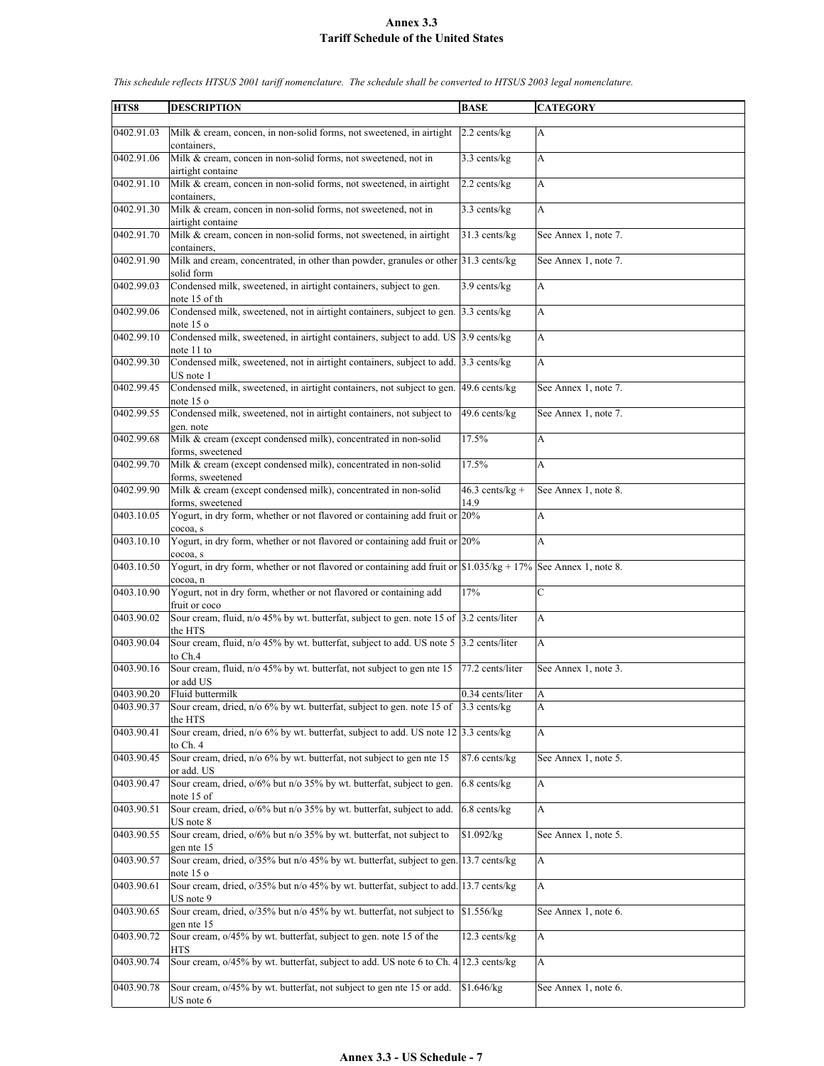# Annex 3.3
## Tariff Schedule of the United States

*This schedule reflects HTSUS 2001 tariff nomenclature. The schedule shall be converted to HTSUS 2003 legal nomenclature.*

| HTS8 | DESCRIPTION | BASE | CATEGORY |
|---|---|---|---|
| 0402.91.03 | Milk & cream, concen, in non-solid forms, not sweetened, in airtight containers, | 2.2 cents/kg | A |
| 0402.91.06 | Milk & cream, concen in non-solid forms, not sweetened, not in airtight containe | 3.3 cents/kg | A |
| 0402.91.10 | Milk & cream, concen in non-solid forms, not sweetened, in airtight containers, | 2.2 cents/kg | A |
| 0402.91.30 | Milk & cream, concen in non-solid forms, not sweetened, not in airtight containe | 3.3 cents/kg | A |
| 0402.91.70 | Milk & cream, concen in non-solid forms, not sweetened, in airtight containers, | 31.3 cents/kg | See Annex 1, note 7. |
| 0402.91.90 | Milk and cream, concentrated, in other than powder, granules or other solid form | 31.3 cents/kg | See Annex 1, note 7. |
| 0402.99.03 | Condensed milk, sweetened, in airtight containers, subject to gen. note 15 of th | 3.9 cents/kg | A |
| 0402.99.06 | Condensed milk, sweetened, not in airtight containers, subject to gen. note 15 o | 3.3 cents/kg | A |
| 0402.99.10 | Condensed milk, sweetened, in airtight containers, subject to add. US note 11 to | 3.9 cents/kg | A |
| 0402.99.30 | Condensed milk, sweetened, not in airtight containers, subject to add. US note 1 | 3.3 cents/kg | A |
| 0402.99.45 | Condensed milk, sweetened, in airtight containers, not subject to gen. note 15 o | 49.6 cents/kg | See Annex 1, note 7. |
| 0402.99.55 | Condensed milk, sweetened, not in airtight containers, not subject to gen. note | 49.6 cents/kg | See Annex 1, note 7. |
| 0402.99.68 | Milk & cream (except condensed milk), concentrated in non-solid forms, sweetened | 17.5% | A |
| 0402.99.70 | Milk & cream (except condensed milk), concentrated in non-solid forms, sweetened | 17.5% | A |
| 0402.99.90 | Milk & cream (except condensed milk), concentrated in non-solid forms, sweetened | 46.3 cents/kg + 14.9 | See Annex 1, note 8. |
| 0403.10.05 | Yogurt, in dry form, whether or not flavored or containing add fruit or cocoa, s | 20% | A |
| 0403.10.10 | Yogurt, in dry form, whether or not flavored or containing add fruit or cocoa, s | 20% | A |
| 0403.10.50 | Yogurt, in dry form, whether or not flavored or containing add fruit or cocoa, n | $1.035/kg + 17% | See Annex 1, note 8. |
| 0403.10.90 | Yogurt, not in dry form, whether or not flavored or containing add fruit or coco | 17% | C |
| 0403.90.02 | Sour cream, fluid, n/o 45% by wt. butterfat, subject to gen. note 15 of the HTS | 3.2 cents/liter | A |
| 0403.90.04 | Sour cream, fluid, n/o 45% by wt. butterfat, subject to add. US note 5 to Ch.4 | 3.2 cents/liter | A |
| 0403.90.16 | Sour cream, fluid, n/o 45% by wt. butterfat, not subject to gen nte 15 or add US | 77.2 cents/liter | See Annex 1, note 3. |
| 0403.90.20 | Fluid buttermilk | 0.34 cents/liter | A |
| 0403.90.37 | Sour cream, dried, n/o 6% by wt. butterfat, subject to gen. note 15 of the HTS | 3.3 cents/kg | A |
| 0403.90.41 | Sour cream, dried, n/o 6% by wt. butterfat, subject to add. US note 12 to Ch. 4 | 3.3 cents/kg | A |
| 0403.90.45 | Sour cream, dried, n/o 6% by wt. butterfat, not subject to gen nte 15 or add. US | 87.6 cents/kg | See Annex 1, note 5. |
| 0403.90.47 | Sour cream, dried, o/6% but n/o 35% by wt. butterfat, subject to gen. note 15 of | 6.8 cents/kg | A |
| 0403.90.51 | Sour cream, dried, o/6% but n/o 35% by wt. butterfat, subject to add. US note 8 | 6.8 cents/kg | A |
| 0403.90.55 | Sour cream, dried, o/6% but n/o 35% by wt. butterfat, not subject to gen nte 15 | $1.092/kg | See Annex 1, note 5. |
| 0403.90.57 | Sour cream, dried, o/35% but n/o 45% by wt. butterfat, subject to gen. note 15 o | 13.7 cents/kg | A |
| 0403.90.61 | Sour cream, dried, o/35% but n/o 45% by wt. butterfat, subject to add. US note 9 | 13.7 cents/kg | A |
| 0403.90.65 | Sour cream, dried, o/35% but n/o 45% by wt. butterfat, not subject to gen nte 15 | $1.556/kg | See Annex 1, note 6. |
| 0403.90.72 | Sour cream, o/45% by wt. butterfat, subject to gen. note 15 of the HTS | 12.3 cents/kg | A |
| 0403.90.74 | Sour cream, o/45% by wt. butterfat, subject to add. US note 6 to Ch. 4 | 12.3 cents/kg | A |
| 0403.90.78 | Sour cream, o/45% by wt. butterfat, not subject to gen nte 15 or add. US note 6 | $1.646/kg | See Annex 1, note 6. |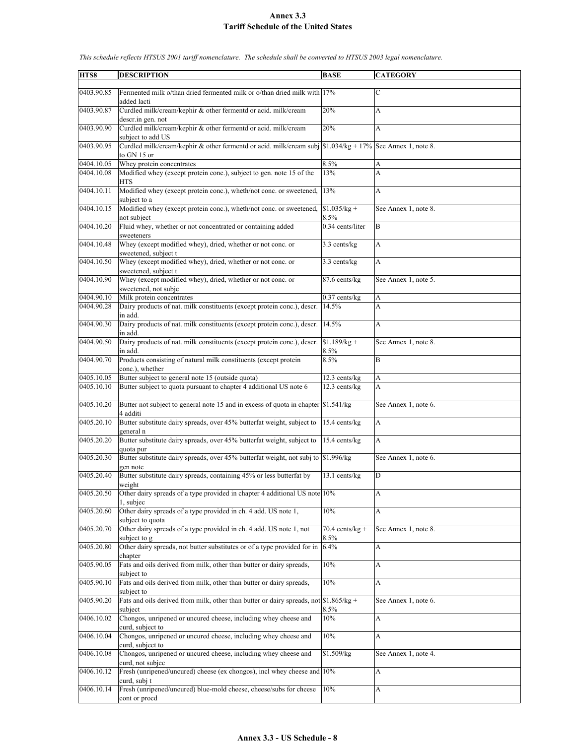# Annex 3.3
## Tariff Schedule of the United States

*This schedule reflects HTSUS 2001 tariff nomenclature. The schedule shall be converted to HTSUS 2003 legal nomenclature.*

| HTS8 | DESCRIPTION | BASE | CATEGORY |
|---|---|---|---|
| 0403.90.85 | Fermented milk o/than dried fermented milk or o/than dried milk with added lacti | 17% | C |
| 0403.90.87 | Curdled milk/cream/kephir & other fermentd or acid. milk/cream descr.in gen. not | 20% | A |
| 0403.90.90 | Curdled milk/cream/kephir & other fermentd or acid. milk/cream subject to add US | 20% | A |
| 0403.90.95 | Curdled milk/cream/kephir & other fermentd or acid. milk/cream subj to GN 15 or | $1.034/kg + 17% | See Annex 1, note 8. |
| 0404.10.05 | Whey protein concentrates | 8.5% | A |
| 0404.10.08 | Modified whey (except protein conc.), subject to gen. note 15 of the HTS | 13% | A |
| 0404.10.11 | Modified whey (except protein conc.), wheth/not conc. or sweetened, subject to a | 13% | A |
| 0404.10.15 | Modified whey (except protein conc.), wheth/not conc. or sweetened, not subject | $1.035/kg + 8.5% | See Annex 1, note 8. |
| 0404.10.20 | Fluid whey, whether or not concentrated or containing added sweeteners | 0.34 cents/liter | B |
| 0404.10.48 | Whey (except modified whey), dried, whether or not conc. or sweetened, subject t | 3.3 cents/kg | A |
| 0404.10.50 | Whey (except modified whey), dried, whether or not conc. or sweetened, subject t | 3.3 cents/kg | A |
| 0404.10.90 | Whey (except modified whey), dried, whether or not conc. or sweetened, not subje | 87.6 cents/kg | See Annex 1, note 5. |
| 0404.90.10 | Milk protein concentrates | 0.37 cents/kg | A |
| 0404.90.28 | Dairy products of nat. milk constituents (except protein conc.), descr. in add. | 14.5% | A |
| 0404.90.30 | Dairy products of nat. milk constituents (except protein conc.), descr. in add. | 14.5% | A |
| 0404.90.50 | Dairy products of nat. milk constituents (except protein conc.), descr. in add. | $1.189/kg + 8.5% | See Annex 1, note 8. |
| 0404.90.70 | Products consisting of natural milk constituents (except protein conc.), whether | 8.5% | B |
| 0405.10.05 | Butter subject to general note 15 (outside quota) | 12.3 cents/kg | A |
| 0405.10.10 | Butter subject to quota pursuant to chapter 4 additional US note 6 | 12.3 cents/kg | A |
| 0405.10.20 | Butter not subject to general note 15 and in excess of quota in chapter 4 additi | $1.541/kg | See Annex 1, note 6. |
| 0405.20.10 | Butter substitute dairy spreads, over 45% butterfat weight, subject to general n | 15.4 cents/kg | A |
| 0405.20.20 | Butter substitute dairy spreads, over 45% butterfat weight, subject to quota pur | 15.4 cents/kg | A |
| 0405.20.30 | Butter substitute dairy spreads, over 45% butterfat weight, not subj to gen note | $1.996/kg | See Annex 1, note 6. |
| 0405.20.40 | Butter substitute dairy spreads, containing 45% or less butterfat by weight | 13.1 cents/kg | D |
| 0405.20.50 | Other dairy spreads of a type provided in chapter 4 additional US note 1, subjec | 10% | A |
| 0405.20.60 | Other dairy spreads of a type provided in ch. 4 add. US note 1, subject to quota | 10% | A |
| 0405.20.70 | Other dairy spreads of a type provided in ch. 4 add. US note 1, not subject to g | 70.4 cents/kg + 8.5% | See Annex 1, note 8. |
| 0405.20.80 | Other dairy spreads, not butter substitutes or of a type provided for in chapter | 6.4% | A |
| 0405.90.05 | Fats and oils derived from milk, other than butter or dairy spreads, subject to | 10% | A |
| 0405.90.10 | Fats and oils derived from milk, other than butter or dairy spreads, subject to | 10% | A |
| 0405.90.20 | Fats and oils derived from milk, other than butter or dairy spreads, not subject | $1.865/kg + 8.5% | See Annex 1, note 6. |
| 0406.10.02 | Chongos, unripened or uncured cheese, including whey cheese and curd, subject to | 10% | A |
| 0406.10.04 | Chongos, unripened or uncured cheese, including whey cheese and curd, subject to | 10% | A |
| 0406.10.08 | Chongos, unripened or uncured cheese, including whey cheese and curd, not subjec | $1.509/kg | See Annex 1, note 4. |
| 0406.10.12 | Fresh (unripened/uncured) cheese (ex chongos), incl whey cheese and curd, subj t | 10% | A |
| 0406.10.14 | Fresh (unripened/uncured) blue-mold cheese, cheese/subs for cheese cont or procd | 10% | A |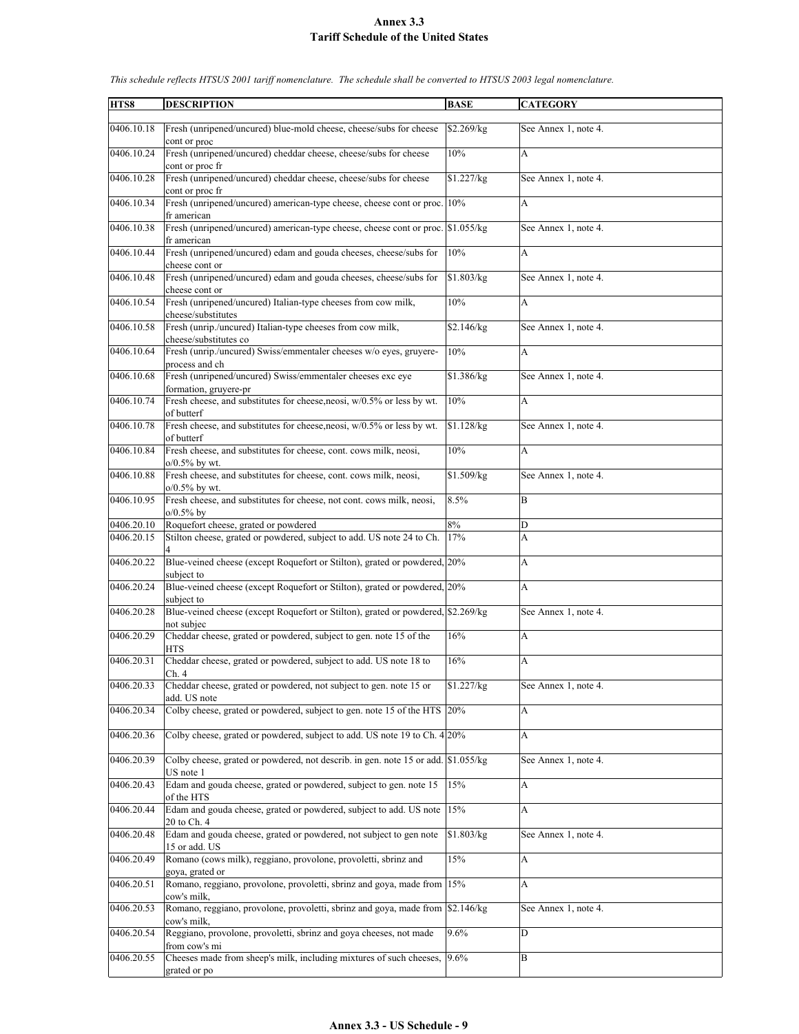# Annex 3.3
## Tariff Schedule of the United States

*This schedule reflects HTSUS 2001 tariff nomenclature. The schedule shall be converted to HTSUS 2003 legal nomenclature.*

| HTS8 | DESCRIPTION | BASE | CATEGORY |
|---|---|---|---|
| 0406.10.18 | Fresh (unripened/uncured) blue-mold cheese, cheese/subs for cheese cont or proc | $2.269/kg | See Annex 1, note 4. |
| 0406.10.24 | Fresh (unripened/uncured) cheddar cheese, cheese/subs for cheese cont or proc fr | 10% | A |
| 0406.10.28 | Fresh (unripened/uncured) cheddar cheese, cheese/subs for cheese cont or proc fr | $1.227/kg | See Annex 1, note 4. |
| 0406.10.34 | Fresh (unripened/uncured) american-type cheese, cheese cont or proc. fr american | 10% | A |
| 0406.10.38 | Fresh (unripened/uncured) american-type cheese, cheese cont or proc. fr american | $1.055/kg | See Annex 1, note 4. |
| 0406.10.44 | Fresh (unripened/uncured) edam and gouda cheeses, cheese/subs for cheese cont or | 10% | A |
| 0406.10.48 | Fresh (unripened/uncured) edam and gouda cheeses, cheese/subs for cheese cont or | $1.803/kg | See Annex 1, note 4. |
| 0406.10.54 | Fresh (unripened/uncured) Italian-type cheeses from cow milk, cheese/substitutes | 10% | A |
| 0406.10.58 | Fresh (unrip./uncured) Italian-type cheeses from cow milk, cheese/substitutes co | $2.146/kg | See Annex 1, note 4. |
| 0406.10.64 | Fresh (unrip./uncured) Swiss/emmentaler cheeses w/o eyes, gruyere-process and ch | 10% | A |
| 0406.10.68 | Fresh (unripened/uncured) Swiss/emmentaler cheeses exc eye formation, gruyere-pr | $1.386/kg | See Annex 1, note 4. |
| 0406.10.74 | Fresh cheese, and substitutes for cheese,neosi, w/0.5% or less by wt. of butterf | 10% | A |
| 0406.10.78 | Fresh cheese, and substitutes for cheese,neosi, w/0.5% or less by wt. of butterf | $1.128/kg | See Annex 1, note 4. |
| 0406.10.84 | Fresh cheese, and substitutes for cheese, cont. cows milk, neosi, o/0.5% by wt. | 10% | A |
| 0406.10.88 | Fresh cheese, and substitutes for cheese, cont. cows milk, neosi, o/0.5% by wt. | $1.509/kg | See Annex 1, note 4. |
| 0406.10.95 | Fresh cheese, and substitutes for cheese, not cont. cows milk, neosi, o/0.5% by | 8.5% | B |
| 0406.20.10 | Roquefort cheese, grated or powdered | 8% | D |
| 0406.20.15 | Stilton cheese, grated or powdered, subject to add. US note 24 to Ch. 4 | 17% | A |
| 0406.20.22 | Blue-veined cheese (except Roquefort or Stilton), grated or powdered, subject to | 20% | A |
| 0406.20.24 | Blue-veined cheese (except Roquefort or Stilton), grated or powdered, subject to | 20% | A |
| 0406.20.28 | Blue-veined cheese (except Roquefort or Stilton), grated or powdered, not subjec | $2.269/kg | See Annex 1, note 4. |
| 0406.20.29 | Cheddar cheese, grated or powdered, subject to gen. note 15 of the HTS | 16% | A |
| 0406.20.31 | Cheddar cheese, grated or powdered, subject to add. US note 18 to Ch. 4 | 16% | A |
| 0406.20.33 | Cheddar cheese, grated or powdered, not subject to gen. note 15 or add. US note | $1.227/kg | See Annex 1, note 4. |
| 0406.20.34 | Colby cheese, grated or powdered, subject to gen. note 15 of the HTS | 20% | A |
| 0406.20.36 | Colby cheese, grated or powdered, subject to add. US note 19 to Ch. 4 | 20% | A |
| 0406.20.39 | Colby cheese, grated or powdered, not describ. in gen. note 15 or add. US note 1 | $1.055/kg | See Annex 1, note 4. |
| 0406.20.43 | Edam and gouda cheese, grated or powdered, subject to gen. note 15 of the HTS | 15% | A |
| 0406.20.44 | Edam and gouda cheese, grated or powdered, subject to add. US note 20 to Ch. 4 | 15% | A |
| 0406.20.48 | Edam and gouda cheese, grated or powdered, not subject to gen note 15 or add. US | $1.803/kg | See Annex 1, note 4. |
| 0406.20.49 | Romano (cows milk), reggiano, provolone, provoletti, sbrinz and goya, grated or | 15% | A |
| 0406.20.51 | Romano, reggiano, provolone, provoletti, sbrinz and goya, made from cow's milk, | 15% | A |
| 0406.20.53 | Romano, reggiano, provolone, provoletti, sbrinz and goya, made from cow's milk, | $2.146/kg | See Annex 1, note 4. |
| 0406.20.54 | Reggiano, provolone, provoletti, sbrinz and goya cheeses, not made from cow's mi | 9.6% | D |
| 0406.20.55 | Cheeses made from sheep's milk, including mixtures of such cheeses, grated or po | 9.6% | B |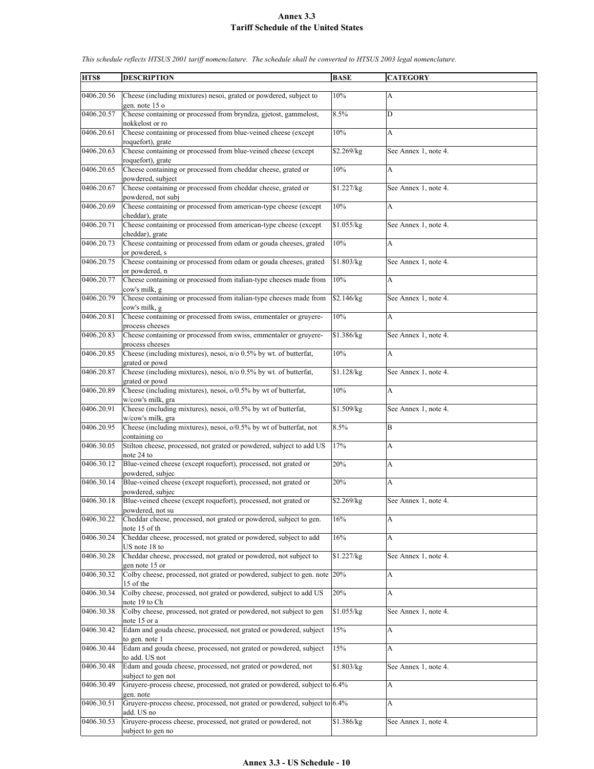# Annex 3.3
## Tariff Schedule of the United States

*This schedule reflects HTSUS 2001 tariff nomenclature. The schedule shall be converted to HTSUS 2003 legal nomenclature.*

| HTS8 | DESCRIPTION | BASE | CATEGORY |
|---|---|---|---|
| 0406.20.56 | Cheese (including mixtures) nesoi, grated or powdered, subject to gen. note 15 o | 10% | A |
| 0406.20.57 | Cheese containing or processed from bryndza, gjetost, gammelost, nokkelost or ro | 8.5% | D |
| 0406.20.61 | Cheese containing or processed from blue-veined cheese (except roquefort), grate | 10% | A |
| 0406.20.63 | Cheese containing or processed from blue-veined cheese (except roquefort), grate | $2.269/kg | See Annex 1, note 4. |
| 0406.20.65 | Cheese containing or processed from cheddar cheese, grated or powdered, subject | 10% | A |
| 0406.20.67 | Cheese containing or processed from cheddar cheese, grated or powdered, not subj | $1.227/kg | See Annex 1, note 4. |
| 0406.20.69 | Cheese containing or processed from american-type cheese (except cheddar), grate | 10% | A |
| 0406.20.71 | Cheese containing or processed from american-type cheese (except cheddar), grate | $1.055/kg | See Annex 1, note 4. |
| 0406.20.73 | Cheese containing or processed from edam or gouda cheeses, grated or powdered, s | 10% | A |
| 0406.20.75 | Cheese containing or processed from edam or gouda cheeses, grated or powdered, n | $1.803/kg | See Annex 1, note 4. |
| 0406.20.77 | Cheese containing or processed from italian-type cheeses made from cow's milk, g | 10% | A |
| 0406.20.79 | Cheese containing or processed from italian-type cheeses made from cow's milk, g | $2.146/kg | See Annex 1, note 4. |
| 0406.20.81 | Cheese containing or processed from swiss, emmentaler or gruyere-process cheeses | 10% | A |
| 0406.20.83 | Cheese containing or processed from swiss, emmentaler or gruyere-process cheeses | $1.386/kg | See Annex 1, note 4. |
| 0406.20.85 | Cheese (including mixtures), nesoi, n/o 0.5% by wt. of butterfat, grated or powd | 10% | A |
| 0406.20.87 | Cheese (including mixtures), nesoi, n/o 0.5% by wt. of butterfat, grated or powd | $1.128/kg | See Annex 1, note 4. |
| 0406.20.89 | Cheese (including mixtures), nesoi, o/0.5% by wt of butterfat, w/cow's milk, gra | 10% | A |
| 0406.20.91 | Cheese (including mixtures), nesoi, o/0.5% by wt of butterfat, w/cow's milk, gra | $1.509/kg | See Annex 1, note 4. |
| 0406.20.95 | Cheese (including mixtures), nesoi, o/0.5% by wt of butterfat, not containing co | 8.5% | B |
| 0406.30.05 | Stilton cheese, processed, not grated or powdered, subject to add US note 24 to | 17% | A |
| 0406.30.12 | Blue-veined cheese (except roquefort), processed, not grated or powdered, subjec | 20% | A |
| 0406.30.14 | Blue-veined cheese (except roquefort), processed, not grated or powdered, subjec | 20% | A |
| 0406.30.18 | Blue-veined cheese (except roquefort), processed, not grated or powdered, not su | $2.269/kg | See Annex 1, note 4. |
| 0406.30.22 | Cheddar cheese, processed, not grated or powdered, subject to gen. note 15 of th | 16% | A |
| 0406.30.24 | Cheddar cheese, processed, not grated or powdered, subject to add US note 18 to | 16% | A |
| 0406.30.28 | Cheddar cheese, processed, not grated or powdered, not subject to gen note 15 or | $1.227/kg | See Annex 1, note 4. |
| 0406.30.32 | Colby cheese, processed, not grated or powdered, subject to gen. note 15 of the | 20% | A |
| 0406.30.34 | Colby cheese, processed, not grated or powdered, subject to add US note 19 to Ch | 20% | A |
| 0406.30.38 | Colby cheese, processed, not grated or powdered, not subject to gen note 15 or a | $1.055/kg | See Annex 1, note 4. |
| 0406.30.42 | Edam and gouda cheese, processed, not grated or powdered, subject to gen. note 1 | 15% | A |
| 0406.30.44 | Edam and gouda cheese, processed, not grated or powdered, subject to add. US not | 15% | A |
| 0406.30.48 | Edam and gouda cheese, processed, not grated or powdered, not subject to gen not | $1.803/kg | See Annex 1, note 4. |
| 0406.30.49 | Gruyere-process cheese, processed, not grated or powdered, subject to gen. note | 6.4% | A |
| 0406.30.51 | Gruyere-process cheese, processed, not grated or powdered, subject to add. US no | 6.4% | A |
| 0406.30.53 | Gruyere-process cheese, processed, not grated or powdered, not subject to gen no | $1.386/kg | See Annex 1, note 4. |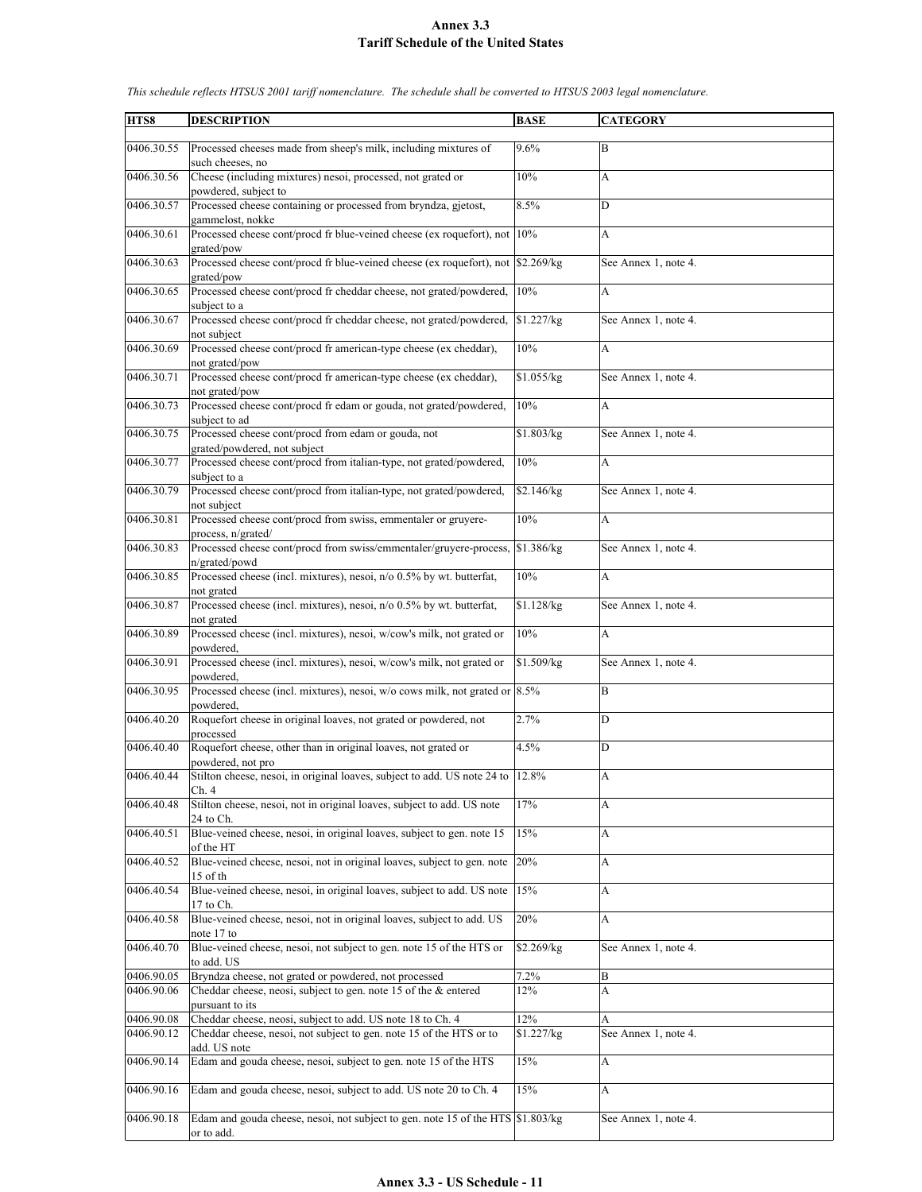# Annex 3.3
## Tariff Schedule of the United States

*This schedule reflects HTSUS 2001 tariff nomenclature. The schedule shall be converted to HTSUS 2003 legal nomenclature.*

| HTS8 | DESCRIPTION | BASE | CATEGORY |
|---|---|---|---|
| 0406.30.55 | Processed cheeses made from sheep's milk, including mixtures of such cheeses, no | 9.6% | B |
| 0406.30.56 | Cheese (including mixtures) nesoi, processed, not grated or powdered, subject to | 10% | A |
| 0406.30.57 | Processed cheese containing or processed from bryndza, gjetost, gammelost, nokke | 8.5% | D |
| 0406.30.61 | Processed cheese cont/procd fr blue-veined cheese (ex roquefort), not grated/pow | 10% | A |
| 0406.30.63 | Processed cheese cont/procd fr blue-veined cheese (ex roquefort), not grated/pow | $2.269/kg | See Annex 1, note 4. |
| 0406.30.65 | Processed cheese cont/procd fr cheddar cheese, not grated/powdered, subject to a | 10% | A |
| 0406.30.67 | Processed cheese cont/procd fr cheddar cheese, not grated/powdered, not subject | $1.227/kg | See Annex 1, note 4. |
| 0406.30.69 | Processed cheese cont/procd fr american-type cheese (ex cheddar), not grated/pow | 10% | A |
| 0406.30.71 | Processed cheese cont/procd fr american-type cheese (ex cheddar), not grated/pow | $1.055/kg | See Annex 1, note 4. |
| 0406.30.73 | Processed cheese cont/procd fr edam or gouda, not grated/powdered, subject to ad | 10% | A |
| 0406.30.75 | Processed cheese cont/procd from edam or gouda, not grated/powdered, not subject | $1.803/kg | See Annex 1, note 4. |
| 0406.30.77 | Processed cheese cont/procd from italian-type, not grated/powdered, subject to a | 10% | A |
| 0406.30.79 | Processed cheese cont/procd from italian-type, not grated/powdered, not subject | $2.146/kg | See Annex 1, note 4. |
| 0406.30.81 | Processed cheese cont/procd from swiss, emmentaler or gruyere-process, n/grated/ | 10% | A |
| 0406.30.83 | Processed cheese cont/procd from swiss/emmentaler/gruyere-process, n/grated/powd | $1.386/kg | See Annex 1, note 4. |
| 0406.30.85 | Processed cheese (incl. mixtures), nesoi, n/o 0.5% by wt. butterfat, not grated | 10% | A |
| 0406.30.87 | Processed cheese (incl. mixtures), nesoi, n/o 0.5% by wt. butterfat, not grated | $1.128/kg | See Annex 1, note 4. |
| 0406.30.89 | Processed cheese (incl. mixtures), nesoi, w/cow's milk, not grated or powdered, | 10% | A |
| 0406.30.91 | Processed cheese (incl. mixtures), nesoi, w/cow's milk, not grated or powdered, | $1.509/kg | See Annex 1, note 4. |
| 0406.30.95 | Processed cheese (incl. mixtures), nesoi, w/o cows milk, not grated or powdered, | 8.5% | B |
| 0406.40.20 | Roquefort cheese in original loaves, not grated or powdered, not processed | 2.7% | D |
| 0406.40.40 | Roquefort cheese, other than in original loaves, not grated or powdered, not pro | 4.5% | D |
| 0406.40.44 | Stilton cheese, nesoi, in original loaves, subject to add. US note 24 to Ch. 4 | 12.8% | A |
| 0406.40.48 | Stilton cheese, nesoi, not in original loaves, subject to add. US note 24 to Ch. | 17% | A |
| 0406.40.51 | Blue-veined cheese, nesoi, in original loaves, subject to gen. note 15 of the HT | 15% | A |
| 0406.40.52 | Blue-veined cheese, nesoi, not in original loaves, subject to gen. note 15 of th | 20% | A |
| 0406.40.54 | Blue-veined cheese, nesoi, in original loaves, subject to add. US note 17 to Ch. | 15% | A |
| 0406.40.58 | Blue-veined cheese, nesoi, not in original loaves, subject to add. US note 17 to | 20% | A |
| 0406.40.70 | Blue-veined cheese, nesoi, not subject to gen. note 15 of the HTS or to add. US | $2.269/kg | See Annex 1, note 4. |
| 0406.90.05 | Bryndza cheese, not grated or powdered, not processed | 7.2% | B |
| 0406.90.06 | Cheddar cheese, neosi, subject to gen. note 15 of the & entered pursuant to its | 12% | A |
| 0406.90.08 | Cheddar cheese, neosi, subject to add. US note 18 to Ch. 4 | 12% | A |
| 0406.90.12 | Cheddar cheese, nesoi, not subject to gen. note 15 of the HTS or to add. US note | $1.227/kg | See Annex 1, note 4. |
| 0406.90.14 | Edam and gouda cheese, nesoi, subject to gen. note 15 of the HTS | 15% | A |
| 0406.90.16 | Edam and gouda cheese, nesoi, subject to add. US note 20 to Ch. 4 | 15% | A |
| 0406.90.18 | Edam and gouda cheese, nesoi, not subject to gen. note 15 of the HTS or to add. | $1.803/kg | See Annex 1, note 4. |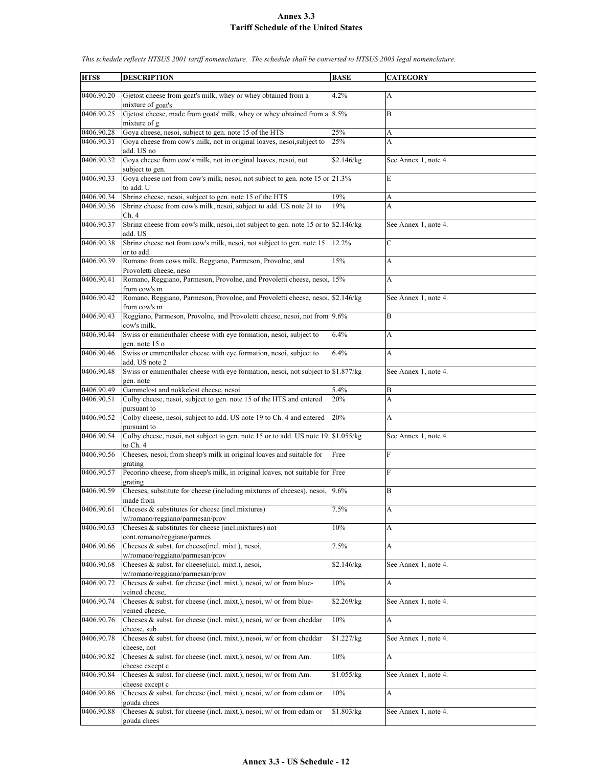# Annex 3.3
## Tariff Schedule of the United States

*This schedule reflects HTSUS 2001 tariff nomenclature. The schedule shall be converted to HTSUS 2003 legal nomenclature.*

| HTS8 | DESCRIPTION | BASE | CATEGORY |
|---|---|---|---|
| 0406.90.20 | Gjetost cheese from goat's milk, whey or whey obtained from a mixture of goat's | 4.2% | A |
| 0406.90.25 | Gjetost cheese, made from goats' milk, whey or whey obtained from a mixture of g | 8.5% | B |
| 0406.90.28 | Goya cheese, nesoi, subject to gen. note 15 of the HTS | 25% | A |
| 0406.90.31 | Goya cheese from cow's milk, not in original loaves, nesoi,subject to add. US no | 25% | A |
| 0406.90.32 | Goya cheese from cow's milk, not in original loaves, nesoi, not subject to gen. | $2.146/kg | See Annex 1, note 4. |
| 0406.90.33 | Goya cheese not from cow's milk, nesoi, not subject to gen. note 15 or to add. U | 21.3% | E |
| 0406.90.34 | Sbrinz cheese, nesoi, subject to gen. note 15 of the HTS | 19% | A |
| 0406.90.36 | Sbrinz cheese from cow's milk, nesoi, subject to add. US note 21 to Ch. 4 | 19% | A |
| 0406.90.37 | Sbrinz cheese from cow's milk, nesoi, not subject to gen. note 15 or to add. US | $2.146/kg | See Annex 1, note 4. |
| 0406.90.38 | Sbrinz cheese not from cow's milk, nesoi, not subject to gen. note 15 or to add. | 12.2% | C |
| 0406.90.39 | Romano from cows milk, Reggiano, Parmeson, Provolne, and Provoletti cheese, neso | 15% | A |
| 0406.90.41 | Romano, Reggiano, Parmeson, Provolne, and Provoletti cheese, nesoi, from cow's m | 15% | A |
| 0406.90.42 | Romano, Reggiano, Parmeson, Provolne, and Provoletti cheese, nesoi, from cow's m | $2.146/kg | See Annex 1, note 4. |
| 0406.90.43 | Reggiano, Parmeson, Provolne, and Provoletti cheese, nesoi, not from cow's milk, | 9.6% | B |
| 0406.90.44 | Swiss or emmenthaler cheese with eye formation, nesoi, subject to gen. note 15 o | 6.4% | A |
| 0406.90.46 | Swiss or emmenthaler cheese with eye formation, nesoi, subject to add. US note 2 | 6.4% | A |
| 0406.90.48 | Swiss or emmenthaler cheese with eye formation, nesoi, not subject to gen. note | $1.877/kg | See Annex 1, note 4. |
| 0406.90.49 | Gammelost and nokkelost cheese, nesoi | 5.4% | B |
| 0406.90.51 | Colby cheese, nesoi, subject to gen. note 15 of the HTS and entered pursuant to | 20% | A |
| 0406.90.52 | Colby cheese, nesoi, subject to add. US note 19 to Ch. 4 and entered pursuant to | 20% | A |
| 0406.90.54 | Colby cheese, nesoi, not subject to gen. note 15 or to add. US note 19 to Ch. 4 | $1.055/kg | See Annex 1, note 4. |
| 0406.90.56 | Cheeses, nesoi, from sheep's milk in original loaves and suitable for grating | Free | F |
| 0406.90.57 | Pecorino cheese, from sheep's milk, in original loaves, not suitable for grating | Free | F |
| 0406.90.59 | Cheeses, substitute for cheese (including mixtures of cheeses), nesoi, made from | 9.6% | B |
| 0406.90.61 | Cheeses & substitutes for cheese (incl.mixtures) w/romano/reggiano/parmesan/prov | 7.5% | A |
| 0406.90.63 | Cheeses & substitutes for cheese (incl.mixtures) not cont.romano/reggiano/parmes | 10% | A |
| 0406.90.66 | Cheeses & subst. for cheese(incl. mixt.), nesoi, w/romano/reggiano/parmesan/prov | 7.5% | A |
| 0406.90.68 | Cheeses & subst. for cheese(incl. mixt.), nesoi, w/romano/reggiano/parmesan/prov | $2.146/kg | See Annex 1, note 4. |
| 0406.90.72 | Cheeses & subst. for cheese (incl. mixt.), nesoi, w/ or from blue-veined cheese, | 10% | A |
| 0406.90.74 | Cheeses & subst. for cheese (incl. mixt.), nesoi, w/ or from blue-veined cheese, | $2.269/kg | See Annex 1, note 4. |
| 0406.90.76 | Cheeses & subst. for cheese (incl. mixt.), nesoi, w/ or from cheddar cheese, sub | 10% | A |
| 0406.90.78 | Cheeses & subst. for cheese (incl. mixt.), nesoi, w/ or from cheddar cheese, not | $1.227/kg | See Annex 1, note 4. |
| 0406.90.82 | Cheeses & subst. for cheese (incl. mixt.), nesoi, w/ or from Am. cheese except c | 10% | A |
| 0406.90.84 | Cheeses & subst. for cheese (incl. mixt.), nesoi, w/ or from Am. cheese except c | $1.055/kg | See Annex 1, note 4. |
| 0406.90.86 | Cheeses & subst. for cheese (incl. mixt.), nesoi, w/ or from edam or gouda chees | 10% | A |
| 0406.90.88 | Cheeses & subst. for cheese (incl. mixt.), nesoi, w/ or from edam or gouda chees | $1.803/kg | See Annex 1, note 4. |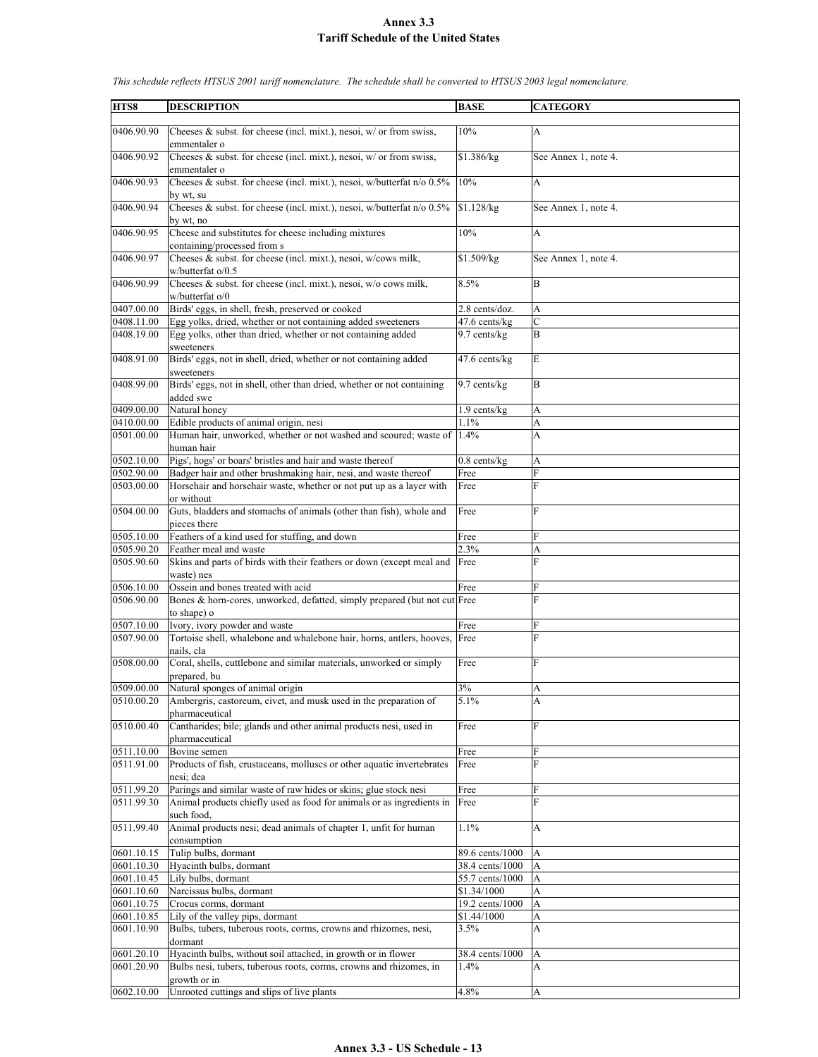# Annex 3.3
# Tariff Schedule of the United States

*This schedule reflects HTSUS 2001 tariff nomenclature. The schedule shall be converted to HTSUS 2003 legal nomenclature.*

| HTS8 | DESCRIPTION | BASE | CATEGORY |
|---|---|---|---|
| 0406.90.90 | Cheeses & subst. for cheese (incl. mixt.), nesoi, w/ or from swiss, emmentaler o | 10% | A |
| 0406.90.92 | Cheeses & subst. for cheese (incl. mixt.), nesoi, w/ or from swiss, emmentaler o | $1.386/kg | See Annex 1, note 4. |
| 0406.90.93 | Cheeses & subst. for cheese (incl. mixt.), nesoi, w/butterfat n/o 0.5% by wt, su | 10% | A |
| 0406.90.94 | Cheeses & subst. for cheese (incl. mixt.), nesoi, w/butterfat n/o 0.5% by wt, no | $1.128/kg | See Annex 1, note 4. |
| 0406.90.95 | Cheese and substitutes for cheese including mixtures containing/processed from s | 10% | A |
| 0406.90.97 | Cheeses & subst. for cheese (incl. mixt.), nesoi, w/cows milk, w/butterfat o/0.5 | $1.509/kg | See Annex 1, note 4. |
| 0406.90.99 | Cheeses & subst. for cheese (incl. mixt.), nesoi, w/o cows milk, w/butterfat o/0 | 8.5% | B |
| 0407.00.00 | Birds' eggs, in shell, fresh, preserved or cooked | 2.8 cents/doz. | A |
| 0408.11.00 | Egg yolks, dried, whether or not containing added sweeteners | 47.6 cents/kg | C |
| 0408.19.00 | Egg yolks, other than dried, whether or not containing added sweeteners | 9.7 cents/kg | B |
| 0408.91.00 | Birds' eggs, not in shell, dried, whether or not containing added sweeteners | 47.6 cents/kg | E |
| 0408.99.00 | Birds' eggs, not in shell, other than dried, whether or not containing added swe | 9.7 cents/kg | B |
| 0409.00.00 | Natural honey | 1.9 cents/kg | A |
| 0410.00.00 | Edible products of animal origin, nesi | 1.1% | A |
| 0501.00.00 | Human hair, unworked, whether or not washed and scoured; waste of human hair | 1.4% | A |
| 0502.10.00 | Pigs', hogs' or boars' bristles and hair and waste thereof | 0.8 cents/kg | A |
| 0502.90.00 | Badger hair and other brushmaking hair, nesi, and waste thereof | Free | F |
| 0503.00.00 | Horsehair and horsehair waste, whether or not put up as a layer with or without | Free | F |
| 0504.00.00 | Guts, bladders and stomachs of animals (other than fish), whole and pieces there | Free | F |
| 0505.10.00 | Feathers of a kind used for stuffing, and down | Free | F |
| 0505.90.20 | Feather meal and waste | 2.3% | A |
| 0505.90.60 | Skins and parts of birds with their feathers or down (except meal and waste) nes | Free | F |
| 0506.10.00 | Ossein and bones treated with acid | Free | F |
| 0506.90.00 | Bones & horn-cores, unworked, defatted, simply prepared (but not cut to shape) o | Free | F |
| 0507.10.00 | Ivory, ivory powder and waste | Free | F |
| 0507.90.00 | Tortoise shell, whalebone and whalebone hair, horns, antlers, hooves, nails, cla | Free | F |
| 0508.00.00 | Coral, shells, cuttlebone and similar materials, unworked or simply prepared, bu | Free | F |
| 0509.00.00 | Natural sponges of animal origin | 3% | A |
| 0510.00.20 | Ambergris, castoreum, civet, and musk used in the preparation of pharmaceutical | 5.1% | A |
| 0510.00.40 | Cantharides; bile; glands and other animal products nesi, used in pharmaceutical | Free | F |
| 0511.10.00 | Bovine semen | Free | F |
| 0511.91.00 | Products of fish, crustaceans, molluscs or other aquatic invertebrates nesi; dea | Free | F |
| 0511.99.20 | Parings and similar waste of raw hides or skins; glue stock nesi | Free | F |
| 0511.99.30 | Animal products chiefly used as food for animals or as ingredients in such food, | Free | F |
| 0511.99.40 | Animal products nesi; dead animals of chapter 1, unfit for human consumption | 1.1% | A |
| 0601.10.15 | Tulip bulbs, dormant | 89.6 cents/1000 | A |
| 0601.10.30 | Hyacinth bulbs, dormant | 38.4 cents/1000 | A |
| 0601.10.45 | Lily bulbs, dormant | 55.7 cents/1000 | A |
| 0601.10.60 | Narcissus bulbs, dormant | $1.34/1000 | A |
| 0601.10.75 | Crocus corms, dormant | 19.2 cents/1000 | A |
| 0601.10.85 | Lily of the valley pips, dormant | $1.44/1000 | A |
| 0601.10.90 | Bulbs, tubers, tuberous roots, corms, crowns and rhizomes, nesi, dormant | 3.5% | A |
| 0601.20.10 | Hyacinth bulbs, without soil attached, in growth or in flower | 38.4 cents/1000 | A |
| 0601.20.90 | Bulbs nesi, tubers, tuberous roots, corms, crowns and rhizomes, in growth or in | 1.4% | A |
| 0602.10.00 | Unrooted cuttings and slips of live plants | 4.8% | A |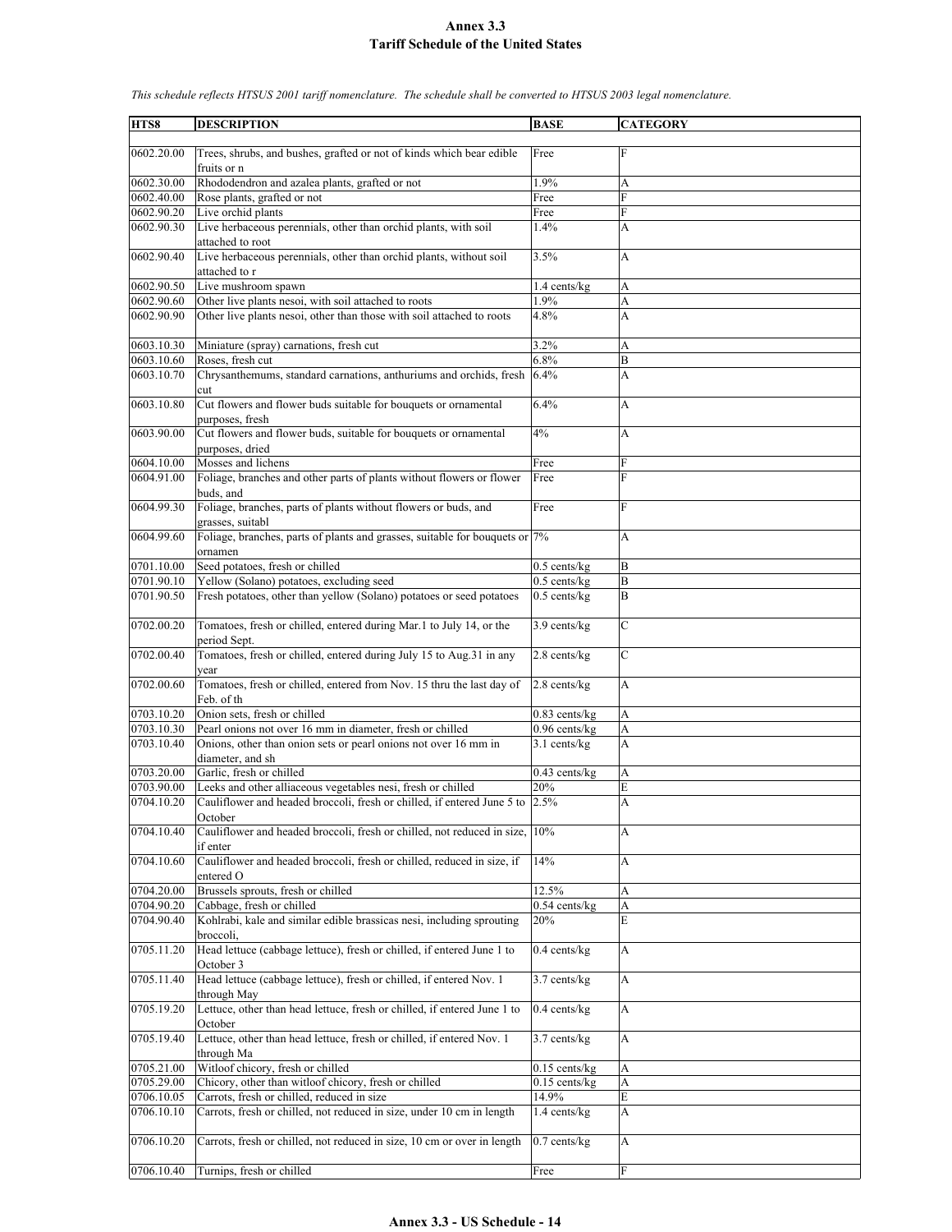# Annex 3.3
# Tariff Schedule of the United States

*This schedule reflects HTSUS 2001 tariff nomenclature. The schedule shall be converted to HTSUS 2003 legal nomenclature.*

| HTS8 | DESCRIPTION | BASE | CATEGORY |
|---|---|---|---|
| 0602.20.00 | Trees, shrubs, and bushes, grafted or not of kinds which bear edible fruits or n | Free | F |
| 0602.30.00 | Rhododendron and azalea plants, grafted or not | 1.9% | A |
| 0602.40.00 | Rose plants, grafted or not | Free | F |
| 0602.90.20 | Live orchid plants | Free | F |
| 0602.90.30 | Live herbaceous perennials, other than orchid plants, with soil attached to root | 1.4% | A |
| 0602.90.40 | Live herbaceous perennials, other than orchid plants, without soil attached to r | 3.5% | A |
| 0602.90.50 | Live mushroom spawn | 1.4 cents/kg | A |
| 0602.90.60 | Other live plants nesoi, with soil attached to roots | 1.9% | A |
| 0602.90.90 | Other live plants nesoi, other than those with soil attached to roots | 4.8% | A |
| 0603.10.30 | Miniature (spray) carnations, fresh cut | 3.2% | A |
| 0603.10.60 | Roses, fresh cut | 6.8% | B |
| 0603.10.70 | Chrysanthemums, standard carnations, anthuriums and orchids, fresh cut | 6.4% | A |
| 0603.10.80 | Cut flowers and flower buds suitable for bouquets or ornamental purposes, fresh | 6.4% | A |
| 0603.90.00 | Cut flowers and flower buds, suitable for bouquets or ornamental purposes, dried | 4% | A |
| 0604.10.00 | Mosses and lichens | Free | F |
| 0604.91.00 | Foliage, branches and other parts of plants without flowers or flower buds, and | Free | F |
| 0604.99.30 | Foliage, branches, parts of plants without flowers or buds, and grasses, suitabl | Free | F |
| 0604.99.60 | Foliage, branches, parts of plants and grasses, suitable for bouquets or ornamen | 7% | A |
| 0701.10.00 | Seed potatoes, fresh or chilled | 0.5 cents/kg | B |
| 0701.90.10 | Yellow (Solano) potatoes, excluding seed | 0.5 cents/kg | B |
| 0701.90.50 | Fresh potatoes, other than yellow (Solano) potatoes or seed potatoes | 0.5 cents/kg | B |
| 0702.00.20 | Tomatoes, fresh or chilled, entered during Mar.1 to July 14, or the period Sept. | 3.9 cents/kg | C |
| 0702.00.40 | Tomatoes, fresh or chilled, entered during July 15 to Aug.31 in any year | 2.8 cents/kg | C |
| 0702.00.60 | Tomatoes, fresh or chilled, entered from Nov. 15 thru the last day of Feb. of th | 2.8 cents/kg | A |
| 0703.10.20 | Onion sets, fresh or chilled | 0.83 cents/kg | A |
| 0703.10.30 | Pearl onions not over 16 mm in diameter, fresh or chilled | 0.96 cents/kg | A |
| 0703.10.40 | Onions, other than onion sets or pearl onions not over 16 mm in diameter, and sh | 3.1 cents/kg | A |
| 0703.20.00 | Garlic, fresh or chilled | 0.43 cents/kg | A |
| 0703.90.00 | Leeks and other alliaceous vegetables nesi, fresh or chilled | 20% | E |
| 0704.10.20 | Cauliflower and headed broccoli, fresh or chilled, if entered June 5 to October | 2.5% | A |
| 0704.10.40 | Cauliflower and headed broccoli, fresh or chilled, not reduced in size, if enter | 10% | A |
| 0704.10.60 | Cauliflower and headed broccoli, fresh or chilled, reduced in size, if entered O | 14% | A |
| 0704.20.00 | Brussels sprouts, fresh or chilled | 12.5% | A |
| 0704.90.20 | Cabbage, fresh or chilled | 0.54 cents/kg | A |
| 0704.90.40 | Kohlrabi, kale and similar edible brassicas nesi, including sprouting broccoli, | 20% | E |
| 0705.11.20 | Head lettuce (cabbage lettuce), fresh or chilled, if entered June 1 to October 3 | 0.4 cents/kg | A |
| 0705.11.40 | Head lettuce (cabbage lettuce), fresh or chilled, if entered Nov. 1 through May | 3.7 cents/kg | A |
| 0705.19.20 | Lettuce, other than head lettuce, fresh or chilled, if entered June 1 to October | 0.4 cents/kg | A |
| 0705.19.40 | Lettuce, other than head lettuce, fresh or chilled, if entered Nov. 1 through Ma | 3.7 cents/kg | A |
| 0705.21.00 | Witloof chicory, fresh or chilled | 0.15 cents/kg | A |
| 0705.29.00 | Chicory, other than witloof chicory, fresh or chilled | 0.15 cents/kg | A |
| 0706.10.05 | Carrots, fresh or chilled, reduced in size | 14.9% | E |
| 0706.10.10 | Carrots, fresh or chilled, not reduced in size, under 10 cm in length | 1.4 cents/kg | A |
| 0706.10.20 | Carrots, fresh or chilled, not reduced in size, 10 cm or over in length | 0.7 cents/kg | A |
| 0706.10.40 | Turnips, fresh or chilled | Free | F |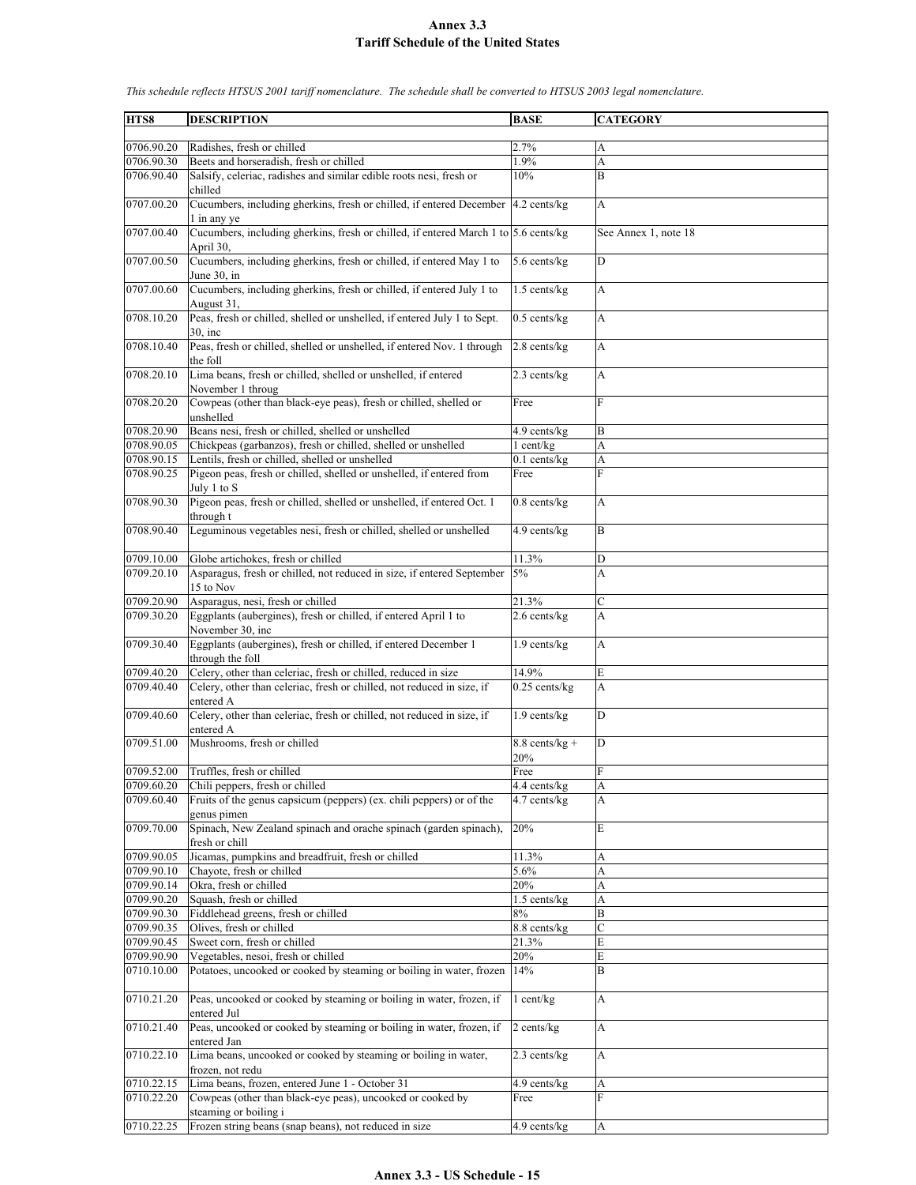# Annex 3.3
# Tariff Schedule of the United States

*This schedule reflects HTSUS 2001 tariff nomenclature. The schedule shall be converted to HTSUS 2003 legal nomenclature.*

| HTS8 | DESCRIPTION | BASE | CATEGORY |
|---|---|---|---|
| 0706.90.20 | Radishes, fresh or chilled | 2.7% | A |
| 0706.90.30 | Beets and horseradish, fresh or chilled | 1.9% | A |
| 0706.90.40 | Salsify, celeriac, radishes and similar edible roots nesi, fresh or chilled | 10% | B |
| 0707.00.20 | Cucumbers, including gherkins, fresh or chilled, if entered December 1 in any ye | 4.2 cents/kg | A |
| 0707.00.40 | Cucumbers, including gherkins, fresh or chilled, if entered March 1 to April 30, | 5.6 cents/kg | See Annex 1, note 18 |
| 0707.00.50 | Cucumbers, including gherkins, fresh or chilled, if entered May 1 to June 30, in | 5.6 cents/kg | D |
| 0707.00.60 | Cucumbers, including gherkins, fresh or chilled, if entered July 1 to August 31, | 1.5 cents/kg | A |
| 0708.10.20 | Peas, fresh or chilled, shelled or unshelled, if entered July 1 to Sept. 30, inc | 0.5 cents/kg | A |
| 0708.10.40 | Peas, fresh or chilled, shelled or unshelled, if entered Nov. 1 through the foll | 2.8 cents/kg | A |
| 0708.20.10 | Lima beans, fresh or chilled, shelled or unshelled, if entered November 1 throug | 2.3 cents/kg | A |
| 0708.20.20 | Cowpeas (other than black-eye peas), fresh or chilled, shelled or unshelled | Free | F |
| 0708.20.90 | Beans nesi, fresh or chilled, shelled or unshelled | 4.9 cents/kg | B |
| 0708.90.05 | Chickpeas (garbanzos), fresh or chilled, shelled or unshelled | 1 cent/kg | A |
| 0708.90.15 | Lentils, fresh or chilled, shelled or unshelled | 0.1 cents/kg | A |
| 0708.90.25 | Pigeon peas, fresh or chilled, shelled or unshelled, if entered from July 1 to S | Free | F |
| 0708.90.30 | Pigeon peas, fresh or chilled, shelled or unshelled, if entered Oct. 1 through t | 0.8 cents/kg | A |
| 0708.90.40 | Leguminous vegetables nesi, fresh or chilled, shelled or unshelled | 4.9 cents/kg | B |
| 0709.10.00 | Globe artichokes, fresh or chilled | 11.3% | D |
| 0709.20.10 | Asparagus, fresh or chilled, not reduced in size, if entered September 15 to Nov | 5% | A |
| 0709.20.90 | Asparagus, nesi, fresh or chilled | 21.3% | C |
| 0709.30.20 | Eggplants (aubergines), fresh or chilled, if entered April 1 to November 30, inc | 2.6 cents/kg | A |
| 0709.30.40 | Eggplants (aubergines), fresh or chilled, if entered December 1 through the foll | 1.9 cents/kg | A |
| 0709.40.20 | Celery, other than celeriac, fresh or chilled, reduced in size | 14.9% | E |
| 0709.40.40 | Celery, other than celeriac, fresh or chilled, not reduced in size, if entered A | 0.25 cents/kg | A |
| 0709.40.60 | Celery, other than celeriac, fresh or chilled, not reduced in size, if entered A | 1.9 cents/kg | D |
| 0709.51.00 | Mushrooms, fresh or chilled | 8.8 cents/kg + 20% | D |
| 0709.52.00 | Truffles, fresh or chilled | Free | F |
| 0709.60.20 | Chili peppers, fresh or chilled | 4.4 cents/kg | A |
| 0709.60.40 | Fruits of the genus capsicum (peppers) (ex. chili peppers) or of the genus pimen | 4.7 cents/kg | A |
| 0709.70.00 | Spinach, New Zealand spinach and orache spinach (garden spinach), fresh or chill | 20% | E |
| 0709.90.05 | Jicamas, pumpkins and breadfruit, fresh or chilled | 11.3% | A |
| 0709.90.10 | Chayote, fresh or chilled | 5.6% | A |
| 0709.90.14 | Okra, fresh or chilled | 20% | A |
| 0709.90.20 | Squash, fresh or chilled | 1.5 cents/kg | A |
| 0709.90.30 | Fiddlehead greens, fresh or chilled | 8% | B |
| 0709.90.35 | Olives, fresh or chilled | 8.8 cents/kg | C |
| 0709.90.45 | Sweet corn, fresh or chilled | 21.3% | E |
| 0709.90.90 | Vegetables, nesoi, fresh or chilled | 20% | E |
| 0710.10.00 | Potatoes, uncooked or cooked by steaming or boiling in water, frozen | 14% | B |
| 0710.21.20 | Peas, uncooked or cooked by steaming or boiling in water, frozen, if entered Jul | 1 cent/kg | A |
| 0710.21.40 | Peas, uncooked or cooked by steaming or boiling in water, frozen, if entered Jan | 2 cents/kg | A |
| 0710.22.10 | Lima beans, uncooked or cooked by steaming or boiling in water, frozen, not redu | 2.3 cents/kg | A |
| 0710.22.15 | Lima beans, frozen, entered June 1 - October 31 | 4.9 cents/kg | A |
| 0710.22.20 | Cowpeas (other than black-eye peas), uncooked or cooked by steaming or boiling i | Free | F |
| 0710.22.25 | Frozen string beans (snap beans), not reduced in size | 4.9 cents/kg | A |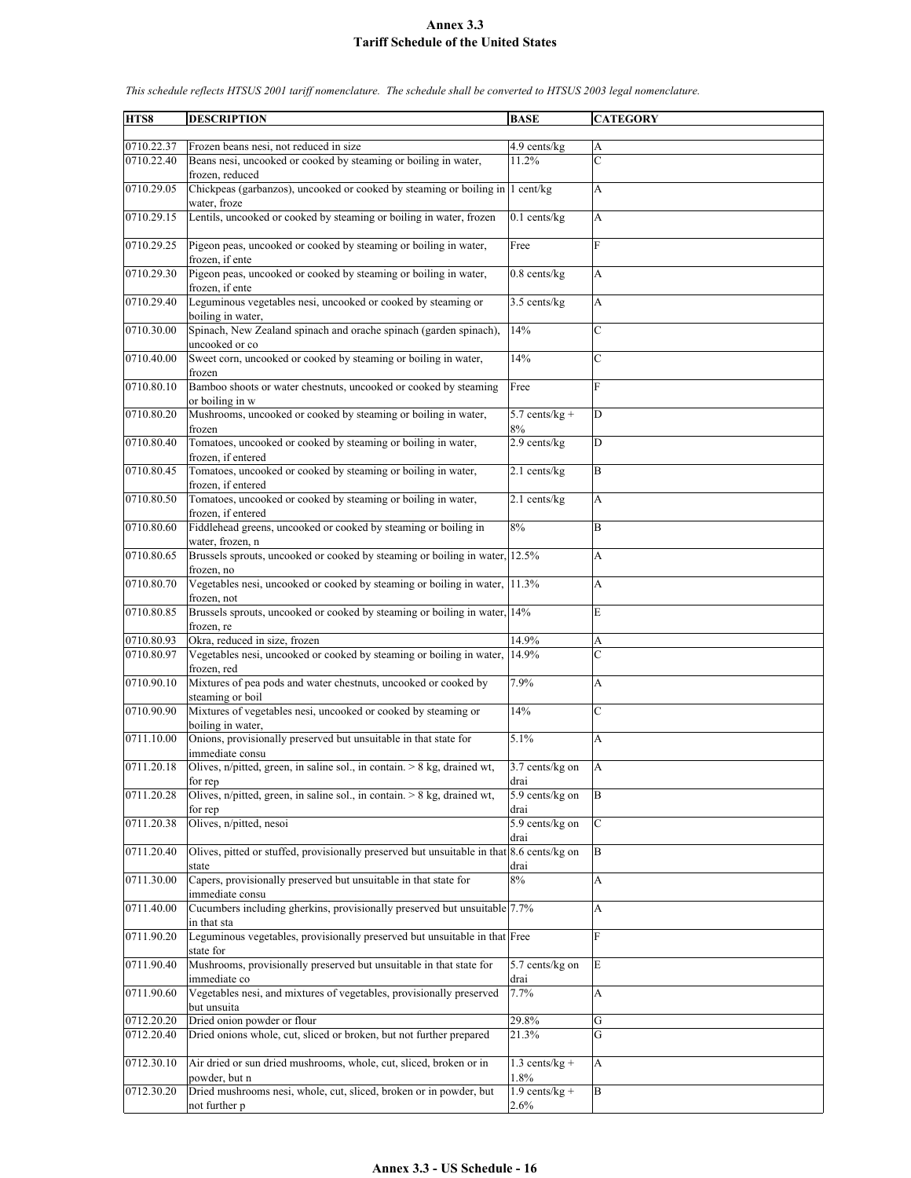# Annex 3.3
## Tariff Schedule of the United States

*This schedule reflects HTSUS 2001 tariff nomenclature. The schedule shall be converted to HTSUS 2003 legal nomenclature.*

| HTS8 | DESCRIPTION | BASE | CATEGORY |
|---|---|---|---|
| 0710.22.37 | Frozen beans nesi, not reduced in size | 4.9 cents/kg | A |
| 0710.22.40 | Beans nesi, uncooked or cooked by steaming or boiling in water, frozen, reduced | 11.2% | C |
| 0710.29.05 | Chickpeas (garbanzos), uncooked or cooked by steaming or boiling in water, froze | 1 cent/kg | A |
| 0710.29.15 | Lentils, uncooked or cooked by steaming or boiling in water, frozen | 0.1 cents/kg | A |
| 0710.29.25 | Pigeon peas, uncooked or cooked by steaming or boiling in water, frozen, if ente | Free | F |
| 0710.29.30 | Pigeon peas, uncooked or cooked by steaming or boiling in water, frozen, if ente | 0.8 cents/kg | A |
| 0710.29.40 | Leguminous vegetables nesi, uncooked or cooked by steaming or boiling in water, | 3.5 cents/kg | A |
| 0710.30.00 | Spinach, New Zealand spinach and orache spinach (garden spinach), uncooked or co | 14% | C |
| 0710.40.00 | Sweet corn, uncooked or cooked by steaming or boiling in water, frozen | 14% | C |
| 0710.80.10 | Bamboo shoots or water chestnuts, uncooked or cooked by steaming or boiling in w | Free | F |
| 0710.80.20 | Mushrooms, uncooked or cooked by steaming or boiling in water, frozen | 5.7 cents/kg + 8% | D |
| 0710.80.40 | Tomatoes, uncooked or cooked by steaming or boiling in water, frozen, if entered | 2.9 cents/kg | D |
| 0710.80.45 | Tomatoes, uncooked or cooked by steaming or boiling in water, frozen, if entered | 2.1 cents/kg | B |
| 0710.80.50 | Tomatoes, uncooked or cooked by steaming or boiling in water, frozen, if entered | 2.1 cents/kg | A |
| 0710.80.60 | Fiddlehead greens, uncooked or cooked by steaming or boiling in water, frozen, n | 8% | B |
| 0710.80.65 | Brussels sprouts, uncooked or cooked by steaming or boiling in water, frozen, no | 12.5% | A |
| 0710.80.70 | Vegetables nesi, uncooked or cooked by steaming or boiling in water, frozen, not | 11.3% | A |
| 0710.80.85 | Brussels sprouts, uncooked or cooked by steaming or boiling in water, frozen, re | 14% | E |
| 0710.80.93 | Okra, reduced in size, frozen | 14.9% | A |
| 0710.80.97 | Vegetables nesi, uncooked or cooked by steaming or boiling in water, frozen, red | 14.9% | C |
| 0710.90.10 | Mixtures of pea pods and water chestnuts, uncooked or cooked by steaming or boil | 7.9% | A |
| 0710.90.90 | Mixtures of vegetables nesi, uncooked or cooked by steaming or boiling in water, | 14% | C |
| 0711.10.00 | Onions, provisionally preserved but unsuitable in that state for immediate consu | 5.1% | A |
| 0711.20.18 | Olives, n/pitted, green, in saline sol., in contain. > 8 kg, drained wt, for rep | 3.7 cents/kg on drai | A |
| 0711.20.28 | Olives, n/pitted, green, in saline sol., in contain. > 8 kg, drained wt, for rep | 5.9 cents/kg on drai | B |
| 0711.20.38 | Olives, n/pitted, nesoi | 5.9 cents/kg on drai | C |
| 0711.20.40 | Olives, pitted or stuffed, provisionally preserved but unsuitable in that state | 8.6 cents/kg on drai | B |
| 0711.30.00 | Capers, provisionally preserved but unsuitable in that state for immediate consu | 8% | A |
| 0711.40.00 | Cucumbers including gherkins, provisionally preserved but unsuitable in that sta | 7.7% | A |
| 0711.90.20 | Leguminous vegetables, provisionally preserved but unsuitable in that state for | Free | F |
| 0711.90.40 | Mushrooms, provisionally preserved but unsuitable in that state for immediate co | 5.7 cents/kg on drai | E |
| 0711.90.60 | Vegetables nesi, and mixtures of vegetables, provisionally preserved but unsuita | 7.7% | A |
| 0712.20.20 | Dried onion powder or flour | 29.8% | G |
| 0712.20.40 | Dried onions whole, cut, sliced or broken, but not further prepared | 21.3% | G |
| 0712.30.10 | Air dried or sun dried mushrooms, whole, cut, sliced, broken or in powder, but n | 1.3 cents/kg + 1.8% | A |
| 0712.30.20 | Dried mushrooms nesi, whole, cut, sliced, broken or in powder, but not further p | 1.9 cents/kg + 2.6% | B |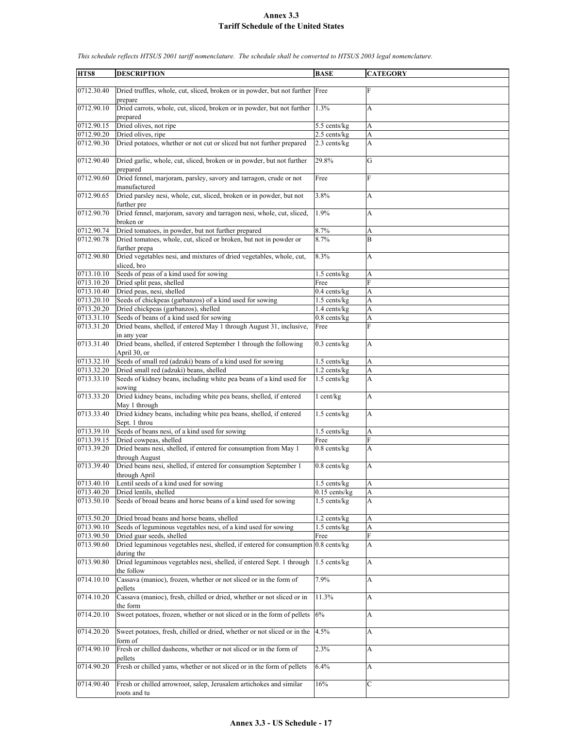# Annex 3.3
## Tariff Schedule of the United States

*This schedule reflects HTSUS 2001 tariff nomenclature. The schedule shall be converted to HTSUS 2003 legal nomenclature.*

| HTS8 | DESCRIPTION | BASE | CATEGORY |
|---|---|---|---|
| 0712.30.40 | Dried truffles, whole, cut, sliced, broken or in powder, but not further prepare | Free | F |
| 0712.90.10 | Dried carrots, whole, cut, sliced, broken or in powder, but not further prepared | 1.3% | A |
| 0712.90.15 | Dried olives, not ripe | 5.5 cents/kg | A |
| 0712.90.20 | Dried olives, ripe | 2.5 cents/kg | A |
| 0712.90.30 | Dried potatoes, whether or not cut or sliced but not further prepared | 2.3 cents/kg | A |
| 0712.90.40 | Dried garlic, whole, cut, sliced, broken or in powder, but not further prepared | 29.8% | G |
| 0712.90.60 | Dried fennel, marjoram, parsley, savory and tarragon, crude or not manufactured | Free | F |
| 0712.90.65 | Dried parsley nesi, whole, cut, sliced, broken or in powder, but not further pre | 3.8% | A |
| 0712.90.70 | Dried fennel, marjoram, savory and tarragon nesi, whole, cut, sliced, broken or | 1.9% | A |
| 0712.90.74 | Dried tomatoes, in powder, but not further prepared | 8.7% | A |
| 0712.90.78 | Dried tomatoes, whole, cut, sliced or broken, but not in powder or further prepa | 8.7% | B |
| 0712.90.80 | Dried vegetables nesi, and mixtures of dried vegetables, whole, cut, sliced, bro | 8.3% | A |
| 0713.10.10 | Seeds of peas of a kind used for sowing | 1.5 cents/kg | A |
| 0713.10.20 | Dried split peas, shelled | Free | F |
| 0713.10.40 | Dried peas, nesi, shelled | 0.4 cents/kg | A |
| 0713.20.10 | Seeds of chickpeas (garbanzos) of a kind used for sowing | 1.5 cents/kg | A |
| 0713.20.20 | Dried chickpeas (garbanzos), shelled | 1.4 cents/kg | A |
| 0713.31.10 | Seeds of beans of a kind used for sowing | 0.8 cents/kg | A |
| 0713.31.20 | Dried beans, shelled, if entered May 1 through August 31, inclusive, in any year | Free | F |
| 0713.31.40 | Dried beans, shelled, if entered September 1 through the following April 30, or | 0.3 cents/kg | A |
| 0713.32.10 | Seeds of small red (adzuki) beans of a kind used for sowing | 1.5 cents/kg | A |
| 0713.32.20 | Dried small red (adzuki) beans, shelled | 1.2 cents/kg | A |
| 0713.33.10 | Seeds of kidney beans, including white pea beans of a kind used for sowing | 1.5 cents/kg | A |
| 0713.33.20 | Dried kidney beans, including white pea beans, shelled, if entered May 1 through | 1 cent/kg | A |
| 0713.33.40 | Dried kidney beans, including white pea beans, shelled, if entered Sept. 1 throu | 1.5 cents/kg | A |
| 0713.39.10 | Seeds of beans nesi, of a kind used for sowing | 1.5 cents/kg | A |
| 0713.39.15 | Dried cowpeas, shelled | Free | F |
| 0713.39.20 | Dried beans nesi, shelled, if entered for consumption from May 1 through August | 0.8 cents/kg | A |
| 0713.39.40 | Dried beans nesi, shelled, if entered for consumption September 1 through April | 0.8 cents/kg | A |
| 0713.40.10 | Lentil seeds of a kind used for sowing | 1.5 cents/kg | A |
| 0713.40.20 | Dried lentils, shelled | 0.15 cents/kg | A |
| 0713.50.10 | Seeds of broad beans and horse beans of a kind used for sowing | 1.5 cents/kg | A |
| 0713.50.20 | Dried broad beans and horse beans, shelled | 1.2 cents/kg | A |
| 0713.90.10 | Seeds of leguminous vegetables nesi, of a kind used for sowing | 1.5 cents/kg | A |
| 0713.90.50 | Dried guar seeds, shelled | Free | F |
| 0713.90.60 | Dried leguminous vegetables nesi, shelled, if entered for consumption during the | 0.8 cents/kg | A |
| 0713.90.80 | Dried leguminous vegetables nesi, shelled, if entered Sept. 1 through the follow | 1.5 cents/kg | A |
| 0714.10.10 | Cassava (manioc), frozen, whether or not sliced or in the form of pellets | 7.9% | A |
| 0714.10.20 | Cassava (manioc), fresh, chilled or dried, whether or not sliced or in the form | 11.3% | A |
| 0714.20.10 | Sweet potatoes, frozen, whether or not sliced or in the form of pellets | 6% | A |
| 0714.20.20 | Sweet potatoes, fresh, chilled or dried, whether or not sliced or in the form of | 4.5% | A |
| 0714.90.10 | Fresh or chilled dasheens, whether or not sliced or in the form of pellets | 2.3% | A |
| 0714.90.20 | Fresh or chilled yams, whether or not sliced or in the form of pellets | 6.4% | A |
| 0714.90.40 | Fresh or chilled arrowroot, salep, Jerusalem artichokes and similar roots and tu | 16% | C |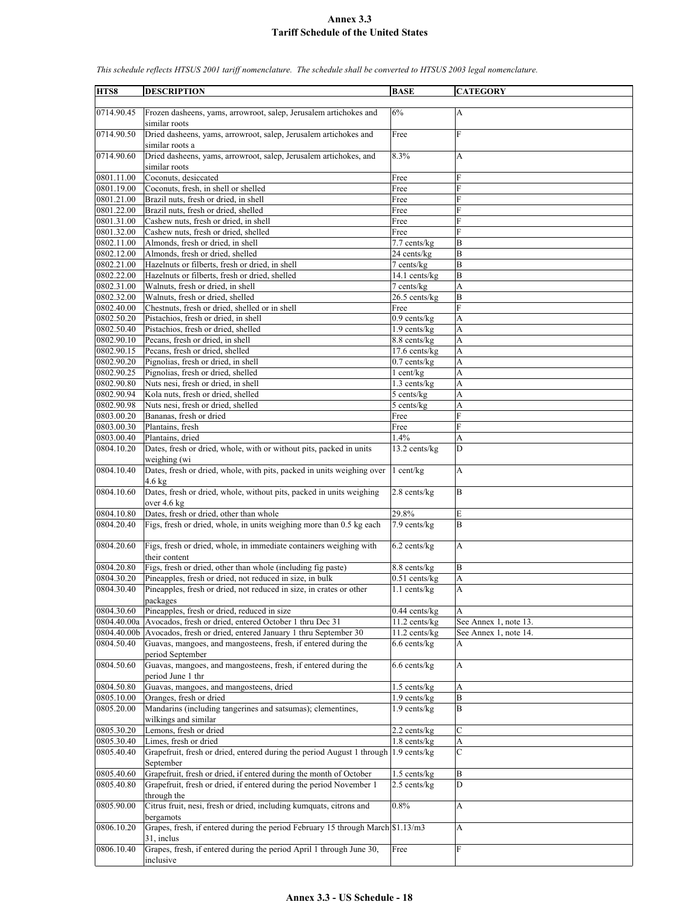# Annex 3.3
## Tariff Schedule of the United States

*This schedule reflects HTSUS 2001 tariff nomenclature. The schedule shall be converted to HTSUS 2003 legal nomenclature.*

| HTS8 | DESCRIPTION | BASE | CATEGORY |
|---|---|---|---|
| 0714.90.45 | Frozen dasheens, yams, arrowroot, salep, Jerusalem artichokes and similar roots | 6% | A |
| 0714.90.50 | Dried dasheens, yams, arrowroot, salep, Jerusalem artichokes and similar roots a | Free | F |
| 0714.90.60 | Dried dasheens, yams, arrowroot, salep, Jerusalem artichokes, and similar roots | 8.3% | A |
| 0801.11.00 | Coconuts, desiccated | Free | F |
| 0801.19.00 | Coconuts, fresh, in shell or shelled | Free | F |
| 0801.21.00 | Brazil nuts, fresh or dried, in shell | Free | F |
| 0801.22.00 | Brazil nuts, fresh or dried, shelled | Free | F |
| 0801.31.00 | Cashew nuts, fresh or dried, in shell | Free | F |
| 0801.32.00 | Cashew nuts, fresh or dried, shelled | Free | F |
| 0802.11.00 | Almonds, fresh or dried, in shell | 7.7 cents/kg | B |
| 0802.12.00 | Almonds, fresh or dried, shelled | 24 cents/kg | B |
| 0802.21.00 | Hazelnuts or filberts, fresh or dried, in shell | 7 cents/kg | B |
| 0802.22.00 | Hazelnuts or filberts, fresh or dried, shelled | 14.1 cents/kg | B |
| 0802.31.00 | Walnuts, fresh or dried, in shell | 7 cents/kg | A |
| 0802.32.00 | Walnuts, fresh or dried, shelled | 26.5 cents/kg | B |
| 0802.40.00 | Chestnuts, fresh or dried, shelled or in shell | Free | F |
| 0802.50.20 | Pistachios, fresh or dried, in shell | 0.9 cents/kg | A |
| 0802.50.40 | Pistachios, fresh or dried, shelled | 1.9 cents/kg | A |
| 0802.90.10 | Pecans, fresh or dried, in shell | 8.8 cents/kg | A |
| 0802.90.15 | Pecans, fresh or dried, shelled | 17.6 cents/kg | A |
| 0802.90.20 | Pignolias, fresh or dried, in shell | 0.7 cents/kg | A |
| 0802.90.25 | Pignolias, fresh or dried, shelled | 1 cent/kg | A |
| 0802.90.80 | Nuts nesi, fresh or dried, in shell | 1.3 cents/kg | A |
| 0802.90.94 | Kola nuts, fresh or dried, shelled | 5 cents/kg | A |
| 0802.90.98 | Nuts nesi, fresh or dried, shelled | 5 cents/kg | A |
| 0803.00.20 | Bananas, fresh or dried | Free | F |
| 0803.00.30 | Plantains, fresh | Free | F |
| 0803.00.40 | Plantains, dried | 1.4% | A |
| 0804.10.20 | Dates, fresh or dried, whole, with or without pits, packed in units weighing (wi | 13.2 cents/kg | D |
| 0804.10.40 | Dates, fresh or dried, whole, with pits, packed in units weighing over 4.6 kg | 1 cent/kg | A |
| 0804.10.60 | Dates, fresh or dried, whole, without pits, packed in units weighing over 4.6 kg | 2.8 cents/kg | B |
| 0804.10.80 | Dates, fresh or dried, other than whole | 29.8% | E |
| 0804.20.40 | Figs, fresh or dried, whole, in units weighing more than 0.5 kg each | 7.9 cents/kg | B |
| 0804.20.60 | Figs, fresh or dried, whole, in immediate containers weighing with their content | 6.2 cents/kg | A |
| 0804.20.80 | Figs, fresh or dried, other than whole (including fig paste) | 8.8 cents/kg | B |
| 0804.30.20 | Pineapples, fresh or dried, not reduced in size, in bulk | 0.51 cents/kg | A |
| 0804.30.40 | Pineapples, fresh or dried, not reduced in size, in crates or other packages | 1.1 cents/kg | A |
| 0804.30.60 | Pineapples, fresh or dried, reduced in size | 0.44 cents/kg | A |
| 0804.40.00a | Avocados, fresh or dried, entered October 1 thru Dec 31 | 11.2 cents/kg | See Annex 1, note 13. |
| 0804.40.00b | Avocados, fresh or dried, entered January 1 thru September 30 | 11.2 cents/kg | See Annex 1, note 14. |
| 0804.50.40 | Guavas, mangoes, and mangosteens, fresh, if entered during the period September | 6.6 cents/kg | A |
| 0804.50.60 | Guavas, mangoes, and mangosteens, fresh, if entered during the period June 1 thr | 6.6 cents/kg | A |
| 0804.50.80 | Guavas, mangoes, and mangosteens, dried | 1.5 cents/kg | A |
| 0805.10.00 | Oranges, fresh or dried | 1.9 cents/kg | B |
| 0805.20.00 | Mandarins (including tangerines and satsumas); clementines, wilkings and similar | 1.9 cents/kg | B |
| 0805.30.20 | Lemons, fresh or dried | 2.2 cents/kg | C |
| 0805.30.40 | Limes, fresh or dried | 1.8 cents/kg | A |
| 0805.40.40 | Grapefruit, fresh or dried, entered during the period August 1 through September | 1.9 cents/kg | C |
| 0805.40.60 | Grapefruit, fresh or dried, if entered during the month of October | 1.5 cents/kg | B |
| 0805.40.80 | Grapefruit, fresh or dried, if entered during the period November 1 through the | 2.5 cents/kg | D |
| 0805.90.00 | Citrus fruit, nesi, fresh or dried, including kumquats, citrons and bergamots | 0.8% | A |
| 0806.10.20 | Grapes, fresh, if entered during the period February 15 through March 31, inclus | $1.13/m3 | A |
| 0806.10.40 | Grapes, fresh, if entered during the period April 1 through June 30, inclusive | Free | F |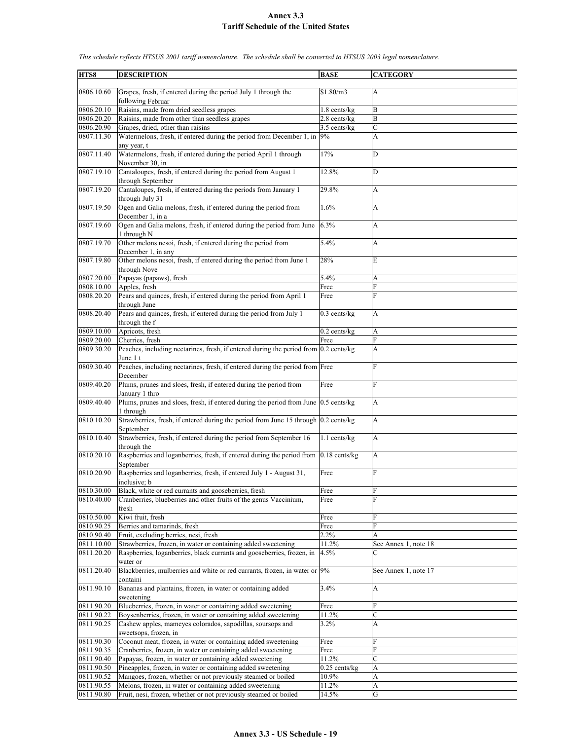# Annex 3.3
## Tariff Schedule of the United States

*This schedule reflects HTSUS 2001 tariff nomenclature. The schedule shall be converted to HTSUS 2003 legal nomenclature.*

| HTS8 | DESCRIPTION | BASE | CATEGORY |
|---|---|---|---|
| 0806.10.60 | Grapes, fresh, if entered during the period July 1 through the following Februar | $1.80/m3 | A |
| 0806.20.10 | Raisins, made from dried seedless grapes | 1.8 cents/kg | B |
| 0806.20.20 | Raisins, made from other than seedless grapes | 2.8 cents/kg | B |
| 0806.20.90 | Grapes, dried, other than raisins | 3.5 cents/kg | C |
| 0807.11.30 | Watermelons, fresh, if entered during the period from December 1, in any year, t | 9% | A |
| 0807.11.40 | Watermelons, fresh, if entered during the period April 1 through November 30, in | 17% | D |
| 0807.19.10 | Cantaloupes, fresh, if entered during the period from August 1 through September | 12.8% | D |
| 0807.19.20 | Cantaloupes, fresh, if entered during the periods from January 1 through July 31 | 29.8% | A |
| 0807.19.50 | Ogen and Galia melons, fresh, if entered during the period from December 1, in a | 1.6% | A |
| 0807.19.60 | Ogen and Galia melons, fresh, if entered during the period from June 1 through N | 6.3% | A |
| 0807.19.70 | Other melons nesoi, fresh, if entered during the period from December 1, in any | 5.4% | A |
| 0807.19.80 | Other melons nesoi, fresh, if entered during the period from June 1 through Nove | 28% | E |
| 0807.20.00 | Papayas (papaws), fresh | 5.4% | A |
| 0808.10.00 | Apples, fresh | Free | F |
| 0808.20.20 | Pears and quinces, fresh, if entered during the period from April 1 through June | Free | F |
| 0808.20.40 | Pears and quinces, fresh, if entered during the period from July 1 through the f | 0.3 cents/kg | A |
| 0809.10.00 | Apricots, fresh | 0.2 cents/kg | A |
| 0809.20.00 | Cherries, fresh | Free | F |
| 0809.30.20 | Peaches, including nectarines, fresh, if entered during the period from June 1 t | 0.2 cents/kg | A |
| 0809.30.40 | Peaches, including nectarines, fresh, if entered during the period from December | Free | F |
| 0809.40.20 | Plums, prunes and sloes, fresh, if entered during the period from January 1 thro | Free | F |
| 0809.40.40 | Plums, prunes and sloes, fresh, if entered during the period from June 1 through | 0.5 cents/kg | A |
| 0810.10.20 | Strawberries, fresh, if entered during the period from June 15 through September | 0.2 cents/kg | A |
| 0810.10.40 | Strawberries, fresh, if entered during the period from September 16 through the | 1.1 cents/kg | A |
| 0810.20.10 | Raspberries and loganberries, fresh, if entered during the period from September | 0.18 cents/kg | A |
| 0810.20.90 | Raspberries and loganberries, fresh, if entered July 1 - August 31, inclusive; b | Free | F |
| 0810.30.00 | Black, white or red currants and gooseberries, fresh | Free | F |
| 0810.40.00 | Cranberries, blueberries and other fruits of the genus Vaccinium, fresh | Free | F |
| 0810.50.00 | Kiwi fruit, fresh | Free | F |
| 0810.90.25 | Berries and tamarinds, fresh | Free | F |
| 0810.90.40 | Fruit, excluding berries, nesi, fresh | 2.2% | A |
| 0811.10.00 | Strawberries, frozen, in water or containing added sweetening | 11.2% | See Annex 1, note 18 |
| 0811.20.20 | Raspberries, loganberries, black currants and gooseberries, frozen, in water or | 4.5% | C |
| 0811.20.40 | Blackberries, mulberries and white or red currants, frozen, in water or containi | 9% | See Annex 1, note 17 |
| 0811.90.10 | Bananas and plantains, frozen, in water or containing added sweetening | 3.4% | A |
| 0811.90.20 | Blueberries, frozen, in water or containing added sweetening | Free | F |
| 0811.90.22 | Boysenberries, frozen, in water or containing added sweetening | 11.2% | C |
| 0811.90.25 | Cashew apples, mameyes colorados, sapodillas, soursops and sweetsops, frozen, in | 3.2% | A |
| 0811.90.30 | Coconut meat, frozen, in water or containing added sweetening | Free | F |
| 0811.90.35 | Cranberries, frozen, in water or containing added sweetening | Free | F |
| 0811.90.40 | Papayas, frozen, in water or containing added sweetening | 11.2% | C |
| 0811.90.50 | Pineapples, frozen, in water or containing added sweetening | 0.25 cents/kg | A |
| 0811.90.52 | Mangoes, frozen, whether or not previously steamed or boiled | 10.9% | A |
| 0811.90.55 | Melons, frozen, in water or containing added sweetening | 11.2% | A |
| 0811.90.80 | Fruit, nesi, frozen, whether or not previously steamed or boiled | 14.5% | G |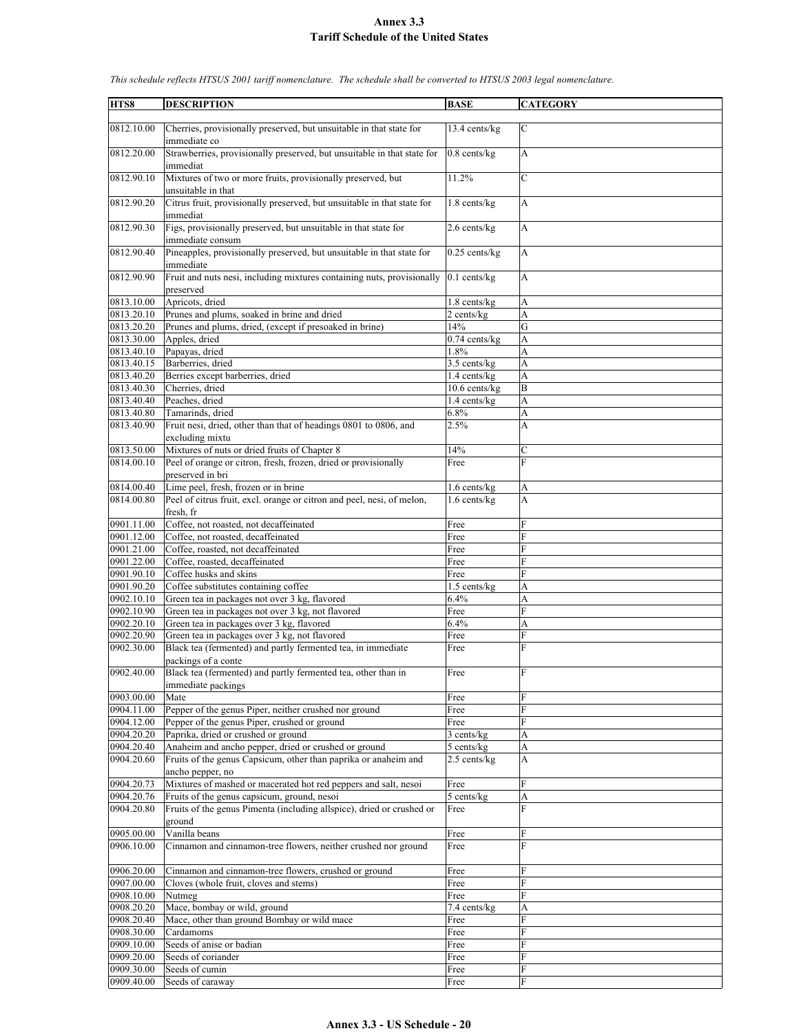# Annex 3.3
## Tariff Schedule of the United States

*This schedule reflects HTSUS 2001 tariff nomenclature. The schedule shall be converted to HTSUS 2003 legal nomenclature.*

| HTS8 | DESCRIPTION | BASE | CATEGORY |
|---|---|---|---|
| 0812.10.00 | Cherries, provisionally preserved, but unsuitable in that state for immediate co | 13.4 cents/kg | C |
| 0812.20.00 | Strawberries, provisionally preserved, but unsuitable in that state for immediat | 0.8 cents/kg | A |
| 0812.90.10 | Mixtures of two or more fruits, provisionally preserved, but unsuitable in that | 11.2% | C |
| 0812.90.20 | Citrus fruit, provisionally preserved, but unsuitable in that state for immediat | 1.8 cents/kg | A |
| 0812.90.30 | Figs, provisionally preserved, but unsuitable in that state for immediate consum | 2.6 cents/kg | A |
| 0812.90.40 | Pineapples, provisionally preserved, but unsuitable in that state for immediate | 0.25 cents/kg | A |
| 0812.90.90 | Fruit and nuts nesi, including mixtures containing nuts, provisionally preserved | 0.1 cents/kg | A |
| 0813.10.00 | Apricots, dried | 1.8 cents/kg | A |
| 0813.20.10 | Prunes and plums, soaked in brine and dried | 2 cents/kg | A |
| 0813.20.20 | Prunes and plums, dried, (except if presoaked in brine) | 14% | G |
| 0813.30.00 | Apples, dried | 0.74 cents/kg | A |
| 0813.40.10 | Papayas, dried | 1.8% | A |
| 0813.40.15 | Barberries, dried | 3.5 cents/kg | A |
| 0813.40.20 | Berries except barberries, dried | 1.4 cents/kg | A |
| 0813.40.30 | Cherries, dried | 10.6 cents/kg | B |
| 0813.40.40 | Peaches, dried | 1.4 cents/kg | A |
| 0813.40.80 | Tamarinds, dried | 6.8% | A |
| 0813.40.90 | Fruit nesi, dried, other than that of headings 0801 to 0806, and excluding mixtu | 2.5% | A |
| 0813.50.00 | Mixtures of nuts or dried fruits of Chapter 8 | 14% | C |
| 0814.00.10 | Peel of orange or citron, fresh, frozen, dried or provisionally preserved in bri | Free | F |
| 0814.00.40 | Lime peel, fresh, frozen or in brine | 1.6 cents/kg | A |
| 0814.00.80 | Peel of citrus fruit, excl. orange or citron and peel, nesi, of melon, fresh, fr | 1.6 cents/kg | A |
| 0901.11.00 | Coffee, not roasted, not decaffeinated | Free | F |
| 0901.12.00 | Coffee, not roasted, decaffeinated | Free | F |
| 0901.21.00 | Coffee, roasted, not decaffeinated | Free | F |
| 0901.22.00 | Coffee, roasted, decaffeinated | Free | F |
| 0901.90.10 | Coffee husks and skins | Free | F |
| 0901.90.20 | Coffee substitutes containing coffee | 1.5 cents/kg | A |
| 0902.10.10 | Green tea in packages not over 3 kg, flavored | 6.4% | A |
| 0902.10.90 | Green tea in packages not over 3 kg, not flavored | Free | F |
| 0902.20.10 | Green tea in packages over 3 kg, flavored | 6.4% | A |
| 0902.20.90 | Green tea in packages over 3 kg, not flavored | Free | F |
| 0902.30.00 | Black tea (fermented) and partly fermented tea, in immediate packings of a conte | Free | F |
| 0902.40.00 | Black tea (fermented) and partly fermented tea, other than in immediate packings | Free | F |
| 0903.00.00 | Mate | Free | F |
| 0904.11.00 | Pepper of the genus Piper, neither crushed nor ground | Free | F |
| 0904.12.00 | Pepper of the genus Piper, crushed or ground | Free | F |
| 0904.20.20 | Paprika, dried or crushed or ground | 3 cents/kg | A |
| 0904.20.40 | Anaheim and ancho pepper, dried or crushed or ground | 5 cents/kg | A |
| 0904.20.60 | Fruits of the genus Capsicum, other than paprika or anaheim and ancho pepper, no | 2.5 cents/kg | A |
| 0904.20.73 | Mixtures of mashed or macerated hot red peppers and salt, nesoi | Free | F |
| 0904.20.76 | Fruits of the genus capsicum, ground, nesoi | 5 cents/kg | A |
| 0904.20.80 | Fruits of the genus Pimenta (including allspice), dried or crushed or ground | Free | F |
| 0905.00.00 | Vanilla beans | Free | F |
| 0906.10.00 | Cinnamon and cinnamon-tree flowers, neither crushed nor ground | Free | F |
| 0906.20.00 | Cinnamon and cinnamon-tree flowers, crushed or ground | Free | F |
| 0907.00.00 | Cloves (whole fruit, cloves and stems) | Free | F |
| 0908.10.00 | Nutmeg | Free | F |
| 0908.20.20 | Mace, bombay or wild, ground | 7.4 cents/kg | A |
| 0908.20.40 | Mace, other than ground Bombay or wild mace | Free | F |
| 0908.30.00 | Cardamoms | Free | F |
| 0909.10.00 | Seeds of anise or badian | Free | F |
| 0909.20.00 | Seeds of coriander | Free | F |
| 0909.30.00 | Seeds of cumin | Free | F |
| 0909.40.00 | Seeds of caraway | Free | F |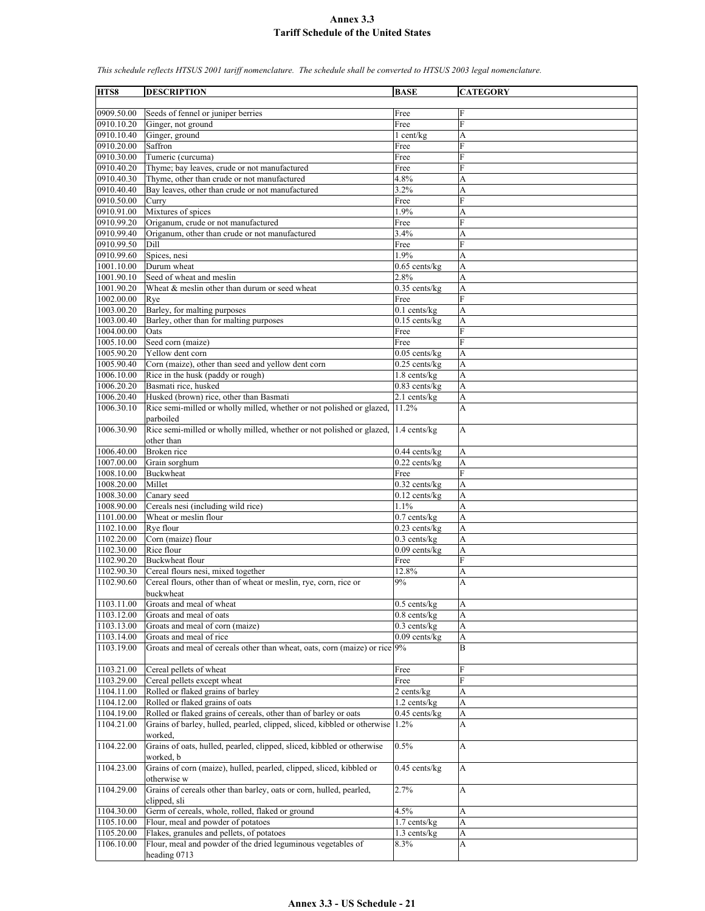# Annex 3.3
# Tariff Schedule of the United States

*This schedule reflects HTSUS 2001 tariff nomenclature. The schedule shall be converted to HTSUS 2003 legal nomenclature.*

| HTS8 | DESCRIPTION | BASE | CATEGORY |
|---|---|---|---|
| 0909.50.00 | Seeds of fennel or juniper berries | Free | F |
| 0910.10.20 | Ginger, not ground | Free | F |
| 0910.10.40 | Ginger, ground | 1 cent/kg | A |
| 0910.20.00 | Saffron | Free | F |
| 0910.30.00 | Tumeric (curcuma) | Free | F |
| 0910.40.20 | Thyme; bay leaves, crude or not manufactured | Free | F |
| 0910.40.30 | Thyme, other than crude or not manufactured | 4.8% | A |
| 0910.40.40 | Bay leaves, other than crude or not manufactured | 3.2% | A |
| 0910.50.00 | Curry | Free | F |
| 0910.91.00 | Mixtures of spices | 1.9% | A |
| 0910.99.20 | Origanum, crude or not manufactured | Free | F |
| 0910.99.40 | Origanum, other than crude or not manufactured | 3.4% | A |
| 0910.99.50 | Dill | Free | F |
| 0910.99.60 | Spices, nesi | 1.9% | A |
| 1001.10.00 | Durum wheat | 0.65 cents/kg | A |
| 1001.90.10 | Seed of wheat and meslin | 2.8% | A |
| 1001.90.20 | Wheat & meslin other than durum or seed wheat | 0.35 cents/kg | A |
| 1002.00.00 | Rye | Free | F |
| 1003.00.20 | Barley, for malting purposes | 0.1 cents/kg | A |
| 1003.00.40 | Barley, other than for malting purposes | 0.15 cents/kg | A |
| 1004.00.00 | Oats | Free | F |
| 1005.10.00 | Seed corn (maize) | Free | F |
| 1005.90.20 | Yellow dent corn | 0.05 cents/kg | A |
| 1005.90.40 | Corn (maize), other than seed and yellow dent corn | 0.25 cents/kg | A |
| 1006.10.00 | Rice in the husk (paddy or rough) | 1.8 cents/kg | A |
| 1006.20.20 | Basmati rice, husked | 0.83 cents/kg | A |
| 1006.20.40 | Husked (brown) rice, other than Basmati | 2.1 cents/kg | A |
| 1006.30.10 | Rice semi-milled or wholly milled, whether or not polished or glazed, parboiled | 11.2% | A |
| 1006.30.90 | Rice semi-milled or wholly milled, whether or not polished or glazed, other than | 1.4 cents/kg | A |
| 1006.40.00 | Broken rice | 0.44 cents/kg | A |
| 1007.00.00 | Grain sorghum | 0.22 cents/kg | A |
| 1008.10.00 | Buckwheat | Free | F |
| 1008.20.00 | Millet | 0.32 cents/kg | A |
| 1008.30.00 | Canary seed | 0.12 cents/kg | A |
| 1008.90.00 | Cereals nesi (including wild rice) | 1.1% | A |
| 1101.00.00 | Wheat or meslin flour | 0.7 cents/kg | A |
| 1102.10.00 | Rye flour | 0.23 cents/kg | A |
| 1102.20.00 | Corn (maize) flour | 0.3 cents/kg | A |
| 1102.30.00 | Rice flour | 0.09 cents/kg | A |
| 1102.90.20 | Buckwheat flour | Free | F |
| 1102.90.30 | Cereal flours nesi, mixed together | 12.8% | A |
| 1102.90.60 | Cereal flours, other than of wheat or meslin, rye, corn, rice or buckwheat | 9% | A |
| 1103.11.00 | Groats and meal of wheat | 0.5 cents/kg | A |
| 1103.12.00 | Groats and meal of oats | 0.8 cents/kg | A |
| 1103.13.00 | Groats and meal of corn (maize) | 0.3 cents/kg | A |
| 1103.14.00 | Groats and meal of rice | 0.09 cents/kg | A |
| 1103.19.00 | Groats and meal of cereals other than wheat, oats, corn (maize) or rice | 9% | B |
| 1103.21.00 | Cereal pellets of wheat | Free | F |
| 1103.29.00 | Cereal pellets except wheat | Free | F |
| 1104.11.00 | Rolled or flaked grains of barley | 2 cents/kg | A |
| 1104.12.00 | Rolled or flaked grains of oats | 1.2 cents/kg | A |
| 1104.19.00 | Rolled or flaked grains of cereals, other than of barley or oats | 0.45 cents/kg | A |
| 1104.21.00 | Grains of barley, hulled, pearled, clipped, sliced, kibbled or otherwise worked, | 1.2% | A |
| 1104.22.00 | Grains of oats, hulled, pearled, clipped, sliced, kibbled or otherwise worked, b | 0.5% | A |
| 1104.23.00 | Grains of corn (maize), hulled, pearled, clipped, sliced, kibbled or otherwise w | 0.45 cents/kg | A |
| 1104.29.00 | Grains of cereals other than barley, oats or corn, hulled, pearled, clipped, sli | 2.7% | A |
| 1104.30.00 | Germ of cereals, whole, rolled, flaked or ground | 4.5% | A |
| 1105.10.00 | Flour, meal and powder of potatoes | 1.7 cents/kg | A |
| 1105.20.00 | Flakes, granules and pellets, of potatoes | 1.3 cents/kg | A |
| 1106.10.00 | Flour, meal and powder of the dried leguminous vegetables of heading 0713 | 8.3% | A |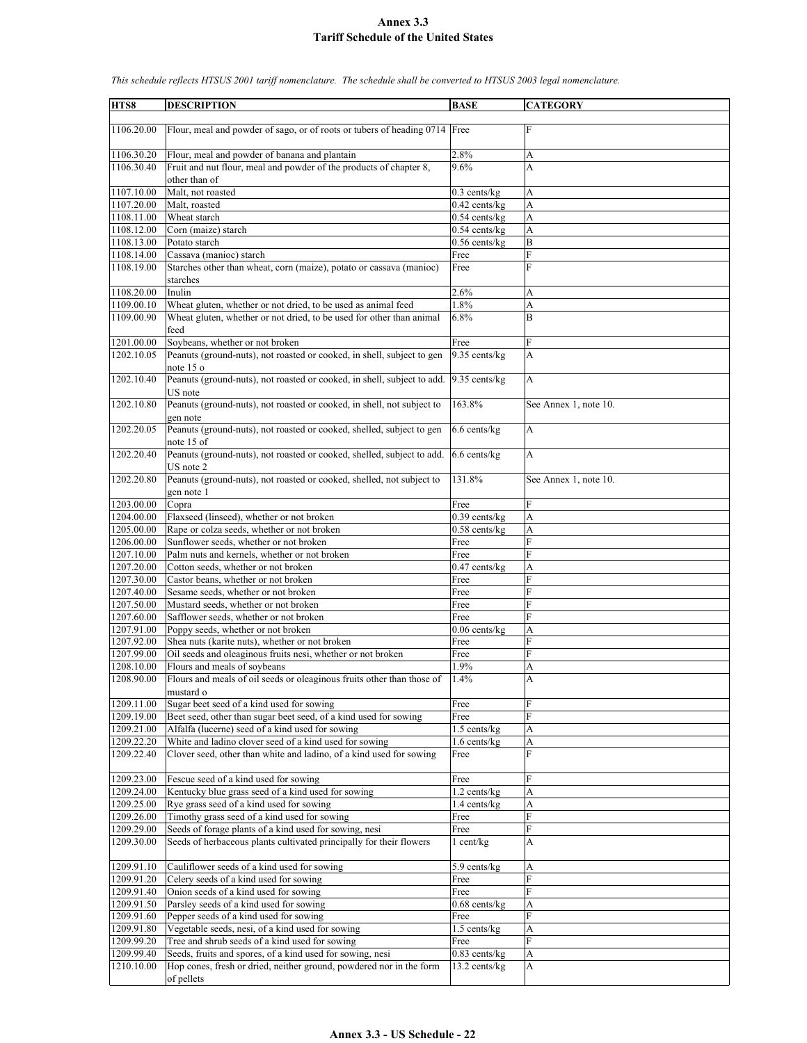Annex 3.3
Tariff Schedule of the United States

*This schedule reflects HTSUS 2001 tariff nomenclature. The schedule shall be converted to HTSUS 2003 legal nomenclature.*

| HTS8 | DESCRIPTION | BASE | CATEGORY |
|---|---|---|---|
| 1106.20.00 | Flour, meal and powder of sago, or of roots or tubers of heading 0714 | Free | F |
| 1106.30.20 | Flour, meal and powder of banana and plantain | 2.8% | A |
| 1106.30.40 | Fruit and nut flour, meal and powder of the products of chapter 8, other than of | 9.6% | A |
| 1107.10.00 | Malt, not roasted | 0.3 cents/kg | A |
| 1107.20.00 | Malt, roasted | 0.42 cents/kg | A |
| 1108.11.00 | Wheat starch | 0.54 cents/kg | A |
| 1108.12.00 | Corn (maize) starch | 0.54 cents/kg | A |
| 1108.13.00 | Potato starch | 0.56 cents/kg | B |
| 1108.14.00 | Cassava (manioc) starch | Free | F |
| 1108.19.00 | Starches other than wheat, corn (maize), potato or cassava (manioc) starches | Free | F |
| 1108.20.00 | Inulin | 2.6% | A |
| 1109.00.10 | Wheat gluten, whether or not dried, to be used as animal feed | 1.8% | A |
| 1109.00.90 | Wheat gluten, whether or not dried, to be used for other than animal feed | 6.8% | B |
| 1201.00.00 | Soybeans, whether or not broken | Free | F |
| 1202.10.05 | Peanuts (ground-nuts), not roasted or cooked, in shell, subject to gen note 15 o | 9.35 cents/kg | A |
| 1202.10.40 | Peanuts (ground-nuts), not roasted or cooked, in shell, subject to add. US note | 9.35 cents/kg | A |
| 1202.10.80 | Peanuts (ground-nuts), not roasted or cooked, in shell, not subject to gen note | 163.8% | See Annex 1, note 10. |
| 1202.20.05 | Peanuts (ground-nuts), not roasted or cooked, shelled, subject to gen note 15 of | 6.6 cents/kg | A |
| 1202.20.40 | Peanuts (ground-nuts), not roasted or cooked, shelled, subject to add. US note 2 | 6.6 cents/kg | A |
| 1202.20.80 | Peanuts (ground-nuts), not roasted or cooked, shelled, not subject to gen note 1 | 131.8% | See Annex 1, note 10. |
| 1203.00.00 | Copra | Free | F |
| 1204.00.00 | Flaxseed (linseed), whether or not broken | 0.39 cents/kg | A |
| 1205.00.00 | Rape or colza seeds, whether or not broken | 0.58 cents/kg | A |
| 1206.00.00 | Sunflower seeds, whether or not broken | Free | F |
| 1207.10.00 | Palm nuts and kernels, whether or not broken | Free | F |
| 1207.20.00 | Cotton seeds, whether or not broken | 0.47 cents/kg | A |
| 1207.30.00 | Castor beans, whether or not broken | Free | F |
| 1207.40.00 | Sesame seeds, whether or not broken | Free | F |
| 1207.50.00 | Mustard seeds, whether or not broken | Free | F |
| 1207.60.00 | Safflower seeds, whether or not broken | Free | F |
| 1207.91.00 | Poppy seeds, whether or not broken | 0.06 cents/kg | A |
| 1207.92.00 | Shea nuts (karite nuts), whether or not broken | Free | F |
| 1207.99.00 | Oil seeds and oleaginous fruits nesi, whether or not broken | Free | F |
| 1208.10.00 | Flours and meals of soybeans | 1.9% | A |
| 1208.90.00 | Flours and meals of oil seeds or oleaginous fruits other than those of mustard o | 1.4% | A |
| 1209.11.00 | Sugar beet seed of a kind used for sowing | Free | F |
| 1209.19.00 | Beet seed, other than sugar beet seed, of a kind used for sowing | Free | F |
| 1209.21.00 | Alfalfa (lucerne) seed of a kind used for sowing | 1.5 cents/kg | A |
| 1209.22.20 | White and ladino clover seed of a kind used for sowing | 1.6 cents/kg | A |
| 1209.22.40 | Clover seed, other than white and ladino, of a kind used for sowing | Free | F |
| 1209.23.00 | Fescue seed of a kind used for sowing | Free | F |
| 1209.24.00 | Kentucky blue grass seed of a kind used for sowing | 1.2 cents/kg | A |
| 1209.25.00 | Rye grass seed of a kind used for sowing | 1.4 cents/kg | A |
| 1209.26.00 | Timothy grass seed of a kind used for sowing | Free | F |
| 1209.29.00 | Seeds of forage plants of a kind used for sowing, nesi | Free | F |
| 1209.30.00 | Seeds of herbaceous plants cultivated principally for their flowers | 1 cent/kg | A |
| 1209.91.10 | Cauliflower seeds of a kind used for sowing | 5.9 cents/kg | A |
| 1209.91.20 | Celery seeds of a kind used for sowing | Free | F |
| 1209.91.40 | Onion seeds of a kind used for sowing | Free | F |
| 1209.91.50 | Parsley seeds of a kind used for sowing | 0.68 cents/kg | A |
| 1209.91.60 | Pepper seeds of a kind used for sowing | Free | F |
| 1209.91.80 | Vegetable seeds, nesi, of a kind used for sowing | 1.5 cents/kg | A |
| 1209.99.20 | Tree and shrub seeds of a kind used for sowing | Free | F |
| 1209.99.40 | Seeds, fruits and spores, of a kind used for sowing, nesi | 0.83 cents/kg | A |
| 1210.10.00 | Hop cones, fresh or dried, neither ground, powdered nor in the form of pellets | 13.2 cents/kg | A |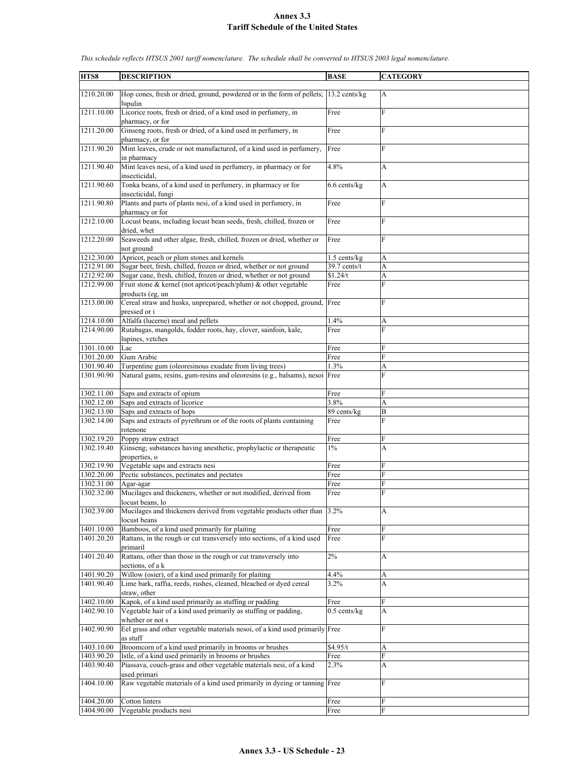# Annex 3.3
## Tariff Schedule of the United States

*This schedule reflects HTSUS 2001 tariff nomenclature. The schedule shall be converted to HTSUS 2003 legal nomenclature.*

| HTS8 | DESCRIPTION | BASE | CATEGORY |
|---|---|---|---|
| 1210.20.00 | Hop cones, fresh or dried, ground, powdered or in the form of pellets; lupulin | 13.2 cents/kg | A |
| 1211.10.00 | Licorice roots, fresh or dried, of a kind used in perfumery, in pharmacy, or for | Free | F |
| 1211.20.00 | Ginseng roots, fresh or dried, of a kind used in perfumery, in pharmacy, or for | Free | F |
| 1211.90.20 | Mint leaves, crude or not manufactured, of a kind used in perfumery, in pharmacy | Free | F |
| 1211.90.40 | Mint leaves nesi, of a kind used in perfumery, in pharmacy or for insecticidal, | 4.8% | A |
| 1211.90.60 | Tonka beans, of a kind used in perfumery, in pharmacy or for insecticidal, fungi | 6.6 cents/kg | A |
| 1211.90.80 | Plants and parts of plants nesi, of a kind used in perfumery, in pharmacy or for | Free | F |
| 1212.10.00 | Locust beans, including locust bean seeds, fresh, chilled, frozen or dried, whet | Free | F |
| 1212.20.00 | Seaweeds and other algae, fresh, chilled, frozen or dried, whether or not ground | Free | F |
| 1212.30.00 | Apricot, peach or plum stones and kernels | 1.5 cents/kg | A |
| 1212.91.00 | Sugar beet, fresh, chilled, frozen or dried, whether or not ground | 39.7 cents/t | A |
| 1212.92.00 | Sugar cane, fresh, chilled, frozen or dried, whether or not ground | $1.24/t | A |
| 1212.99.00 | Fruit stone & kernel (not apricot/peach/plum) & other vegetable products (eg, un | Free | F |
| 1213.00.00 | Cereal straw and husks, unprepared, whether or not chopped, ground, pressed or i | Free | F |
| 1214.10.00 | Alfalfa (lucerne) meal and pellets | 1.4% | A |
| 1214.90.00 | Rutabagas, mangolds, fodder roots, hay, clover, sainfoin, kale, lupines, vetches | Free | F |
| 1301.10.00 | Lac | Free | F |
| 1301.20.00 | Gum Arabic | Free | F |
| 1301.90.40 | Turpentine gum (oleoresinous exudate from living trees) | 1.3% | A |
| 1301.90.90 | Natural gums, resins, gum-resins and oleoresins (e.g., balsams), nesoi | Free | F |
| 1302.11.00 | Saps and extracts of opium | Free | F |
| 1302.12.00 | Saps and extracts of licorice | 3.8% | A |
| 1302.13.00 | Saps and extracts of hops | 89 cents/kg | B |
| 1302.14.00 | Saps and extracts of pyrethrum or of the roots of plants containing rotenone | Free | F |
| 1302.19.20 | Poppy straw extract | Free | F |
| 1302.19.40 | Ginseng; substances having anesthetic, prophylactic or therapeutic properties, o | 1% | A |
| 1302.19.90 | Vegetable saps and extracts nesi | Free | F |
| 1302.20.00 | Pectic substances, pectinates and pectates | Free | F |
| 1302.31.00 | Agar-agar | Free | F |
| 1302.32.00 | Mucilages and thickeners, whether or not modified, derived from locust beans, lo | Free | F |
| 1302.39.00 | Mucilages and thickeners derived from vegetable products other than locust beans | 3.2% | A |
| 1401.10.00 | Bamboos, of a kind used primarily for plaiting | Free | F |
| 1401.20.20 | Rattans, in the rough or cut transversely into sections, of a kind used primaril | Free | F |
| 1401.20.40 | Rattans, other than those in the rough or cut transversely into sections, of a k | 2% | A |
| 1401.90.20 | Willow (osier), of a kind used primarily for plaiting | 4.4% | A |
| 1401.90.40 | Lime bark, raffia, reeds, rushes, cleaned, bleached or dyed cereal straw, other | 3.2% | A |
| 1402.10.00 | Kapok, of a kind used primarily as stuffing or padding | Free | F |
| 1402.90.10 | Vegetable hair of a kind used primarily as stuffing or padding, whether or not s | 0.5 cents/kg | A |
| 1402.90.90 | Eel grass and other vegetable materials nesoi, of a kind used primarily as stuff | Free | F |
| 1403.10.00 | Broomcorn of a kind used primarily in brooms or brushes | $4.95/t | A |
| 1403.90.20 | Istle, of a kind used primarily in brooms or brushes | Free | F |
| 1403.90.40 | Piassava, couch-grass and other vegetable materials nesi, of a kind used primari | 2.3% | A |
| 1404.10.00 | Raw vegetable materials of a kind used primarily in dyeing or tanning | Free | F |
| 1404.20.00 | Cotton linters | Free | F |
| 1404.90.00 | Vegetable products nesi | Free | F |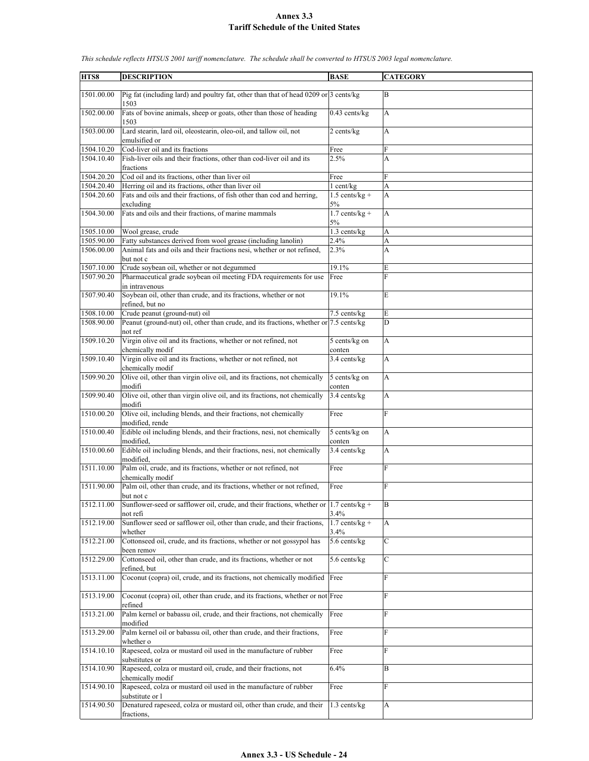# Annex 3.3
## Tariff Schedule of the United States

*This schedule reflects HTSUS 2001 tariff nomenclature. The schedule shall be converted to HTSUS 2003 legal nomenclature.*

| HTS8 | DESCRIPTION | BASE | CATEGORY |
|---|---|---|---|
| 1501.00.00 | Pig fat (including lard) and poultry fat, other than that of head 0209 or 1503 | 3 cents/kg | B |
| 1502.00.00 | Fats of bovine animals, sheep or goats, other than those of heading 1503 | 0.43 cents/kg | A |
| 1503.00.00 | Lard stearin, lard oil, oleostearin, oleo-oil, and tallow oil, not emulsified or | 2 cents/kg | A |
| 1504.10.20 | Cod-liver oil and its fractions | Free | F |
| 1504.10.40 | Fish-liver oils and their fractions, other than cod-liver oil and its fractions | 2.5% | A |
| 1504.20.20 | Cod oil and its fractions, other than liver oil | Free | F |
| 1504.20.40 | Herring oil and its fractions, other than liver oil | 1 cent/kg | A |
| 1504.20.60 | Fats and oils and their fractions, of fish other than cod and herring, excluding | 1.5 cents/kg + 5% | A |
| 1504.30.00 | Fats and oils and their fractions, of marine mammals | 1.7 cents/kg + 5% | A |
| 1505.10.00 | Wool grease, crude | 1.3 cents/kg | A |
| 1505.90.00 | Fatty substances derived from wool grease (including lanolin) | 2.4% | A |
| 1506.00.00 | Animal fats and oils and their fractions nesi, whether or not refined, but not c | 2.3% | A |
| 1507.10.00 | Crude soybean oil, whether or not degummed | 19.1% | E |
| 1507.90.20 | Pharmaceutical grade soybean oil meeting FDA requirements for use in intravenous | Free | F |
| 1507.90.40 | Soybean oil, other than crude, and its fractions, whether or not refined, but no | 19.1% | E |
| 1508.10.00 | Crude peanut (ground-nut) oil | 7.5 cents/kg | E |
| 1508.90.00 | Peanut (ground-nut) oil, other than crude, and its fractions, whether or not ref | 7.5 cents/kg | D |
| 1509.10.20 | Virgin olive oil and its fractions, whether or not refined, not chemically modif | 5 cents/kg on conten | A |
| 1509.10.40 | Virgin olive oil and its fractions, whether or not refined, not chemically modif | 3.4 cents/kg | A |
| 1509.90.20 | Olive oil, other than virgin olive oil, and its fractions, not chemically modifi | 5 cents/kg on conten | A |
| 1509.90.40 | Olive oil, other than virgin olive oil, and its fractions, not chemically modifi | 3.4 cents/kg | A |
| 1510.00.20 | Olive oil, including blends, and their fractions, not chemically modified, rende | Free | F |
| 1510.00.40 | Edible oil including blends, and their fractions, nesi, not chemically modified, | 5 cents/kg on conten | A |
| 1510.00.60 | Edible oil including blends, and their fractions, nesi, not chemically modified, | 3.4 cents/kg | A |
| 1511.10.00 | Palm oil, crude, and its fractions, whether or not refined, not chemically modif | Free | F |
| 1511.90.00 | Palm oil, other than crude, and its fractions, whether or not refined, but not c | Free | F |
| 1512.11.00 | Sunflower-seed or safflower oil, crude, and their fractions, whether or not refi | 1.7 cents/kg + 3.4% | B |
| 1512.19.00 | Sunflower seed or safflower oil, other than crude, and their fractions, whether | 1.7 cents/kg + 3.4% | A |
| 1512.21.00 | Cottonseed oil, crude, and its fractions, whether or not gossypol has been remov | 5.6 cents/kg | C |
| 1512.29.00 | Cottonseed oil, other than crude, and its fractions, whether or not refined, but | 5.6 cents/kg | C |
| 1513.11.00 | Coconut (copra) oil, crude, and its fractions, not chemically modified | Free | F |
| 1513.19.00 | Coconut (copra) oil, other than crude, and its fractions, whether or not refined | Free | F |
| 1513.21.00 | Palm kernel or babassu oil, crude, and their fractions, not chemically modified | Free | F |
| 1513.29.00 | Palm kernel oil or babassu oil, other than crude, and their fractions, whether o | Free | F |
| 1514.10.10 | Rapeseed, colza or mustard oil used in the manufacture of rubber substitutes or | Free | F |
| 1514.10.90 | Rapeseed, colza or mustard oil, crude, and their fractions, not chemically modif | 6.4% | B |
| 1514.90.10 | Rapeseed, colza or mustard oil used in the manufacture of rubber substitute or l | Free | F |
| 1514.90.50 | Denatured rapeseed, colza or mustard oil, other than crude, and their fractions, | 1.3 cents/kg | A |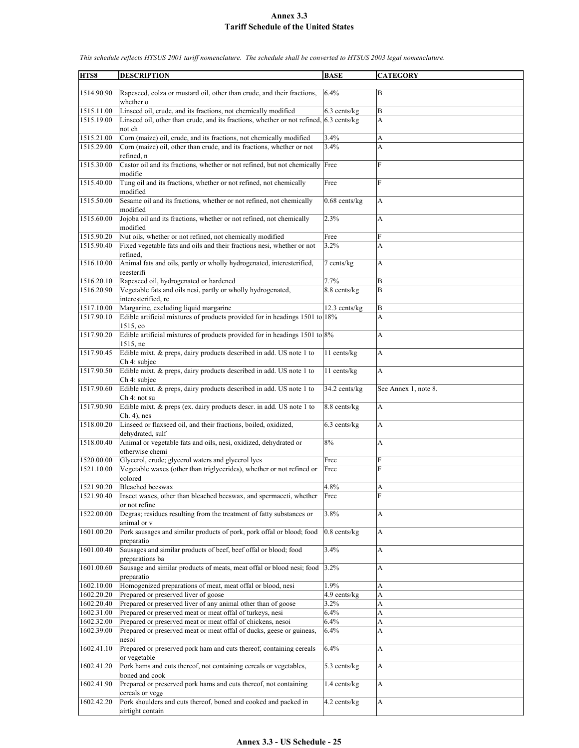# Annex 3.3
## Tariff Schedule of the United States

*This schedule reflects HTSUS 2001 tariff nomenclature. The schedule shall be converted to HTSUS 2003 legal nomenclature.*

| HTS8 | DESCRIPTION | BASE | CATEGORY |
|---|---|---|---|
| 1514.90.90 | Rapeseed, colza or mustard oil, other than crude, and their fractions, whether o | 6.4% | B |
| 1515.11.00 | Linseed oil, crude, and its fractions, not chemically modified | 6.3 cents/kg | B |
| 1515.19.00 | Linseed oil, other than crude, and its fractions, whether or not refined, not ch | 6.3 cents/kg | A |
| 1515.21.00 | Corn (maize) oil, crude, and its fractions, not chemically modified | 3.4% | A |
| 1515.29.00 | Corn (maize) oil, other than crude, and its fractions, whether or not refined, n | 3.4% | A |
| 1515.30.00 | Castor oil and its fractions, whether or not refined, but not chemically modifie | Free | F |
| 1515.40.00 | Tung oil and its fractions, whether or not refined, not chemically modified | Free | F |
| 1515.50.00 | Sesame oil and its fractions, whether or not refined, not chemically modified | 0.68 cents/kg | A |
| 1515.60.00 | Jojoba oil and its fractions, whether or not refined, not chemically modified | 2.3% | A |
| 1515.90.20 | Nut oils, whether or not refined, not chemically modified | Free | F |
| 1515.90.40 | Fixed vegetable fats and oils and their fractions nesi, whether or not refined, | 3.2% | A |
| 1516.10.00 | Animal fats and oils, partly or wholly hydrogenated, interesterified, reesterifi | 7 cents/kg | A |
| 1516.20.10 | Rapeseed oil, hydrogenated or hardened | 7.7% | B |
| 1516.20.90 | Vegetable fats and oils nesi, partly or wholly hydrogenated, interesterified, re | 8.8 cents/kg | B |
| 1517.10.00 | Margarine, excluding liquid margarine | 12.3 cents/kg | B |
| 1517.90.10 | Edible artificial mixtures of products provided for in headings 1501 to 1515, co | 18% | A |
| 1517.90.20 | Edible artificial mixtures of products provided for in headings 1501 to 1515, ne | 8% | A |
| 1517.90.45 | Edible mixt. & preps, dairy products described in add. US note 1 to Ch 4: subjec | 11 cents/kg | A |
| 1517.90.50 | Edible mixt. & preps, dairy products described in add. US note 1 to Ch 4: subjec | 11 cents/kg | A |
| 1517.90.60 | Edible mixt. & preps, dairy products described in add. US note 1 to Ch 4: not su | 34.2 cents/kg | See Annex 1, note 8. |
| 1517.90.90 | Edible mixt. & preps (ex. dairy products descr. in add. US note 1 to Ch. 4), nes | 8.8 cents/kg | A |
| 1518.00.20 | Linseed or flaxseed oil, and their fractions, boiled, oxidized, dehydrated, sulf | 6.3 cents/kg | A |
| 1518.00.40 | Animal or vegetable fats and oils, nesi, oxidized, dehydrated or otherwise chemi | 8% | A |
| 1520.00.00 | Glycerol, crude; glycerol waters and glycerol lyes | Free | F |
| 1521.10.00 | Vegetable waxes (other than triglycerides), whether or not refined or colored | Free | F |
| 1521.90.20 | Bleached beeswax | 4.8% | A |
| 1521.90.40 | Insect waxes, other than bleached beeswax, and spermaceti, whether or not refine | Free | F |
| 1522.00.00 | Degras; residues resulting from the treatment of fatty substances or animal or v | 3.8% | A |
| 1601.00.20 | Pork sausages and similar products of pork, pork offal or blood; food preparatio | 0.8 cents/kg | A |
| 1601.00.40 | Sausages and similar products of beef, beef offal or blood; food preparations ba | 3.4% | A |
| 1601.00.60 | Sausage and similar products of meats, meat offal or blood nesi; food preparatio | 3.2% | A |
| 1602.10.00 | Homogenized preparations of meat, meat offal or blood, nesi | 1.9% | A |
| 1602.20.20 | Prepared or preserved liver of goose | 4.9 cents/kg | A |
| 1602.20.40 | Prepared or preserved liver of any animal other than of goose | 3.2% | A |
| 1602.31.00 | Prepared or preserved meat or meat offal of turkeys, nesi | 6.4% | A |
| 1602.32.00 | Prepared or preserved meat or meat offal of chickens, nesoi | 6.4% | A |
| 1602.39.00 | Prepared or preserved meat or meat offal of ducks, geese or guineas, nesoi | 6.4% | A |
| 1602.41.10 | Prepared or preserved pork ham and cuts thereof, containing cereals or vegetable | 6.4% | A |
| 1602.41.20 | Pork hams and cuts thereof, not containing cereals or vegetables, boned and cook | 5.3 cents/kg | A |
| 1602.41.90 | Prepared or preserved pork hams and cuts thereof, not containing cereals or vege | 1.4 cents/kg | A |
| 1602.42.20 | Pork shoulders and cuts thereof, boned and cooked and packed in airtight contain | 4.2 cents/kg | A |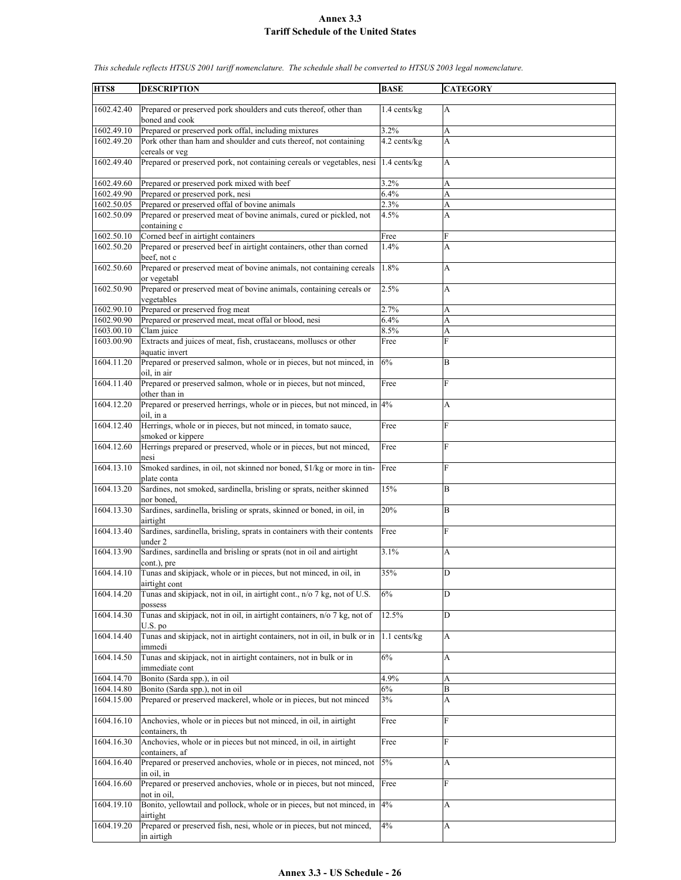# Annex 3.3
## Tariff Schedule of the United States

*This schedule reflects HTSUS 2001 tariff nomenclature. The schedule shall be converted to HTSUS 2003 legal nomenclature.*

| HTS8 | DESCRIPTION | BASE | CATEGORY |
|---|---|---|---|
| 1602.42.40 | Prepared or preserved pork shoulders and cuts thereof, other than boned and cook | 1.4 cents/kg | A |
| 1602.49.10 | Prepared or preserved pork offal, including mixtures | 3.2% | A |
| 1602.49.20 | Pork other than ham and shoulder and cuts thereof, not containing cereals or veg | 4.2 cents/kg | A |
| 1602.49.40 | Prepared or preserved pork, not containing cereals or vegetables, nesi | 1.4 cents/kg | A |
| 1602.49.60 | Prepared or preserved pork mixed with beef | 3.2% | A |
| 1602.49.90 | Prepared or preserved pork, nesi | 6.4% | A |
| 1602.50.05 | Prepared or preserved offal of bovine animals | 2.3% | A |
| 1602.50.09 | Prepared or preserved meat of bovine animals, cured or pickled, not containing c | 4.5% | A |
| 1602.50.10 | Corned beef in airtight containers | Free | F |
| 1602.50.20 | Prepared or preserved beef in airtight containers, other than corned beef, not c | 1.4% | A |
| 1602.50.60 | Prepared or preserved meat of bovine animals, not containing cereals or vegetabl | 1.8% | A |
| 1602.50.90 | Prepared or preserved meat of bovine animals, containing cereals or vegetables | 2.5% | A |
| 1602.90.10 | Prepared or preserved frog meat | 2.7% | A |
| 1602.90.90 | Prepared or preserved meat, meat offal or blood, nesi | 6.4% | A |
| 1603.00.10 | Clam juice | 8.5% | A |
| 1603.00.90 | Extracts and juices of meat, fish, crustaceans, molluscs or other aquatic invert | Free | F |
| 1604.11.20 | Prepared or preserved salmon, whole or in pieces, but not minced, in oil, in air | 6% | B |
| 1604.11.40 | Prepared or preserved salmon, whole or in pieces, but not minced, other than in | Free | F |
| 1604.12.20 | Prepared or preserved herrings, whole or in pieces, but not minced, in oil, in a | 4% | A |
| 1604.12.40 | Herrings, whole or in pieces, but not minced, in tomato sauce, smoked or kippere | Free | F |
| 1604.12.60 | Herrings prepared or preserved, whole or in pieces, but not minced, nesi | Free | F |
| 1604.13.10 | Smoked sardines, in oil, not skinned nor boned, $1/kg or more in tin-plate conta | Free | F |
| 1604.13.20 | Sardines, not smoked, sardinella, brisling or sprats, neither skinned nor boned, | 15% | B |
| 1604.13.30 | Sardines, sardinella, brisling or sprats, skinned or boned, in oil, in airtight | 20% | B |
| 1604.13.40 | Sardines, sardinella, brisling, sprats in containers with their contents under 2 | Free | F |
| 1604.13.90 | Sardines, sardinella and brisling or sprats (not in oil and airtight cont.), pre | 3.1% | A |
| 1604.14.10 | Tunas and skipjack, whole or in pieces, but not minced, in oil, in airtight cont | 35% | D |
| 1604.14.20 | Tunas and skipjack, not in oil, in airtight cont., n/o 7 kg, not of U.S. possess | 6% | D |
| 1604.14.30 | Tunas and skipjack, not in oil, in airtight containers, n/o 7 kg, not of U.S. po | 12.5% | D |
| 1604.14.40 | Tunas and skipjack, not in airtight containers, not in oil, in bulk or in immedi | 1.1 cents/kg | A |
| 1604.14.50 | Tunas and skipjack, not in airtight containers, not in bulk or in immediate cont | 6% | A |
| 1604.14.70 | Bonito (Sarda spp.), in oil | 4.9% | A |
| 1604.14.80 | Bonito (Sarda spp.), not in oil | 6% | B |
| 1604.15.00 | Prepared or preserved mackerel, whole or in pieces, but not minced | 3% | A |
| 1604.16.10 | Anchovies, whole or in pieces but not minced, in oil, in airtight containers, th | Free | F |
| 1604.16.30 | Anchovies, whole or in pieces but not minced, in oil, in airtight containers, af | Free | F |
| 1604.16.40 | Prepared or preserved anchovies, whole or in pieces, not minced, not in oil, in | 5% | A |
| 1604.16.60 | Prepared or preserved anchovies, whole or in pieces, but not minced, not in oil, | Free | F |
| 1604.19.10 | Bonito, yellowtail and pollock, whole or in pieces, but not minced, in airtight | 4% | A |
| 1604.19.20 | Prepared or preserved fish, nesi, whole or in pieces, but not minced, in airtigh | 4% | A |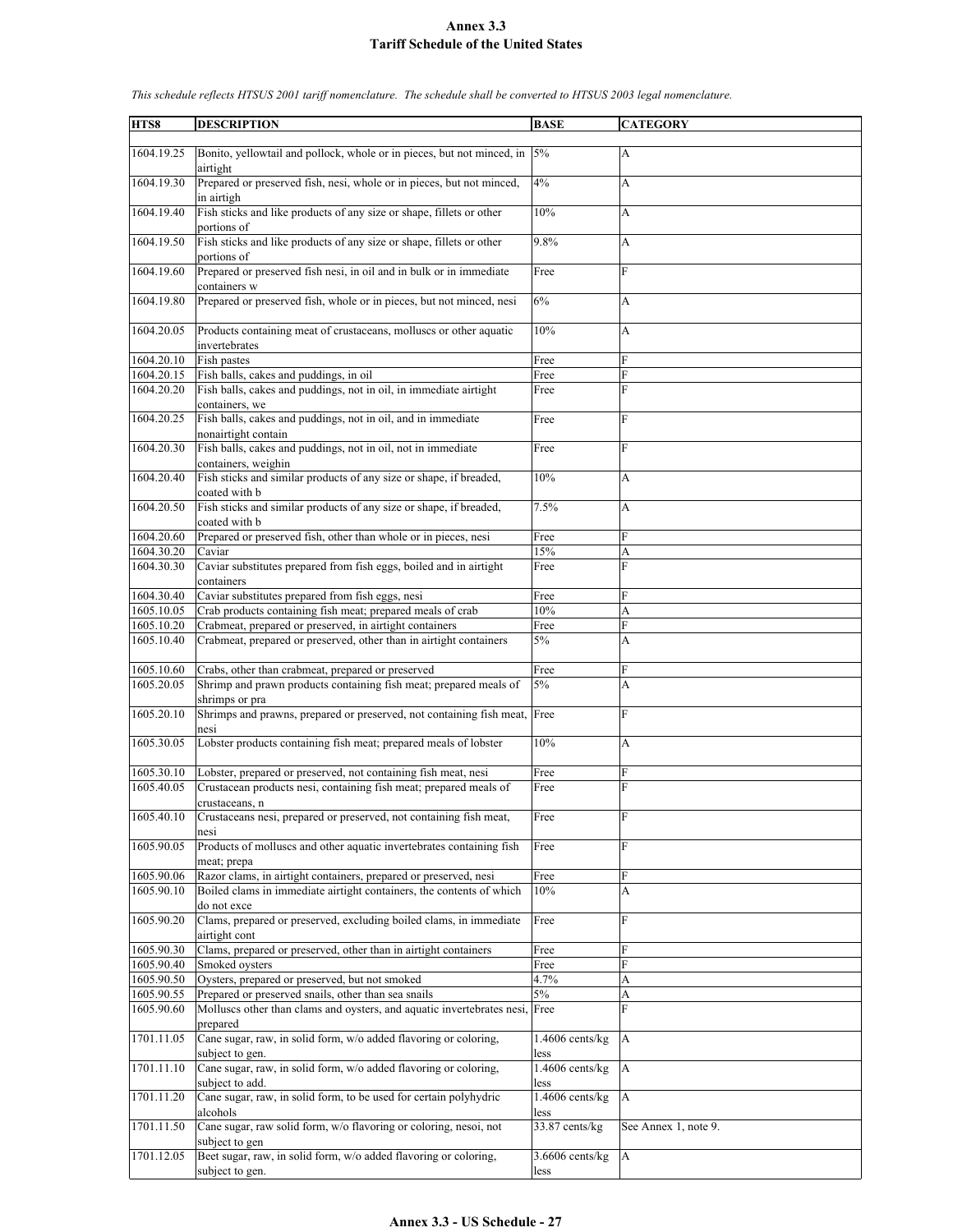# Annex 3.3
# Tariff Schedule of the United States

*This schedule reflects HTSUS 2001 tariff nomenclature. The schedule shall be converted to HTSUS 2003 legal nomenclature.*

| HTS8 | DESCRIPTION | BASE | CATEGORY |
|---|---|---|---|
| 1604.19.25 | Bonito, yellowtail and pollock, whole or in pieces, but not minced, in airtight | 5% | A |
| 1604.19.30 | Prepared or preserved fish, nesi, whole or in pieces, but not minced, in airtigh | 4% | A |
| 1604.19.40 | Fish sticks and like products of any size or shape, fillets or other portions of | 10% | A |
| 1604.19.50 | Fish sticks and like products of any size or shape, fillets or other portions of | 9.8% | A |
| 1604.19.60 | Prepared or preserved fish nesi, in oil and in bulk or in immediate containers w | Free | F |
| 1604.19.80 | Prepared or preserved fish, whole or in pieces, but not minced, nesi | 6% | A |
| 1604.20.05 | Products containing meat of crustaceans, molluscs or other aquatic invertebrates | 10% | A |
| 1604.20.10 | Fish pastes | Free | F |
| 1604.20.15 | Fish balls, cakes and puddings, in oil | Free | F |
| 1604.20.20 | Fish balls, cakes and puddings, not in oil, in immediate airtight containers, we | Free | F |
| 1604.20.25 | Fish balls, cakes and puddings, not in oil, and in immediate nonairtight contain | Free | F |
| 1604.20.30 | Fish balls, cakes and puddings, not in oil, not in immediate containers, weighin | Free | F |
| 1604.20.40 | Fish sticks and similar products of any size or shape, if breaded, coated with b | 10% | A |
| 1604.20.50 | Fish sticks and similar products of any size or shape, if breaded, coated with b | 7.5% | A |
| 1604.20.60 | Prepared or preserved fish, other than whole or in pieces, nesi | Free | F |
| 1604.30.20 | Caviar | 15% | A |
| 1604.30.30 | Caviar substitutes prepared from fish eggs, boiled and in airtight containers | Free | F |
| 1604.30.40 | Caviar substitutes prepared from fish eggs, nesi | Free | F |
| 1605.10.05 | Crab products containing fish meat; prepared meals of crab | 10% | A |
| 1605.10.20 | Crabmeat, prepared or preserved, in airtight containers | Free | F |
| 1605.10.40 | Crabmeat, prepared or preserved, other than in airtight containers | 5% | A |
| 1605.10.60 | Crabs, other than crabmeat, prepared or preserved | Free | F |
| 1605.20.05 | Shrimp and prawn products containing fish meat; prepared meals of shrimps or pra | 5% | A |
| 1605.20.10 | Shrimps and prawns, prepared or preserved, not containing fish meat, nesi | Free | F |
| 1605.30.05 | Lobster products containing fish meat; prepared meals of lobster | 10% | A |
| 1605.30.10 | Lobster, prepared or preserved, not containing fish meat, nesi | Free | F |
| 1605.40.05 | Crustacean products nesi, containing fish meat; prepared meals of crustaceans, n | Free | F |
| 1605.40.10 | Crustaceans nesi, prepared or preserved, not containing fish meat, nesi | Free | F |
| 1605.90.05 | Products of molluscs and other aquatic invertebrates containing fish meat; prepa | Free | F |
| 1605.90.06 | Razor clams, in airtight containers, prepared or preserved, nesi | Free | F |
| 1605.90.10 | Boiled clams in immediate airtight containers, the contents of which do not exce | 10% | A |
| 1605.90.20 | Clams, prepared or preserved, excluding boiled clams, in immediate airtight cont | Free | F |
| 1605.90.30 | Clams, prepared or preserved, other than in airtight containers | Free | F |
| 1605.90.40 | Smoked oysters | Free | F |
| 1605.90.50 | Oysters, prepared or preserved, but not smoked | 4.7% | A |
| 1605.90.55 | Prepared or preserved snails, other than sea snails | 5% | A |
| 1605.90.60 | Molluscs other than clams and oysters, and aquatic invertebrates nesi, prepared | Free | F |
| 1701.11.05 | Cane sugar, raw, in solid form, w/o added flavoring or coloring, subject to gen. | 1.4606 cents/kg less | A |
| 1701.11.10 | Cane sugar, raw, in solid form, w/o added flavoring or coloring, subject to add. | 1.4606 cents/kg less | A |
| 1701.11.20 | Cane sugar, raw, in solid form, to be used for certain polyhydric alcohols | 1.4606 cents/kg less | A |
| 1701.11.50 | Cane sugar, raw solid form, w/o flavoring or coloring, nesoi, not subject to gen | 33.87 cents/kg | See Annex 1, note 9. |
| 1701.12.05 | Beet sugar, raw, in solid form, w/o added flavoring or coloring, subject to gen. | 3.6606 cents/kg less | A |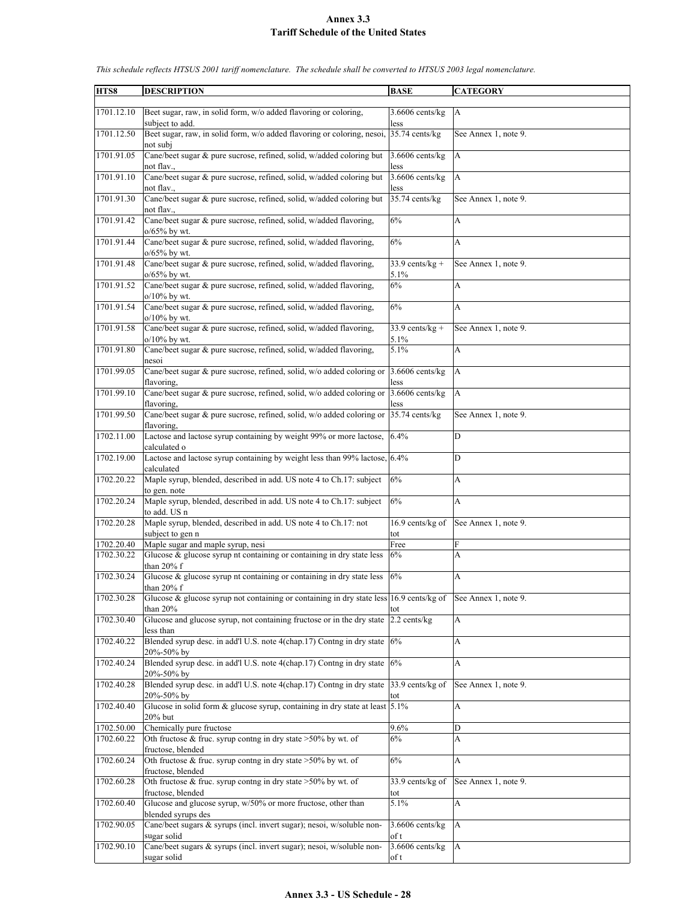# Annex 3.3
## Tariff Schedule of the United States

*This schedule reflects HTSUS 2001 tariff nomenclature. The schedule shall be converted to HTSUS 2003 legal nomenclature.*

| HTS8 | DESCRIPTION | BASE | CATEGORY |
|---|---|---|---|
| 1701.12.10 | Beet sugar, raw, in solid form, w/o added flavoring or coloring, subject to add. | 3.6606 cents/kg less | A |
| 1701.12.50 | Beet sugar, raw, in solid form, w/o added flavoring or coloring, nesoi, not subj | 35.74 cents/kg | See Annex 1, note 9. |
| 1701.91.05 | Cane/beet sugar & pure sucrose, refined, solid, w/added coloring but not flav., | 3.6606 cents/kg less | A |
| 1701.91.10 | Cane/beet sugar & pure sucrose, refined, solid, w/added coloring but not flav., | 3.6606 cents/kg less | A |
| 1701.91.30 | Cane/beet sugar & pure sucrose, refined, solid, w/added coloring but not flav., | 35.74 cents/kg | See Annex 1, note 9. |
| 1701.91.42 | Cane/beet sugar & pure sucrose, refined, solid, w/added flavoring, o/65% by wt. | 6% | A |
| 1701.91.44 | Cane/beet sugar & pure sucrose, refined, solid, w/added flavoring, o/65% by wt. | 6% | A |
| 1701.91.48 | Cane/beet sugar & pure sucrose, refined, solid, w/added flavoring, o/65% by wt. | 33.9 cents/kg + 5.1% | See Annex 1, note 9. |
| 1701.91.52 | Cane/beet sugar & pure sucrose, refined, solid, w/added flavoring, o/10% by wt. | 6% | A |
| 1701.91.54 | Cane/beet sugar & pure sucrose, refined, solid, w/added flavoring, o/10% by wt. | 6% | A |
| 1701.91.58 | Cane/beet sugar & pure sucrose, refined, solid, w/added flavoring, o/10% by wt. | 33.9 cents/kg + 5.1% | See Annex 1, note 9. |
| 1701.91.80 | Cane/beet sugar & pure sucrose, refined, solid, w/added flavoring, nesoi | 5.1% | A |
| 1701.99.05 | Cane/beet sugar & pure sucrose, refined, solid, w/o added coloring or flavoring, | 3.6606 cents/kg less | A |
| 1701.99.10 | Cane/beet sugar & pure sucrose, refined, solid, w/o added coloring or flavoring, | 3.6606 cents/kg less | A |
| 1701.99.50 | Cane/beet sugar & pure sucrose, refined, solid, w/o added coloring or flavoring, | 35.74 cents/kg | See Annex 1, note 9. |
| 1702.11.00 | Lactose and lactose syrup containing by weight 99% or more lactose, calculated o | 6.4% | D |
| 1702.19.00 | Lactose and lactose syrup containing by weight less than 99% lactose, calculated | 6.4% | D |
| 1702.20.22 | Maple syrup, blended, described in add. US note 4 to Ch.17: subject to gen. note | 6% | A |
| 1702.20.24 | Maple syrup, blended, described in add. US note 4 to Ch.17: subject to add. US n | 6% | A |
| 1702.20.28 | Maple syrup, blended, described in add. US note 4 to Ch.17: not subject to gen n | 16.9 cents/kg of tot | See Annex 1, note 9. |
| 1702.20.40 | Maple sugar and maple syrup, nesi | Free | F |
| 1702.30.22 | Glucose & glucose syrup nt containing or containing in dry state less than 20% f | 6% | A |
| 1702.30.24 | Glucose & glucose syrup nt containing or containing in dry state less than 20% f | 6% | A |
| 1702.30.28 | Glucose & glucose syrup not containing or containing in dry state less than 20% | 16.9 cents/kg of tot | See Annex 1, note 9. |
| 1702.30.40 | Glucose and glucose syrup, not containing fructose or in the dry state less than | 2.2 cents/kg | A |
| 1702.40.22 | Blended syrup desc. in add'l U.S. note 4(chap.17) Contng in dry state 20%-50% by | 6% | A |
| 1702.40.24 | Blended syrup desc. in add'l U.S. note 4(chap.17) Contng in dry state 20%-50% by | 6% | A |
| 1702.40.28 | Blended syrup desc. in add'l U.S. note 4(chap.17) Contng in dry state 20%-50% by | 33.9 cents/kg of tot | See Annex 1, note 9. |
| 1702.40.40 | Glucose in solid form & glucose syrup, containing in dry state at least 20% but | 5.1% | A |
| 1702.50.00 | Chemically pure fructose | 9.6% | D |
| 1702.60.22 | Oth fructose & fruc. syrup contng in dry state >50% by wt. of fructose, blended | 6% | A |
| 1702.60.24 | Oth fructose & fruc. syrup contng in dry state >50% by wt. of fructose, blended | 6% | A |
| 1702.60.28 | Oth fructose & fruc. syrup contng in dry state >50% by wt. of fructose, blended | 33.9 cents/kg of tot | See Annex 1, note 9. |
| 1702.60.40 | Glucose and glucose syrup, w/50% or more fructose, other than blended syrups des | 5.1% | A |
| 1702.90.05 | Cane/beet sugars & syrups (incl. invert sugar); nesoi, w/soluble non-sugar solid | 3.6606 cents/kg of t | A |
| 1702.90.10 | Cane/beet sugars & syrups (incl. invert sugar); nesoi, w/soluble non-sugar solid | 3.6606 cents/kg of t | A |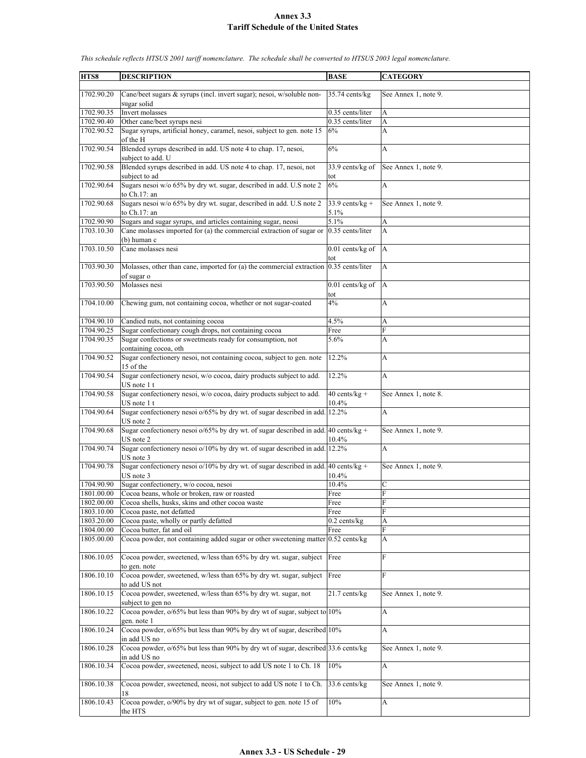# Annex 3.3
# Tariff Schedule of the United States

*This schedule reflects HTSUS 2001 tariff nomenclature. The schedule shall be converted to HTSUS 2003 legal nomenclature.*

| HTS8 | DESCRIPTION | BASE | CATEGORY |
|---|---|---|---|
| 1702.90.20 | Cane/beet sugars & syrups (incl. invert sugar); nesoi, w/soluble non-sugar solid | 35.74 cents/kg | See Annex 1, note 9. |
| 1702.90.35 | Invert molasses | 0.35 cents/liter | A |
| 1702.90.40 | Other cane/beet syrups nesi | 0.35 cents/liter | A |
| 1702.90.52 | Sugar syrups, artificial honey, caramel, nesoi, subject to gen. note 15 of the H | 6% | A |
| 1702.90.54 | Blended syrups described in add. US note 4 to chap. 17, nesoi, subject to add. U | 6% | A |
| 1702.90.58 | Blended syrups described in add. US note 4 to chap. 17, nesoi, not subject to ad | 33.9 cents/kg of tot | See Annex 1, note 9. |
| 1702.90.64 | Sugars nesoi w/o 65% by dry wt. sugar, described in add. U.S note 2 to Ch.17: an | 6% | A |
| 1702.90.68 | Sugars nesoi w/o 65% by dry wt. sugar, described in add. U.S note 2 to Ch.17: an | 33.9 cents/kg + 5.1% | See Annex 1, note 9. |
| 1702.90.90 | Sugars and sugar syrups, and articles containing sugar, neosi | 5.1% | A |
| 1703.10.30 | Cane molasses imported for (a) the commercial extraction of sugar or (b) human c | 0.35 cents/liter | A |
| 1703.10.50 | Cane molasses nesi | 0.01 cents/kg of tot | A |
| 1703.90.30 | Molasses, other than cane, imported for (a) the commercial extraction of sugar o | 0.35 cents/liter | A |
| 1703.90.50 | Molasses nesi | 0.01 cents/kg of tot | A |
| 1704.10.00 | Chewing gum, not containing cocoa, whether or not sugar-coated | 4% | A |
| 1704.90.10 | Candied nuts, not containing cocoa | 4.5% | A |
| 1704.90.25 | Sugar confectionary cough drops, not containing cocoa | Free | F |
| 1704.90.35 | Sugar confections or sweetmeats ready for consumption, not containing cocoa, oth | 5.6% | A |
| 1704.90.52 | Sugar confectionery nesoi, not containing cocoa, subject to gen. note 15 of the | 12.2% | A |
| 1704.90.54 | Sugar confectionery nesoi, w/o cocoa, dairy products subject to add. US note 1 t | 12.2% | A |
| 1704.90.58 | Sugar confectionery nesoi, w/o cocoa, dairy products subject to add. US note 1 t | 40 cents/kg + 10.4% | See Annex 1, note 8. |
| 1704.90.64 | Sugar confectionery nesoi o/65% by dry wt. of sugar described in add. US note 2 | 12.2% | A |
| 1704.90.68 | Sugar confectionery nesoi o/65% by dry wt. of sugar described in add. US note 2 | 40 cents/kg + 10.4% | See Annex 1, note 9. |
| 1704.90.74 | Sugar confectionery nesoi o/10% by dry wt. of sugar described in add. US note 3 | 12.2% | A |
| 1704.90.78 | Sugar confectionery nesoi o/10% by dry wt. of sugar described in add. US note 3 | 40 cents/kg + 10.4% | See Annex 1, note 9. |
| 1704.90.90 | Sugar confectionery, w/o cocoa, nesoi | 10.4% | C |
| 1801.00.00 | Cocoa beans, whole or broken, raw or roasted | Free | F |
| 1802.00.00 | Cocoa shells, husks, skins and other cocoa waste | Free | F |
| 1803.10.00 | Cocoa paste, not defatted | Free | F |
| 1803.20.00 | Cocoa paste, wholly or partly defatted | 0.2 cents/kg | A |
| 1804.00.00 | Cocoa butter, fat and oil | Free | F |
| 1805.00.00 | Cocoa powder, not containing added sugar or other sweetening matter | 0.52 cents/kg | A |
| 1806.10.05 | Cocoa powder, sweetened, w/less than 65% by dry wt. sugar, subject to gen. note | Free | F |
| 1806.10.10 | Cocoa powder, sweetened, w/less than 65% by dry wt. sugar, subject to add US not | Free | F |
| 1806.10.15 | Cocoa powder, sweetened, w/less than 65% by dry wt. sugar, not subject to gen no | 21.7 cents/kg | See Annex 1, note 9. |
| 1806.10.22 | Cocoa powder, o/65% but less than 90% by dry wt of sugar, subject to gen. note 1 | 10% | A |
| 1806.10.24 | Cocoa powder, o/65% but less than 90% by dry wt of sugar, described in add US no | 10% | A |
| 1806.10.28 | Cocoa powder, o/65% but less than 90% by dry wt of sugar, described in add US no | 33.6 cents/kg | See Annex 1, note 9. |
| 1806.10.34 | Cocoa powder, sweetened, neosi, subject to add US note 1 to Ch. 18 | 10% | A |
| 1806.10.38 | Cocoa powder, sweetened, neosi, not subject to add US note 1 to Ch. 18 | 33.6 cents/kg | See Annex 1, note 9. |
| 1806.10.43 | Cocoa powder, o/90% by dry wt of sugar, subject to gen. note 15 of the HTS | 10% | A |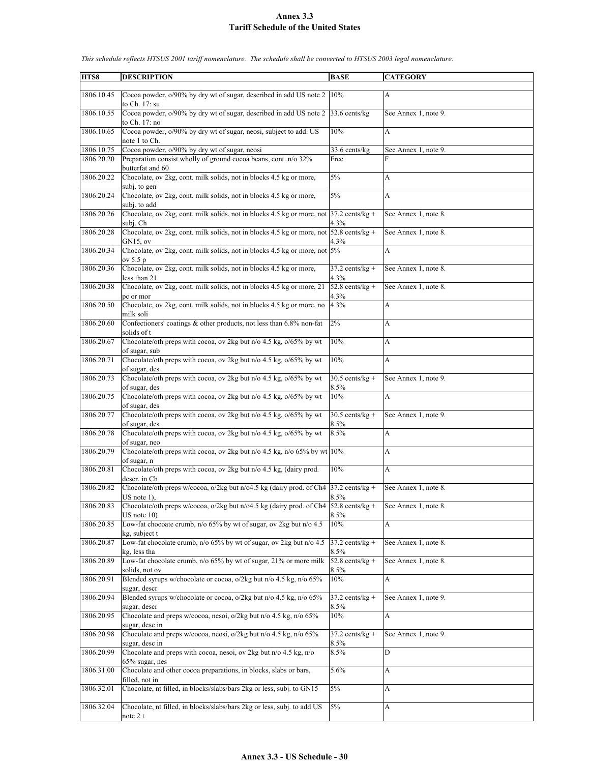# Annex 3.3
## Tariff Schedule of the United States

*This schedule reflects HTSUS 2001 tariff nomenclature. The schedule shall be converted to HTSUS 2003 legal nomenclature.*

| HTS8 | DESCRIPTION | BASE | CATEGORY |
|---|---|---|---|
| 1806.10.45 | Cocoa powder, o/90% by dry wt of sugar, described in add US note 2 to Ch. 17: su | 10% | A |
| 1806.10.55 | Cocoa powder, o/90% by dry wt of sugar, described in add US note 2 to Ch. 17: no | 33.6 cents/kg | See Annex 1, note 9. |
| 1806.10.65 | Cocoa powder, o/90% by dry wt of sugar, neosi, subject to add. US note 1 to Ch. | 10% | A |
| 1806.10.75 | Cocoa powder, o/90% by dry wt of sugar, neosi | 33.6 cents/kg | See Annex 1, note 9. |
| 1806.20.20 | Preparation consist wholly of ground cocoa beans, cont. n/o 32% butterfat and 60 | Free | F |
| 1806.20.22 | Chocolate, ov 2kg, cont. milk solids, not in blocks 4.5 kg or more, subj. to gen | 5% | A |
| 1806.20.24 | Chocolate, ov 2kg, cont. milk solids, not in blocks 4.5 kg or more, subj. to add | 5% | A |
| 1806.20.26 | Chocolate, ov 2kg, cont. milk solids, not in blocks 4.5 kg or more, not subj. Ch | 37.2 cents/kg + 4.3% | See Annex 1, note 8. |
| 1806.20.28 | Chocolate, ov 2kg, cont. milk solids, not in blocks 4.5 kg or more, not GN15, ov | 52.8 cents/kg + 4.3% | See Annex 1, note 8. |
| 1806.20.34 | Chocolate, ov 2kg, cont. milk solids, not in blocks 4.5 kg or more, not ov 5.5 p | 5% | A |
| 1806.20.36 | Chocolate, ov 2kg, cont. milk solids, not in blocks 4.5 kg or more, less than 21 | 37.2 cents/kg + 4.3% | See Annex 1, note 8. |
| 1806.20.38 | Chocolate, ov 2kg, cont. milk solids, not in blocks 4.5 kg or more, 21 pc or mor | 52.8 cents/kg + 4.3% | See Annex 1, note 8. |
| 1806.20.50 | Chocolate, ov 2kg, cont. milk solids, not in blocks 4.5 kg or more, no milk soli | 4.3% | A |
| 1806.20.60 | Confectioners' coatings & other products, not less than 6.8% non-fat solids of t | 2% | A |
| 1806.20.67 | Chocolate/oth preps with cocoa, ov 2kg but n/o 4.5 kg, o/65% by wt of sugar, sub | 10% | A |
| 1806.20.71 | Chocolate/oth preps with cocoa, ov 2kg but n/o 4.5 kg, o/65% by wt of sugar, des | 10% | A |
| 1806.20.73 | Chocolate/oth preps with cocoa, ov 2kg but n/o 4.5 kg, o/65% by wt of sugar, des | 30.5 cents/kg + 8.5% | See Annex 1, note 9. |
| 1806.20.75 | Chocolate/oth preps with cocoa, ov 2kg but n/o 4.5 kg, o/65% by wt of sugar, des | 10% | A |
| 1806.20.77 | Chocolate/oth preps with cocoa, ov 2kg but n/o 4.5 kg, o/65% by wt of sugar, des | 30.5 cents/kg + 8.5% | See Annex 1, note 9. |
| 1806.20.78 | Chocolate/oth preps with cocoa, ov 2kg but n/o 4.5 kg, o/65% by wt of sugar, neo | 8.5% | A |
| 1806.20.79 | Chocolate/oth preps with cocoa, ov 2kg but n/o 4.5 kg, n/o 65% by wt of sugar, n | 10% | A |
| 1806.20.81 | Chocolate/oth preps with cocoa, ov 2kg but n/o 4.5 kg, (dairy prod. descr. in Ch | 10% | A |
| 1806.20.82 | Chocolate/oth preps w/cocoa, o/2kg but n/o4.5 kg (dairy prod. of Ch4 US note 1), | 37.2 cents/kg + 8.5% | See Annex 1, note 8. |
| 1806.20.83 | Chocolate/oth preps w/cocoa, o/2kg but n/o4.5 kg (dairy prod. of Ch4 US note 10) | 52.8 cents/kg + 8.5% | See Annex 1, note 8. |
| 1806.20.85 | Low-fat chocoate crumb, n/o 65% by wt of sugar, ov 2kg but n/o 4.5 kg, subject t | 10% | A |
| 1806.20.87 | Low-fat chocolate crumb, n/o 65% by wt of sugar, ov 2kg but n/o 4.5 kg, less tha | 37.2 cents/kg + 8.5% | See Annex 1, note 8. |
| 1806.20.89 | Low-fat chocolate crumb, n/o 65% by wt of sugar, 21% or more milk solids, not ov | 52.8 cents/kg + 8.5% | See Annex 1, note 8. |
| 1806.20.91 | Blended syrups w/chocolate or cocoa, o/2kg but n/o 4.5 kg, n/o 65% sugar, descr | 10% | A |
| 1806.20.94 | Blended syrups w/chocolate or cocoa, o/2kg but n/o 4.5 kg, n/o 65% sugar, descr | 37.2 cents/kg + 8.5% | See Annex 1, note 9. |
| 1806.20.95 | Chocolate and preps w/cocoa, nesoi, o/2kg but n/o 4.5 kg, n/o 65% sugar, desc in | 10% | A |
| 1806.20.98 | Chocolate and preps w/cocoa, neosi, o/2kg but n/o 4.5 kg, n/o 65% sugar, desc in | 37.2 cents/kg + 8.5% | See Annex 1, note 9. |
| 1806.20.99 | Chocolate and preps with cocoa, nesoi, ov 2kg but n/o 4.5 kg, n/o 65% sugar, nes | 8.5% | D |
| 1806.31.00 | Chocolate and other cocoa preparations, in blocks, slabs or bars, filled, not in | 5.6% | A |
| 1806.32.01 | Chocolate, nt filled, in blocks/slabs/bars 2kg or less, subj. to GN15 | 5% | A |
| 1806.32.04 | Chocolate, nt filled, in blocks/slabs/bars 2kg or less, subj. to add US note 2 t | 5% | A |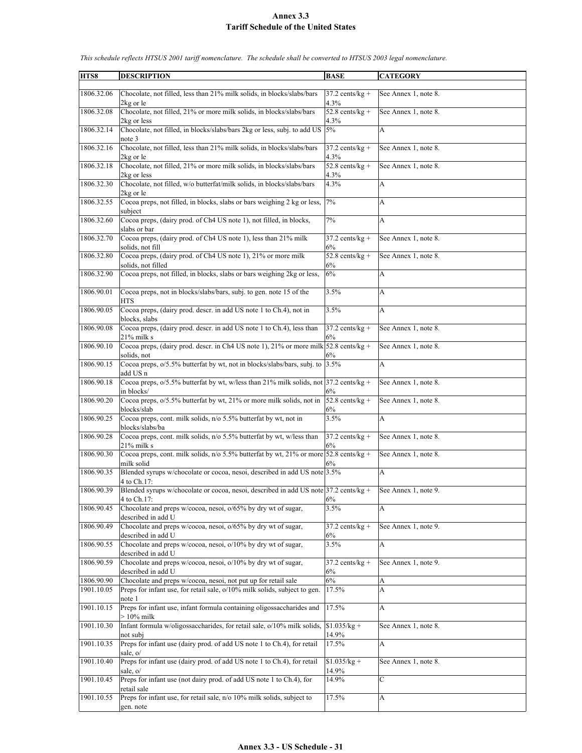# Annex 3.3
## Tariff Schedule of the United States

*This schedule reflects HTSUS 2001 tariff nomenclature. The schedule shall be converted to HTSUS 2003 legal nomenclature.*

| HTS8 | DESCRIPTION | BASE | CATEGORY |
|---|---|---|---|
| 1806.32.06 | Chocolate, not filled, less than 21% milk solids, in blocks/slabs/bars 2kg or le | 37.2 cents/kg + 4.3% | See Annex 1, note 8. |
| 1806.32.08 | Chocolate, not filled, 21% or more milk solids, in blocks/slabs/bars 2kg or less | 52.8 cents/kg + 4.3% | See Annex 1, note 8. |
| 1806.32.14 | Chocolate, not filled, in blocks/slabs/bars 2kg or less, subj. to add US note 3 | 5% | A |
| 1806.32.16 | Chocolate, not filled, less than 21% milk solids, in blocks/slabs/bars 2kg or le | 37.2 cents/kg + 4.3% | See Annex 1, note 8. |
| 1806.32.18 | Chocolate, not filled, 21% or more milk solids, in blocks/slabs/bars 2kg or less | 52.8 cents/kg + 4.3% | See Annex 1, note 8. |
| 1806.32.30 | Chocolate, not filled, w/o butterfat/milk solids, in blocks/slabs/bars 2kg or le | 4.3% | A |
| 1806.32.55 | Cocoa preps, not filled, in blocks, slabs or bars weighing 2 kg or less, subject | 7% | A |
| 1806.32.60 | Cocoa preps, (dairy prod. of Ch4 US note 1), not filled, in blocks, slabs or bar | 7% | A |
| 1806.32.70 | Cocoa preps, (dairy prod. of Ch4 US note 1), less than 21% milk solids, not fill | 37.2 cents/kg + 6% | See Annex 1, note 8. |
| 1806.32.80 | Cocoa preps, (dairy prod. of Ch4 US note 1), 21% or more milk solids, not filled | 52.8 cents/kg + 6% | See Annex 1, note 8. |
| 1806.32.90 | Cocoa preps, not filled, in blocks, slabs or bars weighing 2kg or less, | 6% | A |
| 1806.90.01 | Cocoa preps, not in blocks/slabs/bars, subj. to gen. note 15 of the HTS | 3.5% | A |
| 1806.90.05 | Cocoa preps, (dairy prod. descr. in add US note 1 to Ch.4), not in blocks, slabs | 3.5% | A |
| 1806.90.08 | Cocoa preps, (dairy prod. descr. in add US note 1 to Ch.4), less than 21% milk s | 37.2 cents/kg + 6% | See Annex 1, note 8. |
| 1806.90.10 | Cocoa preps, (dairy prod. descr. in Ch4 US note 1), 21% or more milk solids, not | 52.8 cents/kg + 6% | See Annex 1, note 8. |
| 1806.90.15 | Cocoa preps, o/5.5% butterfat by wt, not in blocks/slabs/bars, subj. to add US n | 3.5% | A |
| 1806.90.18 | Cocoa preps, o/5.5% butterfat by wt, w/less than 21% milk solids, not in blocks/ | 37.2 cents/kg + 6% | See Annex 1, note 8. |
| 1806.90.20 | Cocoa preps, o/5.5% butterfat by wt, 21% or more milk solids, not in blocks/slab | 52.8 cents/kg + 6% | See Annex 1, note 8. |
| 1806.90.25 | Cocoa preps, cont. milk solids, n/o 5.5% butterfat by wt, not in blocks/slabs/ba | 3.5% | A |
| 1806.90.28 | Cocoa preps, cont. milk solids, n/o 5.5% butterfat by wt, w/less than 21% milk s | 37.2 cents/kg + 6% | See Annex 1, note 8. |
| 1806.90.30 | Cocoa preps, cont. milk solids, n/o 5.5% butterfat by wt, 21% or more milk solid | 52.8 cents/kg + 6% | See Annex 1, note 8. |
| 1806.90.35 | Blended syrups w/chocolate or cocoa, nesoi, described in add US note 4 to Ch.17: | 3.5% | A |
| 1806.90.39 | Blended syrups w/chocolate or cocoa, nesoi, described in add US note 4 to Ch.17: | 37.2 cents/kg + 6% | See Annex 1, note 9. |
| 1806.90.45 | Chocolate and preps w/cocoa, nesoi, o/65% by dry wt of sugar, described in add U | 3.5% | A |
| 1806.90.49 | Chocolate and preps w/cocoa, nesoi, o/65% by dry wt of sugar, described in add U | 37.2 cents/kg + 6% | See Annex 1, note 9. |
| 1806.90.55 | Chocolate and preps w/cocoa, nesoi, o/10% by dry wt of sugar, described in add U | 3.5% | A |
| 1806.90.59 | Chocolate and preps w/cocoa, nesoi, o/10% by dry wt of sugar, described in add U | 37.2 cents/kg + 6% | See Annex 1, note 9. |
| 1806.90.90 | Chocolate and preps w/cocoa, nesoi, not put up for retail sale | 6% | A |
| 1901.10.05 | Preps for infant use, for retail sale, o/10% milk solids, subject to gen. note 1 | 17.5% | A |
| 1901.10.15 | Preps for infant use, infant formula containing oligossaccharides and > 10% milk | 17.5% | A |
| 1901.10.30 | Infant formula w/oligossaccharides, for retail sale, o/10% milk solids, not subj | $1.035/kg + 14.9% | See Annex 1, note 8. |
| 1901.10.35 | Preps for infant use (dairy prod. of add US note 1 to Ch.4), for retail sale, o/ | 17.5% | A |
| 1901.10.40 | Preps for infant use (dairy prod. of add US note 1 to Ch.4), for retail sale, o/ | $1.035/kg + 14.9% | See Annex 1, note 8. |
| 1901.10.45 | Preps for infant use (not dairy prod. of add US note 1 to Ch.4), for retail sale | 14.9% | C |
| 1901.10.55 | Preps for infant use, for retail sale, n/o 10% milk solids, subject to gen. note | 17.5% | A |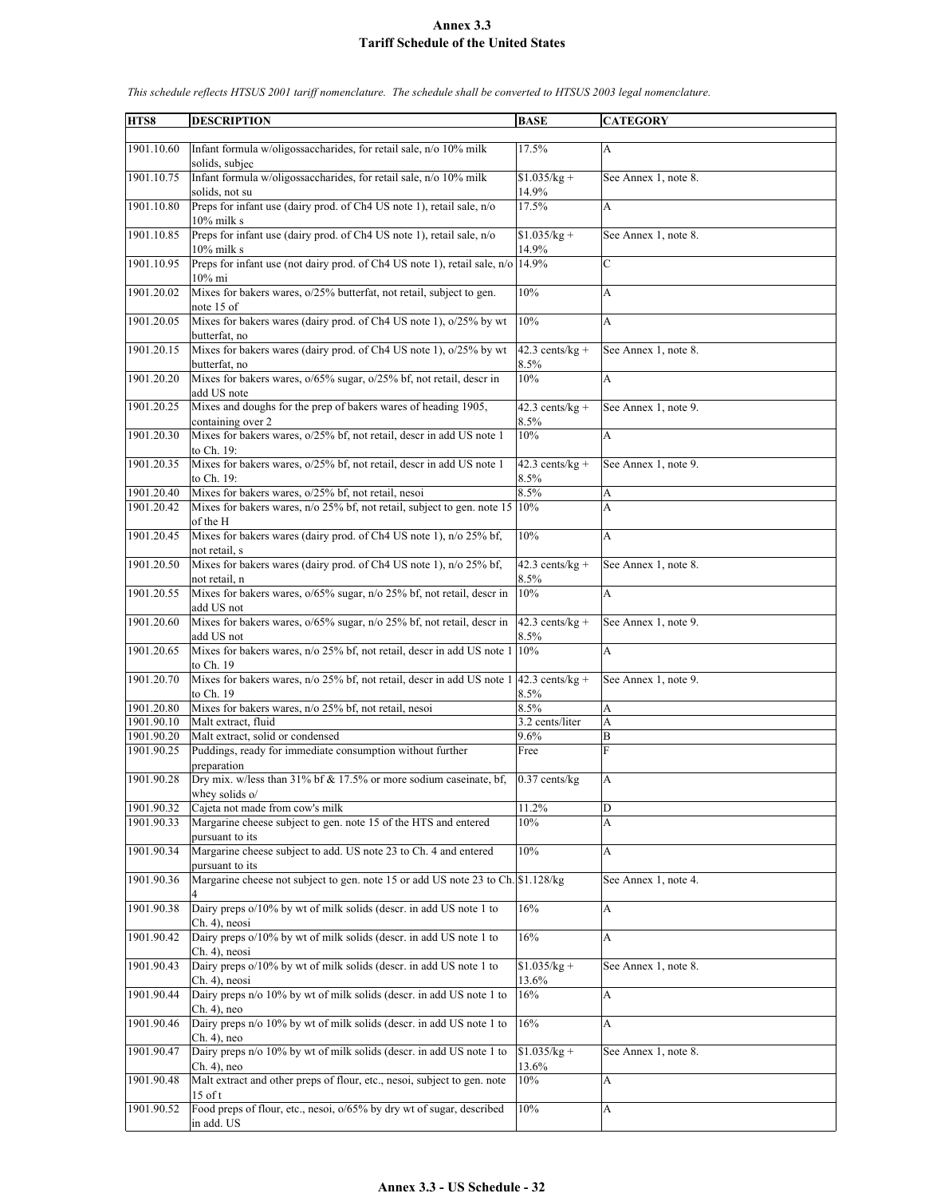# Annex 3.3
## Tariff Schedule of the United States

*This schedule reflects HTSUS 2001 tariff nomenclature. The schedule shall be converted to HTSUS 2003 legal nomenclature.*

| HTS8 | DESCRIPTION | BASE | CATEGORY |
|---|---|---|---|
| 1901.10.60 | Infant formula w/oligossaccharides, for retail sale, n/o 10% milk solids, subjec | 17.5% | A |
| 1901.10.75 | Infant formula w/oligossaccharides, for retail sale, n/o 10% milk solids, not su | $1.035/kg + 14.9% | See Annex 1, note 8. |
| 1901.10.80 | Preps for infant use (dairy prod. of Ch4 US note 1), retail sale, n/o 10% milk s | 17.5% | A |
| 1901.10.85 | Preps for infant use (dairy prod. of Ch4 US note 1), retail sale, n/o 10% milk s | $1.035/kg + 14.9% | See Annex 1, note 8. |
| 1901.10.95 | Preps for infant use (not dairy prod. of Ch4 US note 1), retail sale, n/o 10% mi | 14.9% | C |
| 1901.20.02 | Mixes for bakers wares, o/25% butterfat, not retail, subject to gen. note 15 of | 10% | A |
| 1901.20.05 | Mixes for bakers wares (dairy prod. of Ch4 US note 1), o/25% by wt butterfat, no | 10% | A |
| 1901.20.15 | Mixes for bakers wares (dairy prod. of Ch4 US note 1), o/25% by wt butterfat, no | 42.3 cents/kg + 8.5% | See Annex 1, note 8. |
| 1901.20.20 | Mixes for bakers wares, o/65% sugar, o/25% bf, not retail, descr in add US note | 10% | A |
| 1901.20.25 | Mixes and doughs for the prep of bakers wares of heading 1905, containing over 2 | 42.3 cents/kg + 8.5% | See Annex 1, note 9. |
| 1901.20.30 | Mixes for bakers wares, o/25% bf, not retail, descr in add US note 1 to Ch. 19: | 10% | A |
| 1901.20.35 | Mixes for bakers wares, o/25% bf, not retail, descr in add US note 1 to Ch. 19: | 42.3 cents/kg + 8.5% | See Annex 1, note 9. |
| 1901.20.40 | Mixes for bakers wares, o/25% bf, not retail, nesoi | 8.5% | A |
| 1901.20.42 | Mixes for bakers wares, n/o 25% bf, not retail, subject to gen. note 15 of the H | 10% | A |
| 1901.20.45 | Mixes for bakers wares (dairy prod. of Ch4 US note 1), n/o 25% bf, not retail, s | 10% | A |
| 1901.20.50 | Mixes for bakers wares (dairy prod. of Ch4 US note 1), n/o 25% bf, not retail, n | 42.3 cents/kg + 8.5% | See Annex 1, note 8. |
| 1901.20.55 | Mixes for bakers wares, o/65% sugar, n/o 25% bf, not retail, descr in add US not | 10% | A |
| 1901.20.60 | Mixes for bakers wares, o/65% sugar, n/o 25% bf, not retail, descr in add US not | 42.3 cents/kg + 8.5% | See Annex 1, note 9. |
| 1901.20.65 | Mixes for bakers wares, n/o 25% bf, not retail, descr in add US note 1 to Ch. 19 | 10% | A |
| 1901.20.70 | Mixes for bakers wares, n/o 25% bf, not retail, descr in add US note 1 to Ch. 19 | 42.3 cents/kg + 8.5% | See Annex 1, note 9. |
| 1901.20.80 | Mixes for bakers wares, n/o 25% bf, not retail, nesoi | 8.5% | A |
| 1901.90.10 | Malt extract, fluid | 3.2 cents/liter | A |
| 1901.90.20 | Malt extract, solid or condensed | 9.6% | B |
| 1901.90.25 | Puddings, ready for immediate consumption without further preparation | Free | F |
| 1901.90.28 | Dry mix. w/less than 31% bf & 17.5% or more sodium caseinate, bf, whey solids o/ | 0.37 cents/kg | A |
| 1901.90.32 | Cajeta not made from cow's milk | 11.2% | D |
| 1901.90.33 | Margarine cheese subject to gen. note 15 of the HTS and entered pursuant to its | 10% | A |
| 1901.90.34 | Margarine cheese subject to add. US note 23 to Ch. 4 and entered pursuant to its | 10% | A |
| 1901.90.36 | Margarine cheese not subject to gen. note 15 or add US note 23 to Ch. 4 | $1.128/kg | See Annex 1, note 4. |
| 1901.90.38 | Dairy preps o/10% by wt of milk solids (descr. in add US note 1 to Ch. 4), neosi | 16% | A |
| 1901.90.42 | Dairy preps o/10% by wt of milk solids (descr. in add US note 1 to Ch. 4), neosi | 16% | A |
| 1901.90.43 | Dairy preps o/10% by wt of milk solids (descr. in add US note 1 to Ch. 4), neosi | $1.035/kg + 13.6% | See Annex 1, note 8. |
| 1901.90.44 | Dairy preps n/o 10% by wt of milk solids (descr. in add US note 1 to Ch. 4), neo | 16% | A |
| 1901.90.46 | Dairy preps n/o 10% by wt of milk solids (descr. in add US note 1 to Ch. 4), neo | 16% | A |
| 1901.90.47 | Dairy preps n/o 10% by wt of milk solids (descr. in add US note 1 to Ch. 4), neo | $1.035/kg + 13.6% | See Annex 1, note 8. |
| 1901.90.48 | Malt extract and other preps of flour, etc., nesoi, subject to gen. note 15 of t | 10% | A |
| 1901.90.52 | Food preps of flour, etc., nesoi, o/65% by dry wt of sugar, described in add. US | 10% | A |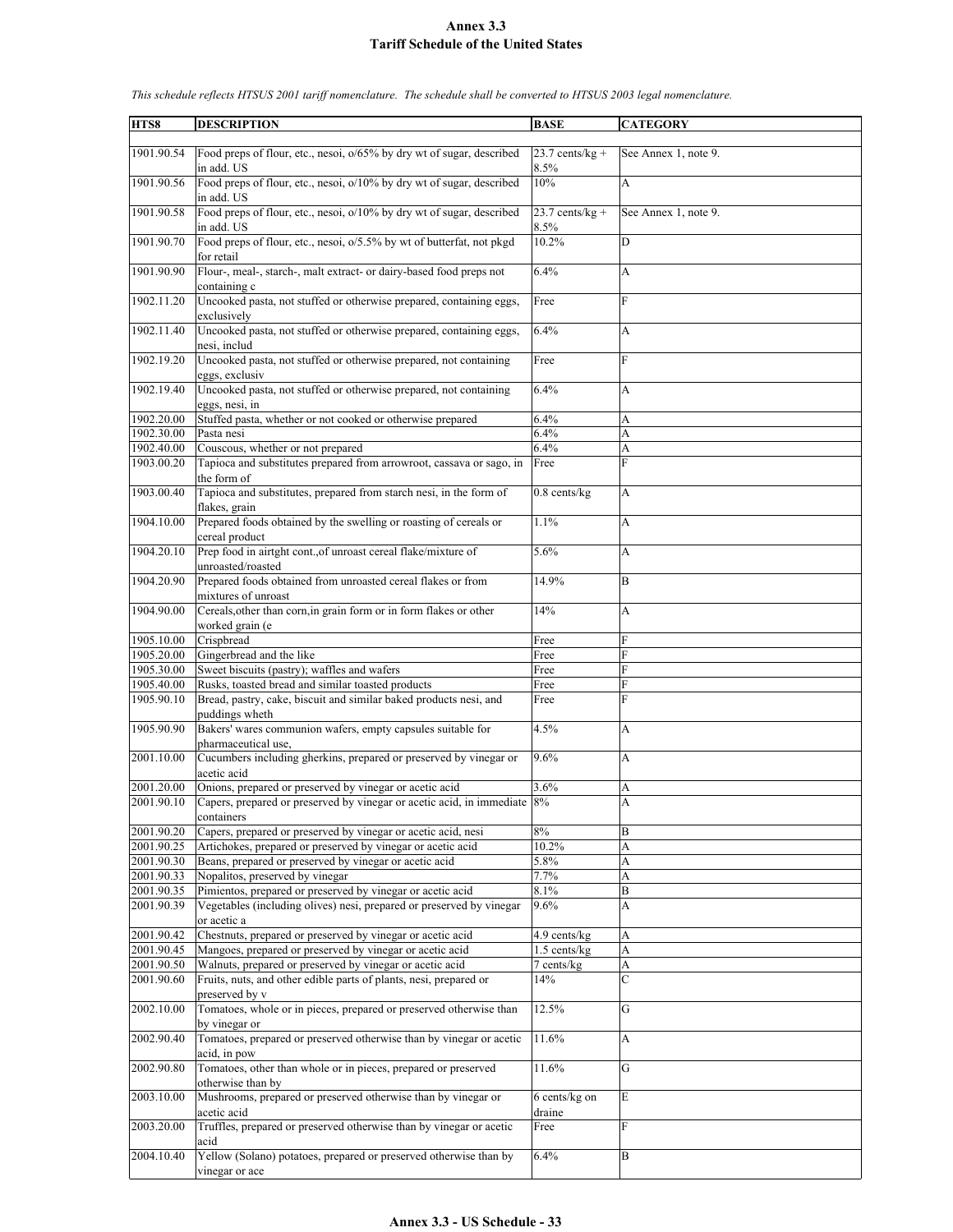# Annex 3.3
# Tariff Schedule of the United States

*This schedule reflects HTSUS 2001 tariff nomenclature. The schedule shall be converted to HTSUS 2003 legal nomenclature.*

| HTS8 | DESCRIPTION | BASE | CATEGORY |
|---|---|---|---|
| 1901.90.54 | Food preps of flour, etc., nesoi, o/65% by dry wt of sugar, described in add. US | 23.7 cents/kg + 8.5% | See Annex 1, note 9. |
| 1901.90.56 | Food preps of flour, etc., nesoi, o/10% by dry wt of sugar, described in add. US | 10% | A |
| 1901.90.58 | Food preps of flour, etc., nesoi, o/10% by dry wt of sugar, described in add. US | 23.7 cents/kg + 8.5% | See Annex 1, note 9. |
| 1901.90.70 | Food preps of flour, etc., nesoi, o/5.5% by wt of butterfat, not pkgd for retail | 10.2% | D |
| 1901.90.90 | Flour-, meal-, starch-, malt extract- or dairy-based food preps not containing c | 6.4% | A |
| 1902.11.20 | Uncooked pasta, not stuffed or otherwise prepared, containing eggs, exclusively | Free | F |
| 1902.11.40 | Uncooked pasta, not stuffed or otherwise prepared, containing eggs, nesi, includ | 6.4% | A |
| 1902.19.20 | Uncooked pasta, not stuffed or otherwise prepared, not containing eggs, exclusiv | Free | F |
| 1902.19.40 | Uncooked pasta, not stuffed or otherwise prepared, not containing eggs, nesi, in | 6.4% | A |
| 1902.20.00 | Stuffed pasta, whether or not cooked or otherwise prepared | 6.4% | A |
| 1902.30.00 | Pasta nesi | 6.4% | A |
| 1902.40.00 | Couscous, whether or not prepared | 6.4% | A |
| 1903.00.20 | Tapioca and substitutes prepared from arrowroot, cassava or sago, in the form of | Free | F |
| 1903.00.40 | Tapioca and substitutes, prepared from starch nesi, in the form of flakes, grain | 0.8 cents/kg | A |
| 1904.10.00 | Prepared foods obtained by the swelling or roasting of cereals or cereal product | 1.1% | A |
| 1904.20.10 | Prep food in airtght cont.,of unroast cereal flake/mixture of unroasted/roasted | 5.6% | A |
| 1904.20.90 | Prepared foods obtained from unroasted cereal flakes or from mixtures of unroast | 14.9% | B |
| 1904.90.00 | Cereals,other than corn,in grain form or in form flakes or other worked grain (e | 14% | A |
| 1905.10.00 | Crispbread | Free | F |
| 1905.20.00 | Gingerbread and the like | Free | F |
| 1905.30.00 | Sweet biscuits (pastry); waffles and wafers | Free | F |
| 1905.40.00 | Rusks, toasted bread and similar toasted products | Free | F |
| 1905.90.10 | Bread, pastry, cake, biscuit and similar baked products nesi, and puddings wheth | Free | F |
| 1905.90.90 | Bakers' wares communion wafers, empty capsules suitable for pharmaceutical use, | 4.5% | A |
| 2001.10.00 | Cucumbers including gherkins, prepared or preserved by vinegar or acetic acid | 9.6% | A |
| 2001.20.00 | Onions, prepared or preserved by vinegar or acetic acid | 3.6% | A |
| 2001.90.10 | Capers, prepared or preserved by vinegar or acetic acid, in immediate containers | 8% | A |
| 2001.90.20 | Capers, prepared or preserved by vinegar or acetic acid, nesi | 8% | B |
| 2001.90.25 | Artichokes, prepared or preserved by vinegar or acetic acid | 10.2% | A |
| 2001.90.30 | Beans, prepared or preserved by vinegar or acetic acid | 5.8% | A |
| 2001.90.33 | Nopalitos, preserved by vinegar | 7.7% | A |
| 2001.90.35 | Pimientos, prepared or preserved by vinegar or acetic acid | 8.1% | B |
| 2001.90.39 | Vegetables (including olives) nesi, prepared or preserved by vinegar or acetic a | 9.6% | A |
| 2001.90.42 | Chestnuts, prepared or preserved by vinegar or acetic acid | 4.9 cents/kg | A |
| 2001.90.45 | Mangoes, prepared or preserved by vinegar or acetic acid | 1.5 cents/kg | A |
| 2001.90.50 | Walnuts, prepared or preserved by vinegar or acetic acid | 7 cents/kg | A |
| 2001.90.60 | Fruits, nuts, and other edible parts of plants, nesi, prepared or preserved by v | 14% | C |
| 2002.10.00 | Tomatoes, whole or in pieces, prepared or preserved otherwise than by vinegar or | 12.5% | G |
| 2002.90.40 | Tomatoes, prepared or preserved otherwise than by vinegar or acetic acid, in pow | 11.6% | A |
| 2002.90.80 | Tomatoes, other than whole or in pieces, prepared or preserved otherwise than by | 11.6% | G |
| 2003.10.00 | Mushrooms, prepared or preserved otherwise than by vinegar or acetic acid | 6 cents/kg on draine | E |
| 2003.20.00 | Truffles, prepared or preserved otherwise than by vinegar or acetic acid | Free | F |
| 2004.10.40 | Yellow (Solano) potatoes, prepared or preserved otherwise than by vinegar or ace | 6.4% | B |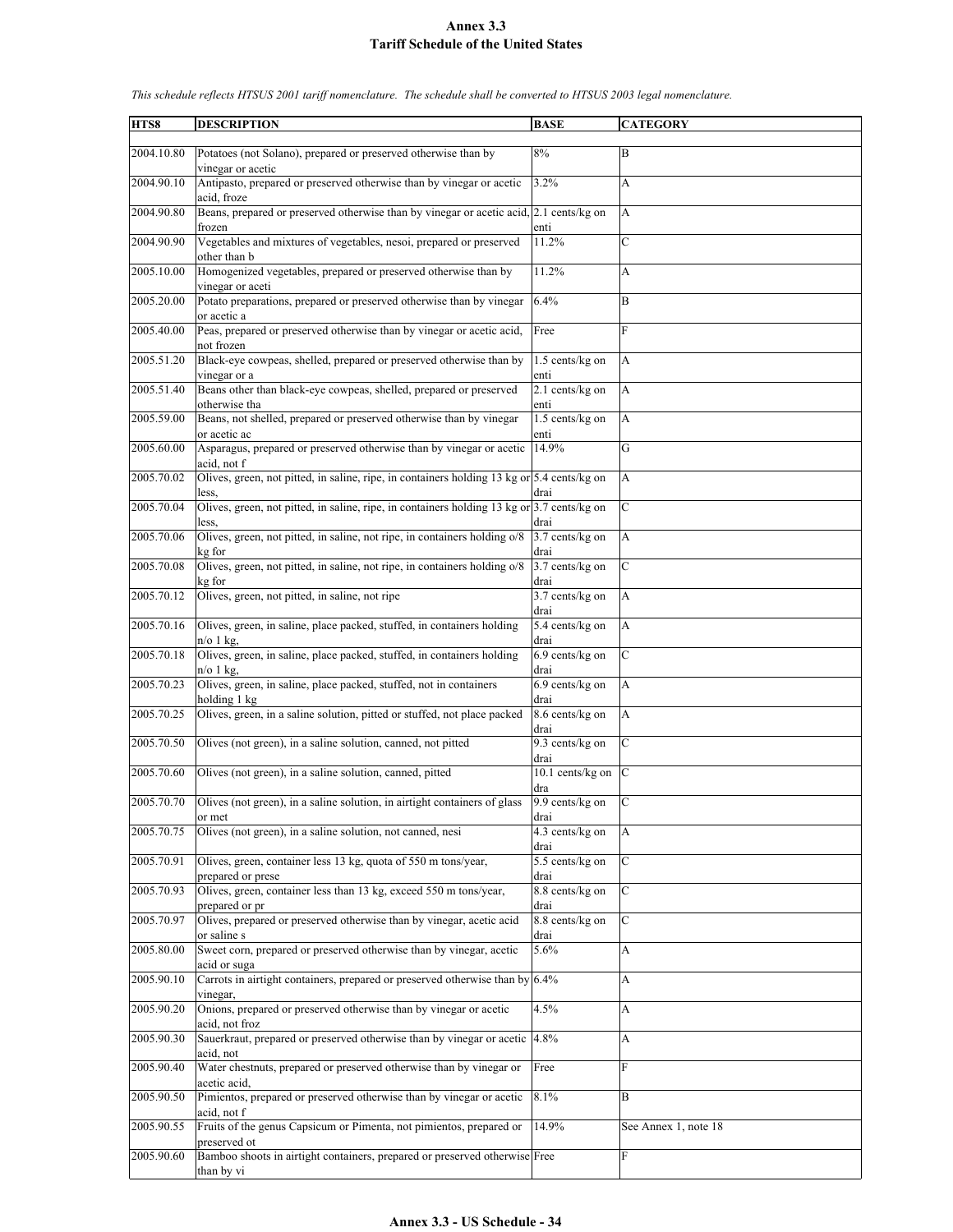# Annex 3.3
## Tariff Schedule of the United States

*This schedule reflects HTSUS 2001 tariff nomenclature. The schedule shall be converted to HTSUS 2003 legal nomenclature.*

| HTS8 | DESCRIPTION | BASE | CATEGORY |
|---|---|---|---|
| 2004.10.80 | Potatoes (not Solano), prepared or preserved otherwise than by vinegar or acetic | 8% | B |
| 2004.90.10 | Antipasto, prepared or preserved otherwise than by vinegar or acetic acid, froze | 3.2% | A |
| 2004.90.80 | Beans, prepared or preserved otherwise than by vinegar or acetic acid, frozen | 2.1 cents/kg on enti | A |
| 2004.90.90 | Vegetables and mixtures of vegetables, nesoi, prepared or preserved other than b | 11.2% | C |
| 2005.10.00 | Homogenized vegetables, prepared or preserved otherwise than by vinegar or aceti | 11.2% | A |
| 2005.20.00 | Potato preparations, prepared or preserved otherwise than by vinegar or acetic a | 6.4% | B |
| 2005.40.00 | Peas, prepared or preserved otherwise than by vinegar or acetic acid, not frozen | Free | F |
| 2005.51.20 | Black-eye cowpeas, shelled, prepared or preserved otherwise than by vinegar or a | 1.5 cents/kg on enti | A |
| 2005.51.40 | Beans other than black-eye cowpeas, shelled, prepared or preserved otherwise tha | 2.1 cents/kg on enti | A |
| 2005.59.00 | Beans, not shelled, prepared or preserved otherwise than by vinegar or acetic ac | 1.5 cents/kg on enti | A |
| 2005.60.00 | Asparagus, prepared or preserved otherwise than by vinegar or acetic acid, not f | 14.9% | G |
| 2005.70.02 | Olives, green, not pitted, in saline, ripe, in containers holding 13 kg or less, | 5.4 cents/kg on drai | A |
| 2005.70.04 | Olives, green, not pitted, in saline, ripe, in containers holding 13 kg or less, | 3.7 cents/kg on drai | C |
| 2005.70.06 | Olives, green, not pitted, in saline, not ripe, in containers holding o/8 kg for | 3.7 cents/kg on drai | A |
| 2005.70.08 | Olives, green, not pitted, in saline, not ripe, in containers holding o/8 kg for | 3.7 cents/kg on drai | C |
| 2005.70.12 | Olives, green, not pitted, in saline, not ripe | 3.7 cents/kg on drai | A |
| 2005.70.16 | Olives, green, in saline, place packed, stuffed, in containers holding n/o 1 kg, | 5.4 cents/kg on drai | A |
| 2005.70.18 | Olives, green, in saline, place packed, stuffed, in containers holding n/o 1 kg, | 6.9 cents/kg on drai | C |
| 2005.70.23 | Olives, green, in saline, place packed, stuffed, not in containers holding 1 kg | 6.9 cents/kg on drai | A |
| 2005.70.25 | Olives, green, in a saline solution, pitted or stuffed, not place packed | 8.6 cents/kg on drai | A |
| 2005.70.50 | Olives (not green), in a saline solution, canned, not pitted | 9.3 cents/kg on drai | C |
| 2005.70.60 | Olives (not green), in a saline solution, canned, pitted | 10.1 cents/kg on dra | C |
| 2005.70.70 | Olives (not green), in a saline solution, in airtight containers of glass or met | 9.9 cents/kg on drai | C |
| 2005.70.75 | Olives (not green), in a saline solution, not canned, nesi | 4.3 cents/kg on drai | A |
| 2005.70.91 | Olives, green, container less 13 kg, quota of 550 m tons/year, prepared or prese | 5.5 cents/kg on drai | C |
| 2005.70.93 | Olives, green, container less than 13 kg, exceed 550 m tons/year, prepared or pr | 8.8 cents/kg on drai | C |
| 2005.70.97 | Olives, prepared or preserved otherwise than by vinegar, acetic acid or saline s | 8.8 cents/kg on drai | C |
| 2005.80.00 | Sweet corn, prepared or preserved otherwise than by vinegar, acetic acid or suga | 5.6% | A |
| 2005.90.10 | Carrots in airtight containers, prepared or preserved otherwise than by vinegar, | 6.4% | A |
| 2005.90.20 | Onions, prepared or preserved otherwise than by vinegar or acetic acid, not froz | 4.5% | A |
| 2005.90.30 | Sauerkraut, prepared or preserved otherwise than by vinegar or acetic acid, not | 4.8% | A |
| 2005.90.40 | Water chestnuts, prepared or preserved otherwise than by vinegar or acetic acid, | Free | F |
| 2005.90.50 | Pimientos, prepared or preserved otherwise than by vinegar or acetic acid, not f | 8.1% | B |
| 2005.90.55 | Fruits of the genus Capsicum or Pimenta, not pimientos, prepared or preserved ot | 14.9% | See Annex 1, note 18 |
| 2005.90.60 | Bamboo shoots in airtight containers, prepared or preserved otherwise than by vi | Free | F |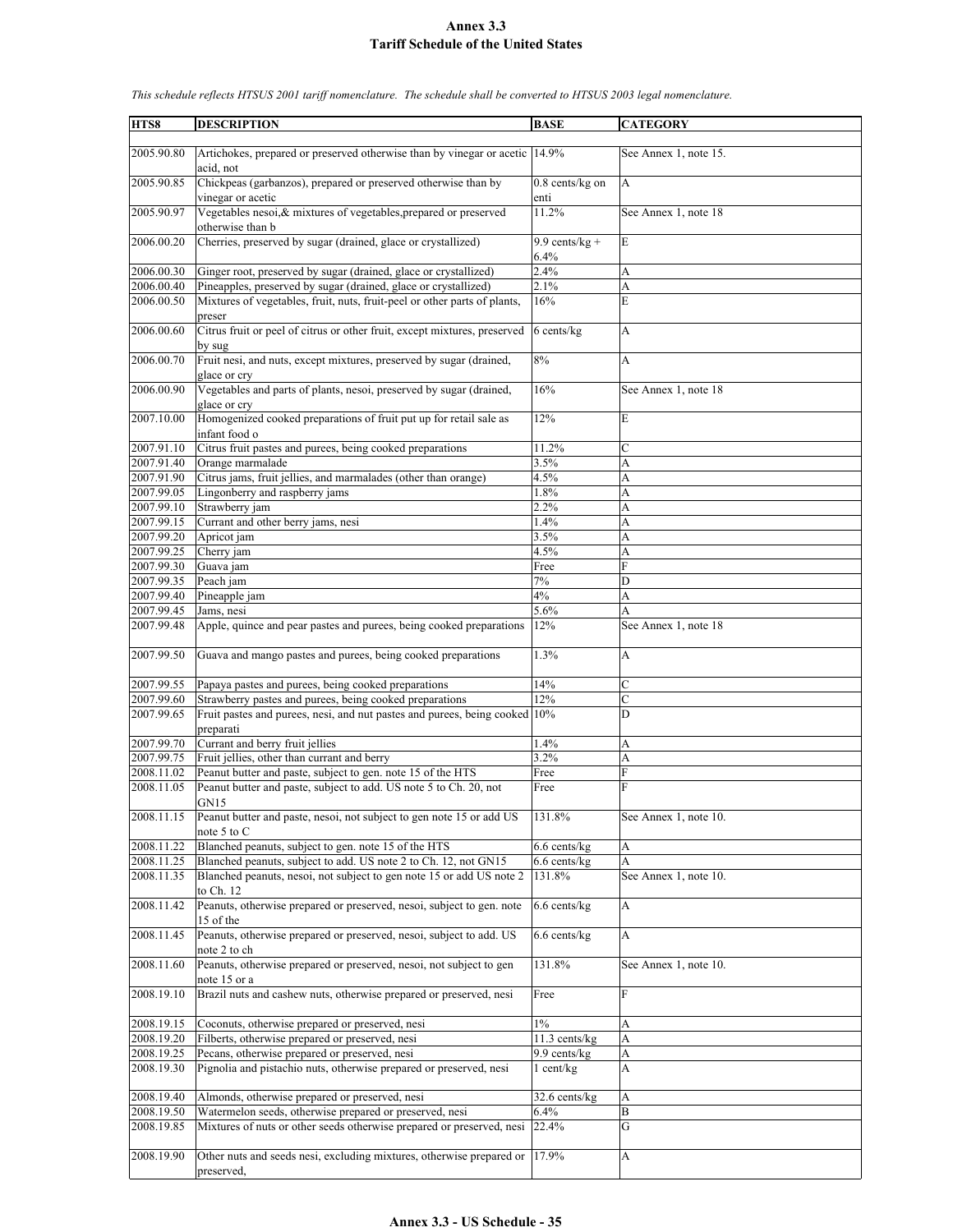*This schedule reflects HTSUS 2001 tariff nomenclature. The schedule shall be converted to HTSUS 2003 legal nomenclature.*

| HTS8 | DESCRIPTION | BASE | CATEGORY |
|---|---|---|---|
| 2005.90.80 | Artichokes, prepared or preserved otherwise than by vinegar or acetic acid, not | 14.9% | See Annex 1, note 15. |
| 2005.90.85 | Chickpeas (garbanzos), prepared or preserved otherwise than by vinegar or acetic | 0.8 cents/kg on enti | A |
| 2005.90.97 | Vegetables nesoi,& mixtures of vegetables,prepared or preserved otherwise than b | 11.2% | See Annex 1, note 18 |
| 2006.00.20 | Cherries, preserved by sugar (drained, glace or crystallized) | 9.9 cents/kg + 6.4% | E |
| 2006.00.30 | Ginger root, preserved by sugar (drained, glace or crystallized) | 2.4% | A |
| 2006.00.40 | Pineapples, preserved by sugar (drained, glace or crystallized) | 2.1% | A |
| 2006.00.50 | Mixtures of vegetables, fruit, nuts, fruit-peel or other parts of plants, preser | 16% | E |
| 2006.00.60 | Citrus fruit or peel of citrus or other fruit, except mixtures, preserved by sug | 6 cents/kg | A |
| 2006.00.70 | Fruit nesi, and nuts, except mixtures, preserved by sugar (drained, glace or cry | 8% | A |
| 2006.00.90 | Vegetables and parts of plants, nesoi, preserved by sugar (drained, glace or cry | 16% | See Annex 1, note 18 |
| 2007.10.00 | Homogenized cooked preparations of fruit put up for retail sale as infant food o | 12% | E |
| 2007.91.10 | Citrus fruit pastes and purees, being cooked preparations | 11.2% | C |
| 2007.91.40 | Orange marmalade | 3.5% | A |
| 2007.91.90 | Citrus jams, fruit jellies, and marmalades (other than orange) | 4.5% | A |
| 2007.99.05 | Lingonberry and raspberry jams | 1.8% | A |
| 2007.99.10 | Strawberry jam | 2.2% | A |
| 2007.99.15 | Currant and other berry jams, nesi | 1.4% | A |
| 2007.99.20 | Apricot jam | 3.5% | A |
| 2007.99.25 | Cherry jam | 4.5% | A |
| 2007.99.30 | Guava jam | Free | F |
| 2007.99.35 | Peach jam | 7% | D |
| 2007.99.40 | Pineapple jam | 4% | A |
| 2007.99.45 | Jams, nesi | 5.6% | A |
| 2007.99.48 | Apple, quince and pear pastes and purees, being cooked preparations | 12% | See Annex 1, note 18 |
| 2007.99.50 | Guava and mango pastes and purees, being cooked preparations | 1.3% | A |
| 2007.99.55 | Papaya pastes and purees, being cooked preparations | 14% | C |
| 2007.99.60 | Strawberry pastes and purees, being cooked preparations | 12% | C |
| 2007.99.65 | Fruit pastes and purees, nesi, and nut pastes and purees, being cooked preparati | 10% | D |
| 2007.99.70 | Currant and berry fruit jellies | 1.4% | A |
| 2007.99.75 | Fruit jellies, other than currant and berry | 3.2% | A |
| 2008.11.02 | Peanut butter and paste, subject to gen. note 15 of the HTS | Free | F |
| 2008.11.05 | Peanut butter and paste, subject to add. US note 5 to Ch. 20, not GN15 | Free | F |
| 2008.11.15 | Peanut butter and paste, nesoi, not subject to gen note 15 or add US note 5 to C | 131.8% | See Annex 1, note 10. |
| 2008.11.22 | Blanched peanuts, subject to gen. note 15 of the HTS | 6.6 cents/kg | A |
| 2008.11.25 | Blanched peanuts, subject to add. US note 2 to Ch. 12, not GN15 | 6.6 cents/kg | A |
| 2008.11.35 | Blanched peanuts, nesoi, not subject to gen note 15 or add US note 2 to Ch. 12 | 131.8% | See Annex 1, note 10. |
| 2008.11.42 | Peanuts, otherwise prepared or preserved, nesoi, subject to gen. note 15 of the | 6.6 cents/kg | A |
| 2008.11.45 | Peanuts, otherwise prepared or preserved, nesoi, subject to add. US note 2 to ch | 6.6 cents/kg | A |
| 2008.11.60 | Peanuts, otherwise prepared or preserved, nesoi, not subject to gen note 15 or a | 131.8% | See Annex 1, note 10. |
| 2008.19.10 | Brazil nuts and cashew nuts, otherwise prepared or preserved, nesi | Free | F |
| 2008.19.15 | Coconuts, otherwise prepared or preserved, nesi | 1% | A |
| 2008.19.20 | Filberts, otherwise prepared or preserved, nesi | 11.3 cents/kg | A |
| 2008.19.25 | Pecans, otherwise prepared or preserved, nesi | 9.9 cents/kg | A |
| 2008.19.30 | Pignolia and pistachio nuts, otherwise prepared or preserved, nesi | 1 cent/kg | A |
| 2008.19.40 | Almonds, otherwise prepared or preserved, nesi | 32.6 cents/kg | A |
| 2008.19.50 | Watermelon seeds, otherwise prepared or preserved, nesi | 6.4% | B |
| 2008.19.85 | Mixtures of nuts or other seeds otherwise prepared or preserved, nesi | 22.4% | G |
| 2008.19.90 | Other nuts and seeds nesi, excluding mixtures, otherwise prepared or preserved, | 17.9% | A |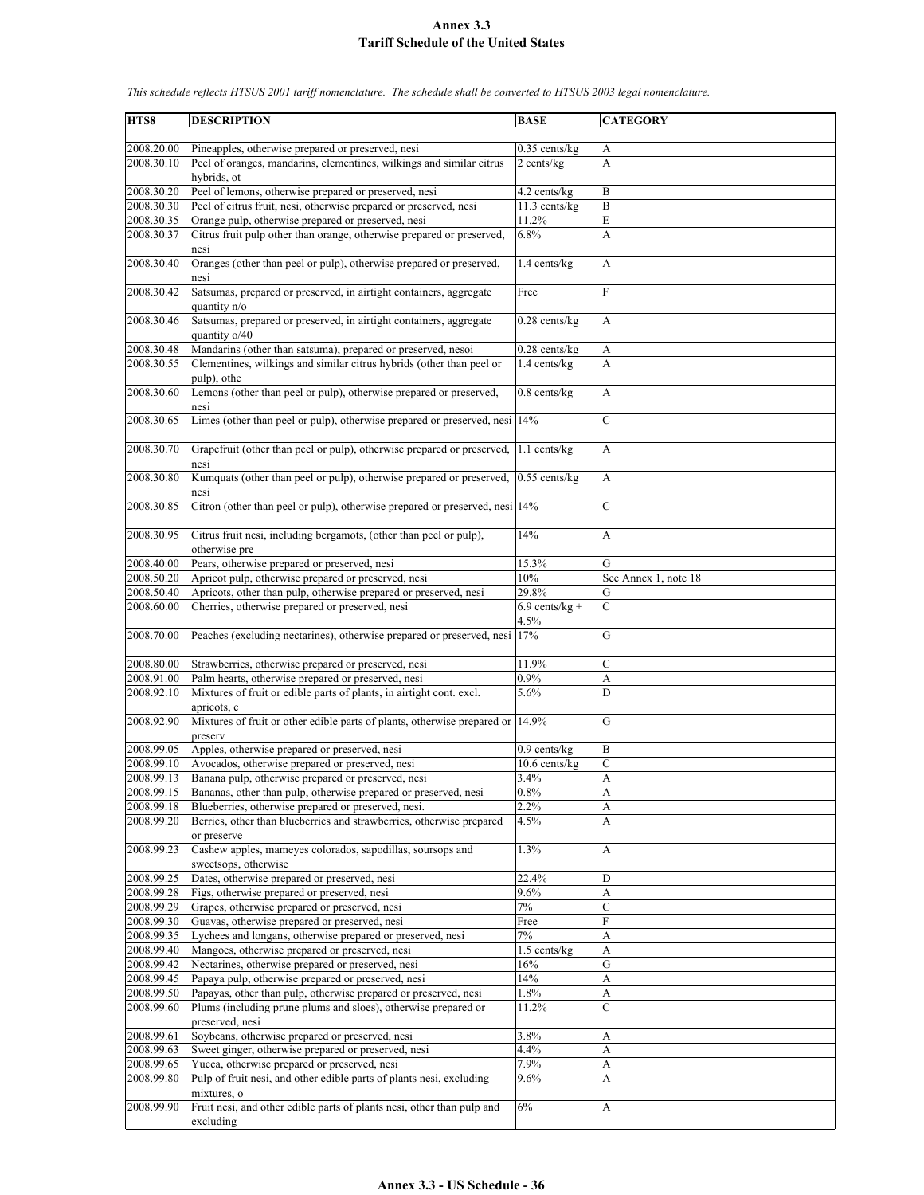# Annex 3.3
# Tariff Schedule of the United States

*This schedule reflects HTSUS 2001 tariff nomenclature. The schedule shall be converted to HTSUS 2003 legal nomenclature.*

| HTS8 | DESCRIPTION | BASE | CATEGORY |
|---|---|---|---|
| 2008.20.00 | Pineapples, otherwise prepared or preserved, nesi | 0.35 cents/kg | A |
| 2008.30.10 | Peel of oranges, mandarins, clementines, wilkings and similar citrus hybrids, ot | 2 cents/kg | A |
| 2008.30.20 | Peel of lemons, otherwise prepared or preserved, nesi | 4.2 cents/kg | B |
| 2008.30.30 | Peel of citrus fruit, nesi, otherwise prepared or preserved, nesi | 11.3 cents/kg | B |
| 2008.30.35 | Orange pulp, otherwise prepared or preserved, nesi | 11.2% | E |
| 2008.30.37 | Citrus fruit pulp other than orange, otherwise prepared or preserved, nesi | 6.8% | A |
| 2008.30.40 | Oranges (other than peel or pulp), otherwise prepared or preserved, nesi | 1.4 cents/kg | A |
| 2008.30.42 | Satsumas, prepared or preserved, in airtight containers, aggregate quantity n/o | Free | F |
| 2008.30.46 | Satsumas, prepared or preserved, in airtight containers, aggregate quantity o/40 | 0.28 cents/kg | A |
| 2008.30.48 | Mandarins (other than satsuma), prepared or preserved, nesoi | 0.28 cents/kg | A |
| 2008.30.55 | Clementines, wilkings and similar citrus hybrids (other than peel or pulp), othe | 1.4 cents/kg | A |
| 2008.30.60 | Lemons (other than peel or pulp), otherwise prepared or preserved, nesi | 0.8 cents/kg | A |
| 2008.30.65 | Limes (other than peel or pulp), otherwise prepared or preserved, nesi | 14% | C |
| 2008.30.70 | Grapefruit (other than peel or pulp), otherwise prepared or preserved, nesi | 1.1 cents/kg | A |
| 2008.30.80 | Kumquats (other than peel or pulp), otherwise prepared or preserved, nesi | 0.55 cents/kg | A |
| 2008.30.85 | Citron (other than peel or pulp), otherwise prepared or preserved, nesi | 14% | C |
| 2008.30.95 | Citrus fruit nesi, including bergamots, (other than peel or pulp), otherwise pre | 14% | A |
| 2008.40.00 | Pears, otherwise prepared or preserved, nesi | 15.3% | G |
| 2008.50.20 | Apricot pulp, otherwise prepared or preserved, nesi | 10% | See Annex 1, note 18 |
| 2008.50.40 | Apricots, other than pulp, otherwise prepared or preserved, nesi | 29.8% | G |
| 2008.60.00 | Cherries, otherwise prepared or preserved, nesi | 6.9 cents/kg + 4.5% | C |
| 2008.70.00 | Peaches (excluding nectarines), otherwise prepared or preserved, nesi | 17% | G |
| 2008.80.00 | Strawberries, otherwise prepared or preserved, nesi | 11.9% | C |
| 2008.91.00 | Palm hearts, otherwise prepared or preserved, nesi | 0.9% | A |
| 2008.92.10 | Mixtures of fruit or edible parts of plants, in airtight cont. excl. apricots, c | 5.6% | D |
| 2008.92.90 | Mixtures of fruit or other edible parts of plants, otherwise prepared or preserv | 14.9% | G |
| 2008.99.05 | Apples, otherwise prepared or preserved, nesi | 0.9 cents/kg | B |
| 2008.99.10 | Avocados, otherwise prepared or preserved, nesi | 10.6 cents/kg | C |
| 2008.99.13 | Banana pulp, otherwise prepared or preserved, nesi | 3.4% | A |
| 2008.99.15 | Bananas, other than pulp, otherwise prepared or preserved, nesi | 0.8% | A |
| 2008.99.18 | Blueberries, otherwise prepared or preserved, nesi. | 2.2% | A |
| 2008.99.20 | Berries, other than blueberries and strawberries, otherwise prepared or preserve | 4.5% | A |
| 2008.99.23 | Cashew apples, mameyes colorados, sapodillas, soursops and sweetsops, otherwise | 1.3% | A |
| 2008.99.25 | Dates, otherwise prepared or preserved, nesi | 22.4% | D |
| 2008.99.28 | Figs, otherwise prepared or preserved, nesi | 9.6% | A |
| 2008.99.29 | Grapes, otherwise prepared or preserved, nesi | 7% | C |
| 2008.99.30 | Guavas, otherwise prepared or preserved, nesi | Free | F |
| 2008.99.35 | Lychees and longans, otherwise prepared or preserved, nesi | 7% | A |
| 2008.99.40 | Mangoes, otherwise prepared or preserved, nesi | 1.5 cents/kg | A |
| 2008.99.42 | Nectarines, otherwise prepared or preserved, nesi | 16% | G |
| 2008.99.45 | Papaya pulp, otherwise prepared or preserved, nesi | 14% | A |
| 2008.99.50 | Papayas, other than pulp, otherwise prepared or preserved, nesi | 1.8% | A |
| 2008.99.60 | Plums (including prune plums and sloes), otherwise prepared or preserved, nesi | 11.2% | C |
| 2008.99.61 | Soybeans, otherwise prepared or preserved, nesi | 3.8% | A |
| 2008.99.63 | Sweet ginger, otherwise prepared or preserved, nesi | 4.4% | A |
| 2008.99.65 | Yucca, otherwise prepared or preserved, nesi | 7.9% | A |
| 2008.99.80 | Pulp of fruit nesi, and other edible parts of plants nesi, excluding mixtures, o | 9.6% | A |
| 2008.99.90 | Fruit nesi, and other edible parts of plants nesi, other than pulp and excluding | 6% | A |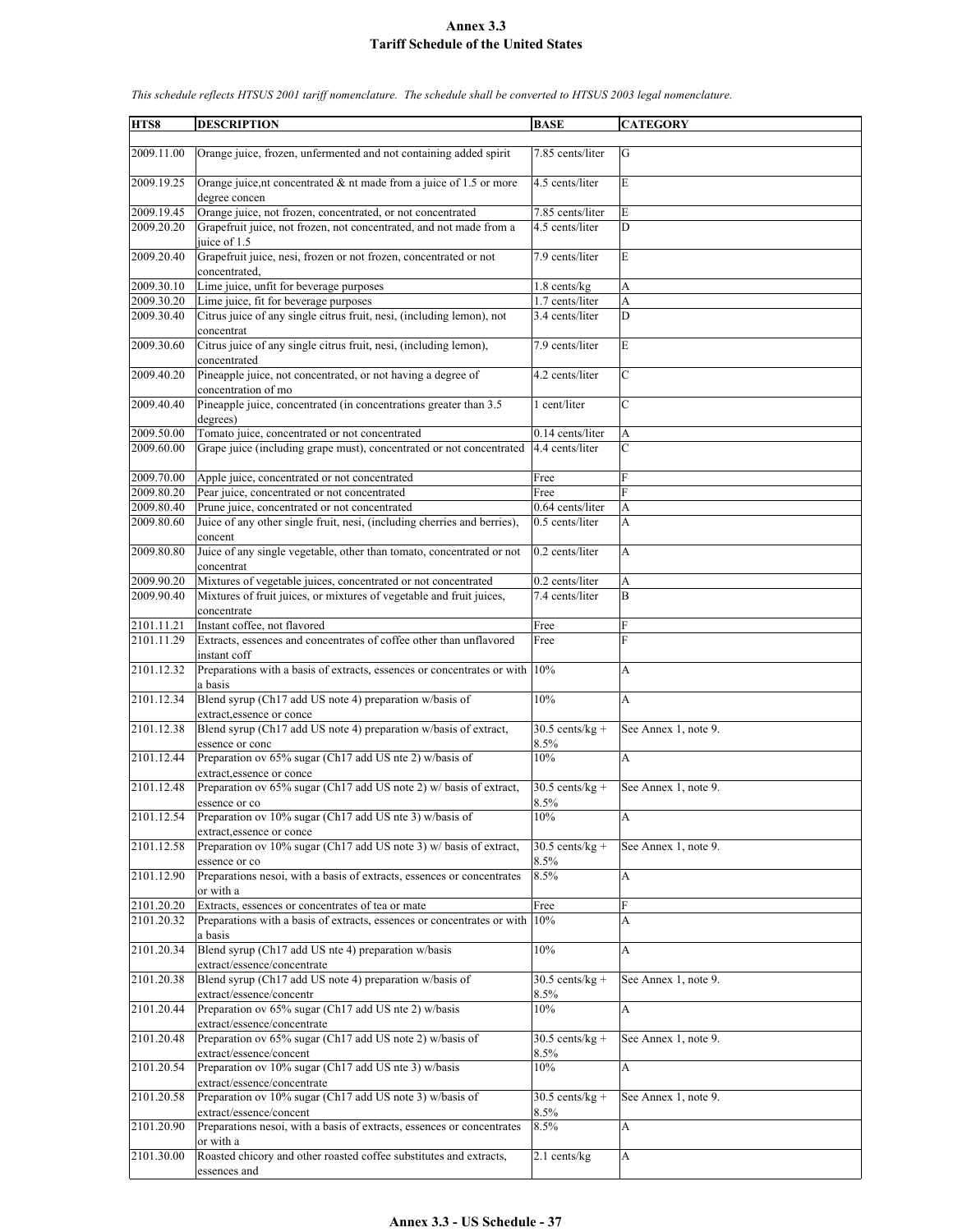# Annex 3.3
## Tariff Schedule of the United States

*This schedule reflects HTSUS 2001 tariff nomenclature. The schedule shall be converted to HTSUS 2003 legal nomenclature.*

| HTS8 | DESCRIPTION | BASE | CATEGORY |
|---|---|---|---|
| 2009.11.00 | Orange juice, frozen, unfermented and not containing added spirit | 7.85 cents/liter | G |
| 2009.19.25 | Orange juice,nt concentrated & nt made from a juice of 1.5 or more degree concen | 4.5 cents/liter | E |
| 2009.19.45 | Orange juice, not frozen, concentrated, or not concentrated | 7.85 cents/liter | E |
| 2009.20.20 | Grapefruit juice, not frozen, not concentrated, and not made from a juice of 1.5 | 4.5 cents/liter | D |
| 2009.20.40 | Grapefruit juice, nesi, frozen or not frozen, concentrated or not concentrated, | 7.9 cents/liter | E |
| 2009.30.10 | Lime juice, unfit for beverage purposes | 1.8 cents/kg | A |
| 2009.30.20 | Lime juice, fit for beverage purposes | 1.7 cents/liter | A |
| 2009.30.40 | Citrus juice of any single citrus fruit, nesi, (including lemon), not concentrat | 3.4 cents/liter | D |
| 2009.30.60 | Citrus juice of any single citrus fruit, nesi, (including lemon), concentrated | 7.9 cents/liter | E |
| 2009.40.20 | Pineapple juice, not concentrated, or not having a degree of concentration of mo | 4.2 cents/liter | C |
| 2009.40.40 | Pineapple juice, concentrated (in concentrations greater than 3.5 degrees) | 1 cent/liter | C |
| 2009.50.00 | Tomato juice, concentrated or not concentrated | 0.14 cents/liter | A |
| 2009.60.00 | Grape juice (including grape must), concentrated or not concentrated | 4.4 cents/liter | C |
| 2009.70.00 | Apple juice, concentrated or not concentrated | Free | F |
| 2009.80.20 | Pear juice, concentrated or not concentrated | Free | F |
| 2009.80.40 | Prune juice, concentrated or not concentrated | 0.64 cents/liter | A |
| 2009.80.60 | Juice of any other single fruit, nesi, (including cherries and berries), concent | 0.5 cents/liter | A |
| 2009.80.80 | Juice of any single vegetable, other than tomato, concentrated or not concentrat | 0.2 cents/liter | A |
| 2009.90.20 | Mixtures of vegetable juices, concentrated or not concentrated | 0.2 cents/liter | A |
| 2009.90.40 | Mixtures of fruit juices, or mixtures of vegetable and fruit juices, concentrate | 7.4 cents/liter | B |
| 2101.11.21 | Instant coffee, not flavored | Free | F |
| 2101.11.29 | Extracts, essences and concentrates of coffee other than unflavored instant coff | Free | F |
| 2101.12.32 | Preparations with a basis of extracts, essences or concentrates or with a basis | 10% | A |
| 2101.12.34 | Blend syrup (Ch17 add US note 4) preparation w/basis of extract,essence or conce | 10% | A |
| 2101.12.38 | Blend syrup (Ch17 add US note 4) preparation w/basis of extract, essence or conc | 30.5 cents/kg + 8.5% | See Annex 1, note 9. |
| 2101.12.44 | Preparation ov 65% sugar (Ch17 add US nte 2) w/basis of extract,essence or conce | 10% | A |
| 2101.12.48 | Preparation ov 65% sugar (Ch17 add US note 2) w/ basis of extract, essence or co | 30.5 cents/kg + 8.5% | See Annex 1, note 9. |
| 2101.12.54 | Preparation ov 10% sugar (Ch17 add US nte 3) w/basis of extract,essence or conce | 10% | A |
| 2101.12.58 | Preparation ov 10% sugar (Ch17 add US note 3) w/ basis of extract, essence or co | 30.5 cents/kg + 8.5% | See Annex 1, note 9. |
| 2101.12.90 | Preparations nesoi, with a basis of extracts, essences or concentrates or with a | 8.5% | A |
| 2101.20.20 | Extracts, essences or concentrates of tea or mate | Free | F |
| 2101.20.32 | Preparations with a basis of extracts, essences or concentrates or with a basis | 10% | A |
| 2101.20.34 | Blend syrup (Ch17 add US nte 4) preparation w/basis extract/essence/concentrate | 10% | A |
| 2101.20.38 | Blend syrup (Ch17 add US note 4) preparation w/basis of extract/essence/concentr | 30.5 cents/kg + 8.5% | See Annex 1, note 9. |
| 2101.20.44 | Preparation ov 65% sugar (Ch17 add US nte 2) w/basis extract/essence/concentrate | 10% | A |
| 2101.20.48 | Preparation ov 65% sugar (Ch17 add US note 2) w/basis of extract/essence/concent | 30.5 cents/kg + 8.5% | See Annex 1, note 9. |
| 2101.20.54 | Preparation ov 10% sugar (Ch17 add US nte 3) w/basis extract/essence/concentrate | 10% | A |
| 2101.20.58 | Preparation ov 10% sugar (Ch17 add US note 3) w/basis of extract/essence/concent | 30.5 cents/kg + 8.5% | See Annex 1, note 9. |
| 2101.20.90 | Preparations nesoi, with a basis of extracts, essences or concentrates or with a | 8.5% | A |
| 2101.30.00 | Roasted chicory and other roasted coffee substitutes and extracts, essences and | 2.1 cents/kg | A |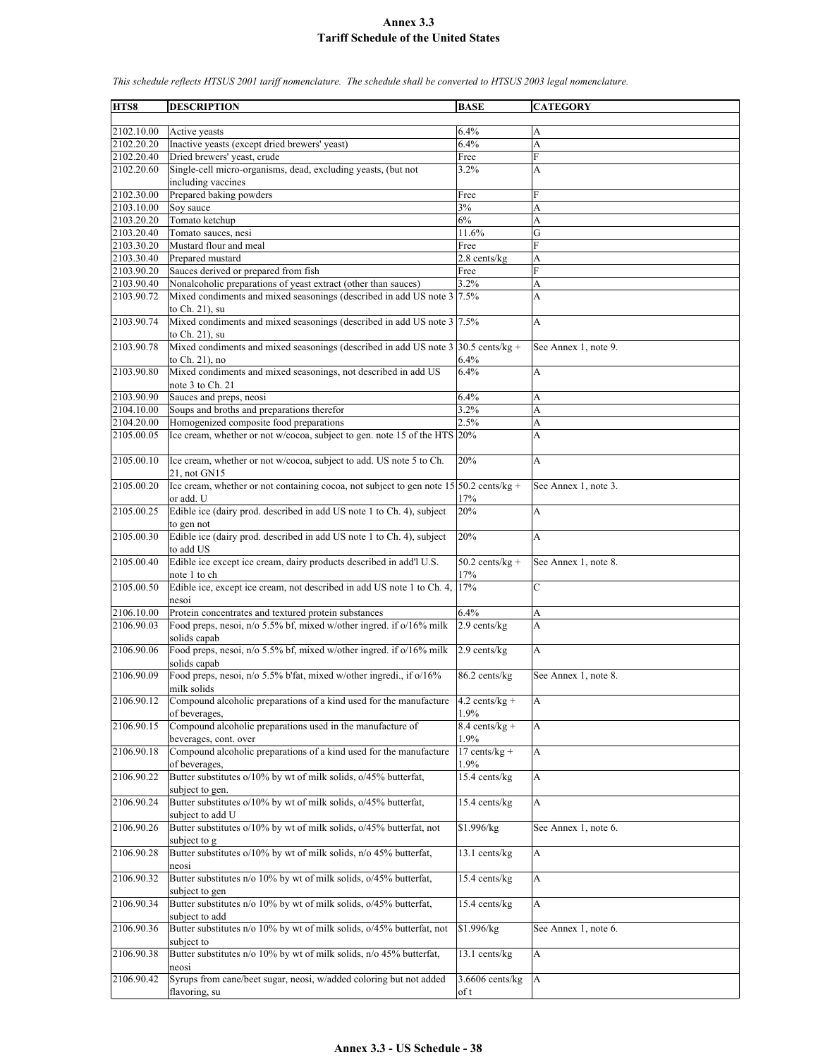# Annex 3.3
## Tariff Schedule of the United States

*This schedule reflects HTSUS 2001 tariff nomenclature. The schedule shall be converted to HTSUS 2003 legal nomenclature.*

| HTS8 | DESCRIPTION | BASE | CATEGORY |
|---|---|---|---|
| 2102.10.00 | Active yeasts | 6.4% | A |
| 2102.20.20 | Inactive yeasts (except dried brewers' yeast) | 6.4% | A |
| 2102.20.40 | Dried brewers' yeast, crude | Free | F |
| 2102.20.60 | Single-cell micro-organisms, dead, excluding yeasts, (but not including vaccines | 3.2% | A |
| 2102.30.00 | Prepared baking powders | Free | F |
| 2103.10.00 | Soy sauce | 3% | A |
| 2103.20.20 | Tomato ketchup | 6% | A |
| 2103.20.40 | Tomato sauces, nesi | 11.6% | G |
| 2103.30.20 | Mustard flour and meal | Free | F |
| 2103.30.40 | Prepared mustard | 2.8 cents/kg | A |
| 2103.90.20 | Sauces derived or prepared from fish | Free | F |
| 2103.90.40 | Nonalcoholic preparations of yeast extract (other than sauces) | 3.2% | A |
| 2103.90.72 | Mixed condiments and mixed seasonings (described in add US note 3 to Ch. 21), su | 7.5% | A |
| 2103.90.74 | Mixed condiments and mixed seasonings (described in add US note 3 to Ch. 21), su | 7.5% | A |
| 2103.90.78 | Mixed condiments and mixed seasonings (described in add US note 3 to Ch. 21), no | 30.5 cents/kg + 6.4% | See Annex 1, note 9. |
| 2103.90.80 | Mixed condiments and mixed seasonings, not described in add US note 3 to Ch. 21 | 6.4% | A |
| 2103.90.90 | Sauces and preps, neosi | 6.4% | A |
| 2104.10.00 | Soups and broths and preparations therefor | 3.2% | A |
| 2104.20.00 | Homogenized composite food preparations | 2.5% | A |
| 2105.00.05 | Ice cream, whether or not w/cocoa, subject to gen. note 15 of the HTS | 20% | A |
| 2105.00.10 | Ice cream, whether or not w/cocoa, subject to add. US note 5 to Ch. 21, not GN15 | 20% | A |
| 2105.00.20 | Ice cream, whether or not containing cocoa, not subject to gen note 15 or add. U | 50.2 cents/kg + 17% | See Annex 1, note 3. |
| 2105.00.25 | Edible ice (dairy prod. described in add US note 1 to Ch. 4), subject to gen not | 20% | A |
| 2105.00.30 | Edible ice (dairy prod. described in add US note 1 to Ch. 4), subject to add US | 20% | A |
| 2105.00.40 | Edible ice except ice cream, dairy products described in add'l U.S. note 1 to ch | 50.2 cents/kg + 17% | See Annex 1, note 8. |
| 2105.00.50 | Edible ice, except ice cream, not described in add US note 1 to Ch. 4, nesoi | 17% | C |
| 2106.10.00 | Protein concentrates and textured protein substances | 6.4% | A |
| 2106.90.03 | Food preps, nesoi, n/o 5.5% bf, mixed w/other ingred. if o/16% milk solids capab | 2.9 cents/kg | A |
| 2106.90.06 | Food preps, nesoi, n/o 5.5% bf, mixed w/other ingred. if o/16% milk solids capab | 2.9 cents/kg | A |
| 2106.90.09 | Food preps, nesoi, n/o 5.5% b'fat, mixed w/other ingredi., if o/16% milk solids | 86.2 cents/kg | See Annex 1, note 8. |
| 2106.90.12 | Compound alcoholic preparations of a kind used for the manufacture of beverages, | 4.2 cents/kg + 1.9% | A |
| 2106.90.15 | Compound alcoholic preparations used in the manufacture of beverages, cont. over | 8.4 cents/kg + 1.9% | A |
| 2106.90.18 | Compound alcoholic preparations of a kind used for the manufacture of beverages, | 17 cents/kg + 1.9% | A |
| 2106.90.22 | Butter substitutes o/10% by wt of milk solids, o/45% butterfat, subject to gen. | 15.4 cents/kg | A |
| 2106.90.24 | Butter substitutes o/10% by wt of milk solids, o/45% butterfat, subject to add U | 15.4 cents/kg | A |
| 2106.90.26 | Butter substitutes o/10% by wt of milk solids, o/45% butterfat, not subject to g | $1.996/kg | See Annex 1, note 6. |
| 2106.90.28 | Butter substitutes o/10% by wt of milk solids, n/o 45% butterfat, neosi | 13.1 cents/kg | A |
| 2106.90.32 | Butter substitutes n/o 10% by wt of milk solids, o/45% butterfat, subject to gen | 15.4 cents/kg | A |
| 2106.90.34 | Butter substitutes n/o 10% by wt of milk solids, o/45% butterfat, subject to add | 15.4 cents/kg | A |
| 2106.90.36 | Butter substitutes n/o 10% by wt of milk solids, o/45% butterfat, not subject to | $1.996/kg | See Annex 1, note 6. |
| 2106.90.38 | Butter substitutes n/o 10% by wt of milk solids, n/o 45% butterfat, neosi | 13.1 cents/kg | A |
| 2106.90.42 | Syrups from cane/beet sugar, neosi, w/added coloring but not added flavoring, su | 3.6606 cents/kg of t | A |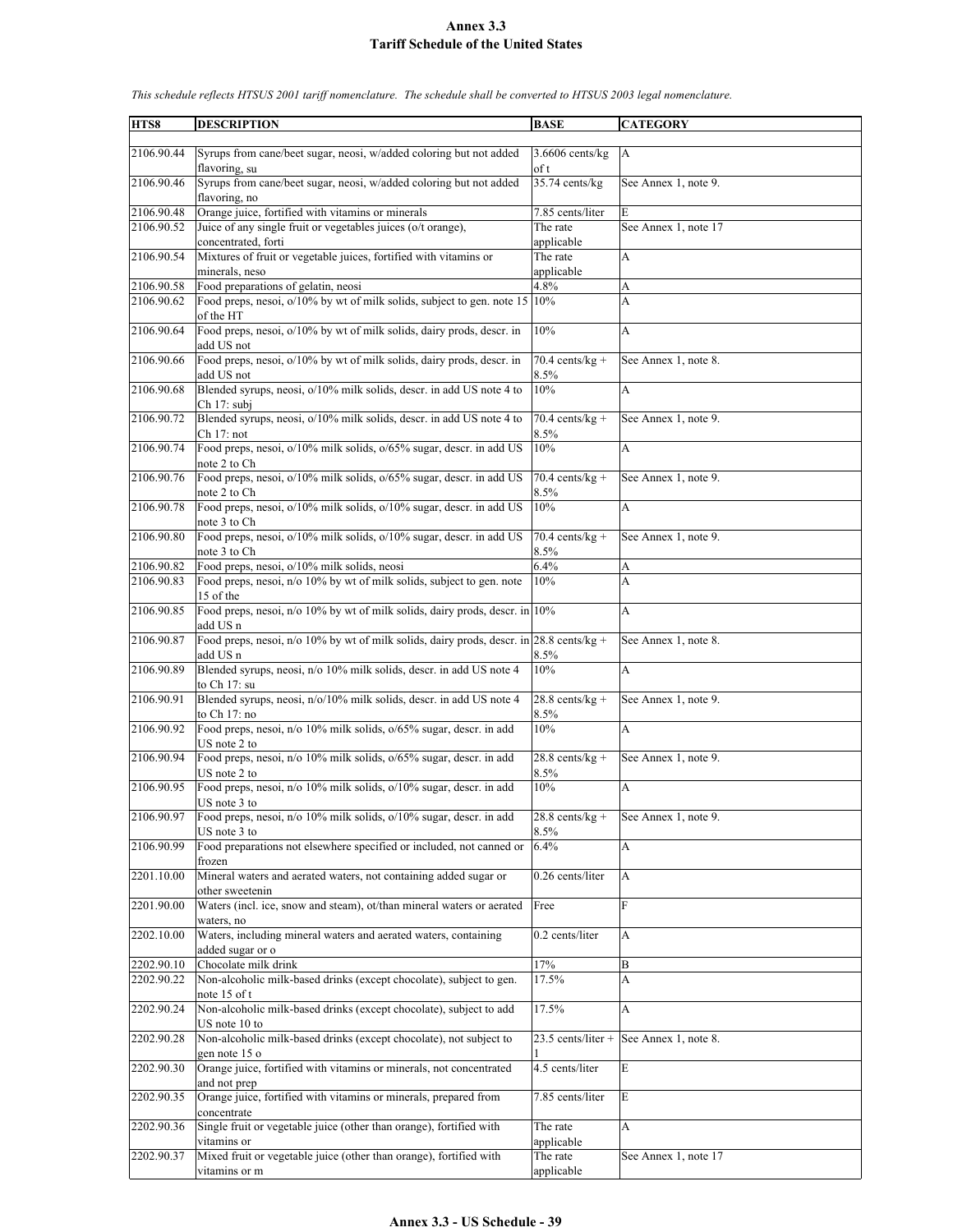# Annex 3.3
# Tariff Schedule of the United States

*This schedule reflects HTSUS 2001 tariff nomenclature. The schedule shall be converted to HTSUS 2003 legal nomenclature.*

| HTS8 | DESCRIPTION | BASE | CATEGORY |
|---|---|---|---|
| 2106.90.44 | Syrups from cane/beet sugar, neosi, w/added coloring but not added flavoring, su | 3.6606 cents/kg of t | A |
| 2106.90.46 | Syrups from cane/beet sugar, neosi, w/added coloring but not added flavoring, no | 35.74 cents/kg | See Annex 1, note 9. |
| 2106.90.48 | Orange juice, fortified with vitamins or minerals | 7.85 cents/liter | E |
| 2106.90.52 | Juice of any single fruit or vegetables juices (o/t orange), concentrated, forti | The rate applicable | See Annex 1, note 17 |
| 2106.90.54 | Mixtures of fruit or vegetable juices, fortified with vitamins or minerals, neso | The rate applicable | A |
| 2106.90.58 | Food preparations of gelatin, neosi | 4.8% | A |
| 2106.90.62 | Food preps, nesoi, o/10% by wt of milk solids, subject to gen. note 15 of the HT | 10% | A |
| 2106.90.64 | Food preps, nesoi, o/10% by wt of milk solids, dairy prods, descr. in add US not | 10% | A |
| 2106.90.66 | Food preps, nesoi, o/10% by wt of milk solids, dairy prods, descr. in add US not | 70.4 cents/kg + 8.5% | See Annex 1, note 8. |
| 2106.90.68 | Blended syrups, neosi, o/10% milk solids, descr. in add US note 4 to Ch 17: subj | 10% | A |
| 2106.90.72 | Blended syrups, neosi, o/10% milk solids, descr. in add US note 4 to Ch 17: not | 70.4 cents/kg + 8.5% | See Annex 1, note 9. |
| 2106.90.74 | Food preps, nesoi, o/10% milk solids, o/65% sugar, descr. in add US note 2 to Ch | 10% | A |
| 2106.90.76 | Food preps, nesoi, o/10% milk solids, o/65% sugar, descr. in add US note 2 to Ch | 70.4 cents/kg + 8.5% | See Annex 1, note 9. |
| 2106.90.78 | Food preps, nesoi, o/10% milk solids, o/10% sugar, descr. in add US note 3 to Ch | 10% | A |
| 2106.90.80 | Food preps, nesoi, o/10% milk solids, o/10% sugar, descr. in add US note 3 to Ch | 70.4 cents/kg + 8.5% | See Annex 1, note 9. |
| 2106.90.82 | Food preps, nesoi, o/10% milk solids, neosi | 6.4% | A |
| 2106.90.83 | Food preps, nesoi, n/o 10% by wt of milk solids, subject to gen. note 15 of the | 10% | A |
| 2106.90.85 | Food preps, nesoi, n/o 10% by wt of milk solids, dairy prods, descr. in add US n | 10% | A |
| 2106.90.87 | Food preps, nesoi, n/o 10% by wt of milk solids, dairy prods, descr. in add US n | 28.8 cents/kg + 8.5% | See Annex 1, note 8. |
| 2106.90.89 | Blended syrups, neosi, n/o 10% milk solids, descr. in add US note 4 to Ch 17: su | 10% | A |
| 2106.90.91 | Blended syrups, neosi, n/o/10% milk solids, descr. in add US note 4 to Ch 17: no | 28.8 cents/kg + 8.5% | See Annex 1, note 9. |
| 2106.90.92 | Food preps, nesoi, n/o 10% milk solids, o/65% sugar, descr. in add US note 2 to | 10% | A |
| 2106.90.94 | Food preps, nesoi, n/o 10% milk solids, o/65% sugar, descr. in add US note 2 to | 28.8 cents/kg + 8.5% | See Annex 1, note 9. |
| 2106.90.95 | Food preps, nesoi, n/o 10% milk solids, o/10% sugar, descr. in add US note 3 to | 10% | A |
| 2106.90.97 | Food preps, nesoi, n/o 10% milk solids, o/10% sugar, descr. in add US note 3 to | 28.8 cents/kg + 8.5% | See Annex 1, note 9. |
| 2106.90.99 | Food preparations not elsewhere specified or included, not canned or frozen | 6.4% | A |
| 2201.10.00 | Mineral waters and aerated waters, not containing added sugar or other sweetenin | 0.26 cents/liter | A |
| 2201.90.00 | Waters (incl. ice, snow and steam), ot/than mineral waters or aerated waters, no | Free | F |
| 2202.10.00 | Waters, including mineral waters and aerated waters, containing added sugar or o | 0.2 cents/liter | A |
| 2202.90.10 | Chocolate milk drink | 17% | B |
| 2202.90.22 | Non-alcoholic milk-based drinks (except chocolate), subject to gen. note 15 of t | 17.5% | A |
| 2202.90.24 | Non-alcoholic milk-based drinks (except chocolate), subject to add US note 10 to | 17.5% | A |
| 2202.90.28 | Non-alcoholic milk-based drinks (except chocolate), not subject to gen note 15 o | 23.5 cents/liter + 1 | See Annex 1, note 8. |
| 2202.90.30 | Orange juice, fortified with vitamins or minerals, not concentrated and not prep | 4.5 cents/liter | E |
| 2202.90.35 | Orange juice, fortified with vitamins or minerals, prepared from concentrate | 7.85 cents/liter | E |
| 2202.90.36 | Single fruit or vegetable juice (other than orange), fortified with vitamins or | The rate applicable | A |
| 2202.90.37 | Mixed fruit or vegetable juice (other than orange), fortified with vitamins or m | The rate applicable | See Annex 1, note 17 |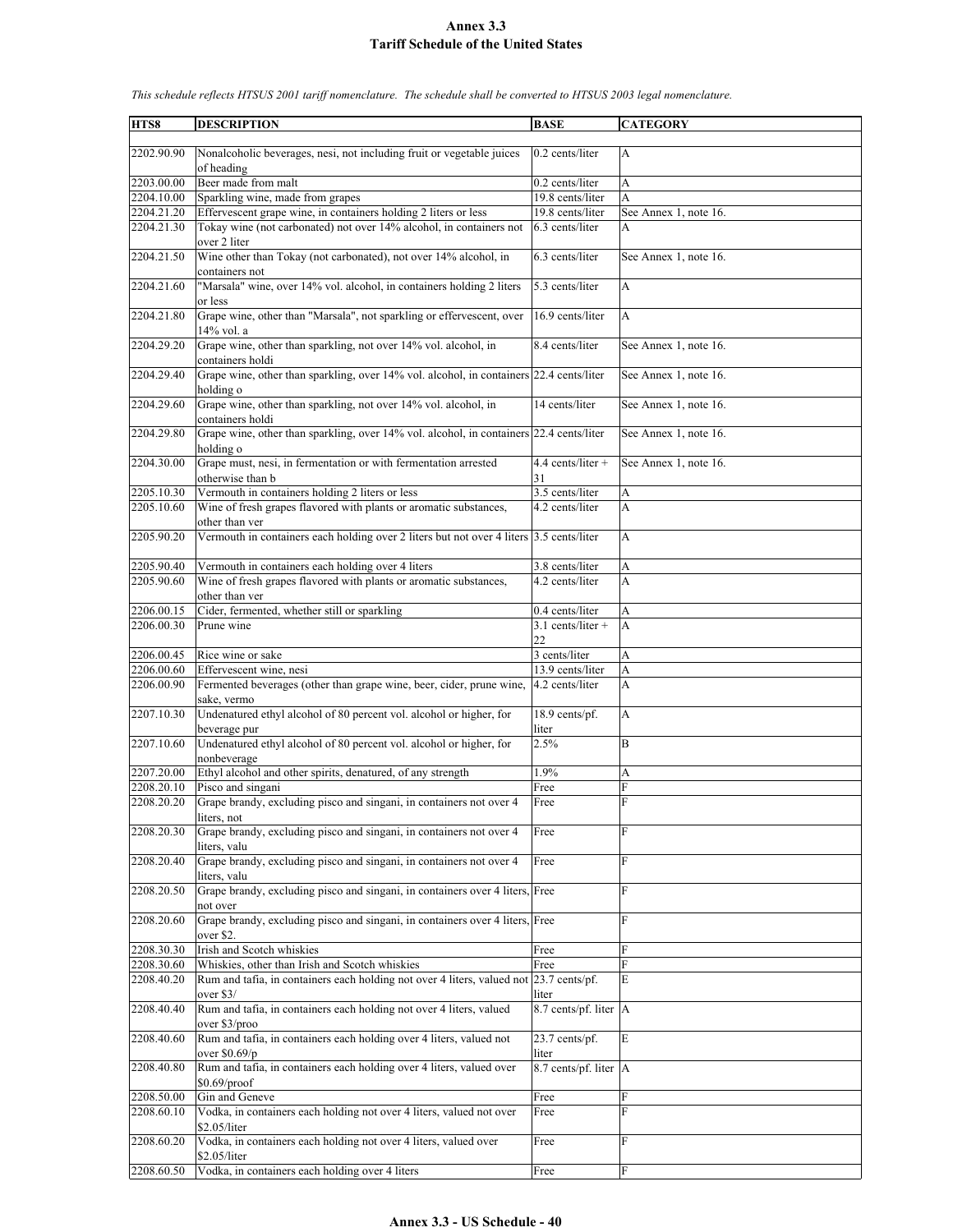# Annex 3.3
## Tariff Schedule of the United States

*This schedule reflects HTSUS 2001 tariff nomenclature. The schedule shall be converted to HTSUS 2003 legal nomenclature.*

| HTS8 | DESCRIPTION | BASE | CATEGORY |
|---|---|---|---|
| 2202.90.90 | Nonalcoholic beverages, nesi, not including fruit or vegetable juices of heading | 0.2 cents/liter | A |
| 2203.00.00 | Beer made from malt | 0.2 cents/liter | A |
| 2204.10.00 | Sparkling wine, made from grapes | 19.8 cents/liter | A |
| 2204.21.20 | Effervescent grape wine, in containers holding 2 liters or less | 19.8 cents/liter | See Annex 1, note 16. |
| 2204.21.30 | Tokay wine (not carbonated) not over 14% alcohol, in containers not over 2 liter | 6.3 cents/liter | A |
| 2204.21.50 | Wine other than Tokay (not carbonated), not over 14% alcohol, in containers not | 6.3 cents/liter | See Annex 1, note 16. |
| 2204.21.60 | "Marsala" wine, over 14% vol. alcohol, in containers holding 2 liters or less | 5.3 cents/liter | A |
| 2204.21.80 | Grape wine, other than "Marsala", not sparkling or effervescent, over 14% vol. a | 16.9 cents/liter | A |
| 2204.29.20 | Grape wine, other than sparkling, not over 14% vol. alcohol, in containers holdi | 8.4 cents/liter | See Annex 1, note 16. |
| 2204.29.40 | Grape wine, other than sparkling, over 14% vol. alcohol, in containers holding o | 22.4 cents/liter | See Annex 1, note 16. |
| 2204.29.60 | Grape wine, other than sparkling, not over 14% vol. alcohol, in containers holdi | 14 cents/liter | See Annex 1, note 16. |
| 2204.29.80 | Grape wine, other than sparkling, over 14% vol. alcohol, in containers holding o | 22.4 cents/liter | See Annex 1, note 16. |
| 2204.30.00 | Grape must, nesi, in fermentation or with fermentation arrested otherwise than b | 4.4 cents/liter + 31 | See Annex 1, note 16. |
| 2205.10.30 | Vermouth in containers holding 2 liters or less | 3.5 cents/liter | A |
| 2205.10.60 | Wine of fresh grapes flavored with plants or aromatic substances, other than ver | 4.2 cents/liter | A |
| 2205.90.20 | Vermouth in containers each holding over 2 liters but not over 4 liters | 3.5 cents/liter | A |
| 2205.90.40 | Vermouth in containers each holding over 4 liters | 3.8 cents/liter | A |
| 2205.90.60 | Wine of fresh grapes flavored with plants or aromatic substances, other than ver | 4.2 cents/liter | A |
| 2206.00.15 | Cider, fermented, whether still or sparkling | 0.4 cents/liter | A |
| 2206.00.30 | Prune wine | 3.1 cents/liter + 22 | A |
| 2206.00.45 | Rice wine or sake | 3 cents/liter | A |
| 2206.00.60 | Effervescent wine, nesi | 13.9 cents/liter | A |
| 2206.00.90 | Fermented beverages (other than grape wine, beer, cider, prune wine, sake, vermo | 4.2 cents/liter | A |
| 2207.10.30 | Undenatured ethyl alcohol of 80 percent vol. alcohol or higher, for beverage pur | 18.9 cents/pf. liter | A |
| 2207.10.60 | Undenatured ethyl alcohol of 80 percent vol. alcohol or higher, for nonbeverage | 2.5% | B |
| 2207.20.00 | Ethyl alcohol and other spirits, denatured, of any strength | 1.9% | A |
| 2208.20.10 | Pisco and singani | Free | F |
| 2208.20.20 | Grape brandy, excluding pisco and singani, in containers not over 4 liters, not | Free | F |
| 2208.20.30 | Grape brandy, excluding pisco and singani, in containers not over 4 liters, valu | Free | F |
| 2208.20.40 | Grape brandy, excluding pisco and singani, in containers not over 4 liters, valu | Free | F |
| 2208.20.50 | Grape brandy, excluding pisco and singani, in containers over 4 liters, not over | Free | F |
| 2208.20.60 | Grape brandy, excluding pisco and singani, in containers over 4 liters, over $2. | Free | F |
| 2208.30.30 | Irish and Scotch whiskies | Free | F |
| 2208.30.60 | Whiskies, other than Irish and Scotch whiskies | Free | F |
| 2208.40.20 | Rum and tafia, in containers each holding not over 4 liters, valued not over $3/ | 23.7 cents/pf. liter | E |
| 2208.40.40 | Rum and tafia, in containers each holding not over 4 liters, valued over $3/proo | 8.7 cents/pf. liter | A |
| 2208.40.60 | Rum and tafia, in containers each holding over 4 liters, valued not over $0.69/p | 23.7 cents/pf. liter | E |
| 2208.40.80 | Rum and tafia, in containers each holding over 4 liters, valued over $0.69/proof | 8.7 cents/pf. liter | A |
| 2208.50.00 | Gin and Geneve | Free | F |
| 2208.60.10 | Vodka, in containers each holding not over 4 liters, valued not over $2.05/liter | Free | F |
| 2208.60.20 | Vodka, in containers each holding not over 4 liters, valued over $2.05/liter | Free | F |
| 2208.60.50 | Vodka, in containers each holding over 4 liters | Free | F |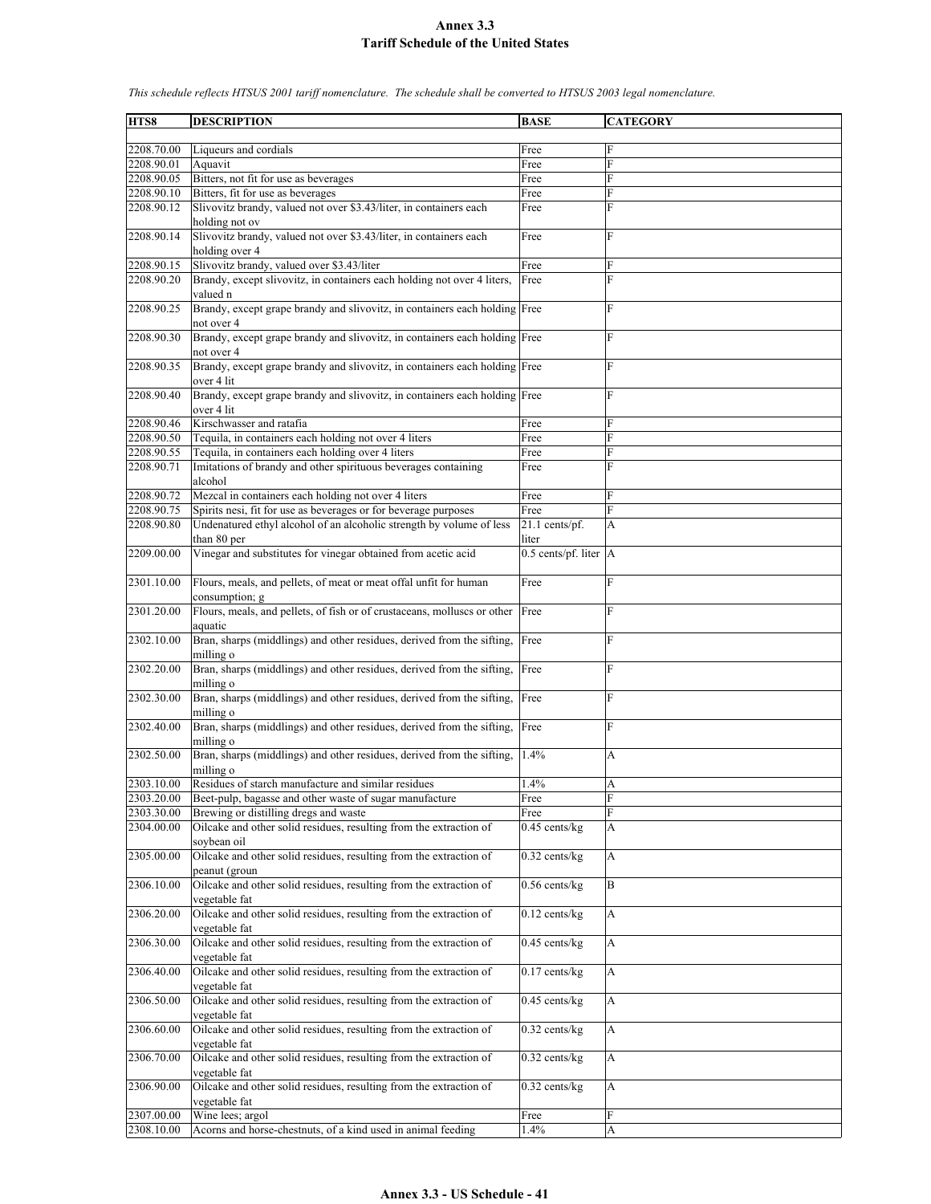# Annex 3.3
## Tariff Schedule of the United States

*This schedule reflects HTSUS 2001 tariff nomenclature. The schedule shall be converted to HTSUS 2003 legal nomenclature.*

| HTS8 | DESCRIPTION | BASE | CATEGORY |
|---|---|---|---|
| 2208.70.00 | Liqueurs and cordials | Free | F |
| 2208.90.01 | Aquavit | Free | F |
| 2208.90.05 | Bitters, not fit for use as beverages | Free | F |
| 2208.90.10 | Bitters, fit for use as beverages | Free | F |
| 2208.90.12 | Slivovitz brandy, valued not over $3.43/liter, in containers each holding not ov | Free | F |
| 2208.90.14 | Slivovitz brandy, valued not over $3.43/liter, in containers each holding over 4 | Free | F |
| 2208.90.15 | Slivovitz brandy, valued over $3.43/liter | Free | F |
| 2208.90.20 | Brandy, except slivovitz, in containers each holding not over 4 liters, valued n | Free | F |
| 2208.90.25 | Brandy, except grape brandy and slivovitz, in containers each holding not over 4 | Free | F |
| 2208.90.30 | Brandy, except grape brandy and slivovitz, in containers each holding not over 4 | Free | F |
| 2208.90.35 | Brandy, except grape brandy and slivovitz, in containers each holding over 4 lit | Free | F |
| 2208.90.40 | Brandy, except grape brandy and slivovitz, in containers each holding over 4 lit | Free | F |
| 2208.90.46 | Kirschwasser and ratafia | Free | F |
| 2208.90.50 | Tequila, in containers each holding not over 4 liters | Free | F |
| 2208.90.55 | Tequila, in containers each holding over 4 liters | Free | F |
| 2208.90.71 | Imitations of brandy and other spirituous beverages containing alcohol | Free | F |
| 2208.90.72 | Mezcal in containers each holding not over 4 liters | Free | F |
| 2208.90.75 | Spirits nesi, fit for use as beverages or for beverage purposes | Free | F |
| 2208.90.80 | Undenatured ethyl alcohol of an alcoholic strength by volume of less than 80 per | 21.1 cents/pf. liter | A |
| 2209.00.00 | Vinegar and substitutes for vinegar obtained from acetic acid | 0.5 cents/pf. liter | A |
| 2301.10.00 | Flours, meals, and pellets, of meat or meat offal unfit for human consumption; g | Free | F |
| 2301.20.00 | Flours, meals, and pellets, of fish or of crustaceans, molluscs or other aquatic | Free | F |
| 2302.10.00 | Bran, sharps (middlings) and other residues, derived from the sifting, milling o | Free | F |
| 2302.20.00 | Bran, sharps (middlings) and other residues, derived from the sifting, milling o | Free | F |
| 2302.30.00 | Bran, sharps (middlings) and other residues, derived from the sifting, milling o | Free | F |
| 2302.40.00 | Bran, sharps (middlings) and other residues, derived from the sifting, milling o | Free | F |
| 2302.50.00 | Bran, sharps (middlings) and other residues, derived from the sifting, milling o | 1.4% | A |
| 2303.10.00 | Residues of starch manufacture and similar residues | 1.4% | A |
| 2303.20.00 | Beet-pulp, bagasse and other waste of sugar manufacture | Free | F |
| 2303.30.00 | Brewing or distilling dregs and waste | Free | F |
| 2304.00.00 | Oilcake and other solid residues, resulting from the extraction of soybean oil | 0.45 cents/kg | A |
| 2305.00.00 | Oilcake and other solid residues, resulting from the extraction of peanut (groun | 0.32 cents/kg | A |
| 2306.10.00 | Oilcake and other solid residues, resulting from the extraction of vegetable fat | 0.56 cents/kg | B |
| 2306.20.00 | Oilcake and other solid residues, resulting from the extraction of vegetable fat | 0.12 cents/kg | A |
| 2306.30.00 | Oilcake and other solid residues, resulting from the extraction of vegetable fat | 0.45 cents/kg | A |
| 2306.40.00 | Oilcake and other solid residues, resulting from the extraction of vegetable fat | 0.17 cents/kg | A |
| 2306.50.00 | Oilcake and other solid residues, resulting from the extraction of vegetable fat | 0.45 cents/kg | A |
| 2306.60.00 | Oilcake and other solid residues, resulting from the extraction of vegetable fat | 0.32 cents/kg | A |
| 2306.70.00 | Oilcake and other solid residues, resulting from the extraction of vegetable fat | 0.32 cents/kg | A |
| 2306.90.00 | Oilcake and other solid residues, resulting from the extraction of vegetable fat | 0.32 cents/kg | A |
| 2307.00.00 | Wine lees; argol | Free | F |
| 2308.10.00 | Acorns and horse-chestnuts, of a kind used in animal feeding | 1.4% | A |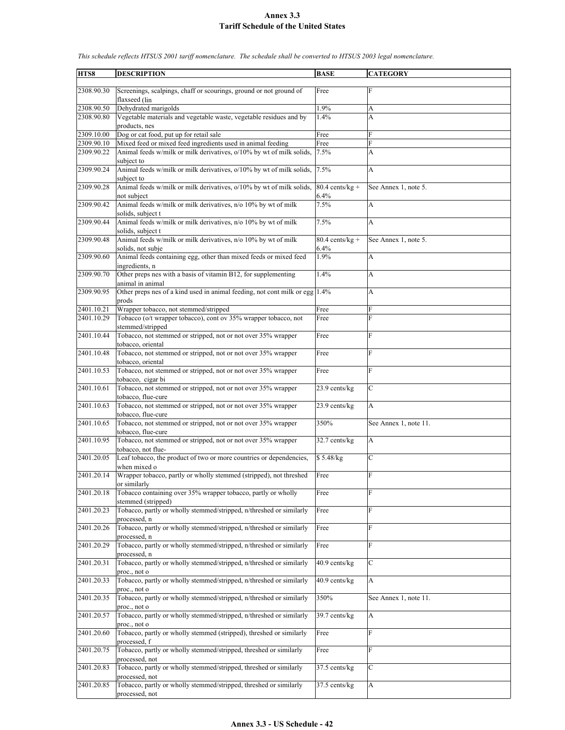# Annex 3.3
## Tariff Schedule of the United States

*This schedule reflects HTSUS 2001 tariff nomenclature. The schedule shall be converted to HTSUS 2003 legal nomenclature.*

| HTS8 | DESCRIPTION | BASE | CATEGORY |
|---|---|---|---|
| 2308.90.30 | Screenings, scalpings, chaff or scourings, ground or not ground of flaxseed (lin | Free | F |
| 2308.90.50 | Dehydrated marigolds | 1.9% | A |
| 2308.90.80 | Vegetable materials and vegetable waste, vegetable residues and by products, nes | 1.4% | A |
| 2309.10.00 | Dog or cat food, put up for retail sale | Free | F |
| 2309.90.10 | Mixed feed or mixed feed ingredients used in animal feeding | Free | F |
| 2309.90.22 | Animal feeds w/milk or milk derivatives, o/10% by wt of milk solids, subject to | 7.5% | A |
| 2309.90.24 | Animal feeds w/milk or milk derivatives, o/10% by wt of milk solids, subject to | 7.5% | A |
| 2309.90.28 | Animal feeds w/milk or milk derivatives, o/10% by wt of milk solids, not subject | 80.4 cents/kg + 6.4% | See Annex 1, note 5. |
| 2309.90.42 | Animal feeds w/milk or milk derivatives, n/o 10% by wt of milk solids, subject t | 7.5% | A |
| 2309.90.44 | Animal feeds w/milk or milk derivatives, n/o 10% by wt of milk solids, subject t | 7.5% | A |
| 2309.90.48 | Animal feeds w/milk or milk derivatives, n/o 10% by wt of milk solids, not subje | 80.4 cents/kg + 6.4% | See Annex 1, note 5. |
| 2309.90.60 | Animal feeds containing egg, other than mixed feeds or mixed feed ingredients, n | 1.9% | A |
| 2309.90.70 | Other preps nes with a basis of vitamin B12, for supplementing animal in animal | 1.4% | A |
| 2309.90.95 | Other preps nes of a kind used in animal feeding, not cont milk or egg prods | 1.4% | A |
| 2401.10.21 | Wrapper tobacco, not stemmed/stripped | Free | F |
| 2401.10.29 | Tobacco (o/t wrapper tobacco), cont ov 35% wrapper tobacco, not stemmed/stripped | Free | F |
| 2401.10.44 | Tobacco, not stemmed or stripped, not or not over 35% wrapper tobacco, oriental | Free | F |
| 2401.10.48 | Tobacco, not stemmed or stripped, not or not over 35% wrapper tobacco, oriental | Free | F |
| 2401.10.53 | Tobacco, not stemmed or stripped, not or not over 35% wrapper tobacco, cigar bi | Free | F |
| 2401.10.61 | Tobacco, not stemmed or stripped, not or not over 35% wrapper tobacco, flue-cure | 23.9 cents/kg | C |
| 2401.10.63 | Tobacco, not stemmed or stripped, not or not over 35% wrapper tobacco, flue-cure | 23.9 cents/kg | A |
| 2401.10.65 | Tobacco, not stemmed or stripped, not or not over 35% wrapper tobacco, flue-cure | 350% | See Annex 1, note 11. |
| 2401.10.95 | Tobacco, not stemmed or stripped, not or not over 35% wrapper tobacco, not flue- | 32.7 cents/kg | A |
| 2401.20.05 | Leaf tobacco, the product of two or more countries or dependencies, when mixed o | $ 5.48/kg | C |
| 2401.20.14 | Wrapper tobacco, partly or wholly stemmed (stripped), not threshed or similarly | Free | F |
| 2401.20.18 | Tobacco containing over 35% wrapper tobacco, partly or wholly stemmed (stripped) | Free | F |
| 2401.20.23 | Tobacco, partly or wholly stemmed/stripped, n/threshed or similarly processed, n | Free | F |
| 2401.20.26 | Tobacco, partly or wholly stemmed/stripped, n/threshed or similarly processed, n | Free | F |
| 2401.20.29 | Tobacco, partly or wholly stemmed/stripped, n/threshed or similarly processed, n | Free | F |
| 2401.20.31 | Tobacco, partly or wholly stemmed/stripped, n/threshed or similarly proc., not o | 40.9 cents/kg | C |
| 2401.20.33 | Tobacco, partly or wholly stemmed/stripped, n/threshed or similarly proc., not o | 40.9 cents/kg | A |
| 2401.20.35 | Tobacco, partly or wholly stemmed/stripped, n/threshed or similarly proc., not o | 350% | See Annex 1, note 11. |
| 2401.20.57 | Tobacco, partly or wholly stemmed/stripped, n/threshed or similarly proc., not o | 39.7 cents/kg | A |
| 2401.20.60 | Tobacco, partly or wholly stemmed (stripped), threshed or similarly processed, f | Free | F |
| 2401.20.75 | Tobacco, partly or wholly stemmed/stripped, threshed or similarly processed, not | Free | F |
| 2401.20.83 | Tobacco, partly or wholly stemmed/stripped, threshed or similarly processed, not | 37.5 cents/kg | C |
| 2401.20.85 | Tobacco, partly or wholly stemmed/stripped, threshed or similarly processed, not | 37.5 cents/kg | A |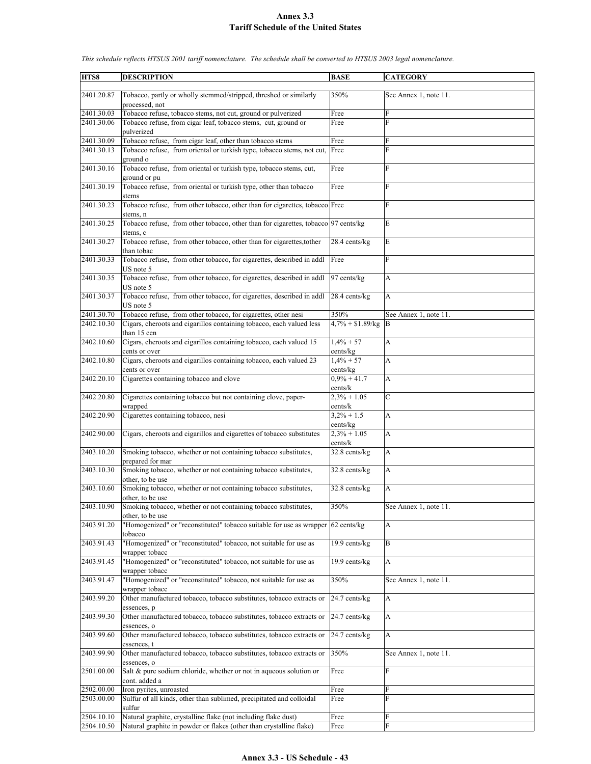# Annex 3.3
## Tariff Schedule of the United States

*This schedule reflects HTSUS 2001 tariff nomenclature. The schedule shall be converted to HTSUS 2003 legal nomenclature.*

| HTS8 | DESCRIPTION | BASE | CATEGORY |
|---|---|---|---|
| 2401.20.87 | Tobacco, partly or wholly stemmed/stripped, threshed or similarly processed, not | 350% | See Annex 1, note 11. |
| 2401.30.03 | Tobacco refuse, tobacco stems, not cut, ground or pulverized | Free | F |
| 2401.30.06 | Tobacco refuse, from cigar leaf, tobacco stems, cut, ground or pulverized | Free | F |
| 2401.30.09 | Tobacco refuse, from cigar leaf, other than tobacco stems | Free | F |
| 2401.30.13 | Tobacco refuse, from oriental or turkish type, tobacco stems, not cut, ground o | Free | F |
| 2401.30.16 | Tobacco refuse, from oriental or turkish type, tobacco stems, cut, ground or pu | Free | F |
| 2401.30.19 | Tobacco refuse, from oriental or turkish type, other than tobacco stems | Free | F |
| 2401.30.23 | Tobacco refuse, from other tobacco, other than for cigarettes, tobacco stems, n | Free | F |
| 2401.30.25 | Tobacco refuse, from other tobacco, other than for cigarettes, tobacco stems, c | 97 cents/kg | E |
| 2401.30.27 | Tobacco refuse, from other tobacco, other than for cigarettes,tother than tobac | 28.4 cents/kg | E |
| 2401.30.33 | Tobacco refuse, from other tobacco, for cigarettes, described in addl US note 5 | Free | F |
| 2401.30.35 | Tobacco refuse, from other tobacco, for cigarettes, described in addl US note 5 | 97 cents/kg | A |
| 2401.30.37 | Tobacco refuse, from other tobacco, for cigarettes, described in addl US note 5 | 28.4 cents/kg | A |
| 2401.30.70 | Tobacco refuse, from other tobacco, for cigarettes, other nesi | 350% | See Annex 1, note 11. |
| 2402.10.30 | Cigars, cheroots and cigarillos containing tobacco, each valued less than 15 cen | 4,7% + $1.89/kg | B |
| 2402.10.60 | Cigars, cheroots and cigarillos containing tobacco, each valued 15 cents or over | 1,4% + 57 cents/kg | A |
| 2402.10.80 | Cigars, cheroots and cigarillos containing tobacco, each valued 23 cents or over | 1,4% + 57 cents/kg | A |
| 2402.20.10 | Cigarettes containing tobacco and clove | 0,9% + 41.7 cents/k | A |
| 2402.20.80 | Cigarettes containing tobacco but not containing clove, paper-wrapped | 2,3% + 1.05 cents/k | C |
| 2402.20.90 | Cigarettes containing tobacco, nesi | 3,2% + 1.5 cents/kg | A |
| 2402.90.00 | Cigars, cheroots and cigarillos and cigarettes of tobacco substitutes | 2,3% + 1.05 cents/k | A |
| 2403.10.20 | Smoking tobacco, whether or not containing tobacco substitutes, prepared for mar | 32.8 cents/kg | A |
| 2403.10.30 | Smoking tobacco, whether or not containing tobacco substitutes, other, to be use | 32.8 cents/kg | A |
| 2403.10.60 | Smoking tobacco, whether or not containing tobacco substitutes, other, to be use | 32.8 cents/kg | A |
| 2403.10.90 | Smoking tobacco, whether or not containing tobacco substitutes, other, to be use | 350% | See Annex 1, note 11. |
| 2403.91.20 | "Homogenized" or "reconstituted" tobacco suitable for use as wrapper tobacco | 62 cents/kg | A |
| 2403.91.43 | "Homogenized" or "reconstituted" tobacco, not suitable for use as wrapper tobacc | 19.9 cents/kg | B |
| 2403.91.45 | "Homogenized" or "reconstituted" tobacco, not suitable for use as wrapper tobacc | 19.9 cents/kg | A |
| 2403.91.47 | "Homogenized" or "reconstituted" tobacco, not suitable for use as wrapper tobacc | 350% | See Annex 1, note 11. |
| 2403.99.20 | Other manufactured tobacco, tobacco substitutes, tobacco extracts or essences, p | 24.7 cents/kg | A |
| 2403.99.30 | Other manufactured tobacco, tobacco substitutes, tobacco extracts or essences, o | 24.7 cents/kg | A |
| 2403.99.60 | Other manufactured tobacco, tobacco substitutes, tobacco extracts or essences, t | 24.7 cents/kg | A |
| 2403.99.90 | Other manufactured tobacco, tobacco substitutes, tobacco extracts or essences, o | 350% | See Annex 1, note 11. |
| 2501.00.00 | Salt & pure sodium chloride, whether or not in aqueous solution or cont. added a | Free | F |
| 2502.00.00 | Iron pyrites, unroasted | Free | F |
| 2503.00.00 | Sulfur of all kinds, other than sublimed, precipitated and colloidal sulfur | Free | F |
| 2504.10.10 | Natural graphite, crystalline flake (not including flake dust) | Free | F |
| 2504.10.50 | Natural graphite in powder or flakes (other than crystalline flake) | Free | F |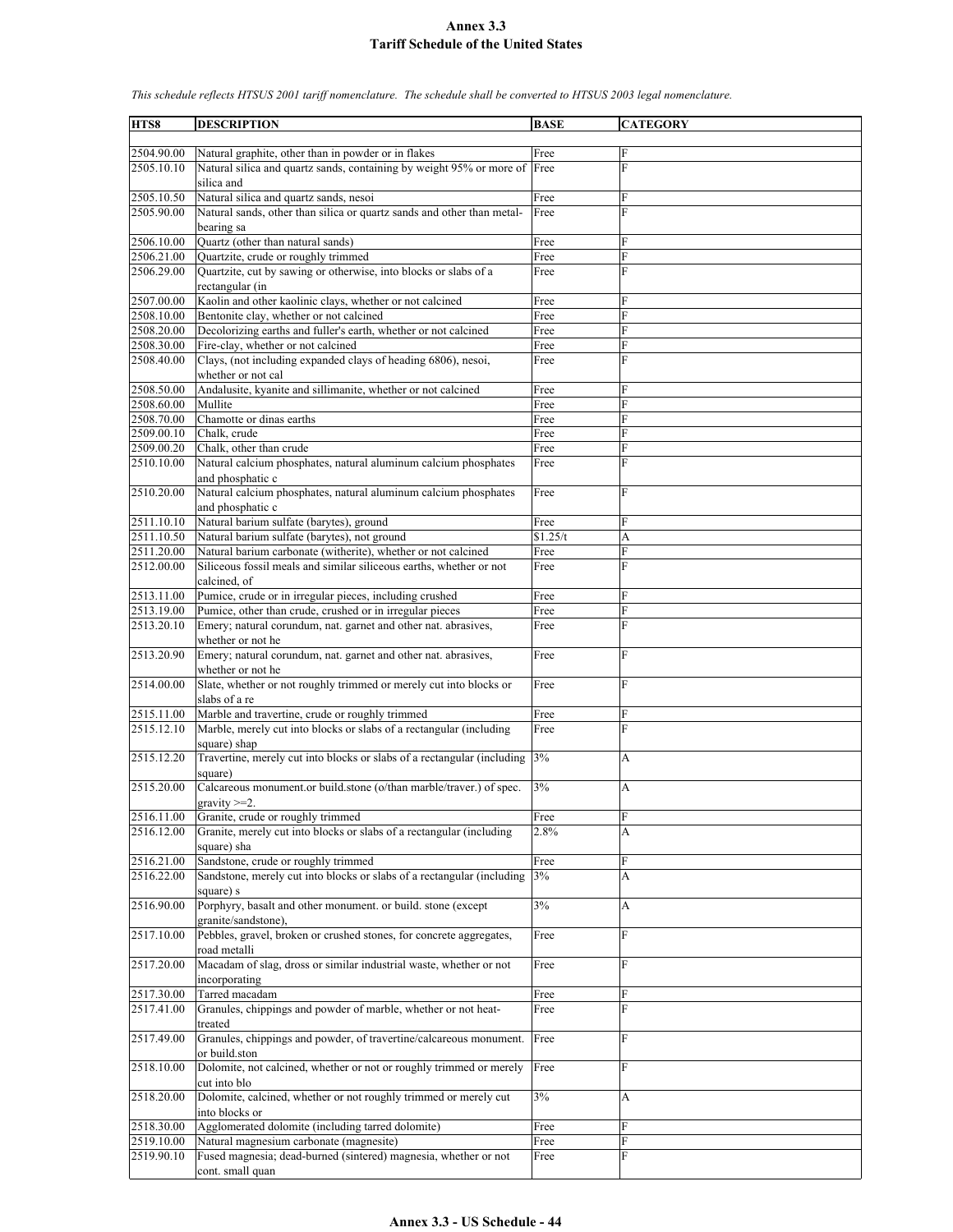# Annex 3.3
## Tariff Schedule of the United States

*This schedule reflects HTSUS 2001 tariff nomenclature. The schedule shall be converted to HTSUS 2003 legal nomenclature.*

| HTS8 | DESCRIPTION | BASE | CATEGORY |
|---|---|---|---|
| 2504.90.00 | Natural graphite, other than in powder or in flakes | Free | F |
| 2505.10.10 | Natural silica and quartz sands, containing by weight 95% or more of silica and | Free | F |
| 2505.10.50 | Natural silica and quartz sands, nesoi | Free | F |
| 2505.90.00 | Natural sands, other than silica or quartz sands and other than metal-bearing sa | Free | F |
| 2506.10.00 | Quartz (other than natural sands) | Free | F |
| 2506.21.00 | Quartzite, crude or roughly trimmed | Free | F |
| 2506.29.00 | Quartzite, cut by sawing or otherwise, into blocks or slabs of a rectangular (in | Free | F |
| 2507.00.00 | Kaolin and other kaolinic clays, whether or not calcined | Free | F |
| 2508.10.00 | Bentonite clay, whether or not calcined | Free | F |
| 2508.20.00 | Decolorizing earths and fuller's earth, whether or not calcined | Free | F |
| 2508.30.00 | Fire-clay, whether or not calcined | Free | F |
| 2508.40.00 | Clays, (not including expanded clays of heading 6806), nesoi, whether or not cal | Free | F |
| 2508.50.00 | Andalusite, kyanite and sillimanite, whether or not calcined | Free | F |
| 2508.60.00 | Mullite | Free | F |
| 2508.70.00 | Chamotte or dinas earths | Free | F |
| 2509.00.10 | Chalk, crude | Free | F |
| 2509.00.20 | Chalk, other than crude | Free | F |
| 2510.10.00 | Natural calcium phosphates, natural aluminum calcium phosphates and phosphatic c | Free | F |
| 2510.20.00 | Natural calcium phosphates, natural aluminum calcium phosphates and phosphatic c | Free | F |
| 2511.10.10 | Natural barium sulfate (barytes), ground | Free | F |
| 2511.10.50 | Natural barium sulfate (barytes), not ground | $1.25/t | A |
| 2511.20.00 | Natural barium carbonate (witherite), whether or not calcined | Free | F |
| 2512.00.00 | Siliceous fossil meals and similar siliceous earths, whether or not calcined, of | Free | F |
| 2513.11.00 | Pumice, crude or in irregular pieces, including crushed | Free | F |
| 2513.19.00 | Pumice, other than crude, crushed or in irregular pieces | Free | F |
| 2513.20.10 | Emery; natural corundum, nat. garnet and other nat. abrasives, whether or not he | Free | F |
| 2513.20.90 | Emery; natural corundum, nat. garnet and other nat. abrasives, whether or not he | Free | F |
| 2514.00.00 | Slate, whether or not roughly trimmed or merely cut into blocks or slabs of a re | Free | F |
| 2515.11.00 | Marble and travertine, crude or roughly trimmed | Free | F |
| 2515.12.10 | Marble, merely cut into blocks or slabs of a rectangular (including square) shap | Free | F |
| 2515.12.20 | Travertine, merely cut into blocks or slabs of a rectangular (including square) | 3% | A |
| 2515.20.00 | Calcareous monument.or build.stone (o/than marble/traver.) of spec. gravity >=2. | 3% | A |
| 2516.11.00 | Granite, crude or roughly trimmed | Free | F |
| 2516.12.00 | Granite, merely cut into blocks or slabs of a rectangular (including square) sha | 2.8% | A |
| 2516.21.00 | Sandstone, crude or roughly trimmed | Free | F |
| 2516.22.00 | Sandstone, merely cut into blocks or slabs of a rectangular (including square) s | 3% | A |
| 2516.90.00 | Porphyry, basalt and other monument. or build. stone (except granite/sandstone), | 3% | A |
| 2517.10.00 | Pebbles, gravel, broken or crushed stones, for concrete aggregates, road metalli | Free | F |
| 2517.20.00 | Macadam of slag, dross or similar industrial waste, whether or not incorporating | Free | F |
| 2517.30.00 | Tarred macadam | Free | F |
| 2517.41.00 | Granules, chippings and powder of marble, whether or not heat-treated | Free | F |
| 2517.49.00 | Granules, chippings and powder, of travertine/calcareous monument. or build.ston | Free | F |
| 2518.10.00 | Dolomite, not calcined, whether or not roughly trimmed or merely cut into blo | Free | F |
| 2518.20.00 | Dolomite, calcined, whether or not roughly trimmed or merely cut into blocks or | 3% | A |
| 2518.30.00 | Agglomerated dolomite (including tarred dolomite) | Free | F |
| 2519.10.00 | Natural magnesium carbonate (magnesite) | Free | F |
| 2519.90.10 | Fused magnesia; dead-burned (sintered) magnesia, whether or not cont. small quan | Free | F |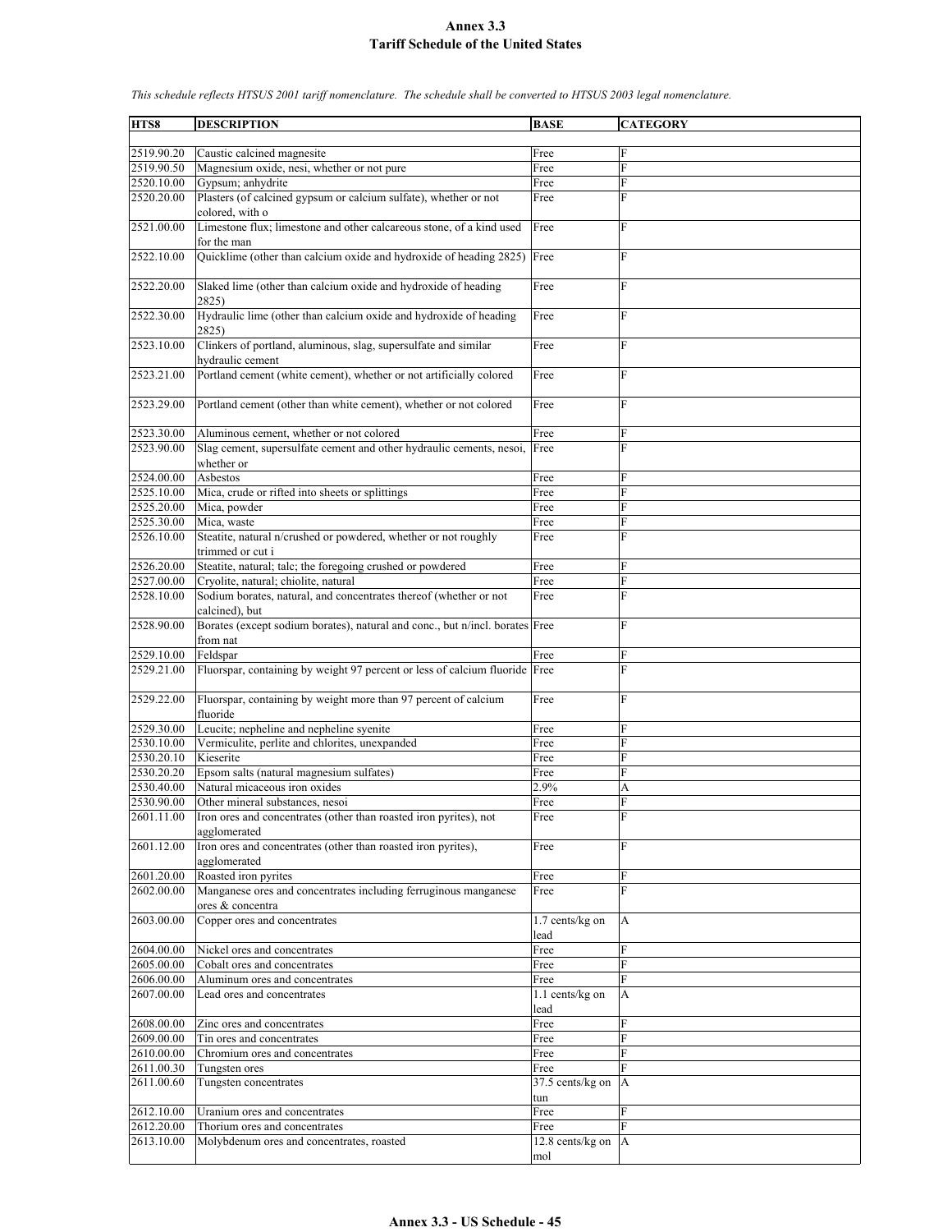# Annex 3.3
# Tariff Schedule of the United States

*This schedule reflects HTSUS 2001 tariff nomenclature. The schedule shall be converted to HTSUS 2003 legal nomenclature.*

| HTS8 | DESCRIPTION | BASE | CATEGORY |
|---|---|---|---|
| 2519.90.20 | Caustic calcined magnesite | Free | F |
| 2519.90.50 | Magnesium oxide, nesi, whether or not pure | Free | F |
| 2520.10.00 | Gypsum; anhydrite | Free | F |
| 2520.20.00 | Plasters (of calcined gypsum or calcium sulfate), whether or not colored, with o | Free | F |
| 2521.00.00 | Limestone flux; limestone and other calcareous stone, of a kind used for the man | Free | F |
| 2522.10.00 | Quicklime (other than calcium oxide and hydroxide of heading 2825) | Free | F |
| 2522.20.00 | Slaked lime (other than calcium oxide and hydroxide of heading 2825) | Free | F |
| 2522.30.00 | Hydraulic lime (other than calcium oxide and hydroxide of heading 2825) | Free | F |
| 2523.10.00 | Clinkers of portland, aluminous, slag, supersulfate and similar hydraulic cement | Free | F |
| 2523.21.00 | Portland cement (white cement), whether or not artificially colored | Free | F |
| 2523.29.00 | Portland cement (other than white cement), whether or not colored | Free | F |
| 2523.30.00 | Aluminous cement, whether or not colored | Free | F |
| 2523.90.00 | Slag cement, supersulfate cement and other hydraulic cements, nesoi, whether or | Free | F |
| 2524.00.00 | Asbestos | Free | F |
| 2525.10.00 | Mica, crude or rifted into sheets or splittings | Free | F |
| 2525.20.00 | Mica, powder | Free | F |
| 2525.30.00 | Mica, waste | Free | F |
| 2526.10.00 | Steatite, natural n/crushed or powdered, whether or not roughly trimmed or cut i | Free | F |
| 2526.20.00 | Steatite, natural; talc; the foregoing crushed or powdered | Free | F |
| 2527.00.00 | Cryolite, natural; chiolite, natural | Free | F |
| 2528.10.00 | Sodium borates, natural, and concentrates thereof (whether or not calcined), but | Free | F |
| 2528.90.00 | Borates (except sodium borates), natural and conc., but n/incl. borates from nat | Free | F |
| 2529.10.00 | Feldspar | Free | F |
| 2529.21.00 | Fluorspar, containing by weight 97 percent or less of calcium fluoride | Free | F |
| 2529.22.00 | Fluorspar, containing by weight more than 97 percent of calcium fluoride | Free | F |
| 2529.30.00 | Leucite; nepheline and nepheline syenite | Free | F |
| 2530.10.00 | Vermiculite, perlite and chlorites, unexpanded | Free | F |
| 2530.20.10 | Kieserite | Free | F |
| 2530.20.20 | Epsom salts (natural magnesium sulfates) | Free | F |
| 2530.40.00 | Natural micaceous iron oxides | 2.9% | A |
| 2530.90.00 | Other mineral substances, nesoi | Free | F |
| 2601.11.00 | Iron ores and concentrates (other than roasted iron pyrites), not agglomerated | Free | F |
| 2601.12.00 | Iron ores and concentrates (other than roasted iron pyrites), agglomerated | Free | F |
| 2601.20.00 | Roasted iron pyrites | Free | F |
| 2602.00.00 | Manganese ores and concentrates including ferruginous manganese ores & concentra | Free | F |
| 2603.00.00 | Copper ores and concentrates | 1.7 cents/kg on lead | A |
| 2604.00.00 | Nickel ores and concentrates | Free | F |
| 2605.00.00 | Cobalt ores and concentrates | Free | F |
| 2606.00.00 | Aluminum ores and concentrates | Free | F |
| 2607.00.00 | Lead ores and concentrates | 1.1 cents/kg on lead | A |
| 2608.00.00 | Zinc ores and concentrates | Free | F |
| 2609.00.00 | Tin ores and concentrates | Free | F |
| 2610.00.00 | Chromium ores and concentrates | Free | F |
| 2611.00.30 | Tungsten ores | Free | F |
| 2611.00.60 | Tungsten concentrates | 37.5 cents/kg on tun | A |
| 2612.10.00 | Uranium ores and concentrates | Free | F |
| 2612.20.00 | Thorium ores and concentrates | Free | F |
| 2613.10.00 | Molybdenum ores and concentrates, roasted | 12.8 cents/kg on mol | A |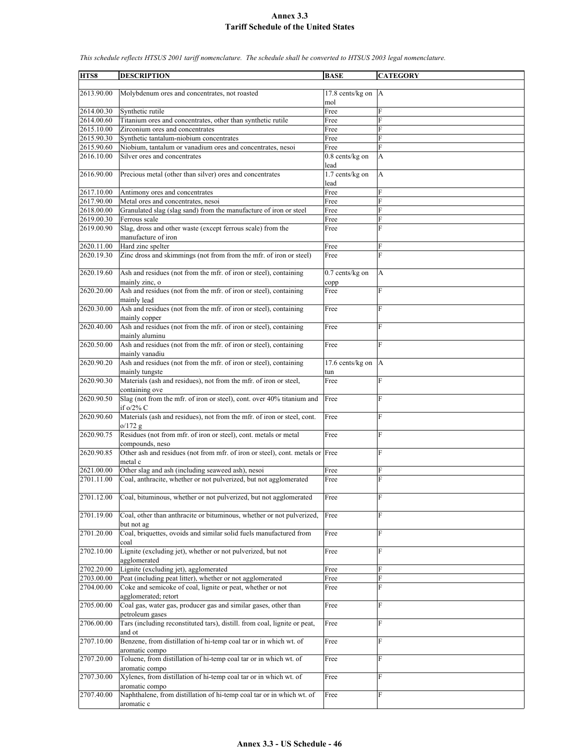# Annex 3.3
## Tariff Schedule of the United States

*This schedule reflects HTSUS 2001 tariff nomenclature. The schedule shall be converted to HTSUS 2003 legal nomenclature.*

| HTS8 | DESCRIPTION | BASE | CATEGORY |
|---|---|---|---|
| 2613.90.00 | Molybdenum ores and concentrates, not roasted | 17.8 cents/kg on mol | A |
| 2614.00.30 | Synthetic rutile | Free | F |
| 2614.00.60 | Titanium ores and concentrates, other than synthetic rutile | Free | F |
| 2615.10.00 | Zirconium ores and concentrates | Free | F |
| 2615.90.30 | Synthetic tantalum-niobium concentrates | Free | F |
| 2615.90.60 | Niobium, tantalum or vanadium ores and concentrates, nesoi | Free | F |
| 2616.10.00 | Silver ores and concentrates | 0.8 cents/kg on lead | A |
| 2616.90.00 | Precious metal (other than silver) ores and concentrates | 1.7 cents/kg on lead | A |
| 2617.10.00 | Antimony ores and concentrates | Free | F |
| 2617.90.00 | Metal ores and concentrates, nesoi | Free | F |
| 2618.00.00 | Granulated slag (slag sand) from the manufacture of iron or steel | Free | F |
| 2619.00.30 | Ferrous scale | Free | F |
| 2619.00.90 | Slag, dross and other waste (except ferrous scale) from the manufacture of iron | Free | F |
| 2620.11.00 | Hard zinc spelter | Free | F |
| 2620.19.30 | Zinc dross and skimmings (not from from the mfr. of iron or steel) | Free | F |
| 2620.19.60 | Ash and residues (not from the mfr. of iron or steel), containing mainly zinc, o | 0.7 cents/kg on copp | A |
| 2620.20.00 | Ash and residues (not from the mfr. of iron or steel), containing mainly lead | Free | F |
| 2620.30.00 | Ash and residues (not from the mfr. of iron or steel), containing mainly copper | Free | F |
| 2620.40.00 | Ash and residues (not from the mfr. of iron or steel), containing mainly aluminu | Free | F |
| 2620.50.00 | Ash and residues (not from the mfr. of iron or steel), containing mainly vanadiu | Free | F |
| 2620.90.20 | Ash and residues (not from the mfr. of iron or steel), containing mainly tungste | 17.6 cents/kg on tun | A |
| 2620.90.30 | Materials (ash and residues), not from the mfr. of iron or steel, containing ove | Free | F |
| 2620.90.50 | Slag (not from the mfr. of iron or steel), cont. over 40% titanium and if o/2% C | Free | F |
| 2620.90.60 | Materials (ash and residues), not from the mfr. of iron or steel, cont. o/172 g | Free | F |
| 2620.90.75 | Residues (not from mfr. of iron or steel), cont. metals or metal compounds, neso | Free | F |
| 2620.90.85 | Other ash and residues (not from mfr. of iron or steel), cont. metals or metal c | Free | F |
| 2621.00.00 | Other slag and ash (including seaweed ash), nesoi | Free | F |
| 2701.11.00 | Coal, anthracite, whether or not pulverized, but not agglomerated | Free | F |
| 2701.12.00 | Coal, bituminous, whether or not pulverized, but not agglomerated | Free | F |
| 2701.19.00 | Coal, other than anthracite or bituminous, whether or not pulverized, but not ag | Free | F |
| 2701.20.00 | Coal, briquettes, ovoids and similar solid fuels manufactured from coal | Free | F |
| 2702.10.00 | Lignite (excluding jet), whether or not pulverized, but not agglomerated | Free | F |
| 2702.20.00 | Lignite (excluding jet), agglomerated | Free | F |
| 2703.00.00 | Peat (including peat litter), whether or not agglomerated | Free | F |
| 2704.00.00 | Coke and semicoke of coal, lignite or peat, whether or not agglomerated; retort | Free | F |
| 2705.00.00 | Coal gas, water gas, producer gas and similar gases, other than petroleum gases | Free | F |
| 2706.00.00 | Tars (including reconstituted tars), distill. from coal, lignite or peat, and ot | Free | F |
| 2707.10.00 | Benzene, from distillation of hi-temp coal tar or in which wt. of aromatic compo | Free | F |
| 2707.20.00 | Toluene, from distillation of hi-temp coal tar or in which wt. of aromatic compo | Free | F |
| 2707.30.00 | Xylenes, from distillation of hi-temp coal tar or in which wt. of aromatic compo | Free | F |
| 2707.40.00 | Naphthalene, from distillation of hi-temp coal tar or in which wt. of aromatic c | Free | F |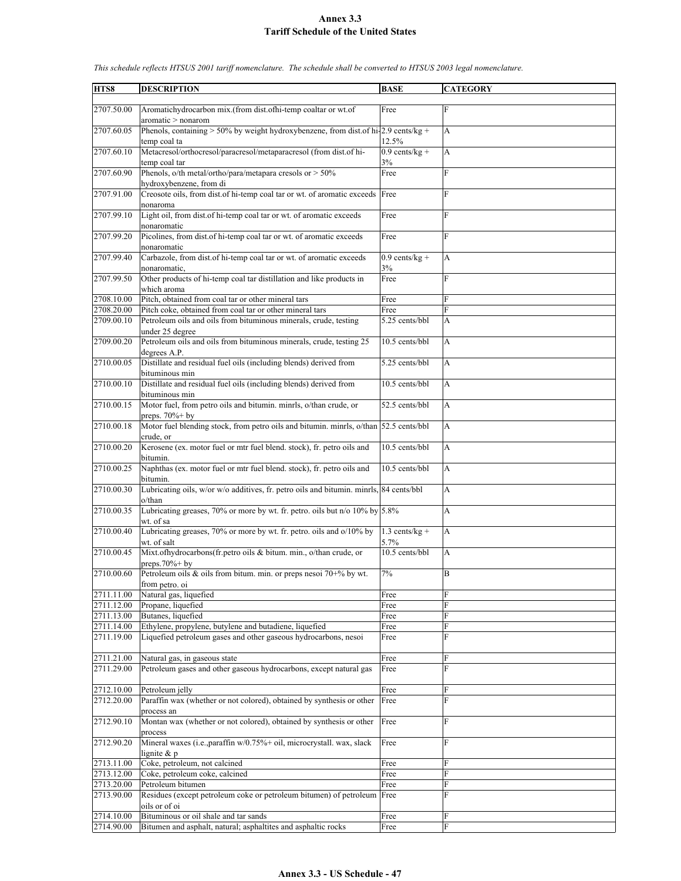# Annex 3.3
## Tariff Schedule of the United States

*This schedule reflects HTSUS 2001 tariff nomenclature. The schedule shall be converted to HTSUS 2003 legal nomenclature.*

| HTS8 | DESCRIPTION | BASE | CATEGORY |
|---|---|---|---|
| 2707.50.00 | Aromatichydrocarbon mix.(from dist.ofhi-temp coaltar or wt.of aromatic > nonarom | Free | F |
| 2707.60.05 | Phenols, containing > 50% by weight hydroxybenzene, from dist.of hi-temp coal ta | 2.9 cents/kg + 12.5% | A |
| 2707.60.10 | Metacresol/orthocresol/paracresol/metaparacresol (from dist.of hi-temp coal tar | 0.9 cents/kg + 3% | A |
| 2707.60.90 | Phenols, o/th metal/ortho/para/metapara cresols or > 50% hydroxybenzene, from di | Free | F |
| 2707.91.00 | Creosote oils, from dist.of hi-temp coal tar or wt. of aromatic exceeds nonaroma | Free | F |
| 2707.99.10 | Light oil, from dist.of hi-temp coal tar or wt. of aromatic exceeds nonaromatic | Free | F |
| 2707.99.20 | Picolines, from dist.of hi-temp coal tar or wt. of aromatic exceeds nonaromatic | Free | F |
| 2707.99.40 | Carbazole, from dist.of hi-temp coal tar or wt. of aromatic exceeds nonaromatic, | 0.9 cents/kg + 3% | A |
| 2707.99.50 | Other products of hi-temp coal tar distillation and like products in which aroma | Free | F |
| 2708.10.00 | Pitch, obtained from coal tar or other mineral tars | Free | F |
| 2708.20.00 | Pitch coke, obtained from coal tar or other mineral tars | Free | F |
| 2709.00.10 | Petroleum oils and oils from bituminous minerals, crude, testing under 25 degree | 5.25 cents/bbl | A |
| 2709.00.20 | Petroleum oils and oils from bituminous minerals, crude, testing 25 degrees A.P. | 10.5 cents/bbl | A |
| 2710.00.05 | Distillate and residual fuel oils (including blends) derived from bituminous min | 5.25 cents/bbl | A |
| 2710.00.10 | Distillate and residual fuel oils (including blends) derived from bituminous min | 10.5 cents/bbl | A |
| 2710.00.15 | Motor fuel, from petro oils and bitumin. minrls, o/than crude, or preps. 70%+ by | 52.5 cents/bbl | A |
| 2710.00.18 | Motor fuel blending stock, from petro oils and bitumin. minrls, o/than crude, or | 52.5 cents/bbl | A |
| 2710.00.20 | Kerosene (ex. motor fuel or mtr fuel blend. stock), fr. petro oils and bitumin. | 10.5 cents/bbl | A |
| 2710.00.25 | Naphthas (ex. motor fuel or mtr fuel blend. stock), fr. petro oils and bitumin. | 10.5 cents/bbl | A |
| 2710.00.30 | Lubricating oils, w/or w/o additives, fr. petro oils and bitumin. minrls, o/than | 84 cents/bbl | A |
| 2710.00.35 | Lubricating greases, 70% or more by wt. fr. petro. oils but n/o 10% by wt. of sa | 5.8% | A |
| 2710.00.40 | Lubricating greases, 70% or more by wt. fr. petro. oils and o/10% by wt. of salt | 1.3 cents/kg + 5.7% | A |
| 2710.00.45 | Mixt.ofhydrocarbons(fr.petro oils & bitum. min., o/than crude, or preps.70%+ by | 10.5 cents/bbl | A |
| 2710.00.60 | Petroleum oils & oils from bitum. min. or preps nesoi 70+% by wt. from petro. oi | 7% | B |
| 2711.11.00 | Natural gas, liquefied | Free | F |
| 2711.12.00 | Propane, liquefied | Free | F |
| 2711.13.00 | Butanes, liquefied | Free | F |
| 2711.14.00 | Ethylene, propylene, butylene and butadiene, liquefied | Free | F |
| 2711.19.00 | Liquefied petroleum gases and other gaseous hydrocarbons, nesoi | Free | F |
| 2711.21.00 | Natural gas, in gaseous state | Free | F |
| 2711.29.00 | Petroleum gases and other gaseous hydrocarbons, except natural gas | Free | F |
| 2712.10.00 | Petroleum jelly | Free | F |
| 2712.20.00 | Paraffin wax (whether or not colored), obtained by synthesis or other process an | Free | F |
| 2712.90.10 | Montan wax (whether or not colored), obtained by synthesis or other process | Free | F |
| 2712.90.20 | Mineral waxes (i.e.,paraffin w/0.75%+ oil, microcrystall. wax, slack lignite & p | Free | F |
| 2713.11.00 | Coke, petroleum, not calcined | Free | F |
| 2713.12.00 | Coke, petroleum coke, calcined | Free | F |
| 2713.20.00 | Petroleum bitumen | Free | F |
| 2713.90.00 | Residues (except petroleum coke or petroleum bitumen) of petroleum oils or of oi | Free | F |
| 2714.10.00 | Bituminous or oil shale and tar sands | Free | F |
| 2714.90.00 | Bitumen and asphalt, natural; asphaltites and asphaltic rocks | Free | F |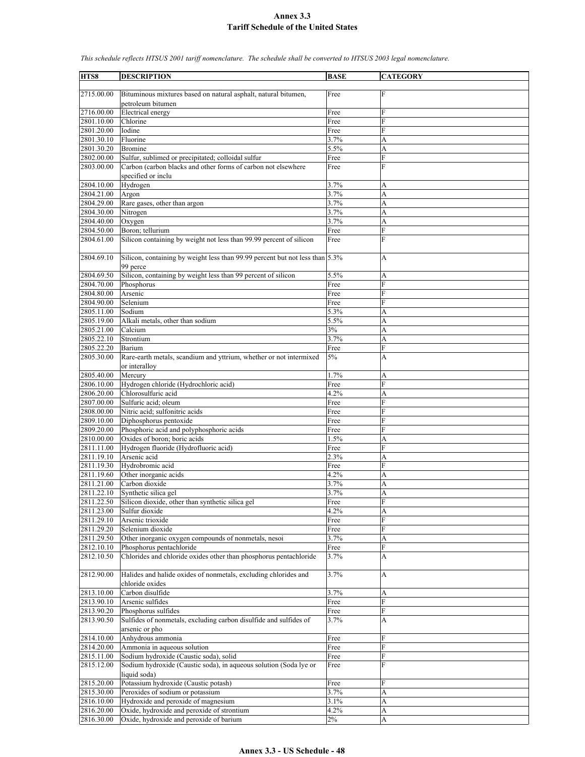# Annex 3.3
## Tariff Schedule of the United States

*This schedule reflects HTSUS 2001 tariff nomenclature. The schedule shall be converted to HTSUS 2003 legal nomenclature.*

| HTS8 | DESCRIPTION | BASE | CATEGORY |
|---|---|---|---|
| 2715.00.00 | Bituminous mixtures based on natural asphalt, natural bitumen, petroleum bitumen | Free | F |
| 2716.00.00 | Electrical energy | Free | F |
| 2801.10.00 | Chlorine | Free | F |
| 2801.20.00 | Iodine | Free | F |
| 2801.30.10 | Fluorine | 3.7% | A |
| 2801.30.20 | Bromine | 5.5% | A |
| 2802.00.00 | Sulfur, sublimed or precipitated; colloidal sulfur | Free | F |
| 2803.00.00 | Carbon (carbon blacks and other forms of carbon not elsewhere specified or inclu | Free | F |
| 2804.10.00 | Hydrogen | 3.7% | A |
| 2804.21.00 | Argon | 3.7% | A |
| 2804.29.00 | Rare gases, other than argon | 3.7% | A |
| 2804.30.00 | Nitrogen | 3.7% | A |
| 2804.40.00 | Oxygen | 3.7% | A |
| 2804.50.00 | Boron; tellurium | Free | F |
| 2804.61.00 | Silicon containing by weight not less than 99.99 percent of silicon | Free | F |
| 2804.69.10 | Silicon, containing by weight less than 99.99 percent but not less than 99 perce | 5.3% | A |
| 2804.69.50 | Silicon, containing by weight less than 99 percent of silicon | 5.5% | A |
| 2804.70.00 | Phosphorus | Free | F |
| 2804.80.00 | Arsenic | Free | F |
| 2804.90.00 | Selenium | Free | F |
| 2805.11.00 | Sodium | 5.3% | A |
| 2805.19.00 | Alkali metals, other than sodium | 5.5% | A |
| 2805.21.00 | Calcium | 3% | A |
| 2805.22.10 | Strontium | 3.7% | A |
| 2805.22.20 | Barium | Free | F |
| 2805.30.00 | Rare-earth metals, scandium and yttrium, whether or not intermixed or interalloy | 5% | A |
| 2805.40.00 | Mercury | 1.7% | A |
| 2806.10.00 | Hydrogen chloride (Hydrochloric acid) | Free | F |
| 2806.20.00 | Chlorosulfuric acid | 4.2% | A |
| 2807.00.00 | Sulfuric acid; oleum | Free | F |
| 2808.00.00 | Nitric acid; sulfonitric acids | Free | F |
| 2809.10.00 | Diphosphorus pentoxide | Free | F |
| 2809.20.00 | Phosphoric acid and polyphosphoric acids | Free | F |
| 2810.00.00 | Oxides of boron; boric acids | 1.5% | A |
| 2811.11.00 | Hydrogen fluoride (Hydrofluoric acid) | Free | F |
| 2811.19.10 | Arsenic acid | 2.3% | A |
| 2811.19.30 | Hydrobromic acid | Free | F |
| 2811.19.60 | Other inorganic acids | 4.2% | A |
| 2811.21.00 | Carbon dioxide | 3.7% | A |
| 2811.22.10 | Synthetic silica gel | 3.7% | A |
| 2811.22.50 | Silicon dioxide, other than synthetic silica gel | Free | F |
| 2811.23.00 | Sulfur dioxide | 4.2% | A |
| 2811.29.10 | Arsenic trioxide | Free | F |
| 2811.29.20 | Selenium dioxide | Free | F |
| 2811.29.50 | Other inorganic oxygen compounds of nonmetals, nesoi | 3.7% | A |
| 2812.10.10 | Phosphorus pentachloride | Free | F |
| 2812.10.50 | Chlorides and chloride oxides other than phosphorus pentachloride | 3.7% | A |
| 2812.90.00 | Halides and halide oxides of nonmetals, excluding chlorides and chloride oxides | 3.7% | A |
| 2813.10.00 | Carbon disulfide | 3.7% | A |
| 2813.90.10 | Arsenic sulfides | Free | F |
| 2813.90.20 | Phosphorus sulfides | Free | F |
| 2813.90.50 | Sulfides of nonmetals, excluding carbon disulfide and sulfides of arsenic or pho | 3.7% | A |
| 2814.10.00 | Anhydrous ammonia | Free | F |
| 2814.20.00 | Ammonia in aqueous solution | Free | F |
| 2815.11.00 | Sodium hydroxide (Caustic soda), solid | Free | F |
| 2815.12.00 | Sodium hydroxide (Caustic soda), in aqueous solution (Soda lye or liquid soda) | Free | F |
| 2815.20.00 | Potassium hydroxide (Caustic potash) | Free | F |
| 2815.30.00 | Peroxides of sodium or potassium | 3.7% | A |
| 2816.10.00 | Hydroxide and peroxide of magnesium | 3.1% | A |
| 2816.20.00 | Oxide, hydroxide and peroxide of strontium | 4.2% | A |
| 2816.30.00 | Oxide, hydroxide and peroxide of barium | 2% | A |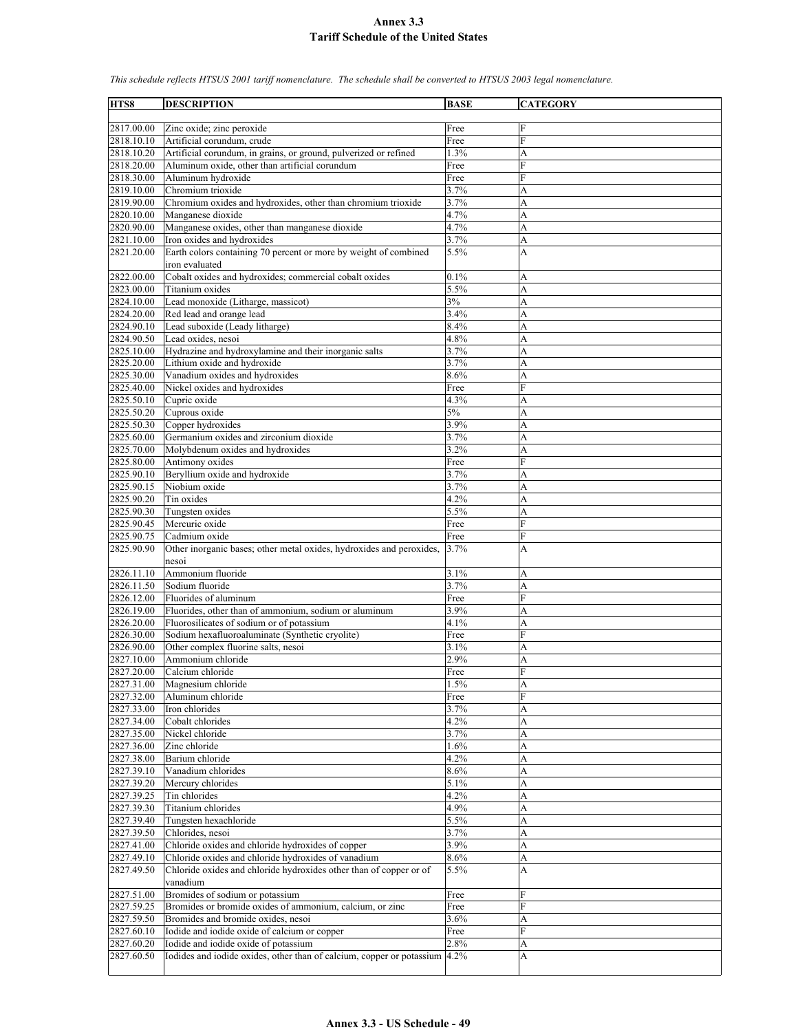# Annex 3.3
# Tariff Schedule of the United States

*This schedule reflects HTSUS 2001 tariff nomenclature. The schedule shall be converted to HTSUS 2003 legal nomenclature.*

| HTS8 | DESCRIPTION | BASE | CATEGORY |
|---|---|---|---|
| 2817.00.00 | Zinc oxide; zinc peroxide | Free | F |
| 2818.10.10 | Artificial corundum, crude | Free | F |
| 2818.10.20 | Artificial corundum, in grains, or ground, pulverized or refined | 1.3% | A |
| 2818.20.00 | Aluminum oxide, other than artificial corundum | Free | F |
| 2818.30.00 | Aluminum hydroxide | Free | F |
| 2819.10.00 | Chromium trioxide | 3.7% | A |
| 2819.90.00 | Chromium oxides and hydroxides, other than chromium trioxide | 3.7% | A |
| 2820.10.00 | Manganese dioxide | 4.7% | A |
| 2820.90.00 | Manganese oxides, other than manganese dioxide | 4.7% | A |
| 2821.10.00 | Iron oxides and hydroxides | 3.7% | A |
| 2821.20.00 | Earth colors containing 70 percent or more by weight of combined iron evaluated | 5.5% | A |
| 2822.00.00 | Cobalt oxides and hydroxides; commercial cobalt oxides | 0.1% | A |
| 2823.00.00 | Titanium oxides | 5.5% | A |
| 2824.10.00 | Lead monoxide (Litharge, massicot) | 3% | A |
| 2824.20.00 | Red lead and orange lead | 3.4% | A |
| 2824.90.10 | Lead suboxide (Leady litharge) | 8.4% | A |
| 2824.90.50 | Lead oxides, nesoi | 4.8% | A |
| 2825.10.00 | Hydrazine and hydroxylamine and their inorganic salts | 3.7% | A |
| 2825.20.00 | Lithium oxide and hydroxide | 3.7% | A |
| 2825.30.00 | Vanadium oxides and hydroxides | 8.6% | A |
| 2825.40.00 | Nickel oxides and hydroxides | Free | F |
| 2825.50.10 | Cupric oxide | 4.3% | A |
| 2825.50.20 | Cuprous oxide | 5% | A |
| 2825.50.30 | Copper hydroxides | 3.9% | A |
| 2825.60.00 | Germanium oxides and zirconium dioxide | 3.7% | A |
| 2825.70.00 | Molybdenum oxides and hydroxides | 3.2% | A |
| 2825.80.00 | Antimony oxides | Free | F |
| 2825.90.10 | Beryllium oxide and hydroxide | 3.7% | A |
| 2825.90.15 | Niobium oxide | 3.7% | A |
| 2825.90.20 | Tin oxides | 4.2% | A |
| 2825.90.30 | Tungsten oxides | 5.5% | A |
| 2825.90.45 | Mercuric oxide | Free | F |
| 2825.90.75 | Cadmium oxide | Free | F |
| 2825.90.90 | Other inorganic bases; other metal oxides, hydroxides and peroxides, nesoi | 3.7% | A |
| 2826.11.10 | Ammonium fluoride | 3.1% | A |
| 2826.11.50 | Sodium fluoride | 3.7% | A |
| 2826.12.00 | Fluorides of aluminum | Free | F |
| 2826.19.00 | Fluorides, other than of ammonium, sodium or aluminum | 3.9% | A |
| 2826.20.00 | Fluorosilicates of sodium or of potassium | 4.1% | A |
| 2826.30.00 | Sodium hexafluoroaluminate (Synthetic cryolite) | Free | F |
| 2826.90.00 | Other complex fluorine salts, nesoi | 3.1% | A |
| 2827.10.00 | Ammonium chloride | 2.9% | A |
| 2827.20.00 | Calcium chloride | Free | F |
| 2827.31.00 | Magnesium chloride | 1.5% | A |
| 2827.32.00 | Aluminum chloride | Free | F |
| 2827.33.00 | Iron chlorides | 3.7% | A |
| 2827.34.00 | Cobalt chlorides | 4.2% | A |
| 2827.35.00 | Nickel chloride | 3.7% | A |
| 2827.36.00 | Zinc chloride | 1.6% | A |
| 2827.38.00 | Barium chloride | 4.2% | A |
| 2827.39.10 | Vanadium chlorides | 8.6% | A |
| 2827.39.20 | Mercury chlorides | 5.1% | A |
| 2827.39.25 | Tin chlorides | 4.2% | A |
| 2827.39.30 | Titanium chlorides | 4.9% | A |
| 2827.39.40 | Tungsten hexachloride | 5.5% | A |
| 2827.39.50 | Chlorides, nesoi | 3.7% | A |
| 2827.41.00 | Chloride oxides and chloride hydroxides of copper | 3.9% | A |
| 2827.49.10 | Chloride oxides and chloride hydroxides of vanadium | 8.6% | A |
| 2827.49.50 | Chloride oxides and chloride hydroxides other than of copper or of vanadium | 5.5% | A |
| 2827.51.00 | Bromides of sodium or potassium | Free | F |
| 2827.59.25 | Bromides or bromide oxides of ammonium, calcium, or zinc | Free | F |
| 2827.59.50 | Bromides and bromide oxides, nesoi | 3.6% | A |
| 2827.60.10 | Iodide and iodide oxide of calcium or copper | Free | F |
| 2827.60.20 | Iodide and iodide oxide of potassium | 2.8% | A |
| 2827.60.50 | Iodides and iodide oxides, other than of calcium, copper or potassium | 4.2% | A |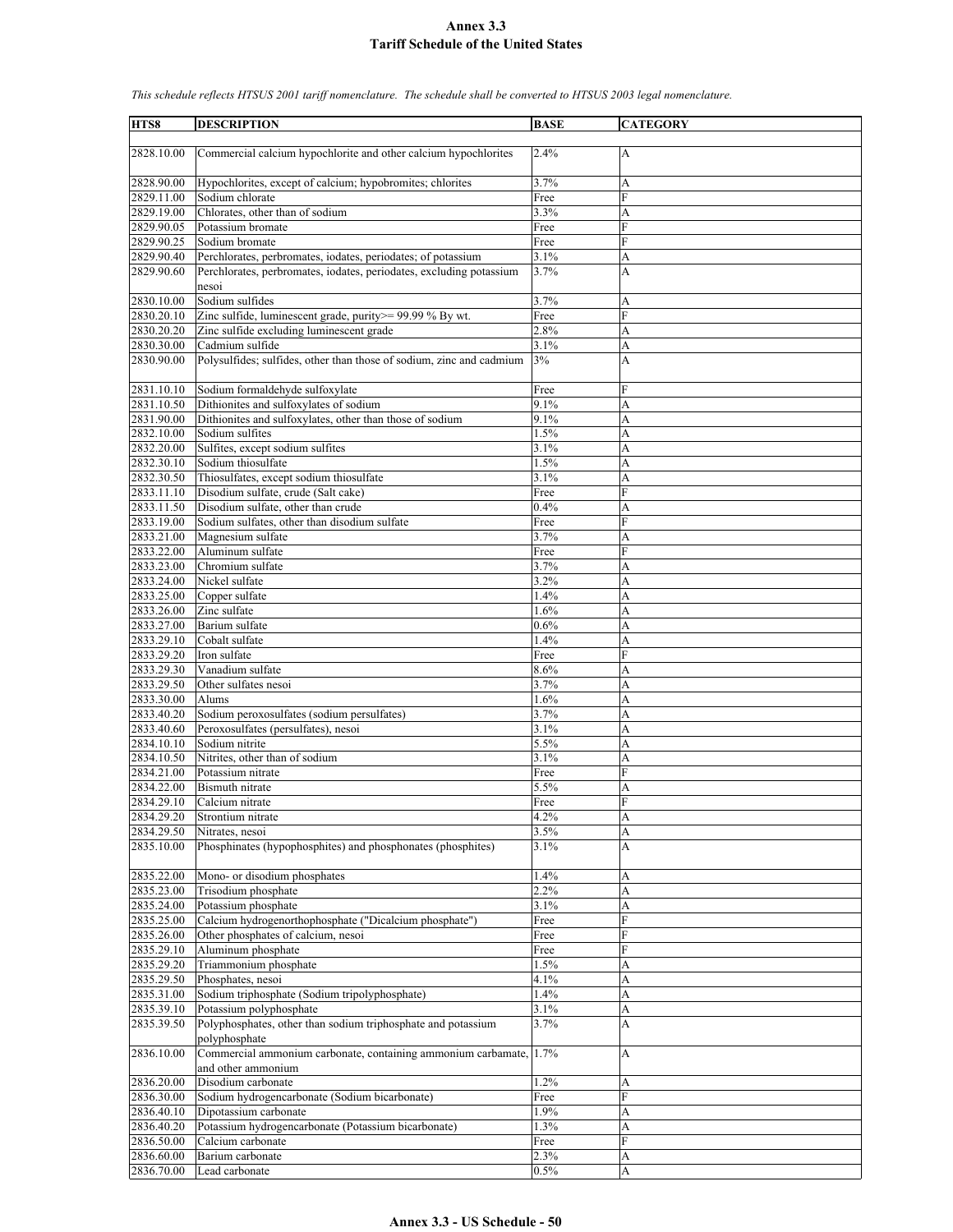# Annex 3.3
## Tariff Schedule of the United States

*This schedule reflects HTSUS 2001 tariff nomenclature. The schedule shall be converted to HTSUS 2003 legal nomenclature.*

| HTS8 | DESCRIPTION | BASE | CATEGORY |
|---|---|---|---|
| 2828.10.00 | Commercial calcium hypochlorite and other calcium hypochlorites | 2.4% | A |
| 2828.90.00 | Hypochlorites, except of calcium; hypobromites; chlorites | 3.7% | A |
| 2829.11.00 | Sodium chlorate | Free | F |
| 2829.19.00 | Chlorates, other than of sodium | 3.3% | A |
| 2829.90.05 | Potassium bromate | Free | F |
| 2829.90.25 | Sodium bromate | Free | F |
| 2829.90.40 | Perchlorates, perbromates, iodates, periodates; of potassium | 3.1% | A |
| 2829.90.60 | Perchlorates, perbromates, iodates, periodates, excluding potassium nesoi | 3.7% | A |
| 2830.10.00 | Sodium sulfides | 3.7% | A |
| 2830.20.10 | Zinc sulfide, luminescent grade, purity>= 99.99 % By wt. | Free | F |
| 2830.20.20 | Zinc sulfide excluding luminescent grade | 2.8% | A |
| 2830.30.00 | Cadmium sulfide | 3.1% | A |
| 2830.90.00 | Polysulfides; sulfides, other than those of sodium, zinc and cadmium | 3% | A |
| 2831.10.10 | Sodium formaldehyde sulfoxylate | Free | F |
| 2831.10.50 | Dithionites and sulfoxylates of sodium | 9.1% | A |
| 2831.90.00 | Dithionites and sulfoxylates, other than those of sodium | 9.1% | A |
| 2832.10.00 | Sodium sulfites | 1.5% | A |
| 2832.20.00 | Sulfites, except sodium sulfites | 3.1% | A |
| 2832.30.10 | Sodium thiosulfate | 1.5% | A |
| 2832.30.50 | Thiosulfates, except sodium thiosulfate | 3.1% | A |
| 2833.11.10 | Disodium sulfate, crude (Salt cake) | Free | F |
| 2833.11.50 | Disodium sulfate, other than crude | 0.4% | A |
| 2833.19.00 | Sodium sulfates, other than disodium sulfate | Free | F |
| 2833.21.00 | Magnesium sulfate | 3.7% | A |
| 2833.22.00 | Aluminum sulfate | Free | F |
| 2833.23.00 | Chromium sulfate | 3.7% | A |
| 2833.24.00 | Nickel sulfate | 3.2% | A |
| 2833.25.00 | Copper sulfate | 1.4% | A |
| 2833.26.00 | Zinc sulfate | 1.6% | A |
| 2833.27.00 | Barium sulfate | 0.6% | A |
| 2833.29.10 | Cobalt sulfate | 1.4% | A |
| 2833.29.20 | Iron sulfate | Free | F |
| 2833.29.30 | Vanadium sulfate | 8.6% | A |
| 2833.29.50 | Other sulfates nesoi | 3.7% | A |
| 2833.30.00 | Alums | 1.6% | A |
| 2833.40.20 | Sodium peroxosulfates (sodium persulfates) | 3.7% | A |
| 2833.40.60 | Peroxosulfates (persulfates), nesoi | 3.1% | A |
| 2834.10.10 | Sodium nitrite | 5.5% | A |
| 2834.10.50 | Nitrites, other than of sodium | 3.1% | A |
| 2834.21.00 | Potassium nitrate | Free | F |
| 2834.22.00 | Bismuth nitrate | 5.5% | A |
| 2834.29.10 | Calcium nitrate | Free | F |
| 2834.29.20 | Strontium nitrate | 4.2% | A |
| 2834.29.50 | Nitrates, nesoi | 3.5% | A |
| 2835.10.00 | Phosphinates (hypophosphites) and phosphonates (phosphites) | 3.1% | A |
| 2835.22.00 | Mono- or disodium phosphates | 1.4% | A |
| 2835.23.00 | Trisodium phosphate | 2.2% | A |
| 2835.24.00 | Potassium phosphate | 3.1% | A |
| 2835.25.00 | Calcium hydrogenorthophosphate ("Dicalcium phosphate") | Free | F |
| 2835.26.00 | Other phosphates of calcium, nesoi | Free | F |
| 2835.29.10 | Aluminum phosphate | Free | F |
| 2835.29.20 | Triammonium phosphate | 1.5% | A |
| 2835.29.50 | Phosphates, nesoi | 4.1% | A |
| 2835.31.00 | Sodium triphosphate (Sodium tripolyphosphate) | 1.4% | A |
| 2835.39.10 | Potassium polyphosphate | 3.1% | A |
| 2835.39.50 | Polyphosphates, other than sodium triphosphate and potassium polyphosphate | 3.7% | A |
| 2836.10.00 | Commercial ammonium carbonate, containing ammonium carbamate, and other ammonium | 1.7% | A |
| 2836.20.00 | Disodium carbonate | 1.2% | A |
| 2836.30.00 | Sodium hydrogencarbonate (Sodium bicarbonate) | Free | F |
| 2836.40.10 | Dipotassium carbonate | 1.9% | A |
| 2836.40.20 | Potassium hydrogencarbonate (Potassium bicarbonate) | 1.3% | A |
| 2836.50.00 | Calcium carbonate | Free | F |
| 2836.60.00 | Barium carbonate | 2.3% | A |
| 2836.70.00 | Lead carbonate | 0.5% | A |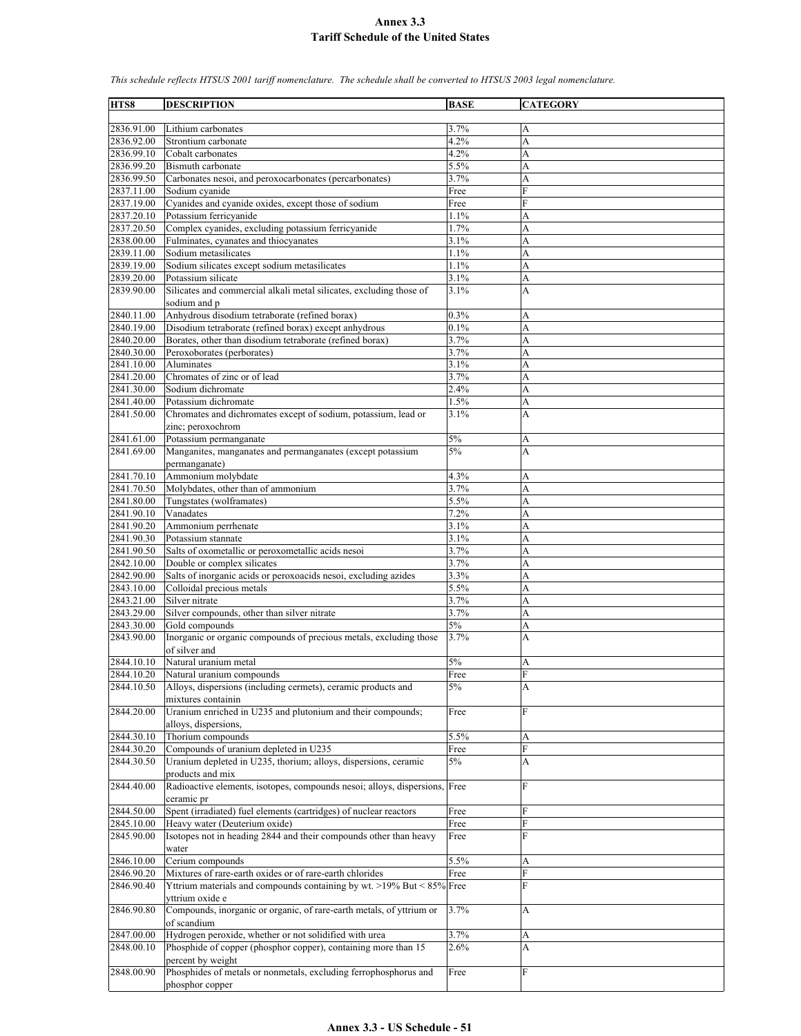# Annex 3.3
## Tariff Schedule of the United States

*This schedule reflects HTSUS 2001 tariff nomenclature. The schedule shall be converted to HTSUS 2003 legal nomenclature.*

| HTS8 | DESCRIPTION | BASE | CATEGORY |
|---|---|---|---|
| 2836.91.00 | Lithium carbonates | 3.7% | A |
| 2836.92.00 | Strontium carbonate | 4.2% | A |
| 2836.99.10 | Cobalt carbonates | 4.2% | A |
| 2836.99.20 | Bismuth carbonate | 5.5% | A |
| 2836.99.50 | Carbonates nesoi, and peroxocarbonates (percarbonates) | 3.7% | A |
| 2837.11.00 | Sodium cyanide | Free | F |
| 2837.19.00 | Cyanides and cyanide oxides, except those of sodium | Free | F |
| 2837.20.10 | Potassium ferricyanide | 1.1% | A |
| 2837.20.50 | Complex cyanides, excluding potassium ferricyanide | 1.7% | A |
| 2838.00.00 | Fulminates, cyanates and thiocyanates | 3.1% | A |
| 2839.11.00 | Sodium metasilicates | 1.1% | A |
| 2839.19.00 | Sodium silicates except sodium metasilicates | 1.1% | A |
| 2839.20.00 | Potassium silicate | 3.1% | A |
| 2839.90.00 | Silicates and commercial alkali metal silicates, excluding those of sodium and p | 3.1% | A |
| 2840.11.00 | Anhydrous disodium tetraborate (refined borax) | 0.3% | A |
| 2840.19.00 | Disodium tetraborate (refined borax) except anhydrous | 0.1% | A |
| 2840.20.00 | Borates, other than disodium tetraborate (refined borax) | 3.7% | A |
| 2840.30.00 | Peroxoborates (perborates) | 3.7% | A |
| 2841.10.00 | Aluminates | 3.1% | A |
| 2841.20.00 | Chromates of zinc or of lead | 3.7% | A |
| 2841.30.00 | Sodium dichromate | 2.4% | A |
| 2841.40.00 | Potassium dichromate | 1.5% | A |
| 2841.50.00 | Chromates and dichromates except of sodium, potassium, lead or zinc; peroxochrom | 3.1% | A |
| 2841.61.00 | Potassium permanganate | 5% | A |
| 2841.69.00 | Manganites, manganates and permanganates (except potassium permanganate) | 5% | A |
| 2841.70.10 | Ammonium molybdate | 4.3% | A |
| 2841.70.50 | Molybdates, other than of ammonium | 3.7% | A |
| 2841.80.00 | Tungstates (wolframates) | 5.5% | A |
| 2841.90.10 | Vanadates | 7.2% | A |
| 2841.90.20 | Ammonium perrhenate | 3.1% | A |
| 2841.90.30 | Potassium stannate | 3.1% | A |
| 2841.90.50 | Salts of oxometallic or peroxometallic acids nesoi | 3.7% | A |
| 2842.10.00 | Double or complex silicates | 3.7% | A |
| 2842.90.00 | Salts of inorganic acids or peroxoacids nesoi, excluding azides | 3.3% | A |
| 2843.10.00 | Colloidal precious metals | 5.5% | A |
| 2843.21.00 | Silver nitrate | 3.7% | A |
| 2843.29.00 | Silver compounds, other than silver nitrate | 3.7% | A |
| 2843.30.00 | Gold compounds | 5% | A |
| 2843.90.00 | Inorganic or organic compounds of precious metals, excluding those of silver and | 3.7% | A |
| 2844.10.10 | Natural uranium metal | 5% | A |
| 2844.10.20 | Natural uranium compounds | Free | F |
| 2844.10.50 | Alloys, dispersions (including cermets), ceramic products and mixtures containin | 5% | A |
| 2844.20.00 | Uranium enriched in U235 and plutonium and their compounds; alloys, dispersions, | Free | F |
| 2844.30.10 | Thorium compounds | 5.5% | A |
| 2844.30.20 | Compounds of uranium depleted in U235 | Free | F |
| 2844.30.50 | Uranium depleted in U235, thorium; alloys, dispersions, ceramic products and mix | 5% | A |
| 2844.40.00 | Radioactive elements, isotopes, compounds nesoi; alloys, dispersions, ceramic pr | Free | F |
| 2844.50.00 | Spent (irradiated) fuel elements (cartridges) of nuclear reactors | Free | F |
| 2845.10.00 | Heavy water (Deuterium oxide) | Free | F |
| 2845.90.00 | Isotopes not in heading 2844 and their compounds other than heavy water | Free | F |
| 2846.10.00 | Cerium compounds | 5.5% | A |
| 2846.90.20 | Mixtures of rare-earth oxides or of rare-earth chlorides | Free | F |
| 2846.90.40 | Yttrium materials and compounds containing by wt. >19% But < 85% yttrium oxide e | Free | F |
| 2846.90.80 | Compounds, inorganic or organic, of rare-earth metals, of yttrium or of scandium | 3.7% | A |
| 2847.00.00 | Hydrogen peroxide, whether or not solidified with urea | 3.7% | A |
| 2848.00.10 | Phosphide of copper (phosphor copper), containing more than 15 percent by weight | 2.6% | A |
| 2848.00.90 | Phosphides of metals or nonmetals, excluding ferrophosphorus and phosphor copper | Free | F |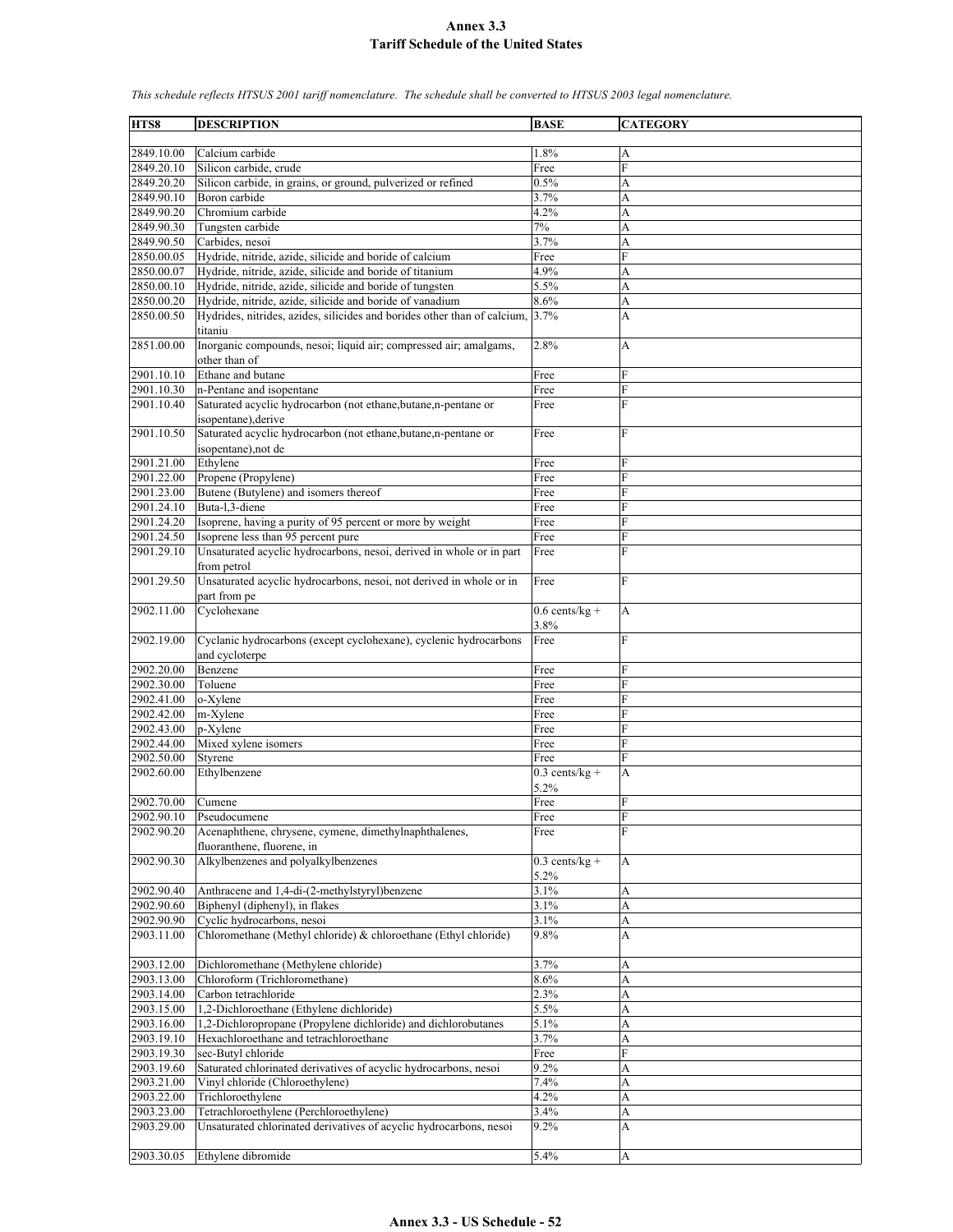# Annex 3.3
## Tariff Schedule of the United States

*This schedule reflects HTSUS 2001 tariff nomenclature. The schedule shall be converted to HTSUS 2003 legal nomenclature.*

| HTS8 | DESCRIPTION | BASE | CATEGORY |
|---|---|---|---|
| 2849.10.00 | Calcium carbide | 1.8% | A |
| 2849.20.10 | Silicon carbide, crude | Free | F |
| 2849.20.20 | Silicon carbide, in grains, or ground, pulverized or refined | 0.5% | A |
| 2849.90.10 | Boron carbide | 3.7% | A |
| 2849.90.20 | Chromium carbide | 4.2% | A |
| 2849.90.30 | Tungsten carbide | 7% | A |
| 2849.90.50 | Carbides, nesoi | 3.7% | A |
| 2850.00.05 | Hydride, nitride, azide, silicide and boride of calcium | Free | F |
| 2850.00.07 | Hydride, nitride, azide, silicide and boride of titanium | 4.9% | A |
| 2850.00.10 | Hydride, nitride, azide, silicide and boride of tungsten | 5.5% | A |
| 2850.00.20 | Hydride, nitride, azide, silicide and boride of vanadium | 8.6% | A |
| 2850.00.50 | Hydrides, nitrides, azides, silicides and borides other than of calcium, titaniu | 3.7% | A |
| 2851.00.00 | Inorganic compounds, nesoi; liquid air; compressed air; amalgams, other than of | 2.8% | A |
| 2901.10.10 | Ethane and butane | Free | F |
| 2901.10.30 | n-Pentane and isopentane | Free | F |
| 2901.10.40 | Saturated acyclic hydrocarbon (not ethane,butane,n-pentane or isopentane),derive | Free | F |
| 2901.10.50 | Saturated acyclic hydrocarbon (not ethane,butane,n-pentane or isopentane),not de | Free | F |
| 2901.21.00 | Ethylene | Free | F |
| 2901.22.00 | Propene (Propylene) | Free | F |
| 2901.23.00 | Butene (Butylene) and isomers thereof | Free | F |
| 2901.24.10 | Buta-l,3-diene | Free | F |
| 2901.24.20 | Isoprene, having a purity of 95 percent or more by weight | Free | F |
| 2901.24.50 | Isoprene less than 95 percent pure | Free | F |
| 2901.29.10 | Unsaturated acyclic hydrocarbons, nesoi, derived in whole or in part from petrol | Free | F |
| 2901.29.50 | Unsaturated acyclic hydrocarbons, nesoi, not derived in whole or in part from pe | Free | F |
| 2902.11.00 | Cyclohexane | 0.6 cents/kg + 3.8% | A |
| 2902.19.00 | Cyclanic hydrocarbons (except cyclohexane), cyclenic hydrocarbons and cycloterpe | Free | F |
| 2902.20.00 | Benzene | Free | F |
| 2902.30.00 | Toluene | Free | F |
| 2902.41.00 | o-Xylene | Free | F |
| 2902.42.00 | m-Xylene | Free | F |
| 2902.43.00 | p-Xylene | Free | F |
| 2902.44.00 | Mixed xylene isomers | Free | F |
| 2902.50.00 | Styrene | Free | F |
| 2902.60.00 | Ethylbenzene | 0.3 cents/kg + 5.2% | A |
| 2902.70.00 | Cumene | Free | F |
| 2902.90.10 | Pseudocumene | Free | F |
| 2902.90.20 | Acenaphthene, chrysene, cymene, dimethylnaphthalenes, fluoranthene, fluorene, in | Free | F |
| 2902.90.30 | Alkylbenzenes and polyalkylbenzenes | 0.3 cents/kg + 5.2% | A |
| 2902.90.40 | Anthracene and 1,4-di-(2-methylstyryl)benzene | 3.1% | A |
| 2902.90.60 | Biphenyl (diphenyl), in flakes | 3.1% | A |
| 2902.90.90 | Cyclic hydrocarbons, nesoi | 3.1% | A |
| 2903.11.00 | Chloromethane (Methyl chloride) & chloroethane (Ethyl chloride) | 9.8% | A |
| 2903.12.00 | Dichloromethane (Methylene chloride) | 3.7% | A |
| 2903.13.00 | Chloroform (Trichloromethane) | 8.6% | A |
| 2903.14.00 | Carbon tetrachloride | 2.3% | A |
| 2903.15.00 | 1,2-Dichloroethane (Ethylene dichloride) | 5.5% | A |
| 2903.16.00 | 1,2-Dichloropropane (Propylene dichloride) and dichlorobutanes | 5.1% | A |
| 2903.19.10 | Hexachloroethane and tetrachloroethane | 3.7% | A |
| 2903.19.30 | sec-Butyl chloride | Free | F |
| 2903.19.60 | Saturated chlorinated derivatives of acyclic hydrocarbons, nesoi | 9.2% | A |
| 2903.21.00 | Vinyl chloride (Chloroethylene) | 7.4% | A |
| 2903.22.00 | Trichloroethylene | 4.2% | A |
| 2903.23.00 | Tetrachloroethylene (Perchloroethylene) | 3.4% | A |
| 2903.29.00 | Unsaturated chlorinated derivatives of acyclic hydrocarbons, nesoi | 9.2% | A |
| 2903.30.05 | Ethylene dibromide | 5.4% | A |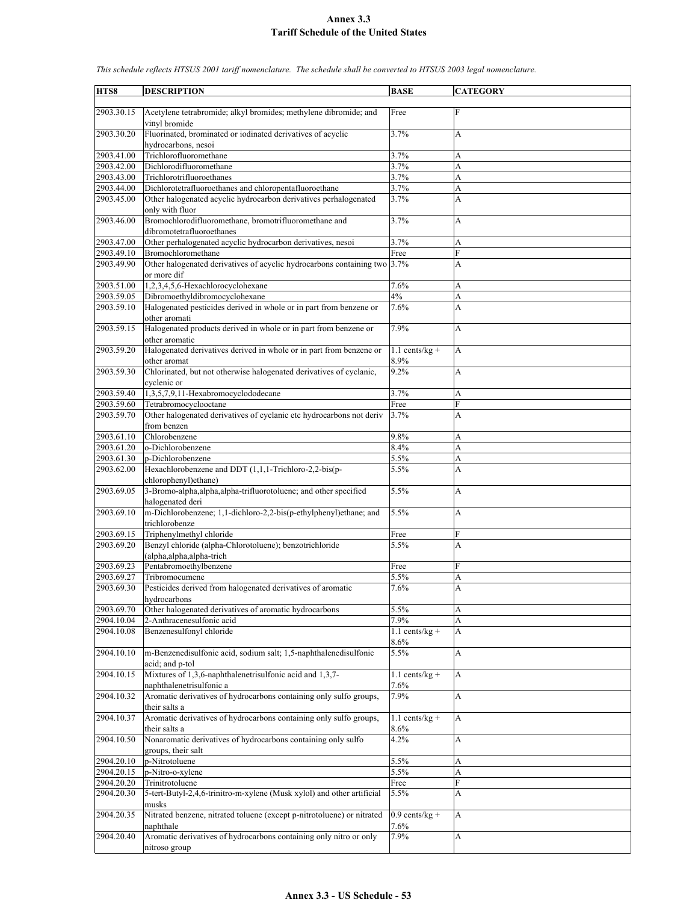# Annex 3.3
## Tariff Schedule of the United States

*This schedule reflects HTSUS 2001 tariff nomenclature. The schedule shall be converted to HTSUS 2003 legal nomenclature.*

| HTS8 | DESCRIPTION | BASE | CATEGORY |
|---|---|---|---|
| 2903.30.15 | Acetylene tetrabromide; alkyl bromides; methylene dibromide; and vinyl bromide | Free | F |
| 2903.30.20 | Fluorinated, brominated or iodinated derivatives of acyclic hydrocarbons, nesoi | 3.7% | A |
| 2903.41.00 | Trichlorofluoromethane | 3.7% | A |
| 2903.42.00 | Dichlorodifluoromethane | 3.7% | A |
| 2903.43.00 | Trichlorotrifluoroethanes | 3.7% | A |
| 2903.44.00 | Dichlorotetrafluoroethanes and chloropentafluoroethane | 3.7% | A |
| 2903.45.00 | Other halogenated acyclic hydrocarbon derivatives perhalogenated only with fluor | 3.7% | A |
| 2903.46.00 | Bromochlorodifluoromethane, bromotrifluoromethane and dibromotetrafluoroethanes | 3.7% | A |
| 2903.47.00 | Other perhalogenated acyclic hydrocarbon derivatives, nesoi | 3.7% | A |
| 2903.49.10 | Bromochloromethane | Free | F |
| 2903.49.90 | Other halogenated derivatives of acyclic hydrocarbons containing two or more dif | 3.7% | A |
| 2903.51.00 | 1,2,3,4,5,6-Hexachlorocyclohexane | 7.6% | A |
| 2903.59.05 | Dibromoethyldibromocyclohexane | 4% | A |
| 2903.59.10 | Halogenated pesticides derived in whole or in part from benzene or other aromati | 7.6% | A |
| 2903.59.15 | Halogenated products derived in whole or in part from benzene or other aromatic | 7.9% | A |
| 2903.59.20 | Halogenated derivatives derived in whole or in part from benzene or other aromat | 1.1 cents/kg + 8.9% | A |
| 2903.59.30 | Chlorinated, but not otherwise halogenated derivatives of cyclanic, cyclenic or | 9.2% | A |
| 2903.59.40 | 1,3,5,7,9,11-Hexabromocyclododecane | 3.7% | A |
| 2903.59.60 | Tetrabromocyclooctane | Free | F |
| 2903.59.70 | Other halogenated derivatives of cyclanic etc hydrocarbons not deriv from benzen | 3.7% | A |
| 2903.61.10 | Chlorobenzene | 9.8% | A |
| 2903.61.20 | o-Dichlorobenzene | 8.4% | A |
| 2903.61.30 | p-Dichlorobenzene | 5.5% | A |
| 2903.62.00 | Hexachlorobenzene and DDT (1,1,1-Trichloro-2,2-bis(p-chlorophenyl)ethane) | 5.5% | A |
| 2903.69.05 | 3-Bromo-alpha,alpha,alpha-trifluorotoluene; and other specified halogenated deri | 5.5% | A |
| 2903.69.10 | m-Dichlorobenzene; 1,1-dichloro-2,2-bis(p-ethylphenyl)ethane; and trichlorobenze | 5.5% | A |
| 2903.69.15 | Triphenylmethyl chloride | Free | F |
| 2903.69.20 | Benzyl chloride (alpha-Chlorotoluene); benzotrichloride (alpha,alpha,alpha-trich | 5.5% | A |
| 2903.69.23 | Pentabromoethylbenzene | Free | F |
| 2903.69.27 | Tribromocumene | 5.5% | A |
| 2903.69.30 | Pesticides derived from halogenated derivatives of aromatic hydrocarbons | 7.6% | A |
| 2903.69.70 | Other halogenated derivatives of aromatic hydrocarbons | 5.5% | A |
| 2904.10.04 | 2-Anthracenesulfonic acid | 7.9% | A |
| 2904.10.08 | Benzenesulfonyl chloride | 1.1 cents/kg + 8.6% | A |
| 2904.10.10 | m-Benzenedisulfonic acid, sodium salt; 1,5-naphthalenedisulfonic acid; and p-tol | 5.5% | A |
| 2904.10.15 | Mixtures of 1,3,6-naphthalenetrisulfonic acid and 1,3,7-naphthalenetrisulfonic a | 1.1 cents/kg + 7.6% | A |
| 2904.10.32 | Aromatic derivatives of hydrocarbons containing only sulfo groups, their salts a | 7.9% | A |
| 2904.10.37 | Aromatic derivatives of hydrocarbons containing only sulfo groups, their salts a | 1.1 cents/kg + 8.6% | A |
| 2904.10.50 | Nonaromatic derivatives of hydrocarbons containing only sulfo groups, their salt | 4.2% | A |
| 2904.20.10 | p-Nitrotoluene | 5.5% | A |
| 2904.20.15 | p-Nitro-o-xylene | 5.5% | A |
| 2904.20.20 | Trinitrotoluene | Free | F |
| 2904.20.30 | 5-tert-Butyl-2,4,6-trinitro-m-xylene (Musk xylol) and other artificial musks | 5.5% | A |
| 2904.20.35 | Nitrated benzene, nitrated toluene (except p-nitrotoluene) or nitrated naphthale | 0.9 cents/kg + 7.6% | A |
| 2904.20.40 | Aromatic derivatives of hydrocarbons containing only nitro or only nitroso group | 7.9% | A |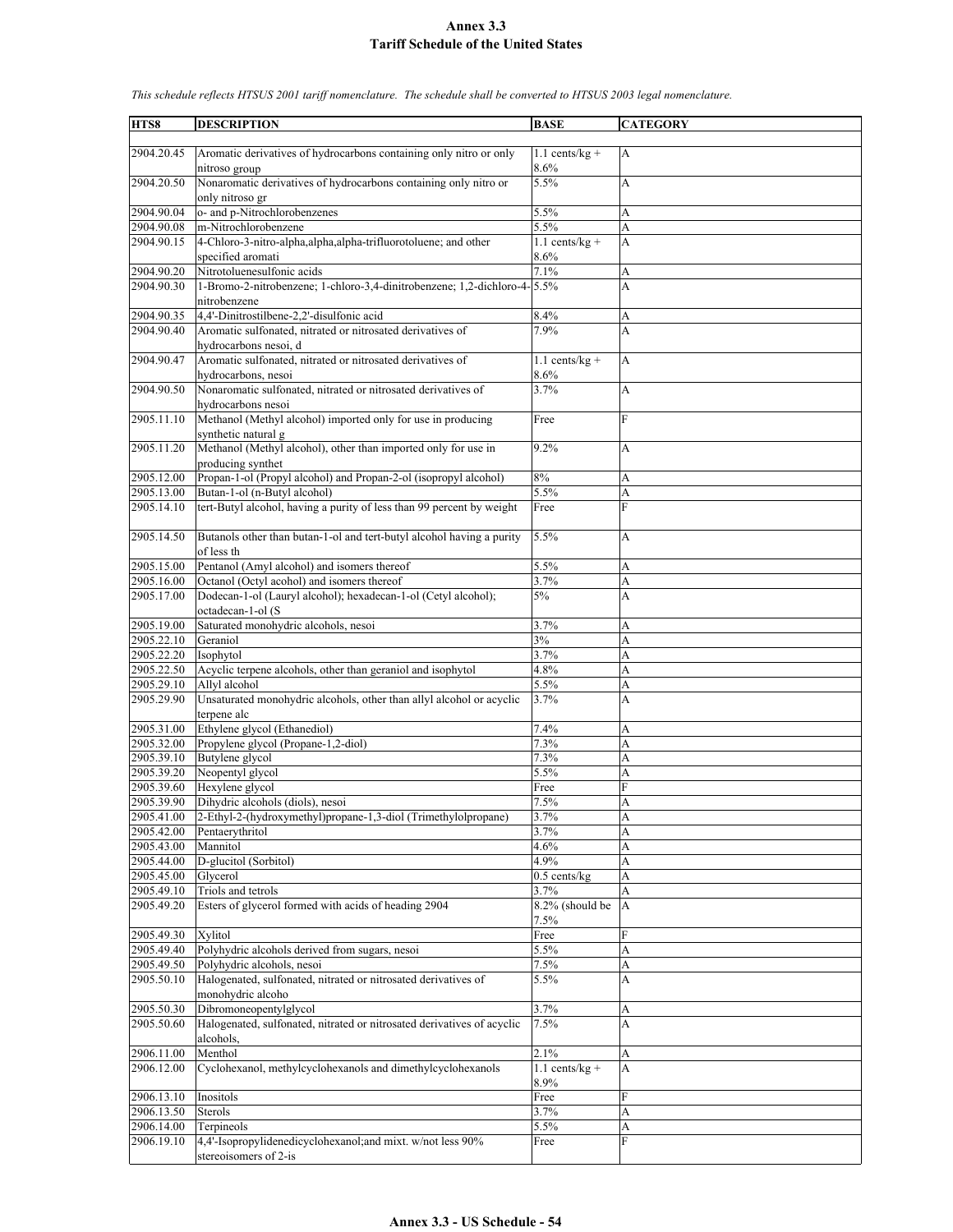# Annex 3.3
# Tariff Schedule of the United States

*This schedule reflects HTSUS 2001 tariff nomenclature. The schedule shall be converted to HTSUS 2003 legal nomenclature.*

| HTS8 | DESCRIPTION | BASE | CATEGORY |
|---|---|---|---|
| 2904.20.45 | Aromatic derivatives of hydrocarbons containing only nitro or only nitroso group | 1.1 cents/kg + 8.6% | A |
| 2904.20.50 | Nonaromatic derivatives of hydrocarbons containing only nitro or only nitroso gr | 5.5% | A |
| 2904.90.04 | o- and p-Nitrochlorobenzenes | 5.5% | A |
| 2904.90.08 | m-Nitrochlorobenzene | 5.5% | A |
| 2904.90.15 | 4-Chloro-3-nitro-alpha,alpha,alpha-trifluorotoluene; and other specified aromati | 1.1 cents/kg + 8.6% | A |
| 2904.90.20 | Nitrotoluenesulfonic acids | 7.1% | A |
| 2904.90.30 | 1-Bromo-2-nitrobenzene; 1-chloro-3,4-dinitrobenzene; 1,2-dichloro-4-nitrobenzene | 5.5% | A |
| 2904.90.35 | 4,4'-Dinitrostilbene-2,2'-disulfonic acid | 8.4% | A |
| 2904.90.40 | Aromatic sulfonated, nitrated or nitrosated derivatives of hydrocarbons nesoi, d | 7.9% | A |
| 2904.90.47 | Aromatic sulfonated, nitrated or nitrosated derivatives of hydrocarbons, nesoi | 1.1 cents/kg + 8.6% | A |
| 2904.90.50 | Nonaromatic sulfonated, nitrated or nitrosated derivatives of hydrocarbons nesoi | 3.7% | A |
| 2905.11.10 | Methanol (Methyl alcohol) imported only for use in producing synthetic natural g | Free | F |
| 2905.11.20 | Methanol (Methyl alcohol), other than imported only for use in producing synthet | 9.2% | A |
| 2905.12.00 | Propan-1-ol (Propyl alcohol) and Propan-2-ol (isopropyl alcohol) | 8% | A |
| 2905.13.00 | Butan-1-ol (n-Butyl alcohol) | 5.5% | A |
| 2905.14.10 | tert-Butyl alcohol, having a purity of less than 99 percent by weight | Free | F |
| 2905.14.50 | Butanols other than butan-1-ol and tert-butyl alcohol having a purity of less th | 5.5% | A |
| 2905.15.00 | Pentanol (Amyl alcohol) and isomers thereof | 5.5% | A |
| 2905.16.00 | Octanol (Octyl acohol) and isomers thereof | 3.7% | A |
| 2905.17.00 | Dodecan-1-ol (Lauryl alcohol); hexadecan-1-ol (Cetyl alcohol); octadecan-1-ol (S | 5% | A |
| 2905.19.00 | Saturated monohydric alcohols, nesoi | 3.7% | A |
| 2905.22.10 | Geraniol | 3% | A |
| 2905.22.20 | Isophytol | 3.7% | A |
| 2905.22.50 | Acyclic terpene alcohols, other than geraniol and isophytol | 4.8% | A |
| 2905.29.10 | Allyl alcohol | 5.5% | A |
| 2905.29.90 | Unsaturated monohydric alcohols, other than allyl alcohol or acyclic terpene alc | 3.7% | A |
| 2905.31.00 | Ethylene glycol (Ethanediol) | 7.4% | A |
| 2905.32.00 | Propylene glycol (Propane-1,2-diol) | 7.3% | A |
| 2905.39.10 | Butylene glycol | 7.3% | A |
| 2905.39.20 | Neopentyl glycol | 5.5% | A |
| 2905.39.60 | Hexylene glycol | Free | F |
| 2905.39.90 | Dihydric alcohols (diols), nesoi | 7.5% | A |
| 2905.41.00 | 2-Ethyl-2-(hydroxymethyl)propane-1,3-diol (Trimethylolpropane) | 3.7% | A |
| 2905.42.00 | Pentaerythritol | 3.7% | A |
| 2905.43.00 | Mannitol | 4.6% | A |
| 2905.44.00 | D-glucitol (Sorbitol) | 4.9% | A |
| 2905.45.00 | Glycerol | 0.5 cents/kg | A |
| 2905.49.10 | Triols and tetrols | 3.7% | A |
| 2905.49.20 | Esters of glycerol formed with acids of heading 2904 | 8.2% (should be 7.5% | A |
| 2905.49.30 | Xylitol | Free | F |
| 2905.49.40 | Polyhydric alcohols derived from sugars, nesoi | 5.5% | A |
| 2905.49.50 | Polyhydric alcohols, nesoi | 7.5% | A |
| 2905.50.10 | Halogenated, sulfonated, nitrated or nitrosated derivatives of monohydric alcoho | 5.5% | A |
| 2905.50.30 | Dibromoneopentylglycol | 3.7% | A |
| 2905.50.60 | Halogenated, sulfonated, nitrated or nitrosated derivatives of acyclic alcohols, | 7.5% | A |
| 2906.11.00 | Menthol | 2.1% | A |
| 2906.12.00 | Cyclohexanol, methylcyclohexanols and dimethylcyclohexanols | 1.1 cents/kg + 8.9% | A |
| 2906.13.10 | Inositols | Free | F |
| 2906.13.50 | Sterols | 3.7% | A |
| 2906.14.00 | Terpineols | 5.5% | A |
| 2906.19.10 | 4,4'-Isopropylidenedicyclohexanol;and mixt. w/not less 90% stereoisomers of 2-is | Free | F |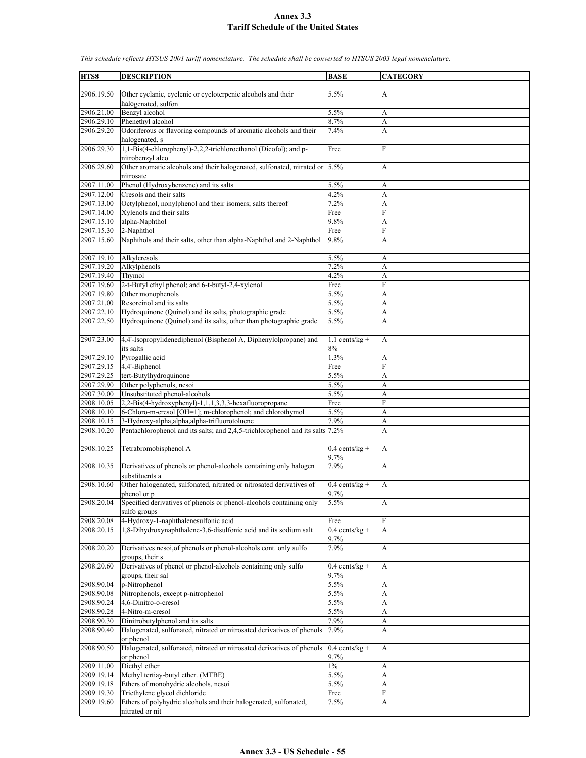# Annex 3.3
## Tariff Schedule of the United States

*This schedule reflects HTSUS 2001 tariff nomenclature. The schedule shall be converted to HTSUS 2003 legal nomenclature.*

| HTS8 | DESCRIPTION | BASE | CATEGORY |
|---|---|---|---|
| 2906.19.50 | Other cyclanic, cyclenic or cycloterpenic alcohols and their halogenated, sulfon | 5.5% | A |
| 2906.21.00 | Benzyl alcohol | 5.5% | A |
| 2906.29.10 | Phenethyl alcohol | 8.7% | A |
| 2906.29.20 | Odoriferous or flavoring compounds of aromatic alcohols and their halogenated, s | 7.4% | A |
| 2906.29.30 | 1,1-Bis(4-chlorophenyl)-2,2,2-trichloroethanol (Dicofol); and p-nitrobenzyl alco | Free | F |
| 2906.29.60 | Other aromatic alcohols and their halogenated, sulfonated, nitrated or nitrosate | 5.5% | A |
| 2907.11.00 | Phenol (Hydroxybenzene) and its salts | 5.5% | A |
| 2907.12.00 | Cresols and their salts | 4.2% | A |
| 2907.13.00 | Octylphenol, nonylphenol and their isomers; salts thereof | 7.2% | A |
| 2907.14.00 | Xylenols and their salts | Free | F |
| 2907.15.10 | alpha-Naphthol | 9.8% | A |
| 2907.15.30 | 2-Naphthol | Free | F |
| 2907.15.60 | Naphthols and their salts, other than alpha-Naphthol and 2-Naphthol | 9.8% | A |
| 2907.19.10 | Alkylcresols | 5.5% | A |
| 2907.19.20 | Alkylphenols | 7.2% | A |
| 2907.19.40 | Thymol | 4.2% | A |
| 2907.19.60 | 2-t-Butyl ethyl phenol; and 6-t-butyl-2,4-xylenol | Free | F |
| 2907.19.80 | Other monophenols | 5.5% | A |
| 2907.21.00 | Resorcinol and its salts | 5.5% | A |
| 2907.22.10 | Hydroquinone (Quinol) and its salts, photographic grade | 5.5% | A |
| 2907.22.50 | Hydroquinone (Quinol) and its salts, other than photographic grade | 5.5% | A |
| 2907.23.00 | 4,4'-Isopropylidenediphenol (Bisphenol A, Diphenylolpropane) and its salts | 1.1 cents/kg + 8% | A |
| 2907.29.10 | Pyrogallic acid | 1.3% | A |
| 2907.29.15 | 4,4'-Biphenol | Free | F |
| 2907.29.25 | tert-Butylhydroquinone | 5.5% | A |
| 2907.29.90 | Other polyphenols, nesoi | 5.5% | A |
| 2907.30.00 | Unsubstituted phenol-alcohols | 5.5% | A |
| 2908.10.05 | 2,2-Bis(4-hydroxyphenyl)-1,1,1,3,3,3-hexafluoropropane | Free | F |
| 2908.10.10 | 6-Chloro-m-cresol [OH=1]; m-chlorophenol; and chlorothymol | 5.5% | A |
| 2908.10.15 | 3-Hydroxy-alpha,alpha,alpha-trifluorotoluene | 7.9% | A |
| 2908.10.20 | Pentachlorophenol and its salts; and 2,4,5-trichlorophenol and its salts | 7.2% | A |
| 2908.10.25 | Tetrabromobisphenol A | 0.4 cents/kg + 9.7% | A |
| 2908.10.35 | Derivatives of phenols or phenol-alcohols containing only halogen substituents a | 7.9% | A |
| 2908.10.60 | Other halogenated, sulfonated, nitrated or nitrosated derivatives of phenol or p | 0.4 cents/kg + 9.7% | A |
| 2908.20.04 | Specified derivatives of phenols or phenol-alcohols containing only sulfo groups | 5.5% | A |
| 2908.20.08 | 4-Hydroxy-1-naphthalenesulfonic acid | Free | F |
| 2908.20.15 | 1,8-Dihydroxynaphthalene-3,6-disulfonic acid and its sodium salt | 0.4 cents/kg + 9.7% | A |
| 2908.20.20 | Derivatives nesoi,of phenols or phenol-alcohols cont. only sulfo groups, their s | 7.9% | A |
| 2908.20.60 | Derivatives of phenol or phenol-alcohols containing only sulfo groups, their sal | 0.4 cents/kg + 9.7% | A |
| 2908.90.04 | p-Nitrophenol | 5.5% | A |
| 2908.90.08 | Nitrophenols, except p-nitrophenol | 5.5% | A |
| 2908.90.24 | 4,6-Dinitro-o-cresol | 5.5% | A |
| 2908.90.28 | 4-Nitro-m-cresol | 5.5% | A |
| 2908.90.30 | Dinitrobutylphenol and its salts | 7.9% | A |
| 2908.90.40 | Halogenated, sulfonated, nitrated or nitrosated derivatives of phenols or phenol | 7.9% | A |
| 2908.90.50 | Halogenated, sulfonated, nitrated or nitrosated derivatives of phenols or phenol | 0.4 cents/kg + 9.7% | A |
| 2909.11.00 | Diethyl ether | 1% | A |
| 2909.19.14 | Methyl tertiay-butyl ether. (MTBE) | 5.5% | A |
| 2909.19.18 | Ethers of monohydric alcohols, nesoi | 5.5% | A |
| 2909.19.30 | Triethylene glycol dichloride | Free | F |
| 2909.19.60 | Ethers of polyhydric alcohols and their halogenated, sulfonated, nitrated or nit | 7.5% | A |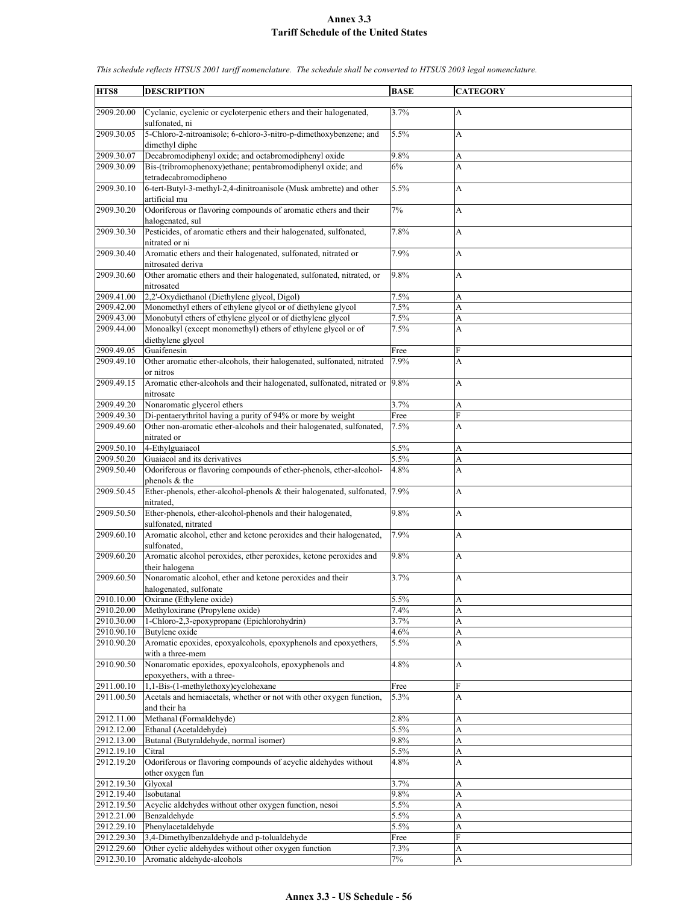# Annex 3.3
## Tariff Schedule of the United States

*This schedule reflects HTSUS 2001 tariff nomenclature. The schedule shall be converted to HTSUS 2003 legal nomenclature.*

| HTS8 | DESCRIPTION | BASE | CATEGORY |
|---|---|---|---|
| 2909.20.00 | Cyclanic, cyclenic or cycloterpenic ethers and their halogenated, sulfonated, ni | 3.7% | A |
| 2909.30.05 | 5-Chloro-2-nitroanisole; 6-chloro-3-nitro-p-dimethoxybenzene; and dimethyl diphe | 5.5% | A |
| 2909.30.07 | Decabromodiphenyl oxide; and octabromodiphenyl oxide | 9.8% | A |
| 2909.30.09 | Bis-(tribromophenoxy)ethane; pentabromodiphenyl oxide; and tetradecabromodipheno | 6% | A |
| 2909.30.10 | 6-tert-Butyl-3-methyl-2,4-dinitroanisole (Musk ambrette) and other artificial mu | 5.5% | A |
| 2909.30.20 | Odoriferous or flavoring compounds of aromatic ethers and their halogenated, sul | 7% | A |
| 2909.30.30 | Pesticides, of aromatic ethers and their halogenated, sulfonated, nitrated or ni | 7.8% | A |
| 2909.30.40 | Aromatic ethers and their halogenated, sulfonated, nitrated or nitrosated deriva | 7.9% | A |
| 2909.30.60 | Other aromatic ethers and their halogenated, sulfonated, nitrated, or nitrosated | 9.8% | A |
| 2909.41.00 | 2,2'-Oxydiethanol (Diethylene glycol, Digol) | 7.5% | A |
| 2909.42.00 | Monomethyl ethers of ethylene glycol or of diethylene glycol | 7.5% | A |
| 2909.43.00 | Monobutyl ethers of ethylene glycol or of diethylene glycol | 7.5% | A |
| 2909.44.00 | Monoalkyl (except monomethyl) ethers of ethylene glycol or of diethylene glycol | 7.5% | A |
| 2909.49.05 | Guaifenesin | Free | F |
| 2909.49.10 | Other aromatic ether-alcohols, their halogenated, sulfonated, nitrated or nitros | 7.9% | A |
| 2909.49.15 | Aromatic ether-alcohols and their halogenated, sulfonated, nitrated or nitrosate | 9.8% | A |
| 2909.49.20 | Nonaromatic glycerol ethers | 3.7% | A |
| 2909.49.30 | Di-pentaerythritol having a purity of 94% or more by weight | Free | F |
| 2909.49.60 | Other non-aromatic ether-alcohols and their halogenated, sulfonated, nitrated or | 7.5% | A |
| 2909.50.10 | 4-Ethylguaiacol | 5.5% | A |
| 2909.50.20 | Guaiacol and its derivatives | 5.5% | A |
| 2909.50.40 | Odoriferous or flavoring compounds of ether-phenols, ether-alcohol-phenols & the | 4.8% | A |
| 2909.50.45 | Ether-phenols, ether-alcohol-phenols & their halogenated, sulfonated, nitrated, | 7.9% | A |
| 2909.50.50 | Ether-phenols, ether-alcohol-phenols and their halogenated, sulfonated, nitrated | 9.8% | A |
| 2909.60.10 | Aromatic alcohol, ether and ketone peroxides and their halogenated, sulfonated, | 7.9% | A |
| 2909.60.20 | Aromatic alcohol peroxides, ether peroxides, ketone peroxides and their halogena | 9.8% | A |
| 2909.60.50 | Nonaromatic alcohol, ether and ketone peroxides and their halogenated, sulfonate | 3.7% | A |
| 2910.10.00 | Oxirane (Ethylene oxide) | 5.5% | A |
| 2910.20.00 | Methyloxirane (Propylene oxide) | 7.4% | A |
| 2910.30.00 | 1-Chloro-2,3-epoxypropane (Epichlorohydrin) | 3.7% | A |
| 2910.90.10 | Butylene oxide | 4.6% | A |
| 2910.90.20 | Aromatic epoxides, epoxyalcohols, epoxyphenols and epoxyethers, with a three-mem | 5.5% | A |
| 2910.90.50 | Nonaromatic epoxides, epoxyalcohols, epoxyphenols and epoxyethers, with a three- | 4.8% | A |
| 2911.00.10 | 1,1-Bis-(1-methylethoxy)cyclohexane | Free | F |
| 2911.00.50 | Acetals and hemiacetals, whether or not with other oxygen function, and their ha | 5.3% | A |
| 2912.11.00 | Methanal (Formaldehyde) | 2.8% | A |
| 2912.12.00 | Ethanal (Acetaldehyde) | 5.5% | A |
| 2912.13.00 | Butanal (Butyraldehyde, normal isomer) | 9.8% | A |
| 2912.19.10 | Citral | 5.5% | A |
| 2912.19.20 | Odoriferous or flavoring compounds of acyclic aldehydes without other oxygen fun | 4.8% | A |
| 2912.19.30 | Glyoxal | 3.7% | A |
| 2912.19.40 | Isobutanal | 9.8% | A |
| 2912.19.50 | Acyclic aldehydes without other oxygen function, nesoi | 5.5% | A |
| 2912.21.00 | Benzaldehyde | 5.5% | A |
| 2912.29.10 | Phenylacetaldehyde | 5.5% | A |
| 2912.29.30 | 3,4-Dimethylbenzaldehyde and p-tolualdehyde | Free | F |
| 2912.29.60 | Other cyclic aldehydes without other oxygen function | 7.3% | A |
| 2912.30.10 | Aromatic aldehyde-alcohols | 7% | A |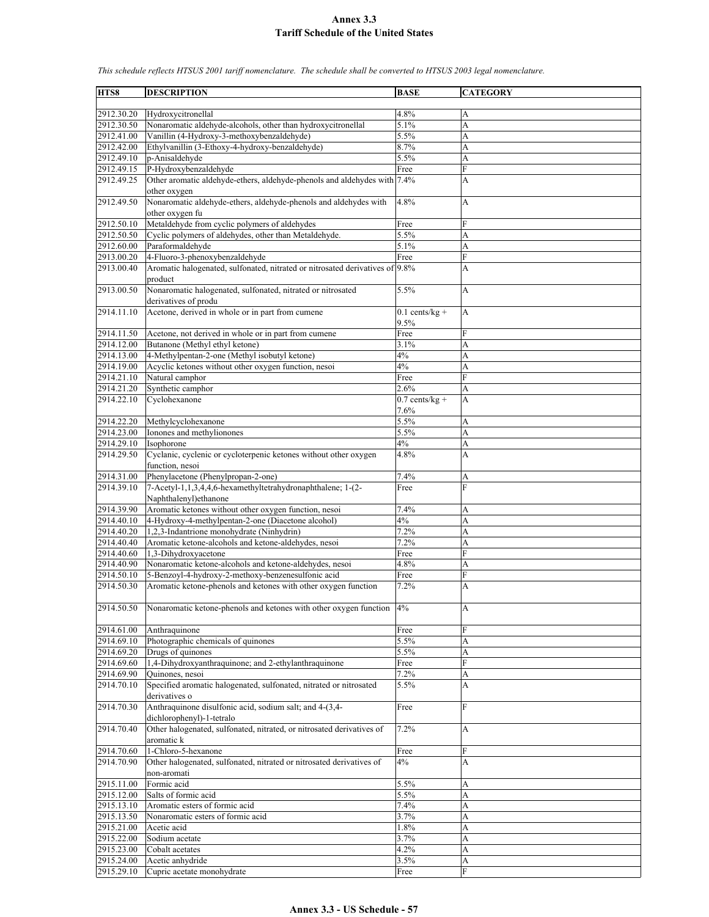# Annex 3.3
## Tariff Schedule of the United States

*This schedule reflects HTSUS 2001 tariff nomenclature. The schedule shall be converted to HTSUS 2003 legal nomenclature.*

| HTS8 | DESCRIPTION | BASE | CATEGORY |
|---|---|---|---|
| 2912.30.20 | Hydroxycitronellal | 4.8% | A |
| 2912.30.50 | Nonaromatic aldehyde-alcohols, other than hydroxycitronellal | 5.1% | A |
| 2912.41.00 | Vanillin (4-Hydroxy-3-methoxybenzaldehyde) | 5.5% | A |
| 2912.42.00 | Ethylvanillin (3-Ethoxy-4-hydroxy-benzaldehyde) | 8.7% | A |
| 2912.49.10 | p-Anisaldehyde | 5.5% | A |
| 2912.49.15 | P-Hydroxybenzaldehyde | Free | F |
| 2912.49.25 | Other aromatic aldehyde-ethers, aldehyde-phenols and aldehydes with other oxygen | 7.4% | A |
| 2912.49.50 | Nonaromatic aldehyde-ethers, aldehyde-phenols and aldehydes with other oxygen fu | 4.8% | A |
| 2912.50.10 | Metaldehyde from cyclic polymers of aldehydes | Free | F |
| 2912.50.50 | Cyclic polymers of aldehydes, other than Metaldehyde. | 5.5% | A |
| 2912.60.00 | Paraformaldehyde | 5.1% | A |
| 2913.00.20 | 4-Fluoro-3-phenoxybenzaldehyde | Free | F |
| 2913.00.40 | Aromatic halogenated, sulfonated, nitrated or nitrosated derivatives of product | 9.8% | A |
| 2913.00.50 | Nonaromatic halogenated, sulfonated, nitrated or nitrosated derivatives of produ | 5.5% | A |
| 2914.11.10 | Acetone, derived in whole or in part from cumene | 0.1 cents/kg + 9.5% | A |
| 2914.11.50 | Acetone, not derived in whole or in part from cumene | Free | F |
| 2914.12.00 | Butanone (Methyl ethyl ketone) | 3.1% | A |
| 2914.13.00 | 4-Methylpentan-2-one (Methyl isobutyl ketone) | 4% | A |
| 2914.19.00 | Acyclic ketones without other oxygen function, nesoi | 4% | A |
| 2914.21.10 | Natural camphor | Free | F |
| 2914.21.20 | Synthetic camphor | 2.6% | A |
| 2914.22.10 | Cyclohexanone | 0.7 cents/kg + 7.6% | A |
| 2914.22.20 | Methylcyclohexanone | 5.5% | A |
| 2914.23.00 | Ionones and methylionones | 5.5% | A |
| 2914.29.10 | Isophorone | 4% | A |
| 2914.29.50 | Cyclanic, cyclenic or cycloterpenic ketones without other oxygen function, nesoi | 4.8% | A |
| 2914.31.00 | Phenylacetone (Phenylpropan-2-one) | 7.4% | A |
| 2914.39.10 | 7-Acetyl-1,1,3,4,4,6-hexamethyltetrahydronaphthalene; 1-(2-Naphthalenyl)ethanone | Free | F |
| 2914.39.90 | Aromatic ketones without other oxygen function, nesoi | 7.4% | A |
| 2914.40.10 | 4-Hydroxy-4-methylpentan-2-one (Diacetone alcohol) | 4% | A |
| 2914.40.20 | 1,2,3-Indantrione monohydrate (Ninhydrin) | 7.2% | A |
| 2914.40.40 | Aromatic ketone-alcohols and ketone-aldehydes, nesoi | 7.2% | A |
| 2914.40.60 | 1,3-Dihydroxyacetone | Free | F |
| 2914.40.90 | Nonaromatic ketone-alcohols and ketone-aldehydes, nesoi | 4.8% | A |
| 2914.50.10 | 5-Benzoyl-4-hydroxy-2-methoxy-benzenesulfonic acid | Free | F |
| 2914.50.30 | Aromatic ketone-phenols and ketones with other oxygen function | 7.2% | A |
| 2914.50.50 | Nonaromatic ketone-phenols and ketones with other oxygen function | 4% | A |
| 2914.61.00 | Anthraquinone | Free | F |
| 2914.69.10 | Photographic chemicals of quinones | 5.5% | A |
| 2914.69.20 | Drugs of quinones | 5.5% | A |
| 2914.69.60 | 1,4-Dihydroxyanthraquinone; and 2-ethylanthraquinone | Free | F |
| 2914.69.90 | Quinones, nesoi | 7.2% | A |
| 2914.70.10 | Specified aromatic halogenated, sulfonated, nitrated or nitrosated derivatives o | 5.5% | A |
| 2914.70.30 | Anthraquinone disulfonic acid, sodium salt; and 4-(3,4-dichlorophenyl)-1-tetralo | Free | F |
| 2914.70.40 | Other halogenated, sulfonated, nitrated, or nitrosated derivatives of aromatic k | 7.2% | A |
| 2914.70.60 | 1-Chloro-5-hexanone | Free | F |
| 2914.70.90 | Other halogenated, sulfonated, nitrated or nitrosated derivatives of non-aromati | 4% | A |
| 2915.11.00 | Formic acid | 5.5% | A |
| 2915.12.00 | Salts of formic acid | 5.5% | A |
| 2915.13.10 | Aromatic esters of formic acid | 7.4% | A |
| 2915.13.50 | Nonaromatic esters of formic acid | 3.7% | A |
| 2915.21.00 | Acetic acid | 1.8% | A |
| 2915.22.00 | Sodium acetate | 3.7% | A |
| 2915.23.00 | Cobalt acetates | 4.2% | A |
| 2915.24.00 | Acetic anhydride | 3.5% | A |
| 2915.29.10 | Cupric acetate monohydrate | Free | F |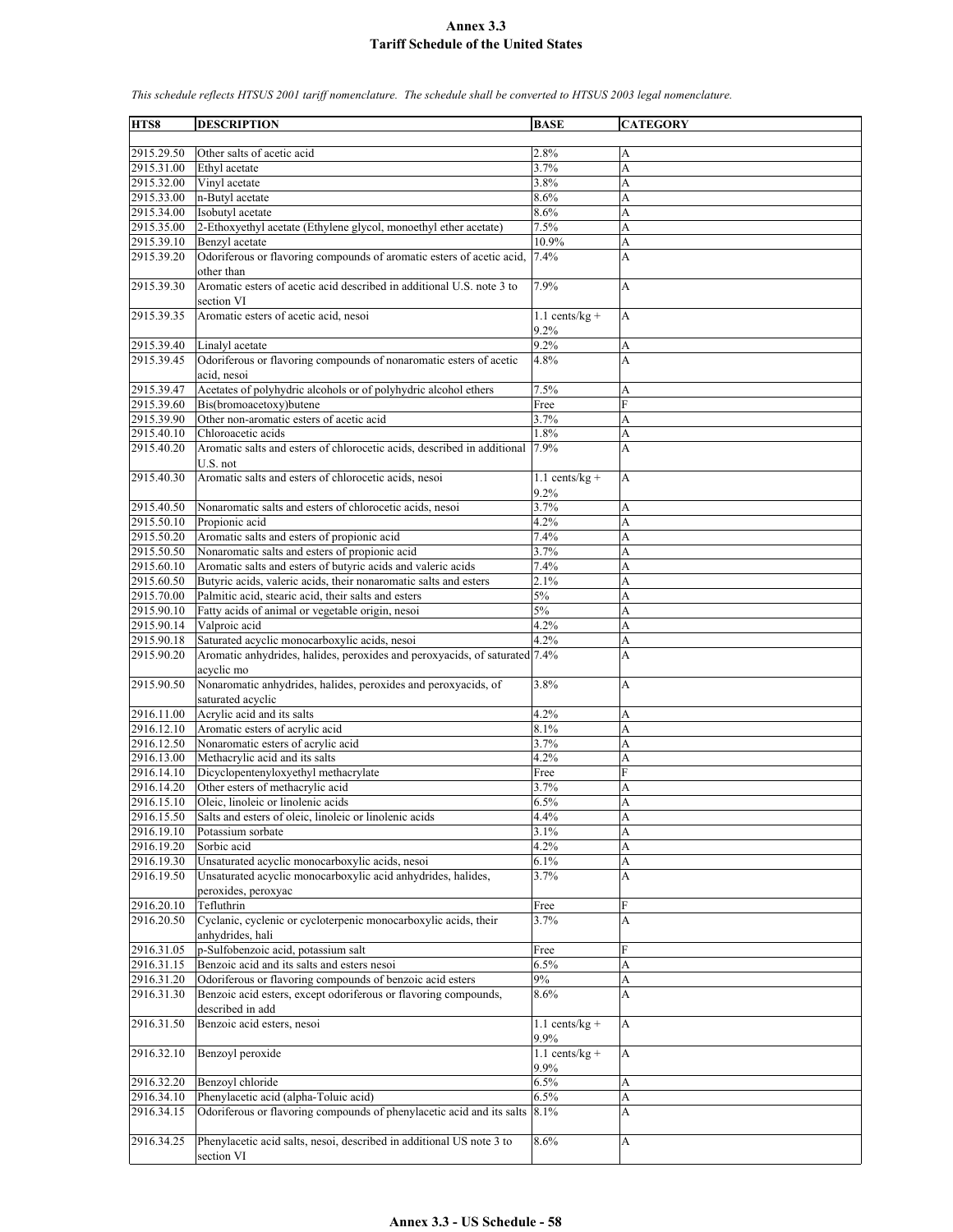# Annex 3.3
## Tariff Schedule of the United States

*This schedule reflects HTSUS 2001 tariff nomenclature. The schedule shall be converted to HTSUS 2003 legal nomenclature.*

| HTS8 | DESCRIPTION | BASE | CATEGORY |
|---|---|---|---|
| 2915.29.50 | Other salts of acetic acid | 2.8% | A |
| 2915.31.00 | Ethyl acetate | 3.7% | A |
| 2915.32.00 | Vinyl acetate | 3.8% | A |
| 2915.33.00 | n-Butyl acetate | 8.6% | A |
| 2915.34.00 | Isobutyl acetate | 8.6% | A |
| 2915.35.00 | 2-Ethoxyethyl acetate (Ethylene glycol, monoethyl ether acetate) | 7.5% | A |
| 2915.39.10 | Benzyl acetate | 10.9% | A |
| 2915.39.20 | Odoriferous or flavoring compounds of aromatic esters of acetic acid, other than | 7.4% | A |
| 2915.39.30 | Aromatic esters of acetic acid described in additional U.S. note 3 to section VI | 7.9% | A |
| 2915.39.35 | Aromatic esters of acetic acid, nesoi | 1.1 cents/kg + 9.2% | A |
| 2915.39.40 | Linalyl acetate | 9.2% | A |
| 2915.39.45 | Odoriferous or flavoring compounds of nonaromatic esters of acetic acid, nesoi | 4.8% | A |
| 2915.39.47 | Acetates of polyhydric alcohols or of polyhydric alcohol ethers | 7.5% | A |
| 2915.39.60 | Bis(bromoacetoxy)butene | Free | F |
| 2915.39.90 | Other non-aromatic esters of acetic acid | 3.7% | A |
| 2915.40.10 | Chloroacetic acids | 1.8% | A |
| 2915.40.20 | Aromatic salts and esters of chlorocetic acids, described in additional U.S. not | 7.9% | A |
| 2915.40.30 | Aromatic salts and esters of chlorocetic acids, nesoi | 1.1 cents/kg + 9.2% | A |
| 2915.40.50 | Nonaromatic salts and esters of chlorocetic acids, nesoi | 3.7% | A |
| 2915.50.10 | Propionic acid | 4.2% | A |
| 2915.50.20 | Aromatic salts and esters of propionic acid | 7.4% | A |
| 2915.50.50 | Nonaromatic salts and esters of propionic acid | 3.7% | A |
| 2915.60.10 | Aromatic salts and esters of butyric acids and valeric acids | 7.4% | A |
| 2915.60.50 | Butyric acids, valeric acids, their nonaromatic salts and esters | 2.1% | A |
| 2915.70.00 | Palmitic acid, stearic acid, their salts and esters | 5% | A |
| 2915.90.10 | Fatty acids of animal or vegetable origin, nesoi | 5% | A |
| 2915.90.14 | Valproic acid | 4.2% | A |
| 2915.90.18 | Saturated acyclic monocarboxylic acids, nesoi | 4.2% | A |
| 2915.90.20 | Aromatic anhydrides, halides, peroxides and peroxyacids, of saturated acyclic mo | 7.4% | A |
| 2915.90.50 | Nonaromatic anhydrides, halides, peroxides and peroxyacids, of saturated acyclic | 3.8% | A |
| 2916.11.00 | Acrylic acid and its salts | 4.2% | A |
| 2916.12.10 | Aromatic esters of acrylic acid | 8.1% | A |
| 2916.12.50 | Nonaromatic esters of acrylic acid | 3.7% | A |
| 2916.13.00 | Methacrylic acid and its salts | 4.2% | A |
| 2916.14.10 | Dicyclopentenyloxyethyl methacrylate | Free | F |
| 2916.14.20 | Other esters of methacrylic acid | 3.7% | A |
| 2916.15.10 | Oleic, linoleic or linolenic acids | 6.5% | A |
| 2916.15.50 | Salts and esters of oleic, linoleic or linolenic acids | 4.4% | A |
| 2916.19.10 | Potassium sorbate | 3.1% | A |
| 2916.19.20 | Sorbic acid | 4.2% | A |
| 2916.19.30 | Unsaturated acyclic monocarboxylic acids, nesoi | 6.1% | A |
| 2916.19.50 | Unsaturated acyclic monocarboxylic acid anhydrides, halides, peroxides, peroxyac | 3.7% | A |
| 2916.20.10 | Tefluthrin | Free | F |
| 2916.20.50 | Cyclanic, cyclenic or cycloterpenic monocarboxylic acids, their anhydrides, hali | 3.7% | A |
| 2916.31.05 | p-Sulfobenzoic acid, potassium salt | Free | F |
| 2916.31.15 | Benzoic acid and its salts and esters nesoi | 6.5% | A |
| 2916.31.20 | Odoriferous or flavoring compounds of benzoic acid esters | 9% | A |
| 2916.31.30 | Benzoic acid esters, except odoriferous or flavoring compounds, described in add | 8.6% | A |
| 2916.31.50 | Benzoic acid esters, nesoi | 1.1 cents/kg + 9.9% | A |
| 2916.32.10 | Benzoyl peroxide | 1.1 cents/kg + 9.9% | A |
| 2916.32.20 | Benzoyl chloride | 6.5% | A |
| 2916.34.10 | Phenylacetic acid (alpha-Toluic acid) | 6.5% | A |
| 2916.34.15 | Odoriferous or flavoring compounds of phenylacetic acid and its salts | 8.1% | A |
| 2916.34.25 | Phenylacetic acid salts, nesoi, described in additional US note 3 to section VI | 8.6% | A |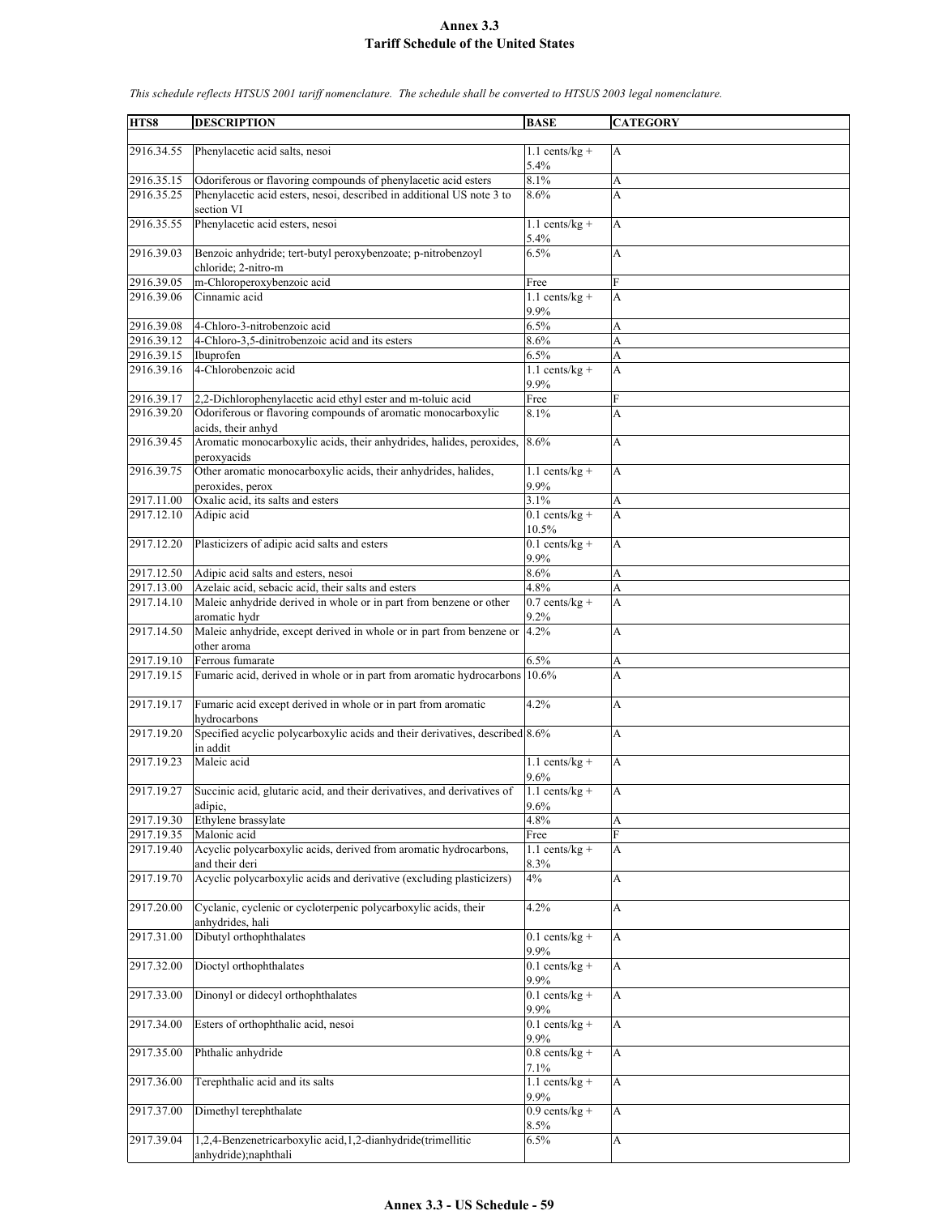# Annex 3.3
## Tariff Schedule of the United States

*This schedule reflects HTSUS 2001 tariff nomenclature. The schedule shall be converted to HTSUS 2003 legal nomenclature.*

| HTS8 | DESCRIPTION | BASE | CATEGORY |
|---|---|---|---|
| 2916.34.55 | Phenylacetic acid salts, nesoi | 1.1 cents/kg + 5.4% | A |
| 2916.35.15 | Odoriferous or flavoring compounds of phenylacetic acid esters | 8.1% | A |
| 2916.35.25 | Phenylacetic acid esters, nesoi, described in additional US note 3 to section VI | 8.6% | A |
| 2916.35.55 | Phenylacetic acid esters, nesoi | 1.1 cents/kg + 5.4% | A |
| 2916.39.03 | Benzoic anhydride; tert-butyl peroxybenzoate; p-nitrobenzoyl chloride; 2-nitro-m | 6.5% | A |
| 2916.39.05 | m-Chloroperoxybenzoic acid | Free | F |
| 2916.39.06 | Cinnamic acid | 1.1 cents/kg + 9.9% | A |
| 2916.39.08 | 4-Chloro-3-nitrobenzoic acid | 6.5% | A |
| 2916.39.12 | 4-Chloro-3,5-dinitrobenzoic acid and its esters | 8.6% | A |
| 2916.39.15 | Ibuprofen | 6.5% | A |
| 2916.39.16 | 4-Chlorobenzoic acid | 1.1 cents/kg + 9.9% | A |
| 2916.39.17 | 2,2-Dichlorophenylacetic acid ethyl ester and m-toluic acid | Free | F |
| 2916.39.20 | Odoriferous or flavoring compounds of aromatic monocarboxylic acids, their anhyd | 8.1% | A |
| 2916.39.45 | Aromatic monocarboxylic acids, their anhydrides, halides, peroxides, peroxyacids | 8.6% | A |
| 2916.39.75 | Other aromatic monocarboxylic acids, their anhydrides, halides, peroxides, perox | 1.1 cents/kg + 9.9% | A |
| 2917.11.00 | Oxalic acid, its salts and esters | 3.1% | A |
| 2917.12.10 | Adipic acid | 0.1 cents/kg + 10.5% | A |
| 2917.12.20 | Plasticizers of adipic acid salts and esters | 0.1 cents/kg + 9.9% | A |
| 2917.12.50 | Adipic acid salts and esters, nesoi | 8.6% | A |
| 2917.13.00 | Azelaic acid, sebacic acid, their salts and esters | 4.8% | A |
| 2917.14.10 | Maleic anhydride derived in whole or in part from benzene or other aromatic hydr | 0.7 cents/kg + 9.2% | A |
| 2917.14.50 | Maleic anhydride, except derived in whole or in part from benzene or other aroma | 4.2% | A |
| 2917.19.10 | Ferrous fumarate | 6.5% | A |
| 2917.19.15 | Fumaric acid, derived in whole or in part from aromatic hydrocarbons | 10.6% | A |
| 2917.19.17 | Fumaric acid except derived in whole or in part from aromatic hydrocarbons | 4.2% | A |
| 2917.19.20 | Specified acyclic polycarboxylic acids and their derivatives, described in addit | 8.6% | A |
| 2917.19.23 | Maleic acid | 1.1 cents/kg + 9.6% | A |
| 2917.19.27 | Succinic acid, glutaric acid, and their derivatives, and derivatives of adipic, | 1.1 cents/kg + 9.6% | A |
| 2917.19.30 | Ethylene brassylate | 4.8% | A |
| 2917.19.35 | Malonic acid | Free | F |
| 2917.19.40 | Acyclic polycarboxylic acids, derived from aromatic hydrocarbons, and their deri | 1.1 cents/kg + 8.3% | A |
| 2917.19.70 | Acyclic polycarboxylic acids and derivative (excluding plasticizers) | 4% | A |
| 2917.20.00 | Cyclanic, cyclenic or cycloterpenic polycarboxylic acids, their anhydrides, hali | 4.2% | A |
| 2917.31.00 | Dibutyl orthophthalates | 0.1 cents/kg + 9.9% | A |
| 2917.32.00 | Dioctyl orthophthalates | 0.1 cents/kg + 9.9% | A |
| 2917.33.00 | Dinonyl or didecyl orthophthalates | 0.1 cents/kg + 9.9% | A |
| 2917.34.00 | Esters of orthophthalic acid, nesoi | 0.1 cents/kg + 9.9% | A |
| 2917.35.00 | Phthalic anhydride | 0.8 cents/kg + 7.1% | A |
| 2917.36.00 | Terephthalic acid and its salts | 1.1 cents/kg + 9.9% | A |
| 2917.37.00 | Dimethyl terephthalate | 0.9 cents/kg + 8.5% | A |
| 2917.39.04 | 1,2,4-Benzenetricarboxylic acid,1,2-dianhydride(trimellitic anhydride);naphthali | 6.5% | A |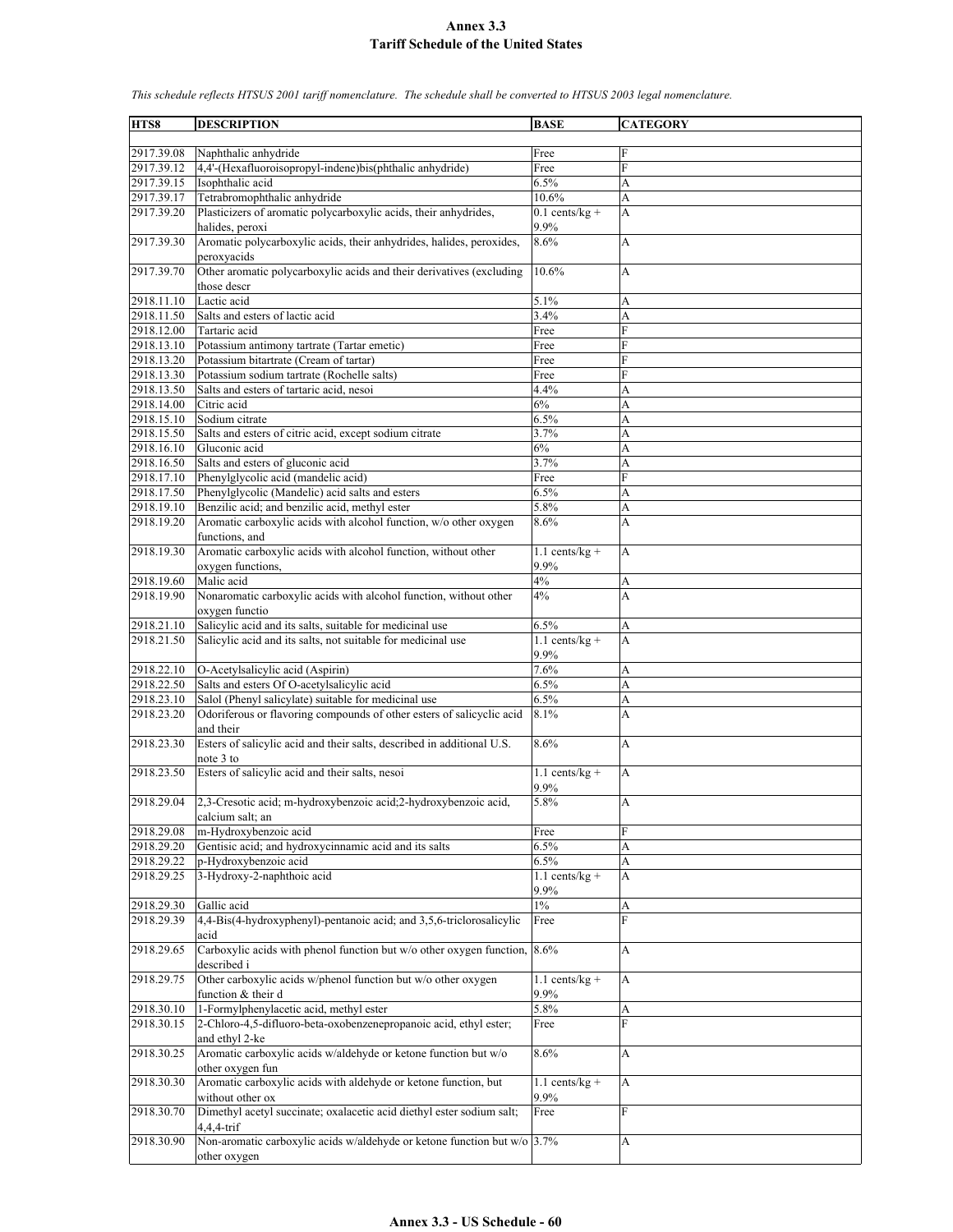# Annex 3.3
## Tariff Schedule of the United States

*This schedule reflects HTSUS 2001 tariff nomenclature. The schedule shall be converted to HTSUS 2003 legal nomenclature.*

| HTS8 | DESCRIPTION | BASE | CATEGORY |
|---|---|---|---|
| 2917.39.08 | Naphthalic anhydride | Free | F |
| 2917.39.12 | 4,4'-(Hexafluoroisopropyl-indene)bis(phthalic anhydride) | Free | F |
| 2917.39.15 | Isophthalic acid | 6.5% | A |
| 2917.39.17 | Tetrabromophthalic anhydride | 10.6% | A |
| 2917.39.20 | Plasticizers of aromatic polycarboxylic acids, their anhydrides, halides, peroxi | 0.1 cents/kg + 9.9% | A |
| 2917.39.30 | Aromatic polycarboxylic acids, their anhydrides, halides, peroxides, peroxyacids | 8.6% | A |
| 2917.39.70 | Other aromatic polycarboxylic acids and their derivatives (excluding those descr | 10.6% | A |
| 2918.11.10 | Lactic acid | 5.1% | A |
| 2918.11.50 | Salts and esters of lactic acid | 3.4% | A |
| 2918.12.00 | Tartaric acid | Free | F |
| 2918.13.10 | Potassium antimony tartrate (Tartar emetic) | Free | F |
| 2918.13.20 | Potassium bitartrate (Cream of tartar) | Free | F |
| 2918.13.30 | Potassium sodium tartrate (Rochelle salts) | Free | F |
| 2918.13.50 | Salts and esters of tartaric acid, nesoi | 4.4% | A |
| 2918.14.00 | Citric acid | 6% | A |
| 2918.15.10 | Sodium citrate | 6.5% | A |
| 2918.15.50 | Salts and esters of citric acid, except sodium citrate | 3.7% | A |
| 2918.16.10 | Gluconic acid | 6% | A |
| 2918.16.50 | Salts and esters of gluconic acid | 3.7% | A |
| 2918.17.10 | Phenylglycolic acid (mandelic acid) | Free | F |
| 2918.17.50 | Phenylglycolic (Mandelic) acid salts and esters | 6.5% | A |
| 2918.19.10 | Benzilic acid; and benzilic acid, methyl ester | 5.8% | A |
| 2918.19.20 | Aromatic carboxylic acids with alcohol function, w/o other oxygen functions, and | 8.6% | A |
| 2918.19.30 | Aromatic carboxylic acids with alcohol function, without other oxygen functions, | 1.1 cents/kg + 9.9% | A |
| 2918.19.60 | Malic acid | 4% | A |
| 2918.19.90 | Nonaromatic carboxylic acids with alcohol function, without other oxygen functio | 4% | A |
| 2918.21.10 | Salicylic acid and its salts, suitable for medicinal use | 6.5% | A |
| 2918.21.50 | Salicylic acid and its salts, not suitable for medicinal use | 1.1 cents/kg + 9.9% | A |
| 2918.22.10 | O-Acetylsalicylic acid (Aspirin) | 7.6% | A |
| 2918.22.50 | Salts and esters Of O-acetylsalicylic acid | 6.5% | A |
| 2918.23.10 | Salol (Phenyl salicylate) suitable for medicinal use | 6.5% | A |
| 2918.23.20 | Odoriferous or flavoring compounds of other esters of salicyclic acid and their | 8.1% | A |
| 2918.23.30 | Esters of salicylic acid and their salts, described in additional U.S. note 3 to | 8.6% | A |
| 2918.23.50 | Esters of salicylic acid and their salts, nesoi | 1.1 cents/kg + 9.9% | A |
| 2918.29.04 | 2,3-Cresotic acid; m-hydroxybenzoic acid;2-hydroxybenzoic acid, calcium salt; an | 5.8% | A |
| 2918.29.08 | m-Hydroxybenzoic acid | Free | F |
| 2918.29.20 | Gentisic acid; and hydroxycinnamic acid and its salts | 6.5% | A |
| 2918.29.22 | p-Hydroxybenzoic acid | 6.5% | A |
| 2918.29.25 | 3-Hydroxy-2-naphthoic acid | 1.1 cents/kg + 9.9% | A |
| 2918.29.30 | Gallic acid | 1% | A |
| 2918.29.39 | 4,4-Bis(4-hydroxyphenyl)-pentanoic acid; and 3,5,6-triclorosalicylic acid | Free | F |
| 2918.29.65 | Carboxylic acids with phenol function but w/o other oxygen function, described i | 8.6% | A |
| 2918.29.75 | Other carboxylic acids w/phenol function but w/o other oxygen function & their d | 1.1 cents/kg + 9.9% | A |
| 2918.30.10 | 1-Formylphenylacetic acid, methyl ester | 5.8% | A |
| 2918.30.15 | 2-Chloro-4,5-difluoro-beta-oxobenzenepropanoic acid, ethyl ester; and ethyl 2-ke | Free | F |
| 2918.30.25 | Aromatic carboxylic acids w/aldehyde or ketone function but w/o other oxygen fun | 8.6% | A |
| 2918.30.30 | Aromatic carboxylic acids with aldehyde or ketone function, but without other ox | 1.1 cents/kg + 9.9% | A |
| 2918.30.70 | Dimethyl acetyl succinate; oxalacetic acid diethyl ester sodium salt; 4,4,4-trif | Free | F |
| 2918.30.90 | Non-aromatic carboxylic acids w/aldehyde or ketone function but w/o other oxygen | 3.7% | A |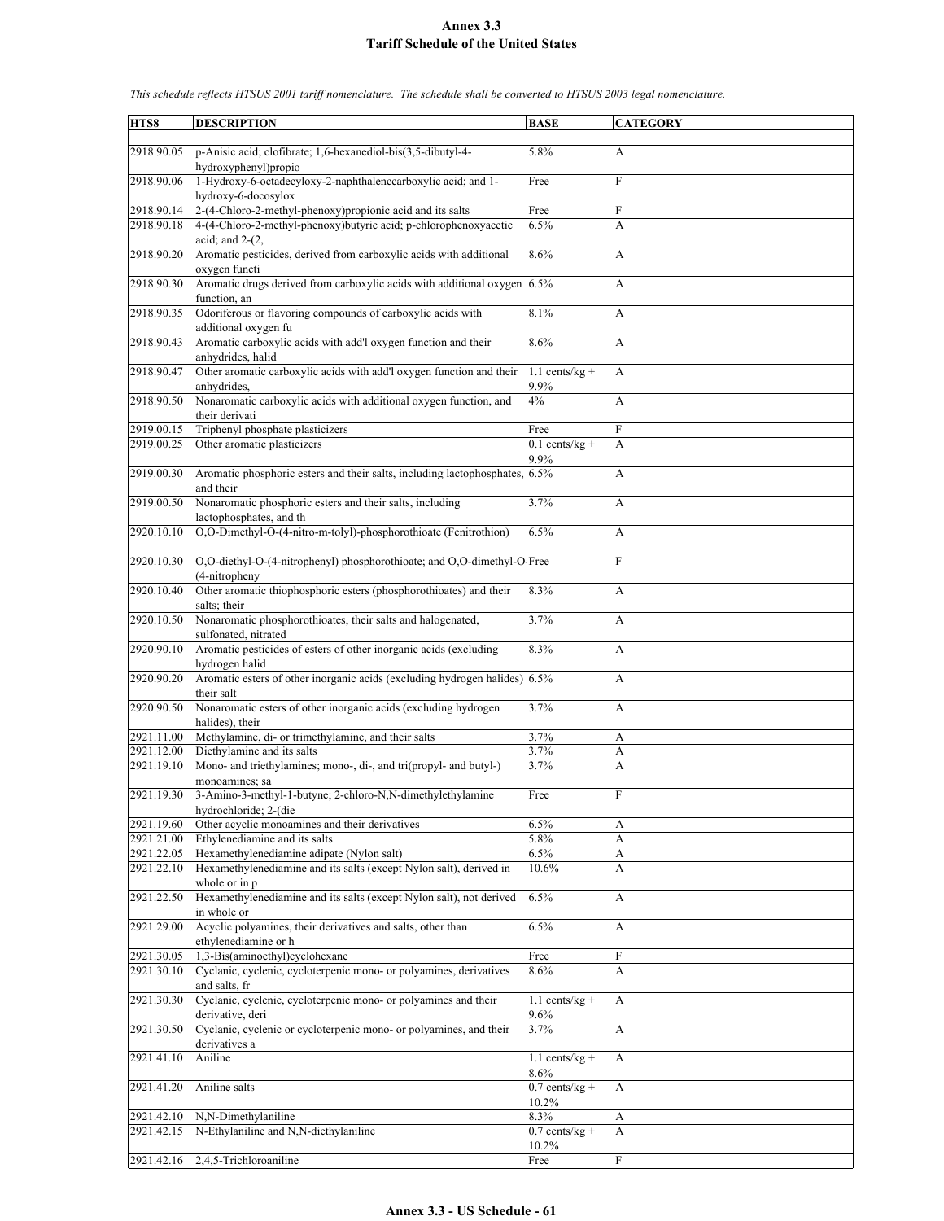# Annex 3.3
## Tariff Schedule of the United States

*This schedule reflects HTSUS 2001 tariff nomenclature. The schedule shall be converted to HTSUS 2003 legal nomenclature.*

| HTS8 | DESCRIPTION | BASE | CATEGORY |
|---|---|---|---|
| 2918.90.05 | p-Anisic acid; clofibrate; 1,6-hexanediol-bis(3,5-dibutyl-4-hydroxyphenyl)propio | 5.8% | A |
| 2918.90.06 | 1-Hydroxy-6-octadecyloxy-2-naphthalenccarboxylic acid; and 1-hydroxy-6-docosylox | Free | F |
| 2918.90.14 | 2-(4-Chloro-2-methyl-phenoxy)propionic acid and its salts | Free | F |
| 2918.90.18 | 4-(4-Chloro-2-methyl-phenoxy)butyric acid; p-chlorophenoxyacetic acid; and 2-(2, | 6.5% | A |
| 2918.90.20 | Aromatic pesticides, derived from carboxylic acids with additional oxygen functi | 8.6% | A |
| 2918.90.30 | Aromatic drugs derived from carboxylic acids with additional oxygen function, an | 6.5% | A |
| 2918.90.35 | Odoriferous or flavoring compounds of carboxylic acids with additional oxygen fu | 8.1% | A |
| 2918.90.43 | Aromatic carboxylic acids with add'l oxygen function and their anhydrides, halid | 8.6% | A |
| 2918.90.47 | Other aromatic carboxylic acids with add'l oxygen function and their anhydrides, | 1.1 cents/kg + 9.9% | A |
| 2918.90.50 | Nonaromatic carboxylic acids with additional oxygen function, and their derivati | 4% | A |
| 2919.00.15 | Triphenyl phosphate plasticizers | Free | F |
| 2919.00.25 | Other aromatic plasticizers | 0.1 cents/kg + 9.9% | A |
| 2919.00.30 | Aromatic phosphoric esters and their salts, including lactophosphates, and their | 6.5% | A |
| 2919.00.50 | Nonaromatic phosphoric esters and their salts, including lactophosphates, and th | 3.7% | A |
| 2920.10.10 | O,O-Dimethyl-O-(4-nitro-m-tolyl)-phosphorothioate (Fenitrothion) | 6.5% | A |
| 2920.10.30 | O,O-diethyl-O-(4-nitrophenyl) phosphorothioate; and O,O-dimethyl-O-(4-nitropheny | Free | F |
| 2920.10.40 | Other aromatic thiophosphoric esters (phosphorothioates) and their salts; their | 8.3% | A |
| 2920.10.50 | Nonaromatic phosphorothioates, their salts and halogenated, sulfonated, nitrated | 3.7% | A |
| 2920.90.10 | Aromatic pesticides of esters of other inorganic acids (excluding hydrogen halid | 8.3% | A |
| 2920.90.20 | Aromatic esters of other inorganic acids (excluding hydrogen halides) their salt | 6.5% | A |
| 2920.90.50 | Nonaromatic esters of other inorganic acids (excluding hydrogen halides), their | 3.7% | A |
| 2921.11.00 | Methylamine, di- or trimethylamine, and their salts | 3.7% | A |
| 2921.12.00 | Diethylamine and its salts | 3.7% | A |
| 2921.19.10 | Mono- and triethylamines; mono-, di-, and tri(propyl- and butyl-) monoamines; sa | 3.7% | A |
| 2921.19.30 | 3-Amino-3-methyl-1-butyne; 2-chloro-N,N-dimethylethylamine hydrochloride; 2-(die | Free | F |
| 2921.19.60 | Other acyclic monoamines and their derivatives | 6.5% | A |
| 2921.21.00 | Ethylenediamine and its salts | 5.8% | A |
| 2921.22.05 | Hexamethylenediamine adipate (Nylon salt) | 6.5% | A |
| 2921.22.10 | Hexamethylenediamine and its salts (except Nylon salt), derived in whole or in p | 10.6% | A |
| 2921.22.50 | Hexamethylenediamine and its salts (except Nylon salt), not derived in whole or | 6.5% | A |
| 2921.29.00 | Acyclic polyamines, their derivatives and salts, other than ethylenediamine or h | 6.5% | A |
| 2921.30.05 | 1,3-Bis(aminoethyl)cyclohexane | Free | F |
| 2921.30.10 | Cyclanic, cyclenic, cycloterpenic mono- or polyamines, derivatives and salts, fr | 8.6% | A |
| 2921.30.30 | Cyclanic, cyclenic, cycloterpenic mono- or polyamines and their derivative, deri | 1.1 cents/kg + 9.6% | A |
| 2921.30.50 | Cyclanic, cyclenic or cycloterpenic mono- or polyamines, and their derivatives a | 3.7% | A |
| 2921.41.10 | Aniline | 1.1 cents/kg + 8.6% | A |
| 2921.41.20 | Aniline salts | 0.7 cents/kg + 10.2% | A |
| 2921.42.10 | N,N-Dimethylaniline | 8.3% | A |
| 2921.42.15 | N-Ethylaniline and N,N-diethylaniline | 0.7 cents/kg + 10.2% | A |
| 2921.42.16 | 2,4,5-Trichloroaniline | Free | F |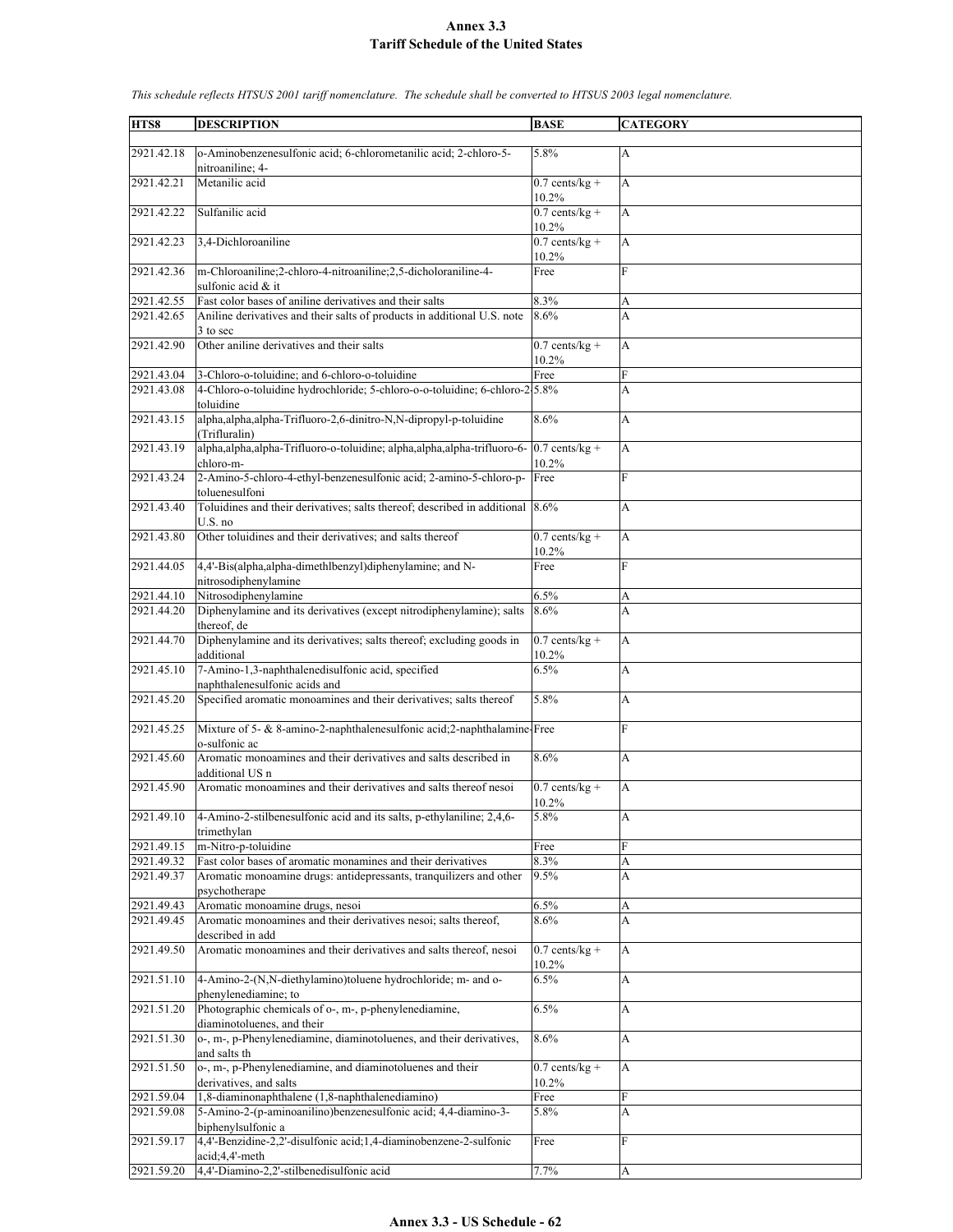# Annex 3.3
## Tariff Schedule of the United States

*This schedule reflects HTSUS 2001 tariff nomenclature. The schedule shall be converted to HTSUS 2003 legal nomenclature.*

| HTS8 | DESCRIPTION | BASE | CATEGORY |
|---|---|---|---|
| 2921.42.18 | o-Aminobenzenesulfonic acid; 6-chlorometanilic acid; 2-chloro-5-nitroaniline; 4- | 5.8% | A |
| 2921.42.21 | Metanilic acid | 0.7 cents/kg + 10.2% | A |
| 2921.42.22 | Sulfanilic acid | 0.7 cents/kg + 10.2% | A |
| 2921.42.23 | 3,4-Dichloroaniline | 0.7 cents/kg + 10.2% | A |
| 2921.42.36 | m-Chloroaniline;2-chloro-4-nitroaniline;2,5-dicholoraniline-4-sulfonic acid & it | Free | F |
| 2921.42.55 | Fast color bases of aniline derivatives and their salts | 8.3% | A |
| 2921.42.65 | Aniline derivatives and their salts of products in additional U.S. note 3 to sec | 8.6% | A |
| 2921.42.90 | Other aniline derivatives and their salts | 0.7 cents/kg + 10.2% | A |
| 2921.43.04 | 3-Chloro-o-toluidine; and 6-chloro-o-toluidine | Free | F |
| 2921.43.08 | 4-Chloro-o-toluidine hydrochloride; 5-chloro-o-o-toluidine; 6-chloro-2-toluidine | 5.8% | A |
| 2921.43.15 | alpha,alpha,alpha-Trifluoro-2,6-dinitro-N,N-dipropyl-p-toluidine (Trifluralin) | 8.6% | A |
| 2921.43.19 | alpha,alpha,alpha-Trifluoro-o-toluidine; alpha,alpha,alpha-trifluoro-6-chloro-m- | 0.7 cents/kg + 10.2% | A |
| 2921.43.24 | 2-Amino-5-chloro-4-ethyl-benzenesulfonic acid; 2-amino-5-chloro-p-toluenesulfoni | Free | F |
| 2921.43.40 | Toluidines and their derivatives; salts thereof; described in additional U.S. no | 8.6% | A |
| 2921.43.80 | Other toluidines and their derivatives; and salts thereof | 0.7 cents/kg + 10.2% | A |
| 2921.44.05 | 4,4'-Bis(alpha,alpha-dimethlbenzyl)diphenylamine; and N-nitrosodiphenylamine | Free | F |
| 2921.44.10 | Nitrosodiphenylamine | 6.5% | A |
| 2921.44.20 | Diphenylamine and its derivatives (except nitrodiphenylamine); salts thereof, de | 8.6% | A |
| 2921.44.70 | Diphenylamine and its derivatives; salts thereof; excluding goods in additional | 0.7 cents/kg + 10.2% | A |
| 2921.45.10 | 7-Amino-1,3-naphthalenedisulfonic acid, specified naphthalenesulfonic acids and | 6.5% | A |
| 2921.45.20 | Specified aromatic monoamines and their derivatives; salts thereof | 5.8% | A |
| 2921.45.25 | Mixture of 5- & 8-amino-2-naphthalenesulfonic acid;2-naphthalamine-o-sulfonic ac | Free | F |
| 2921.45.60 | Aromatic monoamines and their derivatives and salts described in additional US n | 8.6% | A |
| 2921.45.90 | Aromatic monoamines and their derivatives and salts thereof nesoi | 0.7 cents/kg + 10.2% | A |
| 2921.49.10 | 4-Amino-2-stilbenesulfonic acid and its salts, p-ethylaniline; 2,4,6-trimethylan | 5.8% | A |
| 2921.49.15 | m-Nitro-p-toluidine | Free | F |
| 2921.49.32 | Fast color bases of aromatic monamines and their derivatives | 8.3% | A |
| 2921.49.37 | Aromatic monoamine drugs: antidepressants, tranquilizers and other psychotherape | 9.5% | A |
| 2921.49.43 | Aromatic monoamine drugs, nesoi | 6.5% | A |
| 2921.49.45 | Aromatic monoamines and their derivatives nesoi; salts thereof, described in add | 8.6% | A |
| 2921.49.50 | Aromatic monoamines and their derivatives and salts thereof, nesoi | 0.7 cents/kg + 10.2% | A |
| 2921.51.10 | 4-Amino-2-(N,N-diethylamino)toluene hydrochloride; m- and o-phenylenediamine; to | 6.5% | A |
| 2921.51.20 | Photographic chemicals of o-, m-, p-phenylenediamine, diaminotoluenes, and their | 6.5% | A |
| 2921.51.30 | o-, m-, p-Phenylenediamine, diaminotoluenes, and their derivatives, and salts th | 8.6% | A |
| 2921.51.50 | o-, m-, p-Phenylenediamine, and diaminotoluenes and their derivatives, and salts | 0.7 cents/kg + 10.2% | A |
| 2921.59.04 | 1,8-diaminonaphthalene (1,8-naphthalenediamino) | Free | F |
| 2921.59.08 | 5-Amino-2-(p-aminoanilino)benzenesulfonic acid; 4,4-diamino-3-biphenylsulfonic a | 5.8% | A |
| 2921.59.17 | 4,4'-Benzidine-2,2'-disulfonic acid;1,4-diaminobenzene-2-sulfonic acid;4,4'-meth | Free | F |
| 2921.59.20 | 4,4'-Diamino-2,2'-stilbenedisulfonic acid | 7.7% | A |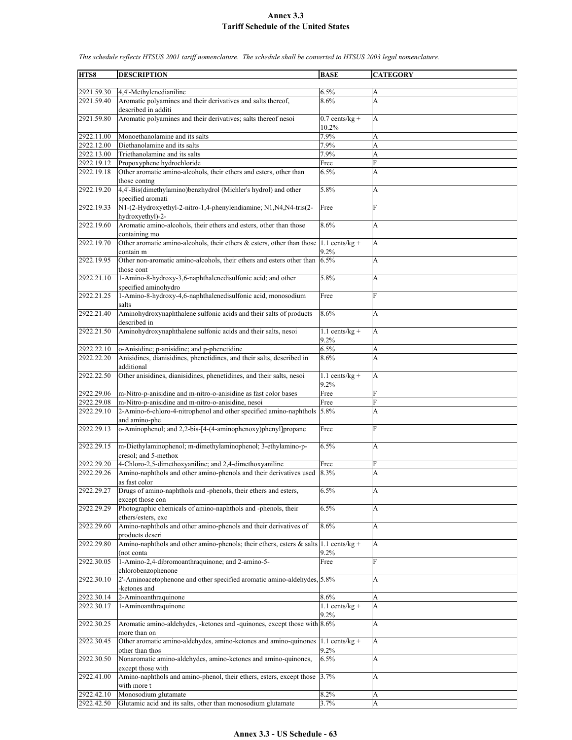# Annex 3.3
## Tariff Schedule of the United States

*This schedule reflects HTSUS 2001 tariff nomenclature. The schedule shall be converted to HTSUS 2003 legal nomenclature.*

| HTS8 | DESCRIPTION | BASE | CATEGORY |
|---|---|---|---|
| 2921.59.30 | 4,4'-Methylenedianiline | 6.5% | A |
| 2921.59.40 | Aromatic polyamines and their derivatives and salts thereof, described in additi | 8.6% | A |
| 2921.59.80 | Aromatic polyamines and their derivatives; salts thereof nesoi | 0.7 cents/kg + 10.2% | A |
| 2922.11.00 | Monoethanolamine and its salts | 7.9% | A |
| 2922.12.00 | Diethanolamine and its salts | 7.9% | A |
| 2922.13.00 | Triethanolamine and its salts | 7.9% | A |
| 2922.19.12 | Propoxyphene hydrochloride | Free | F |
| 2922.19.18 | Other aromatic amino-alcohols, their ethers and esters, other than those contng | 6.5% | A |
| 2922.19.20 | 4,4'-Bis(dimethylamino)benzhydrol (Michler's hydrol) and other specified aromati | 5.8% | A |
| 2922.19.33 | N1-(2-Hydroxyethyl-2-nitro-1,4-phenylendiamine; N1,N4,N4-tris(2-hydroxyethyl)-2- | Free | F |
| 2922.19.60 | Aromatic amino-alcohols, their ethers and esters, other than those containing mo | 8.6% | A |
| 2922.19.70 | Other aromatic amino-alcohols, their ethers & esters, other than those contain m | 1.1 cents/kg + 9.2% | A |
| 2922.19.95 | Other non-aromatic amino-alcohols, their ethers and esters other than those cont | 6.5% | A |
| 2922.21.10 | 1-Amino-8-hydroxy-3,6-naphthalenedisulfonic acid; and other specified aminohydro | 5.8% | A |
| 2922.21.25 | 1-Amino-8-hydroxy-4,6-naphthalenedisulfonic acid, monosodium salts | Free | F |
| 2922.21.40 | Aminohydroxynaphthalene sulfonic acids and their salts of products described in | 8.6% | A |
| 2922.21.50 | Aminohydroxynaphthalene sulfonic acids and their salts, nesoi | 1.1 cents/kg + 9.2% | A |
| 2922.22.10 | o-Anisidine; p-anisidine; and p-phenetidine | 6.5% | A |
| 2922.22.20 | Anisidines, dianisidines, phenetidines, and their salts, described in additional | 8.6% | A |
| 2922.22.50 | Other anisidines, dianisidines, phenetidines, and their salts, nesoi | 1.1 cents/kg + 9.2% | A |
| 2922.29.06 | m-Nitro-p-anisidine and m-nitro-o-anisidine as fast color bases | Free | F |
| 2922.29.08 | m-Nitro-p-anisidine and m-nitro-o-anisidine, nesoi | Free | F |
| 2922.29.10 | 2-Amino-6-chloro-4-nitrophenol and other specified amino-naphthols and amino-phe | 5.8% | A |
| 2922.29.13 | o-Aminophenol; and 2,2-bis-[4-(4-aminophenoxy)phenyl]propane | Free | F |
| 2922.29.15 | m-Diethylaminophenol; m-dimethylaminophenol; 3-ethylamino-p-cresol; and 5-methox | 6.5% | A |
| 2922.29.20 | 4-Chloro-2,5-dimethoxyaniline; and 2,4-dimethoxyaniline | Free | F |
| 2922.29.26 | Amino-naphthols and other amino-phenols and their derivatives used as fast color | 8.3% | A |
| 2922.29.27 | Drugs of amino-naphthols and -phenols, their ethers and esters, except those con | 6.5% | A |
| 2922.29.29 | Photographic chemicals of amino-naphthols and -phenols, their ethers/esters, exc | 6.5% | A |
| 2922.29.60 | Amino-naphthols and other amino-phenols and their derivatives of products descri | 8.6% | A |
| 2922.29.80 | Amino-naphthols and other amino-phenols; their ethers, esters & salts (not conta | 1.1 cents/kg + 9.2% | A |
| 2922.30.05 | 1-Amino-2,4-dibromoanthraquinone; and 2-amino-5-chlorobenzophenone | Free | F |
| 2922.30.10 | 2'-Aminoacetophenone and other specified aromatic amino-aldehydes, -ketones and | 5.8% | A |
| 2922.30.14 | 2-Aminoanthraquinone | 8.6% | A |
| 2922.30.17 | 1-Aminoanthraquinone | 1.1 cents/kg + 9.2% | A |
| 2922.30.25 | Aromatic amino-aldehydes, -ketones and -quinones, except those with more than on | 8.6% | A |
| 2922.30.45 | Other aromatic amino-aldehydes, amino-ketones and amino-quinones other than thos | 1.1 cents/kg + 9.2% | A |
| 2922.30.50 | Nonaromatic amino-aldehydes, amino-ketones and amino-quinones, except those with | 6.5% | A |
| 2922.41.00 | Amino-naphthols and amino-phenol, their ethers, esters, except those with more t | 3.7% | A |
| 2922.42.10 | Monosodium glutamate | 8.2% | A |
| 2922.42.50 | Glutamic acid and its salts, other than monosodium glutamate | 3.7% | A |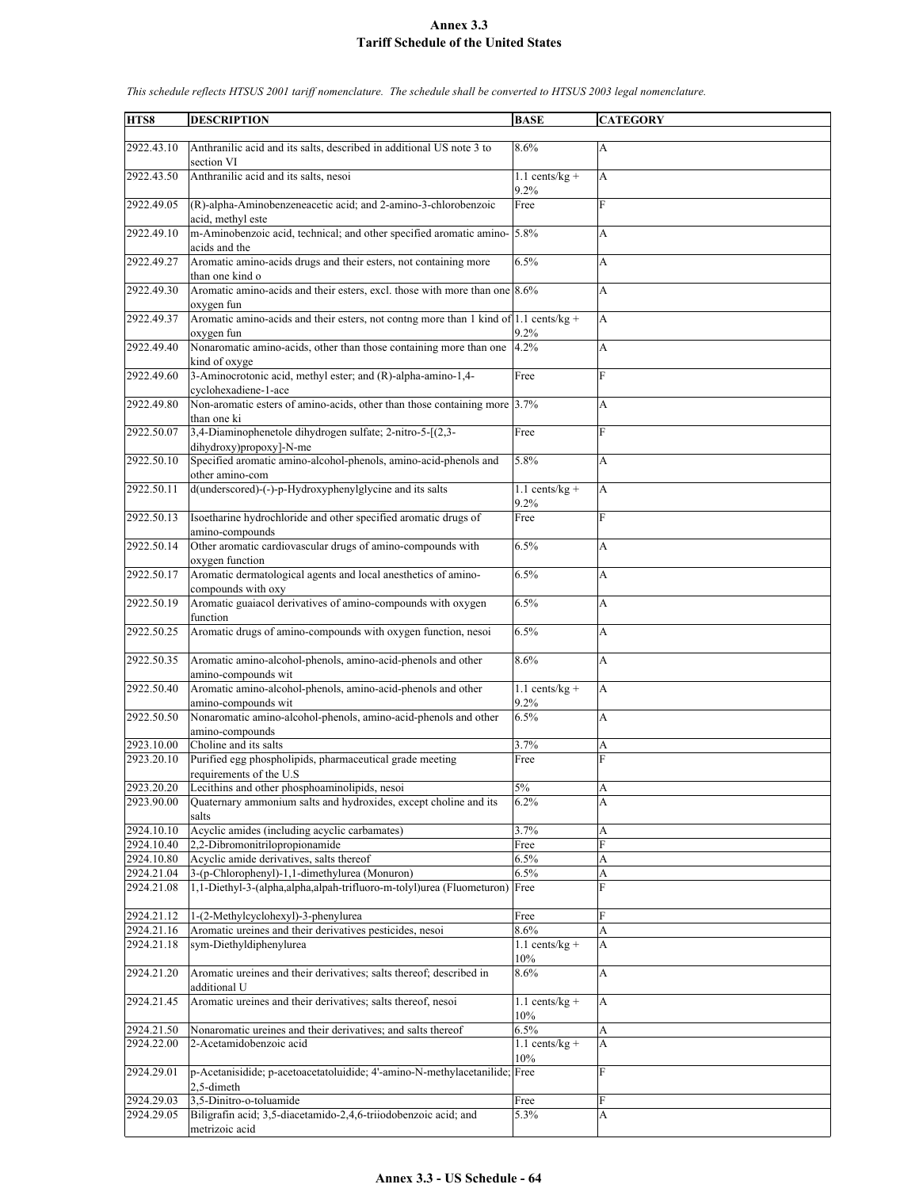# Annex 3.3
## Tariff Schedule of the United States

*This schedule reflects HTSUS 2001 tariff nomenclature. The schedule shall be converted to HTSUS 2003 legal nomenclature.*

| HTS8 | DESCRIPTION | BASE | CATEGORY |
|---|---|---|---|
| 2922.43.10 | Anthranilic acid and its salts, described in additional US note 3 to section VI | 8.6% | A |
| 2922.43.50 | Anthranilic acid and its salts, nesoi | 1.1 cents/kg + 9.2% | A |
| 2922.49.05 | (R)-alpha-Aminobenzeneacetic acid; and 2-amino-3-chlorobenzoic acid, methyl este | Free | F |
| 2922.49.10 | m-Aminobenzoic acid, technical; and other specified aromatic amino-acids and the | 5.8% | A |
| 2922.49.27 | Aromatic amino-acids drugs and their esters, not containing more than one kind o | 6.5% | A |
| 2922.49.30 | Aromatic amino-acids and their esters, excl. those with more than one oxygen fun | 8.6% | A |
| 2922.49.37 | Aromatic amino-acids and their esters, not contng more than 1 kind of oxygen fun | 1.1 cents/kg + 9.2% | A |
| 2922.49.40 | Nonaromatic amino-acids, other than those containing more than one kind of oxyge | 4.2% | A |
| 2922.49.60 | 3-Aminocrotonic acid, methyl ester; and (R)-alpha-amino-1,4-cyclohexadiene-1-ace | Free | F |
| 2922.49.80 | Non-aromatic esters of amino-acids, other than those containing more than one ki | 3.7% | A |
| 2922.50.07 | 3,4-Diaminophenetole dihydrogen sulfate; 2-nitro-5-[(2,3-dihydroxy)propoxy]-N-me | Free | F |
| 2922.50.10 | Specified aromatic amino-alcohol-phenols, amino-acid-phenols and other amino-com | 5.8% | A |
| 2922.50.11 | d(underscored)-(-)-p-Hydroxyphenylglycine and its salts | 1.1 cents/kg + 9.2% | A |
| 2922.50.13 | Isoetharine hydrochloride and other specified aromatic drugs of amino-compounds | Free | F |
| 2922.50.14 | Other aromatic cardiovascular drugs of amino-compounds with oxygen function | 6.5% | A |
| 2922.50.17 | Aromatic dermatological agents and local anesthetics of amino-compounds with oxy | 6.5% | A |
| 2922.50.19 | Aromatic guaiacol derivatives of amino-compounds with oxygen function | 6.5% | A |
| 2922.50.25 | Aromatic drugs of amino-compounds with oxygen function, nesoi | 6.5% | A |
| 2922.50.35 | Aromatic amino-alcohol-phenols, amino-acid-phenols and other amino-compounds wit | 8.6% | A |
| 2922.50.40 | Aromatic amino-alcohol-phenols, amino-acid-phenols and other amino-compounds wit | 1.1 cents/kg + 9.2% | A |
| 2922.50.50 | Nonaromatic amino-alcohol-phenols, amino-acid-phenols and other amino-compounds | 6.5% | A |
| 2923.10.00 | Choline and its salts | 3.7% | A |
| 2923.20.10 | Purified egg phospholipids, pharmaceutical grade meeting requirements of the U.S | Free | F |
| 2923.20.20 | Lecithins and other phosphoaminolipids, nesoi | 5% | A |
| 2923.90.00 | Quaternary ammonium salts and hydroxides, except choline and its salts | 6.2% | A |
| 2924.10.10 | Acyclic amides (including acyclic carbamates) | 3.7% | A |
| 2924.10.40 | 2,2-Dibromonitrilopropionamide | Free | F |
| 2924.10.80 | Acyclic amide derivatives, salts thereof | 6.5% | A |
| 2924.21.04 | 3-(p-Chlorophenyl)-1,1-dimethylurea (Monuron) | 6.5% | A |
| 2924.21.08 | 1,1-Diethyl-3-(alpha,alpha,alpah-trifluoro-m-tolyl)urea (Fluometuron) | Free | F |
| 2924.21.12 | 1-(2-Methylcyclohexyl)-3-phenylurea | Free | F |
| 2924.21.16 | Aromatic ureines and their derivatives pesticides, nesoi | 8.6% | A |
| 2924.21.18 | sym-Diethyldiphenylurea | 1.1 cents/kg + 10% | A |
| 2924.21.20 | Aromatic ureines and their derivatives; salts thereof; described in additional U | 8.6% | A |
| 2924.21.45 | Aromatic ureines and their derivatives; salts thereof, nesoi | 1.1 cents/kg + 10% | A |
| 2924.21.50 | Nonaromatic ureines and their derivatives; and salts thereof | 6.5% | A |
| 2924.22.00 | 2-Acetamidobenzoic acid | 1.1 cents/kg + 10% | A |
| 2924.29.01 | p-Acetanisidide; p-acetoacetatoluidide; 4'-amino-N-methylacetanilide; 2,5-dimeth | Free | F |
| 2924.29.03 | 3,5-Dinitro-o-toluamide | Free | F |
| 2924.29.05 | Biligrafin acid; 3,5-diacetamido-2,4,6-triiodobenzoic acid; and metrizoic acid | 5.3% | A |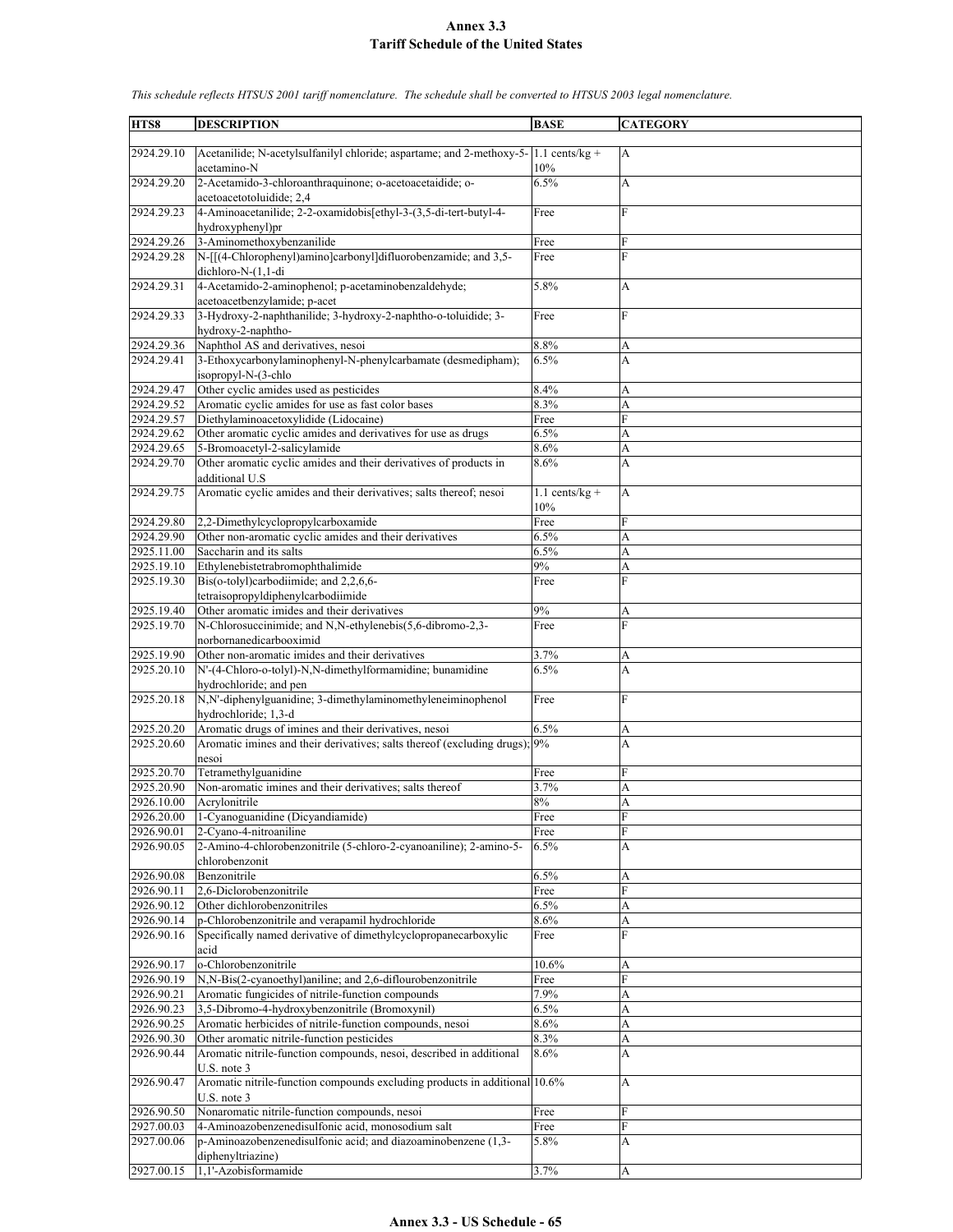# Annex 3.3
## Tariff Schedule of the United States

*This schedule reflects HTSUS 2001 tariff nomenclature. The schedule shall be converted to HTSUS 2003 legal nomenclature.*

| HTS8 | DESCRIPTION | BASE | CATEGORY |
|---|---|---|---|
| 2924.29.10 | Acetanilide; N-acetylsulfanilyl chloride; aspartame; and 2-methoxy-5-acetamino-N | 1.1 cents/kg + 10% | A |
| 2924.29.20 | 2-Acetamido-3-chloroanthraquinone; o-acetoacetaidide; o-acetoacetotoluidide; 2,4 | 6.5% | A |
| 2924.29.23 | 4-Aminoacetanilide; 2-2-oxamidobis[ethyl-3-(3,5-di-tert-butyl-4-hydroxyphenyl)pr | Free | F |
| 2924.29.26 | 3-Aminomethoxybenzanilide | Free | F |
| 2924.29.28 | N-[[(4-Chlorophenyl)amino]carbonyl]difluorobenzamide; and 3,5-dichloro-N-(1,1-di | Free | F |
| 2924.29.31 | 4-Acetamido-2-aminophenol; p-acetaminobenzaldehyde; acetoacetbenzylamide; p-acet | 5.8% | A |
| 2924.29.33 | 3-Hydroxy-2-naphthanilide; 3-hydroxy-2-naphtho-o-toluidide; 3-hydroxy-2-naphtho- | Free | F |
| 2924.29.36 | Naphthol AS and derivatives, nesoi | 8.8% | A |
| 2924.29.41 | 3-Ethoxycarbonylaminophenyl-N-phenylcarbamate (desmedipham); isopropyl-N-(3-chlo | 6.5% | A |
| 2924.29.47 | Other cyclic amides used as pesticides | 8.4% | A |
| 2924.29.52 | Aromatic cyclic amides for use as fast color bases | 8.3% | A |
| 2924.29.57 | Diethylaminoacetoxylidide (Lidocaine) | Free | F |
| 2924.29.62 | Other aromatic cyclic amides and derivatives for use as drugs | 6.5% | A |
| 2924.29.65 | 5-Bromoacetyl-2-salicylamide | 8.6% | A |
| 2924.29.70 | Other aromatic cyclic amides and their derivatives of products in additional U.S | 8.6% | A |
| 2924.29.75 | Aromatic cyclic amides and their derivatives; salts thereof; nesoi | 1.1 cents/kg + 10% | A |
| 2924.29.80 | 2,2-Dimethylcyclopropylcarboxamide | Free | F |
| 2924.29.90 | Other non-aromatic cyclic amides and their derivatives | 6.5% | A |
| 2925.11.00 | Saccharin and its salts | 6.5% | A |
| 2925.19.10 | Ethylenebistetrabromophthalimide | 9% | A |
| 2925.19.30 | Bis(o-tolyl)carbodiimide; and 2,2,6,6-tetraisopropyldiphenylcarbodiimide | Free | F |
| 2925.19.40 | Other aromatic imides and their derivatives | 9% | A |
| 2925.19.70 | N-Chlorosuccinimide; and N,N-ethylenebis(5,6-dibromo-2,3-norbornanedicarbooximid | Free | F |
| 2925.19.90 | Other non-aromatic imides and their derivatives | 3.7% | A |
| 2925.20.10 | N'-(4-Chloro-o-tolyl)-N,N-dimethylformamidine; bunamidine hydrochloride; and pen | 6.5% | A |
| 2925.20.18 | N,N'-diphenylguanidine; 3-dimethylaminomethyleneiminophenol hydrochloride; 1,3-d | Free | F |
| 2925.20.20 | Aromatic drugs of imines and their derivatives, nesoi | 6.5% | A |
| 2925.20.60 | Aromatic imines and their derivatives; salts thereof (excluding drugs); nesoi | 9% | A |
| 2925.20.70 | Tetramethylguanidine | Free | F |
| 2925.20.90 | Non-aromatic imines and their derivatives; salts thereof | 3.7% | A |
| 2926.10.00 | Acrylonitrile | 8% | A |
| 2926.20.00 | 1-Cyanoguanidine (Dicyandiamide) | Free | F |
| 2926.90.01 | 2-Cyano-4-nitroaniline | Free | F |
| 2926.90.05 | 2-Amino-4-chlorobenzonitrile (5-chloro-2-cyanoaniline); 2-amino-5-chlorobenzonit | 6.5% | A |
| 2926.90.08 | Benzonitrile | 6.5% | A |
| 2926.90.11 | 2,6-Diclorobenzonitrile | Free | F |
| 2926.90.12 | Other dichlorobenzonitriles | 6.5% | A |
| 2926.90.14 | p-Chlorobenzonitrile and verapamil hydrochloride | 8.6% | A |
| 2926.90.16 | Specifically named derivative of dimethylcyclopropanecarboxylic acid | Free | F |
| 2926.90.17 | o-Chlorobenzonitrile | 10.6% | A |
| 2926.90.19 | N,N-Bis(2-cyanoethyl)aniline; and 2,6-diflourobenzonitrile | Free | F |
| 2926.90.21 | Aromatic fungicides of nitrile-function compounds | 7.9% | A |
| 2926.90.23 | 3,5-Dibromo-4-hydroxybenzonitrile (Bromoxynil) | 6.5% | A |
| 2926.90.25 | Aromatic herbicides of nitrile-function compounds, nesoi | 8.6% | A |
| 2926.90.30 | Other aromatic nitrile-function pesticides | 8.3% | A |
| 2926.90.44 | Aromatic nitrile-function compounds, nesoi, described in additional U.S. note 3 | 8.6% | A |
| 2926.90.47 | Aromatic nitrile-function compounds excluding products in additional U.S. note 3 | 10.6% | A |
| 2926.90.50 | Nonaromatic nitrile-function compounds, nesoi | Free | F |
| 2927.00.03 | 4-Aminoazobenzenedisulfonic acid, monosodium salt | Free | F |
| 2927.00.06 | p-Aminoazobenzenedisulfonic acid; and diazoaminobenzene (1,3-diphenyltriazine) | 5.8% | A |
| 2927.00.15 | 1,1'-Azobisformamide | 3.7% | A |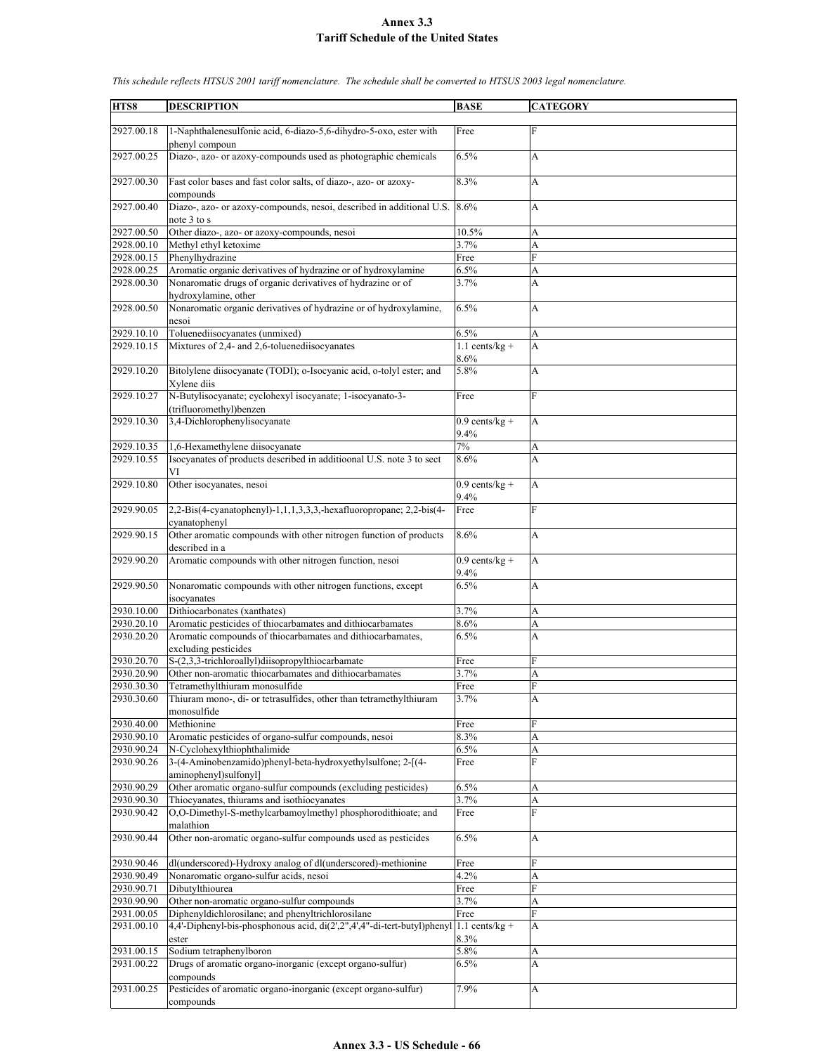# Annex 3.3
## Tariff Schedule of the United States

*This schedule reflects HTSUS 2001 tariff nomenclature. The schedule shall be converted to HTSUS 2003 legal nomenclature.*

| HTS8 | DESCRIPTION | BASE | CATEGORY |
|---|---|---|---|
| 2927.00.18 | 1-Naphthalenesulfonic acid, 6-diazo-5,6-dihydro-5-oxo, ester with phenyl compoun | Free | F |
| 2927.00.25 | Diazo-, azo- or azoxy-compounds used as photographic chemicals | 6.5% | A |
| 2927.00.30 | Fast color bases and fast color salts, of diazo-, azo- or azoxy-compounds | 8.3% | A |
| 2927.00.40 | Diazo-, azo- or azoxy-compounds, nesoi, described in additional U.S. note 3 to s | 8.6% | A |
| 2927.00.50 | Other diazo-, azo- or azoxy-compounds, nesoi | 10.5% | A |
| 2928.00.10 | Methyl ethyl ketoxime | 3.7% | A |
| 2928.00.15 | Phenylhydrazine | Free | F |
| 2928.00.25 | Aromatic organic derivatives of hydrazine or of hydroxylamine | 6.5% | A |
| 2928.00.30 | Nonaromatic drugs of organic derivatives of hydrazine or of hydroxylamine, other | 3.7% | A |
| 2928.00.50 | Nonaromatic organic derivatives of hydrazine or of hydroxylamine, nesoi | 6.5% | A |
| 2929.10.10 | Toluenediisocyanates (unmixed) | 6.5% | A |
| 2929.10.15 | Mixtures of 2,4- and 2,6-toluenediisocyanates | 1.1 cents/kg + 8.6% | A |
| 2929.10.20 | Bitolylene diisocyanate (TODI); o-Isocyanic acid, o-tolyl ester; and Xylene diis | 5.8% | A |
| 2929.10.27 | N-Butylisocyanate; cyclohexyl isocyanate; 1-isocyanato-3-(trifluoromethyl)benzen | Free | F |
| 2929.10.30 | 3,4-Dichlorophenylisocyanate | 0.9 cents/kg + 9.4% | A |
| 2929.10.35 | 1,6-Hexamethylene diisocyanate | 7% | A |
| 2929.10.55 | Isocyanates of products described in additioonal U.S. note 3 to sect VI | 8.6% | A |
| 2929.10.80 | Other isocyanates, nesoi | 0.9 cents/kg + 9.4% | A |
| 2929.90.05 | 2,2-Bis(4-cyanatophenyl)-1,1,1,3,3,3,-hexafluoropropane; 2,2-bis(4-cyanatophenyl | Free | F |
| 2929.90.15 | Other aromatic compounds with other nitrogen function of products described in a | 8.6% | A |
| 2929.90.20 | Aromatic compounds with other nitrogen function, nesoi | 0.9 cents/kg + 9.4% | A |
| 2929.90.50 | Nonaromatic compounds with other nitrogen functions, except isocyanates | 6.5% | A |
| 2930.10.00 | Dithiocarbonates (xanthates) | 3.7% | A |
| 2930.20.10 | Aromatic pesticides of thiocarbamates and dithiocarbamates | 8.6% | A |
| 2930.20.20 | Aromatic compounds of thiocarbamates and dithiocarbamates, excluding pesticides | 6.5% | A |
| 2930.20.70 | S-(2,3,3-trichloroallyl)diisopropylthiocarbamate | Free | F |
| 2930.20.90 | Other non-aromatic thiocarbamates and dithiocarbamates | 3.7% | A |
| 2930.30.30 | Tetramethylthiuram monosulfide | Free | F |
| 2930.30.60 | Thiuram mono-, di- or tetrasulfides, other than tetramethylthiuram monosulfide | 3.7% | A |
| 2930.40.00 | Methionine | Free | F |
| 2930.90.10 | Aromatic pesticides of organo-sulfur compounds, nesoi | 8.3% | A |
| 2930.90.24 | N-Cyclohexylthiophthalimide | 6.5% | A |
| 2930.90.26 | 3-(4-Aminobenzamido)phenyl-beta-hydroxyethylsulfone; 2-[(4-aminophenyl)sulfonyl] | Free | F |
| 2930.90.29 | Other aromatic organo-sulfur compounds (excluding pesticides) | 6.5% | A |
| 2930.90.30 | Thiocyanates, thiurams and isothiocyanates | 3.7% | A |
| 2930.90.42 | O,O-Dimethyl-S-methylcarbamoylmethyl phosphorodithioate; and malathion | Free | F |
| 2930.90.44 | Other non-aromatic organo-sulfur compounds used as pesticides | 6.5% | A |
| 2930.90.46 | dl(underscored)-Hydroxy analog of dl(underscored)-methionine | Free | F |
| 2930.90.49 | Nonaromatic organo-sulfur acids, nesoi | 4.2% | A |
| 2930.90.71 | Dibutylthiourea | Free | F |
| 2930.90.90 | Other non-aromatic organo-sulfur compounds | 3.7% | A |
| 2931.00.05 | Diphenyldichlorosilane; and phenyltrichlorosilane | Free | F |
| 2931.00.10 | 4,4'-Diphenyl-bis-phosphonous acid, di(2',2",4',4"-di-tert-butyl)phenyl ester | 1.1 cents/kg + 8.3% | A |
| 2931.00.15 | Sodium tetraphenylboron | 5.8% | A |
| 2931.00.22 | Drugs of aromatic organo-inorganic (except organo-sulfur) compounds | 6.5% | A |
| 2931.00.25 | Pesticides of aromatic organo-inorganic (except organo-sulfur) compounds | 7.9% | A |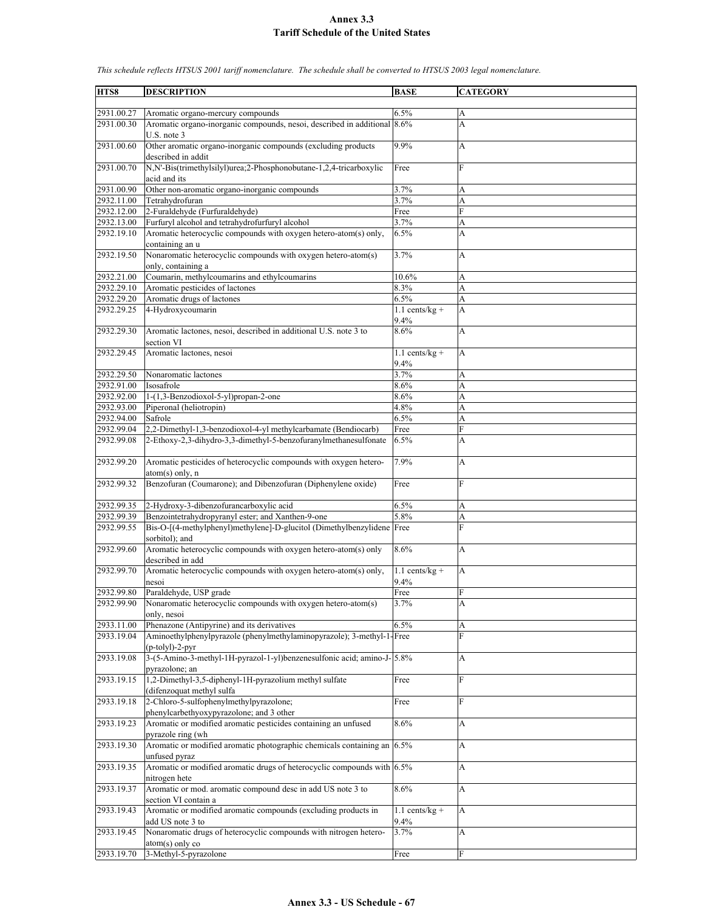# Annex 3.3
# Tariff Schedule of the United States

*This schedule reflects HTSUS 2001 tariff nomenclature. The schedule shall be converted to HTSUS 2003 legal nomenclature.*

| HTS8 | DESCRIPTION | BASE | CATEGORY |
|---|---|---|---|
| 2931.00.27 | Aromatic organo-mercury compounds | 6.5% | A |
| 2931.00.30 | Aromatic organo-inorganic compounds, nesoi, described in additional U.S. note 3 | 8.6% | A |
| 2931.00.60 | Other aromatic organo-inorganic compounds (excluding products described in addit | 9.9% | A |
| 2931.00.70 | N,N'-Bis(trimethylsilyl)urea;2-Phosphonobutane-1,2,4-tricarboxylic acid and its | Free | F |
| 2931.00.90 | Other non-aromatic organo-inorganic compounds | 3.7% | A |
| 2932.11.00 | Tetrahydrofuran | 3.7% | A |
| 2932.12.00 | 2-Furaldehyde (Furfuraldehyde) | Free | F |
| 2932.13.00 | Furfuryl alcohol and tetrahydrofurfuryl alcohol | 3.7% | A |
| 2932.19.10 | Aromatic heterocyclic compounds with oxygen hetero-atom(s) only, containing an u | 6.5% | A |
| 2932.19.50 | Nonaromatic heterocyclic compounds with oxygen hetero-atom(s) only, containing a | 3.7% | A |
| 2932.21.00 | Coumarin, methylcoumarins and ethylcoumarins | 10.6% | A |
| 2932.29.10 | Aromatic pesticides of lactones | 8.3% | A |
| 2932.29.20 | Aromatic drugs of lactones | 6.5% | A |
| 2932.29.25 | 4-Hydroxycoumarin | 1.1 cents/kg + 9.4% | A |
| 2932.29.30 | Aromatic lactones, nesoi, described in additional U.S. note 3 to section VI | 8.6% | A |
| 2932.29.45 | Aromatic lactones, nesoi | 1.1 cents/kg + 9.4% | A |
| 2932.29.50 | Nonaromatic lactones | 3.7% | A |
| 2932.91.00 | Isosafrole | 8.6% | A |
| 2932.92.00 | 1-(1,3-Benzodioxol-5-yl)propan-2-one | 8.6% | A |
| 2932.93.00 | Piperonal (heliotropin) | 4.8% | A |
| 2932.94.00 | Safrole | 6.5% | A |
| 2932.99.04 | 2,2-Dimethyl-1,3-benzodioxol-4-yl methylcarbamate (Bendiocarb) | Free | F |
| 2932.99.08 | 2-Ethoxy-2,3-dihydro-3,3-dimethyl-5-benzofuranylmethanesulfonate | 6.5% | A |
| 2932.99.20 | Aromatic pesticides of heterocyclic compounds with oxygen hetero-atom(s) only, n | 7.9% | A |
| 2932.99.32 | Benzofuran (Coumarone); and Dibenzofuran (Diphenylene oxide) | Free | F |
| 2932.99.35 | 2-Hydroxy-3-dibenzofurancarboxylic acid | 6.5% | A |
| 2932.99.39 | Benzointetrahydropyranyl ester; and Xanthen-9-one | 5.8% | A |
| 2932.99.55 | Bis-O-[(4-methylphenyl)methylene]-D-glucitol (Dimethylbenzylidene sorbitol); and | Free | F |
| 2932.99.60 | Aromatic heterocyclic compounds with oxygen hetero-atom(s) only described in add | 8.6% | A |
| 2932.99.70 | Aromatic heterocyclic compounds with oxygen hetero-atom(s) only, nesoi | 1.1 cents/kg + 9.4% | A |
| 2932.99.80 | Paraldehyde, USP grade | Free | F |
| 2932.99.90 | Nonaromatic heterocyclic compounds with oxygen hetero-atom(s) only, nesoi | 3.7% | A |
| 2933.11.00 | Phenazone (Antipyrine) and its derivatives | 6.5% | A |
| 2933.19.04 | Aminoethylphenylpyrazole (phenylmethylaminopyrazole); 3-methyl-1-(p-tolyl)-2-pyr | Free | F |
| 2933.19.08 | 3-(5-Amino-3-methyl-1H-pyrazol-1-yl)benzenesulfonic acid; amino-J-pyrazolone; an | 5.8% | A |
| 2933.19.15 | 1,2-Dimethyl-3,5-diphenyl-1H-pyrazolium methyl sulfate (difenzoquat methyl sulfa | Free | F |
| 2933.19.18 | 2-Chloro-5-sulfophenylmethylpyrazolone; phenylcarbethyoxypyrazolone; and 3 other | Free | F |
| 2933.19.23 | Aromatic or modified aromatic pesticides containing an unfused pyrazole ring (wh | 8.6% | A |
| 2933.19.30 | Aromatic or modified aromatic photographic chemicals containing an unfused pyraz | 6.5% | A |
| 2933.19.35 | Aromatic or modified aromatic drugs of heterocyclic compounds with nitrogen hete | 6.5% | A |
| 2933.19.37 | Aromatic or mod. aromatic compound desc in add US note 3 to section VI contain a | 8.6% | A |
| 2933.19.43 | Aromatic or modified aromatic compounds (excluding products in add US note 3 to | 1.1 cents/kg + 9.4% | A |
| 2933.19.45 | Nonaromatic drugs of heterocyclic compounds with nitrogen hetero-atom(s) only co | 3.7% | A |
| 2933.19.70 | 3-Methyl-5-pyrazolone | Free | F |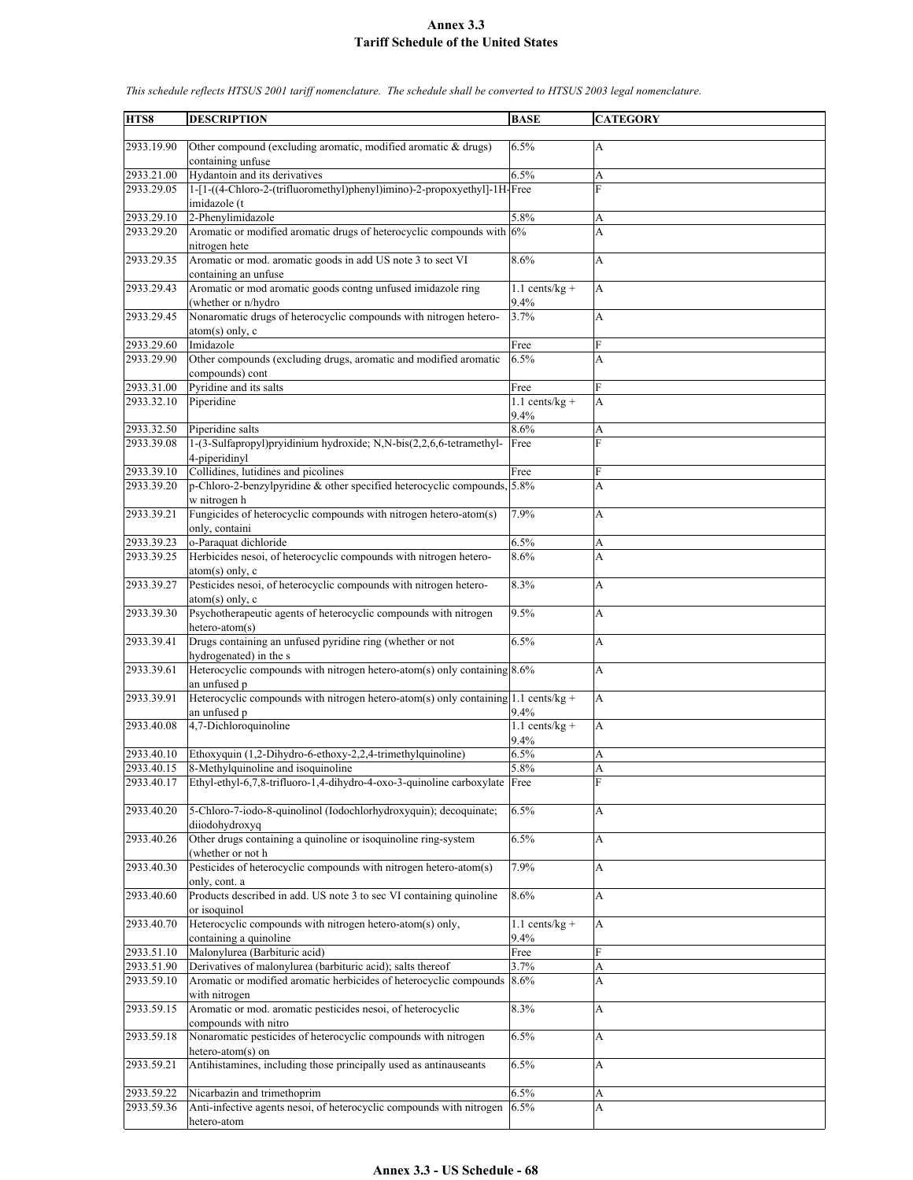# Annex 3.3
## Tariff Schedule of the United States

*This schedule reflects HTSUS 2001 tariff nomenclature. The schedule shall be converted to HTSUS 2003 legal nomenclature.*

| HTS8 | DESCRIPTION | BASE | CATEGORY |
|---|---|---|---|
| 2933.19.90 | Other compound (excluding aromatic, modified aromatic & drugs) containing unfuse | 6.5% | A |
| 2933.21.00 | Hydantoin and its derivatives | 6.5% | A |
| 2933.29.05 | 1-[1-((4-Chloro-2-(trifluoromethyl)phenyl)imino)-2-propoxyethyl]-1H-imidazole (t | Free | F |
| 2933.29.10 | 2-Phenylimidazole | 5.8% | A |
| 2933.29.20 | Aromatic or modified aromatic drugs of heterocyclic compounds with nitrogen hete | 6% | A |
| 2933.29.35 | Aromatic or mod. aromatic goods in add US note 3 to sect VI containing an unfuse | 8.6% | A |
| 2933.29.43 | Aromatic or mod aromatic goods contng unfused imidazole ring (whether or n/hydro | 1.1 cents/kg + 9.4% | A |
| 2933.29.45 | Nonaromatic drugs of heterocyclic compounds with nitrogen hetero-atom(s) only, c | 3.7% | A |
| 2933.29.60 | Imidazole | Free | F |
| 2933.29.90 | Other compounds (excluding drugs, aromatic and modified aromatic compounds) cont | 6.5% | A |
| 2933.31.00 | Pyridine and its salts | Free | F |
| 2933.32.10 | Piperidine | 1.1 cents/kg + 9.4% | A |
| 2933.32.50 | Piperidine salts | 8.6% | A |
| 2933.39.08 | 1-(3-Sulfapropyl)pryidinium hydroxide; N,N-bis(2,2,6,6-tetramethyl-4-piperidinyl | Free | F |
| 2933.39.10 | Collidines, lutidines and picolines | Free | F |
| 2933.39.20 | p-Chloro-2-benzylpyridine & other specified heterocyclic compounds, w nitrogen h | 5.8% | A |
| 2933.39.21 | Fungicides of heterocyclic compounds with nitrogen hetero-atom(s) only, containi | 7.9% | A |
| 2933.39.23 | o-Paraquat dichloride | 6.5% | A |
| 2933.39.25 | Herbicides nesoi, of heterocyclic compounds with nitrogen hetero-atom(s) only, c | 8.6% | A |
| 2933.39.27 | Pesticides nesoi, of heterocyclic compounds with nitrogen hetero-atom(s) only, c | 8.3% | A |
| 2933.39.30 | Psychotherapeutic agents of heterocyclic compounds with nitrogen hetero-atom(s) | 9.5% | A |
| 2933.39.41 | Drugs containing an unfused pyridine ring (whether or not hydrogenated) in the s | 6.5% | A |
| 2933.39.61 | Heterocyclic compounds with nitrogen hetero-atom(s) only containing an unfused p | 8.6% | A |
| 2933.39.91 | Heterocyclic compounds with nitrogen hetero-atom(s) only containing an unfused p | 1.1 cents/kg + 9.4% | A |
| 2933.40.08 | 4,7-Dichloroquinoline | 1.1 cents/kg + 9.4% | A |
| 2933.40.10 | Ethoxyquin (1,2-Dihydro-6-ethoxy-2,2,4-trimethylquinoline) | 6.5% | A |
| 2933.40.15 | 8-Methylquinoline and isoquinoline | 5.8% | A |
| 2933.40.17 | Ethyl-ethyl-6,7,8-trifluoro-1,4-dihydro-4-oxo-3-quinoline carboxylate | Free | F |
| 2933.40.20 | 5-Chloro-7-iodo-8-quinolinol (Iodochlorhydroxyquin); decoquinate; diiodohydroxyq | 6.5% | A |
| 2933.40.26 | Other drugs containing a quinoline or isoquinoline ring-system (whether or not h | 6.5% | A |
| 2933.40.30 | Pesticides of heterocyclic compounds with nitrogen hetero-atom(s) only, cont. a | 7.9% | A |
| 2933.40.60 | Products described in add. US note 3 to sec VI containing quinoline or isoquinol | 8.6% | A |
| 2933.40.70 | Heterocyclic compounds with nitrogen hetero-atom(s) only, containing a quinoline | 1.1 cents/kg + 9.4% | A |
| 2933.51.10 | Malonylurea (Barbituric acid) | Free | F |
| 2933.51.90 | Derivatives of malonylurea (barbituric acid); salts thereof | 3.7% | A |
| 2933.59.10 | Aromatic or modified aromatic herbicides of heterocyclic compounds with nitrogen | 8.6% | A |
| 2933.59.15 | Aromatic or mod. aromatic pesticides nesoi, of heterocyclic compounds with nitro | 8.3% | A |
| 2933.59.18 | Nonaromatic pesticides of heterocyclic compounds with nitrogen hetero-atom(s) on | 6.5% | A |
| 2933.59.21 | Antihistamines, including those principally used as antinauseants | 6.5% | A |
| 2933.59.22 | Nicarbazin and trimethoprim | 6.5% | A |
| 2933.59.36 | Anti-infective agents nesoi, of heterocyclic compounds with nitrogen hetero-atom | 6.5% | A |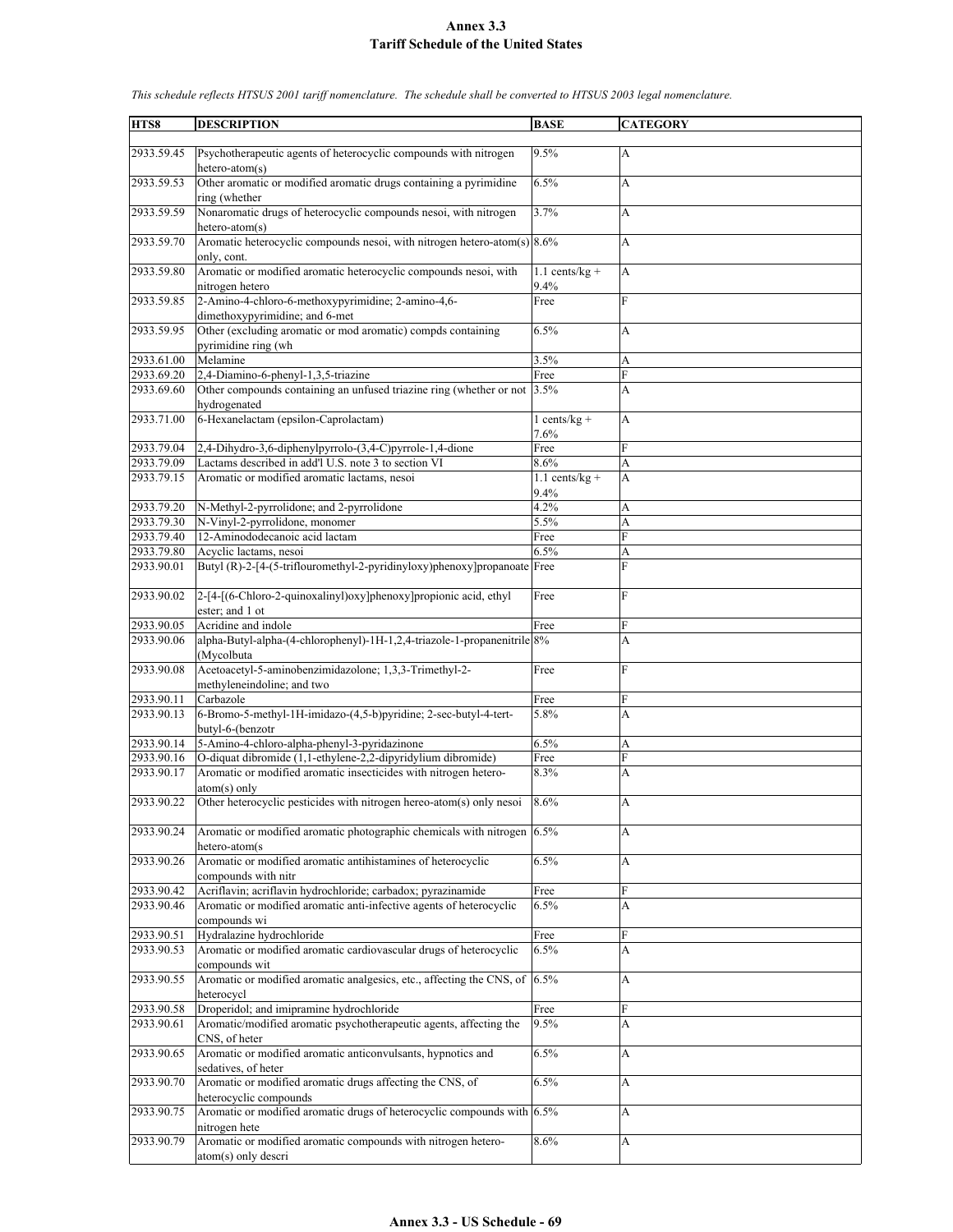# Annex 3.3
## Tariff Schedule of the United States

*This schedule reflects HTSUS 2001 tariff nomenclature. The schedule shall be converted to HTSUS 2003 legal nomenclature.*

| HTS8 | DESCRIPTION | BASE | CATEGORY |
|---|---|---|---|
| 2933.59.45 | Psychotherapeutic agents of heterocyclic compounds with nitrogen hetero-atom(s) | 9.5% | A |
| 2933.59.53 | Other aromatic or modified aromatic drugs containing a pyrimidine ring (whether | 6.5% | A |
| 2933.59.59 | Nonaromatic drugs of heterocyclic compounds nesoi, with nitrogen hetero-atom(s) | 3.7% | A |
| 2933.59.70 | Aromatic heterocyclic compounds nesoi, with nitrogen hetero-atom(s) only, cont. | 8.6% | A |
| 2933.59.80 | Aromatic or modified aromatic heterocyclic compounds nesoi, with nitrogen hetero | 1.1 cents/kg + 9.4% | A |
| 2933.59.85 | 2-Amino-4-chloro-6-methoxypyrimidine; 2-amino-4,6-dimethoxypyrimidine; and 6-met | Free | F |
| 2933.59.95 | Other (excluding aromatic or mod aromatic) compds containing pyrimidine ring (wh | 6.5% | A |
| 2933.61.00 | Melamine | 3.5% | A |
| 2933.69.20 | 2,4-Diamino-6-phenyl-1,3,5-triazine | Free | F |
| 2933.69.60 | Other compounds containing an unfused triazine ring (whether or not hydrogenated | 3.5% | A |
| 2933.71.00 | 6-Hexanelactam (epsilon-Caprolactam) | 1 cents/kg + 7.6% | A |
| 2933.79.04 | 2,4-Dihydro-3,6-diphenylpyrrolo-(3,4-C)pyrrole-1,4-dione | Free | F |
| 2933.79.09 | Lactams described in add'l U.S. note 3 to section VI | 8.6% | A |
| 2933.79.15 | Aromatic or modified aromatic lactams, nesoi | 1.1 cents/kg + 9.4% | A |
| 2933.79.20 | N-Methyl-2-pyrrolidone; and 2-pyrrolidone | 4.2% | A |
| 2933.79.30 | N-Vinyl-2-pyrrolidone, monomer | 5.5% | A |
| 2933.79.40 | 12-Aminododecanoic acid lactam | Free | F |
| 2933.79.80 | Acyclic lactams, nesoi | 6.5% | A |
| 2933.90.01 | Butyl (R)-2-[4-(5-triflouromethyl-2-pyridinyloxy)phenoxy]propanoate | Free | F |
| 2933.90.02 | 2-[4-[(6-Chloro-2-quinoxalinyl)oxy]phenoxy]propionic acid, ethyl ester; and 1 ot | Free | F |
| 2933.90.05 | Acridine and indole | Free | F |
| 2933.90.06 | alpha-Butyl-alpha-(4-chlorophenyl)-1H-1,2,4-triazole-1-propanenitrile (Mycolbuta | 8% | A |
| 2933.90.08 | Acetoacetyl-5-aminobenzimidazolone; 1,3,3-Trimethyl-2-methyleneindoline; and two | Free | F |
| 2933.90.11 | Carbazole | Free | F |
| 2933.90.13 | 6-Bromo-5-methyl-1H-imidazo-(4,5-b)pyridine; 2-sec-butyl-4-tert-butyl-6-(benzotr | 5.8% | A |
| 2933.90.14 | 5-Amino-4-chloro-alpha-phenyl-3-pyridazinone | 6.5% | A |
| 2933.90.16 | O-diquat dibromide (1,1-ethylene-2,2-dipyridylium dibromide) | Free | F |
| 2933.90.17 | Aromatic or modified aromatic insecticides with nitrogen hetero-atom(s) only | 8.3% | A |
| 2933.90.22 | Other heterocyclic pesticides with nitrogen hereo-atom(s) only nesoi | 8.6% | A |
| 2933.90.24 | Aromatic or modified aromatic photographic chemicals with nitrogen hetero-atom(s | 6.5% | A |
| 2933.90.26 | Aromatic or modified aromatic antihistamines of heterocyclic compounds with nitr | 6.5% | A |
| 2933.90.42 | Acriflavin; acriflavin hydrochloride; carbadox; pyrazinamide | Free | F |
| 2933.90.46 | Aromatic or modified aromatic anti-infective agents of heterocyclic compounds wi | 6.5% | A |
| 2933.90.51 | Hydralazine hydrochloride | Free | F |
| 2933.90.53 | Aromatic or modified aromatic cardiovascular drugs of heterocyclic compounds wit | 6.5% | A |
| 2933.90.55 | Aromatic or modified aromatic analgesics, etc., affecting the CNS, of heterocycl | 6.5% | A |
| 2933.90.58 | Droperidol; and imipramine hydrochloride | Free | F |
| 2933.90.61 | Aromatic/modified aromatic psychotherapeutic agents, affecting the CNS, of heter | 9.5% | A |
| 2933.90.65 | Aromatic or modified aromatic anticonvulsants, hypnotics and sedatives, of heter | 6.5% | A |
| 2933.90.70 | Aromatic or modified aromatic drugs affecting the CNS, of heterocyclic compounds | 6.5% | A |
| 2933.90.75 | Aromatic or modified aromatic drugs of heterocyclic compounds with nitrogen hete | 6.5% | A |
| 2933.90.79 | Aromatic or modified aromatic compounds with nitrogen hetero-atom(s) only descri | 8.6% | A |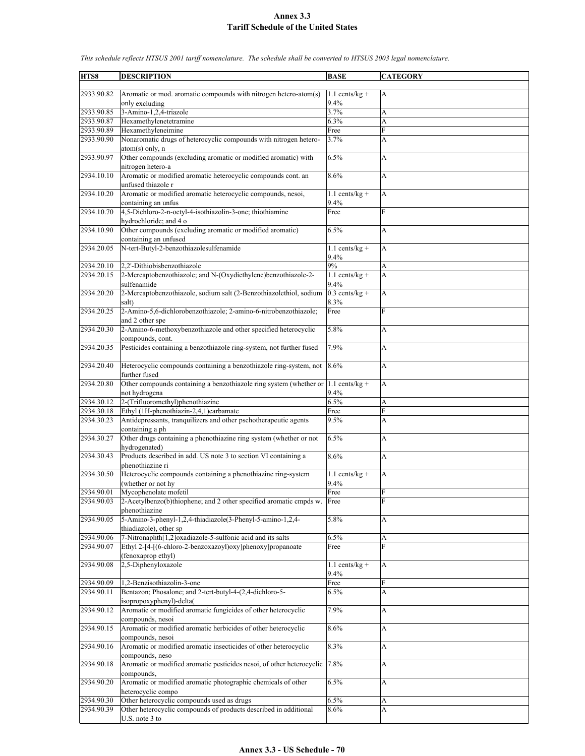*This schedule reflects HTSUS 2001 tariff nomenclature. The schedule shall be converted to HTSUS 2003 legal nomenclature.*

| HTS8 | DESCRIPTION | BASE | CATEGORY |
|---|---|---|---|
| 2933.90.82 | Aromatic or mod. aromatic compounds with nitrogen hetero-atom(s) only excluding | 1.1 cents/kg + 9.4% | A |
| 2933.90.85 | 3-Amino-1,2,4-triazole | 3.7% | A |
| 2933.90.87 | Hexamethylenetetramine | 6.3% | A |
| 2933.90.89 | Hexamethyleneimine | Free | F |
| 2933.90.90 | Nonaromatic drugs of heterocyclic compounds with nitrogen hetero-atom(s) only, n | 3.7% | A |
| 2933.90.97 | Other compounds (excluding aromatic or modified aromatic) with nitrogen hetero-a | 6.5% | A |
| 2934.10.10 | Aromatic or modified aromatic heterocyclic compounds cont. an unfused thiazole r | 8.6% | A |
| 2934.10.20 | Aromatic or modified aromatic heterocyclic compounds, nesoi, containing an unfus | 1.1 cents/kg + 9.4% | A |
| 2934.10.70 | 4,5-Dichloro-2-n-octyl-4-isothiazolin-3-one; thiothiamine hydrochloride; and 4 o | Free | F |
| 2934.10.90 | Other compounds (excluding aromatic or modified aromatic) containing an unfused | 6.5% | A |
| 2934.20.05 | N-tert-Butyl-2-benzothiazolesulfenamide | 1.1 cents/kg + 9.4% | A |
| 2934.20.10 | 2,2'-Dithiobisbenzothiazole | 9% | A |
| 2934.20.15 | 2-Mercaptobenzothiazole; and N-(Oxydiethylene)benzothiazole-2-sulfenamide | 1.1 cents/kg + 9.4% | A |
| 2934.20.20 | 2-Mercaptobenzothiazole, sodium salt (2-Benzothiazolethiol, sodium salt) | 0.3 cents/kg + 8.3% | A |
| 2934.20.25 | 2-Amino-5,6-dichlorobenzothiazole; 2-amino-6-nitrobenzothiazole; and 2 other spe | Free | F |
| 2934.20.30 | 2-Amino-6-methoxybenzothiazole and other specified heterocyclic compounds, cont. | 5.8% | A |
| 2934.20.35 | Pesticides containing a benzothiazole ring-system, not further fused | 7.9% | A |
| 2934.20.40 | Heterocyclic compounds containing a benzothiazole ring-system, not further fused | 8.6% | A |
| 2934.20.80 | Other compounds containing a benzothiazole ring system (whether or not hydrogena | 1.1 cents/kg + 9.4% | A |
| 2934.30.12 | 2-(Trifluoromethyl)phenothiazine | 6.5% | A |
| 2934.30.18 | Ethyl (1H-phenothiazin-2,4,1)carbamate | Free | F |
| 2934.30.23 | Antidepressants, tranquilizers and other pschotherapeutic agents containing a ph | 9.5% | A |
| 2934.30.27 | Other drugs containing a phenothiazine ring system (whether or not hydrogenated) | 6.5% | A |
| 2934.30.43 | Products described in add. US note 3 to section VI containing a phenothiazine ri | 8.6% | A |
| 2934.30.50 | Heterocyclic compounds containing a phenothiazine ring-system (whether or not hy | 1.1 cents/kg + 9.4% | A |
| 2934.90.01 | Mycophenolate mofetil | Free | F |
| 2934.90.03 | 2-Acetylbenzo(b)thiophene; and 2 other specified aromatic cmpds w. phenothiazine | Free | F |
| 2934.90.05 | 5-Amino-3-phenyl-1,2,4-thiadiazole(3-Phenyl-5-amino-1,2,4-thiadiazole), other sp | 5.8% | A |
| 2934.90.06 | 7-Nitronaphth[1,2]oxadiazole-5-sulfonic acid and its salts | 6.5% | A |
| 2934.90.07 | Ethyl 2-[4-[(6-chloro-2-benzoxazoyl)oxy]phenoxy]propanoate (fenoxaprop ethyl) | Free | F |
| 2934.90.08 | 2,5-Diphenyloxazole | 1.1 cents/kg + 9.4% | A |
| 2934.90.09 | 1,2-Benzisothiazolin-3-one | Free | F |
| 2934.90.11 | Bentazon; Phosalone; and 2-tert-butyl-4-(2,4-dichloro-5-isopropoxyphenyl)-delta( | 6.5% | A |
| 2934.90.12 | Aromatic or modified aromatic fungicides of other heterocyclic compounds, nesoi | 7.9% | A |
| 2934.90.15 | Aromatic or modified aromatic herbicides of other heterocyclic compounds, nesoi | 8.6% | A |
| 2934.90.16 | Aromatic or modified aromatic insecticides of other heterocyclic compounds, neso | 8.3% | A |
| 2934.90.18 | Aromatic or modified aromatic pesticides nesoi, of other heterocyclic compounds, | 7.8% | A |
| 2934.90.20 | Aromatic or modified aromatic photographic chemicals of other heterocyclic compo | 6.5% | A |
| 2934.90.30 | Other heterocyclic compounds used as drugs | 6.5% | A |
| 2934.90.39 | Other heterocyclic compounds of products described in additional U.S. note 3 to | 8.6% | A |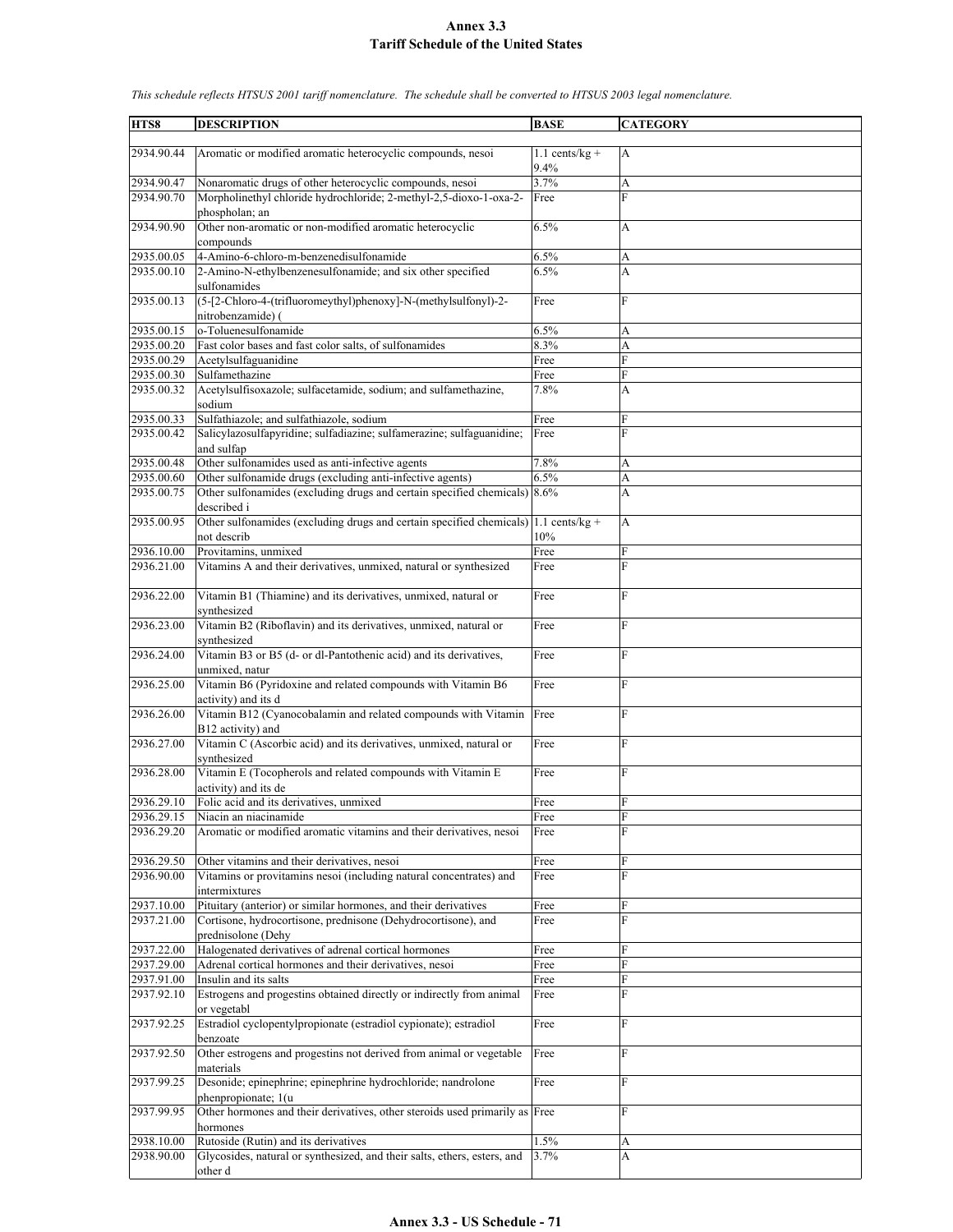# Annex 3.3
# Tariff Schedule of the United States

*This schedule reflects HTSUS 2001 tariff nomenclature. The schedule shall be converted to HTSUS 2003 legal nomenclature.*

| HTS8 | DESCRIPTION | BASE | CATEGORY |
|---|---|---|---|
| 2934.90.44 | Aromatic or modified aromatic heterocyclic compounds, nesoi | 1.1 cents/kg + 9.4% | A |
| 2934.90.47 | Nonaromatic drugs of other heterocyclic compounds, nesoi | 3.7% | A |
| 2934.90.70 | Morpholinethyl chloride hydrochloride; 2-methyl-2,5-dioxo-1-oxa-2-phospholan; an | Free | F |
| 2934.90.90 | Other non-aromatic or non-modified aromatic heterocyclic compounds | 6.5% | A |
| 2935.00.05 | 4-Amino-6-chloro-m-benzenedisulfonamide | 6.5% | A |
| 2935.00.10 | 2-Amino-N-ethylbenzenesulfonamide; and six other specified sulfonamides | 6.5% | A |
| 2935.00.13 | (5-[2-Chloro-4-(trifluoromeythyl)phenoxy]-N-(methylsulfonyl)-2-nitrobenzamide) ( | Free | F |
| 2935.00.15 | o-Toluenesulfonamide | 6.5% | A |
| 2935.00.20 | Fast color bases and fast color salts, of sulfonamides | 8.3% | A |
| 2935.00.29 | Acetylsulfaguanidine | Free | F |
| 2935.00.30 | Sulfamethazine | Free | F |
| 2935.00.32 | Acetylsulfisoxazole; sulfacetamide, sodium; and sulfamethazine, sodium | 7.8% | A |
| 2935.00.33 | Sulfathiazole; and sulfathiazole, sodium | Free | F |
| 2935.00.42 | Salicylazosulfapyridine; sulfadiazine; sulfamerazine; sulfaguanidine; and sulfap | Free | F |
| 2935.00.48 | Other sulfonamides used as anti-infective agents | 7.8% | A |
| 2935.00.60 | Other sulfonamide drugs (excluding anti-infective agents) | 6.5% | A |
| 2935.00.75 | Other sulfonamides (excluding drugs and certain specified chemicals) described i | 8.6% | A |
| 2935.00.95 | Other sulfonamides (excluding drugs and certain specified chemicals) not describ | 1.1 cents/kg + 10% | A |
| 2936.10.00 | Provitamins, unmixed | Free | F |
| 2936.21.00 | Vitamins A and their derivatives, unmixed, natural or synthesized | Free | F |
| 2936.22.00 | Vitamin B1 (Thiamine) and its derivatives, unmixed, natural or synthesized | Free | F |
| 2936.23.00 | Vitamin B2 (Riboflavin) and its derivatives, unmixed, natural or synthesized | Free | F |
| 2936.24.00 | Vitamin B3 or B5 (d- or dl-Pantothenic acid) and its derivatives, unmixed, natur | Free | F |
| 2936.25.00 | Vitamin B6 (Pyridoxine and related compounds with Vitamin B6 activity) and its d | Free | F |
| 2936.26.00 | Vitamin B12 (Cyanocobalamin and related compounds with Vitamin B12 activity) and | Free | F |
| 2936.27.00 | Vitamin C (Ascorbic acid) and its derivatives, unmixed, natural or synthesized | Free | F |
| 2936.28.00 | Vitamin E (Tocopherols and related compounds with Vitamin E activity) and its de | Free | F |
| 2936.29.10 | Folic acid and its derivatives, unmixed | Free | F |
| 2936.29.15 | Niacin an niacinamide | Free | F |
| 2936.29.20 | Aromatic or modified aromatic vitamins and their derivatives, nesoi | Free | F |
| 2936.29.50 | Other vitamins and their derivatives, nesoi | Free | F |
| 2936.90.00 | Vitamins or provitamins nesoi (including natural concentrates) and intermixtures | Free | F |
| 2937.10.00 | Pituitary (anterior) or similar hormones, and their derivatives | Free | F |
| 2937.21.00 | Cortisone, hydrocortisone, prednisone (Dehydrocortisone), and prednisolone (Dehy | Free | F |
| 2937.22.00 | Halogenated derivatives of adrenal cortical hormones | Free | F |
| 2937.29.00 | Adrenal cortical hormones and their derivatives, nesoi | Free | F |
| 2937.91.00 | Insulin and its salts | Free | F |
| 2937.92.10 | Estrogens and progestins obtained directly or indirectly from animal or vegetabl | Free | F |
| 2937.92.25 | Estradiol cyclopentylpropionate (estradiol cypionate); estradiol benzoate | Free | F |
| 2937.92.50 | Other estrogens and progestins not derived from animal or vegetable materials | Free | F |
| 2937.99.25 | Desonide; epinephrine; epinephrine hydrochloride; nandrolone phenpropionate; 1(u | Free | F |
| 2937.99.95 | Other hormones and their derivatives, other steroids used primarily as hormones | Free | F |
| 2938.10.00 | Rutoside (Rutin) and its derivatives | 1.5% | A |
| 2938.90.00 | Glycosides, natural or synthesized, and their salts, ethers, esters, and other d | 3.7% | A |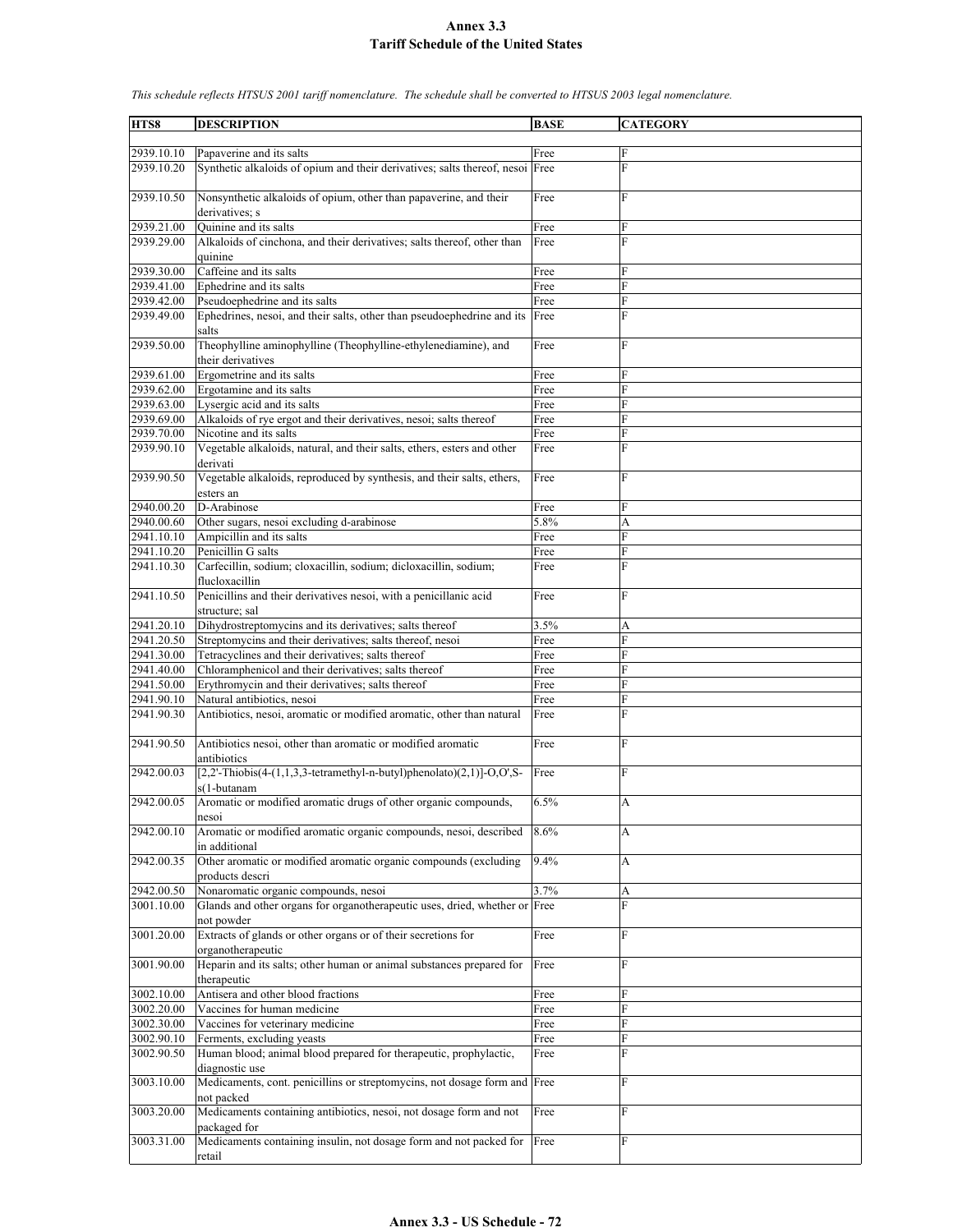# Annex 3.3
# Tariff Schedule of the United States

*This schedule reflects HTSUS 2001 tariff nomenclature. The schedule shall be converted to HTSUS 2003 legal nomenclature.*

| HTS8 | DESCRIPTION | BASE | CATEGORY |
|---|---|---|---|
| 2939.10.10 | Papaverine and its salts | Free | F |
| 2939.10.20 | Synthetic alkaloids of opium and their derivatives; salts thereof, nesoi | Free | F |
| 2939.10.50 | Nonsynthetic alkaloids of opium, other than papaverine, and their derivatives; s | Free | F |
| 2939.21.00 | Quinine and its salts | Free | F |
| 2939.29.00 | Alkaloids of cinchona, and their derivatives; salts thereof, other than quinine | Free | F |
| 2939.30.00 | Caffeine and its salts | Free | F |
| 2939.41.00 | Ephedrine and its salts | Free | F |
| 2939.42.00 | Pseudoephedrine and its salts | Free | F |
| 2939.49.00 | Ephedrines, nesoi, and their salts, other than pseudoephedrine and its salts | Free | F |
| 2939.50.00 | Theophylline aminophylline (Theophylline-ethylenediamine), and their derivatives | Free | F |
| 2939.61.00 | Ergometrine and its salts | Free | F |
| 2939.62.00 | Ergotamine and its salts | Free | F |
| 2939.63.00 | Lysergic acid and its salts | Free | F |
| 2939.69.00 | Alkaloids of rye ergot and their derivatives, nesoi; salts thereof | Free | F |
| 2939.70.00 | Nicotine and its salts | Free | F |
| 2939.90.10 | Vegetable alkaloids, natural, and their salts, ethers, esters and other derivati | Free | F |
| 2939.90.50 | Vegetable alkaloids, reproduced by synthesis, and their salts, ethers, esters an | Free | F |
| 2940.00.20 | D-Arabinose | Free | F |
| 2940.00.60 | Other sugars, nesoi excluding d-arabinose | 5.8% | A |
| 2941.10.10 | Ampicillin and its salts | Free | F |
| 2941.10.20 | Penicillin G salts | Free | F |
| 2941.10.30 | Carfecillin, sodium; cloxacillin, sodium; dicloxacillin, sodium; flucloxacillin | Free | F |
| 2941.10.50 | Penicillins and their derivatives nesoi, with a penicillanic acid structure; sal | Free | F |
| 2941.20.10 | Dihydrostreptomycins and its derivatives; salts thereof | 3.5% | A |
| 2941.20.50 | Streptomycins and their derivatives; salts thereof, nesoi | Free | F |
| 2941.30.00 | Tetracyclines and their derivatives; salts thereof | Free | F |
| 2941.40.00 | Chloramphenicol and their derivatives; salts thereof | Free | F |
| 2941.50.00 | Erythromycin and their derivatives; salts thereof | Free | F |
| 2941.90.10 | Natural antibiotics, nesoi | Free | F |
| 2941.90.30 | Antibiotics, nesoi, aromatic or modified aromatic, other than natural | Free | F |
| 2941.90.50 | Antibiotics nesoi, other than aromatic or modified aromatic antibiotics | Free | F |
| 2942.00.03 | [2,2'-Thiobis(4-(1,1,3,3-tetramethyl-n-butyl)phenolato)(2,1)]-O,O',S-s(1-butanam | Free | F |
| 2942.00.05 | Aromatic or modified aromatic drugs of other organic compounds, nesoi | 6.5% | A |
| 2942.00.10 | Aromatic or modified aromatic organic compounds, nesoi, described in additional | 8.6% | A |
| 2942.00.35 | Other aromatic or modified aromatic organic compounds (excluding products descri | 9.4% | A |
| 2942.00.50 | Nonaromatic organic compounds, nesoi | 3.7% | A |
| 3001.10.00 | Glands and other organs for organotherapeutic uses, dried, whether or not powder | Free | F |
| 3001.20.00 | Extracts of glands or other organs or of their secretions for organotherapeutic | Free | F |
| 3001.90.00 | Heparin and its salts; other human or animal substances prepared for therapeutic | Free | F |
| 3002.10.00 | Antisera and other blood fractions | Free | F |
| 3002.20.00 | Vaccines for human medicine | Free | F |
| 3002.30.00 | Vaccines for veterinary medicine | Free | F |
| 3002.90.10 | Ferments, excluding yeasts | Free | F |
| 3002.90.50 | Human blood; animal blood prepared for therapeutic, prophylactic, diagnostic use | Free | F |
| 3003.10.00 | Medicaments, cont. penicillins or streptomycins, not dosage form and not packed | Free | F |
| 3003.20.00 | Medicaments containing antibiotics, nesoi, not dosage form and not packaged for | Free | F |
| 3003.31.00 | Medicaments containing insulin, not dosage form and not packed for retail | Free | F |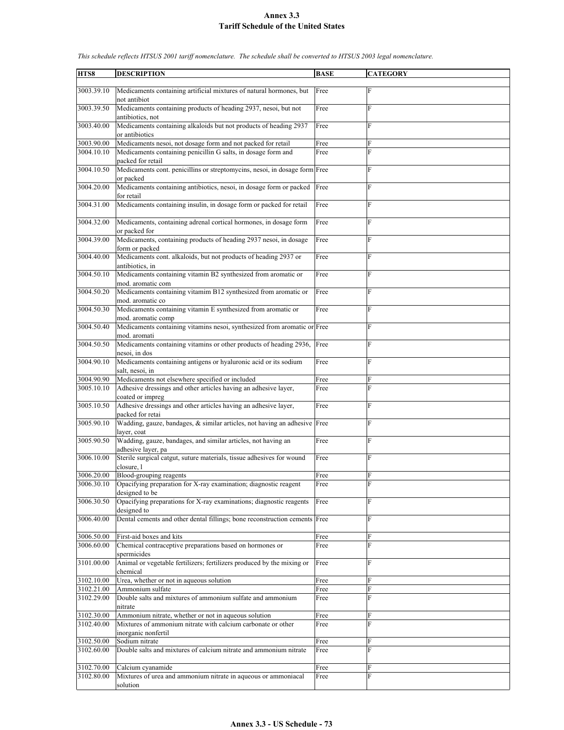# Annex 3.3
# Tariff Schedule of the United States

*This schedule reflects HTSUS 2001 tariff nomenclature. The schedule shall be converted to HTSUS 2003 legal nomenclature.*

| HTS8 | DESCRIPTION | BASE | CATEGORY |
|---|---|---|---|
| 3003.39.10 | Medicaments containing artificial mixtures of natural hormones, but not antibiot | Free | F |
| 3003.39.50 | Medicaments containing products of heading 2937, nesoi, but not antibiotics, not | Free | F |
| 3003.40.00 | Medicaments containing alkaloids but not products of heading 2937 or antibiotics | Free | F |
| 3003.90.00 | Medicaments nesoi, not dosage form and not packed for retail | Free | F |
| 3004.10.10 | Medicaments containing penicillin G salts, in dosage form and packed for retail | Free | F |
| 3004.10.50 | Medicaments cont. penicillins or streptomycins, nesoi, in dosage form or packed | Free | F |
| 3004.20.00 | Medicaments containing antibiotics, nesoi, in dosage form or packed for retail | Free | F |
| 3004.31.00 | Medicaments containing insulin, in dosage form or packed for retail | Free | F |
| 3004.32.00 | Medicaments, containing adrenal cortical hormones, in dosage form or packed for | Free | F |
| 3004.39.00 | Medicaments, containing products of heading 2937 nesoi, in dosage form or packed | Free | F |
| 3004.40.00 | Medicaments cont. alkaloids, but not products of heading 2937 or antibiotics, in | Free | F |
| 3004.50.10 | Medicaments containing vitamin B2 synthesized from aromatic or mod. aromatic com | Free | F |
| 3004.50.20 | Medicaments containing vitamim B12 synthesized from aromatic or mod. aromatic co | Free | F |
| 3004.50.30 | Medicaments containing vitamin E synthesized from aromatic or mod. aromatic comp | Free | F |
| 3004.50.40 | Medicaments containing vitamins nesoi, synthesized from aromatic or mod. aromati | Free | F |
| 3004.50.50 | Medicaments containing vitamins or other products of heading 2936, nesoi, in dos | Free | F |
| 3004.90.10 | Medicaments containing antigens or hyaluronic acid or its sodium salt, nesoi, in | Free | F |
| 3004.90.90 | Medicaments not elsewhere specified or included | Free | F |
| 3005.10.10 | Adhesive dressings and other articles having an adhesive layer, coated or impreg | Free | F |
| 3005.10.50 | Adhesive dressings and other articles having an adhesive layer, packed for retai | Free | F |
| 3005.90.10 | Wadding, gauze, bandages, & similar articles, not having an adhesive layer, coat | Free | F |
| 3005.90.50 | Wadding, gauze, bandages, and similar articles, not having an adhesive layer, pa | Free | F |
| 3006.10.00 | Sterile surgical catgut, suture materials, tissue adhesives for wound closure, l | Free | F |
| 3006.20.00 | Blood-grouping reagents | Free | F |
| 3006.30.10 | Opacifying preparation for X-ray examination; diagnostic reagent designed to be | Free | F |
| 3006.30.50 | Opacifying preparations for X-ray examinations; diagnostic reagents designed to | Free | F |
| 3006.40.00 | Dental cements and other dental fillings; bone reconstruction cements | Free | F |
| 3006.50.00 | First-aid boxes and kits | Free | F |
| 3006.60.00 | Chemical contraceptive preparations based on hormones or spermicides | Free | F |
| 3101.00.00 | Animal or vegetable fertilizers; fertilizers produced by the mixing or chemical | Free | F |
| 3102.10.00 | Urea, whether or not in aqueous solution | Free | F |
| 3102.21.00 | Ammonium sulfate | Free | F |
| 3102.29.00 | Double salts and mixtures of ammonium sulfate and ammonium nitrate | Free | F |
| 3102.30.00 | Ammonium nitrate, whether or not in aqueous solution | Free | F |
| 3102.40.00 | Mixtures of ammonium nitrate with calcium carbonate or other inorganic nonfertil | Free | F |
| 3102.50.00 | Sodium nitrate | Free | F |
| 3102.60.00 | Double salts and mixtures of calcium nitrate and ammonium nitrate | Free | F |
| 3102.70.00 | Calcium cyanamide | Free | F |
| 3102.80.00 | Mixtures of urea and ammonium nitrate in aqueous or ammoniacal solution | Free | F |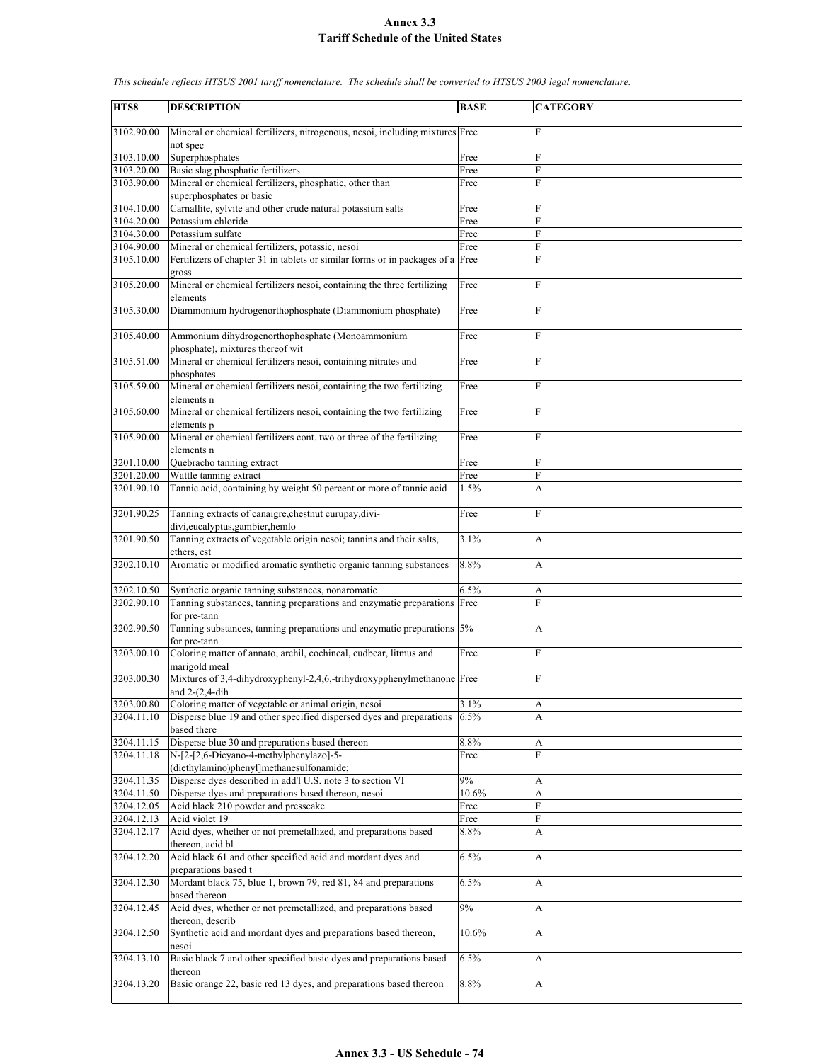# Annex 3.3
## Tariff Schedule of the United States

*This schedule reflects HTSUS 2001 tariff nomenclature. The schedule shall be converted to HTSUS 2003 legal nomenclature.*

| HTS8 | DESCRIPTION | BASE | CATEGORY |
|---|---|---|---|
| 3102.90.00 | Mineral or chemical fertilizers, nitrogenous, nesoi, including mixtures not spec | Free | F |
| 3103.10.00 | Superphosphates | Free | F |
| 3103.20.00 | Basic slag phosphatic fertilizers | Free | F |
| 3103.90.00 | Mineral or chemical fertilizers, phosphatic, other than superphosphates or basic | Free | F |
| 3104.10.00 | Carnallite, sylvite and other crude natural potassium salts | Free | F |
| 3104.20.00 | Potassium chloride | Free | F |
| 3104.30.00 | Potassium sulfate | Free | F |
| 3104.90.00 | Mineral or chemical fertilizers, potassic, nesoi | Free | F |
| 3105.10.00 | Fertilizers of chapter 31 in tablets or similar forms or in packages of a gross | Free | F |
| 3105.20.00 | Mineral or chemical fertilizers nesoi, containing the three fertilizing elements | Free | F |
| 3105.30.00 | Diammonium hydrogenorthophosphate (Diammonium phosphate) | Free | F |
| 3105.40.00 | Ammonium dihydrogenorthophosphate (Monoammonium phosphate), mixtures thereof wit | Free | F |
| 3105.51.00 | Mineral or chemical fertilizers nesoi, containing nitrates and phosphates | Free | F |
| 3105.59.00 | Mineral or chemical fertilizers nesoi, containing the two fertilizing elements n | Free | F |
| 3105.60.00 | Mineral or chemical fertilizers nesoi, containing the two fertilizing elements p | Free | F |
| 3105.90.00 | Mineral or chemical fertilizers cont. two or three of the fertilizing elements n | Free | F |
| 3201.10.00 | Quebracho tanning extract | Free | F |
| 3201.20.00 | Wattle tanning extract | Free | F |
| 3201.90.10 | Tannic acid, containing by weight 50 percent or more of tannic acid | 1.5% | A |
| 3201.90.25 | Tanning extracts of canaigre,chestnut curupay,divi-divi,eucalyptus,gambier,hemlo | Free | F |
| 3201.90.50 | Tanning extracts of vegetable origin nesoi; tannins and their salts, ethers, est | 3.1% | A |
| 3202.10.10 | Aromatic or modified aromatic synthetic organic tanning substances | 8.8% | A |
| 3202.10.50 | Synthetic organic tanning substances, nonaromatic | 6.5% | A |
| 3202.90.10 | Tanning substances, tanning preparations and enzymatic preparations for pre-tann | Free | F |
| 3202.90.50 | Tanning substances, tanning preparations and enzymatic preparations for pre-tann | 5% | A |
| 3203.00.10 | Coloring matter of annato, archil, cochineal, cudbear, litmus and marigold meal | Free | F |
| 3203.00.30 | Mixtures of 3,4-dihydroxyphenyl-2,4,6,-trihydroxypphenylmethanone and 2-(2,4-dih | Free | F |
| 3203.00.80 | Coloring matter of vegetable or animal origin, nesoi | 3.1% | A |
| 3204.11.10 | Disperse blue 19 and other specified dispersed dyes and preparations based there | 6.5% | A |
| 3204.11.15 | Disperse blue 30 and preparations based thereon | 8.8% | A |
| 3204.11.18 | N-[2-[2,6-Dicyano-4-methylphenylazo]-5-(diethylamino)phenyl]methanesulfonamide; | Free | F |
| 3204.11.35 | Disperse dyes described in add'l U.S. note 3 to section VI | 9% | A |
| 3204.11.50 | Disperse dyes and preparations based thereon, nesoi | 10.6% | A |
| 3204.12.05 | Acid black 210 powder and presscake | Free | F |
| 3204.12.13 | Acid violet 19 | Free | F |
| 3204.12.17 | Acid dyes, whether or not premetallized, and preparations based thereon, acid bl | 8.8% | A |
| 3204.12.20 | Acid black 61 and other specified acid and mordant dyes and preparations based t | 6.5% | A |
| 3204.12.30 | Mordant black 75, blue 1, brown 79, red 81, 84 and preparations based thereon | 6.5% | A |
| 3204.12.45 | Acid dyes, whether or not premetallized, and preparations based thereon, describ | 9% | A |
| 3204.12.50 | Synthetic acid and mordant dyes and preparations based thereon, nesoi | 10.6% | A |
| 3204.13.10 | Basic black 7 and other specified basic dyes and preparations based thereon | 6.5% | A |
| 3204.13.20 | Basic orange 22, basic red 13 dyes, and preparations based thereon | 8.8% | A |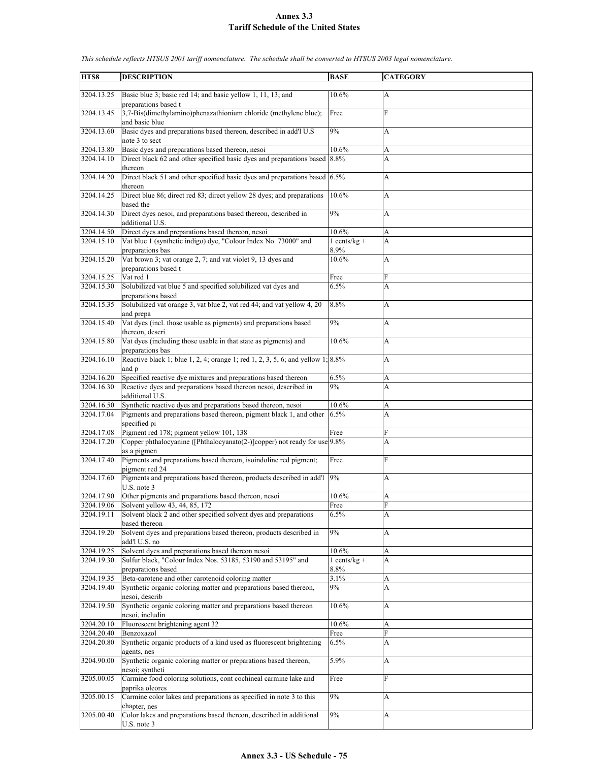# Annex 3.3
# Tariff Schedule of the United States

*This schedule reflects HTSUS 2001 tariff nomenclature. The schedule shall be converted to HTSUS 2003 legal nomenclature.*

| HTS8 | DESCRIPTION | BASE | CATEGORY |
|---|---|---|---|
| 3204.13.25 | Basic blue 3; basic red 14; and basic yellow 1, 11, 13; and preparations based t | 10.6% | A |
| 3204.13.45 | 3,7-Bis(dimethylamino)phenazathionium chloride (methylene blue); and basic blue | Free | F |
| 3204.13.60 | Basic dyes and preparations based thereon, described in add'l U.S note 3 to sect | 9% | A |
| 3204.13.80 | Basic dyes and preparations based thereon, nesoi | 10.6% | A |
| 3204.14.10 | Direct black 62 and other specified basic dyes and preparations based thereon | 8.8% | A |
| 3204.14.20 | Direct black 51 and other specified basic dyes and preparations based thereon | 6.5% | A |
| 3204.14.25 | Direct blue 86; direct red 83; direct yellow 28 dyes; and preparations based the | 10.6% | A |
| 3204.14.30 | Direct dyes nesoi, and preparations based thereon, described in additional U.S. | 9% | A |
| 3204.14.50 | Direct dyes and preparations based thereon, nesoi | 10.6% | A |
| 3204.15.10 | Vat blue 1 (synthetic indigo) dye, "Colour Index No. 73000" and preparations bas | 1 cents/kg + 8.9% | A |
| 3204.15.20 | Vat brown 3; vat orange 2, 7; and vat violet 9, 13 dyes and preparations based t | 10.6% | A |
| 3204.15.25 | Vat red 1 | Free | F |
| 3204.15.30 | Solubilized vat blue 5 and specified solubilized vat dyes and preparations based | 6.5% | A |
| 3204.15.35 | Solubilized vat orange 3, vat blue 2, vat red 44; and vat yellow 4, 20 and prepa | 8.8% | A |
| 3204.15.40 | Vat dyes (incl. those usable as pigments) and preparations based thereon, descri | 9% | A |
| 3204.15.80 | Vat dyes (including those usable in that state as pigments) and preparations bas | 10.6% | A |
| 3204.16.10 | Reactive black 1; blue 1, 2, 4; orange 1; red 1, 2, 3, 5, 6; and yellow 1; and p | 8.8% | A |
| 3204.16.20 | Specified reactive dye mixtures and preparations based thereon | 6.5% | A |
| 3204.16.30 | Reactive dyes and preparations based thereon nesoi, described in additional U.S. | 9% | A |
| 3204.16.50 | Synthetic reactive dyes and preparations based thereon, nesoi | 10.6% | A |
| 3204.17.04 | Pigments and preparations based thereon, pigment black 1, and other specified pi | 6.5% | A |
| 3204.17.08 | Pigment red 178; pigment yellow 101, 138 | Free | F |
| 3204.17.20 | Copper phthalocyanine ([Phthalocyanato(2-)]copper) not ready for use as a pigmen | 9.8% | A |
| 3204.17.40 | Pigments and preparations based thereon, isoindoline red pigment; pigment red 24 | Free | F |
| 3204.17.60 | Pigments and preparations based thereon, products described in add'l U.S. note 3 | 9% | A |
| 3204.17.90 | Other pigments and preparations based thereon, nesoi | 10.6% | A |
| 3204.19.06 | Solvent yellow 43, 44, 85, 172 | Free | F |
| 3204.19.11 | Solvent black 2 and other specified solvent dyes and preparations based thereon | 6.5% | A |
| 3204.19.20 | Solvent dyes and preparations based thereon, products described in add'l U.S. no | 9% | A |
| 3204.19.25 | Solvent dyes and preparations based thereon nesoi | 10.6% | A |
| 3204.19.30 | Sulfur black, "Colour Index Nos. 53185, 53190 and 53195" and preparations based | 1 cents/kg + 8.8% | A |
| 3204.19.35 | Beta-carotene and other carotenoid coloring matter | 3.1% | A |
| 3204.19.40 | Synthetic organic coloring matter and preparations based thereon, nesoi, describ | 9% | A |
| 3204.19.50 | Synthetic organic coloring matter and preparations based thereon nesoi, includin | 10.6% | A |
| 3204.20.10 | Fluorescent brightening agent 32 | 10.6% | A |
| 3204.20.40 | Benzoxazol | Free | F |
| 3204.20.80 | Synthetic organic products of a kind used as fluorescent brightening agents, nes | 6.5% | A |
| 3204.90.00 | Synthetic organic coloring matter or preparations based thereon, nesoi; syntheti | 5.9% | A |
| 3205.00.05 | Carmine food coloring solutions, cont cochineal carmine lake and paprika oleores | Free | F |
| 3205.00.15 | Carmine color lakes and preparations as specified in note 3 to this chapter, nes | 9% | A |
| 3205.00.40 | Color lakes and preparations based thereon, described in additional U.S. note 3 | 9% | A |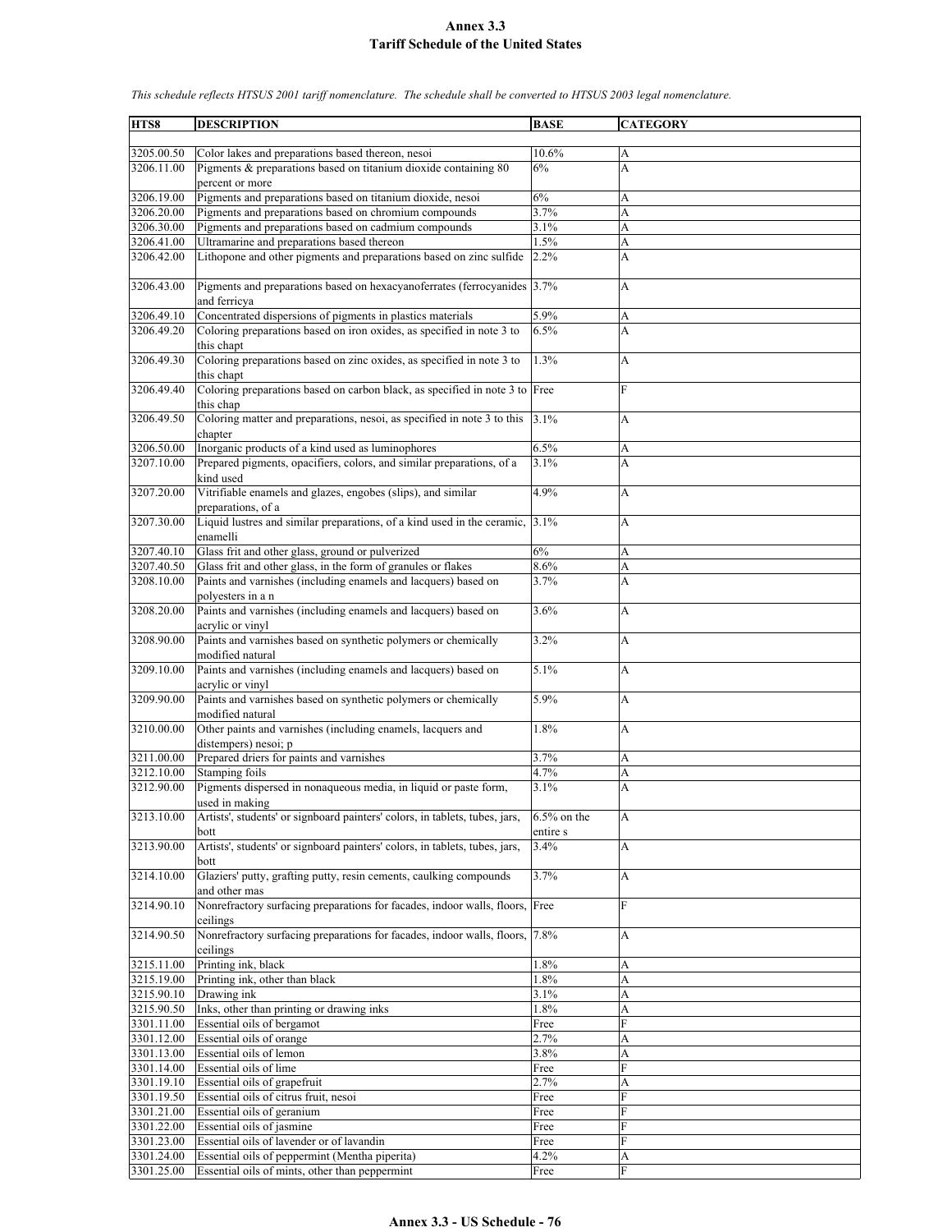**Annex 3.3**
**Tariff Schedule of the United States**

*This schedule reflects HTSUS 2001 tariff nomenclature. The schedule shall be converted to HTSUS 2003 legal nomenclature.*

| HTS8 | DESCRIPTION | BASE | CATEGORY |
|---|---|---|---|
| 3205.00.50 | Color lakes and preparations based thereon, nesoi | 10.6% | A |
| 3206.11.00 | Pigments & preparations based on titanium dioxide containing 80 percent or more | 6% | A |
| 3206.19.00 | Pigments and preparations based on titanium dioxide, nesoi | 6% | A |
| 3206.20.00 | Pigments and preparations based on chromium compounds | 3.7% | A |
| 3206.30.00 | Pigments and preparations based on cadmium compounds | 3.1% | A |
| 3206.41.00 | Ultramarine and preparations based thereon | 1.5% | A |
| 3206.42.00 | Lithopone and other pigments and preparations based on zinc sulfide | 2.2% | A |
| 3206.43.00 | Pigments and preparations based on hexacyanoferrates (ferrocyanides and ferricya | 3.7% | A |
| 3206.49.10 | Concentrated dispersions of pigments in plastics materials | 5.9% | A |
| 3206.49.20 | Coloring preparations based on iron oxides, as specified in note 3 to this chapt | 6.5% | A |
| 3206.49.30 | Coloring preparations based on zinc oxides, as specified in note 3 to this chapt | 1.3% | A |
| 3206.49.40 | Coloring preparations based on carbon black, as specified in note 3 to this chap | Free | F |
| 3206.49.50 | Coloring matter and preparations, nesoi, as specified in note 3 to this chapter | 3.1% | A |
| 3206.50.00 | Inorganic products of a kind used as luminophores | 6.5% | A |
| 3207.10.00 | Prepared pigments, opacifiers, colors, and similar preparations, of a kind used | 3.1% | A |
| 3207.20.00 | Vitrifiable enamels and glazes, engobes (slips), and similar preparations, of a | 4.9% | A |
| 3207.30.00 | Liquid lustres and similar preparations, of a kind used in the ceramic, enamelli | 3.1% | A |
| 3207.40.10 | Glass frit and other glass, ground or pulverized | 6% | A |
| 3207.40.50 | Glass frit and other glass, in the form of granules or flakes | 8.6% | A |
| 3208.10.00 | Paints and varnishes (including enamels and lacquers) based on polyesters in a n | 3.7% | A |
| 3208.20.00 | Paints and varnishes (including enamels and lacquers) based on acrylic or vinyl | 3.6% | A |
| 3208.90.00 | Paints and varnishes based on synthetic polymers or chemically modified natural | 3.2% | A |
| 3209.10.00 | Paints and varnishes (including enamels and lacquers) based on acrylic or vinyl | 5.1% | A |
| 3209.90.00 | Paints and varnishes based on synthetic polymers or chemically modified natural | 5.9% | A |
| 3210.00.00 | Other paints and varnishes (including enamels, lacquers and distempers) nesoi; p | 1.8% | A |
| 3211.00.00 | Prepared driers for paints and varnishes | 3.7% | A |
| 3212.10.00 | Stamping foils | 4.7% | A |
| 3212.90.00 | Pigments dispersed in nonaqueous media, in liquid or paste form, used in making | 3.1% | A |
| 3213.10.00 | Artists', students' or signboard painters' colors, in tablets, tubes, jars, bott | 6.5% on the entire s | A |
| 3213.90.00 | Artists', students' or signboard painters' colors, in tablets, tubes, jars, bott | 3.4% | A |
| 3214.10.00 | Glaziers' putty, grafting putty, resin cements, caulking compounds and other mas | 3.7% | A |
| 3214.90.10 | Nonrefractory surfacing preparations for facades, indoor walls, floors, ceilings | Free | F |
| 3214.90.50 | Nonrefractory surfacing preparations for facades, indoor walls, floors, ceilings | 7.8% | A |
| 3215.11.00 | Printing ink, black | 1.8% | A |
| 3215.19.00 | Printing ink, other than black | 1.8% | A |
| 3215.90.10 | Drawing ink | 3.1% | A |
| 3215.90.50 | Inks, other than printing or drawing inks | 1.8% | A |
| 3301.11.00 | Essential oils of bergamot | Free | F |
| 3301.12.00 | Essential oils of orange | 2.7% | A |
| 3301.13.00 | Essential oils of lemon | 3.8% | A |
| 3301.14.00 | Essential oils of lime | Free | F |
| 3301.19.10 | Essential oils of grapefruit | 2.7% | A |
| 3301.19.50 | Essential oils of citrus fruit, nesoi | Free | F |
| 3301.21.00 | Essential oils of geranium | Free | F |
| 3301.22.00 | Essential oils of jasmine | Free | F |
| 3301.23.00 | Essential oils of lavender or of lavandin | Free | F |
| 3301.24.00 | Essential oils of peppermint (Mentha piperita) | 4.2% | A |
| 3301.25.00 | Essential oils of mints, other than peppermint | Free | F |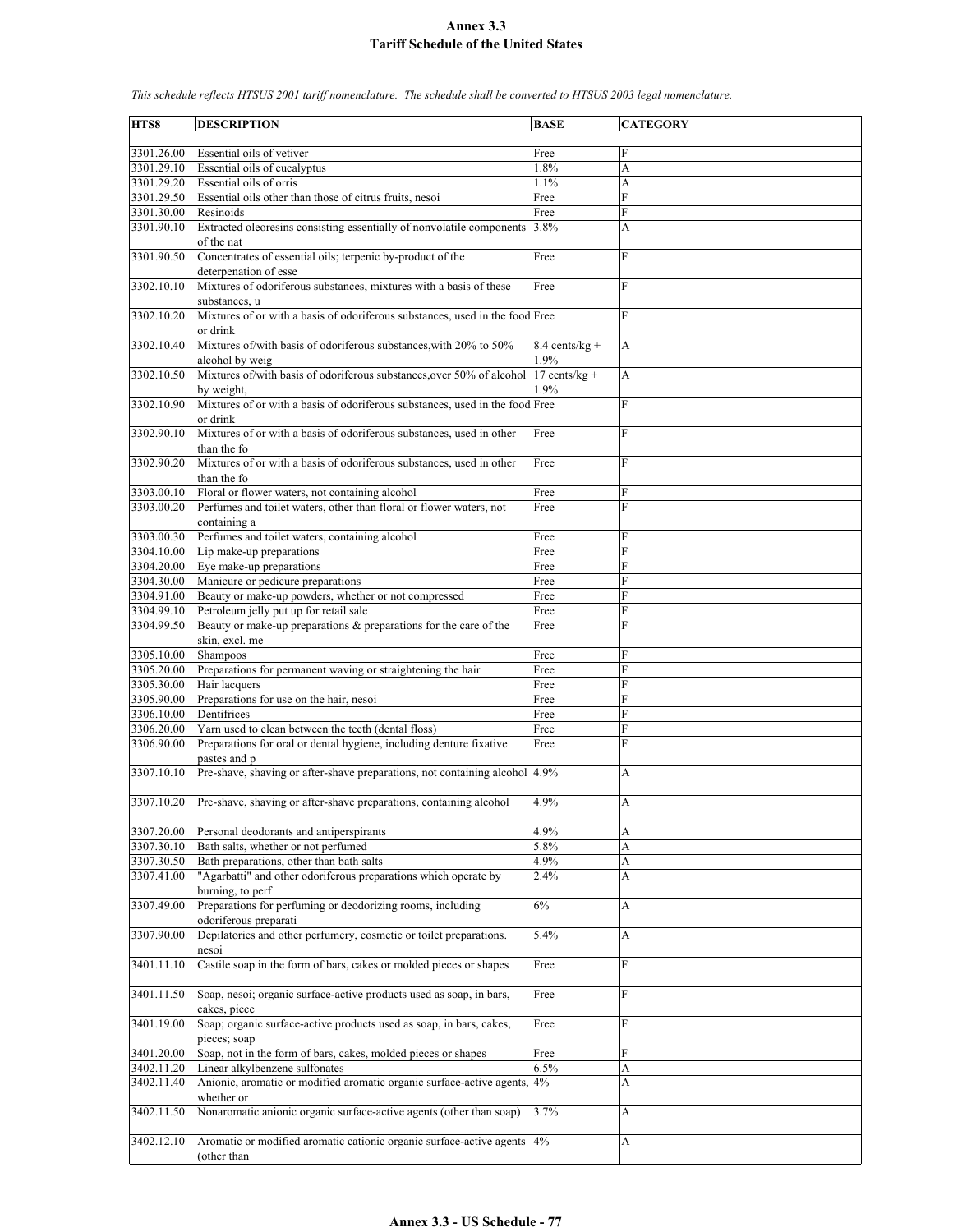# Annex 3.3
## Tariff Schedule of the United States

*This schedule reflects HTSUS 2001 tariff nomenclature. The schedule shall be converted to HTSUS 2003 legal nomenclature.*

| HTS8 | DESCRIPTION | BASE | CATEGORY |
|---|---|---|---|
| 3301.26.00 | Essential oils of vetiver | Free | F |
| 3301.29.10 | Essential oils of eucalyptus | 1.8% | A |
| 3301.29.20 | Essential oils of orris | 1.1% | A |
| 3301.29.50 | Essential oils other than those of citrus fruits, nesoi | Free | F |
| 3301.30.00 | Resinoids | Free | F |
| 3301.90.10 | Extracted oleoresins consisting essentially of nonvolatile components of the nat | 3.8% | A |
| 3301.90.50 | Concentrates of essential oils; terpenic by-product of the deterpenation of esse | Free | F |
| 3302.10.10 | Mixtures of odoriferous substances, mixtures with a basis of these substances, u | Free | F |
| 3302.10.20 | Mixtures of or with a basis of odoriferous substances, used in the food or drink | Free | F |
| 3302.10.40 | Mixtures of/with basis of odoriferous substances,with 20% to 50% alcohol by weig | 8.4 cents/kg + 1.9% | A |
| 3302.10.50 | Mixtures of/with basis of odoriferous substances,over 50% of alcohol by weight, | 17 cents/kg + 1.9% | A |
| 3302.10.90 | Mixtures of or with a basis of odoriferous substances, used in the food or drink | Free | F |
| 3302.90.10 | Mixtures of or with a basis of odoriferous substances, used in other than the fo | Free | F |
| 3302.90.20 | Mixtures of or with a basis of odoriferous substances, used in other than the fo | Free | F |
| 3303.00.10 | Floral or flower waters, not containing alcohol | Free | F |
| 3303.00.20 | Perfumes and toilet waters, other than floral or flower waters, not containing a | Free | F |
| 3303.00.30 | Perfumes and toilet waters, containing alcohol | Free | F |
| 3304.10.00 | Lip make-up preparations | Free | F |
| 3304.20.00 | Eye make-up preparations | Free | F |
| 3304.30.00 | Manicure or pedicure preparations | Free | F |
| 3304.91.00 | Beauty or make-up powders, whether or not compressed | Free | F |
| 3304.99.10 | Petroleum jelly put up for retail sale | Free | F |
| 3304.99.50 | Beauty or make-up preparations & preparations for the care of the skin, excl. me | Free | F |
| 3305.10.00 | Shampoos | Free | F |
| 3305.20.00 | Preparations for permanent waving or straightening the hair | Free | F |
| 3305.30.00 | Hair lacquers | Free | F |
| 3305.90.00 | Preparations for use on the hair, nesoi | Free | F |
| 3306.10.00 | Dentifrices | Free | F |
| 3306.20.00 | Yarn used to clean between the teeth (dental floss) | Free | F |
| 3306.90.00 | Preparations for oral or dental hygiene, including denture fixative pastes and p | Free | F |
| 3307.10.10 | Pre-shave, shaving or after-shave preparations, not containing alcohol | 4.9% | A |
| 3307.10.20 | Pre-shave, shaving or after-shave preparations, containing alcohol | 4.9% | A |
| 3307.20.00 | Personal deodorants and antiperspirants | 4.9% | A |
| 3307.30.10 | Bath salts, whether or not perfumed | 5.8% | A |
| 3307.30.50 | Bath preparations, other than bath salts | 4.9% | A |
| 3307.41.00 | "Agarbatti" and other odoriferous preparations which operate by burning, to perf | 2.4% | A |
| 3307.49.00 | Preparations for perfuming or deodorizing rooms, including odoriferous preparati | 6% | A |
| 3307.90.00 | Depilatories and other perfumery, cosmetic or toilet preparations. nesoi | 5.4% | A |
| 3401.11.10 | Castile soap in the form of bars, cakes or molded pieces or shapes | Free | F |
| 3401.11.50 | Soap, nesoi; organic surface-active products used as soap, in bars, cakes, piece | Free | F |
| 3401.19.00 | Soap; organic surface-active products used as soap, in bars, cakes, pieces; soap | Free | F |
| 3401.20.00 | Soap, not in the form of bars, cakes, molded pieces or shapes | Free | F |
| 3402.11.20 | Linear alkylbenzene sulfonates | 6.5% | A |
| 3402.11.40 | Anionic, aromatic or modified aromatic organic surface-active agents, whether or | 4% | A |
| 3402.11.50 | Nonaromatic anionic organic surface-active agents (other than soap) | 3.7% | A |
| 3402.12.10 | Aromatic or modified aromatic cationic organic surface-active agents (other than | 4% | A |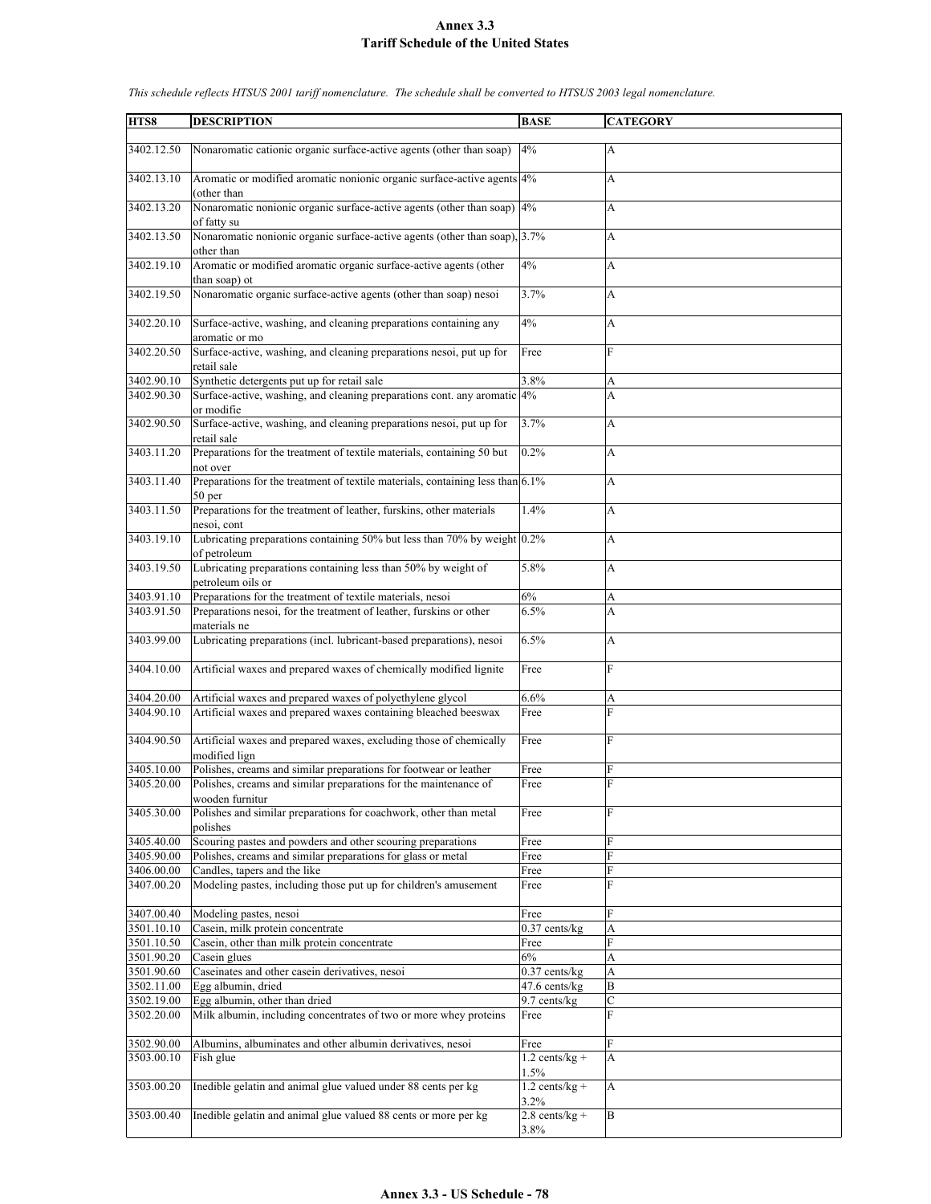# Annex 3.3
## Tariff Schedule of the United States

*This schedule reflects HTSUS 2001 tariff nomenclature. The schedule shall be converted to HTSUS 2003 legal nomenclature.*

| HTS8 | DESCRIPTION | BASE | CATEGORY |
|---|---|---|---|
| 3402.12.50 | Nonaromatic cationic organic surface-active agents (other than soap) | 4% | A |
| 3402.13.10 | Aromatic or modified aromatic nonionic organic surface-active agents (other than | 4% | A |
| 3402.13.20 | Nonaromatic nonionic organic surface-active agents (other than soap) of fatty su | 4% | A |
| 3402.13.50 | Nonaromatic nonionic organic surface-active agents (other than soap), other than | 3.7% | A |
| 3402.19.10 | Aromatic or modified aromatic organic surface-active agents (other than soap) ot | 4% | A |
| 3402.19.50 | Nonaromatic organic surface-active agents (other than soap) nesoi | 3.7% | A |
| 3402.20.10 | Surface-active, washing, and cleaning preparations containing any aromatic or mo | 4% | A |
| 3402.20.50 | Surface-active, washing, and cleaning preparations nesoi, put up for retail sale | Free | F |
| 3402.90.10 | Synthetic detergents put up for retail sale | 3.8% | A |
| 3402.90.30 | Surface-active, washing, and cleaning preparations cont. any aromatic or modifie | 4% | A |
| 3402.90.50 | Surface-active, washing, and cleaning preparations nesoi, put up for retail sale | 3.7% | A |
| 3403.11.20 | Preparations for the treatment of textile materials, containing 50 but not over | 0.2% | A |
| 3403.11.40 | Preparations for the treatment of textile materials, containing less than 50 per | 6.1% | A |
| 3403.11.50 | Preparations for the treatment of leather, furskins, other materials nesoi, cont | 1.4% | A |
| 3403.19.10 | Lubricating preparations containing 50% but less than 70% by weight of petroleum | 0.2% | A |
| 3403.19.50 | Lubricating preparations containing less than 50% by weight of petroleum oils or | 5.8% | A |
| 3403.91.10 | Preparations for the treatment of textile materials, nesoi | 6% | A |
| 3403.91.50 | Preparations nesoi, for the treatment of leather, furskins or other materials ne | 6.5% | A |
| 3403.99.00 | Lubricating preparations (incl. lubricant-based preparations), nesoi | 6.5% | A |
| 3404.10.00 | Artificial waxes and prepared waxes of chemically modified lignite | Free | F |
| 3404.20.00 | Artificial waxes and prepared waxes of polyethylene glycol | 6.6% | A |
| 3404.90.10 | Artificial waxes and prepared waxes containing bleached beeswax | Free | F |
| 3404.90.50 | Artificial waxes and prepared waxes, excluding those of chemically modified lign | Free | F |
| 3405.10.00 | Polishes, creams and similar preparations for footwear or leather | Free | F |
| 3405.20.00 | Polishes, creams and similar preparations for the maintenance of wooden furnitur | Free | F |
| 3405.30.00 | Polishes and similar preparations for coachwork, other than metal polishes | Free | F |
| 3405.40.00 | Scouring pastes and powders and other scouring preparations | Free | F |
| 3405.90.00 | Polishes, creams and similar preparations for glass or metal | Free | F |
| 3406.00.00 | Candles, tapers and the like | Free | F |
| 3407.00.20 | Modeling pastes, including those put up for children's amusement | Free | F |
| 3407.00.40 | Modeling pastes, nesoi | Free | F |
| 3501.10.10 | Casein, milk protein concentrate | 0.37 cents/kg | A |
| 3501.10.50 | Casein, other than milk protein concentrate | Free | F |
| 3501.90.20 | Casein glues | 6% | A |
| 3501.90.60 | Caseinates and other casein derivatives, nesoi | 0.37 cents/kg | A |
| 3502.11.00 | Egg albumin, dried | 47.6 cents/kg | B |
| 3502.19.00 | Egg albumin, other than dried | 9.7 cents/kg | C |
| 3502.20.00 | Milk albumin, including concentrates of two or more whey proteins | Free | F |
| 3502.90.00 | Albumins, albuminates and other albumin derivatives, nesoi | Free | F |
| 3503.00.10 | Fish glue | 1.2 cents/kg + 1.5% | A |
| 3503.00.20 | Inedible gelatin and animal glue valued under 88 cents per kg | 1.2 cents/kg + 3.2% | A |
| 3503.00.40 | Inedible gelatin and animal glue valued 88 cents or more per kg | 2.8 cents/kg + 3.8% | B |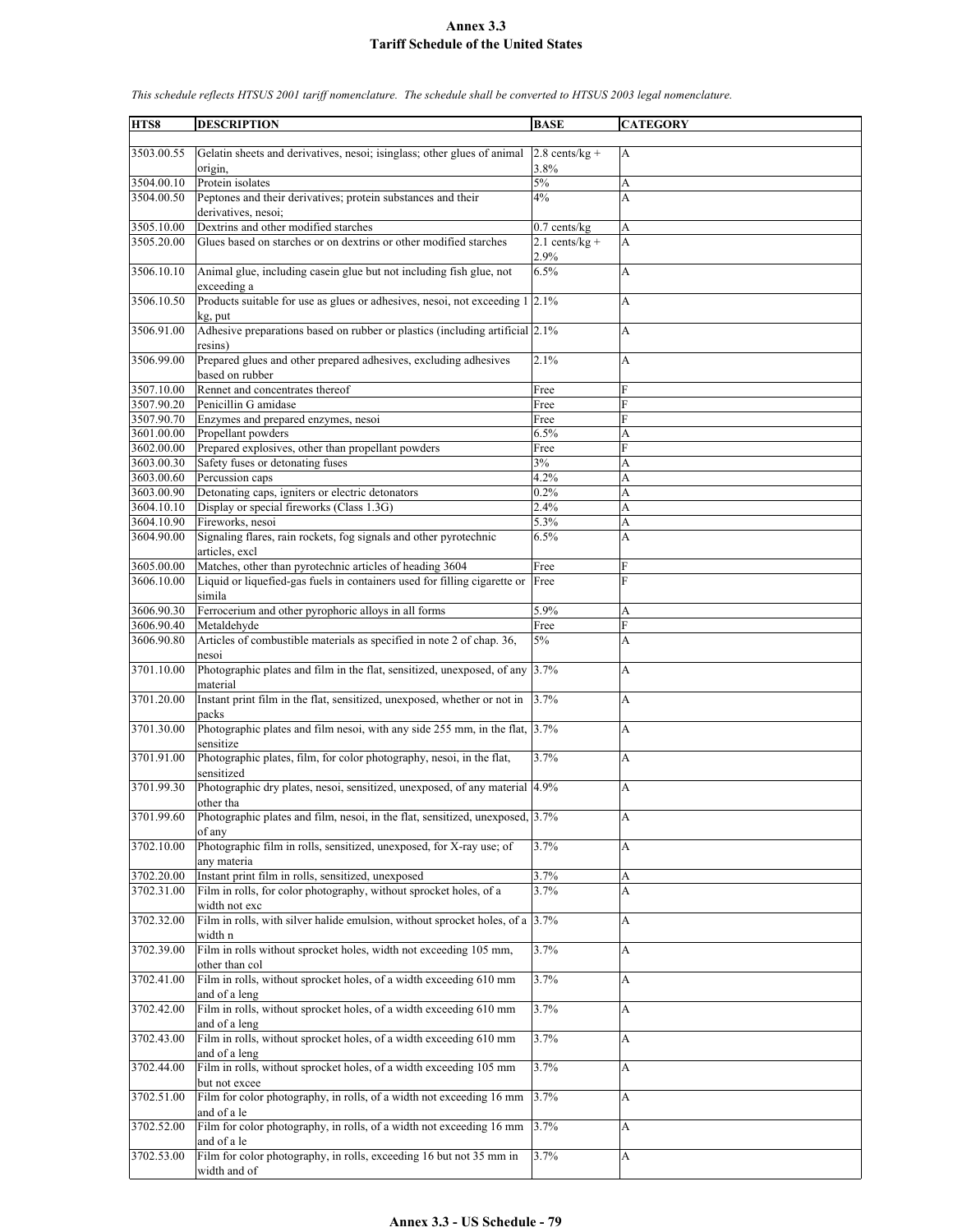# Annex 3.3
## Tariff Schedule of the United States

*This schedule reflects HTSUS 2001 tariff nomenclature. The schedule shall be converted to HTSUS 2003 legal nomenclature.*

| HTS8 | DESCRIPTION | BASE | CATEGORY |
|---|---|---|---|
| 3503.00.55 | Gelatin sheets and derivatives, nesoi; isinglass; other glues of animal origin, | 2.8 cents/kg + 3.8% | A |
| 3504.00.10 | Protein isolates | 5% | A |
| 3504.00.50 | Peptones and their derivatives; protein substances and their derivatives, nesoi; | 4% | A |
| 3505.10.00 | Dextrins and other modified starches | 0.7 cents/kg | A |
| 3505.20.00 | Glues based on starches or on dextrins or other modified starches | 2.1 cents/kg + 2.9% | A |
| 3506.10.10 | Animal glue, including casein glue but not including fish glue, not exceeding a | 6.5% | A |
| 3506.10.50 | Products suitable for use as glues or adhesives, nesoi, not exceeding 1 kg, put | 2.1% | A |
| 3506.91.00 | Adhesive preparations based on rubber or plastics (including artificial resins) | 2.1% | A |
| 3506.99.00 | Prepared glues and other prepared adhesives, excluding adhesives based on rubber | 2.1% | A |
| 3507.10.00 | Rennet and concentrates thereof | Free | F |
| 3507.90.20 | Penicillin G amidase | Free | F |
| 3507.90.70 | Enzymes and prepared enzymes, nesoi | Free | F |
| 3601.00.00 | Propellant powders | 6.5% | A |
| 3602.00.00 | Prepared explosives, other than propellant powders | Free | F |
| 3603.00.30 | Safety fuses or detonating fuses | 3% | A |
| 3603.00.60 | Percussion caps | 4.2% | A |
| 3603.00.90 | Detonating caps, igniters or electric detonators | 0.2% | A |
| 3604.10.10 | Display or special fireworks (Class 1.3G) | 2.4% | A |
| 3604.10.90 | Fireworks, nesoi | 5.3% | A |
| 3604.90.00 | Signaling flares, rain rockets, fog signals and other pyrotechnic articles, excl | 6.5% | A |
| 3605.00.00 | Matches, other than pyrotechnic articles of heading 3604 | Free | F |
| 3606.10.00 | Liquid or liquefied-gas fuels in containers used for filling cigarette or simila | Free | F |
| 3606.90.30 | Ferrocerium and other pyrophoric alloys in all forms | 5.9% | A |
| 3606.90.40 | Metaldehyde | Free | F |
| 3606.90.80 | Articles of combustible materials as specified in note 2 of chap. 36, nesoi | 5% | A |
| 3701.10.00 | Photographic plates and film in the flat, sensitized, unexposed, of any material | 3.7% | A |
| 3701.20.00 | Instant print film in the flat, sensitized, unexposed, whether or not in packs | 3.7% | A |
| 3701.30.00 | Photographic plates and film nesoi, with any side 255 mm, in the flat, sensitize | 3.7% | A |
| 3701.91.00 | Photographic plates, film, for color photography, nesoi, in the flat, sensitized | 3.7% | A |
| 3701.99.30 | Photographic dry plates, nesoi, sensitized, unexposed, of any material other tha | 4.9% | A |
| 3701.99.60 | Photographic plates and film, nesoi, in the flat, sensitized, unexposed, of any | 3.7% | A |
| 3702.10.00 | Photographic film in rolls, sensitized, unexposed, for X-ray use; of any materia | 3.7% | A |
| 3702.20.00 | Instant print film in rolls, sensitized, unexposed | 3.7% | A |
| 3702.31.00 | Film in rolls, for color photography, without sprocket holes, of a width not exc | 3.7% | A |
| 3702.32.00 | Film in rolls, with silver halide emulsion, without sprocket holes, of a width n | 3.7% | A |
| 3702.39.00 | Film in rolls without sprocket holes, width not exceeding 105 mm, other than col | 3.7% | A |
| 3702.41.00 | Film in rolls, without sprocket holes, of a width exceeding 610 mm and of a leng | 3.7% | A |
| 3702.42.00 | Film in rolls, without sprocket holes, of a width exceeding 610 mm and of a leng | 3.7% | A |
| 3702.43.00 | Film in rolls, without sprocket holes, of a width exceeding 610 mm and of a leng | 3.7% | A |
| 3702.44.00 | Film in rolls, without sprocket holes, of a width exceeding 105 mm but not excee | 3.7% | A |
| 3702.51.00 | Film for color photography, in rolls, of a width not exceeding 16 mm and of a le | 3.7% | A |
| 3702.52.00 | Film for color photography, in rolls, of a width not exceeding 16 mm and of a le | 3.7% | A |
| 3702.53.00 | Film for color photography, in rolls, exceeding 16 but not 35 mm in width and of | 3.7% | A |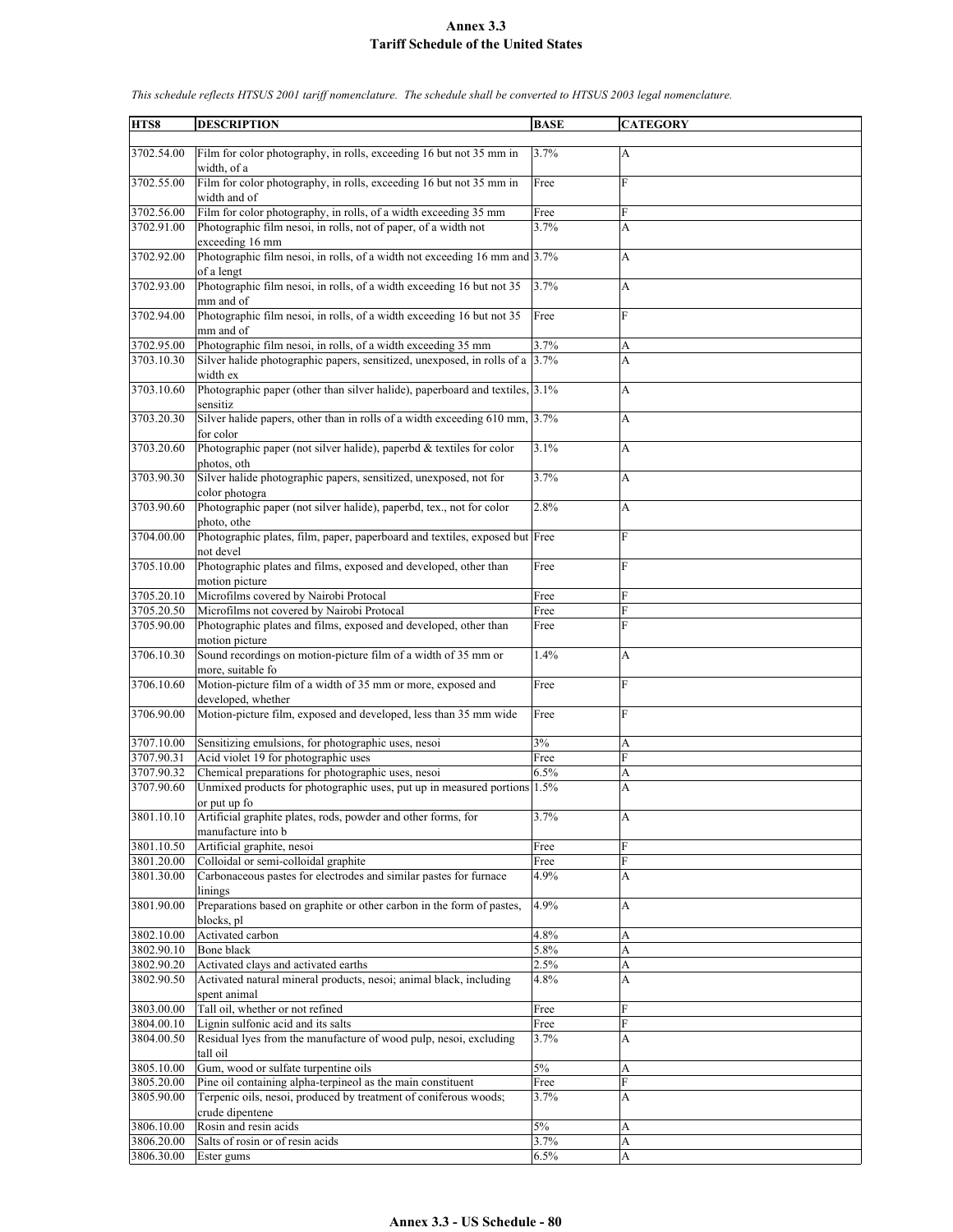# Annex 3.3
## Tariff Schedule of the United States

*This schedule reflects HTSUS 2001 tariff nomenclature. The schedule shall be converted to HTSUS 2003 legal nomenclature.*

| HTS8 | DESCRIPTION | BASE | CATEGORY |
|---|---|---|---|
| 3702.54.00 | Film for color photography, in rolls, exceeding 16 but not 35 mm in width, of a | 3.7% | A |
| 3702.55.00 | Film for color photography, in rolls, exceeding 16 but not 35 mm in width and of | Free | F |
| 3702.56.00 | Film for color photography, in rolls, of a width exceeding 35 mm | Free | F |
| 3702.91.00 | Photographic film nesoi, in rolls, not of paper, of a width not exceeding 16 mm | 3.7% | A |
| 3702.92.00 | Photographic film nesoi, in rolls, of a width not exceeding 16 mm and of a lengt | 3.7% | A |
| 3702.93.00 | Photographic film nesoi, in rolls, of a width exceeding 16 but not 35 mm and of | 3.7% | A |
| 3702.94.00 | Photographic film nesoi, in rolls, of a width exceeding 16 but not 35 mm and of | Free | F |
| 3702.95.00 | Photographic film nesoi, in rolls, of a width exceeding 35 mm | 3.7% | A |
| 3703.10.30 | Silver halide photographic papers, sensitized, unexposed, in rolls of a width ex | 3.7% | A |
| 3703.10.60 | Photographic paper (other than silver halide), paperboard and textiles, sensitiz | 3.1% | A |
| 3703.20.30 | Silver halide papers, other than in rolls of a width exceeding 610 mm, for color | 3.7% | A |
| 3703.20.60 | Photographic paper (not silver halide), paperbd & textiles for color photos, oth | 3.1% | A |
| 3703.90.30 | Silver halide photographic papers, sensitized, unexposed, not for color photogra | 3.7% | A |
| 3703.90.60 | Photographic paper (not silver halide), paperbd, tex., not for color photo, othe | 2.8% | A |
| 3704.00.00 | Photographic plates, film, paper, paperboard and textiles, exposed but not devel | Free | F |
| 3705.10.00 | Photographic plates and films, exposed and developed, other than motion picture | Free | F |
| 3705.20.10 | Microfilms covered by Nairobi Protocal | Free | F |
| 3705.20.50 | Microfilms not covered by Nairobi Protocal | Free | F |
| 3705.90.00 | Photographic plates and films, exposed and developed, other than motion picture | Free | F |
| 3706.10.30 | Sound recordings on motion-picture film of a width of 35 mm or more, suitable fo | 1.4% | A |
| 3706.10.60 | Motion-picture film of a width of 35 mm or more, exposed and developed, whether | Free | F |
| 3706.90.00 | Motion-picture film, exposed and developed, less than 35 mm wide | Free | F |
| 3707.10.00 | Sensitizing emulsions, for photographic uses, nesoi | 3% | A |
| 3707.90.31 | Acid violet 19 for photographic uses | Free | F |
| 3707.90.32 | Chemical preparations for photographic uses, nesoi | 6.5% | A |
| 3707.90.60 | Unmixed products for photographic uses, put up in measured portions or put up fo | 1.5% | A |
| 3801.10.10 | Artificial graphite plates, rods, powder and other forms, for manufacture into b | 3.7% | A |
| 3801.10.50 | Artificial graphite, nesoi | Free | F |
| 3801.20.00 | Colloidal or semi-colloidal graphite | Free | F |
| 3801.30.00 | Carbonaceous pastes for electrodes and similar pastes for furnace linings | 4.9% | A |
| 3801.90.00 | Preparations based on graphite or other carbon in the form of pastes, blocks, pl | 4.9% | A |
| 3802.10.00 | Activated carbon | 4.8% | A |
| 3802.90.10 | Bone black | 5.8% | A |
| 3802.90.20 | Activated clays and activated earths | 2.5% | A |
| 3802.90.50 | Activated natural mineral products, nesoi; animal black, including spent animal | 4.8% | A |
| 3803.00.00 | Tall oil, whether or not refined | Free | F |
| 3804.00.10 | Lignin sulfonic acid and its salts | Free | F |
| 3804.00.50 | Residual lyes from the manufacture of wood pulp, nesoi, excluding tall oil | 3.7% | A |
| 3805.10.00 | Gum, wood or sulfate turpentine oils | 5% | A |
| 3805.20.00 | Pine oil containing alpha-terpineol as the main constituent | Free | F |
| 3805.90.00 | Terpenic oils, nesoi, produced by treatment of coniferous woods; crude dipentene | 3.7% | A |
| 3806.10.00 | Rosin and resin acids | 5% | A |
| 3806.20.00 | Salts of rosin or of resin acids | 3.7% | A |
| 3806.30.00 | Ester gums | 6.5% | A |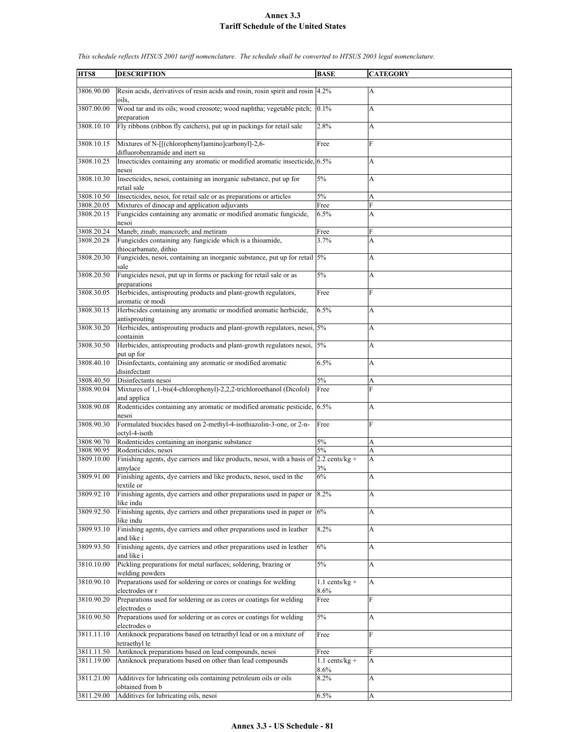# Annex 3.3
## Tariff Schedule of the United States

*This schedule reflects HTSUS 2001 tariff nomenclature. The schedule shall be converted to HTSUS 2003 legal nomenclature.*

| HTS8 | DESCRIPTION | BASE | CATEGORY |
|---|---|---|---|
| 3806.90.00 | Resin acids, derivatives of resin acids and rosin, rosin spirit and rosin oils, | 4.2% | A |
| 3807.00.00 | Wood tar and its oils; wood creosote; wood naphtha; vegetable pitch; preparation | 0.1% | A |
| 3808.10.10 | Fly ribbons (ribbon fly catchers), put up in packings for retail sale | 2.8% | A |
| 3808.10.15 | Mixtures of N-[[(chlorophenyl)amino]carbonyl]-2,6-difluorobenzamide and inert su | Free | F |
| 3808.10.25 | Insecticides containing any aromatic or modified aromatic insecticide, nesoi | 6.5% | A |
| 3808.10.30 | Insecticides, nesoi, containing an inorganic substance, put up for retail sale | 5% | A |
| 3808.10.50 | Insecticides, nesoi, for retail sale or as preparations or articles | 5% | A |
| 3808.20.05 | Mixtures of dinocap and application adjuvants | Free | F |
| 3808.20.15 | Fungicides containing any aromatic or modified aromatic fungicide, nesoi | 6.5% | A |
| 3808.20.24 | Maneb; zinab; mancozeb; and metiram | Free | F |
| 3808.20.28 | Fungicides containing any fungicide which is a thioamide, thiocarbamate, dithio | 3.7% | A |
| 3808.20.30 | Fungicides, nesoi, containing an inorganic substance, put up for retail sale | 5% | A |
| 3808.20.50 | Fungicides nesoi, put up in forms or packing for retail sale or as preparations | 5% | A |
| 3808.30.05 | Herbicides, antisprouting products and plant-growth regulators, aromatic or modi | Free | F |
| 3808.30.15 | Herbicides containing any aromatic or modified aromatic herbicide, antisprouting | 6.5% | A |
| 3808.30.20 | Herbicides, antisprouting products and plant-growth regulators, nesoi, containin | 5% | A |
| 3808.30.50 | Herbicides, antisprouting products and plant-growth regulators nesoi, put up for | 5% | A |
| 3808.40.10 | Disinfectants, containing any aromatic or modified aromatic disinfectant | 6.5% | A |
| 3808.40.50 | Disinfectants nesoi | 5% | A |
| 3808.90.04 | Mixtures of 1,1-bis(4-chlorophenyl)-2,2,2-trichloroethanol (Dicofol) and applica | Free | F |
| 3808.90.08 | Rodenticides containing any aromatic or modified aromatic pesticide, nesoi | 6.5% | A |
| 3808.90.30 | Formulated biocides based on 2-methyl-4-isothiazolin-3-one, or 2-n-octyl-4-isoth | Free | F |
| 3808.90.70 | Rodenticides containing an inorganic substance | 5% | A |
| 3808.90.95 | Rodenticides, nesoi | 5% | A |
| 3809.10.00 | Finishing agents, dye carriers and like products, nesoi, with a basis of amylace | 2.2 cents/kg + 3% | A |
| 3809.91.00 | Finishing agents, dye carriers and like products, nesoi, used in the textile or | 6% | A |
| 3809.92.10 | Finishing agents, dye carriers and other preparations used in paper or like indu | 8.2% | A |
| 3809.92.50 | Finishing agents, dye carriers and other preparations used in paper or like indu | 6% | A |
| 3809.93.10 | Finishing agents, dye carriers and other preparations used in leather and like i | 8.2% | A |
| 3809.93.50 | Finishing agents, dye carriers and other preparations used in leather and like i | 6% | A |
| 3810.10.00 | Pickling preparations for metal surfaces; soldering, brazing or welding powders | 5% | A |
| 3810.90.10 | Preparations used for soldering or cores or coatings for welding electrodes or r | 1.1 cents/kg + 8.6% | A |
| 3810.90.20 | Preparations used for soldering or as cores or coatings for welding electrodes o | Free | F |
| 3810.90.50 | Preparations used for soldering or as cores or coatings for welding electrodes o | 5% | A |
| 3811.11.10 | Antiknock preparations based on tetraethyl lead or on a mixture of tetraethyl le | Free | F |
| 3811.11.50 | Antiknock preparations based on lead compounds, nesoi | Free | F |
| 3811.19.00 | Antiknock preparations based on other than lead compounds | 1.1 cents/kg + 8.6% | A |
| 3811.21.00 | Additives for lubricating oils containing petroleum oils or oils obtained from b | 8.2% | A |
| 3811.29.00 | Additives for lubricating oils, nesoi | 6.5% | A |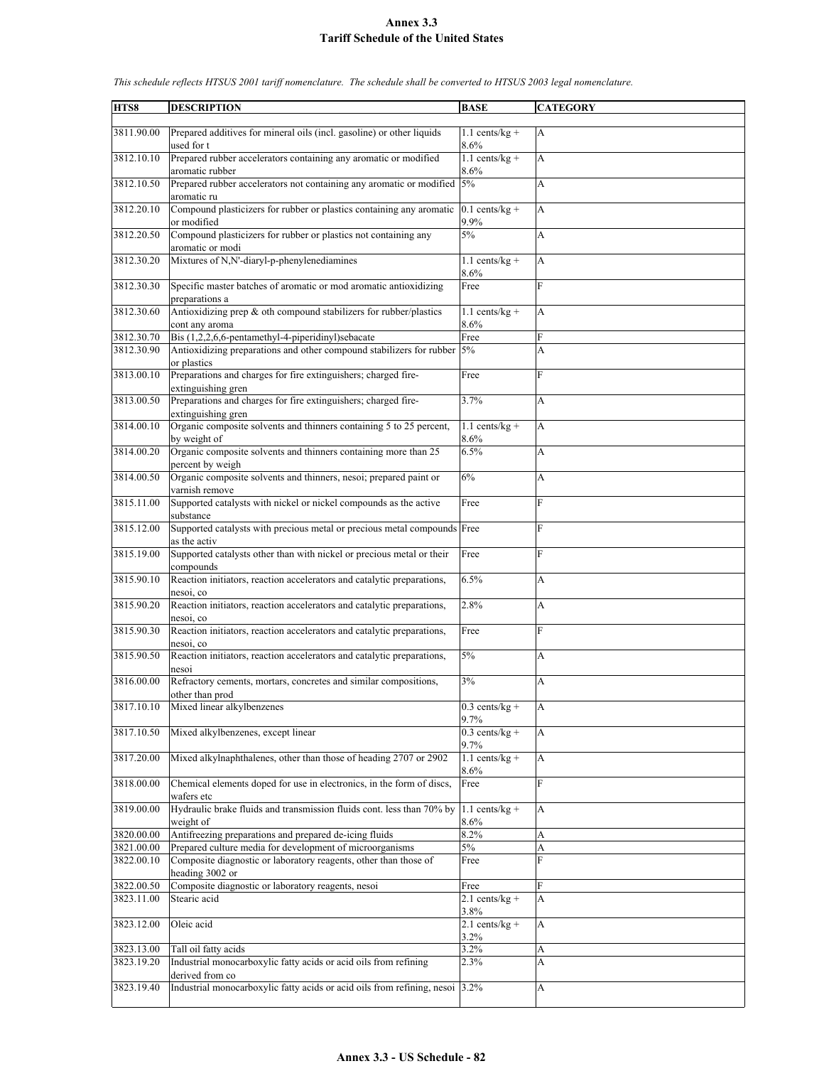# Annex 3.3
# Tariff Schedule of the United States

*This schedule reflects HTSUS 2001 tariff nomenclature. The schedule shall be converted to HTSUS 2003 legal nomenclature.*

| HTS8 | DESCRIPTION | BASE | CATEGORY |
|---|---|---|---|
| 3811.90.00 | Prepared additives for mineral oils (incl. gasoline) or other liquids used for t | 1.1 cents/kg + 8.6% | A |
| 3812.10.10 | Prepared rubber accelerators containing any aromatic or modified aromatic rubber | 1.1 cents/kg + 8.6% | A |
| 3812.10.50 | Prepared rubber accelerators not containing any aromatic or modified aromatic ru | 5% | A |
| 3812.20.10 | Compound plasticizers for rubber or plastics containing any aromatic or modified | 0.1 cents/kg + 9.9% | A |
| 3812.20.50 | Compound plasticizers for rubber or plastics not containing any aromatic or modi | 5% | A |
| 3812.30.20 | Mixtures of N,N'-diaryl-p-phenylenediamines | 1.1 cents/kg + 8.6% | A |
| 3812.30.30 | Specific master batches of aromatic or mod aromatic antioxidizing preparations a | Free | F |
| 3812.30.60 | Antioxidizing prep & oth compound stabilizers for rubber/plastics cont any aroma | 1.1 cents/kg + 8.6% | A |
| 3812.30.70 | Bis (1,2,2,6,6-pentamethyl-4-piperidinyl)sebacate | Free | F |
| 3812.30.90 | Antioxidizing preparations and other compound stabilizers for rubber or plastics | 5% | A |
| 3813.00.10 | Preparations and charges for fire extinguishers; charged fire-extinguishing gren | Free | F |
| 3813.00.50 | Preparations and charges for fire extinguishers; charged fire-extinguishing gren | 3.7% | A |
| 3814.00.10 | Organic composite solvents and thinners containing 5 to 25 percent, by weight of | 1.1 cents/kg + 8.6% | A |
| 3814.00.20 | Organic composite solvents and thinners containing more than 25 percent by weigh | 6.5% | A |
| 3814.00.50 | Organic composite solvents and thinners, nesoi; prepared paint or varnish remove | 6% | A |
| 3815.11.00 | Supported catalysts with nickel or nickel compounds as the active substance | Free | F |
| 3815.12.00 | Supported catalysts with precious metal or precious metal compounds as the activ | Free | F |
| 3815.19.00 | Supported catalysts other than with nickel or precious metal or their compounds | Free | F |
| 3815.90.10 | Reaction initiators, reaction accelerators and catalytic preparations, nesoi, co | 6.5% | A |
| 3815.90.20 | Reaction initiators, reaction accelerators and catalytic preparations, nesoi, co | 2.8% | A |
| 3815.90.30 | Reaction initiators, reaction accelerators and catalytic preparations, nesoi, co | Free | F |
| 3815.90.50 | Reaction initiators, reaction accelerators and catalytic preparations, nesoi | 5% | A |
| 3816.00.00 | Refractory cements, mortars, concretes and similar compositions, other than prod | 3% | A |
| 3817.10.10 | Mixed linear alkylbenzenes | 0.3 cents/kg + 9.7% | A |
| 3817.10.50 | Mixed alkylbenzenes, except linear | 0.3 cents/kg + 9.7% | A |
| 3817.20.00 | Mixed alkylnaphthalenes, other than those of heading 2707 or 2902 | 1.1 cents/kg + 8.6% | A |
| 3818.00.00 | Chemical elements doped for use in electronics, in the form of discs, wafers etc | Free | F |
| 3819.00.00 | Hydraulic brake fluids and transmission fluids cont. less than 70% by weight of | 1.1 cents/kg + 8.6% | A |
| 3820.00.00 | Antifreezing preparations and prepared de-icing fluids | 8.2% | A |
| 3821.00.00 | Prepared culture media for development of microorganisms | 5% | A |
| 3822.00.10 | Composite diagnostic or laboratory reagents, other than those of heading 3002 or | Free | F |
| 3822.00.50 | Composite diagnostic or laboratory reagents, nesoi | Free | F |
| 3823.11.00 | Stearic acid | 2.1 cents/kg + 3.8% | A |
| 3823.12.00 | Oleic acid | 2.1 cents/kg + 3.2% | A |
| 3823.13.00 | Tall oil fatty acids | 3.2% | A |
| 3823.19.20 | Industrial monocarboxylic fatty acids or acid oils from refining derived from co | 2.3% | A |
| 3823.19.40 | Industrial monocarboxylic fatty acids or acid oils from refining, nesoi | 3.2% | A |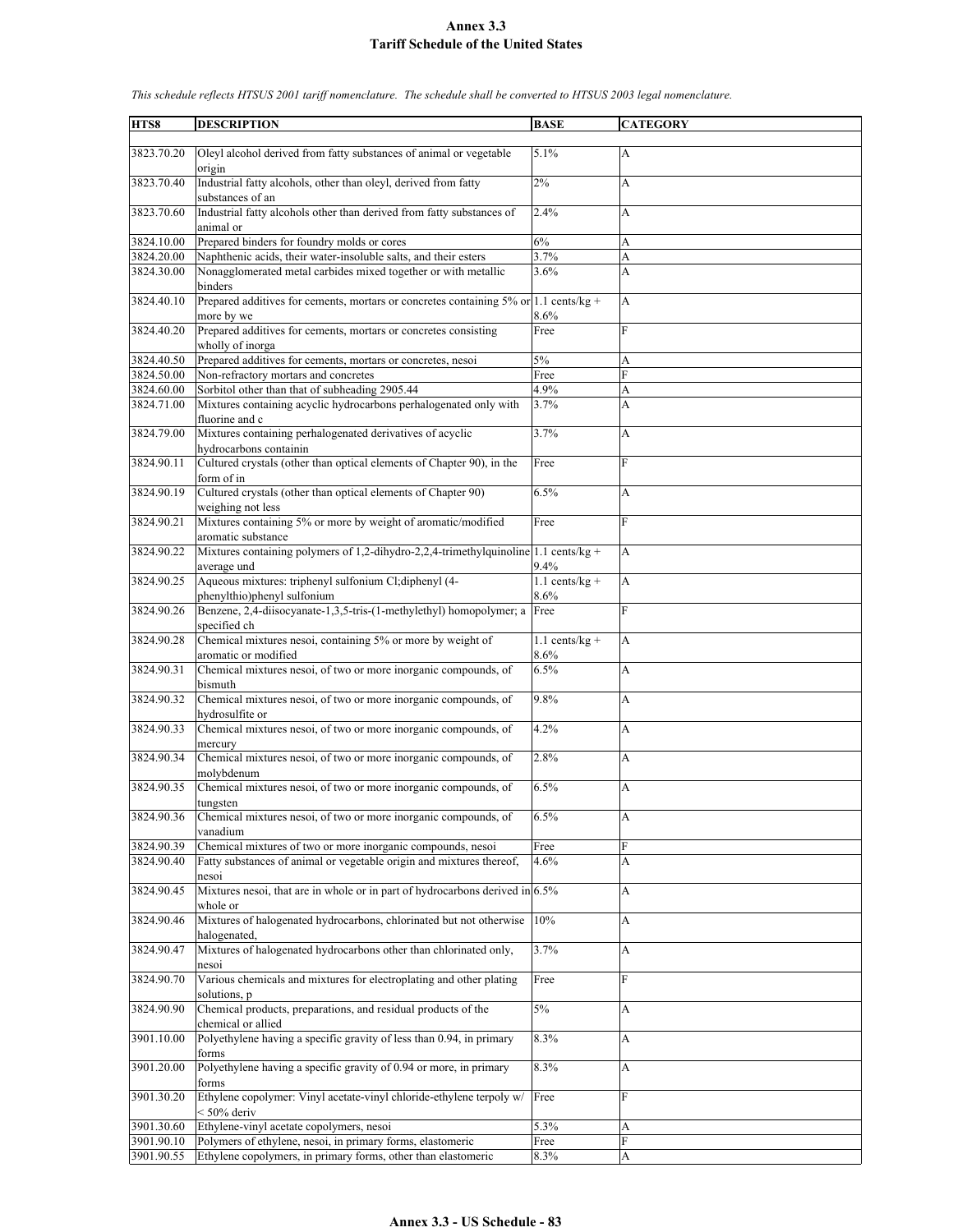# Annex 3.3
# Tariff Schedule of the United States

*This schedule reflects HTSUS 2001 tariff nomenclature. The schedule shall be converted to HTSUS 2003 legal nomenclature.*

| HTS8 | DESCRIPTION | BASE | CATEGORY |
|---|---|---|---|
| 3823.70.20 | Oleyl alcohol derived from fatty substances of animal or vegetable origin | 5.1% | A |
| 3823.70.40 | Industrial fatty alcohols, other than oleyl, derived from fatty substances of an | 2% | A |
| 3823.70.60 | Industrial fatty alcohols other than derived from fatty substances of animal or | 2.4% | A |
| 3824.10.00 | Prepared binders for foundry molds or cores | 6% | A |
| 3824.20.00 | Naphthenic acids, their water-insoluble salts, and their esters | 3.7% | A |
| 3824.30.00 | Nonagglomerated metal carbides mixed together or with metallic binders | 3.6% | A |
| 3824.40.10 | Prepared additives for cements, mortars or concretes containing 5% or more by we | 1.1 cents/kg + 8.6% | A |
| 3824.40.20 | Prepared additives for cements, mortars or concretes consisting wholly of inorga | Free | F |
| 3824.40.50 | Prepared additives for cements, mortars or concretes, nesoi | 5% | A |
| 3824.50.00 | Non-refractory mortars and concretes | Free | F |
| 3824.60.00 | Sorbitol other than that of subheading 2905.44 | 4.9% | A |
| 3824.71.00 | Mixtures containing acyclic hydrocarbons perhalogenated only with fluorine and c | 3.7% | A |
| 3824.79.00 | Mixtures containing perhalogenated derivatives of acyclic hydrocarbons containin | 3.7% | A |
| 3824.90.11 | Cultured crystals (other than optical elements of Chapter 90), in the form of in | Free | F |
| 3824.90.19 | Cultured crystals (other than optical elements of Chapter 90) weighing not less | 6.5% | A |
| 3824.90.21 | Mixtures containing 5% or more by weight of aromatic/modified aromatic substance | Free | F |
| 3824.90.22 | Mixtures containing polymers of 1,2-dihydro-2,2,4-trimethylquinoline average und | 1.1 cents/kg + 9.4% | A |
| 3824.90.25 | Aqueous mixtures: triphenyl sulfonium Cl;diphenyl (4-phenylthio)phenyl sulfonium | 1.1 cents/kg + 8.6% | A |
| 3824.90.26 | Benzene, 2,4-diisocyanate-1,3,5-tris-(1-methylethyl) homopolymer; a specified ch | Free | F |
| 3824.90.28 | Chemical mixtures nesoi, containing 5% or more by weight of aromatic or modified | 1.1 cents/kg + 8.6% | A |
| 3824.90.31 | Chemical mixtures nesoi, of two or more inorganic compounds, of bismuth | 6.5% | A |
| 3824.90.32 | Chemical mixtures nesoi, of two or more inorganic compounds, of hydrosulfite or | 9.8% | A |
| 3824.90.33 | Chemical mixtures nesoi, of two or more inorganic compounds, of mercury | 4.2% | A |
| 3824.90.34 | Chemical mixtures nesoi, of two or more inorganic compounds, of molybdenum | 2.8% | A |
| 3824.90.35 | Chemical mixtures nesoi, of two or more inorganic compounds, of tungsten | 6.5% | A |
| 3824.90.36 | Chemical mixtures nesoi, of two or more inorganic compounds, of vanadium | 6.5% | A |
| 3824.90.39 | Chemical mixtures of two or more inorganic compounds, nesoi | Free | F |
| 3824.90.40 | Fatty substances of animal or vegetable origin and mixtures thereof, nesoi | 4.6% | A |
| 3824.90.45 | Mixtures nesoi, that are in whole or in part of hydrocarbons derived in whole or | 6.5% | A |
| 3824.90.46 | Mixtures of halogenated hydrocarbons, chlorinated but not otherwise halogenated, | 10% | A |
| 3824.90.47 | Mixtures of halogenated hydrocarbons other than chlorinated only, nesoi | 3.7% | A |
| 3824.90.70 | Various chemicals and mixtures for electroplating and other plating solutions, p | Free | F |
| 3824.90.90 | Chemical products, preparations, and residual products of the chemical or allied | 5% | A |
| 3901.10.00 | Polyethylene having a specific gravity of less than 0.94, in primary forms | 8.3% | A |
| 3901.20.00 | Polyethylene having a specific gravity of 0.94 or more, in primary forms | 8.3% | A |
| 3901.30.20 | Ethylene copolymer: Vinyl acetate-vinyl chloride-ethylene terpoly w/ < 50% deriv | Free | F |
| 3901.30.60 | Ethylene-vinyl acetate copolymers, nesoi | 5.3% | A |
| 3901.90.10 | Polymers of ethylene, nesoi, in primary forms, elastomeric | Free | F |
| 3901.90.55 | Ethylene copolymers, in primary forms, other than elastomeric | 8.3% | A |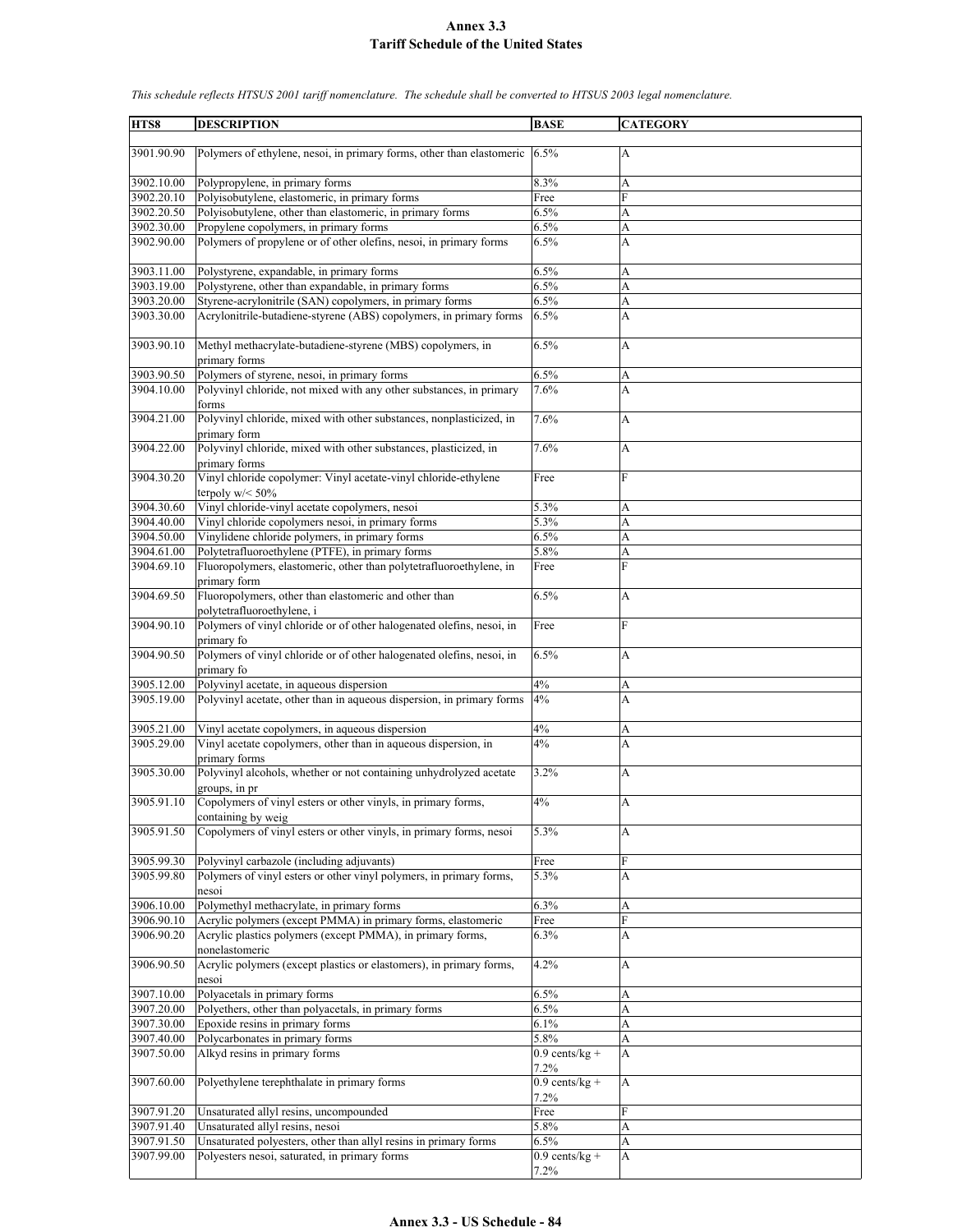# Annex 3.3
## Tariff Schedule of the United States

*This schedule reflects HTSUS 2001 tariff nomenclature. The schedule shall be converted to HTSUS 2003 legal nomenclature.*

| HTS8 | DESCRIPTION | BASE | CATEGORY |
|---|---|---|---|
| 3901.90.90 | Polymers of ethylene, nesoi, in primary forms, other than elastomeric | 6.5% | A |
| 3902.10.00 | Polypropylene, in primary forms | 8.3% | A |
| 3902.20.10 | Polyisobutylene, elastomeric, in primary forms | Free | F |
| 3902.20.50 | Polyisobutylene, other than elastomeric, in primary forms | 6.5% | A |
| 3902.30.00 | Propylene copolymers, in primary forms | 6.5% | A |
| 3902.90.00 | Polymers of propylene or of other olefins, nesoi, in primary forms | 6.5% | A |
| 3903.11.00 | Polystyrene, expandable, in primary forms | 6.5% | A |
| 3903.19.00 | Polystyrene, other than expandable, in primary forms | 6.5% | A |
| 3903.20.00 | Styrene-acrylonitrile (SAN) copolymers, in primary forms | 6.5% | A |
| 3903.30.00 | Acrylonitrile-butadiene-styrene (ABS) copolymers, in primary forms | 6.5% | A |
| 3903.90.10 | Methyl methacrylate-butadiene-styrene (MBS) copolymers, in primary forms | 6.5% | A |
| 3903.90.50 | Polymers of styrene, nesoi, in primary forms | 6.5% | A |
| 3904.10.00 | Polyvinyl chloride, not mixed with any other substances, in primary forms | 7.6% | A |
| 3904.21.00 | Polyvinyl chloride, mixed with other substances, nonplasticized, in primary form | 7.6% | A |
| 3904.22.00 | Polyvinyl chloride, mixed with other substances, plasticized, in primary forms | 7.6% | A |
| 3904.30.20 | Vinyl chloride copolymer: Vinyl acetate-vinyl chloride-ethylene terpoly w/< 50% | Free | F |
| 3904.30.60 | Vinyl chloride-vinyl acetate copolymers, nesoi | 5.3% | A |
| 3904.40.00 | Vinyl chloride copolymers nesoi, in primary forms | 5.3% | A |
| 3904.50.00 | Vinylidene chloride polymers, in primary forms | 6.5% | A |
| 3904.61.00 | Polytetrafluoroethylene (PTFE), in primary forms | 5.8% | A |
| 3904.69.10 | Fluoropolymers, elastomeric, other than polytetrafluoroethylene, in primary form | Free | F |
| 3904.69.50 | Fluoropolymers, other than elastomeric and other than polytetrafluoroethylene, i | 6.5% | A |
| 3904.90.10 | Polymers of vinyl chloride or of other halogenated olefins, nesoi, in primary fo | Free | F |
| 3904.90.50 | Polymers of vinyl chloride or of other halogenated olefins, nesoi, in primary fo | 6.5% | A |
| 3905.12.00 | Polyvinyl acetate, in aqueous dispersion | 4% | A |
| 3905.19.00 | Polyvinyl acetate, other than in aqueous dispersion, in primary forms | 4% | A |
| 3905.21.00 | Vinyl acetate copolymers, in aqueous dispersion | 4% | A |
| 3905.29.00 | Vinyl acetate copolymers, other than in aqueous dispersion, in primary forms | 4% | A |
| 3905.30.00 | Polyvinyl alcohols, whether or not containing unhydrolyzed acetate groups, in pr | 3.2% | A |
| 3905.91.10 | Copolymers of vinyl esters or other vinyls, in primary forms, containing by weig | 4% | A |
| 3905.91.50 | Copolymers of vinyl esters or other vinyls, in primary forms, nesoi | 5.3% | A |
| 3905.99.30 | Polyvinyl carbazole (including adjuvants) | Free | F |
| 3905.99.80 | Polymers of vinyl esters or other vinyl polymers, in primary forms, nesoi | 5.3% | A |
| 3906.10.00 | Polymethyl methacrylate, in primary forms | 6.3% | A |
| 3906.90.10 | Acrylic polymers (except PMMA) in primary forms, elastomeric | Free | F |
| 3906.90.20 | Acrylic plastics polymers (except PMMA), in primary forms, nonelastomeric | 6.3% | A |
| 3906.90.50 | Acrylic polymers (except plastics or elastomers), in primary forms, nesoi | 4.2% | A |
| 3907.10.00 | Polyacetals in primary forms | 6.5% | A |
| 3907.20.00 | Polyethers, other than polyacetals, in primary forms | 6.5% | A |
| 3907.30.00 | Epoxide resins in primary forms | 6.1% | A |
| 3907.40.00 | Polycarbonates in primary forms | 5.8% | A |
| 3907.50.00 | Alkyd resins in primary forms | 0.9 cents/kg + 7.2% | A |
| 3907.60.00 | Polyethylene terephthalate in primary forms | 0.9 cents/kg + 7.2% | A |
| 3907.91.20 | Unsaturated allyl resins, uncompounded | Free | F |
| 3907.91.40 | Unsaturated allyl resins, nesoi | 5.8% | A |
| 3907.91.50 | Unsaturated polyesters, other than allyl resins in primary forms | 6.5% | A |
| 3907.99.00 | Polyesters nesoi, saturated, in primary forms | 0.9 cents/kg + 7.2% | A |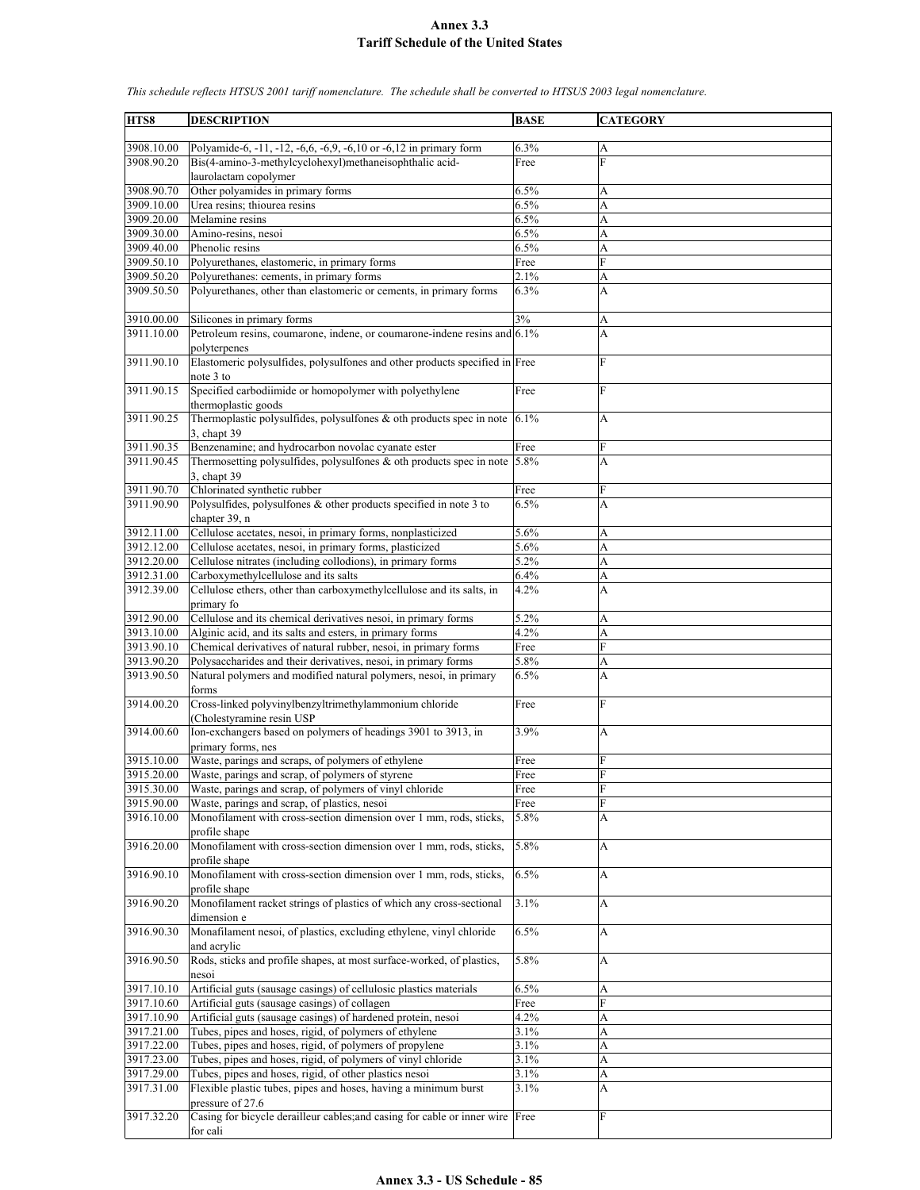# Annex 3.3
## Tariff Schedule of the United States

*This schedule reflects HTSUS 2001 tariff nomenclature. The schedule shall be converted to HTSUS 2003 legal nomenclature.*

| HTS8 | DESCRIPTION | BASE | CATEGORY |
|---|---|---|---|
| 3908.10.00 | Polyamide-6, -11, -12, -6,6, -6,9, -6,10 or -6,12 in primary form | 6.3% | A |
| 3908.90.20 | Bis(4-amino-3-methylcyclohexyl)methaneisophthalic acid-laurolactam copolymer | Free | F |
| 3908.90.70 | Other polyamides in primary forms | 6.5% | A |
| 3909.10.00 | Urea resins; thiourea resins | 6.5% | A |
| 3909.20.00 | Melamine resins | 6.5% | A |
| 3909.30.00 | Amino-resins, nesoi | 6.5% | A |
| 3909.40.00 | Phenolic resins | 6.5% | A |
| 3909.50.10 | Polyurethanes, elastomeric, in primary forms | Free | F |
| 3909.50.20 | Polyurethanes: cements, in primary forms | 2.1% | A |
| 3909.50.50 | Polyurethanes, other than elastomeric or cements, in primary forms | 6.3% | A |
| 3910.00.00 | Silicones in primary forms | 3% | A |
| 3911.10.00 | Petroleum resins, coumarone, indene, or coumarone-indene resins and polyterpenes | 6.1% | A |
| 3911.90.10 | Elastomeric polysulfides, polysulfones and other products specified in note 3 to | Free | F |
| 3911.90.15 | Specified carbodiimide or homopolymer with polyethylene thermoplastic goods | Free | F |
| 3911.90.25 | Thermoplastic polysulfides, polysulfones & oth products spec in note 3, chapt 39 | 6.1% | A |
| 3911.90.35 | Benzenamine; and hydrocarbon novolac cyanate ester | Free | F |
| 3911.90.45 | Thermosetting polysulfides, polysulfones & oth products spec in note 3, chapt 39 | 5.8% | A |
| 3911.90.70 | Chlorinated synthetic rubber | Free | F |
| 3911.90.90 | Polysulfides, polysulfones & other products specified in note 3 to chapter 39, n | 6.5% | A |
| 3912.11.00 | Cellulose acetates, nesoi, in primary forms, nonplasticized | 5.6% | A |
| 3912.12.00 | Cellulose acetates, nesoi, in primary forms, plasticized | 5.6% | A |
| 3912.20.00 | Cellulose nitrates (including collodions), in primary forms | 5.2% | A |
| 3912.31.00 | Carboxymethylcellulose and its salts | 6.4% | A |
| 3912.39.00 | Cellulose ethers, other than carboxymethylcellulose and its salts, in primary fo | 4.2% | A |
| 3912.90.00 | Cellulose and its chemical derivatives nesoi, in primary forms | 5.2% | A |
| 3913.10.00 | Alginic acid, and its salts and esters, in primary forms | 4.2% | A |
| 3913.90.10 | Chemical derivatives of natural rubber, nesoi, in primary forms | Free | F |
| 3913.90.20 | Polysaccharides and their derivatives, nesoi, in primary forms | 5.8% | A |
| 3913.90.50 | Natural polymers and modified natural polymers, nesoi, in primary forms | 6.5% | A |
| 3914.00.20 | Cross-linked polyvinylbenzyltrimethylammonium chloride (Cholestyramine resin USP | Free | F |
| 3914.00.60 | Ion-exchangers based on polymers of headings 3901 to 3913, in primary forms, nes | 3.9% | A |
| 3915.10.00 | Waste, parings and scraps, of polymers of ethylene | Free | F |
| 3915.20.00 | Waste, parings and scrap, of polymers of styrene | Free | F |
| 3915.30.00 | Waste, parings and scrap, of polymers of vinyl chloride | Free | F |
| 3915.90.00 | Waste, parings and scrap, of plastics, nesoi | Free | F |
| 3916.10.00 | Monofilament with cross-section dimension over 1 mm, rods, sticks, profile shape | 5.8% | A |
| 3916.20.00 | Monofilament with cross-section dimension over 1 mm, rods, sticks, profile shape | 5.8% | A |
| 3916.90.10 | Monofilament with cross-section dimension over 1 mm, rods, sticks, profile shape | 6.5% | A |
| 3916.90.20 | Monofilament racket strings of plastics of which any cross-sectional dimension e | 3.1% | A |
| 3916.90.30 | Monafilament nesoi, of plastics, excluding ethylene, vinyl chloride and acrylic | 6.5% | A |
| 3916.90.50 | Rods, sticks and profile shapes, at most surface-worked, of plastics, nesoi | 5.8% | A |
| 3917.10.10 | Artificial guts (sausage casings) of cellulosic plastics materials | 6.5% | A |
| 3917.10.60 | Artificial guts (sausage casings) of collagen | Free | F |
| 3917.10.90 | Artificial guts (sausage casings) of hardened protein, nesoi | 4.2% | A |
| 3917.21.00 | Tubes, pipes and hoses, rigid, of polymers of ethylene | 3.1% | A |
| 3917.22.00 | Tubes, pipes and hoses, rigid, of polymers of propylene | 3.1% | A |
| 3917.23.00 | Tubes, pipes and hoses, rigid, of polymers of vinyl chloride | 3.1% | A |
| 3917.29.00 | Tubes, pipes and hoses, rigid, of other plastics nesoi | 3.1% | A |
| 3917.31.00 | Flexible plastic tubes, pipes and hoses, having a minimum burst pressure of 27.6 | 3.1% | A |
| 3917.32.20 | Casing for bicycle derailleur cables;and casing for cable or inner wire for cali | Free | F |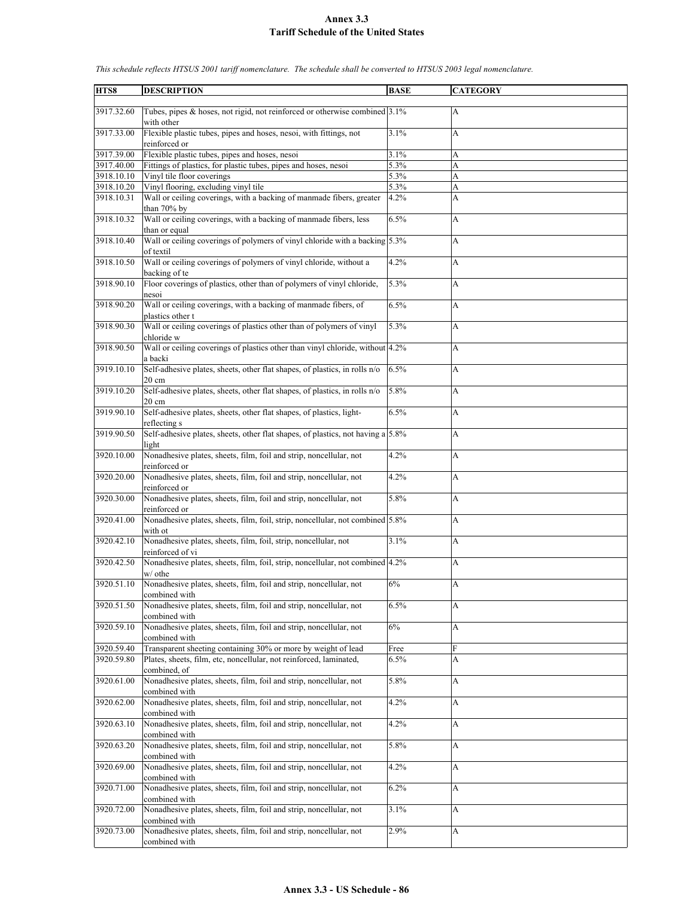# Annex 3.3
## Tariff Schedule of the United States

*This schedule reflects HTSUS 2001 tariff nomenclature. The schedule shall be converted to HTSUS 2003 legal nomenclature.*

| HTS8 | DESCRIPTION | BASE | CATEGORY |
|---|---|---|---|
| 3917.32.60 | Tubes, pipes & hoses, not rigid, not reinforced or otherwise combined with other | 3.1% | A |
| 3917.33.00 | Flexible plastic tubes, pipes and hoses, nesoi, with fittings, not reinforced or | 3.1% | A |
| 3917.39.00 | Flexible plastic tubes, pipes and hoses, nesoi | 3.1% | A |
| 3917.40.00 | Fittings of plastics, for plastic tubes, pipes and hoses, nesoi | 5.3% | A |
| 3918.10.10 | Vinyl tile floor coverings | 5.3% | A |
| 3918.10.20 | Vinyl flooring, excluding vinyl tile | 5.3% | A |
| 3918.10.31 | Wall or ceiling coverings, with a backing of manmade fibers, greater than 70% by | 4.2% | A |
| 3918.10.32 | Wall or ceiling coverings, with a backing of manmade fibers, less than or equal | 6.5% | A |
| 3918.10.40 | Wall or ceiling coverings of polymers of vinyl chloride with a backing of textil | 5.3% | A |
| 3918.10.50 | Wall or ceiling coverings of polymers of vinyl chloride, without a backing of te | 4.2% | A |
| 3918.90.10 | Floor coverings of plastics, other than of polymers of vinyl chloride, nesoi | 5.3% | A |
| 3918.90.20 | Wall or ceiling coverings, with a backing of manmade fibers, of plastics other t | 6.5% | A |
| 3918.90.30 | Wall or ceiling coverings of plastics other than of polymers of vinyl chloride w | 5.3% | A |
| 3918.90.50 | Wall or ceiling coverings of plastics other than vinyl chloride, without a backi | 4.2% | A |
| 3919.10.10 | Self-adhesive plates, sheets, other flat shapes, of plastics, in rolls n/o 20 cm | 6.5% | A |
| 3919.10.20 | Self-adhesive plates, sheets, other flat shapes, of plastics, in rolls n/o 20 cm | 5.8% | A |
| 3919.90.10 | Self-adhesive plates, sheets, other flat shapes, of plastics, light-reflecting s | 6.5% | A |
| 3919.90.50 | Self-adhesive plates, sheets, other flat shapes, of plastics, not having a light | 5.8% | A |
| 3920.10.00 | Nonadhesive plates, sheets, film, foil and strip, noncellular, not reinforced or | 4.2% | A |
| 3920.20.00 | Nonadhesive plates, sheets, film, foil and strip, noncellular, not reinforced or | 4.2% | A |
| 3920.30.00 | Nonadhesive plates, sheets, film, foil and strip, noncellular, not reinforced or | 5.8% | A |
| 3920.41.00 | Nonadhesive plates, sheets, film, foil, strip, noncellular, not combined with ot | 5.8% | A |
| 3920.42.10 | Nonadhesive plates, sheets, film, foil, strip, noncellular, not reinforced of vi | 3.1% | A |
| 3920.42.50 | Nonadhesive plates, sheets, film, foil, strip, noncellular, not combined w/ othe | 4.2% | A |
| 3920.51.10 | Nonadhesive plates, sheets, film, foil and strip, noncellular, not combined with | 6% | A |
| 3920.51.50 | Nonadhesive plates, sheets, film, foil and strip, noncellular, not combined with | 6.5% | A |
| 3920.59.10 | Nonadhesive plates, sheets, film, foil and strip, noncellular, not combined with | 6% | A |
| 3920.59.40 | Transparent sheeting containing 30% or more by weight of lead | Free | F |
| 3920.59.80 | Plates, sheets, film, etc, noncellular, not reinforced, laminated, combined, of | 6.5% | A |
| 3920.61.00 | Nonadhesive plates, sheets, film, foil and strip, noncellular, not combined with | 5.8% | A |
| 3920.62.00 | Nonadhesive plates, sheets, film, foil and strip, noncellular, not combined with | 4.2% | A |
| 3920.63.10 | Nonadhesive plates, sheets, film, foil and strip, noncellular, not combined with | 4.2% | A |
| 3920.63.20 | Nonadhesive plates, sheets, film, foil and strip, noncellular, not combined with | 5.8% | A |
| 3920.69.00 | Nonadhesive plates, sheets, film, foil and strip, noncellular, not combined with | 4.2% | A |
| 3920.71.00 | Nonadhesive plates, sheets, film, foil and strip, noncellular, not combined with | 6.2% | A |
| 3920.72.00 | Nonadhesive plates, sheets, film, foil and strip, noncellular, not combined with | 3.1% | A |
| 3920.73.00 | Nonadhesive plates, sheets, film, foil and strip, noncellular, not combined with | 2.9% | A |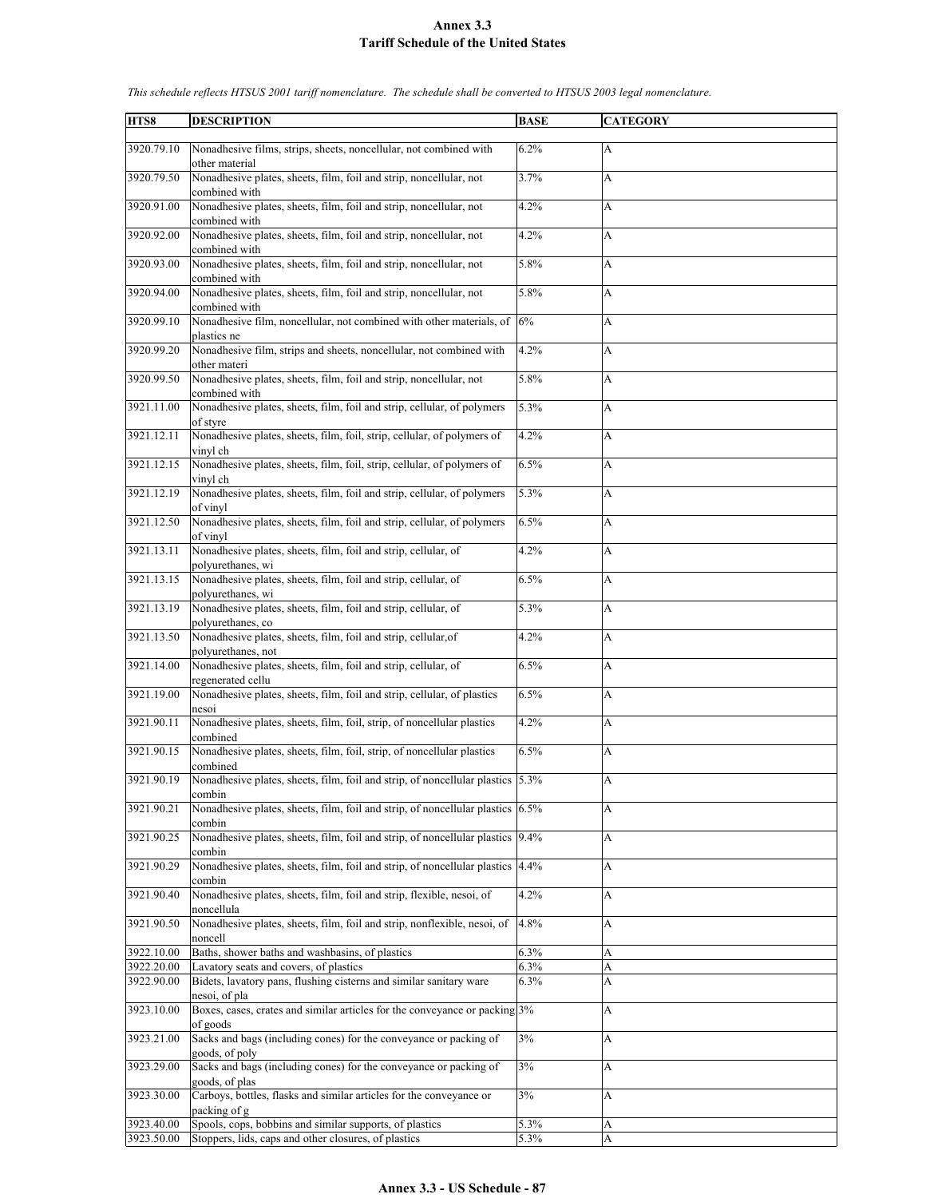# Annex 3.3
## Tariff Schedule of the United States

*This schedule reflects HTSUS 2001 tariff nomenclature. The schedule shall be converted to HTSUS 2003 legal nomenclature.*

| HTS8 | DESCRIPTION | BASE | CATEGORY |
|---|---|---|---|
| 3920.79.10 | Nonadhesive films, strips, sheets, noncellular, not combined with other material | 6.2% | A |
| 3920.79.50 | Nonadhesive plates, sheets, film, foil and strip, noncellular, not combined with | 3.7% | A |
| 3920.91.00 | Nonadhesive plates, sheets, film, foil and strip, noncellular, not combined with | 4.2% | A |
| 3920.92.00 | Nonadhesive plates, sheets, film, foil and strip, noncellular, not combined with | 4.2% | A |
| 3920.93.00 | Nonadhesive plates, sheets, film, foil and strip, noncellular, not combined with | 5.8% | A |
| 3920.94.00 | Nonadhesive plates, sheets, film, foil and strip, noncellular, not combined with | 5.8% | A |
| 3920.99.10 | Nonadhesive film, noncellular, not combined with other materials, of plastics ne | 6% | A |
| 3920.99.20 | Nonadhesive film, strips and sheets, noncellular, not combined with other materi | 4.2% | A |
| 3920.99.50 | Nonadhesive plates, sheets, film, foil and strip, noncellular, not combined with | 5.8% | A |
| 3921.11.00 | Nonadhesive plates, sheets, film, foil and strip, cellular, of polymers of styre | 5.3% | A |
| 3921.12.11 | Nonadhesive plates, sheets, film, foil, strip, cellular, of polymers of vinyl ch | 4.2% | A |
| 3921.12.15 | Nonadhesive plates, sheets, film, foil, strip, cellular, of polymers of vinyl ch | 6.5% | A |
| 3921.12.19 | Nonadhesive plates, sheets, film, foil and strip, cellular, of polymers of vinyl | 5.3% | A |
| 3921.12.50 | Nonadhesive plates, sheets, film, foil and strip, cellular, of polymers of vinyl | 6.5% | A |
| 3921.13.11 | Nonadhesive plates, sheets, film, foil and strip, cellular, of polyurethanes, wi | 4.2% | A |
| 3921.13.15 | Nonadhesive plates, sheets, film, foil and strip, cellular, of polyurethanes, wi | 6.5% | A |
| 3921.13.19 | Nonadhesive plates, sheets, film, foil and strip, cellular, of polyurethanes, co | 5.3% | A |
| 3921.13.50 | Nonadhesive plates, sheets, film, foil and strip, cellular,of polyurethanes, not | 4.2% | A |
| 3921.14.00 | Nonadhesive plates, sheets, film, foil and strip, cellular, of regenerated cellu | 6.5% | A |
| 3921.19.00 | Nonadhesive plates, sheets, film, foil and strip, cellular, of plastics nesoi | 6.5% | A |
| 3921.90.11 | Nonadhesive plates, sheets, film, foil, strip, of noncellular plastics combined | 4.2% | A |
| 3921.90.15 | Nonadhesive plates, sheets, film, foil, strip, of noncellular plastics combined | 6.5% | A |
| 3921.90.19 | Nonadhesive plates, sheets, film, foil and strip, of noncellular plastics combin | 5.3% | A |
| 3921.90.21 | Nonadhesive plates, sheets, film, foil and strip, of noncellular plastics combin | 6.5% | A |
| 3921.90.25 | Nonadhesive plates, sheets, film, foil and strip, of noncellular plastics combin | 9.4% | A |
| 3921.90.29 | Nonadhesive plates, sheets, film, foil and strip, of noncellular plastics combin | 4.4% | A |
| 3921.90.40 | Nonadhesive plates, sheets, film, foil and strip, flexible, nesoi, of noncellula | 4.2% | A |
| 3921.90.50 | Nonadhesive plates, sheets, film, foil and strip, nonflexible, nesoi, of noncell | 4.8% | A |
| 3922.10.00 | Baths, shower baths and washbasins, of plastics | 6.3% | A |
| 3922.20.00 | Lavatory seats and covers, of plastics | 6.3% | A |
| 3922.90.00 | Bidets, lavatory pans, flushing cisterns and similar sanitary ware nesoi, of pla | 6.3% | A |
| 3923.10.00 | Boxes, cases, crates and similar articles for the conveyance or packing of goods | 3% | A |
| 3923.21.00 | Sacks and bags (including cones) for the conveyance or packing of goods, of poly | 3% | A |
| 3923.29.00 | Sacks and bags (including cones) for the conveyance or packing of goods, of plas | 3% | A |
| 3923.30.00 | Carboys, bottles, flasks and similar articles for the conveyance or packing of g | 3% | A |
| 3923.40.00 | Spools, cops, bobbins and similar supports, of plastics | 5.3% | A |
| 3923.50.00 | Stoppers, lids, caps and other closures, of plastics | 5.3% | A |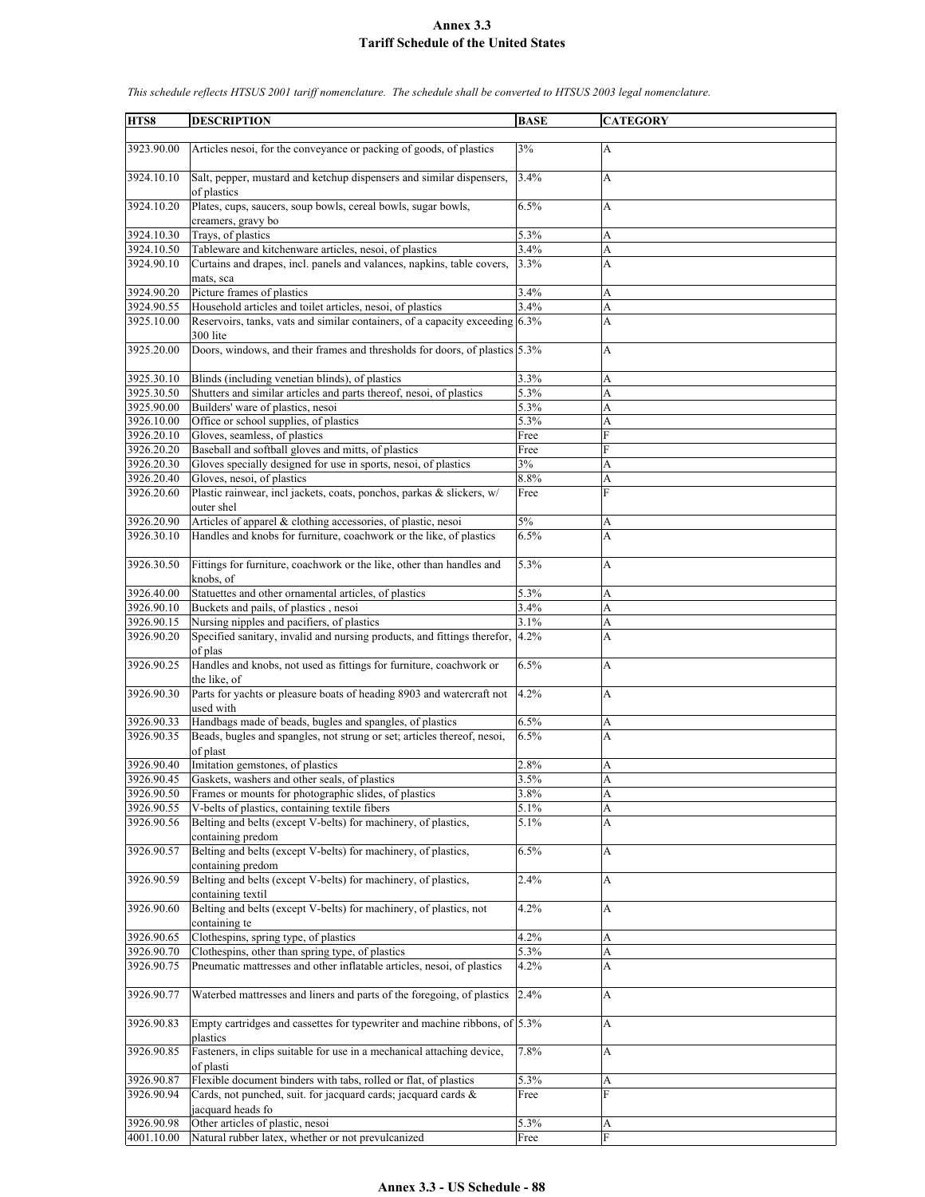# Annex 3.3
## Tariff Schedule of the United States

*This schedule reflects HTSUS 2001 tariff nomenclature. The schedule shall be converted to HTSUS 2003 legal nomenclature.*

| HTS8 | DESCRIPTION | BASE | CATEGORY |
|---|---|---|---|
| 3923.90.00 | Articles nesoi, for the conveyance or packing of goods, of plastics | 3% | A |
| 3924.10.10 | Salt, pepper, mustard and ketchup dispensers and similar dispensers, of plastics | 3.4% | A |
| 3924.10.20 | Plates, cups, saucers, soup bowls, cereal bowls, sugar bowls, creamers, gravy bo | 6.5% | A |
| 3924.10.30 | Trays, of plastics | 5.3% | A |
| 3924.10.50 | Tableware and kitchenware articles, nesoi, of plastics | 3.4% | A |
| 3924.90.10 | Curtains and drapes, incl. panels and valances, napkins, table covers, mats, sca | 3.3% | A |
| 3924.90.20 | Picture frames of plastics | 3.4% | A |
| 3924.90.55 | Household articles and toilet articles, nesoi, of plastics | 3.4% | A |
| 3925.10.00 | Reservoirs, tanks, vats and similar containers, of a capacity exceeding 300 lite | 6.3% | A |
| 3925.20.00 | Doors, windows, and their frames and thresholds for doors, of plastics | 5.3% | A |
| 3925.30.10 | Blinds (including venetian blinds), of plastics | 3.3% | A |
| 3925.30.50 | Shutters and similar articles and parts thereof, nesoi, of plastics | 5.3% | A |
| 3925.90.00 | Builders' ware of plastics, nesoi | 5.3% | A |
| 3926.10.00 | Office or school supplies, of plastics | 5.3% | A |
| 3926.20.10 | Gloves, seamless, of plastics | Free | F |
| 3926.20.20 | Baseball and softball gloves and mitts, of plastics | Free | F |
| 3926.20.30 | Gloves specially designed for use in sports, nesoi, of plastics | 3% | A |
| 3926.20.40 | Gloves, nesoi, of plastics | 8.8% | A |
| 3926.20.60 | Plastic rainwear, incl jackets, coats, ponchos, parkas & slickers, w/ outer shel | Free | F |
| 3926.20.90 | Articles of apparel & clothing accessories, of plastic, nesoi | 5% | A |
| 3926.30.10 | Handles and knobs for furniture, coachwork or the like, of plastics | 6.5% | A |
| 3926.30.50 | Fittings for furniture, coachwork or the like, other than handles and knobs, of | 5.3% | A |
| 3926.40.00 | Statuettes and other ornamental articles, of plastics | 5.3% | A |
| 3926.90.10 | Buckets and pails, of plastics , nesoi | 3.4% | A |
| 3926.90.15 | Nursing nipples and pacifiers, of plastics | 3.1% | A |
| 3926.90.20 | Specified sanitary, invalid and nursing products, and fittings therefor, of plas | 4.2% | A |
| 3926.90.25 | Handles and knobs, not used as fittings for furniture, coachwork or the like, of | 6.5% | A |
| 3926.90.30 | Parts for yachts or pleasure boats of heading 8903 and watercraft not used with | 4.2% | A |
| 3926.90.33 | Handbags made of beads, bugles and spangles, of plastics | 6.5% | A |
| 3926.90.35 | Beads, bugles and spangles, not strung or set; articles thereof, nesoi, of plast | 6.5% | A |
| 3926.90.40 | Imitation gemstones, of plastics | 2.8% | A |
| 3926.90.45 | Gaskets, washers and other seals, of plastics | 3.5% | A |
| 3926.90.50 | Frames or mounts for photographic slides, of plastics | 3.8% | A |
| 3926.90.55 | V-belts of plastics, containing textile fibers | 5.1% | A |
| 3926.90.56 | Belting and belts (except V-belts) for machinery, of plastics, containing predom | 5.1% | A |
| 3926.90.57 | Belting and belts (except V-belts) for machinery, of plastics, containing predom | 6.5% | A |
| 3926.90.59 | Belting and belts (except V-belts) for machinery, of plastics, containing textil | 2.4% | A |
| 3926.90.60 | Belting and belts (except V-belts) for machinery, of plastics, not containing te | 4.2% | A |
| 3926.90.65 | Clothespins, spring type, of plastics | 4.2% | A |
| 3926.90.70 | Clothespins, other than spring type, of plastics | 5.3% | A |
| 3926.90.75 | Pneumatic mattresses and other inflatable articles, nesoi, of plastics | 4.2% | A |
| 3926.90.77 | Waterbed mattresses and liners and parts of the foregoing, of plastics | 2.4% | A |
| 3926.90.83 | Empty cartridges and cassettes for typewriter and machine ribbons, of plastics | 5.3% | A |
| 3926.90.85 | Fasteners, in clips suitable for use in a mechanical attaching device, of plasti | 7.8% | A |
| 3926.90.87 | Flexible document binders with tabs, rolled or flat, of plastics | 5.3% | A |
| 3926.90.94 | Cards, not punched, suit. for jacquard cards; jacquard cards & jacquard heads fo | Free | F |
| 3926.90.98 | Other articles of plastic, nesoi | 5.3% | A |
| 4001.10.00 | Natural rubber latex, whether or not prevulcanized | Free | F |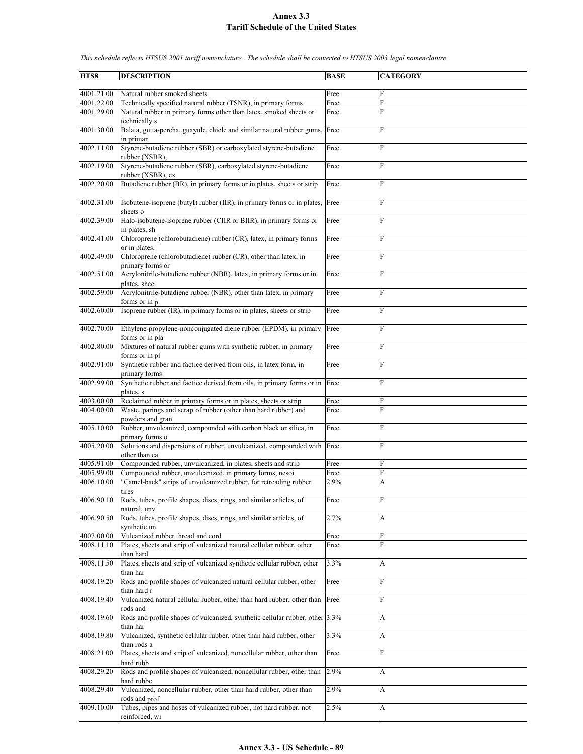# Annex 3.3
## Tariff Schedule of the United States

*This schedule reflects HTSUS 2001 tariff nomenclature. The schedule shall be converted to HTSUS 2003 legal nomenclature.*

| HTS8 | DESCRIPTION | BASE | CATEGORY |
|---|---|---|---|
| 4001.21.00 | Natural rubber smoked sheets | Free | F |
| 4001.22.00 | Technically specified natural rubber (TSNR), in primary forms | Free | F |
| 4001.29.00 | Natural rubber in primary forms other than latex, smoked sheets or technically s | Free | F |
| 4001.30.00 | Balata, gutta-percha, guayule, chicle and similar natural rubber gums, in primar | Free | F |
| 4002.11.00 | Styrene-butadiene rubber (SBR) or carboxylated styrene-butadiene rubber (XSBR), | Free | F |
| 4002.19.00 | Styrene-butadiene rubber (SBR), carboxylated styrene-butadiene rubber (XSBR), ex | Free | F |
| 4002.20.00 | Butadiene rubber (BR), in primary forms or in plates, sheets or strip | Free | F |
| 4002.31.00 | Isobutene-isoprene (butyl) rubber (IIR), in primary forms or in plates, sheets o | Free | F |
| 4002.39.00 | Halo-isobutene-isoprene rubber (CIIR or BIIR), in primary forms or in plates, sh | Free | F |
| 4002.41.00 | Chloroprene (chlorobutadiene) rubber (CR), latex, in primary forms or in plates, | Free | F |
| 4002.49.00 | Chloroprene (chlorobutadiene) rubber (CR), other than latex, in primary forms or | Free | F |
| 4002.51.00 | Acrylonitrile-butadiene rubber (NBR), latex, in primary forms or in plates, shee | Free | F |
| 4002.59.00 | Acrylonitrile-butadiene rubber (NBR), other than latex, in primary forms or in p | Free | F |
| 4002.60.00 | Isoprene rubber (IR), in primary forms or in plates, sheets or strip | Free | F |
| 4002.70.00 | Ethylene-propylene-nonconjugated diene rubber (EPDM), in primary forms or in pla | Free | F |
| 4002.80.00 | Mixtures of natural rubber gums with synthetic rubber, in primary forms or in pl | Free | F |
| 4002.91.00 | Synthetic rubber and factice derived from oils, in latex form, in primary forms | Free | F |
| 4002.99.00 | Synthetic rubber and factice derived from oils, in primary forms or in plates, s | Free | F |
| 4003.00.00 | Reclaimed rubber in primary forms or in plates, sheets or strip | Free | F |
| 4004.00.00 | Waste, parings and scrap of rubber (other than hard rubber) and powders and gran | Free | F |
| 4005.10.00 | Rubber, unvulcanized, compounded with carbon black or silica, in primary forms o | Free | F |
| 4005.20.00 | Solutions and dispersions of rubber, unvulcanized, compounded with other than ca | Free | F |
| 4005.91.00 | Compounded rubber, unvulcanized, in plates, sheets and strip | Free | F |
| 4005.99.00 | Compounded rubber, unvulcanized, in primary forms, nesoi | Free | F |
| 4006.10.00 | "Camel-back" strips of unvulcanized rubber, for retreading rubber tires | 2.9% | A |
| 4006.90.10 | Rods, tubes, profile shapes, discs, rings, and similar articles, of natural, unv | Free | F |
| 4006.90.50 | Rods, tubes, profile shapes, discs, rings, and similar articles, of synthetic un | 2.7% | A |
| 4007.00.00 | Vulcanized rubber thread and cord | Free | F |
| 4008.11.10 | Plates, sheets and strip of vulcanized natural cellular rubber, other than hard | Free | F |
| 4008.11.50 | Plates, sheets and strip of vulcanized synthetic cellular rubber, other than har | 3.3% | A |
| 4008.19.20 | Rods and profile shapes of vulcanized natural cellular rubber, other than hard r | Free | F |
| 4008.19.40 | Vulcanized natural cellular rubber, other than hard rubber, other than rods and | Free | F |
| 4008.19.60 | Rods and profile shapes of vulcanized, synthetic cellular rubber, other than har | 3.3% | A |
| 4008.19.80 | Vulcanized, synthetic cellular rubber, other than hard rubber, other than rods a | 3.3% | A |
| 4008.21.00 | Plates, sheets and strip of vulcanized, noncellular rubber, other than hard rubb | Free | F |
| 4008.29.20 | Rods and profile shapes of vulcanized, noncellular rubber, other than hard rubbe | 2.9% | A |
| 4008.29.40 | Vulcanized, noncellular rubber, other than hard rubber, other than rods and prof | 2.9% | A |
| 4009.10.00 | Tubes, pipes and hoses of vulcanized rubber, not hard rubber, not reinforced, wi | 2.5% | A |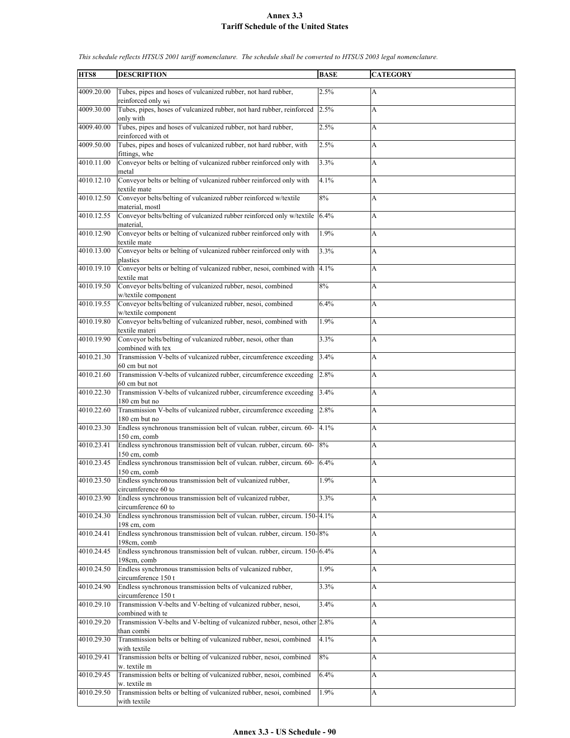# Annex 3.3
## Tariff Schedule of the United States

*This schedule reflects HTSUS 2001 tariff nomenclature. The schedule shall be converted to HTSUS 2003 legal nomenclature.*

| HTS8 | DESCRIPTION | BASE | CATEGORY |
|---|---|---|---|
| 4009.20.00 | Tubes, pipes and hoses of vulcanized rubber, not hard rubber, reinforced only wi | 2.5% | A |
| 4009.30.00 | Tubes, pipes, hoses of vulcanized rubber, not hard rubber, reinforced only with | 2.5% | A |
| 4009.40.00 | Tubes, pipes and hoses of vulcanized rubber, not hard rubber, reinforced with ot | 2.5% | A |
| 4009.50.00 | Tubes, pipes and hoses of vulcanized rubber, not hard rubber, with fittings, whe | 2.5% | A |
| 4010.11.00 | Conveyor belts or belting of vulcanized rubber reinforced only with metal | 3.3% | A |
| 4010.12.10 | Conveyor belts or belting of vulcanized rubber reinforced only with textile mate | 4.1% | A |
| 4010.12.50 | Conveyor belts/belting of vulcanized rubber reinforced w/textile material, mostl | 8% | A |
| 4010.12.55 | Conveyor belts/belting of vulcanized rubber reinforced only w/textile material, | 6.4% | A |
| 4010.12.90 | Conveyor belts or belting of vulcanized rubber reinforced only with textile mate | 1.9% | A |
| 4010.13.00 | Conveyor belts or belting of vulcanized rubber reinforced only with plastics | 3.3% | A |
| 4010.19.10 | Conveyor belts or belting of vulcanized rubber, nesoi, combined with textile mat | 4.1% | A |
| 4010.19.50 | Conveyor belts/belting of vulcanized rubber, nesoi, combined w/textile component | 8% | A |
| 4010.19.55 | Conveyor belts/belting of vulcanized rubber, nesoi, combined w/textile component | 6.4% | A |
| 4010.19.80 | Conveyor belts/belting of vulcanized rubber, nesoi, combined with textile materi | 1.9% | A |
| 4010.19.90 | Conveyor belts/belting of vulcanized rubber, nesoi, other than combined with tex | 3.3% | A |
| 4010.21.30 | Transmission V-belts of vulcanized rubber, circumference exceeding 60 cm but not | 3.4% | A |
| 4010.21.60 | Transmission V-belts of vulcanized rubber, circumference exceeding 60 cm but not | 2.8% | A |
| 4010.22.30 | Transmission V-belts of vulcanized rubber, circumference exceeding 180 cm but no | 3.4% | A |
| 4010.22.60 | Transmission V-belts of vulcanized rubber, circumference exceeding 180 cm but no | 2.8% | A |
| 4010.23.30 | Endless synchronous transmission belt of vulcan. rubber, circum. 60-150 cm, comb | 4.1% | A |
| 4010.23.41 | Endless synchronous transmission belt of vulcan. rubber, circum. 60-150 cm, comb | 8% | A |
| 4010.23.45 | Endless synchronous transmission belt of vulcan. rubber, circum. 60-150 cm, comb | 6.4% | A |
| 4010.23.50 | Endless synchronous transmission belt of vulcanized rubber, circumference 60 to | 1.9% | A |
| 4010.23.90 | Endless synchronous transmission belt of vulcanized rubber, circumference 60 to | 3.3% | A |
| 4010.24.30 | Endless synchronous transmission belt of vulcan. rubber, circum. 150-198 cm, com | 4.1% | A |
| 4010.24.41 | Endless synchronous transmission belt of vulcan. rubber, circum. 150-198cm, comb | 8% | A |
| 4010.24.45 | Endless synchronous transmission belt of vulcan. rubber, circum. 150-198cm, comb | 6.4% | A |
| 4010.24.50 | Endless synchronous transmission belts of vulcanized rubber, circumference 150 t | 1.9% | A |
| 4010.24.90 | Endless synchronous transmission belts of vulcanized rubber, circumference 150 t | 3.3% | A |
| 4010.29.10 | Transmission V-belts and V-belting of vulcanized rubber, nesoi, combined with te | 3.4% | A |
| 4010.29.20 | Transmission V-belts and V-belting of vulcanized rubber, nesoi, other than combi | 2.8% | A |
| 4010.29.30 | Transmission belts or belting of vulcanized rubber, nesoi, combined with textile | 4.1% | A |
| 4010.29.41 | Transmission belts or belting of vulcanized rubber, nesoi, combined w. textile m | 8% | A |
| 4010.29.45 | Transmission belts or belting of vulcanized rubber, nesoi, combined w. textile m | 6.4% | A |
| 4010.29.50 | Transmission belts or belting of vulcanized rubber, nesoi, combined with textile | 1.9% | A |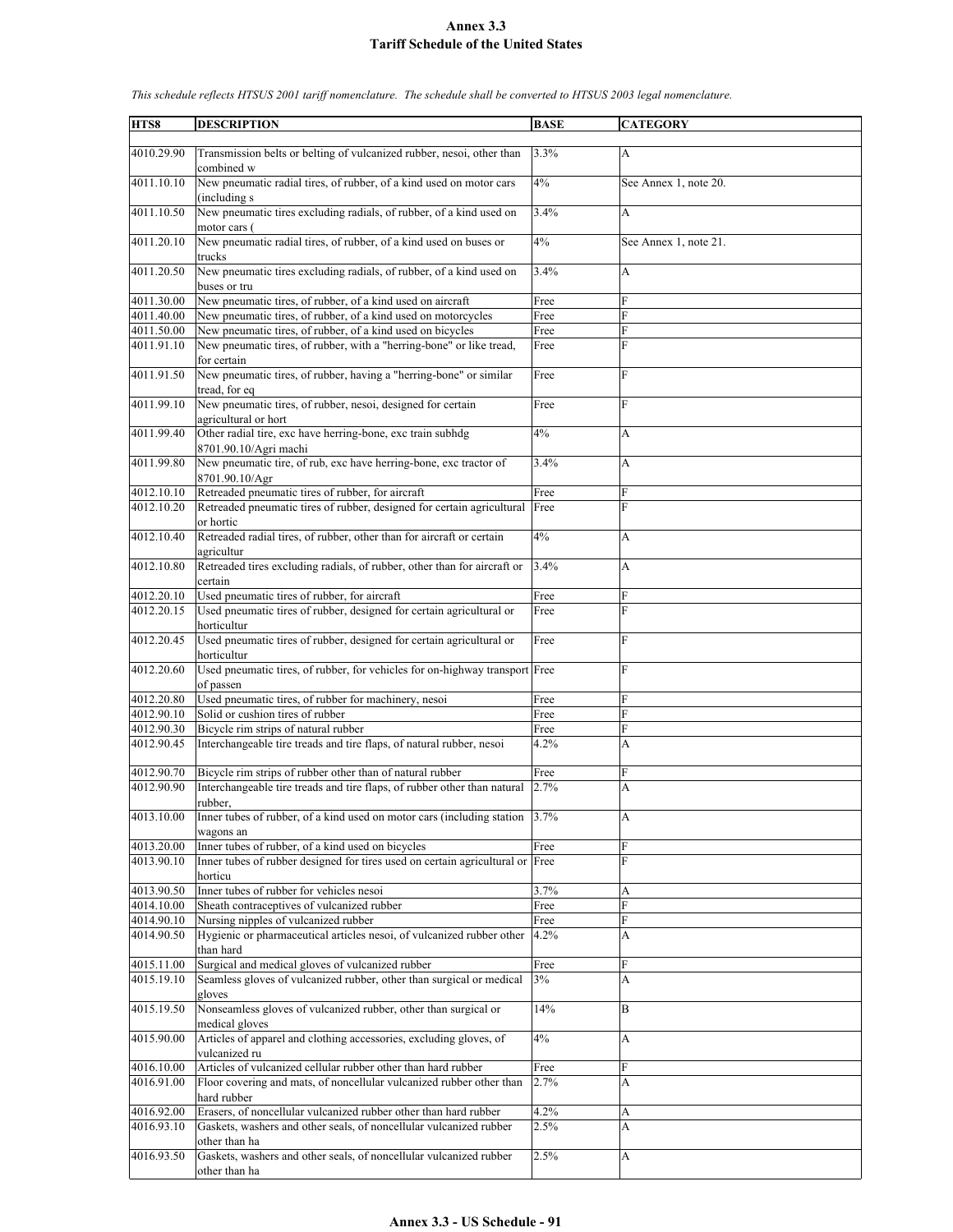# Annex 3.3
## Tariff Schedule of the United States

*This schedule reflects HTSUS 2001 tariff nomenclature. The schedule shall be converted to HTSUS 2003 legal nomenclature.*

| HTS8 | DESCRIPTION | BASE | CATEGORY |
|---|---|---|---|
| 4010.29.90 | Transmission belts or belting of vulcanized rubber, nesoi, other than combined w | 3.3% | A |
| 4011.10.10 | New pneumatic radial tires, of rubber, of a kind used on motor cars (including s | 4% | See Annex 1, note 20. |
| 4011.10.50 | New pneumatic tires excluding radials, of rubber, of a kind used on motor cars ( | 3.4% | A |
| 4011.20.10 | New pneumatic radial tires, of rubber, of a kind used on buses or trucks | 4% | See Annex 1, note 21. |
| 4011.20.50 | New pneumatic tires excluding radials, of rubber, of a kind used on buses or tru | 3.4% | A |
| 4011.30.00 | New pneumatic tires, of rubber, of a kind used on aircraft | Free | F |
| 4011.40.00 | New pneumatic tires, of rubber, of a kind used on motorcycles | Free | F |
| 4011.50.00 | New pneumatic tires, of rubber, of a kind used on bicycles | Free | F |
| 4011.91.10 | New pneumatic tires, of rubber, with a "herring-bone" or like tread, for certain | Free | F |
| 4011.91.50 | New pneumatic tires, of rubber, having a "herring-bone" or similar tread, for eq | Free | F |
| 4011.99.10 | New pneumatic tires, of rubber, nesoi, designed for certain agricultural or hort | Free | F |
| 4011.99.40 | Other radial tire, exc have herring-bone, exc train subhdg 8701.90.10/Agri machi | 4% | A |
| 4011.99.80 | New pneumatic tire, of rub, exc have herring-bone, exc tractor of 8701.90.10/Agr | 3.4% | A |
| 4012.10.10 | Retreaded pneumatic tires of rubber, for aircraft | Free | F |
| 4012.10.20 | Retreaded pneumatic tires of rubber, designed for certain agricultural or hortic | Free | F |
| 4012.10.40 | Retreaded radial tires, of rubber, other than for aircraft or certain agricultur | 4% | A |
| 4012.10.80 | Retreaded tires excluding radials, of rubber, other than for aircraft or certain | 3.4% | A |
| 4012.20.10 | Used pneumatic tires of rubber, for aircraft | Free | F |
| 4012.20.15 | Used pneumatic tires of rubber, designed for certain agricultural or horticultur | Free | F |
| 4012.20.45 | Used pneumatic tires of rubber, designed for certain agricultural or horticultur | Free | F |
| 4012.20.60 | Used pneumatic tires, of rubber, for vehicles for on-highway transport of passen | Free | F |
| 4012.20.80 | Used pneumatic tires, of rubber for machinery, nesoi | Free | F |
| 4012.90.10 | Solid or cushion tires of rubber | Free | F |
| 4012.90.30 | Bicycle rim strips of natural rubber | Free | F |
| 4012.90.45 | Interchangeable tire treads and tire flaps, of natural rubber, nesoi | 4.2% | A |
| 4012.90.70 | Bicycle rim strips of rubber other than of natural rubber | Free | F |
| 4012.90.90 | Interchangeable tire treads and tire flaps, of rubber other than natural rubber, | 2.7% | A |
| 4013.10.00 | Inner tubes of rubber, of a kind used on motor cars (including station wagons an | 3.7% | A |
| 4013.20.00 | Inner tubes of rubber, of a kind used on bicycles | Free | F |
| 4013.90.10 | Inner tubes of rubber designed for tires used on certain agricultural or horticu | Free | F |
| 4013.90.50 | Inner tubes of rubber for vehicles nesoi | 3.7% | A |
| 4014.10.00 | Sheath contraceptives of vulcanized rubber | Free | F |
| 4014.90.10 | Nursing nipples of vulcanized rubber | Free | F |
| 4014.90.50 | Hygienic or pharmaceutical articles nesoi, of vulcanized rubber other than hard | 4.2% | A |
| 4015.11.00 | Surgical and medical gloves of vulcanized rubber | Free | F |
| 4015.19.10 | Seamless gloves of vulcanized rubber, other than surgical or medical gloves | 3% | A |
| 4015.19.50 | Nonseamless gloves of vulcanized rubber, other than surgical or medical gloves | 14% | B |
| 4015.90.00 | Articles of apparel and clothing accessories, excluding gloves, of vulcanized ru | 4% | A |
| 4016.10.00 | Articles of vulcanized cellular rubber other than hard rubber | Free | F |
| 4016.91.00 | Floor covering and mats, of noncellular vulcanized rubber other than hard rubber | 2.7% | A |
| 4016.92.00 | Erasers, of noncellular vulcanized rubber other than hard rubber | 4.2% | A |
| 4016.93.10 | Gaskets, washers and other seals, of noncellular vulcanized rubber other than ha | 2.5% | A |
| 4016.93.50 | Gaskets, washers and other seals, of noncellular vulcanized rubber other than ha | 2.5% | A |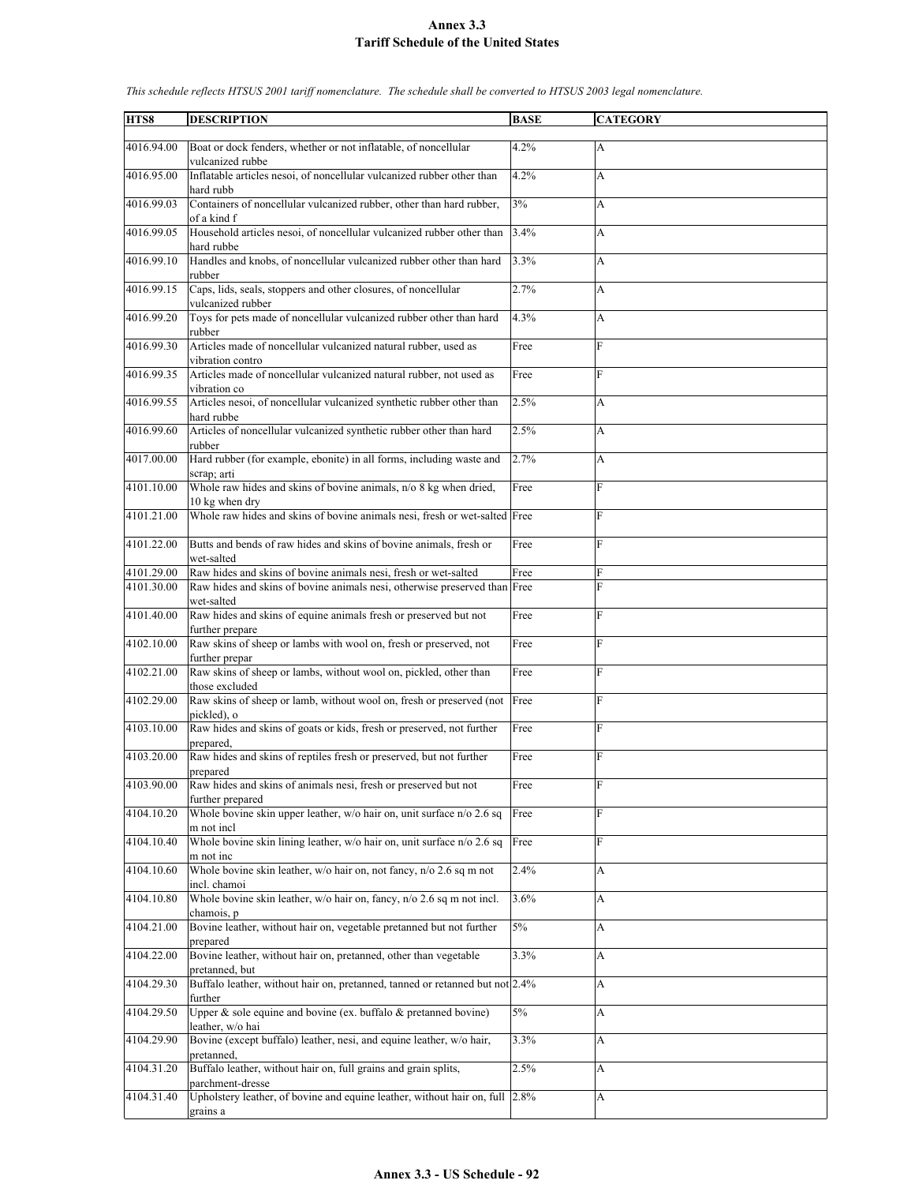# Annex 3.3
## Tariff Schedule of the United States

*This schedule reflects HTSUS 2001 tariff nomenclature. The schedule shall be converted to HTSUS 2003 legal nomenclature.*

| HTS8 | DESCRIPTION | BASE | CATEGORY |
|---|---|---|---|
| 4016.94.00 | Boat or dock fenders, whether or not inflatable, of noncellular vulcanized rubbe | 4.2% | A |
| 4016.95.00 | Inflatable articles nesoi, of noncellular vulcanized rubber other than hard rubb | 4.2% | A |
| 4016.99.03 | Containers of noncellular vulcanized rubber, other than hard rubber, of a kind f | 3% | A |
| 4016.99.05 | Household articles nesoi, of noncellular vulcanized rubber other than hard rubbe | 3.4% | A |
| 4016.99.10 | Handles and knobs, of noncellular vulcanized rubber other than hard rubber | 3.3% | A |
| 4016.99.15 | Caps, lids, seals, stoppers and other closures, of noncellular vulcanized rubber | 2.7% | A |
| 4016.99.20 | Toys for pets made of noncellular vulcanized rubber other than hard rubber | 4.3% | A |
| 4016.99.30 | Articles made of noncellular vulcanized natural rubber, used as vibration contro | Free | F |
| 4016.99.35 | Articles made of noncellular vulcanized natural rubber, not used as vibration co | Free | F |
| 4016.99.55 | Articles nesoi, of noncellular vulcanized synthetic rubber other than hard rubbe | 2.5% | A |
| 4016.99.60 | Articles of noncellular vulcanized synthetic rubber other than hard rubber | 2.5% | A |
| 4017.00.00 | Hard rubber (for example, ebonite) in all forms, including waste and scrap; arti | 2.7% | A |
| 4101.10.00 | Whole raw hides and skins of bovine animals, n/o 8 kg when dried, 10 kg when dry | Free | F |
| 4101.21.00 | Whole raw hides and skins of bovine animals nesi, fresh or wet-salted | Free | F |
| 4101.22.00 | Butts and bends of raw hides and skins of bovine animals, fresh or wet-salted | Free | F |
| 4101.29.00 | Raw hides and skins of bovine animals nesi, fresh or wet-salted | Free | F |
| 4101.30.00 | Raw hides and skins of bovine animals nesi, otherwise preserved than wet-salted | Free | F |
| 4101.40.00 | Raw hides and skins of equine animals fresh or preserved but not further prepare | Free | F |
| 4102.10.00 | Raw skins of sheep or lambs with wool on, fresh or preserved, not further prepar | Free | F |
| 4102.21.00 | Raw skins of sheep or lambs, without wool on, pickled, other than those excluded | Free | F |
| 4102.29.00 | Raw skins of sheep or lamb, without wool on, fresh or preserved (not pickled), o | Free | F |
| 4103.10.00 | Raw hides and skins of goats or kids, fresh or preserved, not further prepared, | Free | F |
| 4103.20.00 | Raw hides and skins of reptiles fresh or preserved, but not further prepared | Free | F |
| 4103.90.00 | Raw hides and skins of animals nesi, fresh or preserved but not further prepared | Free | F |
| 4104.10.20 | Whole bovine skin upper leather, w/o hair on, unit surface n/o 2.6 sq m not incl | Free | F |
| 4104.10.40 | Whole bovine skin lining leather, w/o hair on, unit surface n/o 2.6 sq m not inc | Free | F |
| 4104.10.60 | Whole bovine skin leather, w/o hair on, not fancy, n/o 2.6 sq m not incl. chamoi | 2.4% | A |
| 4104.10.80 | Whole bovine skin leather, w/o hair on, fancy, n/o 2.6 sq m not incl. chamois, p | 3.6% | A |
| 4104.21.00 | Bovine leather, without hair on, vegetable pretanned but not further prepared | 5% | A |
| 4104.22.00 | Bovine leather, without hair on, pretanned, other than vegetable pretanned, but | 3.3% | A |
| 4104.29.30 | Buffalo leather, without hair on, pretanned, tanned or retanned but not further | 2.4% | A |
| 4104.29.50 | Upper & sole equine and bovine (ex. buffalo & pretanned bovine) leather, w/o hai | 5% | A |
| 4104.29.90 | Bovine (except buffalo) leather, nesi, and equine leather, w/o hair, pretanned, | 3.3% | A |
| 4104.31.20 | Buffalo leather, without hair on, full grains and grain splits, parchment-dresse | 2.5% | A |
| 4104.31.40 | Upholstery leather, of bovine and equine leather, without hair on, full grains a | 2.8% | A |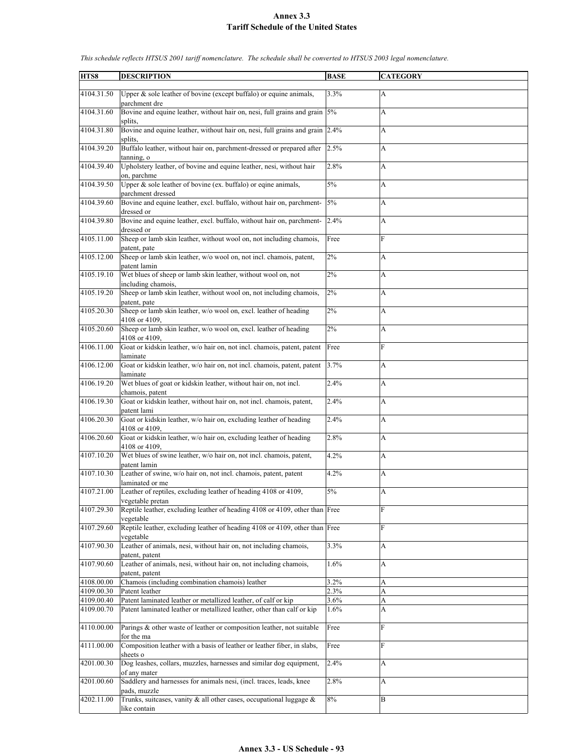# Annex 3.3
## Tariff Schedule of the United States

*This schedule reflects HTSUS 2001 tariff nomenclature. The schedule shall be converted to HTSUS 2003 legal nomenclature.*

| HTS8 | DESCRIPTION | BASE | CATEGORY |
|---|---|---|---|
| 4104.31.50 | Upper & sole leather of bovine (except buffalo) or equine animals, parchment dre | 3.3% | A |
| 4104.31.60 | Bovine and equine leather, without hair on, nesi, full grains and grain splits, | 5% | A |
| 4104.31.80 | Bovine and equine leather, without hair on, nesi, full grains and grain splits, | 2.4% | A |
| 4104.39.20 | Buffalo leather, without hair on, parchment-dressed or prepared after tanning, o | 2.5% | A |
| 4104.39.40 | Upholstery leather, of bovine and equine leather, nesi, without hair on, parchme | 2.8% | A |
| 4104.39.50 | Upper & sole leather of bovine (ex. buffalo) or eqine animals, parchment dressed | 5% | A |
| 4104.39.60 | Bovine and equine leather, excl. buffalo, without hair on, parchment-dressed or | 5% | A |
| 4104.39.80 | Bovine and equine leather, excl. buffalo, without hair on, parchment-dressed or | 2.4% | A |
| 4105.11.00 | Sheep or lamb skin leather, without wool on, not including chamois, patent, pate | Free | F |
| 4105.12.00 | Sheep or lamb skin leather, w/o wool on, not incl. chamois, patent, patent lamin | 2% | A |
| 4105.19.10 | Wet blues of sheep or lamb skin leather, without wool on, not including chamois, | 2% | A |
| 4105.19.20 | Sheep or lamb skin leather, without wool on, not including chamois, patent, pate | 2% | A |
| 4105.20.30 | Sheep or lamb skin leather, w/o wool on, excl. leather of heading 4108 or 4109, | 2% | A |
| 4105.20.60 | Sheep or lamb skin leather, w/o wool on, excl. leather of heading 4108 or 4109, | 2% | A |
| 4106.11.00 | Goat or kidskin leather, w/o hair on, not incl. chamois, patent, patent laminate | Free | F |
| 4106.12.00 | Goat or kidskin leather, w/o hair on, not incl. chamois, patent, patent laminate | 3.7% | A |
| 4106.19.20 | Wet blues of goat or kidskin leather, without hair on, not incl. chamois, patent | 2.4% | A |
| 4106.19.30 | Goat or kidskin leather, without hair on, not incl. chamois, patent, patent lami | 2.4% | A |
| 4106.20.30 | Goat or kidskin leather, w/o hair on, excluding leather of heading 4108 or 4109, | 2.4% | A |
| 4106.20.60 | Goat or kidskin leather, w/o hair on, excluding leather of heading 4108 or 4109, | 2.8% | A |
| 4107.10.20 | Wet blues of swine leather, w/o hair on, not incl. chamois, patent, patent lamin | 4.2% | A |
| 4107.10.30 | Leather of swine, w/o hair on, not incl. chamois, patent, patent laminated or me | 4.2% | A |
| 4107.21.00 | Leather of reptiles, excluding leather of heading 4108 or 4109, vegetable pretan | 5% | A |
| 4107.29.30 | Reptile leather, excluding leather of heading 4108 or 4109, other than vegetable | Free | F |
| 4107.29.60 | Reptile leather, excluding leather of heading 4108 or 4109, other than vegetable | Free | F |
| 4107.90.30 | Leather of animals, nesi, without hair on, not including chamois, patent, patent | 3.3% | A |
| 4107.90.60 | Leather of animals, nesi, without hair on, not including chamois, patent, patent | 1.6% | A |
| 4108.00.00 | Chamois (including combination chamois) leather | 3.2% | A |
| 4109.00.30 | Patent leather | 2.3% | A |
| 4109.00.40 | Patent laminated leather or metallized leather, of calf or kip | 3.6% | A |
| 4109.00.70 | Patent laminated leather or metallized leather, other than calf or kip | 1.6% | A |
| 4110.00.00 | Parings & other waste of leather or composition leather, not suitable for the ma | Free | F |
| 4111.00.00 | Composition leather with a basis of leather or leather fiber, in slabs, sheets o | Free | F |
| 4201.00.30 | Dog leashes, collars, muzzles, harnesses and similar dog equipment, of any mater | 2.4% | A |
| 4201.00.60 | Saddlery and harnesses for animals nesi, (incl. traces, leads, knee pads, muzzle | 2.8% | A |
| 4202.11.00 | Trunks, suitcases, vanity & all other cases, occupational luggage & like contain | 8% | B |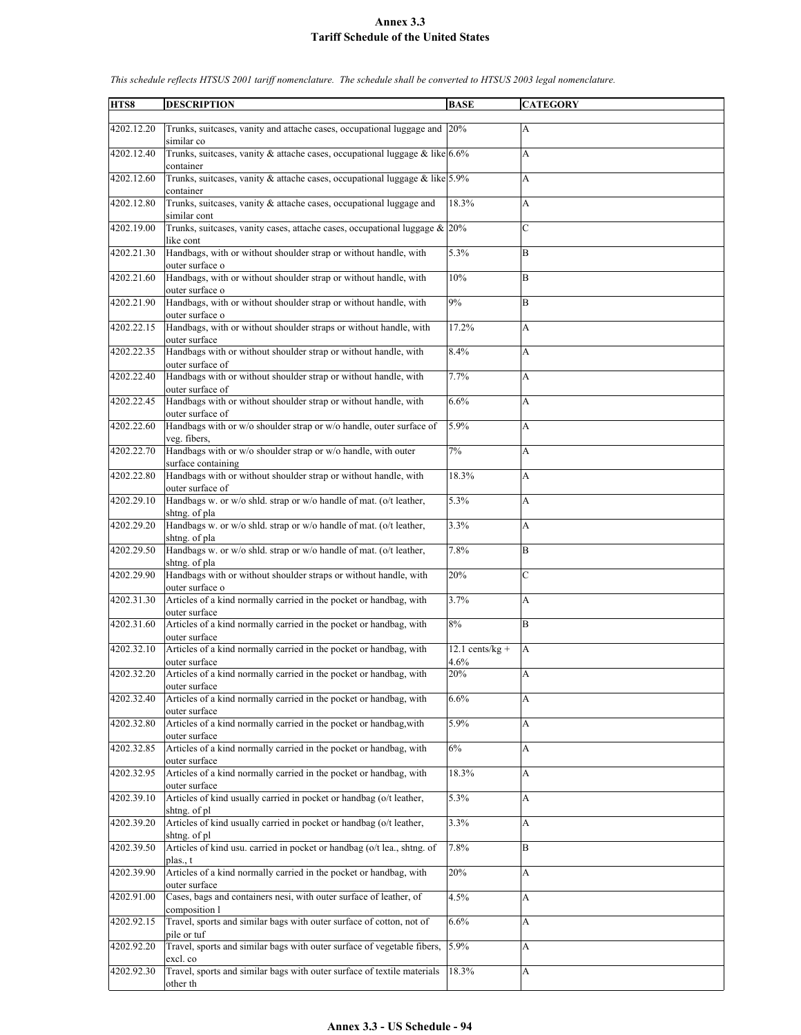# Annex 3.3
# Tariff Schedule of the United States

*This schedule reflects HTSUS 2001 tariff nomenclature. The schedule shall be converted to HTSUS 2003 legal nomenclature.*

| HTS8 | DESCRIPTION | BASE | CATEGORY |
|---|---|---|---|
| 4202.12.20 | Trunks, suitcases, vanity and attache cases, occupational luggage and similar co | 20% | A |
| 4202.12.40 | Trunks, suitcases, vanity & attache cases, occupational luggage & like container | 6.6% | A |
| 4202.12.60 | Trunks, suitcases, vanity & attache cases, occupational luggage & like container | 5.9% | A |
| 4202.12.80 | Trunks, suitcases, vanity & attache cases, occupational luggage and similar cont | 18.3% | A |
| 4202.19.00 | Trunks, suitcases, vanity cases, attache cases, occupational luggage & like cont | 20% | C |
| 4202.21.30 | Handbags, with or without shoulder strap or without handle, with outer surface o | 5.3% | B |
| 4202.21.60 | Handbags, with or without shoulder strap or without handle, with outer surface o | 10% | B |
| 4202.21.90 | Handbags, with or without shoulder strap or without handle, with outer surface o | 9% | B |
| 4202.22.15 | Handbags, with or without shoulder straps or without handle, with outer surface | 17.2% | A |
| 4202.22.35 | Handbags with or without shoulder strap or without handle, with outer surface of | 8.4% | A |
| 4202.22.40 | Handbags with or without shoulder strap or without handle, with outer surface of | 7.7% | A |
| 4202.22.45 | Handbags with or without shoulder strap or without handle, with outer surface of | 6.6% | A |
| 4202.22.60 | Handbags with or w/o shoulder strap or w/o handle, outer surface of veg. fibers, | 5.9% | A |
| 4202.22.70 | Handbags with or w/o shoulder strap or w/o handle, with outer surface containing | 7% | A |
| 4202.22.80 | Handbags with or without shoulder strap or without handle, with outer surface of | 18.3% | A |
| 4202.29.10 | Handbags w. or w/o shld. strap or w/o handle of mat. (o/t leather, shtng. of pla | 5.3% | A |
| 4202.29.20 | Handbags w. or w/o shld. strap or w/o handle of mat. (o/t leather, shtng. of pla | 3.3% | A |
| 4202.29.50 | Handbags w. or w/o shld. strap or w/o handle of mat. (o/t leather, shtng. of pla | 7.8% | B |
| 4202.29.90 | Handbags with or without shoulder straps or without handle, with outer surface o | 20% | C |
| 4202.31.30 | Articles of a kind normally carried in the pocket or handbag, with outer surface | 3.7% | A |
| 4202.31.60 | Articles of a kind normally carried in the pocket or handbag, with outer surface | 8% | B |
| 4202.32.10 | Articles of a kind normally carried in the pocket or handbag, with outer surface | 12.1 cents/kg + 4.6% | A |
| 4202.32.20 | Articles of a kind normally carried in the pocket or handbag, with outer surface | 20% | A |
| 4202.32.40 | Articles of a kind normally carried in the pocket or handbag, with outer surface | 6.6% | A |
| 4202.32.80 | Articles of a kind normally carried in the pocket or handbag,with outer surface | 5.9% | A |
| 4202.32.85 | Articles of a kind normally carried in the pocket or handbag, with outer surface | 6% | A |
| 4202.32.95 | Articles of a kind normally carried in the pocket or handbag, with outer surface | 18.3% | A |
| 4202.39.10 | Articles of kind usually carried in pocket or handbag (o/t leather, shtng. of pl | 5.3% | A |
| 4202.39.20 | Articles of kind usually carried in pocket or handbag (o/t leather, shtng. of pl | 3.3% | A |
| 4202.39.50 | Articles of kind usu. carried in pocket or handbag (o/t lea., shtng. of plas., t | 7.8% | B |
| 4202.39.90 | Articles of a kind normally carried in the pocket or handbag, with outer surface | 20% | A |
| 4202.91.00 | Cases, bags and containers nesi, with outer surface of leather, of composition l | 4.5% | A |
| 4202.92.15 | Travel, sports and similar bags with outer surface of cotton, not of pile or tuf | 6.6% | A |
| 4202.92.20 | Travel, sports and similar bags with outer surface of vegetable fibers, excl. co | 5.9% | A |
| 4202.92.30 | Travel, sports and similar bags with outer surface of textile materials other th | 18.3% | A |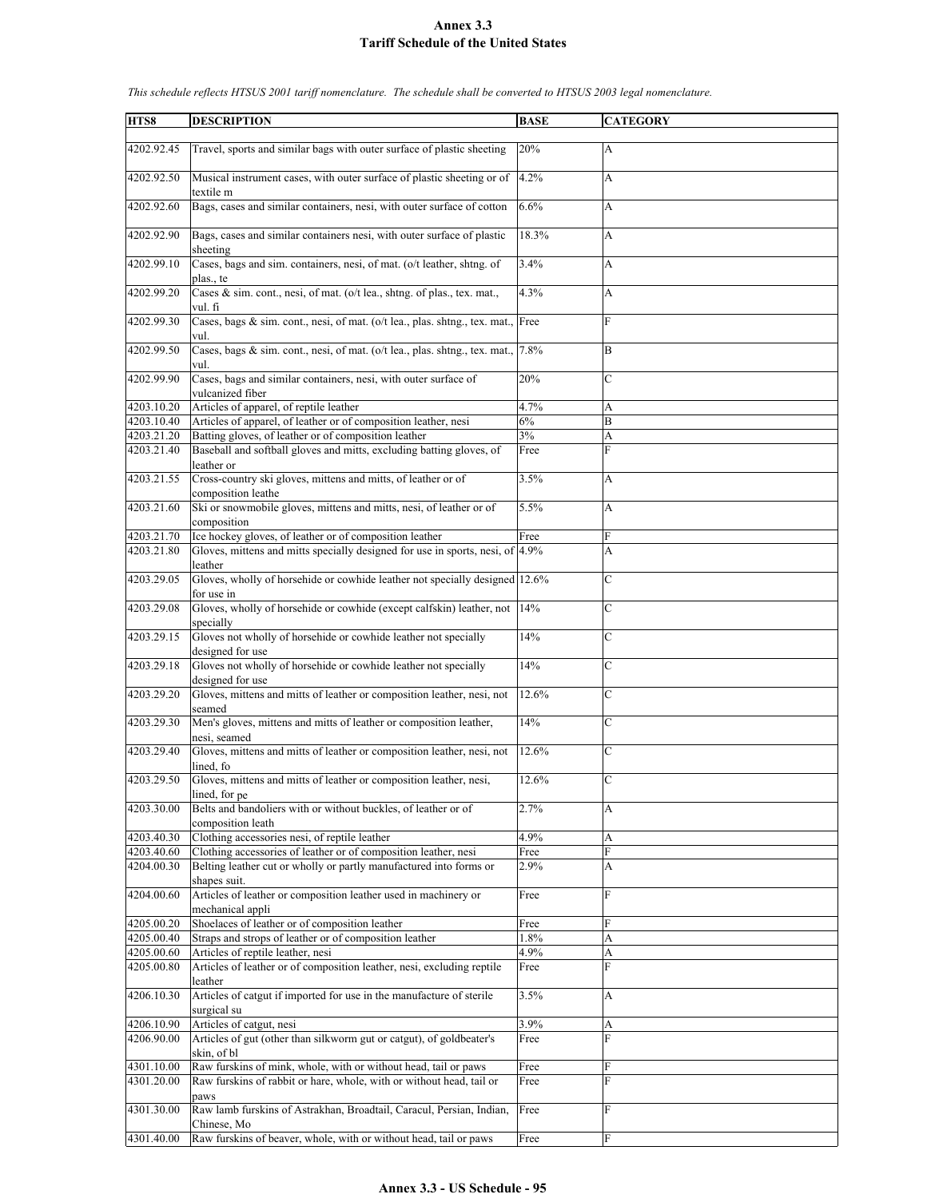# Annex 3.3
## Tariff Schedule of the United States

*This schedule reflects HTSUS 2001 tariff nomenclature. The schedule shall be converted to HTSUS 2003 legal nomenclature.*

| HTS8 | DESCRIPTION | BASE | CATEGORY |
|---|---|---|---|
| 4202.92.45 | Travel, sports and similar bags with outer surface of plastic sheeting | 20% | A |
| 4202.92.50 | Musical instrument cases, with outer surface of plastic sheeting or of textile m | 4.2% | A |
| 4202.92.60 | Bags, cases and similar containers, nesi, with outer surface of cotton | 6.6% | A |
| 4202.92.90 | Bags, cases and similar containers nesi, with outer surface of plastic sheeting | 18.3% | A |
| 4202.99.10 | Cases, bags and sim. containers, nesi, of mat. (o/t leather, shtng. of plas., te | 3.4% | A |
| 4202.99.20 | Cases & sim. cont., nesi, of mat. (o/t lea., shtng. of plas., tex. mat., vul. fi | 4.3% | A |
| 4202.99.30 | Cases, bags & sim. cont., nesi, of mat. (o/t lea., plas. shtng., tex. mat., vul. | Free | F |
| 4202.99.50 | Cases, bags & sim. cont., nesi, of mat. (o/t lea., plas. shtng., tex. mat., vul. | 7.8% | B |
| 4202.99.90 | Cases, bags and similar containers, nesi, with outer surface of vulcanized fiber | 20% | C |
| 4203.10.20 | Articles of apparel, of reptile leather | 4.7% | A |
| 4203.10.40 | Articles of apparel, of leather or of composition leather, nesi | 6% | B |
| 4203.21.20 | Batting gloves, of leather or of composition leather | 3% | A |
| 4203.21.40 | Baseball and softball gloves and mitts, excluding batting gloves, of leather or | Free | F |
| 4203.21.55 | Cross-country ski gloves, mittens and mitts, of leather or of composition leathe | 3.5% | A |
| 4203.21.60 | Ski or snowmobile gloves, mittens and mitts, nesi, of leather or of composition | 5.5% | A |
| 4203.21.70 | Ice hockey gloves, of leather or of composition leather | Free | F |
| 4203.21.80 | Gloves, mittens and mitts specially designed for use in sports, nesi, of leather | 4.9% | A |
| 4203.29.05 | Gloves, wholly of horsehide or cowhide leather not specially designed for use in | 12.6% | C |
| 4203.29.08 | Gloves, wholly of horsehide or cowhide (except calfskin) leather, not specially | 14% | C |
| 4203.29.15 | Gloves not wholly of horsehide or cowhide leather not specially designed for use | 14% | C |
| 4203.29.18 | Gloves not wholly of horsehide or cowhide leather not specially designed for use | 14% | C |
| 4203.29.20 | Gloves, mittens and mitts of leather or composition leather, nesi, not seamed | 12.6% | C |
| 4203.29.30 | Men's gloves, mittens and mitts of leather or composition leather, nesi, seamed | 14% | C |
| 4203.29.40 | Gloves, mittens and mitts of leather or composition leather, nesi, not lined, fo | 12.6% | C |
| 4203.29.50 | Gloves, mittens and mitts of leather or composition leather, nesi, lined, for pe | 12.6% | C |
| 4203.30.00 | Belts and bandoliers with or without buckles, of leather or of composition leath | 2.7% | A |
| 4203.40.30 | Clothing accessories nesi, of reptile leather | 4.9% | A |
| 4203.40.60 | Clothing accessories of leather or of composition leather, nesi | Free | F |
| 4204.00.30 | Belting leather cut or wholly or partly manufactured into forms or shapes suit. | 2.9% | A |
| 4204.00.60 | Articles of leather or composition leather used in machinery or mechanical appli | Free | F |
| 4205.00.20 | Shoelaces of leather or of composition leather | Free | F |
| 4205.00.40 | Straps and strops of leather or of composition leather | 1.8% | A |
| 4205.00.60 | Articles of reptile leather, nesi | 4.9% | A |
| 4205.00.80 | Articles of leather or of composition leather, nesi, excluding reptile leather | Free | F |
| 4206.10.30 | Articles of catgut if imported for use in the manufacture of sterile surgical su | 3.5% | A |
| 4206.10.90 | Articles of catgut, nesi | 3.9% | A |
| 4206.90.00 | Articles of gut (other than silkworm gut or catgut), of goldbeater's skin, of bl | Free | F |
| 4301.10.00 | Raw furskins of mink, whole, with or without head, tail or paws | Free | F |
| 4301.20.00 | Raw furskins of rabbit or hare, whole, with or without head, tail or paws | Free | F |
| 4301.30.00 | Raw lamb furskins of Astrakhan, Broadtail, Caracul, Persian, Indian, Chinese, Mo | Free | F |
| 4301.40.00 | Raw furskins of beaver, whole, with or without head, tail or paws | Free | F |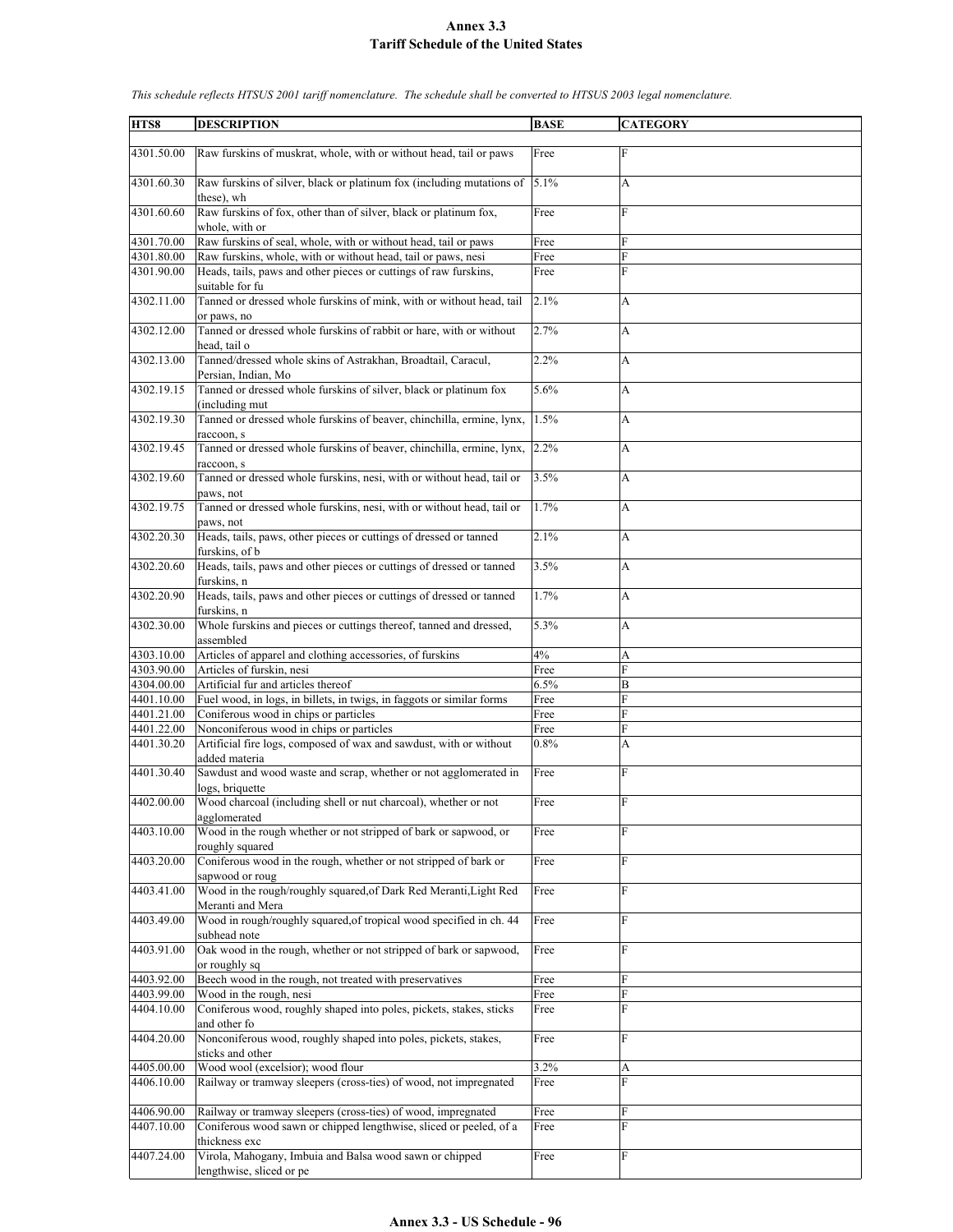# Annex 3.3
## Tariff Schedule of the United States

*This schedule reflects HTSUS 2001 tariff nomenclature. The schedule shall be converted to HTSUS 2003 legal nomenclature.*

| HTS8 | DESCRIPTION | BASE | CATEGORY |
|---|---|---|---|
| 4301.50.00 | Raw furskins of muskrat, whole, with or without head, tail or paws | Free | F |
| 4301.60.30 | Raw furskins of silver, black or platinum fox (including mutations of these), wh | 5.1% | A |
| 4301.60.60 | Raw furskins of fox, other than of silver, black or platinum fox, whole, with or | Free | F |
| 4301.70.00 | Raw furskins of seal, whole, with or without head, tail or paws | Free | F |
| 4301.80.00 | Raw furskins, whole, with or without head, tail or paws, nesi | Free | F |
| 4301.90.00 | Heads, tails, paws and other pieces or cuttings of raw furskins, suitable for fu | Free | F |
| 4302.11.00 | Tanned or dressed whole furskins of mink, with or without head, tail or paws, no | 2.1% | A |
| 4302.12.00 | Tanned or dressed whole furskins of rabbit or hare, with or without head, tail o | 2.7% | A |
| 4302.13.00 | Tanned/dressed whole skins of Astrakhan, Broadtail, Caracul, Persian, Indian, Mo | 2.2% | A |
| 4302.19.15 | Tanned or dressed whole furskins of silver, black or platinum fox (including mut | 5.6% | A |
| 4302.19.30 | Tanned or dressed whole furskins of beaver, chinchilla, ermine, lynx, raccoon, s | 1.5% | A |
| 4302.19.45 | Tanned or dressed whole furskins of beaver, chinchilla, ermine, lynx, raccoon, s | 2.2% | A |
| 4302.19.60 | Tanned or dressed whole furskins, nesi, with or without head, tail or paws, not | 3.5% | A |
| 4302.19.75 | Tanned or dressed whole furskins, nesi, with or without head, tail or paws, not | 1.7% | A |
| 4302.20.30 | Heads, tails, paws, other pieces or cuttings of dressed or tanned furskins, of b | 2.1% | A |
| 4302.20.60 | Heads, tails, paws and other pieces or cuttings of dressed or tanned furskins, n | 3.5% | A |
| 4302.20.90 | Heads, tails, paws and other pieces or cuttings of dressed or tanned furskins, n | 1.7% | A |
| 4302.30.00 | Whole furskins and pieces or cuttings thereof, tanned and dressed, assembled | 5.3% | A |
| 4303.10.00 | Articles of apparel and clothing accessories, of furskins | 4% | A |
| 4303.90.00 | Articles of furskin, nesi | Free | F |
| 4304.00.00 | Artificial fur and articles thereof | 6.5% | B |
| 4401.10.00 | Fuel wood, in logs, in billets, in twigs, in faggots or similar forms | Free | F |
| 4401.21.00 | Coniferous wood in chips or particles | Free | F |
| 4401.22.00 | Nonconiferous wood in chips or particles | Free | F |
| 4401.30.20 | Artificial fire logs, composed of wax and sawdust, with or without added materia | 0.8% | A |
| 4401.30.40 | Sawdust and wood waste and scrap, whether or not agglomerated in logs, briquette | Free | F |
| 4402.00.00 | Wood charcoal (including shell or nut charcoal), whether or not agglomerated | Free | F |
| 4403.10.00 | Wood in the rough whether or not stripped of bark or sapwood, or roughly squared | Free | F |
| 4403.20.00 | Coniferous wood in the rough, whether or not stripped of bark or sapwood or roug | Free | F |
| 4403.41.00 | Wood in the rough/roughly squared,of Dark Red Meranti,Light Red Meranti and Mera | Free | F |
| 4403.49.00 | Wood in rough/roughly squared,of tropical wood specified in ch. 44 subhead note | Free | F |
| 4403.91.00 | Oak wood in the rough, whether or not stripped of bark or sapwood, or roughly sq | Free | F |
| 4403.92.00 | Beech wood in the rough, not treated with preservatives | Free | F |
| 4403.99.00 | Wood in the rough, nesi | Free | F |
| 4404.10.00 | Coniferous wood, roughly shaped into poles, pickets, stakes, sticks and other fo | Free | F |
| 4404.20.00 | Nonconiferous wood, roughly shaped into poles, pickets, stakes, sticks and other | Free | F |
| 4405.00.00 | Wood wool (excelsior); wood flour | 3.2% | A |
| 4406.10.00 | Railway or tramway sleepers (cross-ties) of wood, not impregnated | Free | F |
| 4406.90.00 | Railway or tramway sleepers (cross-ties) of wood, impregnated | Free | F |
| 4407.10.00 | Coniferous wood sawn or chipped lengthwise, sliced or peeled, of a thickness exc | Free | F |
| 4407.24.00 | Virola, Mahogany, Imbuia and Balsa wood sawn or chipped lengthwise, sliced or pe | Free | F |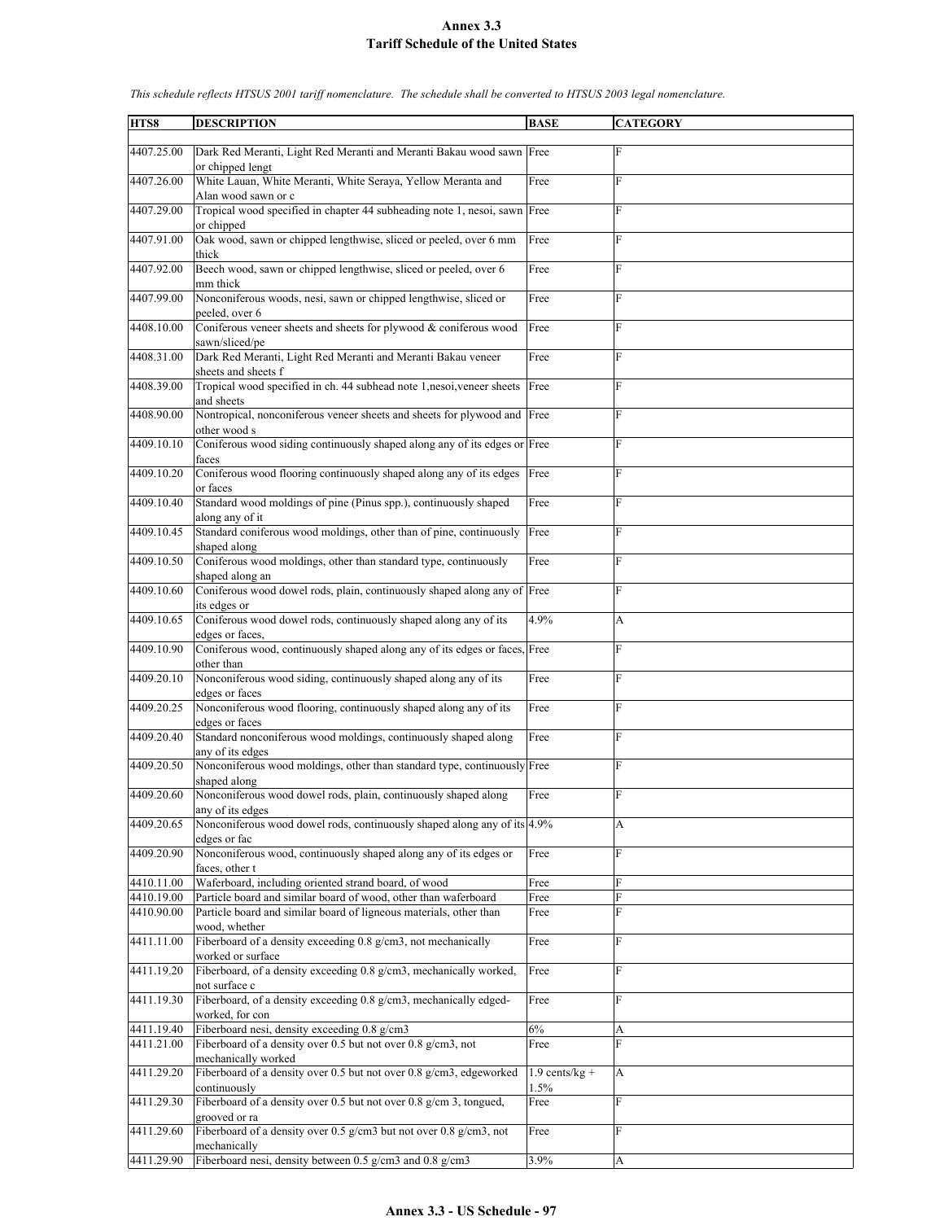# Annex 3.3
## Tariff Schedule of the United States

*This schedule reflects HTSUS 2001 tariff nomenclature. The schedule shall be converted to HTSUS 2003 legal nomenclature.*

| HTS8 | DESCRIPTION | BASE | CATEGORY |
|---|---|---|---|
| 4407.25.00 | Dark Red Meranti, Light Red Meranti and Meranti Bakau wood sawn or chipped lengt | Free | F |
| 4407.26.00 | White Lauan, White Meranti, White Seraya, Yellow Meranta and Alan wood sawn or c | Free | F |
| 4407.29.00 | Tropical wood specified in chapter 44 subheading note 1, nesoi, sawn or chipped | Free | F |
| 4407.91.00 | Oak wood, sawn or chipped lengthwise, sliced or peeled, over 6 mm thick | Free | F |
| 4407.92.00 | Beech wood, sawn or chipped lengthwise, sliced or peeled, over 6 mm thick | Free | F |
| 4407.99.00 | Nonconiferous woods, nesi, sawn or chipped lengthwise, sliced or peeled, over 6 | Free | F |
| 4408.10.00 | Coniferous veneer sheets and sheets for plywood & coniferous wood sawn/sliced/pe | Free | F |
| 4408.31.00 | Dark Red Meranti, Light Red Meranti and Meranti Bakau veneer sheets and sheets f | Free | F |
| 4408.39.00 | Tropical wood specified in ch. 44 subhead note 1,nesoi,veneer sheets and sheets | Free | F |
| 4408.90.00 | Nontropical, nonconiferous veneer sheets and sheets for plywood and other wood s | Free | F |
| 4409.10.10 | Coniferous wood siding continuously shaped along any of its edges or faces | Free | F |
| 4409.10.20 | Coniferous wood flooring continuously shaped along any of its edges or faces | Free | F |
| 4409.10.40 | Standard wood moldings of pine (Pinus spp.), continuously shaped along any of it | Free | F |
| 4409.10.45 | Standard coniferous wood moldings, other than of pine, continuously shaped along | Free | F |
| 4409.10.50 | Coniferous wood moldings, other than standard type, continuously shaped along an | Free | F |
| 4409.10.60 | Coniferous wood dowel rods, plain, continuously shaped along any of its edges or | Free | F |
| 4409.10.65 | Coniferous wood dowel rods, continuously shaped along any of its edges or faces, | 4.9% | A |
| 4409.10.90 | Coniferous wood, continuously shaped along any of its edges or faces, other than | Free | F |
| 4409.20.10 | Nonconiferous wood siding, continuously shaped along any of its edges or faces | Free | F |
| 4409.20.25 | Nonconiferous wood flooring, continuously shaped along any of its edges or faces | Free | F |
| 4409.20.40 | Standard nonconiferous wood moldings, continuously shaped along any of its edges | Free | F |
| 4409.20.50 | Nonconiferous wood moldings, other than standard type, continuously shaped along | Free | F |
| 4409.20.60 | Nonconiferous wood dowel rods, plain, continuously shaped along any of its edges | Free | F |
| 4409.20.65 | Nonconiferous wood dowel rods, continuously shaped along any of its edges or fac | 4.9% | A |
| 4409.20.90 | Nonconiferous wood, continuously shaped along any of its edges or faces, other t | Free | F |
| 4410.11.00 | Waferboard, including oriented strand board, of wood | Free | F |
| 4410.19.00 | Particle board and similar board of wood, other than waferboard | Free | F |
| 4410.90.00 | Particle board and similar board of ligneous materials, other than wood, whether | Free | F |
| 4411.11.00 | Fiberboard of a density exceeding 0.8 g/cm3, not mechanically worked or surface | Free | F |
| 4411.19.20 | Fiberboard, of a density exceeding 0.8 g/cm3, mechanically worked, not surface c | Free | F |
| 4411.19.30 | Fiberboard, of a density exceeding 0.8 g/cm3, mechanically edged-worked, for con | Free | F |
| 4411.19.40 | Fiberboard nesi, density exceeding 0.8 g/cm3 | 6% | A |
| 4411.21.00 | Fiberboard of a density over 0.5 but not over 0.8 g/cm3, not mechanically worked | Free | F |
| 4411.29.20 | Fiberboard of a density over 0.5 but not over 0.8 g/cm3, edgeworked continuously | 1.9 cents/kg + 1.5% | A |
| 4411.29.30 | Fiberboard of a density over 0.5 but not over 0.8 g/cm 3, tongued, grooved or ra | Free | F |
| 4411.29.60 | Fiberboard of a density over 0.5 g/cm3 but not over 0.8 g/cm3, not mechanically | Free | F |
| 4411.29.90 | Fiberboard nesi, density between 0.5 g/cm3 and 0.8 g/cm3 | 3.9% | A |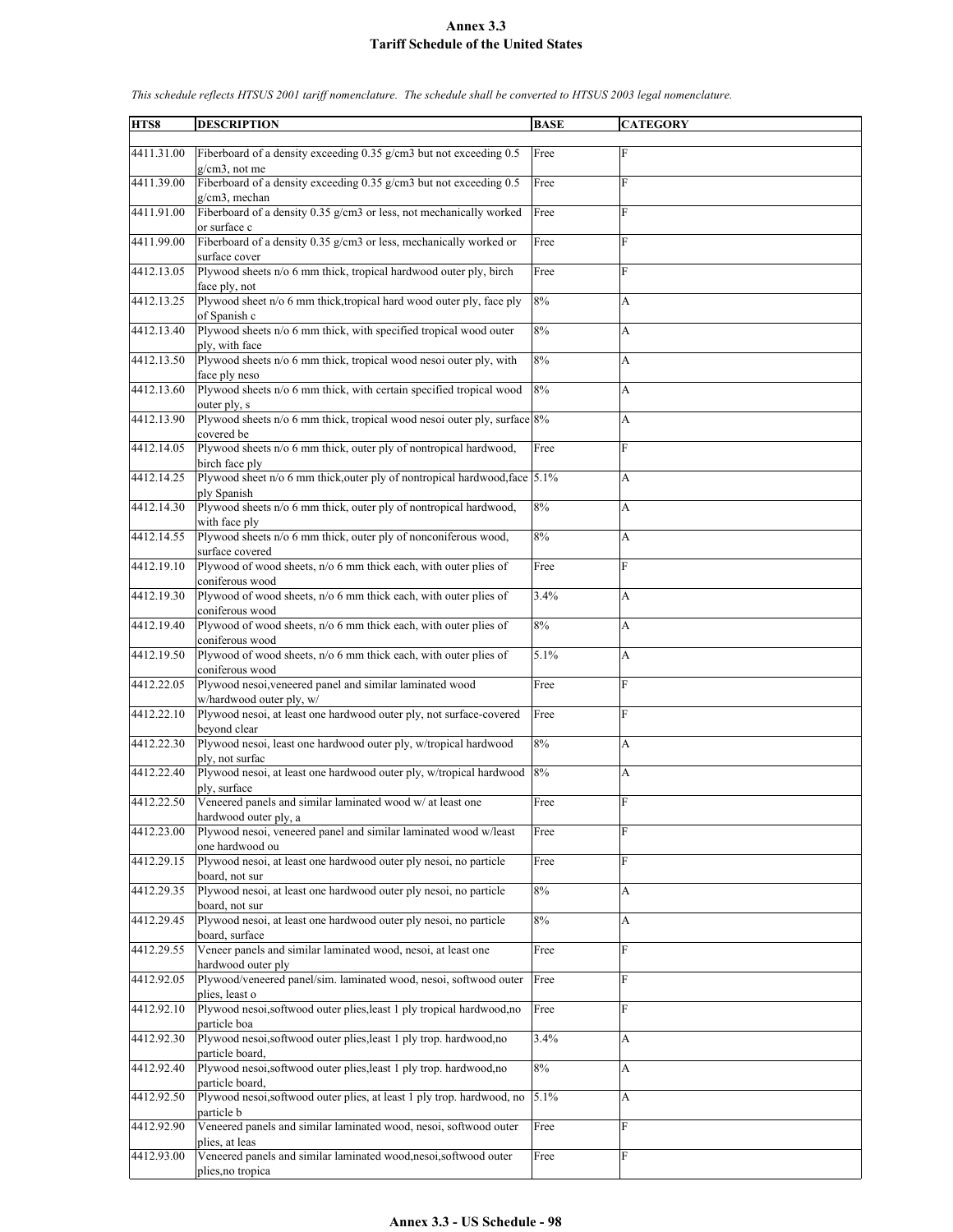# Annex 3.3
# Tariff Schedule of the United States

*This schedule reflects HTSUS 2001 tariff nomenclature. The schedule shall be converted to HTSUS 2003 legal nomenclature.*

| HTS8 | DESCRIPTION | BASE | CATEGORY |
|---|---|---|---|
| 4411.31.00 | Fiberboard of a density exceeding 0.35 g/cm3 but not exceeding 0.5 g/cm3, not me | Free | F |
| 4411.39.00 | Fiberboard of a density exceeding 0.35 g/cm3 but not exceeding 0.5 g/cm3, mechan | Free | F |
| 4411.91.00 | Fiberboard of a density 0.35 g/cm3 or less, not mechanically worked or surface c | Free | F |
| 4411.99.00 | Fiberboard of a density 0.35 g/cm3 or less, mechanically worked or surface cover | Free | F |
| 4412.13.05 | Plywood sheets n/o 6 mm thick, tropical hardwood outer ply, birch face ply, not | Free | F |
| 4412.13.25 | Plywood sheet n/o 6 mm thick,tropical hard wood outer ply, face ply of Spanish c | 8% | A |
| 4412.13.40 | Plywood sheets n/o 6 mm thick, with specified tropical wood outer ply, with face | 8% | A |
| 4412.13.50 | Plywood sheets n/o 6 mm thick, tropical wood nesoi outer ply, with face ply neso | 8% | A |
| 4412.13.60 | Plywood sheets n/o 6 mm thick, with certain specified tropical wood outer ply, s | 8% | A |
| 4412.13.90 | Plywood sheets n/o 6 mm thick, tropical wood nesoi outer ply, surface covered be | 8% | A |
| 4412.14.05 | Plywood sheets n/o 6 mm thick, outer ply of nontropical hardwood, birch face ply | Free | F |
| 4412.14.25 | Plywood sheet n/o 6 mm thick,outer ply of nontropical hardwood,face ply Spanish | 5.1% | A |
| 4412.14.30 | Plywood sheets n/o 6 mm thick, outer ply of nontropical hardwood, with face ply | 8% | A |
| 4412.14.55 | Plywood sheets n/o 6 mm thick, outer ply of nonconiferous wood, surface covered | 8% | A |
| 4412.19.10 | Plywood of wood sheets, n/o 6 mm thick each, with outer plies of coniferous wood | Free | F |
| 4412.19.30 | Plywood of wood sheets, n/o 6 mm thick each, with outer plies of coniferous wood | 3.4% | A |
| 4412.19.40 | Plywood of wood sheets, n/o 6 mm thick each, with outer plies of coniferous wood | 8% | A |
| 4412.19.50 | Plywood of wood sheets, n/o 6 mm thick each, with outer plies of coniferous wood | 5.1% | A |
| 4412.22.05 | Plywood nesoi,veneered panel and similar laminated wood w/hardwood outer ply, w/ | Free | F |
| 4412.22.10 | Plywood nesoi, at least one hardwood outer ply, not surface-covered beyond clear | Free | F |
| 4412.22.30 | Plywood nesoi, least one hardwood outer ply, w/tropical hardwood ply, not surfac | 8% | A |
| 4412.22.40 | Plywood nesoi, at least one hardwood outer ply, w/tropical hardwood ply, surface | 8% | A |
| 4412.22.50 | Veneered panels and similar laminated wood w/ at least one hardwood outer ply, a | Free | F |
| 4412.23.00 | Plywood nesoi, veneered panel and similar laminated wood w/least one hardwood ou | Free | F |
| 4412.29.15 | Plywood nesoi, at least one hardwood outer ply nesoi, no particle board, not sur | Free | F |
| 4412.29.35 | Plywood nesoi, at least one hardwood outer ply nesoi, no particle board, not sur | 8% | A |
| 4412.29.45 | Plywood nesoi, at least one hardwood outer ply nesoi, no particle board, surface | 8% | A |
| 4412.29.55 | Veneer panels and similar laminated wood, nesoi, at least one hardwood outer ply | Free | F |
| 4412.92.05 | Plywood/veneered panel/sim. laminated wood, nesoi, softwood outer plies, least o | Free | F |
| 4412.92.10 | Plywood nesoi,softwood outer plies,least 1 ply tropical hardwood,no particle boa | Free | F |
| 4412.92.30 | Plywood nesoi,softwood outer plies,least 1 ply trop. hardwood,no particle board, | 3.4% | A |
| 4412.92.40 | Plywood nesoi,softwood outer plies,least 1 ply trop. hardwood,no particle board, | 8% | A |
| 4412.92.50 | Plywood nesoi,softwood outer plies, at least 1 ply trop. hardwood, no particle b | 5.1% | A |
| 4412.92.90 | Veneered panels and similar laminated wood, nesoi, softwood outer plies, at leas | Free | F |
| 4412.93.00 | Veneered panels and similar laminated wood,nesoi,softwood outer plies,no tropica | Free | F |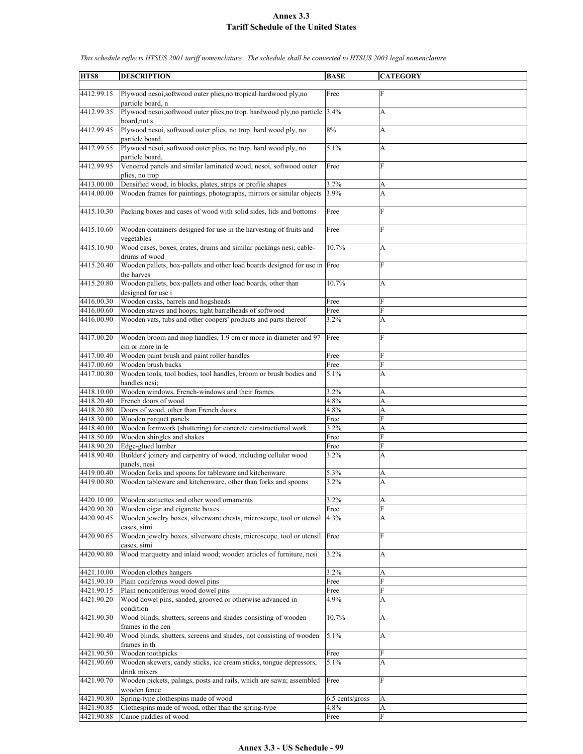# Annex 3.3
## Tariff Schedule of the United States

*This schedule reflects HTSUS 2001 tariff nomenclature. The schedule shall be converted to HTSUS 2003 legal nomenclature.*

| HTS8 | DESCRIPTION | BASE | CATEGORY |
|---|---|---|---|
| 4412.99.15 | Plywood nesoi,softwood outer plies,no tropical hardwood ply,no particle board, n | Free | F |
| 4412.99.35 | Plywood nesoi,softwood outer plies,no trop. hardwood ply,no particle board,not s | 3.4% | A |
| 4412.99.45 | Plywood nesoi, softwood outer plies, no trop. hard wood ply, no particle board, | 8% | A |
| 4412.99.55 | Plywood nesoi, softwood outer plies, no trop. hard wood ply, no particle board, | 5.1% | A |
| 4412.99.95 | Veneered panels and similar laminated wood, nesoi, softwood outer plies, no trop | Free | F |
| 4413.00.00 | Densified wood, in blocks, plates, strips or profile shapes | 3.7% | A |
| 4414.00.00 | Wooden frames for paintings, photographs, mirrors or similar objects | 3.9% | A |
| 4415.10.30 | Packing boxes and cases of wood with solid sides, lids and bottoms | Free | F |
| 4415.10.60 | Wooden containers designed for use in the harvesting of fruits and vegetables | Free | F |
| 4415.10.90 | Wood cases, boxes, crates, drums and similar packings nesi; cable-drums of wood | 10.7% | A |
| 4415.20.40 | Wooden pallets, box-pallets and other load boards designed for use in the harves | Free | F |
| 4415.20.80 | Wooden pallets, box-pallets and other load boards, other than designed for use i | 10.7% | A |
| 4416.00.30 | Wooden casks, barrels and hogsheads | Free | F |
| 4416.00.60 | Wooden staves and hoops; tight barrelheads of softwood | Free | F |
| 4416.00.90 | Wooden vats, tubs and other coopers' products and parts thereof | 3.2% | A |
| 4417.00.20 | Wooden broom and mop handles, 1.9 cm or more in diameter and 97 cm or more in le | Free | F |
| 4417.00.40 | Wooden paint brush and paint roller handles | Free | F |
| 4417.00.60 | Wooden brush backs | Free | F |
| 4417.00.80 | Wooden tools, tool bodies, tool handles, broom or brush bodies and handles nesi; | 5.1% | A |
| 4418.10.00 | Wooden windows, French-windows and their frames | 3.2% | A |
| 4418.20.40 | French doors of wood | 4.8% | A |
| 4418.20.80 | Doors of wood, other than French doors | 4.8% | A |
| 4418.30.00 | Wooden parquet panels | Free | F |
| 4418.40.00 | Wooden formwork (shuttering) for concrete constructional work | 3.2% | A |
| 4418.50.00 | Wooden shingles and shakes | Free | F |
| 4418.90.20 | Edge-glued lumber | Free | F |
| 4418.90.40 | Builders' joinery and carpentry of wood, including cellular wood panels, nesi | 3.2% | A |
| 4419.00.40 | Wooden forks and spoons for tableware and kitchenware | 5.3% | A |
| 4419.00.80 | Wooden tableware and kitchenware, other than forks and spoons | 3.2% | A |
| 4420.10.00 | Wooden statuettes and other wood ornaments | 3.2% | A |
| 4420.90.20 | Wooden cigar and cigarette boxes | Free | F |
| 4420.90.45 | Wooden jewelry boxes, silverware chests, microscope, tool or utensil cases, simi | 4.3% | A |
| 4420.90.65 | Wooden jewelry boxes, silverware chests, microscope, tool or utensil cases, simi | Free | F |
| 4420.90.80 | Wood marquetry and inlaid wood; wooden articles of furniture, nesi | 3.2% | A |
| 4421.10.00 | Wooden clothes hangers | 3.2% | A |
| 4421.90.10 | Plain coniferous wood dowel pins | Free | F |
| 4421.90.15 | Plain nonconiferous wood dowel pins | Free | F |
| 4421.90.20 | Wood dowel pins, sanded, grooved or otherwise advanced in condition | 4.9% | A |
| 4421.90.30 | Wood blinds, shutters, screens and shades consisting of wooden frames in the cen | 10.7% | A |
| 4421.90.40 | Wood blinds, shutters, screens and shades, not consisting of wooden frames in th | 5.1% | A |
| 4421.90.50 | Wooden toothpicks | Free | F |
| 4421.90.60 | Wooden skewers, candy sticks, ice cream sticks, tongue depressors, drink mixers | 5.1% | A |
| 4421.90.70 | Wooden pickets, palings, posts and rails, which are sawn; assembled wooden fence | Free | F |
| 4421.90.80 | Spring-type clothespins made of wood | 6.5 cents/gross | A |
| 4421.90.85 | Clothespins made of wood, other than the spring-type | 4.8% | A |
| 4421.90.88 | Canoe paddles of wood | Free | F |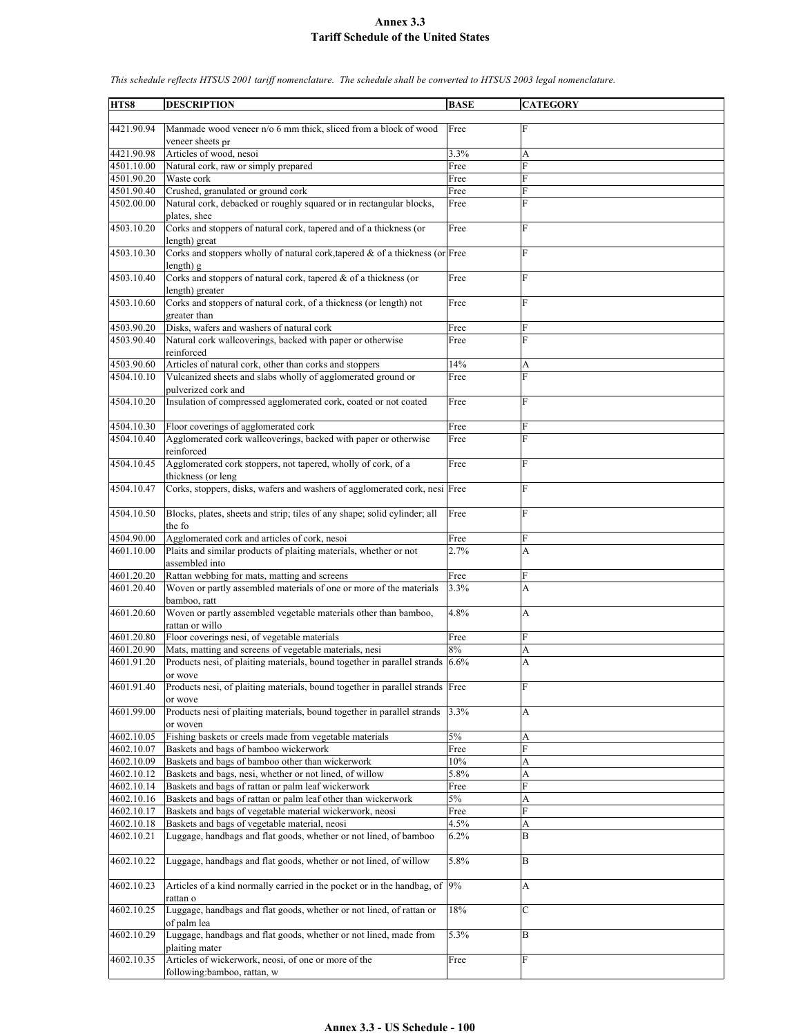# Annex 3.3
## Tariff Schedule of the United States

*This schedule reflects HTSUS 2001 tariff nomenclature. The schedule shall be converted to HTSUS 2003 legal nomenclature.*

| HTS8 | DESCRIPTION | BASE | CATEGORY |
|---|---|---|---|
| 4421.90.94 | Manmade wood veneer n/o 6 mm thick, sliced from a block of wood veneer sheets pr | Free | F |
| 4421.90.98 | Articles of wood, nesoi | 3.3% | A |
| 4501.10.00 | Natural cork, raw or simply prepared | Free | F |
| 4501.90.20 | Waste cork | Free | F |
| 4501.90.40 | Crushed, granulated or ground cork | Free | F |
| 4502.00.00 | Natural cork, debacked or roughly squared or in rectangular blocks, plates, shee | Free | F |
| 4503.10.20 | Corks and stoppers of natural cork, tapered and of a thickness (or length) great | Free | F |
| 4503.10.30 | Corks and stoppers wholly of natural cork,tapered & of a thickness (or length) g | Free | F |
| 4503.10.40 | Corks and stoppers of natural cork, tapered & of a thickness (or length) greater | Free | F |
| 4503.10.60 | Corks and stoppers of natural cork, of a thickness (or length) not greater than | Free | F |
| 4503.90.20 | Disks, wafers and washers of natural cork | Free | F |
| 4503.90.40 | Natural cork wallcoverings, backed with paper or otherwise reinforced | Free | F |
| 4503.90.60 | Articles of natural cork, other than corks and stoppers | 14% | A |
| 4504.10.10 | Vulcanized sheets and slabs wholly of agglomerated ground or pulverized cork and | Free | F |
| 4504.10.20 | Insulation of compressed agglomerated cork, coated or not coated | Free | F |
| 4504.10.30 | Floor coverings of agglomerated cork | Free | F |
| 4504.10.40 | Agglomerated cork wallcoverings, backed with paper or otherwise reinforced | Free | F |
| 4504.10.45 | Agglomerated cork stoppers, not tapered, wholly of cork, of a thickness (or leng | Free | F |
| 4504.10.47 | Corks, stoppers, disks, wafers and washers of agglomerated cork, nesi | Free | F |
| 4504.10.50 | Blocks, plates, sheets and strip; tiles of any shape; solid cylinder; all the fo | Free | F |
| 4504.90.00 | Agglomerated cork and articles of cork, nesoi | Free | F |
| 4601.10.00 | Plaits and similar products of plaiting materials, whether or not assembled into | 2.7% | A |
| 4601.20.20 | Rattan webbing for mats, matting and screens | Free | F |
| 4601.20.40 | Woven or partly assembled materials of one or more of the materials bamboo, ratt | 3.3% | A |
| 4601.20.60 | Woven or partly assembled vegetable materials other than bamboo, rattan or willo | 4.8% | A |
| 4601.20.80 | Floor coverings nesi, of vegetable materials | Free | F |
| 4601.20.90 | Mats, matting and screens of vegetable materials, nesi | 8% | A |
| 4601.91.20 | Products nesi, of plaiting materials, bound together in parallel strands or wove | 6.6% | A |
| 4601.91.40 | Products nesi, of plaiting materials, bound together in parallel strands or wove | Free | F |
| 4601.99.00 | Products nesi of plaiting materials, bound together in parallel strands or woven | 3.3% | A |
| 4602.10.05 | Fishing baskets or creels made from vegetable materials | 5% | A |
| 4602.10.07 | Baskets and bags of bamboo wickerwork | Free | F |
| 4602.10.09 | Baskets and bags of bamboo other than wickerwork | 10% | A |
| 4602.10.12 | Baskets and bags, nesi, whether or not lined, of willow | 5.8% | A |
| 4602.10.14 | Baskets and bags of rattan or palm leaf wickerwork | Free | F |
| 4602.10.16 | Baskets and bags of rattan or palm leaf other than wickerwork | 5% | A |
| 4602.10.17 | Baskets and bags of vegetable material wickerwork, neosi | Free | F |
| 4602.10.18 | Baskets and bags of vegetable material, neosi | 4.5% | A |
| 4602.10.21 | Luggage, handbags and flat goods, whether or not lined, of bamboo | 6.2% | B |
| 4602.10.22 | Luggage, handbags and flat goods, whether or not lined, of willow | 5.8% | B |
| 4602.10.23 | Articles of a kind normally carried in the pocket or in the handbag, of rattan o | 9% | A |
| 4602.10.25 | Luggage, handbags and flat goods, whether or not lined, of rattan or of palm lea | 18% | C |
| 4602.10.29 | Luggage, handbags and flat goods, whether or not lined, made from plaiting mater | 5.3% | B |
| 4602.10.35 | Articles of wickerwork, neosi, of one or more of the following:bamboo, rattan, w | Free | F |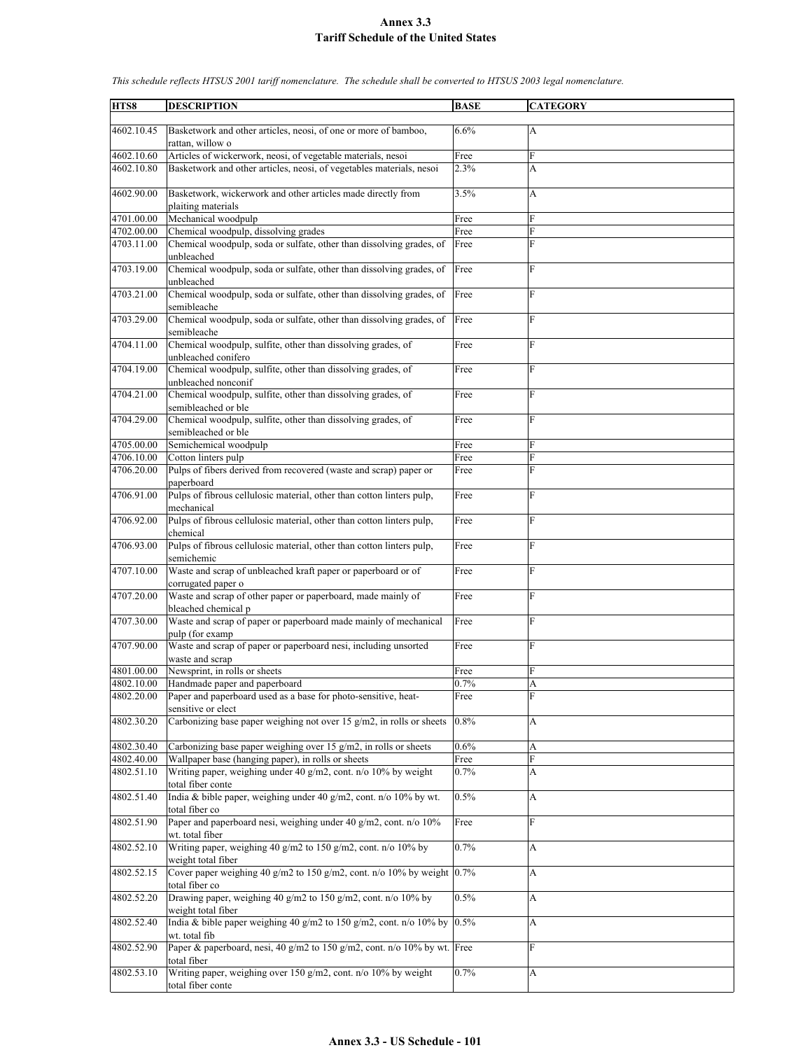# Annex 3.3
# Tariff Schedule of the United States

*This schedule reflects HTSUS 2001 tariff nomenclature. The schedule shall be converted to HTSUS 2003 legal nomenclature.*

| HTS8 | DESCRIPTION | BASE | CATEGORY |
|---|---|---|---|
| 4602.10.45 | Basketwork and other articles, neosi, of one or more of bamboo, rattan, willow o | 6.6% | A |
| 4602.10.60 | Articles of wickerwork, neosi, of vegetable materials, nesoi | Free | F |
| 4602.10.80 | Basketwork and other articles, neosi, of vegetables materials, nesoi | 2.3% | A |
| 4602.90.00 | Basketwork, wickerwork and other articles made directly from plaiting materials | 3.5% | A |
| 4701.00.00 | Mechanical woodpulp | Free | F |
| 4702.00.00 | Chemical woodpulp, dissolving grades | Free | F |
| 4703.11.00 | Chemical woodpulp, soda or sulfate, other than dissolving grades, of unbleached | Free | F |
| 4703.19.00 | Chemical woodpulp, soda or sulfate, other than dissolving grades, of unbleached | Free | F |
| 4703.21.00 | Chemical woodpulp, soda or sulfate, other than dissolving grades, of semibleache | Free | F |
| 4703.29.00 | Chemical woodpulp, soda or sulfate, other than dissolving grades, of semibleache | Free | F |
| 4704.11.00 | Chemical woodpulp, sulfite, other than dissolving grades, of unbleached conifero | Free | F |
| 4704.19.00 | Chemical woodpulp, sulfite, other than dissolving grades, of unbleached nonconif | Free | F |
| 4704.21.00 | Chemical woodpulp, sulfite, other than dissolving grades, of semibleached or ble | Free | F |
| 4704.29.00 | Chemical woodpulp, sulfite, other than dissolving grades, of semibleached or ble | Free | F |
| 4705.00.00 | Semichemical woodpulp | Free | F |
| 4706.10.00 | Cotton linters pulp | Free | F |
| 4706.20.00 | Pulps of fibers derived from recovered (waste and scrap) paper or paperboard | Free | F |
| 4706.91.00 | Pulps of fibrous cellulosic material, other than cotton linters pulp, mechanical | Free | F |
| 4706.92.00 | Pulps of fibrous cellulosic material, other than cotton linters pulp, chemical | Free | F |
| 4706.93.00 | Pulps of fibrous cellulosic material, other than cotton linters pulp, semichemic | Free | F |
| 4707.10.00 | Waste and scrap of unbleached kraft paper or paperboard or of corrugated paper o | Free | F |
| 4707.20.00 | Waste and scrap of other paper or paperboard, made mainly of bleached chemical p | Free | F |
| 4707.30.00 | Waste and scrap of paper or paperboard made mainly of mechanical pulp (for examp | Free | F |
| 4707.90.00 | Waste and scrap of paper or paperboard nesi, including unsorted waste and scrap | Free | F |
| 4801.00.00 | Newsprint, in rolls or sheets | Free | F |
| 4802.10.00 | Handmade paper and paperboard | 0.7% | A |
| 4802.20.00 | Paper and paperboard used as a base for photo-sensitive, heat-sensitive or elect | Free | F |
| 4802.30.20 | Carbonizing base paper weighing not over 15 g/m2, in rolls or sheets | 0.8% | A |
| 4802.30.40 | Carbonizing base paper weighing over 15 g/m2, in rolls or sheets | 0.6% | A |
| 4802.40.00 | Wallpaper base (hanging paper), in rolls or sheets | Free | F |
| 4802.51.10 | Writing paper, weighing under 40 g/m2, cont. n/o 10% by weight total fiber conte | 0.7% | A |
| 4802.51.40 | India & bible paper, weighing under 40 g/m2, cont. n/o 10% by wt. total fiber co | 0.5% | A |
| 4802.51.90 | Paper and paperboard nesi, weighing under 40 g/m2, cont. n/o 10% wt. total fiber | Free | F |
| 4802.52.10 | Writing paper, weighing 40 g/m2 to 150 g/m2, cont. n/o 10% by weight total fiber | 0.7% | A |
| 4802.52.15 | Cover paper weighing 40 g/m2 to 150 g/m2, cont. n/o 10% by weight total fiber co | 0.7% | A |
| 4802.52.20 | Drawing paper, weighing 40 g/m2 to 150 g/m2, cont. n/o 10% by weight total fiber | 0.5% | A |
| 4802.52.40 | India & bible paper weighing 40 g/m2 to 150 g/m2, cont. n/o 10% by wt. total fib | 0.5% | A |
| 4802.52.90 | Paper & paperboard, nesi, 40 g/m2 to 150 g/m2, cont. n/o 10% by wt. total fiber | Free | F |
| 4802.53.10 | Writing paper, weighing over 150 g/m2, cont. n/o 10% by weight total fiber conte | 0.7% | A |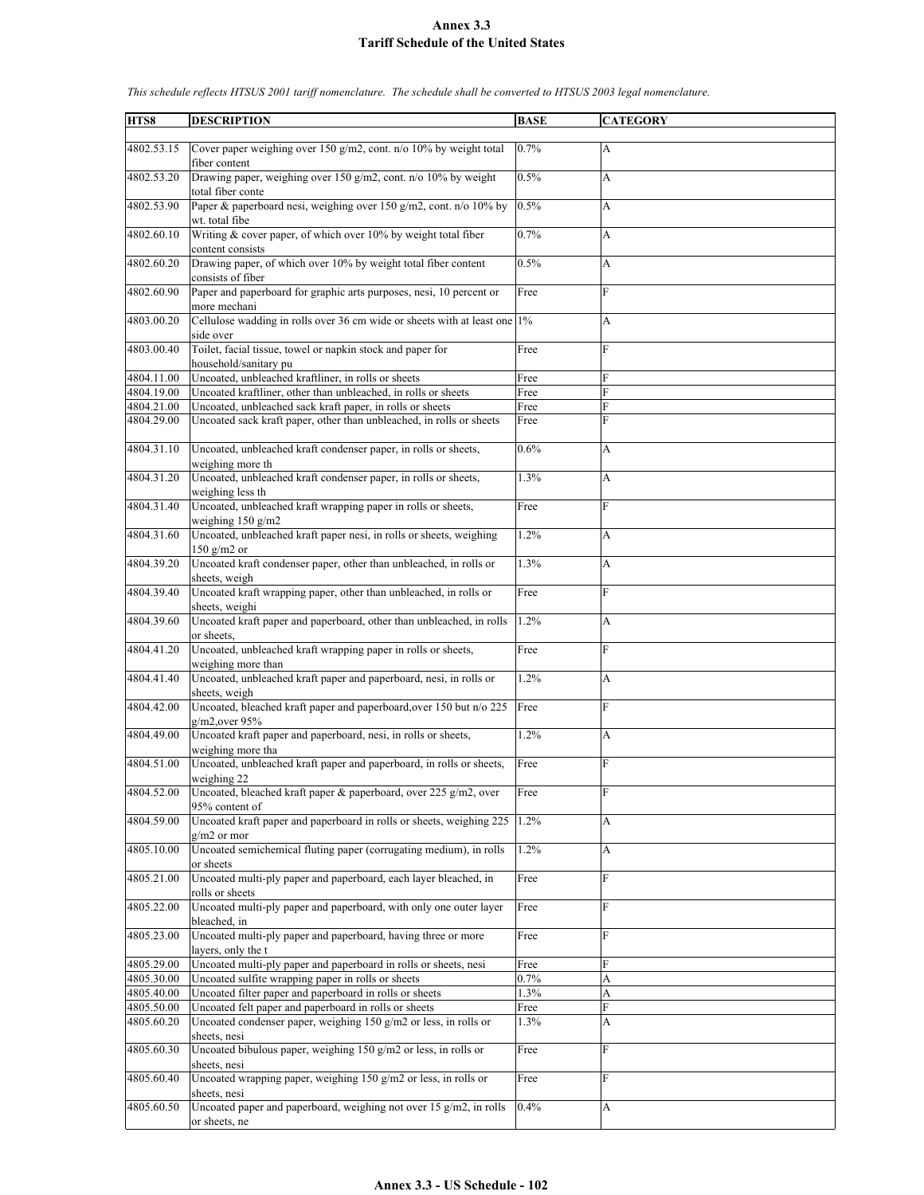# Annex 3.3
## Tariff Schedule of the United States

*This schedule reflects HTSUS 2001 tariff nomenclature. The schedule shall be converted to HTSUS 2003 legal nomenclature.*

| HTS8 | DESCRIPTION | BASE | CATEGORY |
|---|---|---|---|
| 4802.53.15 | Cover paper weighing over 150 g/m2, cont. n/o 10% by weight total fiber content | 0.7% | A |
| 4802.53.20 | Drawing paper, weighing over 150 g/m2, cont. n/o 10% by weight total fiber conte | 0.5% | A |
| 4802.53.90 | Paper & paperboard nesi, weighing over 150 g/m2, cont. n/o 10% by wt. total fibe | 0.5% | A |
| 4802.60.10 | Writing & cover paper, of which over 10% by weight total fiber content consists | 0.7% | A |
| 4802.60.20 | Drawing paper, of which over 10% by weight total fiber content consists of fiber | 0.5% | A |
| 4802.60.90 | Paper and paperboard for graphic arts purposes, nesi, 10 percent or more mechani | Free | F |
| 4803.00.20 | Cellulose wadding in rolls over 36 cm wide or sheets with at least one side over | 1% | A |
| 4803.00.40 | Toilet, facial tissue, towel or napkin stock and paper for household/sanitary pu | Free | F |
| 4804.11.00 | Uncoated, unbleached kraftliner, in rolls or sheets | Free | F |
| 4804.19.00 | Uncoated kraftliner, other than unbleached, in rolls or sheets | Free | F |
| 4804.21.00 | Uncoated, unbleached sack kraft paper, in rolls or sheets | Free | F |
| 4804.29.00 | Uncoated sack kraft paper, other than unbleached, in rolls or sheets | Free | F |
| 4804.31.10 | Uncoated, unbleached kraft condenser paper, in rolls or sheets, weighing more th | 0.6% | A |
| 4804.31.20 | Uncoated, unbleached kraft condenser paper, in rolls or sheets, weighing less th | 1.3% | A |
| 4804.31.40 | Uncoated, unbleached kraft wrapping paper in rolls or sheets, weighing 150 g/m2 | Free | F |
| 4804.31.60 | Uncoated, unbleached kraft paper nesi, in rolls or sheets, weighing 150 g/m2 or | 1.2% | A |
| 4804.39.20 | Uncoated kraft condenser paper, other than unbleached, in rolls or sheets, weigh | 1.3% | A |
| 4804.39.40 | Uncoated kraft wrapping paper, other than unbleached, in rolls or sheets, weighi | Free | F |
| 4804.39.60 | Uncoated kraft paper and paperboard, other than unbleached, in rolls or sheets, | 1.2% | A |
| 4804.41.20 | Uncoated, unbleached kraft wrapping paper in rolls or sheets, weighing more than | Free | F |
| 4804.41.40 | Uncoated, unbleached kraft paper and paperboard, nesi, in rolls or sheets, weigh | 1.2% | A |
| 4804.42.00 | Uncoated, bleached kraft paper and paperboard,over 150 but n/o 225 g/m2,over 95% | Free | F |
| 4804.49.00 | Uncoated kraft paper and paperboard, nesi, in rolls or sheets, weighing more tha | 1.2% | A |
| 4804.51.00 | Uncoated, unbleached kraft paper and paperboard, in rolls or sheets, weighing 22 | Free | F |
| 4804.52.00 | Uncoated, bleached kraft paper & paperboard, over 225 g/m2, over 95% content of | Free | F |
| 4804.59.00 | Uncoated kraft paper and paperboard in rolls or sheets, weighing 225 g/m2 or mor | 1.2% | A |
| 4805.10.00 | Uncoated semichemical fluting paper (corrugating medium), in rolls or sheets | 1.2% | A |
| 4805.21.00 | Uncoated multi-ply paper and paperboard, each layer bleached, in rolls or sheets | Free | F |
| 4805.22.00 | Uncoated multi-ply paper and paperboard, with only one outer layer bleached, in | Free | F |
| 4805.23.00 | Uncoated multi-ply paper and paperboard, having three or more layers, only the t | Free | F |
| 4805.29.00 | Uncoated multi-ply paper and paperboard in rolls or sheets, nesi | Free | F |
| 4805.30.00 | Uncoated sulfite wrapping paper in rolls or sheets | 0.7% | A |
| 4805.40.00 | Uncoated filter paper and paperboard in rolls or sheets | 1.3% | A |
| 4805.50.00 | Uncoated felt paper and paperboard in rolls or sheets | Free | F |
| 4805.60.20 | Uncoated condenser paper, weighing 150 g/m2 or less, in rolls or sheets, nesi | 1.3% | A |
| 4805.60.30 | Uncoated bibulous paper, weighing 150 g/m2 or less, in rolls or sheets, nesi | Free | F |
| 4805.60.40 | Uncoated wrapping paper, weighing 150 g/m2 or less, in rolls or sheets, nesi | Free | F |
| 4805.60.50 | Uncoated paper and paperboard, weighing not over 15 g/m2, in rolls or sheets, ne | 0.4% | A |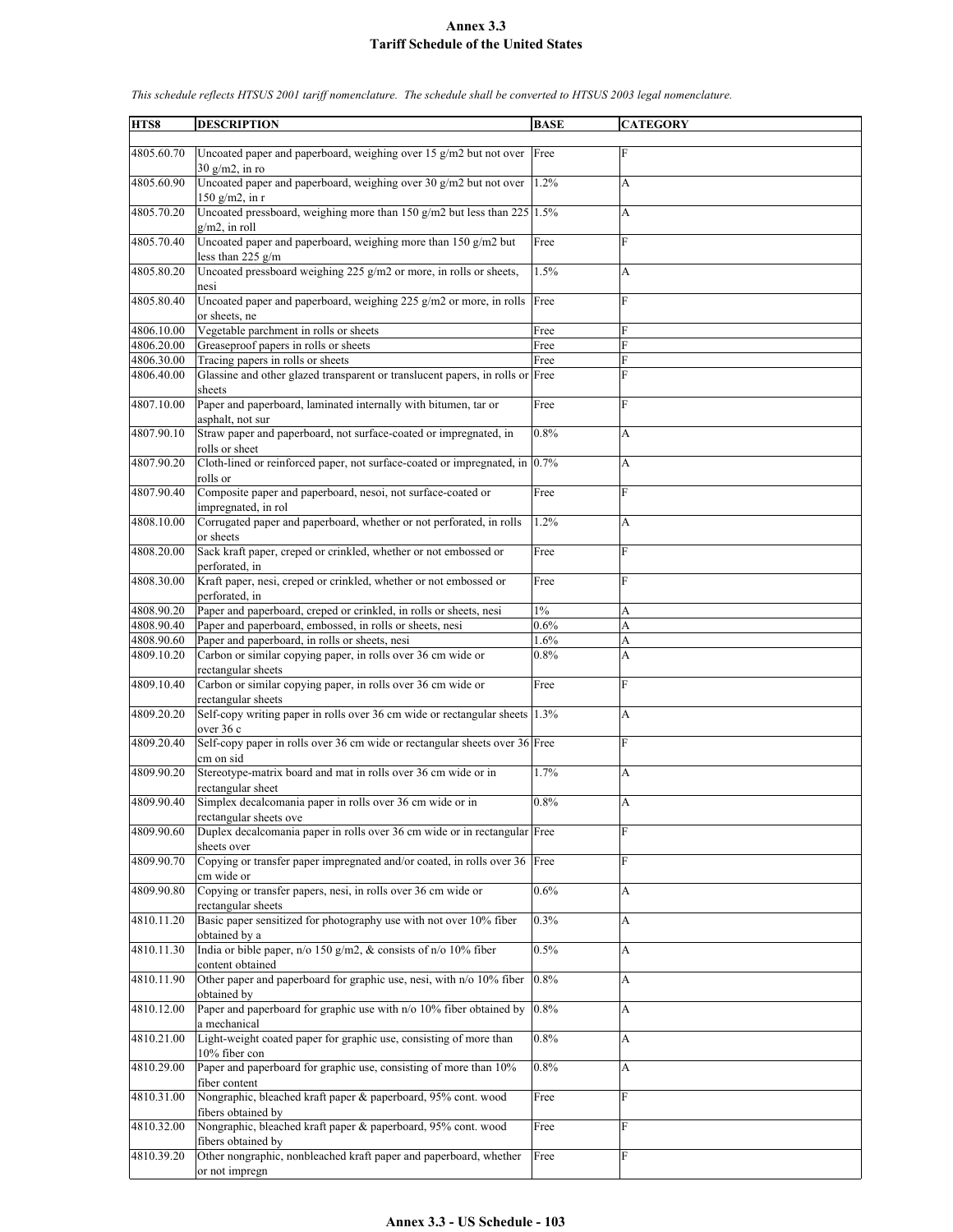# Annex 3.3
# Tariff Schedule of the United States

*This schedule reflects HTSUS 2001 tariff nomenclature. The schedule shall be converted to HTSUS 2003 legal nomenclature.*

| HTS8 | DESCRIPTION | BASE | CATEGORY |
|---|---|---|---|
| 4805.60.70 | Uncoated paper and paperboard, weighing over 15 g/m2 but not over 30 g/m2, in ro | Free | F |
| 4805.60.90 | Uncoated paper and paperboard, weighing over 30 g/m2 but not over 150 g/m2, in r | 1.2% | A |
| 4805.70.20 | Uncoated pressboard, weighing more than 150 g/m2 but less than 225 g/m2, in roll | 1.5% | A |
| 4805.70.40 | Uncoated paper and paperboard, weighing more than 150 g/m2 but less than 225 g/m | Free | F |
| 4805.80.20 | Uncoated pressboard weighing 225 g/m2 or more, in rolls or sheets, nesi | 1.5% | A |
| 4805.80.40 | Uncoated paper and paperboard, weighing 225 g/m2 or more, in rolls or sheets, ne | Free | F |
| 4806.10.00 | Vegetable parchment in rolls or sheets | Free | F |
| 4806.20.00 | Greaseproof papers in rolls or sheets | Free | F |
| 4806.30.00 | Tracing papers in rolls or sheets | Free | F |
| 4806.40.00 | Glassine and other glazed transparent or translucent papers, in rolls or sheets | Free | F |
| 4807.10.00 | Paper and paperboard, laminated internally with bitumen, tar or asphalt, not sur | Free | F |
| 4807.90.10 | Straw paper and paperboard, not surface-coated or impregnated, in rolls or sheet | 0.8% | A |
| 4807.90.20 | Cloth-lined or reinforced paper, not surface-coated or impregnated, in rolls or | 0.7% | A |
| 4807.90.40 | Composite paper and paperboard, nesoi, not surface-coated or impregnated, in rol | Free | F |
| 4808.10.00 | Corrugated paper and paperboard, whether or not perforated, in rolls or sheets | 1.2% | A |
| 4808.20.00 | Sack kraft paper, creped or crinkled, whether or not embossed or perforated, in | Free | F |
| 4808.30.00 | Kraft paper, nesi, creped or crinkled, whether or not embossed or perforated, in | Free | F |
| 4808.90.20 | Paper and paperboard, creped or crinkled, in rolls or sheets, nesi | 1% | A |
| 4808.90.40 | Paper and paperboard, embossed, in rolls or sheets, nesi | 0.6% | A |
| 4808.90.60 | Paper and paperboard, in rolls or sheets, nesi | 1.6% | A |
| 4809.10.20 | Carbon or similar copying paper, in rolls over 36 cm wide or rectangular sheets | 0.8% | A |
| 4809.10.40 | Carbon or similar copying paper, in rolls over 36 cm wide or rectangular sheets | Free | F |
| 4809.20.20 | Self-copy writing paper in rolls over 36 cm wide or rectangular sheets over 36 c | 1.3% | A |
| 4809.20.40 | Self-copy paper in rolls over 36 cm wide or rectangular sheets over 36 cm on sid | Free | F |
| 4809.90.20 | Stereotype-matrix board and mat in rolls over 36 cm wide or in rectangular sheet | 1.7% | A |
| 4809.90.40 | Simplex decalcomania paper in rolls over 36 cm wide or in rectangular sheets ove | 0.8% | A |
| 4809.90.60 | Duplex decalcomania paper in rolls over 36 cm wide or in rectangular sheets over | Free | F |
| 4809.90.70 | Copying or transfer paper impregnated and/or coated, in rolls over 36 cm wide or | Free | F |
| 4809.90.80 | Copying or transfer papers, nesi, in rolls over 36 cm wide or rectangular sheets | 0.6% | A |
| 4810.11.20 | Basic paper sensitized for photography use with not over 10% fiber obtained by a | 0.3% | A |
| 4810.11.30 | India or bible paper, n/o 150 g/m2, & consists of n/o 10% fiber content obtained | 0.5% | A |
| 4810.11.90 | Other paper and paperboard for graphic use, nesi, with n/o 10% fiber obtained by | 0.8% | A |
| 4810.12.00 | Paper and paperboard for graphic use with n/o 10% fiber obtained by a mechanical | 0.8% | A |
| 4810.21.00 | Light-weight coated paper for graphic use, consisting of more than 10% fiber con | 0.8% | A |
| 4810.29.00 | Paper and paperboard for graphic use, consisting of more than 10% fiber content | 0.8% | A |
| 4810.31.00 | Nongraphic, bleached kraft paper & paperboard, 95% cont. wood fibers obtained by | Free | F |
| 4810.32.00 | Nongraphic, bleached kraft paper & paperboard, 95% cont. wood fibers obtained by | Free | F |
| 4810.39.20 | Other nongraphic, nonbleached kraft paper and paperboard, whether or not impregn | Free | F |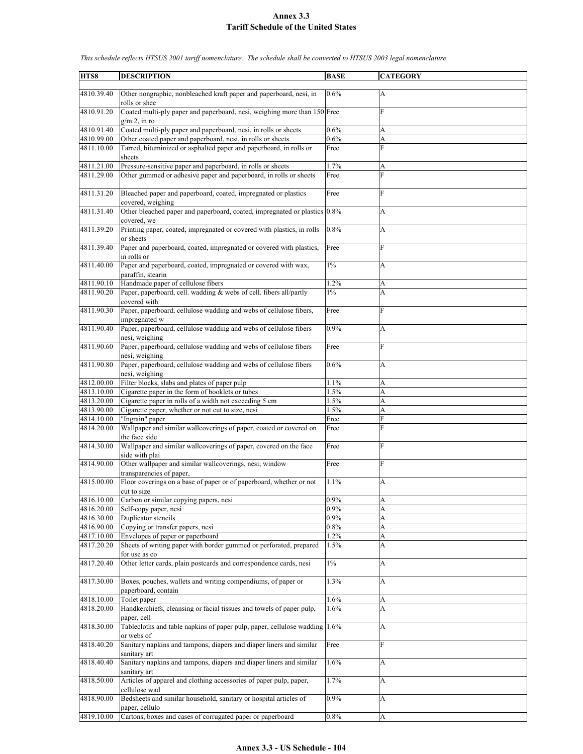# Annex 3.3
## Tariff Schedule of the United States

*This schedule reflects HTSUS 2001 tariff nomenclature. The schedule shall be converted to HTSUS 2003 legal nomenclature.*

| HTS8 | DESCRIPTION | BASE | CATEGORY |
|---|---|---|---|
| 4810.39.40 | Other nongraphic, nonbleached kraft paper and paperboard, nesi, in rolls or shee | 0.6% | A |
| 4810.91.20 | Coated multi-ply paper and paperboard, nesi, weighing more than 150 g/m 2, in ro | Free | F |
| 4810.91.40 | Coated multi-ply paper and paperboard, nesi, in rolls or sheets | 0.6% | A |
| 4810.99.00 | Other coated paper and paperboard, nesi, in rolls or sheets | 0.6% | A |
| 4811.10.00 | Tarred, bituminized or asphalted paper and paperboard, in rolls or sheets | Free | F |
| 4811.21.00 | Pressure-sensitive paper and paperboard, in rolls or sheets | 1.7% | A |
| 4811.29.00 | Other gummed or adhesive paper and paperboard, in rolls or sheets | Free | F |
| 4811.31.20 | Bleached paper and paperboard, coated, impregnated or plastics covered, weighing | Free | F |
| 4811.31.40 | Other bleached paper and paperboard, coated, impregnated or plastics covered, we | 0.8% | A |
| 4811.39.20 | Printing paper, coated, impregnated or covered with plastics, in rolls or sheets | 0.8% | A |
| 4811.39.40 | Paper and paperboard, coated, impregnated or covered with plastics, in rolls or | Free | F |
| 4811.40.00 | Paper and paperboard, coated, impregnated or covered with wax, paraffin, stearin | 1% | A |
| 4811.90.10 | Handmade paper of cellulose fibers | 1.2% | A |
| 4811.90.20 | Paper, paperboard, cell. wadding & webs of cell. fibers all/partly covered with | 1% | A |
| 4811.90.30 | Paper, paperboard, cellulose wadding and webs of cellulose fibers, impregnated w | Free | F |
| 4811.90.40 | Paper, paperboard, cellulose wadding and webs of cellulose fibers nesi, weighing | 0.9% | A |
| 4811.90.60 | Paper, paperboard, cellulose wadding and webs of cellulose fibers nesi, weighing | Free | F |
| 4811.90.80 | Paper, paperboard, cellulose wadding and webs of cellulose fibers nesi, weighing | 0.6% | A |
| 4812.00.00 | Filter blocks, slabs and plates of paper pulp | 1.1% | A |
| 4813.10.00 | Cigarette paper in the form of booklets or tubes | 1.5% | A |
| 4813.20.00 | Cigarette paper in rolls of a width not exceeding 5 cm | 1.5% | A |
| 4813.90.00 | Cigarette paper, whether or not cut to size, nesi | 1.5% | A |
| 4814.10.00 | "Ingrain" paper | Free | F |
| 4814.20.00 | Wallpaper and similar wallcoverings of paper, coated or covered on the face side | Free | F |
| 4814.30.00 | Wallpaper and similar wallcoverings of paper, covered on the face side with plai | Free | F |
| 4814.90.00 | Other wallpaper and similar wallcoverings, nesi; window transparencies of paper, | Free | F |
| 4815.00.00 | Floor coverings on a base of paper or of paperboard, whether or not cut to size | 1.1% | A |
| 4816.10.00 | Carbon or similar copying papers, nesi | 0.9% | A |
| 4816.20.00 | Self-copy paper, nesi | 0.9% | A |
| 4816.30.00 | Duplicator stencils | 0.9% | A |
| 4816.90.00 | Copying or transfer papers, nesi | 0.8% | A |
| 4817.10.00 | Envelopes of paper or paperboard | 1.2% | A |
| 4817.20.20 | Sheets of writing paper with border gummed or perforated, prepared for use as co | 1.5% | A |
| 4817.20.40 | Other letter cards, plain postcards and correspondence cards, nesi | 1% | A |
| 4817.30.00 | Boxes, pouches, wallets and writing compendiums, of paper or paperboard, contain | 1.3% | A |
| 4818.10.00 | Toilet paper | 1.6% | A |
| 4818.20.00 | Handkerchiefs, cleansing or facial tissues and towels of paper pulp, paper, cell | 1.6% | A |
| 4818.30.00 | Tablecloths and table napkins of paper pulp, paper, cellulose wadding or webs of | 1.6% | A |
| 4818.40.20 | Sanitary napkins and tampons, diapers and diaper liners and similar sanitary art | Free | F |
| 4818.40.40 | Sanitary napkins and tampons, diapers and diaper liners and similar sanitary art | 1.6% | A |
| 4818.50.00 | Articles of apparel and clothing accessories of paper pulp, paper, cellulose wad | 1.7% | A |
| 4818.90.00 | Bedsheets and similar household, sanitary or hospital articles of paper, cellulo | 0.9% | A |
| 4819.10.00 | Cartons, boxes and cases of corrugated paper or paperboard | 0.8% | A |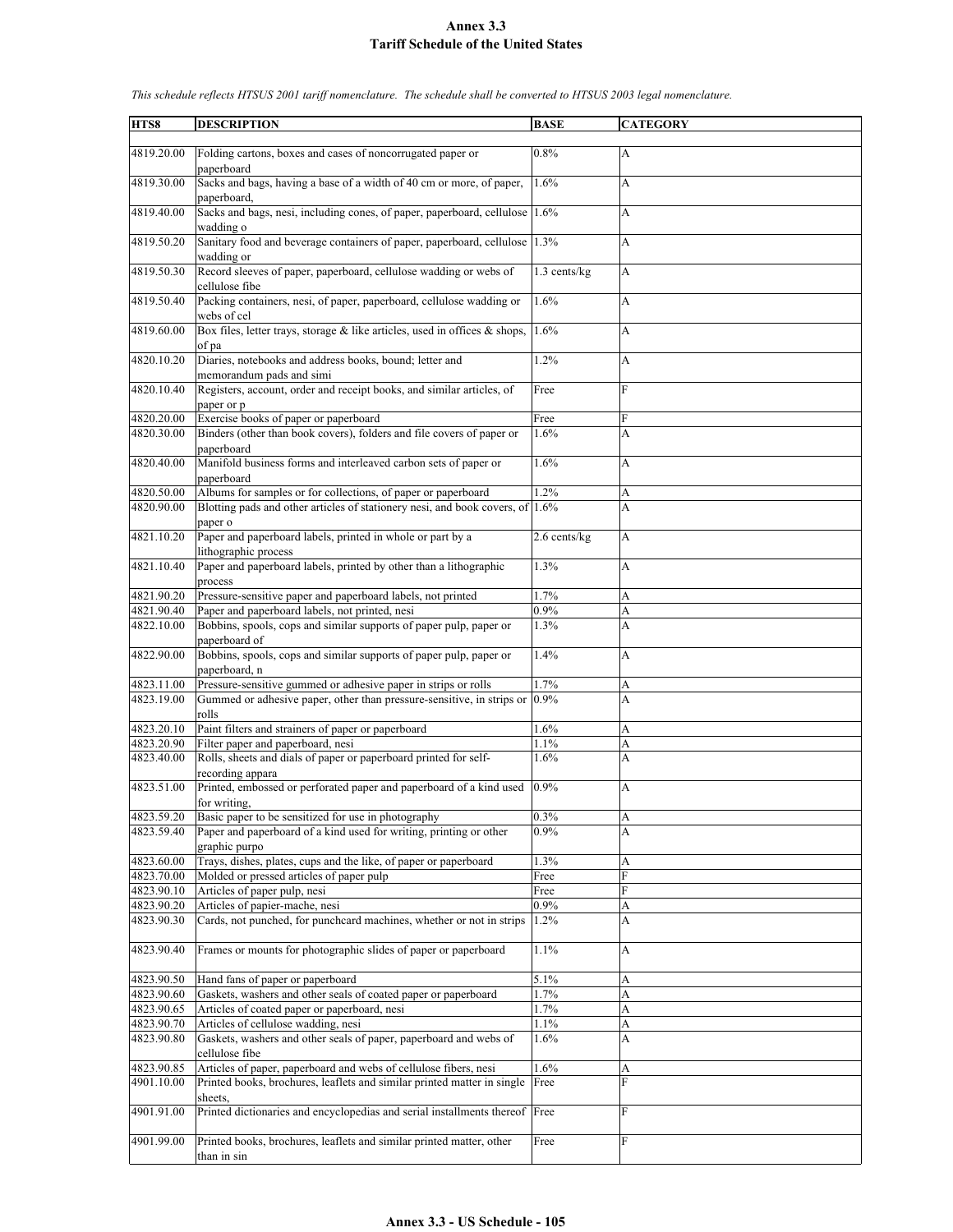# Annex 3.3
## Tariff Schedule of the United States

*This schedule reflects HTSUS 2001 tariff nomenclature. The schedule shall be converted to HTSUS 2003 legal nomenclature.*

| HTS8 | DESCRIPTION | BASE | CATEGORY |
|---|---|---|---|
| 4819.20.00 | Folding cartons, boxes and cases of noncorrugated paper or paperboard | 0.8% | A |
| 4819.30.00 | Sacks and bags, having a base of a width of 40 cm or more, of paper, paperboard, | 1.6% | A |
| 4819.40.00 | Sacks and bags, nesi, including cones, of paper, paperboard, cellulose wadding o | 1.6% | A |
| 4819.50.20 | Sanitary food and beverage containers of paper, paperboard, cellulose wadding or | 1.3% | A |
| 4819.50.30 | Record sleeves of paper, paperboard, cellulose wadding or webs of cellulose fibe | 1.3 cents/kg | A |
| 4819.50.40 | Packing containers, nesi, of paper, paperboard, cellulose wadding or webs of cel | 1.6% | A |
| 4819.60.00 | Box files, letter trays, storage & like articles, used in offices & shops, of pa | 1.6% | A |
| 4820.10.20 | Diaries, notebooks and address books, bound; letter and memorandum pads and simi | 1.2% | A |
| 4820.10.40 | Registers, account, order and receipt books, and similar articles, of paper or p | Free | F |
| 4820.20.00 | Exercise books of paper or paperboard | Free | F |
| 4820.30.00 | Binders (other than book covers), folders and file covers of paper or paperboard | 1.6% | A |
| 4820.40.00 | Manifold business forms and interleaved carbon sets of paper or paperboard | 1.6% | A |
| 4820.50.00 | Albums for samples or for collections, of paper or paperboard | 1.2% | A |
| 4820.90.00 | Blotting pads and other articles of stationery nesi, and book covers, of paper o | 1.6% | A |
| 4821.10.20 | Paper and paperboard labels, printed in whole or part by a lithographic process | 2.6 cents/kg | A |
| 4821.10.40 | Paper and paperboard labels, printed by other than a lithographic process | 1.3% | A |
| 4821.90.20 | Pressure-sensitive paper and paperboard labels, not printed | 1.7% | A |
| 4821.90.40 | Paper and paperboard labels, not printed, nesi | 0.9% | A |
| 4822.10.00 | Bobbins, spools, cops and similar supports of paper pulp, paper or paperboard of | 1.3% | A |
| 4822.90.00 | Bobbins, spools, cops and similar supports of paper pulp, paper or paperboard, n | 1.4% | A |
| 4823.11.00 | Pressure-sensitive gummed or adhesive paper in strips or rolls | 1.7% | A |
| 4823.19.00 | Gummed or adhesive paper, other than pressure-sensitive, in strips or rolls | 0.9% | A |
| 4823.20.10 | Paint filters and strainers of paper or paperboard | 1.6% | A |
| 4823.20.90 | Filter paper and paperboard, nesi | 1.1% | A |
| 4823.40.00 | Rolls, sheets and dials of paper or paperboard printed for self-recording appara | 1.6% | A |
| 4823.51.00 | Printed, embossed or perforated paper and paperboard of a kind used for writing, | 0.9% | A |
| 4823.59.20 | Basic paper to be sensitized for use in photography | 0.3% | A |
| 4823.59.40 | Paper and paperboard of a kind used for writing, printing or other graphic purpo | 0.9% | A |
| 4823.60.00 | Trays, dishes, plates, cups and the like, of paper or paperboard | 1.3% | A |
| 4823.70.00 | Molded or pressed articles of paper pulp | Free | F |
| 4823.90.10 | Articles of paper pulp, nesi | Free | F |
| 4823.90.20 | Articles of papier-mache, nesi | 0.9% | A |
| 4823.90.30 | Cards, not punched, for punchcard machines, whether or not in strips | 1.2% | A |
| 4823.90.40 | Frames or mounts for photographic slides of paper or paperboard | 1.1% | A |
| 4823.90.50 | Hand fans of paper or paperboard | 5.1% | A |
| 4823.90.60 | Gaskets, washers and other seals of coated paper or paperboard | 1.7% | A |
| 4823.90.65 | Articles of coated paper or paperboard, nesi | 1.7% | A |
| 4823.90.70 | Articles of cellulose wadding, nesi | 1.1% | A |
| 4823.90.80 | Gaskets, washers and other seals of paper, paperboard and webs of cellulose fibe | 1.6% | A |
| 4823.90.85 | Articles of paper, paperboard and webs of cellulose fibers, nesi | 1.6% | A |
| 4901.10.00 | Printed books, brochures, leaflets and similar printed matter in single sheets, | Free | F |
| 4901.91.00 | Printed dictionaries and encyclopedias and serial installments thereof | Free | F |
| 4901.99.00 | Printed books, brochures, leaflets and similar printed matter, other than in sin | Free | F |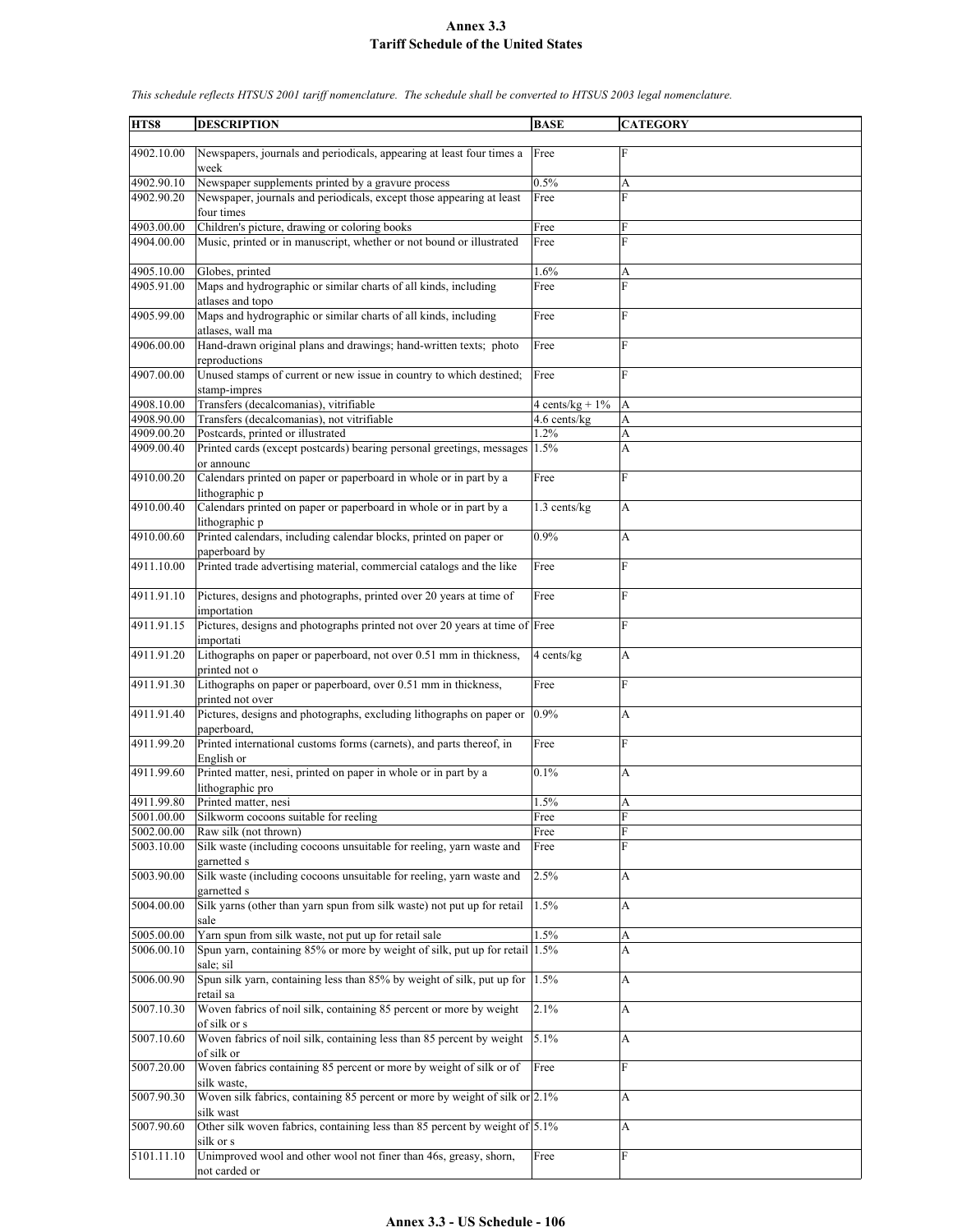# Annex 3.3
## Tariff Schedule of the United States

*This schedule reflects HTSUS 2001 tariff nomenclature. The schedule shall be converted to HTSUS 2003 legal nomenclature.*

| HTS8 | DESCRIPTION | BASE | CATEGORY |
|---|---|---|---|
| 4902.10.00 | Newspapers, journals and periodicals, appearing at least four times a week | Free | F |
| 4902.90.10 | Newspaper supplements printed by a gravure process | 0.5% | A |
| 4902.90.20 | Newspaper, journals and periodicals, except those appearing at least four times | Free | F |
| 4903.00.00 | Children's picture, drawing or coloring books | Free | F |
| 4904.00.00 | Music, printed or in manuscript, whether or not bound or illustrated | Free | F |
| 4905.10.00 | Globes, printed | 1.6% | A |
| 4905.91.00 | Maps and hydrographic or similar charts of all kinds, including atlases and topo | Free | F |
| 4905.99.00 | Maps and hydrographic or similar charts of all kinds, including atlases, wall ma | Free | F |
| 4906.00.00 | Hand-drawn original plans and drawings; hand-written texts; photo reproductions | Free | F |
| 4907.00.00 | Unused stamps of current or new issue in country to which destined; stamp-impres | Free | F |
| 4908.10.00 | Transfers (decalcomanias), vitrifiable | 4 cents/kg + 1% | A |
| 4908.90.00 | Transfers (decalcomanias), not vitrifiable | 4.6 cents/kg | A |
| 4909.00.20 | Postcards, printed or illustrated | 1.2% | A |
| 4909.00.40 | Printed cards (except postcards) bearing personal greetings, messages or announc | 1.5% | A |
| 4910.00.20 | Calendars printed on paper or paperboard in whole or in part by a lithographic p | Free | F |
| 4910.00.40 | Calendars printed on paper or paperboard in whole or in part by a lithographic p | 1.3 cents/kg | A |
| 4910.00.60 | Printed calendars, including calendar blocks, printed on paper or paperboard by | 0.9% | A |
| 4911.10.00 | Printed trade advertising material, commercial catalogs and the like | Free | F |
| 4911.91.10 | Pictures, designs and photographs, printed over 20 years at time of importation | Free | F |
| 4911.91.15 | Pictures, designs and photographs printed not over 20 years at time of importati | Free | F |
| 4911.91.20 | Lithographs on paper or paperboard, not over 0.51 mm in thickness, printed not o | 4 cents/kg | A |
| 4911.91.30 | Lithographs on paper or paperboard, over 0.51 mm in thickness, printed not over | Free | F |
| 4911.91.40 | Pictures, designs and photographs, excluding lithographs on paper or paperboard, | 0.9% | A |
| 4911.99.20 | Printed international customs forms (carnets), and parts thereof, in English or | Free | F |
| 4911.99.60 | Printed matter, nesi, printed on paper in whole or in part by a lithographic pro | 0.1% | A |
| 4911.99.80 | Printed matter, nesi | 1.5% | A |
| 5001.00.00 | Silkworm cocoons suitable for reeling | Free | F |
| 5002.00.00 | Raw silk (not thrown) | Free | F |
| 5003.10.00 | Silk waste (including cocoons unsuitable for reeling, yarn waste and garnetted s | Free | F |
| 5003.90.00 | Silk waste (including cocoons unsuitable for reeling, yarn waste and garnetted s | 2.5% | A |
| 5004.00.00 | Silk yarns (other than yarn spun from silk waste) not put up for retail sale | 1.5% | A |
| 5005.00.00 | Yarn spun from silk waste, not put up for retail sale | 1.5% | A |
| 5006.00.10 | Spun yarn, containing 85% or more by weight of silk, put up for retail sale; sil | 1.5% | A |
| 5006.00.90 | Spun silk yarn, containing less than 85% by weight of silk, put up for retail sa | 1.5% | A |
| 5007.10.30 | Woven fabrics of noil silk, containing 85 percent or more by weight of silk or s | 2.1% | A |
| 5007.10.60 | Woven fabrics of noil silk, containing less than 85 percent by weight of silk or | 5.1% | A |
| 5007.20.00 | Woven fabrics containing 85 percent or more by weight of silk or of silk waste, | Free | F |
| 5007.90.30 | Woven silk fabrics, containing 85 percent or more by weight of silk or silk wast | 2.1% | A |
| 5007.90.60 | Other silk woven fabrics, containing less than 85 percent by weight of silk or s | 5.1% | A |
| 5101.11.10 | Unimproved wool and other wool not finer than 46s, greasy, shorn, not carded or | Free | F |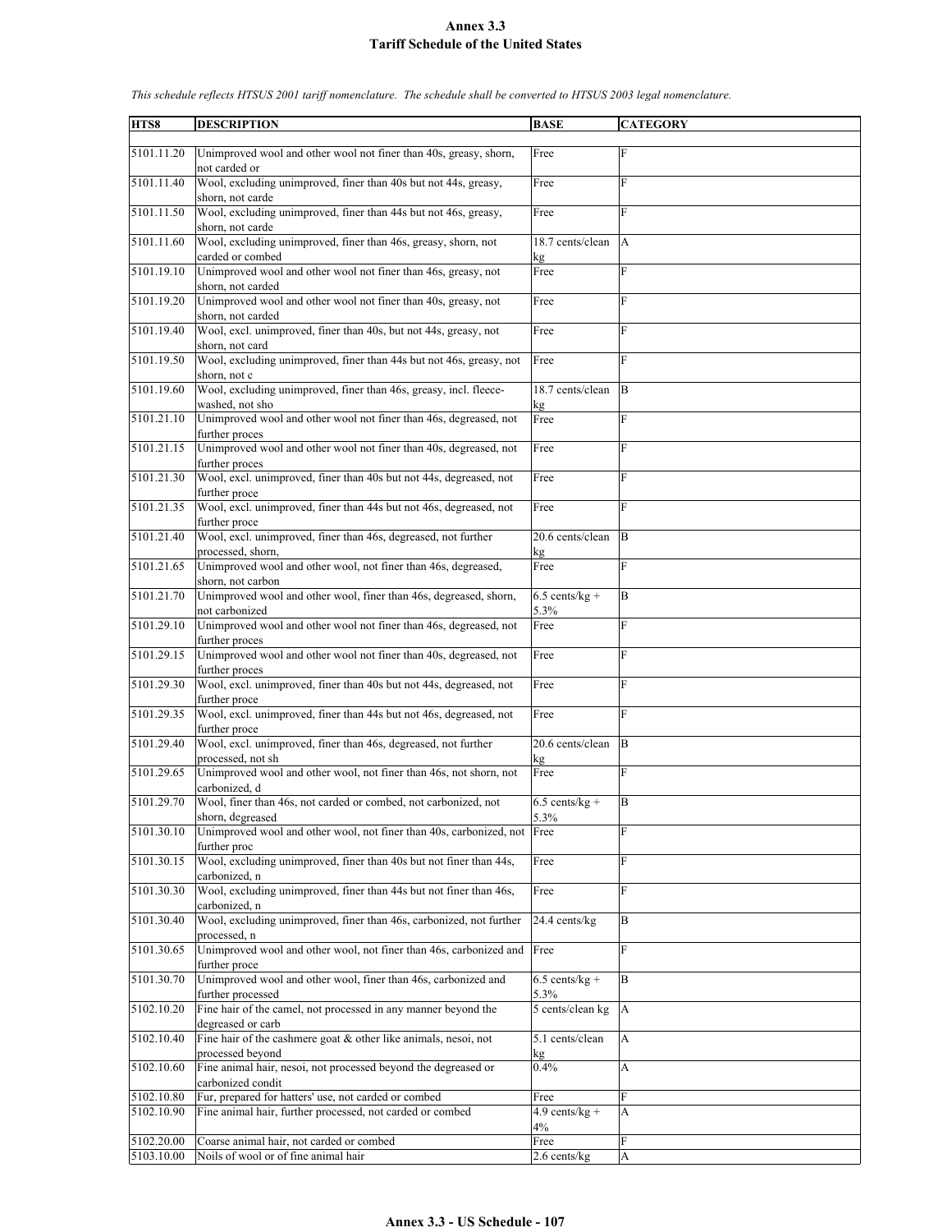# Annex 3.3
## Tariff Schedule of the United States

*This schedule reflects HTSUS 2001 tariff nomenclature. The schedule shall be converted to HTSUS 2003 legal nomenclature.*

| HTS8 | DESCRIPTION | BASE | CATEGORY |
|---|---|---|---|
| 5101.11.20 | Unimproved wool and other wool not finer than 40s, greasy, shorn, not carded or | Free | F |
| 5101.11.40 | Wool, excluding unimproved, finer than 40s but not 44s, greasy, shorn, not carde | Free | F |
| 5101.11.50 | Wool, excluding unimproved, finer than 44s but not 46s, greasy, shorn, not carde | Free | F |
| 5101.11.60 | Wool, excluding unimproved, finer than 46s, greasy, shorn, not carded or combed | 18.7 cents/clean kg | A |
| 5101.19.10 | Unimproved wool and other wool not finer than 46s, greasy, not shorn, not carded | Free | F |
| 5101.19.20 | Unimproved wool and other wool not finer than 40s, greasy, not shorn, not carded | Free | F |
| 5101.19.40 | Wool, excl. unimproved, finer than 40s, but not 44s, greasy, not shorn, not card | Free | F |
| 5101.19.50 | Wool, excluding unimproved, finer than 44s but not 46s, greasy, not shorn, not c | Free | F |
| 5101.19.60 | Wool, excluding unimproved, finer than 46s, greasy, incl. fleece-washed, not sho | 18.7 cents/clean kg | B |
| 5101.21.10 | Unimproved wool and other wool not finer than 46s, degreased, not further proces | Free | F |
| 5101.21.15 | Unimproved wool and other wool not finer than 40s, degreased, not further proces | Free | F |
| 5101.21.30 | Wool, excl. unimproved, finer than 40s but not 44s, degreased, not further proce | Free | F |
| 5101.21.35 | Wool, excl. unimproved, finer than 44s but not 46s, degreased, not further proce | Free | F |
| 5101.21.40 | Wool, excl. unimproved, finer than 46s, degreased, not further processed, shorn, | 20.6 cents/clean kg | B |
| 5101.21.65 | Unimproved wool and other wool, not finer than 46s, degreased, shorn, not carbon | Free | F |
| 5101.21.70 | Unimproved wool and other wool, finer than 46s, degreased, shorn, not carbonized | 6.5 cents/kg + 5.3% | B |
| 5101.29.10 | Unimproved wool and other wool not finer than 46s, degreased, not further proces | Free | F |
| 5101.29.15 | Unimproved wool and other wool not finer than 40s, degreased, not further proces | Free | F |
| 5101.29.30 | Wool, excl. unimproved, finer than 40s but not 44s, degreased, not further proce | Free | F |
| 5101.29.35 | Wool, excl. unimproved, finer than 44s but not 46s, degreased, not further proce | Free | F |
| 5101.29.40 | Wool, excl. unimproved, finer than 46s, degreased, not further processed, not sh | 20.6 cents/clean kg | B |
| 5101.29.65 | Unimproved wool and other wool, not finer than 46s, not shorn, not carbonized, d | Free | F |
| 5101.29.70 | Wool, finer than 46s, not carded or combed, not carbonized, not shorn, degreased | 6.5 cents/kg + 5.3% | B |
| 5101.30.10 | Unimproved wool and other wool not finer than 40s, carbonized, not further proc | Free | F |
| 5101.30.15 | Wool, excluding unimproved, finer than 40s but not finer than 44s, carbonized, n | Free | F |
| 5101.30.30 | Wool, excluding unimproved, finer than 44s but not finer than 46s, carbonized, n | Free | F |
| 5101.30.40 | Wool, excluding unimproved, finer than 46s, carbonized, not further processed, n | 24.4 cents/kg | B |
| 5101.30.65 | Unimproved wool and other wool, not finer than 46s, carbonized and further proce | Free | F |
| 5101.30.70 | Unimproved wool and other wool, finer than 46s, carbonized and further processed | 6.5 cents/kg + 5.3% | B |
| 5102.10.20 | Fine hair of the camel, not processed in any manner beyond the degreased or carb | 5 cents/clean kg | A |
| 5102.10.40 | Fine hair of the cashmere goat & other like animals, nesoi, not processed beyond | 5.1 cents/clean kg | A |
| 5102.10.60 | Fine animal hair, nesoi, not processed beyond the degreased or carbonized condit | 0.4% | A |
| 5102.10.80 | Fur, prepared for hatters' use, not carded or combed | Free | F |
| 5102.10.90 | Fine animal hair, further processed, not carded or combed | 4.9 cents/kg + 4% | A |
| 5102.20.00 | Coarse animal hair, not carded or combed | Free | F |
| 5103.10.00 | Noils of wool or of fine animal hair | 2.6 cents/kg | A |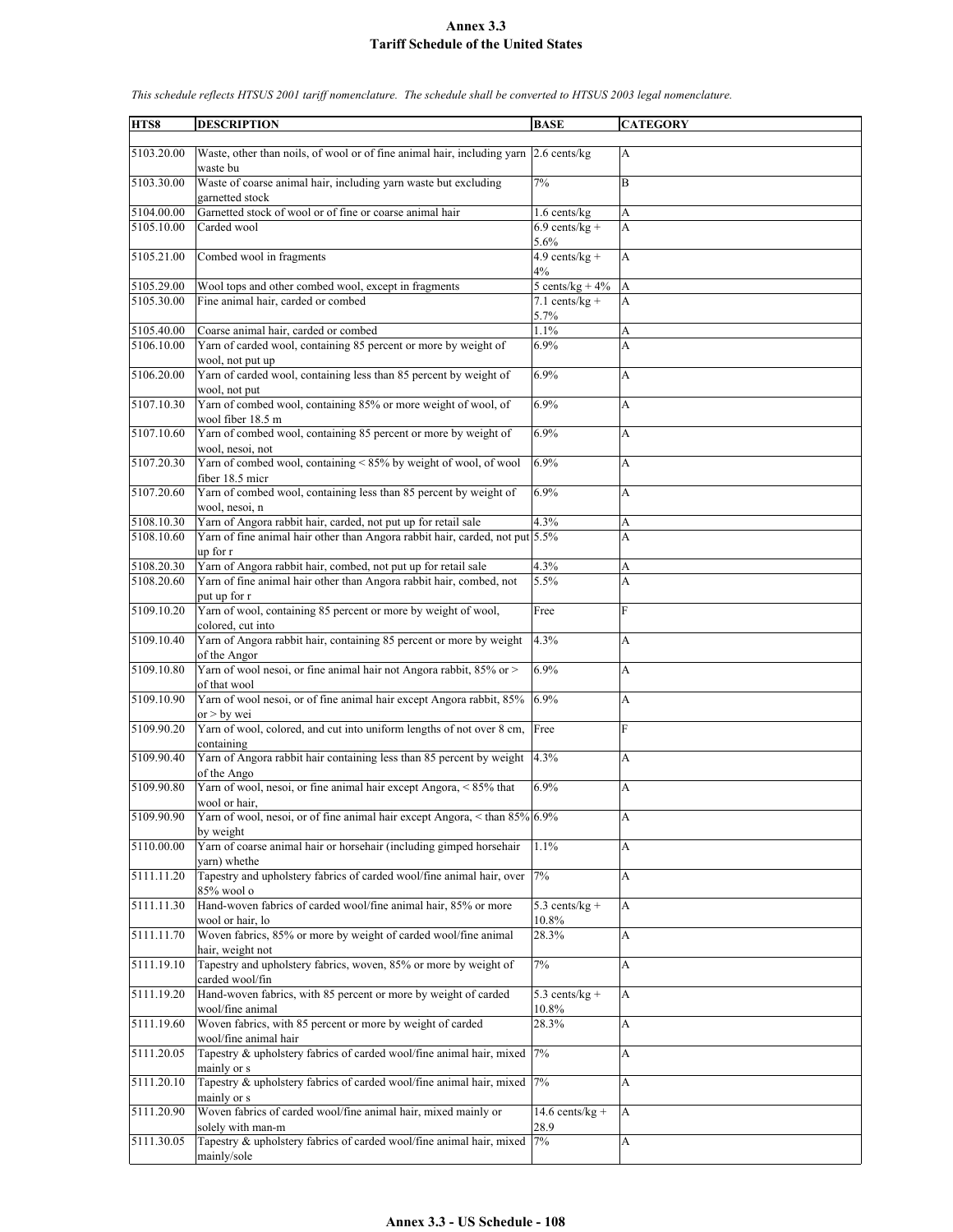# Annex 3.3
# Tariff Schedule of the United States

*This schedule reflects HTSUS 2001 tariff nomenclature. The schedule shall be converted to HTSUS 2003 legal nomenclature.*

| HTS8 | DESCRIPTION | BASE | CATEGORY |
|---|---|---|---|
| 5103.20.00 | Waste, other than noils, of wool or of fine animal hair, including yarn waste bu | 2.6 cents/kg | A |
| 5103.30.00 | Waste of coarse animal hair, including yarn waste but excluding garnetted stock | 7% | B |
| 5104.00.00 | Garnetted stock of wool or of fine or coarse animal hair | 1.6 cents/kg | A |
| 5105.10.00 | Carded wool | 6.9 cents/kg + 5.6% | A |
| 5105.21.00 | Combed wool in fragments | 4.9 cents/kg + 4% | A |
| 5105.29.00 | Wool tops and other combed wool, except in fragments | 5 cents/kg + 4% | A |
| 5105.30.00 | Fine animal hair, carded or combed | 7.1 cents/kg + 5.7% | A |
| 5105.40.00 | Coarse animal hair, carded or combed | 1.1% | A |
| 5106.10.00 | Yarn of carded wool, containing 85 percent or more by weight of wool, not put up | 6.9% | A |
| 5106.20.00 | Yarn of carded wool, containing less than 85 percent by weight of wool, not put | 6.9% | A |
| 5107.10.30 | Yarn of combed wool, containing 85% or more weight of wool, of wool fiber 18.5 m | 6.9% | A |
| 5107.10.60 | Yarn of combed wool, containing 85 percent or more by weight of wool, nesoi, not | 6.9% | A |
| 5107.20.30 | Yarn of combed wool, containing < 85% by weight of wool, of wool fiber 18.5 micr | 6.9% | A |
| 5107.20.60 | Yarn of combed wool, containing less than 85 percent by weight of wool, nesoi, n | 6.9% | A |
| 5108.10.30 | Yarn of Angora rabbit hair, carded, not put up for retail sale | 4.3% | A |
| 5108.10.60 | Yarn of fine animal hair other than Angora rabbit hair, carded, not put up for r | 5.5% | A |
| 5108.20.30 | Yarn of Angora rabbit hair, combed, not put up for retail sale | 4.3% | A |
| 5108.20.60 | Yarn of fine animal hair other than Angora rabbit hair, combed, not put up for r | 5.5% | A |
| 5109.10.20 | Yarn of wool, containing 85 percent or more by weight of wool, colored, cut into | Free | F |
| 5109.10.40 | Yarn of Angora rabbit hair, containing 85 percent or more by weight of the Angor | 4.3% | A |
| 5109.10.80 | Yarn of wool nesoi, or fine animal hair not Angora rabbit, 85% or > of that wool | 6.9% | A |
| 5109.10.90 | Yarn of wool nesoi, or of fine animal hair except Angora rabbit, 85% or > by wei | 6.9% | A |
| 5109.90.20 | Yarn of wool, colored, and cut into uniform lengths of not over 8 cm, containing | Free | F |
| 5109.90.40 | Yarn of Angora rabbit hair containing less than 85 percent by weight of the Ango | 4.3% | A |
| 5109.90.80 | Yarn of wool, nesoi, or fine animal hair except Angora, < 85% that wool or hair, | 6.9% | A |
| 5109.90.90 | Yarn of wool, nesoi, or of fine animal hair except Angora, < than 85% by weight | 6.9% | A |
| 5110.00.00 | Yarn of coarse animal hair or horsehair (including gimped horsehair yarn) whethe | 1.1% | A |
| 5111.11.20 | Tapestry and upholstery fabrics of carded wool/fine animal hair, over 85% wool o | 7% | A |
| 5111.11.30 | Hand-woven fabrics of carded wool/fine animal hair, 85% or more wool or hair, lo | 5.3 cents/kg + 10.8% | A |
| 5111.11.70 | Woven fabrics, 85% or more by weight of carded wool/fine animal hair, weight not | 28.3% | A |
| 5111.19.10 | Tapestry and upholstery fabrics, woven, 85% or more by weight of carded wool/fin | 7% | A |
| 5111.19.20 | Hand-woven fabrics, with 85 percent or more by weight of carded wool/fine animal | 5.3 cents/kg + 10.8% | A |
| 5111.19.60 | Woven fabrics, with 85 percent or more by weight of carded wool/fine animal hair | 28.3% | A |
| 5111.20.05 | Tapestry & upholstery fabrics of carded wool/fine animal hair, mixed mainly or s | 7% | A |
| 5111.20.10 | Tapestry & upholstery fabrics of carded wool/fine animal hair, mixed mainly or s | 7% | A |
| 5111.20.90 | Woven fabrics of carded wool/fine animal hair, mixed mainly or solely with man-m | 14.6 cents/kg + 28.9 | A |
| 5111.30.05 | Tapestry & upholstery fabrics of carded wool/fine animal hair, mixed mainly/sole | 7% | A |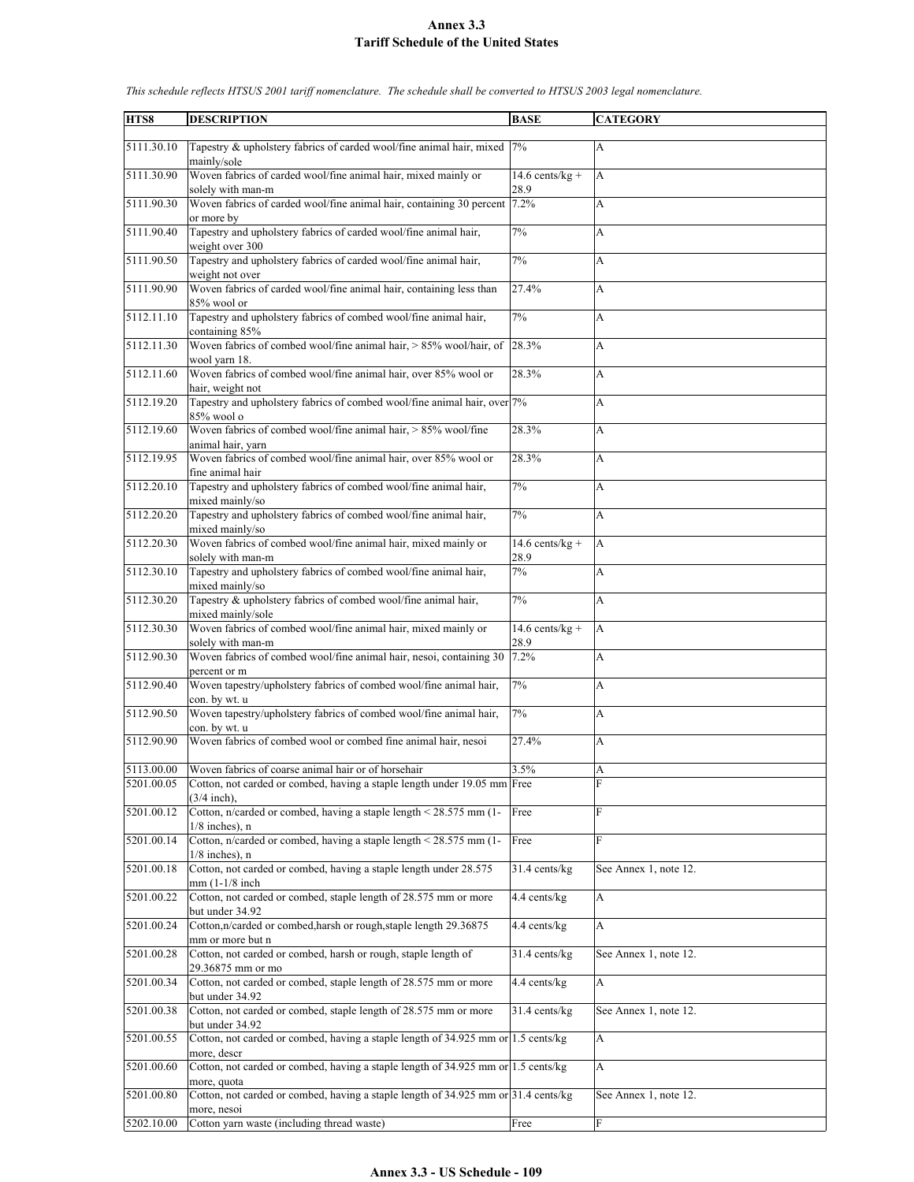# Annex 3.3
## Tariff Schedule of the United States

*This schedule reflects HTSUS 2001 tariff nomenclature. The schedule shall be converted to HTSUS 2003 legal nomenclature.*

| HTS8 | DESCRIPTION | BASE | CATEGORY |
|---|---|---|---|
| 5111.30.10 | Tapestry & upholstery fabrics of carded wool/fine animal hair, mixed mainly/sole | 7% | A |
| 5111.30.90 | Woven fabrics of carded wool/fine animal hair, mixed mainly or solely with man-m | 14.6 cents/kg + 28.9 | A |
| 5111.90.30 | Woven fabrics of carded wool/fine animal hair, containing 30 percent or more by | 7.2% | A |
| 5111.90.40 | Tapestry and upholstery fabrics of carded wool/fine animal hair, weight over 300 | 7% | A |
| 5111.90.50 | Tapestry and upholstery fabrics of carded wool/fine animal hair, weight not over | 7% | A |
| 5111.90.90 | Woven fabrics of carded wool/fine animal hair, containing less than 85% wool or | 27.4% | A |
| 5112.11.10 | Tapestry and upholstery fabrics of combed wool/fine animal hair, containing 85% | 7% | A |
| 5112.11.30 | Woven fabrics of combed wool/fine animal hair, > 85% wool/hair, of wool yarn 18. | 28.3% | A |
| 5112.11.60 | Woven fabrics of combed wool/fine animal hair, over 85% wool or hair, weight not | 28.3% | A |
| 5112.19.20 | Tapestry and upholstery fabrics of combed wool/fine animal hair, over 85% wool o | 7% | A |
| 5112.19.60 | Woven fabrics of combed wool/fine animal hair, > 85% wool/fine animal hair, yarn | 28.3% | A |
| 5112.19.95 | Woven fabrics of combed wool/fine animal hair, over 85% wool or fine animal hair | 28.3% | A |
| 5112.20.10 | Tapestry and upholstery fabrics of combed wool/fine animal hair, mixed mainly/so | 7% | A |
| 5112.20.20 | Tapestry and upholstery fabrics of combed wool/fine animal hair, mixed mainly/so | 7% | A |
| 5112.20.30 | Woven fabrics of combed wool/fine animal hair, mixed mainly or solely with man-m | 14.6 cents/kg + 28.9 | A |
| 5112.30.10 | Tapestry and upholstery fabrics of combed wool/fine animal hair, mixed mainly/so | 7% | A |
| 5112.30.20 | Tapestry & upholstery fabrics of combed wool/fine animal hair, mixed mainly/sole | 7% | A |
| 5112.30.30 | Woven fabrics of combed wool/fine animal hair, mixed mainly or solely with man-m | 14.6 cents/kg + 28.9 | A |
| 5112.90.30 | Woven fabrics of combed wool/fine animal hair, nesoi, containing 30 percent or m | 7.2% | A |
| 5112.90.40 | Woven tapestry/upholstery fabrics of combed wool/fine animal hair, con. by wt. u | 7% | A |
| 5112.90.50 | Woven tapestry/upholstery fabrics of combed wool/fine animal hair, con. by wt. u | 7% | A |
| 5112.90.90 | Woven fabrics of combed wool or combed fine animal hair, nesoi | 27.4% | A |
| 5113.00.00 | Woven fabrics of coarse animal hair or of horsehair | 3.5% | A |
| 5201.00.05 | Cotton, not carded or combed, having a staple length under 19.05 mm (3/4 inch), | Free | F |
| 5201.00.12 | Cotton, n/carded or combed, having a staple length < 28.575 mm (1-1/8 inches), n | Free | F |
| 5201.00.14 | Cotton, n/carded or combed, having a staple length < 28.575 mm (1-1/8 inches), n | Free | F |
| 5201.00.18 | Cotton, not carded or combed, having a staple length under 28.575 mm (1-1/8 inch | 31.4 cents/kg | See Annex 1, note 12. |
| 5201.00.22 | Cotton, not carded or combed, staple length of 28.575 mm or more but under 34.92 | 4.4 cents/kg | A |
| 5201.00.24 | Cotton,n/carded or combed,harsh or rough,staple length 29.36875 mm or more but n | 4.4 cents/kg | A |
| 5201.00.28 | Cotton, not carded or combed, harsh or rough, staple length of 29.36875 mm or mo | 31.4 cents/kg | See Annex 1, note 12. |
| 5201.00.34 | Cotton, not carded or combed, staple length of 28.575 mm or more but under 34.92 | 4.4 cents/kg | A |
| 5201.00.38 | Cotton, not carded or combed, staple length of 28.575 mm or more but under 34.92 | 31.4 cents/kg | See Annex 1, note 12. |
| 5201.00.55 | Cotton, not carded or combed, having a staple length of 34.925 mm or more, descr | 1.5 cents/kg | A |
| 5201.00.60 | Cotton, not carded or combed, having a staple length of 34.925 mm or more, quota | 1.5 cents/kg | A |
| 5201.00.80 | Cotton, not carded or combed, having a staple length of 34.925 mm or more, nesoi | 31.4 cents/kg | See Annex 1, note 12. |
| 5202.10.00 | Cotton yarn waste (including thread waste) | Free | F |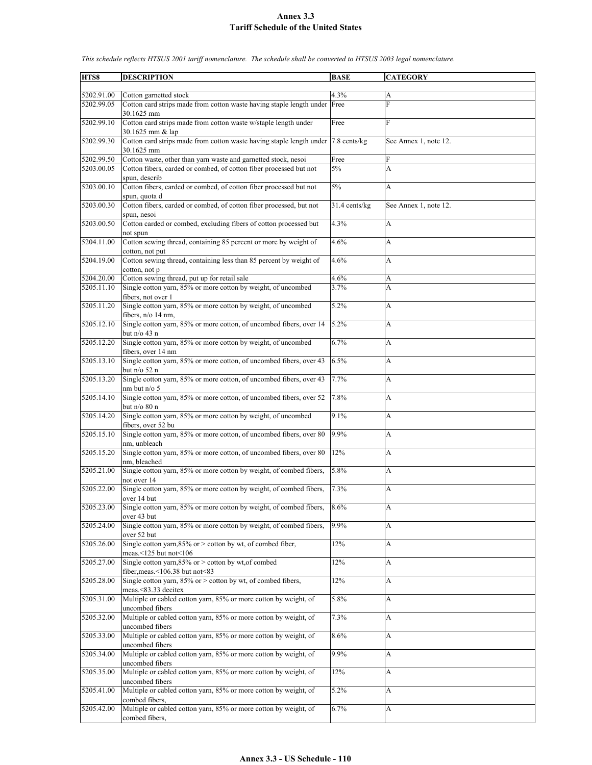# Annex 3.3
# Tariff Schedule of the United States

*This schedule reflects HTSUS 2001 tariff nomenclature. The schedule shall be converted to HTSUS 2003 legal nomenclature.*

| HTS8 | DESCRIPTION | BASE | CATEGORY |
|---|---|---|---|
| 5202.91.00 | Cotton garnetted stock | 4.3% | A |
| 5202.99.05 | Cotton card strips made from cotton waste having staple length under 30.1625 mm | Free | F |
| 5202.99.10 | Cotton card strips made from cotton waste w/staple length under 30.1625 mm & lap | Free | F |
| 5202.99.30 | Cotton card strips made from cotton waste having staple length under 30.1625 mm | 7.8 cents/kg | See Annex 1, note 12. |
| 5202.99.50 | Cotton waste, other than yarn waste and garnetted stock, nesoi | Free | F |
| 5203.00.05 | Cotton fibers, carded or combed, of cotton fiber processed but not spun, describ | 5% | A |
| 5203.00.10 | Cotton fibers, carded or combed, of cotton fiber processed but not spun, quota d | 5% | A |
| 5203.00.30 | Cotton fibers, carded or combed, of cotton fiber processed, but not spun, nesoi | 31.4 cents/kg | See Annex 1, note 12. |
| 5203.00.50 | Cotton carded or combed, excluding fibers of cotton processed but not spun | 4.3% | A |
| 5204.11.00 | Cotton sewing thread, containing 85 percent or more by weight of cotton, not put | 4.6% | A |
| 5204.19.00 | Cotton sewing thread, containing less than 85 percent by weight of cotton, not p | 4.6% | A |
| 5204.20.00 | Cotton sewing thread, put up for retail sale | 4.6% | A |
| 5205.11.10 | Single cotton yarn, 85% or more cotton by weight, of uncombed fibers, not over 1 | 3.7% | A |
| 5205.11.20 | Single cotton yarn, 85% or more cotton by weight, of uncombed fibers, n/o 14 nm, | 5.2% | A |
| 5205.12.10 | Single cotton yarn, 85% or more cotton, of uncombed fibers, over 14 but n/o 43 n | 5.2% | A |
| 5205.12.20 | Single cotton yarn, 85% or more cotton by weight, of uncombed fibers, over 14 nm | 6.7% | A |
| 5205.13.10 | Single cotton yarn, 85% or more cotton, of uncombed fibers, over 43 but n/o 52 n | 6.5% | A |
| 5205.13.20 | Single cotton yarn, 85% or more cotton, of uncombed fibers, over 43 nm but n/o 5 | 7.7% | A |
| 5205.14.10 | Single cotton yarn, 85% or more cotton, of uncombed fibers, over 52 but n/o 80 n | 7.8% | A |
| 5205.14.20 | Single cotton yarn, 85% or more cotton by weight, of uncombed fibers, over 52 bu | 9.1% | A |
| 5205.15.10 | Single cotton yarn, 85% or more cotton, of uncombed fibers, over 80 nm, unbleach | 9.9% | A |
| 5205.15.20 | Single cotton yarn, 85% or more cotton, of uncombed fibers, over 80 nm, bleached | 12% | A |
| 5205.21.00 | Single cotton yarn, 85% or more cotton by weight, of combed fibers, not over 14 | 5.8% | A |
| 5205.22.00 | Single cotton yarn, 85% or more cotton by weight, of combed fibers, over 14 but | 7.3% | A |
| 5205.23.00 | Single cotton yarn, 85% or more cotton by weight, of combed fibers, over 43 but | 8.6% | A |
| 5205.24.00 | Single cotton yarn, 85% or more cotton by weight, of combed fibers, over 52 but | 9.9% | A |
| 5205.26.00 | Single cotton yarn,85% or > cotton by wt, of combed fiber, meas.<125 but not<106 | 12% | A |
| 5205.27.00 | Single cotton yarn,85% or > cotton by wt,of combed fiber,meas.<106.38 but not<83 | 12% | A |
| 5205.28.00 | Single cotton yarn, 85% or > cotton by wt, of combed fibers, meas.<83.33 decitex | 12% | A |
| 5205.31.00 | Multiple or cabled cotton yarn, 85% or more cotton by weight, of uncombed fibers | 5.8% | A |
| 5205.32.00 | Multiple or cabled cotton yarn, 85% or more cotton by weight, of uncombed fibers | 7.3% | A |
| 5205.33.00 | Multiple or cabled cotton yarn, 85% or more cotton by weight, of uncombed fibers | 8.6% | A |
| 5205.34.00 | Multiple or cabled cotton yarn, 85% or more cotton by weight, of uncombed fibers | 9.9% | A |
| 5205.35.00 | Multiple or cabled cotton yarn, 85% or more cotton by weight, of uncombed fibers | 12% | A |
| 5205.41.00 | Multiple or cabled cotton yarn, 85% or more cotton by weight, of combed fibers, | 5.2% | A |
| 5205.42.00 | Multiple or cabled cotton yarn, 85% or more cotton by weight, of combed fibers, | 6.7% | A |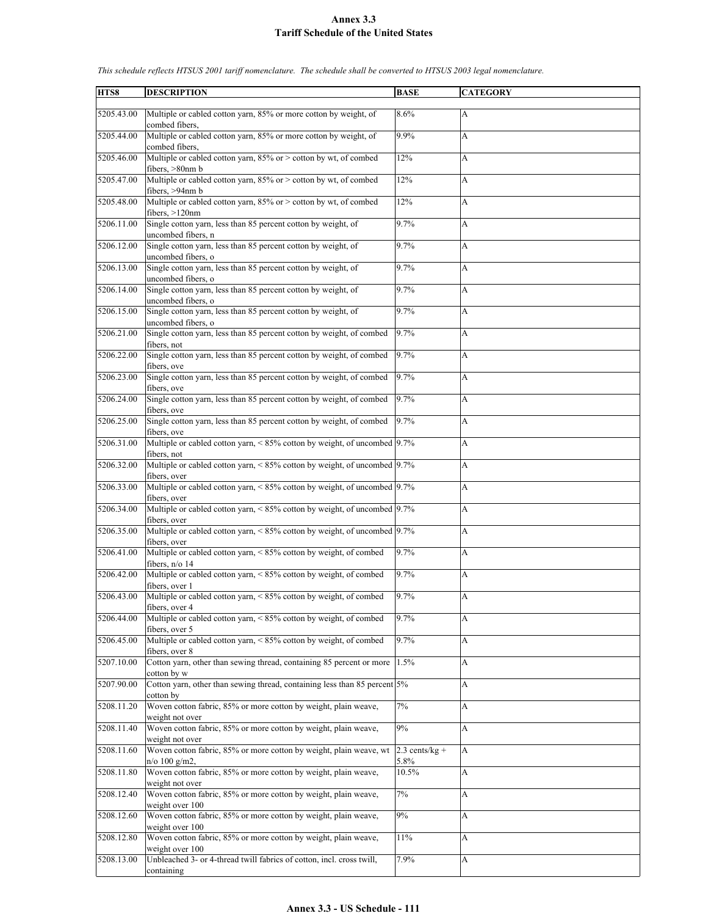# Annex 3.3
## Tariff Schedule of the United States

*This schedule reflects HTSUS 2001 tariff nomenclature. The schedule shall be converted to HTSUS 2003 legal nomenclature.*

| HTS8 | DESCRIPTION | BASE | CATEGORY |
|---|---|---|---|
| 5205.43.00 | Multiple or cabled cotton yarn, 85% or more cotton by weight, of combed fibers, | 8.6% | A |
| 5205.44.00 | Multiple or cabled cotton yarn, 85% or more cotton by weight, of combed fibers, | 9.9% | A |
| 5205.46.00 | Multiple or cabled cotton yarn, 85% or > cotton by wt, of combed fibers, >80nm b | 12% | A |
| 5205.47.00 | Multiple or cabled cotton yarn, 85% or > cotton by wt, of combed fibers, >94nm b | 12% | A |
| 5205.48.00 | Multiple or cabled cotton yarn, 85% or > cotton by wt, of combed fibers, >120nm | 12% | A |
| 5206.11.00 | Single cotton yarn, less than 85 percent cotton by weight, of uncombed fibers, n | 9.7% | A |
| 5206.12.00 | Single cotton yarn, less than 85 percent cotton by weight, of uncombed fibers, o | 9.7% | A |
| 5206.13.00 | Single cotton yarn, less than 85 percent cotton by weight, of uncombed fibers, o | 9.7% | A |
| 5206.14.00 | Single cotton yarn, less than 85 percent cotton by weight, of uncombed fibers, o | 9.7% | A |
| 5206.15.00 | Single cotton yarn, less than 85 percent cotton by weight, of uncombed fibers, o | 9.7% | A |
| 5206.21.00 | Single cotton yarn, less than 85 percent cotton by weight, of combed fibers, not | 9.7% | A |
| 5206.22.00 | Single cotton yarn, less than 85 percent cotton by weight, of combed fibers, ove | 9.7% | A |
| 5206.23.00 | Single cotton yarn, less than 85 percent cotton by weight, of combed fibers, ove | 9.7% | A |
| 5206.24.00 | Single cotton yarn, less than 85 percent cotton by weight, of combed fibers, ove | 9.7% | A |
| 5206.25.00 | Single cotton yarn, less than 85 percent cotton by weight, of combed fibers, ove | 9.7% | A |
| 5206.31.00 | Multiple or cabled cotton yarn, < 85% cotton by weight, of uncombed fibers, not | 9.7% | A |
| 5206.32.00 | Multiple or cabled cotton yarn, < 85% cotton by weight, of uncombed fibers, over | 9.7% | A |
| 5206.33.00 | Multiple or cabled cotton yarn, < 85% cotton by weight, of uncombed fibers, over | 9.7% | A |
| 5206.34.00 | Multiple or cabled cotton yarn, < 85% cotton by weight, of uncombed fibers, over | 9.7% | A |
| 5206.35.00 | Multiple or cabled cotton yarn, < 85% cotton by weight, of uncombed fibers, over | 9.7% | A |
| 5206.41.00 | Multiple or cabled cotton yarn, < 85% cotton by weight, of combed fibers, n/o 14 | 9.7% | A |
| 5206.42.00 | Multiple or cabled cotton yarn, < 85% cotton by weight, of combed fibers, over 1 | 9.7% | A |
| 5206.43.00 | Multiple or cabled cotton yarn, < 85% cotton by weight, of combed fibers, over 4 | 9.7% | A |
| 5206.44.00 | Multiple or cabled cotton yarn, < 85% cotton by weight, of combed fibers, over 5 | 9.7% | A |
| 5206.45.00 | Multiple or cabled cotton yarn, < 85% cotton by weight, of combed fibers, over 8 | 9.7% | A |
| 5207.10.00 | Cotton yarn, other than sewing thread, containing 85 percent or more cotton by w | 1.5% | A |
| 5207.90.00 | Cotton yarn, other than sewing thread, containing less than 85 percent cotton by | 5% | A |
| 5208.11.20 | Woven cotton fabric, 85% or more cotton by weight, plain weave, weight not over | 7% | A |
| 5208.11.40 | Woven cotton fabric, 85% or more cotton by weight, plain weave, weight not over | 9% | A |
| 5208.11.60 | Woven cotton fabric, 85% or more cotton by weight, plain weave, wt n/o 100 g/m2, | 2.3 cents/kg + 5.8% | A |
| 5208.11.80 | Woven cotton fabric, 85% or more cotton by weight, plain weave, weight not over | 10.5% | A |
| 5208.12.40 | Woven cotton fabric, 85% or more cotton by weight, plain weave, weight over 100 | 7% | A |
| 5208.12.60 | Woven cotton fabric, 85% or more cotton by weight, plain weave, weight over 100 | 9% | A |
| 5208.12.80 | Woven cotton fabric, 85% or more cotton by weight, plain weave, weight over 100 | 11% | A |
| 5208.13.00 | Unbleached 3- or 4-thread twill fabrics of cotton, incl. cross twill, containing | 7.9% | A |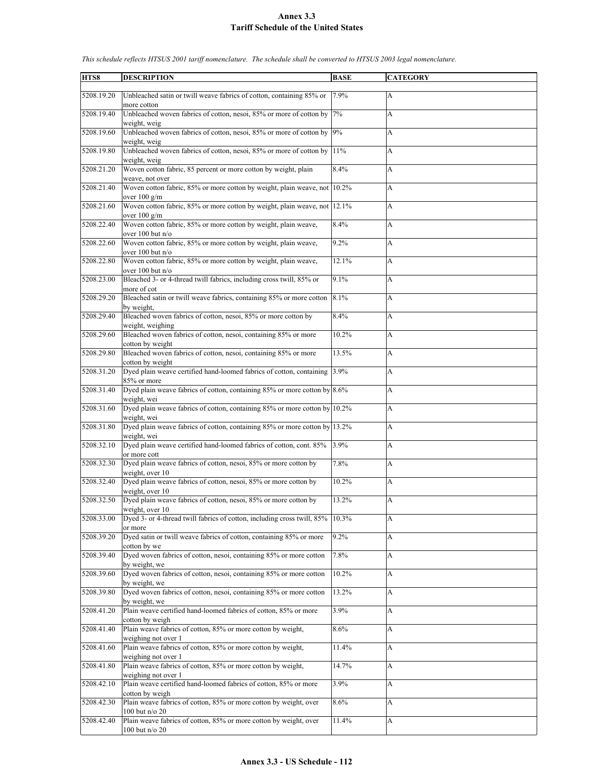# Annex 3.3
## Tariff Schedule of the United States

*This schedule reflects HTSUS 2001 tariff nomenclature. The schedule shall be converted to HTSUS 2003 legal nomenclature.*

| HTS8 | DESCRIPTION | BASE | CATEGORY |
|---|---|---|---|
| 5208.19.20 | Unbleached satin or twill weave fabrics of cotton, containing 85% or more cotton | 7.9% | A |
| 5208.19.40 | Unbleached woven fabrics of cotton, nesoi, 85% or more of cotton by weight, weig | 7% | A |
| 5208.19.60 | Unbleached woven fabrics of cotton, nesoi, 85% or more of cotton by weight, weig | 9% | A |
| 5208.19.80 | Unbleached woven fabrics of cotton, nesoi, 85% or more of cotton by weight, weig | 11% | A |
| 5208.21.20 | Woven cotton fabric, 85 percent or more cotton by weight, plain weave, not over | 8.4% | A |
| 5208.21.40 | Woven cotton fabric, 85% or more cotton by weight, plain weave, not over 100 g/m | 10.2% | A |
| 5208.21.60 | Woven cotton fabric, 85% or more cotton by weight, plain weave, not over 100 g/m | 12.1% | A |
| 5208.22.40 | Woven cotton fabric, 85% or more cotton by weight, plain weave, over 100 but n/o | 8.4% | A |
| 5208.22.60 | Woven cotton fabric, 85% or more cotton by weight, plain weave, over 100 but n/o | 9.2% | A |
| 5208.22.80 | Woven cotton fabric, 85% or more cotton by weight, plain weave, over 100 but n/o | 12.1% | A |
| 5208.23.00 | Bleached 3- or 4-thread twill fabrics, including cross twill, 85% or more of cot | 9.1% | A |
| 5208.29.20 | Bleached satin or twill weave fabrics, containing 85% or more cotton by weight, | 8.1% | A |
| 5208.29.40 | Bleached woven fabrics of cotton, nesoi, 85% or more cotton by weight, weighing | 8.4% | A |
| 5208.29.60 | Bleached woven fabrics of cotton, nesoi, containing 85% or more cotton by weight | 10.2% | A |
| 5208.29.80 | Bleached woven fabrics of cotton, nesoi, containing 85% or more cotton by weight | 13.5% | A |
| 5208.31.20 | Dyed plain weave certified hand-loomed fabrics of cotton, containing 85% or more | 3.9% | A |
| 5208.31.40 | Dyed plain weave fabrics of cotton, containing 85% or more cotton by weight, wei | 8.6% | A |
| 5208.31.60 | Dyed plain weave fabrics of cotton, containing 85% or more cotton by weight, wei | 10.2% | A |
| 5208.31.80 | Dyed plain weave fabrics of cotton, containing 85% or more cotton by weight, wei | 13.2% | A |
| 5208.32.10 | Dyed plain weave certified hand-loomed fabrics of cotton, cont. 85% or more cott | 3.9% | A |
| 5208.32.30 | Dyed plain weave fabrics of cotton, nesoi, 85% or more cotton by weight, over 10 | 7.8% | A |
| 5208.32.40 | Dyed plain weave fabrics of cotton, nesoi, 85% or more cotton by weight, over 10 | 10.2% | A |
| 5208.32.50 | Dyed plain weave fabrics of cotton, nesoi, 85% or more cotton by weight, over 10 | 13.2% | A |
| 5208.33.00 | Dyed 3- or 4-thread twill fabrics of cotton, including cross twill, 85% or more | 10.3% | A |
| 5208.39.20 | Dyed satin or twill weave fabrics of cotton, containing 85% or more cotton by we | 9.2% | A |
| 5208.39.40 | Dyed woven fabrics of cotton, nesoi, containing 85% or more cotton by weight, we | 7.8% | A |
| 5208.39.60 | Dyed woven fabrics of cotton, nesoi, containing 85% or more cotton by weight, we | 10.2% | A |
| 5208.39.80 | Dyed woven fabrics of cotton, nesoi, containing 85% or more cotton by weight, we | 13.2% | A |
| 5208.41.20 | Plain weave certified hand-loomed fabrics of cotton, 85% or more cotton by weigh | 3.9% | A |
| 5208.41.40 | Plain weave fabrics of cotton, 85% or more cotton by weight, weighing not over 1 | 8.6% | A |
| 5208.41.60 | Plain weave fabrics of cotton, 85% or more cotton by weight, weighing not over 1 | 11.4% | A |
| 5208.41.80 | Plain weave fabrics of cotton, 85% or more cotton by weight, weighing not over 1 | 14.7% | A |
| 5208.42.10 | Plain weave certified hand-loomed fabrics of cotton, 85% or more cotton by weigh | 3.9% | A |
| 5208.42.30 | Plain weave fabrics of cotton, 85% or more cotton by weight, over 100 but n/o 20 | 8.6% | A |
| 5208.42.40 | Plain weave fabrics of cotton, 85% or more cotton by weight, over 100 but n/o 20 | 11.4% | A |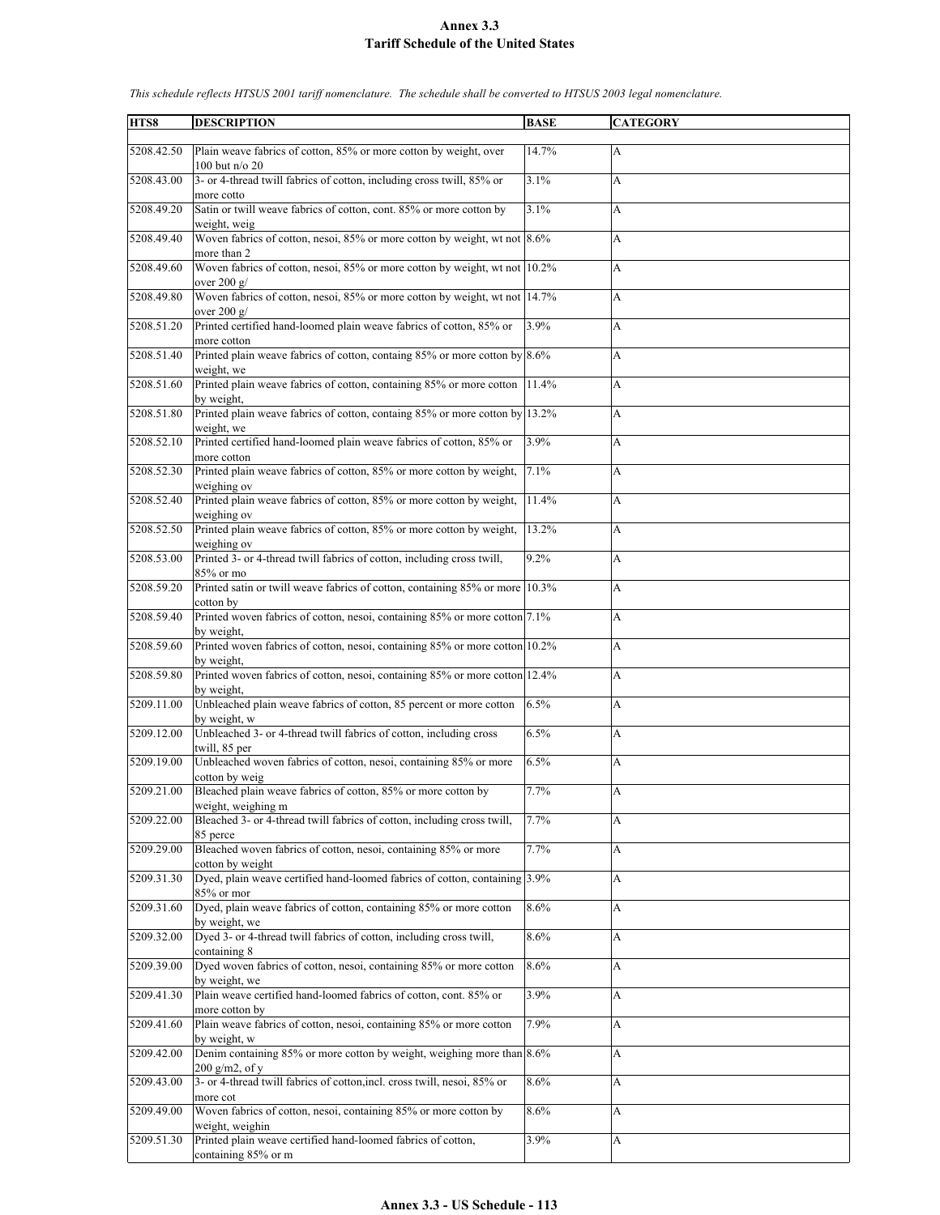# Annex 3.3
# Tariff Schedule of the United States

*This schedule reflects HTSUS 2001 tariff nomenclature. The schedule shall be converted to HTSUS 2003 legal nomenclature.*

| HTS8 | DESCRIPTION | BASE | CATEGORY |
|---|---|---|---|
| 5208.42.50 | Plain weave fabrics of cotton, 85% or more cotton by weight, over 100 but n/o 20 | 14.7% | A |
| 5208.43.00 | 3- or 4-thread twill fabrics of cotton, including cross twill, 85% or more cotto | 3.1% | A |
| 5208.49.20 | Satin or twill weave fabrics of cotton, cont. 85% or more cotton by weight, weig | 3.1% | A |
| 5208.49.40 | Woven fabrics of cotton, nesoi, 85% or more cotton by weight, wt not more than 2 | 8.6% | A |
| 5208.49.60 | Woven fabrics of cotton, nesoi, 85% or more cotton by weight, wt not over 200 g/ | 10.2% | A |
| 5208.49.80 | Woven fabrics of cotton, nesoi, 85% or more cotton by weight, wt not over 200 g/ | 14.7% | A |
| 5208.51.20 | Printed certified hand-loomed plain weave fabrics of cotton, 85% or more cotton | 3.9% | A |
| 5208.51.40 | Printed plain weave fabrics of cotton, containg 85% or more cotton by weight, we | 8.6% | A |
| 5208.51.60 | Printed plain weave fabrics of cotton, containing 85% or more cotton by weight, | 11.4% | A |
| 5208.51.80 | Printed plain weave fabrics of cotton, containg 85% or more cotton by weight, we | 13.2% | A |
| 5208.52.10 | Printed certified hand-loomed plain weave fabrics of cotton, 85% or more cotton | 3.9% | A |
| 5208.52.30 | Printed plain weave fabrics of cotton, 85% or more cotton by weight, weighing ov | 7.1% | A |
| 5208.52.40 | Printed plain weave fabrics of cotton, 85% or more cotton by weight, weighing ov | 11.4% | A |
| 5208.52.50 | Printed plain weave fabrics of cotton, 85% or more cotton by weight, weighing ov | 13.2% | A |
| 5208.53.00 | Printed 3- or 4-thread twill fabrics of cotton, including cross twill, 85% or mo | 9.2% | A |
| 5208.59.20 | Printed satin or twill weave fabrics of cotton, containing 85% or more cotton by | 10.3% | A |
| 5208.59.40 | Printed woven fabrics of cotton, nesoi, containing 85% or more cotton by weight, | 7.1% | A |
| 5208.59.60 | Printed woven fabrics of cotton, nesoi, containing 85% or more cotton by weight, | 10.2% | A |
| 5208.59.80 | Printed woven fabrics of cotton, nesoi, containing 85% or more cotton by weight, | 12.4% | A |
| 5209.11.00 | Unbleached plain weave fabrics of cotton, 85 percent or more cotton by weight, w | 6.5% | A |
| 5209.12.00 | Unbleached 3- or 4-thread twill fabrics of cotton, including cross twill, 85 per | 6.5% | A |
| 5209.19.00 | Unbleached woven fabrics of cotton, nesoi, containing 85% or more cotton by weig | 6.5% | A |
| 5209.21.00 | Bleached plain weave fabrics of cotton, 85% or more cotton by weight, weighing m | 7.7% | A |
| 5209.22.00 | Bleached 3- or 4-thread twill fabrics of cotton, including cross twill, 85 perce | 7.7% | A |
| 5209.29.00 | Bleached woven fabrics of cotton, nesoi, containing 85% or more cotton by weight | 7.7% | A |
| 5209.31.30 | Dyed, plain weave certified hand-loomed fabrics of cotton, containing 85% or mor | 3.9% | A |
| 5209.31.60 | Dyed, plain weave fabrics of cotton, containing 85% or more cotton by weight, we | 8.6% | A |
| 5209.32.00 | Dyed 3- or 4-thread twill fabrics of cotton, including cross twill, containing 8 | 8.6% | A |
| 5209.39.00 | Dyed woven fabrics of cotton, nesoi, containing 85% or more cotton by weight, we | 8.6% | A |
| 5209.41.30 | Plain weave certified hand-loomed fabrics of cotton, cont. 85% or more cotton by | 3.9% | A |
| 5209.41.60 | Plain weave fabrics of cotton, nesoi, containing 85% or more cotton by weight, w | 7.9% | A |
| 5209.42.00 | Denim containing 85% or more cotton by weight, weighing more than 200 g/m2, of y | 8.6% | A |
| 5209.43.00 | 3- or 4-thread twill fabrics of cotton,incl. cross twill, nesoi, 85% or more cot | 8.6% | A |
| 5209.49.00 | Woven fabrics of cotton, nesoi, containing 85% or more cotton by weight, weighin | 8.6% | A |
| 5209.51.30 | Printed plain weave certified hand-loomed fabrics of cotton, containing 85% or m | 3.9% | A |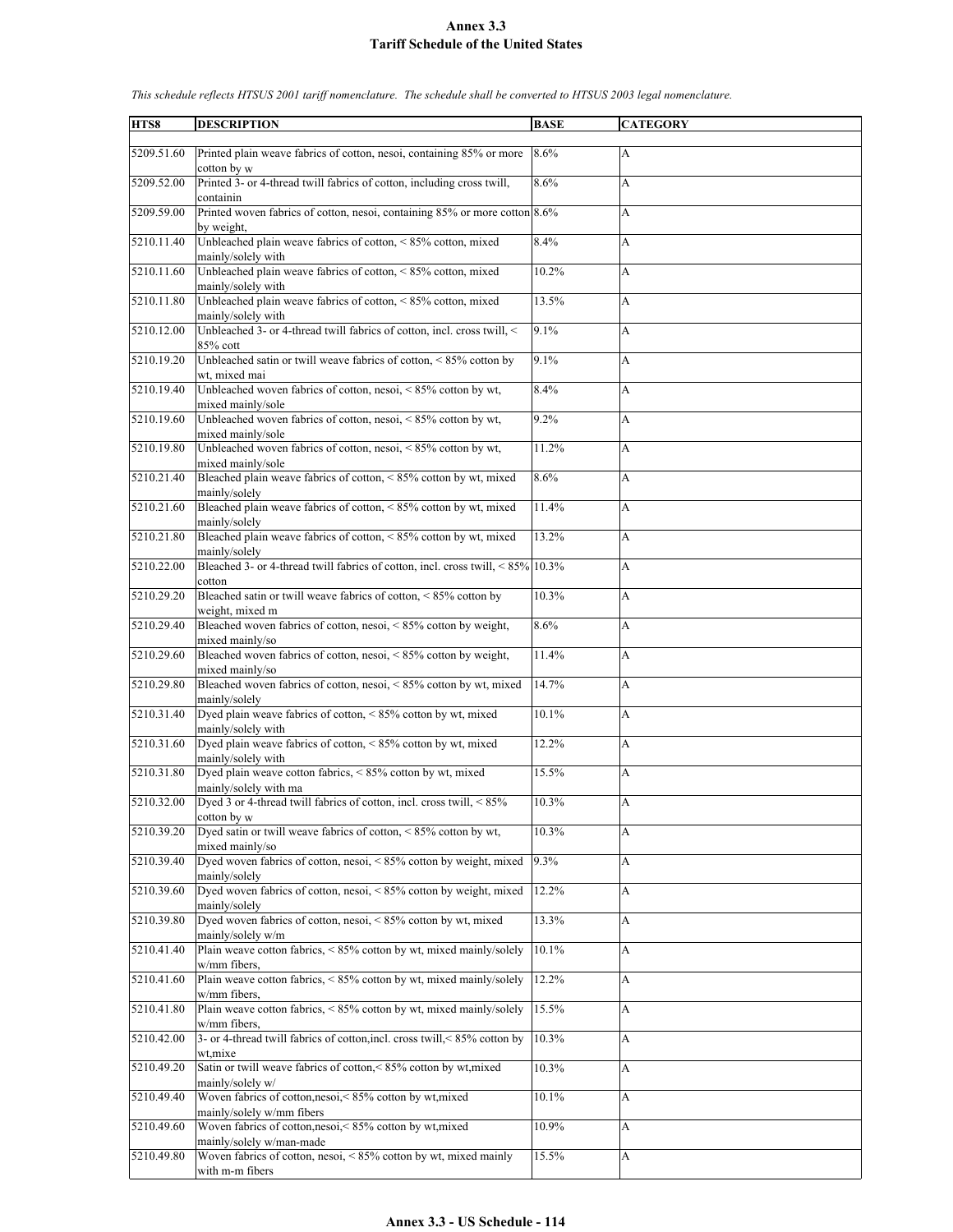# Annex 3.3
## Tariff Schedule of the United States

*This schedule reflects HTSUS 2001 tariff nomenclature. The schedule shall be converted to HTSUS 2003 legal nomenclature.*

| HTS8 | DESCRIPTION | BASE | CATEGORY |
|---|---|---|---|
| 5209.51.60 | Printed plain weave fabrics of cotton, nesoi, containing 85% or more cotton by w | 8.6% | A |
| 5209.52.00 | Printed 3- or 4-thread twill fabrics of cotton, including cross twill, containin | 8.6% | A |
| 5209.59.00 | Printed woven fabrics of cotton, nesoi, containing 85% or more cotton by weight, | 8.6% | A |
| 5210.11.40 | Unbleached plain weave fabrics of cotton, < 85% cotton, mixed mainly/solely with | 8.4% | A |
| 5210.11.60 | Unbleached plain weave fabrics of cotton, < 85% cotton, mixed mainly/solely with | 10.2% | A |
| 5210.11.80 | Unbleached plain weave fabrics of cotton, < 85% cotton, mixed mainly/solely with | 13.5% | A |
| 5210.12.00 | Unbleached 3- or 4-thread twill fabrics of cotton, incl. cross twill, < 85% cott | 9.1% | A |
| 5210.19.20 | Unbleached satin or twill weave fabrics of cotton, < 85% cotton by wt, mixed mai | 9.1% | A |
| 5210.19.40 | Unbleached woven fabrics of cotton, nesoi, < 85% cotton by wt, mixed mainly/sole | 8.4% | A |
| 5210.19.60 | Unbleached woven fabrics of cotton, nesoi, < 85% cotton by wt, mixed mainly/sole | 9.2% | A |
| 5210.19.80 | Unbleached woven fabrics of cotton, nesoi, < 85% cotton by wt, mixed mainly/sole | 11.2% | A |
| 5210.21.40 | Bleached plain weave fabrics of cotton, < 85% cotton by wt, mixed mainly/solely | 8.6% | A |
| 5210.21.60 | Bleached plain weave fabrics of cotton, < 85% cotton by wt, mixed mainly/solely | 11.4% | A |
| 5210.21.80 | Bleached plain weave fabrics of cotton, < 85% cotton by wt, mixed mainly/solely | 13.2% | A |
| 5210.22.00 | Bleached 3- or 4-thread twill fabrics of cotton, incl. cross twill, < 85% cotton | 10.3% | A |
| 5210.29.20 | Bleached satin or twill weave fabrics of cotton, < 85% cotton by weight, mixed m | 10.3% | A |
| 5210.29.40 | Bleached woven fabrics of cotton, nesoi, < 85% cotton by weight, mixed mainly/so | 8.6% | A |
| 5210.29.60 | Bleached woven fabrics of cotton, nesoi, < 85% cotton by weight, mixed mainly/so | 11.4% | A |
| 5210.29.80 | Bleached woven fabrics of cotton, nesoi, < 85% cotton by wt, mixed mainly/solely | 14.7% | A |
| 5210.31.40 | Dyed plain weave fabrics of cotton, < 85% cotton by wt, mixed mainly/solely with | 10.1% | A |
| 5210.31.60 | Dyed plain weave fabrics of cotton, < 85% cotton by wt, mixed mainly/solely with | 12.2% | A |
| 5210.31.80 | Dyed plain weave cotton fabrics, < 85% cotton by wt, mixed mainly/solely with ma | 15.5% | A |
| 5210.32.00 | Dyed 3 or 4-thread twill fabrics of cotton, incl. cross twill, < 85% cotton by w | 10.3% | A |
| 5210.39.20 | Dyed satin or twill weave fabrics of cotton, < 85% cotton by wt, mixed mainly/so | 10.3% | A |
| 5210.39.40 | Dyed woven fabrics of cotton, nesoi, < 85% cotton by weight, mixed mainly/solely | 9.3% | A |
| 5210.39.60 | Dyed woven fabrics of cotton, nesoi, < 85% cotton by weight, mixed mainly/solely | 12.2% | A |
| 5210.39.80 | Dyed woven fabrics of cotton, nesoi, < 85% cotton by wt, mixed mainly/solely w/m | 13.3% | A |
| 5210.41.40 | Plain weave cotton fabrics, < 85% cotton by wt, mixed mainly/solely w/mm fibers, | 10.1% | A |
| 5210.41.60 | Plain weave cotton fabrics, < 85% cotton by wt, mixed mainly/solely w/mm fibers, | 12.2% | A |
| 5210.41.80 | Plain weave cotton fabrics, < 85% cotton by wt, mixed mainly/solely w/mm fibers, | 15.5% | A |
| 5210.42.00 | 3- or 4-thread twill fabrics of cotton,incl. cross twill,< 85% cotton by wt,mixe | 10.3% | A |
| 5210.49.20 | Satin or twill weave fabrics of cotton,< 85% cotton by wt,mixed mainly/solely w/ | 10.3% | A |
| 5210.49.40 | Woven fabrics of cotton,nesoi,< 85% cotton by wt,mixed mainly/solely w/mm fibers | 10.1% | A |
| 5210.49.60 | Woven fabrics of cotton,nesoi,< 85% cotton by wt,mixed mainly/solely w/man-made | 10.9% | A |
| 5210.49.80 | Woven fabrics of cotton, nesoi, < 85% cotton by wt, mixed mainly with m-m fibers | 15.5% | A |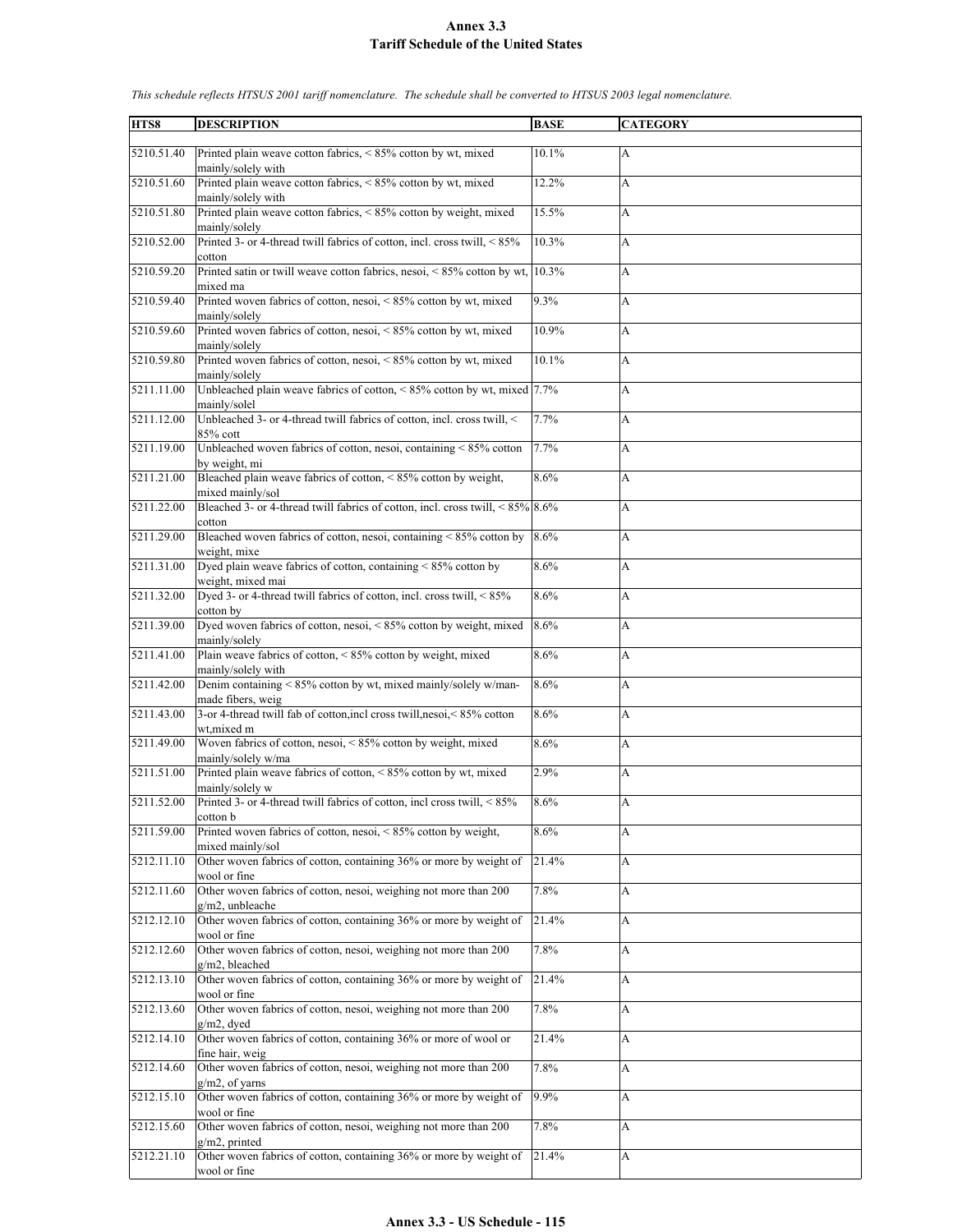# Annex 3.3
## Tariff Schedule of the United States

*This schedule reflects HTSUS 2001 tariff nomenclature. The schedule shall be converted to HTSUS 2003 legal nomenclature.*

| HTS8 | DESCRIPTION | BASE | CATEGORY |
|---|---|---|---|
| 5210.51.40 | Printed plain weave cotton fabrics, < 85% cotton by wt, mixed mainly/solely with | 10.1% | A |
| 5210.51.60 | Printed plain weave cotton fabrics, < 85% cotton by wt, mixed mainly/solely with | 12.2% | A |
| 5210.51.80 | Printed plain weave cotton fabrics, < 85% cotton by weight, mixed mainly/solely | 15.5% | A |
| 5210.52.00 | Printed 3- or 4-thread twill fabrics of cotton, incl. cross twill, < 85% cotton | 10.3% | A |
| 5210.59.20 | Printed satin or twill weave cotton fabrics, nesoi, < 85% cotton by wt, mixed ma | 10.3% | A |
| 5210.59.40 | Printed woven fabrics of cotton, nesoi, < 85% cotton by wt, mixed mainly/solely | 9.3% | A |
| 5210.59.60 | Printed woven fabrics of cotton, nesoi, < 85% cotton by wt, mixed mainly/solely | 10.9% | A |
| 5210.59.80 | Printed woven fabrics of cotton, nesoi, < 85% cotton by wt, mixed mainly/solely | 10.1% | A |
| 5211.11.00 | Unbleached plain weave fabrics of cotton, < 85% cotton by wt, mixed mainly/solel | 7.7% | A |
| 5211.12.00 | Unbleached 3- or 4-thread twill fabrics of cotton, incl. cross twill, < 85% cott | 7.7% | A |
| 5211.19.00 | Unbleached woven fabrics of cotton, nesoi, containing < 85% cotton by weight, mi | 7.7% | A |
| 5211.21.00 | Bleached plain weave fabrics of cotton, < 85% cotton by weight, mixed mainly/sol | 8.6% | A |
| 5211.22.00 | Bleached 3- or 4-thread twill fabrics of cotton, incl. cross twill, < 85% cotton | 8.6% | A |
| 5211.29.00 | Bleached woven fabrics of cotton, nesoi, containing < 85% cotton by weight, mixe | 8.6% | A |
| 5211.31.00 | Dyed plain weave fabrics of cotton, containing < 85% cotton by weight, mixed mai | 8.6% | A |
| 5211.32.00 | Dyed 3- or 4-thread twill fabrics of cotton, incl. cross twill, < 85% cotton by | 8.6% | A |
| 5211.39.00 | Dyed woven fabrics of cotton, nesoi, < 85% cotton by weight, mixed mainly/solely | 8.6% | A |
| 5211.41.00 | Plain weave fabrics of cotton, < 85% cotton by weight, mixed mainly/solely with | 8.6% | A |
| 5211.42.00 | Denim containing < 85% cotton by wt, mixed mainly/solely w/man-made fibers, weig | 8.6% | A |
| 5211.43.00 | 3-or 4-thread twill fab of cotton,incl cross twill,nesoi,< 85% cotton wt,mixed m | 8.6% | A |
| 5211.49.00 | Woven fabrics of cotton, nesoi, < 85% cotton by weight, mixed mainly/solely w/ma | 8.6% | A |
| 5211.51.00 | Printed plain weave fabrics of cotton, < 85% cotton by wt, mixed mainly/solely w | 2.9% | A |
| 5211.52.00 | Printed 3- or 4-thread twill fabrics of cotton, incl cross twill, < 85% cotton b | 8.6% | A |
| 5211.59.00 | Printed woven fabrics of cotton, nesoi, < 85% cotton by weight, mixed mainly/sol | 8.6% | A |
| 5212.11.10 | Other woven fabrics of cotton, containing 36% or more by weight of wool or fine | 21.4% | A |
| 5212.11.60 | Other woven fabrics of cotton, nesoi, weighing not more than 200 g/m2, unbleache | 7.8% | A |
| 5212.12.10 | Other woven fabrics of cotton, containing 36% or more by weight of wool or fine | 21.4% | A |
| 5212.12.60 | Other woven fabrics of cotton, nesoi, weighing not more than 200 g/m2, bleached | 7.8% | A |
| 5212.13.10 | Other woven fabrics of cotton, containing 36% or more by weight of wool or fine | 21.4% | A |
| 5212.13.60 | Other woven fabrics of cotton, nesoi, weighing not more than 200 g/m2, dyed | 7.8% | A |
| 5212.14.10 | Other woven fabrics of cotton, containing 36% or more of wool or fine hair, weig | 21.4% | A |
| 5212.14.60 | Other woven fabrics of cotton, nesoi, weighing not more than 200 g/m2, of yarns | 7.8% | A |
| 5212.15.10 | Other woven fabrics of cotton, containing 36% or more by weight of wool or fine | 9.9% | A |
| 5212.15.60 | Other woven fabrics of cotton, nesoi, weighing not more than 200 g/m2, printed | 7.8% | A |
| 5212.21.10 | Other woven fabrics of cotton, containing 36% or more by weight of wool or fine | 21.4% | A |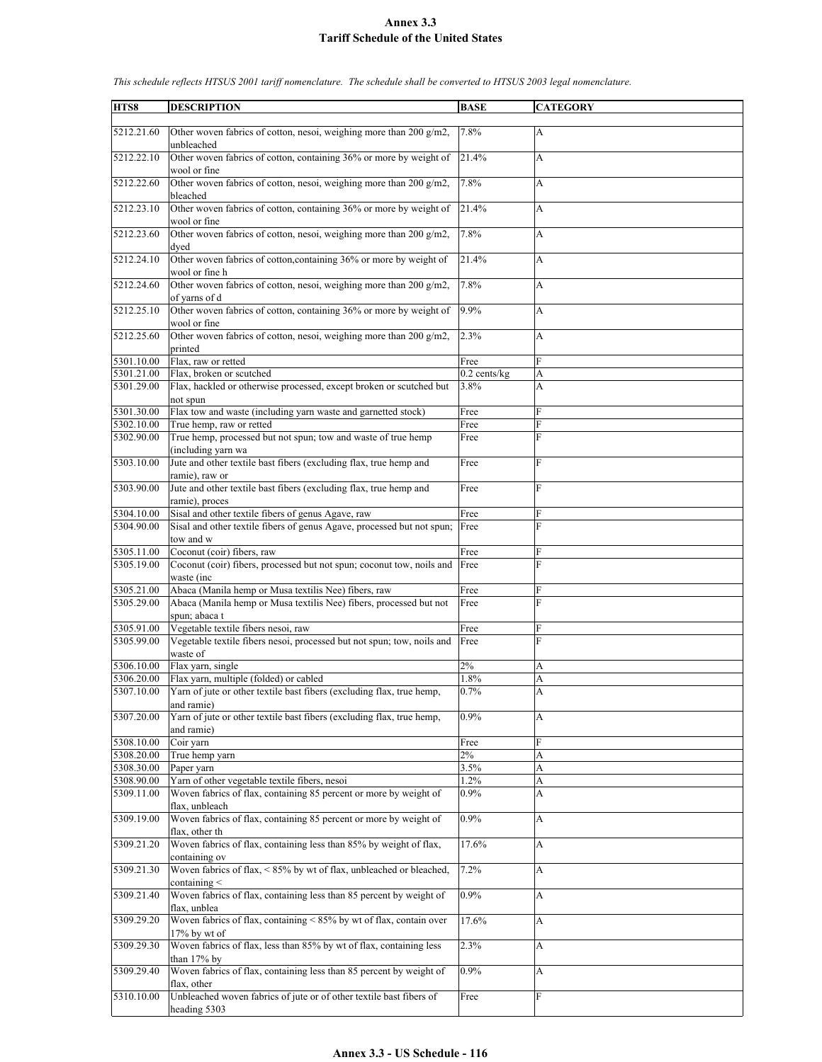# Annex 3.3
## Tariff Schedule of the United States

*This schedule reflects HTSUS 2001 tariff nomenclature. The schedule shall be converted to HTSUS 2003 legal nomenclature.*

| HTS8 | DESCRIPTION | BASE | CATEGORY |
|---|---|---|---|
| 5212.21.60 | Other woven fabrics of cotton, nesoi, weighing more than 200 g/m2, unbleached | 7.8% | A |
| 5212.22.10 | Other woven fabrics of cotton, containing 36% or more by weight of wool or fine | 21.4% | A |
| 5212.22.60 | Other woven fabrics of cotton, nesoi, weighing more than 200 g/m2, bleached | 7.8% | A |
| 5212.23.10 | Other woven fabrics of cotton, containing 36% or more by weight of wool or fine | 21.4% | A |
| 5212.23.60 | Other woven fabrics of cotton, nesoi, weighing more than 200 g/m2, dyed | 7.8% | A |
| 5212.24.10 | Other woven fabrics of cotton,containing 36% or more by weight of wool or fine h | 21.4% | A |
| 5212.24.60 | Other woven fabrics of cotton, nesoi, weighing more than 200 g/m2, of yarns of d | 7.8% | A |
| 5212.25.10 | Other woven fabrics of cotton, containing 36% or more by weight of wool or fine | 9.9% | A |
| 5212.25.60 | Other woven fabrics of cotton, nesoi, weighing more than 200 g/m2, printed | 2.3% | A |
| 5301.10.00 | Flax, raw or retted | Free | F |
| 5301.21.00 | Flax, broken or scutched | 0.2 cents/kg | A |
| 5301.29.00 | Flax, hackled or otherwise processed, except broken or scutched but not spun | 3.8% | A |
| 5301.30.00 | Flax tow and waste (including yarn waste and garnetted stock) | Free | F |
| 5302.10.00 | True hemp, raw or retted | Free | F |
| 5302.90.00 | True hemp, processed but not spun; tow and waste of true hemp (including yarn wa | Free | F |
| 5303.10.00 | Jute and other textile bast fibers (excluding flax, true hemp and ramie), raw or | Free | F |
| 5303.90.00 | Jute and other textile bast fibers (excluding flax, true hemp and ramie), proces | Free | F |
| 5304.10.00 | Sisal and other textile fibers of genus Agave, raw | Free | F |
| 5304.90.00 | Sisal and other textile fibers of genus Agave, processed but not spun; tow and w | Free | F |
| 5305.11.00 | Coconut (coir) fibers, raw | Free | F |
| 5305.19.00 | Coconut (coir) fibers, processed but not spun; coconut tow, noils and waste (inc | Free | F |
| 5305.21.00 | Abaca (Manila hemp or Musa textilis Nee) fibers, raw | Free | F |
| 5305.29.00 | Abaca (Manila hemp or Musa textilis Nee) fibers, processed but not spun; abaca t | Free | F |
| 5305.91.00 | Vegetable textile fibers nesoi, raw | Free | F |
| 5305.99.00 | Vegetable textile fibers nesoi, processed but not spun; tow, noils and waste of | Free | F |
| 5306.10.00 | Flax yarn, single | 2% | A |
| 5306.20.00 | Flax yarn, multiple (folded) or cabled | 1.8% | A |
| 5307.10.00 | Yarn of jute or other textile bast fibers (excluding flax, true hemp, and ramie) | 0.7% | A |
| 5307.20.00 | Yarn of jute or other textile bast fibers (excluding flax, true hemp, and ramie) | 0.9% | A |
| 5308.10.00 | Coir yarn | Free | F |
| 5308.20.00 | True hemp yarn | 2% | A |
| 5308.30.00 | Paper yarn | 3.5% | A |
| 5308.90.00 | Yarn of other vegetable textile fibers, nesoi | 1.2% | A |
| 5309.11.00 | Woven fabrics of flax, containing 85 percent or more by weight of flax, unbleach | 0.9% | A |
| 5309.19.00 | Woven fabrics of flax, containing 85 percent or more by weight of flax, other th | 0.9% | A |
| 5309.21.20 | Woven fabrics of flax, containing less than 85% by weight of flax, containing ov | 17.6% | A |
| 5309.21.30 | Woven fabrics of flax, < 85% by wt of flax, unbleached or bleached, containing < | 7.2% | A |
| 5309.21.40 | Woven fabrics of flax, containing less than 85 percent by weight of flax, unblea | 0.9% | A |
| 5309.29.20 | Woven fabrics of flax, containing < 85% by wt of flax, contain over 17% by wt of | 17.6% | A |
| 5309.29.30 | Woven fabrics of flax, less than 85% by wt of flax, containing less than 17% by | 2.3% | A |
| 5309.29.40 | Woven fabrics of flax, containing less than 85 percent by weight of flax, other | 0.9% | A |
| 5310.10.00 | Unbleached woven fabrics of jute or of other textile bast fibers of heading 5303 | Free | F |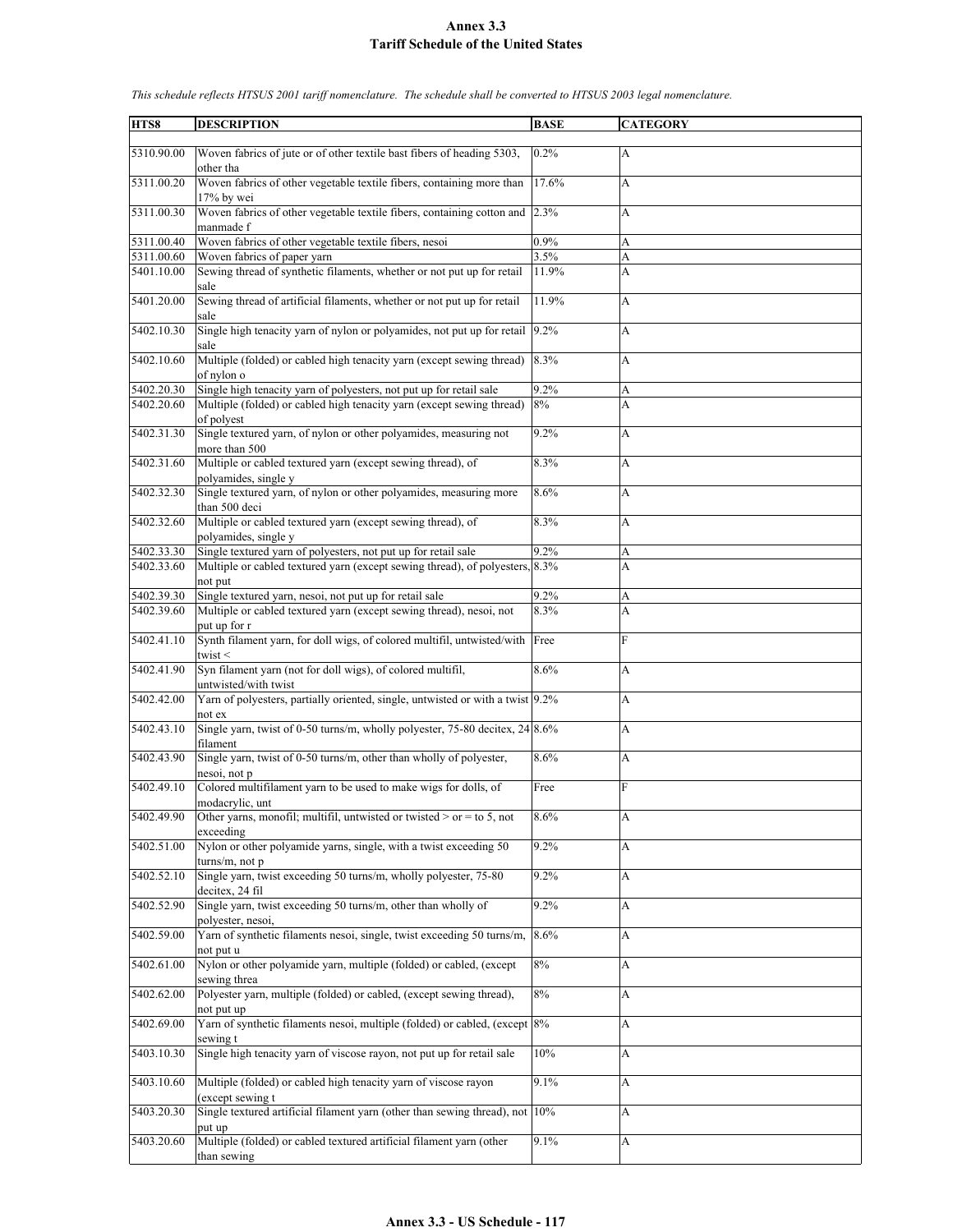# Annex 3.3
## Tariff Schedule of the United States

*This schedule reflects HTSUS 2001 tariff nomenclature. The schedule shall be converted to HTSUS 2003 legal nomenclature.*

| HTS8 | DESCRIPTION | BASE | CATEGORY |
|---|---|---|---|
| 5310.90.00 | Woven fabrics of jute or of other textile bast fibers of heading 5303, other tha | 0.2% | A |
| 5311.00.20 | Woven fabrics of other vegetable textile fibers, containing more than 17% by wei | 17.6% | A |
| 5311.00.30 | Woven fabrics of other vegetable textile fibers, containing cotton and manmade f | 2.3% | A |
| 5311.00.40 | Woven fabrics of other vegetable textile fibers, nesoi | 0.9% | A |
| 5311.00.60 | Woven fabrics of paper yarn | 3.5% | A |
| 5401.10.00 | Sewing thread of synthetic filaments, whether or not put up for retail sale | 11.9% | A |
| 5401.20.00 | Sewing thread of artificial filaments, whether or not put up for retail sale | 11.9% | A |
| 5402.10.30 | Single high tenacity yarn of nylon or polyamides, not put up for retail sale | 9.2% | A |
| 5402.10.60 | Multiple (folded) or cabled high tenacity yarn (except sewing thread) of nylon o | 8.3% | A |
| 5402.20.30 | Single high tenacity yarn of polyesters, not put up for retail sale | 9.2% | A |
| 5402.20.60 | Multiple (folded) or cabled high tenacity yarn (except sewing thread) of polyest | 8% | A |
| 5402.31.30 | Single textured yarn, of nylon or other polyamides, measuring not more than 500 | 9.2% | A |
| 5402.31.60 | Multiple or cabled textured yarn (except sewing thread), of polyamides, single y | 8.3% | A |
| 5402.32.30 | Single textured yarn, of nylon or other polyamides, measuring more than 500 deci | 8.6% | A |
| 5402.32.60 | Multiple or cabled textured yarn (except sewing thread), of polyamides, single y | 8.3% | A |
| 5402.33.30 | Single textured yarn of polyesters, not put up for retail sale | 9.2% | A |
| 5402.33.60 | Multiple or cabled textured yarn (except sewing thread), of polyesters, not put | 8.3% | A |
| 5402.39.30 | Single textured yarn, nesoi, not put up for retail sale | 9.2% | A |
| 5402.39.60 | Multiple or cabled textured yarn (except sewing thread), nesoi, not put up for r | 8.3% | A |
| 5402.41.10 | Synth filament yarn, for doll wigs, of colored multifil, untwisted/with twist < | Free | F |
| 5402.41.90 | Syn filament yarn (not for doll wigs), of colored multifil, untwisted/with twist | 8.6% | A |
| 5402.42.00 | Yarn of polyesters, partially oriented, single, untwisted or with a twist not ex | 9.2% | A |
| 5402.43.10 | Single yarn, twist of 0-50 turns/m, wholly polyester, 75-80 decitex, 24 filament | 8.6% | A |
| 5402.43.90 | Single yarn, twist of 0-50 turns/m, other than wholly of polyester, nesoi, not p | 8.6% | A |
| 5402.49.10 | Colored multifilament yarn to be used to make wigs for dolls, of modacrylic, unt | Free | F |
| 5402.49.90 | Other yarns, monofil; multifil, untwisted or twisted > or = to 5, not exceeding | 8.6% | A |
| 5402.51.00 | Nylon or other polyamide yarns, single, with a twist exceeding 50 turns/m, not p | 9.2% | A |
| 5402.52.10 | Single yarn, twist exceeding 50 turns/m, wholly polyester, 75-80 decitex, 24 fil | 9.2% | A |
| 5402.52.90 | Single yarn, twist exceeding 50 turns/m, other than wholly of polyester, nesoi, | 9.2% | A |
| 5402.59.00 | Yarn of synthetic filaments nesoi, single, twist exceeding 50 turns/m, not put u | 8.6% | A |
| 5402.61.00 | Nylon or other polyamide yarn, multiple (folded) or cabled, (except sewing threa | 8% | A |
| 5402.62.00 | Polyester yarn, multiple (folded) or cabled, (except sewing thread), not put up | 8% | A |
| 5402.69.00 | Yarn of synthetic filaments nesoi, multiple (folded) or cabled, (except sewing t | 8% | A |
| 5403.10.30 | Single high tenacity yarn of viscose rayon, not put up for retail sale | 10% | A |
| 5403.10.60 | Multiple (folded) or cabled high tenacity yarn of viscose rayon (except sewing t | 9.1% | A |
| 5403.20.30 | Single textured artificial filament yarn (other than sewing thread), not put up | 10% | A |
| 5403.20.60 | Multiple (folded) or cabled textured artificial filament yarn (other than sewing | 9.1% | A |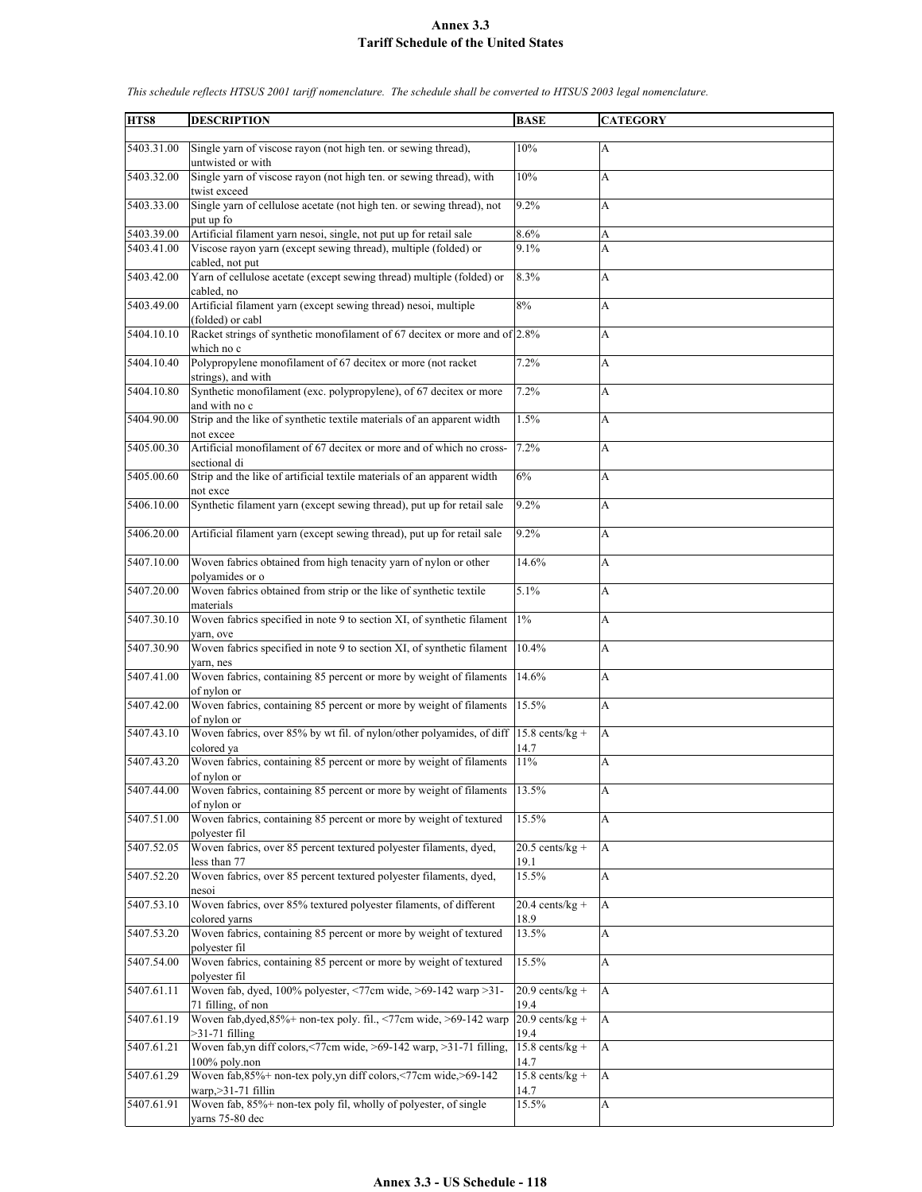# Annex 3.3
## Tariff Schedule of the United States

*This schedule reflects HTSUS 2001 tariff nomenclature. The schedule shall be converted to HTSUS 2003 legal nomenclature.*

| HTS8 | DESCRIPTION | BASE | CATEGORY |
|---|---|---|---|
| 5403.31.00 | Single yarn of viscose rayon (not high ten. or sewing thread), untwisted or with | 10% | A |
| 5403.32.00 | Single yarn of viscose rayon (not high ten. or sewing thread), with twist exceed | 10% | A |
| 5403.33.00 | Single yarn of cellulose acetate (not high ten. or sewing thread), not put up fo | 9.2% | A |
| 5403.39.00 | Artificial filament yarn nesoi, single, not put up for retail sale | 8.6% | A |
| 5403.41.00 | Viscose rayon yarn (except sewing thread), multiple (folded) or cabled, not put | 9.1% | A |
| 5403.42.00 | Yarn of cellulose acetate (except sewing thread) multiple (folded) or cabled, no | 8.3% | A |
| 5403.49.00 | Artificial filament yarn (except sewing thread) nesoi, multiple (folded) or cabl | 8% | A |
| 5404.10.10 | Racket strings of synthetic monofilament of 67 decitex or more and of which no c | 2.8% | A |
| 5404.10.40 | Polypropylene monofilament of 67 decitex or more (not racket strings), and with | 7.2% | A |
| 5404.10.80 | Synthetic monofilament (exc. polypropylene), of 67 decitex or more and with no c | 7.2% | A |
| 5404.90.00 | Strip and the like of synthetic textile materials of an apparent width not excee | 1.5% | A |
| 5405.00.30 | Artificial monofilament of 67 decitex or more and of which no cross-sectional di | 7.2% | A |
| 5405.00.60 | Strip and the like of artificial textile materials of an apparent width not exce | 6% | A |
| 5406.10.00 | Synthetic filament yarn (except sewing thread), put up for retail sale | 9.2% | A |
| 5406.20.00 | Artificial filament yarn (except sewing thread), put up for retail sale | 9.2% | A |
| 5407.10.00 | Woven fabrics obtained from high tenacity yarn of nylon or other polyamides or o | 14.6% | A |
| 5407.20.00 | Woven fabrics obtained from strip or the like of synthetic textile materials | 5.1% | A |
| 5407.30.10 | Woven fabrics specified in note 9 to section XI, of synthetic filament yarn, ove | 1% | A |
| 5407.30.90 | Woven fabrics specified in note 9 to section XI, of synthetic filament yarn, nes | 10.4% | A |
| 5407.41.00 | Woven fabrics, containing 85 percent or more by weight of filaments of nylon or | 14.6% | A |
| 5407.42.00 | Woven fabrics, containing 85 percent or more by weight of filaments of nylon or | 15.5% | A |
| 5407.43.10 | Woven fabrics, over 85% by wt fil. of nylon/other polyamides, of diff colored ya | 15.8 cents/kg + 14.7 | A |
| 5407.43.20 | Woven fabrics, containing 85 percent or more by weight of filaments of nylon or | 11% | A |
| 5407.44.00 | Woven fabrics, containing 85 percent or more by weight of filaments of nylon or | 13.5% | A |
| 5407.51.00 | Woven fabrics, containing 85 percent or more by weight of textured polyester fil | 15.5% | A |
| 5407.52.05 | Woven fabrics, over 85 percent textured polyester filaments, dyed, less than 77 | 20.5 cents/kg + 19.1 | A |
| 5407.52.20 | Woven fabrics, over 85 percent textured polyester filaments, dyed, nesoi | 15.5% | A |
| 5407.53.10 | Woven fabrics, over 85% textured polyester filaments, of different colored yarns | 20.4 cents/kg + 18.9 | A |
| 5407.53.20 | Woven fabrics, containing 85 percent or more by weight of textured polyester fil | 13.5% | A |
| 5407.54.00 | Woven fabrics, containing 85 percent or more by weight of textured polyester fil | 15.5% | A |
| 5407.61.11 | Woven fab, dyed, 100% polyester, <77cm wide, >69-142 warp >31-71 filling, of non | 20.9 cents/kg + 19.4 | A |
| 5407.61.19 | Woven fab,dyed,85%+ non-tex poly. fil., <77cm wide, >69-142 warp >31-71 filling | 20.9 cents/kg + 19.4 | A |
| 5407.61.21 | Woven fab,yn diff colors,<77cm wide, >69-142 warp, >31-71 filling, 100% poly.non | 15.8 cents/kg + 14.7 | A |
| 5407.61.29 | Woven fab,85%+ non-tex poly,yn diff colors,<77cm wide,>69-142 warp,>31-71 fillin | 15.8 cents/kg + 14.7 | A |
| 5407.61.91 | Woven fab, 85%+ non-tex poly fil, wholly of polyester, of single yarns 75-80 dec | 15.5% | A |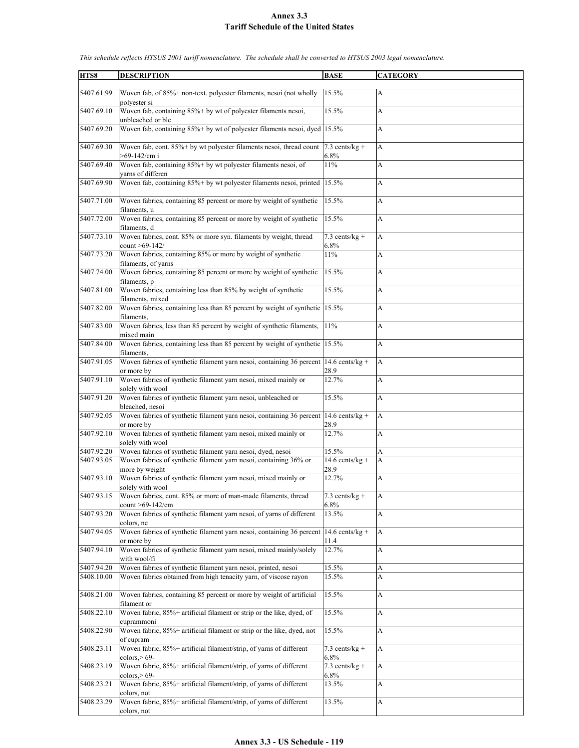# Annex 3.3
## Tariff Schedule of the United States

*This schedule reflects HTSUS 2001 tariff nomenclature. The schedule shall be converted to HTSUS 2003 legal nomenclature.*

| HTS8 | DESCRIPTION | BASE | CATEGORY |
|---|---|---|---|
| 5407.61.99 | Woven fab, of 85%+ non-text. polyester filaments, nesoi (not wholly polyester si | 15.5% | A |
| 5407.69.10 | Woven fab, containing 85%+ by wt of polyester filaments nesoi, unbleached or ble | 15.5% | A |
| 5407.69.20 | Woven fab, containing 85%+ by wt of polyester filaments nesoi, dyed | 15.5% | A |
| 5407.69.30 | Woven fab, cont. 85%+ by wt polyester filaments nesoi, thread count >69-142/cm i | 7.3 cents/kg + 6.8% | A |
| 5407.69.40 | Woven fab, containing 85%+ by wt polyester filaments nesoi, of yarns of differen | 11% | A |
| 5407.69.90 | Woven fab, containing 85%+ by wt polyester filaments nesoi, printed | 15.5% | A |
| 5407.71.00 | Woven fabrics, containing 85 percent or more by weight of synthetic filaments, u | 15.5% | A |
| 5407.72.00 | Woven fabrics, containing 85 percent or more by weight of synthetic filaments, d | 15.5% | A |
| 5407.73.10 | Woven fabrics, cont. 85% or more syn. filaments by weight, thread count >69-142/ | 7.3 cents/kg + 6.8% | A |
| 5407.73.20 | Woven fabrics, containing 85% or more by weight of synthetic filaments, of yarns | 11% | A |
| 5407.74.00 | Woven fabrics, containing 85 percent or more by weight of synthetic filaments, p | 15.5% | A |
| 5407.81.00 | Woven fabrics, containing less than 85% by weight of synthetic filaments, mixed | 15.5% | A |
| 5407.82.00 | Woven fabrics, containing less than 85 percent by weight of synthetic filaments, | 15.5% | A |
| 5407.83.00 | Woven fabrics, less than 85 percent by weight of synthetic filaments, mixed main | 11% | A |
| 5407.84.00 | Woven fabrics, containing less than 85 percent by weight of synthetic filaments, | 15.5% | A |
| 5407.91.05 | Woven fabrics of synthetic filament yarn nesoi, containing 36 percent or more by | 14.6 cents/kg + 28.9 | A |
| 5407.91.10 | Woven fabrics of synthetic filament yarn nesoi, mixed mainly or solely with wool | 12.7% | A |
| 5407.91.20 | Woven fabrics of synthetic filament yarn nesoi, unbleached or bleached, nesoi | 15.5% | A |
| 5407.92.05 | Woven fabrics of synthetic filament yarn nesoi, containing 36 percent or more by | 14.6 cents/kg + 28.9 | A |
| 5407.92.10 | Woven fabrics of synthetic filament yarn nesoi, mixed mainly or solely with wool | 12.7% | A |
| 5407.92.20 | Woven fabrics of synthetic filament yarn nesoi, dyed, nesoi | 15.5% | A |
| 5407.93.05 | Woven fabrics of synthetic filament yarn nesoi, containing 36% or more by weight | 14.6 cents/kg + 28.9 | A |
| 5407.93.10 | Woven fabrics of synthetic filament yarn nesoi, mixed mainly or solely with wool | 12.7% | A |
| 5407.93.15 | Woven fabrics, cont. 85% or more of man-made filaments, thread count >69-142/cm | 7.3 cents/kg + 6.8% | A |
| 5407.93.20 | Woven fabrics of synthetic filament yarn nesoi, of yarns of different colors, ne | 13.5% | A |
| 5407.94.05 | Woven fabrics of synthetic filament yarn nesoi, containing 36 percent or more by | 14.6 cents/kg + 11.4 | A |
| 5407.94.10 | Woven fabrics of synthetic filament yarn nesoi, mixed mainly/solely with wool/fi | 12.7% | A |
| 5407.94.20 | Woven fabrics of synthetic filament yarn nesoi, printed, nesoi | 15.5% | A |
| 5408.10.00 | Woven fabrics obtained from high tenacity yarn, of viscose rayon | 15.5% | A |
| 5408.21.00 | Woven fabrics, containing 85 percent or more by weight of artificial filament or | 15.5% | A |
| 5408.22.10 | Woven fabric, 85%+ artificial filament or strip or the like, dyed, of cuprammoni | 15.5% | A |
| 5408.22.90 | Woven fabric, 85%+ artificial filament or strip or the like, dyed, not of cupram | 15.5% | A |
| 5408.23.11 | Woven fabric, 85%+ artificial filament/strip, of yarns of different colors,> 69- | 7.3 cents/kg + 6.8% | A |
| 5408.23.19 | Woven fabric, 85%+ artificial filament/strip, of yarns of different colors,> 69- | 7.3 cents/kg + 6.8% | A |
| 5408.23.21 | Woven fabric, 85%+ artificial filament/strip, of yarns of different colors, not | 13.5% | A |
| 5408.23.29 | Woven fabric, 85%+ artificial filament/strip, of yarns of different colors, not | 13.5% | A |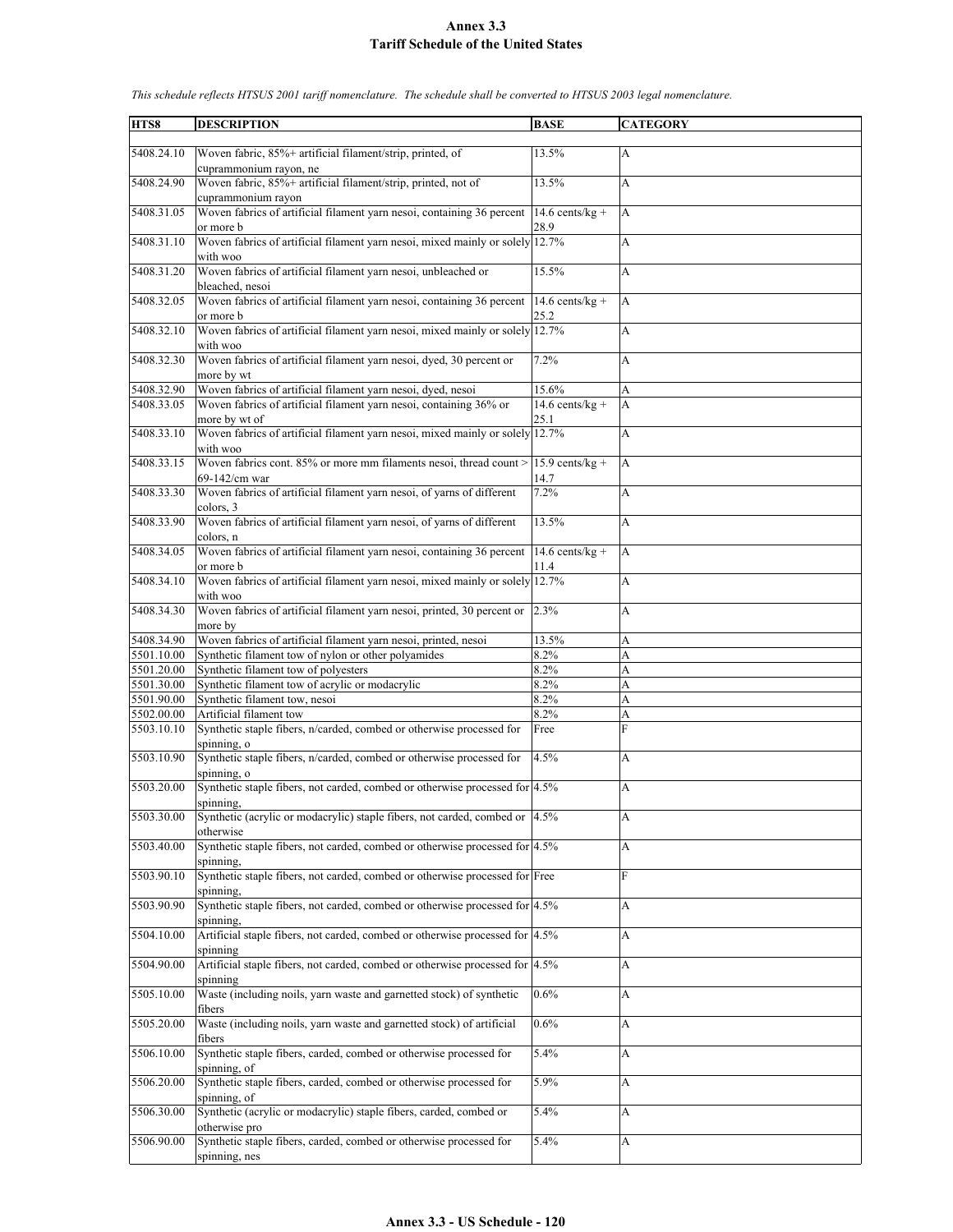# Annex 3.3
## Tariff Schedule of the United States

*This schedule reflects HTSUS 2001 tariff nomenclature. The schedule shall be converted to HTSUS 2003 legal nomenclature.*

| HTS8 | DESCRIPTION | BASE | CATEGORY |
|---|---|---|---|
| 5408.24.10 | Woven fabric, 85%+ artificial filament/strip, printed, of cuprammonium rayon, ne | 13.5% | A |
| 5408.24.90 | Woven fabric, 85%+ artificial filament/strip, printed, not of cuprammonium rayon | 13.5% | A |
| 5408.31.05 | Woven fabrics of artificial filament yarn nesoi, containing 36 percent or more b | 14.6 cents/kg + 28.9 | A |
| 5408.31.10 | Woven fabrics of artificial filament yarn nesoi, mixed mainly or solely with woo | 12.7% | A |
| 5408.31.20 | Woven fabrics of artificial filament yarn nesoi, unbleached or bleached, nesoi | 15.5% | A |
| 5408.32.05 | Woven fabrics of artificial filament yarn nesoi, containing 36 percent or more b | 14.6 cents/kg + 25.2 | A |
| 5408.32.10 | Woven fabrics of artificial filament yarn nesoi, mixed mainly or solely with woo | 12.7% | A |
| 5408.32.30 | Woven fabrics of artificial filament yarn nesoi, dyed, 30 percent or more by wt | 7.2% | A |
| 5408.32.90 | Woven fabrics of artificial filament yarn nesoi, dyed, nesoi | 15.6% | A |
| 5408.33.05 | Woven fabrics of artificial filament yarn nesoi, containing 36% or more by wt of | 14.6 cents/kg + 25.1 | A |
| 5408.33.10 | Woven fabrics of artificial filament yarn nesoi, mixed mainly or solely with woo | 12.7% | A |
| 5408.33.15 | Woven fabrics cont. 85% or more mm filaments nesoi, thread count > 69-142/cm war | 15.9 cents/kg + 14.7 | A |
| 5408.33.30 | Woven fabrics of artificial filament yarn nesoi, of yarns of different colors, 3 | 7.2% | A |
| 5408.33.90 | Woven fabrics of artificial filament yarn nesoi, of yarns of different colors, n | 13.5% | A |
| 5408.34.05 | Woven fabrics of artificial filament yarn nesoi, containing 36 percent or more b | 14.6 cents/kg + 11.4 | A |
| 5408.34.10 | Woven fabrics of artificial filament yarn nesoi, mixed mainly or solely with woo | 12.7% | A |
| 5408.34.30 | Woven fabrics of artificial filament yarn nesoi, printed, 30 percent or more by | 2.3% | A |
| 5408.34.90 | Woven fabrics of artificial filament yarn nesoi, printed, nesoi | 13.5% | A |
| 5501.10.00 | Synthetic filament tow of nylon or other polyamides | 8.2% | A |
| 5501.20.00 | Synthetic filament tow of polyesters | 8.2% | A |
| 5501.30.00 | Synthetic filament tow of acrylic or modacrylic | 8.2% | A |
| 5501.90.00 | Synthetic filament tow, nesoi | 8.2% | A |
| 5502.00.00 | Artificial filament tow | 8.2% | A |
| 5503.10.10 | Synthetic staple fibers, n/carded, combed or otherwise processed for spinning, o | Free | F |
| 5503.10.90 | Synthetic staple fibers, n/carded, combed or otherwise processed for spinning, o | 4.5% | A |
| 5503.20.00 | Synthetic staple fibers, not carded, combed or otherwise processed for spinning, | 4.5% | A |
| 5503.30.00 | Synthetic (acrylic or modacrylic) staple fibers, not carded, combed or otherwise | 4.5% | A |
| 5503.40.00 | Synthetic staple fibers, not carded, combed or otherwise processed for spinning, | 4.5% | A |
| 5503.90.10 | Synthetic staple fibers, not carded, combed or otherwise processed for spinning, | Free | F |
| 5503.90.90 | Synthetic staple fibers, not carded, combed or otherwise processed for spinning, | 4.5% | A |
| 5504.10.00 | Artificial staple fibers, not carded, combed or otherwise processed for spinning | 4.5% | A |
| 5504.90.00 | Artificial staple fibers, not carded, combed or otherwise processed for spinning | 4.5% | A |
| 5505.10.00 | Waste (including noils, yarn waste and garnetted stock) of synthetic fibers | 0.6% | A |
| 5505.20.00 | Waste (including noils, yarn waste and garnetted stock) of artificial fibers | 0.6% | A |
| 5506.10.00 | Synthetic staple fibers, carded, combed or otherwise processed for spinning, of | 5.4% | A |
| 5506.20.00 | Synthetic staple fibers, carded, combed or otherwise processed for spinning, of | 5.9% | A |
| 5506.30.00 | Synthetic (acrylic or modacrylic) staple fibers, carded, combed or otherwise pro | 5.4% | A |
| 5506.90.00 | Synthetic staple fibers, carded, combed or otherwise processed for spinning, nes | 5.4% | A |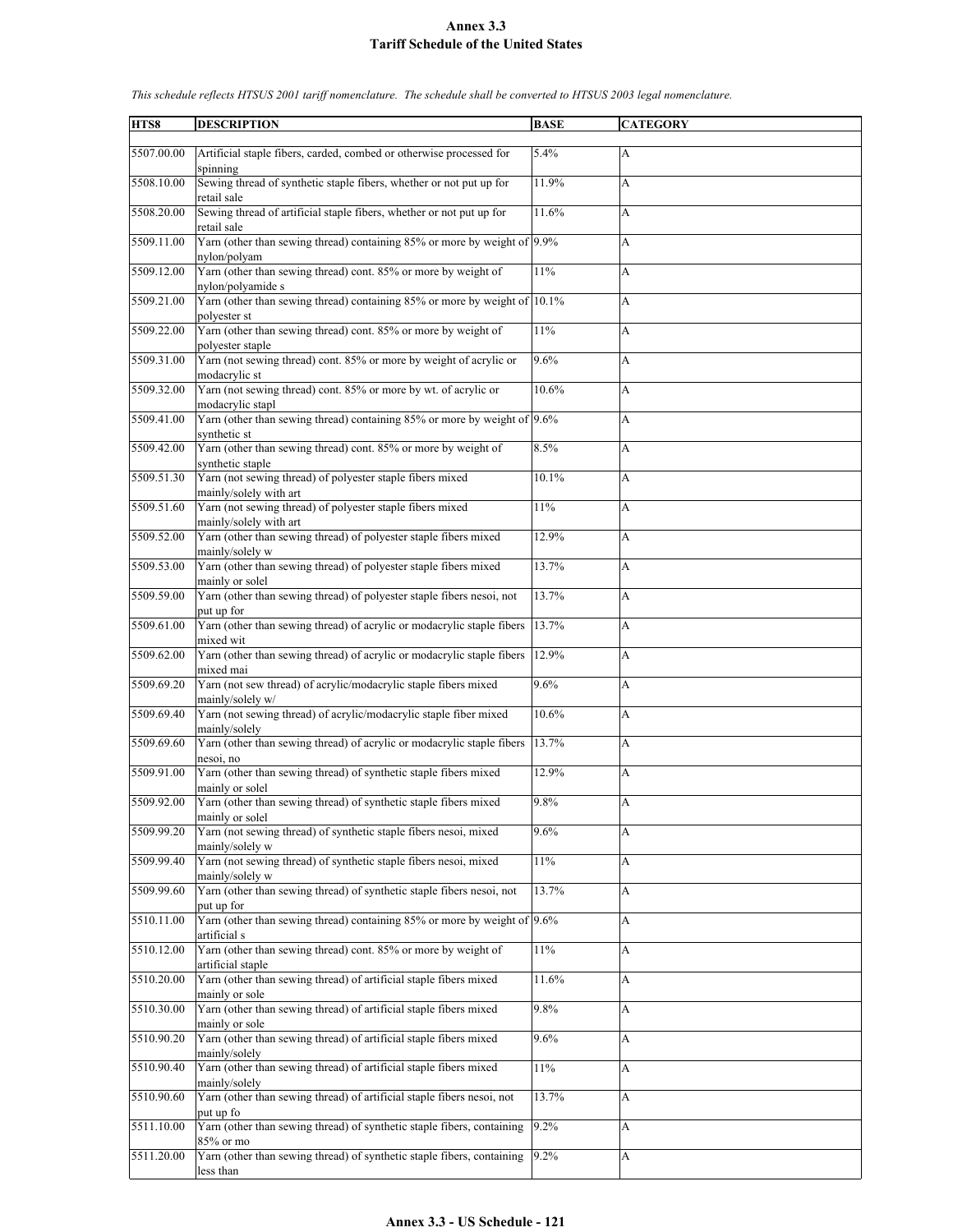# Annex 3.3
## Tariff Schedule of the United States

*This schedule reflects HTSUS 2001 tariff nomenclature. The schedule shall be converted to HTSUS 2003 legal nomenclature.*

| HTS8 | DESCRIPTION | BASE | CATEGORY |
|---|---|---|---|
| 5507.00.00 | Artificial staple fibers, carded, combed or otherwise processed for spinning | 5.4% | A |
| 5508.10.00 | Sewing thread of synthetic staple fibers, whether or not put up for retail sale | 11.9% | A |
| 5508.20.00 | Sewing thread of artificial staple fibers, whether or not put up for retail sale | 11.6% | A |
| 5509.11.00 | Yarn (other than sewing thread) containing 85% or more by weight of nylon/polyam | 9.9% | A |
| 5509.12.00 | Yarn (other than sewing thread) cont. 85% or more by weight of nylon/polyamide s | 11% | A |
| 5509.21.00 | Yarn (other than sewing thread) containing 85% or more by weight of polyester st | 10.1% | A |
| 5509.22.00 | Yarn (other than sewing thread) cont. 85% or more by weight of polyester staple | 11% | A |
| 5509.31.00 | Yarn (not sewing thread) cont. 85% or more by weight of acrylic or modacrylic st | 9.6% | A |
| 5509.32.00 | Yarn (not sewing thread) cont. 85% or more by wt. of acrylic or modacrylic stapl | 10.6% | A |
| 5509.41.00 | Yarn (other than sewing thread) containing 85% or more by weight of synthetic st | 9.6% | A |
| 5509.42.00 | Yarn (other than sewing thread) cont. 85% or more by weight of synthetic staple | 8.5% | A |
| 5509.51.30 | Yarn (not sewing thread) of polyester staple fibers mixed mainly/solely with art | 10.1% | A |
| 5509.51.60 | Yarn (not sewing thread) of polyester staple fibers mixed mainly/solely with art | 11% | A |
| 5509.52.00 | Yarn (other than sewing thread) of polyester staple fibers mixed mainly/solely w | 12.9% | A |
| 5509.53.00 | Yarn (other than sewing thread) of polyester staple fibers mixed mainly or solel | 13.7% | A |
| 5509.59.00 | Yarn (other than sewing thread) of polyester staple fibers nesoi, not put up for | 13.7% | A |
| 5509.61.00 | Yarn (other than sewing thread) of acrylic or modacrylic staple fibers mixed wit | 13.7% | A |
| 5509.62.00 | Yarn (other than sewing thread) of acrylic or modacrylic staple fibers mixed mai | 12.9% | A |
| 5509.69.20 | Yarn (not sew thread) of acrylic/modacrylic staple fibers mixed mainly/solely w/ | 9.6% | A |
| 5509.69.40 | Yarn (not sewing thread) of acrylic/modacrylic staple fiber mixed mainly/solely | 10.6% | A |
| 5509.69.60 | Yarn (other than sewing thread) of acrylic or modacrylic staple fibers nesoi, no | 13.7% | A |
| 5509.91.00 | Yarn (other than sewing thread) of synthetic staple fibers mixed mainly or solel | 12.9% | A |
| 5509.92.00 | Yarn (other than sewing thread) of synthetic staple fibers mixed mainly or solel | 9.8% | A |
| 5509.99.20 | Yarn (not sewing thread) of synthetic staple fibers nesoi, mixed mainly/solely w | 9.6% | A |
| 5509.99.40 | Yarn (not sewing thread) of synthetic staple fibers nesoi, mixed mainly/solely w | 11% | A |
| 5509.99.60 | Yarn (other than sewing thread) of synthetic staple fibers nesoi, not put up for | 13.7% | A |
| 5510.11.00 | Yarn (other than sewing thread) containing 85% or more by weight of artificial s | 9.6% | A |
| 5510.12.00 | Yarn (other than sewing thread) cont. 85% or more by weight of artificial staple | 11% | A |
| 5510.20.00 | Yarn (other than sewing thread) of artificial staple fibers mixed mainly or sole | 11.6% | A |
| 5510.30.00 | Yarn (other than sewing thread) of artificial staple fibers mixed mainly or sole | 9.8% | A |
| 5510.90.20 | Yarn (other than sewing thread) of artificial staple fibers mixed mainly/solely | 9.6% | A |
| 5510.90.40 | Yarn (other than sewing thread) of artificial staple fibers mixed mainly/solely | 11% | A |
| 5510.90.60 | Yarn (other than sewing thread) of artificial staple fibers nesoi, not put up fo | 13.7% | A |
| 5511.10.00 | Yarn (other than sewing thread) of synthetic staple fibers, containing 85% or mo | 9.2% | A |
| 5511.20.00 | Yarn (other than sewing thread) of synthetic staple fibers, containing less than | 9.2% | A |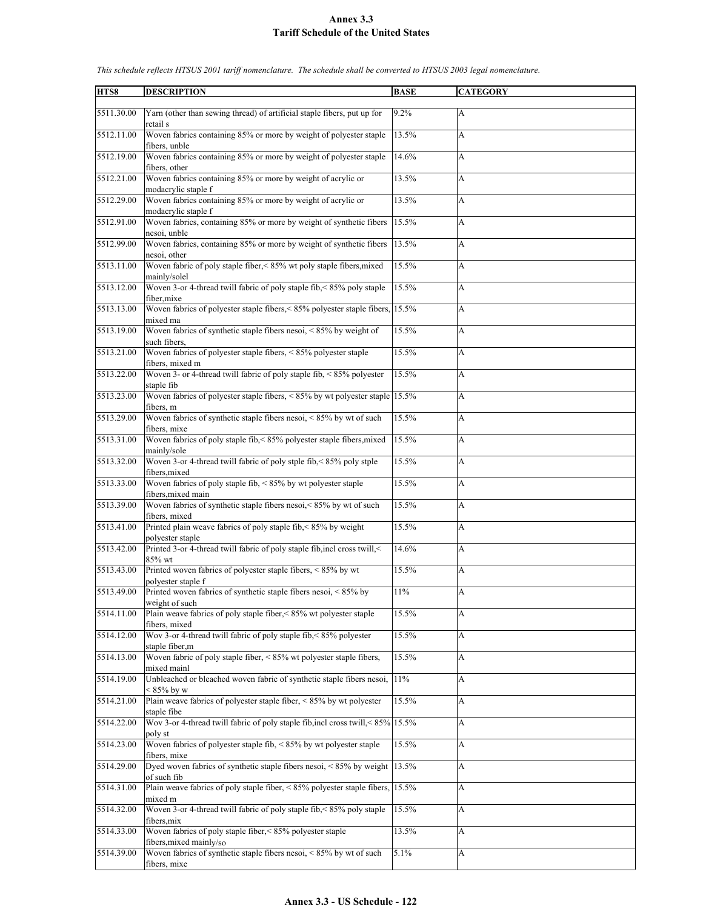# Annex 3.3
# Tariff Schedule of the United States

*This schedule reflects HTSUS 2001 tariff nomenclature. The schedule shall be converted to HTSUS 2003 legal nomenclature.*

| HTS8 | DESCRIPTION | BASE | CATEGORY |
|---|---|---|---|
| 5511.30.00 | Yarn (other than sewing thread) of artificial staple fibers, put up for retail s | 9.2% | A |
| 5512.11.00 | Woven fabrics containing 85% or more by weight of polyester staple fibers, unble | 13.5% | A |
| 5512.19.00 | Woven fabrics containing 85% or more by weight of polyester staple fibers, other | 14.6% | A |
| 5512.21.00 | Woven fabrics containing 85% or more by weight of acrylic or modacrylic staple f | 13.5% | A |
| 5512.29.00 | Woven fabrics containing 85% or more by weight of acrylic or modacrylic staple f | 13.5% | A |
| 5512.91.00 | Woven fabrics, containing 85% or more by weight of synthetic fibers nesoi, unble | 15.5% | A |
| 5512.99.00 | Woven fabrics, containing 85% or more by weight of synthetic fibers nesoi, other | 13.5% | A |
| 5513.11.00 | Woven fabric of poly staple fiber,< 85% wt poly staple fibers,mixed mainly/solel | 15.5% | A |
| 5513.12.00 | Woven 3-or 4-thread twill fabric of poly staple fib,< 85% poly staple fiber,mixe | 15.5% | A |
| 5513.13.00 | Woven fabrics of polyester staple fibers,< 85% polyester staple fibers, mixed ma | 15.5% | A |
| 5513.19.00 | Woven fabrics of synthetic staple fibers nesoi, < 85% by weight of such fibers, | 15.5% | A |
| 5513.21.00 | Woven fabrics of polyester staple fibers, < 85% polyester staple fibers, mixed m | 15.5% | A |
| 5513.22.00 | Woven 3- or 4-thread twill fabric of poly staple fib, < 85% polyester staple fib | 15.5% | A |
| 5513.23.00 | Woven fabrics of polyester staple fibers, < 85% by wt polyester staple fibers, m | 15.5% | A |
| 5513.29.00 | Woven fabrics of synthetic staple fibers nesoi, < 85% by wt of such fibers, mixe | 15.5% | A |
| 5513.31.00 | Woven fabrics of poly staple fib,< 85% polyester staple fibers,mixed mainly/sole | 15.5% | A |
| 5513.32.00 | Woven 3-or 4-thread twill fabric of poly stple fib,< 85% poly stple fibers,mixed | 15.5% | A |
| 5513.33.00 | Woven fabrics of poly staple fib, < 85% by wt polyester staple fibers,mixed main | 15.5% | A |
| 5513.39.00 | Woven fabrics of synthetic staple fibers nesoi,< 85% by wt of such fibers, mixed | 15.5% | A |
| 5513.41.00 | Printed plain weave fabrics of poly staple fib,< 85% by weight polyester staple | 15.5% | A |
| 5513.42.00 | Printed 3-or 4-thread twill fabric of poly staple fib,incl cross twill,< 85% wt | 14.6% | A |
| 5513.43.00 | Printed woven fabrics of polyester staple fibers, < 85% by wt polyester staple f | 15.5% | A |
| 5513.49.00 | Printed woven fabrics of synthetic staple fibers nesoi, < 85% by weight of such | 11% | A |
| 5514.11.00 | Plain weave fabrics of poly staple fiber,< 85% wt polyester staple fibers, mixed | 15.5% | A |
| 5514.12.00 | Wov 3-or 4-thread twill fabric of poly staple fib,< 85% polyester staple fiber,m | 15.5% | A |
| 5514.13.00 | Woven fabric of poly staple fiber, < 85% wt polyester staple fibers, mixed mainl | 15.5% | A |
| 5514.19.00 | Unbleached or bleached woven fabric of synthetic staple fibers nesoi, < 85% by w | 11% | A |
| 5514.21.00 | Plain weave fabrics of polyester staple fiber, < 85% by wt polyester staple fibe | 15.5% | A |
| 5514.22.00 | Wov 3-or 4-thread twill fabric of poly staple fib,incl cross twill,< 85% poly st | 15.5% | A |
| 5514.23.00 | Woven fabrics of polyester staple fib, < 85% by wt polyester staple fibers, mixe | 15.5% | A |
| 5514.29.00 | Dyed woven fabrics of synthetic staple fibers nesoi, < 85% by weight of such fib | 13.5% | A |
| 5514.31.00 | Plain weave fabrics of poly staple fiber, < 85% polyester staple fibers, mixed m | 15.5% | A |
| 5514.32.00 | Woven 3-or 4-thread twill fabric of poly staple fib,< 85% poly staple fibers,mix | 15.5% | A |
| 5514.33.00 | Woven fabrics of poly staple fiber,< 85% polyester staple fibers,mixed mainly/so | 13.5% | A |
| 5514.39.00 | Woven fabrics of synthetic staple fibers nesoi, < 85% by wt of such fibers, mixe | 5.1% | A |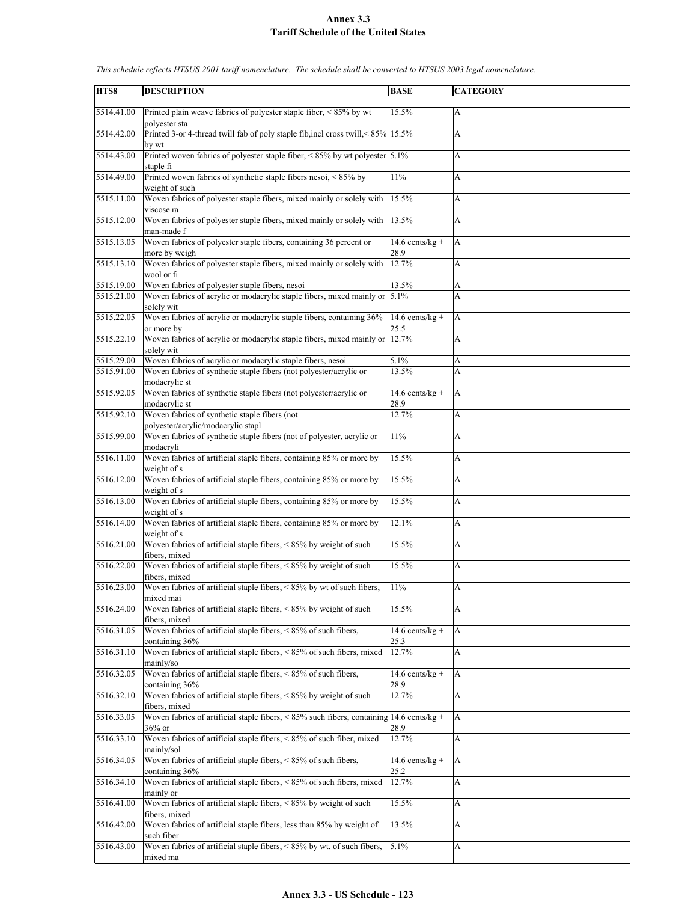# Annex 3.3
## Tariff Schedule of the United States

*This schedule reflects HTSUS 2001 tariff nomenclature. The schedule shall be converted to HTSUS 2003 legal nomenclature.*

| HTS8 | DESCRIPTION | BASE | CATEGORY |
|---|---|---|---|
| 5514.41.00 | Printed plain weave fabrics of polyester staple fiber, < 85% by wt polyester sta | 15.5% | A |
| 5514.42.00 | Printed 3-or 4-thread twill fab of poly staple fib,incl cross twill,< 85% by wt | 15.5% | A |
| 5514.43.00 | Printed woven fabrics of polyester staple fiber, < 85% by wt polyester staple fi | 5.1% | A |
| 5514.49.00 | Printed woven fabrics of synthetic staple fibers nesoi, < 85% by weight of such | 11% | A |
| 5515.11.00 | Woven fabrics of polyester staple fibers, mixed mainly or solely with viscose ra | 15.5% | A |
| 5515.12.00 | Woven fabrics of polyester staple fibers, mixed mainly or solely with man-made f | 13.5% | A |
| 5515.13.05 | Woven fabrics of polyester staple fibers, containing 36 percent or more by weigh | 14.6 cents/kg + 28.9 | A |
| 5515.13.10 | Woven fabrics of polyester staple fibers, mixed mainly or solely with wool or fi | 12.7% | A |
| 5515.19.00 | Woven fabrics of polyester staple fibers, nesoi | 13.5% | A |
| 5515.21.00 | Woven fabrics of acrylic or modacrylic staple fibers, mixed mainly or solely wit | 5.1% | A |
| 5515.22.05 | Woven fabrics of acrylic or modacrylic staple fibers, containing 36% or more by | 14.6 cents/kg + 25.5 | A |
| 5515.22.10 | Woven fabrics of acrylic or modacrylic staple fibers, mixed mainly or solely wit | 12.7% | A |
| 5515.29.00 | Woven fabrics of acrylic or modacrylic staple fibers, nesoi | 5.1% | A |
| 5515.91.00 | Woven fabrics of synthetic staple fibers (not polyester/acrylic or modacrylic st | 13.5% | A |
| 5515.92.05 | Woven fabrics of synthetic staple fibers (not polyester/acrylic or modacrylic st | 14.6 cents/kg + 28.9 | A |
| 5515.92.10 | Woven fabrics of synthetic staple fibers (not polyester/acrylic/modacrylic stapl | 12.7% | A |
| 5515.99.00 | Woven fabrics of synthetic staple fibers (not of polyester, acrylic or modacryli | 11% | A |
| 5516.11.00 | Woven fabrics of artificial staple fibers, containing 85% or more by weight of s | 15.5% | A |
| 5516.12.00 | Woven fabrics of artificial staple fibers, containing 85% or more by weight of s | 15.5% | A |
| 5516.13.00 | Woven fabrics of artificial staple fibers, containing 85% or more by weight of s | 15.5% | A |
| 5516.14.00 | Woven fabrics of artificial staple fibers, containing 85% or more by weight of s | 12.1% | A |
| 5516.21.00 | Woven fabrics of artificial staple fibers, < 85% by weight of such fibers, mixed | 15.5% | A |
| 5516.22.00 | Woven fabrics of artificial staple fibers, < 85% by weight of such fibers, mixed | 15.5% | A |
| 5516.23.00 | Woven fabrics of artificial staple fibers, < 85% by wt of such fibers, mixed mai | 11% | A |
| 5516.24.00 | Woven fabrics of artificial staple fibers, < 85% by weight of such fibers, mixed | 15.5% | A |
| 5516.31.05 | Woven fabrics of artificial staple fibers, < 85% of such fibers, containing 36% | 14.6 cents/kg + 25.3 | A |
| 5516.31.10 | Woven fabrics of artificial staple fibers, < 85% of such fibers, mixed mainly/so | 12.7% | A |
| 5516.32.05 | Woven fabrics of artificial staple fibers, < 85% of such fibers, containing 36% | 14.6 cents/kg + 28.9 | A |
| 5516.32.10 | Woven fabrics of artificial staple fibers, < 85% by weight of such fibers, mixed | 12.7% | A |
| 5516.33.05 | Woven fabrics of artificial staple fibers, < 85% such fibers, containing 36% or | 14.6 cents/kg + 28.9 | A |
| 5516.33.10 | Woven fabrics of artificial staple fibers, < 85% of such fiber, mixed mainly/sol | 12.7% | A |
| 5516.34.05 | Woven fabrics of artificial staple fibers, < 85% of such fibers, containing 36% | 14.6 cents/kg + 25.2 | A |
| 5516.34.10 | Woven fabrics of artificial staple fibers, < 85% of such fibers, mixed mainly or | 12.7% | A |
| 5516.41.00 | Woven fabrics of artificial staple fibers, < 85% by weight of such fibers, mixed | 15.5% | A |
| 5516.42.00 | Woven fabrics of artificial staple fibers, less than 85% by weight of such fiber | 13.5% | A |
| 5516.43.00 | Woven fabrics of artificial staple fibers, < 85% by wt. of such fibers, mixed ma | 5.1% | A |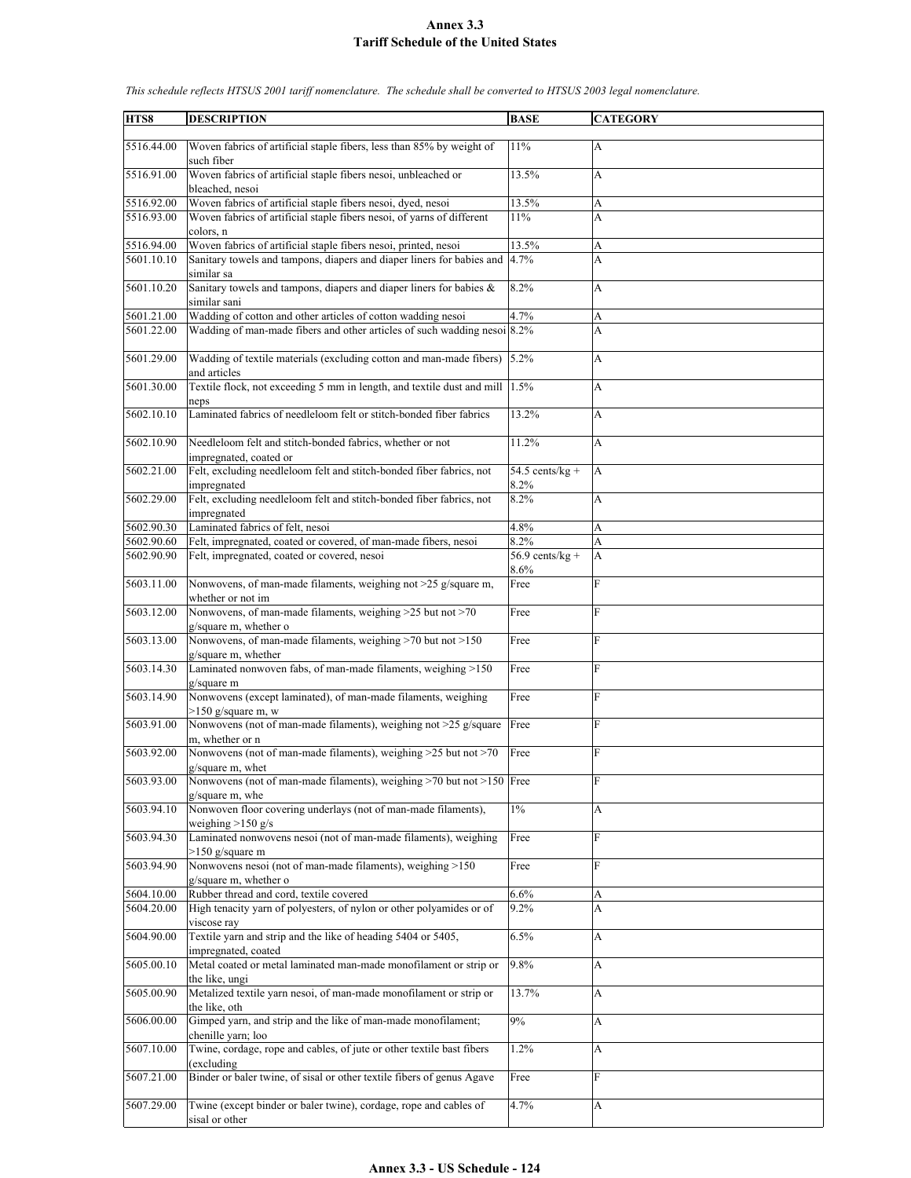# Annex 3.3
# Tariff Schedule of the United States

*This schedule reflects HTSUS 2001 tariff nomenclature. The schedule shall be converted to HTSUS 2003 legal nomenclature.*

| HTS8 | DESCRIPTION | BASE | CATEGORY |
|---|---|---|---|
| 5516.44.00 | Woven fabrics of artificial staple fibers, less than 85% by weight of such fiber | 11% | A |
| 5516.91.00 | Woven fabrics of artificial staple fibers nesoi, unbleached or bleached, nesoi | 13.5% | A |
| 5516.92.00 | Woven fabrics of artificial staple fibers nesoi, dyed, nesoi | 13.5% | A |
| 5516.93.00 | Woven fabrics of artificial staple fibers nesoi, of yarns of different colors, n | 11% | A |
| 5516.94.00 | Woven fabrics of artificial staple fibers nesoi, printed, nesoi | 13.5% | A |
| 5601.10.10 | Sanitary towels and tampons, diapers and diaper liners for babies and similar sa | 4.7% | A |
| 5601.10.20 | Sanitary towels and tampons, diapers and diaper liners for babies & similar sani | 8.2% | A |
| 5601.21.00 | Wadding of cotton and other articles of cotton wadding nesoi | 4.7% | A |
| 5601.22.00 | Wadding of man-made fibers and other articles of such wadding nesoi | 8.2% | A |
| 5601.29.00 | Wadding of textile materials (excluding cotton and man-made fibers) and articles | 5.2% | A |
| 5601.30.00 | Textile flock, not exceeding 5 mm in length, and textile dust and mill neps | 1.5% | A |
| 5602.10.10 | Laminated fabrics of needleloom felt or stitch-bonded fiber fabrics | 13.2% | A |
| 5602.10.90 | Needleloom felt and stitch-bonded fabrics, whether or not impregnated, coated or | 11.2% | A |
| 5602.21.00 | Felt, excluding needleloom felt and stitch-bonded fiber fabrics, not impregnated | 54.5 cents/kg + 8.2% | A |
| 5602.29.00 | Felt, excluding needleloom felt and stitch-bonded fiber fabrics, not impregnated | 8.2% | A |
| 5602.90.30 | Laminated fabrics of felt, nesoi | 4.8% | A |
| 5602.90.60 | Felt, impregnated, coated or covered, of man-made fibers, nesoi | 8.2% | A |
| 5602.90.90 | Felt, impregnated, coated or covered, nesoi | 56.9 cents/kg + 8.6% | A |
| 5603.11.00 | Nonwovens, of man-made filaments, weighing not >25 g/square m, whether or not im | Free | F |
| 5603.12.00 | Nonwovens, of man-made filaments, weighing >25 but not >70 g/square m, whether o | Free | F |
| 5603.13.00 | Nonwovens, of man-made filaments, weighing >70 but not >150 g/square m, whether | Free | F |
| 5603.14.30 | Laminated nonwoven fabs, of man-made filaments, weighing >150 g/square m | Free | F |
| 5603.14.90 | Nonwovens (except laminated), of man-made filaments, weighing >150 g/square m, w | Free | F |
| 5603.91.00 | Nonwovens (not of man-made filaments), weighing not >25 g/square m, whether or n | Free | F |
| 5603.92.00 | Nonwovens (not of man-made filaments), weighing >25 but not >70 g/square m, whet | Free | F |
| 5603.93.00 | Nonwovens (not of man-made filaments), weighing >70 but not >150 g/square m, whe | Free | F |
| 5603.94.10 | Nonwoven floor covering underlays (not of man-made filaments), weighing >150 g/s | 1% | A |
| 5603.94.30 | Laminated nonwovens nesoi (not of man-made filaments), weighing >150 g/square m | Free | F |
| 5603.94.90 | Nonwovens nesoi (not of man-made filaments), weighing >150 g/square m, whether o | Free | F |
| 5604.10.00 | Rubber thread and cord, textile covered | 6.6% | A |
| 5604.20.00 | High tenacity yarn of polyesters, of nylon or other polyamides or of viscose ray | 9.2% | A |
| 5604.90.00 | Textile yarn and strip and the like of heading 5404 or 5405, impregnated, coated | 6.5% | A |
| 5605.00.10 | Metal coated or metal laminated man-made monofilament or strip or the like, ungi | 9.8% | A |
| 5605.00.90 | Metalized textile yarn nesoi, of man-made monofilament or strip or the like, oth | 13.7% | A |
| 5606.00.00 | Gimped yarn, and strip and the like of man-made monofilament; chenille yarn; loo | 9% | A |
| 5607.10.00 | Twine, cordage, rope and cables, of jute or other textile bast fibers (excluding | 1.2% | A |
| 5607.21.00 | Binder or baler twine, of sisal or other textile fibers of genus Agave | Free | F |
| 5607.29.00 | Twine (except binder or baler twine), cordage, rope and cables of sisal or other | 4.7% | A |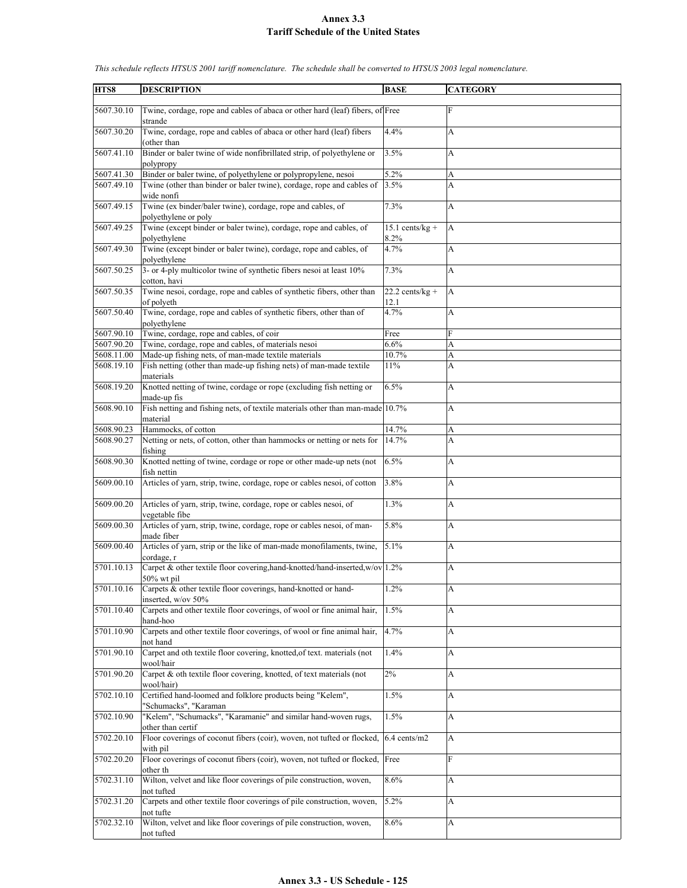# Annex 3.3
## Tariff Schedule of the United States

*This schedule reflects HTSUS 2001 tariff nomenclature. The schedule shall be converted to HTSUS 2003 legal nomenclature.*

| HTS8 | DESCRIPTION | BASE | CATEGORY |
|---|---|---|---|
| 5607.30.10 | Twine, cordage, rope and cables of abaca or other hard (leaf) fibers, of strande | Free | F |
| 5607.30.20 | Twine, cordage, rope and cables of abaca or other hard (leaf) fibers (other than | 4.4% | A |
| 5607.41.10 | Binder or baler twine of wide nonfibrillated strip, of polyethylene or polypropy | 3.5% | A |
| 5607.41.30 | Binder or baler twine, of polyethylene or polypropylene, nesoi | 5.2% | A |
| 5607.49.10 | Twine (other than binder or baler twine), cordage, rope and cables of wide nonfi | 3.5% | A |
| 5607.49.15 | Twine (ex binder/baler twine), cordage, rope and cables, of polyethylene or poly | 7.3% | A |
| 5607.49.25 | Twine (except binder or baler twine), cordage, rope and cables, of polyethylene | 15.1 cents/kg + 8.2% | A |
| 5607.49.30 | Twine (except binder or baler twine), cordage, rope and cables, of polyethylene | 4.7% | A |
| 5607.50.25 | 3- or 4-ply multicolor twine of synthetic fibers nesoi at least 10% cotton, havi | 7.3% | A |
| 5607.50.35 | Twine nesoi, cordage, rope and cables of synthetic fibers, other than of polyeth | 22.2 cents/kg + 12.1 | A |
| 5607.50.40 | Twine, cordage, rope and cables of synthetic fibers, other than of polyethylene | 4.7% | A |
| 5607.90.10 | Twine, cordage, rope and cables, of coir | Free | F |
| 5607.90.20 | Twine, cordage, rope and cables, of materials nesoi | 6.6% | A |
| 5608.11.00 | Made-up fishing nets, of man-made textile materials | 10.7% | A |
| 5608.19.10 | Fish netting (other than made-up fishing nets) of man-made textile materials | 11% | A |
| 5608.19.20 | Knotted netting of twine, cordage or rope (excluding fish netting or made-up fis | 6.5% | A |
| 5608.90.10 | Fish netting and fishing nets, of textile materials other than man-made material | 10.7% | A |
| 5608.90.23 | Hammocks, of cotton | 14.7% | A |
| 5608.90.27 | Netting or nets, of cotton, other than hammocks or netting or nets for fishing | 14.7% | A |
| 5608.90.30 | Knotted netting of twine, cordage or rope or other made-up nets (not fish nettin | 6.5% | A |
| 5609.00.10 | Articles of yarn, strip, twine, cordage, rope or cables nesoi, of cotton | 3.8% | A |
| 5609.00.20 | Articles of yarn, strip, twine, cordage, rope or cables nesoi, of vegetable fibe | 1.3% | A |
| 5609.00.30 | Articles of yarn, strip, twine, cordage, rope or cables nesoi, of man-made fiber | 5.8% | A |
| 5609.00.40 | Articles of yarn, strip or the like of man-made monofilaments, twine, cordage, r | 5.1% | A |
| 5701.10.13 | Carpet & other textile floor covering,hand-knotted/hand-inserted,w/ov 50% wt pil | 1.2% | A |
| 5701.10.16 | Carpets & other textile floor coverings, hand-knotted or hand-inserted, w/ov 50% | 1.2% | A |
| 5701.10.40 | Carpets and other textile floor coverings, of wool or fine animal hair, hand-hoo | 1.5% | A |
| 5701.10.90 | Carpets and other textile floor coverings, of wool or fine animal hair, not hand | 4.7% | A |
| 5701.90.10 | Carpet and oth textile floor covering, knotted,of text. materials (not wool/hair | 1.4% | A |
| 5701.90.20 | Carpet & oth textile floor covering, knotted, of text materials (not wool/hair) | 2% | A |
| 5702.10.10 | Certified hand-loomed and folklore products being "Kelem", "Schumacks", "Karaman | 1.5% | A |
| 5702.10.90 | "Kelem", "Schumacks", "Karamanie" and similar hand-woven rugs, other than certif | 1.5% | A |
| 5702.20.10 | Floor coverings of coconut fibers (coir), woven, not tufted or flocked, with pil | 6.4 cents/m2 | A |
| 5702.20.20 | Floor coverings of coconut fibers (coir), woven, not tufted or flocked, other th | Free | F |
| 5702.31.10 | Wilton, velvet and like floor coverings of pile construction, woven, not tufted | 8.6% | A |
| 5702.31.20 | Carpets and other textile floor coverings of pile construction, woven, not tufte | 5.2% | A |
| 5702.32.10 | Wilton, velvet and like floor coverings of pile construction, woven, not tufted | 8.6% | A |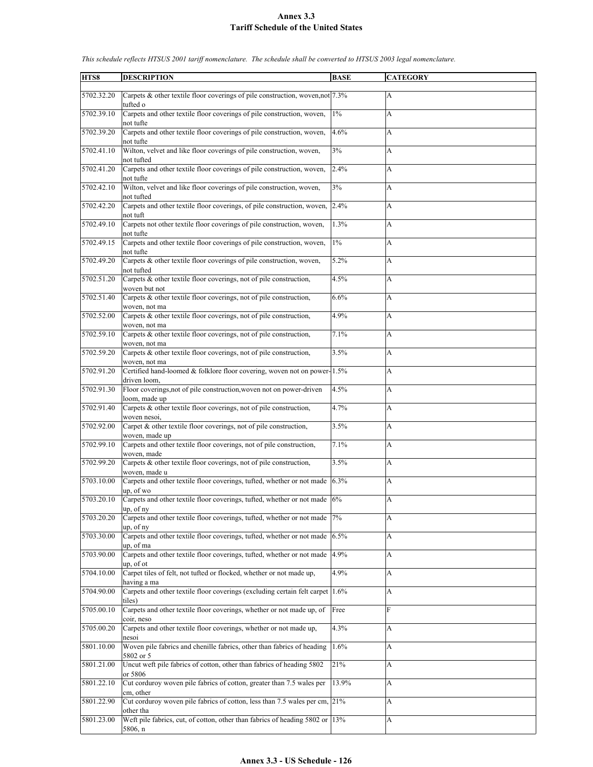# Annex 3.3
## Tariff Schedule of the United States

*This schedule reflects HTSUS 2001 tariff nomenclature. The schedule shall be converted to HTSUS 2003 legal nomenclature.*

| HTS8 | DESCRIPTION | BASE | CATEGORY |
|---|---|---|---|
| 5702.32.20 | Carpets & other textile floor coverings of pile construction, woven,not tufted o | 7.3% | A |
| 5702.39.10 | Carpets and other textile floor coverings of pile construction, woven, not tufte | 1% | A |
| 5702.39.20 | Carpets and other textile floor coverings of pile construction, woven, not tufte | 4.6% | A |
| 5702.41.10 | Wilton, velvet and like floor coverings of pile construction, woven, not tufted | 3% | A |
| 5702.41.20 | Carpets and other textile floor coverings of pile construction, woven, not tufte | 2.4% | A |
| 5702.42.10 | Wilton, velvet and like floor coverings of pile construction, woven, not tufted | 3% | A |
| 5702.42.20 | Carpets and other textile floor coverings, of pile construction, woven, not tuft | 2.4% | A |
| 5702.49.10 | Carpets not other textile floor coverings of pile construction, woven, not tufte | 1.3% | A |
| 5702.49.15 | Carpets and other textile floor coverings of pile construction, woven, not tufte | 1% | A |
| 5702.49.20 | Carpets & other textile floor coverings of pile construction, woven, not tufted | 5.2% | A |
| 5702.51.20 | Carpets & other textile floor coverings, not of pile construction, woven but not | 4.5% | A |
| 5702.51.40 | Carpets & other textile floor coverings, not of pile construction, woven, not ma | 6.6% | A |
| 5702.52.00 | Carpets & other textile floor coverings, not of pile construction, woven, not ma | 4.9% | A |
| 5702.59.10 | Carpets & other textile floor coverings, not of pile construction, woven, not ma | 7.1% | A |
| 5702.59.20 | Carpets & other textile floor coverings, not of pile construction, woven, not ma | 3.5% | A |
| 5702.91.20 | Certified hand-loomed & folklore floor covering, woven not on power-driven loom, | 1.5% | A |
| 5702.91.30 | Floor coverings,not of pile construction,woven not on power-driven loom, made up | 4.5% | A |
| 5702.91.40 | Carpets & other textile floor coverings, not of pile construction, woven nesoi, | 4.7% | A |
| 5702.92.00 | Carpet & other textile floor coverings, not of pile construction, woven, made up | 3.5% | A |
| 5702.99.10 | Carpets and other textile floor coverings, not of pile construction, woven, made | 7.1% | A |
| 5702.99.20 | Carpets & other textile floor coverings, not of pile construction, woven, made u | 3.5% | A |
| 5703.10.00 | Carpets and other textile floor coverings, tufted, whether or not made up, of wo | 6.3% | A |
| 5703.20.10 | Carpets and other textile floor coverings, tufted, whether or not made up, of ny | 6% | A |
| 5703.20.20 | Carpets and other textile floor coverings, tufted, whether or not made up, of ny | 7% | A |
| 5703.30.00 | Carpets and other textile floor coverings, tufted, whether or not made up, of ma | 6.5% | A |
| 5703.90.00 | Carpets and other textile floor coverings, tufted, whether or not made up, of ot | 4.9% | A |
| 5704.10.00 | Carpet tiles of felt, not tufted or flocked, whether or not made up, having a ma | 4.9% | A |
| 5704.90.00 | Carpets and other textile floor coverings (excluding certain felt carpet tiles) | 1.6% | A |
| 5705.00.10 | Carpets and other textile floor coverings, whether or not made up, of coir, neso | Free | F |
| 5705.00.20 | Carpets and other textile floor coverings, whether or not made up, nesoi | 4.3% | A |
| 5801.10.00 | Woven pile fabrics and chenille fabrics, other than fabrics of heading 5802 or 5 | 1.6% | A |
| 5801.21.00 | Uncut weft pile fabrics of cotton, other than fabrics of heading 5802 or 5806 | 21% | A |
| 5801.22.10 | Cut corduroy woven pile fabrics of cotton, greater than 7.5 wales per cm, other | 13.9% | A |
| 5801.22.90 | Cut corduroy woven pile fabrics of cotton, less than 7.5 wales per cm, other tha | 21% | A |
| 5801.23.00 | Weft pile fabrics, cut, of cotton, other than fabrics of heading 5802 or 5806, n | 13% | A |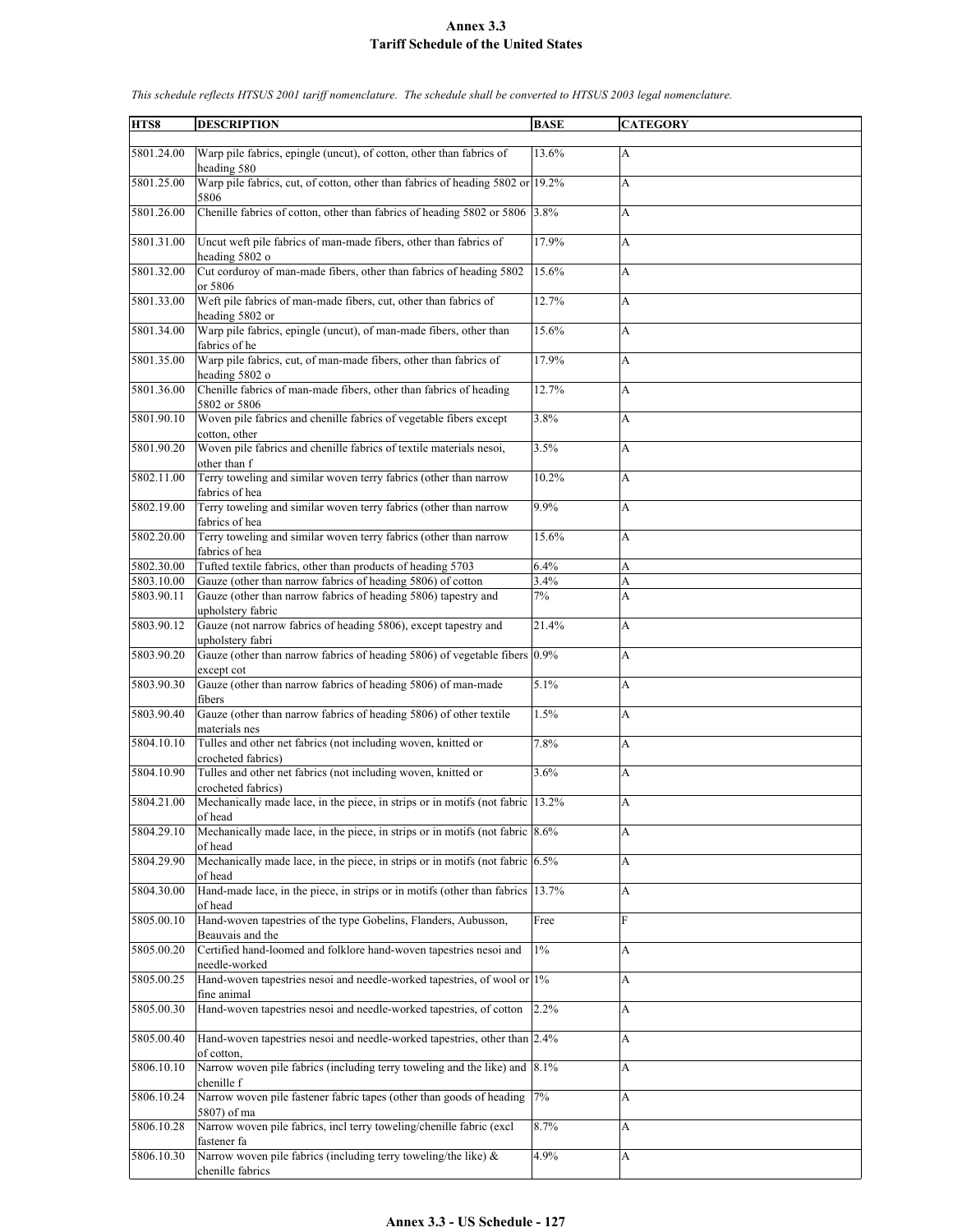# Annex 3.3
## Tariff Schedule of the United States

*This schedule reflects HTSUS 2001 tariff nomenclature. The schedule shall be converted to HTSUS 2003 legal nomenclature.*

| HTS8 | DESCRIPTION | BASE | CATEGORY |
|---|---|---|---|
| 5801.24.00 | Warp pile fabrics, epingle (uncut), of cotton, other than fabrics of heading 580 | 13.6% | A |
| 5801.25.00 | Warp pile fabrics, cut, of cotton, other than fabrics of heading 5802 or 5806 | 19.2% | A |
| 5801.26.00 | Chenille fabrics of cotton, other than fabrics of heading 5802 or 5806 | 3.8% | A |
| 5801.31.00 | Uncut weft pile fabrics of man-made fibers, other than fabrics of heading 5802 o | 17.9% | A |
| 5801.32.00 | Cut corduroy of man-made fibers, other than fabrics of heading 5802 or 5806 | 15.6% | A |
| 5801.33.00 | Weft pile fabrics of man-made fibers, cut, other than fabrics of heading 5802 or | 12.7% | A |
| 5801.34.00 | Warp pile fabrics, epingle (uncut), of man-made fibers, other than fabrics of he | 15.6% | A |
| 5801.35.00 | Warp pile fabrics, cut, of man-made fibers, other than fabrics of heading 5802 o | 17.9% | A |
| 5801.36.00 | Chenille fabrics of man-made fibers, other than fabrics of heading 5802 or 5806 | 12.7% | A |
| 5801.90.10 | Woven pile fabrics and chenille fabrics of vegetable fibers except cotton, other | 3.8% | A |
| 5801.90.20 | Woven pile fabrics and chenille fabrics of textile materials nesoi, other than f | 3.5% | A |
| 5802.11.00 | Terry toweling and similar woven terry fabrics (other than narrow fabrics of hea | 10.2% | A |
| 5802.19.00 | Terry toweling and similar woven terry fabrics (other than narrow fabrics of hea | 9.9% | A |
| 5802.20.00 | Terry toweling and similar woven terry fabrics (other than narrow fabrics of hea | 15.6% | A |
| 5802.30.00 | Tufted textile fabrics, other than products of heading 5703 | 6.4% | A |
| 5803.10.00 | Gauze (other than narrow fabrics of heading 5806) of cotton | 3.4% | A |
| 5803.90.11 | Gauze (other than narrow fabrics of heading 5806) tapestry and upholstery fabric | 7% | A |
| 5803.90.12 | Gauze (not narrow fabrics of heading 5806), except tapestry and upholstery fabri | 21.4% | A |
| 5803.90.20 | Gauze (other than narrow fabrics of heading 5806) of vegetable fibers except cot | 0.9% | A |
| 5803.90.30 | Gauze (other than narrow fabrics of heading 5806) of man-made fibers | 5.1% | A |
| 5803.90.40 | Gauze (other than narrow fabrics of heading 5806) of other textile materials nes | 1.5% | A |
| 5804.10.10 | Tulles and other net fabrics (not including woven, knitted or crocheted fabrics) | 7.8% | A |
| 5804.10.90 | Tulles and other net fabrics (not including woven, knitted or crocheted fabrics) | 3.6% | A |
| 5804.21.00 | Mechanically made lace, in the piece, in strips or in motifs (not fabric of head | 13.2% | A |
| 5804.29.10 | Mechanically made lace, in the piece, in strips or in motifs (not fabric of head | 8.6% | A |
| 5804.29.90 | Mechanically made lace, in the piece, in strips or in motifs (not fabric of head | 6.5% | A |
| 5804.30.00 | Hand-made lace, in the piece, in strips or in motifs (other than fabrics of head | 13.7% | A |
| 5805.00.10 | Hand-woven tapestries of the type Gobelins, Flanders, Aubusson, Beauvais and the | Free | F |
| 5805.00.20 | Certified hand-loomed and folklore hand-woven tapestries nesoi and needle-worked | 1% | A |
| 5805.00.25 | Hand-woven tapestries nesoi and needle-worked tapestries, of wool or fine animal | 1% | A |
| 5805.00.30 | Hand-woven tapestries nesoi and needle-worked tapestries, of cotton | 2.2% | A |
| 5805.00.40 | Hand-woven tapestries nesoi and needle-worked tapestries, other than of cotton, | 2.4% | A |
| 5806.10.10 | Narrow woven pile fabrics (including terry toweling and the like) and chenille f | 8.1% | A |
| 5806.10.24 | Narrow woven pile fastener fabric tapes (other than goods of heading 5807) of ma | 7% | A |
| 5806.10.28 | Narrow woven pile fabrics, incl terry toweling/chenille fabric (excl fastener fa | 8.7% | A |
| 5806.10.30 | Narrow woven pile fabrics (including terry toweling/the like) & chenille fabrics | 4.9% | A |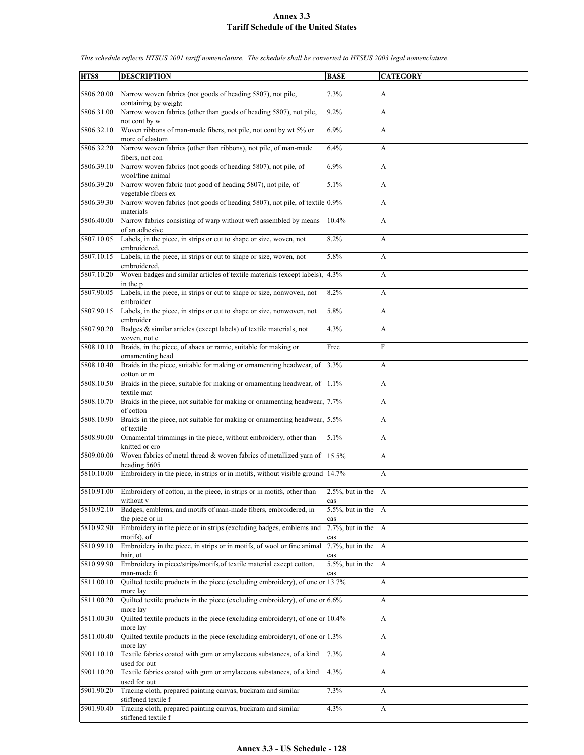# Annex 3.3
## Tariff Schedule of the United States

*This schedule reflects HTSUS 2001 tariff nomenclature. The schedule shall be converted to HTSUS 2003 legal nomenclature.*

| HTS8 | DESCRIPTION | BASE | CATEGORY |
|---|---|---|---|
| 5806.20.00 | Narrow woven fabrics (not goods of heading 5807), not pile, containing by weight | 7.3% | A |
| 5806.31.00 | Narrow woven fabrics (other than goods of heading 5807), not pile, not cont by w | 9.2% | A |
| 5806.32.10 | Woven ribbons of man-made fibers, not pile, not cont by wt 5% or more of elastom | 6.9% | A |
| 5806.32.20 | Narrow woven fabrics (other than ribbons), not pile, of man-made fibers, not con | 6.4% | A |
| 5806.39.10 | Narrow woven fabrics (not goods of heading 5807), not pile, of wool/fine animal | 6.9% | A |
| 5806.39.20 | Narrow woven fabric (not good of heading 5807), not pile, of vegetable fibers ex | 5.1% | A |
| 5806.39.30 | Narrow woven fabrics (not goods of heading 5807), not pile, of textile materials | 0.9% | A |
| 5806.40.00 | Narrow fabrics consisting of warp without weft assembled by means of an adhesive | 10.4% | A |
| 5807.10.05 | Labels, in the piece, in strips or cut to shape or size, woven, not embroidered, | 8.2% | A |
| 5807.10.15 | Labels, in the piece, in strips or cut to shape or size, woven, not embroidered, | 5.8% | A |
| 5807.10.20 | Woven badges and similar articles of textile materials (except labels), in the p | 4.3% | A |
| 5807.90.05 | Labels, in the piece, in strips or cut to shape or size, nonwoven, not embroider | 8.2% | A |
| 5807.90.15 | Labels, in the piece, in strips or cut to shape or size, nonwoven, not embroider | 5.8% | A |
| 5807.90.20 | Badges & similar articles (except labels) of textile materials, not woven, not e | 4.3% | A |
| 5808.10.10 | Braids, in the piece, of abaca or ramie, suitable for making or ornamenting head | Free | F |
| 5808.10.40 | Braids in the piece, suitable for making or ornamenting headwear, of cotton or m | 3.3% | A |
| 5808.10.50 | Braids in the piece, suitable for making or ornamenting headwear, of textile mat | 1.1% | A |
| 5808.10.70 | Braids in the piece, not suitable for making or ornamenting headwear, of cotton | 7.7% | A |
| 5808.10.90 | Braids in the piece, not suitable for making or ornamenting headwear, of textile | 5.5% | A |
| 5808.90.00 | Ornamental trimmings in the piece, without embroidery, other than knitted or cro | 5.1% | A |
| 5809.00.00 | Woven fabrics of metal thread & woven fabrics of metallized yarn of heading 5605 | 15.5% | A |
| 5810.10.00 | Embroidery in the piece, in strips or in motifs, without visible ground | 14.7% | A |
| 5810.91.00 | Embroidery of cotton, in the piece, in strips or in motifs, other than without v | 2.5%, but in the cas | A |
| 5810.92.10 | Badges, emblems, and motifs of man-made fibers, embroidered, in the piece or in | 5.5%, but in the cas | A |
| 5810.92.90 | Embroidery in the piece or in strips (excluding badges, emblems and motifs), of | 7.7%, but in the cas | A |
| 5810.99.10 | Embroidery in the piece, in strips or in motifs, of wool or fine animal hair, ot | 7.7%, but in the cas | A |
| 5810.99.90 | Embroidery in piece/strips/motifs,of textile material except cotton, man-made fi | 5.5%, but in the cas | A |
| 5811.00.10 | Quilted textile products in the piece (excluding embroidery), of one or more lay | 13.7% | A |
| 5811.00.20 | Quilted textile products in the piece (excluding embroidery), of one or more lay | 6.6% | A |
| 5811.00.30 | Quilted textile products in the piece (excluding embroidery), of one or more lay | 10.4% | A |
| 5811.00.40 | Quilted textile products in the piece (excluding embroidery), of one or more lay | 1.3% | A |
| 5901.10.10 | Textile fabrics coated with gum or amylaceous substances, of a kind used for out | 7.3% | A |
| 5901.10.20 | Textile fabrics coated with gum or amylaceous substances, of a kind used for out | 4.3% | A |
| 5901.90.20 | Tracing cloth, prepared painting canvas, buckram and similar stiffened textile f | 7.3% | A |
| 5901.90.40 | Tracing cloth, prepared painting canvas, buckram and similar stiffened textile f | 4.3% | A |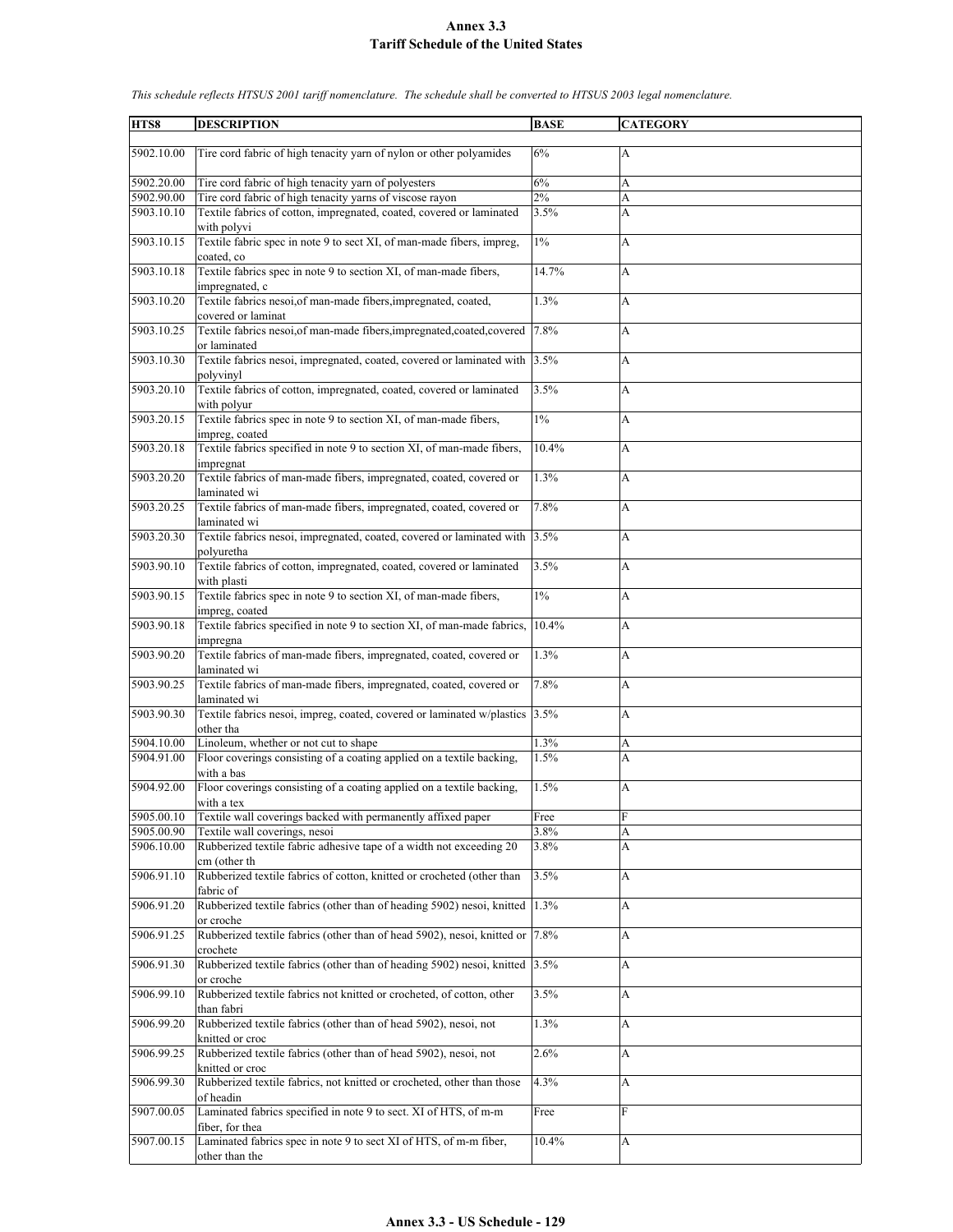# Annex 3.3
# Tariff Schedule of the United States

*This schedule reflects HTSUS 2001 tariff nomenclature. The schedule shall be converted to HTSUS 2003 legal nomenclature.*

| HTS8 | DESCRIPTION | BASE | CATEGORY |
|---|---|---|---|
| 5902.10.00 | Tire cord fabric of high tenacity yarn of nylon or other polyamides | 6% | A |
| 5902.20.00 | Tire cord fabric of high tenacity yarn of polyesters | 6% | A |
| 5902.90.00 | Tire cord fabric of high tenacity yarns of viscose rayon | 2% | A |
| 5903.10.10 | Textile fabrics of cotton, impregnated, coated, covered or laminated with polyvi | 3.5% | A |
| 5903.10.15 | Textile fabric spec in note 9 to sect XI, of man-made fibers, impreg, coated, co | 1% | A |
| 5903.10.18 | Textile fabrics spec in note 9 to section XI, of man-made fibers, impregnated, c | 14.7% | A |
| 5903.10.20 | Textile fabrics nesoi,of man-made fibers,impregnated, coated, covered or laminat | 1.3% | A |
| 5903.10.25 | Textile fabrics nesoi,of man-made fibers,impregnated,coated,covered or laminated | 7.8% | A |
| 5903.10.30 | Textile fabrics nesoi, impregnated, coated, covered or laminated with polyvinyl | 3.5% | A |
| 5903.20.10 | Textile fabrics of cotton, impregnated, coated, covered or laminated with polyur | 3.5% | A |
| 5903.20.15 | Textile fabrics spec in note 9 to section XI, of man-made fibers, impreg, coated | 1% | A |
| 5903.20.18 | Textile fabrics specified in note 9 to section XI, of man-made fibers, impregnat | 10.4% | A |
| 5903.20.20 | Textile fabrics of man-made fibers, impregnated, coated, covered or laminated wi | 1.3% | A |
| 5903.20.25 | Textile fabrics of man-made fibers, impregnated, coated, covered or laminated wi | 7.8% | A |
| 5903.20.30 | Textile fabrics nesoi, impregnated, coated, covered or laminated with polyuretha | 3.5% | A |
| 5903.90.10 | Textile fabrics of cotton, impregnated, coated, covered or laminated with plasti | 3.5% | A |
| 5903.90.15 | Textile fabrics spec in note 9 to section XI, of man-made fibers, impreg, coated | 1% | A |
| 5903.90.18 | Textile fabrics specified in note 9 to section XI, of man-made fabrics, impregna | 10.4% | A |
| 5903.90.20 | Textile fabrics of man-made fibers, impregnated, coated, covered or laminated wi | 1.3% | A |
| 5903.90.25 | Textile fabrics of man-made fibers, impregnated, coated, covered or laminated wi | 7.8% | A |
| 5903.90.30 | Textile fabrics nesoi, impreg, coated, covered or laminated w/plastics other tha | 3.5% | A |
| 5904.10.00 | Linoleum, whether or not cut to shape | 1.3% | A |
| 5904.91.00 | Floor coverings consisting of a coating applied on a textile backing, with a bas | 1.5% | A |
| 5904.92.00 | Floor coverings consisting of a coating applied on a textile backing, with a tex | 1.5% | A |
| 5905.00.10 | Textile wall coverings backed with permanently affixed paper | Free | F |
| 5905.00.90 | Textile wall coverings, nesoi | 3.8% | A |
| 5906.10.00 | Rubberized textile fabric adhesive tape of a width not exceeding 20 cm (other th | 3.8% | A |
| 5906.91.10 | Rubberized textile fabrics of cotton, knitted or crocheted (other than fabric of | 3.5% | A |
| 5906.91.20 | Rubberized textile fabrics (other than of heading 5902) nesoi, knitted or croche | 1.3% | A |
| 5906.91.25 | Rubberized textile fabrics (other than of head 5902), nesoi, knitted or crochete | 7.8% | A |
| 5906.91.30 | Rubberized textile fabrics (other than of heading 5902) nesoi, knitted or croche | 3.5% | A |
| 5906.99.10 | Rubberized textile fabrics not knitted or crocheted, of cotton, other than fabri | 3.5% | A |
| 5906.99.20 | Rubberized textile fabrics (other than of head 5902), nesoi, not knitted or croc | 1.3% | A |
| 5906.99.25 | Rubberized textile fabrics (other than of head 5902), nesoi, not knitted or croc | 2.6% | A |
| 5906.99.30 | Rubberized textile fabrics, not knitted or crocheted, other than those of headin | 4.3% | A |
| 5907.00.05 | Laminated fabrics specified in note 9 to sect. XI of HTS, of m-m fiber, for thea | Free | F |
| 5907.00.15 | Laminated fabrics spec in note 9 to sect XI of HTS, of m-m fiber, other than the | 10.4% | A |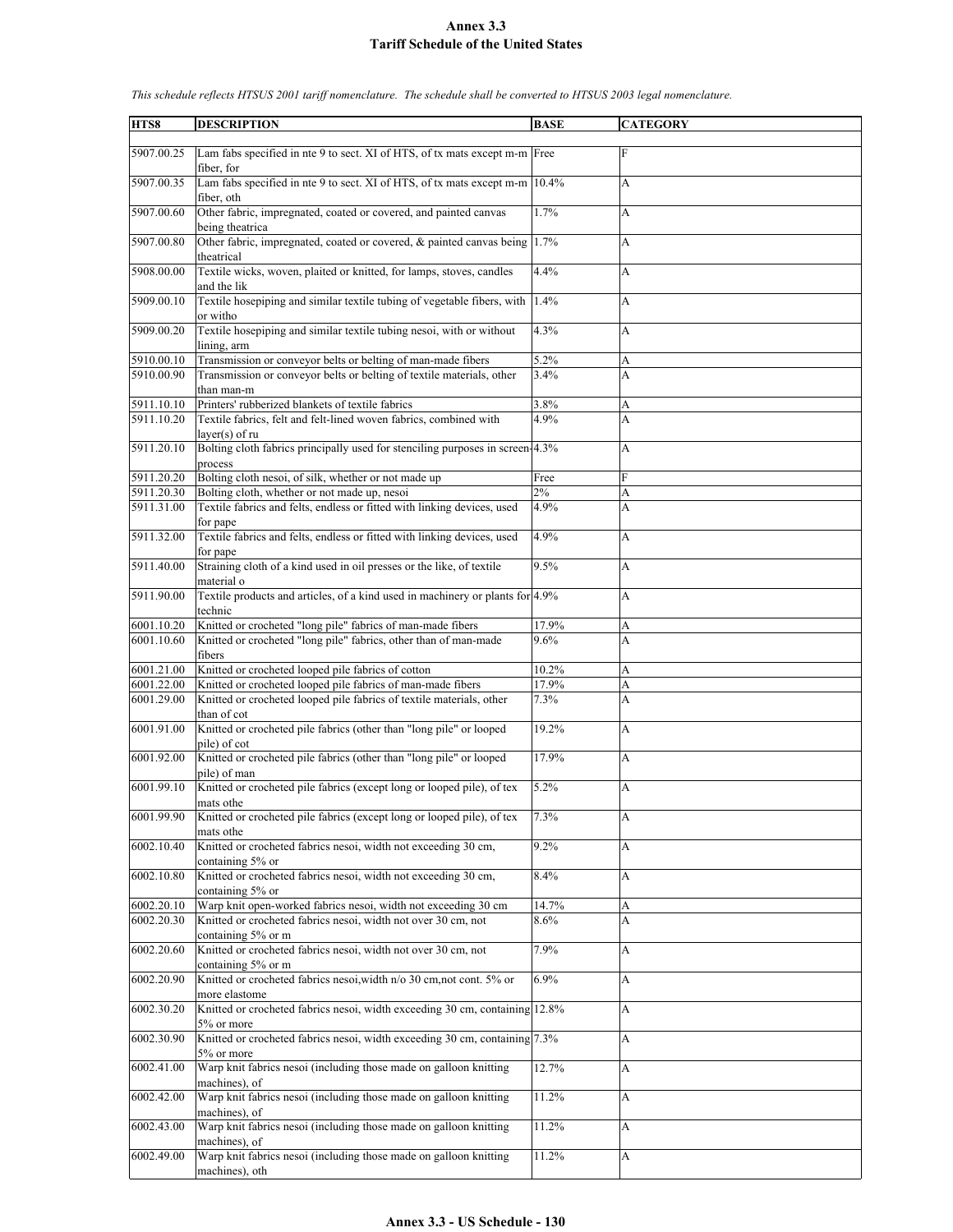# Annex 3.3
## Tariff Schedule of the United States

*This schedule reflects HTSUS 2001 tariff nomenclature. The schedule shall be converted to HTSUS 2003 legal nomenclature.*

| HTS8 | DESCRIPTION | BASE | CATEGORY |
|---|---|---|---|
| 5907.00.25 | Lam fabs specified in nte 9 to sect. XI of HTS, of tx mats except m-m fiber, for | Free | F |
| 5907.00.35 | Lam fabs specified in nte 9 to sect. XI of HTS, of tx mats except m-m fiber, oth | 10.4% | A |
| 5907.00.60 | Other fabric, impregnated, coated or covered, and painted canvas being theatrica | 1.7% | A |
| 5907.00.80 | Other fabric, impregnated, coated or covered, & painted canvas being theatrical | 1.7% | A |
| 5908.00.00 | Textile wicks, woven, plaited or knitted, for lamps, stoves, candles and the lik | 4.4% | A |
| 5909.00.10 | Textile hosepiping and similar textile tubing of vegetable fibers, with or witho | 1.4% | A |
| 5909.00.20 | Textile hosepiping and similar textile tubing nesoi, with or without lining, arm | 4.3% | A |
| 5910.00.10 | Transmission or conveyor belts or belting of man-made fibers | 5.2% | A |
| 5910.00.90 | Transmission or conveyor belts or belting of textile materials, other than man-m | 3.4% | A |
| 5911.10.10 | Printers' rubberized blankets of textile fabrics | 3.8% | A |
| 5911.10.20 | Textile fabrics, felt and felt-lined woven fabrics, combined with layer(s) of ru | 4.9% | A |
| 5911.20.10 | Bolting cloth fabrics principally used for stenciling purposes in screen-process | 4.3% | A |
| 5911.20.20 | Bolting cloth nesoi, of silk, whether or not made up | Free | F |
| 5911.20.30 | Bolting cloth, whether or not made up, nesoi | 2% | A |
| 5911.31.00 | Textile fabrics and felts, endless or fitted with linking devices, used for pape | 4.9% | A |
| 5911.32.00 | Textile fabrics and felts, endless or fitted with linking devices, used for pape | 4.9% | A |
| 5911.40.00 | Straining cloth of a kind used in oil presses or the like, of textile material o | 9.5% | A |
| 5911.90.00 | Textile products and articles, of a kind used in machinery or plants for technic | 4.9% | A |
| 6001.10.20 | Knitted or crocheted "long pile" fabrics of man-made fibers | 17.9% | A |
| 6001.10.60 | Knitted or crocheted "long pile" fabrics, other than of man-made fibers | 9.6% | A |
| 6001.21.00 | Knitted or crocheted looped pile fabrics of cotton | 10.2% | A |
| 6001.22.00 | Knitted or crocheted looped pile fabrics of man-made fibers | 17.9% | A |
| 6001.29.00 | Knitted or crocheted looped pile fabrics of textile materials, other than of cot | 7.3% | A |
| 6001.91.00 | Knitted or crocheted pile fabrics (other than "long pile" or looped pile) of cot | 19.2% | A |
| 6001.92.00 | Knitted or crocheted pile fabrics (other than "long pile" or looped pile) of man | 17.9% | A |
| 6001.99.10 | Knitted or crocheted pile fabrics (except long or looped pile), of tex mats othe | 5.2% | A |
| 6001.99.90 | Knitted or crocheted pile fabrics (except long or looped pile), of tex mats othe | 7.3% | A |
| 6002.10.40 | Knitted or crocheted fabrics nesoi, width not exceeding 30 cm, containing 5% or | 9.2% | A |
| 6002.10.80 | Knitted or crocheted fabrics nesoi, width not exceeding 30 cm, containing 5% or | 8.4% | A |
| 6002.20.10 | Warp knit open-worked fabrics nesoi, width not exceeding 30 cm | 14.7% | A |
| 6002.20.30 | Knitted or crocheted fabrics nesoi, width not over 30 cm, not containing 5% or m | 8.6% | A |
| 6002.20.60 | Knitted or crocheted fabrics nesoi, width not over 30 cm, not containing 5% or m | 7.9% | A |
| 6002.20.90 | Knitted or crocheted fabrics nesoi,width n/o 30 cm,not cont. 5% or more elastome | 6.9% | A |
| 6002.30.20 | Knitted or crocheted fabrics nesoi, width exceeding 30 cm, containing 5% or more | 12.8% | A |
| 6002.30.90 | Knitted or crocheted fabrics nesoi, width exceeding 30 cm, containing 5% or more | 7.3% | A |
| 6002.41.00 | Warp knit fabrics nesoi (including those made on galloon knitting machines), of | 12.7% | A |
| 6002.42.00 | Warp knit fabrics nesoi (including those made on galloon knitting machines), of | 11.2% | A |
| 6002.43.00 | Warp knit fabrics nesoi (including those made on galloon knitting machines), of | 11.2% | A |
| 6002.49.00 | Warp knit fabrics nesoi (including those made on galloon knitting machines), oth | 11.2% | A |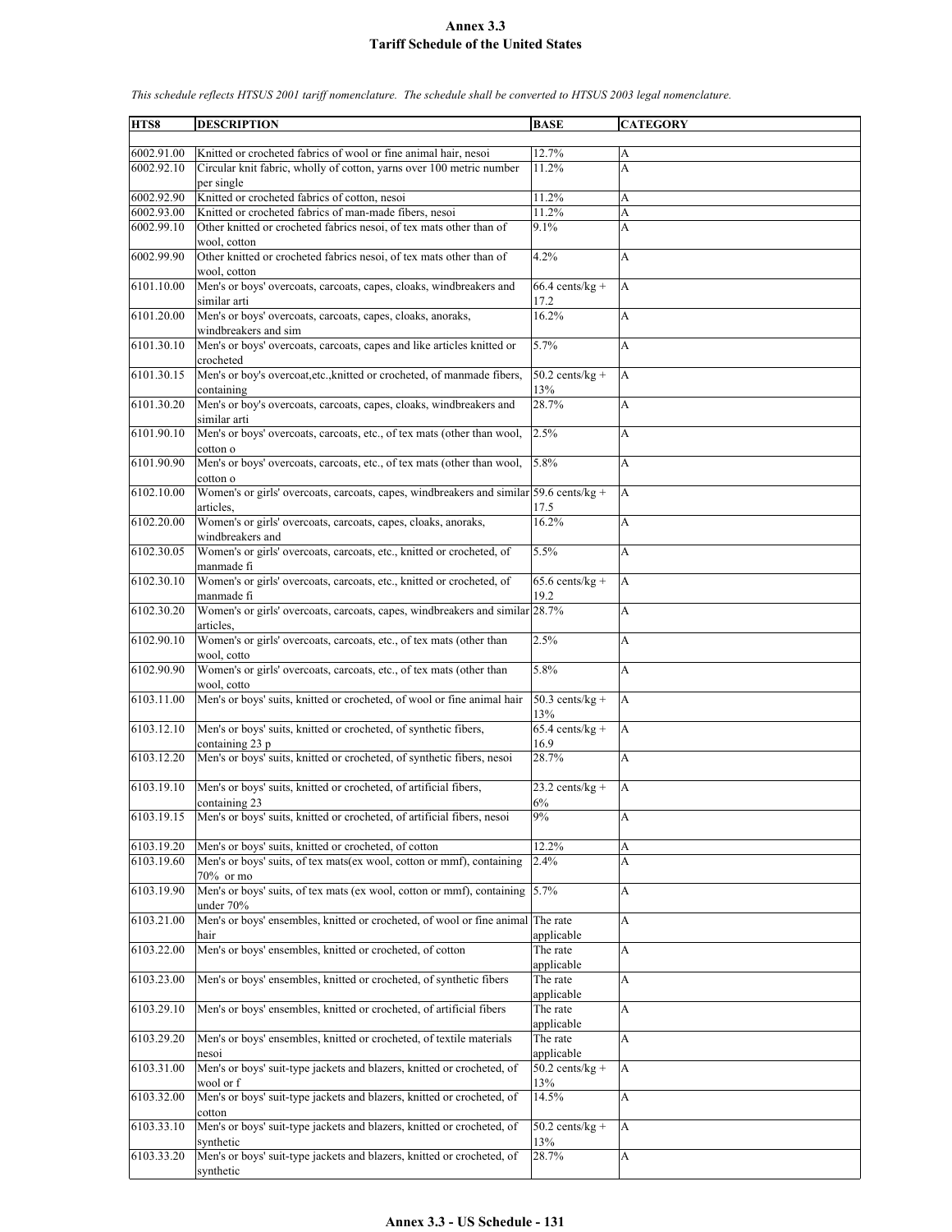# Annex 3.3
## Tariff Schedule of the United States

*This schedule reflects HTSUS 2001 tariff nomenclature. The schedule shall be converted to HTSUS 2003 legal nomenclature.*

| HTS8 | DESCRIPTION | BASE | CATEGORY |
|---|---|---|---|
| 6002.91.00 | Knitted or crocheted fabrics of wool or fine animal hair, nesoi | 12.7% | A |
| 6002.92.10 | Circular knit fabric, wholly of cotton, yarns over 100 metric number per single | 11.2% | A |
| 6002.92.90 | Knitted or crocheted fabrics of cotton, nesoi | 11.2% | A |
| 6002.93.00 | Knitted or crocheted fabrics of man-made fibers, nesoi | 11.2% | A |
| 6002.99.10 | Other knitted or crocheted fabrics nesoi, of tex mats other than of wool, cotton | 9.1% | A |
| 6002.99.90 | Other knitted or crocheted fabrics nesoi, of tex mats other than of wool, cotton | 4.2% | A |
| 6101.10.00 | Men's or boys' overcoats, carcoats, capes, cloaks, windbreakers and similar arti | 66.4 cents/kg + 17.2 | A |
| 6101.20.00 | Men's or boys' overcoats, carcoats, capes, cloaks, anoraks, windbreakers and sim | 16.2% | A |
| 6101.30.10 | Men's or boys' overcoats, carcoats, capes and like articles knitted or crocheted | 5.7% | A |
| 6101.30.15 | Men's or boy's overcoat,etc.,knitted or crocheted, of manmade fibers, containing | 50.2 cents/kg + 13% | A |
| 6101.30.20 | Men's or boy's overcoats, carcoats, capes, cloaks, windbreakers and similar arti | 28.7% | A |
| 6101.90.10 | Men's or boys' overcoats, carcoats, etc., of tex mats (other than wool, cotton o | 2.5% | A |
| 6101.90.90 | Men's or boys' overcoats, carcoats, etc., of tex mats (other than wool, cotton o | 5.8% | A |
| 6102.10.00 | Women's or girls' overcoats, carcoats, capes, windbreakers and similar articles, | 59.6 cents/kg + 17.5 | A |
| 6102.20.00 | Women's or girls' overcoats, carcoats, capes, cloaks, anoraks, windbreakers and | 16.2% | A |
| 6102.30.05 | Women's or girls' overcoats, carcoats, etc., knitted or crocheted, of manmade fi | 5.5% | A |
| 6102.30.10 | Women's or girls' overcoats, carcoats, etc., knitted or crocheted, of manmade fi | 65.6 cents/kg + 19.2 | A |
| 6102.30.20 | Women's or girls' overcoats, carcoats, capes, windbreakers and similar articles, | 28.7% | A |
| 6102.90.10 | Women's or girls' overcoats, carcoats, etc., of tex mats (other than wool, cotto | 2.5% | A |
| 6102.90.90 | Women's or girls' overcoats, carcoats, etc., of tex mats (other than wool, cotto | 5.8% | A |
| 6103.11.00 | Men's or boys' suits, knitted or crocheted, of wool or fine animal hair | 50.3 cents/kg + 13% | A |
| 6103.12.10 | Men's or boys' suits, knitted or crocheted, of synthetic fibers, containing 23 p | 65.4 cents/kg + 16.9 | A |
| 6103.12.20 | Men's or boys' suits, knitted or crocheted, of synthetic fibers, nesoi | 28.7% | A |
| 6103.19.10 | Men's or boys' suits, knitted or crocheted, of artificial fibers, containing 23 | 23.2 cents/kg + 6% | A |
| 6103.19.15 | Men's or boys' suits, knitted or crocheted, of artificial fibers, nesoi | 9% | A |
| 6103.19.20 | Men's or boys' suits, knitted or crocheted, of cotton | 12.2% | A |
| 6103.19.60 | Men's or boys' suits, of tex mats(ex wool, cotton or mmf), containing 70% or mo | 2.4% | A |
| 6103.19.90 | Men's or boys' suits, of tex mats (ex wool, cotton or mmf), containing under 70% | 5.7% | A |
| 6103.21.00 | Men's or boys' ensembles, knitted or crocheted, of wool or fine animal hair | The rate applicable | A |
| 6103.22.00 | Men's or boys' ensembles, knitted or crocheted, of cotton | The rate applicable | A |
| 6103.23.00 | Men's or boys' ensembles, knitted or crocheted, of synthetic fibers | The rate applicable | A |
| 6103.29.10 | Men's or boys' ensembles, knitted or crocheted, of artificial fibers | The rate applicable | A |
| 6103.29.20 | Men's or boys' ensembles, knitted or crocheted, of textile materials nesoi | The rate applicable | A |
| 6103.31.00 | Men's or boys' suit-type jackets and blazers, knitted or crocheted, of wool or f | 50.2 cents/kg + 13% | A |
| 6103.32.00 | Men's or boys' suit-type jackets and blazers, knitted or crocheted, of cotton | 14.5% | A |
| 6103.33.10 | Men's or boys' suit-type jackets and blazers, knitted or crocheted, of synthetic | 50.2 cents/kg + 13% | A |
| 6103.33.20 | Men's or boys' suit-type jackets and blazers, knitted or crocheted, of synthetic | 28.7% | A |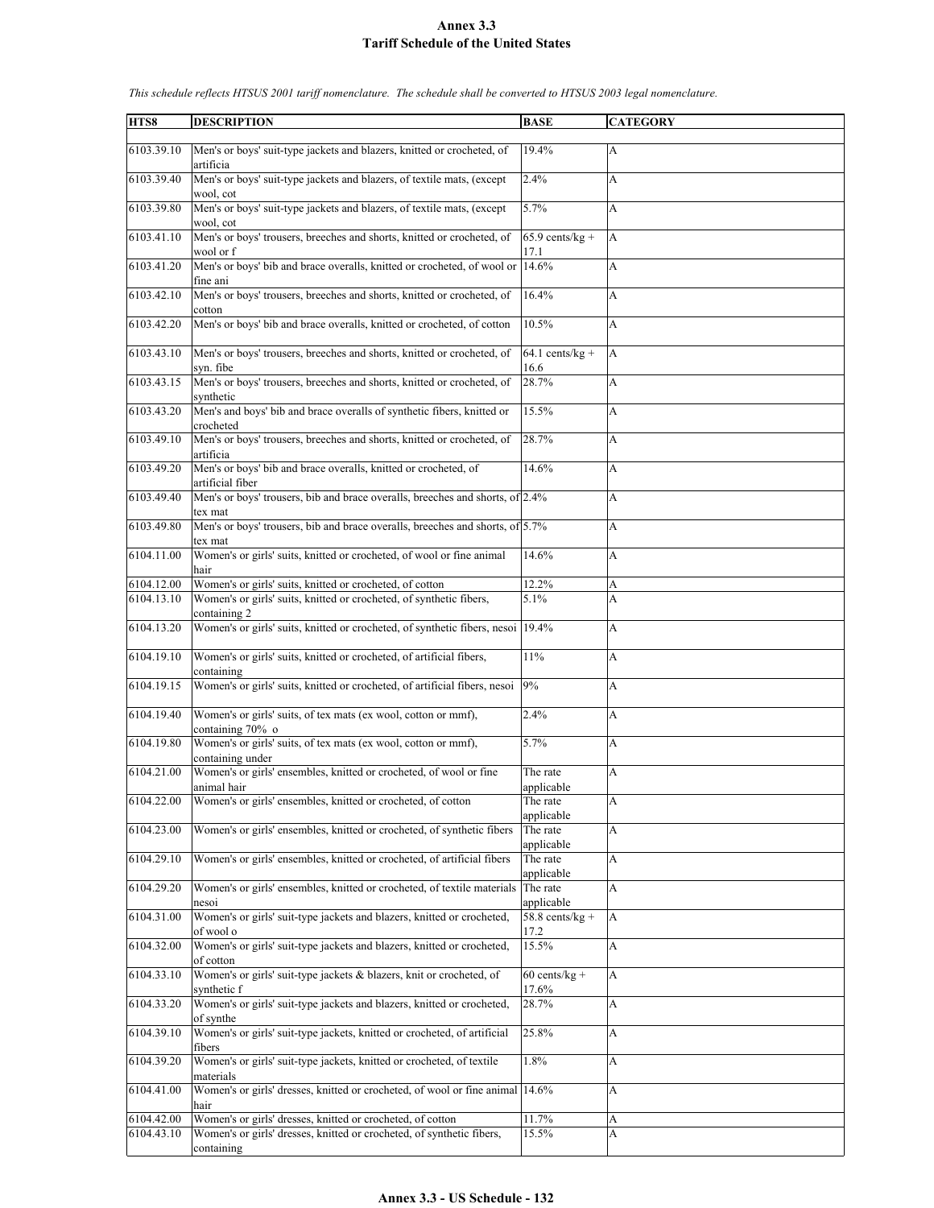# Annex 3.3
## Tariff Schedule of the United States

*This schedule reflects HTSUS 2001 tariff nomenclature. The schedule shall be converted to HTSUS 2003 legal nomenclature.*

| HTS8 | DESCRIPTION | BASE | CATEGORY |
|---|---|---|---|
| 6103.39.10 | Men's or boys' suit-type jackets and blazers, knitted or crocheted, of artificia | 19.4% | A |
| 6103.39.40 | Men's or boys' suit-type jackets and blazers, of textile mats, (except wool, cot | 2.4% | A |
| 6103.39.80 | Men's or boys' suit-type jackets and blazers, of textile mats, (except wool, cot | 5.7% | A |
| 6103.41.10 | Men's or boys' trousers, breeches and shorts, knitted or crocheted, of wool or f | 65.9 cents/kg + 17.1 | A |
| 6103.41.20 | Men's or boys' bib and brace overalls, knitted or crocheted, of wool or fine ani | 14.6% | A |
| 6103.42.10 | Men's or boys' trousers, breeches and shorts, knitted or crocheted, of cotton | 16.4% | A |
| 6103.42.20 | Men's or boys' bib and brace overalls, knitted or crocheted, of cotton | 10.5% | A |
| 6103.43.10 | Men's or boys' trousers, breeches and shorts, knitted or crocheted, of syn. fibe | 64.1 cents/kg + 16.6 | A |
| 6103.43.15 | Men's or boys' trousers, breeches and shorts, knitted or crocheted, of synthetic | 28.7% | A |
| 6103.43.20 | Men's and boys' bib and brace overalls of synthetic fibers, knitted or crocheted | 15.5% | A |
| 6103.49.10 | Men's or boys' trousers, breeches and shorts, knitted or crocheted, of artificia | 28.7% | A |
| 6103.49.20 | Men's or boys' bib and brace overalls, knitted or crocheted, of artificial fiber | 14.6% | A |
| 6103.49.40 | Men's or boys' trousers, bib and brace overalls, breeches and shorts, of tex mat | 2.4% | A |
| 6103.49.80 | Men's or boys' trousers, bib and brace overalls, breeches and shorts, of tex mat | 5.7% | A |
| 6104.11.00 | Women's or girls' suits, knitted or crocheted, of wool or fine animal hair | 14.6% | A |
| 6104.12.00 | Women's or girls' suits, knitted or crocheted, of cotton | 12.2% | A |
| 6104.13.10 | Women's or girls' suits, knitted or crocheted, of synthetic fibers, containing 2 | 5.1% | A |
| 6104.13.20 | Women's or girls' suits, knitted or crocheted, of synthetic fibers, nesoi | 19.4% | A |
| 6104.19.10 | Women's or girls' suits, knitted or crocheted, of artificial fibers, containing | 11% | A |
| 6104.19.15 | Women's or girls' suits, knitted or crocheted, of artificial fibers, nesoi | 9% | A |
| 6104.19.40 | Women's or girls' suits, of tex mats (ex wool, cotton or mmf), containing 70% o | 2.4% | A |
| 6104.19.80 | Women's or girls' suits, of tex mats (ex wool, cotton or mmf), containing under | 5.7% | A |
| 6104.21.00 | Women's or girls' ensembles, knitted or crocheted, of wool or fine animal hair | The rate applicable | A |
| 6104.22.00 | Women's or girls' ensembles, knitted or crocheted, of cotton | The rate applicable | A |
| 6104.23.00 | Women's or girls' ensembles, knitted or crocheted, of synthetic fibers | The rate applicable | A |
| 6104.29.10 | Women's or girls' ensembles, knitted or crocheted, of artificial fibers | The rate applicable | A |
| 6104.29.20 | Women's or girls' ensembles, knitted or crocheted, of textile materials nesoi | The rate applicable | A |
| 6104.31.00 | Women's or girls' suit-type jackets and blazers, knitted or crocheted, of wool o | 58.8 cents/kg + 17.2 | A |
| 6104.32.00 | Women's or girls' suit-type jackets and blazers, knitted or crocheted, of cotton | 15.5% | A |
| 6104.33.10 | Women's or girls' suit-type jackets & blazers, knit or crocheted, of synthetic f | 60 cents/kg + 17.6% | A |
| 6104.33.20 | Women's or girls' suit-type jackets and blazers, knitted or crocheted, of synthe | 28.7% | A |
| 6104.39.10 | Women's or girls' suit-type jackets, knitted or crocheted, of artificial fibers | 25.8% | A |
| 6104.39.20 | Women's or girls' suit-type jackets, knitted or crocheted, of textile materials | 1.8% | A |
| 6104.41.00 | Women's or girls' dresses, knitted or crocheted, of wool or fine animal hair | 14.6% | A |
| 6104.42.00 | Women's or girls' dresses, knitted or crocheted, of cotton | 11.7% | A |
| 6104.43.10 | Women's or girls' dresses, knitted or crocheted, of synthetic fibers, containing | 15.5% | A |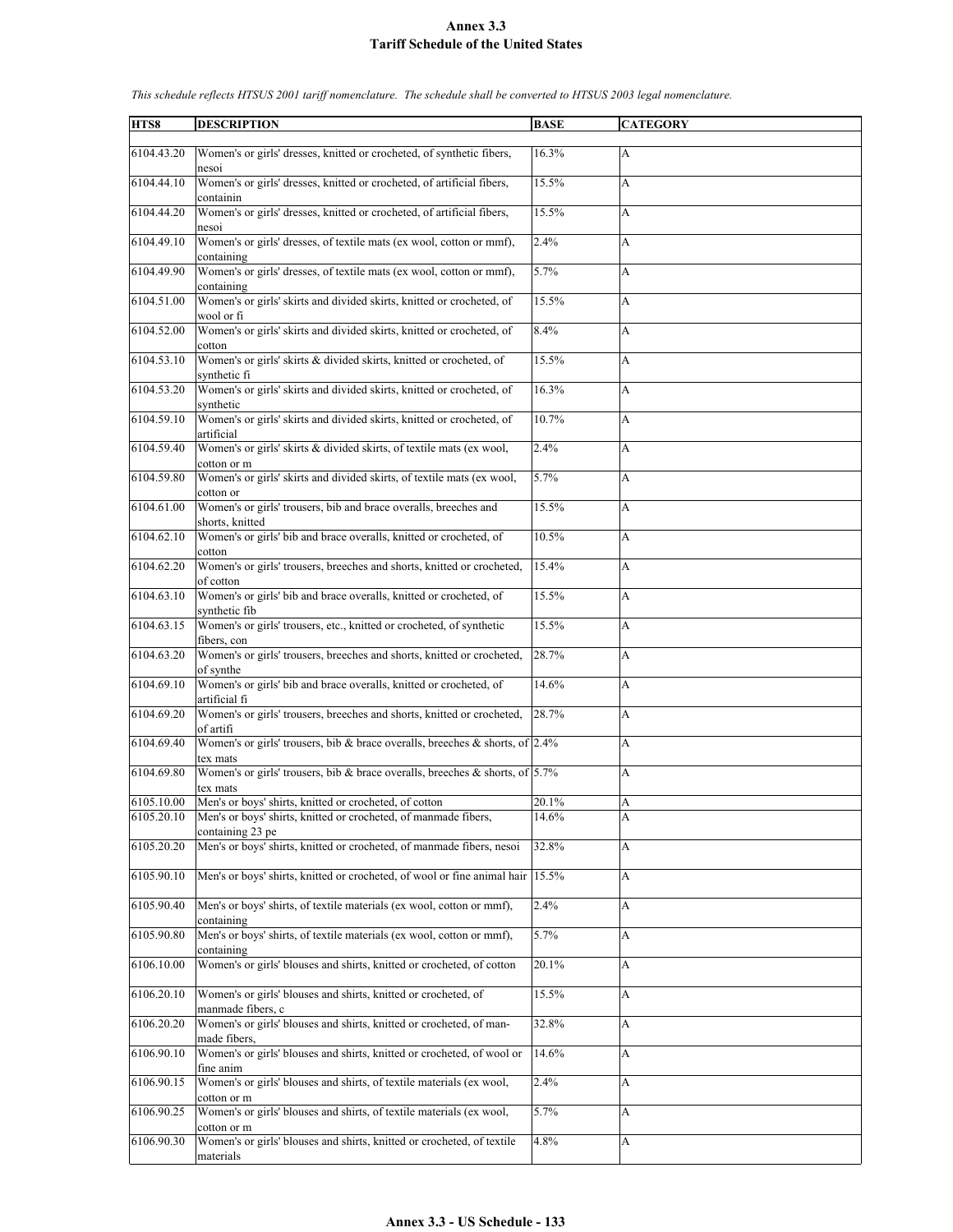# Annex 3.3
## Tariff Schedule of the United States

*This schedule reflects HTSUS 2001 tariff nomenclature. The schedule shall be converted to HTSUS 2003 legal nomenclature.*

| HTS8 | DESCRIPTION | BASE | CATEGORY |
|---|---|---|---|
| 6104.43.20 | Women's or girls' dresses, knitted or crocheted, of synthetic fibers, nesoi | 16.3% | A |
| 6104.44.10 | Women's or girls' dresses, knitted or crocheted, of artificial fibers, containin | 15.5% | A |
| 6104.44.20 | Women's or girls' dresses, knitted or crocheted, of artificial fibers, nesoi | 15.5% | A |
| 6104.49.10 | Women's or girls' dresses, of textile mats (ex wool, cotton or mmf), containing | 2.4% | A |
| 6104.49.90 | Women's or girls' dresses, of textile mats (ex wool, cotton or mmf), containing | 5.7% | A |
| 6104.51.00 | Women's or girls' skirts and divided skirts, knitted or crocheted, of wool or fi | 15.5% | A |
| 6104.52.00 | Women's or girls' skirts and divided skirts, knitted or crocheted, of cotton | 8.4% | A |
| 6104.53.10 | Women's or girls' skirts & divided skirts, knitted or crocheted, of synthetic fi | 15.5% | A |
| 6104.53.20 | Women's or girls' skirts and divided skirts, knitted or crocheted, of synthetic | 16.3% | A |
| 6104.59.10 | Women's or girls' skirts and divided skirts, knitted or crocheted, of artificial | 10.7% | A |
| 6104.59.40 | Women's or girls' skirts & divided skirts, of textile mats (ex wool, cotton or m | 2.4% | A |
| 6104.59.80 | Women's or girls' skirts and divided skirts, of textile mats (ex wool, cotton or | 5.7% | A |
| 6104.61.00 | Women's or girls' trousers, bib and brace overalls, breeches and shorts, knitted | 15.5% | A |
| 6104.62.10 | Women's or girls' bib and brace overalls, knitted or crocheted, of cotton | 10.5% | A |
| 6104.62.20 | Women's or girls' trousers, breeches and shorts, knitted or crocheted, of cotton | 15.4% | A |
| 6104.63.10 | Women's or girls' bib and brace overalls, knitted or crocheted, of synthetic fib | 15.5% | A |
| 6104.63.15 | Women's or girls' trousers, etc., knitted or crocheted, of synthetic fibers, con | 15.5% | A |
| 6104.63.20 | Women's or girls' trousers, breeches and shorts, knitted or crocheted, of synthe | 28.7% | A |
| 6104.69.10 | Women's or girls' bib and brace overalls, knitted or crocheted, of artificial fi | 14.6% | A |
| 6104.69.20 | Women's or girls' trousers, breeches and shorts, knitted or crocheted, of artifi | 28.7% | A |
| 6104.69.40 | Women's or girls' trousers, bib & brace overalls, breeches & shorts, of tex mats | 2.4% | A |
| 6104.69.80 | Women's or girls' trousers, bib & brace overalls, breeches & shorts, of tex mats | 5.7% | A |
| 6105.10.00 | Men's or boys' shirts, knitted or crocheted, of cotton | 20.1% | A |
| 6105.20.10 | Men's or boys' shirts, knitted or crocheted, of manmade fibers, containing 23 pe | 14.6% | A |
| 6105.20.20 | Men's or boys' shirts, knitted or crocheted, of manmade fibers, nesoi | 32.8% | A |
| 6105.90.10 | Men's or boys' shirts, knitted or crocheted, of wool or fine animal hair | 15.5% | A |
| 6105.90.40 | Men's or boys' shirts, of textile materials (ex wool, cotton or mmf), containing | 2.4% | A |
| 6105.90.80 | Men's or boys' shirts, of textile materials (ex wool, cotton or mmf), containing | 5.7% | A |
| 6106.10.00 | Women's or girls' blouses and shirts, knitted or crocheted, of cotton | 20.1% | A |
| 6106.20.10 | Women's or girls' blouses and shirts, knitted or crocheted, of manmade fibers, c | 15.5% | A |
| 6106.20.20 | Women's or girls' blouses and shirts, knitted or crocheted, of man-made fibers, | 32.8% | A |
| 6106.90.10 | Women's or girls' blouses and shirts, knitted or crocheted, of wool or fine anim | 14.6% | A |
| 6106.90.15 | Women's or girls' blouses and shirts, of textile materials (ex wool, cotton or m | 2.4% | A |
| 6106.90.25 | Women's or girls' blouses and shirts, of textile materials (ex wool, cotton or m | 5.7% | A |
| 6106.90.30 | Women's or girls' blouses and shirts, knitted or crocheted, of textile materials | 4.8% | A |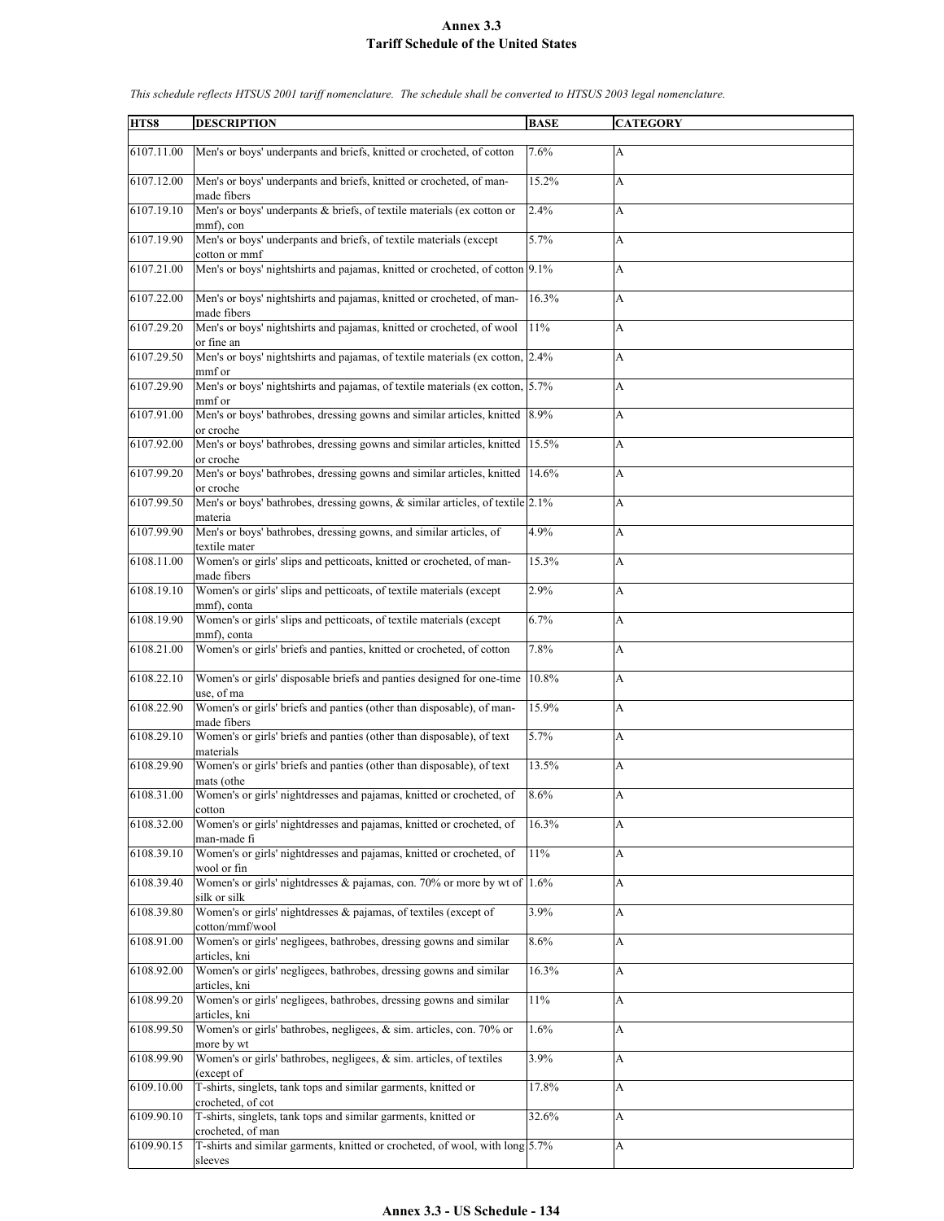# Annex 3.3
## Tariff Schedule of the United States

*This schedule reflects HTSUS 2001 tariff nomenclature. The schedule shall be converted to HTSUS 2003 legal nomenclature.*

| HTS8 | DESCRIPTION | BASE | CATEGORY |
|---|---|---|---|
| 6107.11.00 | Men's or boys' underpants and briefs, knitted or crocheted, of cotton | 7.6% | A |
| 6107.12.00 | Men's or boys' underpants and briefs, knitted or crocheted, of man-made fibers | 15.2% | A |
| 6107.19.10 | Men's or boys' underpants & briefs, of textile materials (ex cotton or mmf), con | 2.4% | A |
| 6107.19.90 | Men's or boys' underpants and briefs, of textile materials (except cotton or mmf | 5.7% | A |
| 6107.21.00 | Men's or boys' nightshirts and pajamas, knitted or crocheted, of cotton | 9.1% | A |
| 6107.22.00 | Men's or boys' nightshirts and pajamas, knitted or crocheted, of man-made fibers | 16.3% | A |
| 6107.29.20 | Men's or boys' nightshirts and pajamas, knitted or crocheted, of wool or fine an | 11% | A |
| 6107.29.50 | Men's or boys' nightshirts and pajamas, of textile materials (ex cotton, mmf or | 2.4% | A |
| 6107.29.90 | Men's or boys' nightshirts and pajamas, of textile materials (ex cotton, mmf or | 5.7% | A |
| 6107.91.00 | Men's or boys' bathrobes, dressing gowns and similar articles, knitted or croche | 8.9% | A |
| 6107.92.00 | Men's or boys' bathrobes, dressing gowns and similar articles, knitted or croche | 15.5% | A |
| 6107.99.20 | Men's or boys' bathrobes, dressing gowns and similar articles, knitted or croche | 14.6% | A |
| 6107.99.50 | Men's or boys' bathrobes, dressing gowns, & similar articles, of textile materia | 2.1% | A |
| 6107.99.90 | Men's or boys' bathrobes, dressing gowns, and similar articles, of textile mater | 4.9% | A |
| 6108.11.00 | Women's or girls' slips and petticoats, knitted or crocheted, of man-made fibers | 15.3% | A |
| 6108.19.10 | Women's or girls' slips and petticoats, of textile materials (except mmf), conta | 2.9% | A |
| 6108.19.90 | Women's or girls' slips and petticoats, of textile materials (except mmf), conta | 6.7% | A |
| 6108.21.00 | Women's or girls' briefs and panties, knitted or crocheted, of cotton | 7.8% | A |
| 6108.22.10 | Women's or girls' disposable briefs and panties designed for one-time use, of ma | 10.8% | A |
| 6108.22.90 | Women's or girls' briefs and panties (other than disposable), of man-made fibers | 15.9% | A |
| 6108.29.10 | Women's or girls' briefs and panties (other than disposable), of text materials | 5.7% | A |
| 6108.29.90 | Women's or girls' briefs and panties (other than disposable), of text mats (othe | 13.5% | A |
| 6108.31.00 | Women's or girls' nightdresses and pajamas, knitted or crocheted, of cotton | 8.6% | A |
| 6108.32.00 | Women's or girls' nightdresses and pajamas, knitted or crocheted, of man-made fi | 16.3% | A |
| 6108.39.10 | Women's or girls' nightdresses and pajamas, knitted or crocheted, of wool or fin | 11% | A |
| 6108.39.40 | Women's or girls' nightdresses & pajamas, con. 70% or more by wt of silk or silk | 1.6% | A |
| 6108.39.80 | Women's or girls' nightdresses & pajamas, of textiles (except of cotton/mmf/wool | 3.9% | A |
| 6108.91.00 | Women's or girls' negligees, bathrobes, dressing gowns and similar articles, kni | 8.6% | A |
| 6108.92.00 | Women's or girls' negligees, bathrobes, dressing gowns and similar articles, kni | 16.3% | A |
| 6108.99.20 | Women's or girls' negligees, bathrobes, dressing gowns and similar articles, kni | 11% | A |
| 6108.99.50 | Women's or girls' bathrobes, negligees, & sim. articles, con. 70% or more by wt | 1.6% | A |
| 6108.99.90 | Women's or girls' bathrobes, negligees, & sim. articles, of textiles (except of | 3.9% | A |
| 6109.10.00 | T-shirts, singlets, tank tops and similar garments, knitted or crocheted, of cot | 17.8% | A |
| 6109.90.10 | T-shirts, singlets, tank tops and similar garments, knitted or crocheted, of man | 32.6% | A |
| 6109.90.15 | T-shirts and similar garments, knitted or crocheted, of wool, with long sleeves | 5.7% | A |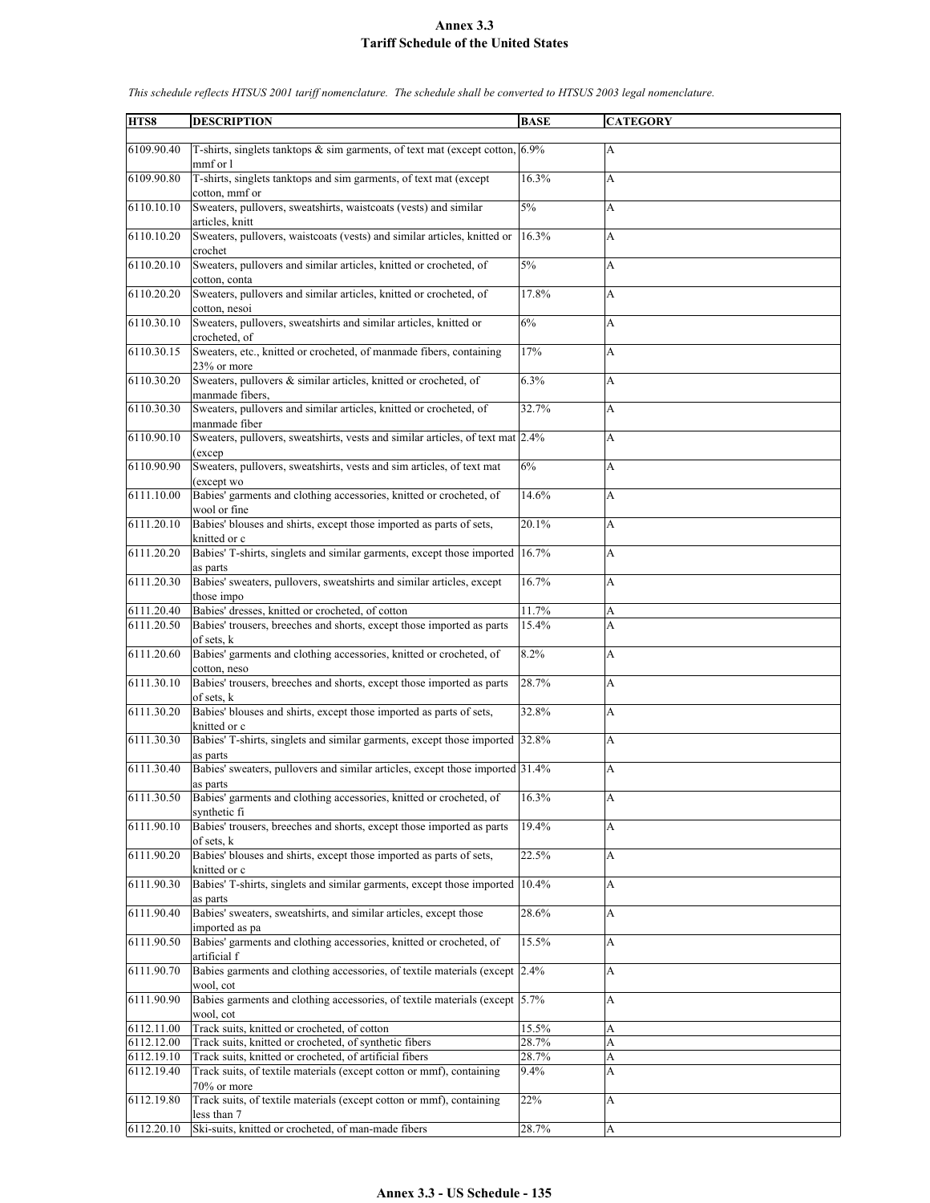# Annex 3.3
## Tariff Schedule of the United States

*This schedule reflects HTSUS 2001 tariff nomenclature. The schedule shall be converted to HTSUS 2003 legal nomenclature.*

| HTS8 | DESCRIPTION | BASE | CATEGORY |
|---|---|---|---|
| 6109.90.40 | T-shirts, singlets tanktops & sim garments, of text mat (except cotton, mmf or l | 6.9% | A |
| 6109.90.80 | T-shirts, singlets tanktops and sim garments, of text mat (except cotton, mmf or | 16.3% | A |
| 6110.10.10 | Sweaters, pullovers, sweatshirts, waistcoats (vests) and similar articles, knitt | 5% | A |
| 6110.10.20 | Sweaters, pullovers, waistcoats (vests) and similar articles, knitted or crochet | 16.3% | A |
| 6110.20.10 | Sweaters, pullovers and similar articles, knitted or crocheted, of cotton, conta | 5% | A |
| 6110.20.20 | Sweaters, pullovers and similar articles, knitted or crocheted, of cotton, nesoi | 17.8% | A |
| 6110.30.10 | Sweaters, pullovers, sweatshirts and similar articles, knitted or crocheted, of | 6% | A |
| 6110.30.15 | Sweaters, etc., knitted or crocheted, of manmade fibers, containing 23% or more | 17% | A |
| 6110.30.20 | Sweaters, pullovers & similar articles, knitted or crocheted, of manmade fibers, | 6.3% | A |
| 6110.30.30 | Sweaters, pullovers and similar articles, knitted or crocheted, of manmade fiber | 32.7% | A |
| 6110.90.10 | Sweaters, pullovers, sweatshirts, vests and similar articles, of text mat (excep | 2.4% | A |
| 6110.90.90 | Sweaters, pullovers, sweatshirts, vests and sim articles, of text mat (except wo | 6% | A |
| 6111.10.00 | Babies' garments and clothing accessories, knitted or crocheted, of wool or fine | 14.6% | A |
| 6111.20.10 | Babies' blouses and shirts, except those imported as parts of sets, knitted or c | 20.1% | A |
| 6111.20.20 | Babies' T-shirts, singlets and similar garments, except those imported as parts | 16.7% | A |
| 6111.20.30 | Babies' sweaters, pullovers, sweatshirts and similar articles, except those impo | 16.7% | A |
| 6111.20.40 | Babies' dresses, knitted or crocheted, of cotton | 11.7% | A |
| 6111.20.50 | Babies' trousers, breeches and shorts, except those imported as parts of sets, k | 15.4% | A |
| 6111.20.60 | Babies' garments and clothing accessories, knitted or crocheted, of cotton, neso | 8.2% | A |
| 6111.30.10 | Babies' trousers, breeches and shorts, except those imported as parts of sets, k | 28.7% | A |
| 6111.30.20 | Babies' blouses and shirts, except those imported as parts of sets, knitted or c | 32.8% | A |
| 6111.30.30 | Babies' T-shirts, singlets and similar garments, except those imported as parts | 32.8% | A |
| 6111.30.40 | Babies' sweaters, pullovers and similar articles, except those imported as parts | 31.4% | A |
| 6111.30.50 | Babies' garments and clothing accessories, knitted or crocheted, of synthetic fi | 16.3% | A |
| 6111.90.10 | Babies' trousers, breeches and shorts, except those imported as parts of sets, k | 19.4% | A |
| 6111.90.20 | Babies' blouses and shirts, except those imported as parts of sets, knitted or c | 22.5% | A |
| 6111.90.30 | Babies' T-shirts, singlets and similar garments, except those imported as parts | 10.4% | A |
| 6111.90.40 | Babies' sweaters, sweatshirts, and similar articles, except those imported as pa | 28.6% | A |
| 6111.90.50 | Babies' garments and clothing accessories, knitted or crocheted, of artificial f | 15.5% | A |
| 6111.90.70 | Babies garments and clothing accessories, of textile materials (except wool, cot | 2.4% | A |
| 6111.90.90 | Babies garments and clothing accessories, of textile materials (except wool, cot | 5.7% | A |
| 6112.11.00 | Track suits, knitted or crocheted, of cotton | 15.5% | A |
| 6112.12.00 | Track suits, knitted or crocheted, of synthetic fibers | 28.7% | A |
| 6112.19.10 | Track suits, knitted or crocheted, of artificial fibers | 28.7% | A |
| 6112.19.40 | Track suits, of textile materials (except cotton or mmf), containing 70% or more | 9.4% | A |
| 6112.19.80 | Track suits, of textile materials (except cotton or mmf), containing less than 7 | 22% | A |
| 6112.20.10 | Ski-suits, knitted or crocheted, of man-made fibers | 28.7% | A |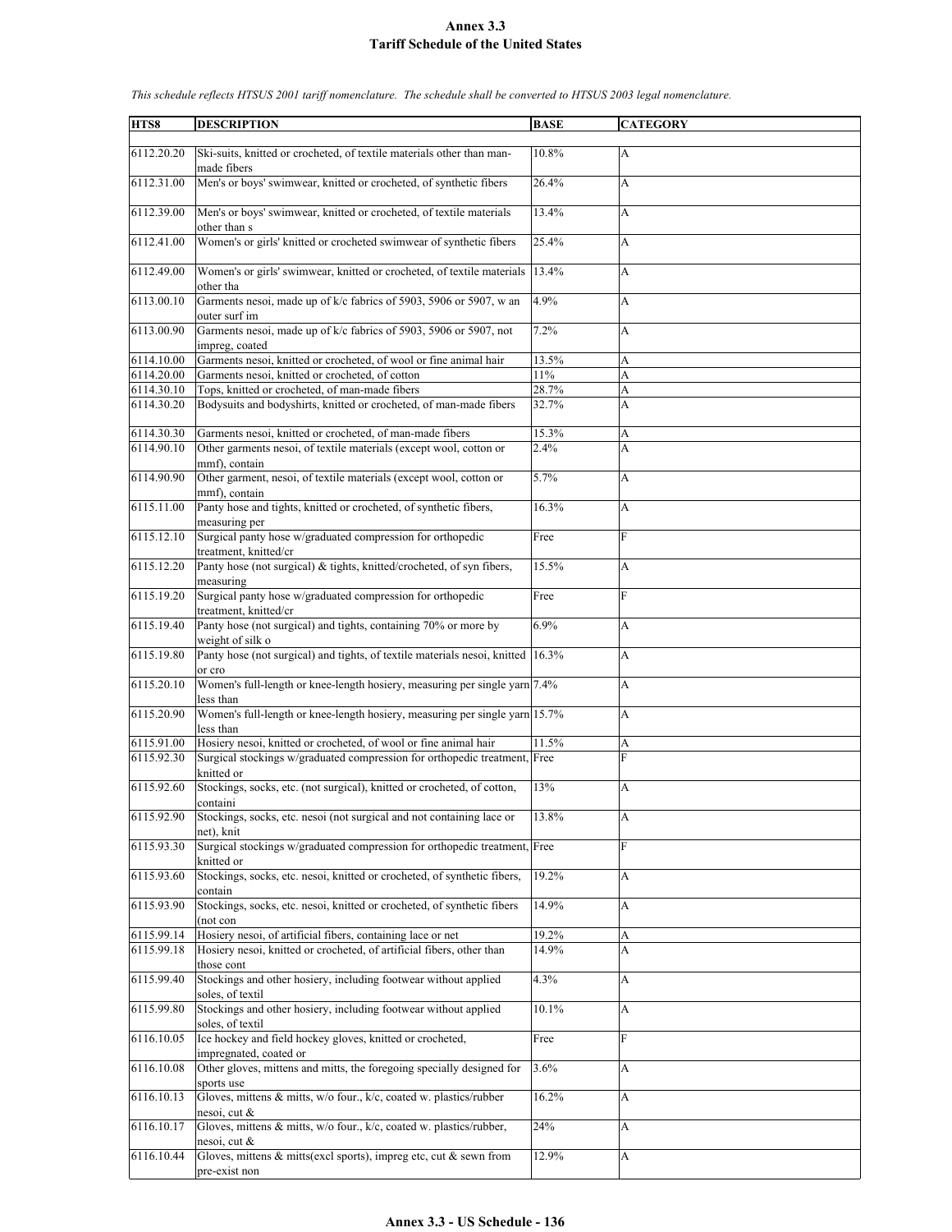# Annex 3.3
# Tariff Schedule of the United States

*This schedule reflects HTSUS 2001 tariff nomenclature. The schedule shall be converted to HTSUS 2003 legal nomenclature.*

| HTS8 | DESCRIPTION | BASE | CATEGORY |
|---|---|---|---|
| 6112.20.20 | Ski-suits, knitted or crocheted, of textile materials other than man-made fibers | 10.8% | A |
| 6112.31.00 | Men's or boys' swimwear, knitted or crocheted, of synthetic fibers | 26.4% | A |
| 6112.39.00 | Men's or boys' swimwear, knitted or crocheted, of textile materials other than s | 13.4% | A |
| 6112.41.00 | Women's or girls' knitted or crocheted swimwear of synthetic fibers | 25.4% | A |
| 6112.49.00 | Women's or girls' swimwear, knitted or crocheted, of textile materials other tha | 13.4% | A |
| 6113.00.10 | Garments nesoi, made up of k/c fabrics of 5903, 5906 or 5907, w an outer surf im | 4.9% | A |
| 6113.00.90 | Garments nesoi, made up of k/c fabrics of 5903, 5906 or 5907, not impreg, coated | 7.2% | A |
| 6114.10.00 | Garments nesoi, knitted or crocheted, of wool or fine animal hair | 13.5% | A |
| 6114.20.00 | Garments nesoi, knitted or crocheted, of cotton | 11% | A |
| 6114.30.10 | Tops, knitted or crocheted, of man-made fibers | 28.7% | A |
| 6114.30.20 | Bodysuits and bodyshirts, knitted or crocheted, of man-made fibers | 32.7% | A |
| 6114.30.30 | Garments nesoi, knitted or crocheted, of man-made fibers | 15.3% | A |
| 6114.90.10 | Other garments nesoi, of textile materials (except wool, cotton or mmf), contain | 2.4% | A |
| 6114.90.90 | Other garment, nesoi, of textile materials (except wool, cotton or mmf), contain | 5.7% | A |
| 6115.11.00 | Panty hose and tights, knitted or crocheted, of synthetic fibers, measuring per | 16.3% | A |
| 6115.12.10 | Surgical panty hose w/graduated compression for orthopedic treatment, knitted/cr | Free | F |
| 6115.12.20 | Panty hose (not surgical) & tights, knitted/crocheted, of syn fibers, measuring | 15.5% | A |
| 6115.19.20 | Surgical panty hose w/graduated compression for orthopedic treatment, knitted/cr | Free | F |
| 6115.19.40 | Panty hose (not surgical) and tights, containing 70% or more by weight of silk o | 6.9% | A |
| 6115.19.80 | Panty hose (not surgical) and tights, of textile materials nesoi, knitted or cro | 16.3% | A |
| 6115.20.10 | Women's full-length or knee-length hosiery, measuring per single yarn less than | 7.4% | A |
| 6115.20.90 | Women's full-length or knee-length hosiery, measuring per single yarn less than | 15.7% | A |
| 6115.91.00 | Hosiery nesoi, knitted or crocheted, of wool or fine animal hair | 11.5% | A |
| 6115.92.30 | Surgical stockings w/graduated compression for orthopedic treatment, knitted or | Free | F |
| 6115.92.60 | Stockings, socks, etc. (not surgical), knitted or crocheted, of cotton, containi | 13% | A |
| 6115.92.90 | Stockings, socks, etc. nesoi (not surgical and not containing lace or net), knit | 13.8% | A |
| 6115.93.30 | Surgical stockings w/graduated compression for orthopedic treatment, knitted or | Free | F |
| 6115.93.60 | Stockings, socks, etc. nesoi, knitted or crocheted, of synthetic fibers, contain | 19.2% | A |
| 6115.93.90 | Stockings, socks, etc. nesoi, knitted or crocheted, of synthetic fibers (not con | 14.9% | A |
| 6115.99.14 | Hosiery nesoi, of artificial fibers, containing lace or net | 19.2% | A |
| 6115.99.18 | Hosiery nesoi, knitted or crocheted, of artificial fibers, other than those cont | 14.9% | A |
| 6115.99.40 | Stockings and other hosiery, including footwear without applied soles, of textil | 4.3% | A |
| 6115.99.80 | Stockings and other hosiery, including footwear without applied soles, of textil | 10.1% | A |
| 6116.10.05 | Ice hockey and field hockey gloves, knitted or crocheted, impregnated, coated or | Free | F |
| 6116.10.08 | Other gloves, mittens and mitts, the foregoing specially designed for sports use | 3.6% | A |
| 6116.10.13 | Gloves, mittens & mitts, w/o four., k/c, coated w. plastics/rubber nesoi, cut & | 16.2% | A |
| 6116.10.17 | Gloves, mittens & mitts, w/o four., k/c, coated w. plastics/rubber, nesoi, cut & | 24% | A |
| 6116.10.44 | Gloves, mittens & mitts(excl sports), impreg etc, cut & sewn from pre-exist non | 12.9% | A |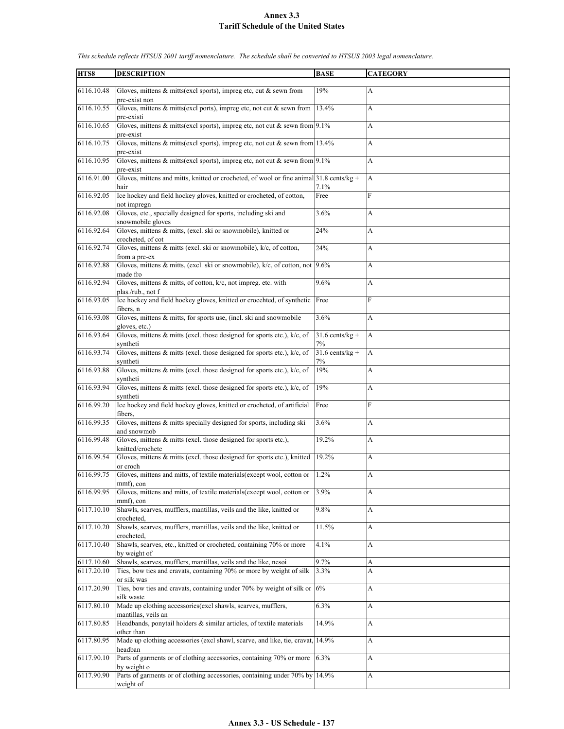# Annex 3.3
## Tariff Schedule of the United States

*This schedule reflects HTSUS 2001 tariff nomenclature. The schedule shall be converted to HTSUS 2003 legal nomenclature.*

| HTS8 | DESCRIPTION | BASE | CATEGORY |
|---|---|---|---|
| 6116.10.48 | Gloves, mittens & mitts(excl sports), impreg etc, cut & sewn from pre-exist non | 19% | A |
| 6116.10.55 | Gloves, mittens & mitts(excl ports), impreg etc, not cut & sewn from pre-existi | 13.4% | A |
| 6116.10.65 | Gloves, mittens & mitts(excl sports), impreg etc, not cut & sewn from pre-exist | 9.1% | A |
| 6116.10.75 | Gloves, mittens & mitts(excl sports), impreg etc, not cut & sewn from pre-exist | 13.4% | A |
| 6116.10.95 | Gloves, mittens & mitts(excl sports), impreg etc, not cut & sewn from pre-exist | 9.1% | A |
| 6116.91.00 | Gloves, mittens and mitts, knitted or crocheted, of wool or fine animal hair | 31.8 cents/kg + 7.1% | A |
| 6116.92.05 | Ice hockey and field hockey gloves, knitted or crocheted, of cotton, not impregn | Free | F |
| 6116.92.08 | Gloves, etc., specially designed for sports, including ski and snowmobile gloves | 3.6% | A |
| 6116.92.64 | Gloves, mittens & mitts, (excl. ski or snowmobile), knitted or crocheted, of cot | 24% | A |
| 6116.92.74 | Gloves, mittens & mitts (excl. ski or snowmobile), k/c, of cotton, from a pre-ex | 24% | A |
| 6116.92.88 | Gloves, mittens & mitts, (excl. ski or snowmobile), k/c, of cotton, not made fro | 9.6% | A |
| 6116.92.94 | Gloves, mittens & mitts, of cotton, k/c, not impreg. etc. with plas./rub., not f | 9.6% | A |
| 6116.93.05 | Ice hockey and field hockey gloves, knitted or crocehted, of synthetic fibers, n | Free | F |
| 6116.93.08 | Gloves, mittens & mitts, for sports use, (incl. ski and snowmobile gloves, etc.) | 3.6% | A |
| 6116.93.64 | Gloves, mittens & mitts (excl. those designed for sports etc.), k/c, of syntheti | 31.6 cents/kg + 7% | A |
| 6116.93.74 | Gloves, mittens & mitts (excl. those designed for sports etc.), k/c, of syntheti | 31.6 cents/kg + 7% | A |
| 6116.93.88 | Gloves, mittens & mitts (excl. those designed for sports etc.), k/c, of syntheti | 19% | A |
| 6116.93.94 | Gloves, mittens & mitts (excl. those designed for sports etc.), k/c, of syntheti | 19% | A |
| 6116.99.20 | Ice hockey and field hockey gloves, knitted or crocheted, of artificial fibers, | Free | F |
| 6116.99.35 | Gloves, mittens & mitts specially designed for sports, including ski and snowmob | 3.6% | A |
| 6116.99.48 | Gloves, mittens & mitts (excl. those designed for sports etc.), knitted/crochete | 19.2% | A |
| 6116.99.54 | Gloves, mittens & mitts (excl. those designed for sports etc.), knitted or croch | 19.2% | A |
| 6116.99.75 | Gloves, mittens and mitts, of textile materials(except wool, cotton or mmf), con | 1.2% | A |
| 6116.99.95 | Gloves, mittens and mitts, of textile materials(except wool, cotton or mmf), con | 3.9% | A |
| 6117.10.10 | Shawls, scarves, mufflers, mantillas, veils and the like, knitted or crocheted, | 9.8% | A |
| 6117.10.20 | Shawls, scarves, mufflers, mantillas, veils and the like, knitted or crocheted, | 11.5% | A |
| 6117.10.40 | Shawls, scarves, etc., knitted or crocheted, containing 70% or more by weight of | 4.1% | A |
| 6117.10.60 | Shawls, scarves, mufflers, mantillas, veils and the like, nesoi | 9.7% | A |
| 6117.20.10 | Ties, bow ties and cravats, containing 70% or more by weight of silk or silk was | 3.3% | A |
| 6117.20.90 | Ties, bow ties and cravats, containing under 70% by weight of silk or silk waste | 6% | A |
| 6117.80.10 | Made up clothing accessories(excl shawls, scarves, mufflers, mantillas, veils an | 6.3% | A |
| 6117.80.85 | Headbands, ponytail holders & similar articles, of textile materials other than | 14.9% | A |
| 6117.80.95 | Made up clothing accessories (excl shawl, scarve, and like, tie, cravat, headban | 14.9% | A |
| 6117.90.10 | Parts of garments or of clothing accessories, containing 70% or more by weight o | 6.3% | A |
| 6117.90.90 | Parts of garments or of clothing accessories, containing under 70% by weight of | 14.9% | A |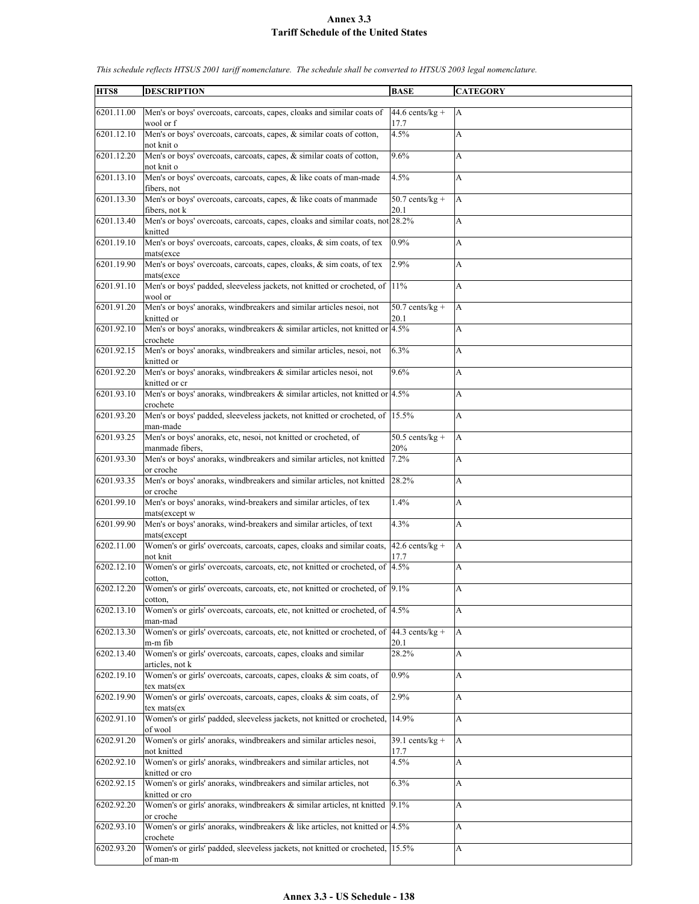# Annex 3.3
## Tariff Schedule of the United States

*This schedule reflects HTSUS 2001 tariff nomenclature. The schedule shall be converted to HTSUS 2003 legal nomenclature.*

| HTS8 | DESCRIPTION | BASE | CATEGORY |
|---|---|---|---|
| 6201.11.00 | Men's or boys' overcoats, carcoats, capes, cloaks and similar coats of wool or f | 44.6 cents/kg + 17.7 | A |
| 6201.12.10 | Men's or boys' overcoats, carcoats, capes, & similar coats of cotton, not knit o | 4.5% | A |
| 6201.12.20 | Men's or boys' overcoats, carcoats, capes, & similar coats of cotton, not knit o | 9.6% | A |
| 6201.13.10 | Men's or boys' overcoats, carcoats, capes, & like coats of man-made fibers, not | 4.5% | A |
| 6201.13.30 | Men's or boys' overcoats, carcoats, capes, & like coats of manmade fibers, not k | 50.7 cents/kg + 20.1 | A |
| 6201.13.40 | Men's or boys' overcoats, carcoats, capes, cloaks and similar coats, not knitted | 28.2% | A |
| 6201.19.10 | Men's or boys' overcoats, carcoats, capes, cloaks, & sim coats, of tex mats(exce | 0.9% | A |
| 6201.19.90 | Men's or boys' overcoats, carcoats, capes, cloaks, & sim coats, of tex mats(exce | 2.9% | A |
| 6201.91.10 | Men's or boys' padded, sleeveless jackets, not knitted or crocheted, of wool or | 11% | A |
| 6201.91.20 | Men's or boys' anoraks, windbreakers and similar articles nesoi, not knitted or | 50.7 cents/kg + 20.1 | A |
| 6201.92.10 | Men's or boys' anoraks, windbreakers & similar articles, not knitted or crochete | 4.5% | A |
| 6201.92.15 | Men's or boys' anoraks, windbreakers and similar articles, nesoi, not knitted or | 6.3% | A |
| 6201.92.20 | Men's or boys' anoraks, windbreakers & similar articles nesoi, not knitted or cr | 9.6% | A |
| 6201.93.10 | Men's or boys' anoraks, windbreakers & similar articles, not knitted or crochete | 4.5% | A |
| 6201.93.20 | Men's or boys' padded, sleeveless jackets, not knitted or crocheted, of man-made | 15.5% | A |
| 6201.93.25 | Men's or boys' anoraks, etc, nesoi, not knitted or crocheted, of manmade fibers, | 50.5 cents/kg + 20% | A |
| 6201.93.30 | Men's or boys' anoraks, windbreakers and similar articles, not knitted or croche | 7.2% | A |
| 6201.93.35 | Men's or boys' anoraks, windbreakers and similar articles, not knitted or croche | 28.2% | A |
| 6201.99.10 | Men's or boys' anoraks, wind-breakers and similar articles, of tex mats(except w | 1.4% | A |
| 6201.99.90 | Men's or boys' anoraks, wind-breakers and similar articles, of text mats(except | 4.3% | A |
| 6202.11.00 | Women's or girls' overcoats, carcoats, capes, cloaks and similar coats, not knit | 42.6 cents/kg + 17.7 | A |
| 6202.12.10 | Women's or girls' overcoats, carcoats, etc, not knitted or crocheted, of cotton, | 4.5% | A |
| 6202.12.20 | Women's or girls' overcoats, carcoats, etc, not knitted or crocheted, of cotton, | 9.1% | A |
| 6202.13.10 | Women's or girls' overcoats, carcoats, etc, not knitted or crocheted, of man-mad | 4.5% | A |
| 6202.13.30 | Women's or girls' overcoats, carcoats, etc, not knitted or crocheted, of m-m fib | 44.3 cents/kg + 20.1 | A |
| 6202.13.40 | Women's or girls' overcoats, carcoats, capes, cloaks and similar articles, not k | 28.2% | A |
| 6202.19.10 | Women's or girls' overcoats, carcoats, capes, cloaks & sim coats, of tex mats(ex | 0.9% | A |
| 6202.19.90 | Women's or girls' overcoats, carcoats, capes, cloaks & sim coats, of tex mats(ex | 2.9% | A |
| 6202.91.10 | Women's or girls' padded, sleeveless jackets, not knitted or crocheted, of wool | 14.9% | A |
| 6202.91.20 | Women's or girls' anoraks, windbreakers and similar articles nesoi, not knitted | 39.1 cents/kg + 17.7 | A |
| 6202.92.10 | Women's or girls' anoraks, windbreakers and similar articles, not knitted or cro | 4.5% | A |
| 6202.92.15 | Women's or girls' anoraks, windbreakers and similar articles, not knitted or cro | 6.3% | A |
| 6202.92.20 | Women's or girls' anoraks, windbreakers & similar articles, nt knitted or croche | 9.1% | A |
| 6202.93.10 | Women's or girls' anoraks, windbreakers & like articles, not knitted or crochete | 4.5% | A |
| 6202.93.20 | Women's or girls' padded, sleeveless jackets, not knitted or crocheted, of man-m | 15.5% | A |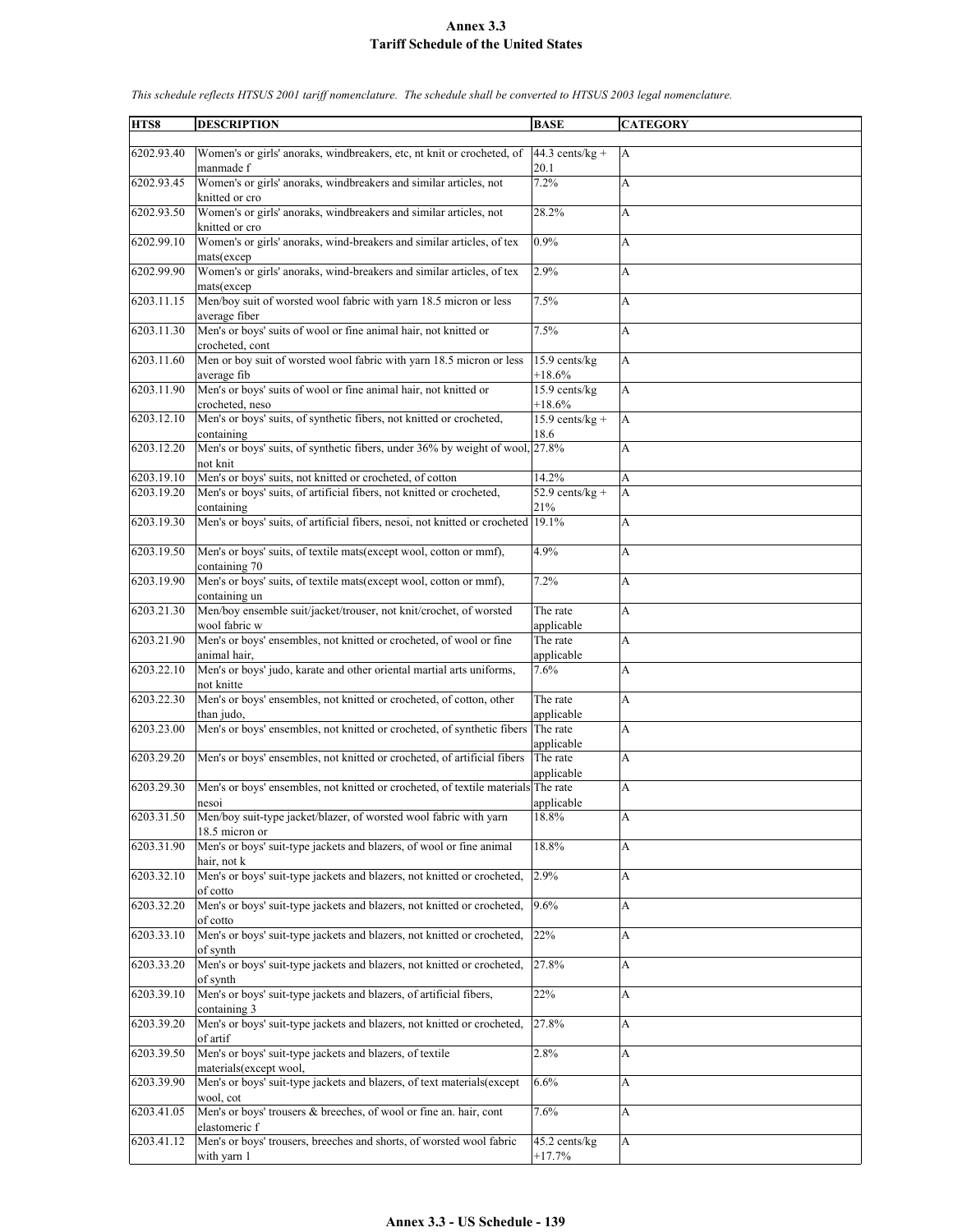# Annex 3.3
## Tariff Schedule of the United States

*This schedule reflects HTSUS 2001 tariff nomenclature. The schedule shall be converted to HTSUS 2003 legal nomenclature.*

| HTS8 | DESCRIPTION | BASE | CATEGORY |
|---|---|---|---|
| 6202.93.40 | Women's or girls' anoraks, windbreakers, etc, nt knit or crocheted, of manmade f | 44.3 cents/kg + 20.1 | A |
| 6202.93.45 | Women's or girls' anoraks, windbreakers and similar articles, not knitted or cro | 7.2% | A |
| 6202.93.50 | Women's or girls' anoraks, windbreakers and similar articles, not knitted or cro | 28.2% | A |
| 6202.99.10 | Women's or girls' anoraks, wind-breakers and similar articles, of tex mats(excep | 0.9% | A |
| 6202.99.90 | Women's or girls' anoraks, wind-breakers and similar articles, of tex mats(excep | 2.9% | A |
| 6203.11.15 | Men/boy suit of worsted wool fabric with yarn 18.5 micron or less average fiber | 7.5% | A |
| 6203.11.30 | Men's or boys' suits of wool or fine animal hair, not knitted or crocheted, cont | 7.5% | A |
| 6203.11.60 | Men or boy suit of worsted wool fabric with yarn 18.5 micron or less average fib | 15.9 cents/kg +18.6% | A |
| 6203.11.90 | Men's or boys' suits of wool or fine animal hair, not knitted or crocheted, neso | 15.9 cents/kg +18.6% | A |
| 6203.12.10 | Men's or boys' suits, of synthetic fibers, not knitted or crocheted, containing | 15.9 cents/kg + 18.6 | A |
| 6203.12.20 | Men's or boys' suits, of synthetic fibers, under 36% by weight of wool, not knit | 27.8% | A |
| 6203.19.10 | Men's or boys' suits, not knitted or crocheted, of cotton | 14.2% | A |
| 6203.19.20 | Men's or boys' suits, of artificial fibers, not knitted or crocheted, containing | 52.9 cents/kg + 21% | A |
| 6203.19.30 | Men's or boys' suits, of artificial fibers, nesoi, not knitted or crocheted | 19.1% | A |
| 6203.19.50 | Men's or boys' suits, of textile mats(except wool, cotton or mmf), containing 70 | 4.9% | A |
| 6203.19.90 | Men's or boys' suits, of textile mats(except wool, cotton or mmf), containing un | 7.2% | A |
| 6203.21.30 | Men/boy ensemble suit/jacket/trouser, not knit/crochet, of worsted wool fabric w | The rate applicable | A |
| 6203.21.90 | Men's or boys' ensembles, not knitted or crocheted, of wool or fine animal hair, | The rate applicable | A |
| 6203.22.10 | Men's or boys' judo, karate and other oriental martial arts uniforms, not knitte | 7.6% | A |
| 6203.22.30 | Men's or boys' ensembles, not knitted or crocheted, of cotton, other than judo, | The rate applicable | A |
| 6203.23.00 | Men's or boys' ensembles, not knitted or crocheted, of synthetic fibers | The rate applicable | A |
| 6203.29.20 | Men's or boys' ensembles, not knitted or crocheted, of artificial fibers | The rate applicable | A |
| 6203.29.30 | Men's or boys' ensembles, not knitted or crocheted, of textile materials nesoi | The rate applicable | A |
| 6203.31.50 | Men/boy suit-type jacket/blazer, of worsted wool fabric with yarn 18.5 micron or | 18.8% | A |
| 6203.31.90 | Men's or boys' suit-type jackets and blazers, of wool or fine animal hair, not k | 18.8% | A |
| 6203.32.10 | Men's or boys' suit-type jackets and blazers, not knitted or crocheted, of cotto | 2.9% | A |
| 6203.32.20 | Men's or boys' suit-type jackets and blazers, not knitted or crocheted, of cotto | 9.6% | A |
| 6203.33.10 | Men's or boys' suit-type jackets and blazers, not knitted or crocheted, of synth | 22% | A |
| 6203.33.20 | Men's or boys' suit-type jackets and blazers, not knitted or crocheted, of synth | 27.8% | A |
| 6203.39.10 | Men's or boys' suit-type jackets and blazers, of artificial fibers, containing 3 | 22% | A |
| 6203.39.20 | Men's or boys' suit-type jackets and blazers, not knitted or crocheted, of artif | 27.8% | A |
| 6203.39.50 | Men's or boys' suit-type jackets and blazers, of textile materials(except wool, | 2.8% | A |
| 6203.39.90 | Men's or boys' suit-type jackets and blazers, of text materials(except wool, cot | 6.6% | A |
| 6203.41.05 | Men's or boys' trousers & breeches, of wool or fine an. hair, cont elastomeric f | 7.6% | A |
| 6203.41.12 | Men's or boys' trousers, breeches and shorts, of worsted wool fabric with yarn 1 | 45.2 cents/kg +17.7% | A |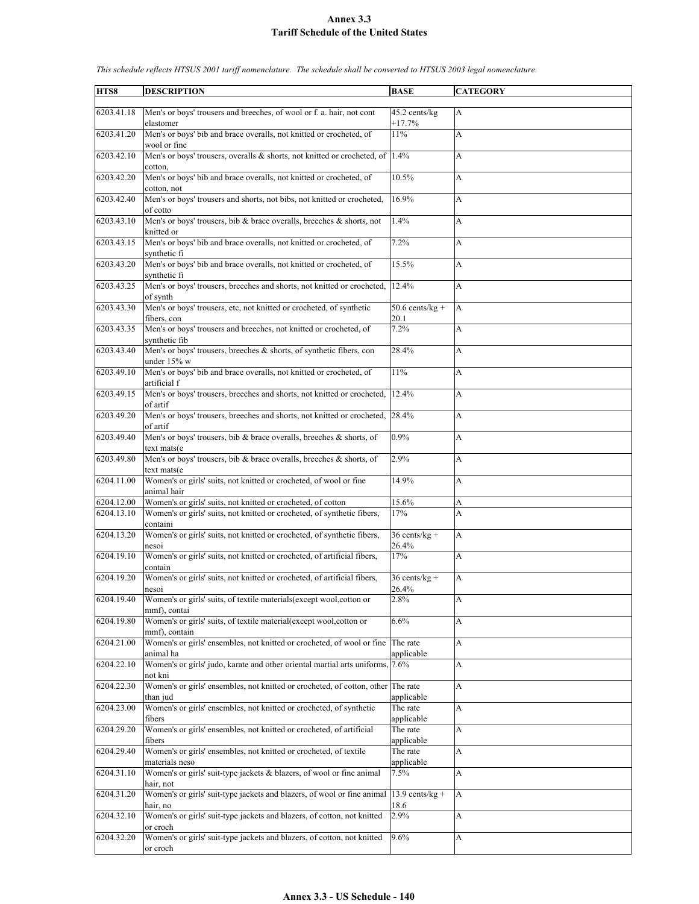# Annex 3.3
## Tariff Schedule of the United States

*This schedule reflects HTSUS 2001 tariff nomenclature. The schedule shall be converted to HTSUS 2003 legal nomenclature.*

| HTS8 | DESCRIPTION | BASE | CATEGORY |
|---|---|---|---|
| 6203.41.18 | Men's or boys' trousers and breeches, of wool or f. a. hair, not cont elastomer | 45.2 cents/kg +17.7% | A |
| 6203.41.20 | Men's or boys' bib and brace overalls, not knitted or crocheted, of wool or fine | 11% | A |
| 6203.42.10 | Men's or boys' trousers, overalls & shorts, not knitted or crocheted, of cotton, | 1.4% | A |
| 6203.42.20 | Men's or boys' bib and brace overalls, not knitted or crocheted, of cotton, not | 10.5% | A |
| 6203.42.40 | Men's or boys' trousers and shorts, not bibs, not knitted or crocheted, of cotto | 16.9% | A |
| 6203.43.10 | Men's or boys' trousers, bib & brace overalls, breeches & shorts, not knitted or | 1.4% | A |
| 6203.43.15 | Men's or boys' bib and brace overalls, not knitted or crocheted, of synthetic fi | 7.2% | A |
| 6203.43.20 | Men's or boys' bib and brace overalls, not knitted or crocheted, of synthetic fi | 15.5% | A |
| 6203.43.25 | Men's or boys' trousers, breeches and shorts, not knitted or crocheted, of synth | 12.4% | A |
| 6203.43.30 | Men's or boys' trousers, etc, not knitted or crocheted, of synthetic fibers, con | 50.6 cents/kg + 20.1 | A |
| 6203.43.35 | Men's or boys' trousers and breeches, not knitted or crocheted, of synthetic fib | 7.2% | A |
| 6203.43.40 | Men's or boys' trousers, breeches & shorts, of synthetic fibers, con under 15% w | 28.4% | A |
| 6203.49.10 | Men's or boys' bib and brace overalls, not knitted or crocheted, of artificial f | 11% | A |
| 6203.49.15 | Men's or boys' trousers, breeches and shorts, not knitted or crocheted, of artif | 12.4% | A |
| 6203.49.20 | Men's or boys' trousers, breeches and shorts, not knitted or crocheted, of artif | 28.4% | A |
| 6203.49.40 | Men's or boys' trousers, bib & brace overalls, breeches & shorts, of text mats(e | 0.9% | A |
| 6203.49.80 | Men's or boys' trousers, bib & brace overalls, breeches & shorts, of text mats(e | 2.9% | A |
| 6204.11.00 | Women's or girls' suits, not knitted or crocheted, of wool or fine animal hair | 14.9% | A |
| 6204.12.00 | Women's or girls' suits, not knitted or crocheted, of cotton | 15.6% | A |
| 6204.13.10 | Women's or girls' suits, not knitted or crocheted, of synthetic fibers, containi | 17% | A |
| 6204.13.20 | Women's or girls' suits, not knitted or crocheted, of synthetic fibers, nesoi | 36 cents/kg + 26.4% | A |
| 6204.19.10 | Women's or girls' suits, not knitted or crocheted, of artificial fibers, contain | 17% | A |
| 6204.19.20 | Women's or girls' suits, not knitted or crocheted, of artificial fibers, nesoi | 36 cents/kg + 26.4% | A |
| 6204.19.40 | Women's or girls' suits, of textile materials(except wool,cotton or mmf), contai | 2.8% | A |
| 6204.19.80 | Women's or girls' suits, of textile material(except wool,cotton or mmf), contain | 6.6% | A |
| 6204.21.00 | Women's or girls' ensembles, not knitted or crocheted, of wool or fine animal ha | The rate applicable | A |
| 6204.22.10 | Women's or girls' judo, karate and other oriental martial arts uniforms, not kni | 7.6% | A |
| 6204.22.30 | Women's or girls' ensembles, not knitted or crocheted, of cotton, other than jud | The rate applicable | A |
| 6204.23.00 | Women's or girls' ensembles, not knitted or crocheted, of synthetic fibers | The rate applicable | A |
| 6204.29.20 | Women's or girls' ensembles, not knitted or crocheted, of artificial fibers | The rate applicable | A |
| 6204.29.40 | Women's or girls' ensembles, not knitted or crocheted, of textile materials neso | The rate applicable | A |
| 6204.31.10 | Women's or girls' suit-type jackets & blazers, of wool or fine animal hair, not | 7.5% | A |
| 6204.31.20 | Women's or girls' suit-type jackets and blazers, of wool or fine animal hair, no | 13.9 cents/kg + 18.6 | A |
| 6204.32.10 | Women's or girls' suit-type jackets and blazers, of cotton, not knitted or croch | 2.9% | A |
| 6204.32.20 | Women's or girls' suit-type jackets and blazers, of cotton, not knitted or croch | 9.6% | A |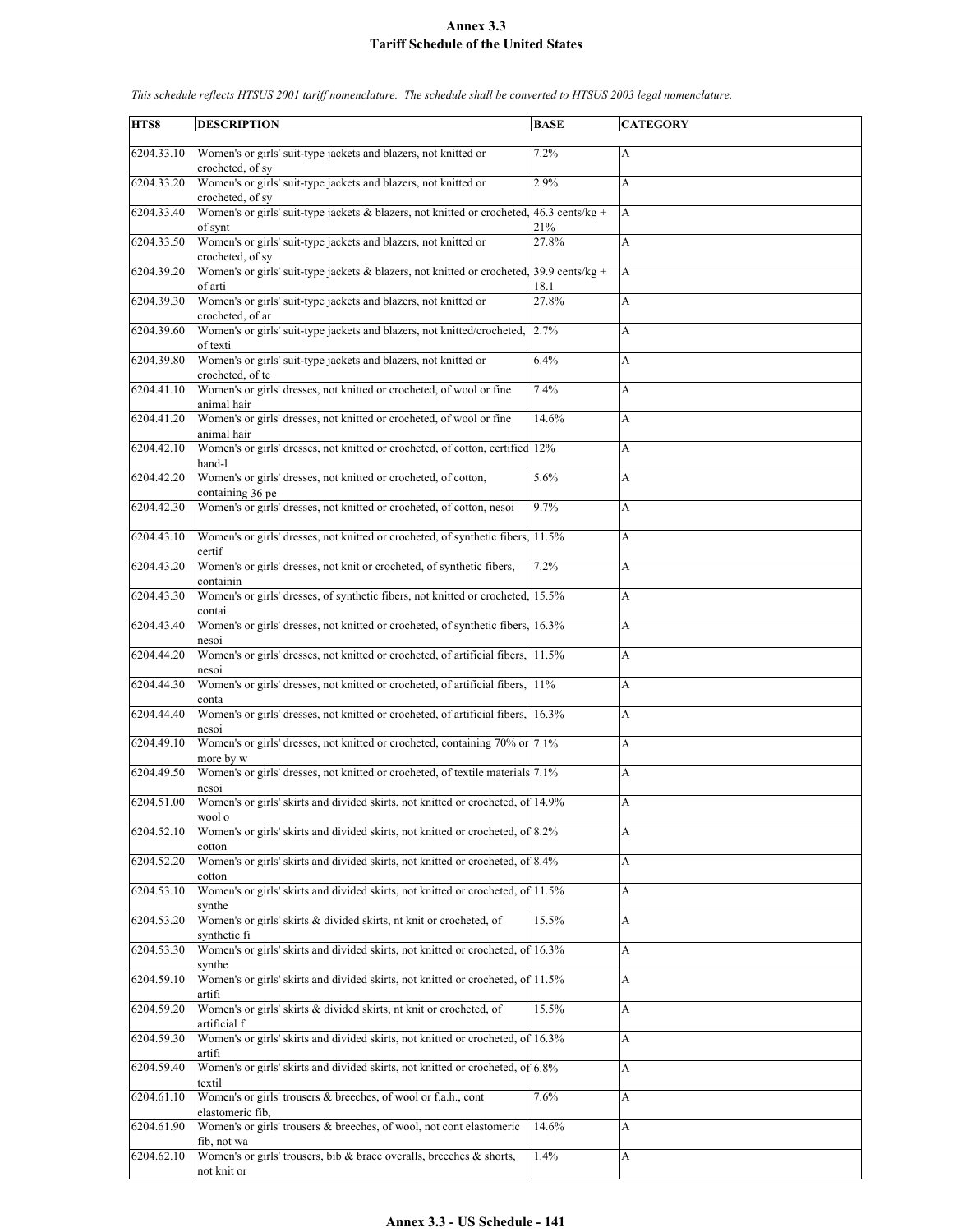# Annex 3.3
## Tariff Schedule of the United States

*This schedule reflects HTSUS 2001 tariff nomenclature. The schedule shall be converted to HTSUS 2003 legal nomenclature.*

| HTS8 | DESCRIPTION | BASE | CATEGORY |
|---|---|---|---|
| 6204.33.10 | Women's or girls' suit-type jackets and blazers, not knitted or crocheted, of sy | 7.2% | A |
| 6204.33.20 | Women's or girls' suit-type jackets and blazers, not knitted or crocheted, of sy | 2.9% | A |
| 6204.33.40 | Women's or girls' suit-type jackets & blazers, not knitted or crocheted, of synt | 46.3 cents/kg + 21% | A |
| 6204.33.50 | Women's or girls' suit-type jackets and blazers, not knitted or crocheted, of sy | 27.8% | A |
| 6204.39.20 | Women's or girls' suit-type jackets & blazers, not knitted or crocheted, of arti | 39.9 cents/kg + 18.1 | A |
| 6204.39.30 | Women's or girls' suit-type jackets and blazers, not knitted or crocheted, of ar | 27.8% | A |
| 6204.39.60 | Women's or girls' suit-type jackets and blazers, not knitted/crocheted, of texti | 2.7% | A |
| 6204.39.80 | Women's or girls' suit-type jackets and blazers, not knitted or crocheted, of te | 6.4% | A |
| 6204.41.10 | Women's or girls' dresses, not knitted or crocheted, of wool or fine animal hair | 7.4% | A |
| 6204.41.20 | Women's or girls' dresses, not knitted or crocheted, of wool or fine animal hair | 14.6% | A |
| 6204.42.10 | Women's or girls' dresses, not knitted or crocheted, of cotton, certified hand-l | 12% | A |
| 6204.42.20 | Women's or girls' dresses, not knitted or crocheted, of cotton, containing 36 pe | 5.6% | A |
| 6204.42.30 | Women's or girls' dresses, not knitted or crocheted, of cotton, nesoi | 9.7% | A |
| 6204.43.10 | Women's or girls' dresses, not knitted or crocheted, of synthetic fibers, certif | 11.5% | A |
| 6204.43.20 | Women's or girls' dresses, not knit or crocheted, of synthetic fibers, containin | 7.2% | A |
| 6204.43.30 | Women's or girls' dresses, of synthetic fibers, not knitted or crocheted, contai | 15.5% | A |
| 6204.43.40 | Women's or girls' dresses, not knitted or crocheted, of synthetic fibers, nesoi | 16.3% | A |
| 6204.44.20 | Women's or girls' dresses, not knitted or crocheted, of artificial fibers, nesoi | 11.5% | A |
| 6204.44.30 | Women's or girls' dresses, not knitted or crocheted, of artificial fibers, conta | 11% | A |
| 6204.44.40 | Women's or girls' dresses, not knitted or crocheted, of artificial fibers, nesoi | 16.3% | A |
| 6204.49.10 | Women's or girls' dresses, not knitted or crocheted, containing 70% or more by w | 7.1% | A |
| 6204.49.50 | Women's or girls' dresses, not knitted or crocheted, of textile materials nesoi | 7.1% | A |
| 6204.51.00 | Women's or girls' skirts and divided skirts, not knitted or crocheted, of wool o | 14.9% | A |
| 6204.52.10 | Women's or girls' skirts and divided skirts, not knitted or crocheted, of cotton | 8.2% | A |
| 6204.52.20 | Women's or girls' skirts and divided skirts, not knitted or crocheted, of cotton | 8.4% | A |
| 6204.53.10 | Women's or girls' skirts and divided skirts, not knitted or crocheted, of synthe | 11.5% | A |
| 6204.53.20 | Women's or girls' skirts & divided skirts, nt knit or crocheted, of synthetic fi | 15.5% | A |
| 6204.53.30 | Women's or girls' skirts and divided skirts, not knitted or crocheted, of synthe | 16.3% | A |
| 6204.59.10 | Women's or girls' skirts and divided skirts, not knitted or crocheted, of artifi | 11.5% | A |
| 6204.59.20 | Women's or girls' skirts & divided skirts, nt knit or crocheted, of artificial f | 15.5% | A |
| 6204.59.30 | Women's or girls' skirts and divided skirts, not knitted or crocheted, of artifi | 16.3% | A |
| 6204.59.40 | Women's or girls' skirts and divided skirts, not knitted or crocheted, of textil | 6.8% | A |
| 6204.61.10 | Women's or girls' trousers & breeches, of wool or f.a.h., cont elastomeric fib, | 7.6% | A |
| 6204.61.90 | Women's or girls' trousers & breeches, of wool, not cont elastomeric fib, not wa | 14.6% | A |
| 6204.62.10 | Women's or girls' trousers, bib & brace overalls, breeches & shorts, not knit or | 1.4% | A |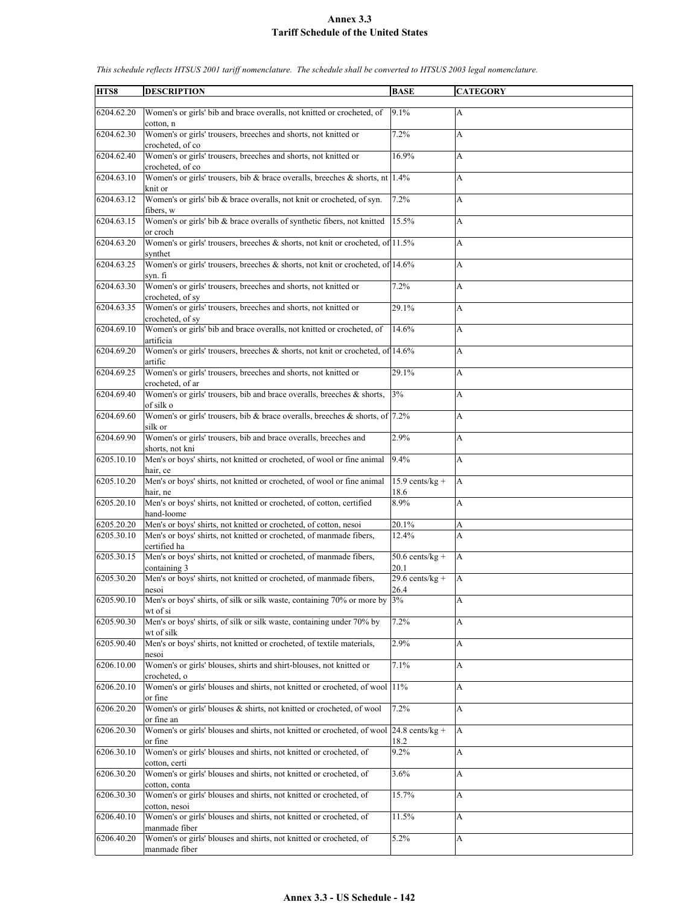# Annex 3.3
## Tariff Schedule of the United States

*This schedule reflects HTSUS 2001 tariff nomenclature. The schedule shall be converted to HTSUS 2003 legal nomenclature.*

| HTS8 | DESCRIPTION | BASE | CATEGORY |
|---|---|---|---|
| 6204.62.20 | Women's or girls' bib and brace overalls, not knitted or crocheted, of cotton, n | 9.1% | A |
| 6204.62.30 | Women's or girls' trousers, breeches and shorts, not knitted or crocheted, of co | 7.2% | A |
| 6204.62.40 | Women's or girls' trousers, breeches and shorts, not knitted or crocheted, of co | 16.9% | A |
| 6204.63.10 | Women's or girls' trousers, bib & brace overalls, breeches & shorts, nt knit or | 1.4% | A |
| 6204.63.12 | Women's or girls' bib & brace overalls, not knit or crocheted, of syn. fibers, w | 7.2% | A |
| 6204.63.15 | Women's or girls' bib & brace overalls of synthetic fibers, not knitted or croch | 15.5% | A |
| 6204.63.20 | Women's or girls' trousers, breeches & shorts, not knit or crocheted, of synthet | 11.5% | A |
| 6204.63.25 | Women's or girls' trousers, breeches & shorts, not knit or crocheted, of syn. fi | 14.6% | A |
| 6204.63.30 | Women's or girls' trousers, breeches and shorts, not knitted or crocheted, of sy | 7.2% | A |
| 6204.63.35 | Women's or girls' trousers, breeches and shorts, not knitted or crocheted, of sy | 29.1% | A |
| 6204.69.10 | Women's or girls' bib and brace overalls, not knitted or crocheted, of artificia | 14.6% | A |
| 6204.69.20 | Women's or girls' trousers, breeches & shorts, not knit or crocheted, of artific | 14.6% | A |
| 6204.69.25 | Women's or girls' trousers, breeches and shorts, not knitted or crocheted, of ar | 29.1% | A |
| 6204.69.40 | Women's or girls' trousers, bib and brace overalls, breeches & shorts, of silk o | 3% | A |
| 6204.69.60 | Women's or girls' trousers, bib & brace overalls, breeches & shorts, of silk or | 7.2% | A |
| 6204.69.90 | Women's or girls' trousers, bib and brace overalls, breeches and shorts, not kni | 2.9% | A |
| 6205.10.10 | Men's or boys' shirts, not knitted or crocheted, of wool or fine animal hair, ce | 9.4% | A |
| 6205.10.20 | Men's or boys' shirts, not knitted or crocheted, of wool or fine animal hair, ne | 15.9 cents/kg + 18.6 | A |
| 6205.20.10 | Men's or boys' shirts, not knitted or crocheted, of cotton, certified hand-loome | 8.9% | A |
| 6205.20.20 | Men's or boys' shirts, not knitted or crocheted, of cotton, nesoi | 20.1% | A |
| 6205.30.10 | Men's or boys' shirts, not knitted or crocheted, of manmade fibers, certified ha | 12.4% | A |
| 6205.30.15 | Men's or boys' shirts, not knitted or crocheted, of manmade fibers, containing 3 | 50.6 cents/kg + 20.1 | A |
| 6205.30.20 | Men's or boys' shirts, not knitted or crocheted, of manmade fibers, nesoi | 29.6 cents/kg + 26.4 | A |
| 6205.90.10 | Men's or boys' shirts, of silk or silk waste, containing 70% or more by wt of si | 3% | A |
| 6205.90.30 | Men's or boys' shirts, of silk or silk waste, containing under 70% by wt of silk | 7.2% | A |
| 6205.90.40 | Men's or boys' shirts, not knitted or crocheted, of textile materials, nesoi | 2.9% | A |
| 6206.10.00 | Women's or girls' blouses, shirts and shirt-blouses, not knitted or crocheted, o | 7.1% | A |
| 6206.20.10 | Women's or girls' blouses and shirts, not knitted or crocheted, of wool or fine | 11% | A |
| 6206.20.20 | Women's or girls' blouses & shirts, not knitted or crocheted, of wool or fine an | 7.2% | A |
| 6206.20.30 | Women's or girls' blouses and shirts, not knitted or crocheted, of wool or fine | 24.8 cents/kg + 18.2 | A |
| 6206.30.10 | Women's or girls' blouses and shirts, not knitted or crocheted, of cotton, certi | 9.2% | A |
| 6206.30.20 | Women's or girls' blouses and shirts, not knitted or crocheted, of cotton, conta | 3.6% | A |
| 6206.30.30 | Women's or girls' blouses and shirts, not knitted or crocheted, of cotton, nesoi | 15.7% | A |
| 6206.40.10 | Women's or girls' blouses and shirts, not knitted or crocheted, of manmade fiber | 11.5% | A |
| 6206.40.20 | Women's or girls' blouses and shirts, not knitted or crocheted, of manmade fiber | 5.2% | A |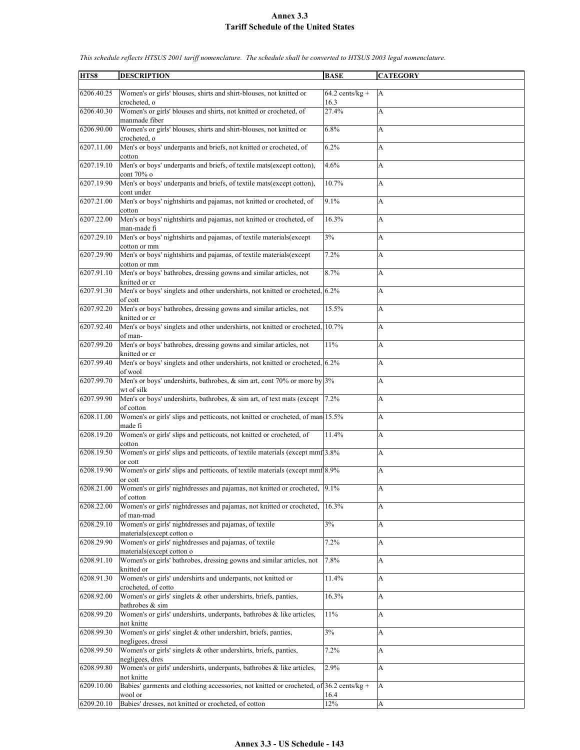# Annex 3.3
## Tariff Schedule of the United States

*This schedule reflects HTSUS 2001 tariff nomenclature. The schedule shall be converted to HTSUS 2003 legal nomenclature.*

| HTS8 | DESCRIPTION | BASE | CATEGORY |
|---|---|---|---|
| 6206.40.25 | Women's or girls' blouses, shirts and shirt-blouses, not knitted or crocheted, o | 64.2 cents/kg + 16.3 | A |
| 6206.40.30 | Women's or girls' blouses and shirts, not knitted or crocheted, of manmade fiber | 27.4% | A |
| 6206.90.00 | Women's or girls' blouses, shirts and shirt-blouses, not knitted or crocheted, o | 6.8% | A |
| 6207.11.00 | Men's or boys' underpants and briefs, not knitted or crocheted, of cotton | 6.2% | A |
| 6207.19.10 | Men's or boys' underpants and briefs, of textile mats(except cotton), cont 70% o | 4.6% | A |
| 6207.19.90 | Men's or boys' underpants and briefs, of textile mats(except cotton), cont under | 10.7% | A |
| 6207.21.00 | Men's or boys' nightshirts and pajamas, not knitted or crocheted, of cotton | 9.1% | A |
| 6207.22.00 | Men's or boys' nightshirts and pajamas, not knitted or crocheted, of man-made fi | 16.3% | A |
| 6207.29.10 | Men's or boys' nightshirts and pajamas, of textile materials(except cotton or mm | 3% | A |
| 6207.29.90 | Men's or boys' nightshirts and pajamas, of textile materials(except cotton or mm | 7.2% | A |
| 6207.91.10 | Men's or boys' bathrobes, dressing gowns and similar articles, not knitted or cr | 8.7% | A |
| 6207.91.30 | Men's or boys' singlets and other undershirts, not knitted or crocheted, of cott | 6.2% | A |
| 6207.92.20 | Men's or boys' bathrobes, dressing gowns and similar articles, not knitted or cr | 15.5% | A |
| 6207.92.40 | Men's or boys' singlets and other undershirts, not knitted or crocheted, of man- | 10.7% | A |
| 6207.99.20 | Men's or boys' bathrobes, dressing gowns and similar articles, not knitted or cr | 11% | A |
| 6207.99.40 | Men's or boys' singlets and other undershirts, not knitted or crocheted, of wool | 6.2% | A |
| 6207.99.70 | Men's or boys' undershirts, bathrobes, & sim art, cont 70% or more by wt of silk | 3% | A |
| 6207.99.90 | Men's or boys' undershirts, bathrobes, & sim art, of text mats (except of cotton | 7.2% | A |
| 6208.11.00 | Women's or girls' slips and petticoats, not knitted or crocheted, of man-made fi | 15.5% | A |
| 6208.19.20 | Women's or girls' slips and petticoats, not knitted or crocheted, of cotton | 11.4% | A |
| 6208.19.50 | Women's or girls' slips and petticoats, of textile materials (except mmf or cott | 3.8% | A |
| 6208.19.90 | Women's or girls' slips and petticoats, of textile materials (except mmf or cott | 8.9% | A |
| 6208.21.00 | Women's or girls' nightdresses and pajamas, not knitted or crocheted, of cotton | 9.1% | A |
| 6208.22.00 | Women's or girls' nightdresses and pajamas, not knitted or crocheted, of man-mad | 16.3% | A |
| 6208.29.10 | Women's or girls' nightdresses and pajamas, of textile materials(except cotton o | 3% | A |
| 6208.29.90 | Women's or girls' nightdresses and pajamas, of textile materials(except cotton o | 7.2% | A |
| 6208.91.10 | Women's or girls' bathrobes, dressing gowns and similar articles, not knitted or | 7.8% | A |
| 6208.91.30 | Women's or girls' undershirts and underpants, not knitted or crocheted, of cotto | 11.4% | A |
| 6208.92.00 | Women's or girls' singlets & other undershirts, briefs, panties, bathrobes & sim | 16.3% | A |
| 6208.99.20 | Women's or girls' undershirts, underpants, bathrobes & like articles, not knitte | 11% | A |
| 6208.99.30 | Women's or girls' singlet & other undershirt, briefs, panties, negligees, dressi | 3% | A |
| 6208.99.50 | Women's or girls' singlets & other undershirts, briefs, panties, negligees, dres | 7.2% | A |
| 6208.99.80 | Women's or girls' undershirts, underpants, bathrobes & like articles, not knitte | 2.9% | A |
| 6209.10.00 | Babies' garments and clothing accessories, not knitted or crocheted, of wool or | 36.2 cents/kg + 16.4 | A |
| 6209.20.10 | Babies' dresses, not knitted or crocheted, of cotton | 12% | A |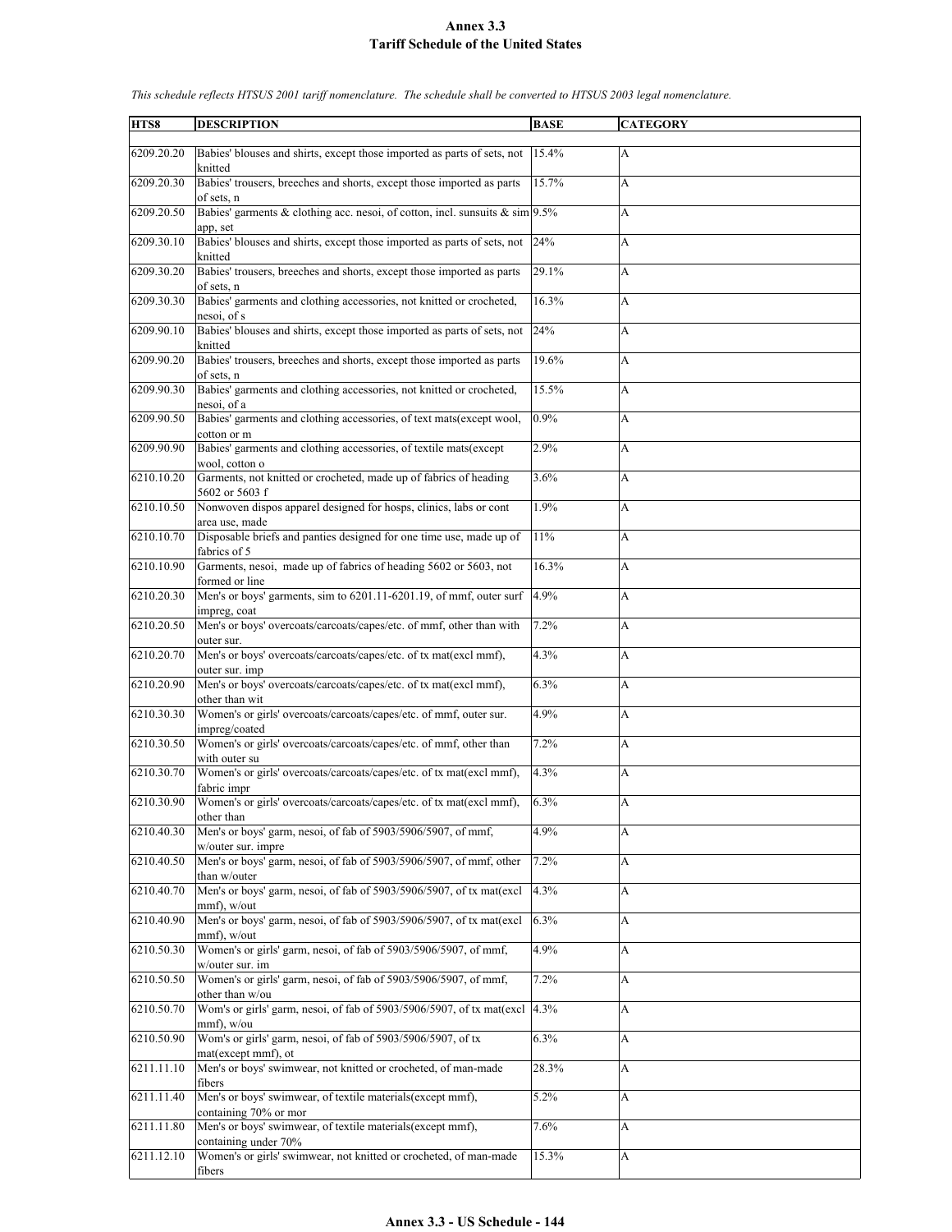# Annex 3.3
## Tariff Schedule of the United States

*This schedule reflects HTSUS 2001 tariff nomenclature. The schedule shall be converted to HTSUS 2003 legal nomenclature.*

| HTS8 | DESCRIPTION | BASE | CATEGORY |
|---|---|---|---|
| 6209.20.20 | Babies' blouses and shirts, except those imported as parts of sets, not knitted | 15.4% | A |
| 6209.20.30 | Babies' trousers, breeches and shorts, except those imported as parts of sets, n | 15.7% | A |
| 6209.20.50 | Babies' garments & clothing acc. nesoi, of cotton, incl. sunsuits & sim app, set | 9.5% | A |
| 6209.30.10 | Babies' blouses and shirts, except those imported as parts of sets, not knitted | 24% | A |
| 6209.30.20 | Babies' trousers, breeches and shorts, except those imported as parts of sets, n | 29.1% | A |
| 6209.30.30 | Babies' garments and clothing accessories, not knitted or crocheted, nesoi, of s | 16.3% | A |
| 6209.90.10 | Babies' blouses and shirts, except those imported as parts of sets, not knitted | 24% | A |
| 6209.90.20 | Babies' trousers, breeches and shorts, except those imported as parts of sets, n | 19.6% | A |
| 6209.90.30 | Babies' garments and clothing accessories, not knitted or crocheted, nesoi, of a | 15.5% | A |
| 6209.90.50 | Babies' garments and clothing accessories, of text mats(except wool, cotton or m | 0.9% | A |
| 6209.90.90 | Babies' garments and clothing accessories, of textile mats(except wool, cotton o | 2.9% | A |
| 6210.10.20 | Garments, not knitted or crocheted, made up of fabrics of heading 5602 or 5603 f | 3.6% | A |
| 6210.10.50 | Nonwoven dispos apparel designed for hosps, clinics, labs or cont area use, made | 1.9% | A |
| 6210.10.70 | Disposable briefs and panties designed for one time use, made up of fabrics of 5 | 11% | A |
| 6210.10.90 | Garments, nesoi, made up of fabrics of heading 5602 or 5603, not formed or line | 16.3% | A |
| 6210.20.30 | Men's or boys' garments, sim to 6201.11-6201.19, of mmf, outer surf impreg, coat | 4.9% | A |
| 6210.20.50 | Men's or boys' overcoats/carcoats/capes/etc. of mmf, other than with outer sur. | 7.2% | A |
| 6210.20.70 | Men's or boys' overcoats/carcoats/capes/etc. of tx mat(excl mmf), outer sur. imp | 4.3% | A |
| 6210.20.90 | Men's or boys' overcoats/carcoats/capes/etc. of tx mat(excl mmf), other than wit | 6.3% | A |
| 6210.30.30 | Women's or girls' overcoats/carcoats/capes/etc. of mmf, outer sur. impreg/coated | 4.9% | A |
| 6210.30.50 | Women's or girls' overcoats/carcoats/capes/etc. of mmf, other than with outer su | 7.2% | A |
| 6210.30.70 | Women's or girls' overcoats/carcoats/capes/etc. of tx mat(excl mmf), fabric impr | 4.3% | A |
| 6210.30.90 | Women's or girls' overcoats/carcoats/capes/etc. of tx mat(excl mmf), other than | 6.3% | A |
| 6210.40.30 | Men's or boys' garm, nesoi, of fab of 5903/5906/5907, of mmf, w/outer sur. impre | 4.9% | A |
| 6210.40.50 | Men's or boys' garm, nesoi, of fab of 5903/5906/5907, of mmf, other than w/outer | 7.2% | A |
| 6210.40.70 | Men's or boys' garm, nesoi, of fab of 5903/5906/5907, of tx mat(excl mmf), w/out | 4.3% | A |
| 6210.40.90 | Men's or boys' garm, nesoi, of fab of 5903/5906/5907, of tx mat(excl mmf), w/out | 6.3% | A |
| 6210.50.30 | Women's or girls' garm, nesoi, of fab of 5903/5906/5907, of mmf, w/outer sur. im | 4.9% | A |
| 6210.50.50 | Women's or girls' garm, nesoi, of fab of 5903/5906/5907, of mmf, other than w/ou | 7.2% | A |
| 6210.50.70 | Wom's or girls' garm, nesoi, of fab of 5903/5906/5907, of tx mat(excl mmf), w/ou | 4.3% | A |
| 6210.50.90 | Wom's or girls' garm, nesoi, of fab of 5903/5906/5907, of tx mat(except mmf), ot | 6.3% | A |
| 6211.11.10 | Men's or boys' swimwear, not knitted or crocheted, of man-made fibers | 28.3% | A |
| 6211.11.40 | Men's or boys' swimwear, of textile materials(except mmf), containing 70% or mor | 5.2% | A |
| 6211.11.80 | Men's or boys' swimwear, of textile materials(except mmf), containing under 70% | 7.6% | A |
| 6211.12.10 | Women's or girls' swimwear, not knitted or crocheted, of man-made fibers | 15.3% | A |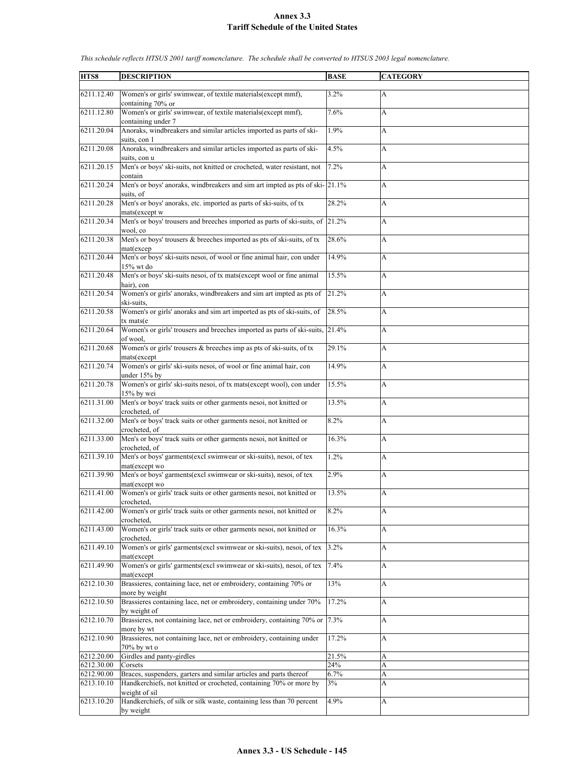# Annex 3.3
## Tariff Schedule of the United States

*This schedule reflects HTSUS 2001 tariff nomenclature. The schedule shall be converted to HTSUS 2003 legal nomenclature.*

| HTS8 | DESCRIPTION | BASE | CATEGORY |
|---|---|---|---|
| 6211.12.40 | Women's or girls' swimwear, of textile materials(except mmf), containing 70% or | 3.2% | A |
| 6211.12.80 | Women's or girls' swimwear, of textile materials(except mmf), containing under 7 | 7.6% | A |
| 6211.20.04 | Anoraks, windbreakers and similar articles imported as parts of ski-suits, con 1 | 1.9% | A |
| 6211.20.08 | Anoraks, windbreakers and similar articles imported as parts of ski-suits, con u | 4.5% | A |
| 6211.20.15 | Men's or boys' ski-suits, not knitted or crocheted, water resistant, not contain | 7.2% | A |
| 6211.20.24 | Men's or boys' anoraks, windbreakers and sim art impted as pts of ski-suits, of | 21.1% | A |
| 6211.20.28 | Men's or boys' anoraks, etc. imported as parts of ski-suits, of tx mats(except w | 28.2% | A |
| 6211.20.34 | Men's or boys' trousers and breeches imported as parts of ski-suits, of wool, co | 21.2% | A |
| 6211.20.38 | Men's or boys' trousers & breeches imported as pts of ski-suits, of tx mat(excep | 28.6% | A |
| 6211.20.44 | Men's or boys' ski-suits nesoi, of wool or fine animal hair, con under 15% wt do | 14.9% | A |
| 6211.20.48 | Men's or boys' ski-suits nesoi, of tx mats(except wool or fine animal hair), con | 15.5% | A |
| 6211.20.54 | Women's or girls' anoraks, windbreakers and sim art impted as pts of ski-suits, | 21.2% | A |
| 6211.20.58 | Women's or girls' anoraks and sim art imported as pts of ski-suits, of tx mats(e | 28.5% | A |
| 6211.20.64 | Women's or girls' trousers and breeches imported as parts of ski-suits, of wool, | 21.4% | A |
| 6211.20.68 | Women's or girls' trousers & breeches imp as pts of ski-suits, of tx mats(except | 29.1% | A |
| 6211.20.74 | Women's or girls' ski-suits nesoi, of wool or fine animal hair, con under 15% by | 14.9% | A |
| 6211.20.78 | Women's or girls' ski-suits nesoi, of tx mats(except wool), con under 15% by wei | 15.5% | A |
| 6211.31.00 | Men's or boys' track suits or other garments nesoi, not knitted or crocheted, of | 13.5% | A |
| 6211.32.00 | Men's or boys' track suits or other garments nesoi, not knitted or crocheted, of | 8.2% | A |
| 6211.33.00 | Men's or boys' track suits or other garments nesoi, not knitted or crocheted, of | 16.3% | A |
| 6211.39.10 | Men's or boys' garments(excl swimwear or ski-suits), nesoi, of tex mat(except wo | 1.2% | A |
| 6211.39.90 | Men's or boys' garments(excl swimwear or ski-suits), nesoi, of tex mat(except wo | 2.9% | A |
| 6211.41.00 | Women's or girls' track suits or other garments nesoi, not knitted or crocheted, | 13.5% | A |
| 6211.42.00 | Women's or girls' track suits or other garments nesoi, not knitted or crocheted, | 8.2% | A |
| 6211.43.00 | Women's or girls' track suits or other garments nesoi, not knitted or crocheted, | 16.3% | A |
| 6211.49.10 | Women's or girls' garments(excl swimwear or ski-suits), nesoi, of tex mat(except | 3.2% | A |
| 6211.49.90 | Women's or girls' garments(excl swimwear or ski-suits), nesoi, of tex mat(except | 7.4% | A |
| 6212.10.30 | Brassieres, containing lace, net or embroidery, containing 70% or more by weight | 13% | A |
| 6212.10.50 | Brassieres containing lace, net or embroidery, containing under 70% by weight of | 17.2% | A |
| 6212.10.70 | Brassieres, not containing lace, net or embroidery, containing 70% or more by wt | 7.3% | A |
| 6212.10.90 | Brassieres, not containing lace, net or embroidery, containing under 70% by wt o | 17.2% | A |
| 6212.20.00 | Girdles and panty-girdles | 21.5% | A |
| 6212.30.00 | Corsets | 24% | A |
| 6212.90.00 | Braces, suspenders, garters and similar articles and parts thereof | 6.7% | A |
| 6213.10.10 | Handkerchiefs, not knitted or crocheted, containing 70% or more by weight of sil | 3% | A |
| 6213.10.20 | Handkerchiefs, of silk or silk waste, containing less than 70 percent by weight | 4.9% | A |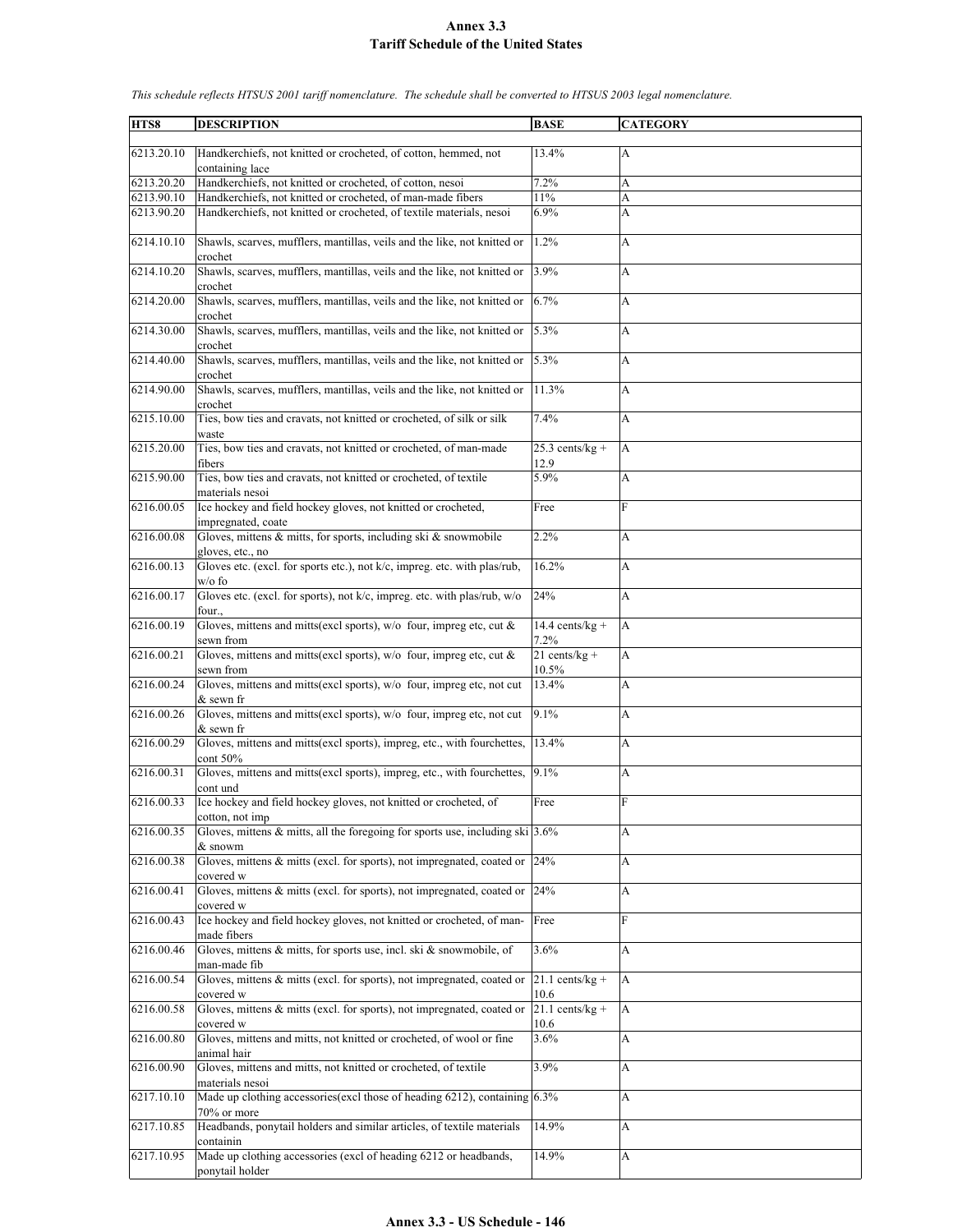# Annex 3.3
## Tariff Schedule of the United States

*This schedule reflects HTSUS 2001 tariff nomenclature. The schedule shall be converted to HTSUS 2003 legal nomenclature.*

| HTS8 | DESCRIPTION | BASE | CATEGORY |
|---|---|---|---|
| 6213.20.10 | Handkerchiefs, not knitted or crocheted, of cotton, hemmed, not containing lace | 13.4% | A |
| 6213.20.20 | Handkerchiefs, not knitted or crocheted, of cotton, nesoi | 7.2% | A |
| 6213.90.10 | Handkerchiefs, not knitted or crocheted, of man-made fibers | 11% | A |
| 6213.90.20 | Handkerchiefs, not knitted or crocheted, of textile materials, nesoi | 6.9% | A |
| 6214.10.10 | Shawls, scarves, mufflers, mantillas, veils and the like, not knitted or crochet | 1.2% | A |
| 6214.10.20 | Shawls, scarves, mufflers, mantillas, veils and the like, not knitted or crochet | 3.9% | A |
| 6214.20.00 | Shawls, scarves, mufflers, mantillas, veils and the like, not knitted or crochet | 6.7% | A |
| 6214.30.00 | Shawls, scarves, mufflers, mantillas, veils and the like, not knitted or crochet | 5.3% | A |
| 6214.40.00 | Shawls, scarves, mufflers, mantillas, veils and the like, not knitted or crochet | 5.3% | A |
| 6214.90.00 | Shawls, scarves, mufflers, mantillas, veils and the like, not knitted or crochet | 11.3% | A |
| 6215.10.00 | Ties, bow ties and cravats, not knitted or crocheted, of silk or silk waste | 7.4% | A |
| 6215.20.00 | Ties, bow ties and cravats, not knitted or crocheted, of man-made fibers | 25.3 cents/kg + 12.9 | A |
| 6215.90.00 | Ties, bow ties and cravats, not knitted or crocheted, of textile materials nesoi | 5.9% | A |
| 6216.00.05 | Ice hockey and field hockey gloves, not knitted or crocheted, impregnated, coate | Free | F |
| 6216.00.08 | Gloves, mittens & mitts, for sports, including ski & snowmobile gloves, etc., no | 2.2% | A |
| 6216.00.13 | Gloves etc. (excl. for sports etc.), not k/c, impreg. etc. with plas/rub, w/o fo | 16.2% | A |
| 6216.00.17 | Gloves etc. (excl. for sports), not k/c, impreg. etc. with plas/rub, w/o four., | 24% | A |
| 6216.00.19 | Gloves, mittens and mitts(excl sports), w/o four, impreg etc, cut & sewn from | 14.4 cents/kg + 7.2% | A |
| 6216.00.21 | Gloves, mittens and mitts(excl sports), w/o four, impreg etc, cut & sewn from | 21 cents/kg + 10.5% | A |
| 6216.00.24 | Gloves, mittens and mitts(excl sports), w/o four, impreg etc, not cut & sewn fr | 13.4% | A |
| 6216.00.26 | Gloves, mittens and mitts(excl sports), w/o four, impreg etc, not cut & sewn fr | 9.1% | A |
| 6216.00.29 | Gloves, mittens and mitts(excl sports), impreg, etc., with fourchettes, cont 50% | 13.4% | A |
| 6216.00.31 | Gloves, mittens and mitts(excl sports), impreg, etc., with fourchettes, cont und | 9.1% | A |
| 6216.00.33 | Ice hockey and field hockey gloves, not knitted or crocheted, of cotton, not imp | Free | F |
| 6216.00.35 | Gloves, mittens & mitts, all the foregoing for sports use, including ski & snowm | 3.6% | A |
| 6216.00.38 | Gloves, mittens & mitts (excl. for sports), not impregnated, coated or covered w | 24% | A |
| 6216.00.41 | Gloves, mittens & mitts (excl. for sports), not impregnated, coated or covered w | 24% | A |
| 6216.00.43 | Ice hockey and field hockey gloves, not knitted or crocheted, of man-made fibers | Free | F |
| 6216.00.46 | Gloves, mittens & mitts, for sports use, incl. ski & snowmobile, of man-made fib | 3.6% | A |
| 6216.00.54 | Gloves, mittens & mitts (excl. for sports), not impregnated, coated or covered w | 21.1 cents/kg + 10.6 | A |
| 6216.00.58 | Gloves, mittens & mitts (excl. for sports), not impregnated, coated or covered w | 21.1 cents/kg + 10.6 | A |
| 6216.00.80 | Gloves, mittens and mitts, not knitted or crocheted, of wool or fine animal hair | 3.6% | A |
| 6216.00.90 | Gloves, mittens and mitts, not knitted or crocheted, of textile materials nesoi | 3.9% | A |
| 6217.10.10 | Made up clothing accessories(excl those of heading 6212), containing 70% or more | 6.3% | A |
| 6217.10.85 | Headbands, ponytail holders and similar articles, of textile materials containin | 14.9% | A |
| 6217.10.95 | Made up clothing accessories (excl of heading 6212 or headbands, ponytail holder | 14.9% | A |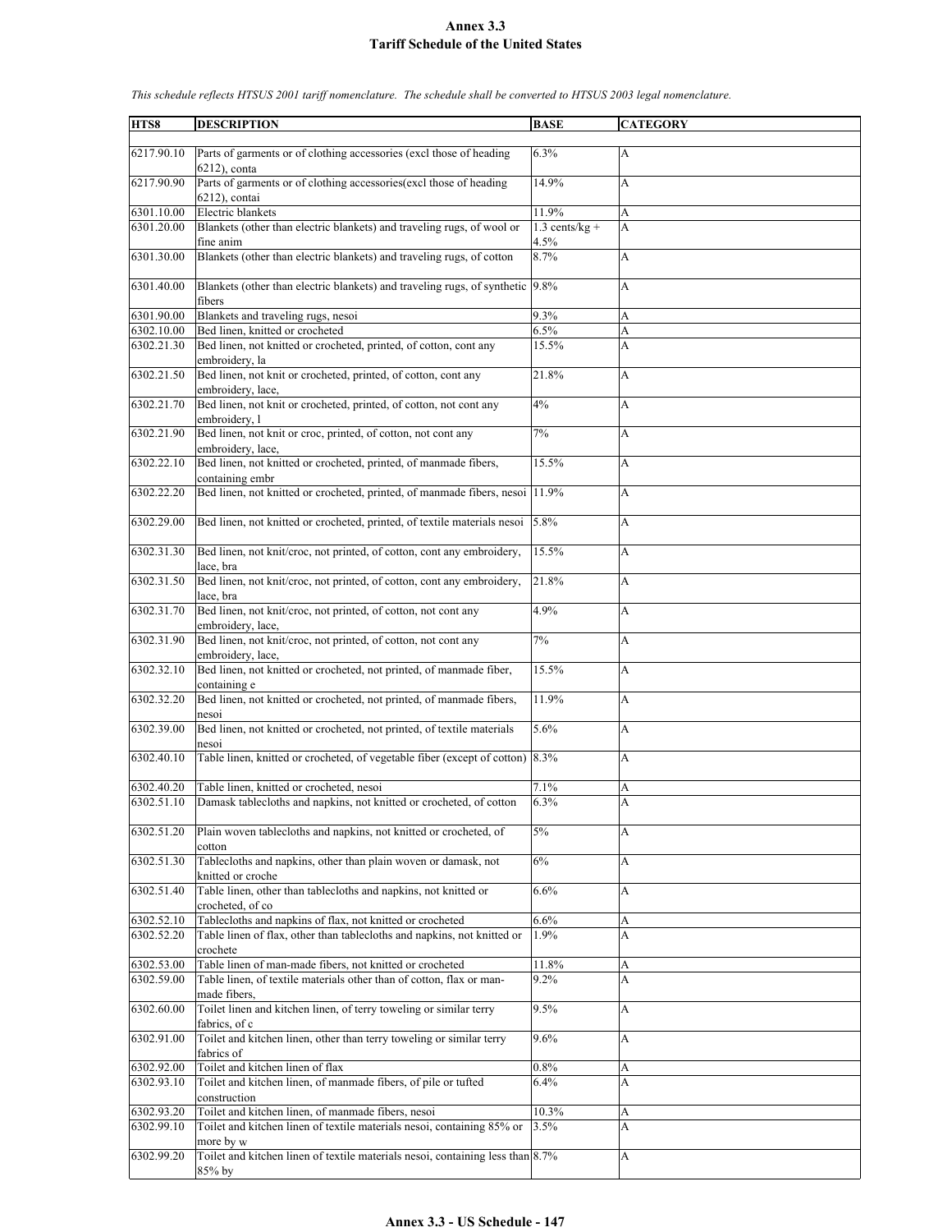# Annex 3.3
# Tariff Schedule of the United States

*This schedule reflects HTSUS 2001 tariff nomenclature. The schedule shall be converted to HTSUS 2003 legal nomenclature.*

| HTS8 | DESCRIPTION | BASE | CATEGORY |
|---|---|---|---|
| 6217.90.10 | Parts of garments or of clothing accessories (excl those of heading 6212), conta | 6.3% | A |
| 6217.90.90 | Parts of garments or of clothing accessories(excl those of heading 6212), contai | 14.9% | A |
| 6301.10.00 | Electric blankets | 11.9% | A |
| 6301.20.00 | Blankets (other than electric blankets) and traveling rugs, of wool or fine anim | 1.3 cents/kg + 4.5% | A |
| 6301.30.00 | Blankets (other than electric blankets) and traveling rugs, of cotton | 8.7% | A |
| 6301.40.00 | Blankets (other than electric blankets) and traveling rugs, of synthetic fibers | 9.8% | A |
| 6301.90.00 | Blankets and traveling rugs, nesoi | 9.3% | A |
| 6302.10.00 | Bed linen, knitted or crocheted | 6.5% | A |
| 6302.21.30 | Bed linen, not knitted or crocheted, printed, of cotton, cont any embroidery, la | 15.5% | A |
| 6302.21.50 | Bed linen, not knit or crocheted, printed, of cotton, cont any embroidery, lace, | 21.8% | A |
| 6302.21.70 | Bed linen, not knit or crocheted, printed, of cotton, not cont any embroidery, l | 4% | A |
| 6302.21.90 | Bed linen, not knit or croc, printed, of cotton, not cont any embroidery, lace, | 7% | A |
| 6302.22.10 | Bed linen, not knitted or crocheted, printed, of manmade fibers, containing embr | 15.5% | A |
| 6302.22.20 | Bed linen, not knitted or crocheted, printed, of manmade fibers, nesoi | 11.9% | A |
| 6302.29.00 | Bed linen, not knitted or crocheted, printed, of textile materials nesoi | 5.8% | A |
| 6302.31.30 | Bed linen, not knit/croc, not printed, of cotton, cont any embroidery, lace, bra | 15.5% | A |
| 6302.31.50 | Bed linen, not knit/croc, not printed, of cotton, cont any embroidery, lace, bra | 21.8% | A |
| 6302.31.70 | Bed linen, not knit/croc, not printed, of cotton, not cont any embroidery, lace, | 4.9% | A |
| 6302.31.90 | Bed linen, not knit/croc, not printed, of cotton, not cont any embroidery, lace, | 7% | A |
| 6302.32.10 | Bed linen, not knitted or crocheted, not printed, of manmade fiber, containing e | 15.5% | A |
| 6302.32.20 | Bed linen, not knitted or crocheted, not printed, of manmade fibers, nesoi | 11.9% | A |
| 6302.39.00 | Bed linen, not knitted or crocheted, not printed, of textile materials nesoi | 5.6% | A |
| 6302.40.10 | Table linen, knitted or crocheted, of vegetable fiber (except of cotton) | 8.3% | A |
| 6302.40.20 | Table linen, knitted or crocheted, nesoi | 7.1% | A |
| 6302.51.10 | Damask tablecloths and napkins, not knitted or crocheted, of cotton | 6.3% | A |
| 6302.51.20 | Plain woven tablecloths and napkins, not knitted or crocheted, of cotton | 5% | A |
| 6302.51.30 | Tablecloths and napkins, other than plain woven or damask, not knitted or croche | 6% | A |
| 6302.51.40 | Table linen, other than tablecloths and napkins, not knitted or crocheted, of co | 6.6% | A |
| 6302.52.10 | Tablecloths and napkins of flax, not knitted or crocheted | 6.6% | A |
| 6302.52.20 | Table linen of flax, other than tablecloths and napkins, not knitted or crochete | 1.9% | A |
| 6302.53.00 | Table linen of man-made fibers, not knitted or crocheted | 11.8% | A |
| 6302.59.00 | Table linen, of textile materials other than of cotton, flax or man-made fibers, | 9.2% | A |
| 6302.60.00 | Toilet linen and kitchen linen, of terry toweling or similar terry fabrics, of c | 9.5% | A |
| 6302.91.00 | Toilet and kitchen linen, other than terry toweling or similar terry fabrics of | 9.6% | A |
| 6302.92.00 | Toilet and kitchen linen of flax | 0.8% | A |
| 6302.93.10 | Toilet and kitchen linen, of manmade fibers, of pile or tufted construction | 6.4% | A |
| 6302.93.20 | Toilet and kitchen linen, of manmade fibers, nesoi | 10.3% | A |
| 6302.99.10 | Toilet and kitchen linen of textile materials nesoi, containing 85% or more by w | 3.5% | A |
| 6302.99.20 | Toilet and kitchen linen of textile materials nesoi, containing less than 85% by | 8.7% | A |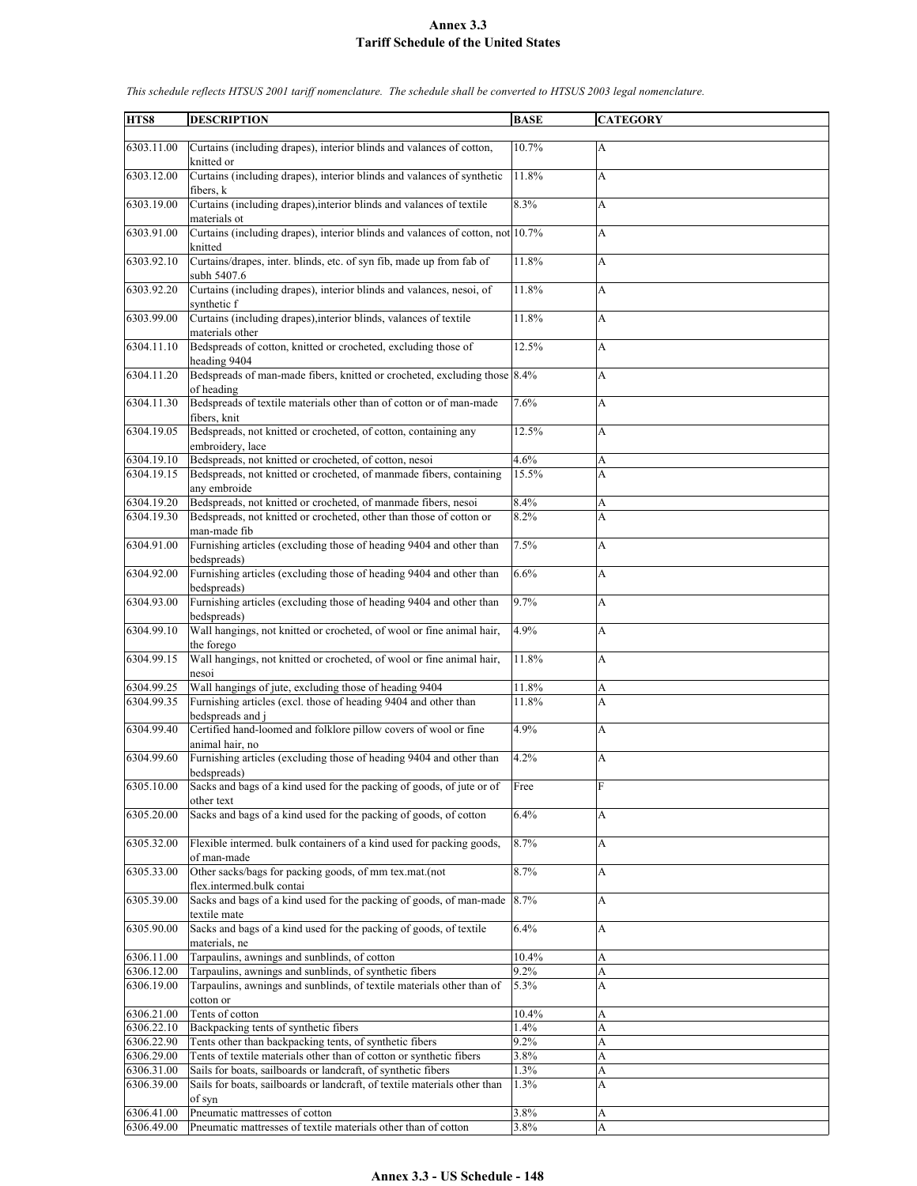# Annex 3.3
## Tariff Schedule of the United States

*This schedule reflects HTSUS 2001 tariff nomenclature. The schedule shall be converted to HTSUS 2003 legal nomenclature.*

| HTS8 | DESCRIPTION | BASE | CATEGORY |
|---|---|---|---|
| 6303.11.00 | Curtains (including drapes), interior blinds and valances of cotton, knitted or | 10.7% | A |
| 6303.12.00 | Curtains (including drapes), interior blinds and valances of synthetic fibers, k | 11.8% | A |
| 6303.19.00 | Curtains (including drapes),interior blinds and valances of textile materials ot | 8.3% | A |
| 6303.91.00 | Curtains (including drapes), interior blinds and valances of cotton, not knitted | 10.7% | A |
| 6303.92.10 | Curtains/drapes, inter. blinds, etc. of syn fib, made up from fab of subh 5407.6 | 11.8% | A |
| 6303.92.20 | Curtains (including drapes), interior blinds and valances, nesoi, of synthetic f | 11.8% | A |
| 6303.99.00 | Curtains (including drapes),interior blinds, valances of textile materials other | 11.8% | A |
| 6304.11.10 | Bedspreads of cotton, knitted or crocheted, excluding those of heading 9404 | 12.5% | A |
| 6304.11.20 | Bedspreads of man-made fibers, knitted or crocheted, excluding those of heading | 8.4% | A |
| 6304.11.30 | Bedspreads of textile materials other than of cotton or of man-made fibers, knit | 7.6% | A |
| 6304.19.05 | Bedspreads, not knitted or crocheted, of cotton, containing any embroidery, lace | 12.5% | A |
| 6304.19.10 | Bedspreads, not knitted or crocheted, of cotton, nesoi | 4.6% | A |
| 6304.19.15 | Bedspreads, not knitted or crocheted, of manmade fibers, containing any embroide | 15.5% | A |
| 6304.19.20 | Bedspreads, not knitted or crocheted, of manmade fibers, nesoi | 8.4% | A |
| 6304.19.30 | Bedspreads, not knitted or crocheted, other than those of cotton or man-made fib | 8.2% | A |
| 6304.91.00 | Furnishing articles (excluding those of heading 9404 and other than bedspreads) | 7.5% | A |
| 6304.92.00 | Furnishing articles (excluding those of heading 9404 and other than bedspreads) | 6.6% | A |
| 6304.93.00 | Furnishing articles (excluding those of heading 9404 and other than bedspreads) | 9.7% | A |
| 6304.99.10 | Wall hangings, not knitted or crocheted, of wool or fine animal hair, the forego | 4.9% | A |
| 6304.99.15 | Wall hangings, not knitted or crocheted, of wool or fine animal hair, nesoi | 11.8% | A |
| 6304.99.25 | Wall hangings of jute, excluding those of heading 9404 | 11.8% | A |
| 6304.99.35 | Furnishing articles (excl. those of heading 9404 and other than bedspreads and j | 11.8% | A |
| 6304.99.40 | Certified hand-loomed and folklore pillow covers of wool or fine animal hair, no | 4.9% | A |
| 6304.99.60 | Furnishing articles (excluding those of heading 9404 and other than bedspreads) | 4.2% | A |
| 6305.10.00 | Sacks and bags of a kind used for the packing of goods, of jute or of other text | Free | F |
| 6305.20.00 | Sacks and bags of a kind used for the packing of goods, of cotton | 6.4% | A |
| 6305.32.00 | Flexible intermed. bulk containers of a kind used for packing goods, of man-made | 8.7% | A |
| 6305.33.00 | Other sacks/bags for packing goods, of mm tex.mat.(not flex.intermed.bulk contai | 8.7% | A |
| 6305.39.00 | Sacks and bags of a kind used for the packing of goods, of man-made textile mate | 8.7% | A |
| 6305.90.00 | Sacks and bags of a kind used for the packing of goods, of textile materials, ne | 6.4% | A |
| 6306.11.00 | Tarpaulins, awnings and sunblinds, of cotton | 10.4% | A |
| 6306.12.00 | Tarpaulins, awnings and sunblinds, of synthetic fibers | 9.2% | A |
| 6306.19.00 | Tarpaulins, awnings and sunblinds, of textile materials other than of cotton or | 5.3% | A |
| 6306.21.00 | Tents of cotton | 10.4% | A |
| 6306.22.10 | Backpacking tents of synthetic fibers | 1.4% | A |
| 6306.22.90 | Tents other than backpacking tents, of synthetic fibers | 9.2% | A |
| 6306.29.00 | Tents of textile materials other than of cotton or synthetic fibers | 3.8% | A |
| 6306.31.00 | Sails for boats, sailboards or landcraft, of synthetic fibers | 1.3% | A |
| 6306.39.00 | Sails for boats, sailboards or landcraft, of textile materials other than of syn | 1.3% | A |
| 6306.41.00 | Pneumatic mattresses of cotton | 3.8% | A |
| 6306.49.00 | Pneumatic mattresses of textile materials other than of cotton | 3.8% | A |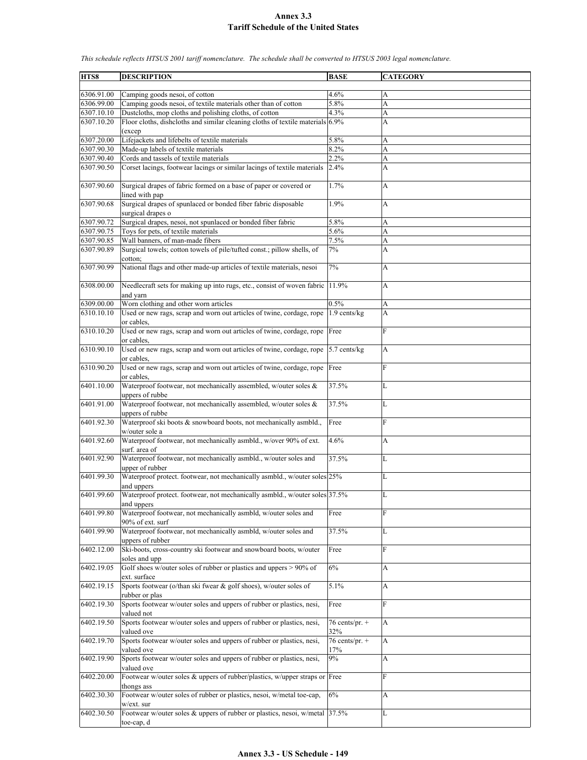# Annex 3.3
## Tariff Schedule of the United States

*This schedule reflects HTSUS 2001 tariff nomenclature. The schedule shall be converted to HTSUS 2003 legal nomenclature.*

| HTS8 | DESCRIPTION | BASE | CATEGORY |
|---|---|---|---|
| 6306.91.00 | Camping goods nesoi, of cotton | 4.6% | A |
| 6306.99.00 | Camping goods nesoi, of textile materials other than of cotton | 5.8% | A |
| 6307.10.10 | Dustcloths, mop cloths and polishing cloths, of cotton | 4.3% | A |
| 6307.10.20 | Floor cloths, dishcloths and similar cleaning cloths of textile materials (excep | 6.9% | A |
| 6307.20.00 | Lifejackets and lifebelts of textile materials | 5.8% | A |
| 6307.90.30 | Made-up labels of textile materials | 8.2% | A |
| 6307.90.40 | Cords and tassels of textile materials | 2.2% | A |
| 6307.90.50 | Corset lacings, footwear lacings or similar lacings of textile materials | 2.4% | A |
| 6307.90.60 | Surgical drapes of fabric formed on a base of paper or covered or lined with pap | 1.7% | A |
| 6307.90.68 | Surgical drapes of spunlaced or bonded fiber fabric disposable surgical drapes o | 1.9% | A |
| 6307.90.72 | Surgical drapes, nesoi, not spunlaced or bonded fiber fabric | 5.8% | A |
| 6307.90.75 | Toys for pets, of textile materials | 5.6% | A |
| 6307.90.85 | Wall banners, of man-made fibers | 7.5% | A |
| 6307.90.89 | Surgical towels; cotton towels of pile/tufted const.; pillow shells, of cotton; | 7% | A |
| 6307.90.99 | National flags and other made-up articles of textile materials, nesoi | 7% | A |
| 6308.00.00 | Needlecraft sets for making up into rugs, etc., consist of woven fabric and yarn | 11.9% | A |
| 6309.00.00 | Worn clothing and other worn articles | 0.5% | A |
| 6310.10.10 | Used or new rags, scrap and worn out articles of twine, cordage, rope or cables, | 1.9 cents/kg | A |
| 6310.10.20 | Used or new rags, scrap and worn out articles of twine, cordage, rope or cables, | Free | F |
| 6310.90.10 | Used or new rags, scrap and worn out articles of twine, cordage, rope or cables, | 5.7 cents/kg | A |
| 6310.90.20 | Used or new rags, scrap and worn out articles of twine, cordage, rope or cables, | Free | F |
| 6401.10.00 | Waterproof footwear, not mechanically assembled, w/outer soles & uppers of rubbe | 37.5% | L |
| 6401.91.00 | Waterproof footwear, not mechanically assembled, w/outer soles & uppers of rubbe | 37.5% | L |
| 6401.92.30 | Waterproof ski boots & snowboard boots, not mechanically asmbld., w/outer sole a | Free | F |
| 6401.92.60 | Waterproof footwear, not mechanically asmbld., w/over 90% of ext. surf. area of | 4.6% | A |
| 6401.92.90 | Waterproof footwear, not mechanically asmbld., w/outer soles and upper of rubber | 37.5% | L |
| 6401.99.30 | Waterproof protect. footwear, not mechanically asmbld., w/outer soles and uppers | 25% | L |
| 6401.99.60 | Waterproof protect. footwear, not mechanically asmbld., w/outer soles and uppers | 37.5% | L |
| 6401.99.80 | Waterproof footwear, not mechanically asmbld, w/outer soles and 90% of ext. surf | Free | F |
| 6401.99.90 | Waterproof footwear, not mechanically asmbld, w/outer soles and uppers of rubber | 37.5% | L |
| 6402.12.00 | Ski-boots, cross-country ski footwear and snowboard boots, w/outer soles and upp | Free | F |
| 6402.19.05 | Golf shoes w/outer soles of rubber or plastics and uppers > 90% of ext. surface | 6% | A |
| 6402.19.15 | Sports footwear (o/than ski fwear & golf shoes), w/outer soles of rubber or plas | 5.1% | A |
| 6402.19.30 | Sports footwear w/outer soles and uppers of rubber or plastics, nesi, valued not | Free | F |
| 6402.19.50 | Sports footwear w/outer soles and uppers of rubber or plastics, nesi, valued ove | 76 cents/pr. + 32% | A |
| 6402.19.70 | Sports footwear w/outer soles and uppers of rubber or plastics, nesi, valued ove | 76 cents/pr. + 17% | A |
| 6402.19.90 | Sports footwear w/outer soles and uppers of rubber or plastics, nesi, valued ove | 9% | A |
| 6402.20.00 | Footwear w/outer soles & uppers of rubber/plastics, w/upper straps or thongs ass | Free | F |
| 6402.30.30 | Footwear w/outer soles of rubber or plastics, nesoi, w/metal toe-cap, w/ext. sur | 6% | A |
| 6402.30.50 | Footwear w/outer soles & uppers of rubber or plastics, nesoi, w/metal toe-cap, d | 37.5% | L |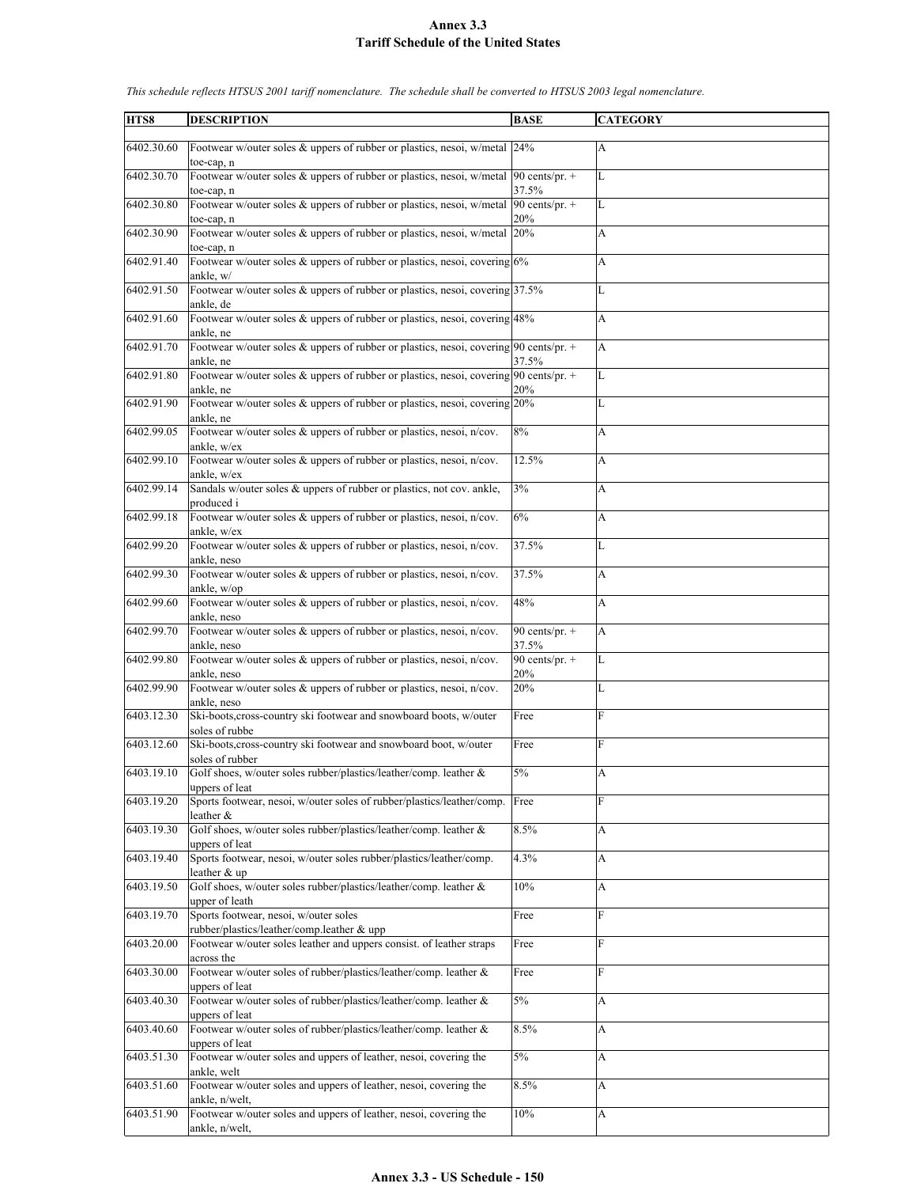# Annex 3.3
## Tariff Schedule of the United States

*This schedule reflects HTSUS 2001 tariff nomenclature. The schedule shall be converted to HTSUS 2003 legal nomenclature.*

| HTS8 | DESCRIPTION | BASE | CATEGORY |
|---|---|---|---|
| 6402.30.60 | Footwear w/outer soles & uppers of rubber or plastics, nesoi, w/metal toe-cap, n | 24% | A |
| 6402.30.70 | Footwear w/outer soles & uppers of rubber or plastics, nesoi, w/metal toe-cap, n | 90 cents/pr. + 37.5% | L |
| 6402.30.80 | Footwear w/outer soles & uppers of rubber or plastics, nesoi, w/metal toe-cap, n | 90 cents/pr. + 20% | L |
| 6402.30.90 | Footwear w/outer soles & uppers of rubber or plastics, nesoi, w/metal toe-cap, n | 20% | A |
| 6402.91.40 | Footwear w/outer soles & uppers of rubber or plastics, nesoi, covering ankle, w/ | 6% | A |
| 6402.91.50 | Footwear w/outer soles & uppers of rubber or plastics, nesoi, covering ankle, de | 37.5% | L |
| 6402.91.60 | Footwear w/outer soles & uppers of rubber or plastics, nesoi, covering ankle, ne | 48% | A |
| 6402.91.70 | Footwear w/outer soles & uppers of rubber or plastics, nesoi, covering ankle, ne | 90 cents/pr. + 37.5% | A |
| 6402.91.80 | Footwear w/outer soles & uppers of rubber or plastics, nesoi, covering ankle, ne | 90 cents/pr. + 20% | L |
| 6402.91.90 | Footwear w/outer soles & uppers of rubber or plastics, nesoi, covering ankle, ne | 20% | L |
| 6402.99.05 | Footwear w/outer soles & uppers of rubber or plastics, nesoi, n/cov. ankle, w/ex | 8% | A |
| 6402.99.10 | Footwear w/outer soles & uppers of rubber or plastics, nesoi, n/cov. ankle, w/ex | 12.5% | A |
| 6402.99.14 | Sandals w/outer soles & uppers of rubber or plastics, not cov. ankle, produced i | 3% | A |
| 6402.99.18 | Footwear w/outer soles & uppers of rubber or plastics, nesoi, n/cov. ankle, w/ex | 6% | A |
| 6402.99.20 | Footwear w/outer soles & uppers of rubber or plastics, nesoi, n/cov. ankle, neso | 37.5% | L |
| 6402.99.30 | Footwear w/outer soles & uppers of rubber or plastics, nesoi, n/cov. ankle, w/op | 37.5% | A |
| 6402.99.60 | Footwear w/outer soles & uppers of rubber or plastics, nesoi, n/cov. ankle, neso | 48% | A |
| 6402.99.70 | Footwear w/outer soles & uppers of rubber or plastics, nesoi, n/cov. ankle, neso | 90 cents/pr. + 37.5% | A |
| 6402.99.80 | Footwear w/outer soles & uppers of rubber or plastics, nesoi, n/cov. ankle, neso | 90 cents/pr. + 20% | L |
| 6402.99.90 | Footwear w/outer soles & uppers of rubber or plastics, nesoi, n/cov. ankle, neso | 20% | L |
| 6403.12.30 | Ski-boots,cross-country ski footwear and snowboard boots, w/outer soles of rubbe | Free | F |
| 6403.12.60 | Ski-boots,cross-country ski footwear and snowboard boot, w/outer soles of rubber | Free | F |
| 6403.19.10 | Golf shoes, w/outer soles rubber/plastics/leather/comp. leather & uppers of leat | 5% | A |
| 6403.19.20 | Sports footwear, nesoi, w/outer soles of rubber/plastics/leather/comp. leather & | Free | F |
| 6403.19.30 | Golf shoes, w/outer soles rubber/plastics/leather/comp. leather & uppers of leat | 8.5% | A |
| 6403.19.40 | Sports footwear, nesoi, w/outer soles rubber/plastics/leather/comp. leather & up | 4.3% | A |
| 6403.19.50 | Golf shoes, w/outer soles rubber/plastics/leather/comp. leather & upper of leath | 10% | A |
| 6403.19.70 | Sports footwear, nesoi, w/outer soles rubber/plastics/leather/comp.leather & upp | Free | F |
| 6403.20.00 | Footwear w/outer soles leather and uppers consist. of leather straps across the | Free | F |
| 6403.30.00 | Footwear w/outer soles of rubber/plastics/leather/comp. leather & uppers of leat | Free | F |
| 6403.40.30 | Footwear w/outer soles of rubber/plastics/leather/comp. leather & uppers of leat | 5% | A |
| 6403.40.60 | Footwear w/outer soles of rubber/plastics/leather/comp. leather & uppers of leat | 8.5% | A |
| 6403.51.30 | Footwear w/outer soles and uppers of leather, nesoi, covering the ankle, welt | 5% | A |
| 6403.51.60 | Footwear w/outer soles and uppers of leather, nesoi, covering the ankle, n/welt, | 8.5% | A |
| 6403.51.90 | Footwear w/outer soles and uppers of leather, nesoi, covering the ankle, n/welt, | 10% | A |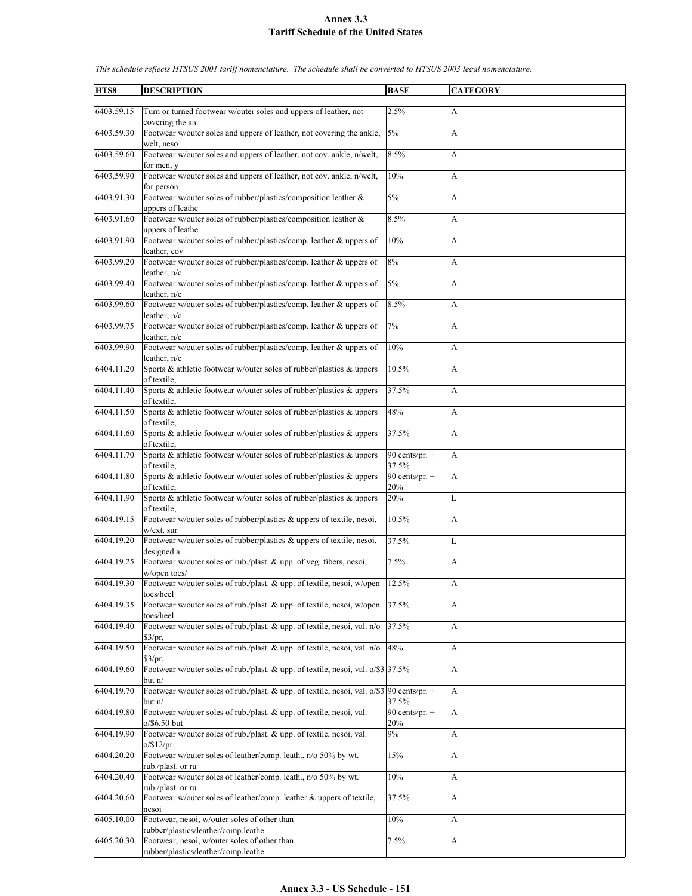# Annex 3.3
## Tariff Schedule of the United States

*This schedule reflects HTSUS 2001 tariff nomenclature. The schedule shall be converted to HTSUS 2003 legal nomenclature.*

| HTS8 | DESCRIPTION | BASE | CATEGORY |
|---|---|---|---|
| 6403.59.15 | Turn or turned footwear w/outer soles and uppers of leather, not covering the an | 2.5% | A |
| 6403.59.30 | Footwear w/outer soles and uppers of leather, not covering the ankle, welt, neso | 5% | A |
| 6403.59.60 | Footwear w/outer soles and uppers of leather, not cov. ankle, n/welt, for men, y | 8.5% | A |
| 6403.59.90 | Footwear w/outer soles and uppers of leather, not cov. ankle, n/welt, for person | 10% | A |
| 6403.91.30 | Footwear w/outer soles of rubber/plastics/composition leather & uppers of leathe | 5% | A |
| 6403.91.60 | Footwear w/outer soles of rubber/plastics/composition leather & uppers of leathe | 8.5% | A |
| 6403.91.90 | Footwear w/outer soles of rubber/plastics/comp. leather & uppers of leather, cov | 10% | A |
| 6403.99.20 | Footwear w/outer soles of rubber/plastics/comp. leather & uppers of leather, n/c | 8% | A |
| 6403.99.40 | Footwear w/outer soles of rubber/plastics/comp. leather & uppers of leather, n/c | 5% | A |
| 6403.99.60 | Footwear w/outer soles of rubber/plastics/comp. leather & uppers of leather, n/c | 8.5% | A |
| 6403.99.75 | Footwear w/outer soles of rubber/plastics/comp. leather & uppers of leather, n/c | 7% | A |
| 6403.99.90 | Footwear w/outer soles of rubber/plastics/comp. leather & uppers of leather, n/c | 10% | A |
| 6404.11.20 | Sports & athletic footwear w/outer soles of rubber/plastics & uppers of textile, | 10.5% | A |
| 6404.11.40 | Sports & athletic footwear w/outer soles of rubber/plastics & uppers of textile, | 37.5% | A |
| 6404.11.50 | Sports & athletic footwear w/outer soles of rubber/plastics & uppers of textile, | 48% | A |
| 6404.11.60 | Sports & athletic footwear w/outer soles of rubber/plastics & uppers of textile, | 37.5% | A |
| 6404.11.70 | Sports & athletic footwear w/outer soles of rubber/plastics & uppers of textile, | 90 cents/pr. + 37.5% | A |
| 6404.11.80 | Sports & athletic footwear w/outer soles of rubber/plastics & uppers of textile, | 90 cents/pr. + 20% | A |
| 6404.11.90 | Sports & athletic footwear w/outer soles of rubber/plastics & uppers of textile, | 20% | L |
| 6404.19.15 | Footwear w/outer soles of rubber/plastics & uppers of textile, nesoi, w/ext. sur | 10.5% | A |
| 6404.19.20 | Footwear w/outer soles of rubber/plastics & uppers of textile, nesoi, designed a | 37.5% | L |
| 6404.19.25 | Footwear w/outer soles of rub./plast. & upp. of veg. fibers, nesoi, w/open toes/ | 7.5% | A |
| 6404.19.30 | Footwear w/outer soles of rub./plast. & upp. of textile, nesoi, w/open toes/heel | 12.5% | A |
| 6404.19.35 | Footwear w/outer soles of rub./plast. & upp. of textile, nesoi, w/open toes/heel | 37.5% | A |
| 6404.19.40 | Footwear w/outer soles of rub./plast. & upp. of textile, nesoi, val. n/o $3/pr, | 37.5% | A |
| 6404.19.50 | Footwear w/outer soles of rub./plast. & upp. of textile, nesoi, val. n/o $3/pr, | 48% | A |
| 6404.19.60 | Footwear w/outer soles of rub./plast. & upp. of textile, nesoi, val. o/$3 but n/ | 37.5% | A |
| 6404.19.70 | Footwear w/outer soles of rub./plast. & upp. of textile, nesoi, val. o/$3 but n/ | 90 cents/pr. + 37.5% | A |
| 6404.19.80 | Footwear w/outer soles of rub./plast. & upp. of textile, nesoi, val. o/$6.50 but | 90 cents/pr. + 20% | A |
| 6404.19.90 | Footwear w/outer soles of rub./plast. & upp. of textile, nesoi, val. o/$12/pr | 9% | A |
| 6404.20.20 | Footwear w/outer soles of leather/comp. leath., n/o 50% by wt. rub./plast. or ru | 15% | A |
| 6404.20.40 | Footwear w/outer soles of leather/comp. leath., n/o 50% by wt. rub./plast. or ru | 10% | A |
| 6404.20.60 | Footwear w/outer soles of leather/comp. leather & uppers of textile, nesoi | 37.5% | A |
| 6405.10.00 | Footwear, nesoi, w/outer soles of other than rubber/plastics/leather/comp.leathe | 10% | A |
| 6405.20.30 | Footwear, nesoi, w/outer soles of other than rubber/plastics/leather/comp.leathe | 7.5% | A |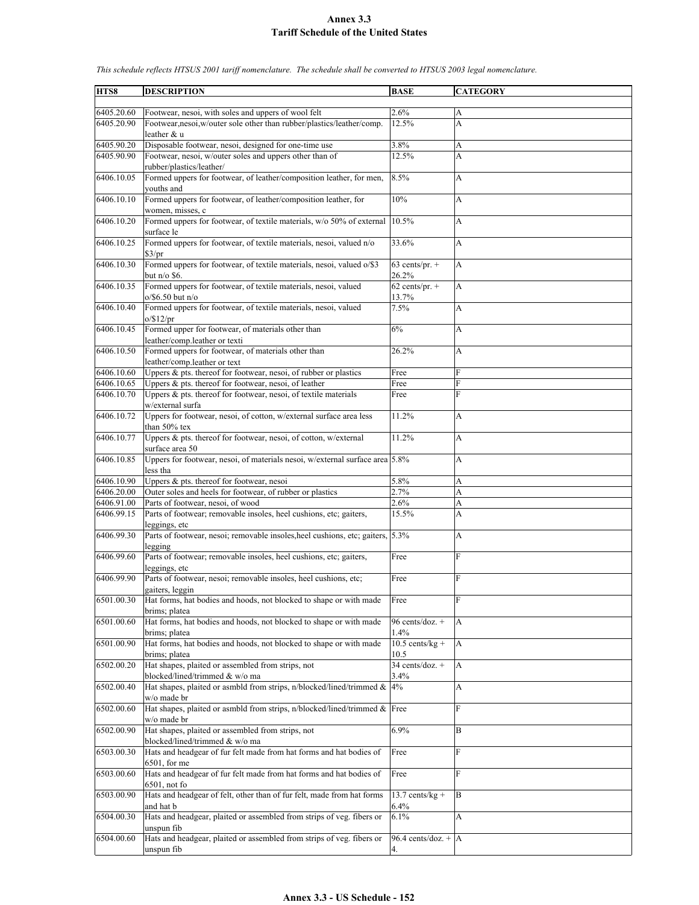# Annex 3.3
## Tariff Schedule of the United States

*This schedule reflects HTSUS 2001 tariff nomenclature. The schedule shall be converted to HTSUS 2003 legal nomenclature.*

| HTS8 | DESCRIPTION | BASE | CATEGORY |
|---|---|---|---|
| 6405.20.60 | Footwear, nesoi, with soles and uppers of wool felt | 2.6% | A |
| 6405.20.90 | Footwear,nesoi,w/outer sole other than rubber/plastics/leather/comp. leather & u | 12.5% | A |
| 6405.90.20 | Disposable footwear, nesoi, designed for one-time use | 3.8% | A |
| 6405.90.90 | Footwear, nesoi, w/outer soles and uppers other than of rubber/plastics/leather/ | 12.5% | A |
| 6406.10.05 | Formed uppers for footwear, of leather/composition leather, for men, youths and | 8.5% | A |
| 6406.10.10 | Formed uppers for footwear, of leather/composition leather, for women, misses, c | 10% | A |
| 6406.10.20 | Formed uppers for footwear, of textile materials, w/o 50% of external surface le | 10.5% | A |
| 6406.10.25 | Formed uppers for footwear, of textile materials, nesoi, valued n/o $3/pr | 33.6% | A |
| 6406.10.30 | Formed uppers for footwear, of textile materials, nesoi, valued o/$3 but n/o $6. | 63 cents/pr. + 26.2% | A |
| 6406.10.35 | Formed uppers for footwear, of textile materials, nesoi, valued o/$6.50 but n/o | 62 cents/pr. + 13.7% | A |
| 6406.10.40 | Formed uppers for footwear, of textile materials, nesoi, valued o/$12/pr | 7.5% | A |
| 6406.10.45 | Formed upper for footwear, of materials other than leather/comp.leather or texti | 6% | A |
| 6406.10.50 | Formed uppers for footwear, of materials other than leather/comp.leather or text | 26.2% | A |
| 6406.10.60 | Uppers & pts. thereof for footwear, nesoi, of rubber or plastics | Free | F |
| 6406.10.65 | Uppers & pts. thereof for footwear, nesoi, of leather | Free | F |
| 6406.10.70 | Uppers & pts. thereof for footwear, nesoi, of textile materials w/external surfa | Free | F |
| 6406.10.72 | Uppers for footwear, nesoi, of cotton, w/external surface area less than 50% tex | 11.2% | A |
| 6406.10.77 | Uppers & pts. thereof for footwear, nesoi, of cotton, w/external surface area 50 | 11.2% | A |
| 6406.10.85 | Uppers for footwear, nesoi, of materials nesoi, w/external surface area less tha | 5.8% | A |
| 6406.10.90 | Uppers & pts. thereof for footwear, nesoi | 5.8% | A |
| 6406.20.00 | Outer soles and heels for footwear, of rubber or plastics | 2.7% | A |
| 6406.91.00 | Parts of footwear, nesoi, of wood | 2.6% | A |
| 6406.99.15 | Parts of footwear; removable insoles, heel cushions, etc; gaiters, leggings, etc | 15.5% | A |
| 6406.99.30 | Parts of footwear, nesoi; removable insoles,heel cushions, etc; gaiters, legging | 5.3% | A |
| 6406.99.60 | Parts of footwear; removable insoles, heel cushions, etc; gaiters, leggings, etc | Free | F |
| 6406.99.90 | Parts of footwear, nesoi; removable insoles, heel cushions, etc; gaiters, leggin | Free | F |
| 6501.00.30 | Hat forms, hat bodies and hoods, not blocked to shape or with made brims; platea | Free | F |
| 6501.00.60 | Hat forms, hat bodies and hoods, not blocked to shape or with made brims; platea | 96 cents/doz. + 1.4% | A |
| 6501.00.90 | Hat forms, hat bodies and hoods, not blocked to shape or with made brims; platea | 10.5 cents/kg + 10.5 | A |
| 6502.00.20 | Hat shapes, plaited or assembled from strips, not blocked/lined/trimmed & w/o ma | 34 cents/doz. + 3.4% | A |
| 6502.00.40 | Hat shapes, plaited or asmbld from strips, n/blocked/lined/trimmed & w/o made br | 4% | A |
| 6502.00.60 | Hat shapes, plaited or asmbld from strips, n/blocked/lined/trimmed & w/o made br | Free | F |
| 6502.00.90 | Hat shapes, plaited or assembled from strips, not blocked/lined/trimmed & w/o ma | 6.9% | B |
| 6503.00.30 | Hats and headgear of fur felt made from hat forms and hat bodies of 6501, for me | Free | F |
| 6503.00.60 | Hats and headgear of fur felt made from hat forms and hat bodies of 6501, not fo | Free | F |
| 6503.00.90 | Hats and headgear of felt, other than of fur felt, made from hat forms and hat b | 13.7 cents/kg + 6.4% | B |
| 6504.00.30 | Hats and headgear, plaited or assembled from strips of veg. fibers or unspun fib | 6.1% | A |
| 6504.00.60 | Hats and headgear, plaited or assembled from strips of veg. fibers or unspun fib | 96.4 cents/doz. + 4. | A |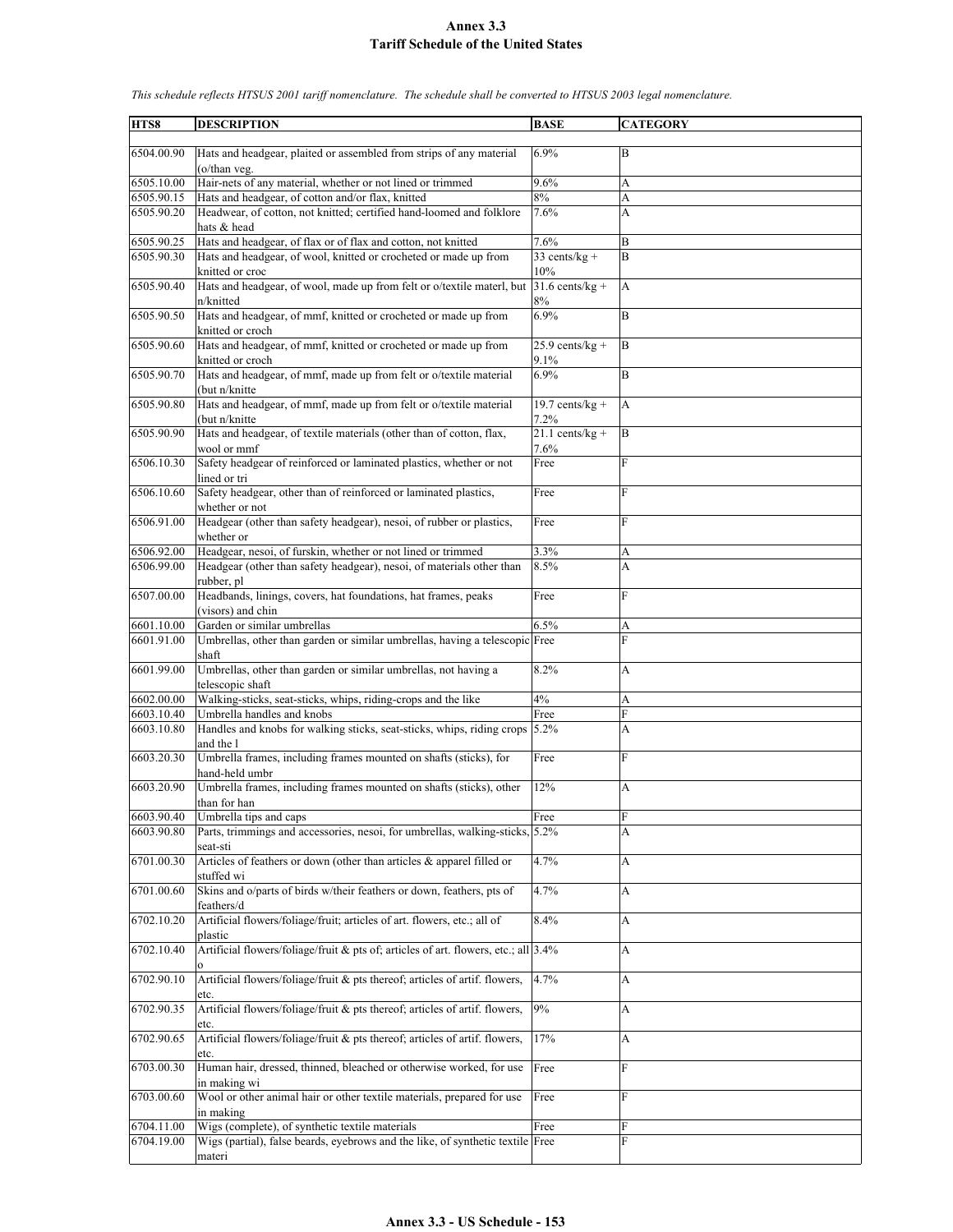# Annex 3.3
# Tariff Schedule of the United States

*This schedule reflects HTSUS 2001 tariff nomenclature. The schedule shall be converted to HTSUS 2003 legal nomenclature.*

| HTS8 | DESCRIPTION | BASE | CATEGORY |
|---|---|---|---|
| 6504.00.90 | Hats and headgear, plaited or assembled from strips of any material (o/than veg. | 6.9% | B |
| 6505.10.00 | Hair-nets of any material, whether or not lined or trimmed | 9.6% | A |
| 6505.90.15 | Hats and headgear, of cotton and/or flax, knitted | 8% | A |
| 6505.90.20 | Headwear, of cotton, not knitted; certified hand-loomed and folklore hats & head | 7.6% | A |
| 6505.90.25 | Hats and headgear, of flax or of flax and cotton, not knitted | 7.6% | B |
| 6505.90.30 | Hats and headgear, of wool, knitted or crocheted or made up from knitted or croc | 33 cents/kg + 10% | B |
| 6505.90.40 | Hats and headgear, of wool, made up from felt or o/textile materl, but n/knitted | 31.6 cents/kg + 8% | A |
| 6505.90.50 | Hats and headgear, of mmf, knitted or crocheted or made up from knitted or croch | 6.9% | B |
| 6505.90.60 | Hats and headgear, of mmf, knitted or crocheted or made up from knitted or croch | 25.9 cents/kg + 9.1% | B |
| 6505.90.70 | Hats and headgear, of mmf, made up from felt or o/textile material (but n/knitte | 6.9% | B |
| 6505.90.80 | Hats and headgear, of mmf, made up from felt or o/textile material (but n/knitte | 19.7 cents/kg + 7.2% | A |
| 6505.90.90 | Hats and headgear, of textile materials (other than of cotton, flax, wool or mmf | 21.1 cents/kg + 7.6% | B |
| 6506.10.30 | Safety headgear of reinforced or laminated plastics, whether or not lined or tri | Free | F |
| 6506.10.60 | Safety headgear, other than of reinforced or laminated plastics, whether or not | Free | F |
| 6506.91.00 | Headgear (other than safety headgear), nesoi, of rubber or plastics, whether or | Free | F |
| 6506.92.00 | Headgear, nesoi, of furskin, whether or not lined or trimmed | 3.3% | A |
| 6506.99.00 | Headgear (other than safety headgear), nesoi, of materials other than rubber, pl | 8.5% | A |
| 6507.00.00 | Headbands, linings, covers, hat foundations, hat frames, peaks (visors) and chin | Free | F |
| 6601.10.00 | Garden or similar umbrellas | 6.5% | A |
| 6601.91.00 | Umbrellas, other than garden or similar umbrellas, having a telescopic shaft | Free | F |
| 6601.99.00 | Umbrellas, other than garden or similar umbrellas, not having a telescopic shaft | 8.2% | A |
| 6602.00.00 | Walking-sticks, seat-sticks, whips, riding-crops and the like | 4% | A |
| 6603.10.40 | Umbrella handles and knobs | Free | F |
| 6603.10.80 | Handles and knobs for walking sticks, seat-sticks, whips, riding crops and the l | 5.2% | A |
| 6603.20.30 | Umbrella frames, including frames mounted on shafts (sticks), for hand-held umbr | Free | F |
| 6603.20.90 | Umbrella frames, including frames mounted on shafts (sticks), other than for han | 12% | A |
| 6603.90.40 | Umbrella tips and caps | Free | F |
| 6603.90.80 | Parts, trimmings and accessories, nesoi, for umbrellas, walking-sticks, seat-sti | 5.2% | A |
| 6701.00.30 | Articles of feathers or down (other than articles & apparel filled or stuffed wi | 4.7% | A |
| 6701.00.60 | Skins and o/parts of birds w/their feathers or down, feathers, pts of feathers/d | 4.7% | A |
| 6702.10.20 | Artificial flowers/foliage/fruit; articles of art. flowers, etc.; all of plastic | 8.4% | A |
| 6702.10.40 | Artificial flowers/foliage/fruit & pts of; articles of art. flowers, etc.; all o | 3.4% | A |
| 6702.90.10 | Artificial flowers/foliage/fruit & pts thereof; articles of artif. flowers, etc. | 4.7% | A |
| 6702.90.35 | Artificial flowers/foliage/fruit & pts thereof; articles of artif. flowers, etc. | 9% | A |
| 6702.90.65 | Artificial flowers/foliage/fruit & pts thereof; articles of artif. flowers, etc. | 17% | A |
| 6703.00.30 | Human hair, dressed, thinned, bleached or otherwise worked, for use in making wi | Free | F |
| 6703.00.60 | Wool or other animal hair or other textile materials, prepared for use in making | Free | F |
| 6704.11.00 | Wigs (complete), of synthetic textile materials | Free | F |
| 6704.19.00 | Wigs (partial), false beards, eyebrows and the like, of synthetic textile materi | Free | F |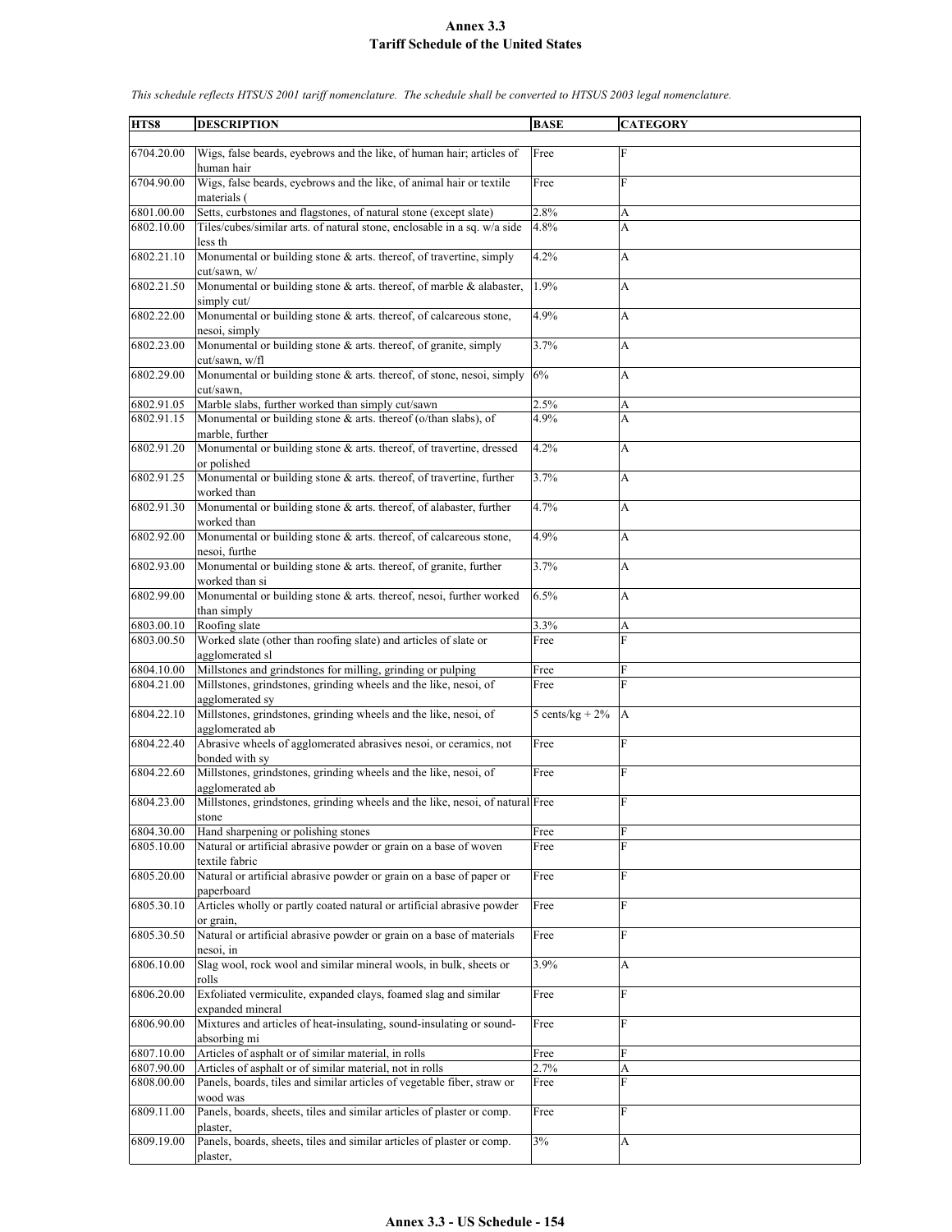# Annex 3.3
## Tariff Schedule of the United States

*This schedule reflects HTSUS 2001 tariff nomenclature. The schedule shall be converted to HTSUS 2003 legal nomenclature.*

| HTS8 | DESCRIPTION | BASE | CATEGORY |
|---|---|---|---|
| 6704.20.00 | Wigs, false beards, eyebrows and the like, of human hair; articles of human hair | Free | F |
| 6704.90.00 | Wigs, false beards, eyebrows and the like, of animal hair or textile materials ( | Free | F |
| 6801.00.00 | Setts, curbstones and flagstones, of natural stone (except slate) | 2.8% | A |
| 6802.10.00 | Tiles/cubes/similar arts. of natural stone, enclosable in a sq. w/a side less th | 4.8% | A |
| 6802.21.10 | Monumental or building stone & arts. thereof, of travertine, simply cut/sawn, w/ | 4.2% | A |
| 6802.21.50 | Monumental or building stone & arts. thereof, of marble & alabaster, simply cut/ | 1.9% | A |
| 6802.22.00 | Monumental or building stone & arts. thereof, of calcareous stone, nesoi, simply | 4.9% | A |
| 6802.23.00 | Monumental or building stone & arts. thereof, of granite, simply cut/sawn, w/fl | 3.7% | A |
| 6802.29.00 | Monumental or building stone & arts. thereof, of stone, nesoi, simply cut/sawn, | 6% | A |
| 6802.91.05 | Marble slabs, further worked than simply cut/sawn | 2.5% | A |
| 6802.91.15 | Monumental or building stone & arts. thereof (o/than slabs), of marble, further | 4.9% | A |
| 6802.91.20 | Monumental or building stone & arts. thereof, of travertine, dressed or polished | 4.2% | A |
| 6802.91.25 | Monumental or building stone & arts. thereof, of travertine, further worked than | 3.7% | A |
| 6802.91.30 | Monumental or building stone & arts. thereof, of alabaster, further worked than | 4.7% | A |
| 6802.92.00 | Monumental or building stone & arts. thereof, of calcareous stone, nesoi, furthe | 4.9% | A |
| 6802.93.00 | Monumental or building stone & arts. thereof, of granite, further worked than si | 3.7% | A |
| 6802.99.00 | Monumental or building stone & arts. thereof, nesoi, further worked than simply | 6.5% | A |
| 6803.00.10 | Roofing slate | 3.3% | A |
| 6803.00.50 | Worked slate (other than roofing slate) and articles of slate or agglomerated sl | Free | F |
| 6804.10.00 | Millstones and grindstones for milling, grinding or pulping | Free | F |
| 6804.21.00 | Millstones, grindstones, grinding wheels and the like, nesoi, of agglomerated sy | Free | F |
| 6804.22.10 | Millstones, grindstones, grinding wheels and the like, nesoi, of agglomerated ab | 5 cents/kg + 2% | A |
| 6804.22.40 | Abrasive wheels of agglomerated abrasives nesoi, or ceramics, not bonded with sy | Free | F |
| 6804.22.60 | Millstones, grindstones, grinding wheels and the like, nesoi, of agglomerated ab | Free | F |
| 6804.23.00 | Millstones, grindstones, grinding wheels and the like, nesoi, of natural stone | Free | F |
| 6804.30.00 | Hand sharpening or polishing stones | Free | F |
| 6805.10.00 | Natural or artificial abrasive powder or grain on a base of woven textile fabric | Free | F |
| 6805.20.00 | Natural or artificial abrasive powder or grain on a base of paper or paperboard | Free | F |
| 6805.30.10 | Articles wholly or partly coated natural or artificial abrasive powder or grain, | Free | F |
| 6805.30.50 | Natural or artificial abrasive powder or grain on a base of materials nesoi, in | Free | F |
| 6806.10.00 | Slag wool, rock wool and similar mineral wools, in bulk, sheets or rolls | 3.9% | A |
| 6806.20.00 | Exfoliated vermiculite, expanded clays, foamed slag and similar expanded mineral | Free | F |
| 6806.90.00 | Mixtures and articles of heat-insulating, sound-insulating or sound-absorbing mi | Free | F |
| 6807.10.00 | Articles of asphalt or of similar material, in rolls | Free | F |
| 6807.90.00 | Articles of asphalt or of similar material, not in rolls | 2.7% | A |
| 6808.00.00 | Panels, boards, tiles and similar articles of vegetable fiber, straw or wood was | Free | F |
| 6809.11.00 | Panels, boards, sheets, tiles and similar articles of plaster or comp. plaster, | Free | F |
| 6809.19.00 | Panels, boards, sheets, tiles and similar articles of plaster or comp. plaster, | 3% | A |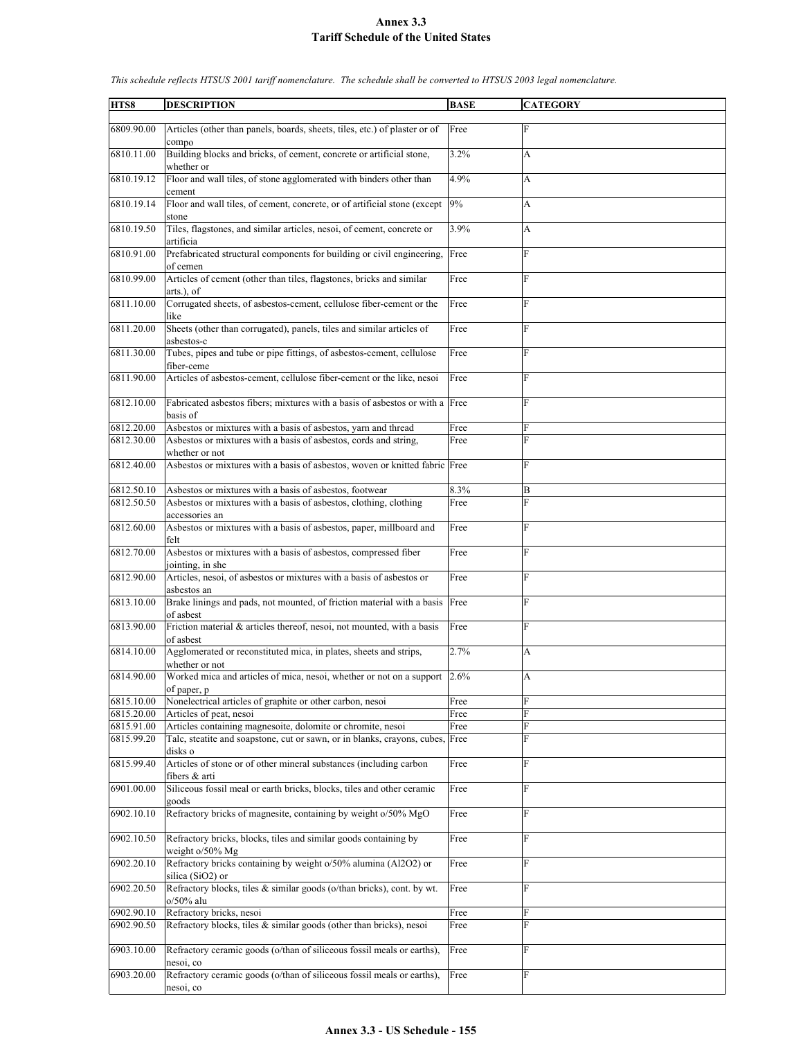# Annex 3.3
## Tariff Schedule of the United States

*This schedule reflects HTSUS 2001 tariff nomenclature. The schedule shall be converted to HTSUS 2003 legal nomenclature.*

| HTS8 | DESCRIPTION | BASE | CATEGORY |
|---|---|---|---|
| 6809.90.00 | Articles (other than panels, boards, sheets, tiles, etc.) of plaster or of compo | Free | F |
| 6810.11.00 | Building blocks and bricks, of cement, concrete or artificial stone, whether or | 3.2% | A |
| 6810.19.12 | Floor and wall tiles, of stone agglomerated with binders other than cement | 4.9% | A |
| 6810.19.14 | Floor and wall tiles, of cement, concrete, or of artificial stone (except stone | 9% | A |
| 6810.19.50 | Tiles, flagstones, and similar articles, nesoi, of cement, concrete or artificia | 3.9% | A |
| 6810.91.00 | Prefabricated structural components for building or civil engineering, of cemen | Free | F |
| 6810.99.00 | Articles of cement (other than tiles, flagstones, bricks and similar arts.), of | Free | F |
| 6811.10.00 | Corrugated sheets, of asbestos-cement, cellulose fiber-cement or the like | Free | F |
| 6811.20.00 | Sheets (other than corrugated), panels, tiles and similar articles of asbestos-c | Free | F |
| 6811.30.00 | Tubes, pipes and tube or pipe fittings, of asbestos-cement, cellulose fiber-ceme | Free | F |
| 6811.90.00 | Articles of asbestos-cement, cellulose fiber-cement or the like, nesoi | Free | F |
| 6812.10.00 | Fabricated asbestos fibers; mixtures with a basis of asbestos or with a basis of | Free | F |
| 6812.20.00 | Asbestos or mixtures with a basis of asbestos, yarn and thread | Free | F |
| 6812.30.00 | Asbestos or mixtures with a basis of asbestos, cords and string, whether or not | Free | F |
| 6812.40.00 | Asbestos or mixtures with a basis of asbestos, woven or knitted fabric | Free | F |
| 6812.50.10 | Asbestos or mixtures with a basis of asbestos, footwear | 8.3% | B |
| 6812.50.50 | Asbestos or mixtures with a basis of asbestos, clothing, clothing accessories an | Free | F |
| 6812.60.00 | Asbestos or mixtures with a basis of asbestos, paper, millboard and felt | Free | F |
| 6812.70.00 | Asbestos or mixtures with a basis of asbestos, compressed fiber jointing, in she | Free | F |
| 6812.90.00 | Articles, nesoi, of asbestos or mixtures with a basis of asbestos or asbestos an | Free | F |
| 6813.10.00 | Brake linings and pads, not mounted, of friction material with a basis of asbest | Free | F |
| 6813.90.00 | Friction material & articles thereof, nesoi, not mounted, with a basis of asbest | Free | F |
| 6814.10.00 | Agglomerated or reconstituted mica, in plates, sheets and strips, whether or not | 2.7% | A |
| 6814.90.00 | Worked mica and articles of mica, nesoi, whether or not on a support of paper, p | 2.6% | A |
| 6815.10.00 | Nonelectrical articles of graphite or other carbon, nesoi | Free | F |
| 6815.20.00 | Articles of peat, nesoi | Free | F |
| 6815.91.00 | Articles containing magnesoite, dolomite or chromite, nesoi | Free | F |
| 6815.99.20 | Talc, steatite and soapstone, cut or sawn, or in blanks, crayons, cubes, disks o | Free | F |
| 6815.99.40 | Articles of stone or of other mineral substances (including carbon fibers & arti | Free | F |
| 6901.00.00 | Siliceous fossil meal or earth bricks, blocks, tiles and other ceramic goods | Free | F |
| 6902.10.10 | Refractory bricks of magnesite, containing by weight o/50% MgO | Free | F |
| 6902.10.50 | Refractory bricks, blocks, tiles and similar goods containing by weight o/50% Mg | Free | F |
| 6902.20.10 | Refractory bricks containing by weight o/50% alumina (Al2O2) or silica (SiO2) or | Free | F |
| 6902.20.50 | Refractory blocks, tiles & similar goods (o/than bricks), cont. by wt. o/50% alu | Free | F |
| 6902.90.10 | Refractory bricks, nesoi | Free | F |
| 6902.90.50 | Refractory blocks, tiles & similar goods (other than bricks), nesoi | Free | F |
| 6903.10.00 | Refractory ceramic goods (o/than of siliceous fossil meals or earths), nesoi, co | Free | F |
| 6903.20.00 | Refractory ceramic goods (o/than of siliceous fossil meals or earths), nesoi, co | Free | F |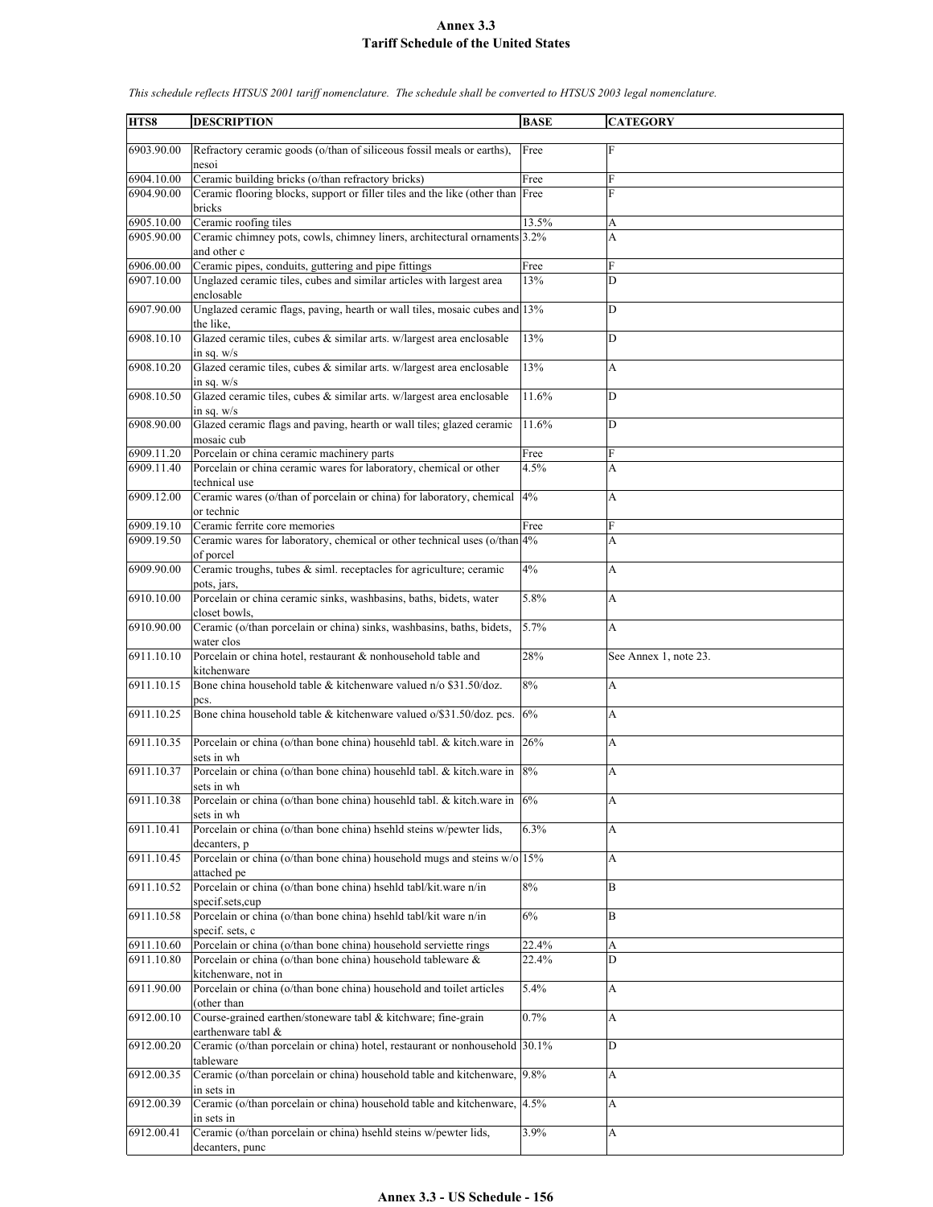# Annex 3.3
## Tariff Schedule of the United States

*This schedule reflects HTSUS 2001 tariff nomenclature. The schedule shall be converted to HTSUS 2003 legal nomenclature.*

| HTS8 | DESCRIPTION | BASE | CATEGORY |
|---|---|---|---|
| 6903.90.00 | Refractory ceramic goods (o/than of siliceous fossil meals or earths), nesoi | Free | F |
| 6904.10.00 | Ceramic building bricks (o/than refractory bricks) | Free | F |
| 6904.90.00 | Ceramic flooring blocks, support or filler tiles and the like (other than bricks | Free | F |
| 6905.10.00 | Ceramic roofing tiles | 13.5% | A |
| 6905.90.00 | Ceramic chimney pots, cowls, chimney liners, architectural ornaments and other c | 3.2% | A |
| 6906.00.00 | Ceramic pipes, conduits, guttering and pipe fittings | Free | F |
| 6907.10.00 | Unglazed ceramic tiles, cubes and similar articles with largest area enclosable | 13% | D |
| 6907.90.00 | Unglazed ceramic flags, paving, hearth or wall tiles, mosaic cubes and the like, | 13% | D |
| 6908.10.10 | Glazed ceramic tiles, cubes & similar arts. w/largest area enclosable in sq. w/s | 13% | D |
| 6908.10.20 | Glazed ceramic tiles, cubes & similar arts. w/largest area enclosable in sq. w/s | 13% | A |
| 6908.10.50 | Glazed ceramic tiles, cubes & similar arts. w/largest area enclosable in sq. w/s | 11.6% | D |
| 6908.90.00 | Glazed ceramic flags and paving, hearth or wall tiles; glazed ceramic mosaic cub | 11.6% | D |
| 6909.11.20 | Porcelain or china ceramic machinery parts | Free | F |
| 6909.11.40 | Porcelain or china ceramic wares for laboratory, chemical or other technical use | 4.5% | A |
| 6909.12.00 | Ceramic wares (o/than of porcelain or china) for laboratory, chemical or technic | 4% | A |
| 6909.19.10 | Ceramic ferrite core memories | Free | F |
| 6909.19.50 | Ceramic wares for laboratory, chemical or other technical uses (o/than of porcel | 4% | A |
| 6909.90.00 | Ceramic troughs, tubes & siml. receptacles for agriculture; ceramic pots, jars, | 4% | A |
| 6910.10.00 | Porcelain or china ceramic sinks, washbasins, baths, bidets, water closet bowls, | 5.8% | A |
| 6910.90.00 | Ceramic (o/than porcelain or china) sinks, washbasins, baths, bidets, water clos | 5.7% | A |
| 6911.10.10 | Porcelain or china hotel, restaurant & nonhousehold table and kitchenware | 28% | See Annex 1, note 23. |
| 6911.10.15 | Bone china household table & kitchenware valued n/o $31.50/doz. pcs. | 8% | A |
| 6911.10.25 | Bone china household table & kitchenware valued o/$31.50/doz. pcs. | 6% | A |
| 6911.10.35 | Porcelain or china (o/than bone china) househld tabl. & kitch.ware in sets in wh | 26% | A |
| 6911.10.37 | Porcelain or china (o/than bone china) househld tabl. & kitch.ware in sets in wh | 8% | A |
| 6911.10.38 | Porcelain or china (o/than bone china) househld tabl. & kitch.ware in sets in wh | 6% | A |
| 6911.10.41 | Porcelain or china (o/than bone china) hsehld steins w/pewter lids, decanters, p | 6.3% | A |
| 6911.10.45 | Porcelain or china (o/than bone china) household mugs and steins w/o attached pe | 15% | A |
| 6911.10.52 | Porcelain or china (o/than bone china) hsehld tabl/kit.ware n/in specif.sets,cup | 8% | B |
| 6911.10.58 | Porcelain or china (o/than bone china) hsehld tabl/kit ware n/in specif. sets, c | 6% | B |
| 6911.10.60 | Porcelain or china (o/than bone china) household serviette rings | 22.4% | A |
| 6911.10.80 | Porcelain or china (o/than bone china) household tableware & kitchenware, not in | 22.4% | D |
| 6911.90.00 | Porcelain or china (o/than bone china) household and toilet articles (other than | 5.4% | A |
| 6912.00.10 | Course-grained earthen/stoneware tabl & kitchware; fine-grain earthenware tabl & | 0.7% | A |
| 6912.00.20 | Ceramic (o/than porcelain or china) hotel, restaurant or nonhousehold tableware | 30.1% | D |
| 6912.00.35 | Ceramic (o/than porcelain or china) household table and kitchenware, in sets in | 9.8% | A |
| 6912.00.39 | Ceramic (o/than porcelain or china) household table and kitchenware, in sets in | 4.5% | A |
| 6912.00.41 | Ceramic (o/than porcelain or china) hsehld steins w/pewter lids, decanters, punc | 3.9% | A |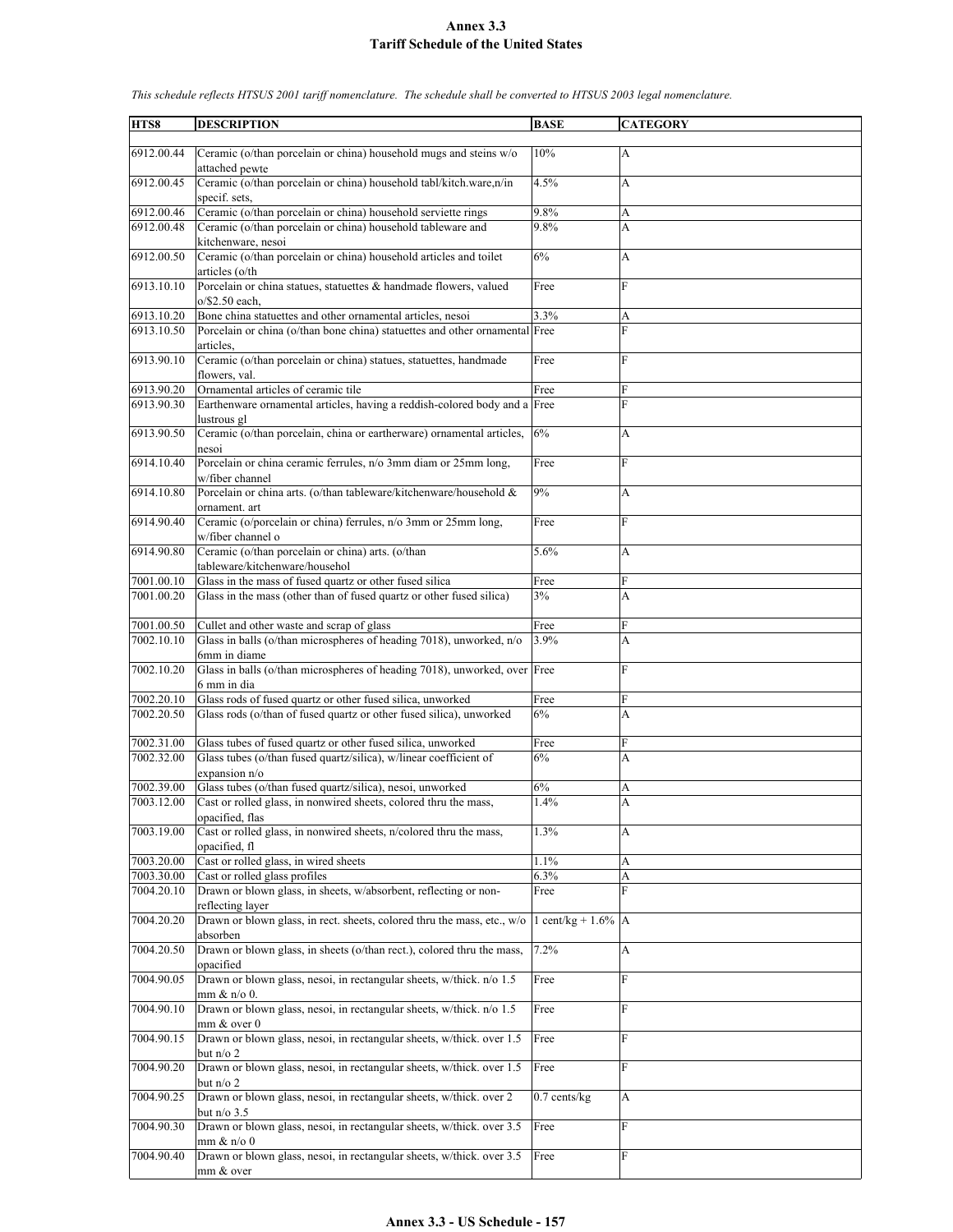# Annex 3.3
## Tariff Schedule of the United States

*This schedule reflects HTSUS 2001 tariff nomenclature. The schedule shall be converted to HTSUS 2003 legal nomenclature.*

| HTS8 | DESCRIPTION | BASE | CATEGORY |
|---|---|---|---|
| 6912.00.44 | Ceramic (o/than porcelain or china) household mugs and steins w/o attached pewte | 10% | A |
| 6912.00.45 | Ceramic (o/than porcelain or china) household tabl/kitch.ware,n/in specif. sets, | 4.5% | A |
| 6912.00.46 | Ceramic (o/than porcelain or china) household serviette rings | 9.8% | A |
| 6912.00.48 | Ceramic (o/than porcelain or china) household tableware and kitchenware, nesoi | 9.8% | A |
| 6912.00.50 | Ceramic (o/than porcelain or china) household articles and toilet articles (o/th | 6% | A |
| 6913.10.10 | Porcelain or china statues, statuettes & handmade flowers, valued o/$2.50 each, | Free | F |
| 6913.10.20 | Bone china statuettes and other ornamental articles, nesoi | 3.3% | A |
| 6913.10.50 | Porcelain or china (o/than bone china) statuettes and other ornamental articles, | Free | F |
| 6913.90.10 | Ceramic (o/than porcelain or china) statues, statuettes, handmade flowers, val. | Free | F |
| 6913.90.20 | Ornamental articles of ceramic tile | Free | F |
| 6913.90.30 | Earthenware ornamental articles, having a reddish-colored body and a lustrous gl | Free | F |
| 6913.90.50 | Ceramic (o/than porcelain, china or eartherware) ornamental articles, nesoi | 6% | A |
| 6914.10.40 | Porcelain or china ceramic ferrules, n/o 3mm diam or 25mm long, w/fiber channel | Free | F |
| 6914.10.80 | Porcelain or china arts. (o/than tableware/kitchenware/household & ornament. art | 9% | A |
| 6914.90.40 | Ceramic (o/porcelain or china) ferrules, n/o 3mm or 25mm long, w/fiber channel o | Free | F |
| 6914.90.80 | Ceramic (o/than porcelain or china) arts. (o/than tableware/kitchenware/househol | 5.6% | A |
| 7001.00.10 | Glass in the mass of fused quartz or other fused silica | Free | F |
| 7001.00.20 | Glass in the mass (other than of fused quartz or other fused silica) | 3% | A |
| 7001.00.50 | Cullet and other waste and scrap of glass | Free | F |
| 7002.10.10 | Glass in balls (o/than microspheres of heading 7018), unworked, n/o 6mm in diame | 3.9% | A |
| 7002.10.20 | Glass in balls (o/than microspheres of heading 7018), unworked, over 6 mm in dia | Free | F |
| 7002.20.10 | Glass rods of fused quartz or other fused silica, unworked | Free | F |
| 7002.20.50 | Glass rods (o/than of fused quartz or other fused silica), unworked | 6% | A |
| 7002.31.00 | Glass tubes of fused quartz or other fused silica, unworked | Free | F |
| 7002.32.00 | Glass tubes (o/than fused quartz/silica), w/linear coefficient of expansion n/o | 6% | A |
| 7002.39.00 | Glass tubes (o/than fused quartz/silica), nesoi, unworked | 6% | A |
| 7003.12.00 | Cast or rolled glass, in nonwired sheets, colored thru the mass, opacified, flas | 1.4% | A |
| 7003.19.00 | Cast or rolled glass, in nonwired sheets, n/colored thru the mass, opacified, fl | 1.3% | A |
| 7003.20.00 | Cast or rolled glass, in wired sheets | 1.1% | A |
| 7003.30.00 | Cast or rolled glass profiles | 6.3% | A |
| 7004.20.10 | Drawn or blown glass, in sheets, w/absorbent, reflecting or non-reflecting layer | Free | F |
| 7004.20.20 | Drawn or blown glass, in rect. sheets, colored thru the mass, etc., w/o absorben | 1 cent/kg + 1.6% | A |
| 7004.20.50 | Drawn or blown glass, in sheets (o/than rect.), colored thru the mass, opacified | 7.2% | A |
| 7004.90.05 | Drawn or blown glass, nesoi, in rectangular sheets, w/thick. n/o 1.5 mm & n/o 0. | Free | F |
| 7004.90.10 | Drawn or blown glass, nesoi, in rectangular sheets, w/thick. n/o 1.5 mm & over 0 | Free | F |
| 7004.90.15 | Drawn or blown glass, nesoi, in rectangular sheets, w/thick. over 1.5 but n/o 2 | Free | F |
| 7004.90.20 | Drawn or blown glass, nesoi, in rectangular sheets, w/thick. over 1.5 but n/o 2 | Free | F |
| 7004.90.25 | Drawn or blown glass, nesoi, in rectangular sheets, w/thick. over 2 but n/o 3.5 | 0.7 cents/kg | A |
| 7004.90.30 | Drawn or blown glass, nesoi, in rectangular sheets, w/thick. over 3.5 mm & n/o 0 | Free | F |
| 7004.90.40 | Drawn or blown glass, nesoi, in rectangular sheets, w/thick. over 3.5 mm & over | Free | F |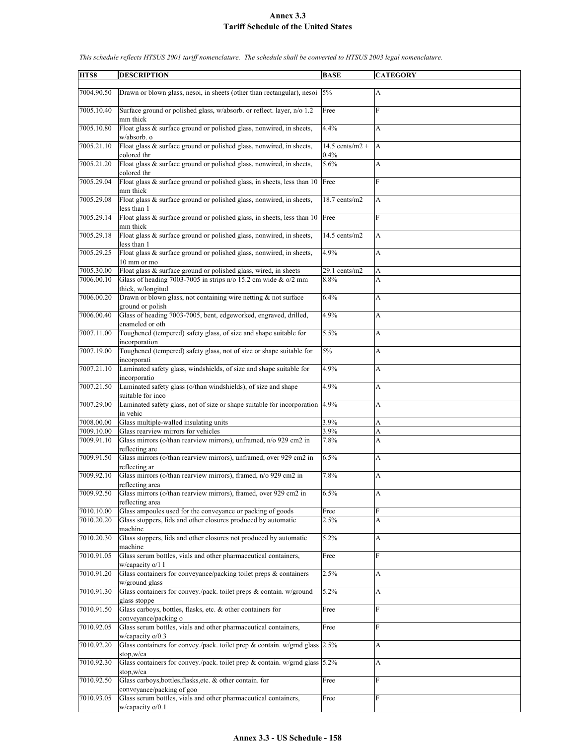# Annex 3.3
# Tariff Schedule of the United States

*This schedule reflects HTSUS 2001 tariff nomenclature. The schedule shall be converted to HTSUS 2003 legal nomenclature.*

| HTS8 | DESCRIPTION | BASE | CATEGORY |
|---|---|---|---|
| 7004.90.50 | Drawn or blown glass, nesoi, in sheets (other than rectangular), nesoi | 5% | A |
| 7005.10.40 | Surface ground or polished glass, w/absorb. or reflect. layer, n/o 1.2 mm thick | Free | F |
| 7005.10.80 | Float glass & surface ground or polished glass, nonwired, in sheets, w/absorb. o | 4.4% | A |
| 7005.21.10 | Float glass & surface ground or polished glass, nonwired, in sheets, colored thr | 14.5 cents/m2 + 0.4% | A |
| 7005.21.20 | Float glass & surface ground or polished glass, nonwired, in sheets, colored thr | 5.6% | A |
| 7005.29.04 | Float glass & surface ground or polished glass, in sheets, less than 10 mm thick | Free | F |
| 7005.29.08 | Float glass & surface ground or polished glass, nonwired, in sheets, less than 1 | 18.7 cents/m2 | A |
| 7005.29.14 | Float glass & surface ground or polished glass, in sheets, less than 10 mm thick | Free | F |
| 7005.29.18 | Float glass & surface ground or polished glass, nonwired, in sheets, less than 1 | 14.5 cents/m2 | A |
| 7005.29.25 | Float glass & surface ground or polished glass, nonwired, in sheets, 10 mm or mo | 4.9% | A |
| 7005.30.00 | Float glass & surface ground or polished glass, wired, in sheets | 29.1 cents/m2 | A |
| 7006.00.10 | Glass of heading 7003-7005 in strips n/o 15.2 cm wide & o/2 mm thick, w/longitud | 8.8% | A |
| 7006.00.20 | Drawn or blown glass, not containing wire netting & not surface ground or polish | 6.4% | A |
| 7006.00.40 | Glass of heading 7003-7005, bent, edgeworked, engraved, drilled, enameled or oth | 4.9% | A |
| 7007.11.00 | Toughened (tempered) safety glass, of size and shape suitable for incorporation | 5.5% | A |
| 7007.19.00 | Toughened (tempered) safety glass, not of size or shape suitable for incorporati | 5% | A |
| 7007.21.10 | Laminated safety glass, windshields, of size and shape suitable for incorporatio | 4.9% | A |
| 7007.21.50 | Laminated safety glass (o/than windshields), of size and shape suitable for inco | 4.9% | A |
| 7007.29.00 | Laminated safety glass, not of size or shape suitable for incorporation in vehic | 4.9% | A |
| 7008.00.00 | Glass multiple-walled insulating units | 3.9% | A |
| 7009.10.00 | Glass rearview mirrors for vehicles | 3.9% | A |
| 7009.91.10 | Glass mirrors (o/than rearview mirrors), unframed, n/o 929 cm2 in reflecting are | 7.8% | A |
| 7009.91.50 | Glass mirrors (o/than rearview mirrors), unframed, over 929 cm2 in reflecting ar | 6.5% | A |
| 7009.92.10 | Glass mirrors (o/than rearview mirrors), framed, n/o 929 cm2 in reflecting area | 7.8% | A |
| 7009.92.50 | Glass mirrors (o/than rearview mirrors), framed, over 929 cm2 in reflecting area | 6.5% | A |
| 7010.10.00 | Glass ampoules used for the conveyance or packing of goods | Free | F |
| 7010.20.20 | Glass stoppers, lids and other closures produced by automatic machine | 2.5% | A |
| 7010.20.30 | Glass stoppers, lids and other closures not produced by automatic machine | 5.2% | A |
| 7010.91.05 | Glass serum bottles, vials and other pharmaceutical containers, w/capacity o/1 l | Free | F |
| 7010.91.20 | Glass containers for conveyance/packing toilet preps & containers w/ground glass | 2.5% | A |
| 7010.91.30 | Glass containers for convey./pack. toilet preps & contain. w/ground glass stoppe | 5.2% | A |
| 7010.91.50 | Glass carboys, bottles, flasks, etc. & other containers for conveyance/packing o | Free | F |
| 7010.92.05 | Glass serum bottles, vials and other pharmaceutical containers, w/capacity o/0.3 | Free | F |
| 7010.92.20 | Glass containers for convey./pack. toilet prep & contain. w/grnd glass stop,w/ca | 2.5% | A |
| 7010.92.30 | Glass containers for convey./pack. toilet prep & contain. w/grnd glass stop,w/ca | 5.2% | A |
| 7010.92.50 | Glass carboys,bottles,flasks,etc. & other contain. for conveyance/packing of goo | Free | F |
| 7010.93.05 | Glass serum bottles, vials and other pharmaceutical containers, w/capacity o/0.1 | Free | F |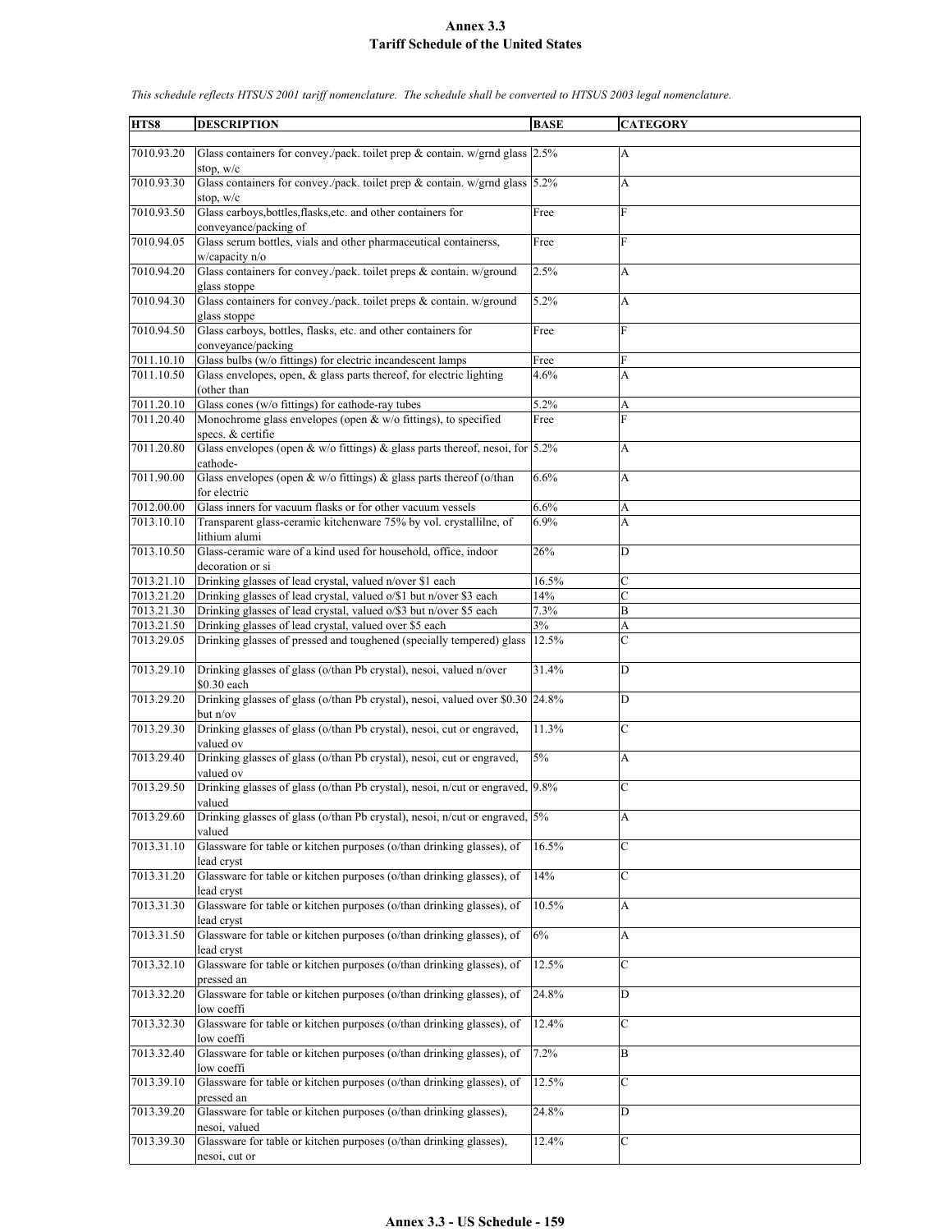# Annex 3.3
## Tariff Schedule of the United States

*This schedule reflects HTSUS 2001 tariff nomenclature. The schedule shall be converted to HTSUS 2003 legal nomenclature.*

| HTS8 | DESCRIPTION | BASE | CATEGORY |
|---|---|---|---|
| 7010.93.20 | Glass containers for convey./pack. toilet prep & contain. w/grnd glass stop, w/c | 2.5% | A |
| 7010.93.30 | Glass containers for convey./pack. toilet prep & contain. w/grnd glass stop, w/c | 5.2% | A |
| 7010.93.50 | Glass carboys,bottles,flasks,etc. and other containers for conveyance/packing of | Free | F |
| 7010.94.05 | Glass serum bottles, vials and other pharmaceutical containerss, w/capacity n/o | Free | F |
| 7010.94.20 | Glass containers for convey./pack. toilet preps & contain. w/ground glass stoppe | 2.5% | A |
| 7010.94.30 | Glass containers for convey./pack. toilet preps & contain. w/ground glass stoppe | 5.2% | A |
| 7010.94.50 | Glass carboys, bottles, flasks, etc. and other containers for conveyance/packing | Free | F |
| 7011.10.10 | Glass bulbs (w/o fittings) for electric incandescent lamps | Free | F |
| 7011.10.50 | Glass envelopes, open, & glass parts thereof, for electric lighting (other than | 4.6% | A |
| 7011.20.10 | Glass cones (w/o fittings) for cathode-ray tubes | 5.2% | A |
| 7011.20.40 | Monochrome glass envelopes (open & w/o fittings), to specified specs. & certifie | Free | F |
| 7011.20.80 | Glass envelopes (open & w/o fittings) & glass parts thereof, nesoi, for cathode- | 5.2% | A |
| 7011.90.00 | Glass envelopes (open & w/o fittings) & glass parts thereof (o/than for electric | 6.6% | A |
| 7012.00.00 | Glass inners for vacuum flasks or for other vacuum vessels | 6.6% | A |
| 7013.10.10 | Transparent glass-ceramic kitchenware 75% by vol. crystallilne, of lithium alumi | 6.9% | A |
| 7013.10.50 | Glass-ceramic ware of a kind used for household, office, indoor decoration or si | 26% | D |
| 7013.21.10 | Drinking glasses of lead crystal, valued n/over $1 each | 16.5% | C |
| 7013.21.20 | Drinking glasses of lead crystal, valued o/$1 but n/over $3 each | 14% | C |
| 7013.21.30 | Drinking glasses of lead crystal, valued o/$3 but n/over $5 each | 7.3% | B |
| 7013.21.50 | Drinking glasses of lead crystal, valued over $5 each | 3% | A |
| 7013.29.05 | Drinking glasses of pressed and toughened (specially tempered) glass | 12.5% | C |
| 7013.29.10 | Drinking glasses of glass (o/than Pb crystal), nesoi, valued n/over $0.30 each | 31.4% | D |
| 7013.29.20 | Drinking glasses of glass (o/than Pb crystal), nesoi, valued over $0.30 but n/ov | 24.8% | D |
| 7013.29.30 | Drinking glasses of glass (o/than Pb crystal), nesoi, cut or engraved, valued ov | 11.3% | C |
| 7013.29.40 | Drinking glasses of glass (o/than Pb crystal), nesoi, cut or engraved, valued ov | 5% | A |
| 7013.29.50 | Drinking glasses of glass (o/than Pb crystal), nesoi, n/cut or engraved, valued | 9.8% | C |
| 7013.29.60 | Drinking glasses of glass (o/than Pb crystal), nesoi, n/cut or engraved, valued | 5% | A |
| 7013.31.10 | Glassware for table or kitchen purposes (o/than drinking glasses), of lead cryst | 16.5% | C |
| 7013.31.20 | Glassware for table or kitchen purposes (o/than drinking glasses), of lead cryst | 14% | C |
| 7013.31.30 | Glassware for table or kitchen purposes (o/than drinking glasses), of lead cryst | 10.5% | A |
| 7013.31.50 | Glassware for table or kitchen purposes (o/than drinking glasses), of lead cryst | 6% | A |
| 7013.32.10 | Glassware for table or kitchen purposes (o/than drinking glasses), of pressed an | 12.5% | C |
| 7013.32.20 | Glassware for table or kitchen purposes (o/than drinking glasses), of low coeffi | 24.8% | D |
| 7013.32.30 | Glassware for table or kitchen purposes (o/than drinking glasses), of low coeffi | 12.4% | C |
| 7013.32.40 | Glassware for table or kitchen purposes (o/than drinking glasses), of low coeffi | 7.2% | B |
| 7013.39.10 | Glassware for table or kitchen purposes (o/than drinking glasses), of pressed an | 12.5% | C |
| 7013.39.20 | Glassware for table or kitchen purposes (o/than drinking glasses), nesoi, valued | 24.8% | D |
| 7013.39.30 | Glassware for table or kitchen purposes (o/than drinking glasses), nesoi, cut or | 12.4% | C |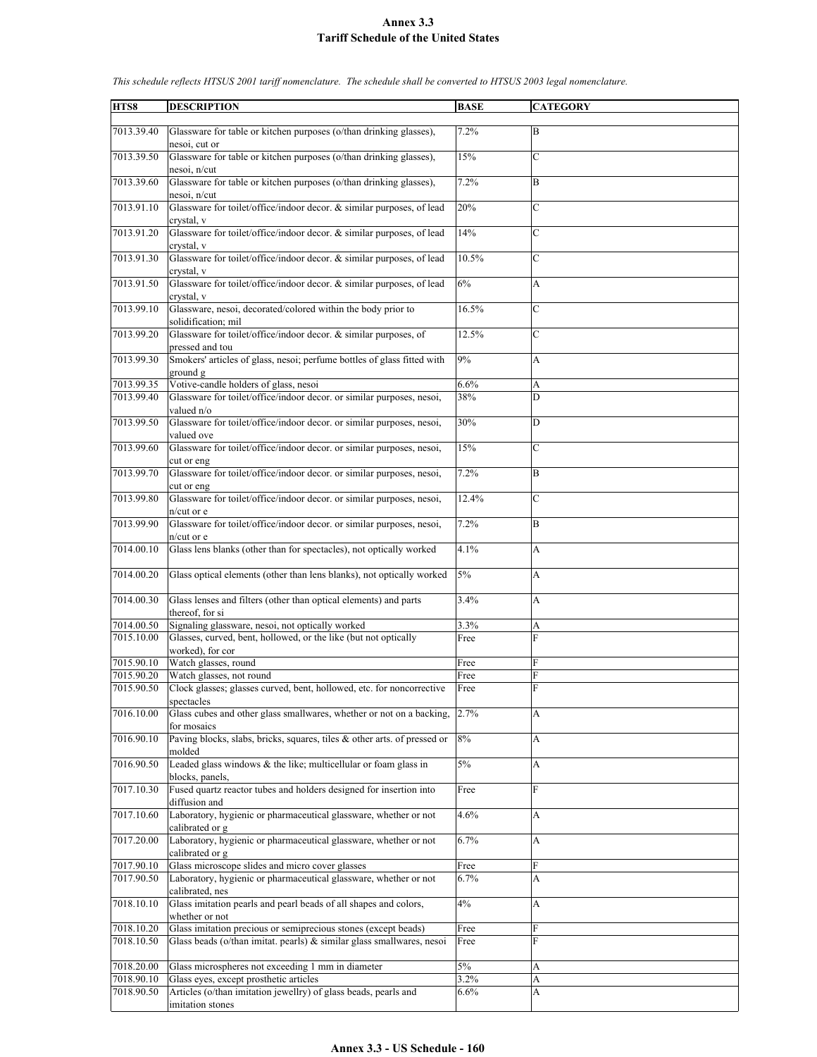# Annex 3.3
## Tariff Schedule of the United States

*This schedule reflects HTSUS 2001 tariff nomenclature. The schedule shall be converted to HTSUS 2003 legal nomenclature.*

| HTS8 | DESCRIPTION | BASE | CATEGORY |
|---|---|---|---|
| 7013.39.40 | Glassware for table or kitchen purposes (o/than drinking glasses), nesoi, cut or | 7.2% | B |
| 7013.39.50 | Glassware for table or kitchen purposes (o/than drinking glasses), nesoi, n/cut | 15% | C |
| 7013.39.60 | Glassware for table or kitchen purposes (o/than drinking glasses), nesoi, n/cut | 7.2% | B |
| 7013.91.10 | Glassware for toilet/office/indoor decor. & similar purposes, of lead crystal, v | 20% | C |
| 7013.91.20 | Glassware for toilet/office/indoor decor. & similar purposes, of lead crystal, v | 14% | C |
| 7013.91.30 | Glassware for toilet/office/indoor decor. & similar purposes, of lead crystal, v | 10.5% | C |
| 7013.91.50 | Glassware for toilet/office/indoor decor. & similar purposes, of lead crystal, v | 6% | A |
| 7013.99.10 | Glassware, nesoi, decorated/colored within the body prior to solidification; mil | 16.5% | C |
| 7013.99.20 | Glassware for toilet/office/indoor decor. & similar purposes, of pressed and tou | 12.5% | C |
| 7013.99.30 | Smokers' articles of glass, nesoi; perfume bottles of glass fitted with ground g | 9% | A |
| 7013.99.35 | Votive-candle holders of glass, nesoi | 6.6% | A |
| 7013.99.40 | Glassware for toilet/office/indoor decor. or similar purposes, nesoi, valued n/o | 38% | D |
| 7013.99.50 | Glassware for toilet/office/indoor decor. or similar purposes, nesoi, valued ove | 30% | D |
| 7013.99.60 | Glassware for toilet/office/indoor decor. or similar purposes, nesoi, cut or eng | 15% | C |
| 7013.99.70 | Glassware for toilet/office/indoor decor. or similar purposes, nesoi, cut or eng | 7.2% | B |
| 7013.99.80 | Glassware for toilet/office/indoor decor. or similar purposes, nesoi, n/cut or e | 12.4% | C |
| 7013.99.90 | Glassware for toilet/office/indoor decor. or similar purposes, nesoi, n/cut or e | 7.2% | B |
| 7014.00.10 | Glass lens blanks (other than for spectacles), not optically worked | 4.1% | A |
| 7014.00.20 | Glass optical elements (other than lens blanks), not optically worked | 5% | A |
| 7014.00.30 | Glass lenses and filters (other than optical elements) and parts thereof, for si | 3.4% | A |
| 7014.00.50 | Signaling glassware, nesoi, not optically worked | 3.3% | A |
| 7015.10.00 | Glasses, curved, bent, hollowed, or the like (but not optically worked), for cor | Free | F |
| 7015.90.10 | Watch glasses, round | Free | F |
| 7015.90.20 | Watch glasses, not round | Free | F |
| 7015.90.50 | Clock glasses; glasses curved, bent, hollowed, etc. for noncorrective spectacles | Free | F |
| 7016.10.00 | Glass cubes and other glass smallwares, whether or not on a backing, for mosaics | 2.7% | A |
| 7016.90.10 | Paving blocks, slabs, bricks, squares, tiles & other arts. of pressed or molded | 8% | A |
| 7016.90.50 | Leaded glass windows & the like; multicellular or foam glass in blocks, panels, | 5% | A |
| 7017.10.30 | Fused quartz reactor tubes and holders designed for insertion into diffusion and | Free | F |
| 7017.10.60 | Laboratory, hygienic or pharmaceutical glassware, whether or not calibrated or g | 4.6% | A |
| 7017.20.00 | Laboratory, hygienic or pharmaceutical glassware, whether or not calibrated or g | 6.7% | A |
| 7017.90.10 | Glass microscope slides and micro cover glasses | Free | F |
| 7017.90.50 | Laboratory, hygienic or pharmaceutical glassware, whether or not calibrated, nes | 6.7% | A |
| 7018.10.10 | Glass imitation pearls and pearl beads of all shapes and colors, whether or not | 4% | A |
| 7018.10.20 | Glass imitation precious or semiprecious stones (except beads) | Free | F |
| 7018.10.50 | Glass beads (o/than imitat. pearls) & similar glass smallwares, nesoi | Free | F |
| 7018.20.00 | Glass microspheres not exceeding 1 mm in diameter | 5% | A |
| 7018.90.10 | Glass eyes, except prosthetic articles | 3.2% | A |
| 7018.90.50 | Articles (o/than imitation jewellry) of glass beads, pearls and imitation stones | 6.6% | A |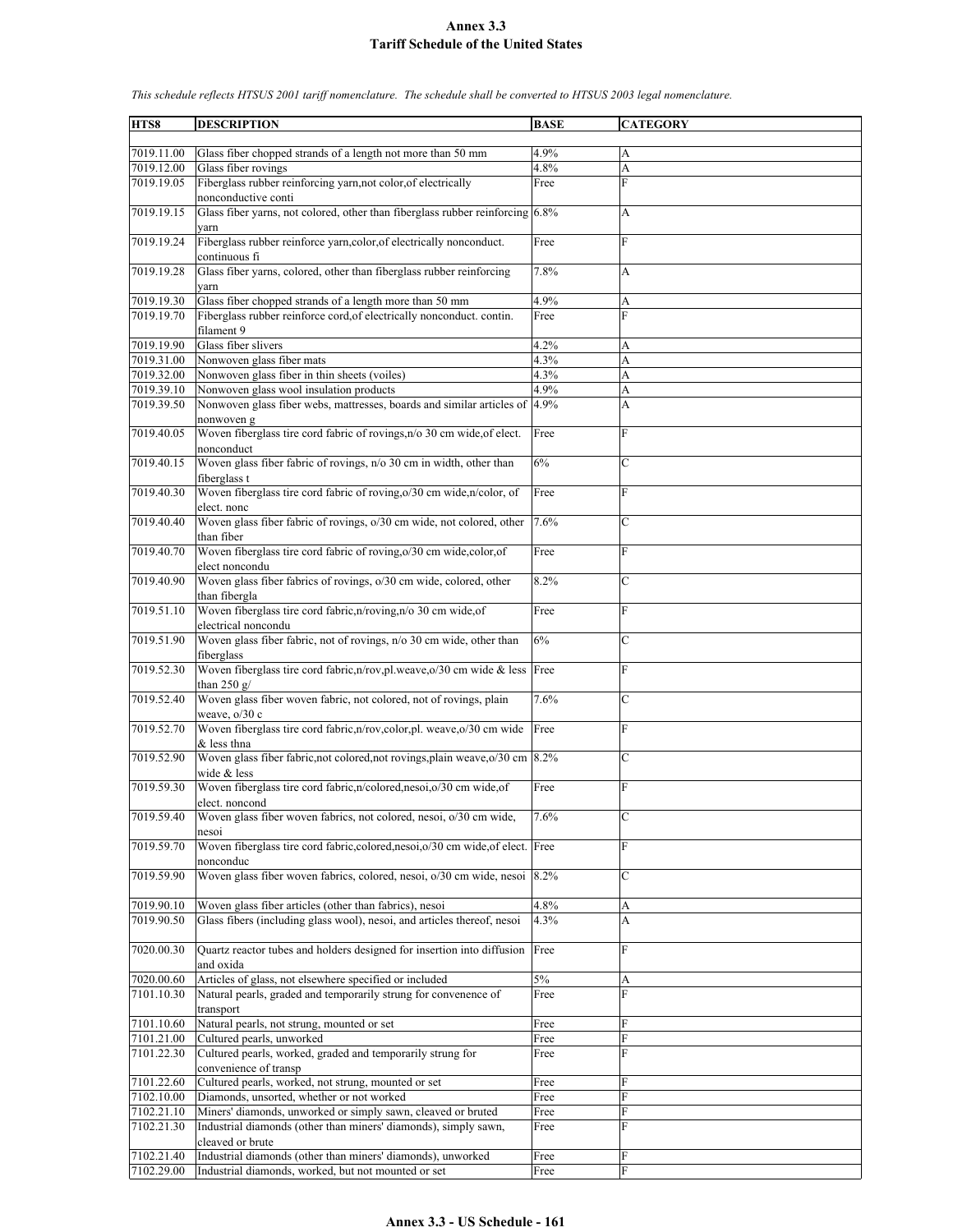# Annex 3.3
## Tariff Schedule of the United States

*This schedule reflects HTSUS 2001 tariff nomenclature. The schedule shall be converted to HTSUS 2003 legal nomenclature.*

| HTS8 | DESCRIPTION | BASE | CATEGORY |
|---|---|---|---|
| 7019.11.00 | Glass fiber chopped strands of a length not more than 50 mm | 4.9% | A |
| 7019.12.00 | Glass fiber rovings | 4.8% | A |
| 7019.19.05 | Fiberglass rubber reinforcing yarn,not color,of electrically nonconductive conti | Free | F |
| 7019.19.15 | Glass fiber yarns, not colored, other than fiberglass rubber reinforcing yarn | 6.8% | A |
| 7019.19.24 | Fiberglass rubber reinforce yarn,color,of electrically nonconduct. continuous fi | Free | F |
| 7019.19.28 | Glass fiber yarns, colored, other than fiberglass rubber reinforcing yarn | 7.8% | A |
| 7019.19.30 | Glass fiber chopped strands of a length more than 50 mm | 4.9% | A |
| 7019.19.70 | Fiberglass rubber reinforce cord,of electrically nonconduct. contin. filament 9 | Free | F |
| 7019.19.90 | Glass fiber slivers | 4.2% | A |
| 7019.31.00 | Nonwoven glass fiber mats | 4.3% | A |
| 7019.32.00 | Nonwoven glass fiber in thin sheets (voiles) | 4.3% | A |
| 7019.39.10 | Nonwoven glass wool insulation products | 4.9% | A |
| 7019.39.50 | Nonwoven glass fiber webs, mattresses, boards and similar articles of nonwoven g | 4.9% | A |
| 7019.40.05 | Woven fiberglass tire cord fabric of rovings,n/o 30 cm wide,of elect. nonconduct | Free | F |
| 7019.40.15 | Woven glass fiber fabric of rovings, n/o 30 cm in width, other than fiberglass t | 6% | C |
| 7019.40.30 | Woven fiberglass tire cord fabric of roving,o/30 cm wide,n/color, of elect. nonc | Free | F |
| 7019.40.40 | Woven glass fiber fabric of rovings, o/30 cm wide, not colored, other than fiber | 7.6% | C |
| 7019.40.70 | Woven fiberglass tire cord fabric of roving,o/30 cm wide,color,of elect noncondu | Free | F |
| 7019.40.90 | Woven glass fiber fabrics of rovings, o/30 cm wide, colored, other than fibergla | 8.2% | C |
| 7019.51.10 | Woven fiberglass tire cord fabric,n/roving,n/o 30 cm wide,of electrical noncondu | Free | F |
| 7019.51.90 | Woven glass fiber fabric, not of rovings, n/o 30 cm wide, other than fiberglass | 6% | C |
| 7019.52.30 | Woven fiberglass tire cord fabric,n/rov,pl.weave,o/30 cm wide & less than 250 g/ | Free | F |
| 7019.52.40 | Woven glass fiber woven fabric, not colored, not of rovings, plain weave, o/30 c | 7.6% | C |
| 7019.52.70 | Woven fiberglass tire cord fabric,n/rov,color,pl. weave,o/30 cm wide & less thna | Free | F |
| 7019.52.90 | Woven glass fiber fabric,not colored,not rovings,plain weave,o/30 cm wide & less | 8.2% | C |
| 7019.59.30 | Woven fiberglass tire cord fabric,n/colored,nesoi,o/30 cm wide,of elect. noncond | Free | F |
| 7019.59.40 | Woven glass fiber woven fabrics, not colored, nesoi, o/30 cm wide, nesoi | 7.6% | C |
| 7019.59.70 | Woven fiberglass tire cord fabric,colored,nesoi,o/30 cm wide,of elect. nonconduc | Free | F |
| 7019.59.90 | Woven glass fiber woven fabrics, colored, nesoi, o/30 cm wide, nesoi | 8.2% | C |
| 7019.90.10 | Woven glass fiber articles (other than fabrics), nesoi | 4.8% | A |
| 7019.90.50 | Glass fibers (including glass wool), nesoi, and articles thereof, nesoi | 4.3% | A |
| 7020.00.30 | Quartz reactor tubes and holders designed for insertion into diffusion and oxida | Free | F |
| 7020.00.60 | Articles of glass, not elsewhere specified or included | 5% | A |
| 7101.10.30 | Natural pearls, graded and temporarily strung for convenence of transport | Free | F |
| 7101.10.60 | Natural pearls, not strung, mounted or set | Free | F |
| 7101.21.00 | Cultured pearls, unworked | Free | F |
| 7101.22.30 | Cultured pearls, worked, graded and temporarily strung for convenience of transp | Free | F |
| 7101.22.60 | Cultured pearls, worked, not strung, mounted or set | Free | F |
| 7102.10.00 | Diamonds, unsorted, whether or not worked | Free | F |
| 7102.21.10 | Miners' diamonds, unworked or simply sawn, cleaved or bruted | Free | F |
| 7102.21.30 | Industrial diamonds (other than miners' diamonds), simply sawn, cleaved or brute | Free | F |
| 7102.21.40 | Industrial diamonds (other than miners' diamonds), unworked | Free | F |
| 7102.29.00 | Industrial diamonds, worked, but not mounted or set | Free | F |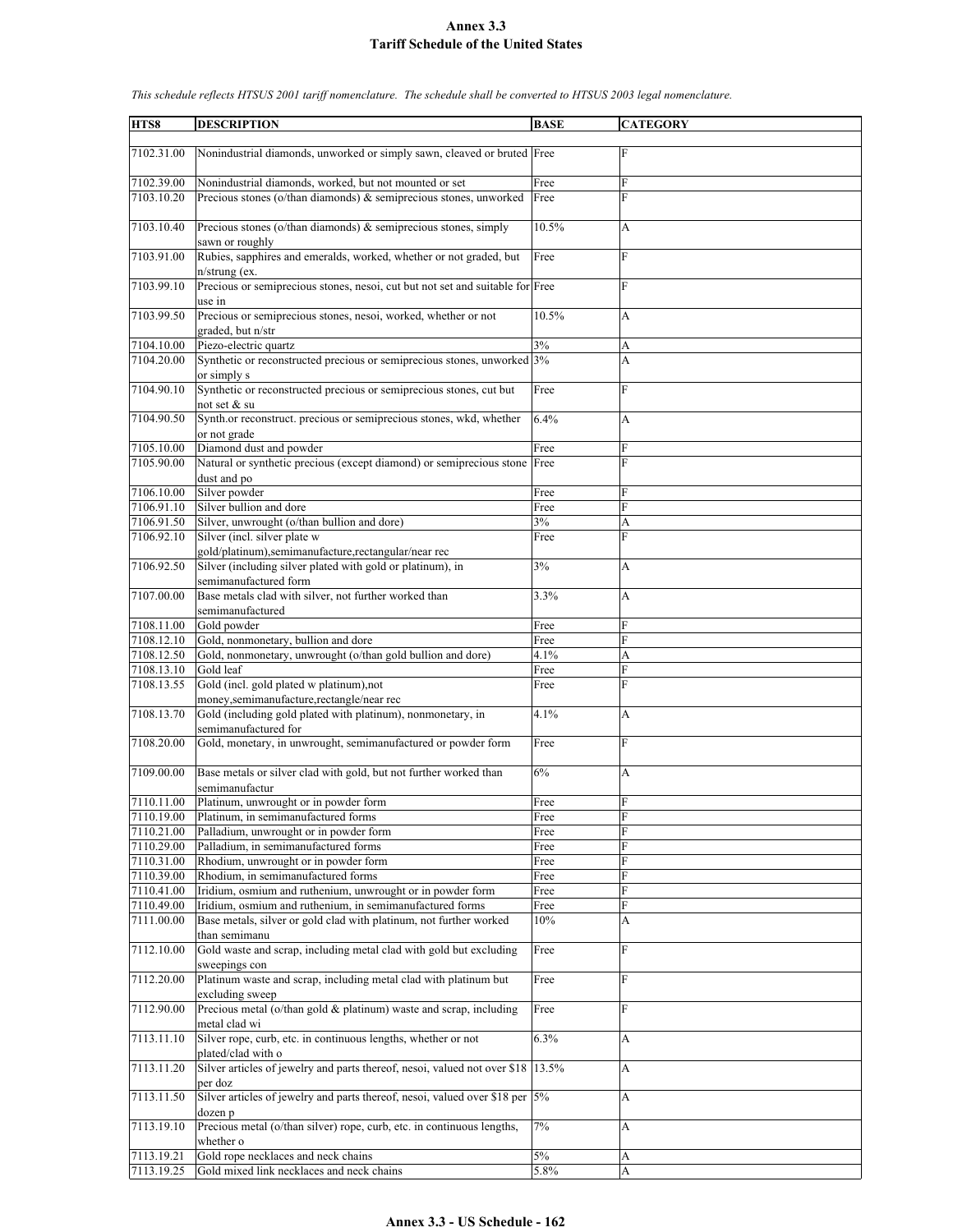# Annex 3.3
## Tariff Schedule of the United States

*This schedule reflects HTSUS 2001 tariff nomenclature. The schedule shall be converted to HTSUS 2003 legal nomenclature.*

| HTS8 | DESCRIPTION | BASE | CATEGORY |
|---|---|---|---|
| 7102.31.00 | Nonindustrial diamonds, unworked or simply sawn, cleaved or bruted | Free | F |
| 7102.39.00 | Nonindustrial diamonds, worked, but not mounted or set | Free | F |
| 7103.10.20 | Precious stones (o/than diamonds) & semiprecious stones, unworked | Free | F |
| 7103.10.40 | Precious stones (o/than diamonds) & semiprecious stones, simply sawn or roughly | 10.5% | A |
| 7103.91.00 | Rubies, sapphires and emeralds, worked, whether or not graded, but n/strung (ex. | Free | F |
| 7103.99.10 | Precious or semiprecious stones, nesoi, cut but not set and suitable for use in | Free | F |
| 7103.99.50 | Precious or semiprecious stones, nesoi, worked, whether or not graded, but n/str | 10.5% | A |
| 7104.10.00 | Piezo-electric quartz | 3% | A |
| 7104.20.00 | Synthetic or reconstructed precious or semiprecious stones, unworked or simply s | 3% | A |
| 7104.90.10 | Synthetic or reconstructed precious or semiprecious stones, cut but not set & su | Free | F |
| 7104.90.50 | Synth.or reconstruct. precious or semiprecious stones, wkd, whether or not grade | 6.4% | A |
| 7105.10.00 | Diamond dust and powder | Free | F |
| 7105.90.00 | Natural or synthetic precious (except diamond) or semiprecious stone dust and po | Free | F |
| 7106.10.00 | Silver powder | Free | F |
| 7106.91.10 | Silver bullion and dore | Free | F |
| 7106.91.50 | Silver, unwrought (o/than bullion and dore) | 3% | A |
| 7106.92.10 | Silver (incl. silver plate w gold/platinum),semimanufacture,rectangular/near rec | Free | F |
| 7106.92.50 | Silver (including silver plated with gold or platinum), in semimanufactured form | 3% | A |
| 7107.00.00 | Base metals clad with silver, not further worked than semimanufactured | 3.3% | A |
| 7108.11.00 | Gold powder | Free | F |
| 7108.12.10 | Gold, nonmonetary, bullion and dore | Free | F |
| 7108.12.50 | Gold, nonmonetary, unwrought (o/than gold bullion and dore) | 4.1% | A |
| 7108.13.10 | Gold leaf | Free | F |
| 7108.13.55 | Gold (incl. gold plated w platinum),not money,semimanufacture,rectangle/near rec | Free | F |
| 7108.13.70 | Gold (including gold plated with platinum), nonmonetary, in semimanufactured for | 4.1% | A |
| 7108.20.00 | Gold, monetary, in unwrought, semimanufactured or powder form | Free | F |
| 7109.00.00 | Base metals or silver clad with gold, but not further worked than semimanufactur | 6% | A |
| 7110.11.00 | Platinum, unwrought or in powder form | Free | F |
| 7110.19.00 | Platinum, in semimanufactured forms | Free | F |
| 7110.21.00 | Palladium, unwrought or in powder form | Free | F |
| 7110.29.00 | Palladium, in semimanufactured forms | Free | F |
| 7110.31.00 | Rhodium, unwrought or in powder form | Free | F |
| 7110.39.00 | Rhodium, in semimanufactured forms | Free | F |
| 7110.41.00 | Iridium, osmium and ruthenium, unwrought or in powder form | Free | F |
| 7110.49.00 | Iridium, osmium and ruthenium, in semimanufactured forms | Free | F |
| 7111.00.00 | Base metals, silver or gold clad with platinum, not further worked than semimanu | 10% | A |
| 7112.10.00 | Gold waste and scrap, including metal clad with gold but excluding sweepings con | Free | F |
| 7112.20.00 | Platinum waste and scrap, including metal clad with platinum but excluding sweep | Free | F |
| 7112.90.00 | Precious metal (o/than gold & platinum) waste and scrap, including metal clad wi | Free | F |
| 7113.11.10 | Silver rope, curb, etc. in continuous lengths, whether or not plated/clad with o | 6.3% | A |
| 7113.11.20 | Silver articles of jewelry and parts thereof, nesoi, valued not over $18 per doz | 13.5% | A |
| 7113.11.50 | Silver articles of jewelry and parts thereof, nesoi, valued over $18 per dozen p | 5% | A |
| 7113.19.10 | Precious metal (o/than silver) rope, curb, etc. in continuous lengths, whether o | 7% | A |
| 7113.19.21 | Gold rope necklaces and neck chains | 5% | A |
| 7113.19.25 | Gold mixed link necklaces and neck chains | 5.8% | A |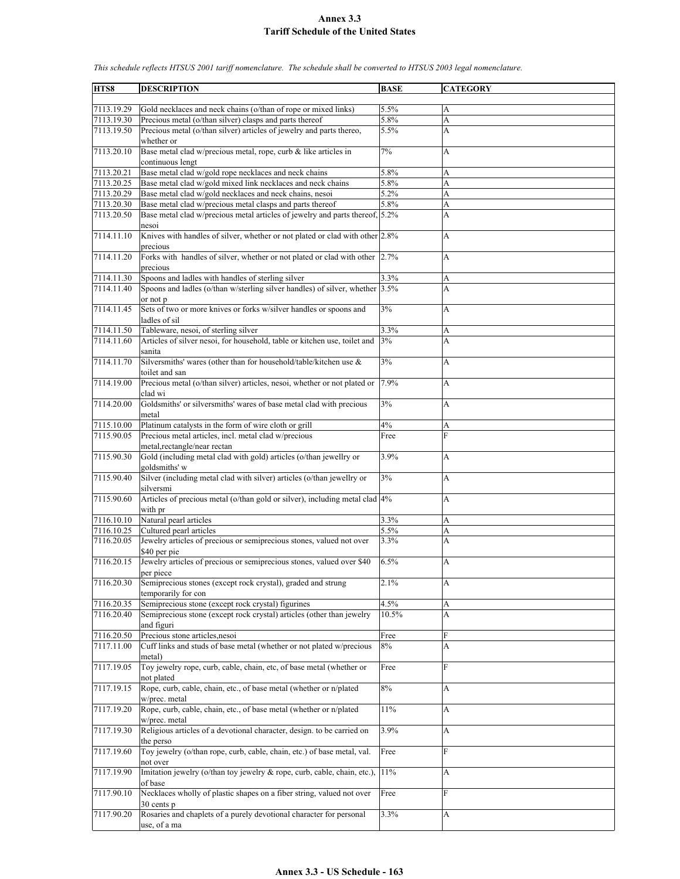# Annex 3.3
## Tariff Schedule of the United States

*This schedule reflects HTSUS 2001 tariff nomenclature. The schedule shall be converted to HTSUS 2003 legal nomenclature.*

| HTS8 | DESCRIPTION | BASE | CATEGORY |
|---|---|---|---|
| 7113.19.29 | Gold necklaces and neck chains (o/than of rope or mixed links) | 5.5% | A |
| 7113.19.30 | Precious metal (o/than silver) clasps and parts thereof | 5.8% | A |
| 7113.19.50 | Precious metal (o/than silver) articles of jewelry and parts thereo, whether or | 5.5% | A |
| 7113.20.10 | Base metal clad w/precious metal, rope, curb & like articles in continuous lengt | 7% | A |
| 7113.20.21 | Base metal clad w/gold rope necklaces and neck chains | 5.8% | A |
| 7113.20.25 | Base metal clad w/gold mixed link necklaces and neck chains | 5.8% | A |
| 7113.20.29 | Base metal clad w/gold necklaces and neck chains, nesoi | 5.2% | A |
| 7113.20.30 | Base metal clad w/precious metal clasps and parts thereof | 5.8% | A |
| 7113.20.50 | Base metal clad w/precious metal articles of jewelry and parts thereof, nesoi | 5.2% | A |
| 7114.11.10 | Knives with handles of silver, whether or not plated or clad with other precious | 2.8% | A |
| 7114.11.20 | Forks with handles of silver, whether or not plated or clad with other precious | 2.7% | A |
| 7114.11.30 | Spoons and ladles with handles of sterling silver | 3.3% | A |
| 7114.11.40 | Spoons and ladles (o/than w/sterling silver handles) of silver, whether or not p | 3.5% | A |
| 7114.11.45 | Sets of two or more knives or forks w/silver handles or spoons and ladles of sil | 3% | A |
| 7114.11.50 | Tableware, nesoi, of sterling silver | 3.3% | A |
| 7114.11.60 | Articles of silver nesoi, for household, table or kitchen use, toilet and sanita | 3% | A |
| 7114.11.70 | Silversmiths' wares (other than for household/table/kitchen use & toilet and san | 3% | A |
| 7114.19.00 | Precious metal (o/than silver) articles, nesoi, whether or not plated or clad wi | 7.9% | A |
| 7114.20.00 | Goldsmiths' or silversmiths' wares of base metal clad with precious metal | 3% | A |
| 7115.10.00 | Platinum catalysts in the form of wire cloth or grill | 4% | A |
| 7115.90.05 | Precious metal articles, incl. metal clad w/precious metal,rectangle/near rectan | Free | F |
| 7115.90.30 | Gold (including metal clad with gold) articles (o/than jewellry or goldsmiths' w | 3.9% | A |
| 7115.90.40 | Silver (including metal clad with silver) articles (o/than jewellry or silversmi | 3% | A |
| 7115.90.60 | Articles of precious metal (o/than gold or silver), including metal clad with pr | 4% | A |
| 7116.10.10 | Natural pearl articles | 3.3% | A |
| 7116.10.25 | Cultured pearl articles | 5.5% | A |
| 7116.20.05 | Jewelry articles of precious or semiprecious stones, valued not over $40 per pie | 3.3% | A |
| 7116.20.15 | Jewelry articles of precious or semiprecious stones, valued over $40 per piece | 6.5% | A |
| 7116.20.30 | Semiprecious stones (except rock crystal), graded and strung temporarily for con | 2.1% | A |
| 7116.20.35 | Semiprecious stone (except rock crystal) figurines | 4.5% | A |
| 7116.20.40 | Semiprecious stone (except rock crystal) articles (other than jewelry and figuri | 10.5% | A |
| 7116.20.50 | Precious stone articles,nesoi | Free | F |
| 7117.11.00 | Cuff links and studs of base metal (whether or not plated w/precious metal) | 8% | A |
| 7117.19.05 | Toy jewelry rope, curb, cable, chain, etc, of base metal (whether or not plated | Free | F |
| 7117.19.15 | Rope, curb, cable, chain, etc., of base metal (whether or n/plated w/prec. metal | 8% | A |
| 7117.19.20 | Rope, curb, cable, chain, etc., of base metal (whether or n/plated w/prec. metal | 11% | A |
| 7117.19.30 | Religious articles of a devotional character, design. to be carried on the perso | 3.9% | A |
| 7117.19.60 | Toy jewelry (o/than rope, curb, cable, chain, etc.) of base metal, val. not over | Free | F |
| 7117.19.90 | Imitation jewelry (o/than toy jewelry & rope, curb, cable, chain, etc.), of base | 11% | A |
| 7117.90.10 | Necklaces wholly of plastic shapes on a fiber string, valued not over 30 cents p | Free | F |
| 7117.90.20 | Rosaries and chaplets of a purely devotional character for personal use, of a ma | 3.3% | A |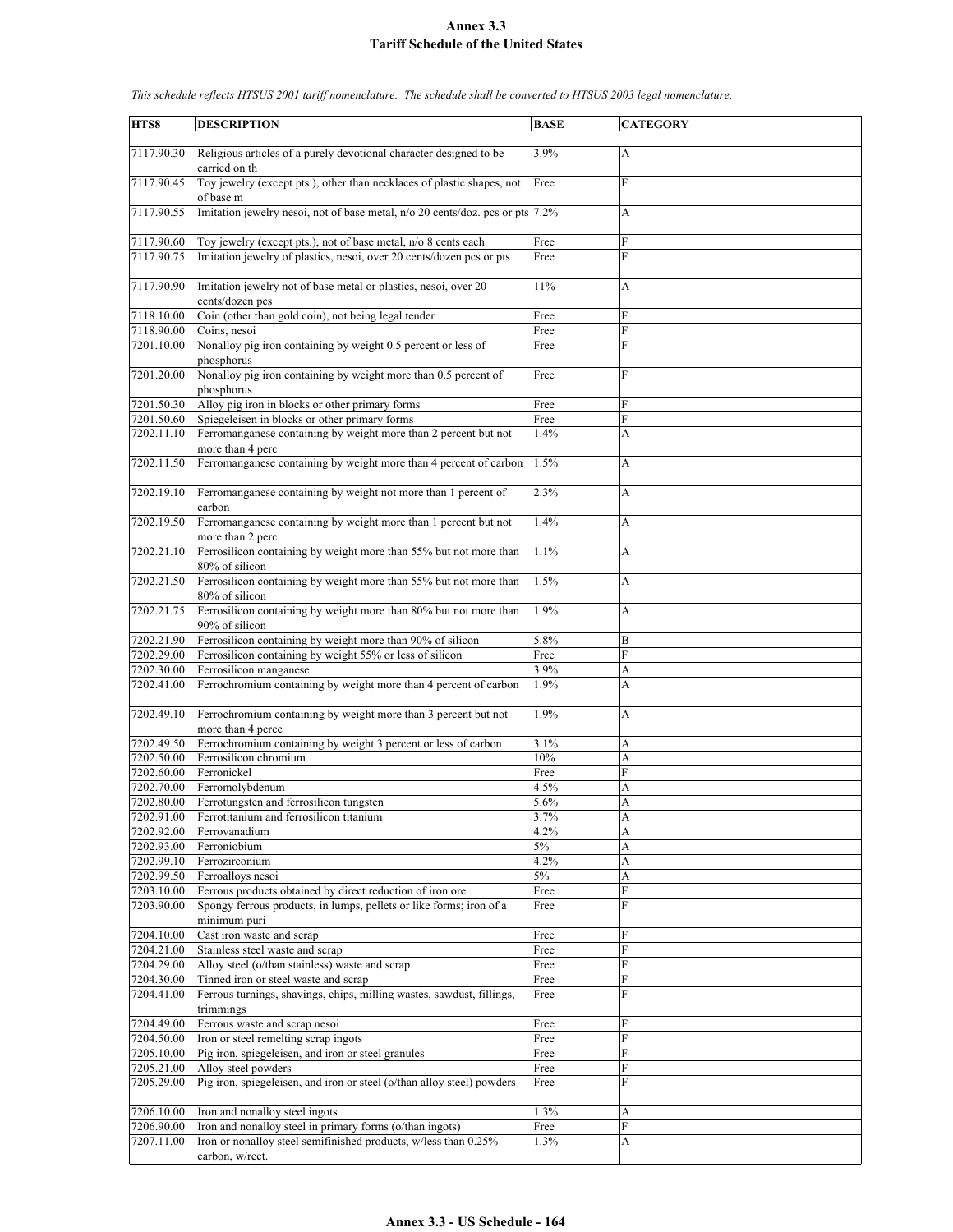# Annex 3.3
# Tariff Schedule of the United States

*This schedule reflects HTSUS 2001 tariff nomenclature. The schedule shall be converted to HTSUS 2003 legal nomenclature.*

| HTS8 | DESCRIPTION | BASE | CATEGORY |
|---|---|---|---|
| 7117.90.30 | Religious articles of a purely devotional character designed to be carried on th | 3.9% | A |
| 7117.90.45 | Toy jewelry (except pts.), other than necklaces of plastic shapes, not of base m | Free | F |
| 7117.90.55 | Imitation jewelry nesoi, not of base metal, n/o 20 cents/doz. pcs or pts | 7.2% | A |
| 7117.90.60 | Toy jewelry (except pts.), not of base metal, n/o 8 cents each | Free | F |
| 7117.90.75 | Imitation jewelry of plastics, nesoi, over 20 cents/dozen pcs or pts | Free | F |
| 7117.90.90 | Imitation jewelry not of base metal or plastics, nesoi, over 20 cents/dozen pcs | 11% | A |
| 7118.10.00 | Coin (other than gold coin), not being legal tender | Free | F |
| 7118.90.00 | Coins, nesoi | Free | F |
| 7201.10.00 | Nonalloy pig iron containing by weight 0.5 percent or less of phosphorus | Free | F |
| 7201.20.00 | Nonalloy pig iron containing by weight more than 0.5 percent of phosphorus | Free | F |
| 7201.50.30 | Alloy pig iron in blocks or other primary forms | Free | F |
| 7201.50.60 | Spiegeleisen in blocks or other primary forms | Free | F |
| 7202.11.10 | Ferromanganese containing by weight more than 2 percent but not more than 4 perc | 1.4% | A |
| 7202.11.50 | Ferromanganese containing by weight more than 4 percent of carbon | 1.5% | A |
| 7202.19.10 | Ferromanganese containing by weight not more than 1 percent of carbon | 2.3% | A |
| 7202.19.50 | Ferromanganese containing by weight more than 1 percent but not more than 2 perc | 1.4% | A |
| 7202.21.10 | Ferrosilicon containing by weight more than 55% but not more than 80% of silicon | 1.1% | A |
| 7202.21.50 | Ferrosilicon containing by weight more than 55% but not more than 80% of silicon | 1.5% | A |
| 7202.21.75 | Ferrosilicon containing by weight more than 80% but not more than 90% of silicon | 1.9% | A |
| 7202.21.90 | Ferrosilicon containing by weight more than 90% of silicon | 5.8% | B |
| 7202.29.00 | Ferrosilicon containing by weight 55% or less of silicon | Free | F |
| 7202.30.00 | Ferrosilicon manganese | 3.9% | A |
| 7202.41.00 | Ferrochromium containing by weight more than 4 percent of carbon | 1.9% | A |
| 7202.49.10 | Ferrochromium containing by weight more than 3 percent but not more than 4 perce | 1.9% | A |
| 7202.49.50 | Ferrochromium containing by weight 3 percent or less of carbon | 3.1% | A |
| 7202.50.00 | Ferrosilicon chromium | 10% | A |
| 7202.60.00 | Ferronickel | Free | F |
| 7202.70.00 | Ferromolybdenum | 4.5% | A |
| 7202.80.00 | Ferrotungsten and ferrosilicon tungsten | 5.6% | A |
| 7202.91.00 | Ferrotitanium and ferrosilicon titanium | 3.7% | A |
| 7202.92.00 | Ferrovanadium | 4.2% | A |
| 7202.93.00 | Ferroniobium | 5% | A |
| 7202.99.10 | Ferrozirconium | 4.2% | A |
| 7202.99.50 | Ferroalloys nesoi | 5% | A |
| 7203.10.00 | Ferrous products obtained by direct reduction of iron ore | Free | F |
| 7203.90.00 | Spongy ferrous products, in lumps, pellets or like forms; iron of a minimum puri | Free | F |
| 7204.10.00 | Cast iron waste and scrap | Free | F |
| 7204.21.00 | Stainless steel waste and scrap | Free | F |
| 7204.29.00 | Alloy steel (o/than stainless) waste and scrap | Free | F |
| 7204.30.00 | Tinned iron or steel waste and scrap | Free | F |
| 7204.41.00 | Ferrous turnings, shavings, chips, milling wastes, sawdust, fillings, trimmings | Free | F |
| 7204.49.00 | Ferrous waste and scrap nesoi | Free | F |
| 7204.50.00 | Iron or steel remelting scrap ingots | Free | F |
| 7205.10.00 | Pig iron, spiegeleisen, and iron or steel granules | Free | F |
| 7205.21.00 | Alloy steel powders | Free | F |
| 7205.29.00 | Pig iron, spiegeleisen, and iron or steel (o/than alloy steel) powders | Free | F |
| 7206.10.00 | Iron and nonalloy steel ingots | 1.3% | A |
| 7206.90.00 | Iron and nonalloy steel in primary forms (o/than ingots) | Free | F |
| 7207.11.00 | Iron or nonalloy steel semifinished products, w/less than 0.25% carbon, w/rect. | 1.3% | A |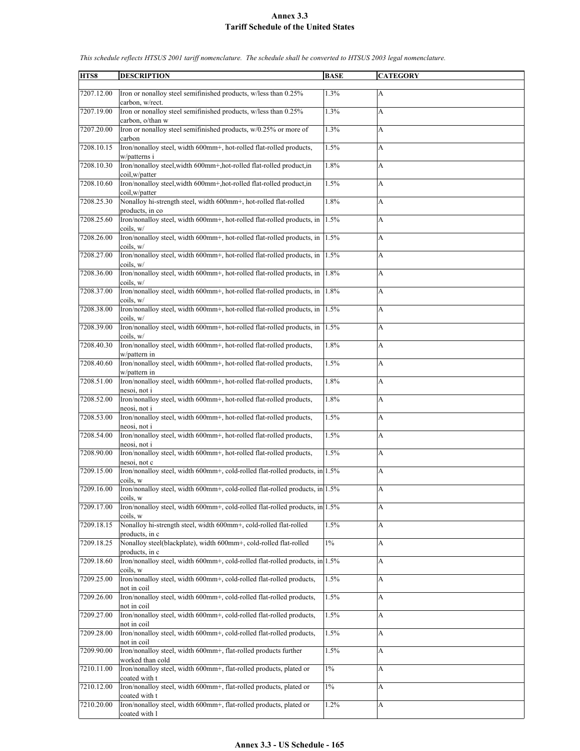# Annex 3.3
## Tariff Schedule of the United States

*This schedule reflects HTSUS 2001 tariff nomenclature. The schedule shall be converted to HTSUS 2003 legal nomenclature.*

| HTS8 | DESCRIPTION | BASE | CATEGORY |
|---|---|---|---|
| 7207.12.00 | Iron or nonalloy steel semifinished products, w/less than 0.25% carbon, w/rect. | 1.3% | A |
| 7207.19.00 | Iron or nonalloy steel semifinished products, w/less than 0.25% carbon, o/than w | 1.3% | A |
| 7207.20.00 | Iron or nonalloy steel semifinished products, w/0.25% or more of carbon | 1.3% | A |
| 7208.10.15 | Iron/nonalloy steel, width 600mm+, hot-rolled flat-rolled products, w/patterns i | 1.5% | A |
| 7208.10.30 | Iron/nonalloy steel,width 600mm+,hot-rolled flat-rolled product,in coil,w/patter | 1.8% | A |
| 7208.10.60 | Iron/nonalloy steel,width 600mm+,hot-rolled flat-rolled product,in coil,w/patter | 1.5% | A |
| 7208.25.30 | Nonalloy hi-strength steel, width 600mm+, hot-rolled flat-rolled products, in co | 1.8% | A |
| 7208.25.60 | Iron/nonalloy steel, width 600mm+, hot-rolled flat-rolled products, in coils, w/ | 1.5% | A |
| 7208.26.00 | Iron/nonalloy steel, width 600mm+, hot-rolled flat-rolled products, in coils, w/ | 1.5% | A |
| 7208.27.00 | Iron/nonalloy steel, width 600mm+, hot-rolled flat-rolled products, in coils, w/ | 1.5% | A |
| 7208.36.00 | Iron/nonalloy steel, width 600mm+, hot-rolled flat-rolled products, in coils, w/ | 1.8% | A |
| 7208.37.00 | Iron/nonalloy steel, width 600mm+, hot-rolled flat-rolled products, in coils, w/ | 1.8% | A |
| 7208.38.00 | Iron/nonalloy steel, width 600mm+, hot-rolled flat-rolled products, in coils, w/ | 1.5% | A |
| 7208.39.00 | Iron/nonalloy steel, width 600mm+, hot-rolled flat-rolled products, in coils, w/ | 1.5% | A |
| 7208.40.30 | Iron/nonalloy steel, width 600mm+, hot-rolled flat-rolled products, w/pattern in | 1.8% | A |
| 7208.40.60 | Iron/nonalloy steel, width 600mm+, hot-rolled flat-rolled products, w/pattern in | 1.5% | A |
| 7208.51.00 | Iron/nonalloy steel, width 600mm+, hot-rolled flat-rolled products, nesoi, not i | 1.8% | A |
| 7208.52.00 | Iron/nonalloy steel, width 600mm+, hot-rolled flat-rolled products, neosi, not i | 1.8% | A |
| 7208.53.00 | Iron/nonalloy steel, width 600mm+, hot-rolled flat-rolled products, neosi, not i | 1.5% | A |
| 7208.54.00 | Iron/nonalloy steel, width 600mm+, hot-rolled flat-rolled products, neosi, not i | 1.5% | A |
| 7208.90.00 | Iron/nonalloy steel, width 600mm+, hot-rolled flat-rolled products, nesoi, not c | 1.5% | A |
| 7209.15.00 | Iron/nonalloy steel, width 600mm+, cold-rolled flat-rolled products, in coils, w | 1.5% | A |
| 7209.16.00 | Iron/nonalloy steel, width 600mm+, cold-rolled flat-rolled products, in coils, w | 1.5% | A |
| 7209.17.00 | Iron/nonalloy steel, width 600mm+, cold-rolled flat-rolled products, in coils, w | 1.5% | A |
| 7209.18.15 | Nonalloy hi-strength steel, width 600mm+, cold-rolled flat-rolled products, in c | 1.5% | A |
| 7209.18.25 | Nonalloy steel(blackplate), width 600mm+, cold-rolled flat-rolled products, in c | 1% | A |
| 7209.18.60 | Iron/nonalloy steel, width 600mm+, cold-rolled flat-rolled products, in coils, w | 1.5% | A |
| 7209.25.00 | Iron/nonalloy steel, width 600mm+, cold-rolled flat-rolled products, not in coil | 1.5% | A |
| 7209.26.00 | Iron/nonalloy steel, width 600mm+, cold-rolled flat-rolled products, not in coil | 1.5% | A |
| 7209.27.00 | Iron/nonalloy steel, width 600mm+, cold-rolled flat-rolled products, not in coil | 1.5% | A |
| 7209.28.00 | Iron/nonalloy steel, width 600mm+, cold-rolled flat-rolled products, not in coil | 1.5% | A |
| 7209.90.00 | Iron/nonalloy steel, width 600mm+, flat-rolled products further worked than cold | 1.5% | A |
| 7210.11.00 | Iron/nonalloy steel, width 600mm+, flat-rolled products, plated or coated with t | 1% | A |
| 7210.12.00 | Iron/nonalloy steel, width 600mm+, flat-rolled products, plated or coated with t | 1% | A |
| 7210.20.00 | Iron/nonalloy steel, width 600mm+, flat-rolled products, plated or coated with l | 1.2% | A |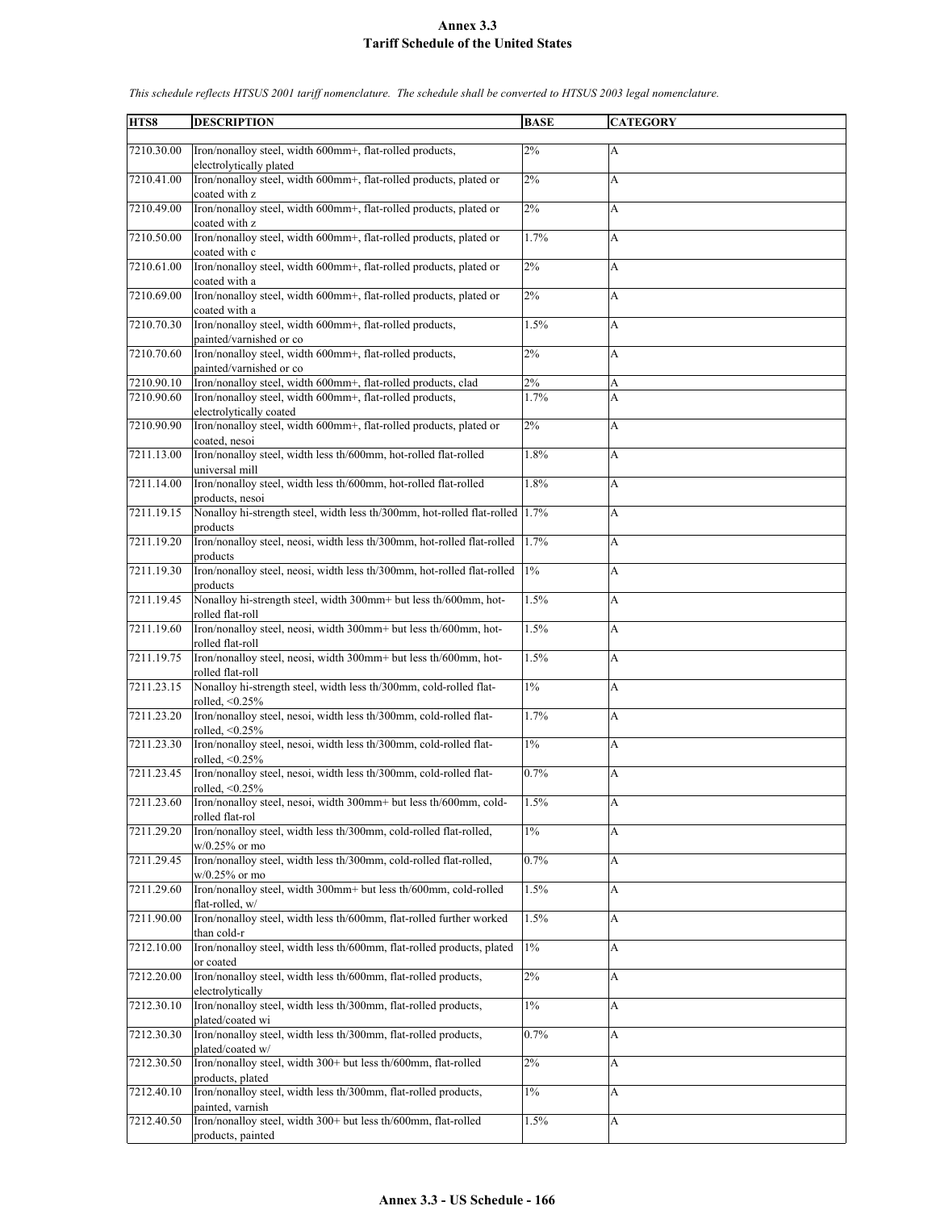# Annex 3.3
## Tariff Schedule of the United States

*This schedule reflects HTSUS 2001 tariff nomenclature. The schedule shall be converted to HTSUS 2003 legal nomenclature.*

| HTS8 | DESCRIPTION | BASE | CATEGORY |
|---|---|---|---|
| 7210.30.00 | Iron/nonalloy steel, width 600mm+, flat-rolled products, electrolytically plated | 2% | A |
| 7210.41.00 | Iron/nonalloy steel, width 600mm+, flat-rolled products, plated or coated with z | 2% | A |
| 7210.49.00 | Iron/nonalloy steel, width 600mm+, flat-rolled products, plated or coated with z | 2% | A |
| 7210.50.00 | Iron/nonalloy steel, width 600mm+, flat-rolled products, plated or coated with c | 1.7% | A |
| 7210.61.00 | Iron/nonalloy steel, width 600mm+, flat-rolled products, plated or coated with a | 2% | A |
| 7210.69.00 | Iron/nonalloy steel, width 600mm+, flat-rolled products, plated or coated with a | 2% | A |
| 7210.70.30 | Iron/nonalloy steel, width 600mm+, flat-rolled products, painted/varnished or co | 1.5% | A |
| 7210.70.60 | Iron/nonalloy steel, width 600mm+, flat-rolled products, painted/varnished or co | 2% | A |
| 7210.90.10 | Iron/nonalloy steel, width 600mm+, flat-rolled products, clad | 2% | A |
| 7210.90.60 | Iron/nonalloy steel, width 600mm+, flat-rolled products, electrolytically coated | 1.7% | A |
| 7210.90.90 | Iron/nonalloy steel, width 600mm+, flat-rolled products, plated or coated, nesoi | 2% | A |
| 7211.13.00 | Iron/nonalloy steel, width less th/600mm, hot-rolled flat-rolled universal mill | 1.8% | A |
| 7211.14.00 | Iron/nonalloy steel, width less th/600mm, hot-rolled flat-rolled products, nesoi | 1.8% | A |
| 7211.19.15 | Nonalloy hi-strength steel, width less th/300mm, hot-rolled flat-rolled products | 1.7% | A |
| 7211.19.20 | Iron/nonalloy steel, neosi, width less th/300mm, hot-rolled flat-rolled products | 1.7% | A |
| 7211.19.30 | Iron/nonalloy steel, neosi, width less th/300mm, hot-rolled flat-rolled products | 1% | A |
| 7211.19.45 | Nonalloy hi-strength steel, width 300mm+ but less th/600mm, hot-rolled flat-roll | 1.5% | A |
| 7211.19.60 | Iron/nonalloy steel, neosi, width 300mm+ but less th/600mm, hot-rolled flat-roll | 1.5% | A |
| 7211.19.75 | Iron/nonalloy steel, neosi, width 300mm+ but less th/600mm, hot-rolled flat-roll | 1.5% | A |
| 7211.23.15 | Nonalloy hi-strength steel, width less th/300mm, cold-rolled flat-rolled, <0.25% | 1% | A |
| 7211.23.20 | Iron/nonalloy steel, nesoi, width less th/300mm, cold-rolled flat-rolled, <0.25% | 1.7% | A |
| 7211.23.30 | Iron/nonalloy steel, nesoi, width less th/300mm, cold-rolled flat-rolled, <0.25% | 1% | A |
| 7211.23.45 | Iron/nonalloy steel, nesoi, width less th/300mm, cold-rolled flat-rolled, <0.25% | 0.7% | A |
| 7211.23.60 | Iron/nonalloy steel, nesoi, width 300mm+ but less th/600mm, cold-rolled flat-rol | 1.5% | A |
| 7211.29.20 | Iron/nonalloy steel, width less th/300mm, cold-rolled flat-rolled, w/0.25% or mo | 1% | A |
| 7211.29.45 | Iron/nonalloy steel, width less th/300mm, cold-rolled flat-rolled, w/0.25% or mo | 0.7% | A |
| 7211.29.60 | Iron/nonalloy steel, width 300mm+ but less th/600mm, cold-rolled flat-rolled, w/ | 1.5% | A |
| 7211.90.00 | Iron/nonalloy steel, width less th/600mm, flat-rolled further worked than cold-r | 1.5% | A |
| 7212.10.00 | Iron/nonalloy steel, width less th/600mm, flat-rolled products, plated or coated | 1% | A |
| 7212.20.00 | Iron/nonalloy steel, width less th/600mm, flat-rolled products, electrolytically | 2% | A |
| 7212.30.10 | Iron/nonalloy steel, width less th/300mm, flat-rolled products, plated/coated wi | 1% | A |
| 7212.30.30 | Iron/nonalloy steel, width less th/300mm, flat-rolled products, plated/coated w/ | 0.7% | A |
| 7212.30.50 | Iron/nonalloy steel, width 300+ but less th/600mm, flat-rolled products, plated | 2% | A |
| 7212.40.10 | Iron/nonalloy steel, width less th/300mm, flat-rolled products, painted, varnish | 1% | A |
| 7212.40.50 | Iron/nonalloy steel, width 300+ but less th/600mm, flat-rolled products, painted | 1.5% | A |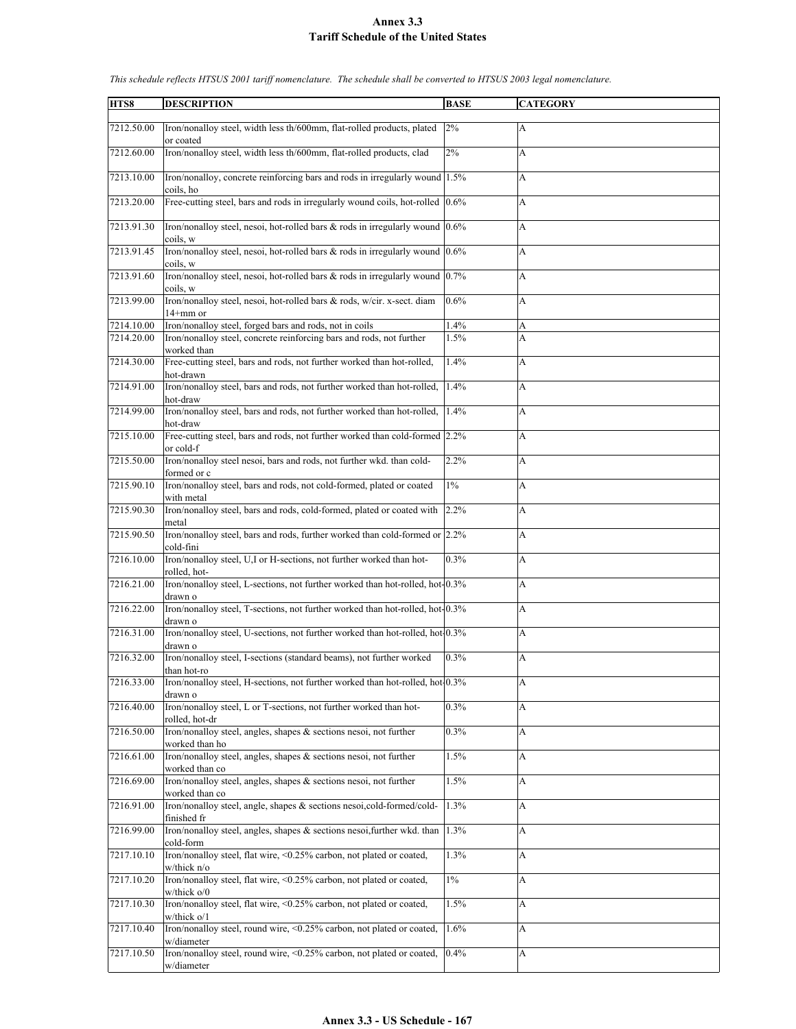# Annex 3.3
## Tariff Schedule of the United States

*This schedule reflects HTSUS 2001 tariff nomenclature. The schedule shall be converted to HTSUS 2003 legal nomenclature.*

| HTS8 | DESCRIPTION | BASE | CATEGORY |
|---|---|---|---|
| 7212.50.00 | Iron/nonalloy steel, width less th/600mm, flat-rolled products, plated or coated | 2% | A |
| 7212.60.00 | Iron/nonalloy steel, width less th/600mm, flat-rolled products, clad | 2% | A |
| 7213.10.00 | Iron/nonalloy, concrete reinforcing bars and rods in irregularly wound coils, ho | 1.5% | A |
| 7213.20.00 | Free-cutting steel, bars and rods in irregularly wound coils, hot-rolled | 0.6% | A |
| 7213.91.30 | Iron/nonalloy steel, nesoi, hot-rolled bars & rods in irregularly wound coils, w | 0.6% | A |
| 7213.91.45 | Iron/nonalloy steel, nesoi, hot-rolled bars & rods in irregularly wound coils, w | 0.6% | A |
| 7213.91.60 | Iron/nonalloy steel, nesoi, hot-rolled bars & rods in irregularly wound coils, w | 0.7% | A |
| 7213.99.00 | Iron/nonalloy steel, nesoi, hot-rolled bars & rods, w/cir. x-sect. diam 14+mm or | 0.6% | A |
| 7214.10.00 | Iron/nonalloy steel, forged bars and rods, not in coils | 1.4% | A |
| 7214.20.00 | Iron/nonalloy steel, concrete reinforcing bars and rods, not further worked than | 1.5% | A |
| 7214.30.00 | Free-cutting steel, bars and rods, not further worked than hot-rolled, hot-drawn | 1.4% | A |
| 7214.91.00 | Iron/nonalloy steel, bars and rods, not further worked than hot-rolled, hot-draw | 1.4% | A |
| 7214.99.00 | Iron/nonalloy steel, bars and rods, not further worked than hot-rolled, hot-draw | 1.4% | A |
| 7215.10.00 | Free-cutting steel, bars and rods, not further worked than cold-formed or cold-f | 2.2% | A |
| 7215.50.00 | Iron/nonalloy steel nesoi, bars and rods, not further wkd. than cold-formed or c | 2.2% | A |
| 7215.90.10 | Iron/nonalloy steel, bars and rods, not cold-formed, plated or coated with metal | 1% | A |
| 7215.90.30 | Iron/nonalloy steel, bars and rods, cold-formed, plated or coated with metal | 2.2% | A |
| 7215.90.50 | Iron/nonalloy steel, bars and rods, further worked than cold-formed or cold-fini | 2.2% | A |
| 7216.10.00 | Iron/nonalloy steel, U,I or H-sections, not further worked than hot-rolled, hot- | 0.3% | A |
| 7216.21.00 | Iron/nonalloy steel, L-sections, not further worked than hot-rolled, hot-drawn o | 0.3% | A |
| 7216.22.00 | Iron/nonalloy steel, T-sections, not further worked than hot-rolled, hot-drawn o | 0.3% | A |
| 7216.31.00 | Iron/nonalloy steel, U-sections, not further worked than hot-rolled, hot-drawn o | 0.3% | A |
| 7216.32.00 | Iron/nonalloy steel, I-sections (standard beams), not further worked than hot-ro | 0.3% | A |
| 7216.33.00 | Iron/nonalloy steel, H-sections, not further worked than hot-rolled, hot-drawn o | 0.3% | A |
| 7216.40.00 | Iron/nonalloy steel, L or T-sections, not further worked than hot-rolled, hot-dr | 0.3% | A |
| 7216.50.00 | Iron/nonalloy steel, angles, shapes & sections nesoi, not further worked than ho | 0.3% | A |
| 7216.61.00 | Iron/nonalloy steel, angles, shapes & sections nesoi, not further worked than co | 1.5% | A |
| 7216.69.00 | Iron/nonalloy steel, angles, shapes & sections nesoi, not further worked than co | 1.5% | A |
| 7216.91.00 | Iron/nonalloy steel, angle, shapes & sections nesoi,cold-formed/cold-finished fr | 1.3% | A |
| 7216.99.00 | Iron/nonalloy steel, angles, shapes & sections nesoi,further wkd. than cold-form | 1.3% | A |
| 7217.10.10 | Iron/nonalloy steel, flat wire, <0.25% carbon, not plated or coated, w/thick n/o | 1.3% | A |
| 7217.10.20 | Iron/nonalloy steel, flat wire, <0.25% carbon, not plated or coated, w/thick o/0 | 1% | A |
| 7217.10.30 | Iron/nonalloy steel, flat wire, <0.25% carbon, not plated or coated, w/thick o/1 | 1.5% | A |
| 7217.10.40 | Iron/nonalloy steel, round wire, <0.25% carbon, not plated or coated, w/diameter | 1.6% | A |
| 7217.10.50 | Iron/nonalloy steel, round wire, <0.25% carbon, not plated or coated, w/diameter | 0.4% | A |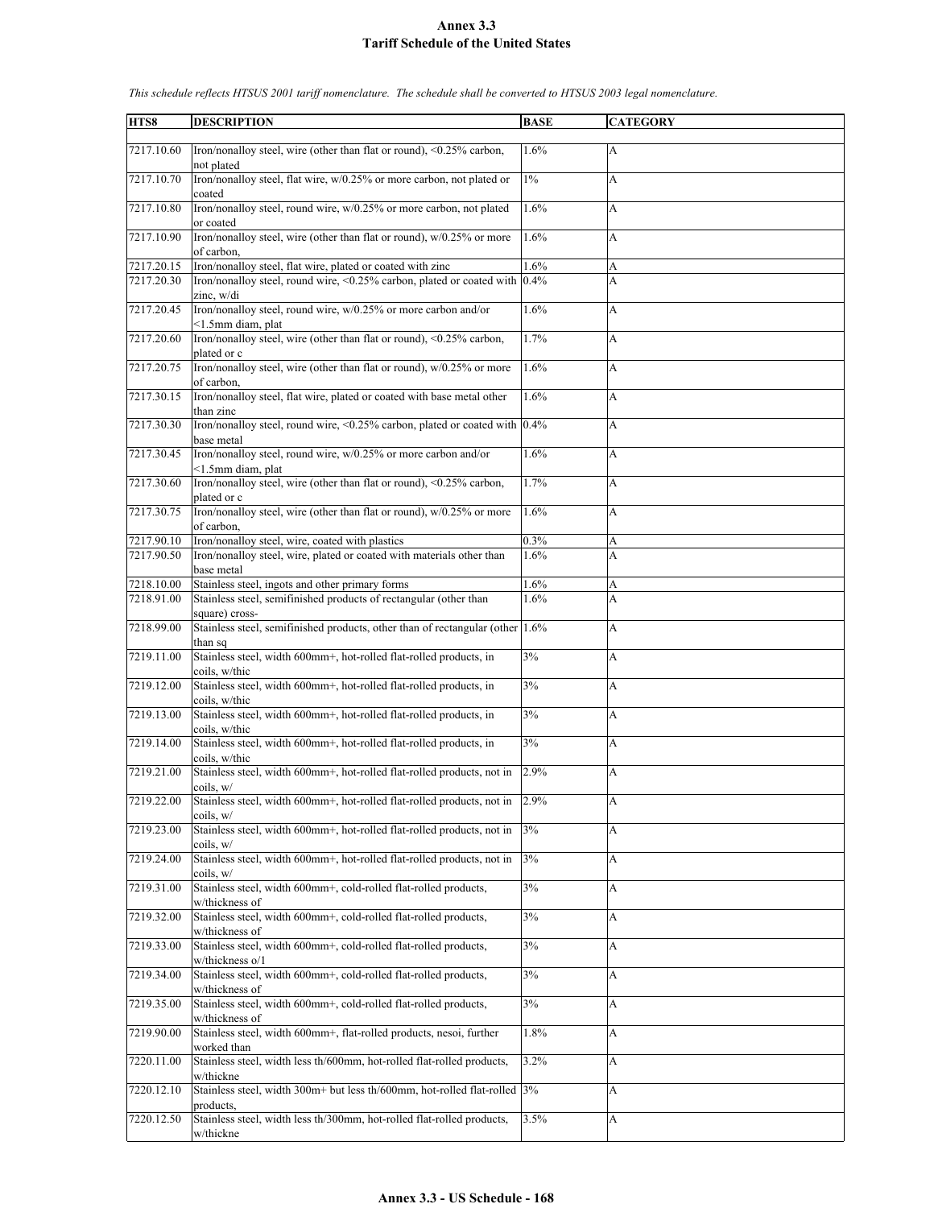# Annex 3.3
## Tariff Schedule of the United States

*This schedule reflects HTSUS 2001 tariff nomenclature. The schedule shall be converted to HTSUS 2003 legal nomenclature.*

| HTS8 | DESCRIPTION | BASE | CATEGORY |
|---|---|---|---|
| 7217.10.60 | Iron/nonalloy steel, wire (other than flat or round), <0.25% carbon, not plated | 1.6% | A |
| 7217.10.70 | Iron/nonalloy steel, flat wire, w/0.25% or more carbon, not plated or coated | 1% | A |
| 7217.10.80 | Iron/nonalloy steel, round wire, w/0.25% or more carbon, not plated or coated | 1.6% | A |
| 7217.10.90 | Iron/nonalloy steel, wire (other than flat or round), w/0.25% or more of carbon, | 1.6% | A |
| 7217.20.15 | Iron/nonalloy steel, flat wire, plated or coated with zinc | 1.6% | A |
| 7217.20.30 | Iron/nonalloy steel, round wire, <0.25% carbon, plated or coated with zinc, w/di | 0.4% | A |
| 7217.20.45 | Iron/nonalloy steel, round wire, w/0.25% or more carbon and/or <1.5mm diam, plat | 1.6% | A |
| 7217.20.60 | Iron/nonalloy steel, wire (other than flat or round), <0.25% carbon, plated or c | 1.7% | A |
| 7217.20.75 | Iron/nonalloy steel, wire (other than flat or round), w/0.25% or more of carbon, | 1.6% | A |
| 7217.30.15 | Iron/nonalloy steel, flat wire, plated or coated with base metal other than zinc | 1.6% | A |
| 7217.30.30 | Iron/nonalloy steel, round wire, <0.25% carbon, plated or coated with base metal | 0.4% | A |
| 7217.30.45 | Iron/nonalloy steel, round wire, w/0.25% or more carbon and/or <1.5mm diam, plat | 1.6% | A |
| 7217.30.60 | Iron/nonalloy steel, wire (other than flat or round), <0.25% carbon, plated or c | 1.7% | A |
| 7217.30.75 | Iron/nonalloy steel, wire (other than flat or round), w/0.25% or more of carbon, | 1.6% | A |
| 7217.90.10 | Iron/nonalloy steel, wire, coated with plastics | 0.3% | A |
| 7217.90.50 | Iron/nonalloy steel, wire, plated or coated with materials other than base metal | 1.6% | A |
| 7218.10.00 | Stainless steel, ingots and other primary forms | 1.6% | A |
| 7218.91.00 | Stainless steel, semifinished products of rectangular (other than square) cross- | 1.6% | A |
| 7218.99.00 | Stainless steel, semifinished products, other than of rectangular (other than sq | 1.6% | A |
| 7219.11.00 | Stainless steel, width 600mm+, hot-rolled flat-rolled products, in coils, w/thic | 3% | A |
| 7219.12.00 | Stainless steel, width 600mm+, hot-rolled flat-rolled products, in coils, w/thic | 3% | A |
| 7219.13.00 | Stainless steel, width 600mm+, hot-rolled flat-rolled products, in coils, w/thic | 3% | A |
| 7219.14.00 | Stainless steel, width 600mm+, hot-rolled flat-rolled products, in coils, w/thic | 3% | A |
| 7219.21.00 | Stainless steel, width 600mm+, hot-rolled flat-rolled products, not in coils, w/ | 2.9% | A |
| 7219.22.00 | Stainless steel, width 600mm+, hot-rolled flat-rolled products, not in coils, w/ | 2.9% | A |
| 7219.23.00 | Stainless steel, width 600mm+, hot-rolled flat-rolled products, not in coils, w/ | 3% | A |
| 7219.24.00 | Stainless steel, width 600mm+, hot-rolled flat-rolled products, not in coils, w/ | 3% | A |
| 7219.31.00 | Stainless steel, width 600mm+, cold-rolled flat-rolled products, w/thickness of | 3% | A |
| 7219.32.00 | Stainless steel, width 600mm+, cold-rolled flat-rolled products, w/thickness of | 3% | A |
| 7219.33.00 | Stainless steel, width 600mm+, cold-rolled flat-rolled products, w/thickness o/1 | 3% | A |
| 7219.34.00 | Stainless steel, width 600mm+, cold-rolled flat-rolled products, w/thickness of | 3% | A |
| 7219.35.00 | Stainless steel, width 600mm+, cold-rolled flat-rolled products, w/thickness of | 3% | A |
| 7219.90.00 | Stainless steel, width 600mm+, flat-rolled products, nesoi, further worked than | 1.8% | A |
| 7220.11.00 | Stainless steel, width less th/600mm, hot-rolled flat-rolled products, w/thickne | 3.2% | A |
| 7220.12.10 | Stainless steel, width 300m+ but less th/600mm, hot-rolled flat-rolled products, | 3% | A |
| 7220.12.50 | Stainless steel, width less th/300mm, hot-rolled flat-rolled products, w/thickne | 3.5% | A |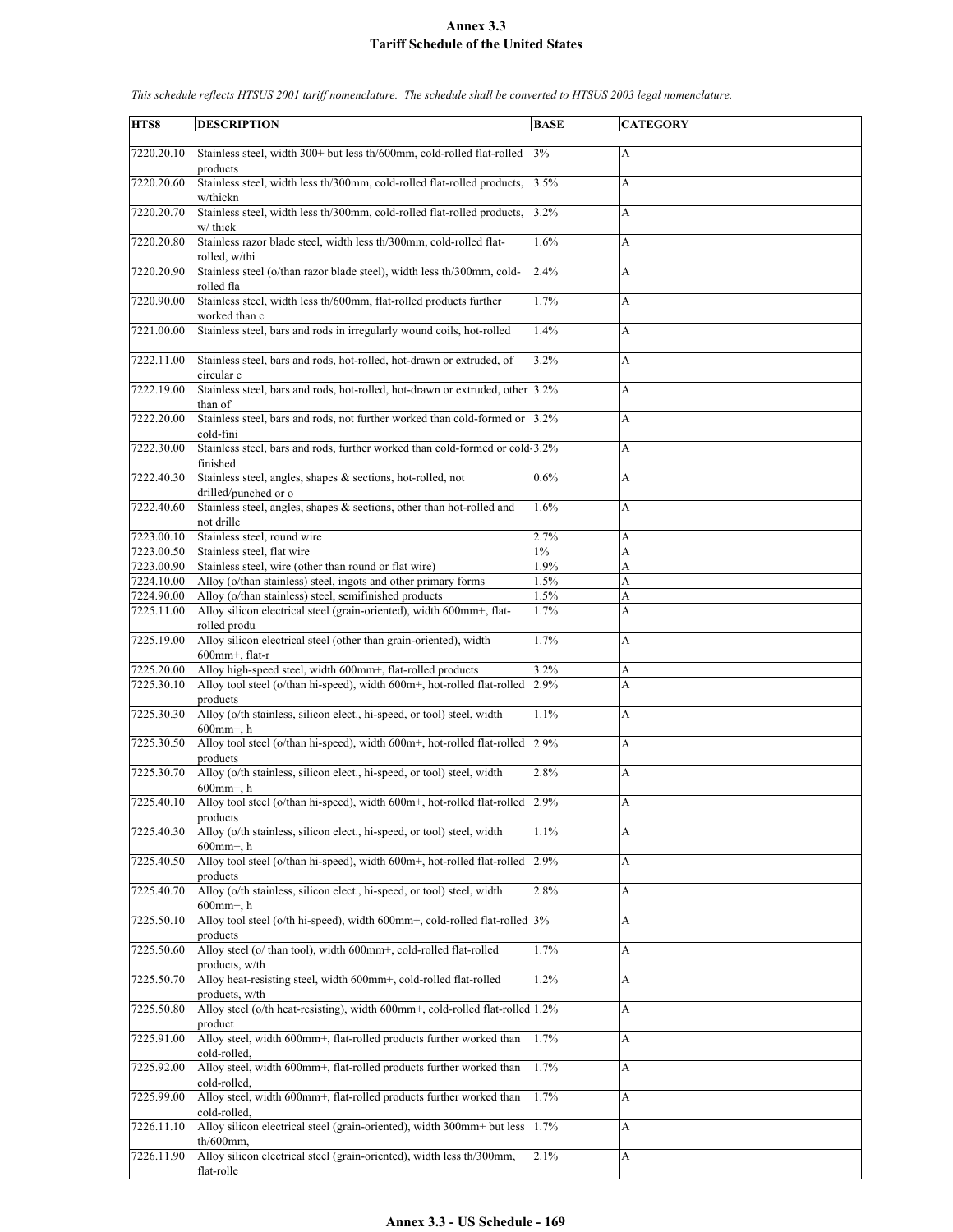# Annex 3.3
## Tariff Schedule of the United States

*This schedule reflects HTSUS 2001 tariff nomenclature. The schedule shall be converted to HTSUS 2003 legal nomenclature.*

| HTS8 | DESCRIPTION | BASE | CATEGORY |
|---|---|---|---|
| 7220.20.10 | Stainless steel, width 300+ but less th/600mm, cold-rolled flat-rolled products | 3% | A |
| 7220.20.60 | Stainless steel, width less th/300mm, cold-rolled flat-rolled products, w/thickn | 3.5% | A |
| 7220.20.70 | Stainless steel, width less th/300mm, cold-rolled flat-rolled products, w/ thick | 3.2% | A |
| 7220.20.80 | Stainless razor blade steel, width less th/300mm, cold-rolled flat-rolled, w/thi | 1.6% | A |
| 7220.20.90 | Stainless steel (o/than razor blade steel), width less th/300mm, cold-rolled fla | 2.4% | A |
| 7220.90.00 | Stainless steel, width less th/600mm, flat-rolled products further worked than c | 1.7% | A |
| 7221.00.00 | Stainless steel, bars and rods in irregularly wound coils, hot-rolled | 1.4% | A |
| 7222.11.00 | Stainless steel, bars and rods, hot-rolled, hot-drawn or extruded, of circular c | 3.2% | A |
| 7222.19.00 | Stainless steel, bars and rods, hot-rolled, hot-drawn or extruded, other than of | 3.2% | A |
| 7222.20.00 | Stainless steel, bars and rods, not further worked than cold-formed or cold-fini | 3.2% | A |
| 7222.30.00 | Stainless steel, bars and rods, further worked than cold-formed or cold-finished | 3.2% | A |
| 7222.40.30 | Stainless steel, angles, shapes & sections, hot-rolled, not drilled/punched or o | 0.6% | A |
| 7222.40.60 | Stainless steel, angles, shapes & sections, other than hot-rolled and not drille | 1.6% | A |
| 7223.00.10 | Stainless steel, round wire | 2.7% | A |
| 7223.00.50 | Stainless steel, flat wire | 1% | A |
| 7223.00.90 | Stainless steel, wire (other than round or flat wire) | 1.9% | A |
| 7224.10.00 | Alloy (o/than stainless) steel, ingots and other primary forms | 1.5% | A |
| 7224.90.00 | Alloy (o/than stainless) steel, semifinished products | 1.5% | A |
| 7225.11.00 | Alloy silicon electrical steel (grain-oriented), width 600mm+, flat-rolled produ | 1.7% | A |
| 7225.19.00 | Alloy silicon electrical steel (other than grain-oriented), width 600mm+, flat-r | 1.7% | A |
| 7225.20.00 | Alloy high-speed steel, width 600mm+, flat-rolled products | 3.2% | A |
| 7225.30.10 | Alloy tool steel (o/than hi-speed), width 600m+, hot-rolled flat-rolled products | 2.9% | A |
| 7225.30.30 | Alloy (o/th stainless, silicon elect., hi-speed, or tool) steel, width 600mm+, h | 1.1% | A |
| 7225.30.50 | Alloy tool steel (o/than hi-speed), width 600m+, hot-rolled flat-rolled products | 2.9% | A |
| 7225.30.70 | Alloy (o/th stainless, silicon elect., hi-speed, or tool) steel, width 600mm+, h | 2.8% | A |
| 7225.40.10 | Alloy tool steel (o/than hi-speed), width 600m+, hot-rolled flat-rolled products | 2.9% | A |
| 7225.40.30 | Alloy (o/th stainless, silicon elect., hi-speed, or tool) steel, width 600mm+, h | 1.1% | A |
| 7225.40.50 | Alloy tool steel (o/than hi-speed), width 600m+, hot-rolled flat-rolled products | 2.9% | A |
| 7225.40.70 | Alloy (o/th stainless, silicon elect., hi-speed, or tool) steel, width 600mm+, h | 2.8% | A |
| 7225.50.10 | Alloy tool steel (o/th hi-speed), width 600mm+, cold-rolled flat-rolled products | 3% | A |
| 7225.50.60 | Alloy steel (o/ than tool), width 600mm+, cold-rolled flat-rolled products, w/th | 1.7% | A |
| 7225.50.70 | Alloy heat-resisting steel, width 600mm+, cold-rolled flat-rolled products, w/th | 1.2% | A |
| 7225.50.80 | Alloy steel (o/th heat-resisting), width 600mm+, cold-rolled flat-rolled product | 1.2% | A |
| 7225.91.00 | Alloy steel, width 600mm+, flat-rolled products further worked than cold-rolled, | 1.7% | A |
| 7225.92.00 | Alloy steel, width 600mm+, flat-rolled products further worked than cold-rolled, | 1.7% | A |
| 7225.99.00 | Alloy steel, width 600mm+, flat-rolled products further worked than cold-rolled, | 1.7% | A |
| 7226.11.10 | Alloy silicon electrical steel (grain-oriented), width 300mm+ but less th/600mm, | 1.7% | A |
| 7226.11.90 | Alloy silicon electrical steel (grain-oriented), width less th/300mm, flat-rolle | 2.1% | A |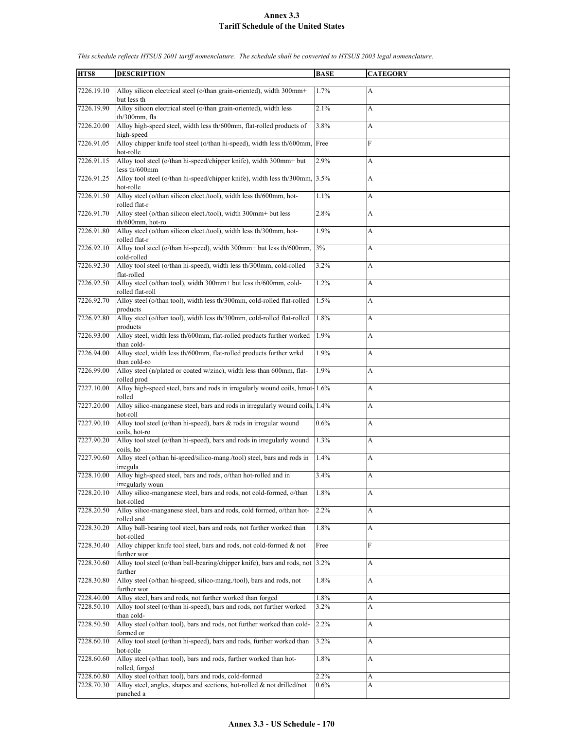# Annex 3.3
# Tariff Schedule of the United States

*This schedule reflects HTSUS 2001 tariff nomenclature. The schedule shall be converted to HTSUS 2003 legal nomenclature.*

| HTS8 | DESCRIPTION | BASE | CATEGORY |
|---|---|---|---|
| 7226.19.10 | Alloy silicon electrical steel (o/than grain-oriented), width 300mm+ but less th | 1.7% | A |
| 7226.19.90 | Alloy silicon electrical steel (o/than grain-oriented), width less th/300mm, fla | 2.1% | A |
| 7226.20.00 | Alloy high-speed steel, width less th/600mm, flat-rolled products of high-speed | 3.8% | A |
| 7226.91.05 | Alloy chipper knife tool steel (o/than hi-speed), width less th/600mm, hot-rolle | Free | F |
| 7226.91.15 | Alloy tool steel (o/than hi-speed/chipper knife), width 300mm+ but less th/600mm | 2.9% | A |
| 7226.91.25 | Alloy tool steel (o/than hi-speed/chipper knife), width less th/300mm, hot-rolle | 3.5% | A |
| 7226.91.50 | Alloy steel (o/than silicon elect./tool), width less th/600mm, hot-rolled flat-r | 1.1% | A |
| 7226.91.70 | Alloy steel (o/than silicon elect./tool), width 300mm+ but less th/600mm, hot-ro | 2.8% | A |
| 7226.91.80 | Alloy steel (o/than silicon elect./tool), width less th/300mm, hot-rolled flat-r | 1.9% | A |
| 7226.92.10 | Alloy tool steel (o/than hi-speed), width 300mm+ but less th/600mm, cold-rolled | 3% | A |
| 7226.92.30 | Alloy tool steel (o/than hi-speed), width less th/300mm, cold-rolled flat-rolled | 3.2% | A |
| 7226.92.50 | Alloy steel (o/than tool), width 300mm+ but less th/600mm, cold-rolled flat-roll | 1.2% | A |
| 7226.92.70 | Alloy steel (o/than tool), width less th/300mm, cold-rolled flat-rolled products | 1.5% | A |
| 7226.92.80 | Alloy steel (o/than tool), width less th/300mm, cold-rolled flat-rolled products | 1.8% | A |
| 7226.93.00 | Alloy steel, width less th/600mm, flat-rolled products further worked than cold- | 1.9% | A |
| 7226.94.00 | Alloy steel, width less th/600mm, flat-rolled products further wrkd than cold-ro | 1.9% | A |
| 7226.99.00 | Alloy steel (n/plated or coated w/zinc), width less than 600mm, flat-rolled prod | 1.9% | A |
| 7227.10.00 | Alloy high-speed steel, bars and rods in irregularly wound coils, hmot-rolled | 1.6% | A |
| 7227.20.00 | Alloy silico-manganese steel, bars and rods in irregularly wound coils, hot-roll | 1.4% | A |
| 7227.90.10 | Alloy tool steel (o/than hi-speed), bars & rods in irregular wound coils, hot-ro | 0.6% | A |
| 7227.90.20 | Alloy tool steel (o/than hi-speed), bars and rods in irregularly wound coils, ho | 1.3% | A |
| 7227.90.60 | Alloy steel (o/than hi-speed/silico-mang./tool) steel, bars and rods in irregula | 1.4% | A |
| 7228.10.00 | Alloy high-speed steel, bars and rods, o/than hot-rolled and in irregularly woun | 3.4% | A |
| 7228.20.10 | Alloy silico-manganese steel, bars and rods, not cold-formed, o/than hot-rolled | 1.8% | A |
| 7228.20.50 | Alloy silico-manganese steel, bars and rods, cold formed, o/than hot-rolled and | 2.2% | A |
| 7228.30.20 | Alloy ball-bearing tool steel, bars and rods, not further worked than hot-rolled | 1.8% | A |
| 7228.30.40 | Alloy chipper knife tool steel, bars and rods, not cold-formed & not further wor | Free | F |
| 7228.30.60 | Alloy tool steel (o/than ball-bearing/chipper knife), bars and rods, not further | 3.2% | A |
| 7228.30.80 | Alloy steel (o/than hi-speed, silico-mang./tool), bars and rods, not further wor | 1.8% | A |
| 7228.40.00 | Alloy steel, bars and rods, not further worked than forged | 1.8% | A |
| 7228.50.10 | Alloy tool steel (o/than hi-speed), bars and rods, not further worked than cold- | 3.2% | A |
| 7228.50.50 | Alloy steel (o/than tool), bars and rods, not further worked than cold-formed or | 2.2% | A |
| 7228.60.10 | Alloy tool steel (o/than hi-speed), bars and rods, further worked than hot-rolle | 3.2% | A |
| 7228.60.60 | Alloy steel (o/than tool), bars and rods, further worked than hot-rolled, forged | 1.8% | A |
| 7228.60.80 | Alloy steel (o/than tool), bars and rods, cold-formed | 2.2% | A |
| 7228.70.30 | Alloy steel, angles, shapes and sections, hot-rolled & not drilled/not punched a | 0.6% | A |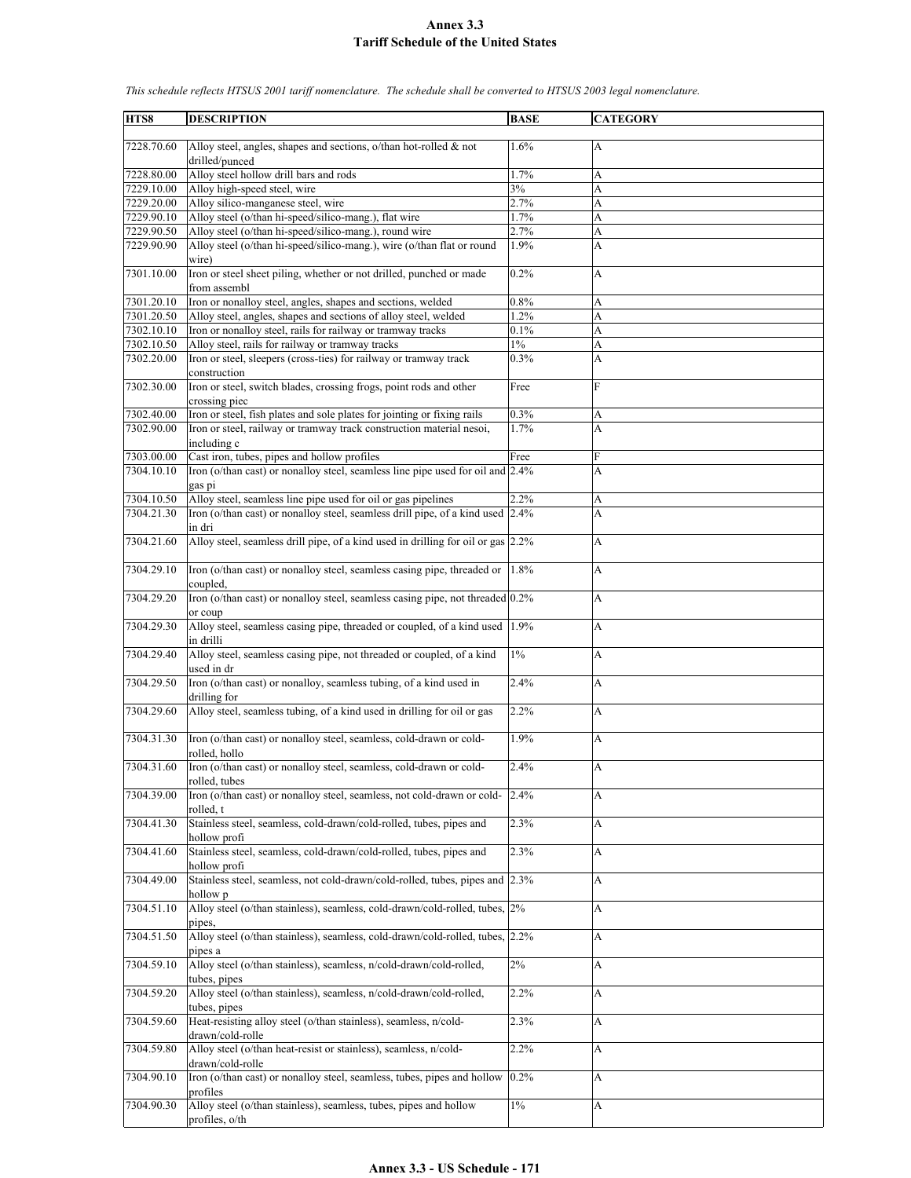# Annex 3.3
## Tariff Schedule of the United States

*This schedule reflects HTSUS 2001 tariff nomenclature. The schedule shall be converted to HTSUS 2003 legal nomenclature.*

| HTS8 | DESCRIPTION | BASE | CATEGORY |
|---|---|---|---|
| 7228.70.60 | Alloy steel, angles, shapes and sections, o/than hot-rolled & not drilled/punced | 1.6% | A |
| 7228.80.00 | Alloy steel hollow drill bars and rods | 1.7% | A |
| 7229.10.00 | Alloy high-speed steel, wire | 3% | A |
| 7229.20.00 | Alloy silico-manganese steel, wire | 2.7% | A |
| 7229.90.10 | Alloy steel (o/than hi-speed/silico-mang.), flat wire | 1.7% | A |
| 7229.90.50 | Alloy steel (o/than hi-speed/silico-mang.), round wire | 2.7% | A |
| 7229.90.90 | Alloy steel (o/than hi-speed/silico-mang.), wire (o/than flat or round wire) | 1.9% | A |
| 7301.10.00 | Iron or steel sheet piling, whether or not drilled, punched or made from assembl | 0.2% | A |
| 7301.20.10 | Iron or nonalloy steel, angles, shapes and sections, welded | 0.8% | A |
| 7301.20.50 | Alloy steel, angles, shapes and sections of alloy steel, welded | 1.2% | A |
| 7302.10.10 | Iron or nonalloy steel, rails for railway or tramway tracks | 0.1% | A |
| 7302.10.50 | Alloy steel, rails for railway or tramway tracks | 1% | A |
| 7302.20.00 | Iron or steel, sleepers (cross-ties) for railway or tramway track construction | 0.3% | A |
| 7302.30.00 | Iron or steel, switch blades, crossing frogs, point rods and other crossing piec | Free | F |
| 7302.40.00 | Iron or steel, fish plates and sole plates for jointing or fixing rails | 0.3% | A |
| 7302.90.00 | Iron or steel, railway or tramway track construction material nesoi, including c | 1.7% | A |
| 7303.00.00 | Cast iron, tubes, pipes and hollow profiles | Free | F |
| 7304.10.10 | Iron (o/than cast) or nonalloy steel, seamless line pipe used for oil and gas pi | 2.4% | A |
| 7304.10.50 | Alloy steel, seamless line pipe used for oil or gas pipelines | 2.2% | A |
| 7304.21.30 | Iron (o/than cast) or nonalloy steel, seamless drill pipe, of a kind used in dri | 2.4% | A |
| 7304.21.60 | Alloy steel, seamless drill pipe, of a kind used in drilling for oil or gas | 2.2% | A |
| 7304.29.10 | Iron (o/than cast) or nonalloy steel, seamless casing pipe, threaded or coupled, | 1.8% | A |
| 7304.29.20 | Iron (o/than cast) or nonalloy steel, seamless casing pipe, not threaded or coup | 0.2% | A |
| 7304.29.30 | Alloy steel, seamless casing pipe, threaded or coupled, of a kind used in drilli | 1.9% | A |
| 7304.29.40 | Alloy steel, seamless casing pipe, not threaded or coupled, of a kind used in dr | 1% | A |
| 7304.29.50 | Iron (o/than cast) or nonalloy, seamless tubing, of a kind used in drilling for | 2.4% | A |
| 7304.29.60 | Alloy steel, seamless tubing, of a kind used in drilling for oil or gas | 2.2% | A |
| 7304.31.30 | Iron (o/than cast) or nonalloy steel, seamless, cold-drawn or cold-rolled, hollo | 1.9% | A |
| 7304.31.60 | Iron (o/than cast) or nonalloy steel, seamless, cold-drawn or cold-rolled, tubes | 2.4% | A |
| 7304.39.00 | Iron (o/than cast) or nonalloy steel, seamless, not cold-drawn or cold-rolled, t | 2.4% | A |
| 7304.41.30 | Stainless steel, seamless, cold-drawn/cold-rolled, tubes, pipes and hollow profi | 2.3% | A |
| 7304.41.60 | Stainless steel, seamless, cold-drawn/cold-rolled, tubes, pipes and hollow profi | 2.3% | A |
| 7304.49.00 | Stainless steel, seamless, not cold-drawn/cold-rolled, tubes, pipes and hollow p | 2.3% | A |
| 7304.51.10 | Alloy steel (o/than stainless), seamless, cold-drawn/cold-rolled, tubes, pipes, | 2% | A |
| 7304.51.50 | Alloy steel (o/than stainless), seamless, cold-drawn/cold-rolled, tubes, pipes a | 2.2% | A |
| 7304.59.10 | Alloy steel (o/than stainless), seamless, n/cold-drawn/cold-rolled, tubes, pipes | 2% | A |
| 7304.59.20 | Alloy steel (o/than stainless), seamless, n/cold-drawn/cold-rolled, tubes, pipes | 2.2% | A |
| 7304.59.60 | Heat-resisting alloy steel (o/than stainless), seamless, n/cold-drawn/cold-rolle | 2.3% | A |
| 7304.59.80 | Alloy steel (o/than heat-resist or stainless), seamless, n/cold-drawn/cold-rolle | 2.2% | A |
| 7304.90.10 | Iron (o/than cast) or nonalloy steel, seamless, tubes, pipes and hollow profiles | 0.2% | A |
| 7304.90.30 | Alloy steel (o/than stainless), seamless, tubes, pipes and hollow profiles, o/th | 1% | A |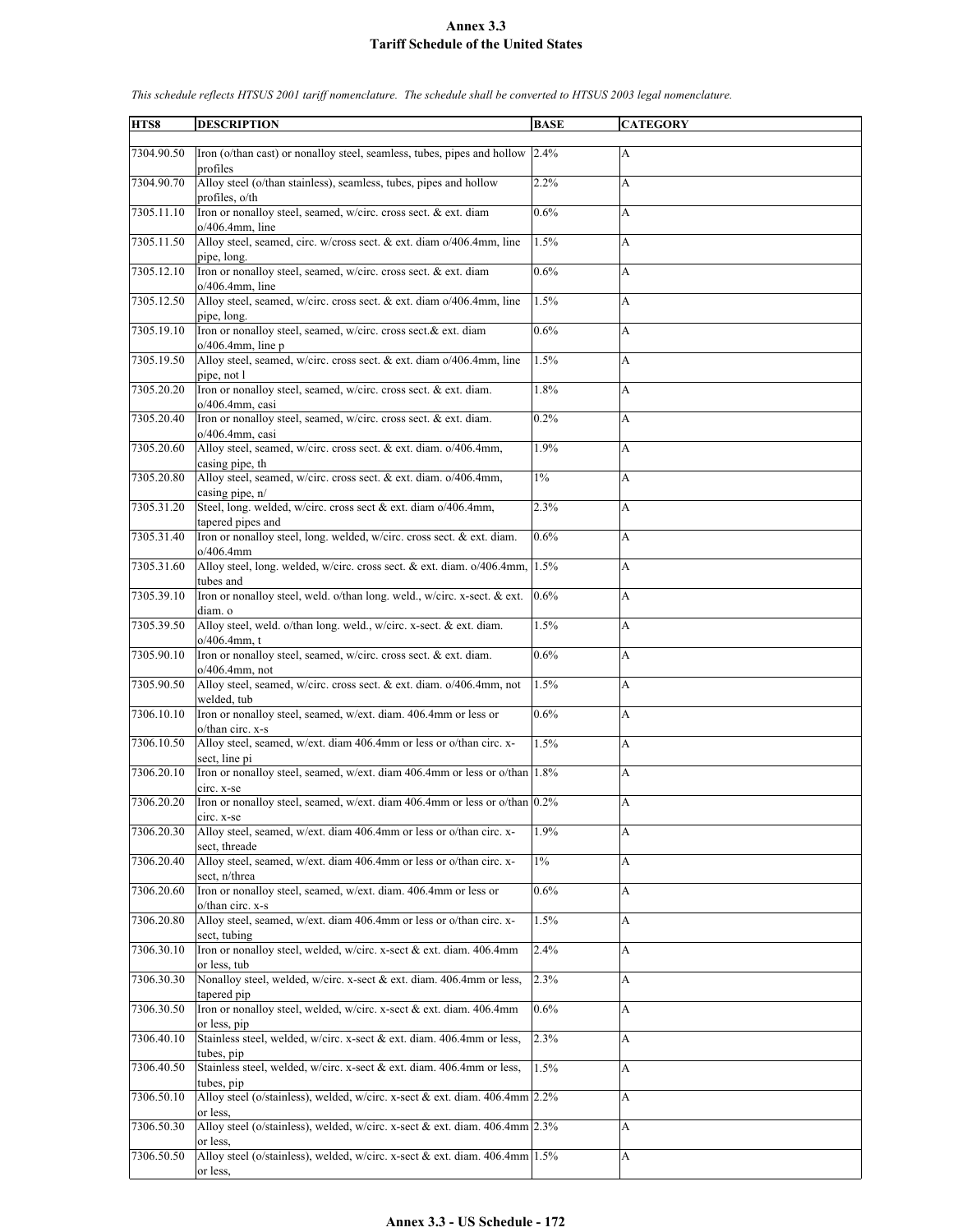# Annex 3.3
## Tariff Schedule of the United States

*This schedule reflects HTSUS 2001 tariff nomenclature. The schedule shall be converted to HTSUS 2003 legal nomenclature.*

| HTS8 | DESCRIPTION | BASE | CATEGORY |
|---|---|---|---|
| 7304.90.50 | Iron (o/than cast) or nonalloy steel, seamless, tubes, pipes and hollow profiles | 2.4% | A |
| 7304.90.70 | Alloy steel (o/than stainless), seamless, tubes, pipes and hollow profiles, o/th | 2.2% | A |
| 7305.11.10 | Iron or nonalloy steel, seamed, w/circ. cross sect. & ext. diam o/406.4mm, line | 0.6% | A |
| 7305.11.50 | Alloy steel, seamed, circ. w/cross sect. & ext. diam o/406.4mm, line pipe, long. | 1.5% | A |
| 7305.12.10 | Iron or nonalloy steel, seamed, w/circ. cross sect. & ext. diam o/406.4mm, line | 0.6% | A |
| 7305.12.50 | Alloy steel, seamed, w/circ. cross sect. & ext. diam o/406.4mm, line pipe, long. | 1.5% | A |
| 7305.19.10 | Iron or nonalloy steel, seamed, w/circ. cross sect.& ext. diam o/406.4mm, line p | 0.6% | A |
| 7305.19.50 | Alloy steel, seamed, w/circ. cross sect. & ext. diam o/406.4mm, line pipe, not l | 1.5% | A |
| 7305.20.20 | Iron or nonalloy steel, seamed, w/circ. cross sect. & ext. diam. o/406.4mm, casi | 1.8% | A |
| 7305.20.40 | Iron or nonalloy steel, seamed, w/circ. cross sect. & ext. diam. o/406.4mm, casi | 0.2% | A |
| 7305.20.60 | Alloy steel, seamed, w/circ. cross sect. & ext. diam. o/406.4mm, casing pipe, th | 1.9% | A |
| 7305.20.80 | Alloy steel, seamed, w/circ. cross sect. & ext. diam. o/406.4mm, casing pipe, n/ | 1% | A |
| 7305.31.20 | Steel, long. welded, w/circ. cross sect & ext. diam o/406.4mm, tapered pipes and | 2.3% | A |
| 7305.31.40 | Iron or nonalloy steel, long. welded, w/circ. cross sect. & ext. diam. o/406.4mm | 0.6% | A |
| 7305.31.60 | Alloy steel, long. welded, w/circ. cross sect. & ext. diam. o/406.4mm, tubes and | 1.5% | A |
| 7305.39.10 | Iron or nonalloy steel, weld. o/than long. weld., w/circ. x-sect. & ext. diam. o | 0.6% | A |
| 7305.39.50 | Alloy steel, weld. o/than long. weld., w/circ. x-sect. & ext. diam. o/406.4mm, t | 1.5% | A |
| 7305.90.10 | Iron or nonalloy steel, seamed, w/circ. cross sect. & ext. diam. o/406.4mm, not | 0.6% | A |
| 7305.90.50 | Alloy steel, seamed, w/circ. cross sect. & ext. diam. o/406.4mm, not welded, tub | 1.5% | A |
| 7306.10.10 | Iron or nonalloy steel, seamed, w/ext. diam. 406.4mm or less or o/than circ. x-s | 0.6% | A |
| 7306.10.50 | Alloy steel, seamed, w/ext. diam 406.4mm or less or o/than circ. x-sect, line pi | 1.5% | A |
| 7306.20.10 | Iron or nonalloy steel, seamed, w/ext. diam 406.4mm or less or o/than circ. x-se | 1.8% | A |
| 7306.20.20 | Iron or nonalloy steel, seamed, w/ext. diam 406.4mm or less or o/than circ. x-se | 0.2% | A |
| 7306.20.30 | Alloy steel, seamed, w/ext. diam 406.4mm or less or o/than circ. x-sect, threade | 1.9% | A |
| 7306.20.40 | Alloy steel, seamed, w/ext. diam 406.4mm or less or o/than circ. x-sect, n/threa | 1% | A |
| 7306.20.60 | Iron or nonalloy steel, seamed, w/ext. diam. 406.4mm or less or o/than circ. x-s | 0.6% | A |
| 7306.20.80 | Alloy steel, seamed, w/ext. diam 406.4mm or less or o/than circ. x-sect, tubing | 1.5% | A |
| 7306.30.10 | Iron or nonalloy steel, welded, w/circ. x-sect & ext. diam. 406.4mm or less, tub | 2.4% | A |
| 7306.30.30 | Nonalloy steel, welded, w/circ. x-sect & ext. diam. 406.4mm or less, tapered pip | 2.3% | A |
| 7306.30.50 | Iron or nonalloy steel, welded, w/circ. x-sect & ext. diam. 406.4mm or less, pip | 0.6% | A |
| 7306.40.10 | Stainless steel, welded, w/circ. x-sect & ext. diam. 406.4mm or less, tubes, pip | 2.3% | A |
| 7306.40.50 | Stainless steel, welded, w/circ. x-sect & ext. diam. 406.4mm or less, tubes, pip | 1.5% | A |
| 7306.50.10 | Alloy steel (o/stainless), welded, w/circ. x-sect & ext. diam. 406.4mm or less, | 2.2% | A |
| 7306.50.30 | Alloy steel (o/stainless), welded, w/circ. x-sect & ext. diam. 406.4mm or less, | 2.3% | A |
| 7306.50.50 | Alloy steel (o/stainless), welded, w/circ. x-sect & ext. diam. 406.4mm or less, | 1.5% | A |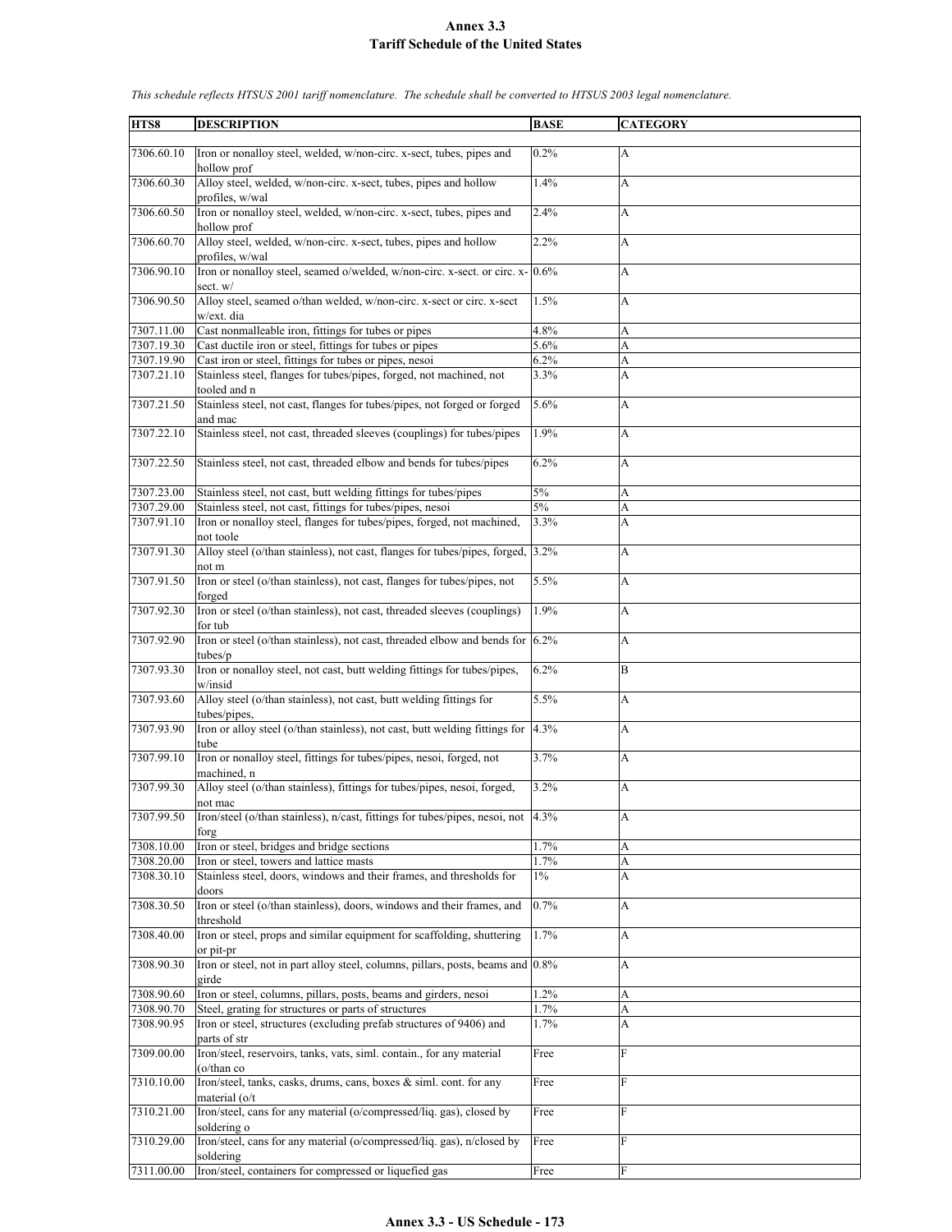# Annex 3.3
## Tariff Schedule of the United States

*This schedule reflects HTSUS 2001 tariff nomenclature. The schedule shall be converted to HTSUS 2003 legal nomenclature.*

| HTS8 | DESCRIPTION | BASE | CATEGORY |
|---|---|---|---|
| 7306.60.10 | Iron or nonalloy steel, welded, w/non-circ. x-sect, tubes, pipes and hollow prof | 0.2% | A |
| 7306.60.30 | Alloy steel, welded, w/non-circ. x-sect, tubes, pipes and hollow profiles, w/wal | 1.4% | A |
| 7306.60.50 | Iron or nonalloy steel, welded, w/non-circ. x-sect, tubes, pipes and hollow prof | 2.4% | A |
| 7306.60.70 | Alloy steel, welded, w/non-circ. x-sect, tubes, pipes and hollow profiles, w/wal | 2.2% | A |
| 7306.90.10 | Iron or nonalloy steel, seamed o/welded, w/non-circ. x-sect. or circ. x-sect. w/ | 0.6% | A |
| 7306.90.50 | Alloy steel, seamed o/than welded, w/non-circ. x-sect or circ. x-sect w/ext. dia | 1.5% | A |
| 7307.11.00 | Cast nonmalleable iron, fittings for tubes or pipes | 4.8% | A |
| 7307.19.30 | Cast ductile iron or steel, fittings for tubes or pipes | 5.6% | A |
| 7307.19.90 | Cast iron or steel, fittings for tubes or pipes, nesoi | 6.2% | A |
| 7307.21.10 | Stainless steel, flanges for tubes/pipes, forged, not machined, not tooled and n | 3.3% | A |
| 7307.21.50 | Stainless steel, not cast, flanges for tubes/pipes, not forged or forged and mac | 5.6% | A |
| 7307.22.10 | Stainless steel, not cast, threaded sleeves (couplings) for tubes/pipes | 1.9% | A |
| 7307.22.50 | Stainless steel, not cast, threaded elbow and bends for tubes/pipes | 6.2% | A |
| 7307.23.00 | Stainless steel, not cast, butt welding fittings for tubes/pipes | 5% | A |
| 7307.29.00 | Stainless steel, not cast, fittings for tubes/pipes, nesoi | 5% | A |
| 7307.91.10 | Iron or nonalloy steel, flanges for tubes/pipes, forged, not machined, not toole | 3.3% | A |
| 7307.91.30 | Alloy steel (o/than stainless), not cast, flanges for tubes/pipes, forged, not m | 3.2% | A |
| 7307.91.50 | Iron or steel (o/than stainless), not cast, flanges for tubes/pipes, not forged | 5.5% | A |
| 7307.92.30 | Iron or steel (o/than stainless), not cast, threaded sleeves (couplings) for tub | 1.9% | A |
| 7307.92.90 | Iron or steel (o/than stainless), not cast, threaded elbow and bends for tubes/p | 6.2% | A |
| 7307.93.30 | Iron or nonalloy steel, not cast, butt welding fittings for tubes/pipes, w/insid | 6.2% | B |
| 7307.93.60 | Alloy steel (o/than stainless), not cast, butt welding fittings for tubes/pipes, | 5.5% | A |
| 7307.93.90 | Iron or alloy steel (o/than stainless), not cast, butt welding fittings for tube | 4.3% | A |
| 7307.99.10 | Iron or nonalloy steel, fittings for tubes/pipes, nesoi, forged, not machined, n | 3.7% | A |
| 7307.99.30 | Alloy steel (o/than stainless), fittings for tubes/pipes, nesoi, forged, not mac | 3.2% | A |
| 7307.99.50 | Iron/steel (o/than stainless), n/cast, fittings for tubes/pipes, nesoi, not forg | 4.3% | A |
| 7308.10.00 | Iron or steel, bridges and bridge sections | 1.7% | A |
| 7308.20.00 | Iron or steel, towers and lattice masts | 1.7% | A |
| 7308.30.10 | Stainless steel, doors, windows and their frames, and thresholds for doors | 1% | A |
| 7308.30.50 | Iron or steel (o/than stainless), doors, windows and their frames, and threshold | 0.7% | A |
| 7308.40.00 | Iron or steel, props and similar equipment for scaffolding, shuttering or pit-pr | 1.7% | A |
| 7308.90.30 | Iron or steel, not in part alloy steel, columns, pillars, posts, beams and girde | 0.8% | A |
| 7308.90.60 | Iron or steel, columns, pillars, posts, beams and girders, nesoi | 1.2% | A |
| 7308.90.70 | Steel, grating for structures or parts of structures | 1.7% | A |
| 7308.90.95 | Iron or steel, structures (excluding prefab structures of 9406) and parts of str | 1.7% | A |
| 7309.00.00 | Iron/steel, reservoirs, tanks, vats, siml. contain., for any material (o/than co | Free | F |
| 7310.10.00 | Iron/steel, tanks, casks, drums, cans, boxes & siml. cont. for any material (o/t | Free | F |
| 7310.21.00 | Iron/steel, cans for any material (o/compressed/liq. gas), closed by soldering o | Free | F |
| 7310.29.00 | Iron/steel, cans for any material (o/compressed/liq. gas), n/closed by soldering | Free | F |
| 7311.00.00 | Iron/steel, containers for compressed or liquefied gas | Free | F |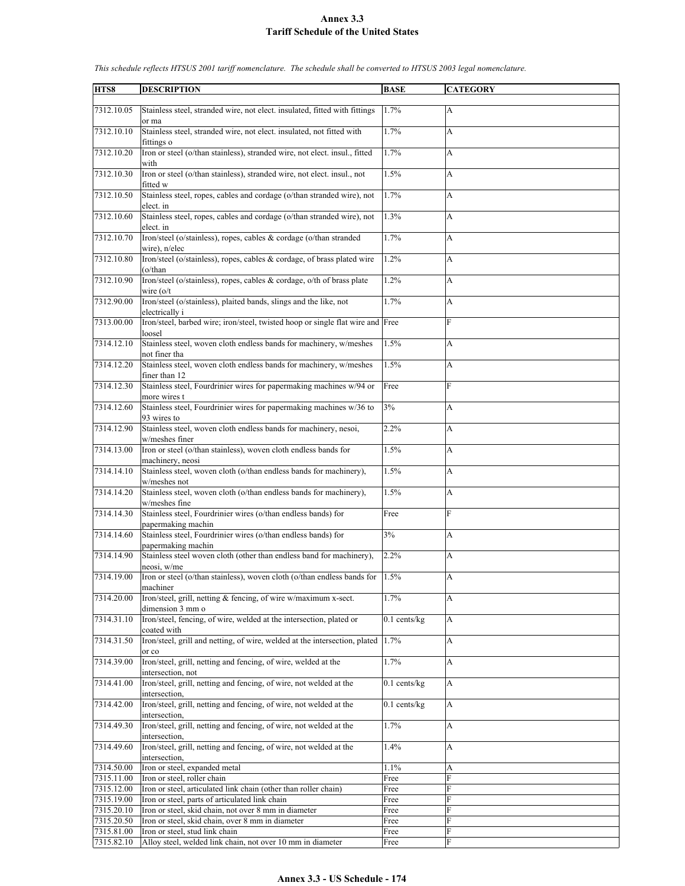# Annex 3.3
## Tariff Schedule of the United States

*This schedule reflects HTSUS 2001 tariff nomenclature. The schedule shall be converted to HTSUS 2003 legal nomenclature.*

| HTS8 | DESCRIPTION | BASE | CATEGORY |
|---|---|---|---|
| 7312.10.05 | Stainless steel, stranded wire, not elect. insulated, fitted with fittings or ma | 1.7% | A |
| 7312.10.10 | Stainless steel, stranded wire, not elect. insulated, not fitted with fittings o | 1.7% | A |
| 7312.10.20 | Iron or steel (o/than stainless), stranded wire, not elect. insul., fitted with | 1.7% | A |
| 7312.10.30 | Iron or steel (o/than stainless), stranded wire, not elect. insul., not fitted w | 1.5% | A |
| 7312.10.50 | Stainless steel, ropes, cables and cordage (o/than stranded wire), not elect. in | 1.7% | A |
| 7312.10.60 | Stainless steel, ropes, cables and cordage (o/than stranded wire), not elect. in | 1.3% | A |
| 7312.10.70 | Iron/steel (o/stainless), ropes, cables & cordage (o/than stranded wire), n/elec | 1.7% | A |
| 7312.10.80 | Iron/steel (o/stainless), ropes, cables & cordage, of brass plated wire (o/than | 1.2% | A |
| 7312.10.90 | Iron/steel (o/stainless), ropes, cables & cordage, o/th of brass plate wire (o/t | 1.2% | A |
| 7312.90.00 | Iron/steel (o/stainless), plaited bands, slings and the like, not electrically i | 1.7% | A |
| 7313.00.00 | Iron/steel, barbed wire; iron/steel, twisted hoop or single flat wire and loosel | Free | F |
| 7314.12.10 | Stainless steel, woven cloth endless bands for machinery, w/meshes not finer tha | 1.5% | A |
| 7314.12.20 | Stainless steel, woven cloth endless bands for machinery, w/meshes finer than 12 | 1.5% | A |
| 7314.12.30 | Stainless steel, Fourdrinier wires for papermaking machines w/94 or more wires t | Free | F |
| 7314.12.60 | Stainless steel, Fourdrinier wires for papermaking machines w/36 to 93 wires to | 3% | A |
| 7314.12.90 | Stainless steel, woven cloth endless bands for machinery, nesoi, w/meshes finer | 2.2% | A |
| 7314.13.00 | Iron or steel (o/than stainless), woven cloth endless bands for machinery, neosi | 1.5% | A |
| 7314.14.10 | Stainless steel, woven cloth (o/than endless bands for machinery), w/meshes not | 1.5% | A |
| 7314.14.20 | Stainless steel, woven cloth (o/than endless bands for machinery), w/meshes fine | 1.5% | A |
| 7314.14.30 | Stainless steel, Fourdrinier wires (o/than endless bands) for papermaking machin | Free | F |
| 7314.14.60 | Stainless steel, Fourdrinier wires (o/than endless bands) for papermaking machin | 3% | A |
| 7314.14.90 | Stainless steel woven cloth (other than endless band for machinery), neosi, w/me | 2.2% | A |
| 7314.19.00 | Iron or steel (o/than stainless), woven cloth (o/than endless bands for machiner | 1.5% | A |
| 7314.20.00 | Iron/steel, grill, netting & fencing, of wire w/maximum x-sect. dimension 3 mm o | 1.7% | A |
| 7314.31.10 | Iron/steel, fencing, of wire, welded at the intersection, plated or coated with | 0.1 cents/kg | A |
| 7314.31.50 | Iron/steel, grill and netting, of wire, welded at the intersection, plated or co | 1.7% | A |
| 7314.39.00 | Iron/steel, grill, netting and fencing, of wire, welded at the intersection, not | 1.7% | A |
| 7314.41.00 | Iron/steel, grill, netting and fencing, of wire, not welded at the intersection, | 0.1 cents/kg | A |
| 7314.42.00 | Iron/steel, grill, netting and fencing, of wire, not welded at the intersection, | 0.1 cents/kg | A |
| 7314.49.30 | Iron/steel, grill, netting and fencing, of wire, not welded at the intersection, | 1.7% | A |
| 7314.49.60 | Iron/steel, grill, netting and fencing, of wire, not welded at the intersection, | 1.4% | A |
| 7314.50.00 | Iron or steel, expanded metal | 1.1% | A |
| 7315.11.00 | Iron or steel, roller chain | Free | F |
| 7315.12.00 | Iron or steel, articulated link chain (other than roller chain) | Free | F |
| 7315.19.00 | Iron or steel, parts of articulated link chain | Free | F |
| 7315.20.10 | Iron or steel, skid chain, not over 8 mm in diameter | Free | F |
| 7315.20.50 | Iron or steel, skid chain, over 8 mm in diameter | Free | F |
| 7315.81.00 | Iron or steel, stud link chain | Free | F |
| 7315.82.10 | Alloy steel, welded link chain, not over 10 mm in diameter | Free | F |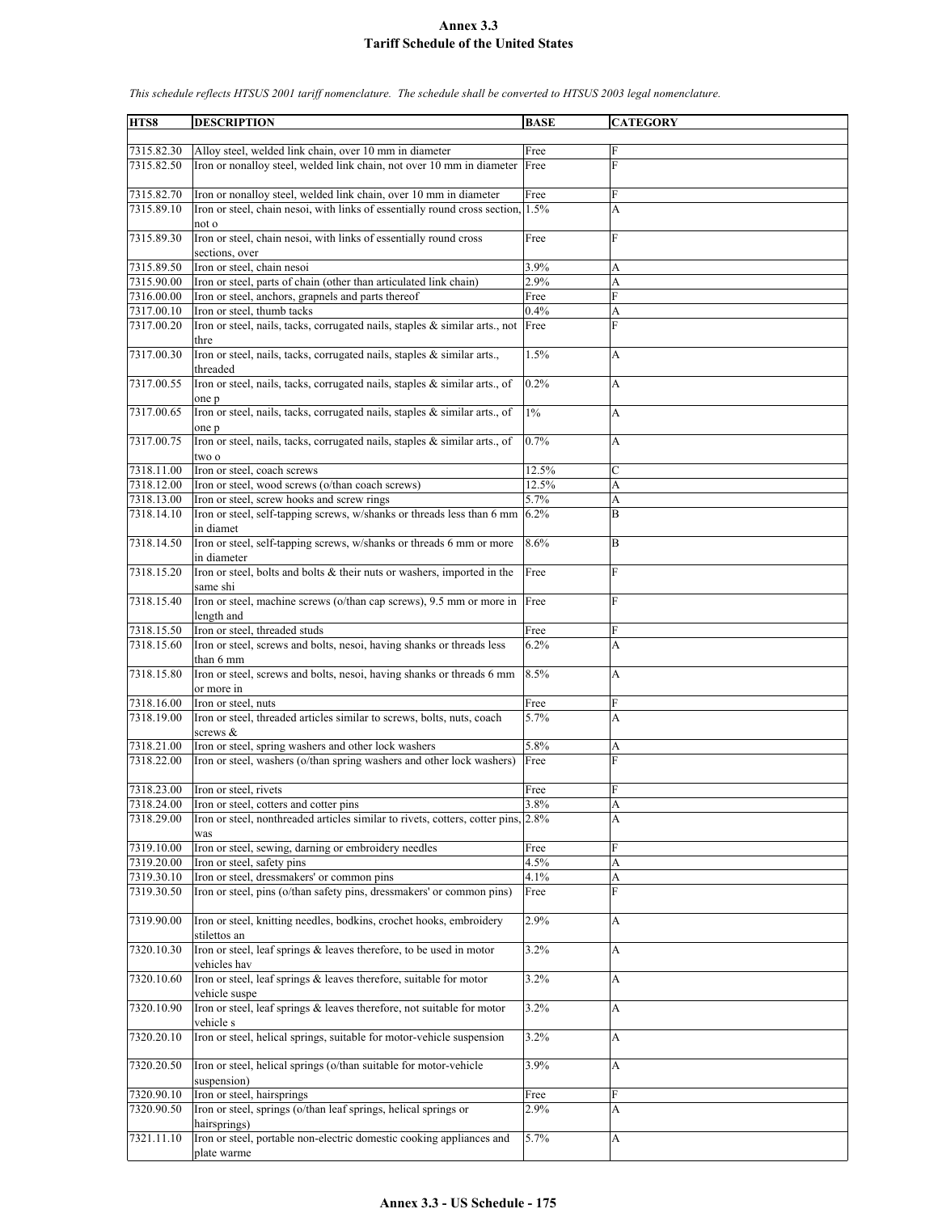# Annex 3.3
## Tariff Schedule of the United States

*This schedule reflects HTSUS 2001 tariff nomenclature. The schedule shall be converted to HTSUS 2003 legal nomenclature.*

| HTS8 | DESCRIPTION | BASE | CATEGORY |
|---|---|---|---|
| 7315.82.30 | Alloy steel, welded link chain, over 10 mm in diameter | Free | F |
| 7315.82.50 | Iron or nonalloy steel, welded link chain, not over 10 mm in diameter | Free | F |
| 7315.82.70 | Iron or nonalloy steel, welded link chain, over 10 mm in diameter | Free | F |
| 7315.89.10 | Iron or steel, chain nesoi, with links of essentially round cross section, not o | 1.5% | A |
| 7315.89.30 | Iron or steel, chain nesoi, with links of essentially round cross sections, over | Free | F |
| 7315.89.50 | Iron or steel, chain nesoi | 3.9% | A |
| 7315.90.00 | Iron or steel, parts of chain (other than articulated link chain) | 2.9% | A |
| 7316.00.00 | Iron or steel, anchors, grapnels and parts thereof | Free | F |
| 7317.00.10 | Iron or steel, thumb tacks | 0.4% | A |
| 7317.00.20 | Iron or steel, nails, tacks, corrugated nails, staples & similar arts., not thre | Free | F |
| 7317.00.30 | Iron or steel, nails, tacks, corrugated nails, staples & similar arts., threaded | 1.5% | A |
| 7317.00.55 | Iron or steel, nails, tacks, corrugated nails, staples & similar arts., of one p | 0.2% | A |
| 7317.00.65 | Iron or steel, nails, tacks, corrugated nails, staples & similar arts., of one p | 1% | A |
| 7317.00.75 | Iron or steel, nails, tacks, corrugated nails, staples & similar arts., of two o | 0.7% | A |
| 7318.11.00 | Iron or steel, coach screws | 12.5% | C |
| 7318.12.00 | Iron or steel, wood screws (o/than coach screws) | 12.5% | A |
| 7318.13.00 | Iron or steel, screw hooks and screw rings | 5.7% | A |
| 7318.14.10 | Iron or steel, self-tapping screws, w/shanks or threads less than 6 mm in diamet | 6.2% | B |
| 7318.14.50 | Iron or steel, self-tapping screws, w/shanks or threads 6 mm or more in diameter | 8.6% | B |
| 7318.15.20 | Iron or steel, bolts and bolts & their nuts or washers, imported in the same shi | Free | F |
| 7318.15.40 | Iron or steel, machine screws (o/than cap screws), 9.5 mm or more in length and | Free | F |
| 7318.15.50 | Iron or steel, threaded studs | Free | F |
| 7318.15.60 | Iron or steel, screws and bolts, nesoi, having shanks or threads less than 6 mm | 6.2% | A |
| 7318.15.80 | Iron or steel, screws and bolts, nesoi, having shanks or threads 6 mm or more in | 8.5% | A |
| 7318.16.00 | Iron or steel, nuts | Free | F |
| 7318.19.00 | Iron or steel, threaded articles similar to screws, bolts, nuts, coach screws & | 5.7% | A |
| 7318.21.00 | Iron or steel, spring washers and other lock washers | 5.8% | A |
| 7318.22.00 | Iron or steel, washers (o/than spring washers and other lock washers) | Free | F |
| 7318.23.00 | Iron or steel, rivets | Free | F |
| 7318.24.00 | Iron or steel, cotters and cotter pins | 3.8% | A |
| 7318.29.00 | Iron or steel, nonthreaded articles similar to rivets, cotters, cotter pins, was | 2.8% | A |
| 7319.10.00 | Iron or steel, sewing, darning or embroidery needles | Free | F |
| 7319.20.00 | Iron or steel, safety pins | 4.5% | A |
| 7319.30.10 | Iron or steel, dressmakers' or common pins | 4.1% | A |
| 7319.30.50 | Iron or steel, pins (o/than safety pins, dressmakers' or common pins) | Free | F |
| 7319.90.00 | Iron or steel, knitting needles, bodkins, crochet hooks, embroidery stilettos an | 2.9% | A |
| 7320.10.30 | Iron or steel, leaf springs & leaves therefore, to be used in motor vehicles hav | 3.2% | A |
| 7320.10.60 | Iron or steel, leaf springs & leaves therefore, suitable for motor vehicle suspe | 3.2% | A |
| 7320.10.90 | Iron or steel, leaf springs & leaves therefore, not suitable for motor vehicle s | 3.2% | A |
| 7320.20.10 | Iron or steel, helical springs, suitable for motor-vehicle suspension | 3.2% | A |
| 7320.20.50 | Iron or steel, helical springs (o/than suitable for motor-vehicle suspension) | 3.9% | A |
| 7320.90.10 | Iron or steel, hairsprings | Free | F |
| 7320.90.50 | Iron or steel, springs (o/than leaf springs, helical springs or hairsprings) | 2.9% | A |
| 7321.11.10 | Iron or steel, portable non-electric domestic cooking appliances and plate warme | 5.7% | A |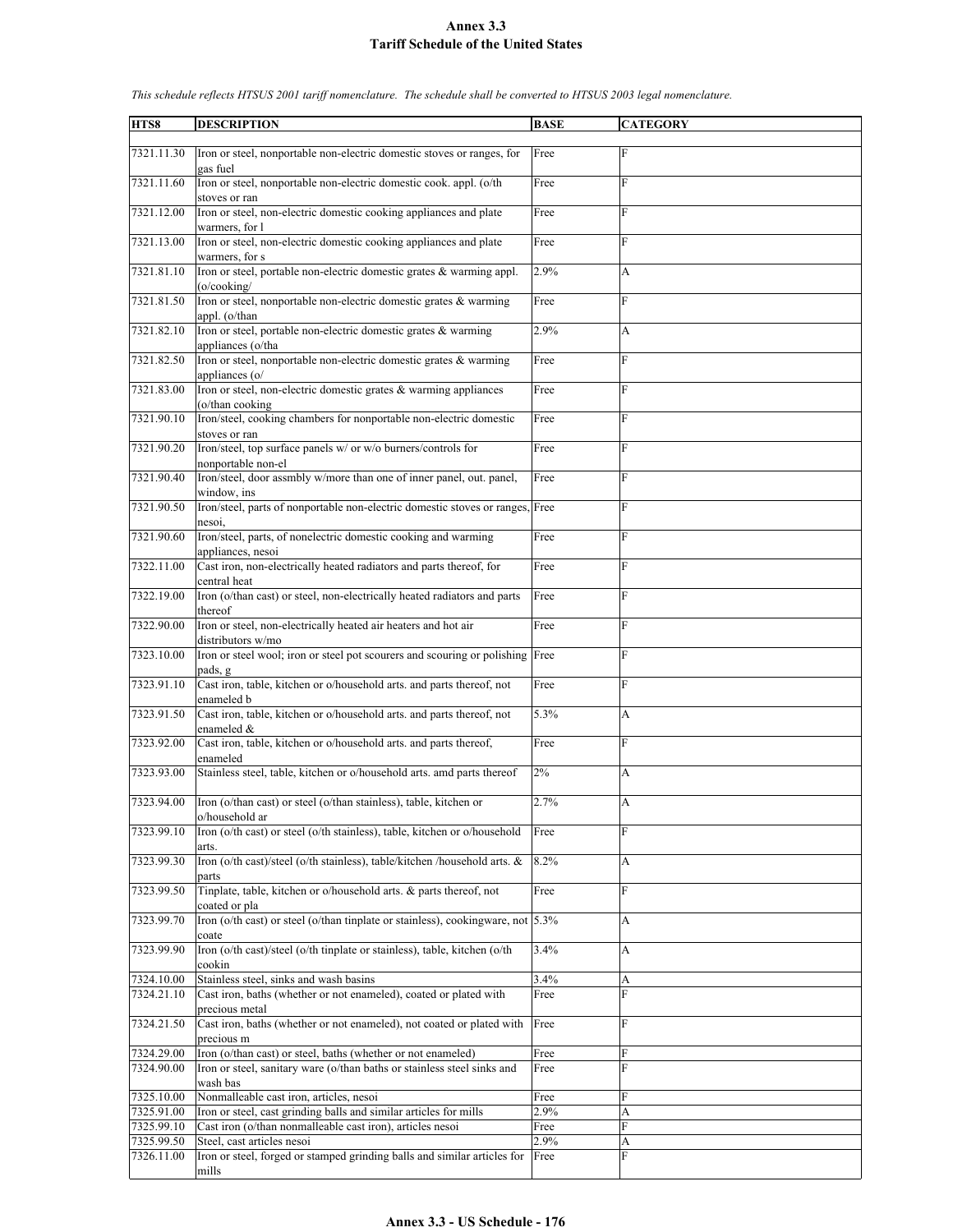# Annex 3.3
## Tariff Schedule of the United States

*This schedule reflects HTSUS 2001 tariff nomenclature. The schedule shall be converted to HTSUS 2003 legal nomenclature.*

| HTS8 | DESCRIPTION | BASE | CATEGORY |
|---|---|---|---|
| 7321.11.30 | Iron or steel, nonportable non-electric domestic stoves or ranges, for gas fuel | Free | F |
| 7321.11.60 | Iron or steel, nonportable non-electric domestic cook. appl. (o/th stoves or ran | Free | F |
| 7321.12.00 | Iron or steel, non-electric domestic cooking appliances and plate warmers, for l | Free | F |
| 7321.13.00 | Iron or steel, non-electric domestic cooking appliances and plate warmers, for s | Free | F |
| 7321.81.10 | Iron or steel, portable non-electric domestic grates & warming appl. (o/cooking/ | 2.9% | A |
| 7321.81.50 | Iron or steel, nonportable non-electric domestic grates & warming appl. (o/than | Free | F |
| 7321.82.10 | Iron or steel, portable non-electric domestic grates & warming appliances (o/tha | 2.9% | A |
| 7321.82.50 | Iron or steel, nonportable non-electric domestic grates & warming appliances (o/ | Free | F |
| 7321.83.00 | Iron or steel, non-electric domestic grates & warming appliances (o/than cooking | Free | F |
| 7321.90.10 | Iron/steel, cooking chambers for nonportable non-electric domestic stoves or ran | Free | F |
| 7321.90.20 | Iron/steel, top surface panels w/ or w/o burners/controls for nonportable non-el | Free | F |
| 7321.90.40 | Iron/steel, door assmbly w/more than one of inner panel, out. panel, window, ins | Free | F |
| 7321.90.50 | Iron/steel, parts of nonportable non-electric domestic stoves or ranges, nesoi, | Free | F |
| 7321.90.60 | Iron/steel, parts, of nonelectric domestic cooking and warming appliances, nesoi | Free | F |
| 7322.11.00 | Cast iron, non-electrically heated radiators and parts thereof, for central heat | Free | F |
| 7322.19.00 | Iron (o/than cast) or steel, non-electrically heated radiators and parts thereof | Free | F |
| 7322.90.00 | Iron or steel, non-electrically heated air heaters and hot air distributors w/mo | Free | F |
| 7323.10.00 | Iron or steel wool; iron or steel pot scourers and scouring or polishing pads, g | Free | F |
| 7323.91.10 | Cast iron, table, kitchen or o/household arts. and parts thereof, not enameled b | Free | F |
| 7323.91.50 | Cast iron, table, kitchen or o/household arts. and parts thereof, not enameled & | 5.3% | A |
| 7323.92.00 | Cast iron, table, kitchen or o/household arts. and parts thereof, enameled | Free | F |
| 7323.93.00 | Stainless steel, table, kitchen or o/household arts. amd parts thereof | 2% | A |
| 7323.94.00 | Iron (o/than cast) or steel (o/than stainless), table, kitchen or o/household ar | 2.7% | A |
| 7323.99.10 | Iron (o/th cast) or steel (o/th stainless), table, kitchen or o/household arts. | Free | F |
| 7323.99.30 | Iron (o/th cast)/steel (o/th stainless), table/kitchen /household arts. & parts | 8.2% | A |
| 7323.99.50 | Tinplate, table, kitchen or o/household arts. & parts thereof, not coated or pla | Free | F |
| 7323.99.70 | Iron (o/th cast) or steel (o/than tinplate or stainless), cookingware, not coate | 5.3% | A |
| 7323.99.90 | Iron (o/th cast)/steel (o/th tinplate or stainless), table, kitchen (o/th cookin | 3.4% | A |
| 7324.10.00 | Stainless steel, sinks and wash basins | 3.4% | A |
| 7324.21.10 | Cast iron, baths (whether or not enameled), coated or plated with precious metal | Free | F |
| 7324.21.50 | Cast iron, baths (whether or not enameled), not coated or plated with precious m | Free | F |
| 7324.29.00 | Iron (o/than cast) or steel, baths (whether or not enameled) | Free | F |
| 7324.90.00 | Iron or steel, sanitary ware (o/than baths or stainless steel sinks and wash bas | Free | F |
| 7325.10.00 | Nonmalleable cast iron, articles, nesoi | Free | F |
| 7325.91.00 | Iron or steel, cast grinding balls and similar articles for mills | 2.9% | A |
| 7325.99.10 | Cast iron (o/than nonmalleable cast iron), articles nesoi | Free | F |
| 7325.99.50 | Steel, cast articles nesoi | 2.9% | A |
| 7326.11.00 | Iron or steel, forged or stamped grinding balls and similar articles for mills | Free | F |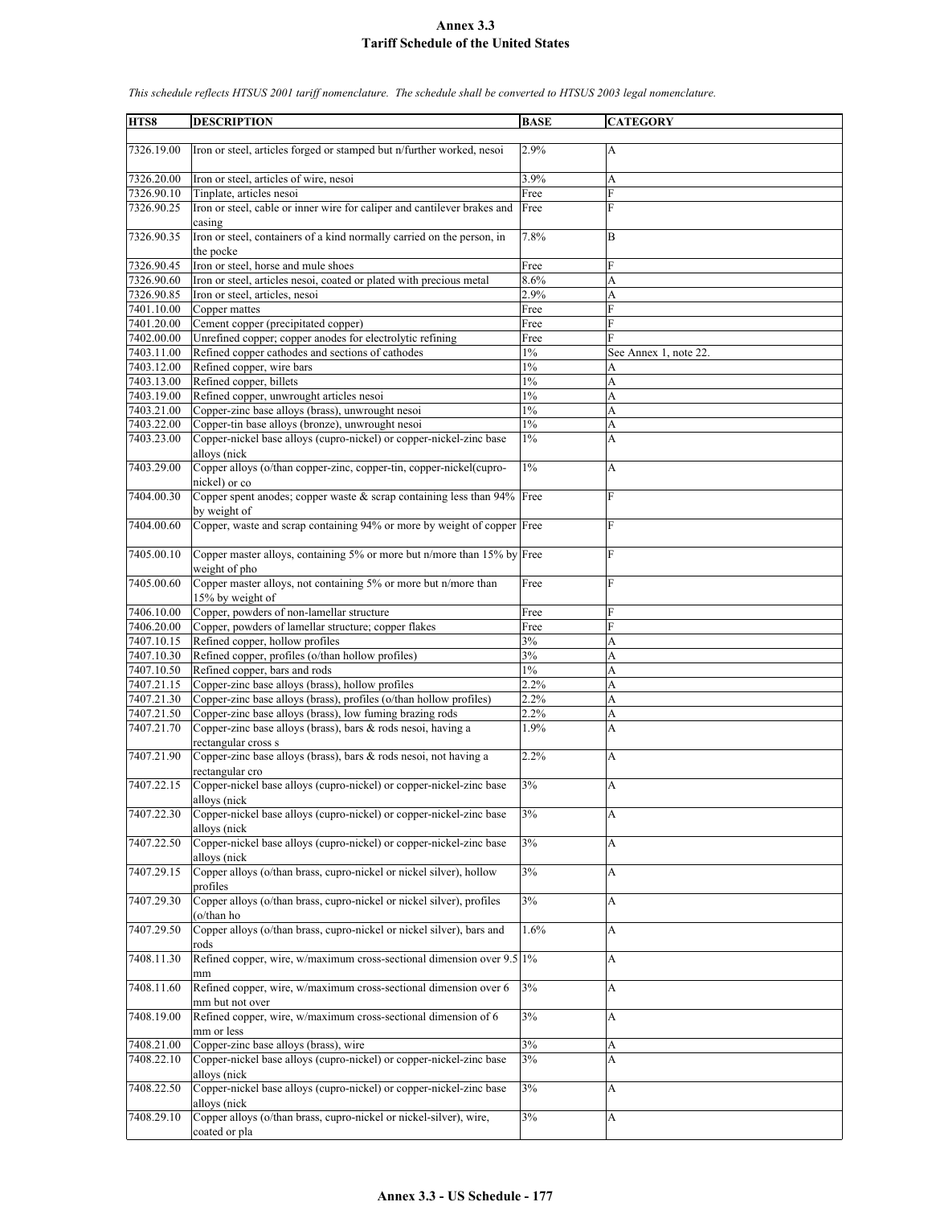# Annex 3.3
## Tariff Schedule of the United States

*This schedule reflects HTSUS 2001 tariff nomenclature. The schedule shall be converted to HTSUS 2003 legal nomenclature.*

| HTS8 | DESCRIPTION | BASE | CATEGORY |
|---|---|---|---|
| 7326.19.00 | Iron or steel, articles forged or stamped but n/further worked, nesoi | 2.9% | A |
| 7326.20.00 | Iron or steel, articles of wire, nesoi | 3.9% | A |
| 7326.90.10 | Tinplate, articles nesoi | Free | F |
| 7326.90.25 | Iron or steel, cable or inner wire for caliper and cantilever brakes and casing | Free | F |
| 7326.90.35 | Iron or steel, containers of a kind normally carried on the person, in the pocke | 7.8% | B |
| 7326.90.45 | Iron or steel, horse and mule shoes | Free | F |
| 7326.90.60 | Iron or steel, articles nesoi, coated or plated with precious metal | 8.6% | A |
| 7326.90.85 | Iron or steel, articles, nesoi | 2.9% | A |
| 7401.10.00 | Copper mattes | Free | F |
| 7401.20.00 | Cement copper (precipitated copper) | Free | F |
| 7402.00.00 | Unrefined copper; copper anodes for electrolytic refining | Free | F |
| 7403.11.00 | Refined copper cathodes and sections of cathodes | 1% | See Annex 1, note 22. |
| 7403.12.00 | Refined copper, wire bars | 1% | A |
| 7403.13.00 | Refined copper, billets | 1% | A |
| 7403.19.00 | Refined copper, unwrought articles nesoi | 1% | A |
| 7403.21.00 | Copper-zinc base alloys (brass), unwrought nesoi | 1% | A |
| 7403.22.00 | Copper-tin base alloys (bronze), unwrought nesoi | 1% | A |
| 7403.23.00 | Copper-nickel base alloys (cupro-nickel) or copper-nickel-zinc base alloys (nick | 1% | A |
| 7403.29.00 | Copper alloys (o/than copper-zinc, copper-tin, copper-nickel(cupro-nickel) or co | 1% | A |
| 7404.00.30 | Copper spent anodes; copper waste & scrap containing less than 94% by weight of | Free | F |
| 7404.00.60 | Copper, waste and scrap containing 94% or more by weight of copper | Free | F |
| 7405.00.10 | Copper master alloys, containing 5% or more but n/more than 15% by weight of pho | Free | F |
| 7405.00.60 | Copper master alloys, not containing 5% or more but n/more than 15% by weight of | Free | F |
| 7406.10.00 | Copper, powders of non-lamellar structure | Free | F |
| 7406.20.00 | Copper, powders of lamellar structure; copper flakes | Free | F |
| 7407.10.15 | Refined copper, hollow profiles | 3% | A |
| 7407.10.30 | Refined copper, profiles (o/than hollow profiles) | 3% | A |
| 7407.10.50 | Refined copper, bars and rods | 1% | A |
| 7407.21.15 | Copper-zinc base alloys (brass), hollow profiles | 2.2% | A |
| 7407.21.30 | Copper-zinc base alloys (brass), profiles (o/than hollow profiles) | 2.2% | A |
| 7407.21.50 | Copper-zinc base alloys (brass), low fuming brazing rods | 2.2% | A |
| 7407.21.70 | Copper-zinc base alloys (brass), bars & rods nesoi, having a rectangular cross s | 1.9% | A |
| 7407.21.90 | Copper-zinc base alloys (brass), bars & rods nesoi, not having a rectangular cro | 2.2% | A |
| 7407.22.15 | Copper-nickel base alloys (cupro-nickel) or copper-nickel-zinc base alloys (nick | 3% | A |
| 7407.22.30 | Copper-nickel base alloys (cupro-nickel) or copper-nickel-zinc base alloys (nick | 3% | A |
| 7407.22.50 | Copper-nickel base alloys (cupro-nickel) or copper-nickel-zinc base alloys (nick | 3% | A |
| 7407.29.15 | Copper alloys (o/than brass, cupro-nickel or nickel silver), hollow profiles | 3% | A |
| 7407.29.30 | Copper alloys (o/than brass, cupro-nickel or nickel silver), profiles (o/than ho | 3% | A |
| 7407.29.50 | Copper alloys (o/than brass, cupro-nickel or nickel silver), bars and rods | 1.6% | A |
| 7408.11.30 | Refined copper, wire, w/maximum cross-sectional dimension over 9.5 mm | 1% | A |
| 7408.11.60 | Refined copper, wire, w/maximum cross-sectional dimension over 6 mm but not over | 3% | A |
| 7408.19.00 | Refined copper, wire, w/maximum cross-sectional dimension of 6 mm or less | 3% | A |
| 7408.21.00 | Copper-zinc base alloys (brass), wire | 3% | A |
| 7408.22.10 | Copper-nickel base alloys (cupro-nickel) or copper-nickel-zinc base alloys (nick | 3% | A |
| 7408.22.50 | Copper-nickel base alloys (cupro-nickel) or copper-nickel-zinc base alloys (nick | 3% | A |
| 7408.29.10 | Copper alloys (o/than brass, cupro-nickel or nickel-silver), wire, coated or pla | 3% | A |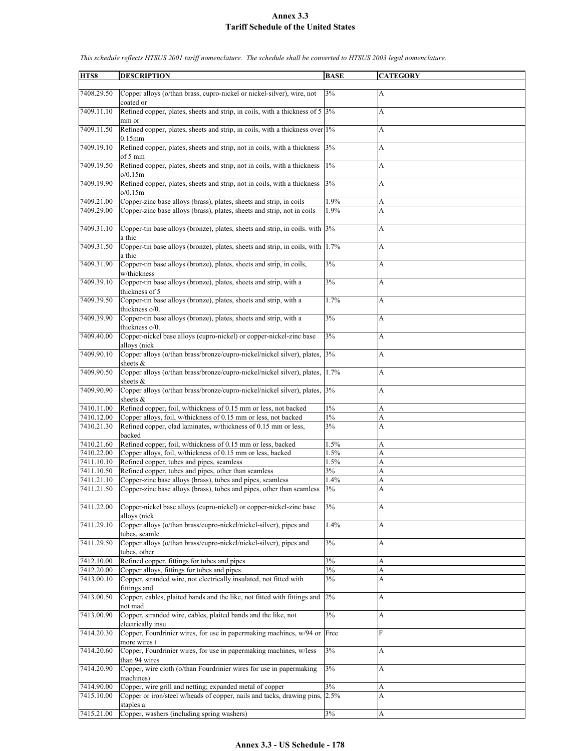# Annex 3.3
## Tariff Schedule of the United States

*This schedule reflects HTSUS 2001 tariff nomenclature. The schedule shall be converted to HTSUS 2003 legal nomenclature.*

| HTS8 | DESCRIPTION | BASE | CATEGORY |
|---|---|---|---|
| 7408.29.50 | Copper alloys (o/than brass, cupro-nickel or nickel-silver), wire, not coated or | 3% | A |
| 7409.11.10 | Refined copper, plates, sheets and strip, in coils, with a thickness of 5 mm or | 3% | A |
| 7409.11.50 | Refined copper, plates, sheets and strip, in coils, with a thickness over 0.15mm | 1% | A |
| 7409.19.10 | Refined copper, plates, sheets and strip, not in coils, with a thickness of 5 mm | 3% | A |
| 7409.19.50 | Refined copper, plates, sheets and strip, not in coils, with a thickness o/0.15m | 1% | A |
| 7409.19.90 | Refined copper, plates, sheets and strip, not in coils, with a thickness o/0.15m | 3% | A |
| 7409.21.00 | Copper-zinc base alloys (brass), plates, sheets and strip, in coils | 1.9% | A |
| 7409.29.00 | Copper-zinc base alloys (brass), plates, sheets and strip, not in coils | 1.9% | A |
| 7409.31.10 | Copper-tin base alloys (bronze), plates, sheets and strip, in coils. with a thic | 3% | A |
| 7409.31.50 | Copper-tin base alloys (bronze), plates, sheets and strip, in coils, with a thic | 1.7% | A |
| 7409.31.90 | Copper-tin base alloys (bronze), plates, sheets and strip, in coils, w/thickness | 3% | A |
| 7409.39.10 | Copper-tin base alloys (bronze), plates, sheets and strip, with a thickness of 5 | 3% | A |
| 7409.39.50 | Copper-tin base alloys (bronze), plates, sheets and strip, with a thickness o/0. | 1.7% | A |
| 7409.39.90 | Copper-tin base alloys (bronze), plates, sheets and strip, with a thickness o/0. | 3% | A |
| 7409.40.00 | Copper-nickel base alloys (cupro-nickel) or copper-nickel-zinc base alloys (nick | 3% | A |
| 7409.90.10 | Copper alloys (o/than brass/bronze/cupro-nickel/nickel silver), plates, sheets & | 3% | A |
| 7409.90.50 | Copper alloys (o/than brass/bronze/cupro-nickel/nickel silver), plates, sheets & | 1.7% | A |
| 7409.90.90 | Copper alloys (o/than brass/bronze/cupro-nickel/nickel silver), plates, sheets & | 3% | A |
| 7410.11.00 | Refined copper, foil, w/thickness of 0.15 mm or less, not backed | 1% | A |
| 7410.12.00 | Copper alloys, foil, w/thickness of 0.15 mm or less, not backed | 1% | A |
| 7410.21.30 | Refined copper, clad laminates, w/thickness of 0.15 mm or less, backed | 3% | A |
| 7410.21.60 | Refined copper, foil, w/thickness of 0.15 mm or less, backed | 1.5% | A |
| 7410.22.00 | Copper alloys, foil, w/thickness of 0.15 mm or less, backed | 1.5% | A |
| 7411.10.10 | Refined copper, tubes and pipes, seamless | 1.5% | A |
| 7411.10.50 | Refined copper, tubes and pipes, other than seamless | 3% | A |
| 7411.21.10 | Copper-zinc base alloys (brass), tubes and pipes, seamless | 1.4% | A |
| 7411.21.50 | Copper-zinc base alloys (brass), tubes and pipes, other than seamless | 3% | A |
| 7411.22.00 | Copper-nickel base alloys (cupro-nickel) or copper-nickel-zinc base alloys (nick | 3% | A |
| 7411.29.10 | Copper alloys (o/than brass/cupro-nickel/nickel-silver), pipes and tubes, seamle | 1.4% | A |
| 7411.29.50 | Copper alloys (o/than brass/cupro-nickel/nickel-silver), pipes and tubes, other | 3% | A |
| 7412.10.00 | Refined copper, fittings for tubes and pipes | 3% | A |
| 7412.20.00 | Copper alloys, fittings for tubes and pipes | 3% | A |
| 7413.00.10 | Copper, stranded wire, not electrically insulated, not fitted with fittings and | 3% | A |
| 7413.00.50 | Copper, cables, plaited bands and the like, not fitted with fittings and not mad | 2% | A |
| 7413.00.90 | Copper, stranded wire, cables, plaited bands and the like, not electrically insu | 3% | A |
| 7414.20.30 | Copper, Fourdrinier wires, for use in papermaking machines, w/94 or more wires t | Free | F |
| 7414.20.60 | Copper, Fourdrinier wires, for use in papermaking machines, w/less than 94 wires | 3% | A |
| 7414.20.90 | Copper, wire cloth (o/than Fourdrinier wires for use in papermaking machines) | 3% | A |
| 7414.90.00 | Copper, wire grill and netting; expanded metal of copper | 3% | A |
| 7415.10.00 | Copper or iron/steel w/heads of copper, nails and tacks, drawing pins, staples a | 2.5% | A |
| 7415.21.00 | Copper, washers (including spring washers) | 3% | A |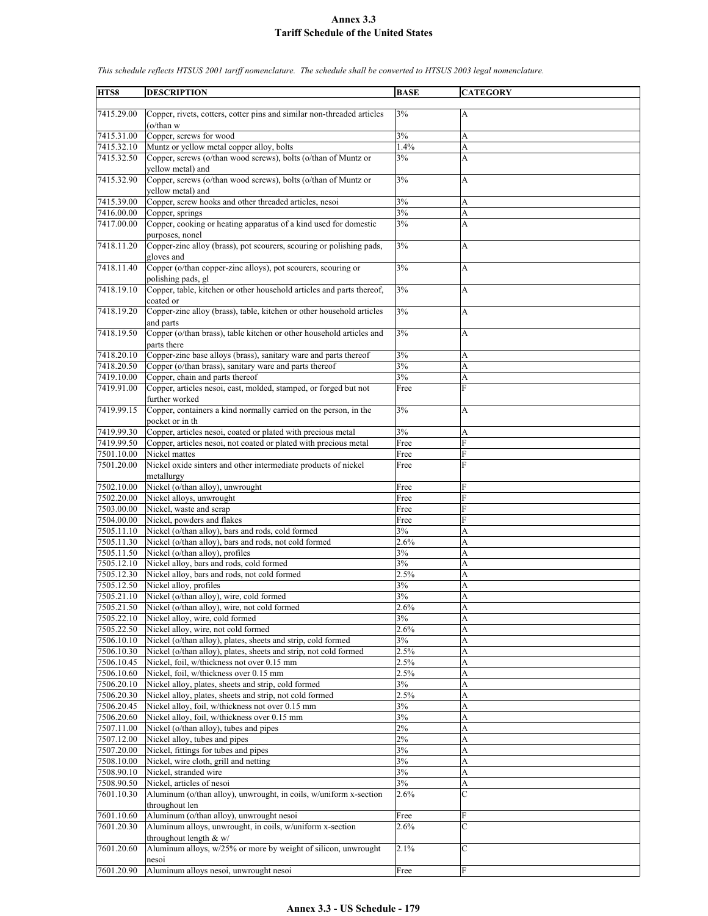# Annex 3.3
## Tariff Schedule of the United States

*This schedule reflects HTSUS 2001 tariff nomenclature. The schedule shall be converted to HTSUS 2003 legal nomenclature.*

| HTS8 | DESCRIPTION | BASE | CATEGORY |
|---|---|---|---|
| 7415.29.00 | Copper, rivets, cotters, cotter pins and similar non-threaded articles (o/than w | 3% | A |
| 7415.31.00 | Copper, screws for wood | 3% | A |
| 7415.32.10 | Muntz or yellow metal copper alloy, bolts | 1.4% | A |
| 7415.32.50 | Copper, screws (o/than wood screws), bolts (o/than of Muntz or yellow metal) and | 3% | A |
| 7415.32.90 | Copper, screws (o/than wood screws), bolts (o/than of Muntz or yellow metal) and | 3% | A |
| 7415.39.00 | Copper, screw hooks and other threaded articles, nesoi | 3% | A |
| 7416.00.00 | Copper, springs | 3% | A |
| 7417.00.00 | Copper, cooking or heating apparatus of a kind used for domestic purposes, nonel | 3% | A |
| 7418.11.20 | Copper-zinc alloy (brass), pot scourers, scouring or polishing pads, gloves and | 3% | A |
| 7418.11.40 | Copper (o/than copper-zinc alloys), pot scourers, scouring or polishing pads, gl | 3% | A |
| 7418.19.10 | Copper, table, kitchen or other household articles and parts thereof, coated or | 3% | A |
| 7418.19.20 | Copper-zinc alloy (brass), table, kitchen or other household articles and parts | 3% | A |
| 7418.19.50 | Copper (o/than brass), table kitchen or other household articles and parts there | 3% | A |
| 7418.20.10 | Copper-zinc base alloys (brass), sanitary ware and parts thereof | 3% | A |
| 7418.20.50 | Copper (o/than brass), sanitary ware and parts thereof | 3% | A |
| 7419.10.00 | Copper, chain and parts thereof | 3% | A |
| 7419.91.00 | Copper, articles nesoi, cast, molded, stamped, or forged but not further worked | Free | F |
| 7419.99.15 | Copper, containers a kind normally carried on the person, in the pocket or in th | 3% | A |
| 7419.99.30 | Copper, articles nesoi, coated or plated with precious metal | 3% | A |
| 7419.99.50 | Copper, articles nesoi, not coated or plated with precious metal | Free | F |
| 7501.10.00 | Nickel mattes | Free | F |
| 7501.20.00 | Nickel oxide sinters and other intermediate products of nickel metallurgy | Free | F |
| 7502.10.00 | Nickel (o/than alloy), unwrought | Free | F |
| 7502.20.00 | Nickel alloys, unwrought | Free | F |
| 7503.00.00 | Nickel, waste and scrap | Free | F |
| 7504.00.00 | Nickel, powders and flakes | Free | F |
| 7505.11.10 | Nickel (o/than alloy), bars and rods, cold formed | 3% | A |
| 7505.11.30 | Nickel (o/than alloy), bars and rods, not cold formed | 2.6% | A |
| 7505.11.50 | Nickel (o/than alloy), profiles | 3% | A |
| 7505.12.10 | Nickel alloy, bars and rods, cold formed | 3% | A |
| 7505.12.30 | Nickel alloy, bars and rods, not cold formed | 2.5% | A |
| 7505.12.50 | Nickel alloy, profiles | 3% | A |
| 7505.21.10 | Nickel (o/than alloy), wire, cold formed | 3% | A |
| 7505.21.50 | Nickel (o/than alloy), wire, not cold formed | 2.6% | A |
| 7505.22.10 | Nickel alloy, wire, cold formed | 3% | A |
| 7505.22.50 | Nickel alloy, wire, not cold formed | 2.6% | A |
| 7506.10.10 | Nickel (o/than alloy), plates, sheets and strip, cold formed | 3% | A |
| 7506.10.30 | Nickel (o/than alloy), plates, sheets and strip, not cold formed | 2.5% | A |
| 7506.10.45 | Nickel, foil, w/thickness not over 0.15 mm | 2.5% | A |
| 7506.10.60 | Nickel, foil, w/thickness over 0.15 mm | 2.5% | A |
| 7506.20.10 | Nickel alloy, plates, sheets and strip, cold formed | 3% | A |
| 7506.20.30 | Nickel alloy, plates, sheets and strip, not cold formed | 2.5% | A |
| 7506.20.45 | Nickel alloy, foil, w/thickness not over 0.15 mm | 3% | A |
| 7506.20.60 | Nickel alloy, foil, w/thickness over 0.15 mm | 3% | A |
| 7507.11.00 | Nickel (o/than alloy), tubes and pipes | 2% | A |
| 7507.12.00 | Nickel alloy, tubes and pipes | 2% | A |
| 7507.20.00 | Nickel, fittings for tubes and pipes | 3% | A |
| 7508.10.00 | Nickel, wire cloth, grill and netting | 3% | A |
| 7508.90.10 | Nickel, stranded wire | 3% | A |
| 7508.90.50 | Nickel, articles of nesoi | 3% | A |
| 7601.10.30 | Aluminum (o/than alloy), unwrought, in coils, w/uniform x-section throughout len | 2.6% | C |
| 7601.10.60 | Aluminum (o/than alloy), unwrought nesoi | Free | F |
| 7601.20.30 | Aluminum alloys, unwrought, in coils, w/uniform x-section throughout length & w/ | 2.6% | C |
| 7601.20.60 | Aluminum alloys, w/25% or more by weight of silicon, unwrought nesoi | 2.1% | C |
| 7601.20.90 | Aluminum alloys nesoi, unwrought nesoi | Free | F |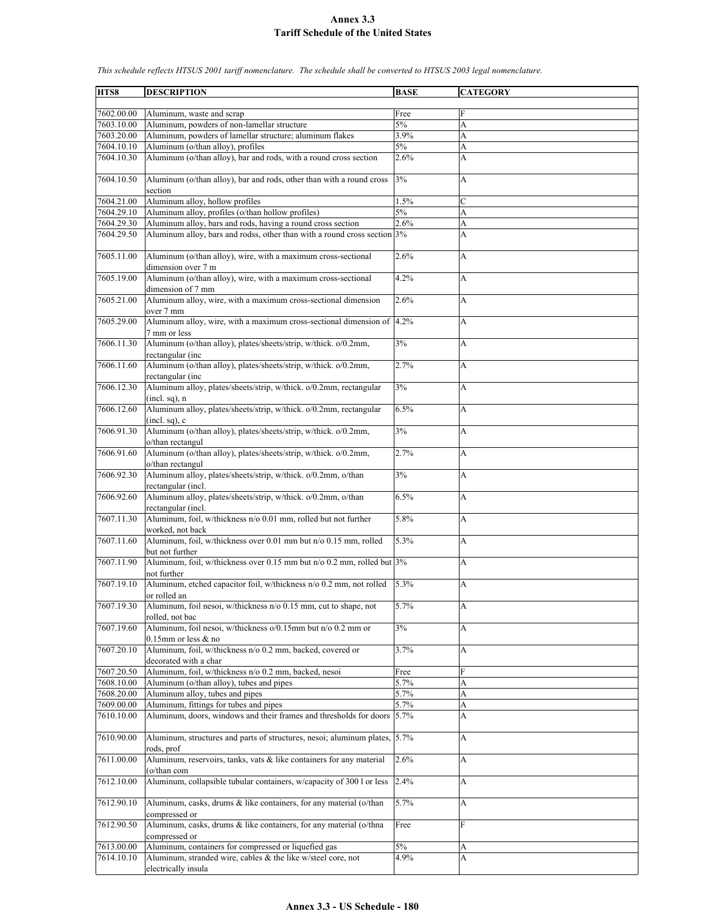# Annex 3.3
## Tariff Schedule of the United States

*This schedule reflects HTSUS 2001 tariff nomenclature. The schedule shall be converted to HTSUS 2003 legal nomenclature.*

| HTS8 | DESCRIPTION | BASE | CATEGORY |
|---|---|---|---|
| 7602.00.00 | Aluminum, waste and scrap | Free | F |
| 7603.10.00 | Aluminum, powders of non-lamellar structure | 5% | A |
| 7603.20.00 | Aluminum, powders of lamellar structure; aluminum flakes | 3.9% | A |
| 7604.10.10 | Aluminum (o/than alloy), profiles | 5% | A |
| 7604.10.30 | Aluminum (o/than alloy), bar and rods, with a round cross section | 2.6% | A |
| 7604.10.50 | Aluminum (o/than alloy), bar and rods, other than with a round cross section | 3% | A |
| 7604.21.00 | Aluminum alloy, hollow profiles | 1.5% | C |
| 7604.29.10 | Aluminum alloy, profiles (o/than hollow profiles) | 5% | A |
| 7604.29.30 | Aluminum alloy, bars and rods, having a round cross section | 2.6% | A |
| 7604.29.50 | Aluminum alloy, bars and rodss, other than with a round cross section | 3% | A |
| 7605.11.00 | Aluminum (o/than alloy), wire, with a maximum cross-sectional dimension over 7 m | 2.6% | A |
| 7605.19.00 | Aluminum (o/than alloy), wire, with a maximum cross-sectional dimension of 7 mm | 4.2% | A |
| 7605.21.00 | Aluminum alloy, wire, with a maximum cross-sectional dimension over 7 mm | 2.6% | A |
| 7605.29.00 | Aluminum alloy, wire, with a maximum cross-sectional dimension of 7 mm or less | 4.2% | A |
| 7606.11.30 | Aluminum (o/than alloy), plates/sheets/strip, w/thick. o/0.2mm, rectangular (inc | 3% | A |
| 7606.11.60 | Aluminum (o/than alloy), plates/sheets/strip, w/thick. o/0.2mm, rectangular (inc | 2.7% | A |
| 7606.12.30 | Aluminum alloy, plates/sheets/strip, w/thick. o/0.2mm, rectangular (incl. sq), n | 3% | A |
| 7606.12.60 | Aluminum alloy, plates/sheets/strip, w/thick. o/0.2mm, rectangular (incl. sq), c | 6.5% | A |
| 7606.91.30 | Aluminum (o/than alloy), plates/sheets/strip, w/thick. o/0.2mm, o/than rectangul | 3% | A |
| 7606.91.60 | Aluminum (o/than alloy), plates/sheets/strip, w/thick. o/0.2mm, o/than rectangul | 2.7% | A |
| 7606.92.30 | Aluminum alloy, plates/sheets/strip, w/thick. o/0.2mm, o/than rectangular (incl. | 3% | A |
| 7606.92.60 | Aluminum alloy, plates/sheets/strip, w/thick. o/0.2mm, o/than rectangular (incl. | 6.5% | A |
| 7607.11.30 | Aluminum, foil, w/thickness n/o 0.01 mm, rolled but not further worked, not back | 5.8% | A |
| 7607.11.60 | Aluminum, foil, w/thickness over 0.01 mm but n/o 0.15 mm, rolled but not further | 5.3% | A |
| 7607.11.90 | Aluminum, foil, w/thickness over 0.15 mm but n/o 0.2 mm, rolled but not further | 3% | A |
| 7607.19.10 | Aluminum, etched capacitor foil, w/thickness n/o 0.2 mm, not rolled or rolled an | 5.3% | A |
| 7607.19.30 | Aluminum, foil nesoi, w/thickness n/o 0.15 mm, cut to shape, not rolled, not bac | 5.7% | A |
| 7607.19.60 | Aluminum, foil nesoi, w/thickness o/0.15mm but n/o 0.2 mm or 0.15mm or less & no | 3% | A |
| 7607.20.10 | Aluminum, foil, w/thickness n/o 0.2 mm, backed, covered or decorated with a char | 3.7% | A |
| 7607.20.50 | Aluminum, foil, w/thickness n/o 0.2 mm, backed, nesoi | Free | F |
| 7608.10.00 | Aluminum (o/than alloy), tubes and pipes | 5.7% | A |
| 7608.20.00 | Aluminum alloy, tubes and pipes | 5.7% | A |
| 7609.00.00 | Aluminum, fittings for tubes and pipes | 5.7% | A |
| 7610.10.00 | Aluminum, doors, windows and their frames and thresholds for doors | 5.7% | A |
| 7610.90.00 | Aluminum, structures and parts of structures, nesoi; aluminum plates, rods, prof | 5.7% | A |
| 7611.00.00 | Aluminum, reservoirs, tanks, vats & like containers for any material (o/than com | 2.6% | A |
| 7612.10.00 | Aluminum, collapsible tubular containers, w/capacity of 300 l or less | 2.4% | A |
| 7612.90.10 | Aluminum, casks, drums & like containers, for any material (o/than compressed or | 5.7% | A |
| 7612.90.50 | Aluminum, casks, drums & like containers, for any material (o/thna compressed or | Free | F |
| 7613.00.00 | Aluminum, containers for compressed or liquefied gas | 5% | A |
| 7614.10.10 | Aluminum, stranded wire, cables & the like w/steel core, not electrically insula | 4.9% | A |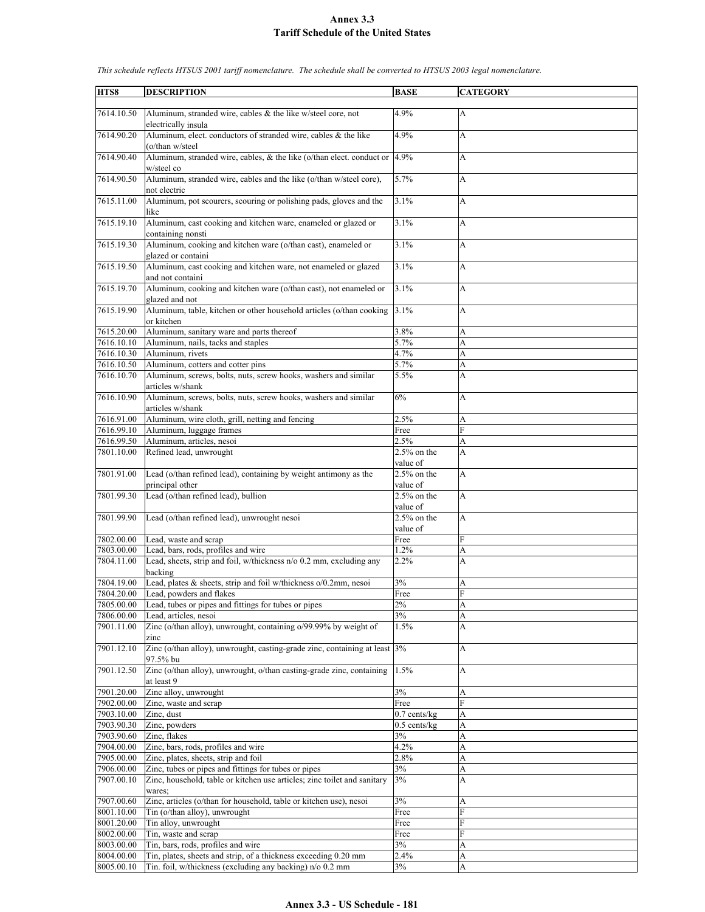# Annex 3.3
# Tariff Schedule of the United States

*This schedule reflects HTSUS 2001 tariff nomenclature. The schedule shall be converted to HTSUS 2003 legal nomenclature.*

| HTS8 | DESCRIPTION | BASE | CATEGORY |
|---|---|---|---|
| 7614.10.50 | Aluminum, stranded wire, cables & the like w/steel core, not electrically insula | 4.9% | A |
| 7614.90.20 | Aluminum, elect. conductors of stranded wire, cables & the like (o/than w/steel | 4.9% | A |
| 7614.90.40 | Aluminum, stranded wire, cables, & the like (o/than elect. conduct or w/steel co | 4.9% | A |
| 7614.90.50 | Aluminum, stranded wire, cables and the like (o/than w/steel core), not electric | 5.7% | A |
| 7615.11.00 | Aluminum, pot scourers, scouring or polishing pads, gloves and the like | 3.1% | A |
| 7615.19.10 | Aluminum, cast cooking and kitchen ware, enameled or glazed or containing nonsti | 3.1% | A |
| 7615.19.30 | Aluminum, cooking and kitchen ware (o/than cast), enameled or glazed or containi | 3.1% | A |
| 7615.19.50 | Aluminum, cast cooking and kitchen ware, not enameled or glazed and not containi | 3.1% | A |
| 7615.19.70 | Aluminum, cooking and kitchen ware (o/than cast), not enameled or glazed and not | 3.1% | A |
| 7615.19.90 | Aluminum, table, kitchen or other household articles (o/than cooking or kitchen | 3.1% | A |
| 7615.20.00 | Aluminum, sanitary ware and parts thereof | 3.8% | A |
| 7616.10.10 | Aluminum, nails, tacks and staples | 5.7% | A |
| 7616.10.30 | Aluminum, rivets | 4.7% | A |
| 7616.10.50 | Aluminum, cotters and cotter pins | 5.7% | A |
| 7616.10.70 | Aluminum, screws, bolts, nuts, screw hooks, washers and similar articles w/shank | 5.5% | A |
| 7616.10.90 | Aluminum, screws, bolts, nuts, screw hooks, washers and similar articles w/shank | 6% | A |
| 7616.91.00 | Aluminum, wire cloth, grill, netting and fencing | 2.5% | A |
| 7616.99.10 | Aluminum, luggage frames | Free | F |
| 7616.99.50 | Aluminum, articles, nesoi | 2.5% | A |
| 7801.10.00 | Refined lead, unwrought | 2.5% on the value of | A |
| 7801.91.00 | Lead (o/than refined lead), containing by weight antimony as the principal other | 2.5% on the value of | A |
| 7801.99.30 | Lead (o/than refined lead), bullion | 2.5% on the value of | A |
| 7801.99.90 | Lead (o/than refined lead), unwrought nesoi | 2.5% on the value of | A |
| 7802.00.00 | Lead, waste and scrap | Free | F |
| 7803.00.00 | Lead, bars, rods, profiles and wire | 1.2% | A |
| 7804.11.00 | Lead, sheets, strip and foil, w/thickness n/o 0.2 mm, excluding any backing | 2.2% | A |
| 7804.19.00 | Lead, plates & sheets, strip and foil w/thickness o/0.2mm, nesoi | 3% | A |
| 7804.20.00 | Lead, powders and flakes | Free | F |
| 7805.00.00 | Lead, tubes or pipes and fittings for tubes or pipes | 2% | A |
| 7806.00.00 | Lead, articles, nesoi | 3% | A |
| 7901.11.00 | Zinc (o/than alloy), unwrought, containing o/99.99% by weight of zinc | 1.5% | A |
| 7901.12.10 | Zinc (o/than alloy), unwrought, casting-grade zinc, containing at least 97.5% bu | 3% | A |
| 7901.12.50 | Zinc (o/than alloy), unwrought, o/than casting-grade zinc, containing at least 9 | 1.5% | A |
| 7901.20.00 | Zinc alloy, unwrought | 3% | A |
| 7902.00.00 | Zinc, waste and scrap | Free | F |
| 7903.10.00 | Zinc, dust | 0.7 cents/kg | A |
| 7903.90.30 | Zinc, powders | 0.5 cents/kg | A |
| 7903.90.60 | Zinc, flakes | 3% | A |
| 7904.00.00 | Zinc, bars, rods, profiles and wire | 4.2% | A |
| 7905.00.00 | Zinc, plates, sheets, strip and foil | 2.8% | A |
| 7906.00.00 | Zinc, tubes or pipes and fittings for tubes or pipes | 3% | A |
| 7907.00.10 | Zinc, household, table or kitchen use articles; zinc toilet and sanitary wares; | 3% | A |
| 7907.00.60 | Zinc, articles (o/than for household, table or kitchen use), nesoi | 3% | A |
| 8001.10.00 | Tin (o/than alloy), unwrought | Free | F |
| 8001.20.00 | Tin alloy, unwrought | Free | F |
| 8002.00.00 | Tin, waste and scrap | Free | F |
| 8003.00.00 | Tin, bars, rods, profiles and wire | 3% | A |
| 8004.00.00 | Tin, plates, sheets and strip, of a thickness exceeding 0.20 mm | 2.4% | A |
| 8005.00.10 | Tin. foil, w/thickness (excluding any backing) n/o 0.2 mm | 3% | A |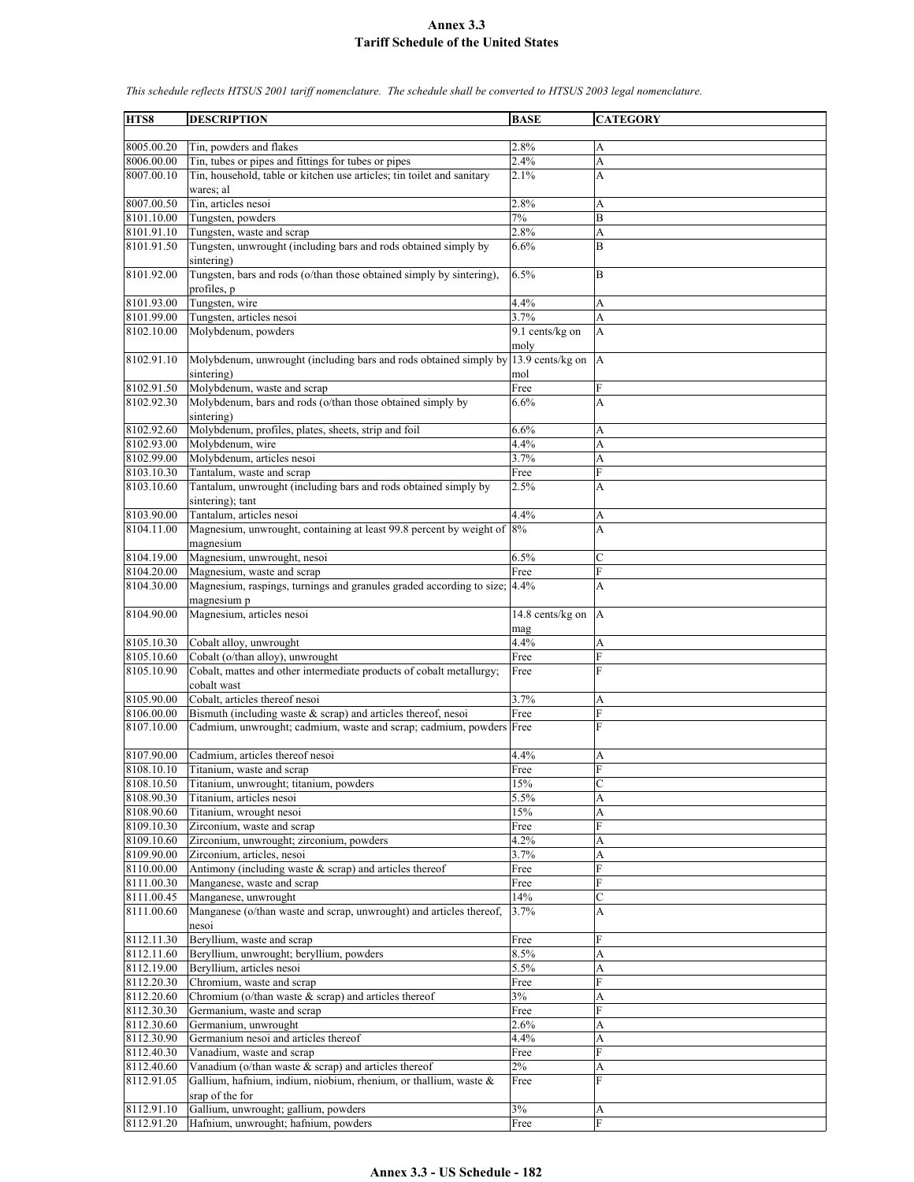# Annex 3.3
## Tariff Schedule of the United States

*This schedule reflects HTSUS 2001 tariff nomenclature. The schedule shall be converted to HTSUS 2003 legal nomenclature.*

| HTS8 | DESCRIPTION | BASE | CATEGORY |
|---|---|---|---|
| 8005.00.20 | Tin, powders and flakes | 2.8% | A |
| 8006.00.00 | Tin, tubes or pipes and fittings for tubes or pipes | 2.4% | A |
| 8007.00.10 | Tin, household, table or kitchen use articles; tin toilet and sanitary wares; al | 2.1% | A |
| 8007.00.50 | Tin, articles nesoi | 2.8% | A |
| 8101.10.00 | Tungsten, powders | 7% | B |
| 8101.91.10 | Tungsten, waste and scrap | 2.8% | A |
| 8101.91.50 | Tungsten, unwrought (including bars and rods obtained simply by sintering) | 6.6% | B |
| 8101.92.00 | Tungsten, bars and rods (o/than those obtained simply by sintering), profiles, p | 6.5% | B |
| 8101.93.00 | Tungsten, wire | 4.4% | A |
| 8101.99.00 | Tungsten, articles nesoi | 3.7% | A |
| 8102.10.00 | Molybdenum, powders | 9.1 cents/kg on moly | A |
| 8102.91.10 | Molybdenum, unwrought (including bars and rods obtained simply by sintering) | 13.9 cents/kg on mol | A |
| 8102.91.50 | Molybdenum, waste and scrap | Free | F |
| 8102.92.30 | Molybdenum, bars and rods (o/than those obtained simply by sintering) | 6.6% | A |
| 8102.92.60 | Molybdenum, profiles, plates, sheets, strip and foil | 6.6% | A |
| 8102.93.00 | Molybdenum, wire | 4.4% | A |
| 8102.99.00 | Molybdenum, articles nesoi | 3.7% | A |
| 8103.10.30 | Tantalum, waste and scrap | Free | F |
| 8103.10.60 | Tantalum, unwrought (including bars and rods obtained simply by sintering); tant | 2.5% | A |
| 8103.90.00 | Tantalum, articles nesoi | 4.4% | A |
| 8104.11.00 | Magnesium, unwrought, containing at least 99.8 percent by weight of magnesium | 8% | A |
| 8104.19.00 | Magnesium, unwrought, nesoi | 6.5% | C |
| 8104.20.00 | Magnesium, waste and scrap | Free | F |
| 8104.30.00 | Magnesium, raspings, turnings and granules graded according to size; magnesium p | 4.4% | A |
| 8104.90.00 | Magnesium, articles nesoi | 14.8 cents/kg on mag | A |
| 8105.10.30 | Cobalt alloy, unwrought | 4.4% | A |
| 8105.10.60 | Cobalt (o/than alloy), unwrought | Free | F |
| 8105.10.90 | Cobalt, mattes and other intermediate products of cobalt metallurgy; cobalt wast | Free | F |
| 8105.90.00 | Cobalt, articles thereof nesoi | 3.7% | A |
| 8106.00.00 | Bismuth (including waste & scrap) and articles thereof, nesoi | Free | F |
| 8107.10.00 | Cadmium, unwrought; cadmium, waste and scrap; cadmium, powders | Free | F |
| 8107.90.00 | Cadmium, articles thereof nesoi | 4.4% | A |
| 8108.10.10 | Titanium, waste and scrap | Free | F |
| 8108.10.50 | Titanium, unwrought; titanium, powders | 15% | C |
| 8108.90.30 | Titanium, articles nesoi | 5.5% | A |
| 8108.90.60 | Titanium, wrought nesoi | 15% | A |
| 8109.10.30 | Zirconium, waste and scrap | Free | F |
| 8109.10.60 | Zirconium, unwrought; zirconium, powders | 4.2% | A |
| 8109.90.00 | Zirconium, articles, nesoi | 3.7% | A |
| 8110.00.00 | Antimony (including waste & scrap) and articles thereof | Free | F |
| 8111.00.30 | Manganese, waste and scrap | Free | F |
| 8111.00.45 | Manganese, unwrought | 14% | C |
| 8111.00.60 | Manganese (o/than waste and scrap, unwrought) and articles thereof, nesoi | 3.7% | A |
| 8112.11.30 | Beryllium, waste and scrap | Free | F |
| 8112.11.60 | Beryllium, unwrought; beryllium, powders | 8.5% | A |
| 8112.19.00 | Beryllium, articles nesoi | 5.5% | A |
| 8112.20.30 | Chromium, waste and scrap | Free | F |
| 8112.20.60 | Chromium (o/than waste & scrap) and articles thereof | 3% | A |
| 8112.30.30 | Germanium, waste and scrap | Free | F |
| 8112.30.60 | Germanium, unwrought | 2.6% | A |
| 8112.30.90 | Germanium nesoi and articles thereof | 4.4% | A |
| 8112.40.30 | Vanadium, waste and scrap | Free | F |
| 8112.40.60 | Vanadium (o/than waste & scrap) and articles thereof | 2% | A |
| 8112.91.05 | Gallium, hafnium, indium, niobium, rhenium, or thallium, waste & srap of the for | Free | F |
| 8112.91.10 | Gallium, unwrought; gallium, powders | 3% | A |
| 8112.91.20 | Hafnium, unwrought; hafnium, powders | Free | F |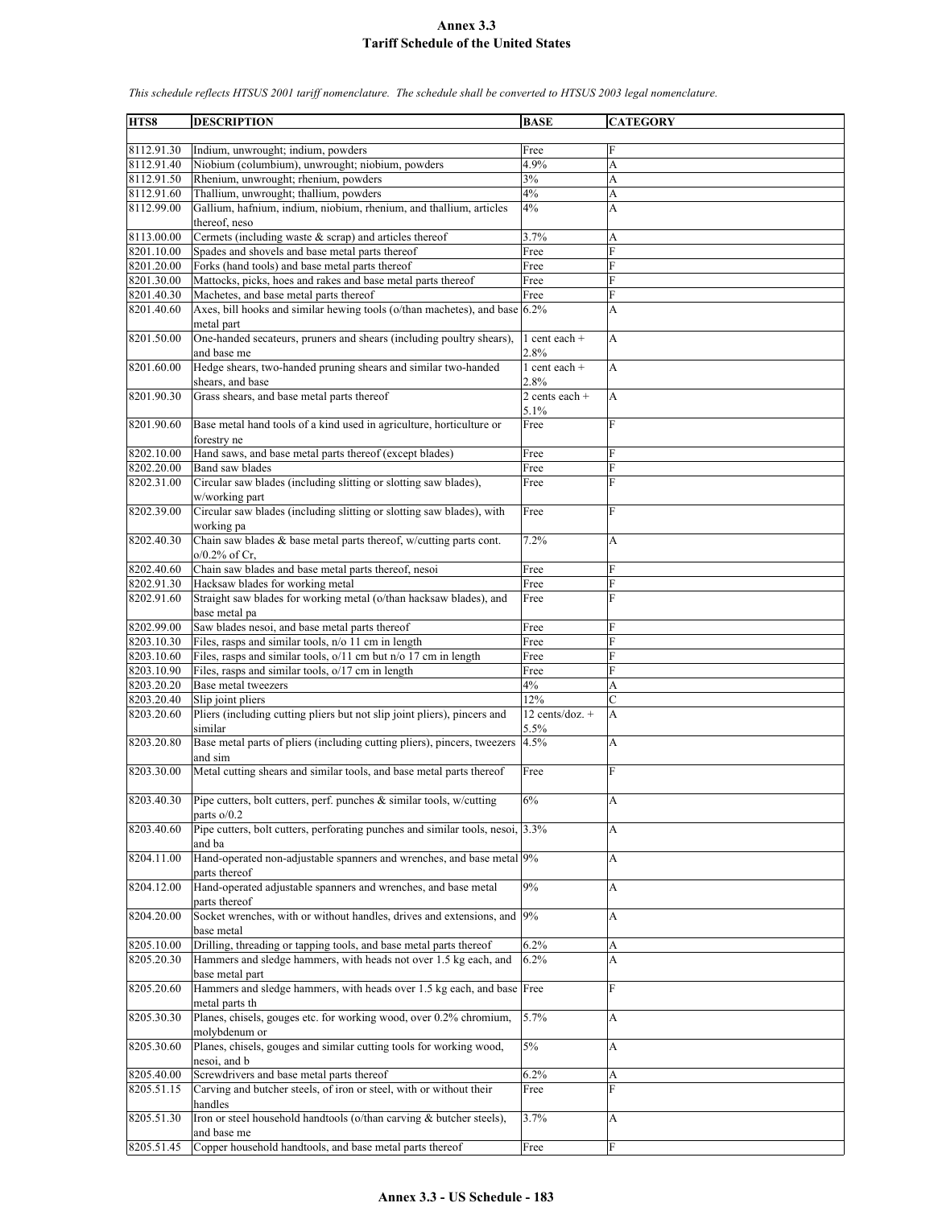# Annex 3.3
## Tariff Schedule of the United States

*This schedule reflects HTSUS 2001 tariff nomenclature. The schedule shall be converted to HTSUS 2003 legal nomenclature.*

| HTS8 | DESCRIPTION | BASE | CATEGORY |
|---|---|---|---|
| 8112.91.30 | Indium, unwrought; indium, powders | Free | F |
| 8112.91.40 | Niobium (columbium), unwrought; niobium, powders | 4.9% | A |
| 8112.91.50 | Rhenium, unwrought; rhenium, powders | 3% | A |
| 8112.91.60 | Thallium, unwrought; thallium, powders | 4% | A |
| 8112.99.00 | Gallium, hafnium, indium, niobium, rhenium, and thallium, articles thereof, neso | 4% | A |
| 8113.00.00 | Cermets (including waste & scrap) and articles thereof | 3.7% | A |
| 8201.10.00 | Spades and shovels and base metal parts thereof | Free | F |
| 8201.20.00 | Forks (hand tools) and base metal parts thereof | Free | F |
| 8201.30.00 | Mattocks, picks, hoes and rakes and base metal parts thereof | Free | F |
| 8201.40.30 | Machetes, and base metal parts thereof | Free | F |
| 8201.40.60 | Axes, bill hooks and similar hewing tools (o/than machetes), and base metal part | 6.2% | A |
| 8201.50.00 | One-handed secateurs, pruners and shears (including poultry shears), and base me | 1 cent each + 2.8% | A |
| 8201.60.00 | Hedge shears, two-handed pruning shears and similar two-handed shears, and base | 1 cent each + 2.8% | A |
| 8201.90.30 | Grass shears, and base metal parts thereof | 2 cents each + 5.1% | A |
| 8201.90.60 | Base metal hand tools of a kind used in agriculture, horticulture or forestry ne | Free | F |
| 8202.10.00 | Hand saws, and base metal parts thereof (except blades) | Free | F |
| 8202.20.00 | Band saw blades | Free | F |
| 8202.31.00 | Circular saw blades (including slitting or slotting saw blades), w/working part | Free | F |
| 8202.39.00 | Circular saw blades (including slitting or slotting saw blades), with working pa | Free | F |
| 8202.40.30 | Chain saw blades & base metal parts thereof, w/cutting parts cont. o/0.2% of Cr, | 7.2% | A |
| 8202.40.60 | Chain saw blades and base metal parts thereof, nesoi | Free | F |
| 8202.91.30 | Hacksaw blades for working metal | Free | F |
| 8202.91.60 | Straight saw blades for working metal (o/than hacksaw blades), and base metal pa | Free | F |
| 8202.99.00 | Saw blades nesoi, and base metal parts thereof | Free | F |
| 8203.10.30 | Files, rasps and similar tools, n/o 11 cm in length | Free | F |
| 8203.10.60 | Files, rasps and similar tools, o/11 cm but n/o 17 cm in length | Free | F |
| 8203.10.90 | Files, rasps and similar tools, o/17 cm in length | Free | F |
| 8203.20.20 | Base metal tweezers | 4% | A |
| 8203.20.40 | Slip joint pliers | 12% | C |
| 8203.20.60 | Pliers (including cutting pliers but not slip joint pliers), pincers and similar | 12 cents/doz. + 5.5% | A |
| 8203.20.80 | Base metal parts of pliers (including cutting pliers), pincers, tweezers and sim | 4.5% | A |
| 8203.30.00 | Metal cutting shears and similar tools, and base metal parts thereof | Free | F |
| 8203.40.30 | Pipe cutters, bolt cutters, perf. punches & similar tools, w/cutting parts o/0.2 | 6% | A |
| 8203.40.60 | Pipe cutters, bolt cutters, perforating punches and similar tools, nesoi, and ba | 3.3% | A |
| 8204.11.00 | Hand-operated non-adjustable spanners and wrenches, and base metal parts thereof | 9% | A |
| 8204.12.00 | Hand-operated adjustable spanners and wrenches, and base metal parts thereof | 9% | A |
| 8204.20.00 | Socket wrenches, with or without handles, drives and extensions, and base metal | 9% | A |
| 8205.10.00 | Drilling, threading or tapping tools, and base metal parts thereof | 6.2% | A |
| 8205.20.30 | Hammers and sledge hammers, with heads not over 1.5 kg each, and base metal part | 6.2% | A |
| 8205.20.60 | Hammers and sledge hammers, with heads over 1.5 kg each, and base metal parts th | Free | F |
| 8205.30.30 | Planes, chisels, gouges etc. for working wood, over 0.2% chromium, molybdenum or | 5.7% | A |
| 8205.30.60 | Planes, chisels, gouges and similar cutting tools for working wood, nesoi, and b | 5% | A |
| 8205.40.00 | Screwdrivers and base metal parts thereof | 6.2% | A |
| 8205.51.15 | Carving and butcher steels, of iron or steel, with or without their handles | Free | F |
| 8205.51.30 | Iron or steel household handtools (o/than carving & butcher steels), and base me | 3.7% | A |
| 8205.51.45 | Copper household handtools, and base metal parts thereof | Free | F |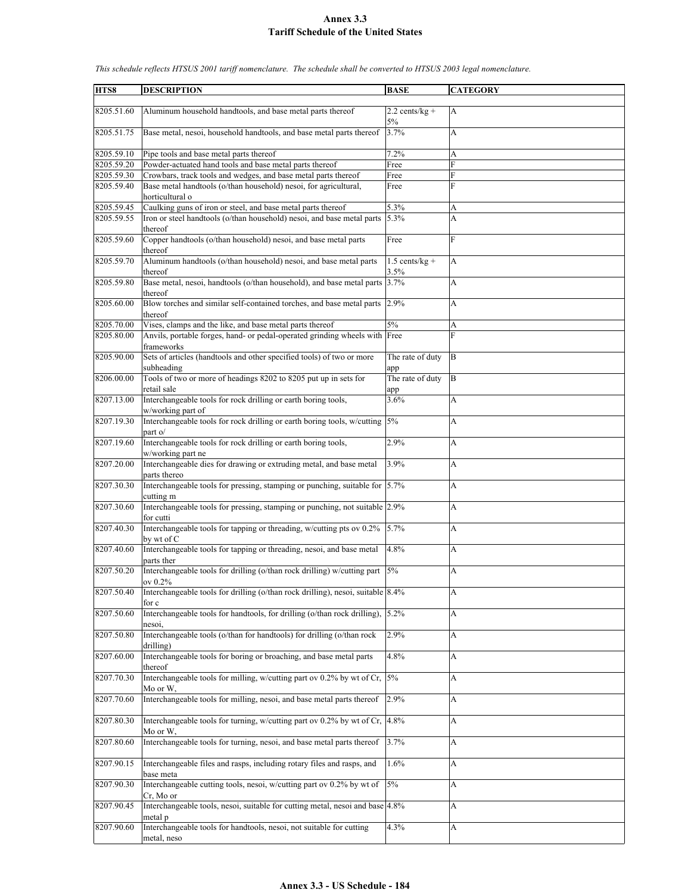# Annex 3.3
# Tariff Schedule of the United States

*This schedule reflects HTSUS 2001 tariff nomenclature. The schedule shall be converted to HTSUS 2003 legal nomenclature.*

| HTS8 | DESCRIPTION | BASE | CATEGORY |
|---|---|---|---|
| 8205.51.60 | Aluminum household handtools, and base metal parts thereof | 2.2 cents/kg + 5% | A |
| 8205.51.75 | Base metal, nesoi, household handtools, and base metal parts thereof | 3.7% | A |
| 8205.59.10 | Pipe tools and base metal parts thereof | 7.2% | A |
| 8205.59.20 | Powder-actuated hand tools and base metal parts thereof | Free | F |
| 8205.59.30 | Crowbars, track tools and wedges, and base metal parts thereof | Free | F |
| 8205.59.40 | Base metal handtools (o/than household) nesoi, for agricultural, horticultural o | Free | F |
| 8205.59.45 | Caulking guns of iron or steel, and base metal parts thereof | 5.3% | A |
| 8205.59.55 | Iron or steel handtools (o/than household) nesoi, and base metal parts thereof | 5.3% | A |
| 8205.59.60 | Copper handtools (o/than household) nesoi, and base metal parts thereof | Free | F |
| 8205.59.70 | Aluminum handtools (o/than household) nesoi, and base metal parts thereof | 1.5 cents/kg + 3.5% | A |
| 8205.59.80 | Base metal, nesoi, handtools (o/than household), and base metal parts thereof | 3.7% | A |
| 8205.60.00 | Blow torches and similar self-contained torches, and base metal parts thereof | 2.9% | A |
| 8205.70.00 | Vises, clamps and the like, and base metal parts thereof | 5% | A |
| 8205.80.00 | Anvils, portable forges, hand- or pedal-operated grinding wheels with frameworks | Free | F |
| 8205.90.00 | Sets of articles (handtools and other specified tools) of two or more subheading | The rate of duty app | B |
| 8206.00.00 | Tools of two or more of headings 8202 to 8205 put up in sets for retail sale | The rate of duty app | B |
| 8207.13.00 | Interchangeable tools for rock drilling or earth boring tools, w/working part of | 3.6% | A |
| 8207.19.30 | Interchangeable tools for rock drilling or earth boring tools, w/cutting part o/ | 5% | A |
| 8207.19.60 | Interchangeable tools for rock drilling or earth boring tools, w/working part ne | 2.9% | A |
| 8207.20.00 | Interchangeable dies for drawing or extruding metal, and base metal parts thereo | 3.9% | A |
| 8207.30.30 | Interchangeable tools for pressing, stamping or punching, suitable for cutting m | 5.7% | A |
| 8207.30.60 | Interchangeable tools for pressing, stamping or punching, not suitable for cutti | 2.9% | A |
| 8207.40.30 | Interchangeable tools for tapping or threading, w/cutting pts ov 0.2% by wt of C | 5.7% | A |
| 8207.40.60 | Interchangeable tools for tapping or threading, nesoi, and base metal parts ther | 4.8% | A |
| 8207.50.20 | Interchangeable tools for drilling (o/than rock drilling) w/cutting part ov 0.2% | 5% | A |
| 8207.50.40 | Interchangeable tools for drilling (o/than rock drilling), nesoi, suitable for c | 8.4% | A |
| 8207.50.60 | Interchangeable tools for handtools, for drilling (o/than rock drilling), nesoi, | 5.2% | A |
| 8207.50.80 | Interchangeable tools (o/than for handtools) for drilling (o/than rock drilling) | 2.9% | A |
| 8207.60.00 | Interchangeable tools for boring or broaching, and base metal parts thereof | 4.8% | A |
| 8207.70.30 | Interchangeable tools for milling, w/cutting part ov 0.2% by wt of Cr, Mo or W, | 5% | A |
| 8207.70.60 | Interchangeable tools for milling, nesoi, and base metal parts thereof | 2.9% | A |
| 8207.80.30 | Interchangeable tools for turning, w/cutting part ov 0.2% by wt of Cr, Mo or W, | 4.8% | A |
| 8207.80.60 | Interchangeable tools for turning, nesoi, and base metal parts thereof | 3.7% | A |
| 8207.90.15 | Interchangeable files and rasps, including rotary files and rasps, and base meta | 1.6% | A |
| 8207.90.30 | Interchangeable cutting tools, nesoi, w/cutting part ov 0.2% by wt of Cr, Mo or | 5% | A |
| 8207.90.45 | Interchangeable tools, nesoi, suitable for cutting metal, nesoi and base metal p | 4.8% | A |
| 8207.90.60 | Interchangeable tools for handtools, nesoi, not suitable for cutting metal, neso | 4.3% | A |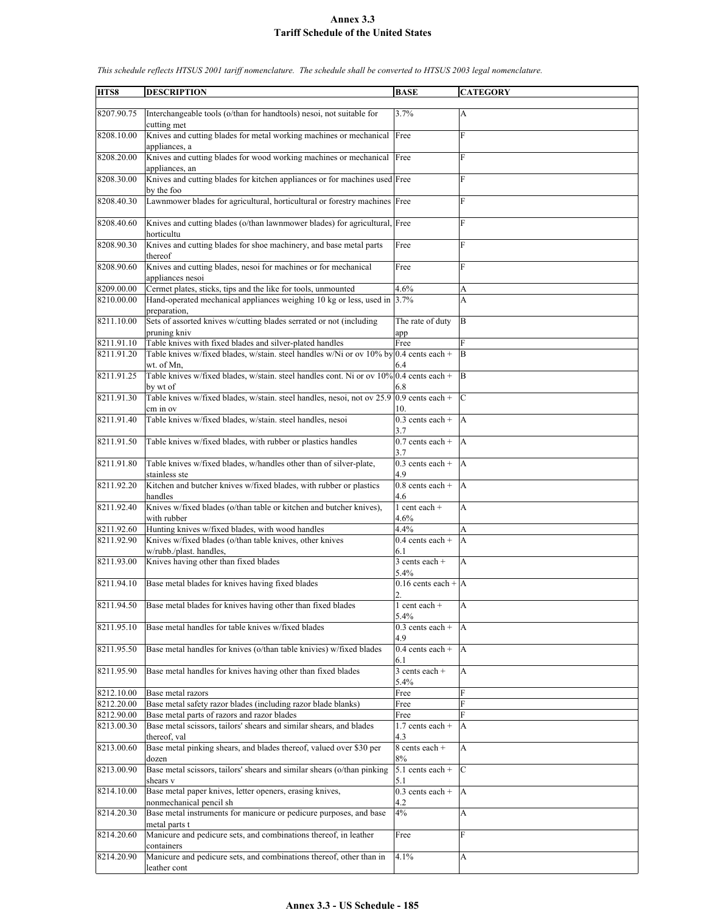# Annex 3.3
## Tariff Schedule of the United States

*This schedule reflects HTSUS 2001 tariff nomenclature. The schedule shall be converted to HTSUS 2003 legal nomenclature.*

| HTS8 | DESCRIPTION | BASE | CATEGORY |
|---|---|---|---|
| 8207.90.75 | Interchangeable tools (o/than for handtools) nesoi, not suitable for cutting met | 3.7% | A |
| 8208.10.00 | Knives and cutting blades for metal working machines or mechanical appliances, a | Free | F |
| 8208.20.00 | Knives and cutting blades for wood working machines or mechanical appliances, an | Free | F |
| 8208.30.00 | Knives and cutting blades for kitchen appliances or for machines used by the foo | Free | F |
| 8208.40.30 | Lawnmower blades for agricultural, horticultural or forestry machines | Free | F |
| 8208.40.60 | Knives and cutting blades (o/than lawnmower blades) for agricultural, horticultu | Free | F |
| 8208.90.30 | Knives and cutting blades for shoe machinery, and base metal parts thereof | Free | F |
| 8208.90.60 | Knives and cutting blades, nesoi for machines or for mechanical appliances nesoi | Free | F |
| 8209.00.00 | Cermet plates, sticks, tips and the like for tools, unmounted | 4.6% | A |
| 8210.00.00 | Hand-operated mechanical appliances weighing 10 kg or less, used in preparation, | 3.7% | A |
| 8211.10.00 | Sets of assorted knives w/cutting blades serrated or not (including pruning kniv | The rate of duty app | B |
| 8211.91.10 | Table knives with fixed blades and silver-plated handles | Free | F |
| 8211.91.20 | Table knives w/fixed blades, w/stain. steel handles w/Ni or ov 10% by wt. of Mn, | 0.4 cents each + 6.4 | B |
| 8211.91.25 | Table knives w/fixed blades, w/stain. steel handles cont. Ni or ov 10% by wt of | 0.4 cents each + 6.8 | B |
| 8211.91.30 | Table knives w/fixed blades, w/stain. steel handles, nesoi, not ov 25.9 cm in ov | 0.9 cents each + 10. | C |
| 8211.91.40 | Table knives w/fixed blades, w/stain. steel handles, nesoi | 0.3 cents each + 3.7 | A |
| 8211.91.50 | Table knives w/fixed blades, with rubber or plastics handles | 0.7 cents each + 3.7 | A |
| 8211.91.80 | Table knives w/fixed blades, w/handles other than of silver-plate, stainless ste | 0.3 cents each + 4.9 | A |
| 8211.92.20 | Kitchen and butcher knives w/fixed blades, with rubber or plastics handles | 0.8 cents each + 4.6 | A |
| 8211.92.40 | Knives w/fixed blades (o/than table or kitchen and butcher knives), with rubber | 1 cent each + 4.6% | A |
| 8211.92.60 | Hunting knives w/fixed blades, with wood handles | 4.4% | A |
| 8211.92.90 | Knives w/fixed blades (o/than table knives, other knives w/rubb./plast. handles, | 0.4 cents each + 6.1 | A |
| 8211.93.00 | Knives having other than fixed blades | 3 cents each + 5.4% | A |
| 8211.94.10 | Base metal blades for knives having fixed blades | 0.16 cents each + 2. | A |
| 8211.94.50 | Base metal blades for knives having other than fixed blades | 1 cent each + 5.4% | A |
| 8211.95.10 | Base metal handles for table knives w/fixed blades | 0.3 cents each + 4.9 | A |
| 8211.95.50 | Base metal handles for knives (o/than table knivies) w/fixed blades | 0.4 cents each + 6.1 | A |
| 8211.95.90 | Base metal handles for knives having other than fixed blades | 3 cents each + 5.4% | A |
| 8212.10.00 | Base metal razors | Free | F |
| 8212.20.00 | Base metal safety razor blades (including razor blade blanks) | Free | F |
| 8212.90.00 | Base metal parts of razors and razor blades | Free | F |
| 8213.00.30 | Base metal scissors, tailors' shears and similar shears, and blades thereof, val | 1.7 cents each + 4.3 | A |
| 8213.00.60 | Base metal pinking shears, and blades thereof, valued over $30 per dozen | 8 cents each + 8% | A |
| 8213.00.90 | Base metal scissors, tailors' shears and similar shears (o/than pinking shears v | 5.1 cents each + 5.1 | C |
| 8214.10.00 | Base metal paper knives, letter openers, erasing knives, nonmechanical pencil sh | 0.3 cents each + 4.2 | A |
| 8214.20.30 | Base metal instruments for manicure or pedicure purposes, and base metal parts t | 4% | A |
| 8214.20.60 | Manicure and pedicure sets, and combinations thereof, in leather containers | Free | F |
| 8214.20.90 | Manicure and pedicure sets, and combinations thereof, other than in leather cont | 4.1% | A |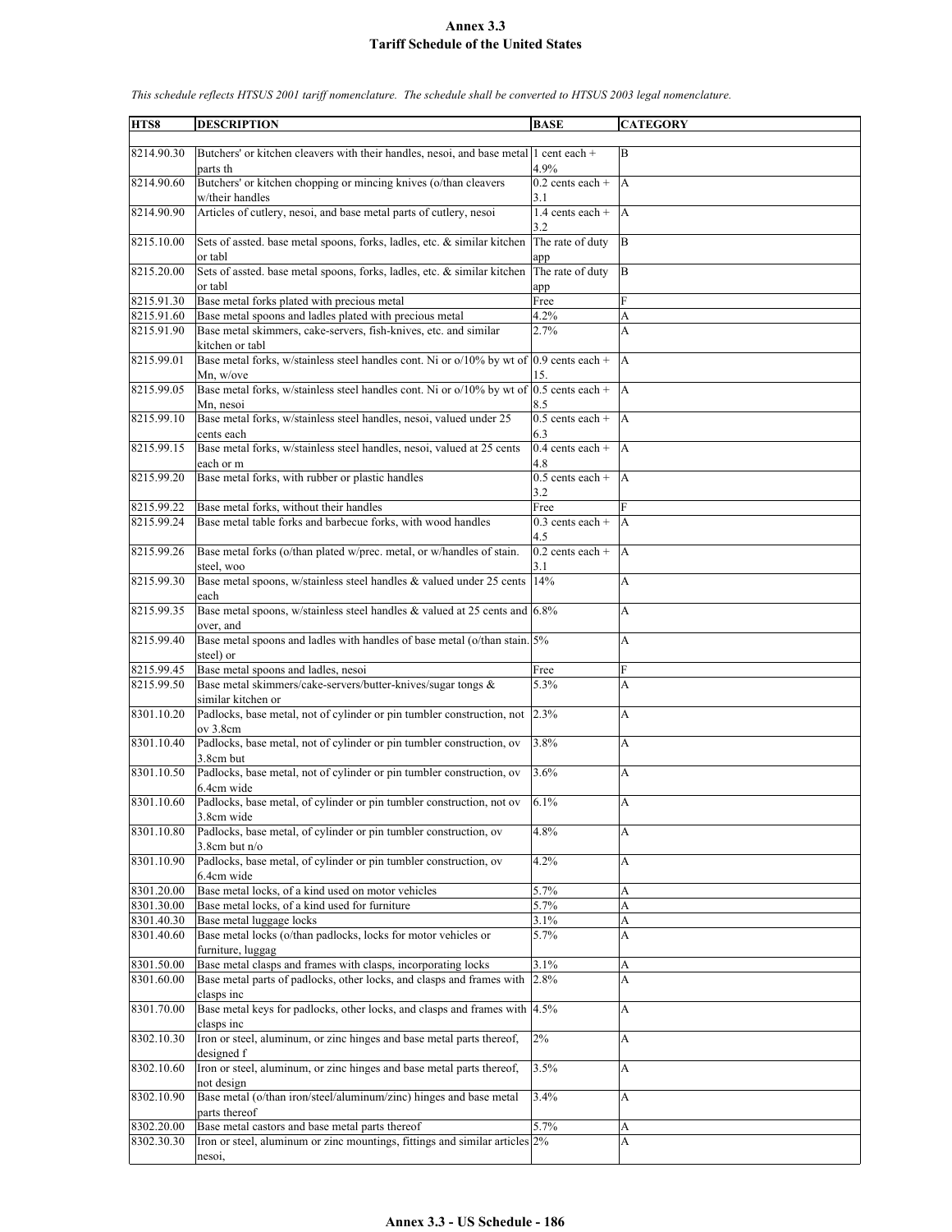# Annex 3.3
## Tariff Schedule of the United States

*This schedule reflects HTSUS 2001 tariff nomenclature. The schedule shall be converted to HTSUS 2003 legal nomenclature.*

| HTS8 | DESCRIPTION | BASE | CATEGORY |
|---|---|---|---|
| 8214.90.30 | Butchers' or kitchen cleavers with their handles, nesoi, and base metal parts th | 1 cent each + 4.9% | B |
| 8214.90.60 | Butchers' or kitchen chopping or mincing knives (o/than cleavers w/their handles | 0.2 cents each + 3.1 | A |
| 8214.90.90 | Articles of cutlery, nesoi, and base metal parts of cutlery, nesoi | 1.4 cents each + 3.2 | A |
| 8215.10.00 | Sets of assted. base metal spoons, forks, ladles, etc. & similar kitchen or tabl | The rate of duty app | B |
| 8215.20.00 | Sets of assted. base metal spoons, forks, ladles, etc. & similar kitchen or tabl | The rate of duty app | B |
| 8215.91.30 | Base metal forks plated with precious metal | Free | F |
| 8215.91.60 | Base metal spoons and ladles plated with precious metal | 4.2% | A |
| 8215.91.90 | Base metal skimmers, cake-servers, fish-knives, etc. and similar kitchen or tabl | 2.7% | A |
| 8215.99.01 | Base metal forks, w/stainless steel handles cont. Ni or o/10% by wt of Mn, w/ove | 0.9 cents each + 15. | A |
| 8215.99.05 | Base metal forks, w/stainless steel handles cont. Ni or o/10% by wt of Mn, nesoi | 0.5 cents each + 8.5 | A |
| 8215.99.10 | Base metal forks, w/stainless steel handles, nesoi, valued under 25 cents each | 0.5 cents each + 6.3 | A |
| 8215.99.15 | Base metal forks, w/stainless steel handles, nesoi, valued at 25 cents each or m | 0.4 cents each + 4.8 | A |
| 8215.99.20 | Base metal forks, with rubber or plastic handles | 0.5 cents each + 3.2 | A |
| 8215.99.22 | Base metal forks, without their handles | Free | F |
| 8215.99.24 | Base metal table forks and barbecue forks, with wood handles | 0.3 cents each + 4.5 | A |
| 8215.99.26 | Base metal forks (o/than plated w/prec. metal, or w/handles of stain. steel, woo | 0.2 cents each + 3.1 | A |
| 8215.99.30 | Base metal spoons, w/stainless steel handles & valued under 25 cents each | 14% | A |
| 8215.99.35 | Base metal spoons, w/stainless steel handles & valued at 25 cents and over, and | 6.8% | A |
| 8215.99.40 | Base metal spoons and ladles with handles of base metal (o/than stain. steel) or | 5% | A |
| 8215.99.45 | Base metal spoons and ladles, nesoi | Free | F |
| 8215.99.50 | Base metal skimmers/cake-servers/butter-knives/sugar tongs & similar kitchen or | 5.3% | A |
| 8301.10.20 | Padlocks, base metal, not of cylinder or pin tumbler construction, not ov 3.8cm | 2.3% | A |
| 8301.10.40 | Padlocks, base metal, not of cylinder or pin tumbler construction, ov 3.8cm but | 3.8% | A |
| 8301.10.50 | Padlocks, base metal, not of cylinder or pin tumbler construction, ov 6.4cm wide | 3.6% | A |
| 8301.10.60 | Padlocks, base metal, of cylinder or pin tumbler construction, not ov 3.8cm wide | 6.1% | A |
| 8301.10.80 | Padlocks, base metal, of cylinder or pin tumbler construction, ov 3.8cm but n/o | 4.8% | A |
| 8301.10.90 | Padlocks, base metal, of cylinder or pin tumbler construction, ov 6.4cm wide | 4.2% | A |
| 8301.20.00 | Base metal locks, of a kind used on motor vehicles | 5.7% | A |
| 8301.30.00 | Base metal locks, of a kind used for furniture | 5.7% | A |
| 8301.40.30 | Base metal luggage locks | 3.1% | A |
| 8301.40.60 | Base metal locks (o/than padlocks, locks for motor vehicles or furniture, luggag | 5.7% | A |
| 8301.50.00 | Base metal clasps and frames with clasps, incorporating locks | 3.1% | A |
| 8301.60.00 | Base metal parts of padlocks, other locks, and clasps and frames with clasps inc | 2.8% | A |
| 8301.70.00 | Base metal keys for padlocks, other locks, and clasps and frames with clasps inc | 4.5% | A |
| 8302.10.30 | Iron or steel, aluminum, or zinc hinges and base metal parts thereof, designed f | 2% | A |
| 8302.10.60 | Iron or steel, aluminum, or zinc hinges and base metal parts thereof, not design | 3.5% | A |
| 8302.10.90 | Base metal (o/than iron/steel/aluminum/zinc) hinges and base metal parts thereof | 3.4% | A |
| 8302.20.00 | Base metal castors and base metal parts thereof | 5.7% | A |
| 8302.30.30 | Iron or steel, aluminum or zinc mountings, fittings and similar articles nesoi, | 2% | A |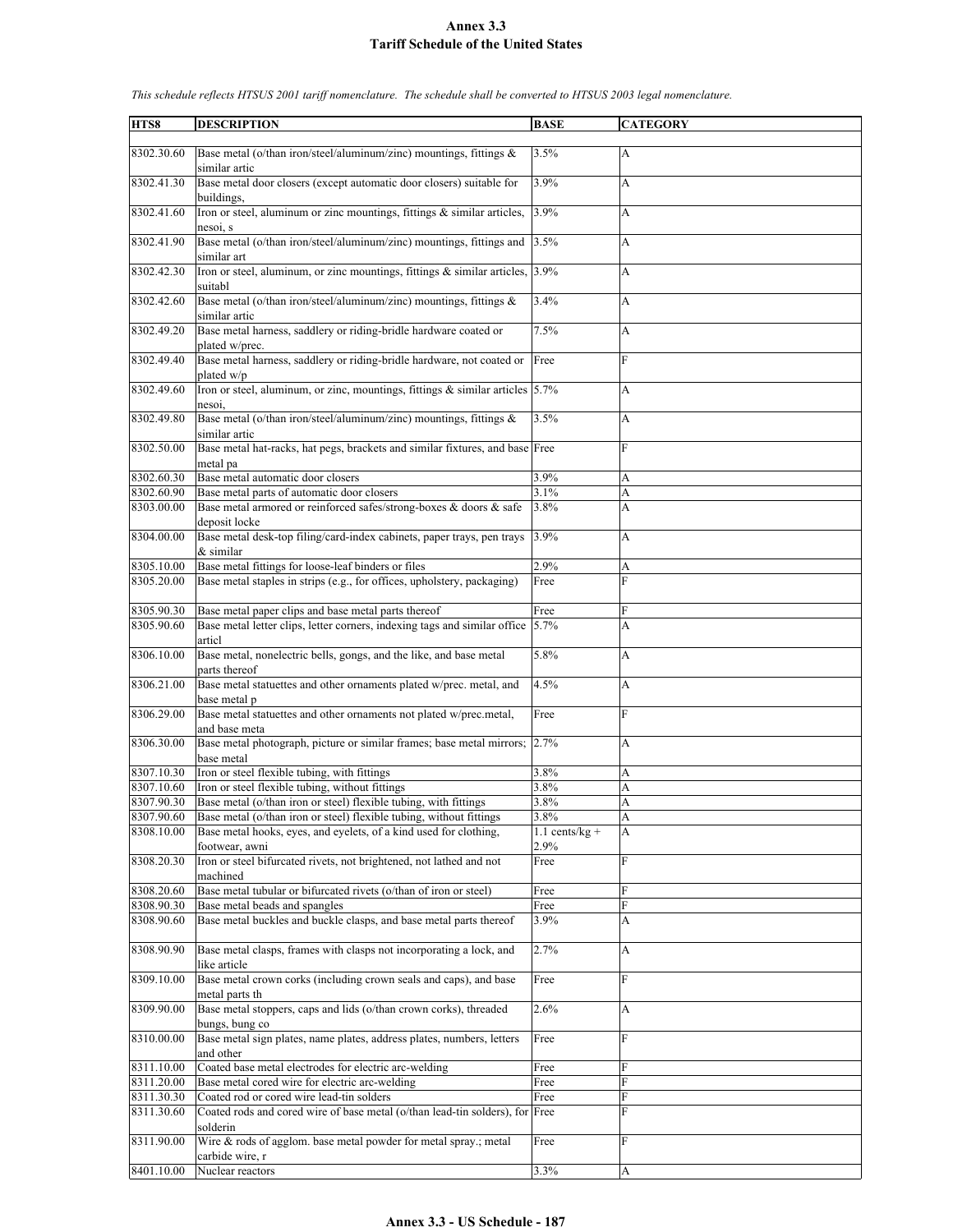# Annex 3.3
## Tariff Schedule of the United States

*This schedule reflects HTSUS 2001 tariff nomenclature. The schedule shall be converted to HTSUS 2003 legal nomenclature.*

| HTS8 | DESCRIPTION | BASE | CATEGORY |
|---|---|---|---|
| 8302.30.60 | Base metal (o/than iron/steel/aluminum/zinc) mountings, fittings & similar artic | 3.5% | A |
| 8302.41.30 | Base metal door closers (except automatic door closers) suitable for buildings, | 3.9% | A |
| 8302.41.60 | Iron or steel, aluminum or zinc mountings, fittings & similar articles, nesoi, s | 3.9% | A |
| 8302.41.90 | Base metal (o/than iron/steel/aluminum/zinc) mountings, fittings and similar art | 3.5% | A |
| 8302.42.30 | Iron or steel, aluminum, or zinc mountings, fittings & similar articles, suitabl | 3.9% | A |
| 8302.42.60 | Base metal (o/than iron/steel/aluminum/zinc) mountings, fittings & similar artic | 3.4% | A |
| 8302.49.20 | Base metal harness, saddlery or riding-bridle hardware coated or plated w/prec. | 7.5% | A |
| 8302.49.40 | Base metal harness, saddlery or riding-bridle hardware, not coated or plated w/p | Free | F |
| 8302.49.60 | Iron or steel, aluminum, or zinc, mountings, fittings & similar articles nesoi, | 5.7% | A |
| 8302.49.80 | Base metal (o/than iron/steel/aluminum/zinc) mountings, fittings & similar artic | 3.5% | A |
| 8302.50.00 | Base metal hat-racks, hat pegs, brackets and similar fixtures, and base metal pa | Free | F |
| 8302.60.30 | Base metal automatic door closers | 3.9% | A |
| 8302.60.90 | Base metal parts of automatic door closers | 3.1% | A |
| 8303.00.00 | Base metal armored or reinforced safes/strong-boxes & doors & safe deposit locke | 3.8% | A |
| 8304.00.00 | Base metal desk-top filing/card-index cabinets, paper trays, pen trays & similar | 3.9% | A |
| 8305.10.00 | Base metal fittings for loose-leaf binders or files | 2.9% | A |
| 8305.20.00 | Base metal staples in strips (e.g., for offices, upholstery, packaging) | Free | F |
| 8305.90.30 | Base metal paper clips and base metal parts thereof | Free | F |
| 8305.90.60 | Base metal letter clips, letter corners, indexing tags and similar office articl | 5.7% | A |
| 8306.10.00 | Base metal, nonelectric bells, gongs, and the like, and base metal parts thereof | 5.8% | A |
| 8306.21.00 | Base metal statuettes and other ornaments plated w/prec. metal, and base metal p | 4.5% | A |
| 8306.29.00 | Base metal statuettes and other ornaments not plated w/prec.metal, and base meta | Free | F |
| 8306.30.00 | Base metal photograph, picture or similar frames; base metal mirrors; base metal | 2.7% | A |
| 8307.10.30 | Iron or steel flexible tubing, with fittings | 3.8% | A |
| 8307.10.60 | Iron or steel flexible tubing, without fittings | 3.8% | A |
| 8307.90.30 | Base metal (o/than iron or steel) flexible tubing, with fittings | 3.8% | A |
| 8307.90.60 | Base metal (o/than iron or steel) flexible tubing, without fittings | 3.8% | A |
| 8308.10.00 | Base metal hooks, eyes, and eyelets, of a kind used for clothing, footwear, awni | 1.1 cents/kg + 2.9% | A |
| 8308.20.30 | Iron or steel bifurcated rivets, not brightened, not lathed and not machined | Free | F |
| 8308.20.60 | Base metal tubular or bifurcated rivets (o/than of iron or steel) | Free | F |
| 8308.90.30 | Base metal beads and spangles | Free | F |
| 8308.90.60 | Base metal buckles and buckle clasps, and base metal parts thereof | 3.9% | A |
| 8308.90.90 | Base metal clasps, frames with clasps not incorporating a lock, and like article | 2.7% | A |
| 8309.10.00 | Base metal crown corks (including crown seals and caps), and base metal parts th | Free | F |
| 8309.90.00 | Base metal stoppers, caps and lids (o/than crown corks), threaded bungs, bung co | 2.6% | A |
| 8310.00.00 | Base metal sign plates, name plates, address plates, numbers, letters and other | Free | F |
| 8311.10.00 | Coated base metal electrodes for electric arc-welding | Free | F |
| 8311.20.00 | Base metal cored wire for electric arc-welding | Free | F |
| 8311.30.30 | Coated rod or cored wire lead-tin solders | Free | F |
| 8311.30.60 | Coated rods and cored wire of base metal (o/than lead-tin solders), for solderin | Free | F |
| 8311.90.00 | Wire & rods of agglom. base metal powder for metal spray.; metal carbide wire, r | Free | F |
| 8401.10.00 | Nuclear reactors | 3.3% | A |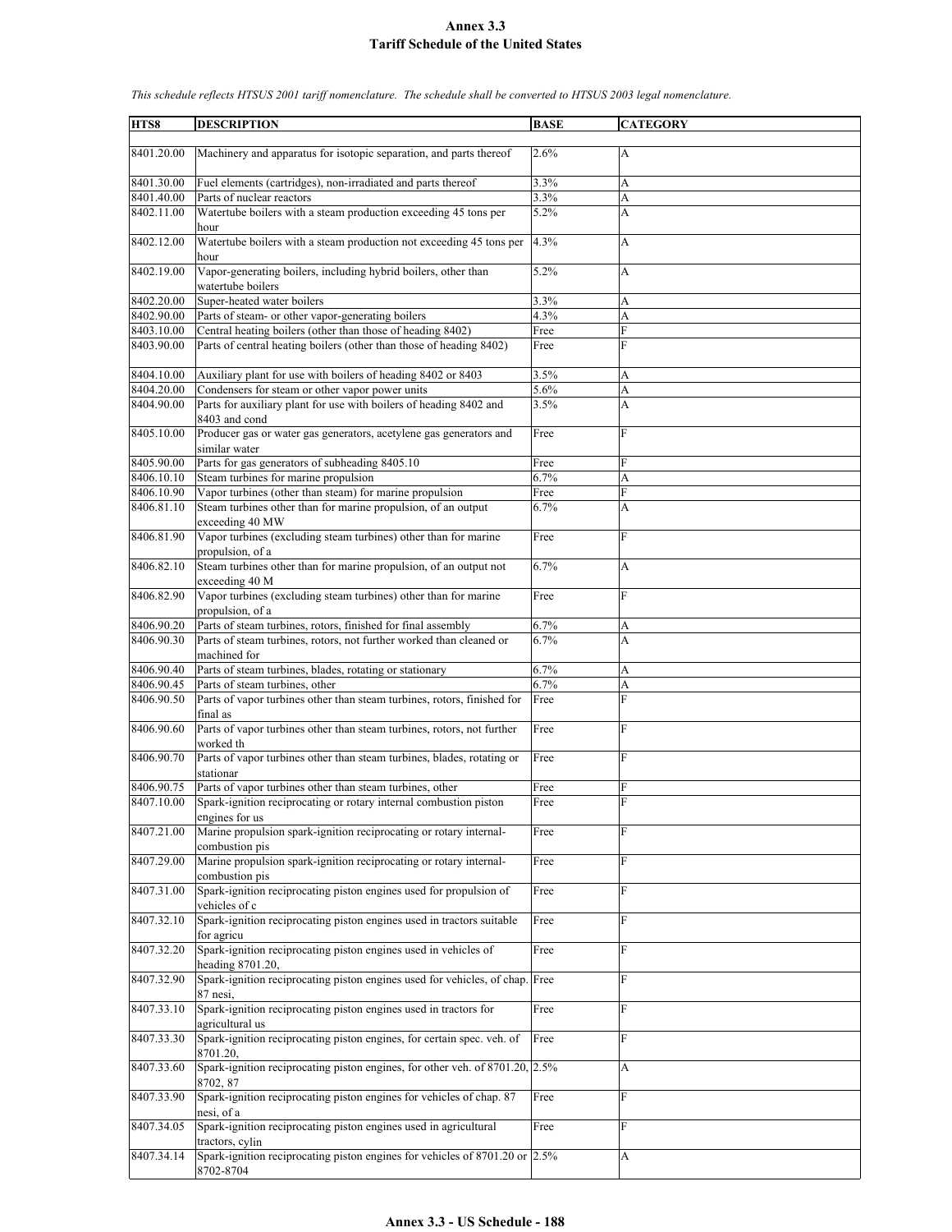# Annex 3.3
## Tariff Schedule of the United States

*This schedule reflects HTSUS 2001 tariff nomenclature. The schedule shall be converted to HTSUS 2003 legal nomenclature.*

| HTS8 | DESCRIPTION | BASE | CATEGORY |
|---|---|---|---|
| 8401.20.00 | Machinery and apparatus for isotopic separation, and parts thereof | 2.6% | A |
| 8401.30.00 | Fuel elements (cartridges), non-irradiated and parts thereof | 3.3% | A |
| 8401.40.00 | Parts of nuclear reactors | 3.3% | A |
| 8402.11.00 | Watertube boilers with a steam production exceeding 45 tons per hour | 5.2% | A |
| 8402.12.00 | Watertube boilers with a steam production not exceeding 45 tons per hour | 4.3% | A |
| 8402.19.00 | Vapor-generating boilers, including hybrid boilers, other than watertube boilers | 5.2% | A |
| 8402.20.00 | Super-heated water boilers | 3.3% | A |
| 8402.90.00 | Parts of steam- or other vapor-generating boilers | 4.3% | A |
| 8403.10.00 | Central heating boilers (other than those of heading 8402) | Free | F |
| 8403.90.00 | Parts of central heating boilers (other than those of heading 8402) | Free | F |
| 8404.10.00 | Auxiliary plant for use with boilers of heading 8402 or 8403 | 3.5% | A |
| 8404.20.00 | Condensers for steam or other vapor power units | 5.6% | A |
| 8404.90.00 | Parts for auxiliary plant for use with boilers of heading 8402 and 8403 and cond | 3.5% | A |
| 8405.10.00 | Producer gas or water gas generators, acetylene gas generators and similar water | Free | F |
| 8405.90.00 | Parts for gas generators of subheading 8405.10 | Free | F |
| 8406.10.10 | Steam turbines for marine propulsion | 6.7% | A |
| 8406.10.90 | Vapor turbines (other than steam) for marine propulsion | Free | F |
| 8406.81.10 | Steam turbines other than for marine propulsion, of an output exceeding 40 MW | 6.7% | A |
| 8406.81.90 | Vapor turbines (excluding steam turbines) other than for marine propulsion, of a | Free | F |
| 8406.82.10 | Steam turbines other than for marine propulsion, of an output not exceeding 40 M | 6.7% | A |
| 8406.82.90 | Vapor turbines (excluding steam turbines) other than for marine propulsion, of a | Free | F |
| 8406.90.20 | Parts of steam turbines, rotors, finished for final assembly | 6.7% | A |
| 8406.90.30 | Parts of steam turbines, rotors, not further worked than cleaned or machined for | 6.7% | A |
| 8406.90.40 | Parts of steam turbines, blades, rotating or stationary | 6.7% | A |
| 8406.90.45 | Parts of steam turbines, other | 6.7% | A |
| 8406.90.50 | Parts of vapor turbines other than steam turbines, rotors, finished for final as | Free | F |
| 8406.90.60 | Parts of vapor turbines other than steam turbines, rotors, not further worked th | Free | F |
| 8406.90.70 | Parts of vapor turbines other than steam turbines, blades, rotating or stationar | Free | F |
| 8406.90.75 | Parts of vapor turbines other than steam turbines, other | Free | F |
| 8407.10.00 | Spark-ignition reciprocating or rotary internal combustion piston engines for us | Free | F |
| 8407.21.00 | Marine propulsion spark-ignition reciprocating or rotary internal-combustion pis | Free | F |
| 8407.29.00 | Marine propulsion spark-ignition reciprocating or rotary internal-combustion pis | Free | F |
| 8407.31.00 | Spark-ignition reciprocating piston engines used for propulsion of vehicles of c | Free | F |
| 8407.32.10 | Spark-ignition reciprocating piston engines used in tractors suitable for agricu | Free | F |
| 8407.32.20 | Spark-ignition reciprocating piston engines used in vehicles of heading 8701.20, | Free | F |
| 8407.32.90 | Spark-ignition reciprocating piston engines used for vehicles, of chap. 87 nesi, | Free | F |
| 8407.33.10 | Spark-ignition reciprocating piston engines used in tractors for agricultural us | Free | F |
| 8407.33.30 | Spark-ignition reciprocating piston engines, for certain spec. veh. of 8701.20, | Free | F |
| 8407.33.60 | Spark-ignition reciprocating piston engines, for other veh. of 8701.20, 8702, 87 | 2.5% | A |
| 8407.33.90 | Spark-ignition reciprocating piston engines for vehicles of chap. 87 nesi, of a | Free | F |
| 8407.34.05 | Spark-ignition reciprocating piston engines used in agricultural tractors, cylin | Free | F |
| 8407.34.14 | Spark-ignition reciprocating piston engines for vehicles of 8701.20 or 8702-8704 | 2.5% | A |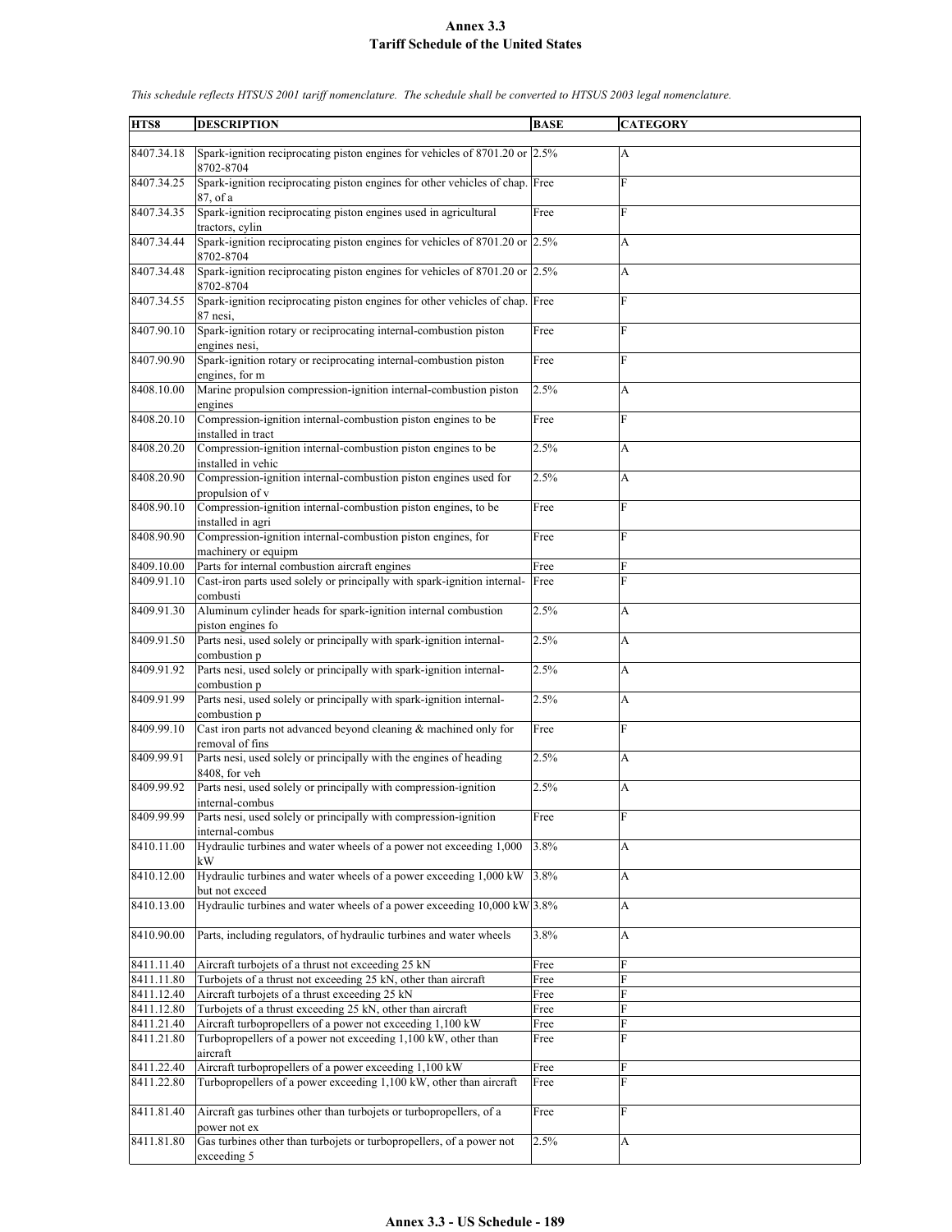# Annex 3.3
## Tariff Schedule of the United States

*This schedule reflects HTSUS 2001 tariff nomenclature. The schedule shall be converted to HTSUS 2003 legal nomenclature.*

| HTS8 | DESCRIPTION | BASE | CATEGORY |
|---|---|---|---|
| 8407.34.18 | Spark-ignition reciprocating piston engines for vehicles of 8701.20 or 8702-8704 | 2.5% | A |
| 8407.34.25 | Spark-ignition reciprocating piston engines for other vehicles of chap. 87, of a | Free | F |
| 8407.34.35 | Spark-ignition reciprocating piston engines used in agricultural tractors, cylin | Free | F |
| 8407.34.44 | Spark-ignition reciprocating piston engines for vehicles of 8701.20 or 8702-8704 | 2.5% | A |
| 8407.34.48 | Spark-ignition reciprocating piston engines for vehicles of 8701.20 or 8702-8704 | 2.5% | A |
| 8407.34.55 | Spark-ignition reciprocating piston engines for other vehicles of chap. 87 nesi, | Free | F |
| 8407.90.10 | Spark-ignition rotary or reciprocating internal-combustion piston engines nesi, | Free | F |
| 8407.90.90 | Spark-ignition rotary or reciprocating internal-combustion piston engines, for m | Free | F |
| 8408.10.00 | Marine propulsion compression-ignition internal-combustion piston engines | 2.5% | A |
| 8408.20.10 | Compression-ignition internal-combustion piston engines to be installed in tract | Free | F |
| 8408.20.20 | Compression-ignition internal-combustion piston engines to be installed in vehic | 2.5% | A |
| 8408.20.90 | Compression-ignition internal-combustion piston engines used for propulsion of v | 2.5% | A |
| 8408.90.10 | Compression-ignition internal-combustion piston engines, to be installed in agri | Free | F |
| 8408.90.90 | Compression-ignition internal-combustion piston engines, for machinery or equipm | Free | F |
| 8409.10.00 | Parts for internal combustion aircraft engines | Free | F |
| 8409.91.10 | Cast-iron parts used solely or principally with spark-ignition internal-combusti | Free | F |
| 8409.91.30 | Aluminum cylinder heads for spark-ignition internal combustion piston engines fo | 2.5% | A |
| 8409.91.50 | Parts nesi, used solely or principally with spark-ignition internal-combustion p | 2.5% | A |
| 8409.91.92 | Parts nesi, used solely or principally with spark-ignition internal-combustion p | 2.5% | A |
| 8409.91.99 | Parts nesi, used solely or principally with spark-ignition internal-combustion p | 2.5% | A |
| 8409.99.10 | Cast iron parts not advanced beyond cleaning & machined only for removal of fins | Free | F |
| 8409.99.91 | Parts nesi, used solely or principally with the engines of heading 8408, for veh | 2.5% | A |
| 8409.99.92 | Parts nesi, used solely or principally with compression-ignition internal-combus | 2.5% | A |
| 8409.99.99 | Parts nesi, used solely or principally with compression-ignition internal-combus | Free | F |
| 8410.11.00 | Hydraulic turbines and water wheels of a power not exceeding 1,000 kW | 3.8% | A |
| 8410.12.00 | Hydraulic turbines and water wheels of a power exceeding 1,000 kW but not exceed | 3.8% | A |
| 8410.13.00 | Hydraulic turbines and water wheels of a power exceeding 10,000 kW | 3.8% | A |
| 8410.90.00 | Parts, including regulators, of hydraulic turbines and water wheels | 3.8% | A |
| 8411.11.40 | Aircraft turbojets of a thrust not exceeding 25 kN | Free | F |
| 8411.11.80 | Turbojets of a thrust not exceeding 25 kN, other than aircraft | Free | F |
| 8411.12.40 | Aircraft turbojets of a thrust exceeding 25 kN | Free | F |
| 8411.12.80 | Turbojets of a thrust exceeding 25 kN, other than aircraft | Free | F |
| 8411.21.40 | Aircraft turbopropellers of a power not exceeding 1,100 kW | Free | F |
| 8411.21.80 | Turbopropellers of a power not exceeding 1,100 kW, other than aircraft | Free | F |
| 8411.22.40 | Aircraft turbopropellers of a power exceeding 1,100 kW | Free | F |
| 8411.22.80 | Turbopropellers of a power exceeding 1,100 kW, other than aircraft | Free | F |
| 8411.81.40 | Aircraft gas turbines other than turbojets or turbopropellers, of a power not ex | Free | F |
| 8411.81.80 | Gas turbines other than turbojets or turbopropellers, of a power not exceeding 5 | 2.5% | A |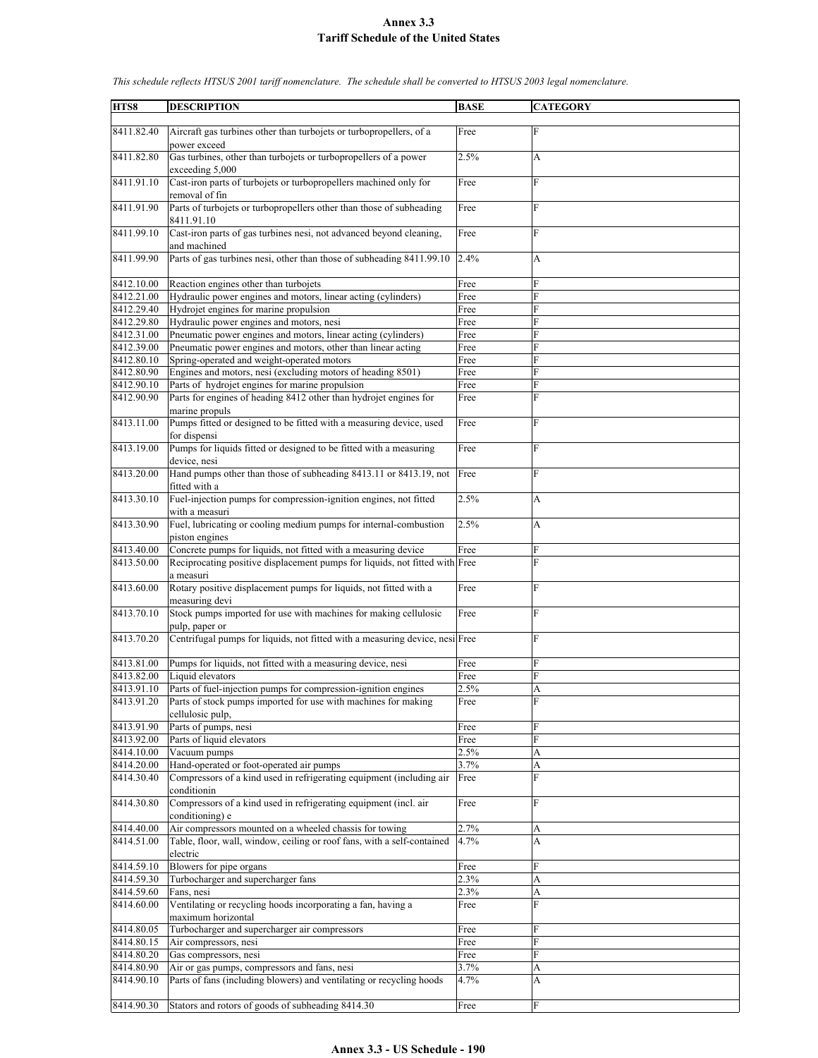# Annex 3.3
## Tariff Schedule of the United States

*This schedule reflects HTSUS 2001 tariff nomenclature. The schedule shall be converted to HTSUS 2003 legal nomenclature.*

| HTS8 | DESCRIPTION | BASE | CATEGORY |
|---|---|---|---|
| 8411.82.40 | Aircraft gas turbines other than turbojets or turbopropellers, of a power exceed | Free | F |
| 8411.82.80 | Gas turbines, other than turbojets or turbopropellers of a power exceeding 5,000 | 2.5% | A |
| 8411.91.10 | Cast-iron parts of turbojets or turbopropellers machined only for removal of fin | Free | F |
| 8411.91.90 | Parts of turbojets or turbopropellers other than those of subheading 8411.91.10 | Free | F |
| 8411.99.10 | Cast-iron parts of gas turbines nesi, not advanced beyond cleaning, and machined | Free | F |
| 8411.99.90 | Parts of gas turbines nesi, other than those of subheading 8411.99.10 | 2.4% | A |
| 8412.10.00 | Reaction engines other than turbojets | Free | F |
| 8412.21.00 | Hydraulic power engines and motors, linear acting (cylinders) | Free | F |
| 8412.29.40 | Hydrojet engines for marine propulsion | Free | F |
| 8412.29.80 | Hydraulic power engines and motors, nesi | Free | F |
| 8412.31.00 | Pneumatic power engines and motors, linear acting (cylinders) | Free | F |
| 8412.39.00 | Pneumatic power engines and motors, other than linear acting | Free | F |
| 8412.80.10 | Spring-operated and weight-operated motors | Free | F |
| 8412.80.90 | Engines and motors, nesi (excluding motors of heading 8501) | Free | F |
| 8412.90.10 | Parts of hydrojet engines for marine propulsion | Free | F |
| 8412.90.90 | Parts for engines of heading 8412 other than hydrojet engines for marine propuls | Free | F |
| 8413.11.00 | Pumps fitted or designed to be fitted with a measuring device, used for dispensi | Free | F |
| 8413.19.00 | Pumps for liquids fitted or designed to be fitted with a measuring device, nesi | Free | F |
| 8413.20.00 | Hand pumps other than those of subheading 8413.11 or 8413.19, not fitted with a | Free | F |
| 8413.30.10 | Fuel-injection pumps for compression-ignition engines, not fitted with a measuri | 2.5% | A |
| 8413.30.90 | Fuel, lubricating or cooling medium pumps for internal-combustion piston engines | 2.5% | A |
| 8413.40.00 | Concrete pumps for liquids, not fitted with a measuring device | Free | F |
| 8413.50.00 | Reciprocating positive displacement pumps for liquids, not fitted with a measuri | Free | F |
| 8413.60.00 | Rotary positive displacement pumps for liquids, not fitted with a measuring devi | Free | F |
| 8413.70.10 | Stock pumps imported for use with machines for making cellulosic pulp, paper or | Free | F |
| 8413.70.20 | Centrifugal pumps for liquids, not fitted with a measuring device, nesi | Free | F |
| 8413.81.00 | Pumps for liquids, not fitted with a measuring device, nesi | Free | F |
| 8413.82.00 | Liquid elevators | Free | F |
| 8413.91.10 | Parts of fuel-injection pumps for compression-ignition engines | 2.5% | A |
| 8413.91.20 | Parts of stock pumps imported for use with machines for making cellulosic pulp, | Free | F |
| 8413.91.90 | Parts of pumps, nesi | Free | F |
| 8413.92.00 | Parts of liquid elevators | Free | F |
| 8414.10.00 | Vacuum pumps | 2.5% | A |
| 8414.20.00 | Hand-operated or foot-operated air pumps | 3.7% | A |
| 8414.30.40 | Compressors of a kind used in refrigerating equipment (including air conditionin | Free | F |
| 8414.30.80 | Compressors of a kind used in refrigerating equipment (incl. air conditioning) e | Free | F |
| 8414.40.00 | Air compressors mounted on a wheeled chassis for towing | 2.7% | A |
| 8414.51.00 | Table, floor, wall, window, ceiling or roof fans, with a self-contained electric | 4.7% | A |
| 8414.59.10 | Blowers for pipe organs | Free | F |
| 8414.59.30 | Turbocharger and supercharger fans | 2.3% | A |
| 8414.59.60 | Fans, nesi | 2.3% | A |
| 8414.60.00 | Ventilating or recycling hoods incorporating a fan, having a maximum horizontal | Free | F |
| 8414.80.05 | Turbocharger and supercharger air compressors | Free | F |
| 8414.80.15 | Air compressors, nesi | Free | F |
| 8414.80.20 | Gas compressors, nesi | Free | F |
| 8414.80.90 | Air or gas pumps, compressors and fans, nesi | 3.7% | A |
| 8414.90.10 | Parts of fans (including blowers) and ventilating or recycling hoods | 4.7% | A |
| 8414.90.30 | Stators and rotors of goods of subheading 8414.30 | Free | F |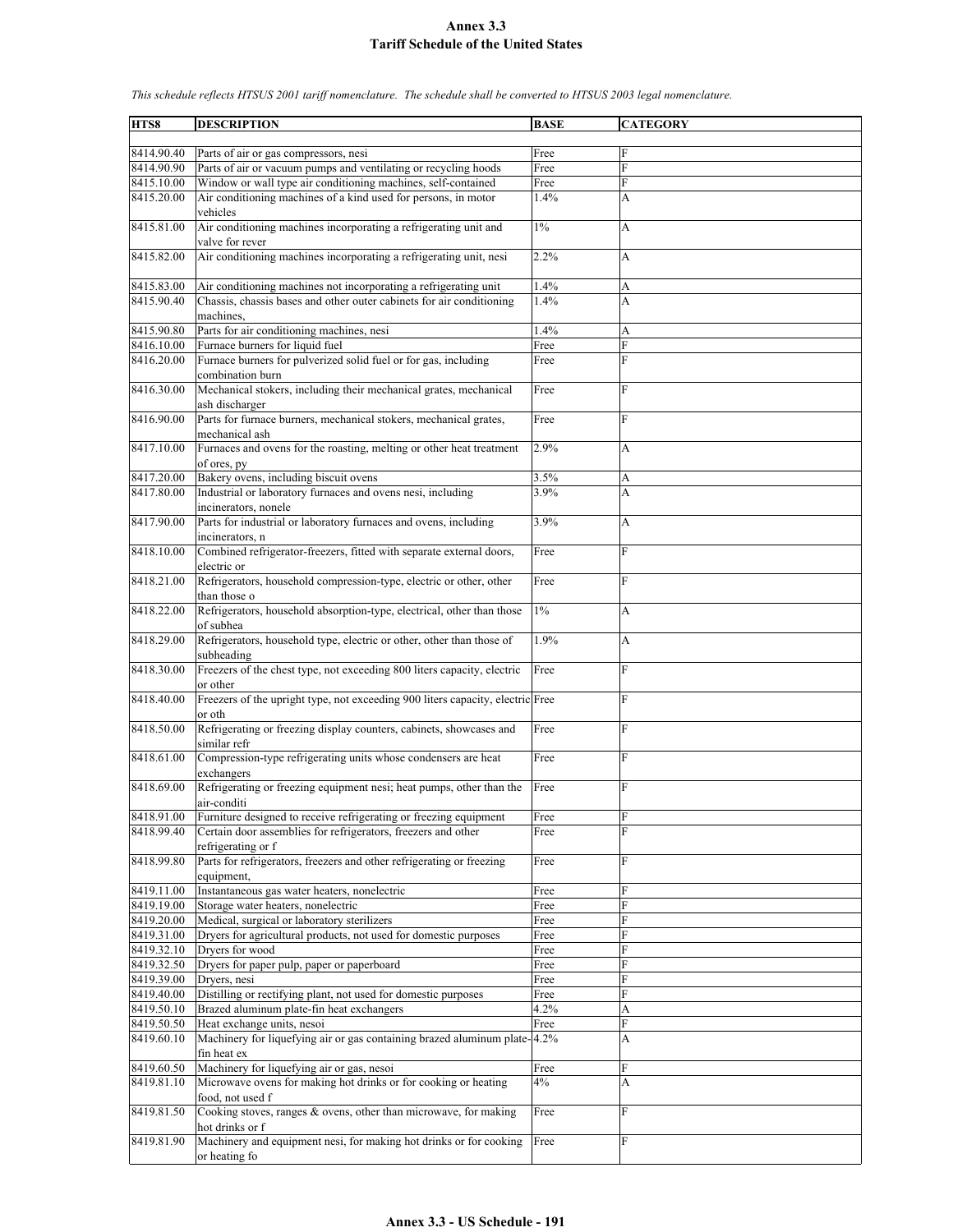# Annex 3.3
## Tariff Schedule of the United States

*This schedule reflects HTSUS 2001 tariff nomenclature. The schedule shall be converted to HTSUS 2003 legal nomenclature.*

| HTS8 | DESCRIPTION | BASE | CATEGORY |
|---|---|---|---|
| 8414.90.40 | Parts of air or gas compressors, nesi | Free | F |
| 8414.90.90 | Parts of air or vacuum pumps and ventilating or recycling hoods | Free | F |
| 8415.10.00 | Window or wall type air conditioning machines, self-contained | Free | F |
| 8415.20.00 | Air conditioning machines of a kind used for persons, in motor vehicles | 1.4% | A |
| 8415.81.00 | Air conditioning machines incorporating a refrigerating unit and valve for rever | 1% | A |
| 8415.82.00 | Air conditioning machines incorporating a refrigerating unit, nesi | 2.2% | A |
| 8415.83.00 | Air conditioning machines not incorporating a refrigerating unit | 1.4% | A |
| 8415.90.40 | Chassis, chassis bases and other outer cabinets for air conditioning machines, | 1.4% | A |
| 8415.90.80 | Parts for air conditioning machines, nesi | 1.4% | A |
| 8416.10.00 | Furnace burners for liquid fuel | Free | F |
| 8416.20.00 | Furnace burners for pulverized solid fuel or for gas, including combination burn | Free | F |
| 8416.30.00 | Mechanical stokers, including their mechanical grates, mechanical ash discharger | Free | F |
| 8416.90.00 | Parts for furnace burners, mechanical stokers, mechanical grates, mechanical ash | Free | F |
| 8417.10.00 | Furnaces and ovens for the roasting, melting or other heat treatment of ores, py | 2.9% | A |
| 8417.20.00 | Bakery ovens, including biscuit ovens | 3.5% | A |
| 8417.80.00 | Industrial or laboratory furnaces and ovens nesi, including incinerators, nonele | 3.9% | A |
| 8417.90.00 | Parts for industrial or laboratory furnaces and ovens, including incinerators, n | 3.9% | A |
| 8418.10.00 | Combined refrigerator-freezers, fitted with separate external doors, electric or | Free | F |
| 8418.21.00 | Refrigerators, household compression-type, electric or other, other than those o | Free | F |
| 8418.22.00 | Refrigerators, household absorption-type, electrical, other than those of subhea | 1% | A |
| 8418.29.00 | Refrigerators, household type, electric or other, other than those of subheading | 1.9% | A |
| 8418.30.00 | Freezers of the chest type, not exceeding 800 liters capacity, electric or other | Free | F |
| 8418.40.00 | Freezers of the upright type, not exceeding 900 liters capacity, electric or oth | Free | F |
| 8418.50.00 | Refrigerating or freezing display counters, cabinets, showcases and similar refr | Free | F |
| 8418.61.00 | Compression-type refrigerating units whose condensers are heat exchangers | Free | F |
| 8418.69.00 | Refrigerating or freezing equipment nesi; heat pumps, other than the air-conditi | Free | F |
| 8418.91.00 | Furniture designed to receive refrigerating or freezing equipment | Free | F |
| 8418.99.40 | Certain door assemblies for refrigerators, freezers and other refrigerating or f | Free | F |
| 8418.99.80 | Parts for refrigerators, freezers and other refrigerating or freezing equipment, | Free | F |
| 8419.11.00 | Instantaneous gas water heaters, nonelectric | Free | F |
| 8419.19.00 | Storage water heaters, nonelectric | Free | F |
| 8419.20.00 | Medical, surgical or laboratory sterilizers | Free | F |
| 8419.31.00 | Dryers for agricultural products, not used for domestic purposes | Free | F |
| 8419.32.10 | Dryers for wood | Free | F |
| 8419.32.50 | Dryers for paper pulp, paper or paperboard | Free | F |
| 8419.39.00 | Dryers, nesi | Free | F |
| 8419.40.00 | Distilling or rectifying plant, not used for domestic purposes | Free | F |
| 8419.50.10 | Brazed aluminum plate-fin heat exchangers | 4.2% | A |
| 8419.50.50 | Heat exchange units, nesoi | Free | F |
| 8419.60.10 | Machinery for liquefying air or gas containing brazed aluminum plate-fin heat ex | 4.2% | A |
| 8419.60.50 | Machinery for liquefying air or gas, nesoi | Free | F |
| 8419.81.10 | Microwave ovens for making hot drinks or for cooking or heating food, not used f | 4% | A |
| 8419.81.50 | Cooking stoves, ranges & ovens, other than microwave, for making hot drinks or f | Free | F |
| 8419.81.90 | Machinery and equipment nesi, for making hot drinks or for cooking or heating fo | Free | F |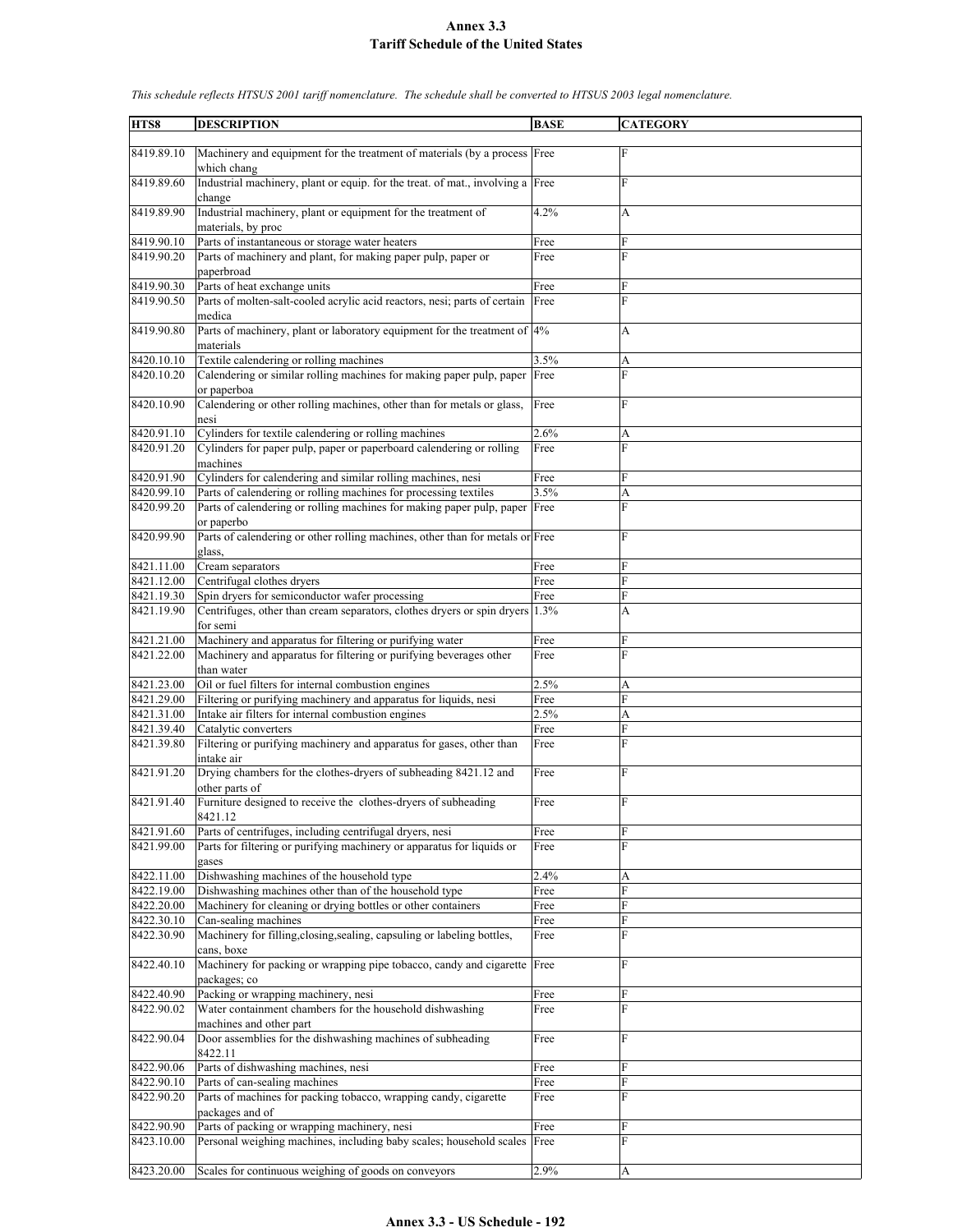# Annex 3.3
## Tariff Schedule of the United States

*This schedule reflects HTSUS 2001 tariff nomenclature. The schedule shall be converted to HTSUS 2003 legal nomenclature.*

| HTS8 | DESCRIPTION | BASE | CATEGORY |
|---|---|---|---|
| 8419.89.10 | Machinery and equipment for the treatment of materials (by a process which chang | Free | F |
| 8419.89.60 | Industrial machinery, plant or equip. for the treat. of mat., involving a change | Free | F |
| 8419.89.90 | Industrial machinery, plant or equipment for the treatment of materials, by proc | 4.2% | A |
| 8419.90.10 | Parts of instantaneous or storage water heaters | Free | F |
| 8419.90.20 | Parts of machinery and plant, for making paper pulp, paper or paperbroad | Free | F |
| 8419.90.30 | Parts of heat exchange units | Free | F |
| 8419.90.50 | Parts of molten-salt-cooled acrylic acid reactors, nesi; parts of certain medica | Free | F |
| 8419.90.80 | Parts of machinery, plant or laboratory equipment for the treatment of materials | 4% | A |
| 8420.10.10 | Textile calendering or rolling machines | 3.5% | A |
| 8420.10.20 | Calendering or similar rolling machines for making paper pulp, paper or paperboa | Free | F |
| 8420.10.90 | Calendering or other rolling machines, other than for metals or glass, nesi | Free | F |
| 8420.91.10 | Cylinders for textile calendering or rolling machines | 2.6% | A |
| 8420.91.20 | Cylinders for paper pulp, paper or paperboard calendering or rolling machines | Free | F |
| 8420.91.90 | Cylinders for calendering and similar rolling machines, nesi | Free | F |
| 8420.99.10 | Parts of calendering or rolling machines for processing textiles | 3.5% | A |
| 8420.99.20 | Parts of calendering or rolling machines for making paper pulp, paper or paperbo | Free | F |
| 8420.99.90 | Parts of calendering or other rolling machines, other than for metals or glass, | Free | F |
| 8421.11.00 | Cream separators | Free | F |
| 8421.12.00 | Centrifugal clothes dryers | Free | F |
| 8421.19.30 | Spin dryers for semiconductor wafer processing | Free | F |
| 8421.19.90 | Centrifuges, other than cream separators, clothes dryers or spin dryers for semi | 1.3% | A |
| 8421.21.00 | Machinery and apparatus for filtering or purifying water | Free | F |
| 8421.22.00 | Machinery and apparatus for filtering or purifying beverages other than water | Free | F |
| 8421.23.00 | Oil or fuel filters for internal combustion engines | 2.5% | A |
| 8421.29.00 | Filtering or purifying machinery and apparatus for liquids, nesi | Free | F |
| 8421.31.00 | Intake air filters for internal combustion engines | 2.5% | A |
| 8421.39.40 | Catalytic converters | Free | F |
| 8421.39.80 | Filtering or purifying machinery and apparatus for gases, other than intake air | Free | F |
| 8421.91.20 | Drying chambers for the clothes-dryers of subheading 8421.12 and other parts of | Free | F |
| 8421.91.40 | Furniture designed to receive the clothes-dryers of subheading 8421.12 | Free | F |
| 8421.91.60 | Parts of centrifuges, including centrifugal dryers, nesi | Free | F |
| 8421.99.00 | Parts for filtering or purifying machinery or apparatus for liquids or gases | Free | F |
| 8422.11.00 | Dishwashing machines of the household type | 2.4% | A |
| 8422.19.00 | Dishwashing machines other than of the household type | Free | F |
| 8422.20.00 | Machinery for cleaning or drying bottles or other containers | Free | F |
| 8422.30.10 | Can-sealing machines | Free | F |
| 8422.30.90 | Machinery for filling,closing,sealing, capsuling or labeling bottles, cans, boxe | Free | F |
| 8422.40.10 | Machinery for packing or wrapping pipe tobacco, candy and cigarette packages; co | Free | F |
| 8422.40.90 | Packing or wrapping machinery, nesi | Free | F |
| 8422.90.02 | Water containment chambers for the household dishwashing machines and other part | Free | F |
| 8422.90.04 | Door assemblies for the dishwashing machines of subheading 8422.11 | Free | F |
| 8422.90.06 | Parts of dishwashing machines, nesi | Free | F |
| 8422.90.10 | Parts of can-sealing machines | Free | F |
| 8422.90.20 | Parts of machines for packing tobacco, wrapping candy, cigarette packages and of | Free | F |
| 8422.90.90 | Parts of packing or wrapping machinery, nesi | Free | F |
| 8423.10.00 | Personal weighing machines, including baby scales; household scales | Free | F |
| 8423.20.00 | Scales for continuous weighing of goods on conveyors | 2.9% | A |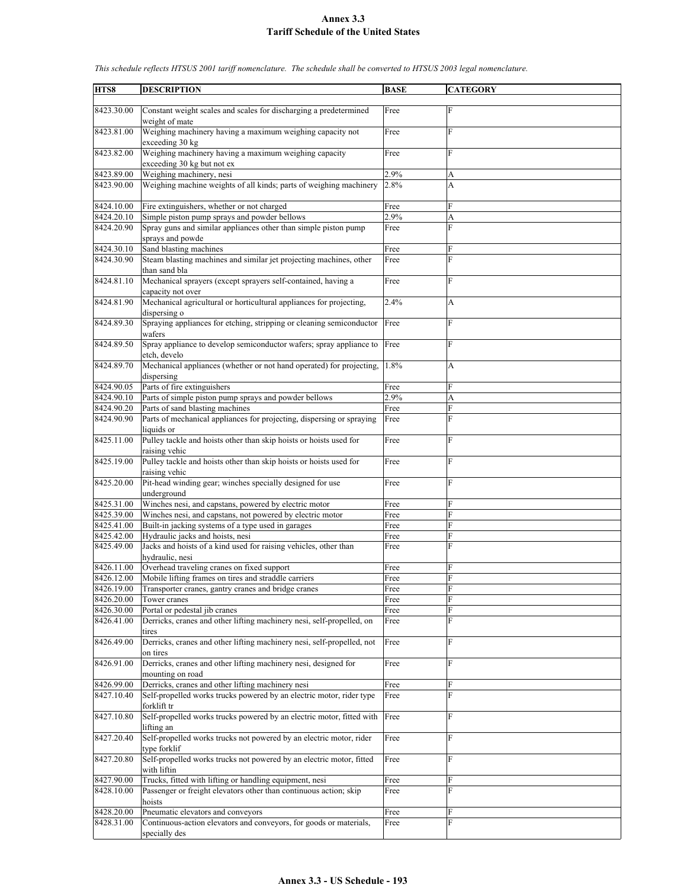# Annex 3.3
# Tariff Schedule of the United States

*This schedule reflects HTSUS 2001 tariff nomenclature. The schedule shall be converted to HTSUS 2003 legal nomenclature.*

| HTS8 | DESCRIPTION | BASE | CATEGORY |
|---|---|---|---|
| 8423.30.00 | Constant weight scales and scales for discharging a predetermined weight of mate | Free | F |
| 8423.81.00 | Weighing machinery having a maximum weighing capacity not exceeding 30 kg | Free | F |
| 8423.82.00 | Weighing machinery having a maximum weighing capacity exceeding 30 kg but not ex | Free | F |
| 8423.89.00 | Weighing machinery, nesi | 2.9% | A |
| 8423.90.00 | Weighing machine weights of all kinds; parts of weighing machinery | 2.8% | A |
| 8424.10.00 | Fire extinguishers, whether or not charged | Free | F |
| 8424.20.10 | Simple piston pump sprays and powder bellows | 2.9% | A |
| 8424.20.90 | Spray guns and similar appliances other than simple piston pump sprays and powde | Free | F |
| 8424.30.10 | Sand blasting machines | Free | F |
| 8424.30.90 | Steam blasting machines and similar jet projecting machines, other than sand bla | Free | F |
| 8424.81.10 | Mechanical sprayers (except sprayers self-contained, having a capacity not over | Free | F |
| 8424.81.90 | Mechanical agricultural or horticultural appliances for projecting, dispersing o | 2.4% | A |
| 8424.89.30 | Spraying appliances for etching, stripping or cleaning semiconductor wafers | Free | F |
| 8424.89.50 | Spray appliance to develop semiconductor wafers; spray appliance to etch, develo | Free | F |
| 8424.89.70 | Mechanical appliances (whether or not hand operated) for projecting, dispersing | 1.8% | A |
| 8424.90.05 | Parts of fire extinguishers | Free | F |
| 8424.90.10 | Parts of simple piston pump sprays and powder bellows | 2.9% | A |
| 8424.90.20 | Parts of sand blasting machines | Free | F |
| 8424.90.90 | Parts of mechanical appliances for projecting, dispersing or spraying liquids or | Free | F |
| 8425.11.00 | Pulley tackle and hoists other than skip hoists or hoists used for raising vehic | Free | F |
| 8425.19.00 | Pulley tackle and hoists other than skip hoists or hoists used for raising vehic | Free | F |
| 8425.20.00 | Pit-head winding gear; winches specially designed for use underground | Free | F |
| 8425.31.00 | Winches nesi, and capstans, powered by electric motor | Free | F |
| 8425.39.00 | Winches nesi, and capstans, not powered by electric motor | Free | F |
| 8425.41.00 | Built-in jacking systems of a type used in garages | Free | F |
| 8425.42.00 | Hydraulic jacks and hoists, nesi | Free | F |
| 8425.49.00 | Jacks and hoists of a kind used for raising vehicles, other than hydraulic, nesi | Free | F |
| 8426.11.00 | Overhead traveling cranes on fixed support | Free | F |
| 8426.12.00 | Mobile lifting frames on tires and straddle carriers | Free | F |
| 8426.19.00 | Transporter cranes, gantry cranes and bridge cranes | Free | F |
| 8426.20.00 | Tower cranes | Free | F |
| 8426.30.00 | Portal or pedestal jib cranes | Free | F |
| 8426.41.00 | Derricks, cranes and other lifting machinery nesi, self-propelled, on tires | Free | F |
| 8426.49.00 | Derricks, cranes and other lifting machinery nesi, self-propelled, not on tires | Free | F |
| 8426.91.00 | Derricks, cranes and other lifting machinery nesi, designed for mounting on road | Free | F |
| 8426.99.00 | Derricks, cranes and other lifting machinery nesi | Free | F |
| 8427.10.40 | Self-propelled works trucks powered by an electric motor, rider type forklift tr | Free | F |
| 8427.10.80 | Self-propelled works trucks powered by an electric motor, fitted with lifting an | Free | F |
| 8427.20.40 | Self-propelled works trucks not powered by an electric motor, rider type forklif | Free | F |
| 8427.20.80 | Self-propelled works trucks not powered by an electric motor, fitted with liftin | Free | F |
| 8427.90.00 | Trucks, fitted with lifting or handling equipment, nesi | Free | F |
| 8428.10.00 | Passenger or freight elevators other than continuous action; skip hoists | Free | F |
| 8428.20.00 | Pneumatic elevators and conveyors | Free | F |
| 8428.31.00 | Continuous-action elevators and conveyors, for goods or materials, specially des | Free | F |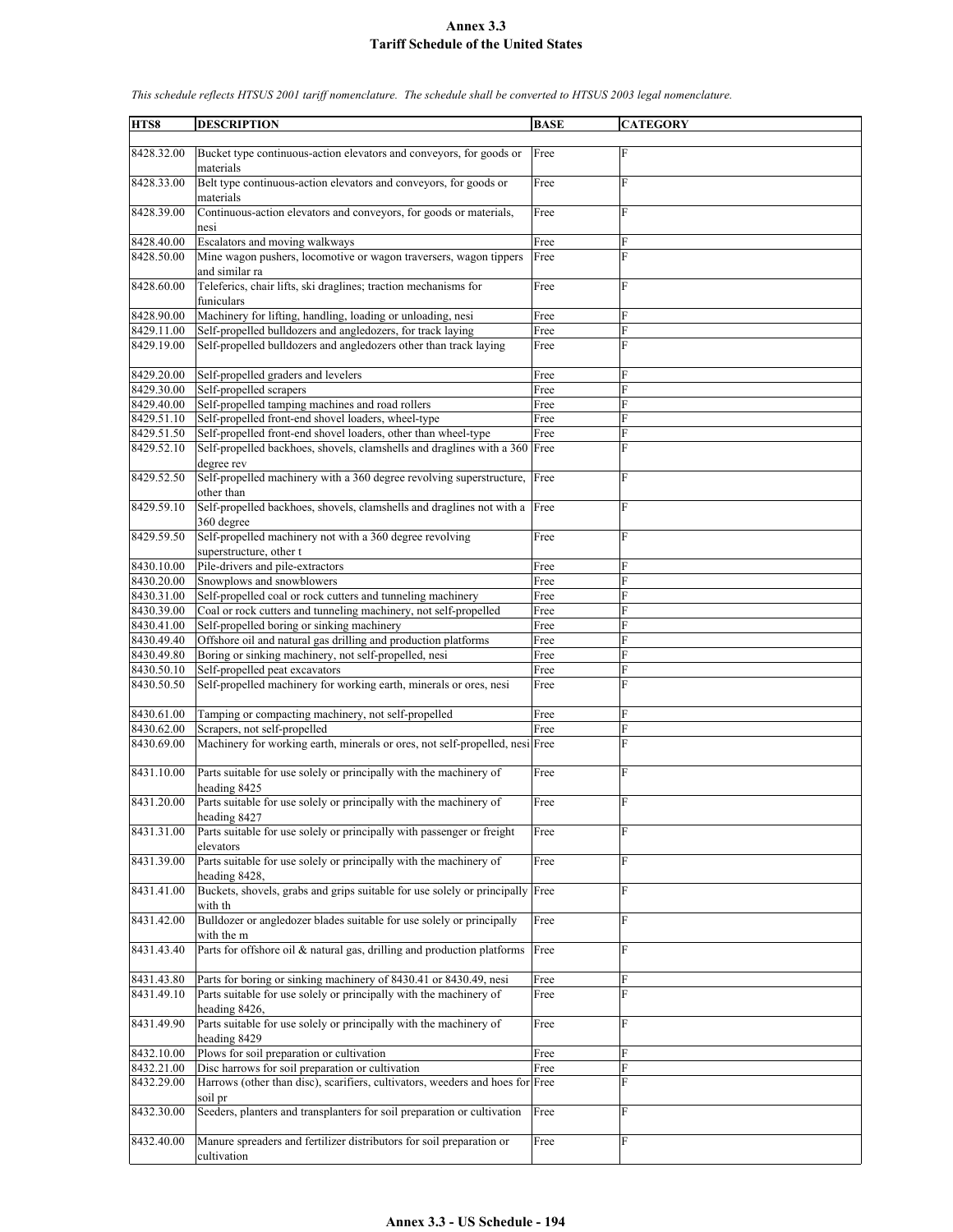# Annex 3.3
## Tariff Schedule of the United States

*This schedule reflects HTSUS 2001 tariff nomenclature. The schedule shall be converted to HTSUS 2003 legal nomenclature.*

| HTS8 | DESCRIPTION | BASE | CATEGORY |
|---|---|---|---|
| 8428.32.00 | Bucket type continuous-action elevators and conveyors, for goods or materials | Free | F |
| 8428.33.00 | Belt type continuous-action elevators and conveyors, for goods or materials | Free | F |
| 8428.39.00 | Continuous-action elevators and conveyors, for goods or materials, nesi | Free | F |
| 8428.40.00 | Escalators and moving walkways | Free | F |
| 8428.50.00 | Mine wagon pushers, locomotive or wagon traversers, wagon tippers and similar ra | Free | F |
| 8428.60.00 | Teleferics, chair lifts, ski draglines; traction mechanisms for funiculars | Free | F |
| 8428.90.00 | Machinery for lifting, handling, loading or unloading, nesi | Free | F |
| 8429.11.00 | Self-propelled bulldozers and angledozers, for track laying | Free | F |
| 8429.19.00 | Self-propelled bulldozers and angledozers other than track laying | Free | F |
| 8429.20.00 | Self-propelled graders and levelers | Free | F |
| 8429.30.00 | Self-propelled scrapers | Free | F |
| 8429.40.00 | Self-propelled tamping machines and road rollers | Free | F |
| 8429.51.10 | Self-propelled front-end shovel loaders, wheel-type | Free | F |
| 8429.51.50 | Self-propelled front-end shovel loaders, other than wheel-type | Free | F |
| 8429.52.10 | Self-propelled backhoes, shovels, clamshells and draglines with a 360 degree rev | Free | F |
| 8429.52.50 | Self-propelled machinery with a 360 degree revolving superstructure, other than | Free | F |
| 8429.59.10 | Self-propelled backhoes, shovels, clamshells and draglines not with a 360 degree | Free | F |
| 8429.59.50 | Self-propelled machinery not with a 360 degree revolving superstructure, other t | Free | F |
| 8430.10.00 | Pile-drivers and pile-extractors | Free | F |
| 8430.20.00 | Snowplows and snowblowers | Free | F |
| 8430.31.00 | Self-propelled coal or rock cutters and tunneling machinery | Free | F |
| 8430.39.00 | Coal or rock cutters and tunneling machinery, not self-propelled | Free | F |
| 8430.41.00 | Self-propelled boring or sinking machinery | Free | F |
| 8430.49.40 | Offshore oil and natural gas drilling and production platforms | Free | F |
| 8430.49.80 | Boring or sinking machinery, not self-propelled, nesi | Free | F |
| 8430.50.10 | Self-propelled peat excavators | Free | F |
| 8430.50.50 | Self-propelled machinery for working earth, minerals or ores, nesi | Free | F |
| 8430.61.00 | Tamping or compacting machinery, not self-propelled | Free | F |
| 8430.62.00 | Scrapers, not self-propelled | Free | F |
| 8430.69.00 | Machinery for working earth, minerals or ores, not self-propelled, nesi | Free | F |
| 8431.10.00 | Parts suitable for use solely or principally with the machinery of heading 8425 | Free | F |
| 8431.20.00 | Parts suitable for use solely or principally with the machinery of heading 8427 | Free | F |
| 8431.31.00 | Parts suitable for use solely or principally with passenger or freight elevators | Free | F |
| 8431.39.00 | Parts suitable for use solely or principally with the machinery of heading 8428, | Free | F |
| 8431.41.00 | Buckets, shovels, grabs and grips suitable for use solely or principally with th | Free | F |
| 8431.42.00 | Bulldozer or angledozer blades suitable for use solely or principally with the m | Free | F |
| 8431.43.40 | Parts for offshore oil & natural gas, drilling and production platforms | Free | F |
| 8431.43.80 | Parts for boring or sinking machinery of 8430.41 or 8430.49, nesi | Free | F |
| 8431.49.10 | Parts suitable for use solely or principally with the machinery of heading 8426, | Free | F |
| 8431.49.90 | Parts suitable for use solely or principally with the machinery of heading 8429 | Free | F |
| 8432.10.00 | Plows for soil preparation or cultivation | Free | F |
| 8432.21.00 | Disc harrows for soil preparation or cultivation | Free | F |
| 8432.29.00 | Harrows (other than disc), scarifiers, cultivators, weeders and hoes for soil pr | Free | F |
| 8432.30.00 | Seeders, planters and transplanters for soil preparation or cultivation | Free | F |
| 8432.40.00 | Manure spreaders and fertilizer distributors for soil preparation or cultivation | Free | F |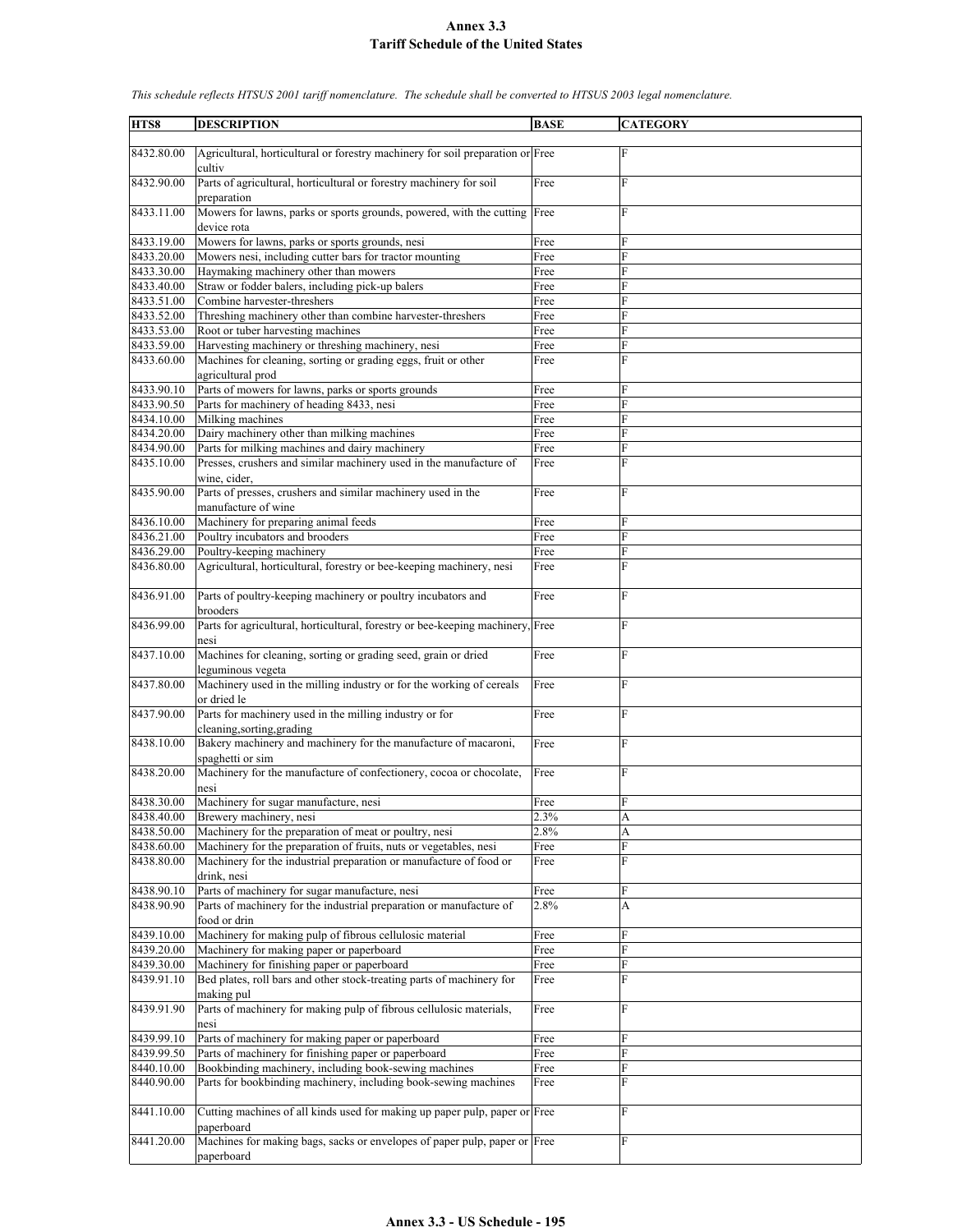# Annex 3.3
## Tariff Schedule of the United States

*This schedule reflects HTSUS 2001 tariff nomenclature. The schedule shall be converted to HTSUS 2003 legal nomenclature.*

| HTS8 | DESCRIPTION | BASE | CATEGORY |
|---|---|---|---|
| 8432.80.00 | Agricultural, horticultural or forestry machinery for soil preparation or cultiv | Free | F |
| 8432.90.00 | Parts of agricultural, horticultural or forestry machinery for soil preparation | Free | F |
| 8433.11.00 | Mowers for lawns, parks or sports grounds, powered, with the cutting device rota | Free | F |
| 8433.19.00 | Mowers for lawns, parks or sports grounds, nesi | Free | F |
| 8433.20.00 | Mowers nesi, including cutter bars for tractor mounting | Free | F |
| 8433.30.00 | Haymaking machinery other than mowers | Free | F |
| 8433.40.00 | Straw or fodder balers, including pick-up balers | Free | F |
| 8433.51.00 | Combine harvester-threshers | Free | F |
| 8433.52.00 | Threshing machinery other than combine harvester-threshers | Free | F |
| 8433.53.00 | Root or tuber harvesting machines | Free | F |
| 8433.59.00 | Harvesting machinery or threshing machinery, nesi | Free | F |
| 8433.60.00 | Machines for cleaning, sorting or grading eggs, fruit or other agricultural prod | Free | F |
| 8433.90.10 | Parts of mowers for lawns, parks or sports grounds | Free | F |
| 8433.90.50 | Parts for machinery of heading 8433, nesi | Free | F |
| 8434.10.00 | Milking machines | Free | F |
| 8434.20.00 | Dairy machinery other than milking machines | Free | F |
| 8434.90.00 | Parts for milking machines and dairy machinery | Free | F |
| 8435.10.00 | Presses, crushers and similar machinery used in the manufacture of wine, cider, | Free | F |
| 8435.90.00 | Parts of presses, crushers and similar machinery used in the manufacture of wine | Free | F |
| 8436.10.00 | Machinery for preparing animal feeds | Free | F |
| 8436.21.00 | Poultry incubators and brooders | Free | F |
| 8436.29.00 | Poultry-keeping machinery | Free | F |
| 8436.80.00 | Agricultural, horticultural, forestry or bee-keeping machinery, nesi | Free | F |
| 8436.91.00 | Parts of poultry-keeping machinery or poultry incubators and brooders | Free | F |
| 8436.99.00 | Parts for agricultural, horticultural, forestry or bee-keeping machinery, nesi | Free | F |
| 8437.10.00 | Machines for cleaning, sorting or grading seed, grain or dried leguminous vegeta | Free | F |
| 8437.80.00 | Machinery used in the milling industry or for the working of cereals or dried le | Free | F |
| 8437.90.00 | Parts for machinery used in the milling industry or for cleaning,sorting,grading | Free | F |
| 8438.10.00 | Bakery machinery and machinery for the manufacture of macaroni, spaghetti or sim | Free | F |
| 8438.20.00 | Machinery for the manufacture of confectionery, cocoa or chocolate, nesi | Free | F |
| 8438.30.00 | Machinery for sugar manufacture, nesi | Free | F |
| 8438.40.00 | Brewery machinery, nesi | 2.3% | A |
| 8438.50.00 | Machinery for the preparation of meat or poultry, nesi | 2.8% | A |
| 8438.60.00 | Machinery for the preparation of fruits, nuts or vegetables, nesi | Free | F |
| 8438.80.00 | Machinery for the industrial preparation or manufacture of food or drink, nesi | Free | F |
| 8438.90.10 | Parts of machinery for sugar manufacture, nesi | Free | F |
| 8438.90.90 | Parts of machinery for the industrial preparation or manufacture of food or drin | 2.8% | A |
| 8439.10.00 | Machinery for making pulp of fibrous cellulosic material | Free | F |
| 8439.20.00 | Machinery for making paper or paperboard | Free | F |
| 8439.30.00 | Machinery for finishing paper or paperboard | Free | F |
| 8439.91.10 | Bed plates, roll bars and other stock-treating parts of machinery for making pul | Free | F |
| 8439.91.90 | Parts of machinery for making pulp of fibrous cellulosic materials, nesi | Free | F |
| 8439.99.10 | Parts of machinery for making paper or paperboard | Free | F |
| 8439.99.50 | Parts of machinery for finishing paper or paperboard | Free | F |
| 8440.10.00 | Bookbinding machinery, including book-sewing machines | Free | F |
| 8440.90.00 | Parts for bookbinding machinery, including book-sewing machines | Free | F |
| 8441.10.00 | Cutting machines of all kinds used for making up paper pulp, paper or paperboard | Free | F |
| 8441.20.00 | Machines for making bags, sacks or envelopes of paper pulp, paper or paperboard | Free | F |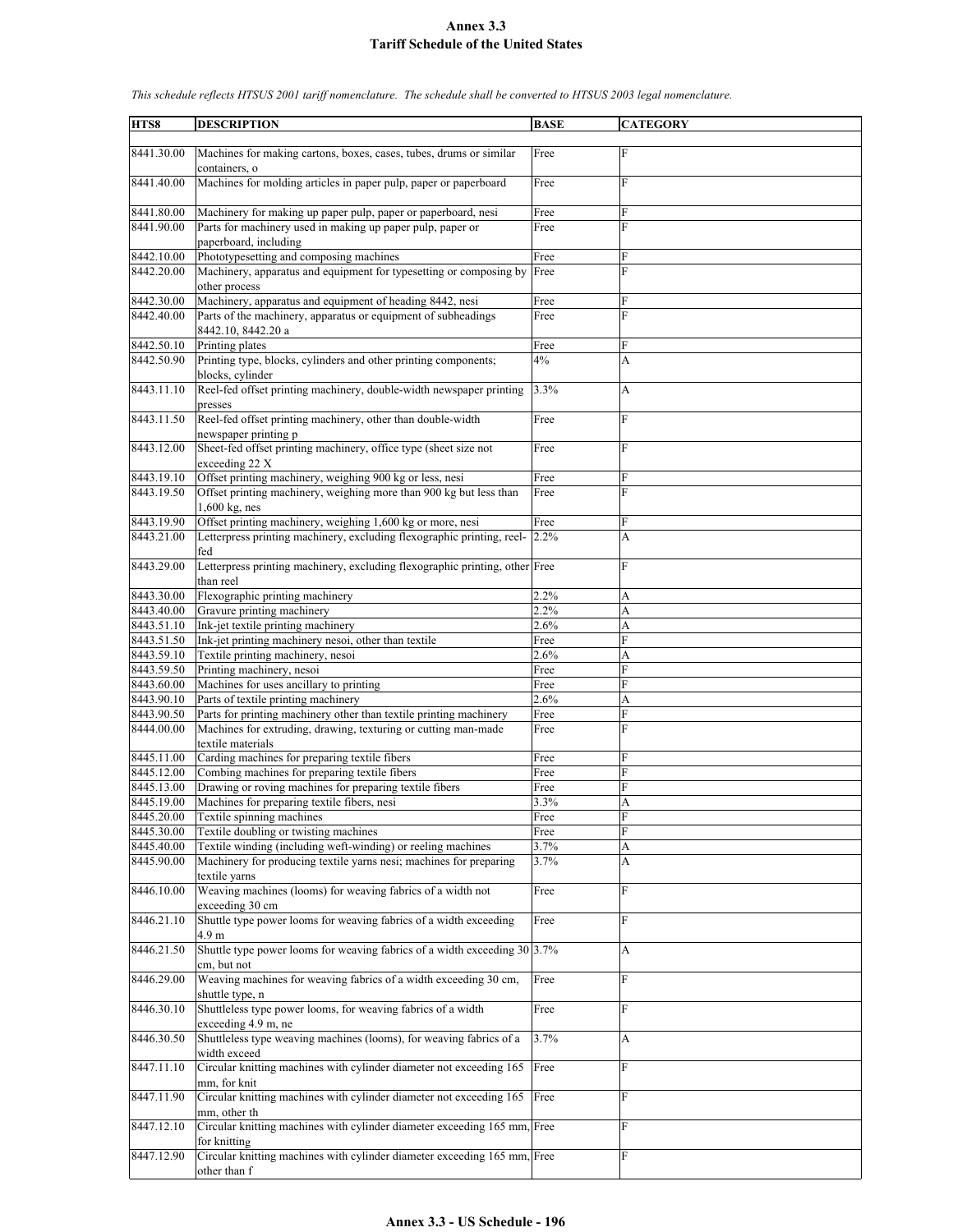**Annex 3.3**
**Tariff Schedule of the United States**

*This schedule reflects HTSUS 2001 tariff nomenclature. The schedule shall be converted to HTSUS 2003 legal nomenclature.*

| HTS8 | DESCRIPTION | BASE | CATEGORY |
|---|---|---|---|
| 8441.30.00 | Machines for making cartons, boxes, cases, tubes, drums or similar containers, o | Free | F |
| 8441.40.00 | Machines for molding articles in paper pulp, paper or paperboard | Free | F |
| 8441.80.00 | Machinery for making up paper pulp, paper or paperboard, nesi | Free | F |
| 8441.90.00 | Parts for machinery used in making up paper pulp, paper or paperboard, including | Free | F |
| 8442.10.00 | Phototypesetting and composing machines | Free | F |
| 8442.20.00 | Machinery, apparatus and equipment for typesetting or composing by other process | Free | F |
| 8442.30.00 | Machinery, apparatus and equipment of heading 8442, nesi | Free | F |
| 8442.40.00 | Parts of the machinery, apparatus or equipment of subheadings 8442.10, 8442.20 a | Free | F |
| 8442.50.10 | Printing plates | Free | F |
| 8442.50.90 | Printing type, blocks, cylinders and other printing components; blocks, cylinder | 4% | A |
| 8443.11.10 | Reel-fed offset printing machinery, double-width newspaper printing presses | 3.3% | A |
| 8443.11.50 | Reel-fed offset printing machinery, other than double-width newspaper printing p | Free | F |
| 8443.12.00 | Sheet-fed offset printing machinery, office type (sheet size not exceeding 22 X | Free | F |
| 8443.19.10 | Offset printing machinery, weighing 900 kg or less, nesi | Free | F |
| 8443.19.50 | Offset printing machinery, weighing more than 900 kg but less than 1,600 kg, nes | Free | F |
| 8443.19.90 | Offset printing machinery, weighing 1,600 kg or more, nesi | Free | F |
| 8443.21.00 | Letterpress printing machinery, excluding flexographic printing, reel-fed | 2.2% | A |
| 8443.29.00 | Letterpress printing machinery, excluding flexographic printing, other than reel | Free | F |
| 8443.30.00 | Flexographic printing machinery | 2.2% | A |
| 8443.40.00 | Gravure printing machinery | 2.2% | A |
| 8443.51.10 | Ink-jet textile printing machinery | 2.6% | A |
| 8443.51.50 | Ink-jet printing machinery nesoi, other than textile | Free | F |
| 8443.59.10 | Textile printing machinery, nesoi | 2.6% | A |
| 8443.59.50 | Printing machinery, nesoi | Free | F |
| 8443.60.00 | Machines for uses ancillary to printing | Free | F |
| 8443.90.10 | Parts of textile printing machinery | 2.6% | A |
| 8443.90.50 | Parts for printing machinery other than textile printing machinery | Free | F |
| 8444.00.00 | Machines for extruding, drawing, texturing or cutting man-made textile materials | Free | F |
| 8445.11.00 | Carding machines for preparing textile fibers | Free | F |
| 8445.12.00 | Combing machines for preparing textile fibers | Free | F |
| 8445.13.00 | Drawing or roving machines for preparing textile fibers | Free | F |
| 8445.19.00 | Machines for preparing textile fibers, nesi | 3.3% | A |
| 8445.20.00 | Textile spinning machines | Free | F |
| 8445.30.00 | Textile doubling or twisting machines | Free | F |
| 8445.40.00 | Textile winding (including weft-winding) or reeling machines | 3.7% | A |
| 8445.90.00 | Machinery for producing textile yarns nesi; machines for preparing textile yarns | 3.7% | A |
| 8446.10.00 | Weaving machines (looms) for weaving fabrics of a width not exceeding 30 cm | Free | F |
| 8446.21.10 | Shuttle type power looms for weaving fabrics of a width exceeding 4.9 m | Free | F |
| 8446.21.50 | Shuttle type power looms for weaving fabrics of a width exceeding 30 cm, but not | 3.7% | A |
| 8446.29.00 | Weaving machines for weaving fabrics of a width exceeding 30 cm, shuttle type, n | Free | F |
| 8446.30.10 | Shuttleless type power looms, for weaving fabrics of a width exceeding 4.9 m, ne | Free | F |
| 8446.30.50 | Shuttleless type weaving machines (looms), for weaving fabrics of a width exceed | 3.7% | A |
| 8447.11.10 | Circular knitting machines with cylinder diameter not exceeding 165 mm, for knit | Free | F |
| 8447.11.90 | Circular knitting machines with cylinder diameter not exceeding 165 mm, other th | Free | F |
| 8447.12.10 | Circular knitting machines with cylinder diameter exceeding 165 mm, for knitting | Free | F |
| 8447.12.90 | Circular knitting machines with cylinder diameter exceeding 165 mm, other than f | Free | F |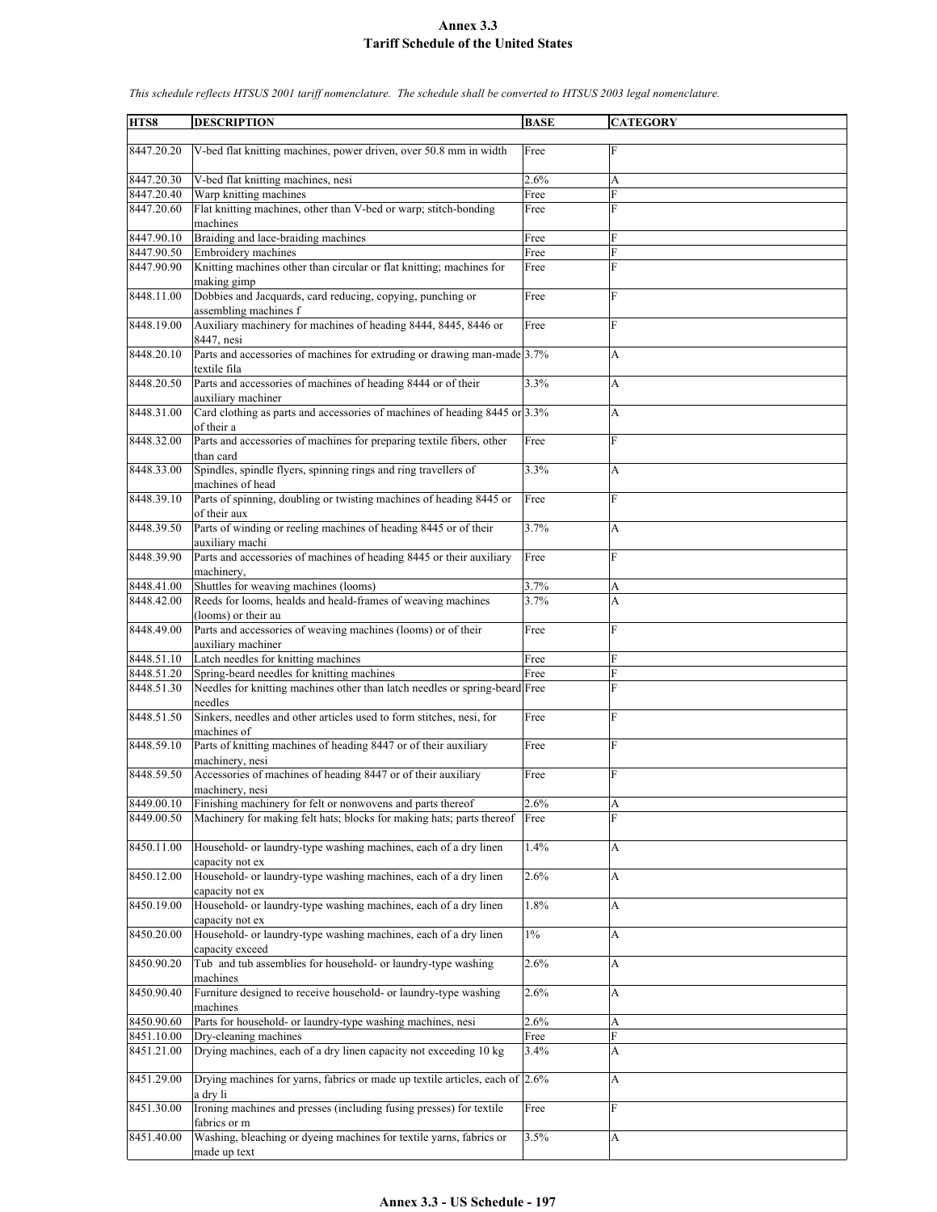# Annex 3.3
## Tariff Schedule of the United States

*This schedule reflects HTSUS 2001 tariff nomenclature. The schedule shall be converted to HTSUS 2003 legal nomenclature.*

| HTS8 | DESCRIPTION | BASE | CATEGORY |
|---|---|---|---|
| 8447.20.20 | V-bed flat knitting machines, power driven, over 50.8 mm in width | Free | F |
| 8447.20.30 | V-bed flat knitting machines, nesi | 2.6% | A |
| 8447.20.40 | Warp knitting machines | Free | F |
| 8447.20.60 | Flat knitting machines, other than V-bed or warp; stitch-bonding machines | Free | F |
| 8447.90.10 | Braiding and lace-braiding machines | Free | F |
| 8447.90.50 | Embroidery machines | Free | F |
| 8447.90.90 | Knitting machines other than circular or flat knitting; machines for making gimp | Free | F |
| 8448.11.00 | Dobbies and Jacquards, card reducing, copying, punching or assembling machines f | Free | F |
| 8448.19.00 | Auxiliary machinery for machines of heading 8444, 8445, 8446 or 8447, nesi | Free | F |
| 8448.20.10 | Parts and accessories of machines for extruding or drawing man-made textile fila | 3.7% | A |
| 8448.20.50 | Parts and accessories of machines of heading 8444 or of their auxiliary machiner | 3.3% | A |
| 8448.31.00 | Card clothing as parts and accessories of machines of heading 8445 or of their a | 3.3% | A |
| 8448.32.00 | Parts and accessories of machines for preparing textile fibers, other than card | Free | F |
| 8448.33.00 | Spindles, spindle flyers, spinning rings and ring travellers of machines of head | 3.3% | A |
| 8448.39.10 | Parts of spinning, doubling or twisting machines of heading 8445 or of their aux | Free | F |
| 8448.39.50 | Parts of winding or reeling machines of heading 8445 or of their auxiliary machi | 3.7% | A |
| 8448.39.90 | Parts and accessories of machines of heading 8445 or their auxiliary machinery, | Free | F |
| 8448.41.00 | Shuttles for weaving machines (looms) | 3.7% | A |
| 8448.42.00 | Reeds for looms, healds and heald-frames of weaving machines (looms) or their au | 3.7% | A |
| 8448.49.00 | Parts and accessories of weaving machines (looms) or of their auxiliary machiner | Free | F |
| 8448.51.10 | Latch needles for knitting machines | Free | F |
| 8448.51.20 | Spring-beard needles for knitting machines | Free | F |
| 8448.51.30 | Needles for knitting machines other than latch needles or spring-beard needles | Free | F |
| 8448.51.50 | Sinkers, needles and other articles used to form stitches, nesi, for machines of | Free | F |
| 8448.59.10 | Parts of knitting machines of heading 8447 or of their auxiliary machinery, nesi | Free | F |
| 8448.59.50 | Accessories of machines of heading 8447 or of their auxiliary machinery, nesi | Free | F |
| 8449.00.10 | Finishing machinery for felt or nonwovens and parts thereof | 2.6% | A |
| 8449.00.50 | Machinery for making felt hats; blocks for making hats; parts thereof | Free | F |
| 8450.11.00 | Household- or laundry-type washing machines, each of a dry linen capacity not ex | 1.4% | A |
| 8450.12.00 | Household- or laundry-type washing machines, each of a dry linen capacity not ex | 2.6% | A |
| 8450.19.00 | Household- or laundry-type washing machines, each of a dry linen capacity not ex | 1.8% | A |
| 8450.20.00 | Household- or laundry-type washing machines, each of a dry linen capacity exceed | 1% | A |
| 8450.90.20 | Tub and tub assemblies for household- or laundry-type washing machines | 2.6% | A |
| 8450.90.40 | Furniture designed to receive household- or laundry-type washing machines | 2.6% | A |
| 8450.90.60 | Parts for household- or laundry-type washing machines, nesi | 2.6% | A |
| 8451.10.00 | Dry-cleaning machines | Free | F |
| 8451.21.00 | Drying machines, each of a dry linen capacity not exceeding 10 kg | 3.4% | A |
| 8451.29.00 | Drying machines for yarns, fabrics or made up textile articles, each of a dry li | 2.6% | A |
| 8451.30.00 | Ironing machines and presses (including fusing presses) for textile fabrics or m | Free | F |
| 8451.40.00 | Washing, bleaching or dyeing machines for textile yarns, fabrics or made up text | 3.5% | A |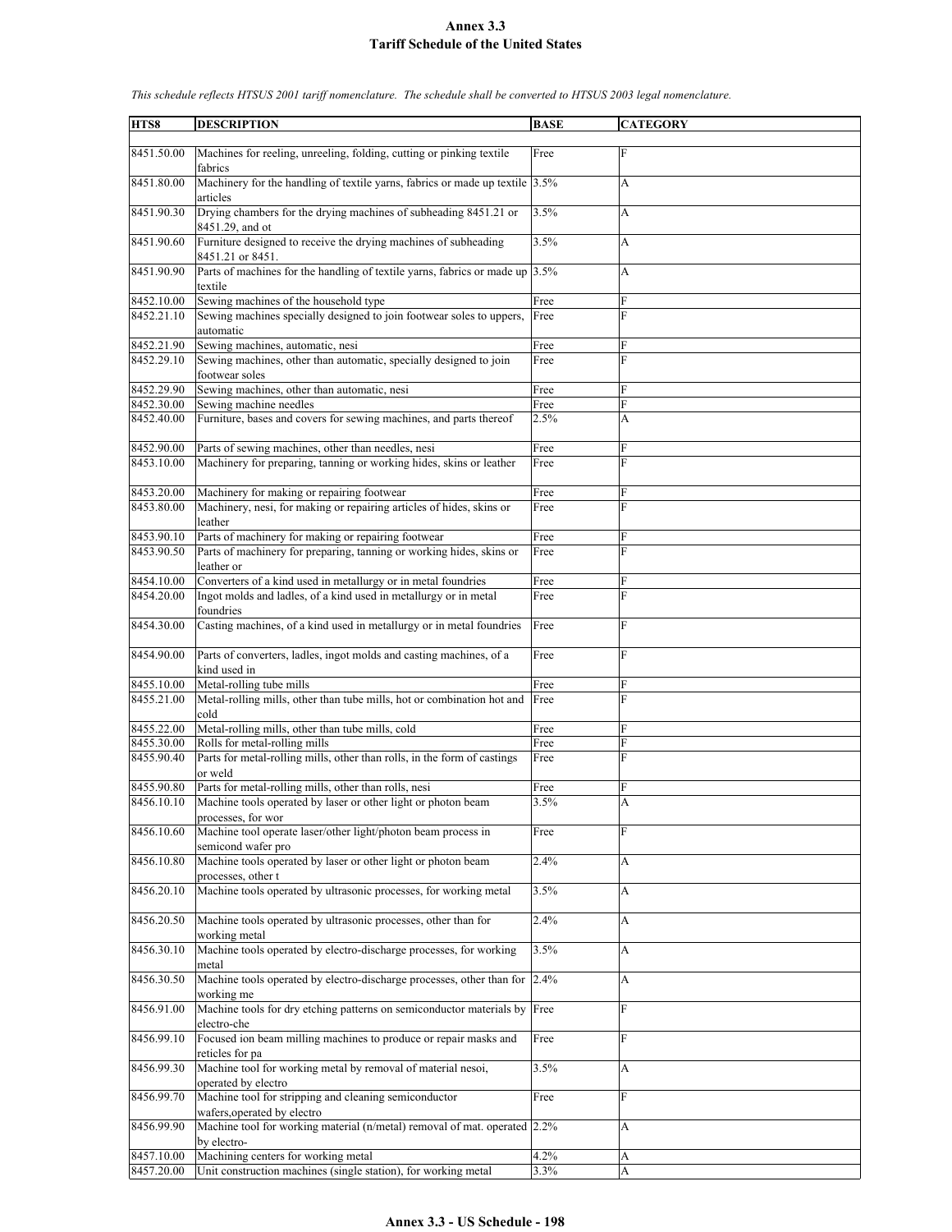# Annex 3.3
## Tariff Schedule of the United States

*This schedule reflects HTSUS 2001 tariff nomenclature. The schedule shall be converted to HTSUS 2003 legal nomenclature.*

| HTS8 | DESCRIPTION | BASE | CATEGORY |
|---|---|---|---|
| 8451.50.00 | Machines for reeling, unreeling, folding, cutting or pinking textile fabrics | Free | F |
| 8451.80.00 | Machinery for the handling of textile yarns, fabrics or made up textile articles | 3.5% | A |
| 8451.90.30 | Drying chambers for the drying machines of subheading 8451.21 or 8451.29, and ot | 3.5% | A |
| 8451.90.60 | Furniture designed to receive the drying machines of subheading 8451.21 or 8451. | 3.5% | A |
| 8451.90.90 | Parts of machines for the handling of textile yarns, fabrics or made up textile | 3.5% | A |
| 8452.10.00 | Sewing machines of the household type | Free | F |
| 8452.21.10 | Sewing machines specially designed to join footwear soles to uppers, automatic | Free | F |
| 8452.21.90 | Sewing machines, automatic, nesi | Free | F |
| 8452.29.10 | Sewing machines, other than automatic, specially designed to join footwear soles | Free | F |
| 8452.29.90 | Sewing machines, other than automatic, nesi | Free | F |
| 8452.30.00 | Sewing machine needles | Free | F |
| 8452.40.00 | Furniture, bases and covers for sewing machines, and parts thereof | 2.5% | A |
| 8452.90.00 | Parts of sewing machines, other than needles, nesi | Free | F |
| 8453.10.00 | Machinery for preparing, tanning or working hides, skins or leather | Free | F |
| 8453.20.00 | Machinery for making or repairing footwear | Free | F |
| 8453.80.00 | Machinery, nesi, for making or repairing articles of hides, skins or leather | Free | F |
| 8453.90.10 | Parts of machinery for making or repairing footwear | Free | F |
| 8453.90.50 | Parts of machinery for preparing, tanning or working hides, skins or leather or | Free | F |
| 8454.10.00 | Converters of a kind used in metallurgy or in metal foundries | Free | F |
| 8454.20.00 | Ingot molds and ladles, of a kind used in metallurgy or in metal foundries | Free | F |
| 8454.30.00 | Casting machines, of a kind used in metallurgy or in metal foundries | Free | F |
| 8454.90.00 | Parts of converters, ladles, ingot molds and casting machines, of a kind used in | Free | F |
| 8455.10.00 | Metal-rolling tube mills | Free | F |
| 8455.21.00 | Metal-rolling mills, other than tube mills, hot or combination hot and cold | Free | F |
| 8455.22.00 | Metal-rolling mills, other than tube mills, cold | Free | F |
| 8455.30.00 | Rolls for metal-rolling mills | Free | F |
| 8455.90.40 | Parts for metal-rolling mills, other than rolls, in the form of castings or weld | Free | F |
| 8455.90.80 | Parts for metal-rolling mills, other than rolls, nesi | Free | F |
| 8456.10.10 | Machine tools operated by laser or other light or photon beam processes, for wor | 3.5% | A |
| 8456.10.60 | Machine tool operate laser/other light/photon beam process in semicond wafer pro | Free | F |
| 8456.10.80 | Machine tools operated by laser or other light or photon beam processes, other t | 2.4% | A |
| 8456.20.10 | Machine tools operated by ultrasonic processes, for working metal | 3.5% | A |
| 8456.20.50 | Machine tools operated by ultrasonic processes, other than for working metal | 2.4% | A |
| 8456.30.10 | Machine tools operated by electro-discharge processes, for working metal | 3.5% | A |
| 8456.30.50 | Machine tools operated by electro-discharge processes, other than for working me | 2.4% | A |
| 8456.91.00 | Machine tools for dry etching patterns on semiconductor materials by electro-che | Free | F |
| 8456.99.10 | Focused ion beam milling machines to produce or repair masks and reticles for pa | Free | F |
| 8456.99.30 | Machine tool for working metal by removal of material nesoi, operated by electro | 3.5% | A |
| 8456.99.70 | Machine tool for stripping and cleaning semiconductor wafers,operated by electro | Free | F |
| 8456.99.90 | Machine tool for working material (n/metal) removal of mat. operated by electro- | 2.2% | A |
| 8457.10.00 | Machining centers for working metal | 4.2% | A |
| 8457.20.00 | Unit construction machines (single station), for working metal | 3.3% | A |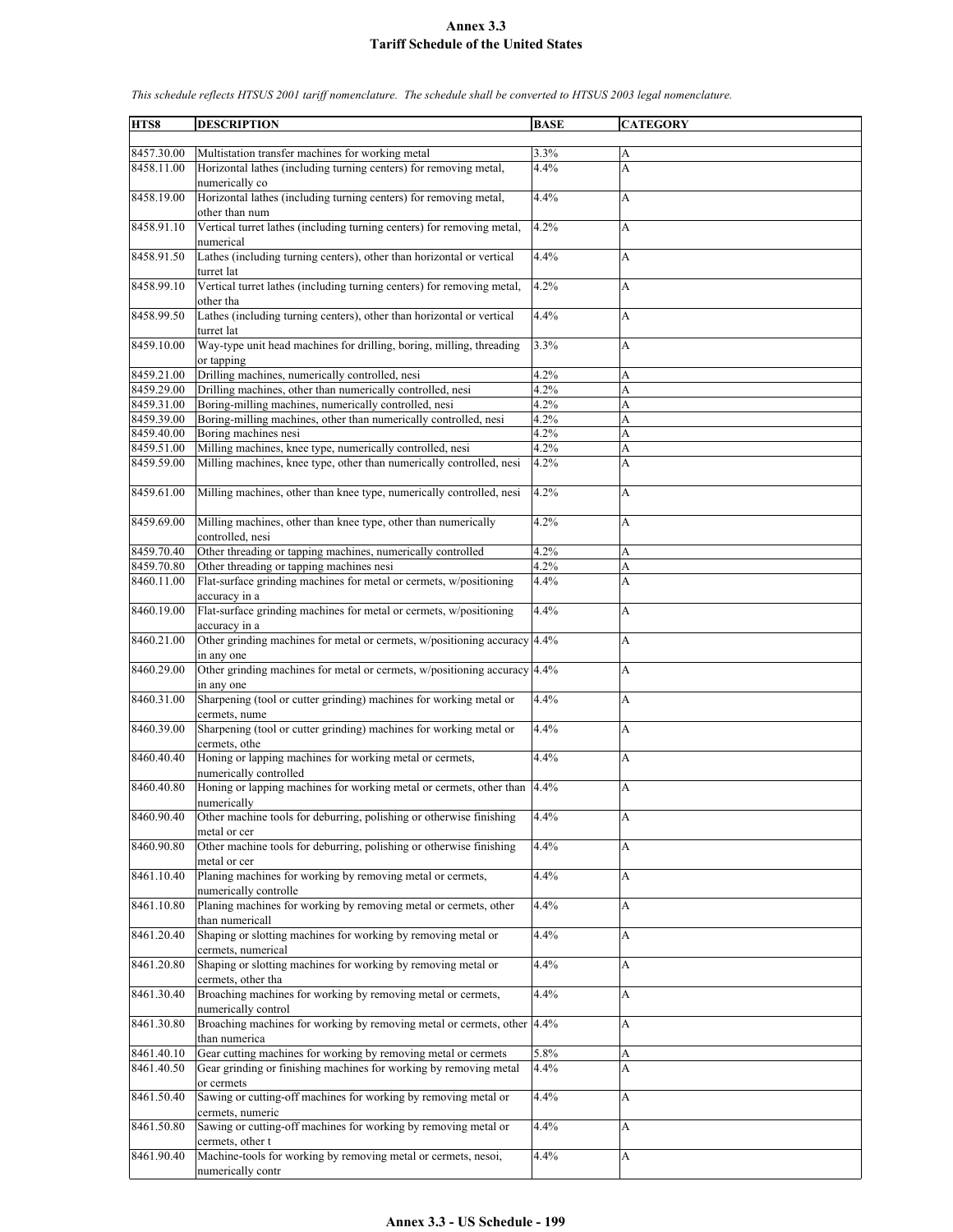# Annex 3.3
## Tariff Schedule of the United States

*This schedule reflects HTSUS 2001 tariff nomenclature. The schedule shall be converted to HTSUS 2003 legal nomenclature.*

| HTS8 | DESCRIPTION | BASE | CATEGORY |
|---|---|---|---|
| 8457.30.00 | Multistation transfer machines for working metal | 3.3% | A |
| 8458.11.00 | Horizontal lathes (including turning centers) for removing metal, numerically co | 4.4% | A |
| 8458.19.00 | Horizontal lathes (including turning centers) for removing metal, other than num | 4.4% | A |
| 8458.91.10 | Vertical turret lathes (including turning centers) for removing metal, numerical | 4.2% | A |
| 8458.91.50 | Lathes (including turning centers), other than horizontal or vertical turret lat | 4.4% | A |
| 8458.99.10 | Vertical turret lathes (including turning centers) for removing metal, other tha | 4.2% | A |
| 8458.99.50 | Lathes (including turning centers), other than horizontal or vertical turret lat | 4.4% | A |
| 8459.10.00 | Way-type unit head machines for drilling, boring, milling, threading or tapping | 3.3% | A |
| 8459.21.00 | Drilling machines, numerically controlled, nesi | 4.2% | A |
| 8459.29.00 | Drilling machines, other than numerically controlled, nesi | 4.2% | A |
| 8459.31.00 | Boring-milling machines, numerically controlled, nesi | 4.2% | A |
| 8459.39.00 | Boring-milling machines, other than numerically controlled, nesi | 4.2% | A |
| 8459.40.00 | Boring machines nesi | 4.2% | A |
| 8459.51.00 | Milling machines, knee type, numerically controlled, nesi | 4.2% | A |
| 8459.59.00 | Milling machines, knee type, other than numerically controlled, nesi | 4.2% | A |
| 8459.61.00 | Milling machines, other than knee type, numerically controlled, nesi | 4.2% | A |
| 8459.69.00 | Milling machines, other than knee type, other than numerically controlled, nesi | 4.2% | A |
| 8459.70.40 | Other threading or tapping machines, numerically controlled | 4.2% | A |
| 8459.70.80 | Other threading or tapping machines nesi | 4.2% | A |
| 8460.11.00 | Flat-surface grinding machines for metal or cermets, w/positioning accuracy in a | 4.4% | A |
| 8460.19.00 | Flat-surface grinding machines for metal or cermets, w/positioning accuracy in a | 4.4% | A |
| 8460.21.00 | Other grinding machines for metal or cermets, w/positioning accuracy in any one | 4.4% | A |
| 8460.29.00 | Other grinding machines for metal or cermets, w/positioning accuracy in any one | 4.4% | A |
| 8460.31.00 | Sharpening (tool or cutter grinding) machines for working metal or cermets, nume | 4.4% | A |
| 8460.39.00 | Sharpening (tool or cutter grinding) machines for working metal or cermets, othe | 4.4% | A |
| 8460.40.40 | Honing or lapping machines for working metal or cermets, numerically controlled | 4.4% | A |
| 8460.40.80 | Honing or lapping machines for working metal or cermets, other than numerically | 4.4% | A |
| 8460.90.40 | Other machine tools for deburring, polishing or otherwise finishing metal or cer | 4.4% | A |
| 8460.90.80 | Other machine tools for deburring, polishing or otherwise finishing metal or cer | 4.4% | A |
| 8461.10.40 | Planing machines for working by removing metal or cermets, numerically controlle | 4.4% | A |
| 8461.10.80 | Planing machines for working by removing metal or cermets, other than numericall | 4.4% | A |
| 8461.20.40 | Shaping or slotting machines for working by removing metal or cermets, numerical | 4.4% | A |
| 8461.20.80 | Shaping or slotting machines for working by removing metal or cermets, other tha | 4.4% | A |
| 8461.30.40 | Broaching machines for working by removing metal or cermets, numerically control | 4.4% | A |
| 8461.30.80 | Broaching machines for working by removing metal or cermets, other than numerica | 4.4% | A |
| 8461.40.10 | Gear cutting machines for working by removing metal or cermets | 5.8% | A |
| 8461.40.50 | Gear grinding or finishing machines for working by removing metal or cermets | 4.4% | A |
| 8461.50.40 | Sawing or cutting-off machines for working by removing metal or cermets, numeric | 4.4% | A |
| 8461.50.80 | Sawing or cutting-off machines for working by removing metal or cermets, other t | 4.4% | A |
| 8461.90.40 | Machine-tools for working by removing metal or cermets, nesoi, numerically contr | 4.4% | A |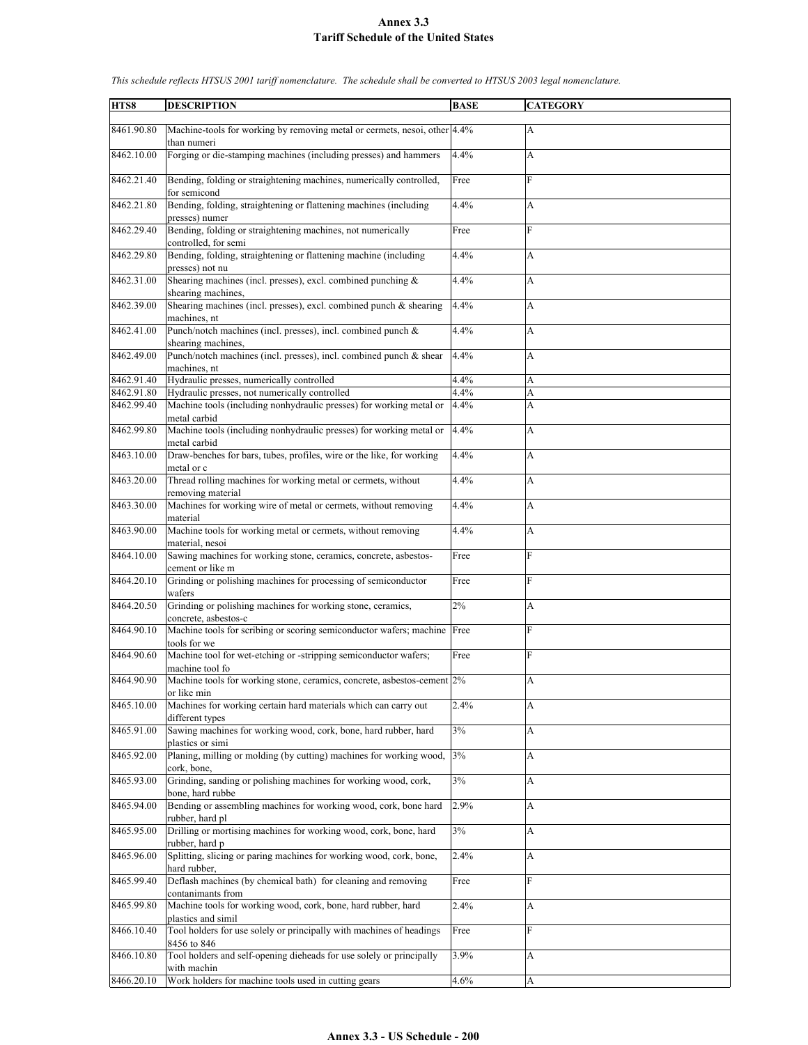# Annex 3.3
# Tariff Schedule of the United States

*This schedule reflects HTSUS 2001 tariff nomenclature. The schedule shall be converted to HTSUS 2003 legal nomenclature.*

| HTS8 | DESCRIPTION | BASE | CATEGORY |
|---|---|---|---|
| 8461.90.80 | Machine-tools for working by removing metal or cermets, nesoi, other than numeri | 4.4% | A |
| 8462.10.00 | Forging or die-stamping machines (including presses) and hammers | 4.4% | A |
| 8462.21.40 | Bending, folding or straightening machines, numerically controlled, for semicond | Free | F |
| 8462.21.80 | Bending, folding, straightening or flattening machines (including presses) numer | 4.4% | A |
| 8462.29.40 | Bending, folding or straightening machines, not numerically controlled, for semi | Free | F |
| 8462.29.80 | Bending, folding, straightening or flattening machine (including presses) not nu | 4.4% | A |
| 8462.31.00 | Shearing machines (incl. presses), excl. combined punching & shearing machines, | 4.4% | A |
| 8462.39.00 | Shearing machines (incl. presses), excl. combined punch & shearing machines, nt | 4.4% | A |
| 8462.41.00 | Punch/notch machines (incl. presses), incl. combined punch & shearing machines, | 4.4% | A |
| 8462.49.00 | Punch/notch machines (incl. presses), incl. combined punch & shear machines, nt | 4.4% | A |
| 8462.91.40 | Hydraulic presses, numerically controlled | 4.4% | A |
| 8462.91.80 | Hydraulic presses, not numerically controlled | 4.4% | A |
| 8462.99.40 | Machine tools (including nonhydraulic presses) for working metal or metal carbid | 4.4% | A |
| 8462.99.80 | Machine tools (including nonhydraulic presses) for working metal or metal carbid | 4.4% | A |
| 8463.10.00 | Draw-benches for bars, tubes, profiles, wire or the like, for working metal or c | 4.4% | A |
| 8463.20.00 | Thread rolling machines for working metal or cermets, without removing material | 4.4% | A |
| 8463.30.00 | Machines for working wire of metal or cermets, without removing material | 4.4% | A |
| 8463.90.00 | Machine tools for working metal or cermets, without removing material, nesoi | 4.4% | A |
| 8464.10.00 | Sawing machines for working stone, ceramics, concrete, asbestos-cement or like m | Free | F |
| 8464.20.10 | Grinding or polishing machines for processing of semiconductor wafers | Free | F |
| 8464.20.50 | Grinding or polishing machines for working stone, ceramics, concrete, asbestos-c | 2% | A |
| 8464.90.10 | Machine tools for scribing or scoring semiconductor wafers; machine tools for we | Free | F |
| 8464.90.60 | Machine tool for wet-etching or -stripping semiconductor wafers; machine tool fo | Free | F |
| 8464.90.90 | Machine tools for working stone, ceramics, concrete, asbestos-cement or like min | 2% | A |
| 8465.10.00 | Machines for working certain hard materials which can carry out different types | 2.4% | A |
| 8465.91.00 | Sawing machines for working wood, cork, bone, hard rubber, hard plastics or simi | 3% | A |
| 8465.92.00 | Planing, milling or molding (by cutting) machines for working wood, cork, bone, | 3% | A |
| 8465.93.00 | Grinding, sanding or polishing machines for working wood, cork, bone, hard rubbe | 3% | A |
| 8465.94.00 | Bending or assembling machines for working wood, cork, bone hard rubber, hard pl | 2.9% | A |
| 8465.95.00 | Drilling or mortising machines for working wood, cork, bone, hard rubber, hard p | 3% | A |
| 8465.96.00 | Splitting, slicing or paring machines for working wood, cork, bone, hard rubber, | 2.4% | A |
| 8465.99.40 | Deflash machines (by chemical bath) for cleaning and removing contanimants from | Free | F |
| 8465.99.80 | Machine tools for working wood, cork, bone, hard rubber, hard plastics and simil | 2.4% | A |
| 8466.10.40 | Tool holders for use solely or principally with machines of headings 8456 to 846 | Free | F |
| 8466.10.80 | Tool holders and self-opening dieheads for use solely or principally with machin | 3.9% | A |
| 8466.20.10 | Work holders for machine tools used in cutting gears | 4.6% | A |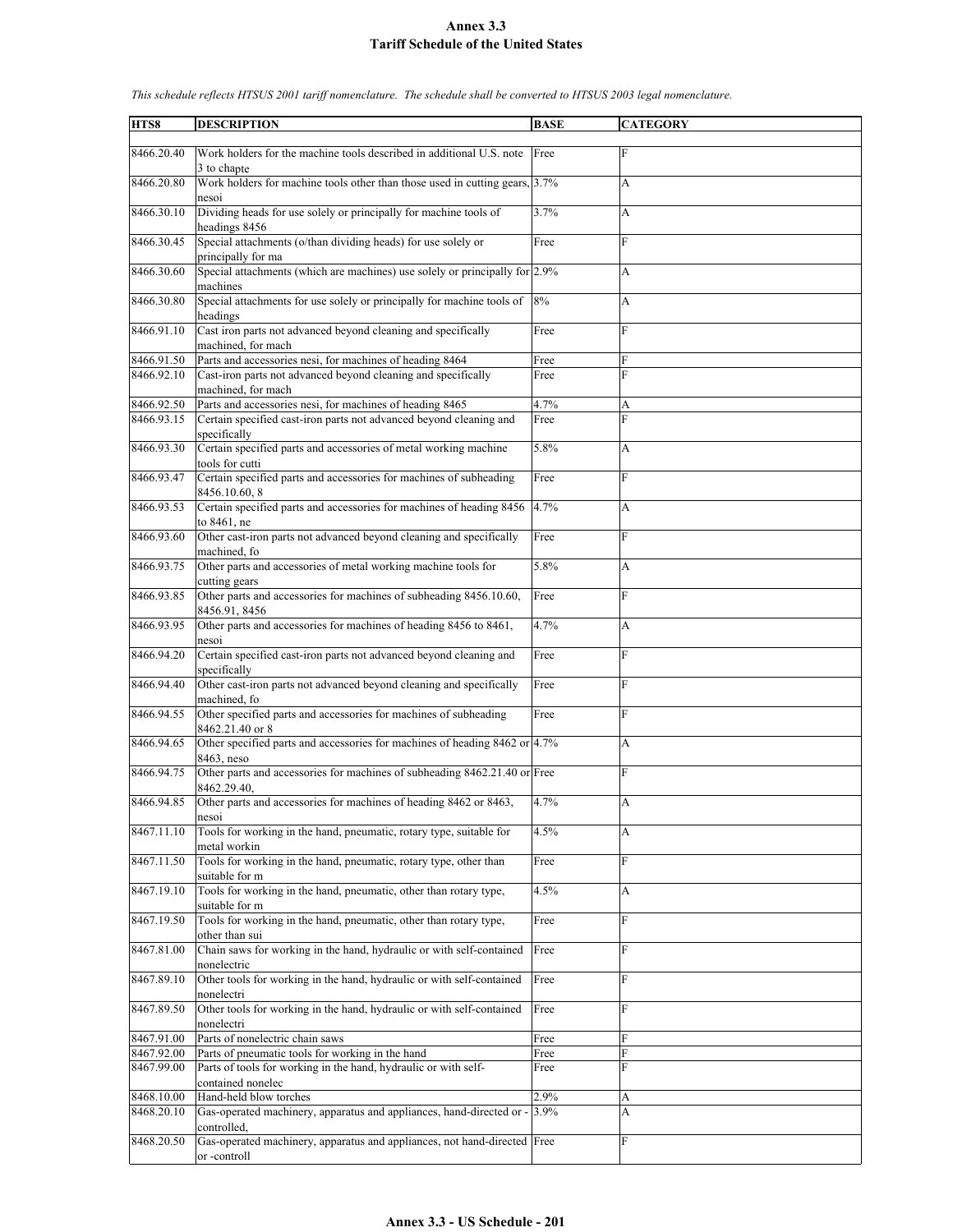# Annex 3.3
## Tariff Schedule of the United States

*This schedule reflects HTSUS 2001 tariff nomenclature. The schedule shall be converted to HTSUS 2003 legal nomenclature.*

| HTS8 | DESCRIPTION | BASE | CATEGORY |
|---|---|---|---|
| 8466.20.40 | Work holders for the machine tools described in additional U.S. note 3 to chapte | Free | F |
| 8466.20.80 | Work holders for machine tools other than those used in cutting gears, nesoi | 3.7% | A |
| 8466.30.10 | Dividing heads for use solely or principally for machine tools of headings 8456 | 3.7% | A |
| 8466.30.45 | Special attachments (o/than dividing heads) for use solely or principally for ma | Free | F |
| 8466.30.60 | Special attachments (which are machines) use solely or principally for machines | 2.9% | A |
| 8466.30.80 | Special attachments for use solely or principally for machine tools of headings | 8% | A |
| 8466.91.10 | Cast iron parts not advanced beyond cleaning and specifically machined, for mach | Free | F |
| 8466.91.50 | Parts and accessories nesi, for machines of heading 8464 | Free | F |
| 8466.92.10 | Cast-iron parts not advanced beyond cleaning and specifically machined, for mach | Free | F |
| 8466.92.50 | Parts and accessories nesi, for machines of heading 8465 | 4.7% | A |
| 8466.93.15 | Certain specified cast-iron parts not advanced beyond cleaning and specifically | Free | F |
| 8466.93.30 | Certain specified parts and accessories of metal working machine tools for cutti | 5.8% | A |
| 8466.93.47 | Certain specified parts and accessories for machines of subheading 8456.10.60, 8 | Free | F |
| 8466.93.53 | Certain specified parts and accessories for machines of heading 8456 to 8461, ne | 4.7% | A |
| 8466.93.60 | Other cast-iron parts not advanced beyond cleaning and specifically machined, fo | Free | F |
| 8466.93.75 | Other parts and accessories of metal working machine tools for cutting gears | 5.8% | A |
| 8466.93.85 | Other parts and accessories for machines of subheading 8456.10.60, 8456.91, 8456 | Free | F |
| 8466.93.95 | Other parts and accessories for machines of heading 8456 to 8461, nesoi | 4.7% | A |
| 8466.94.20 | Certain specified cast-iron parts not advanced beyond cleaning and specifically | Free | F |
| 8466.94.40 | Other cast-iron parts not advanced beyond cleaning and specifically machined, fo | Free | F |
| 8466.94.55 | Other specified parts and accessories for machines of subheading 8462.21.40 or 8 | Free | F |
| 8466.94.65 | Other specified parts and accessories for machines of heading 8462 or 8463, neso | 4.7% | A |
| 8466.94.75 | Other parts and accessories for machines of subheading 8462.21.40 or 8462.29.40, | Free | F |
| 8466.94.85 | Other parts and accessories for machines of heading 8462 or 8463, nesoi | 4.7% | A |
| 8467.11.10 | Tools for working in the hand, pneumatic, rotary type, suitable for metal workin | 4.5% | A |
| 8467.11.50 | Tools for working in the hand, pneumatic, rotary type, other than suitable for m | Free | F |
| 8467.19.10 | Tools for working in the hand, pneumatic, other than rotary type, suitable for m | 4.5% | A |
| 8467.19.50 | Tools for working in the hand, pneumatic, other than rotary type, other than sui | Free | F |
| 8467.81.00 | Chain saws for working in the hand, hydraulic or with self-contained nonelectric | Free | F |
| 8467.89.10 | Other tools for working in the hand, hydraulic or with self-contained nonelectri | Free | F |
| 8467.89.50 | Other tools for working in the hand, hydraulic or with self-contained nonelectri | Free | F |
| 8467.91.00 | Parts of nonelectric chain saws | Free | F |
| 8467.92.00 | Parts of pneumatic tools for working in the hand | Free | F |
| 8467.99.00 | Parts of tools for working in the hand, hydraulic or with self-contained nonelec | Free | F |
| 8468.10.00 | Hand-held blow torches | 2.9% | A |
| 8468.20.10 | Gas-operated machinery, apparatus and appliances, hand-directed or -controlled, | 3.9% | A |
| 8468.20.50 | Gas-operated machinery, apparatus and appliances, not hand-directed or -controll | Free | F |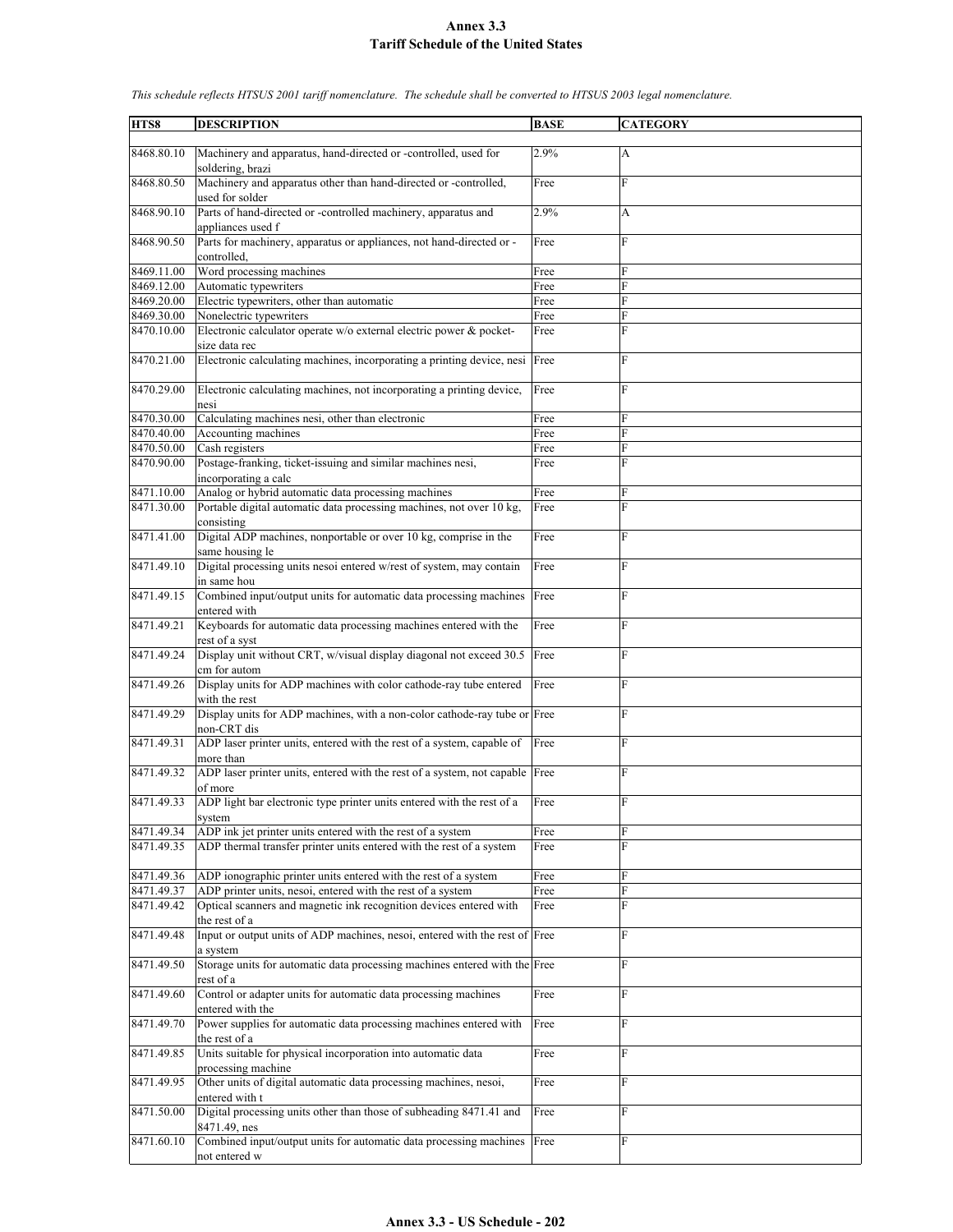# Annex 3.3
# Tariff Schedule of the United States

*This schedule reflects HTSUS 2001 tariff nomenclature. The schedule shall be converted to HTSUS 2003 legal nomenclature.*

| HTS8 | DESCRIPTION | BASE | CATEGORY |
|---|---|---|---|
| 8468.80.10 | Machinery and apparatus, hand-directed or -controlled, used for soldering, brazi | 2.9% | A |
| 8468.80.50 | Machinery and apparatus other than hand-directed or -controlled, used for solder | Free | F |
| 8468.90.10 | Parts of hand-directed or -controlled machinery, apparatus and appliances used f | 2.9% | A |
| 8468.90.50 | Parts for machinery, apparatus or appliances, not hand-directed or -controlled, | Free | F |
| 8469.11.00 | Word processing machines | Free | F |
| 8469.12.00 | Automatic typewriters | Free | F |
| 8469.20.00 | Electric typewriters, other than automatic | Free | F |
| 8469.30.00 | Nonelectric typewriters | Free | F |
| 8470.10.00 | Electronic calculator operate w/o external electric power & pocket-size data rec | Free | F |
| 8470.21.00 | Electronic calculating machines, incorporating a printing device, nesi | Free | F |
| 8470.29.00 | Electronic calculating machines, not incorporating a printing device, nesi | Free | F |
| 8470.30.00 | Calculating machines nesi, other than electronic | Free | F |
| 8470.40.00 | Accounting machines | Free | F |
| 8470.50.00 | Cash registers | Free | F |
| 8470.90.00 | Postage-franking, ticket-issuing and similar machines nesi, incorporating a calc | Free | F |
| 8471.10.00 | Analog or hybrid automatic data processing machines | Free | F |
| 8471.30.00 | Portable digital automatic data processing machines, not over 10 kg, consisting | Free | F |
| 8471.41.00 | Digital ADP machines, nonportable or over 10 kg, comprise in the same housing le | Free | F |
| 8471.49.10 | Digital processing units nesoi entered w/rest of system, may contain in same hou | Free | F |
| 8471.49.15 | Combined input/output units for automatic data processing machines entered with | Free | F |
| 8471.49.21 | Keyboards for automatic data processing machines entered with the rest of a syst | Free | F |
| 8471.49.24 | Display unit without CRT, w/visual display diagonal not exceed 30.5 cm for autom | Free | F |
| 8471.49.26 | Display units for ADP machines with color cathode-ray tube entered with the rest | Free | F |
| 8471.49.29 | Display units for ADP machines, with a non-color cathode-ray tube or non-CRT dis | Free | F |
| 8471.49.31 | ADP laser printer units, entered with the rest of a system, capable of more than | Free | F |
| 8471.49.32 | ADP laser printer units, entered with the rest of a system, not capable of more | Free | F |
| 8471.49.33 | ADP light bar electronic type printer units entered with the rest of a system | Free | F |
| 8471.49.34 | ADP ink jet printer units entered with the rest of a system | Free | F |
| 8471.49.35 | ADP thermal transfer printer units entered with the rest of a system | Free | F |
| 8471.49.36 | ADP ionographic printer units entered with the rest of a system | Free | F |
| 8471.49.37 | ADP printer units, nesoi, entered with the rest of a system | Free | F |
| 8471.49.42 | Optical scanners and magnetic ink recognition devices entered with the rest of a | Free | F |
| 8471.49.48 | Input or output units of ADP machines, nesoi, entered with the rest of a system | Free | F |
| 8471.49.50 | Storage units for automatic data processing machines entered with the rest of a | Free | F |
| 8471.49.60 | Control or adapter units for automatic data processing machines entered with the | Free | F |
| 8471.49.70 | Power supplies for automatic data processing machines entered with the rest of a | Free | F |
| 8471.49.85 | Units suitable for physical incorporation into automatic data processing machine | Free | F |
| 8471.49.95 | Other units of digital automatic data processing machines, nesoi, entered with t | Free | F |
| 8471.50.00 | Digital processing units other than those of subheading 8471.41 and 8471.49, nes | Free | F |
| 8471.60.10 | Combined input/output units for automatic data processing machines not entered w | Free | F |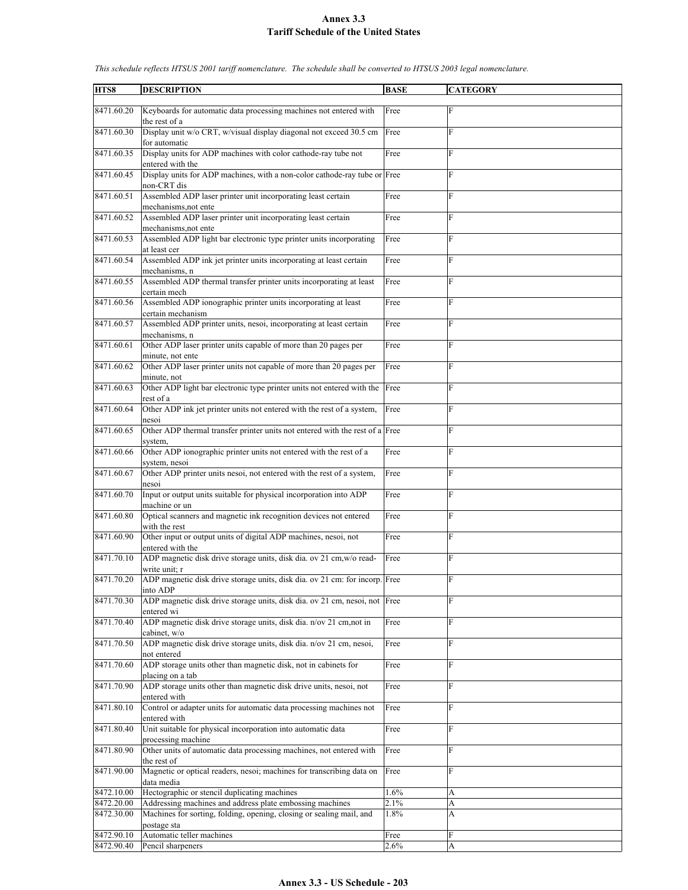# Annex 3.3
## Tariff Schedule of the United States

*This schedule reflects HTSUS 2001 tariff nomenclature. The schedule shall be converted to HTSUS 2003 legal nomenclature.*

| HTS8 | DESCRIPTION | BASE | CATEGORY |
|---|---|---|---|
| 8471.60.20 | Keyboards for automatic data processing machines not entered with the rest of a | Free | F |
| 8471.60.30 | Display unit w/o CRT, w/visual display diagonal not exceed 30.5 cm for automatic | Free | F |
| 8471.60.35 | Display units for ADP machines with color cathode-ray tube not entered with the | Free | F |
| 8471.60.45 | Display units for ADP machines, with a non-color cathode-ray tube or non-CRT dis | Free | F |
| 8471.60.51 | Assembled ADP laser printer unit incorporating least certain mechanisms,not ente | Free | F |
| 8471.60.52 | Assembled ADP laser printer unit incorporating least certain mechanisms,not ente | Free | F |
| 8471.60.53 | Assembled ADP light bar electronic type printer units incorporating at least cer | Free | F |
| 8471.60.54 | Assembled ADP ink jet printer units incorporating at least certain mechanisms, n | Free | F |
| 8471.60.55 | Assembled ADP thermal transfer printer units incorporating at least certain mech | Free | F |
| 8471.60.56 | Assembled ADP ionographic printer units incorporating at least certain mechanism | Free | F |
| 8471.60.57 | Assembled ADP printer units, nesoi, incorporating at least certain mechanisms, n | Free | F |
| 8471.60.61 | Other ADP laser printer units capable of more than 20 pages per minute, not ente | Free | F |
| 8471.60.62 | Other ADP laser printer units not capable of more than 20 pages per minute, not | Free | F |
| 8471.60.63 | Other ADP light bar electronic type printer units not entered with the rest of a | Free | F |
| 8471.60.64 | Other ADP ink jet printer units not entered with the rest of a system, nesoi | Free | F |
| 8471.60.65 | Other ADP thermal transfer printer units not entered with the rest of a system, | Free | F |
| 8471.60.66 | Other ADP ionographic printer units not entered with the rest of a system, nesoi | Free | F |
| 8471.60.67 | Other ADP printer units nesoi, not entered with the rest of a system, nesoi | Free | F |
| 8471.60.70 | Input or output units suitable for physical incorporation into ADP machine or un | Free | F |
| 8471.60.80 | Optical scanners and magnetic ink recognition devices not entered with the rest | Free | F |
| 8471.60.90 | Other input or output units of digital ADP machines, nesoi, not entered with the | Free | F |
| 8471.70.10 | ADP magnetic disk drive storage units, disk dia. ov 21 cm,w/o read-write unit; r | Free | F |
| 8471.70.20 | ADP magnetic disk drive storage units, disk dia. ov 21 cm: for incorp. into ADP | Free | F |
| 8471.70.30 | ADP magnetic disk drive storage units, disk dia. ov 21 cm, nesoi, not entered wi | Free | F |
| 8471.70.40 | ADP magnetic disk drive storage units, disk dia. n/ov 21 cm,not in cabinet, w/o | Free | F |
| 8471.70.50 | ADP magnetic disk drive storage units, disk dia. n/ov 21 cm, nesoi, not entered | Free | F |
| 8471.70.60 | ADP storage units other than magnetic disk, not in cabinets for placing on a tab | Free | F |
| 8471.70.90 | ADP storage units other than magnetic disk drive units, nesoi, not entered with | Free | F |
| 8471.80.10 | Control or adapter units for automatic data processing machines not entered with | Free | F |
| 8471.80.40 | Unit suitable for physical incorporation into automatic data processing machine | Free | F |
| 8471.80.90 | Other units of automatic data processing machines, not entered with the rest of | Free | F |
| 8471.90.00 | Magnetic or optical readers, nesoi; machines for transcribing data on data media | Free | F |
| 8472.10.00 | Hectographic or stencil duplicating machines | 1.6% | A |
| 8472.20.00 | Addressing machines and address plate embossing machines | 2.1% | A |
| 8472.30.00 | Machines for sorting, folding, opening, closing or sealing mail, and postage sta | 1.8% | A |
| 8472.90.10 | Automatic teller machines | Free | F |
| 8472.90.40 | Pencil sharpeners | 2.6% | A |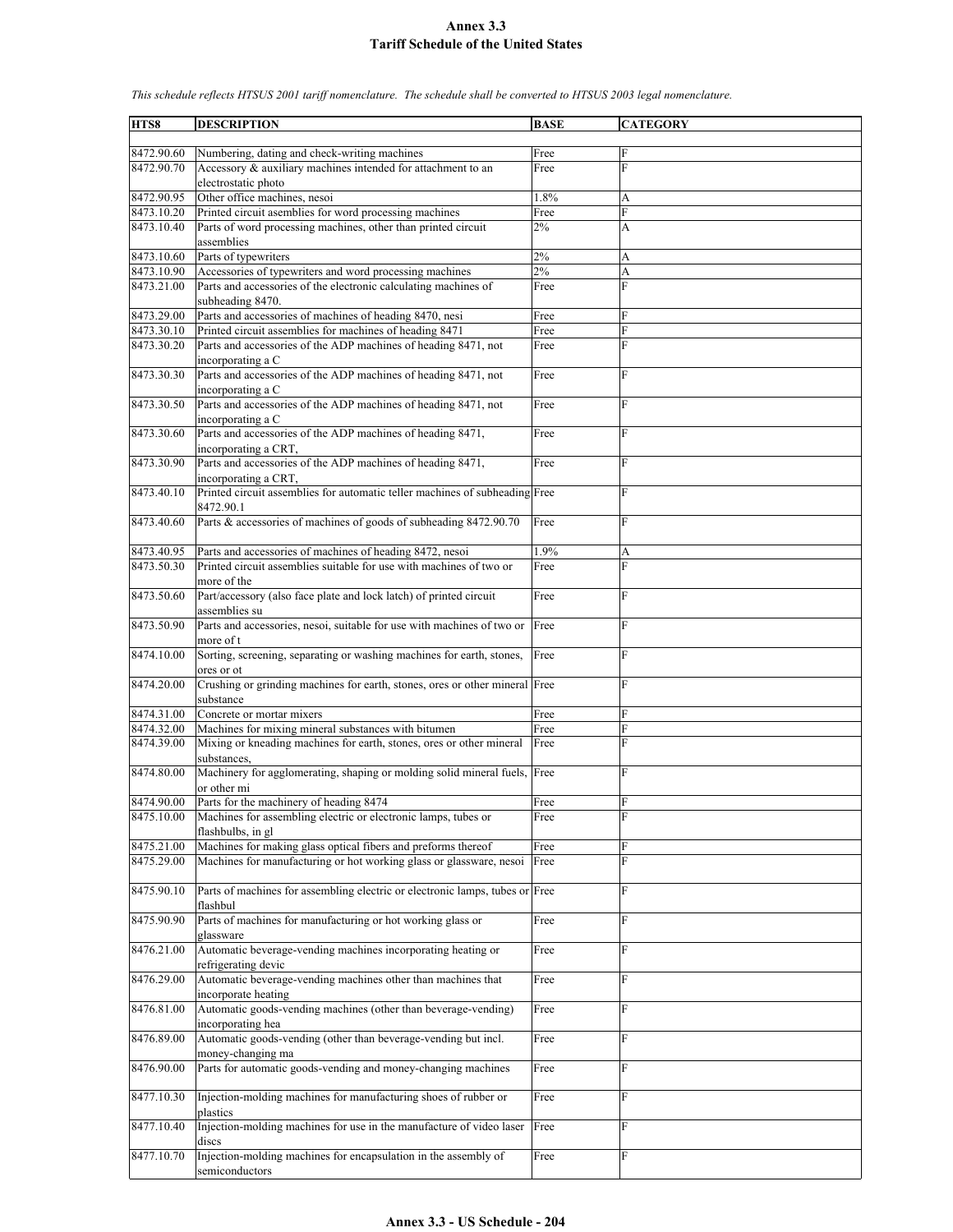# Annex 3.3
# Tariff Schedule of the United States

*This schedule reflects HTSUS 2001 tariff nomenclature. The schedule shall be converted to HTSUS 2003 legal nomenclature.*

| HTS8 | DESCRIPTION | BASE | CATEGORY |
|---|---|---|---|
| 8472.90.60 | Numbering, dating and check-writing machines | Free | F |
| 8472.90.70 | Accessory & auxiliary machines intended for attachment to an electrostatic photo | Free | F |
| 8472.90.95 | Other office machines, nesoi | 1.8% | A |
| 8473.10.20 | Printed circuit asemblies for word processing machines | Free | F |
| 8473.10.40 | Parts of word processing machines, other than printed circuit assemblies | 2% | A |
| 8473.10.60 | Parts of typewriters | 2% | A |
| 8473.10.90 | Accessories of typewriters and word processing machines | 2% | A |
| 8473.21.00 | Parts and accessories of the electronic calculating machines of subheading 8470. | Free | F |
| 8473.29.00 | Parts and accessories of machines of heading 8470, nesi | Free | F |
| 8473.30.10 | Printed circuit assemblies for machines of heading 8471 | Free | F |
| 8473.30.20 | Parts and accessories of the ADP machines of heading 8471, not incorporating a C | Free | F |
| 8473.30.30 | Parts and accessories of the ADP machines of heading 8471, not incorporating a C | Free | F |
| 8473.30.50 | Parts and accessories of the ADP machines of heading 8471, not incorporating a C | Free | F |
| 8473.30.60 | Parts and accessories of the ADP machines of heading 8471, incorporating a CRT, | Free | F |
| 8473.30.90 | Parts and accessories of the ADP machines of heading 8471, incorporating a CRT, | Free | F |
| 8473.40.10 | Printed circuit assemblies for automatic teller machines of subheading 8472.90.1 | Free | F |
| 8473.40.60 | Parts & accessories of machines of goods of subheading 8472.90.70 | Free | F |
| 8473.40.95 | Parts and accessories of machines of heading 8472, nesoi | 1.9% | A |
| 8473.50.30 | Printed circuit assemblies suitable for use with machines of two or more of the | Free | F |
| 8473.50.60 | Part/accessory (also face plate and lock latch) of printed circuit assemblies su | Free | F |
| 8473.50.90 | Parts and accessories, nesoi, suitable for use with machines of two or more of t | Free | F |
| 8474.10.00 | Sorting, screening, separating or washing machines for earth, stones, ores or ot | Free | F |
| 8474.20.00 | Crushing or grinding machines for earth, stones, ores or other mineral substance | Free | F |
| 8474.31.00 | Concrete or mortar mixers | Free | F |
| 8474.32.00 | Machines for mixing mineral substances with bitumen | Free | F |
| 8474.39.00 | Mixing or kneading machines for earth, stones, ores or other mineral substances, | Free | F |
| 8474.80.00 | Machinery for agglomerating, shaping or molding solid mineral fuels, or other mi | Free | F |
| 8474.90.00 | Parts for the machinery of heading 8474 | Free | F |
| 8475.10.00 | Machines for assembling electric or electronic lamps, tubes or flashbulbs, in gl | Free | F |
| 8475.21.00 | Machines for making glass optical fibers and preforms thereof | Free | F |
| 8475.29.00 | Machines for manufacturing or hot working glass or glassware, nesoi | Free | F |
| 8475.90.10 | Parts of machines for assembling electric or electronic lamps, tubes or flashbul | Free | F |
| 8475.90.90 | Parts of machines for manufacturing or hot working glass or glassware | Free | F |
| 8476.21.00 | Automatic beverage-vending machines incorporating heating or refrigerating devic | Free | F |
| 8476.29.00 | Automatic beverage-vending machines other than machines that incorporate heating | Free | F |
| 8476.81.00 | Automatic goods-vending machines (other than beverage-vending) incorporating hea | Free | F |
| 8476.89.00 | Automatic goods-vending (other than beverage-vending but incl. money-changing ma | Free | F |
| 8476.90.00 | Parts for automatic goods-vending and money-changing machines | Free | F |
| 8477.10.30 | Injection-molding machines for manufacturing shoes of rubber or plastics | Free | F |
| 8477.10.40 | Injection-molding machines for use in the manufacture of video laser discs | Free | F |
| 8477.10.70 | Injection-molding machines for encapsulation in the assembly of semiconductors | Free | F |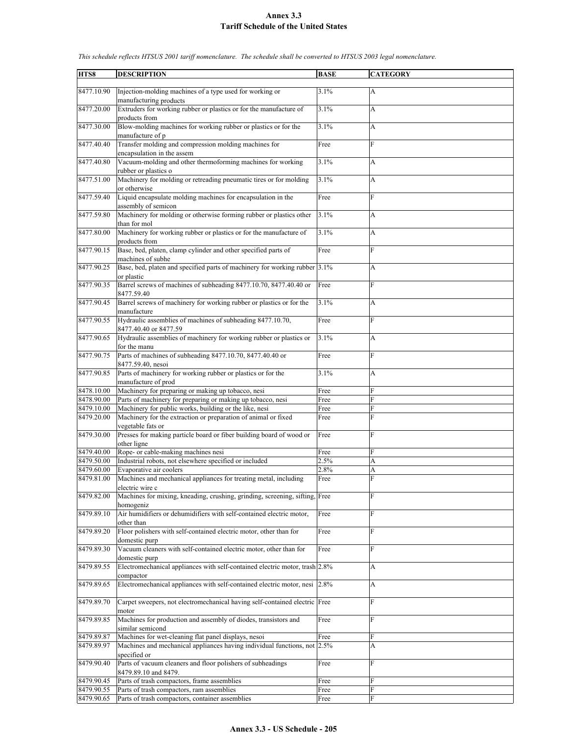# Annex 3.3
# Tariff Schedule of the United States

*This schedule reflects HTSUS 2001 tariff nomenclature. The schedule shall be converted to HTSUS 2003 legal nomenclature.*

| HTS8 | DESCRIPTION | BASE | CATEGORY |
|---|---|---|---|
| 8477.10.90 | Injection-molding machines of a type used for working or manufacturing products | 3.1% | A |
| 8477.20.00 | Extruders for working rubber or plastics or for the manufacture of products from | 3.1% | A |
| 8477.30.00 | Blow-molding machines for working rubber or plastics or for the manufacture of p | 3.1% | A |
| 8477.40.40 | Transfer molding and compression molding machines for encapsulation in the assem | Free | F |
| 8477.40.80 | Vacuum-molding and other thermoforming machines for working rubber or plastics o | 3.1% | A |
| 8477.51.00 | Machinery for molding or retreading pneumatic tires or for molding or otherwise | 3.1% | A |
| 8477.59.40 | Liquid encapsulate molding machines for encapsulation in the assembly of semicon | Free | F |
| 8477.59.80 | Machinery for molding or otherwise forming rubber or plastics other than for mol | 3.1% | A |
| 8477.80.00 | Machinery for working rubber or plastics or for the manufacture of products from | 3.1% | A |
| 8477.90.15 | Base, bed, platen, clamp cylinder and other specified parts of machines of subhe | Free | F |
| 8477.90.25 | Base, bed, platen and specified parts of machinery for working rubber or plastic | 3.1% | A |
| 8477.90.35 | Barrel screws of machines of subheading 8477.10.70, 8477.40.40 or 8477.59.40 | Free | F |
| 8477.90.45 | Barrel screws of machinery for working rubber or plastics or for the manufacture | 3.1% | A |
| 8477.90.55 | Hydraulic assemblies of machines of subheading 8477.10.70, 8477.40.40 or 8477.59 | Free | F |
| 8477.90.65 | Hydraulic assemblies of machinery for working rubber or plastics or for the manu | 3.1% | A |
| 8477.90.75 | Parts of machines of subheading 8477.10.70, 8477.40.40 or 8477.59.40, nesoi | Free | F |
| 8477.90.85 | Parts of machinery for working rubber or plastics or for the manufacture of prod | 3.1% | A |
| 8478.10.00 | Machinery for preparing or making up tobacco, nesi | Free | F |
| 8478.90.00 | Parts of machinery for preparing or making up tobacco, nesi | Free | F |
| 8479.10.00 | Machinery for public works, building or the like, nesi | Free | F |
| 8479.20.00 | Machinery for the extraction or preparation of animal or fixed vegetable fats or | Free | F |
| 8479.30.00 | Presses for making particle board or fiber building board of wood or other ligne | Free | F |
| 8479.40.00 | Rope- or cable-making machines nesi | Free | F |
| 8479.50.00 | Industrial robots, not elsewhere specified or included | 2.5% | A |
| 8479.60.00 | Evaporative air coolers | 2.8% | A |
| 8479.81.00 | Machines and mechanical appliances for treating metal, including electric wire c | Free | F |
| 8479.82.00 | Machines for mixing, kneading, crushing, grinding, screening, sifting, homogeniz | Free | F |
| 8479.89.10 | Air humidifiers or dehumidifiers with self-contained electric motor, other than | Free | F |
| 8479.89.20 | Floor polishers with self-contained electric motor, other than for domestic purp | Free | F |
| 8479.89.30 | Vacuum cleaners with self-contained electric motor, other than for domestic purp | Free | F |
| 8479.89.55 | Electromechanical appliances with self-contained electric motor, trash compactor | 2.8% | A |
| 8479.89.65 | Electromechanical appliances with self-contained electric motor, nesi | 2.8% | A |
| 8479.89.70 | Carpet sweepers, not electromechanical having self-contained electric motor | Free | F |
| 8479.89.85 | Machines for production and assembly of diodes, transistors and similar semicond | Free | F |
| 8479.89.87 | Machines for wet-cleaning flat panel displays, nesoi | Free | F |
| 8479.89.97 | Machines and mechanical appliances having individual functions, not specified or | 2.5% | A |
| 8479.90.40 | Parts of vacuum cleaners and floor polishers of subheadings 8479.89.10 and 8479. | Free | F |
| 8479.90.45 | Parts of trash compactors, frame assemblies | Free | F |
| 8479.90.55 | Parts of trash compactors, ram assemblies | Free | F |
| 8479.90.65 | Parts of trash compactors, container assemblies | Free | F |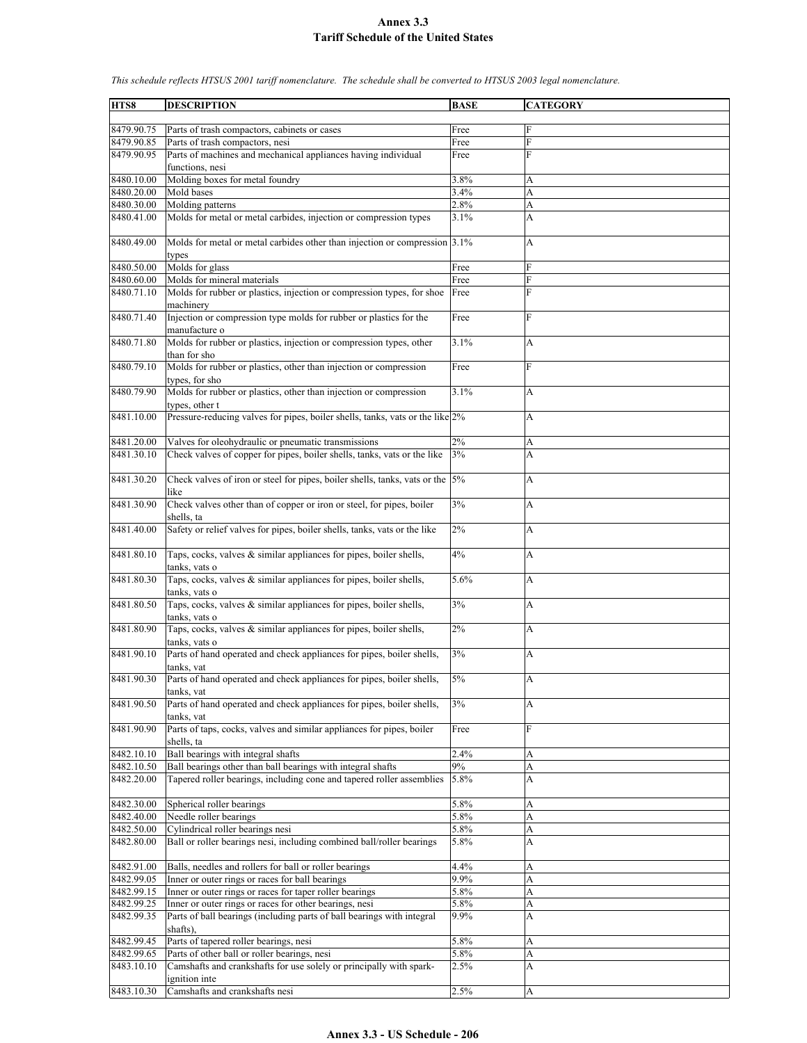# Annex 3.3
## Tariff Schedule of the United States

*This schedule reflects HTSUS 2001 tariff nomenclature. The schedule shall be converted to HTSUS 2003 legal nomenclature.*

| HTS8 | DESCRIPTION | BASE | CATEGORY |
|---|---|---|---|
| 8479.90.75 | Parts of trash compactors, cabinets or cases | Free | F |
| 8479.90.85 | Parts of trash compactors, nesi | Free | F |
| 8479.90.95 | Parts of machines and mechanical appliances having individual functions, nesi | Free | F |
| 8480.10.00 | Molding boxes for metal foundry | 3.8% | A |
| 8480.20.00 | Mold bases | 3.4% | A |
| 8480.30.00 | Molding patterns | 2.8% | A |
| 8480.41.00 | Molds for metal or metal carbides, injection or compression types | 3.1% | A |
| 8480.49.00 | Molds for metal or metal carbides other than injection or compression types | 3.1% | A |
| 8480.50.00 | Molds for glass | Free | F |
| 8480.60.00 | Molds for mineral materials | Free | F |
| 8480.71.10 | Molds for rubber or plastics, injection or compression types, for shoe machinery | Free | F |
| 8480.71.40 | Injection or compression type molds for rubber or plastics for the manufacture o | Free | F |
| 8480.71.80 | Molds for rubber or plastics, injection or compression types, other than for sho | 3.1% | A |
| 8480.79.10 | Molds for rubber or plastics, other than injection or compression types, for sho | Free | F |
| 8480.79.90 | Molds for rubber or plastics, other than injection or compression types, other t | 3.1% | A |
| 8481.10.00 | Pressure-reducing valves for pipes, boiler shells, tanks, vats or the like | 2% | A |
| 8481.20.00 | Valves for oleohydraulic or pneumatic transmissions | 2% | A |
| 8481.30.10 | Check valves of copper for pipes, boiler shells, tanks, vats or the like | 3% | A |
| 8481.30.20 | Check valves of iron or steel for pipes, boiler shells, tanks, vats or the like | 5% | A |
| 8481.30.90 | Check valves other than of copper or iron or steel, for pipes, boiler shells, ta | 3% | A |
| 8481.40.00 | Safety or relief valves for pipes, boiler shells, tanks, vats or the like | 2% | A |
| 8481.80.10 | Taps, cocks, valves & similar appliances for pipes, boiler shells, tanks, vats o | 4% | A |
| 8481.80.30 | Taps, cocks, valves & similar appliances for pipes, boiler shells, tanks, vats o | 5.6% | A |
| 8481.80.50 | Taps, cocks, valves & similar appliances for pipes, boiler shells, tanks, vats o | 3% | A |
| 8481.80.90 | Taps, cocks, valves & similar appliances for pipes, boiler shells, tanks, vats o | 2% | A |
| 8481.90.10 | Parts of hand operated and check appliances for pipes, boiler shells, tanks, vat | 3% | A |
| 8481.90.30 | Parts of hand operated and check appliances for pipes, boiler shells, tanks, vat | 5% | A |
| 8481.90.50 | Parts of hand operated and check appliances for pipes, boiler shells, tanks, vat | 3% | A |
| 8481.90.90 | Parts of taps, cocks, valves and similar appliances for pipes, boiler shells, ta | Free | F |
| 8482.10.10 | Ball bearings with integral shafts | 2.4% | A |
| 8482.10.50 | Ball bearings other than ball bearings with integral shafts | 9% | A |
| 8482.20.00 | Tapered roller bearings, including cone and tapered roller assemblies | 5.8% | A |
| 8482.30.00 | Spherical roller bearings | 5.8% | A |
| 8482.40.00 | Needle roller bearings | 5.8% | A |
| 8482.50.00 | Cylindrical roller bearings nesi | 5.8% | A |
| 8482.80.00 | Ball or roller bearings nesi, including combined ball/roller bearings | 5.8% | A |
| 8482.91.00 | Balls, needles and rollers for ball or roller bearings | 4.4% | A |
| 8482.99.05 | Inner or outer rings or races for ball bearings | 9.9% | A |
| 8482.99.15 | Inner or outer rings or races for taper roller bearings | 5.8% | A |
| 8482.99.25 | Inner or outer rings or races for other bearings, nesi | 5.8% | A |
| 8482.99.35 | Parts of ball bearings (including parts of ball bearings with integral shafts), | 9.9% | A |
| 8482.99.45 | Parts of tapered roller bearings, nesi | 5.8% | A |
| 8482.99.65 | Parts of other ball or roller bearings, nesi | 5.8% | A |
| 8483.10.10 | Camshafts and crankshafts for use solely or principally with spark-ignition inte | 2.5% | A |
| 8483.10.30 | Camshafts and crankshafts nesi | 2.5% | A |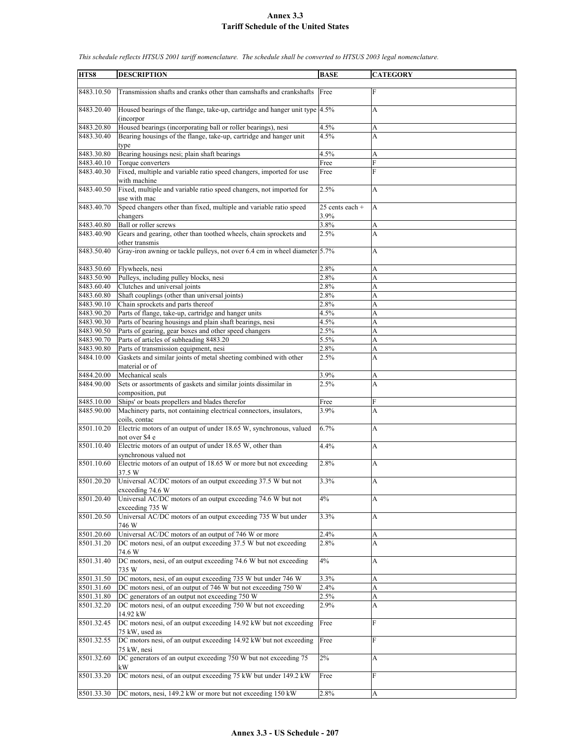# Annex 3.3
## Tariff Schedule of the United States

*This schedule reflects HTSUS 2001 tariff nomenclature. The schedule shall be converted to HTSUS 2003 legal nomenclature.*

| HTS8 | DESCRIPTION | BASE | CATEGORY |
|---|---|---|---|
| 8483.10.50 | Transmission shafts and cranks other than camshafts and crankshafts | Free | F |
| 8483.20.40 | Housed bearings of the flange, take-up, cartridge and hanger unit type (incorpor | 4.5% | A |
| 8483.20.80 | Housed bearings (incorporating ball or roller bearings), nesi | 4.5% | A |
| 8483.30.40 | Bearing housings of the flange, take-up, cartridge and hanger unit type | 4.5% | A |
| 8483.30.80 | Bearing housings nesi; plain shaft bearings | 4.5% | A |
| 8483.40.10 | Torque converters | Free | F |
| 8483.40.30 | Fixed, multiple and variable ratio speed changers, imported for use with machine | Free | F |
| 8483.40.50 | Fixed, multiple and variable ratio speed changers, not imported for use with mac | 2.5% | A |
| 8483.40.70 | Speed changers other than fixed, multiple and variable ratio speed changers | 25 cents each + 3.9% | A |
| 8483.40.80 | Ball or roller screws | 3.8% | A |
| 8483.40.90 | Gears and gearing, other than toothed wheels, chain sprockets and other transmis | 2.5% | A |
| 8483.50.40 | Gray-iron awning or tackle pulleys, not over 6.4 cm in wheel diameter | 5.7% | A |
| 8483.50.60 | Flywheels, nesi | 2.8% | A |
| 8483.50.90 | Pulleys, including pulley blocks, nesi | 2.8% | A |
| 8483.60.40 | Clutches and universal joints | 2.8% | A |
| 8483.60.80 | Shaft couplings (other than universal joints) | 2.8% | A |
| 8483.90.10 | Chain sprockets and parts thereof | 2.8% | A |
| 8483.90.20 | Parts of flange, take-up, cartridge and hanger units | 4.5% | A |
| 8483.90.30 | Parts of bearing housings and plain shaft bearings, nesi | 4.5% | A |
| 8483.90.50 | Parts of gearing, gear boxes and other speed changers | 2.5% | A |
| 8483.90.70 | Parts of articles of subheading 8483.20 | 5.5% | A |
| 8483.90.80 | Parts of transmission equipment, nesi | 2.8% | A |
| 8484.10.00 | Gaskets and similar joints of metal sheeting combined with other material or of | 2.5% | A |
| 8484.20.00 | Mechanical seals | 3.9% | A |
| 8484.90.00 | Sets or assortments of gaskets and similar joints dissimilar in composition, put | 2.5% | A |
| 8485.10.00 | Ships' or boats propellers and blades therefor | Free | F |
| 8485.90.00 | Machinery parts, not containing electrical connectors, insulators, coils, contac | 3.9% | A |
| 8501.10.20 | Electric motors of an output of under 18.65 W, synchronous, valued not over $4 e | 6.7% | A |
| 8501.10.40 | Electric motors of an output of under 18.65 W, other than synchronous valued not | 4.4% | A |
| 8501.10.60 | Electric motors of an output of 18.65 W or more but not exceeding 37.5 W | 2.8% | A |
| 8501.20.20 | Universal AC/DC motors of an output exceeding 37.5 W but not exceeding 74.6 W | 3.3% | A |
| 8501.20.40 | Universal AC/DC motors of an output exceeding 74.6 W but not exceeding 735 W | 4% | A |
| 8501.20.50 | Universal AC/DC motors of an output exceeding 735 W but under 746 W | 3.3% | A |
| 8501.20.60 | Universal AC/DC motors of an output of 746 W or more | 2.4% | A |
| 8501.31.20 | DC motors nesi, of an output exceeding 37.5 W but not exceeding 74.6 W | 2.8% | A |
| 8501.31.40 | DC motors, nesi, of an output exceeding 74.6 W but not exceeding 735 W | 4% | A |
| 8501.31.50 | DC motors, nesi, of an ouput exceeding 735 W but under 746 W | 3.3% | A |
| 8501.31.60 | DC motors nesi, of an output of 746 W but not exceeding 750 W | 2.4% | A |
| 8501.31.80 | DC generators of an output not exceeding 750 W | 2.5% | A |
| 8501.32.20 | DC motors nesi, of an output exceeding 750 W but not exceeding 14.92 kW | 2.9% | A |
| 8501.32.45 | DC motors nesi, of an output exceeding 14.92 kW but not exceeding 75 kW, used as | Free | F |
| 8501.32.55 | DC motors nesi, of an output exceeding 14.92 kW but not exceeding 75 kW, nesi | Free | F |
| 8501.32.60 | DC generators of an output exceeding 750 W but not exceeding 75 kW | 2% | A |
| 8501.33.20 | DC motors nesi, of an output exceeding 75 kW but under 149.2 kW | Free | F |
| 8501.33.30 | DC motors, nesi, 149.2 kW or more but not exceeding 150 kW | 2.8% | A |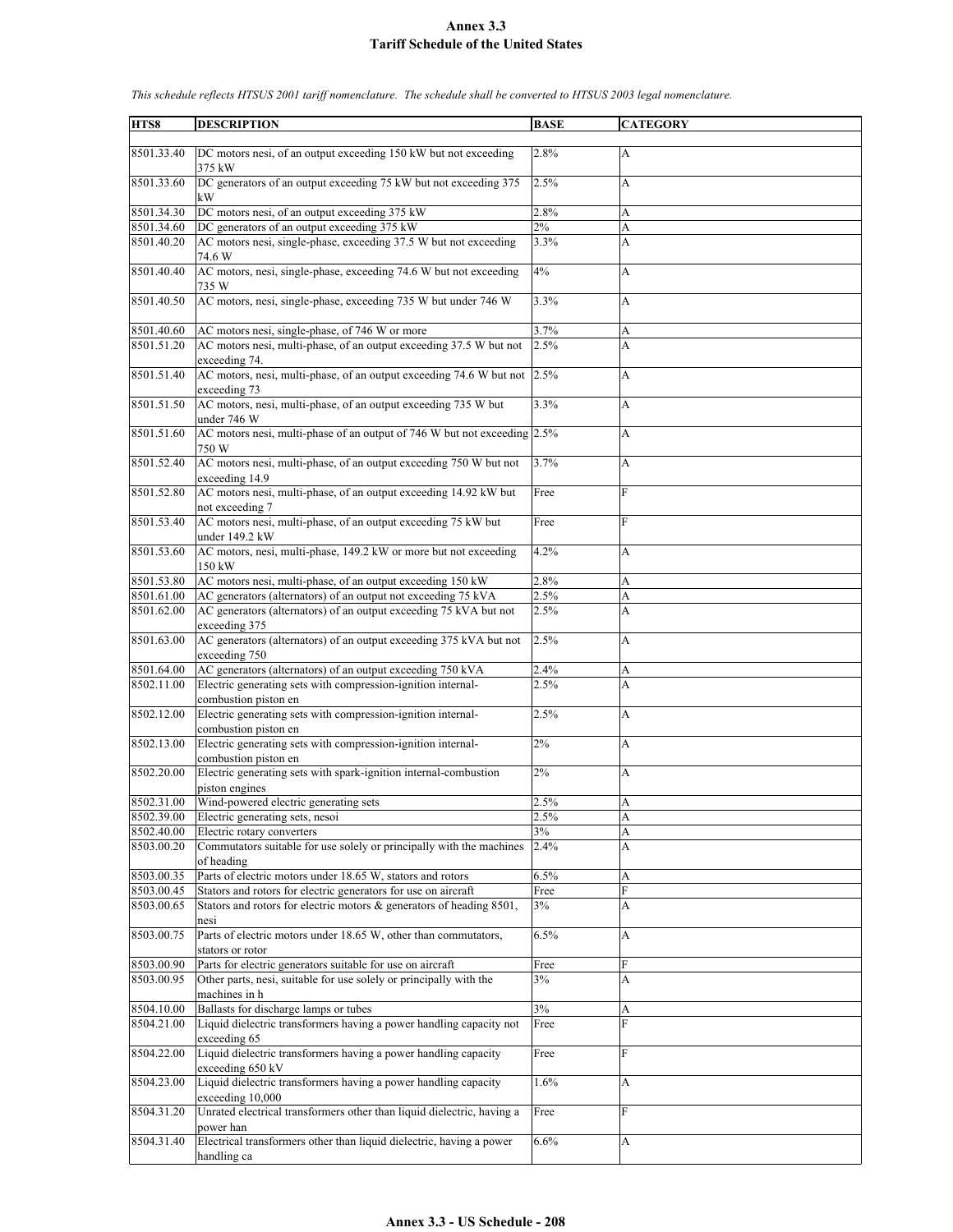# Annex 3.3
# Tariff Schedule of the United States

*This schedule reflects HTSUS 2001 tariff nomenclature. The schedule shall be converted to HTSUS 2003 legal nomenclature.*

| HTS8 | DESCRIPTION | BASE | CATEGORY |
|---|---|---|---|
| 8501.33.40 | DC motors nesi, of an output exceeding 150 kW but not exceeding 375 kW | 2.8% | A |
| 8501.33.60 | DC generators of an output exceeding 75 kW but not exceeding 375 kW | 2.5% | A |
| 8501.34.30 | DC motors nesi, of an output exceeding 375 kW | 2.8% | A |
| 8501.34.60 | DC generators of an output exceeding 375 kW | 2% | A |
| 8501.40.20 | AC motors nesi, single-phase, exceeding 37.5 W but not exceeding 74.6 W | 3.3% | A |
| 8501.40.40 | AC motors, nesi, single-phase, exceeding 74.6 W but not exceeding 735 W | 4% | A |
| 8501.40.50 | AC motors, nesi, single-phase, exceeding 735 W but under 746 W | 3.3% | A |
| 8501.40.60 | AC motors nesi, single-phase, of 746 W or more | 3.7% | A |
| 8501.51.20 | AC motors nesi, multi-phase, of an output exceeding 37.5 W but not exceeding 74. | 2.5% | A |
| 8501.51.40 | AC motors, nesi, multi-phase, of an output exceeding 74.6 W but not exceeding 73 | 2.5% | A |
| 8501.51.50 | AC motors, nesi, multi-phase, of an output exceeding 735 W but under 746 W | 3.3% | A |
| 8501.51.60 | AC motors nesi, multi-phase of an output of 746 W but not exceeding 750 W | 2.5% | A |
| 8501.52.40 | AC motors nesi, multi-phase, of an output exceeding 750 W but not exceeding 14.9 | 3.7% | A |
| 8501.52.80 | AC motors nesi, multi-phase, of an output exceeding 14.92 kW but not exceeding 7 | Free | F |
| 8501.53.40 | AC motors nesi, multi-phase, of an output exceeding 75 kW but under 149.2 kW | Free | F |
| 8501.53.60 | AC motors, nesi, multi-phase, 149.2 kW or more but not exceeding 150 kW | 4.2% | A |
| 8501.53.80 | AC motors nesi, multi-phase, of an output exceeding 150 kW | 2.8% | A |
| 8501.61.00 | AC generators (alternators) of an output not exceeding 75 kVA | 2.5% | A |
| 8501.62.00 | AC generators (alternators) of an output exceeding 75 kVA but not exceeding 375 | 2.5% | A |
| 8501.63.00 | AC generators (alternators) of an output exceeding 375 kVA but not exceeding 750 | 2.5% | A |
| 8501.64.00 | AC generators (alternators) of an output exceeding 750 kVA | 2.4% | A |
| 8502.11.00 | Electric generating sets with compression-ignition internal-combustion piston en | 2.5% | A |
| 8502.12.00 | Electric generating sets with compression-ignition internal-combustion piston en | 2.5% | A |
| 8502.13.00 | Electric generating sets with compression-ignition internal-combustion piston en | 2% | A |
| 8502.20.00 | Electric generating sets with spark-ignition internal-combustion piston engines | 2% | A |
| 8502.31.00 | Wind-powered electric generating sets | 2.5% | A |
| 8502.39.00 | Electric generating sets, nesoi | 2.5% | A |
| 8502.40.00 | Electric rotary converters | 3% | A |
| 8503.00.20 | Commutators suitable for use solely or principally with the machines of heading | 2.4% | A |
| 8503.00.35 | Parts of electric motors under 18.65 W, stators and rotors | 6.5% | A |
| 8503.00.45 | Stators and rotors for electric generators for use on aircraft | Free | F |
| 8503.00.65 | Stators and rotors for electric motors & generators of heading 8501, nesi | 3% | A |
| 8503.00.75 | Parts of electric motors under 18.65 W, other than commutators, stators or rotor | 6.5% | A |
| 8503.00.90 | Parts for electric generators suitable for use on aircraft | Free | F |
| 8503.00.95 | Other parts, nesi, suitable for use solely or principally with the machines in h | 3% | A |
| 8504.10.00 | Ballasts for discharge lamps or tubes | 3% | A |
| 8504.21.00 | Liquid dielectric transformers having a power handling capacity not exceeding 65 | Free | F |
| 8504.22.00 | Liquid dielectric transformers having a power handling capacity exceeding 650 kV | Free | F |
| 8504.23.00 | Liquid dielectric transformers having a power handling capacity exceeding 10,000 | 1.6% | A |
| 8504.31.20 | Unrated electrical transformers other than liquid dielectric, having a power han | Free | F |
| 8504.31.40 | Electrical transformers other than liquid dielectric, having a power handling ca | 6.6% | A |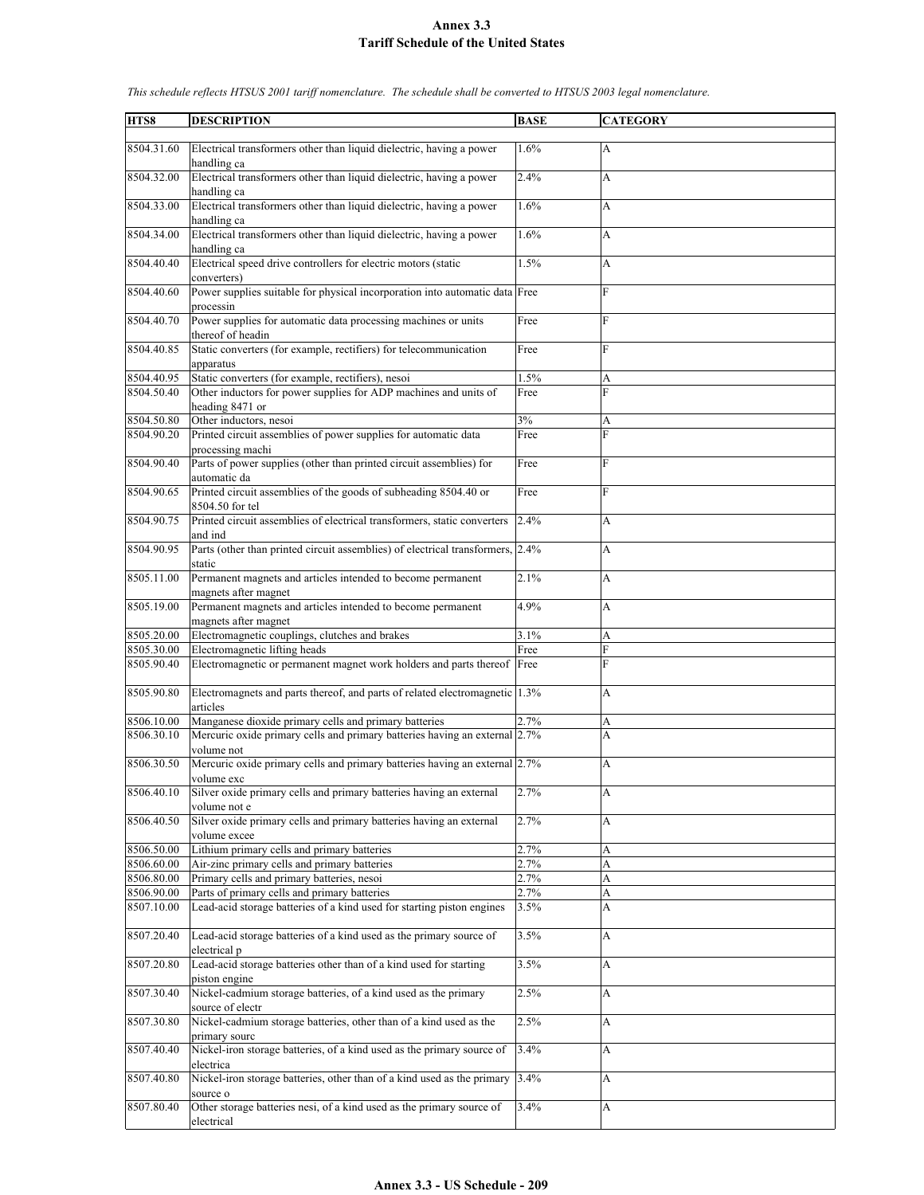# Annex 3.3
## Tariff Schedule of the United States

*This schedule reflects HTSUS 2001 tariff nomenclature. The schedule shall be converted to HTSUS 2003 legal nomenclature.*

| HTS8 | DESCRIPTION | BASE | CATEGORY |
|---|---|---|---|
| 8504.31.60 | Electrical transformers other than liquid dielectric, having a power handling ca | 1.6% | A |
| 8504.32.00 | Electrical transformers other than liquid dielectric, having a power handling ca | 2.4% | A |
| 8504.33.00 | Electrical transformers other than liquid dielectric, having a power handling ca | 1.6% | A |
| 8504.34.00 | Electrical transformers other than liquid dielectric, having a power handling ca | 1.6% | A |
| 8504.40.40 | Electrical speed drive controllers for electric motors (static converters) | 1.5% | A |
| 8504.40.60 | Power supplies suitable for physical incorporation into automatic data processin | Free | F |
| 8504.40.70 | Power supplies for automatic data processing machines or units thereof of headin | Free | F |
| 8504.40.85 | Static converters (for example, rectifiers) for telecommunication apparatus | Free | F |
| 8504.40.95 | Static converters (for example, rectifiers), nesoi | 1.5% | A |
| 8504.50.40 | Other inductors for power supplies for ADP machines and units of heading 8471 or | Free | F |
| 8504.50.80 | Other inductors, nesoi | 3% | A |
| 8504.90.20 | Printed circuit assemblies of power supplies for automatic data processing machi | Free | F |
| 8504.90.40 | Parts of power supplies (other than printed circuit assemblies) for automatic da | Free | F |
| 8504.90.65 | Printed circuit assemblies of the goods of subheading 8504.40 or 8504.50 for tel | Free | F |
| 8504.90.75 | Printed circuit assemblies of electrical transformers, static converters and ind | 2.4% | A |
| 8504.90.95 | Parts (other than printed circuit assemblies) of electrical transformers, static | 2.4% | A |
| 8505.11.00 | Permanent magnets and articles intended to become permanent magnets after magnet | 2.1% | A |
| 8505.19.00 | Permanent magnets and articles intended to become permanent magnets after magnet | 4.9% | A |
| 8505.20.00 | Electromagnetic couplings, clutches and brakes | 3.1% | A |
| 8505.30.00 | Electromagnetic lifting heads | Free | F |
| 8505.90.40 | Electromagnetic or permanent magnet work holders and parts thereof | Free | F |
| 8505.90.80 | Electromagnets and parts thereof, and parts of related electromagnetic articles | 1.3% | A |
| 8506.10.00 | Manganese dioxide primary cells and primary batteries | 2.7% | A |
| 8506.30.10 | Mercuric oxide primary cells and primary batteries having an external volume not | 2.7% | A |
| 8506.30.50 | Mercuric oxide primary cells and primary batteries having an external volume exc | 2.7% | A |
| 8506.40.10 | Silver oxide primary cells and primary batteries having an external volume not e | 2.7% | A |
| 8506.40.50 | Silver oxide primary cells and primary batteries having an external volume excee | 2.7% | A |
| 8506.50.00 | Lithium primary cells and primary batteries | 2.7% | A |
| 8506.60.00 | Air-zinc primary cells and primary batteries | 2.7% | A |
| 8506.80.00 | Primary cells and primary batteries, nesoi | 2.7% | A |
| 8506.90.00 | Parts of primary cells and primary batteries | 2.7% | A |
| 8507.10.00 | Lead-acid storage batteries of a kind used for starting piston engines | 3.5% | A |
| 8507.20.40 | Lead-acid storage batteries of a kind used as the primary source of electrical p | 3.5% | A |
| 8507.20.80 | Lead-acid storage batteries other than of a kind used for starting piston engine | 3.5% | A |
| 8507.30.40 | Nickel-cadmium storage batteries, of a kind used as the primary source of electr | 2.5% | A |
| 8507.30.80 | Nickel-cadmium storage batteries, other than of a kind used as the primary sourc | 2.5% | A |
| 8507.40.40 | Nickel-iron storage batteries, of a kind used as the primary source of electrica | 3.4% | A |
| 8507.40.80 | Nickel-iron storage batteries, other than of a kind used as the primary source o | 3.4% | A |
| 8507.80.40 | Other storage batteries nesi, of a kind used as the primary source of electrical | 3.4% | A |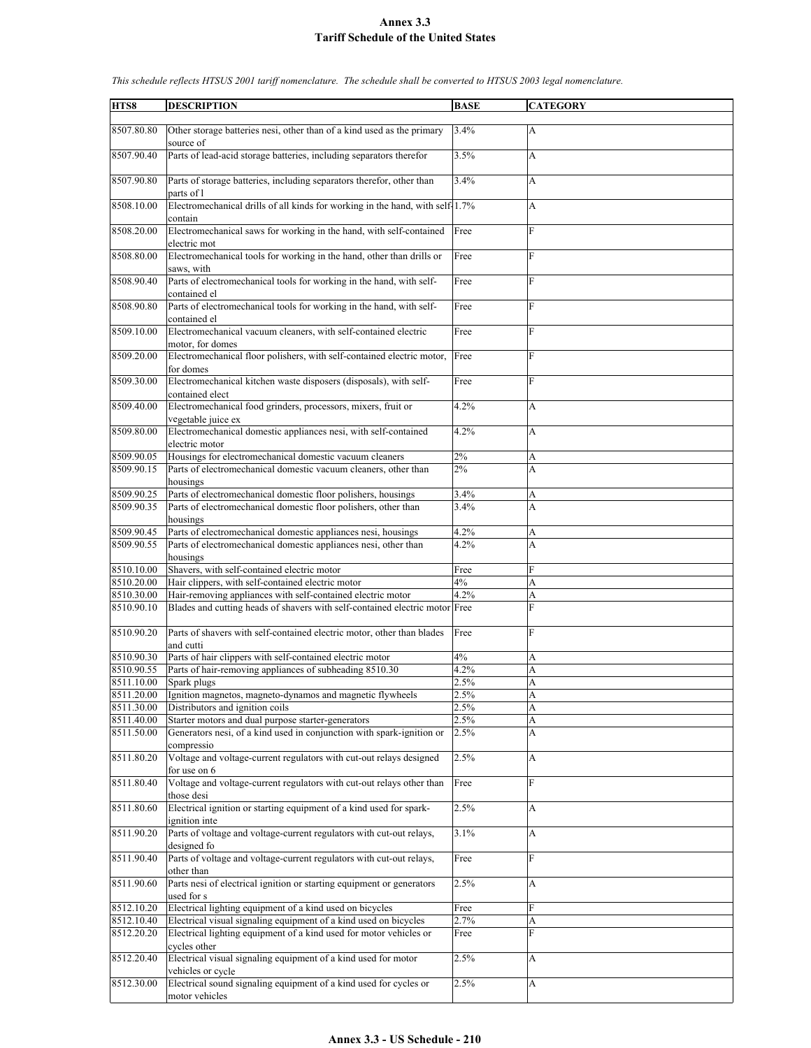# Annex 3.3
## Tariff Schedule of the United States

*This schedule reflects HTSUS 2001 tariff nomenclature. The schedule shall be converted to HTSUS 2003 legal nomenclature.*

| HTS8 | DESCRIPTION | BASE | CATEGORY |
|---|---|---|---|
| 8507.80.80 | Other storage batteries nesi, other than of a kind used as the primary source of | 3.4% | A |
| 8507.90.40 | Parts of lead-acid storage batteries, including separators therefor | 3.5% | A |
| 8507.90.80 | Parts of storage batteries, including separators therefor, other than parts of l | 3.4% | A |
| 8508.10.00 | Electromechanical drills of all kinds for working in the hand, with self-contain | 1.7% | A |
| 8508.20.00 | Electromechanical saws for working in the hand, with self-contained electric mot | Free | F |
| 8508.80.00 | Electromechanical tools for working in the hand, other than drills or saws, with | Free | F |
| 8508.90.40 | Parts of electromechanical tools for working in the hand, with self-contained el | Free | F |
| 8508.90.80 | Parts of electromechanical tools for working in the hand, with self-contained el | Free | F |
| 8509.10.00 | Electromechanical vacuum cleaners, with self-contained electric motor, for domes | Free | F |
| 8509.20.00 | Electromechanical floor polishers, with self-contained electric motor, for domes | Free | F |
| 8509.30.00 | Electromechanical kitchen waste disposers (disposals), with self-contained elect | Free | F |
| 8509.40.00 | Electromechanical food grinders, processors, mixers, fruit or vegetable juice ex | 4.2% | A |
| 8509.80.00 | Electromechanical domestic appliances nesi, with self-contained electric motor | 4.2% | A |
| 8509.90.05 | Housings for electromechanical domestic vacuum cleaners | 2% | A |
| 8509.90.15 | Parts of electromechanical domestic vacuum cleaners, other than housings | 2% | A |
| 8509.90.25 | Parts of electromechanical domestic floor polishers, housings | 3.4% | A |
| 8509.90.35 | Parts of electromechanical domestic floor polishers, other than housings | 3.4% | A |
| 8509.90.45 | Parts of electromechanical domestic appliances nesi, housings | 4.2% | A |
| 8509.90.55 | Parts of electromechanical domestic appliances nesi, other than housings | 4.2% | A |
| 8510.10.00 | Shavers, with self-contained electric motor | Free | F |
| 8510.20.00 | Hair clippers, with self-contained electric motor | 4% | A |
| 8510.30.00 | Hair-removing appliances with self-contained electric motor | 4.2% | A |
| 8510.90.10 | Blades and cutting heads of shavers with self-contained electric motor | Free | F |
| 8510.90.20 | Parts of shavers with self-contained electric motor, other than blades and cutti | Free | F |
| 8510.90.30 | Parts of hair clippers with self-contained electric motor | 4% | A |
| 8510.90.55 | Parts of hair-removing appliances of subheading 8510.30 | 4.2% | A |
| 8511.10.00 | Spark plugs | 2.5% | A |
| 8511.20.00 | Ignition magnetos, magneto-dynamos and magnetic flywheels | 2.5% | A |
| 8511.30.00 | Distributors and ignition coils | 2.5% | A |
| 8511.40.00 | Starter motors and dual purpose starter-generators | 2.5% | A |
| 8511.50.00 | Generators nesi, of a kind used in conjunction with spark-ignition or compressio | 2.5% | A |
| 8511.80.20 | Voltage and voltage-current regulators with cut-out relays designed for use on 6 | 2.5% | A |
| 8511.80.40 | Voltage and voltage-current regulators with cut-out relays other than those desi | Free | F |
| 8511.80.60 | Electrical ignition or starting equipment of a kind used for spark-ignition inte | 2.5% | A |
| 8511.90.20 | Parts of voltage and voltage-current regulators with cut-out relays, designed fo | 3.1% | A |
| 8511.90.40 | Parts of voltage and voltage-current regulators with cut-out relays, other than | Free | F |
| 8511.90.60 | Parts nesi of electrical ignition or starting equipment or generators used for s | 2.5% | A |
| 8512.10.20 | Electrical lighting equipment of a kind used on bicycles | Free | F |
| 8512.10.40 | Electrical visual signaling equipment of a kind used on bicycles | 2.7% | A |
| 8512.20.20 | Electrical lighting equipment of a kind used for motor vehicles or cycles other | Free | F |
| 8512.20.40 | Electrical visual signaling equipment of a kind used for motor vehicles or cycle | 2.5% | A |
| 8512.30.00 | Electrical sound signaling equipment of a kind used for cycles or motor vehicles | 2.5% | A |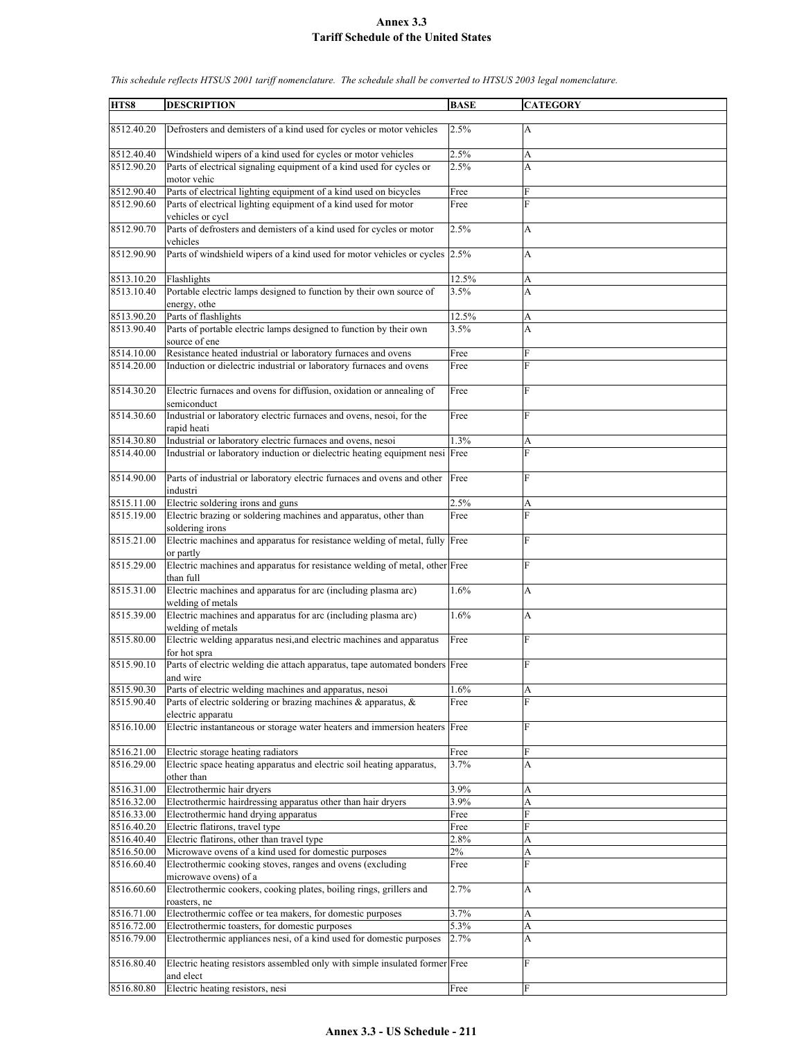# Annex 3.3
## Tariff Schedule of the United States

*This schedule reflects HTSUS 2001 tariff nomenclature. The schedule shall be converted to HTSUS 2003 legal nomenclature.*

| HTS8 | DESCRIPTION | BASE | CATEGORY |
|---|---|---|---|
| 8512.40.20 | Defrosters and demisters of a kind used for cycles or motor vehicles | 2.5% | A |
| 8512.40.40 | Windshield wipers of a kind used for cycles or motor vehicles | 2.5% | A |
| 8512.90.20 | Parts of electrical signaling equipment of a kind used for cycles or motor vehic | 2.5% | A |
| 8512.90.40 | Parts of electrical lighting equipment of a kind used on bicycles | Free | F |
| 8512.90.60 | Parts of electrical lighting equipment of a kind used for motor vehicles or cycl | Free | F |
| 8512.90.70 | Parts of defrosters and demisters of a kind used for cycles or motor vehicles | 2.5% | A |
| 8512.90.90 | Parts of windshield wipers of a kind used for motor vehicles or cycles | 2.5% | A |
| 8513.10.20 | Flashlights | 12.5% | A |
| 8513.10.40 | Portable electric lamps designed to function by their own source of energy, othe | 3.5% | A |
| 8513.90.20 | Parts of flashlights | 12.5% | A |
| 8513.90.40 | Parts of portable electric lamps designed to function by their own source of ene | 3.5% | A |
| 8514.10.00 | Resistance heated industrial or laboratory furnaces and ovens | Free | F |
| 8514.20.00 | Induction or dielectric industrial or laboratory furnaces and ovens | Free | F |
| 8514.30.20 | Electric furnaces and ovens for diffusion, oxidation or annealing of semiconduct | Free | F |
| 8514.30.60 | Industrial or laboratory electric furnaces and ovens, nesoi, for the rapid heati | Free | F |
| 8514.30.80 | Industrial or laboratory electric furnaces and ovens, nesoi | 1.3% | A |
| 8514.40.00 | Industrial or laboratory induction or dielectric heating equipment nesi | Free | F |
| 8514.90.00 | Parts of industrial or laboratory electric furnaces and ovens and other industri | Free | F |
| 8515.11.00 | Electric soldering irons and guns | 2.5% | A |
| 8515.19.00 | Electric brazing or soldering machines and apparatus, other than soldering irons | Free | F |
| 8515.21.00 | Electric machines and apparatus for resistance welding of metal, fully or partly | Free | F |
| 8515.29.00 | Electric machines and apparatus for resistance welding of metal, other than full | Free | F |
| 8515.31.00 | Electric machines and apparatus for arc (including plasma arc) welding of metals | 1.6% | A |
| 8515.39.00 | Electric machines and apparatus for arc (including plasma arc) welding of metals | 1.6% | A |
| 8515.80.00 | Electric welding apparatus nesi,and electric machines and apparatus for hot spra | Free | F |
| 8515.90.10 | Parts of electric welding die attach apparatus, tape automated bonders and wire | Free | F |
| 8515.90.30 | Parts of electric welding machines and apparatus, nesoi | 1.6% | A |
| 8515.90.40 | Parts of electric soldering or brazing machines & apparatus, & electric apparatu | Free | F |
| 8516.10.00 | Electric instantaneous or storage water heaters and immersion heaters | Free | F |
| 8516.21.00 | Electric storage heating radiators | Free | F |
| 8516.29.00 | Electric space heating apparatus and electric soil heating apparatus, other than | 3.7% | A |
| 8516.31.00 | Electrothermic hair dryers | 3.9% | A |
| 8516.32.00 | Electrothermic hairdressing apparatus other than hair dryers | 3.9% | A |
| 8516.33.00 | Electrothermic hand drying apparatus | Free | F |
| 8516.40.20 | Electric flatirons, travel type | Free | F |
| 8516.40.40 | Electric flatirons, other than travel type | 2.8% | A |
| 8516.50.00 | Microwave ovens of a kind used for domestic purposes | 2% | A |
| 8516.60.40 | Electrothermic cooking stoves, ranges and ovens (excluding microwave ovens) of a | Free | F |
| 8516.60.60 | Electrothermic cookers, cooking plates, boiling rings, grillers and roasters, ne | 2.7% | A |
| 8516.71.00 | Electrothermic coffee or tea makers, for domestic purposes | 3.7% | A |
| 8516.72.00 | Electrothermic toasters, for domestic purposes | 5.3% | A |
| 8516.79.00 | Electrothermic appliances nesi, of a kind used for domestic purposes | 2.7% | A |
| 8516.80.40 | Electric heating resistors assembled only with simple insulated former and elect | Free | F |
| 8516.80.80 | Electric heating resistors, nesi | Free | F |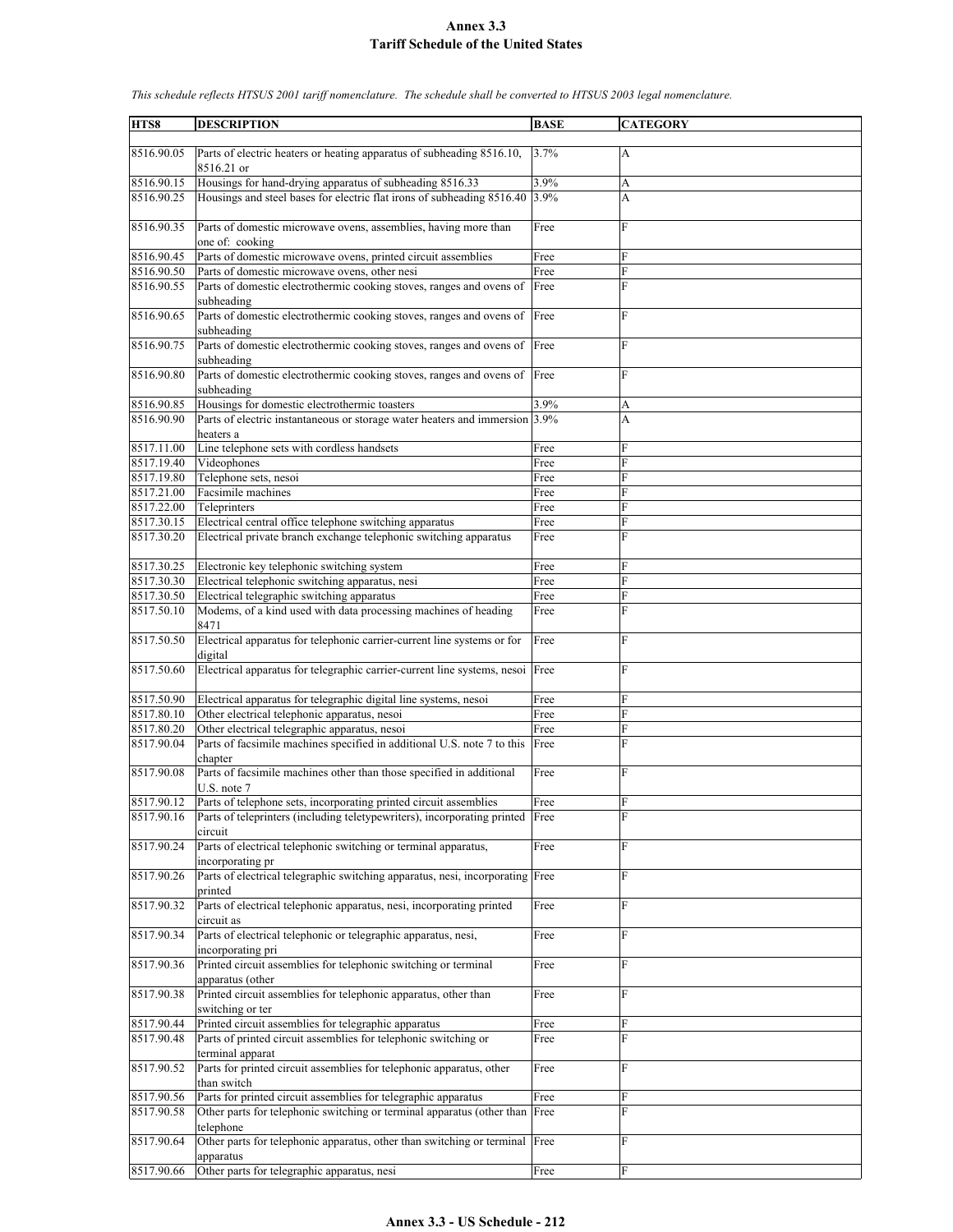# Annex 3.3
## Tariff Schedule of the United States

*This schedule reflects HTSUS 2001 tariff nomenclature. The schedule shall be converted to HTSUS 2003 legal nomenclature.*

| HTS8 | DESCRIPTION | BASE | CATEGORY |
|---|---|---|---|
| 8516.90.05 | Parts of electric heaters or heating apparatus of subheading 8516.10, 8516.21 or | 3.7% | A |
| 8516.90.15 | Housings for hand-drying apparatus of subheading 8516.33 | 3.9% | A |
| 8516.90.25 | Housings and steel bases for electric flat irons of subheading 8516.40 | 3.9% | A |
| 8516.90.35 | Parts of domestic microwave ovens, assemblies, having more than one of: cooking | Free | F |
| 8516.90.45 | Parts of domestic microwave ovens, printed circuit assemblies | Free | F |
| 8516.90.50 | Parts of domestic microwave ovens, other nesi | Free | F |
| 8516.90.55 | Parts of domestic electrothermic cooking stoves, ranges and ovens of subheading | Free | F |
| 8516.90.65 | Parts of domestic electrothermic cooking stoves, ranges and ovens of subheading | Free | F |
| 8516.90.75 | Parts of domestic electrothermic cooking stoves, ranges and ovens of subheading | Free | F |
| 8516.90.80 | Parts of domestic electrothermic cooking stoves, ranges and ovens of subheading | Free | F |
| 8516.90.85 | Housings for domestic electrothermic toasters | 3.9% | A |
| 8516.90.90 | Parts of electric instantaneous or storage water heaters and immersion heaters a | 3.9% | A |
| 8517.11.00 | Line telephone sets with cordless handsets | Free | F |
| 8517.19.40 | Videophones | Free | F |
| 8517.19.80 | Telephone sets, nesoi | Free | F |
| 8517.21.00 | Facsimile machines | Free | F |
| 8517.22.00 | Teleprinters | Free | F |
| 8517.30.15 | Electrical central office telephone switching apparatus | Free | F |
| 8517.30.20 | Electrical private branch exchange telephonic switching apparatus | Free | F |
| 8517.30.25 | Electronic key telephonic switching system | Free | F |
| 8517.30.30 | Electrical telephonic switching apparatus, nesi | Free | F |
| 8517.30.50 | Electrical telegraphic switching apparatus | Free | F |
| 8517.50.10 | Modems, of a kind used with data processing machines of heading 8471 | Free | F |
| 8517.50.50 | Electrical apparatus for telephonic carrier-current line systems or for digital | Free | F |
| 8517.50.60 | Electrical apparatus for telegraphic carrier-current line systems, nesoi | Free | F |
| 8517.50.90 | Electrical apparatus for telegraphic digital line systems, nesoi | Free | F |
| 8517.80.10 | Other electrical telephonic apparatus, nesoi | Free | F |
| 8517.80.20 | Other electrical telegraphic apparatus, nesoi | Free | F |
| 8517.90.04 | Parts of facsimile machines specified in additional U.S. note 7 to this chapter | Free | F |
| 8517.90.08 | Parts of facsimile machines other than those specified in additional U.S. note 7 | Free | F |
| 8517.90.12 | Parts of telephone sets, incorporating printed circuit assemblies | Free | F |
| 8517.90.16 | Parts of teleprinters (including teletypewriters), incorporating printed circuit | Free | F |
| 8517.90.24 | Parts of electrical telephonic switching or terminal apparatus, incorporating pr | Free | F |
| 8517.90.26 | Parts of electrical telegraphic switching apparatus, nesi, incorporating printed | Free | F |
| 8517.90.32 | Parts of electrical telephonic apparatus, nesi, incorporating printed circuit as | Free | F |
| 8517.90.34 | Parts of electrical telephonic or telegraphic apparatus, nesi, incorporating pri | Free | F |
| 8517.90.36 | Printed circuit assemblies for telephonic switching or terminal apparatus (other | Free | F |
| 8517.90.38 | Printed circuit assemblies for telephonic apparatus, other than switching or ter | Free | F |
| 8517.90.44 | Printed circuit assemblies for telegraphic apparatus | Free | F |
| 8517.90.48 | Parts of printed circuit assemblies for telephonic switching or terminal apparat | Free | F |
| 8517.90.52 | Parts for printed circuit assemblies for telephonic apparatus, other than switch | Free | F |
| 8517.90.56 | Parts for printed circuit assemblies for telegraphic apparatus | Free | F |
| 8517.90.58 | Other parts for telephonic switching or terminal apparatus (other than telephone | Free | F |
| 8517.90.64 | Other parts for telephonic apparatus, other than switching or terminal apparatus | Free | F |
| 8517.90.66 | Other parts for telegraphic apparatus, nesi | Free | F |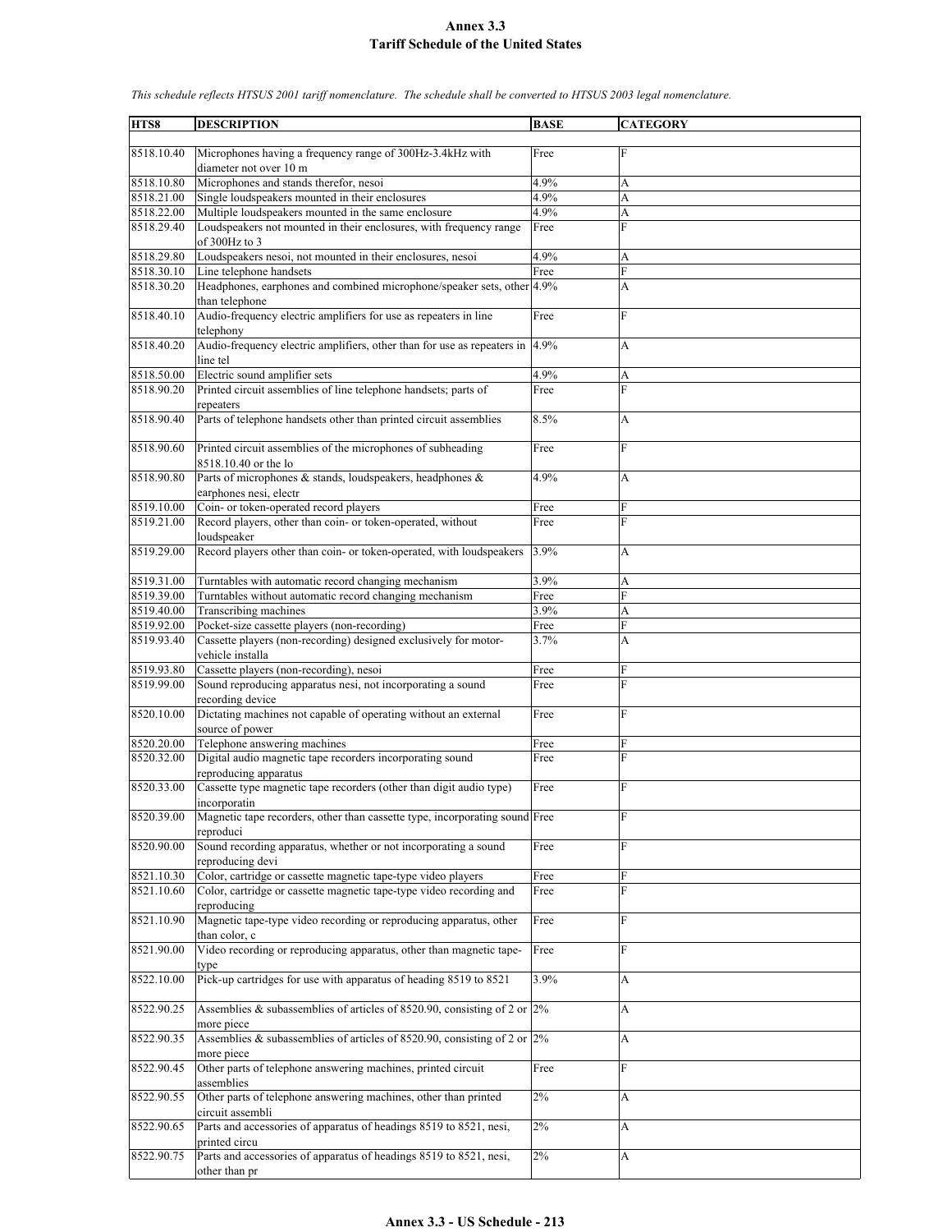# Annex 3.3
# Tariff Schedule of the United States

*This schedule reflects HTSUS 2001 tariff nomenclature. The schedule shall be converted to HTSUS 2003 legal nomenclature.*

| HTS8 | DESCRIPTION | BASE | CATEGORY |
|---|---|---|---|
| 8518.10.40 | Microphones having a frequency range of 300Hz-3.4kHz with diameter not over 10 m | Free | F |
| 8518.10.80 | Microphones and stands therefor, nesoi | 4.9% | A |
| 8518.21.00 | Single loudspeakers mounted in their enclosures | 4.9% | A |
| 8518.22.00 | Multiple loudspeakers mounted in the same enclosure | 4.9% | A |
| 8518.29.40 | Loudspeakers not mounted in their enclosures, with frequency range of 300Hz to 3 | Free | F |
| 8518.29.80 | Loudspeakers nesoi, not mounted in their enclosures, nesoi | 4.9% | A |
| 8518.30.10 | Line telephone handsets | Free | F |
| 8518.30.20 | Headphones, earphones and combined microphone/speaker sets, other than telephone | 4.9% | A |
| 8518.40.10 | Audio-frequency electric amplifiers for use as repeaters in line telephony | Free | F |
| 8518.40.20 | Audio-frequency electric amplifiers, other than for use as repeaters in line tel | 4.9% | A |
| 8518.50.00 | Electric sound amplifier sets | 4.9% | A |
| 8518.90.20 | Printed circuit assemblies of line telephone handsets; parts of repeaters | Free | F |
| 8518.90.40 | Parts of telephone handsets other than printed circuit assemblies | 8.5% | A |
| 8518.90.60 | Printed circuit assemblies of the microphones of subheading 8518.10.40 or the lo | Free | F |
| 8518.90.80 | Parts of microphones & stands, loudspeakers, headphones & earphones nesi, electr | 4.9% | A |
| 8519.10.00 | Coin- or token-operated record players | Free | F |
| 8519.21.00 | Record players, other than coin- or token-operated, without loudspeaker | Free | F |
| 8519.29.00 | Record players other than coin- or token-operated, with loudspeakers | 3.9% | A |
| 8519.31.00 | Turntables with automatic record changing mechanism | 3.9% | A |
| 8519.39.00 | Turntables without automatic record changing mechanism | Free | F |
| 8519.40.00 | Transcribing machines | 3.9% | A |
| 8519.92.00 | Pocket-size cassette players (non-recording) | Free | F |
| 8519.93.40 | Cassette players (non-recording) designed exclusively for motor-vehicle installa | 3.7% | A |
| 8519.93.80 | Cassette players (non-recording), nesoi | Free | F |
| 8519.99.00 | Sound reproducing apparatus nesi, not incorporating a sound recording device | Free | F |
| 8520.10.00 | Dictating machines not capable of operating without an external source of power | Free | F |
| 8520.20.00 | Telephone answering machines | Free | F |
| 8520.32.00 | Digital audio magnetic tape recorders incorporating sound reproducing apparatus | Free | F |
| 8520.33.00 | Cassette type magnetic tape recorders (other than digit audio type) incorporatin | Free | F |
| 8520.39.00 | Magnetic tape recorders, other than cassette type, incorporating sound reproduci | Free | F |
| 8520.90.00 | Sound recording apparatus, whether or not incorporating a sound reproducing devi | Free | F |
| 8521.10.30 | Color, cartridge or cassette magnetic tape-type video players | Free | F |
| 8521.10.60 | Color, cartridge or cassette magnetic tape-type video recording and reproducing | Free | F |
| 8521.10.90 | Magnetic tape-type video recording or reproducing apparatus, other than color, c | Free | F |
| 8521.90.00 | Video recording or reproducing apparatus, other than magnetic tape-type | Free | F |
| 8522.10.00 | Pick-up cartridges for use with apparatus of heading 8519 to 8521 | 3.9% | A |
| 8522.90.25 | Assemblies & subassemblies of articles of 8520.90, consisting of 2 or more piece | 2% | A |
| 8522.90.35 | Assemblies & subassemblies of articles of 8520.90, consisting of 2 or more piece | 2% | A |
| 8522.90.45 | Other parts of telephone answering machines, printed circuit assemblies | Free | F |
| 8522.90.55 | Other parts of telephone answering machines, other than printed circuit assembli | 2% | A |
| 8522.90.65 | Parts and accessories of apparatus of headings 8519 to 8521, nesi, printed circu | 2% | A |
| 8522.90.75 | Parts and accessories of apparatus of headings 8519 to 8521, nesi, other than pr | 2% | A |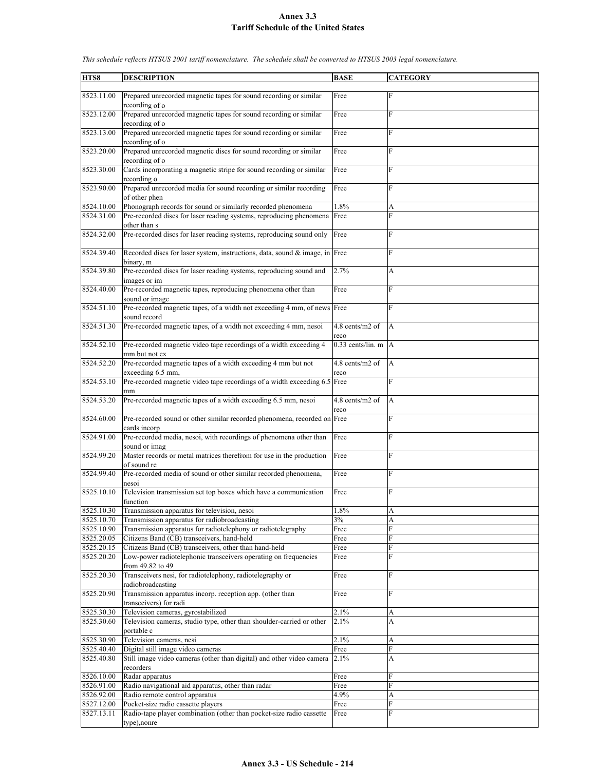# Annex 3.3
# Tariff Schedule of the United States

*This schedule reflects HTSUS 2001 tariff nomenclature. The schedule shall be converted to HTSUS 2003 legal nomenclature.*

| HTS8 | DESCRIPTION | BASE | CATEGORY |
|---|---|---|---|
| 8523.11.00 | Prepared unrecorded magnetic tapes for sound recording or similar recording of o | Free | F |
| 8523.12.00 | Prepared unrecorded magnetic tapes for sound recording or similar recording of o | Free | F |
| 8523.13.00 | Prepared unrecorded magnetic tapes for sound recording or similar recording of o | Free | F |
| 8523.20.00 | Prepared unrecorded magnetic discs for sound recording or similar recording of o | Free | F |
| 8523.30.00 | Cards incorporating a magnetic stripe for sound recording or similar recording o | Free | F |
| 8523.90.00 | Prepared unrecorded media for sound recording or similar recording of other phen | Free | F |
| 8524.10.00 | Phonograph records for sound or similarly recorded phenomena | 1.8% | A |
| 8524.31.00 | Pre-recorded discs for laser reading systems, reproducing phenomena other than s | Free | F |
| 8524.32.00 | Pre-recorded discs for laser reading systems, reproducing sound only | Free | F |
| 8524.39.40 | Recorded discs for laser system, instructions, data, sound & image, in binary, m | Free | F |
| 8524.39.80 | Pre-recorded discs for laser reading systems, reproducing sound and images or im | 2.7% | A |
| 8524.40.00 | Pre-recorded magnetic tapes, reproducing phenomena other than sound or image | Free | F |
| 8524.51.10 | Pre-recorded magnetic tapes, of a width not exceeding 4 mm, of news sound record | Free | F |
| 8524.51.30 | Pre-recorded magnetic tapes, of a width not exceeding 4 mm, nesoi | 4.8 cents/m2 of reco | A |
| 8524.52.10 | Pre-recorded magnetic video tape recordings of a width exceeding 4 mm but not ex | 0.33 cents/lin. m | A |
| 8524.52.20 | Pre-recorded magnetic tapes of a width exceeding 4 mm but not exceeding 6.5 mm, | 4.8 cents/m2 of reco | A |
| 8524.53.10 | Pre-recorded magnetic video tape recordings of a width exceeding 6.5 mm | Free | F |
| 8524.53.20 | Pre-recorded magnetic tapes of a width exceeding 6.5 mm, nesoi | 4.8 cents/m2 of reco | A |
| 8524.60.00 | Pre-recorded sound or other similar recorded phenomena, recorded on cards incorp | Free | F |
| 8524.91.00 | Pre-recorded media, nesoi, with recordings of phenomena other than sound or imag | Free | F |
| 8524.99.20 | Master records or metal matrices therefrom for use in the production of sound re | Free | F |
| 8524.99.40 | Pre-recorded media of sound or other similar recorded phenomena, nesoi | Free | F |
| 8525.10.10 | Television transmission set top boxes which have a communication function | Free | F |
| 8525.10.30 | Transmission apparatus for television, nesoi | 1.8% | A |
| 8525.10.70 | Transmission apparatus for radiobroadcasting | 3% | A |
| 8525.10.90 | Transmission apparatus for radiotelephony or radiotelegraphy | Free | F |
| 8525.20.05 | Citizens Band (CB) transceivers, hand-held | Free | F |
| 8525.20.15 | Citizens Band (CB) transceivers, other than hand-held | Free | F |
| 8525.20.20 | Low-power radiotelephonic transceivers operating on frequencies from 49.82 to 49 | Free | F |
| 8525.20.30 | Transceivers nesi, for radiotelephony, radiotelegraphy or radiobroadcasting | Free | F |
| 8525.20.90 | Transmission apparatus incorp. reception app. (other than transceivers) for radi | Free | F |
| 8525.30.30 | Television cameras, gyrostabilized | 2.1% | A |
| 8525.30.60 | Television cameras, studio type, other than shoulder-carried or other portable c | 2.1% | A |
| 8525.30.90 | Television cameras, nesi | 2.1% | A |
| 8525.40.40 | Digital still image video cameras | Free | F |
| 8525.40.80 | Still image video cameras (other than digital) and other video camera recorders | 2.1% | A |
| 8526.10.00 | Radar apparatus | Free | F |
| 8526.91.00 | Radio navigational aid apparatus, other than radar | Free | F |
| 8526.92.00 | Radio remote control apparatus | 4.9% | A |
| 8527.12.00 | Pocket-size radio cassette players | Free | F |
| 8527.13.11 | Radio-tape player combination (other than pocket-size radio cassette type),nonre | Free | F |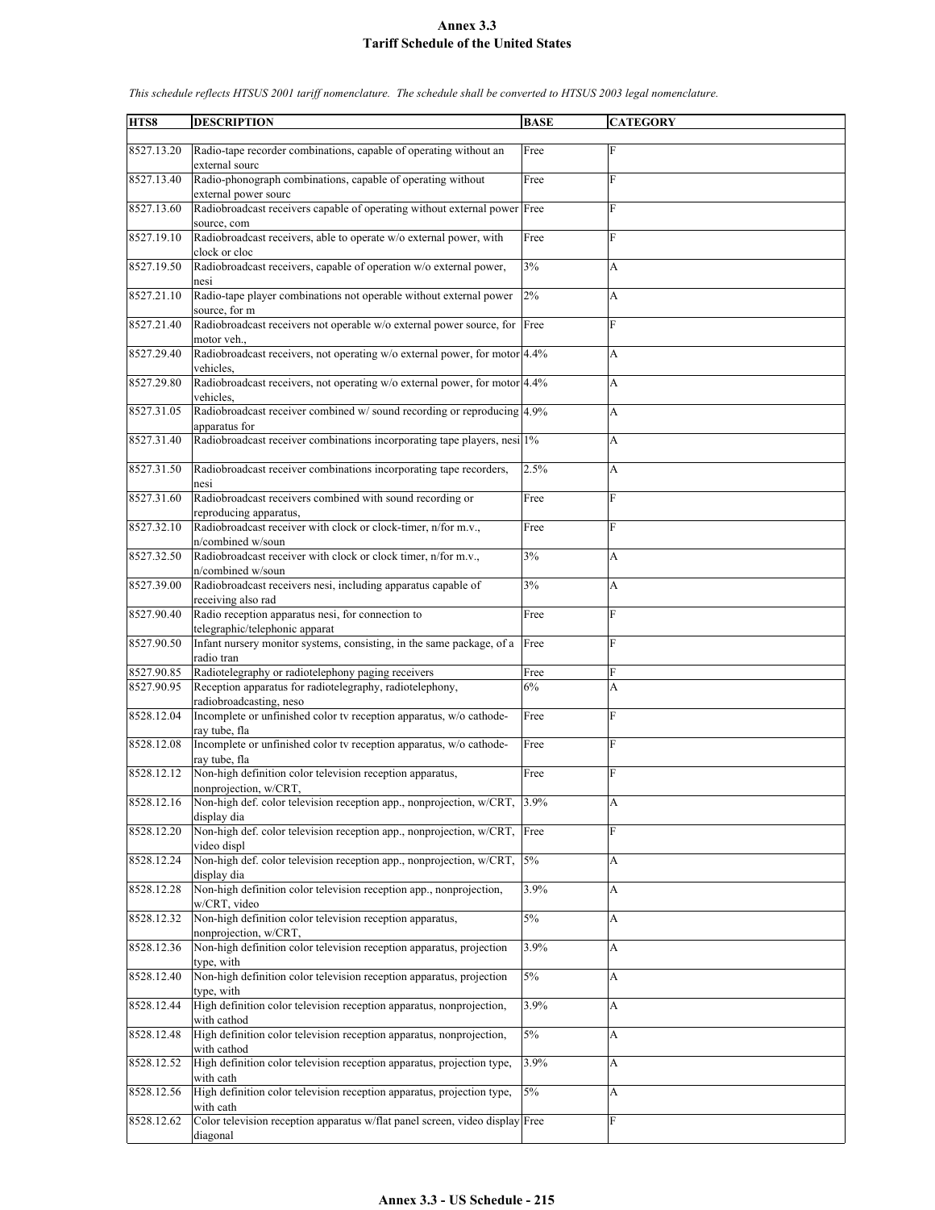# Annex 3.3
## Tariff Schedule of the United States

*This schedule reflects HTSUS 2001 tariff nomenclature. The schedule shall be converted to HTSUS 2003 legal nomenclature.*

| HTS8 | DESCRIPTION | BASE | CATEGORY |
|---|---|---|---|
| 8527.13.20 | Radio-tape recorder combinations, capable of operating without an external sourc | Free | F |
| 8527.13.40 | Radio-phonograph combinations, capable of operating without external power sourc | Free | F |
| 8527.13.60 | Radiobroadcast receivers capable of operating without external power source, com | Free | F |
| 8527.19.10 | Radiobroadcast receivers, able to operate w/o external power, with clock or cloc | Free | F |
| 8527.19.50 | Radiobroadcast receivers, capable of operation w/o external power, nesi | 3% | A |
| 8527.21.10 | Radio-tape player combinations not operable without external power source, for m | 2% | A |
| 8527.21.40 | Radiobroadcast receivers not operable w/o external power source, for motor veh., | Free | F |
| 8527.29.40 | Radiobroadcast receivers, not operating w/o external power, for motor vehicles, | 4.4% | A |
| 8527.29.80 | Radiobroadcast receivers, not operating w/o external power, for motor vehicles, | 4.4% | A |
| 8527.31.05 | Radiobroadcast receiver combined w/ sound recording or reproducing apparatus for | 4.9% | A |
| 8527.31.40 | Radiobroadcast receiver combinations incorporating tape players, nesi | 1% | A |
| 8527.31.50 | Radiobroadcast receiver combinations incorporating tape recorders, nesi | 2.5% | A |
| 8527.31.60 | Radiobroadcast receivers combined with sound recording or reproducing apparatus, | Free | F |
| 8527.32.10 | Radiobroadcast receiver with clock or clock-timer, n/for m.v., n/combined w/soun | Free | F |
| 8527.32.50 | Radiobroadcast receiver with clock or clock timer, n/for m.v., n/combined w/soun | 3% | A |
| 8527.39.00 | Radiobroadcast receivers nesi, including apparatus capable of receiving also rad | 3% | A |
| 8527.90.40 | Radio reception apparatus nesi, for connection to telegraphic/telephonic apparat | Free | F |
| 8527.90.50 | Infant nursery monitor systems, consisting, in the same package, of a radio tran | Free | F |
| 8527.90.85 | Radiotelegraphy or radiotelephony paging receivers | Free | F |
| 8527.90.95 | Reception apparatus for radiotelegraphy, radiotelephony, radiobroadcasting, neso | 6% | A |
| 8528.12.04 | Incomplete or unfinished color tv reception apparatus, w/o cathode-ray tube, fla | Free | F |
| 8528.12.08 | Incomplete or unfinished color tv reception apparatus, w/o cathode-ray tube, fla | Free | F |
| 8528.12.12 | Non-high definition color television reception apparatus, nonprojection, w/CRT, | Free | F |
| 8528.12.16 | Non-high def. color television reception app., nonprojection, w/CRT, display dia | 3.9% | A |
| 8528.12.20 | Non-high def. color television reception app., nonprojection, w/CRT, video displ | Free | F |
| 8528.12.24 | Non-high def. color television reception app., nonprojection, w/CRT, display dia | 5% | A |
| 8528.12.28 | Non-high definition color television reception app., nonprojection, w/CRT, video | 3.9% | A |
| 8528.12.32 | Non-high definition color television reception apparatus, nonprojection, w/CRT, | 5% | A |
| 8528.12.36 | Non-high definition color television reception apparatus, projection type, with | 3.9% | A |
| 8528.12.40 | Non-high definition color television reception apparatus, projection type, with | 5% | A |
| 8528.12.44 | High definition color television reception apparatus, nonprojection, with cathod | 3.9% | A |
| 8528.12.48 | High definition color television reception apparatus, nonprojection, with cathod | 5% | A |
| 8528.12.52 | High definition color television reception apparatus, projection type, with cath | 3.9% | A |
| 8528.12.56 | High definition color television reception apparatus, projection type, with cath | 5% | A |
| 8528.12.62 | Color television reception apparatus w/flat panel screen, video display diagonal | Free | F |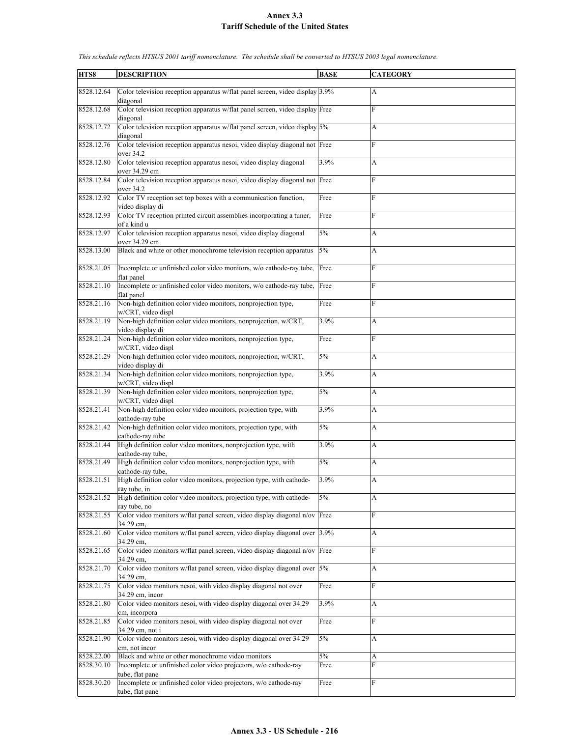# Annex 3.3
## Tariff Schedule of the United States

*This schedule reflects HTSUS 2001 tariff nomenclature. The schedule shall be converted to HTSUS 2003 legal nomenclature.*

| HTS8 | DESCRIPTION | BASE | CATEGORY |
|---|---|---|---|
| 8528.12.64 | Color television reception apparatus w/flat panel screen, video display diagonal | 3.9% | A |
| 8528.12.68 | Color television reception apparatus w/flat panel screen, video display diagonal | Free | F |
| 8528.12.72 | Color television reception apparatus w/flat panel screen, video display diagonal | 5% | A |
| 8528.12.76 | Color television reception apparatus nesoi, video display diagonal not over 34.2 | Free | F |
| 8528.12.80 | Color television reception apparatus nesoi, video display diagonal over 34.29 cm | 3.9% | A |
| 8528.12.84 | Color television reception apparatus nesoi, video display diagonal not over 34.2 | Free | F |
| 8528.12.92 | Color TV reception set top boxes with a communication function, video display di | Free | F |
| 8528.12.93 | Color TV reception printed circuit assemblies incorporating a tuner, of a kind u | Free | F |
| 8528.12.97 | Color television reception apparatus nesoi, video display diagonal over 34.29 cm | 5% | A |
| 8528.13.00 | Black and white or other monochrome television reception apparatus | 5% | A |
| 8528.21.05 | Incomplete or unfinished color video monitors, w/o cathode-ray tube, flat panel | Free | F |
| 8528.21.10 | Incomplete or unfinished color video monitors, w/o cathode-ray tube, flat panel | Free | F |
| 8528.21.16 | Non-high definition color video monitors, nonprojection type, w/CRT, video displ | Free | F |
| 8528.21.19 | Non-high definition color video monitors, nonprojection, w/CRT, video display di | 3.9% | A |
| 8528.21.24 | Non-high definition color video monitors, nonprojection type, w/CRT, video displ | Free | F |
| 8528.21.29 | Non-high definition color video monitors, nonprojection, w/CRT, video display di | 5% | A |
| 8528.21.34 | Non-high definition color video monitors, nonprojection type, w/CRT, video displ | 3.9% | A |
| 8528.21.39 | Non-high definition color video monitors, nonprojection type, w/CRT, video displ | 5% | A |
| 8528.21.41 | Non-high definition color video monitors, projection type, with cathode-ray tube | 3.9% | A |
| 8528.21.42 | Non-high definition color video monitors, projection type, with cathode-ray tube | 5% | A |
| 8528.21.44 | High definition color video monitors, nonprojection type, with cathode-ray tube, | 3.9% | A |
| 8528.21.49 | High definition color video monitors, nonprojection type, with cathode-ray tube, | 5% | A |
| 8528.21.51 | High definition color video monitors, projection type, with cathode-ray tube, in | 3.9% | A |
| 8528.21.52 | High definition color video monitors, projection type, with cathode-ray tube, no | 5% | A |
| 8528.21.55 | Color video monitors w/flat panel screen, video display diagonal n/ov 34.29 cm, | Free | F |
| 8528.21.60 | Color video monitors w/flat panel screen, video display diagonal over 34.29 cm, | 3.9% | A |
| 8528.21.65 | Color video monitors w/flat panel screen, video display diagonal n/ov 34.29 cm, | Free | F |
| 8528.21.70 | Color video monitors w/flat panel screen, video display diagonal over 34.29 cm, | 5% | A |
| 8528.21.75 | Color video monitors nesoi, with video display diagonal not over 34.29 cm, incor | Free | F |
| 8528.21.80 | Color video monitors nesoi, with video display diagonal over 34.29 cm, incorpora | 3.9% | A |
| 8528.21.85 | Color video monitors nesoi, with video display diagonal not over 34.29 cm, not i | Free | F |
| 8528.21.90 | Color video monitors nesoi, with video display diagonal over 34.29 cm, not incor | 5% | A |
| 8528.22.00 | Black and white or other monochrome video monitors | 5% | A |
| 8528.30.10 | Incomplete or unfinished color video projectors, w/o cathode-ray tube, flat pane | Free | F |
| 8528.30.20 | Incomplete or unfinished color video projectors, w/o cathode-ray tube, flat pane | Free | F |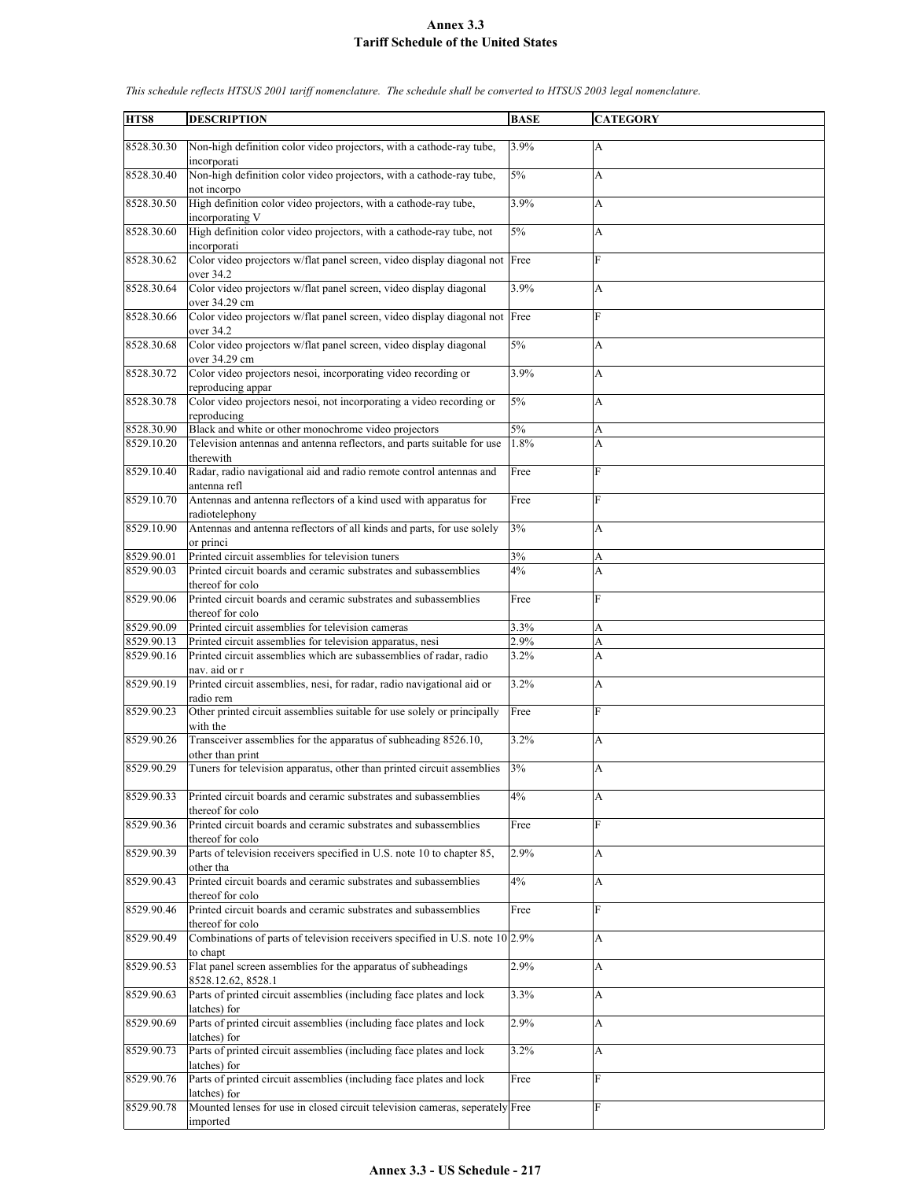# Annex 3.3
## Tariff Schedule of the United States

*This schedule reflects HTSUS 2001 tariff nomenclature. The schedule shall be converted to HTSUS 2003 legal nomenclature.*

| HTS8 | DESCRIPTION | BASE | CATEGORY |
|---|---|---|---|
| 8528.30.30 | Non-high definition color video projectors, with a cathode-ray tube, incorporati | 3.9% | A |
| 8528.30.40 | Non-high definition color video projectors, with a cathode-ray tube, not incorpo | 5% | A |
| 8528.30.50 | High definition color video projectors, with a cathode-ray tube, incorporating V | 3.9% | A |
| 8528.30.60 | High definition color video projectors, with a cathode-ray tube, not incorporati | 5% | A |
| 8528.30.62 | Color video projectors w/flat panel screen, video display diagonal not over 34.2 | Free | F |
| 8528.30.64 | Color video projectors w/flat panel screen, video display diagonal over 34.29 cm | 3.9% | A |
| 8528.30.66 | Color video projectors w/flat panel screen, video display diagonal not over 34.2 | Free | F |
| 8528.30.68 | Color video projectors w/flat panel screen, video display diagonal over 34.29 cm | 5% | A |
| 8528.30.72 | Color video projectors nesoi, incorporating video recording or reproducing appar | 3.9% | A |
| 8528.30.78 | Color video projectors nesoi, not incorporating a video recording or reproducing | 5% | A |
| 8528.30.90 | Black and white or other monochrome video projectors | 5% | A |
| 8529.10.20 | Television antennas and antenna reflectors, and parts suitable for use therewith | 1.8% | A |
| 8529.10.40 | Radar, radio navigational aid and radio remote control antennas and antenna refl | Free | F |
| 8529.10.70 | Antennas and antenna reflectors of a kind used with apparatus for radiotelephony | Free | F |
| 8529.10.90 | Antennas and antenna reflectors of all kinds and parts, for use solely or princi | 3% | A |
| 8529.90.01 | Printed circuit assemblies for television tuners | 3% | A |
| 8529.90.03 | Printed circuit boards and ceramic substrates and subassemblies thereof for colo | 4% | A |
| 8529.90.06 | Printed circuit boards and ceramic substrates and subassemblies thereof for colo | Free | F |
| 8529.90.09 | Printed circuit assemblies for television cameras | 3.3% | A |
| 8529.90.13 | Printed circuit assemblies for television apparatus, nesi | 2.9% | A |
| 8529.90.16 | Printed circuit assemblies which are subassemblies of radar, radio nav. aid or r | 3.2% | A |
| 8529.90.19 | Printed circuit assemblies, nesi, for radar, radio navigational aid or radio rem | 3.2% | A |
| 8529.90.23 | Other printed circuit assemblies suitable for use solely or principally with the | Free | F |
| 8529.90.26 | Transceiver assemblies for the apparatus of subheading 8526.10, other than print | 3.2% | A |
| 8529.90.29 | Tuners for television apparatus, other than printed circuit assemblies | 3% | A |
| 8529.90.33 | Printed circuit boards and ceramic substrates and subassemblies thereof for colo | 4% | A |
| 8529.90.36 | Printed circuit boards and ceramic substrates and subassemblies thereof for colo | Free | F |
| 8529.90.39 | Parts of television receivers specified in U.S. note 10 to chapter 85, other tha | 2.9% | A |
| 8529.90.43 | Printed circuit boards and ceramic substrates and subassemblies thereof for colo | 4% | A |
| 8529.90.46 | Printed circuit boards and ceramic substrates and subassemblies thereof for colo | Free | F |
| 8529.90.49 | Combinations of parts of television receivers specified in U.S. note 10 to chapt | 2.9% | A |
| 8529.90.53 | Flat panel screen assemblies for the apparatus of subheadings 8528.12.62, 8528.1 | 2.9% | A |
| 8529.90.63 | Parts of printed circuit assemblies (including face plates and lock latches) for | 3.3% | A |
| 8529.90.69 | Parts of printed circuit assemblies (including face plates and lock latches) for | 2.9% | A |
| 8529.90.73 | Parts of printed circuit assemblies (including face plates and lock latches) for | 3.2% | A |
| 8529.90.76 | Parts of printed circuit assemblies (including face plates and lock latches) for | Free | F |
| 8529.90.78 | Mounted lenses for use in closed circuit television cameras, seperately imported | Free | F |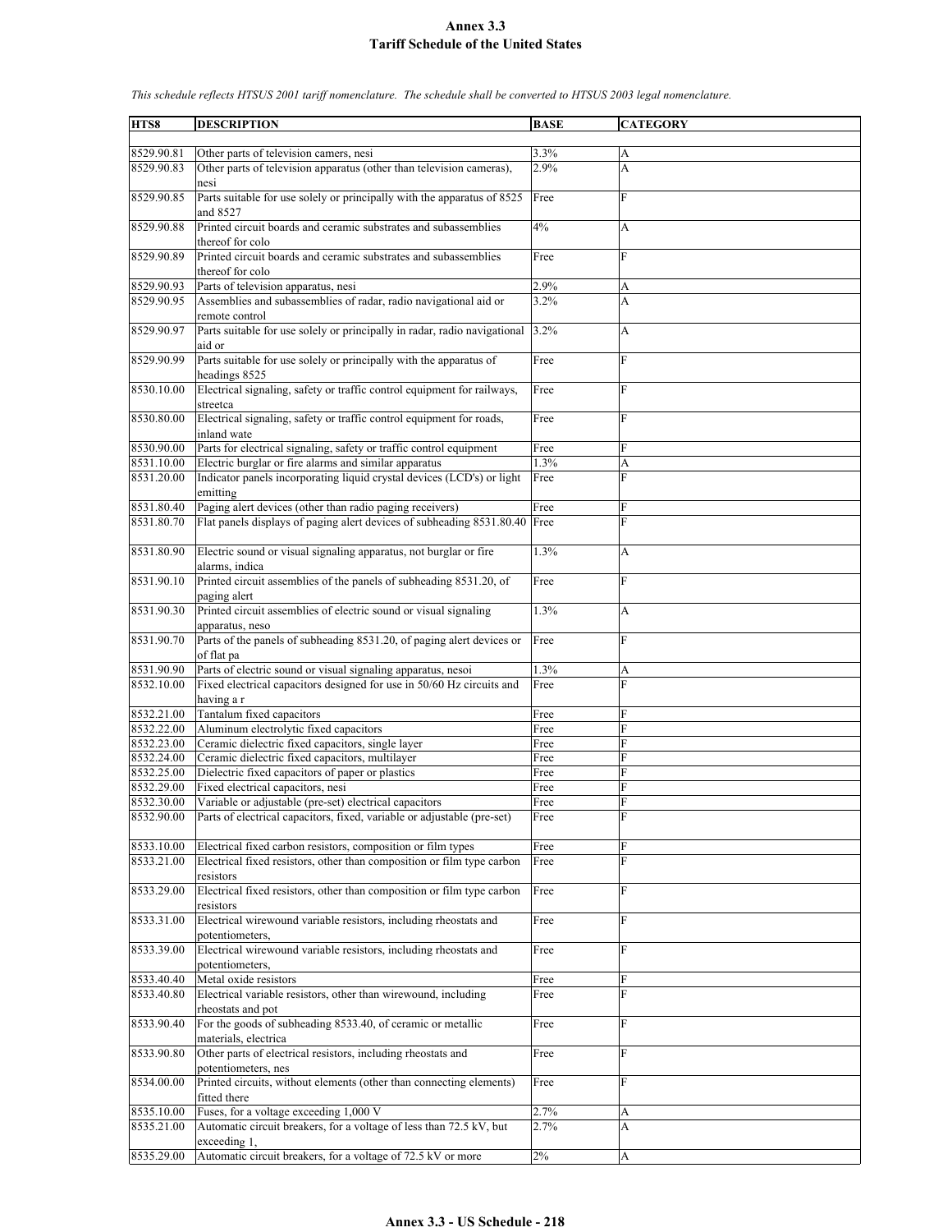# Annex 3.3
## Tariff Schedule of the United States

*This schedule reflects HTSUS 2001 tariff nomenclature. The schedule shall be converted to HTSUS 2003 legal nomenclature.*

| HTS8 | DESCRIPTION | BASE | CATEGORY |
|---|---|---|---|
| 8529.90.81 | Other parts of television camers, nesi | 3.3% | A |
| 8529.90.83 | Other parts of television apparatus (other than television cameras), nesi | 2.9% | A |
| 8529.90.85 | Parts suitable for use solely or principally with the apparatus of 8525 and 8527 | Free | F |
| 8529.90.88 | Printed circuit boards and ceramic substrates and subassemblies thereof for colo | 4% | A |
| 8529.90.89 | Printed circuit boards and ceramic substrates and subassemblies thereof for colo | Free | F |
| 8529.90.93 | Parts of television apparatus, nesi | 2.9% | A |
| 8529.90.95 | Assemblies and subassemblies of radar, radio navigational aid or remote control | 3.2% | A |
| 8529.90.97 | Parts suitable for use solely or principally in radar, radio navigational aid or | 3.2% | A |
| 8529.90.99 | Parts suitable for use solely or principally with the apparatus of headings 8525 | Free | F |
| 8530.10.00 | Electrical signaling, safety or traffic control equipment for railways, streetca | Free | F |
| 8530.80.00 | Electrical signaling, safety or traffic control equipment for roads, inland wate | Free | F |
| 8530.90.00 | Parts for electrical signaling, safety or traffic control equipment | Free | F |
| 8531.10.00 | Electric burglar or fire alarms and similar apparatus | 1.3% | A |
| 8531.20.00 | Indicator panels incorporating liquid crystal devices (LCD's) or light emitting | Free | F |
| 8531.80.40 | Paging alert devices (other than radio paging receivers) | Free | F |
| 8531.80.70 | Flat panels displays of paging alert devices of subheading 8531.80.40 | Free | F |
| 8531.80.90 | Electric sound or visual signaling apparatus, not burglar or fire alarms, indica | 1.3% | A |
| 8531.90.10 | Printed circuit assemblies of the panels of subheading 8531.20, of paging alert | Free | F |
| 8531.90.30 | Printed circuit assemblies of electric sound or visual signaling apparatus, neso | 1.3% | A |
| 8531.90.70 | Parts of the panels of subheading 8531.20, of paging alert devices or of flat pa | Free | F |
| 8531.90.90 | Parts of electric sound or visual signaling apparatus, nesoi | 1.3% | A |
| 8532.10.00 | Fixed electrical capacitors designed for use in 50/60 Hz circuits and having a r | Free | F |
| 8532.21.00 | Tantalum fixed capacitors | Free | F |
| 8532.22.00 | Aluminum electrolytic fixed capacitors | Free | F |
| 8532.23.00 | Ceramic dielectric fixed capacitors, single layer | Free | F |
| 8532.24.00 | Ceramic dielectric fixed capacitors, multilayer | Free | F |
| 8532.25.00 | Dielectric fixed capacitors of paper or plastics | Free | F |
| 8532.29.00 | Fixed electrical capacitors, nesi | Free | F |
| 8532.30.00 | Variable or adjustable (pre-set) electrical capacitors | Free | F |
| 8532.90.00 | Parts of electrical capacitors, fixed, variable or adjustable (pre-set) | Free | F |
| 8533.10.00 | Electrical fixed carbon resistors, composition or film types | Free | F |
| 8533.21.00 | Electrical fixed resistors, other than composition or film type carbon resistors | Free | F |
| 8533.29.00 | Electrical fixed resistors, other than composition or film type carbon resistors | Free | F |
| 8533.31.00 | Electrical wirewound variable resistors, including rheostats and potentiometers, | Free | F |
| 8533.39.00 | Electrical wirewound variable resistors, including rheostats and potentiometers, | Free | F |
| 8533.40.40 | Metal oxide resistors | Free | F |
| 8533.40.80 | Electrical variable resistors, other than wirewound, including rheostats and pot | Free | F |
| 8533.90.40 | For the goods of subheading 8533.40, of ceramic or metallic materials, electrica | Free | F |
| 8533.90.80 | Other parts of electrical resistors, including rheostats and potentiometers, nes | Free | F |
| 8534.00.00 | Printed circuits, without elements (other than connecting elements) fitted there | Free | F |
| 8535.10.00 | Fuses, for a voltage exceeding 1,000 V | 2.7% | A |
| 8535.21.00 | Automatic circuit breakers, for a voltage of less than 72.5 kV, but exceeding 1, | 2.7% | A |
| 8535.29.00 | Automatic circuit breakers, for a voltage of 72.5 kV or more | 2% | A |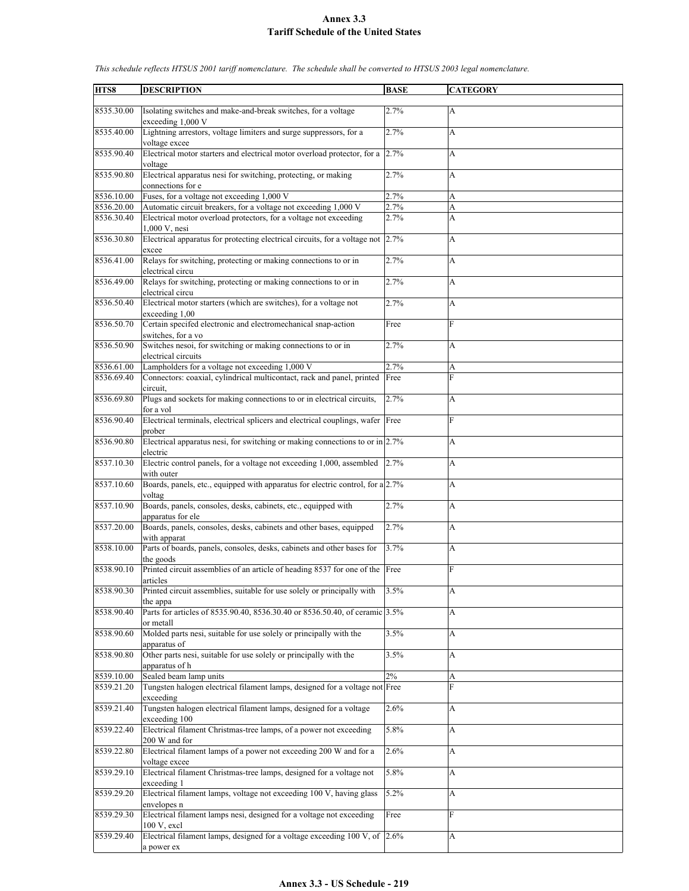This schedule reflects HTSUS 2001 tariff nomenclature. The schedule shall be converted to HTSUS 2003 legal nomenclature.

| HTS8 | DESCRIPTION | BASE | CATEGORY |
|---|---|---|---|
| 8535.30.00 | Isolating switches and make-and-break switches, for a voltage exceeding 1,000 V | 2.7% | A |
| 8535.40.00 | Lightning arrestors, voltage limiters and surge suppressors, for a voltage excee | 2.7% | A |
| 8535.90.40 | Electrical motor starters and electrical motor overload protector, for a voltage | 2.7% | A |
| 8535.90.80 | Electrical apparatus nesi for switching, protecting, or making connections for e | 2.7% | A |
| 8536.10.00 | Fuses, for a voltage not exceeding 1,000 V | 2.7% | A |
| 8536.20.00 | Automatic circuit breakers, for a voltage not exceeding 1,000 V | 2.7% | A |
| 8536.30.40 | Electrical motor overload protectors, for a voltage not exceeding 1,000 V, nesi | 2.7% | A |
| 8536.30.80 | Electrical apparatus for protecting electrical circuits, for a voltage not excee | 2.7% | A |
| 8536.41.00 | Relays for switching, protecting or making connections to or in electrical circu | 2.7% | A |
| 8536.49.00 | Relays for switching, protecting or making connections to or in electrical circu | 2.7% | A |
| 8536.50.40 | Electrical motor starters (which are switches), for a voltage not exceeding 1,00 | 2.7% | A |
| 8536.50.70 | Certain specifed electronic and electromechanical snap-action switches, for a vo | Free | F |
| 8536.50.90 | Switches nesoi, for switching or making connections to or in electrical circuits | 2.7% | A |
| 8536.61.00 | Lampholders for a voltage not exceeding 1,000 V | 2.7% | A |
| 8536.69.40 | Connectors: coaxial, cylindrical multicontact, rack and panel, printed circuit, | Free | F |
| 8536.69.80 | Plugs and sockets for making connections to or in electrical circuits, for a vol | 2.7% | A |
| 8536.90.40 | Electrical terminals, electrical splicers and electrical couplings, wafer prober | Free | F |
| 8536.90.80 | Electrical apparatus nesi, for switching or making connections to or in electric | 2.7% | A |
| 8537.10.30 | Electric control panels, for a voltage not exceeding 1,000, assembled with outer | 2.7% | A |
| 8537.10.60 | Boards, panels, etc., equipped with apparatus for electric control, for a voltag | 2.7% | A |
| 8537.10.90 | Boards, panels, consoles, desks, cabinets, etc., equipped with apparatus for ele | 2.7% | A |
| 8537.20.00 | Boards, panels, consoles, desks, cabinets and other bases, equipped with apparat | 2.7% | A |
| 8538.10.00 | Parts of boards, panels, consoles, desks, cabinets and other bases for the goods | 3.7% | A |
| 8538.90.10 | Printed circuit assemblies of an article of heading 8537 for one of the articles | Free | F |
| 8538.90.30 | Printed circuit assemblies, suitable for use solely or principally with the appa | 3.5% | A |
| 8538.90.40 | Parts for articles of 8535.90.40, 8536.30.40 or 8536.50.40, of ceramic or metall | 3.5% | A |
| 8538.90.60 | Molded parts nesi, suitable for use solely or principally with the apparatus of | 3.5% | A |
| 8538.90.80 | Other parts nesi, suitable for use solely or principally with the apparatus of h | 3.5% | A |
| 8539.10.00 | Sealed beam lamp units | 2% | A |
| 8539.21.20 | Tungsten halogen electrical filament lamps, designed for a voltage not exceeding | Free | F |
| 8539.21.40 | Tungsten halogen electrical filament lamps, designed for a voltage exceeding 100 | 2.6% | A |
| 8539.22.40 | Electrical filament Christmas-tree lamps, of a power not exceeding 200 W and for | 5.8% | A |
| 8539.22.80 | Electrical filament lamps of a power not exceeding 200 W and for a voltage excee | 2.6% | A |
| 8539.29.10 | Electrical filament Christmas-tree lamps, designed for a voltage not exceeding 1 | 5.8% | A |
| 8539.29.20 | Electrical filament lamps, voltage not exceeding 100 V, having glass envelopes n | 5.2% | A |
| 8539.29.30 | Electrical filament lamps nesi, designed for a voltage not exceeding 100 V, excl | Free | F |
| 8539.29.40 | Electrical filament lamps, designed for a voltage exceeding 100 V, of a power ex | 2.6% | A |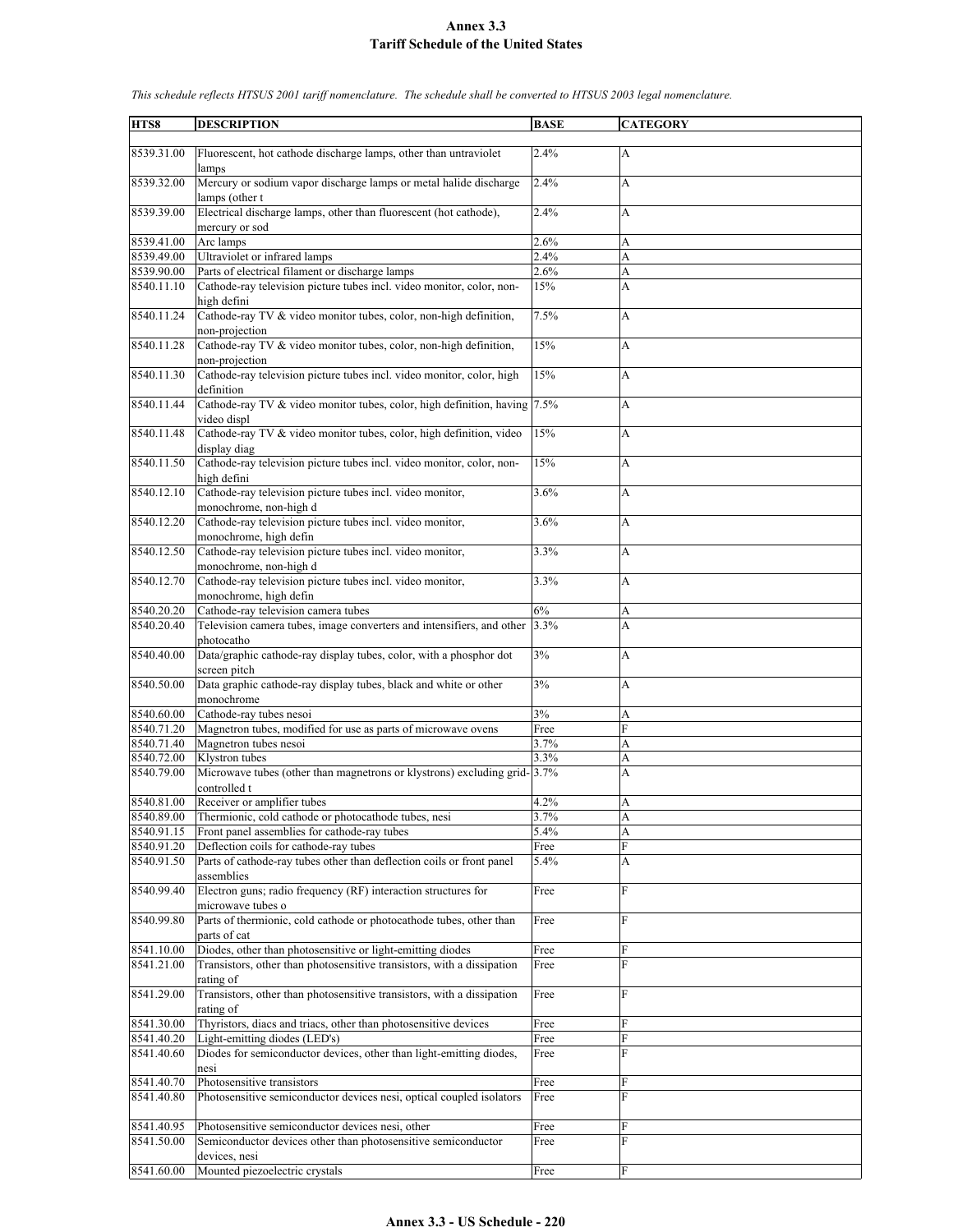# Annex 3.3
## Tariff Schedule of the United States

*This schedule reflects HTSUS 2001 tariff nomenclature. The schedule shall be converted to HTSUS 2003 legal nomenclature.*

| HTS8 | DESCRIPTION | BASE | CATEGORY |
|---|---|---|---|
| 8539.31.00 | Fluorescent, hot cathode discharge lamps, other than untraviolet lamps | 2.4% | A |
| 8539.32.00 | Mercury or sodium vapor discharge lamps or metal halide discharge lamps (other t | 2.4% | A |
| 8539.39.00 | Electrical discharge lamps, other than fluorescent (hot cathode), mercury or sod | 2.4% | A |
| 8539.41.00 | Arc lamps | 2.6% | A |
| 8539.49.00 | Ultraviolet or infrared lamps | 2.4% | A |
| 8539.90.00 | Parts of electrical filament or discharge lamps | 2.6% | A |
| 8540.11.10 | Cathode-ray television picture tubes incl. video monitor, color, non-high defini | 15% | A |
| 8540.11.24 | Cathode-ray TV & video monitor tubes, color, non-high definition, non-projection | 7.5% | A |
| 8540.11.28 | Cathode-ray TV & video monitor tubes, color, non-high definition, non-projection | 15% | A |
| 8540.11.30 | Cathode-ray television picture tubes incl. video monitor, color, high definition | 15% | A |
| 8540.11.44 | Cathode-ray TV & video monitor tubes, color, high definition, having video displ | 7.5% | A |
| 8540.11.48 | Cathode-ray TV & video monitor tubes, color, high definition, video display diag | 15% | A |
| 8540.11.50 | Cathode-ray television picture tubes incl. video monitor, color, non-high defini | 15% | A |
| 8540.12.10 | Cathode-ray television picture tubes incl. video monitor, monochrome, non-high d | 3.6% | A |
| 8540.12.20 | Cathode-ray television picture tubes incl. video monitor, monochrome, high defin | 3.6% | A |
| 8540.12.50 | Cathode-ray television picture tubes incl. video monitor, monochrome, non-high d | 3.3% | A |
| 8540.12.70 | Cathode-ray television picture tubes incl. video monitor, monochrome, high defin | 3.3% | A |
| 8540.20.20 | Cathode-ray television camera tubes | 6% | A |
| 8540.20.40 | Television camera tubes, image converters and intensifiers, and other photocatho | 3.3% | A |
| 8540.40.00 | Data/graphic cathode-ray display tubes, color, with a phosphor dot screen pitch | 3% | A |
| 8540.50.00 | Data graphic cathode-ray display tubes, black and white or other monochrome | 3% | A |
| 8540.60.00 | Cathode-ray tubes nesoi | 3% | A |
| 8540.71.20 | Magnetron tubes, modified for use as parts of microwave ovens | Free | F |
| 8540.71.40 | Magnetron tubes nesoi | 3.7% | A |
| 8540.72.00 | Klystron tubes | 3.3% | A |
| 8540.79.00 | Microwave tubes (other than magnetrons or klystrons) excluding grid-controlled t | 3.7% | A |
| 8540.81.00 | Receiver or amplifier tubes | 4.2% | A |
| 8540.89.00 | Thermionic, cold cathode or photocathode tubes, nesi | 3.7% | A |
| 8540.91.15 | Front panel assemblies for cathode-ray tubes | 5.4% | A |
| 8540.91.20 | Deflection coils for cathode-ray tubes | Free | F |
| 8540.91.50 | Parts of cathode-ray tubes other than deflection coils or front panel assemblies | 5.4% | A |
| 8540.99.40 | Electron guns; radio frequency (RF) interaction structures for microwave tubes o | Free | F |
| 8540.99.80 | Parts of thermionic, cold cathode or photocathode tubes, other than parts of cat | Free | F |
| 8541.10.00 | Diodes, other than photosensitive or light-emitting diodes | Free | F |
| 8541.21.00 | Transistors, other than photosensitive transistors, with a dissipation rating of | Free | F |
| 8541.29.00 | Transistors, other than photosensitive transistors, with a dissipation rating of | Free | F |
| 8541.30.00 | Thyristors, diacs and triacs, other than photosensitive devices | Free | F |
| 8541.40.20 | Light-emitting diodes (LED's) | Free | F |
| 8541.40.60 | Diodes for semiconductor devices, other than light-emitting diodes, nesi | Free | F |
| 8541.40.70 | Photosensitive transistors | Free | F |
| 8541.40.80 | Photosensitive semiconductor devices nesi, optical coupled isolators | Free | F |
| 8541.40.95 | Photosensitive semiconductor devices nesi, other | Free | F |
| 8541.50.00 | Semiconductor devices other than photosensitive semiconductor devices, nesi | Free | F |
| 8541.60.00 | Mounted piezoelectric crystals | Free | F |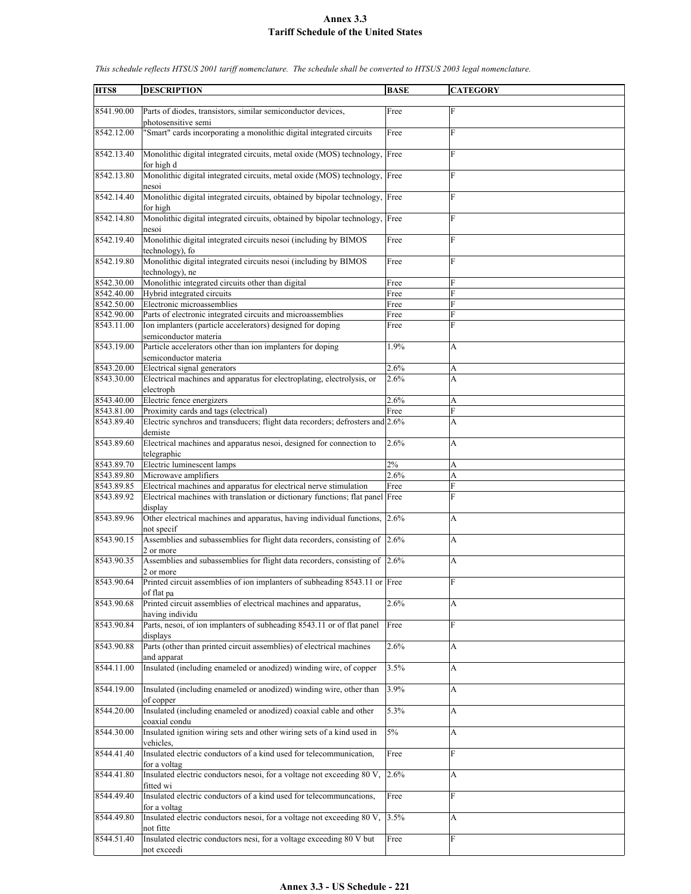# Annex 3.3
## Tariff Schedule of the United States

*This schedule reflects HTSUS 2001 tariff nomenclature. The schedule shall be converted to HTSUS 2003 legal nomenclature.*

| HTS8 | DESCRIPTION | BASE | CATEGORY |
|---|---|---|---|
| 8541.90.00 | Parts of diodes, transistors, similar semiconductor devices, photosensitive semi | Free | F |
| 8542.12.00 | "Smart" cards incorporating a monolithic digital integrated circuits | Free | F |
| 8542.13.40 | Monolithic digital integrated circuits, metal oxide (MOS) technology, for high d | Free | F |
| 8542.13.80 | Monolithic digital integrated circuits, metal oxide (MOS) technology, nesoi | Free | F |
| 8542.14.40 | Monolithic digital integrated circuits, obtained by bipolar technology, for high | Free | F |
| 8542.14.80 | Monolithic digital integrated circuits, obtained by bipolar technology, nesoi | Free | F |
| 8542.19.40 | Monolithic digital integrated circuits nesoi (including by BIMOS technology), fo | Free | F |
| 8542.19.80 | Monolithic digital integrated circuits nesoi (including by BIMOS technology), ne | Free | F |
| 8542.30.00 | Monolithic integrated circuits other than digital | Free | F |
| 8542.40.00 | Hybrid integrated circuits | Free | F |
| 8542.50.00 | Electronic microassemblies | Free | F |
| 8542.90.00 | Parts of electronic integrated circuits and microassemblies | Free | F |
| 8543.11.00 | Ion implanters (particle accelerators) designed for doping semiconductor materia | Free | F |
| 8543.19.00 | Particle accelerators other than ion implanters for doping semiconductor materia | 1.9% | A |
| 8543.20.00 | Electrical signal generators | 2.6% | A |
| 8543.30.00 | Electrical machines and apparatus for electroplating, electrolysis, or electroph | 2.6% | A |
| 8543.40.00 | Electric fence energizers | 2.6% | A |
| 8543.81.00 | Proximity cards and tags (electrical) | Free | F |
| 8543.89.40 | Electric synchros and transducers; flight data recorders; defrosters and demiste | 2.6% | A |
| 8543.89.60 | Electrical machines and apparatus nesoi, designed for connection to telegraphic | 2.6% | A |
| 8543.89.70 | Electric luminescent lamps | 2% | A |
| 8543.89.80 | Microwave amplifiers | 2.6% | A |
| 8543.89.85 | Electrical machines and apparatus for electrical nerve stimulation | Free | F |
| 8543.89.92 | Electrical machines with translation or dictionary functions; flat panel display | Free | F |
| 8543.89.96 | Other electrical machines and apparatus, having individual functions, not specif | 2.6% | A |
| 8543.90.15 | Assemblies and subassemblies for flight data recorders, consisting of 2 or more | 2.6% | A |
| 8543.90.35 | Assemblies and subassemblies for flight data recorders, consisting of 2 or more | 2.6% | A |
| 8543.90.64 | Printed circuit assemblies of ion implanters of subheading 8543.11 or of flat pa | Free | F |
| 8543.90.68 | Printed circuit assemblies of electrical machines and apparatus, having individu | 2.6% | A |
| 8543.90.84 | Parts, nesoi, of ion implanters of subheading 8543.11 or of flat panel displays | Free | F |
| 8543.90.88 | Parts (other than printed circuit assemblies) of electrical machines and apparat | 2.6% | A |
| 8544.11.00 | Insulated (including enameled or anodized) winding wire, of copper | 3.5% | A |
| 8544.19.00 | Insulated (including enameled or anodized) winding wire, other than of copper | 3.9% | A |
| 8544.20.00 | Insulated (including enameled or anodized) coaxial cable and other coaxial condu | 5.3% | A |
| 8544.30.00 | Insulated ignition wiring sets and other wiring sets of a kind used in vehicles, | 5% | A |
| 8544.41.40 | Insulated electric conductors of a kind used for telecommunication, for a voltag | Free | F |
| 8544.41.80 | Insulated electric conductors nesoi, for a voltage not exceeding 80 V, fitted wi | 2.6% | A |
| 8544.49.40 | Insulated electric conductors of a kind used for telecommuncations, for a voltag | Free | F |
| 8544.49.80 | Insulated electric conductors nesoi, for a voltage not exceeding 80 V, not fitte | 3.5% | A |
| 8544.51.40 | Insulated electric conductors nesi, for a voltage exceeding 80 V but not exceedi | Free | F |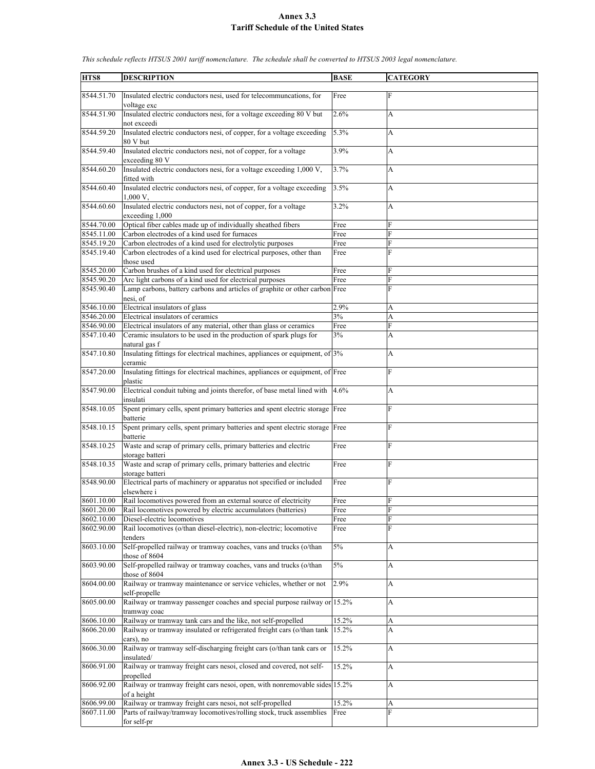# Annex 3.3
## Tariff Schedule of the United States

*This schedule reflects HTSUS 2001 tariff nomenclature. The schedule shall be converted to HTSUS 2003 legal nomenclature.*

| HTS8 | DESCRIPTION | BASE | CATEGORY |
|---|---|---|---|
| 8544.51.70 | Insulated electric conductors nesi, used for telecommuncations, for voltage exc | Free | F |
| 8544.51.90 | Insulated electric conductors nesi, for a voltage exceeding 80 V but not exceedi | 2.6% | A |
| 8544.59.20 | Insulated electric conductors nesi, of copper, for a voltage exceeding 80 V but | 5.3% | A |
| 8544.59.40 | Insulated electric conductors nesi, not of copper, for a voltage exceeding 80 V | 3.9% | A |
| 8544.60.20 | Insulated electric conductors nesi, for a voltage exceeding 1,000 V, fitted with | 3.7% | A |
| 8544.60.40 | Insulated electric conductors nesi, of copper, for a voltage exceeding 1,000 V, | 3.5% | A |
| 8544.60.60 | Insulated electric conductors nesi, not of copper, for a voltage exceeding 1,000 | 3.2% | A |
| 8544.70.00 | Optical fiber cables made up of individually sheathed fibers | Free | F |
| 8545.11.00 | Carbon electrodes of a kind used for furnaces | Free | F |
| 8545.19.20 | Carbon electrodes of a kind used for electrolytic purposes | Free | F |
| 8545.19.40 | Carbon electrodes of a kind used for electrical purposes, other than those used | Free | F |
| 8545.20.00 | Carbon brushes of a kind used for electrical purposes | Free | F |
| 8545.90.20 | Arc light carbons of a kind used for electrical purposes | Free | F |
| 8545.90.40 | Lamp carbons, battery carbons and articles of graphite or other carbon nesi, of | Free | F |
| 8546.10.00 | Electrical insulators of glass | 2.9% | A |
| 8546.20.00 | Electrical insulators of ceramics | 3% | A |
| 8546.90.00 | Electrical insulators of any material, other than glass or ceramics | Free | F |
| 8547.10.40 | Ceramic insulators to be used in the production of spark plugs for natural gas f | 3% | A |
| 8547.10.80 | Insulating fittings for electrical machines, appliances or equipment, of ceramic | 3% | A |
| 8547.20.00 | Insulating fittings for electrical machines, appliances or equipment, of plastic | Free | F |
| 8547.90.00 | Electrical conduit tubing and joints therefor, of base metal lined with insulati | 4.6% | A |
| 8548.10.05 | Spent primary cells, spent primary batteries and spent electric storage batterie | Free | F |
| 8548.10.15 | Spent primary cells, spent primary batteries and spent electric storage batterie | Free | F |
| 8548.10.25 | Waste and scrap of primary cells, primary batteries and electric storage batteri | Free | F |
| 8548.10.35 | Waste and scrap of primary cells, primary batteries and electric storage batteri | Free | F |
| 8548.90.00 | Electrical parts of machinery or apparatus not specified or included elsewhere i | Free | F |
| 8601.10.00 | Rail locomotives powered from an external source of electricity | Free | F |
| 8601.20.00 | Rail locomotives powered by electric accumulators (batteries) | Free | F |
| 8602.10.00 | Diesel-electric locomotives | Free | F |
| 8602.90.00 | Rail locomotives (o/than diesel-electric), non-electric; locomotive tenders | Free | F |
| 8603.10.00 | Self-propelled railway or tramway coaches, vans and trucks (o/than those of 8604 | 5% | A |
| 8603.90.00 | Self-propelled railway or tramway coaches, vans and trucks (o/than those of 8604 | 5% | A |
| 8604.00.00 | Railway or tramway maintenance or service vehicles, whether or not self-propelle | 2.9% | A |
| 8605.00.00 | Railway or tramway passenger coaches and special purpose railway or tramway coac | 15.2% | A |
| 8606.10.00 | Railway or tramway tank cars and the like, not self-propelled | 15.2% | A |
| 8606.20.00 | Railway or tramway insulated or refrigerated freight cars (o/than tank cars), no | 15.2% | A |
| 8606.30.00 | Railway or tramway self-discharging freight cars (o/than tank cars or insulated/ | 15.2% | A |
| 8606.91.00 | Railway or tramway freight cars nesoi, closed and covered, not self-propelled | 15.2% | A |
| 8606.92.00 | Railway or tramway freight cars nesoi, open, with nonremovable sides of a height | 15.2% | A |
| 8606.99.00 | Railway or tramway freight cars nesoi, not self-propelled | 15.2% | A |
| 8607.11.00 | Parts of railway/tramway locomotives/rolling stock, truck assemblies for self-pr | Free | F |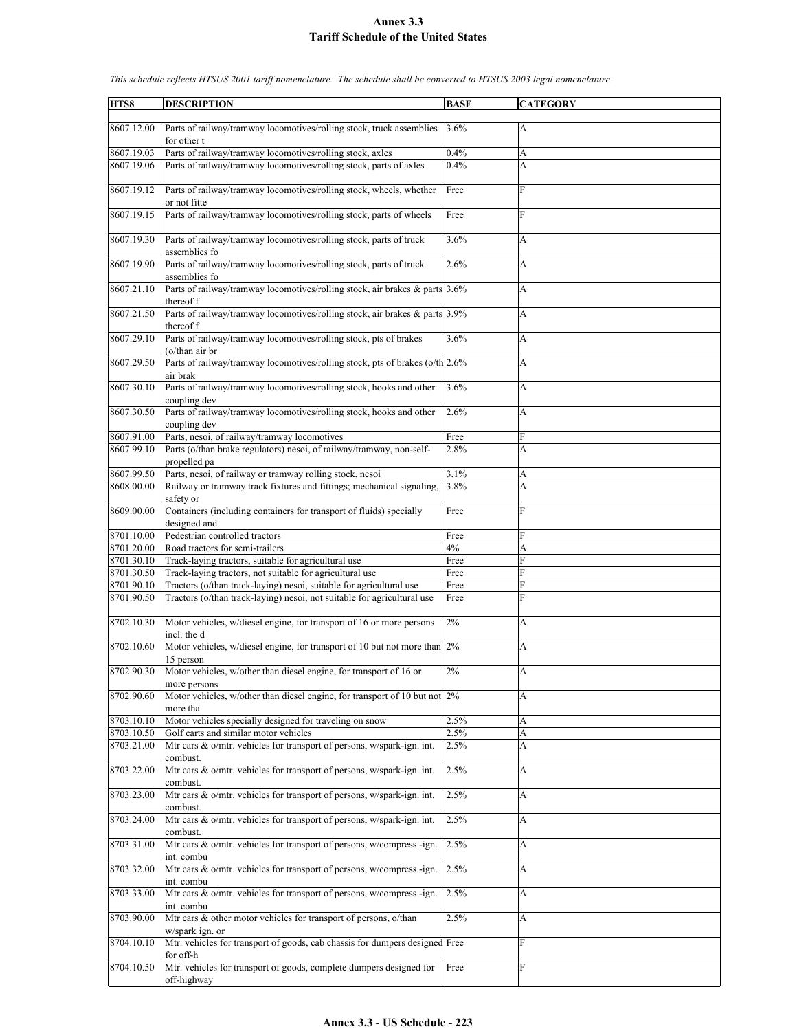# Annex 3.3
## Tariff Schedule of the United States

*This schedule reflects HTSUS 2001 tariff nomenclature. The schedule shall be converted to HTSUS 2003 legal nomenclature.*

| HTS8 | DESCRIPTION | BASE | CATEGORY |
|---|---|---|---|
| 8607.12.00 | Parts of railway/tramway locomotives/rolling stock, truck assemblies for other t | 3.6% | A |
| 8607.19.03 | Parts of railway/tramway locomotives/rolling stock, axles | 0.4% | A |
| 8607.19.06 | Parts of railway/tramway locomotives/rolling stock, parts of axles | 0.4% | A |
| 8607.19.12 | Parts of railway/tramway locomotives/rolling stock, wheels, whether or not fitte | Free | F |
| 8607.19.15 | Parts of railway/tramway locomotives/rolling stock, parts of wheels | Free | F |
| 8607.19.30 | Parts of railway/tramway locomotives/rolling stock, parts of truck assemblies fo | 3.6% | A |
| 8607.19.90 | Parts of railway/tramway locomotives/rolling stock, parts of truck assemblies fo | 2.6% | A |
| 8607.21.10 | Parts of railway/tramway locomotives/rolling stock, air brakes & parts thereof f | 3.6% | A |
| 8607.21.50 | Parts of railway/tramway locomotives/rolling stock, air brakes & parts thereof f | 3.9% | A |
| 8607.29.10 | Parts of railway/tramway locomotives/rolling stock, pts of brakes (o/than air br | 3.6% | A |
| 8607.29.50 | Parts of railway/tramway locomotives/rolling stock, pts of brakes (o/th air brak | 2.6% | A |
| 8607.30.10 | Parts of railway/tramway locomotives/rolling stock, hooks and other coupling dev | 3.6% | A |
| 8607.30.50 | Parts of railway/tramway locomotives/rolling stock, hooks and other coupling dev | 2.6% | A |
| 8607.91.00 | Parts, nesoi, of railway/tramway locomotives | Free | F |
| 8607.99.10 | Parts (o/than brake regulators) nesoi, of railway/tramway, non-self-propelled pa | 2.8% | A |
| 8607.99.50 | Parts, nesoi, of railway or tramway rolling stock, nesoi | 3.1% | A |
| 8608.00.00 | Railway or tramway track fixtures and fittings; mechanical signaling, safety or | 3.8% | A |
| 8609.00.00 | Containers (including containers for transport of fluids) specially designed and | Free | F |
| 8701.10.00 | Pedestrian controlled tractors | Free | F |
| 8701.20.00 | Road tractors for semi-trailers | 4% | A |
| 8701.30.10 | Track-laying tractors, suitable for agricultural use | Free | F |
| 8701.30.50 | Track-laying tractors, not suitable for agricultural use | Free | F |
| 8701.90.10 | Tractors (o/than track-laying) nesoi, suitable for agricultural use | Free | F |
| 8701.90.50 | Tractors (o/than track-laying) nesoi, not suitable for agricultural use | Free | F |
| 8702.10.30 | Motor vehicles, w/diesel engine, for transport of 16 or more persons incl. the d | 2% | A |
| 8702.10.60 | Motor vehicles, w/diesel engine, for transport of 10 but not more than 15 person | 2% | A |
| 8702.90.30 | Motor vehicles, w/other than diesel engine, for transport of 16 or more persons | 2% | A |
| 8702.90.60 | Motor vehicles, w/other than diesel engine, for transport of 10 but not more tha | 2% | A |
| 8703.10.10 | Motor vehicles specially designed for traveling on snow | 2.5% | A |
| 8703.10.50 | Golf carts and similar motor vehicles | 2.5% | A |
| 8703.21.00 | Mtr cars & o/mtr. vehicles for transport of persons, w/spark-ign. int. combust. | 2.5% | A |
| 8703.22.00 | Mtr cars & o/mtr. vehicles for transport of persons, w/spark-ign. int. combust. | 2.5% | A |
| 8703.23.00 | Mtr cars & o/mtr. vehicles for transport of persons, w/spark-ign. int. combust. | 2.5% | A |
| 8703.24.00 | Mtr cars & o/mtr. vehicles for transport of persons, w/spark-ign. int. combust. | 2.5% | A |
| 8703.31.00 | Mtr cars & o/mtr. vehicles for transport of persons, w/compress.-ign. int. combu | 2.5% | A |
| 8703.32.00 | Mtr cars & o/mtr. vehicles for transport of persons, w/compress.-ign. int. combu | 2.5% | A |
| 8703.33.00 | Mtr cars & o/mtr. vehicles for transport of persons, w/compress.-ign. int. combu | 2.5% | A |
| 8703.90.00 | Mtr cars & other motor vehicles for transport of persons, o/than w/spark ign. or | 2.5% | A |
| 8704.10.10 | Mtr. vehicles for transport of goods, cab chassis for dumpers designed for off-h | Free | F |
| 8704.10.50 | Mtr. vehicles for transport of goods, complete dumpers designed for off-highway | Free | F |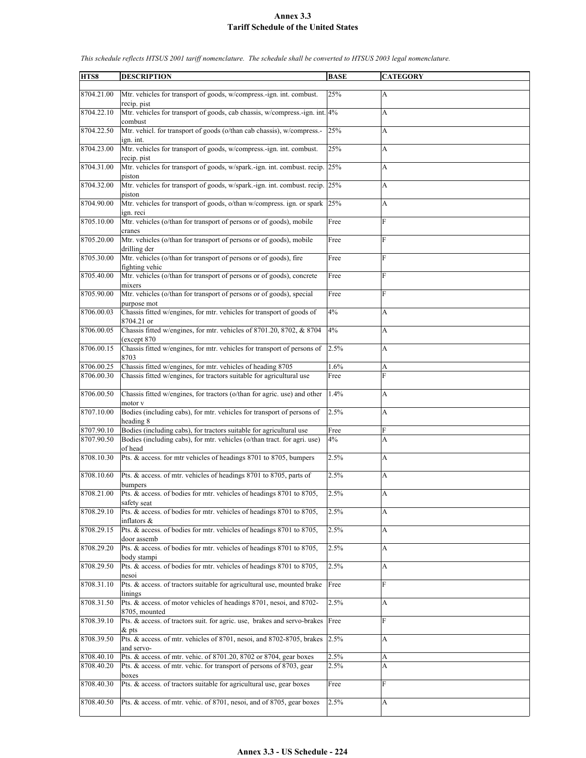# Annex 3.3
# Tariff Schedule of the United States

*This schedule reflects HTSUS 2001 tariff nomenclature. The schedule shall be converted to HTSUS 2003 legal nomenclature.*

| HTS8 | DESCRIPTION | BASE | CATEGORY |
|---|---|---|---|
| 8704.21.00 | Mtr. vehicles for transport of goods, w/compress.-ign. int. combust. recip. pist | 25% | A |
| 8704.22.10 | Mtr. vehicles for transport of goods, cab chassis, w/compress.-ign. int. combust | 4% | A |
| 8704.22.50 | Mtr. vehicl. for transport of goods (o/than cab chassis), w/compress.-ign. int. | 25% | A |
| 8704.23.00 | Mtr. vehicles for transport of goods, w/compress.-ign. int. combust. recip. pist | 25% | A |
| 8704.31.00 | Mtr. vehicles for transport of goods, w/spark.-ign. int. combust. recip. piston | 25% | A |
| 8704.32.00 | Mtr. vehicles for transport of goods, w/spark.-ign. int. combust. recip. piston | 25% | A |
| 8704.90.00 | Mtr. vehicles for transport of goods, o/than w/compress. ign. or spark ign. reci | 25% | A |
| 8705.10.00 | Mtr. vehicles (o/than for transport of persons or of goods), mobile cranes | Free | F |
| 8705.20.00 | Mtr. vehicles (o/than for transport of persons or of goods), mobile drilling der | Free | F |
| 8705.30.00 | Mtr. vehicles (o/than for transport of persons or of goods), fire fighting vehic | Free | F |
| 8705.40.00 | Mtr. vehicles (o/than for transport of persons or of goods), concrete mixers | Free | F |
| 8705.90.00 | Mtr. vehicles (o/than for transport of persons or of goods), special purpose mot | Free | F |
| 8706.00.03 | Chassis fitted w/engines, for mtr. vehicles for transport of goods of 8704.21 or | 4% | A |
| 8706.00.05 | Chassis fitted w/engines, for mtr. vehicles of 8701.20, 8702, & 8704 (except 870 | 4% | A |
| 8706.00.15 | Chassis fitted w/engines, for mtr. vehicles for transport of persons of 8703 | 2.5% | A |
| 8706.00.25 | Chassis fitted w/engines, for mtr. vehicles of heading 8705 | 1.6% | A |
| 8706.00.30 | Chassis fitted w/engines, for tractors suitable for agricultural use | Free | F |
| 8706.00.50 | Chassis fitted w/engines, for tractors (o/than for agric. use) and other motor v | 1.4% | A |
| 8707.10.00 | Bodies (including cabs), for mtr. vehicles for transport of persons of heading 8 | 2.5% | A |
| 8707.90.10 | Bodies (including cabs), for tractors suitable for agricultural use | Free | F |
| 8707.90.50 | Bodies (including cabs), for mtr. vehicles (o/than tract. for agri. use) of head | 4% | A |
| 8708.10.30 | Pts. & access. for mtr vehicles of headings 8701 to 8705, bumpers | 2.5% | A |
| 8708.10.60 | Pts. & access. of mtr. vehicles of headings 8701 to 8705, parts of bumpers | 2.5% | A |
| 8708.21.00 | Pts. & access. of bodies for mtr. vehicles of headings 8701 to 8705, safety seat | 2.5% | A |
| 8708.29.10 | Pts. & access. of bodies for mtr. vehicles of headings 8701 to 8705, inflators & | 2.5% | A |
| 8708.29.15 | Pts. & access. of bodies for mtr. vehicles of headings 8701 to 8705, door assemb | 2.5% | A |
| 8708.29.20 | Pts. & access. of bodies for mtr. vehicles of headings 8701 to 8705, body stampi | 2.5% | A |
| 8708.29.50 | Pts. & access. of bodies for mtr. vehicles of headings 8701 to 8705, nesoi | 2.5% | A |
| 8708.31.10 | Pts. & access. of tractors suitable for agricultural use, mounted brake linings | Free | F |
| 8708.31.50 | Pts. & access. of motor vehicles of headings 8701, nesoi, and 8702-8705, mounted | 2.5% | A |
| 8708.39.10 | Pts. & access. of tractors suit. for agric. use, brakes and servo-brakes & pts | Free | F |
| 8708.39.50 | Pts. & access. of mtr. vehicles of 8701, nesoi, and 8702-8705, brakes and servo- | 2.5% | A |
| 8708.40.10 | Pts. & access. of mtr. vehic. of 8701.20, 8702 or 8704, gear boxes | 2.5% | A |
| 8708.40.20 | Pts. & access. of mtr. vehic. for transport of persons of 8703, gear boxes | 2.5% | A |
| 8708.40.30 | Pts. & access. of tractors suitable for agricultural use, gear boxes | Free | F |
| 8708.40.50 | Pts. & access. of mtr. vehic. of 8701, nesoi, and of 8705, gear boxes | 2.5% | A |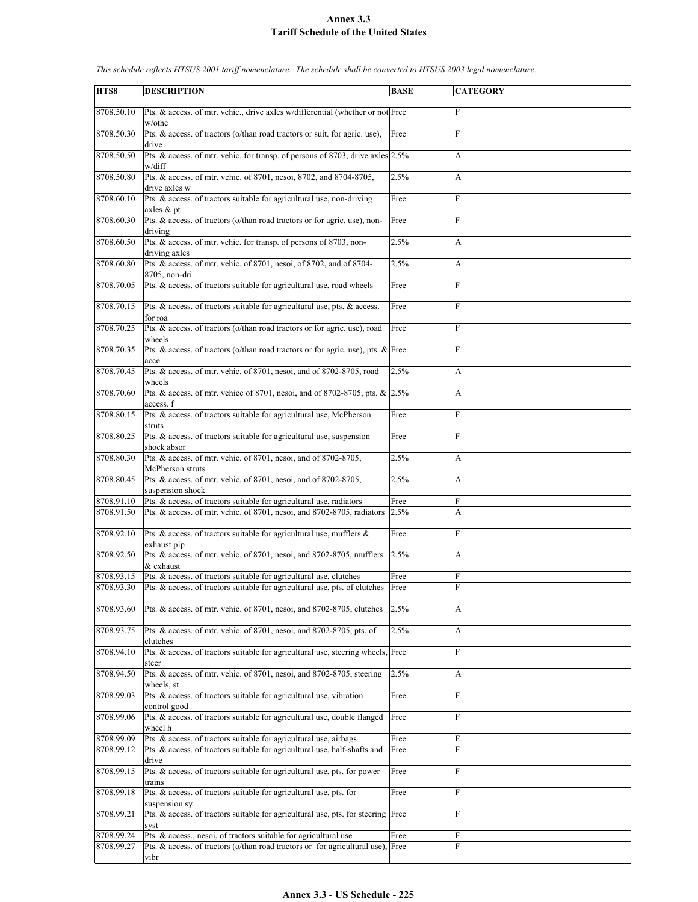# Annex 3.3
## Tariff Schedule of the United States

*This schedule reflects HTSUS 2001 tariff nomenclature. The schedule shall be converted to HTSUS 2003 legal nomenclature.*

| HTS8 | DESCRIPTION | BASE | CATEGORY |
|---|---|---|---|
| 8708.50.10 | Pts. & access. of mtr. vehic., drive axles w/differential (whether or not w/othe | Free | F |
| 8708.50.30 | Pts. & access. of tractors (o/than road tractors or suit. for agric. use), drive | Free | F |
| 8708.50.50 | Pts. & access. of mtr. vehic. for transp. of persons of 8703, drive axles w/diff | 2.5% | A |
| 8708.50.80 | Pts. & access. of mtr. vehic. of 8701, nesoi, 8702, and 8704-8705, drive axles w | 2.5% | A |
| 8708.60.10 | Pts. & access. of tractors suitable for agricultural use, non-driving axles & pt | Free | F |
| 8708.60.30 | Pts. & access. of tractors (o/than road tractors or for agric. use), non-driving | Free | F |
| 8708.60.50 | Pts. & access. of mtr. vehic. for transp. of persons of 8703, non-driving axles | 2.5% | A |
| 8708.60.80 | Pts. & access. of mtr. vehic. of 8701, nesoi, of 8702, and of 8704-8705, non-dri | 2.5% | A |
| 8708.70.05 | Pts. & access. of tractors suitable for agricultural use, road wheels | Free | F |
| 8708.70.15 | Pts. & access. of tractors suitable for agricultural use, pts. & access. for roa | Free | F |
| 8708.70.25 | Pts. & access. of tractors (o/than road tractors or for agric. use), road wheels | Free | F |
| 8708.70.35 | Pts. & access. of tractors (o/than road tractors or for agric. use), pts. & acce | Free | F |
| 8708.70.45 | Pts. & access. of mtr. vehic. of 8701, nesoi, and of 8702-8705, road wheels | 2.5% | A |
| 8708.70.60 | Pts. & access. of mtr. vehicc of 8701, nesoi, and of 8702-8705, pts. & access. f | 2.5% | A |
| 8708.80.15 | Pts. & access. of tractors suitable for agricultural use, McPherson struts | Free | F |
| 8708.80.25 | Pts. & access. of tractors suitable for agricultural use, suspension shock absor | Free | F |
| 8708.80.30 | Pts. & access. of mtr. vehic. of 8701, nesoi, and of 8702-8705, McPherson struts | 2.5% | A |
| 8708.80.45 | Pts. & access. of mtr. vehic. of 8701, nesoi, and of 8702-8705, suspension shock | 2.5% | A |
| 8708.91.10 | Pts. & access. of tractors suitable for agricultural use, radiators | Free | F |
| 8708.91.50 | Pts. & access. of mtr. vehic. of 8701, nesoi, and 8702-8705, radiators | 2.5% | A |
| 8708.92.10 | Pts. & access. of tractors suitable for agricultural use, mufflers & exhaust pip | Free | F |
| 8708.92.50 | Pts. & access. of mtr. vehic. of 8701, nesoi, and 8702-8705, mufflers & exhaust | 2.5% | A |
| 8708.93.15 | Pts. & access. of tractors suitable for agricultural use, clutches | Free | F |
| 8708.93.30 | Pts. & access. of tractors suitable for agricultural use, pts. of clutches | Free | F |
| 8708.93.60 | Pts. & access. of mtr. vehic. of 8701, nesoi, and 8702-8705, clutches | 2.5% | A |
| 8708.93.75 | Pts. & access. of mtr. vehic. of 8701, nesoi, and 8702-8705, pts. of clutches | 2.5% | A |
| 8708.94.10 | Pts. & access. of tractors suitable for agricultural use, steering wheels, steer | Free | F |
| 8708.94.50 | Pts. & access. of mtr. vehic. of 8701, nesoi, and 8702-8705, steering wheels, st | 2.5% | A |
| 8708.99.03 | Pts. & access. of tractors suitable for agricultural use, vibration control good | Free | F |
| 8708.99.06 | Pts. & access. of tractors suitable for agricultural use, double flanged wheel h | Free | F |
| 8708.99.09 | Pts. & access. of tractors suitable for agricultural use, airbags | Free | F |
| 8708.99.12 | Pts. & access. of tractors suitable for agricultural use, half-shafts and drive | Free | F |
| 8708.99.15 | Pts. & access. of tractors suitable for agricultural use, pts. for power trains | Free | F |
| 8708.99.18 | Pts. & access. of tractors suitable for agricultural use, pts. for suspension sy | Free | F |
| 8708.99.21 | Pts. & access. of tractors suitable for agricultural use, pts. for steering syst | Free | F |
| 8708.99.24 | Pts. & access., nesoi, of tractors suitable for agricultural use | Free | F |
| 8708.99.27 | Pts. & access. of tractors (o/than road tractors or for agricultural use), vibr | Free | F |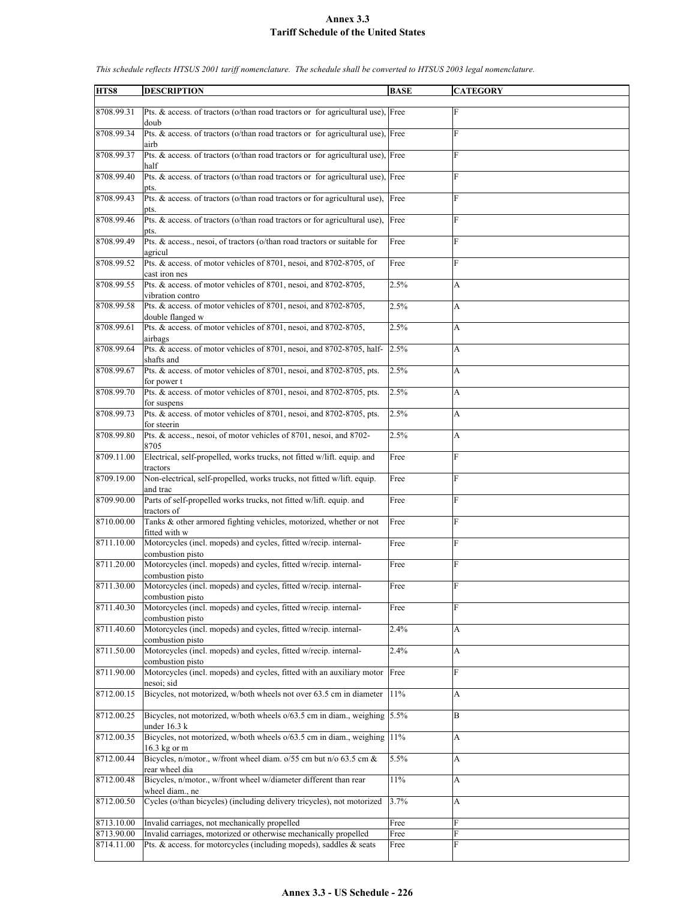# Annex 3.3
# Tariff Schedule of the United States

*This schedule reflects HTSUS 2001 tariff nomenclature. The schedule shall be converted to HTSUS 2003 legal nomenclature.*

| HTS8 | DESCRIPTION | BASE | CATEGORY |
|---|---|---|---|
| 8708.99.31 | Pts. & access. of tractors (o/than road tractors or for agricultural use), doub | Free | F |
| 8708.99.34 | Pts. & access. of tractors (o/than road tractors or for agricultural use), airb | Free | F |
| 8708.99.37 | Pts. & access. of tractors (o/than road tractors or for agricultural use), half | Free | F |
| 8708.99.40 | Pts. & access. of tractors (o/than road tractors or for agricultural use), pts. | Free | F |
| 8708.99.43 | Pts. & access. of tractors (o/than road tractors or for agricultural use), pts. | Free | F |
| 8708.99.46 | Pts. & access. of tractors (o/than road tractors or for agricultural use), pts. | Free | F |
| 8708.99.49 | Pts. & access., nesoi, of tractors (o/than road tractors or suitable for agricul | Free | F |
| 8708.99.52 | Pts. & access. of motor vehicles of 8701, nesoi, and 8702-8705, of cast iron nes | Free | F |
| 8708.99.55 | Pts. & access. of motor vehicles of 8701, nesoi, and 8702-8705, vibration contro | 2.5% | A |
| 8708.99.58 | Pts. & access. of motor vehicles of 8701, nesoi, and 8702-8705, double flanged w | 2.5% | A |
| 8708.99.61 | Pts. & access. of motor vehicles of 8701, nesoi, and 8702-8705, airbags | 2.5% | A |
| 8708.99.64 | Pts. & access. of motor vehicles of 8701, nesoi, and 8702-8705, half-shafts and | 2.5% | A |
| 8708.99.67 | Pts. & access. of motor vehicles of 8701, nesoi, and 8702-8705, pts. for power t | 2.5% | A |
| 8708.99.70 | Pts. & access. of motor vehicles of 8701, nesoi, and 8702-8705, pts. for suspens | 2.5% | A |
| 8708.99.73 | Pts. & access. of motor vehicles of 8701, nesoi, and 8702-8705, pts. for steerin | 2.5% | A |
| 8708.99.80 | Pts. & access., nesoi, of motor vehicles of 8701, nesoi, and 8702-8705 | 2.5% | A |
| 8709.11.00 | Electrical, self-propelled, works trucks, not fitted w/lift. equip. and tractors | Free | F |
| 8709.19.00 | Non-electrical, self-propelled, works trucks, not fitted w/lift. equip. and trac | Free | F |
| 8709.90.00 | Parts of self-propelled works trucks, not fitted w/lift. equip. and tractors of | Free | F |
| 8710.00.00 | Tanks & other armored fighting vehicles, motorized, whether or not fitted with w | Free | F |
| 8711.10.00 | Motorcycles (incl. mopeds) and cycles, fitted w/recip. internal-combustion pisto | Free | F |
| 8711.20.00 | Motorcycles (incl. mopeds) and cycles, fitted w/recip. internal-combustion pisto | Free | F |
| 8711.30.00 | Motorcycles (incl. mopeds) and cycles, fitted w/recip. internal-combustion pisto | Free | F |
| 8711.40.30 | Motorcycles (incl. mopeds) and cycles, fitted w/recip. internal-combustion pisto | Free | F |
| 8711.40.60 | Motorcycles (incl. mopeds) and cycles, fitted w/recip. internal-combustion pisto | 2.4% | A |
| 8711.50.00 | Motorcycles (incl. mopeds) and cycles, fitted w/recip. internal-combustion pisto | 2.4% | A |
| 8711.90.00 | Motorcycles (incl. mopeds) and cycles, fitted with an auxiliary motor nesoi; sid | Free | F |
| 8712.00.15 | Bicycles, not motorized, w/both wheels not over 63.5 cm in diameter | 11% | A |
| 8712.00.25 | Bicycles, not motorized, w/both wheels o/63.5 cm in diam., weighing under 16.3 k | 5.5% | B |
| 8712.00.35 | Bicycles, not motorized, w/both wheels o/63.5 cm in diam., weighing 16.3 kg or m | 11% | A |
| 8712.00.44 | Bicycles, n/motor., w/front wheel diam. o/55 cm but n/o 63.5 cm & rear wheel dia | 5.5% | A |
| 8712.00.48 | Bicycles, n/motor., w/front wheel w/diameter different than rear wheel diam., ne | 11% | A |
| 8712.00.50 | Cycles (o/than bicycles) (including delivery tricycles), not motorized | 3.7% | A |
| 8713.10.00 | Invalid carriages, not mechanically propelled | Free | F |
| 8713.90.00 | Invalid carriages, motorized or otherwise mechanically propelled | Free | F |
| 8714.11.00 | Pts. & access. for motorcycles (including mopeds), saddles & seats | Free | F |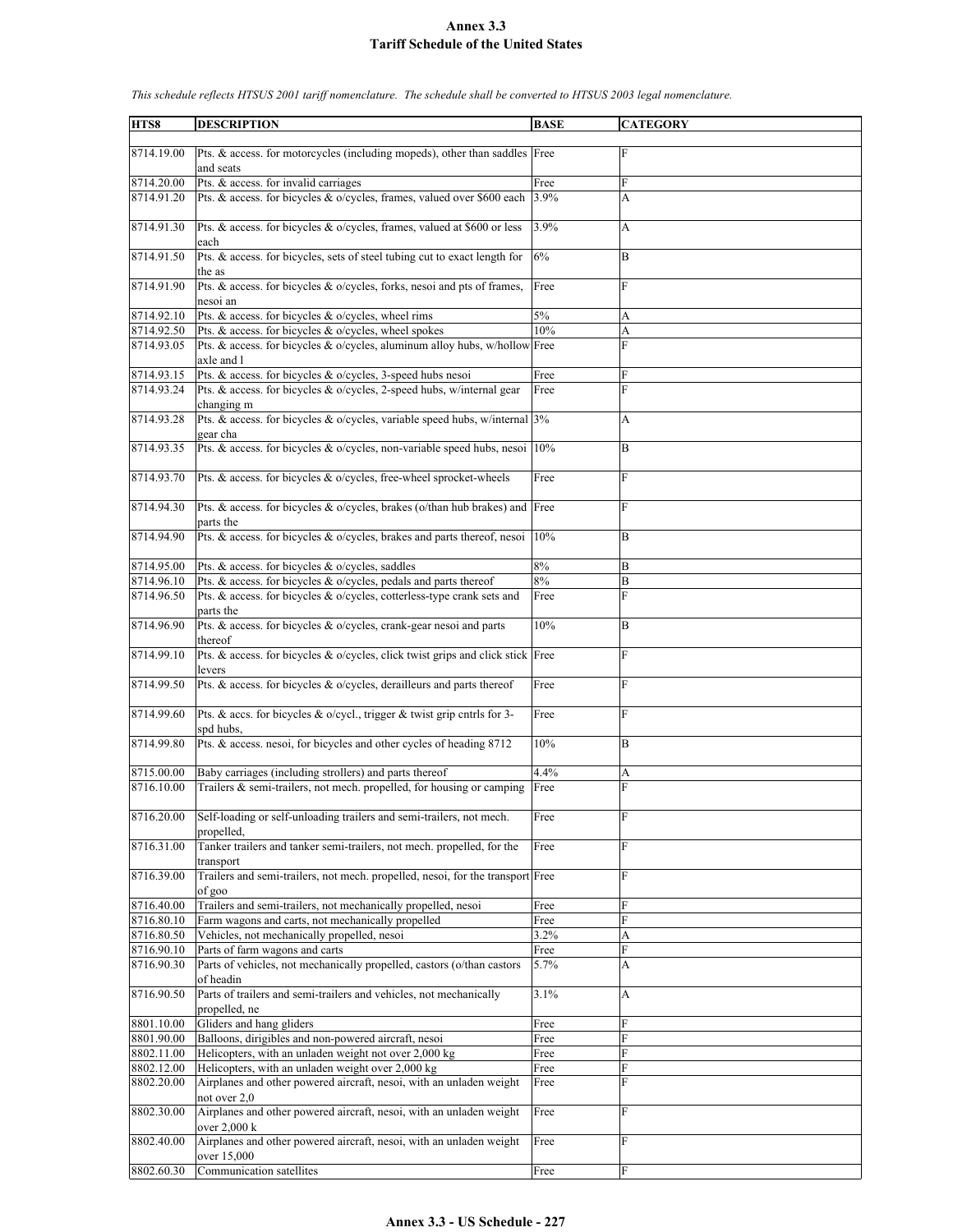# Annex 3.3
## Tariff Schedule of the United States

*This schedule reflects HTSUS 2001 tariff nomenclature. The schedule shall be converted to HTSUS 2003 legal nomenclature.*

| HTS8 | DESCRIPTION | BASE | CATEGORY |
|---|---|---|---|
| 8714.19.00 | Pts. & access. for motorcycles (including mopeds), other than saddles and seats | Free | F |
| 8714.20.00 | Pts. & access. for invalid carriages | Free | F |
| 8714.91.20 | Pts. & access. for bicycles & o/cycles, frames, valued over $600 each | 3.9% | A |
| 8714.91.30 | Pts. & access. for bicycles & o/cycles, frames, valued at $600 or less each | 3.9% | A |
| 8714.91.50 | Pts. & access. for bicycles, sets of steel tubing cut to exact length for the as | 6% | B |
| 8714.91.90 | Pts. & access. for bicycles & o/cycles, forks, nesoi and pts of frames, nesoi an | Free | F |
| 8714.92.10 | Pts. & access. for bicycles & o/cycles, wheel rims | 5% | A |
| 8714.92.50 | Pts. & access. for bicycles & o/cycles, wheel spokes | 10% | A |
| 8714.93.05 | Pts. & access. for bicycles & o/cycles, aluminum alloy hubs, w/hollow axle and l | Free | F |
| 8714.93.15 | Pts. & access. for bicycles & o/cycles, 3-speed hubs nesoi | Free | F |
| 8714.93.24 | Pts. & access. for bicycles & o/cycles, 2-speed hubs, w/internal gear changing m | Free | F |
| 8714.93.28 | Pts. & access. for bicycles & o/cycles, variable speed hubs, w/internal gear cha | 3% | A |
| 8714.93.35 | Pts. & access. for bicycles & o/cycles, non-variable speed hubs, nesoi | 10% | B |
| 8714.93.70 | Pts. & access. for bicycles & o/cycles, free-wheel sprocket-wheels | Free | F |
| 8714.94.30 | Pts. & access. for bicycles & o/cycles, brakes (o/than hub brakes) and parts the | Free | F |
| 8714.94.90 | Pts. & access. for bicycles & o/cycles, brakes and parts thereof, nesoi | 10% | B |
| 8714.95.00 | Pts. & access. for bicycles & o/cycles, saddles | 8% | B |
| 8714.96.10 | Pts. & access. for bicycles & o/cycles, pedals and parts thereof | 8% | B |
| 8714.96.50 | Pts. & access. for bicycles & o/cycles, cotterless-type crank sets and parts the | Free | F |
| 8714.96.90 | Pts. & access. for bicycles & o/cycles, crank-gear nesoi and parts thereof | 10% | B |
| 8714.99.10 | Pts. & access. for bicycles & o/cycles, click twist grips and click stick levers | Free | F |
| 8714.99.50 | Pts. & access. for bicycles & o/cycles, derailleurs and parts thereof | Free | F |
| 8714.99.60 | Pts. & accs. for bicycles & o/cycl., trigger & twist grip cntrls for 3-spd hubs, | Free | F |
| 8714.99.80 | Pts. & access. nesoi, for bicycles and other cycles of heading 8712 | 10% | B |
| 8715.00.00 | Baby carriages (including strollers) and parts thereof | 4.4% | A |
| 8716.10.00 | Trailers & semi-trailers, not mech. propelled, for housing or camping | Free | F |
| 8716.20.00 | Self-loading or self-unloading trailers and semi-trailers, not mech. propelled, | Free | F |
| 8716.31.00 | Tanker trailers and tanker semi-trailers, not mech. propelled, for the transport | Free | F |
| 8716.39.00 | Trailers and semi-trailers, not mech. propelled, nesoi, for the transport of goo | Free | F |
| 8716.40.00 | Trailers and semi-trailers, not mechanically propelled, nesoi | Free | F |
| 8716.80.10 | Farm wagons and carts, not mechanically propelled | Free | F |
| 8716.80.50 | Vehicles, not mechanically propelled, nesoi | 3.2% | A |
| 8716.90.10 | Parts of farm wagons and carts | Free | F |
| 8716.90.30 | Parts of vehicles, not mechanically propelled, castors (o/than castors of headin | 5.7% | A |
| 8716.90.50 | Parts of trailers and semi-trailers and vehicles, not mechanically propelled, ne | 3.1% | A |
| 8801.10.00 | Gliders and hang gliders | Free | F |
| 8801.90.00 | Balloons, dirigibles and non-powered aircraft, nesoi | Free | F |
| 8802.11.00 | Helicopters, with an unladen weight not over 2,000 kg | Free | F |
| 8802.12.00 | Helicopters, with an unladen weight over 2,000 kg | Free | F |
| 8802.20.00 | Airplanes and other powered aircraft, nesoi, with an unladen weight not over 2,0 | Free | F |
| 8802.30.00 | Airplanes and other powered aircraft, nesoi, with an unladen weight over 2,000 k | Free | F |
| 8802.40.00 | Airplanes and other powered aircraft, nesoi, with an unladen weight over 15,000 | Free | F |
| 8802.60.30 | Communication satellites | Free | F |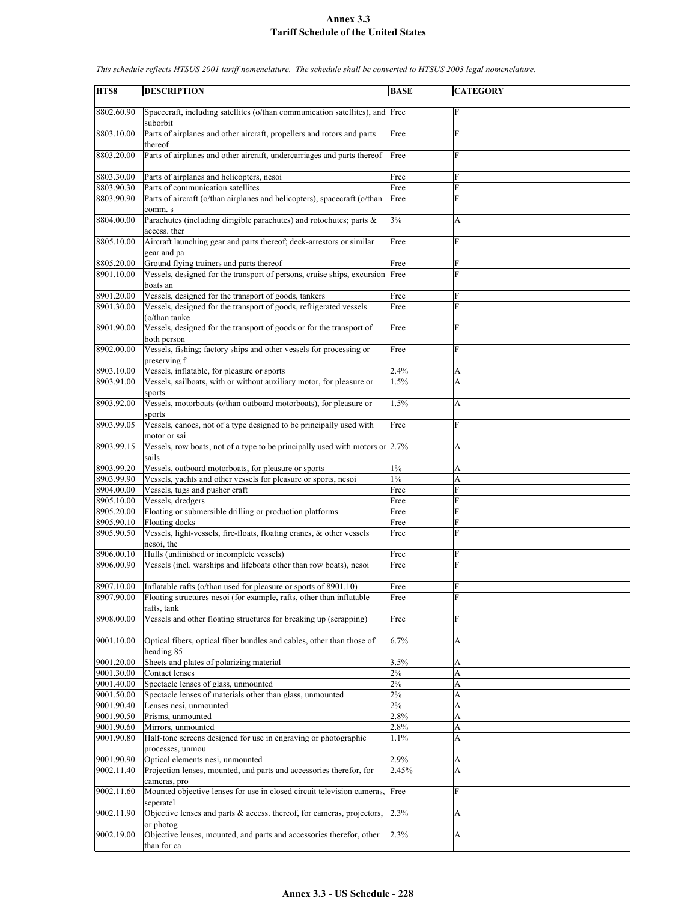# Annex 3.3
## Tariff Schedule of the United States

*This schedule reflects HTSUS 2001 tariff nomenclature. The schedule shall be converted to HTSUS 2003 legal nomenclature.*

| HTS8 | DESCRIPTION | BASE | CATEGORY |
|---|---|---|---|
| 8802.60.90 | Spacecraft, including satellites (o/than communication satellites), and suborbit | Free | F |
| 8803.10.00 | Parts of airplanes and other aircraft, propellers and rotors and parts thereof | Free | F |
| 8803.20.00 | Parts of airplanes and other aircraft, undercarriages and parts thereof | Free | F |
| 8803.30.00 | Parts of airplanes and helicopters, nesoi | Free | F |
| 8803.90.30 | Parts of communication satellites | Free | F |
| 8803.90.90 | Parts of aircraft (o/than airplanes and helicopters), spacecraft (o/than comm. s | Free | F |
| 8804.00.00 | Parachutes (including dirigible parachutes) and rotochutes; parts & access. ther | 3% | A |
| 8805.10.00 | Aircraft launching gear and parts thereof; deck-arrestors or similar gear and pa | Free | F |
| 8805.20.00 | Ground flying trainers and parts thereof | Free | F |
| 8901.10.00 | Vessels, designed for the transport of persons, cruise ships, excursion boats an | Free | F |
| 8901.20.00 | Vessels, designed for the transport of goods, tankers | Free | F |
| 8901.30.00 | Vessels, designed for the transport of goods, refrigerated vessels (o/than tanke | Free | F |
| 8901.90.00 | Vessels, designed for the transport of goods or for the transport of both person | Free | F |
| 8902.00.00 | Vessels, fishing; factory ships and other vessels for processing or preserving f | Free | F |
| 8903.10.00 | Vessels, inflatable, for pleasure or sports | 2.4% | A |
| 8903.91.00 | Vessels, sailboats, with or without auxiliary motor, for pleasure or sports | 1.5% | A |
| 8903.92.00 | Vessels, motorboats (o/than outboard motorboats), for pleasure or sports | 1.5% | A |
| 8903.99.05 | Vessels, canoes, not of a type designed to be principally used with motor or sai | Free | F |
| 8903.99.15 | Vessels, row boats, not of a type to be principally used with motors or sails | 2.7% | A |
| 8903.99.20 | Vessels, outboard motorboats, for pleasure or sports | 1% | A |
| 8903.99.90 | Vessels, yachts and other vessels for pleasure or sports, nesoi | 1% | A |
| 8904.00.00 | Vessels, tugs and pusher craft | Free | F |
| 8905.10.00 | Vessels, dredgers | Free | F |
| 8905.20.00 | Floating or submersible drilling or production platforms | Free | F |
| 8905.90.10 | Floating docks | Free | F |
| 8905.90.50 | Vessels, light-vessels, fire-floats, floating cranes, & other vessels nesoi, the | Free | F |
| 8906.00.10 | Hulls (unfinished or incomplete vessels) | Free | F |
| 8906.00.90 | Vessels (incl. warships and lifeboats other than row boats), nesoi | Free | F |
| 8907.10.00 | Inflatable rafts (o/than used for pleasure or sports of 8901.10) | Free | F |
| 8907.90.00 | Floating structures nesoi (for example, rafts, other than inflatable rafts, tank | Free | F |
| 8908.00.00 | Vessels and other floating structures for breaking up (scrapping) | Free | F |
| 9001.10.00 | Optical fibers, optical fiber bundles and cables, other than those of heading 85 | 6.7% | A |
| 9001.20.00 | Sheets and plates of polarizing material | 3.5% | A |
| 9001.30.00 | Contact lenses | 2% | A |
| 9001.40.00 | Spectacle lenses of glass, unmounted | 2% | A |
| 9001.50.00 | Spectacle lenses of materials other than glass, unmounted | 2% | A |
| 9001.90.40 | Lenses nesi, unmounted | 2% | A |
| 9001.90.50 | Prisms, unmounted | 2.8% | A |
| 9001.90.60 | Mirrors, unmounted | 2.8% | A |
| 9001.90.80 | Half-tone screens designed for use in engraving or photographic processes, unmou | 1.1% | A |
| 9001.90.90 | Optical elements nesi, unmounted | 2.9% | A |
| 9002.11.40 | Projection lenses, mounted, and parts and accessories therefor, for cameras, pro | 2.45% | A |
| 9002.11.60 | Mounted objective lenses for use in closed circuit television cameras, seperatel | Free | F |
| 9002.11.90 | Objective lenses and parts & access. thereof, for cameras, projectors, or photog | 2.3% | A |
| 9002.19.00 | Objective lenses, mounted, and parts and accessories therefor, other than for ca | 2.3% | A |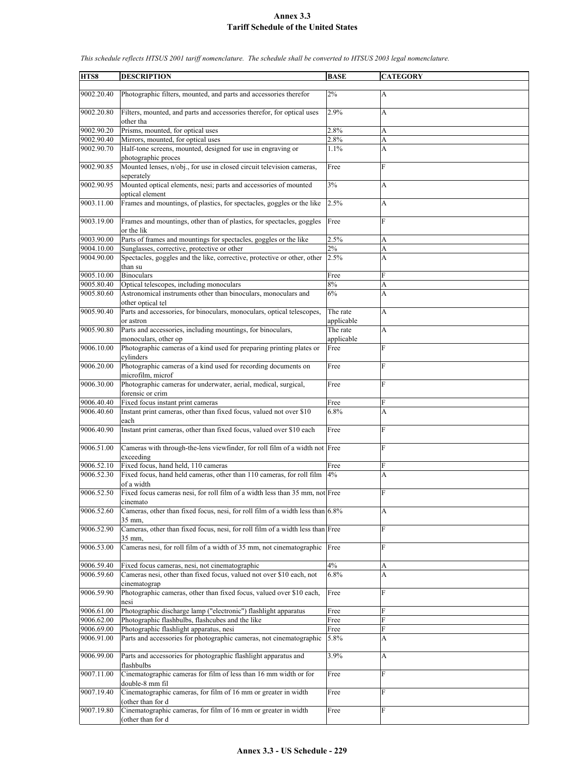# Annex 3.3
## Tariff Schedule of the United States

*This schedule reflects HTSUS 2001 tariff nomenclature. The schedule shall be converted to HTSUS 2003 legal nomenclature.*

| HTS8 | DESCRIPTION | BASE | CATEGORY |
|---|---|---|---|
| 9002.20.40 | Photographic filters, mounted, and parts and accessories therefor | 2% | A |
| 9002.20.80 | Filters, mounted, and parts and accessories therefor, for optical uses other tha | 2.9% | A |
| 9002.90.20 | Prisms, mounted, for optical uses | 2.8% | A |
| 9002.90.40 | Mirrors, mounted, for optical uses | 2.8% | A |
| 9002.90.70 | Half-tone screens, mounted, designed for use in engraving or photographic proces | 1.1% | A |
| 9002.90.85 | Mounted lenses, n/obj., for use in closed circuit television cameras, seperately | Free | F |
| 9002.90.95 | Mounted optical elements, nesi; parts and accessories of mounted optical element | 3% | A |
| 9003.11.00 | Frames and mountings, of plastics, for spectacles, goggles or the like | 2.5% | A |
| 9003.19.00 | Frames and mountings, other than of plastics, for spectacles, goggles or the lik | Free | F |
| 9003.90.00 | Parts of frames and mountings for spectacles, goggles or the like | 2.5% | A |
| 9004.10.00 | Sunglasses, corrective, protective or other | 2% | A |
| 9004.90.00 | Spectacles, goggles and the like, corrective, protective or other, other than su | 2.5% | A |
| 9005.10.00 | Binoculars | Free | F |
| 9005.80.40 | Optical telescopes, including monoculars | 8% | A |
| 9005.80.60 | Astronomical instruments other than binoculars, monoculars and other optical tel | 6% | A |
| 9005.90.40 | Parts and accessories, for binoculars, monoculars, optical telescopes, or astron | The rate applicable | A |
| 9005.90.80 | Parts and accessories, including mountings, for binoculars, monoculars, other op | The rate applicable | A |
| 9006.10.00 | Photographic cameras of a kind used for preparing printing plates or cylinders | Free | F |
| 9006.20.00 | Photographic cameras of a kind used for recording documents on microfilm, microf | Free | F |
| 9006.30.00 | Photographic cameras for underwater, aerial, medical, surgical, forensic or crim | Free | F |
| 9006.40.40 | Fixed focus instant print cameras | Free | F |
| 9006.40.60 | Instant print cameras, other than fixed focus, valued not over $10 each | 6.8% | A |
| 9006.40.90 | Instant print cameras, other than fixed focus, valued over $10 each | Free | F |
| 9006.51.00 | Cameras with through-the-lens viewfinder, for roll film of a width not exceeding | Free | F |
| 9006.52.10 | Fixed focus, hand held, 110 cameras | Free | F |
| 9006.52.30 | Fixed focus, hand held cameras, other than 110 cameras, for roll film of a width | 4% | A |
| 9006.52.50 | Fixed focus cameras nesi, for roll film of a width less than 35 mm, not cinemato | Free | F |
| 9006.52.60 | Cameras, other than fixed focus, nesi, for roll film of a width less than 35 mm, | 6.8% | A |
| 9006.52.90 | Cameras, other than fixed focus, nesi, for roll film of a width less than 35 mm, | Free | F |
| 9006.53.00 | Cameras nesi, for roll film of a width of 35 mm, not cinematographic | Free | F |
| 9006.59.40 | Fixed focus cameras, nesi, not cinematographic | 4% | A |
| 9006.59.60 | Cameras nesi, other than fixed focus, valued not over $10 each, not cinematograp | 6.8% | A |
| 9006.59.90 | Photographic cameras, other than fixed focus, valued over $10 each, nesi | Free | F |
| 9006.61.00 | Photographic discharge lamp ("electronic") flashlight apparatus | Free | F |
| 9006.62.00 | Photographic flashbulbs, flashcubes and the like | Free | F |
| 9006.69.00 | Photographic flashlight apparatus, nesi | Free | F |
| 9006.91.00 | Parts and accessories for photographic cameras, not cinematographic | 5.8% | A |
| 9006.99.00 | Parts and accessories for photographic flashlight apparatus and flashbulbs | 3.9% | A |
| 9007.11.00 | Cinematographic cameras for film of less than 16 mm width or for double-8 mm fil | Free | F |
| 9007.19.40 | Cinematographic cameras, for film of 16 mm or greater in width (other than for d | Free | F |
| 9007.19.80 | Cinematographic cameras, for film of 16 mm or greater in width (other than for d | Free | F |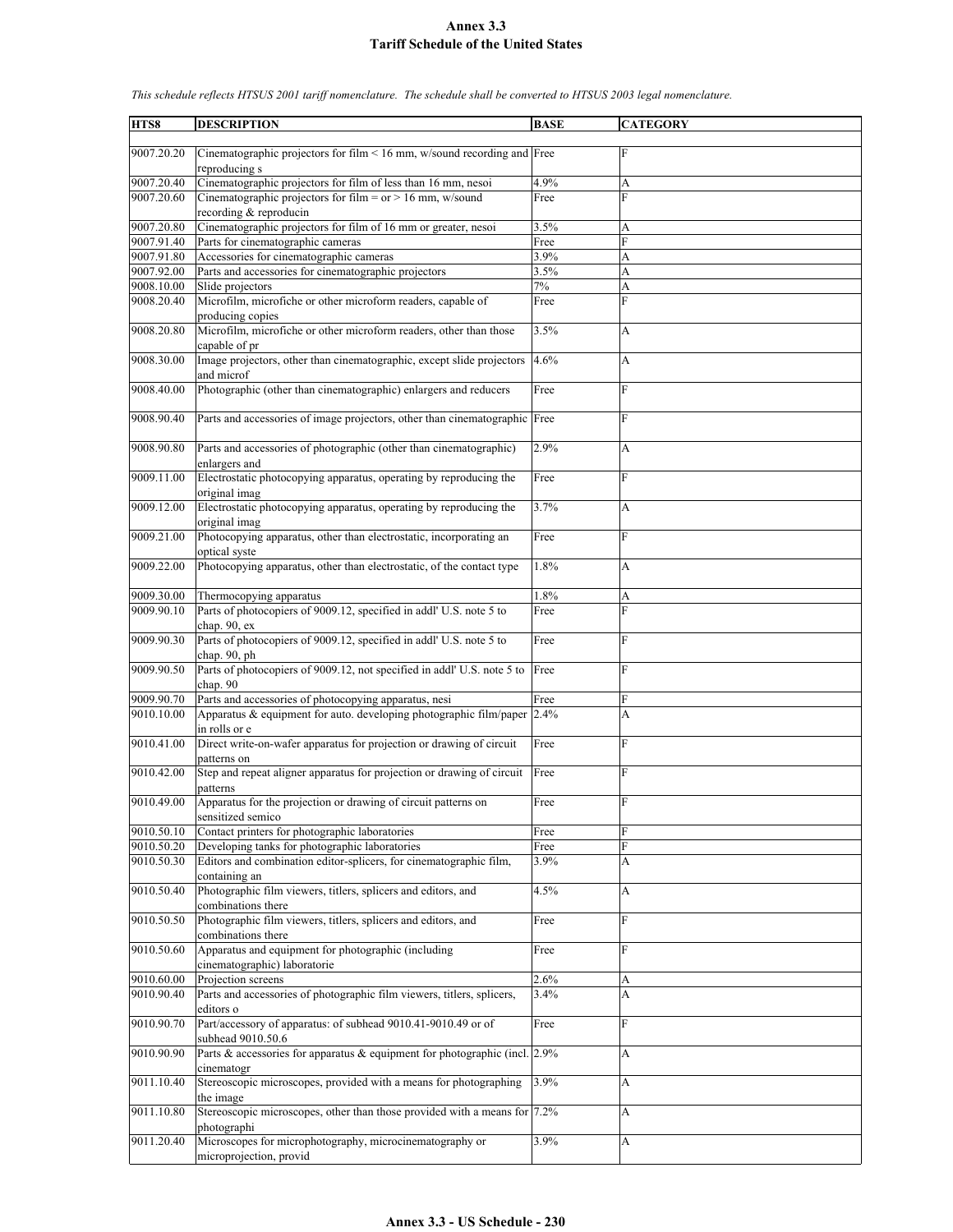# Annex 3.3
## Tariff Schedule of the United States

*This schedule reflects HTSUS 2001 tariff nomenclature. The schedule shall be converted to HTSUS 2003 legal nomenclature.*

| HTS8 | DESCRIPTION | BASE | CATEGORY |
|---|---|---|---|
| 9007.20.20 | Cinematographic projectors for film < 16 mm, w/sound recording and reproducing s | Free | F |
| 9007.20.40 | Cinematographic projectors for film of less than 16 mm, nesoi | 4.9% | A |
| 9007.20.60 | Cinematographic projectors for film = or > 16 mm, w/sound recording & reproducin | Free | F |
| 9007.20.80 | Cinematographic projectors for film of 16 mm or greater, nesoi | 3.5% | A |
| 9007.91.40 | Parts for cinematographic cameras | Free | F |
| 9007.91.80 | Accessories for cinematographic cameras | 3.9% | A |
| 9007.92.00 | Parts and accessories for cinematographic projectors | 3.5% | A |
| 9008.10.00 | Slide projectors | 7% | A |
| 9008.20.40 | Microfilm, microfiche or other microform readers, capable of producing copies | Free | F |
| 9008.20.80 | Microfilm, microfiche or other microform readers, other than those capable of pr | 3.5% | A |
| 9008.30.00 | Image projectors, other than cinematographic, except slide projectors and microf | 4.6% | A |
| 9008.40.00 | Photographic (other than cinematographic) enlargers and reducers | Free | F |
| 9008.90.40 | Parts and accessories of image projectors, other than cinematographic | Free | F |
| 9008.90.80 | Parts and accessories of photographic (other than cinematographic) enlargers and | 2.9% | A |
| 9009.11.00 | Electrostatic photocopying apparatus, operating by reproducing the original imag | Free | F |
| 9009.12.00 | Electrostatic photocopying apparatus, operating by reproducing the original imag | 3.7% | A |
| 9009.21.00 | Photocopying apparatus, other than electrostatic, incorporating an optical syste | Free | F |
| 9009.22.00 | Photocopying apparatus, other than electrostatic, of the contact type | 1.8% | A |
| 9009.30.00 | Thermocopying apparatus | 1.8% | A |
| 9009.90.10 | Parts of photocopiers of 9009.12, specified in addl' U.S. note 5 to chap. 90, ex | Free | F |
| 9009.90.30 | Parts of photocopiers of 9009.12, specified in addl' U.S. note 5 to chap. 90, ph | Free | F |
| 9009.90.50 | Parts of photocopiers of 9009.12, not specified in addl' U.S. note 5 to chap. 90 | Free | F |
| 9009.90.70 | Parts and accessories of photocopying apparatus, nesi | Free | F |
| 9010.10.00 | Apparatus & equipment for auto. developing photographic film/paper in rolls or e | 2.4% | A |
| 9010.41.00 | Direct write-on-wafer apparatus for projection or drawing of circuit patterns on | Free | F |
| 9010.42.00 | Step and repeat aligner apparatus for projection or drawing of circuit patterns | Free | F |
| 9010.49.00 | Apparatus for the projection or drawing of circuit patterns on sensitized semico | Free | F |
| 9010.50.10 | Contact printers for photographic laboratories | Free | F |
| 9010.50.20 | Developing tanks for photographic laboratories | Free | F |
| 9010.50.30 | Editors and combination editor-splicers, for cinematographic film, containing an | 3.9% | A |
| 9010.50.40 | Photographic film viewers, titlers, splicers and editors, and combinations there | 4.5% | A |
| 9010.50.50 | Photographic film viewers, titlers, splicers and editors, and combinations there | Free | F |
| 9010.50.60 | Apparatus and equipment for photographic (including cinematographic) laboratorie | Free | F |
| 9010.60.00 | Projection screens | 2.6% | A |
| 9010.90.40 | Parts and accessories of photographic film viewers, titlers, splicers, editors o | 3.4% | A |
| 9010.90.70 | Part/accessory of apparatus: of subhead 9010.41-9010.49 or of subhead 9010.50.6 | Free | F |
| 9010.90.90 | Parts & accessories for apparatus & equipment for photographic (incl. cinematogr | 2.9% | A |
| 9011.10.40 | Stereoscopic microscopes, provided with a means for photographing the image | 3.9% | A |
| 9011.10.80 | Stereoscopic microscopes, other than those provided with a means for photographi | 7.2% | A |
| 9011.20.40 | Microscopes for microphotography, microcinematography or microprojection, provid | 3.9% | A |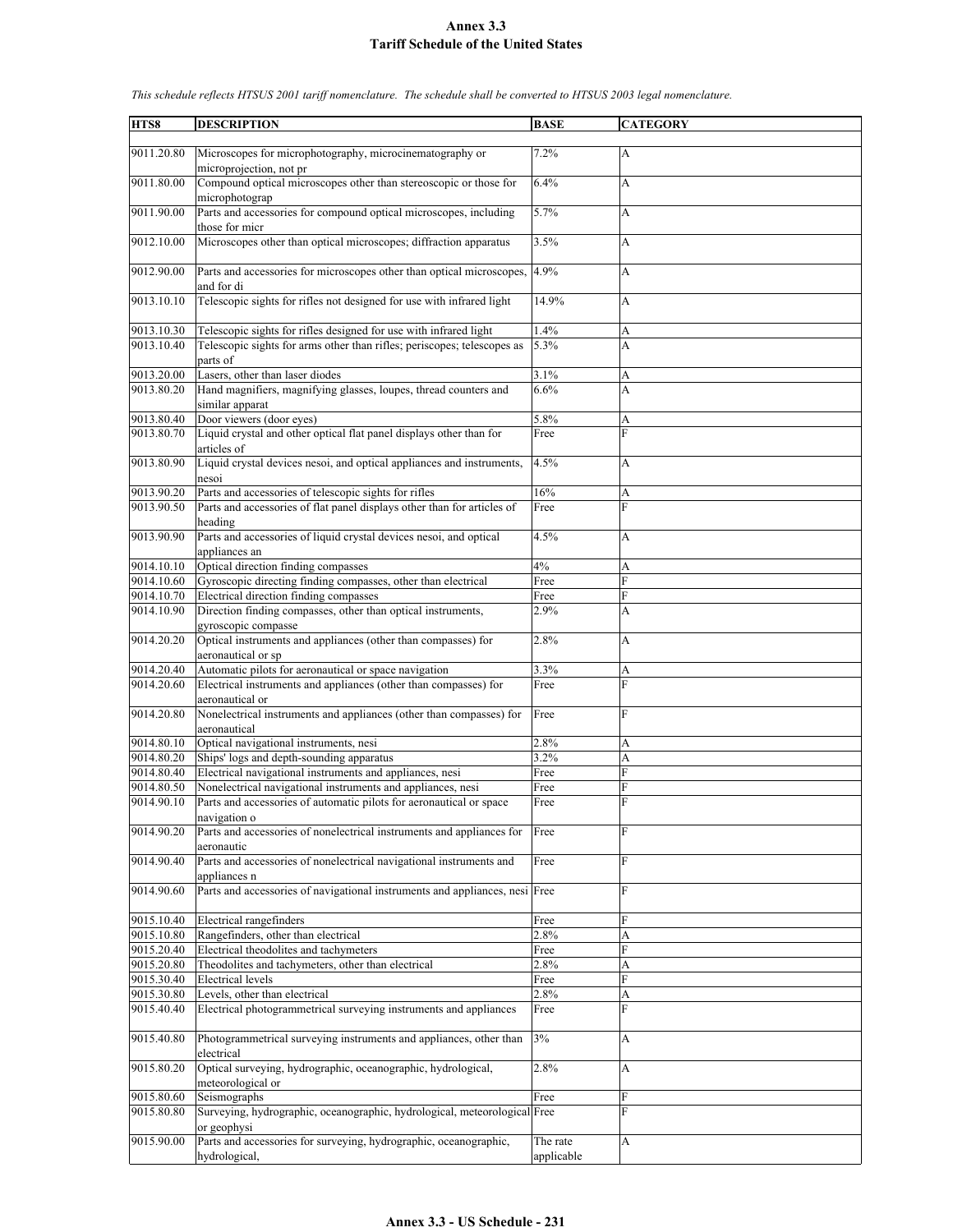# Annex 3.3
## Tariff Schedule of the United States

*This schedule reflects HTSUS 2001 tariff nomenclature. The schedule shall be converted to HTSUS 2003 legal nomenclature.*

| HTS8 | DESCRIPTION | BASE | CATEGORY |
|---|---|---|---|
| 9011.20.80 | Microscopes for microphotography, microcinematography or microprojection, not pr | 7.2% | A |
| 9011.80.00 | Compound optical microscopes other than stereoscopic or those for microphotograp | 6.4% | A |
| 9011.90.00 | Parts and accessories for compound optical microscopes, including those for micr | 5.7% | A |
| 9012.10.00 | Microscopes other than optical microscopes; diffraction apparatus | 3.5% | A |
| 9012.90.00 | Parts and accessories for microscopes other than optical microscopes, and for di | 4.9% | A |
| 9013.10.10 | Telescopic sights for rifles not designed for use with infrared light | 14.9% | A |
| 9013.10.30 | Telescopic sights for rifles designed for use with infrared light | 1.4% | A |
| 9013.10.40 | Telescopic sights for arms other than rifles; periscopes; telescopes as parts of | 5.3% | A |
| 9013.20.00 | Lasers, other than laser diodes | 3.1% | A |
| 9013.80.20 | Hand magnifiers, magnifying glasses, loupes, thread counters and similar apparat | 6.6% | A |
| 9013.80.40 | Door viewers (door eyes) | 5.8% | A |
| 9013.80.70 | Liquid crystal and other optical flat panel displays other than for articles of | Free | F |
| 9013.80.90 | Liquid crystal devices nesoi, and optical appliances and instruments, nesoi | 4.5% | A |
| 9013.90.20 | Parts and accessories of telescopic sights for rifles | 16% | A |
| 9013.90.50 | Parts and accessories of flat panel displays other than for articles of heading | Free | F |
| 9013.90.90 | Parts and accessories of liquid crystal devices nesoi, and optical appliances an | 4.5% | A |
| 9014.10.10 | Optical direction finding compasses | 4% | A |
| 9014.10.60 | Gyroscopic directing finding compasses, other than electrical | Free | F |
| 9014.10.70 | Electrical direction finding compasses | Free | F |
| 9014.10.90 | Direction finding compasses, other than optical instruments, gyroscopic compasse | 2.9% | A |
| 9014.20.20 | Optical instruments and appliances (other than compasses) for aeronautical or sp | 2.8% | A |
| 9014.20.40 | Automatic pilots for aeronautical or space navigation | 3.3% | A |
| 9014.20.60 | Electrical instruments and appliances (other than compasses) for aeronautical or | Free | F |
| 9014.20.80 | Nonelectrical instruments and appliances (other than compasses) for aeronautical | Free | F |
| 9014.80.10 | Optical navigational instruments, nesi | 2.8% | A |
| 9014.80.20 | Ships' logs and depth-sounding apparatus | 3.2% | A |
| 9014.80.40 | Electrical navigational instruments and appliances, nesi | Free | F |
| 9014.80.50 | Nonelectrical navigational instruments and appliances, nesi | Free | F |
| 9014.90.10 | Parts and accessories of automatic pilots for aeronautical or space navigation o | Free | F |
| 9014.90.20 | Parts and accessories of nonelectrical instruments and appliances for aeronautic | Free | F |
| 9014.90.40 | Parts and accessories of nonelectrical navigational instruments and appliances n | Free | F |
| 9014.90.60 | Parts and accessories of navigational instruments and appliances, nesi | Free | F |
| 9015.10.40 | Electrical rangefinders | Free | F |
| 9015.10.80 | Rangefinders, other than electrical | 2.8% | A |
| 9015.20.40 | Electrical theodolites and tachymeters | Free | F |
| 9015.20.80 | Theodolites and tachymeters, other than electrical | 2.8% | A |
| 9015.30.40 | Electrical levels | Free | F |
| 9015.30.80 | Levels, other than electrical | 2.8% | A |
| 9015.40.40 | Electrical photogrammetrical surveying instruments and appliances | Free | F |
| 9015.40.80 | Photogrammetrical surveying instruments and appliances, other than electrical | 3% | A |
| 9015.80.20 | Optical surveying, hydrographic, oceanographic, hydrological, meteorological or | 2.8% | A |
| 9015.80.60 | Seismographs | Free | F |
| 9015.80.80 | Surveying, hydrographic, oceanographic, hydrological, meteorological or geophysi | Free | F |
| 9015.90.00 | Parts and accessories for surveying, hydrographic, oceanographic, hydrological, | The rate applicable | A |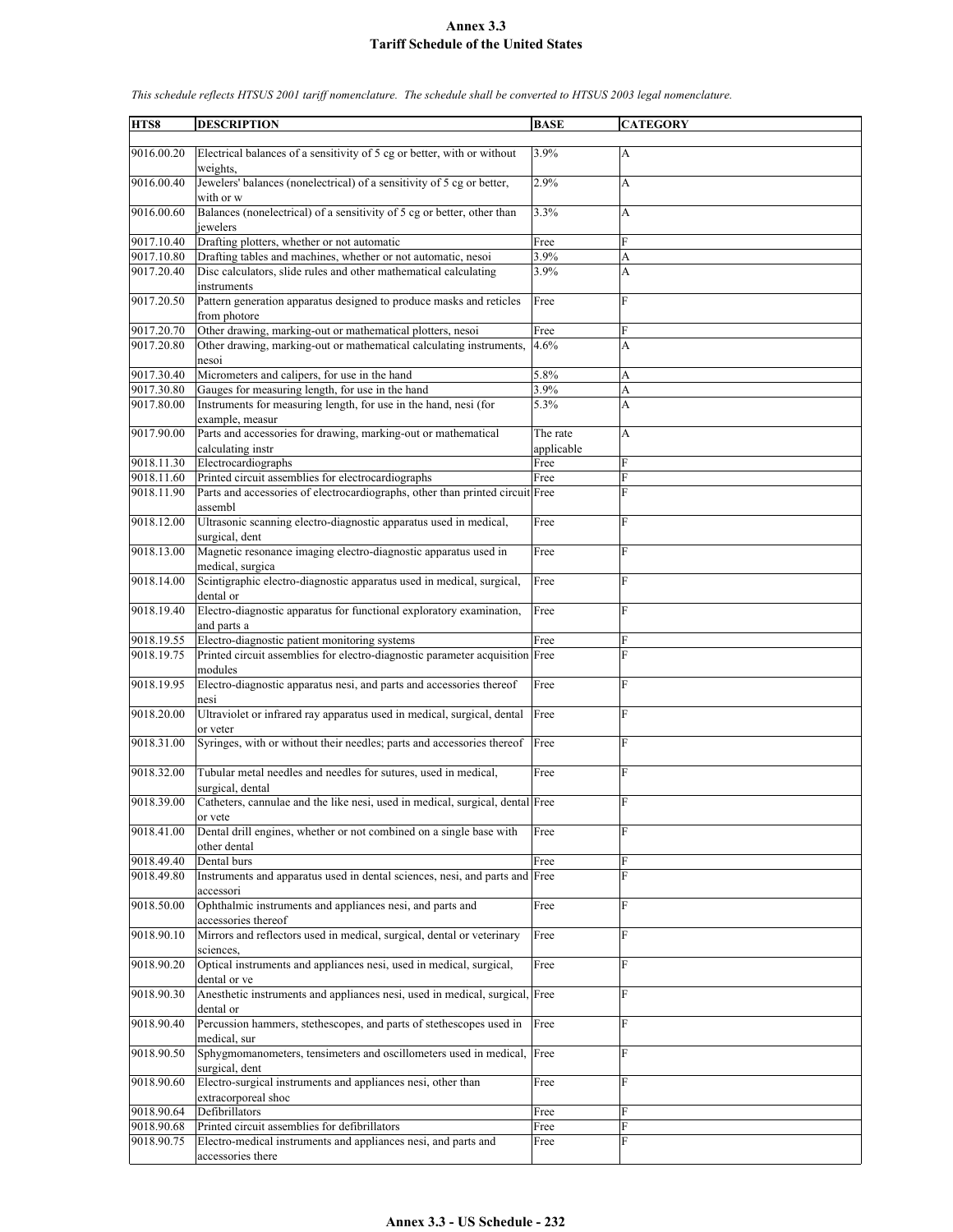# Annex 3.3
## Tariff Schedule of the United States

*This schedule reflects HTSUS 2001 tariff nomenclature. The schedule shall be converted to HTSUS 2003 legal nomenclature.*

| HTS8 | DESCRIPTION | BASE | CATEGORY |
|---|---|---|---|
| 9016.00.20 | Electrical balances of a sensitivity of 5 cg or better, with or without weights, | 3.9% | A |
| 9016.00.40 | Jewelers' balances (nonelectrical) of a sensitivity of 5 cg or better, with or w | 2.9% | A |
| 9016.00.60 | Balances (nonelectrical) of a sensitivity of 5 cg or better, other than jewelers | 3.3% | A |
| 9017.10.40 | Drafting plotters, whether or not automatic | Free | F |
| 9017.10.80 | Drafting tables and machines, whether or not automatic, nesoi | 3.9% | A |
| 9017.20.40 | Disc calculators, slide rules and other mathematical calculating instruments | 3.9% | A |
| 9017.20.50 | Pattern generation apparatus designed to produce masks and reticles from photore | Free | F |
| 9017.20.70 | Other drawing, marking-out or mathematical plotters, nesoi | Free | F |
| 9017.20.80 | Other drawing, marking-out or mathematical calculating instruments, nesoi | 4.6% | A |
| 9017.30.40 | Micrometers and calipers, for use in the hand | 5.8% | A |
| 9017.30.80 | Gauges for measuring length, for use in the hand | 3.9% | A |
| 9017.80.00 | Instruments for measuring length, for use in the hand, nesi (for example, measur | 5.3% | A |
| 9017.90.00 | Parts and accessories for drawing, marking-out or mathematical calculating instr | The rate applicable | A |
| 9018.11.30 | Electrocardiographs | Free | F |
| 9018.11.60 | Printed circuit assemblies for electrocardiographs | Free | F |
| 9018.11.90 | Parts and accessories of electrocardiographs, other than printed circuit assembl | Free | F |
| 9018.12.00 | Ultrasonic scanning electro-diagnostic apparatus used in medical, surgical, dent | Free | F |
| 9018.13.00 | Magnetic resonance imaging electro-diagnostic apparatus used in medical, surgica | Free | F |
| 9018.14.00 | Scintigraphic electro-diagnostic apparatus used in medical, surgical, dental or | Free | F |
| 9018.19.40 | Electro-diagnostic apparatus for functional exploratory examination, and parts a | Free | F |
| 9018.19.55 | Electro-diagnostic patient monitoring systems | Free | F |
| 9018.19.75 | Printed circuit assemblies for electro-diagnostic parameter acquisition modules | Free | F |
| 9018.19.95 | Electro-diagnostic apparatus nesi, and parts and accessories thereof nesi | Free | F |
| 9018.20.00 | Ultraviolet or infrared ray apparatus used in medical, surgical, dental or veter | Free | F |
| 9018.31.00 | Syringes, with or without their needles; parts and accessories thereof | Free | F |
| 9018.32.00 | Tubular metal needles and needles for sutures, used in medical, surgical, dental | Free | F |
| 9018.39.00 | Catheters, cannulae and the like nesi, used in medical, surgical, dental or vete | Free | F |
| 9018.41.00 | Dental drill engines, whether or not combined on a single base with other dental | Free | F |
| 9018.49.40 | Dental burs | Free | F |
| 9018.49.80 | Instruments and apparatus used in dental sciences, nesi, and parts and accessori | Free | F |
| 9018.50.00 | Ophthalmic instruments and appliances nesi, and parts and accessories thereof | Free | F |
| 9018.90.10 | Mirrors and reflectors used in medical, surgical, dental or veterinary sciences, | Free | F |
| 9018.90.20 | Optical instruments and appliances nesi, used in medical, surgical, dental or ve | Free | F |
| 9018.90.30 | Anesthetic instruments and appliances nesi, used in medical, surgical, dental or | Free | F |
| 9018.90.40 | Percussion hammers, stethescopes, and parts of stethescopes used in medical, sur | Free | F |
| 9018.90.50 | Sphygmomanometers, tensimeters and oscillometers used in medical, surgical, dent | Free | F |
| 9018.90.60 | Electro-surgical instruments and appliances nesi, other than extracorporeal shoc | Free | F |
| 9018.90.64 | Defibrillators | Free | F |
| 9018.90.68 | Printed circuit assemblies for defibrillators | Free | F |
| 9018.90.75 | Electro-medical instruments and appliances nesi, and parts and accessories there | Free | F |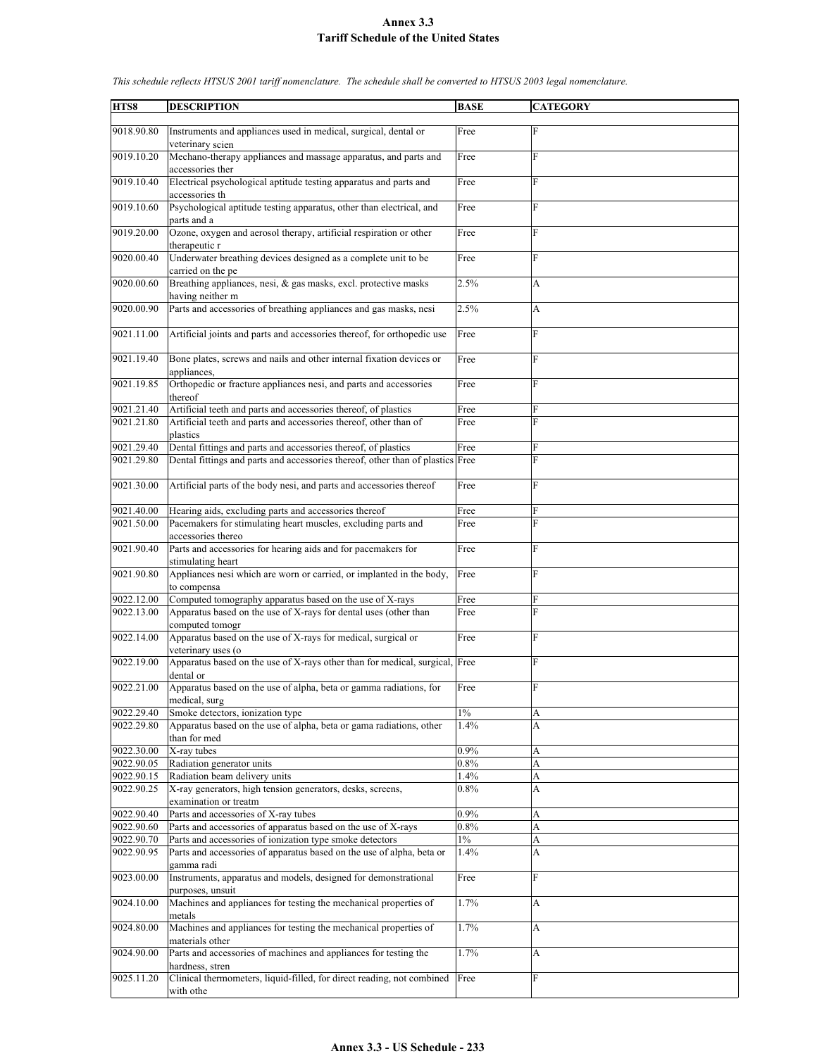# Annex 3.3
## Tariff Schedule of the United States

*This schedule reflects HTSUS 2001 tariff nomenclature. The schedule shall be converted to HTSUS 2003 legal nomenclature.*

| HTS8 | DESCRIPTION | BASE | CATEGORY |
|---|---|---|---|
| 9018.90.80 | Instruments and appliances used in medical, surgical, dental or veterinary scien | Free | F |
| 9019.10.20 | Mechano-therapy appliances and massage apparatus, and parts and accessories ther | Free | F |
| 9019.10.40 | Electrical psychological aptitude testing apparatus and parts and accessories th | Free | F |
| 9019.10.60 | Psychological aptitude testing apparatus, other than electrical, and parts and a | Free | F |
| 9019.20.00 | Ozone, oxygen and aerosol therapy, artificial respiration or other therapeutic r | Free | F |
| 9020.00.40 | Underwater breathing devices designed as a complete unit to be carried on the pe | Free | F |
| 9020.00.60 | Breathing appliances, nesi, & gas masks, excl. protective masks having neither m | 2.5% | A |
| 9020.00.90 | Parts and accessories of breathing appliances and gas masks, nesi | 2.5% | A |
| 9021.11.00 | Artificial joints and parts and accessories thereof, for orthopedic use | Free | F |
| 9021.19.40 | Bone plates, screws and nails and other internal fixation devices or appliances, | Free | F |
| 9021.19.85 | Orthopedic or fracture appliances nesi, and parts and accessories thereof | Free | F |
| 9021.21.40 | Artificial teeth and parts and accessories thereof, of plastics | Free | F |
| 9021.21.80 | Artificial teeth and parts and accessories thereof, other than of plastics | Free | F |
| 9021.29.40 | Dental fittings and parts and accessories thereof, of plastics | Free | F |
| 9021.29.80 | Dental fittings and parts and accessories thereof, other than of plastics | Free | F |
| 9021.30.00 | Artificial parts of the body nesi, and parts and accessories thereof | Free | F |
| 9021.40.00 | Hearing aids, excluding parts and accessories thereof | Free | F |
| 9021.50.00 | Pacemakers for stimulating heart muscles, excluding parts and accessories thereo | Free | F |
| 9021.90.40 | Parts and accessories for hearing aids and for pacemakers for stimulating heart | Free | F |
| 9021.90.80 | Appliances nesi which are worn or carried, or implanted in the body, to compensa | Free | F |
| 9022.12.00 | Computed tomography apparatus based on the use of X-rays | Free | F |
| 9022.13.00 | Apparatus based on the use of X-rays for dental uses (other than computed tomogr | Free | F |
| 9022.14.00 | Apparatus based on the use of X-rays for medical, surgical or veterinary uses (o | Free | F |
| 9022.19.00 | Apparatus based on the use of X-rays other than for medical, surgical, dental or | Free | F |
| 9022.21.00 | Apparatus based on the use of alpha, beta or gamma radiations, for medical, surg | Free | F |
| 9022.29.40 | Smoke detectors, ionization type | 1% | A |
| 9022.29.80 | Apparatus based on the use of alpha, beta or gama radiations, other than for med | 1.4% | A |
| 9022.30.00 | X-ray tubes | 0.9% | A |
| 9022.90.05 | Radiation generator units | 0.8% | A |
| 9022.90.15 | Radiation beam delivery units | 1.4% | A |
| 9022.90.25 | X-ray generators, high tension generators, desks, screens, examination or treatm | 0.8% | A |
| 9022.90.40 | Parts and accessories of X-ray tubes | 0.9% | A |
| 9022.90.60 | Parts and accessories of apparatus based on the use of X-rays | 0.8% | A |
| 9022.90.70 | Parts and accessories of ionization type smoke detectors | 1% | A |
| 9022.90.95 | Parts and accessories of apparatus based on the use of alpha, beta or gamma radi | 1.4% | A |
| 9023.00.00 | Instruments, apparatus and models, designed for demonstrational purposes, unsuit | Free | F |
| 9024.10.00 | Machines and appliances for testing the mechanical properties of metals | 1.7% | A |
| 9024.80.00 | Machines and appliances for testing the mechanical properties of materials other | 1.7% | A |
| 9024.90.00 | Parts and accessories of machines and appliances for testing the hardness, stren | 1.7% | A |
| 9025.11.20 | Clinical thermometers, liquid-filled, for direct reading, not combined with othe | Free | F |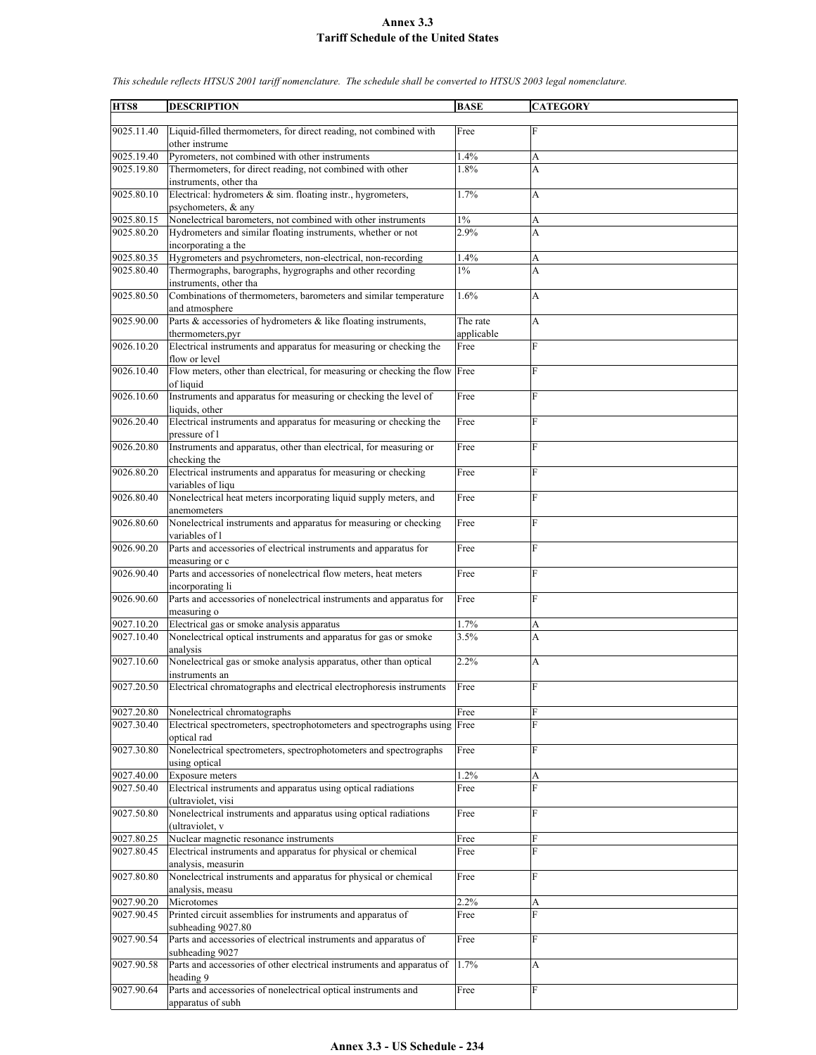# Annex 3.3
## Tariff Schedule of the United States

*This schedule reflects HTSUS 2001 tariff nomenclature. The schedule shall be converted to HTSUS 2003 legal nomenclature.*

| HTS8 | DESCRIPTION | BASE | CATEGORY |
|---|---|---|---|
| 9025.11.40 | Liquid-filled thermometers, for direct reading, not combined with other instrume | Free | F |
| 9025.19.40 | Pyrometers, not combined with other instruments | 1.4% | A |
| 9025.19.80 | Thermometers, for direct reading, not combined with other instruments, other tha | 1.8% | A |
| 9025.80.10 | Electrical: hydrometers & sim. floating instr., hygrometers, psychometers, & any | 1.7% | A |
| 9025.80.15 | Nonelectrical barometers, not combined with other instruments | 1% | A |
| 9025.80.20 | Hydrometers and similar floating instruments, whether or not incorporating a the | 2.9% | A |
| 9025.80.35 | Hygrometers and psychrometers, non-electrical, non-recording | 1.4% | A |
| 9025.80.40 | Thermographs, barographs, hygrographs and other recording instruments, other tha | 1% | A |
| 9025.80.50 | Combinations of thermometers, barometers and similar temperature and atmosphere | 1.6% | A |
| 9025.90.00 | Parts & accessories of hydrometers & like floating instruments, thermometers,pyr | The rate applicable | A |
| 9026.10.20 | Electrical instruments and apparatus for measuring or checking the flow or level | Free | F |
| 9026.10.40 | Flow meters, other than electrical, for measuring or checking the flow of liquid | Free | F |
| 9026.10.60 | Instruments and apparatus for measuring or checking the level of liquids, other | Free | F |
| 9026.20.40 | Electrical instruments and apparatus for measuring or checking the pressure of l | Free | F |
| 9026.20.80 | Instruments and apparatus, other than electrical, for measuring or checking the | Free | F |
| 9026.80.20 | Electrical instruments and apparatus for measuring or checking variables of liqu | Free | F |
| 9026.80.40 | Nonelectrical heat meters incorporating liquid supply meters, and anemometers | Free | F |
| 9026.80.60 | Nonelectrical instruments and apparatus for measuring or checking variables of l | Free | F |
| 9026.90.20 | Parts and accessories of electrical instruments and apparatus for measuring or c | Free | F |
| 9026.90.40 | Parts and accessories of nonelectrical flow meters, heat meters incorporating li | Free | F |
| 9026.90.60 | Parts and accessories of nonelectrical instruments and apparatus for measuring o | Free | F |
| 9027.10.20 | Electrical gas or smoke analysis apparatus | 1.7% | A |
| 9027.10.40 | Nonelectrical optical instruments and apparatus for gas or smoke analysis | 3.5% | A |
| 9027.10.60 | Nonelectrical gas or smoke analysis apparatus, other than optical instruments an | 2.2% | A |
| 9027.20.50 | Electrical chromatographs and electrical electrophoresis instruments | Free | F |
| 9027.20.80 | Nonelectrical chromatographs | Free | F |
| 9027.30.40 | Electrical spectrometers, spectrophotometers and spectrographs using optical rad | Free | F |
| 9027.30.80 | Nonelectrical spectrometers, spectrophotometers and spectrographs using optical | Free | F |
| 9027.40.00 | Exposure meters | 1.2% | A |
| 9027.50.40 | Electrical instruments and apparatus using optical radiations (ultraviolet, visi | Free | F |
| 9027.50.80 | Nonelectrical instruments and apparatus using optical radiations (ultraviolet, v | Free | F |
| 9027.80.25 | Nuclear magnetic resonance instruments | Free | F |
| 9027.80.45 | Electrical instruments and apparatus for physical or chemical analysis, measurin | Free | F |
| 9027.80.80 | Nonelectrical instruments and apparatus for physical or chemical analysis, measu | Free | F |
| 9027.90.20 | Microtomes | 2.2% | A |
| 9027.90.45 | Printed circuit assemblies for instruments and apparatus of subheading 9027.80 | Free | F |
| 9027.90.54 | Parts and accessories of electrical instruments and apparatus of subheading 9027 | Free | F |
| 9027.90.58 | Parts and accessories of other electrical instruments and apparatus of heading 9 | 1.7% | A |
| 9027.90.64 | Parts and accessories of nonelectrical optical instruments and apparatus of subh | Free | F |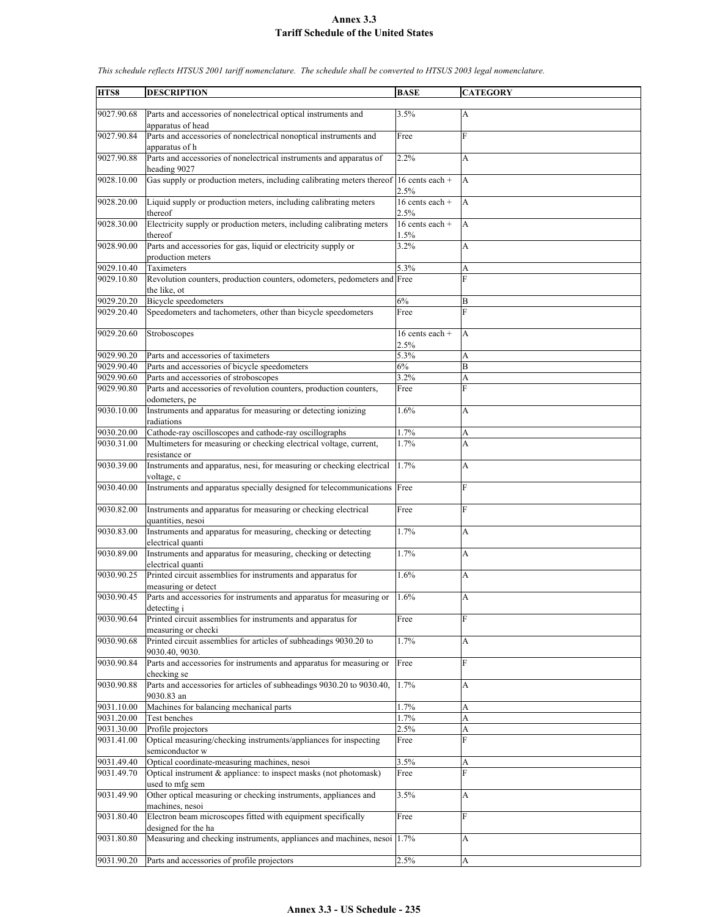# Annex 3.3
## Tariff Schedule of the United States

*This schedule reflects HTSUS 2001 tariff nomenclature. The schedule shall be converted to HTSUS 2003 legal nomenclature.*

| HTS8 | DESCRIPTION | BASE | CATEGORY |
|---|---|---|---|
| 9027.90.68 | Parts and accessories of nonelectrical optical instruments and apparatus of head | 3.5% | A |
| 9027.90.84 | Parts and accessories of nonelectrical nonoptical instruments and apparatus of h | Free | F |
| 9027.90.88 | Parts and accessories of nonelectrical instruments and apparatus of heading 9027 | 2.2% | A |
| 9028.10.00 | Gas supply or production meters, including calibrating meters thereof | 16 cents each + 2.5% | A |
| 9028.20.00 | Liquid supply or production meters, including calibrating meters thereof | 16 cents each + 2.5% | A |
| 9028.30.00 | Electricity supply or production meters, including calibrating meters thereof | 16 cents each + 1.5% | A |
| 9028.90.00 | Parts and accessories for gas, liquid or electricity supply or production meters | 3.2% | A |
| 9029.10.40 | Taximeters | 5.3% | A |
| 9029.10.80 | Revolution counters, production counters, odometers, pedometers and the like, ot | Free | F |
| 9029.20.20 | Bicycle speedometers | 6% | B |
| 9029.20.40 | Speedometers and tachometers, other than bicycle speedometers | Free | F |
| 9029.20.60 | Stroboscopes | 16 cents each + 2.5% | A |
| 9029.90.20 | Parts and accessories of taximeters | 5.3% | A |
| 9029.90.40 | Parts and accessories of bicycle speedometers | 6% | B |
| 9029.90.60 | Parts and accessories of stroboscopes | 3.2% | A |
| 9029.90.80 | Parts and accessories of revolution counters, production counters, odometers, pe | Free | F |
| 9030.10.00 | Instruments and apparatus for measuring or detecting ionizing radiations | 1.6% | A |
| 9030.20.00 | Cathode-ray oscilloscopes and cathode-ray oscillographs | 1.7% | A |
| 9030.31.00 | Multimeters for measuring or checking electrical voltage, current, resistance or | 1.7% | A |
| 9030.39.00 | Instruments and apparatus, nesi, for measuring or checking electrical voltage, c | 1.7% | A |
| 9030.40.00 | Instruments and apparatus specially designed for telecommunications | Free | F |
| 9030.82.00 | Instruments and apparatus for measuring or checking electrical quantities, nesoi | Free | F |
| 9030.83.00 | Instruments and apparatus for measuring, checking or detecting electrical quanti | 1.7% | A |
| 9030.89.00 | Instruments and apparatus for measuring, checking or detecting electrical quanti | 1.7% | A |
| 9030.90.25 | Printed circuit assemblies for instruments and apparatus for measuring or detect | 1.6% | A |
| 9030.90.45 | Parts and accessories for instruments and apparatus for measuring or detecting i | 1.6% | A |
| 9030.90.64 | Printed circuit assemblies for instruments and apparatus for measuring or checki | Free | F |
| 9030.90.68 | Printed circuit assemblies for articles of subheadings 9030.20 to 9030.40, 9030. | 1.7% | A |
| 9030.90.84 | Parts and accessories for instruments and apparatus for measuring or checking se | Free | F |
| 9030.90.88 | Parts and accessories for articles of subheadings 9030.20 to 9030.40, 9030.83 an | 1.7% | A |
| 9031.10.00 | Machines for balancing mechanical parts | 1.7% | A |
| 9031.20.00 | Test benches | 1.7% | A |
| 9031.30.00 | Profile projectors | 2.5% | A |
| 9031.41.00 | Optical measuring/checking instruments/appliances for inspecting semiconductor w | Free | F |
| 9031.49.40 | Optical coordinate-measuring machines, nesoi | 3.5% | A |
| 9031.49.70 | Optical instrument & appliance: to inspect masks (not photomask) used to mfg sem | Free | F |
| 9031.49.90 | Other optical measuring or checking instruments, appliances and machines, nesoi | 3.5% | A |
| 9031.80.40 | Electron beam microscopes fitted with equipment specifically designed for the ha | Free | F |
| 9031.80.80 | Measuring and checking instruments, appliances and machines, nesoi | 1.7% | A |
| 9031.90.20 | Parts and accessories of profile projectors | 2.5% | A |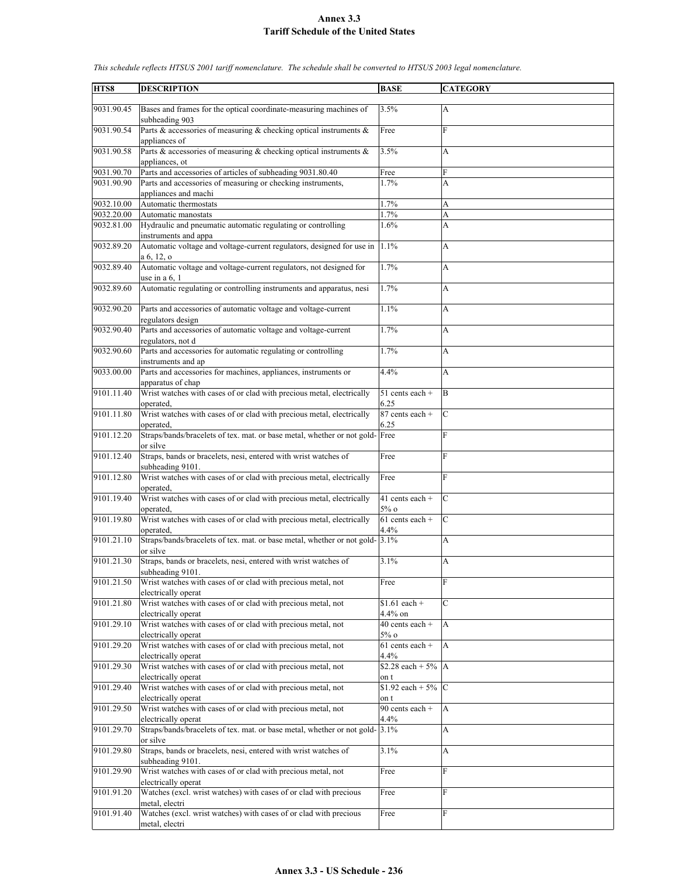# Annex 3.3
# Tariff Schedule of the United States

*This schedule reflects HTSUS 2001 tariff nomenclature. The schedule shall be converted to HTSUS 2003 legal nomenclature.*

| HTS8 | DESCRIPTION | BASE | CATEGORY |
|---|---|---|---|
| 9031.90.45 | Bases and frames for the optical coordinate-measuring machines of subheading 903 | 3.5% | A |
| 9031.90.54 | Parts & accessories of measuring & checking optical instruments & appliances of | Free | F |
| 9031.90.58 | Parts & accessories of measuring & checking optical instruments & appliances, ot | 3.5% | A |
| 9031.90.70 | Parts and accessories of articles of subheading 9031.80.40 | Free | F |
| 9031.90.90 | Parts and accessories of measuring or checking instruments, appliances and machi | 1.7% | A |
| 9032.10.00 | Automatic thermostats | 1.7% | A |
| 9032.20.00 | Automatic manostats | 1.7% | A |
| 9032.81.00 | Hydraulic and pneumatic automatic regulating or controlling instruments and appa | 1.6% | A |
| 9032.89.20 | Automatic voltage and voltage-current regulators, designed for use in a 6, 12, o | 1.1% | A |
| 9032.89.40 | Automatic voltage and voltage-current regulators, not designed for use in a 6, 1 | 1.7% | A |
| 9032.89.60 | Automatic regulating or controlling instruments and apparatus, nesi | 1.7% | A |
| 9032.90.20 | Parts and accessories of automatic voltage and voltage-current regulators design | 1.1% | A |
| 9032.90.40 | Parts and accessories of automatic voltage and voltage-current regulators, not d | 1.7% | A |
| 9032.90.60 | Parts and accessories for automatic regulating or controlling instruments and ap | 1.7% | A |
| 9033.00.00 | Parts and accessories for machines, appliances, instruments or apparatus of chap | 4.4% | A |
| 9101.11.40 | Wrist watches with cases of or clad with precious metal, electrically operated, | 51 cents each + 6.25 | B |
| 9101.11.80 | Wrist watches with cases of or clad with precious metal, electrically operated, | 87 cents each + 6.25 | C |
| 9101.12.20 | Straps/bands/bracelets of tex. mat. or base metal, whether or not gold- or silve | Free | F |
| 9101.12.40 | Straps, bands or bracelets, nesi, entered with wrist watches of subheading 9101. | Free | F |
| 9101.12.80 | Wrist watches with cases of or clad with precious metal, electrically operated, | Free | F |
| 9101.19.40 | Wrist watches with cases of or clad with precious metal, electrically operated, | 41 cents each + 5% o | C |
| 9101.19.80 | Wrist watches with cases of or clad with precious metal, electrically operated, | 61 cents each + 4.4% | C |
| 9101.21.10 | Straps/bands/bracelets of tex. mat. or base metal, whether or not gold- or silve | 3.1% | A |
| 9101.21.30 | Straps, bands or bracelets, nesi, entered with wrist watches of subheading 9101. | 3.1% | A |
| 9101.21.50 | Wrist watches with cases of or clad with precious metal, not electrically operat | Free | F |
| 9101.21.80 | Wrist watches with cases of or clad with precious metal, not electrically operat | $1.61 each + 4.4% on | C |
| 9101.29.10 | Wrist watches with cases of or clad with precious metal, not electrically operat | 40 cents each + 5% o | A |
| 9101.29.20 | Wrist watches with cases of or clad with precious metal, not electrically operat | 61 cents each + 4.4% | A |
| 9101.29.30 | Wrist watches with cases of or clad with precious metal, not electrically operat | $2.28 each + 5% on t | A |
| 9101.29.40 | Wrist watches with cases of or clad with precious metal, not electrically operat | $1.92 each + 5% on t | C |
| 9101.29.50 | Wrist watches with cases of or clad with precious metal, not electrically operat | 90 cents each + 4.4% | A |
| 9101.29.70 | Straps/bands/bracelets of tex. mat. or base metal, whether or not gold- or silve | 3.1% | A |
| 9101.29.80 | Straps, bands or bracelets, nesi, entered with wrist watches of subheading 9101. | 3.1% | A |
| 9101.29.90 | Wrist watches with cases of or clad with precious metal, not electrically operat | Free | F |
| 9101.91.20 | Watches (excl. wrist watches) with cases of or clad with precious metal, electri | Free | F |
| 9101.91.40 | Watches (excl. wrist watches) with cases of or clad with precious metal, electri | Free | F |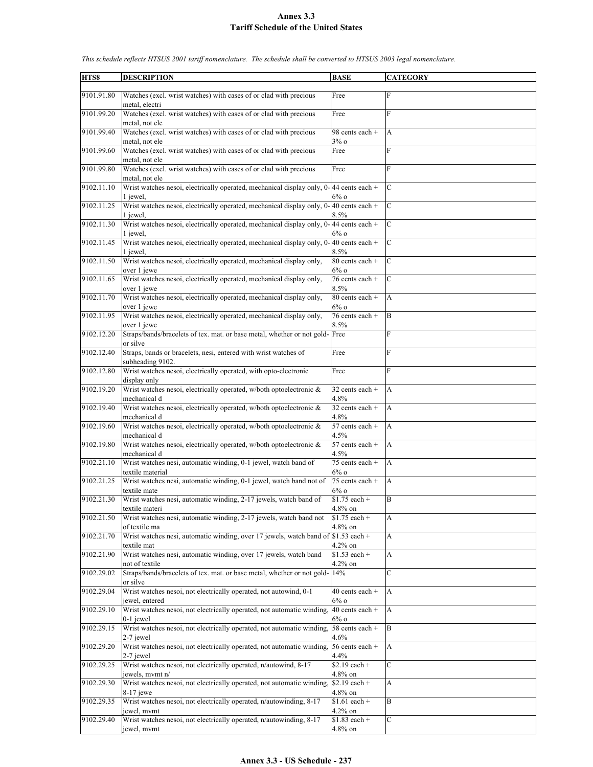# Annex 3.3
## Tariff Schedule of the United States

*This schedule reflects HTSUS 2001 tariff nomenclature. The schedule shall be converted to HTSUS 2003 legal nomenclature.*

| HTS8 | DESCRIPTION | BASE | CATEGORY |
|---|---|---|---|
| 9101.91.80 | Watches (excl. wrist watches) with cases of or clad with precious metal, electri | Free | F |
| 9101.99.20 | Watches (excl. wrist watches) with cases of or clad with precious metal, not ele | Free | F |
| 9101.99.40 | Watches (excl. wrist watches) with cases of or clad with precious metal, not ele | 98 cents each + 3% o | A |
| 9101.99.60 | Watches (excl. wrist watches) with cases of or clad with precious metal, not ele | Free | F |
| 9101.99.80 | Watches (excl. wrist watches) with cases of or clad with precious metal, not ele | Free | F |
| 9102.11.10 | Wrist watches nesoi, electrically operated, mechanical display only, 0-1 jewel, | 44 cents each + 6% o | C |
| 9102.11.25 | Wrist watches nesoi, electrically operated, mechanical display only, 0-1 jewel, | 40 cents each + 8.5% | C |
| 9102.11.30 | Wrist watches nesoi, electrically operated, mechanical display only, 0-1 jewel, | 44 cents each + 6% o | C |
| 9102.11.45 | Wrist watches nesoi, electrically operated, mechanical display only, 0-1 jewel, | 40 cents each + 8.5% | C |
| 9102.11.50 | Wrist watches nesoi, electrically operated, mechanical display only, over 1 jewe | 80 cents each + 6% o | C |
| 9102.11.65 | Wrist watches nesoi, electrically operated, mechanical display only, over 1 jewe | 76 cents each + 8.5% | C |
| 9102.11.70 | Wrist watches nesoi, electrically operated, mechanical display only, over 1 jewe | 80 cents each + 6% o | A |
| 9102.11.95 | Wrist watches nesoi, electrically operated, mechanical display only, over 1 jewe | 76 cents each + 8.5% | B |
| 9102.12.20 | Straps/bands/bracelets of tex. mat. or base metal, whether or not gold- or silve | Free | F |
| 9102.12.40 | Straps, bands or bracelets, nesi, entered with wrist watches of subheading 9102. | Free | F |
| 9102.12.80 | Wrist watches nesoi, electrically operated, with opto-electronic display only | Free | F |
| 9102.19.20 | Wrist watches nesoi, electrically operated, w/both optoelectronic & mechanical d | 32 cents each + 4.8% | A |
| 9102.19.40 | Wrist watches nesoi, electrically operated, w/both optoelectronic & mechanical d | 32 cents each + 4.8% | A |
| 9102.19.60 | Wrist watches nesoi, electrically operated, w/both optoelectronic & mechanical d | 57 cents each + 4.5% | A |
| 9102.19.80 | Wrist watches nesoi, electrically operated, w/both optoelectronic & mechanical d | 57 cents each + 4.5% | A |
| 9102.21.10 | Wrist watches nesi, automatic winding, 0-1 jewel, watch band of textile material | 75 cents each + 6% o | A |
| 9102.21.25 | Wrist watches nesi, automatic winding, 0-1 jewel, watch band not of textile mate | 75 cents each + 6% o | A |
| 9102.21.30 | Wrist watches nesi, automatic winding, 2-17 jewels, watch band of textile materi | $1.75 each + 4.8% on | B |
| 9102.21.50 | Wrist watches nesi, automatic winding, 2-17 jewels, watch band not of textile ma | $1.75 each + 4.8% on | A |
| 9102.21.70 | Wrist watches nesi, automatic winding, over 17 jewels, watch band of textile mat | $1.53 each + 4.2% on | A |
| 9102.21.90 | Wrist watches nesi, automatic winding, over 17 jewels, watch band not of textile | $1.53 each + 4.2% on | A |
| 9102.29.02 | Straps/bands/bracelets of tex. mat. or base metal, whether or not gold- or silve | 14% | C |
| 9102.29.04 | Wrist watches nesoi, not electrically operated, not autowind, 0-1 jewel, entered | 40 cents each + 6% o | A |
| 9102.29.10 | Wrist watches nesoi, not electrically operated, not automatic winding, 0-1 jewel | 40 cents each + 6% o | A |
| 9102.29.15 | Wrist watches nesoi, not electrically operated, not automatic winding, 2-7 jewel | 58 cents each + 4.6% | B |
| 9102.29.20 | Wrist watches nesoi, not electrically operated, not automatic winding, 2-7 jewel | 56 cents each + 4.4% | A |
| 9102.29.25 | Wrist watches nesoi, not electrically operated, n/autowind, 8-17 jewels, mvmt n/ | $2.19 each + 4.8% on | C |
| 9102.29.30 | Wrist watches nesoi, not electrically operated, not automatic winding, 8-17 jewe | $2.19 each + 4.8% on | A |
| 9102.29.35 | Wrist watches nesoi, not electrically operated, n/autowinding, 8-17 jewel, mvmt | $1.61 each + 4.2% on | B |
| 9102.29.40 | Wrist watches nesoi, not electrically operated, n/autowinding, 8-17 jewel, mvmt | $1.83 each + 4.8% on | C |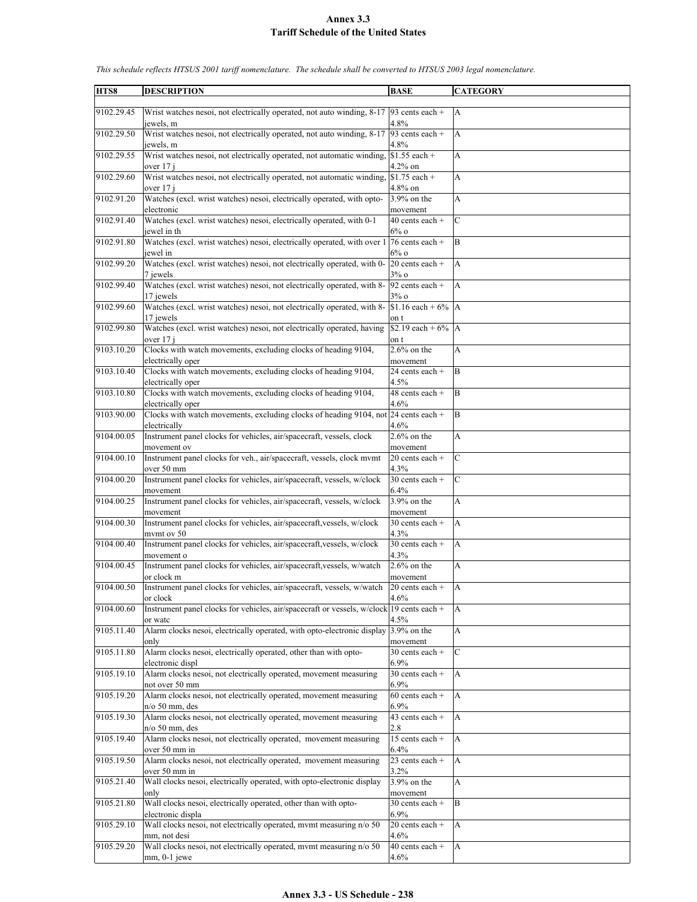**Annex 3.3**
**Tariff Schedule of the United States**

*This schedule reflects HTSUS 2001 tariff nomenclature. The schedule shall be converted to HTSUS 2003 legal nomenclature.*

| HTS8 | DESCRIPTION | BASE | CATEGORY |
|---|---|---|---|
| 9102.29.45 | Wrist watches nesoi, not electrically operated, not auto winding, 8-17 jewels, m | 93 cents each + 4.8% | A |
| 9102.29.50 | Wrist watches nesoi, not electrically operated, not auto winding, 8-17 jewels, m | 93 cents each + 4.8% | A |
| 9102.29.55 | Wrist watches nesoi, not electrically operated, not automatic winding, over 17 j | $1.55 each + 4.2% on | A |
| 9102.29.60 | Wrist watches nesoi, not electrically operated, not automatic winding, over 17 j | $1.75 each + 4.8% on | A |
| 9102.91.20 | Watches (excl. wrist watches) nesoi, electrically operated, with opto-electronic | 3.9% on the movement | A |
| 9102.91.40 | Watches (excl. wrist watches) nesoi, electrically operated, with 0-1 jewel in th | 40 cents each + 6% o | C |
| 9102.91.80 | Watches (excl. wrist watches) nesoi, electrically operated, with over 1 jewel in | 76 cents each + 6% o | B |
| 9102.99.20 | Watches (excl. wrist watches) nesoi, not electrically operated, with 0-7 jewels | 20 cents each + 3% o | A |
| 9102.99.40 | Watches (excl. wrist watches) nesoi, not electrically operated, with 8-17 jewels | 92 cents each + 3% o | A |
| 9102.99.60 | Watches (excl. wrist watches) nesoi, not electrically operated, with 8-17 jewels | $1.16 each + 6% on t | A |
| 9102.99.80 | Watches (excl. wrist watches) nesoi, not electrically operated, having over 17 j | $2.19 each + 6% on t | A |
| 9103.10.20 | Clocks with watch movements, excluding clocks of heading 9104, electrically oper | 2.6% on the movement | A |
| 9103.10.40 | Clocks with watch movements, excluding clocks of heading 9104, electrically oper | 24 cents each + 4.5% | B |
| 9103.10.80 | Clocks with watch movements, excluding clocks of heading 9104, electrically oper | 48 cents each + 4.6% | B |
| 9103.90.00 | Clocks with watch movements, excluding clocks of heading 9104, not electrically | 24 cents each + 4.6% | B |
| 9104.00.05 | Instrument panel clocks for vehicles, air/spacecraft, vessels, clock movement ov | 2.6% on the movement | A |
| 9104.00.10 | Instrument panel clocks for veh., air/spacecraft, vessels, clock mvmt over 50 mm | 20 cents each + 4.3% | C |
| 9104.00.20 | Instrument panel clocks for vehicles, air/spacecraft, vessels, w/clock movement | 30 cents each + 6.4% | C |
| 9104.00.25 | Instrument panel clocks for vehicles, air/spacecraft, vessels, w/clock movement | 3.9% on the movement | A |
| 9104.00.30 | Instrument panel clocks for vehicles, air/spacecraft,vessels, w/clock mvmt ov 50 | 30 cents each + 4.3% | A |
| 9104.00.40 | Instrument panel clocks for vehicles, air/spacecraft,vessels, w/clock movement o | 30 cents each + 4.3% | A |
| 9104.00.45 | Instrument panel clocks for vehicles, air/spacecraft,vessels, w/watch or clock m | 2.6% on the movement | A |
| 9104.00.50 | Instrument panel clocks for vehicles, air/spacecraft, vessels, w/watch or clock | 20 cents each + 4.6% | A |
| 9104.00.60 | Instrument panel clocks for vehicles, air/spacecraft or vessels, w/clock or watc | 19 cents each + 4.5% | A |
| 9105.11.40 | Alarm clocks nesoi, electrically operated, with opto-electronic display only | 3.9% on the movement | A |
| 9105.11.80 | Alarm clocks nesoi, electrically operated, other than with opto-electronic displ | 30 cents each + 6.9% | C |
| 9105.19.10 | Alarm clocks nesoi, not electrically operated, movement measuring not over 50 mm | 30 cents each + 6.9% | A |
| 9105.19.20 | Alarm clocks nesoi, not electrically operated, movement measuring n/o 50 mm, des | 60 cents each + 6.9% | A |
| 9105.19.30 | Alarm clocks nesoi, not electrically operated, movement measuring n/o 50 mm, des | 43 cents each + 2.8 | A |
| 9105.19.40 | Alarm clocks nesoi, not electrically operated, movement measuring over 50 mm in | 15 cents each + 6.4% | A |
| 9105.19.50 | Alarm clocks nesoi, not electrically operated, movement measuring over 50 mm in | 23 cents each + 3.2% | A |
| 9105.21.40 | Wall clocks nesoi, electrically operated, with opto-electronic display only | 3.9% on the movement | A |
| 9105.21.80 | Wall clocks nesoi, electrically operated, other than with opto-electronic displa | 30 cents each + 6.9% | B |
| 9105.29.10 | Wall clocks nesoi, not electrically operated, mvmt measuring n/o 50 mm, not desi | 20 cents each + 4.6% | A |
| 9105.29.20 | Wall clocks nesoi, not electrically operated, mvmt measuring n/o 50 mm, 0-1 jewe | 40 cents each + 4.6% | A |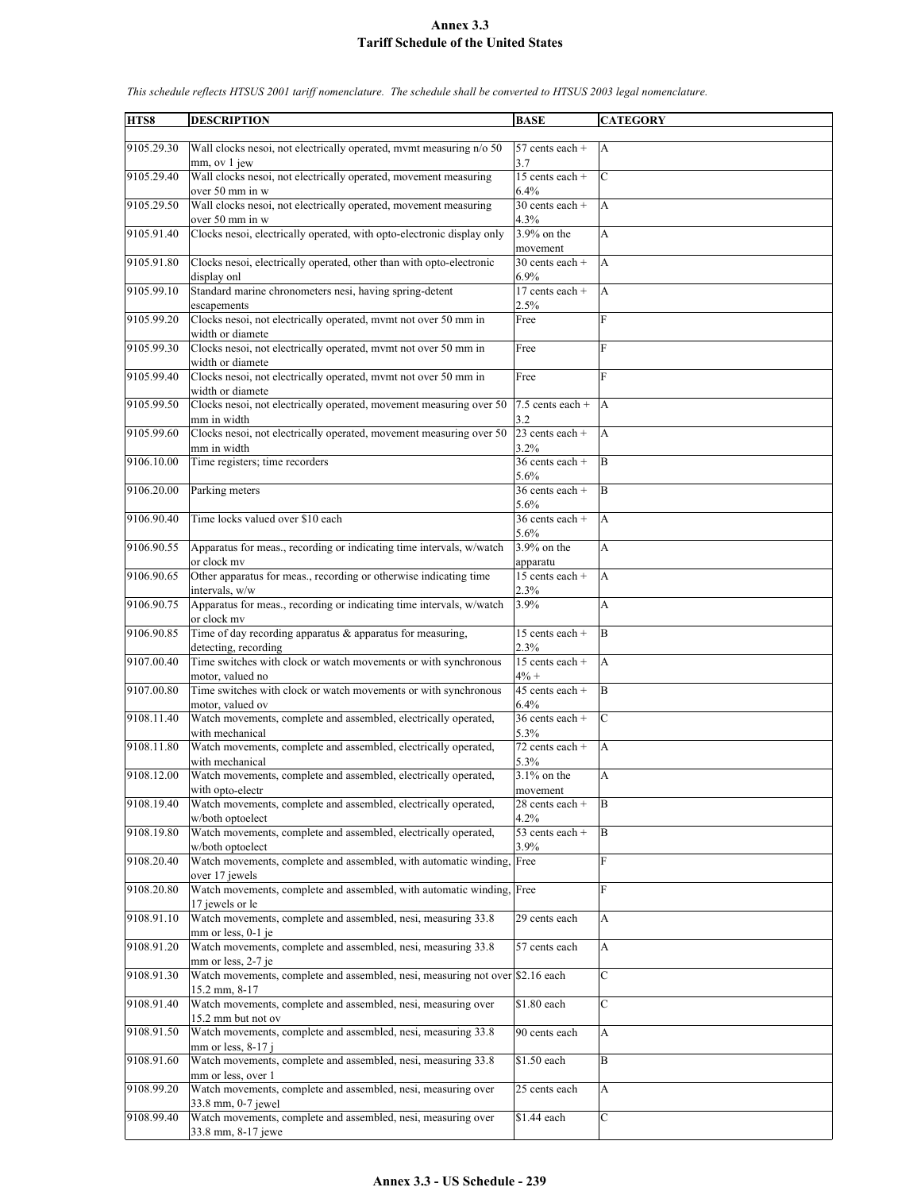# Annex 3.3
## Tariff Schedule of the United States

*This schedule reflects HTSUS 2001 tariff nomenclature. The schedule shall be converted to HTSUS 2003 legal nomenclature.*

| HTS8 | DESCRIPTION | BASE | CATEGORY |
|---|---|---|---|
| 9105.29.30 | Wall clocks nesoi, not electrically operated, mvmt measuring n/o 50 mm, ov 1 jew | 57 cents each + 3.7 | A |
| 9105.29.40 | Wall clocks nesoi, not electrically operated, movement measuring over 50 mm in w | 15 cents each + 6.4% | C |
| 9105.29.50 | Wall clocks nesoi, not electrically operated, movement measuring over 50 mm in w | 30 cents each + 4.3% | A |
| 9105.91.40 | Clocks nesoi, electrically operated, with opto-electronic display only | 3.9% on the movement | A |
| 9105.91.80 | Clocks nesoi, electrically operated, other than with opto-electronic display onl | 30 cents each + 6.9% | A |
| 9105.99.10 | Standard marine chronometers nesi, having spring-detent escapements | 17 cents each + 2.5% | A |
| 9105.99.20 | Clocks nesoi, not electrically operated, mvmt not over 50 mm in width or diamete | Free | F |
| 9105.99.30 | Clocks nesoi, not electrically operated, mvmt not over 50 mm in width or diamete | Free | F |
| 9105.99.40 | Clocks nesoi, not electrically operated, mvmt not over 50 mm in width or diamete | Free | F |
| 9105.99.50 | Clocks nesoi, not electrically operated, movement measuring over 50 mm in width | 7.5 cents each + 3.2 | A |
| 9105.99.60 | Clocks nesoi, not electrically operated, movement measuring over 50 mm in width | 23 cents each + 3.2% | A |
| 9106.10.00 | Time registers; time recorders | 36 cents each + 5.6% | B |
| 9106.20.00 | Parking meters | 36 cents each + 5.6% | B |
| 9106.90.40 | Time locks valued over $10 each | 36 cents each + 5.6% | A |
| 9106.90.55 | Apparatus for meas., recording or indicating time intervals, w/watch or clock mv | 3.9% on the apparatu | A |
| 9106.90.65 | Other apparatus for meas., recording or otherwise indicating time intervals, w/w | 15 cents each + 2.3% | A |
| 9106.90.75 | Apparatus for meas., recording or indicating time intervals, w/watch or clock mv | 3.9% | A |
| 9106.90.85 | Time of day recording apparatus & apparatus for measuring, detecting, recording | 15 cents each + 2.3% | B |
| 9107.00.40 | Time switches with clock or watch movements or with synchronous motor, valued no | 15 cents each + 4% + | A |
| 9107.00.80 | Time switches with clock or watch movements or with synchronous motor, valued ov | 45 cents each + 6.4% | B |
| 9108.11.40 | Watch movements, complete and assembled, electrically operated, with mechanical | 36 cents each + 5.3% | C |
| 9108.11.80 | Watch movements, complete and assembled, electrically operated, with mechanical | 72 cents each + 5.3% | A |
| 9108.12.00 | Watch movements, complete and assembled, electrically operated, with opto-electr | 3.1% on the movement | A |
| 9108.19.40 | Watch movements, complete and assembled, electrically operated, w/both optoelect | 28 cents each + 4.2% | B |
| 9108.19.80 | Watch movements, complete and assembled, electrically operated, w/both optoelect | 53 cents each + 3.9% | B |
| 9108.20.40 | Watch movements, complete and assembled, with automatic winding, over 17 jewels | Free | F |
| 9108.20.80 | Watch movements, complete and assembled, with automatic winding, 17 jewels or le | Free | F |
| 9108.91.10 | Watch movements, complete and assembled, nesi, measuring 33.8 mm or less, 0-1 je | 29 cents each | A |
| 9108.91.20 | Watch movements, complete and assembled, nesi, measuring 33.8 mm or less, 2-7 je | 57 cents each | A |
| 9108.91.30 | Watch movements, complete and assembled, nesi, measuring not over 15.2 mm, 8-17 | $2.16 each | C |
| 9108.91.40 | Watch movements, complete and assembled, nesi, measuring over 15.2 mm but not ov | $1.80 each | C |
| 9108.91.50 | Watch movements, complete and assembled, nesi, measuring 33.8 mm or less, 8-17 j | 90 cents each | A |
| 9108.91.60 | Watch movements, complete and assembled, nesi, measuring 33.8 mm or less, over 1 | $1.50 each | B |
| 9108.99.20 | Watch movements, complete and assembled, nesi, measuring over 33.8 mm, 0-7 jewel | 25 cents each | A |
| 9108.99.40 | Watch movements, complete and assembled, nesi, measuring over 33.8 mm, 8-17 jewe | $1.44 each | C |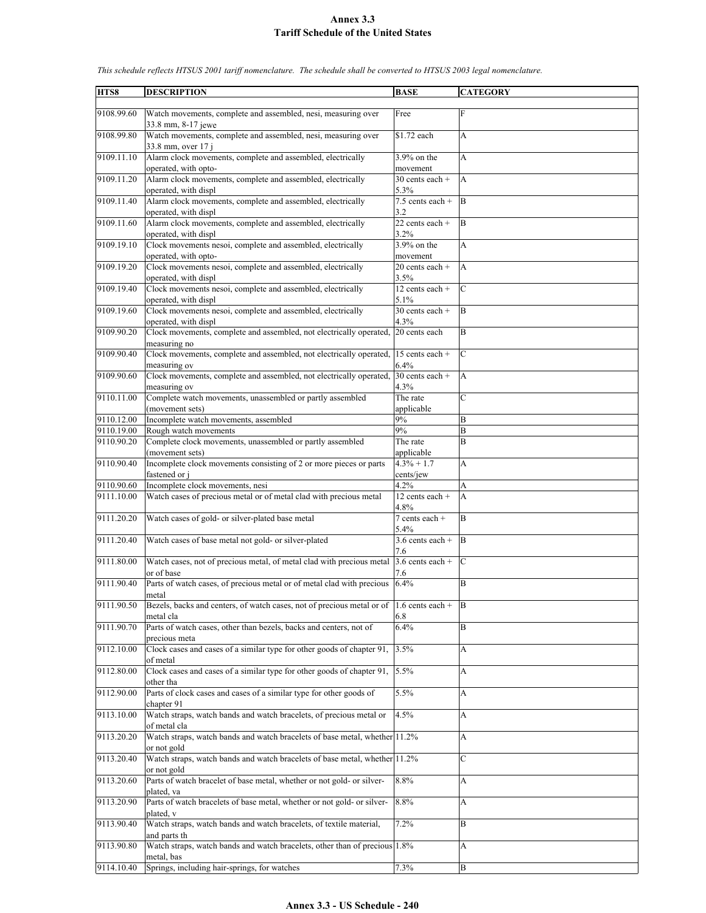# Annex 3.3
# Tariff Schedule of the United States

*This schedule reflects HTSUS 2001 tariff nomenclature. The schedule shall be converted to HTSUS 2003 legal nomenclature.*

| HTS8 | DESCRIPTION | BASE | CATEGORY |
|---|---|---|---|
| 9108.99.60 | Watch movements, complete and assembled, nesi, measuring over 33.8 mm, 8-17 jewe | Free | F |
| 9108.99.80 | Watch movements, complete and assembled, nesi, measuring over 33.8 mm, over 17 j | $1.72 each | A |
| 9109.11.10 | Alarm clock movements, complete and assembled, electrically operated, with opto- | 3.9% on the movement | A |
| 9109.11.20 | Alarm clock movements, complete and assembled, electrically operated, with displ | 30 cents each + 5.3% | A |
| 9109.11.40 | Alarm clock movements, complete and assembled, electrically operated, with displ | 7.5 cents each + 3.2 | B |
| 9109.11.60 | Alarm clock movements, complete and assembled, electrically operated, with displ | 22 cents each + 3.2% | B |
| 9109.19.10 | Clock movements nesoi, complete and assembled, electrically operated, with opto- | 3.9% on the movement | A |
| 9109.19.20 | Clock movements nesoi, complete and assembled, electrically operated, with displ | 20 cents each + 3.5% | A |
| 9109.19.40 | Clock movements nesoi, complete and assembled, electrically operated, with displ | 12 cents each + 5.1% | C |
| 9109.19.60 | Clock movements nesoi, complete and assembled, electrically operated, with displ | 30 cents each + 4.3% | B |
| 9109.90.20 | Clock movements, complete and assembled, not electrically operated, measuring no | 20 cents each | B |
| 9109.90.40 | Clock movements, complete and assembled, not electrically operated, measuring ov | 15 cents each + 6.4% | C |
| 9109.90.60 | Clock movements, complete and assembled, not electrically operated, measuring ov | 30 cents each + 4.3% | A |
| 9110.11.00 | Complete watch movements, unassembled or partly assembled (movement sets) | The rate applicable | C |
| 9110.12.00 | Incomplete watch movements, assembled | 9% | B |
| 9110.19.00 | Rough watch movements | 9% | B |
| 9110.90.20 | Complete clock movements, unassembled or partly assembled (movement sets) | The rate applicable | B |
| 9110.90.40 | Incomplete clock movements consisting of 2 or more pieces or parts fastened or j | 4.3% + 1.7 cents/jew | A |
| 9110.90.60 | Incomplete clock movements, nesi | 4.2% | A |
| 9111.10.00 | Watch cases of precious metal or of metal clad with precious metal | 12 cents each + 4.8% | A |
| 9111.20.20 | Watch cases of gold- or silver-plated base metal | 7 cents each + 5.4% | B |
| 9111.20.40 | Watch cases of base metal not gold- or silver-plated | 3.6 cents each + 7.6 | B |
| 9111.80.00 | Watch cases, not of precious metal, of metal clad with precious metal or of base | 3.6 cents each + 7.6 | C |
| 9111.90.40 | Parts of watch cases, of precious metal or of metal clad with precious metal | 6.4% | B |
| 9111.90.50 | Bezels, backs and centers, of watch cases, not of precious metal or of metal cla | 1.6 cents each + 6.8 | B |
| 9111.90.70 | Parts of watch cases, other than bezels, backs and centers, not of precious meta | 6.4% | B |
| 9112.10.00 | Clock cases and cases of a similar type for other goods of chapter 91, of metal | 3.5% | A |
| 9112.80.00 | Clock cases and cases of a similar type for other goods of chapter 91, other tha | 5.5% | A |
| 9112.90.00 | Parts of clock cases and cases of a similar type for other goods of chapter 91 | 5.5% | A |
| 9113.10.00 | Watch straps, watch bands and watch bracelets, of precious metal or of metal cla | 4.5% | A |
| 9113.20.20 | Watch straps, watch bands and watch bracelets of base metal, whether or not gold | 11.2% | A |
| 9113.20.40 | Watch straps, watch bands and watch bracelets of base metal, whether or not gold | 11.2% | C |
| 9113.20.60 | Parts of watch bracelet of base metal, whether or not gold- or silver-plated, va | 8.8% | A |
| 9113.20.90 | Parts of watch bracelets of base metal, whether or not gold- or silver-plated, v | 8.8% | A |
| 9113.90.40 | Watch straps, watch bands and watch bracelets, of textile material, and parts th | 7.2% | B |
| 9113.90.80 | Watch straps, watch bands and watch bracelets, other than of precious metal, bas | 1.8% | A |
| 9114.10.40 | Springs, including hair-springs, for watches | 7.3% | B |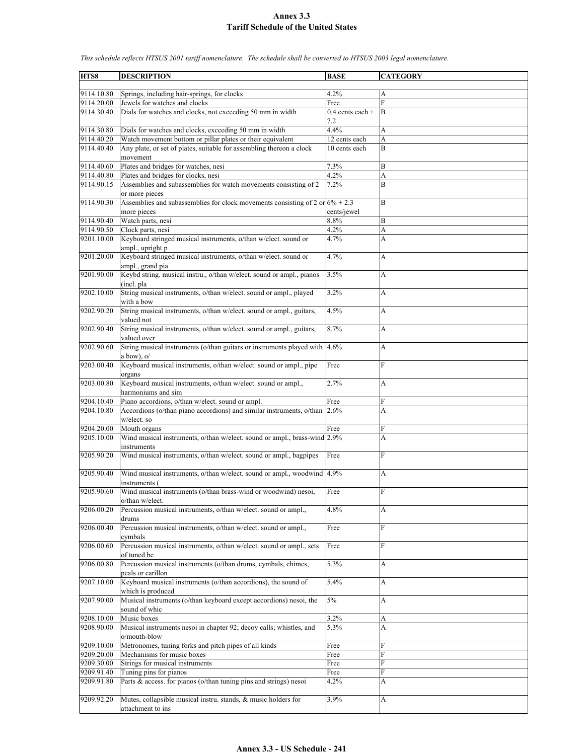# Annex 3.3
## Tariff Schedule of the United States

*This schedule reflects HTSUS 2001 tariff nomenclature. The schedule shall be converted to HTSUS 2003 legal nomenclature.*

| HTS8 | DESCRIPTION | BASE | CATEGORY |
|---|---|---|---|
| 9114.10.80 | Springs, including hair-springs, for clocks | 4.2% | A |
| 9114.20.00 | Jewels for watches and clocks | Free | F |
| 9114.30.40 | Dials for watches and clocks, not exceeding 50 mm in width | 0.4 cents each + 7.2 | B |
| 9114.30.80 | Dials for watches and clocks, exceeding 50 mm in width | 4.4% | A |
| 9114.40.20 | Watch movement bottom or pillar plates or their equivalent | 12 cents each | A |
| 9114.40.40 | Any plate, or set of plates, suitable for assembling thereon a clock movement | 10 cents each | B |
| 9114.40.60 | Plates and bridges for watches, nesi | 7.3% | B |
| 9114.40.80 | Plates and bridges for clocks, nesi | 4.2% | A |
| 9114.90.15 | Assemblies and subassemblies for watch movements consisting of 2 or more pieces | 7.2% | B |
| 9114.90.30 | Assemblies and subassemblies for clock movements consisting of 2 or more pieces | 6% + 2.3 cents/jewel | B |
| 9114.90.40 | Watch parts, nesi | 8.8% | B |
| 9114.90.50 | Clock parts, nesi | 4.2% | A |
| 9201.10.00 | Keyboard stringed musical instruments, o/than w/elect. sound or ampl., upright p | 4.7% | A |
| 9201.20.00 | Keyboard stringed musical instruments, o/than w/elect. sound or ampl., grand pia | 4.7% | A |
| 9201.90.00 | Keybd string. musical instru., o/than w/elect. sound or ampl., pianos (incl. pla | 3.5% | A |
| 9202.10.00 | String musical instruments, o/than w/elect. sound or ampl., played with a bow | 3.2% | A |
| 9202.90.20 | String musical instruments, o/than w/elect. sound or ampl., guitars, valued not | 4.5% | A |
| 9202.90.40 | String musical instruments, o/than w/elect. sound or ampl., guitars, valued over | 8.7% | A |
| 9202.90.60 | String musical instruments (o/than guitars or instruments played with a bow), o/ | 4.6% | A |
| 9203.00.40 | Keyboard musical instruments, o/than w/elect. sound or ampl., pipe organs | Free | F |
| 9203.00.80 | Keyboard musical instruments, o/than w/elect. sound or ampl., harmoniums and sim | 2.7% | A |
| 9204.10.40 | Piano accordions, o/than w/elect. sound or ampl. | Free | F |
| 9204.10.80 | Accordions (o/than piano accordions) and similar instruments, o/than w/elect. so | 2.6% | A |
| 9204.20.00 | Mouth organs | Free | F |
| 9205.10.00 | Wind musical instruments, o/than w/elect. sound or ampl., brass-wind instruments | 2.9% | A |
| 9205.90.20 | Wind musical instruments, o/than w/elect. sound or ampl., bagpipes | Free | F |
| 9205.90.40 | Wind musical instruments, o/than w/elect. sound or ampl., woodwind instruments ( | 4.9% | A |
| 9205.90.60 | Wind musical instruments (o/than brass-wind or woodwind) nesoi, o/than w/elect. | Free | F |
| 9206.00.20 | Percussion musical instruments, o/than w/elect. sound or ampl., drums | 4.8% | A |
| 9206.00.40 | Percussion musical instruments, o/than w/elect. sound or ampl., cymbals | Free | F |
| 9206.00.60 | Percussion musical instruments, o/than w/elect. sound or ampl., sets of tuned be | Free | F |
| 9206.00.80 | Percussion musical instruments (o/than drums, cymbals, chimes, peals or carillon | 5.3% | A |
| 9207.10.00 | Keyboard musical instruments (o/than accordions), the sound of which is produced | 5.4% | A |
| 9207.90.00 | Musical instruments (o/than keyboard except accordions) nesoi, the sound of whic | 5% | A |
| 9208.10.00 | Music boxes | 3.2% | A |
| 9208.90.00 | Musical instruments nesoi in chapter 92; decoy calls; whistles, and o/mouth-blow | 5.3% | A |
| 9209.10.00 | Metronomes, tuning forks and pitch pipes of all kinds | Free | F |
| 9209.20.00 | Mechanisms for music boxes | Free | F |
| 9209.30.00 | Strings for musical instruments | Free | F |
| 9209.91.40 | Tuning pins for pianos | Free | F |
| 9209.91.80 | Parts & access. for pianos (o/than tuning pins and strings) nesoi | 4.2% | A |
| 9209.92.20 | Mutes, collapsible musical instru. stands, & music holders for attachment to ins | 3.9% | A |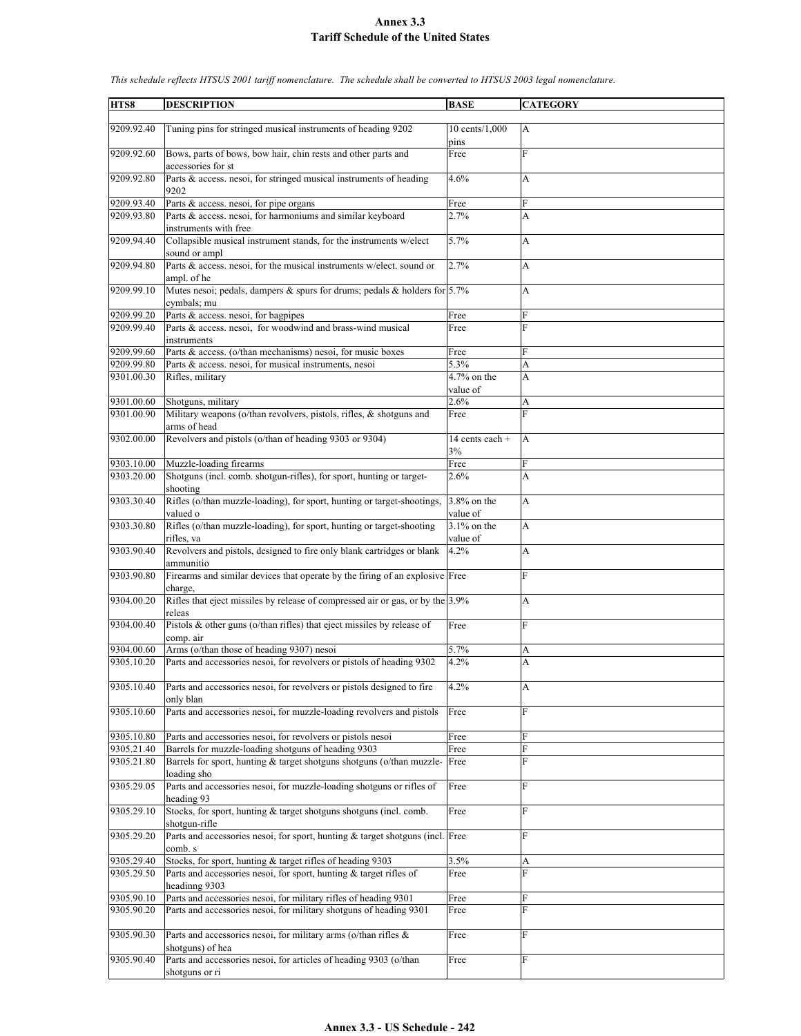# Annex 3.3
## Tariff Schedule of the United States

*This schedule reflects HTSUS 2001 tariff nomenclature. The schedule shall be converted to HTSUS 2003 legal nomenclature.*

| HTS8 | DESCRIPTION | BASE | CATEGORY |
|---|---|---|---|
| 9209.92.40 | Tuning pins for stringed musical instruments of heading 9202 | 10 cents/1,000 pins | A |
| 9209.92.60 | Bows, parts of bows, bow hair, chin rests and other parts and accessories for st | Free | F |
| 9209.92.80 | Parts & access. nesoi, for stringed musical instruments of heading 9202 | 4.6% | A |
| 9209.93.40 | Parts & access. nesoi, for pipe organs | Free | F |
| 9209.93.80 | Parts & access. nesoi, for harmoniums and similar keyboard instruments with free | 2.7% | A |
| 9209.94.40 | Collapsible musical instrument stands, for the instruments w/elect sound or ampl | 5.7% | A |
| 9209.94.80 | Parts & access. nesoi, for the musical instruments w/elect. sound or ampl. of he | 2.7% | A |
| 9209.99.10 | Mutes nesoi; pedals, dampers & spurs for drums; pedals & holders for cymbals; mu | 5.7% | A |
| 9209.99.20 | Parts & access. nesoi, for bagpipes | Free | F |
| 9209.99.40 | Parts & access. nesoi, for woodwind and brass-wind musical instruments | Free | F |
| 9209.99.60 | Parts & access. (o/than mechanisms) nesoi, for music boxes | Free | F |
| 9209.99.80 | Parts & access. nesoi, for musical instruments, nesoi | 5.3% | A |
| 9301.00.30 | Rifles, military | 4.7% on the value of | A |
| 9301.00.60 | Shotguns, military | 2.6% | A |
| 9301.00.90 | Military weapons (o/than revolvers, pistols, rifles, & shotguns and arms of head | Free | F |
| 9302.00.00 | Revolvers and pistols (o/than of heading 9303 or 9304) | 14 cents each + 3% | A |
| 9303.10.00 | Muzzle-loading firearms | Free | F |
| 9303.20.00 | Shotguns (incl. comb. shotgun-rifles), for sport, hunting or target-shooting | 2.6% | A |
| 9303.30.40 | Rifles (o/than muzzle-loading), for sport, hunting or target-shootings, valued o | 3.8% on the value of | A |
| 9303.30.80 | Rifles (o/than muzzle-loading), for sport, hunting or target-shooting rifles, va | 3.1% on the value of | A |
| 9303.90.40 | Revolvers and pistols, designed to fire only blank cartridges or blank ammunitio | 4.2% | A |
| 9303.90.80 | Firearms and similar devices that operate by the firing of an explosive charge, | Free | F |
| 9304.00.20 | Rifles that eject missiles by release of compressed air or gas, or by the releas | 3.9% | A |
| 9304.00.40 | Pistols & other guns (o/than rifles) that eject missiles by release of comp. air | Free | F |
| 9304.00.60 | Arms (o/than those of heading 9307) nesoi | 5.7% | A |
| 9305.10.20 | Parts and accessories nesoi, for revolvers or pistols of heading 9302 | 4.2% | A |
| 9305.10.40 | Parts and accessories nesoi, for revolvers or pistols designed to fire only blan | 4.2% | A |
| 9305.10.60 | Parts and accessories nesoi, for muzzle-loading revolvers and pistols | Free | F |
| 9305.10.80 | Parts and accessories nesoi, for revolvers or pistols nesoi | Free | F |
| 9305.21.40 | Barrels for muzzle-loading shotguns of heading 9303 | Free | F |
| 9305.21.80 | Barrels for sport, hunting & target shotguns shotguns (o/than muzzle-loading sho | Free | F |
| 9305.29.05 | Parts and accessories nesoi, for muzzle-loading shotguns or rifles of heading 93 | Free | F |
| 9305.29.10 | Stocks, for sport, hunting & target shotguns shotguns (incl. comb. shotgun-rifle | Free | F |
| 9305.29.20 | Parts and accessories nesoi, for sport, hunting & target shotguns (incl. comb. s | Free | F |
| 9305.29.40 | Stocks, for sport, hunting & target rifles of heading 9303 | 3.5% | A |
| 9305.29.50 | Parts and accessories nesoi, for sport, hunting & target rifles of headinng 9303 | Free | F |
| 9305.90.10 | Parts and accessories nesoi, for military rifles of heading 9301 | Free | F |
| 9305.90.20 | Parts and accessories nesoi, for military shotguns of heading 9301 | Free | F |
| 9305.90.30 | Parts and accessories nesoi, for military arms (o/than rifles & shotguns) of hea | Free | F |
| 9305.90.40 | Parts and accessories nesoi, for articles of heading 9303 (o/than shotguns or ri | Free | F |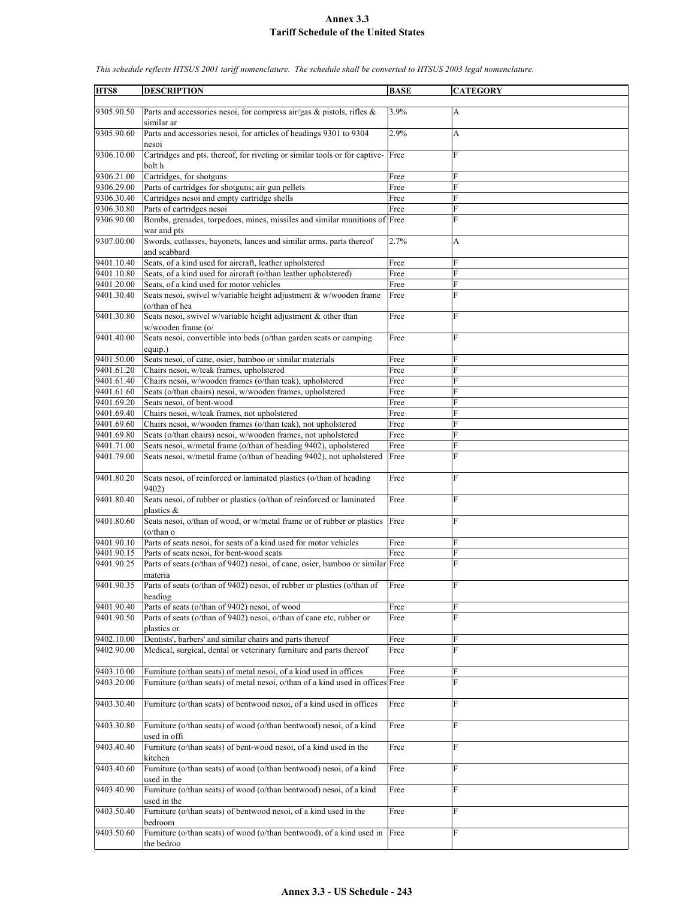# Annex 3.3
## Tariff Schedule of the United States

*This schedule reflects HTSUS 2001 tariff nomenclature. The schedule shall be converted to HTSUS 2003 legal nomenclature.*

| HTS8 | DESCRIPTION | BASE | CATEGORY |
|---|---|---|---|
| 9305.90.50 | Parts and accessories nesoi, for compress air/gas & pistols, rifles & similar ar | 3.9% | A |
| 9305.90.60 | Parts and accessories nesoi, for articles of headings 9301 to 9304 nesoi | 2.9% | A |
| 9306.10.00 | Cartridges and pts. thereof, for riveting or similar tools or for captive-bolt h | Free | F |
| 9306.21.00 | Cartridges, for shotguns | Free | F |
| 9306.29.00 | Parts of cartridges for shotguns; air gun pellets | Free | F |
| 9306.30.40 | Cartridges nesoi and empty cartridge shells | Free | F |
| 9306.30.80 | Parts of cartridges nesoi | Free | F |
| 9306.90.00 | Bombs, grenades, torpedoes, mines, missiles and similar munitions of war and pts | Free | F |
| 9307.00.00 | Swords, cutlasses, bayonets, lances and similar arms, parts thereof and scabbard | 2.7% | A |
| 9401.10.40 | Seats, of a kind used for aircraft, leather upholstered | Free | F |
| 9401.10.80 | Seats, of a kind used for aircraft (o/than leather upholstered) | Free | F |
| 9401.20.00 | Seats, of a kind used for motor vehicles | Free | F |
| 9401.30.40 | Seats nesoi, swivel w/variable height adjustment & w/wooden frame (o/than of hea | Free | F |
| 9401.30.80 | Seats nesoi, swivel w/variable height adjustment & other than w/wooden frame (o/ | Free | F |
| 9401.40.00 | Seats nesoi, convertible into beds (o/than garden seats or camping equip.) | Free | F |
| 9401.50.00 | Seats nesoi, of cane, osier, bamboo or similar materials | Free | F |
| 9401.61.20 | Chairs nesoi, w/teak frames, upholstered | Free | F |
| 9401.61.40 | Chairs nesoi, w/wooden frames (o/than teak), upholstered | Free | F |
| 9401.61.60 | Seats (o/than chairs) nesoi, w/wooden frames, upholstered | Free | F |
| 9401.69.20 | Seats nesoi, of bent-wood | Free | F |
| 9401.69.40 | Chairs nesoi, w/teak frames, not upholstered | Free | F |
| 9401.69.60 | Chairs nesoi, w/wooden frames (o/than teak), not upholstered | Free | F |
| 9401.69.80 | Seats (o/than chairs) nesoi, w/wooden frames, not upholstered | Free | F |
| 9401.71.00 | Seats nesoi, w/metal frame (o/than of heading 9402), upholstered | Free | F |
| 9401.79.00 | Seats nesoi, w/metal frame (o/than of heading 9402), not upholstered | Free | F |
| 9401.80.20 | Seats nesoi, of reinforced or laminated plastics (o/than of heading 9402) | Free | F |
| 9401.80.40 | Seats nesoi, of rubber or plastics (o/than of reinforced or laminated plastics & | Free | F |
| 9401.80.60 | Seats nesoi, o/than of wood, or w/metal frame or of rubber or plastics (o/than o | Free | F |
| 9401.90.10 | Parts of seats nesoi, for seats of a kind used for motor vehicles | Free | F |
| 9401.90.15 | Parts of seats nesoi, for bent-wood seats | Free | F |
| 9401.90.25 | Parts of seats (o/than of 9402) nesoi, of cane, osier, bamboo or similar materia | Free | F |
| 9401.90.35 | Parts of seats (o/than of 9402) nesoi, of rubber or plastics (o/than of heading | Free | F |
| 9401.90.40 | Parts of seats (o/than of 9402) nesoi, of wood | Free | F |
| 9401.90.50 | Parts of seats (o/than of 9402) nesoi, o/than of cane etc, rubber or plastics or | Free | F |
| 9402.10.00 | Dentists', barbers' and similar chairs and parts thereof | Free | F |
| 9402.90.00 | Medical, surgical, dental or veterinary furniture and parts thereof | Free | F |
| 9403.10.00 | Furniture (o/than seats) of metal nesoi, of a kind used in offices | Free | F |
| 9403.20.00 | Furniture (o/than seats) of metal nesoi, o/than of a kind used in offices | Free | F |
| 9403.30.40 | Furniture (o/than seats) of bentwood nesoi, of a kind used in offices | Free | F |
| 9403.30.80 | Furniture (o/than seats) of wood (o/than bentwood) nesoi, of a kind used in offi | Free | F |
| 9403.40.40 | Furniture (o/than seats) of bent-wood nesoi, of a kind used in the kitchen | Free | F |
| 9403.40.60 | Furniture (o/than seats) of wood (o/than bentwood) nesoi, of a kind used in the | Free | F |
| 9403.40.90 | Furniture (o/than seats) of wood (o/than bentwood) nesoi, of a kind used in the | Free | F |
| 9403.50.40 | Furniture (o/than seats) of bentwood nesoi, of a kind used in the bedroom | Free | F |
| 9403.50.60 | Furniture (o/than seats) of wood (o/than bentwood), of a kind used in the bedroo | Free | F |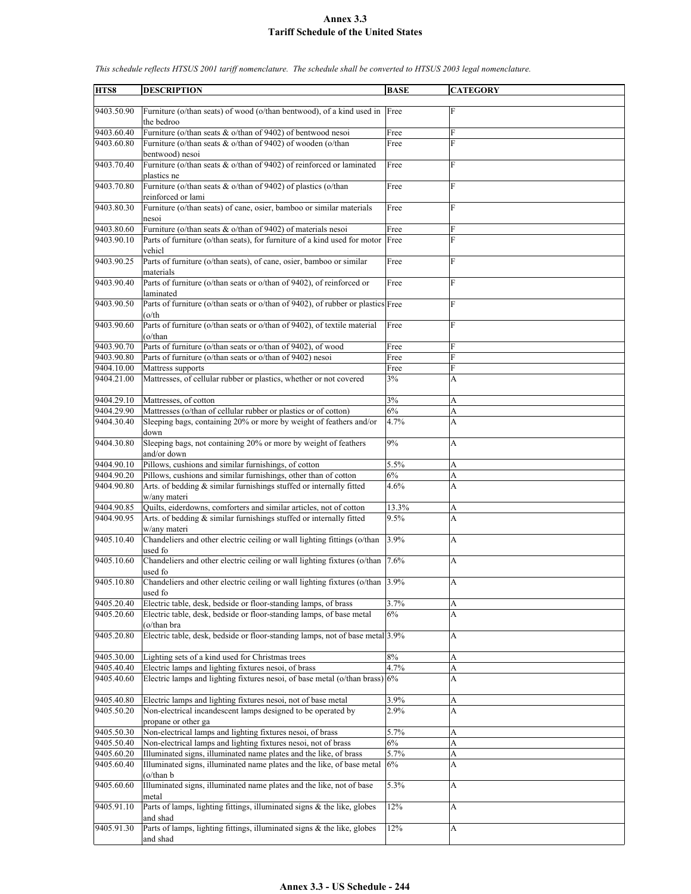**Annex 3.3**
**Tariff Schedule of the United States**

*This schedule reflects HTSUS 2001 tariff nomenclature. The schedule shall be converted to HTSUS 2003 legal nomenclature.*

| HTS8 | DESCRIPTION | BASE | CATEGORY |
|---|---|---|---|
| 9403.50.90 | Furniture (o/than seats) of wood (o/than bentwood), of a kind used in the bedroo | Free | F |
| 9403.60.40 | Furniture (o/than seats & o/than of 9402) of bentwood nesoi | Free | F |
| 9403.60.80 | Furniture (o/than seats & o/than of 9402) of wooden (o/than bentwood) nesoi | Free | F |
| 9403.70.40 | Furniture (o/than seats & o/than of 9402) of reinforced or laminated plastics ne | Free | F |
| 9403.70.80 | Furniture (o/than seats & o/than of 9402) of plastics (o/than reinforced or lami | Free | F |
| 9403.80.30 | Furniture (o/than seats) of cane, osier, bamboo or similar materials nesoi | Free | F |
| 9403.80.60 | Furniture (o/than seats & o/than of 9402) of materials nesoi | Free | F |
| 9403.90.10 | Parts of furniture (o/than seats), for furniture of a kind used for motor vehicl | Free | F |
| 9403.90.25 | Parts of furniture (o/than seats), of cane, osier, bamboo or similar materials | Free | F |
| 9403.90.40 | Parts of furniture (o/than seats or o/than of 9402), of reinforced or laminated | Free | F |
| 9403.90.50 | Parts of furniture (o/than seats or o/than of 9402), of rubber or plastics (o/th | Free | F |
| 9403.90.60 | Parts of furniture (o/than seats or o/than of 9402), of textile material (o/than | Free | F |
| 9403.90.70 | Parts of furniture (o/than seats or o/than of 9402), of wood | Free | F |
| 9403.90.80 | Parts of furniture (o/than seats or o/than of 9402) nesoi | Free | F |
| 9404.10.00 | Mattress supports | Free | F |
| 9404.21.00 | Mattresses, of cellular rubber or plastics, whether or not covered | 3% | A |
| 9404.29.10 | Mattresses, of cotton | 3% | A |
| 9404.29.90 | Mattresses (o/than of cellular rubber or plastics or of cotton) | 6% | A |
| 9404.30.40 | Sleeping bags, containing 20% or more by weight of feathers and/or down | 4.7% | A |
| 9404.30.80 | Sleeping bags, not containing 20% or more by weight of feathers and/or down | 9% | A |
| 9404.90.10 | Pillows, cushions and similar furnishings, of cotton | 5.5% | A |
| 9404.90.20 | Pillows, cushions and similar furnishings, other than of cotton | 6% | A |
| 9404.90.80 | Arts. of bedding & similar furnishings stuffed or internally fitted w/any materi | 4.6% | A |
| 9404.90.85 | Quilts, eiderdowns, comforters and similar articles, not of cotton | 13.3% | A |
| 9404.90.95 | Arts. of bedding & similar furnishings stuffed or internally fitted w/any materi | 9.5% | A |
| 9405.10.40 | Chandeliers and other electric ceiling or wall lighting fittings (o/than used fo | 3.9% | A |
| 9405.10.60 | Chandeliers and other electric ceiling or wall lighting fixtures (o/than used fo | 7.6% | A |
| 9405.10.80 | Chandeliers and other electric ceiling or wall lighting fixtures (o/than used fo | 3.9% | A |
| 9405.20.40 | Electric table, desk, bedside or floor-standing lamps, of brass | 3.7% | A |
| 9405.20.60 | Electric table, desk, bedside or floor-standing lamps, of base metal (o/than bra | 6% | A |
| 9405.20.80 | Electric table, desk, bedside or floor-standing lamps, not of base metal | 3.9% | A |
| 9405.30.00 | Lighting sets of a kind used for Christmas trees | 8% | A |
| 9405.40.40 | Electric lamps and lighting fixtures nesoi, of brass | 4.7% | A |
| 9405.40.60 | Electric lamps and lighting fixtures nesoi, of base metal (o/than brass) | 6% | A |
| 9405.40.80 | Electric lamps and lighting fixtures nesoi, not of base metal | 3.9% | A |
| 9405.50.20 | Non-electrical incandescent lamps designed to be operated by propane or other ga | 2.9% | A |
| 9405.50.30 | Non-electrical lamps and lighting fixtures nesoi, of brass | 5.7% | A |
| 9405.50.40 | Non-electrical lamps and lighting fixtures nesoi, not of brass | 6% | A |
| 9405.60.20 | Illuminated signs, illuminated name plates and the like, of brass | 5.7% | A |
| 9405.60.40 | Illuminated signs, illuminated name plates and the like, of base metal (o/than b | 6% | A |
| 9405.60.60 | Illuminated signs, illuminated name plates and the like, not of base metal | 5.3% | A |
| 9405.91.10 | Parts of lamps, lighting fittings, illuminated signs & the like, globes and shad | 12% | A |
| 9405.91.30 | Parts of lamps, lighting fittings, illuminated signs & the like, globes and shad | 12% | A |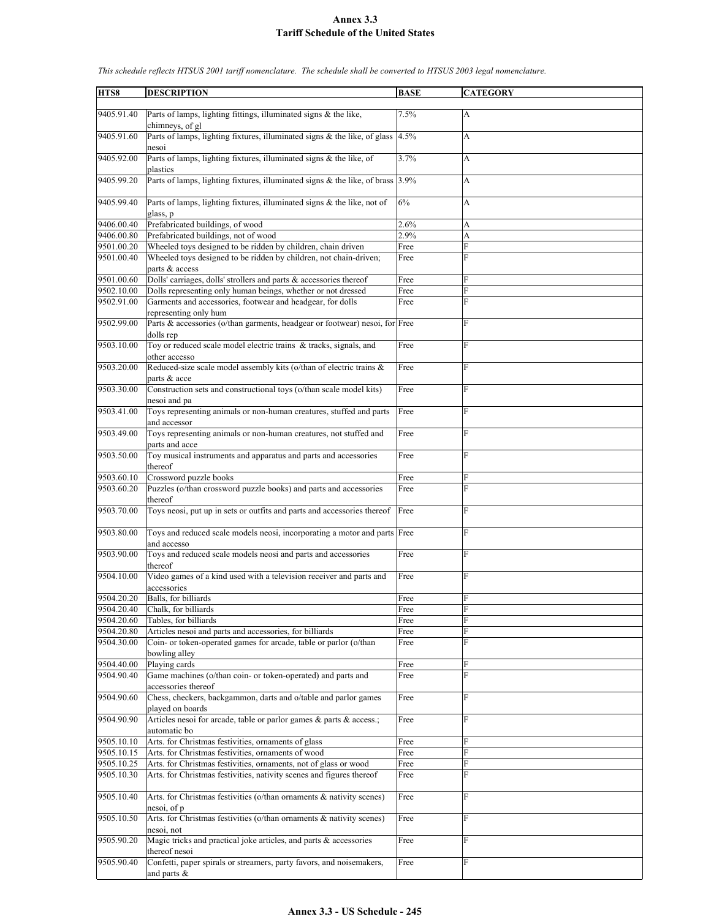# Annex 3.3
## Tariff Schedule of the United States

*This schedule reflects HTSUS 2001 tariff nomenclature. The schedule shall be converted to HTSUS 2003 legal nomenclature.*

| HTS8 | DESCRIPTION | BASE | CATEGORY |
|---|---|---|---|
| 9405.91.40 | Parts of lamps, lighting fittings, illuminated signs & the like, chimneys, of gl | 7.5% | A |
| 9405.91.60 | Parts of lamps, lighting fixtures, illuminated signs & the like, of glass nesoi | 4.5% | A |
| 9405.92.00 | Parts of lamps, lighting fixtures, illuminated signs & the like, of plastics | 3.7% | A |
| 9405.99.20 | Parts of lamps, lighting fixtures, illuminated signs & the like, of brass | 3.9% | A |
| 9405.99.40 | Parts of lamps, lighting fixtures, illuminated signs & the like, not of glass, p | 6% | A |
| 9406.00.40 | Prefabricated buildings, of wood | 2.6% | A |
| 9406.00.80 | Prefabricated buildings, not of wood | 2.9% | A |
| 9501.00.20 | Wheeled toys designed to be ridden by children, chain driven | Free | F |
| 9501.00.40 | Wheeled toys designed to be ridden by children, not chain-driven; parts & access | Free | F |
| 9501.00.60 | Dolls' carriages, dolls' strollers and parts & accessories thereof | Free | F |
| 9502.10.00 | Dolls representing only human beings, whether or not dressed | Free | F |
| 9502.91.00 | Garments and accessories, footwear and headgear, for dolls representing only hum | Free | F |
| 9502.99.00 | Parts & accessories (o/than garments, headgear or footwear) nesoi, for dolls rep | Free | F |
| 9503.10.00 | Toy or reduced scale model electric trains & tracks, signals, and other accesso | Free | F |
| 9503.20.00 | Reduced-size scale model assembly kits (o/than of electric trains & parts & acce | Free | F |
| 9503.30.00 | Construction sets and constructional toys (o/than scale model kits) nesoi and pa | Free | F |
| 9503.41.00 | Toys representing animals or non-human creatures, stuffed and parts and accessor | Free | F |
| 9503.49.00 | Toys representing animals or non-human creatures, not stuffed and parts and acce | Free | F |
| 9503.50.00 | Toy musical instruments and apparatus and parts and accessories thereof | Free | F |
| 9503.60.10 | Crossword puzzle books | Free | F |
| 9503.60.20 | Puzzles (o/than crossword puzzle books) and parts and accessories thereof | Free | F |
| 9503.70.00 | Toys neosi, put up in sets or outfits and parts and accessories thereof | Free | F |
| 9503.80.00 | Toys and reduced scale models neosi, incorporating a motor and parts and accesso | Free | F |
| 9503.90.00 | Toys and reduced scale models neosi and parts and accessories thereof | Free | F |
| 9504.10.00 | Video games of a kind used with a television receiver and parts and accessories | Free | F |
| 9504.20.20 | Balls, for billiards | Free | F |
| 9504.20.40 | Chalk, for billiards | Free | F |
| 9504.20.60 | Tables, for billiards | Free | F |
| 9504.20.80 | Articles nesoi and parts and accessories, for billiards | Free | F |
| 9504.30.00 | Coin- or token-operated games for arcade, table or parlor (o/than bowling alley | Free | F |
| 9504.40.00 | Playing cards | Free | F |
| 9504.90.40 | Game machines (o/than coin- or token-operated) and parts and accessories thereof | Free | F |
| 9504.90.60 | Chess, checkers, backgammon, darts and o/table and parlor games played on boards | Free | F |
| 9504.90.90 | Articles nesoi for arcade, table or parlor games & parts & access.; automatic bo | Free | F |
| 9505.10.10 | Arts. for Christmas festivities, ornaments of glass | Free | F |
| 9505.10.15 | Arts. for Christmas festivities, ornaments of wood | Free | F |
| 9505.10.25 | Arts. for Christmas festivities, ornaments, not of glass or wood | Free | F |
| 9505.10.30 | Arts. for Christmas festivities, nativity scenes and figures thereof | Free | F |
| 9505.10.40 | Arts. for Christmas festivities (o/than ornaments & nativity scenes) nesoi, of p | Free | F |
| 9505.10.50 | Arts. for Christmas festivities (o/than ornaments & nativity scenes) nesoi, not | Free | F |
| 9505.90.20 | Magic tricks and practical joke articles, and parts & accessories thereof nesoi | Free | F |
| 9505.90.40 | Confetti, paper spirals or streamers, party favors, and noisemakers, and parts & | Free | F |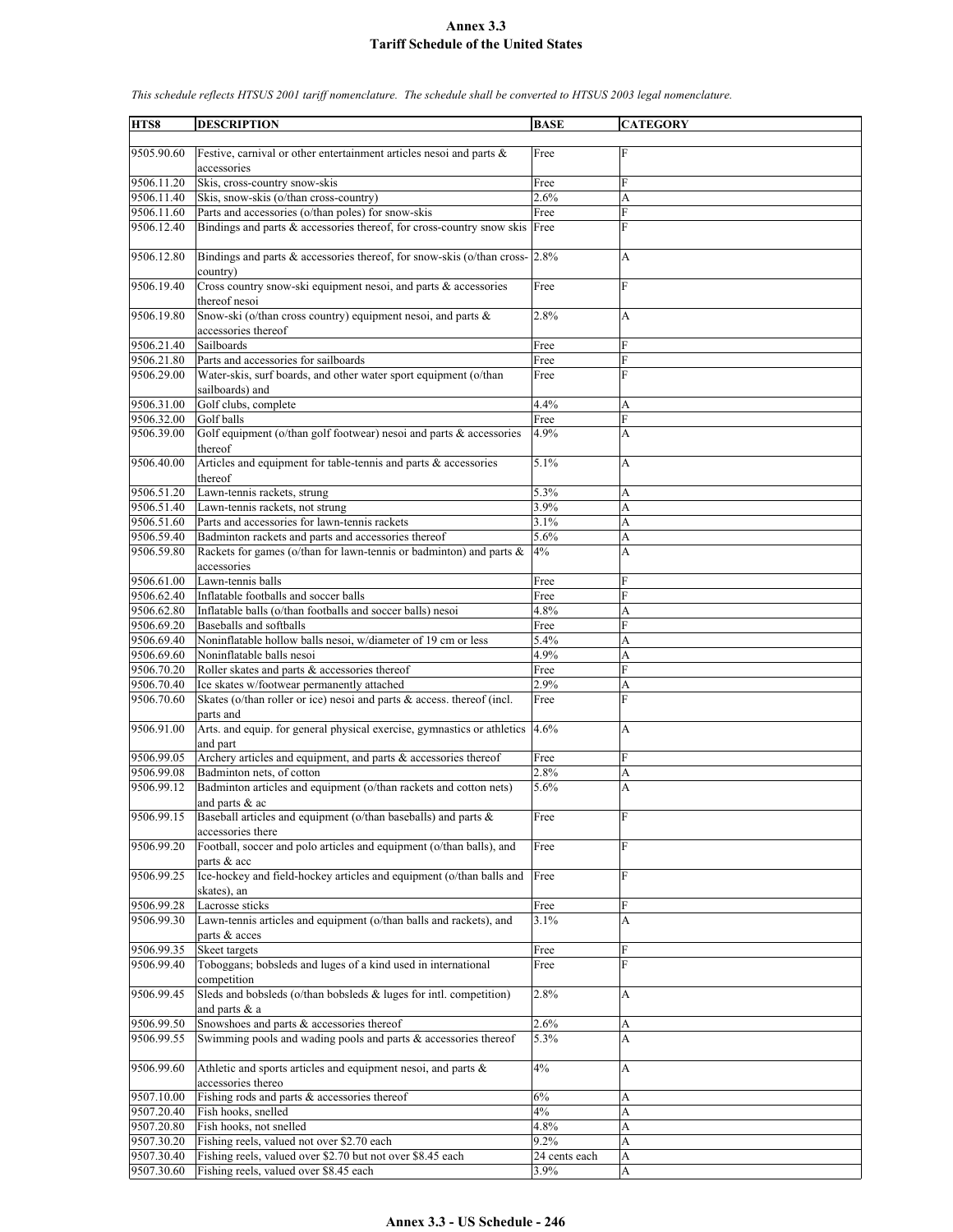# Annex 3.3
# Tariff Schedule of the United States

*This schedule reflects HTSUS 2001 tariff nomenclature. The schedule shall be converted to HTSUS 2003 legal nomenclature.*

| HTS8 | DESCRIPTION | BASE | CATEGORY |
|---|---|---|---|
| 9505.90.60 | Festive, carnival or other entertainment articles nesoi and parts & accessories | Free | F |
| 9506.11.20 | Skis, cross-country snow-skis | Free | F |
| 9506.11.40 | Skis, snow-skis (o/than cross-country) | 2.6% | A |
| 9506.11.60 | Parts and accessories (o/than poles) for snow-skis | Free | F |
| 9506.12.40 | Bindings and parts & accessories thereof, for cross-country snow skis | Free | F |
| 9506.12.80 | Bindings and parts & accessories thereof, for snow-skis (o/than cross-country) | 2.8% | A |
| 9506.19.40 | Cross country snow-ski equipment nesoi, and parts & accessories thereof nesoi | Free | F |
| 9506.19.80 | Snow-ski (o/than cross country) equipment nesoi, and parts & accessories thereof | 2.8% | A |
| 9506.21.40 | Sailboards | Free | F |
| 9506.21.80 | Parts and accessories for sailboards | Free | F |
| 9506.29.00 | Water-skis, surf boards, and other water sport equipment (o/than sailboards) and | Free | F |
| 9506.31.00 | Golf clubs, complete | 4.4% | A |
| 9506.32.00 | Golf balls | Free | F |
| 9506.39.00 | Golf equipment (o/than golf footwear) nesoi and parts & accessories thereof | 4.9% | A |
| 9506.40.00 | Articles and equipment for table-tennis and parts & accessories thereof | 5.1% | A |
| 9506.51.20 | Lawn-tennis rackets, strung | 5.3% | A |
| 9506.51.40 | Lawn-tennis rackets, not strung | 3.9% | A |
| 9506.51.60 | Parts and accessories for lawn-tennis rackets | 3.1% | A |
| 9506.59.40 | Badminton rackets and parts and accessories thereof | 5.6% | A |
| 9506.59.80 | Rackets for games (o/than for lawn-tennis or badminton) and parts & accessories | 4% | A |
| 9506.61.00 | Lawn-tennis balls | Free | F |
| 9506.62.40 | Inflatable footballs and soccer balls | Free | F |
| 9506.62.80 | Inflatable balls (o/than footballs and soccer balls) nesoi | 4.8% | A |
| 9506.69.20 | Baseballs and softballs | Free | F |
| 9506.69.40 | Noninflatable hollow balls nesoi, w/diameter of 19 cm or less | 5.4% | A |
| 9506.69.60 | Noninflatable balls nesoi | 4.9% | A |
| 9506.70.20 | Roller skates and parts & accessories thereof | Free | F |
| 9506.70.40 | Ice skates w/footwear permanently attached | 2.9% | A |
| 9506.70.60 | Skates (o/than roller or ice) nesoi and parts & access. thereof (incl. parts and | Free | F |
| 9506.91.00 | Arts. and equip. for general physical exercise, gymnastics or athletics and part | 4.6% | A |
| 9506.99.05 | Archery articles and equipment, and parts & accessories thereof | Free | F |
| 9506.99.08 | Badminton nets, of cotton | 2.8% | A |
| 9506.99.12 | Badminton articles and equipment (o/than rackets and cotton nets) and parts & ac | 5.6% | A |
| 9506.99.15 | Baseball articles and equipment (o/than baseballs) and parts & accessories there | Free | F |
| 9506.99.20 | Football, soccer and polo articles and equipment (o/than balls), and parts & acc | Free | F |
| 9506.99.25 | Ice-hockey and field-hockey articles and equipment (o/than balls and skates), an | Free | F |
| 9506.99.28 | Lacrosse sticks | Free | F |
| 9506.99.30 | Lawn-tennis articles and equipment (o/than balls and rackets), and parts & acces | 3.1% | A |
| 9506.99.35 | Skeet targets | Free | F |
| 9506.99.40 | Toboggans; bobsleds and luges of a kind used in international competition | Free | F |
| 9506.99.45 | Sleds and bobsleds (o/than bobsleds & luges for intl. competition) and parts & a | 2.8% | A |
| 9506.99.50 | Snowshoes and parts & accessories thereof | 2.6% | A |
| 9506.99.55 | Swimming pools and wading pools and parts & accessories thereof | 5.3% | A |
| 9506.99.60 | Athletic and sports articles and equipment nesoi, and parts & accessories thereo | 4% | A |
| 9507.10.00 | Fishing rods and parts & accessories thereof | 6% | A |
| 9507.20.40 | Fish hooks, snelled | 4% | A |
| 9507.20.80 | Fish hooks, not snelled | 4.8% | A |
| 9507.30.20 | Fishing reels, valued not over $2.70 each | 9.2% | A |
| 9507.30.40 | Fishing reels, valued over $2.70 but not over $8.45 each | 24 cents each | A |
| 9507.30.60 | Fishing reels, valued over $8.45 each | 3.9% | A |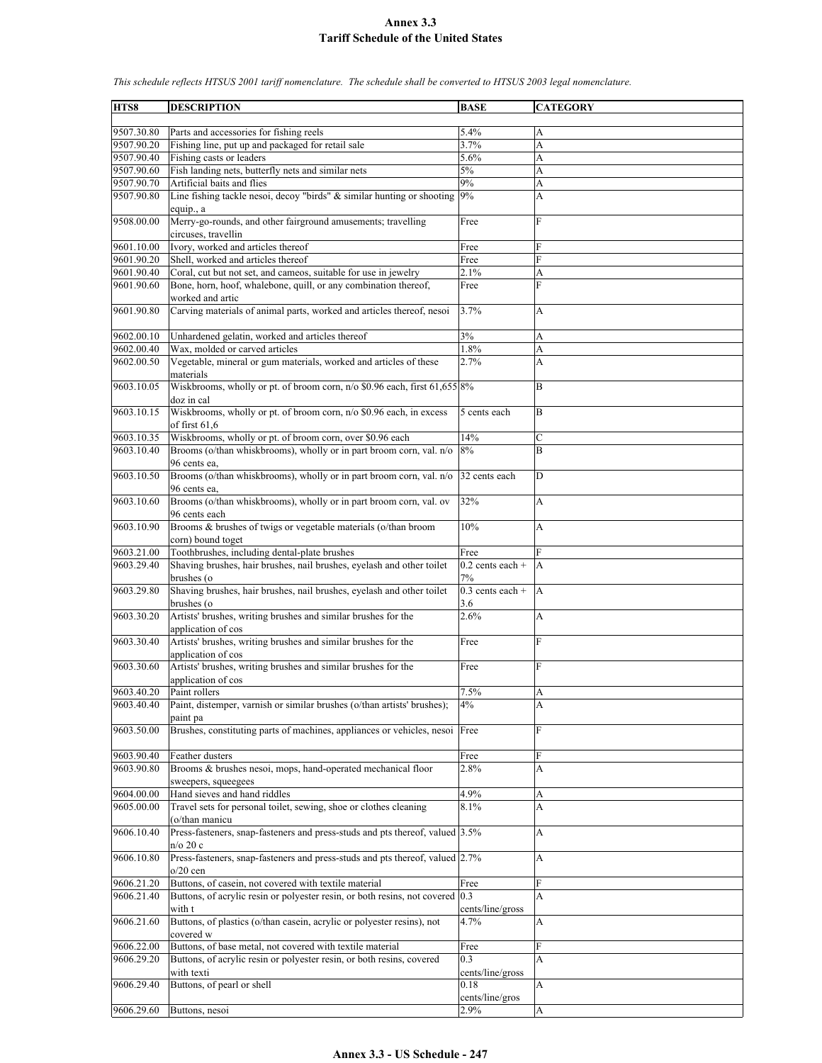# Annex 3.3
## Tariff Schedule of the United States

*This schedule reflects HTSUS 2001 tariff nomenclature. The schedule shall be converted to HTSUS 2003 legal nomenclature.*

| HTS8 | DESCRIPTION | BASE | CATEGORY |
|---|---|---|---|
| 9507.30.80 | Parts and accessories for fishing reels | 5.4% | A |
| 9507.90.20 | Fishing line, put up and packaged for retail sale | 3.7% | A |
| 9507.90.40 | Fishing casts or leaders | 5.6% | A |
| 9507.90.60 | Fish landing nets, butterfly nets and similar nets | 5% | A |
| 9507.90.70 | Artificial baits and flies | 9% | A |
| 9507.90.80 | Line fishing tackle nesoi, decoy "birds" & similar hunting or shooting equip., a | 9% | A |
| 9508.00.00 | Merry-go-rounds, and other fairground amusements; travelling circuses, travellin | Free | F |
| 9601.10.00 | Ivory, worked and articles thereof | Free | F |
| 9601.90.20 | Shell, worked and articles thereof | Free | F |
| 9601.90.40 | Coral, cut but not set, and cameos, suitable for use in jewelry | 2.1% | A |
| 9601.90.60 | Bone, horn, hoof, whalebone, quill, or any combination thereof, worked and artic | Free | F |
| 9601.90.80 | Carving materials of animal parts, worked and articles thereof, nesoi | 3.7% | A |
| 9602.00.10 | Unhardened gelatin, worked and articles thereof | 3% | A |
| 9602.00.40 | Wax, molded or carved articles | 1.8% | A |
| 9602.00.50 | Vegetable, mineral or gum materials, worked and articles of these materials | 2.7% | A |
| 9603.10.05 | Wiskbrooms, wholly or pt. of broom corn, n/o $0.96 each, first 61,655 doz in cal | 8% | B |
| 9603.10.15 | Wiskbrooms, wholly or pt. of broom corn, n/o $0.96 each, in excess of first 61,6 | 5 cents each | B |
| 9603.10.35 | Wiskbrooms, wholly or pt. of broom corn, over $0.96 each | 14% | C |
| 9603.10.40 | Brooms (o/than whiskbrooms), wholly or in part broom corn, val. n/o 96 cents ea, | 8% | B |
| 9603.10.50 | Brooms (o/than whiskbrooms), wholly or in part broom corn, val. n/o 96 cents ea, | 32 cents each | D |
| 9603.10.60 | Brooms (o/than whiskbrooms), wholly or in part broom corn, val. ov 96 cents each | 32% | A |
| 9603.10.90 | Brooms & brushes of twigs or vegetable materials (o/than broom corn) bound toget | 10% | A |
| 9603.21.00 | Toothbrushes, including dental-plate brushes | Free | F |
| 9603.29.40 | Shaving brushes, hair brushes, nail brushes, eyelash and other toilet brushes (o | 0.2 cents each + 7% | A |
| 9603.29.80 | Shaving brushes, hair brushes, nail brushes, eyelash and other toilet brushes (o | 0.3 cents each + 3.6 | A |
| 9603.30.20 | Artists' brushes, writing brushes and similar brushes for the application of cos | 2.6% | A |
| 9603.30.40 | Artists' brushes, writing brushes and similar brushes for the application of cos | Free | F |
| 9603.30.60 | Artists' brushes, writing brushes and similar brushes for the application of cos | Free | F |
| 9603.40.20 | Paint rollers | 7.5% | A |
| 9603.40.40 | Paint, distemper, varnish or similar brushes (o/than artists' brushes); paint pa | 4% | A |
| 9603.50.00 | Brushes, constituting parts of machines, appliances or vehicles, nesoi | Free | F |
| 9603.90.40 | Feather dusters | Free | F |
| 9603.90.80 | Brooms & brushes nesoi, mops, hand-operated mechanical floor sweepers, squeegees | 2.8% | A |
| 9604.00.00 | Hand sieves and hand riddles | 4.9% | A |
| 9605.00.00 | Travel sets for personal toilet, sewing, shoe or clothes cleaning (o/than manicu | 8.1% | A |
| 9606.10.40 | Press-fasteners, snap-fasteners and press-studs and pts thereof, valued n/o 20 c | 3.5% | A |
| 9606.10.80 | Press-fasteners, snap-fasteners and press-studs and pts thereof, valued o/20 cen | 2.7% | A |
| 9606.21.20 | Buttons, of casein, not covered with textile material | Free | F |
| 9606.21.40 | Buttons, of acrylic resin or polyester resin, or both resins, not covered with t | 0.3 cents/line/gross | A |
| 9606.21.60 | Buttons, of plastics (o/than casein, acrylic or polyester resins), not covered w | 4.7% | A |
| 9606.22.00 | Buttons, of base metal, not covered with textile material | Free | F |
| 9606.29.20 | Buttons, of acrylic resin or polyester resin, or both resins, covered with texti | 0.3 cents/line/gross | A |
| 9606.29.40 | Buttons, of pearl or shell | 0.18 cents/line/gros | A |
| 9606.29.60 | Buttons, nesoi | 2.9% | A |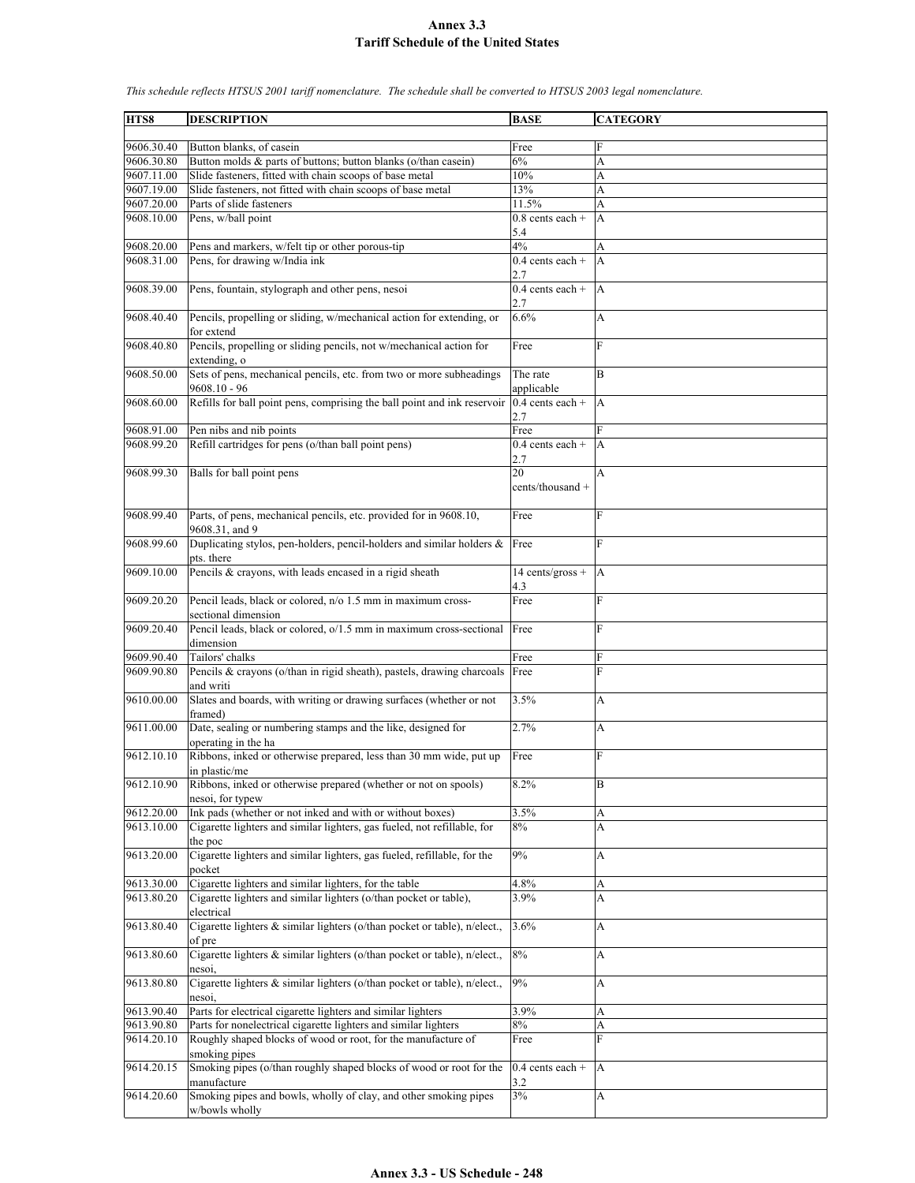# Annex 3.3
## Tariff Schedule of the United States

*This schedule reflects HTSUS 2001 tariff nomenclature. The schedule shall be converted to HTSUS 2003 legal nomenclature.*

| HTS8 | DESCRIPTION | BASE | CATEGORY |
|---|---|---|---|
| 9606.30.40 | Button blanks, of casein | Free | F |
| 9606.30.80 | Button molds & parts of buttons; button blanks (o/than casein) | 6% | A |
| 9607.11.00 | Slide fasteners, fitted with chain scoops of base metal | 10% | A |
| 9607.19.00 | Slide fasteners, not fitted with chain scoops of base metal | 13% | A |
| 9607.20.00 | Parts of slide fasteners | 11.5% | A |
| 9608.10.00 | Pens, w/ball point | 0.8 cents each + 5.4 | A |
| 9608.20.00 | Pens and markers, w/felt tip or other porous-tip | 4% | A |
| 9608.31.00 | Pens, for drawing w/India ink | 0.4 cents each + 2.7 | A |
| 9608.39.00 | Pens, fountain, stylograph and other pens, nesoi | 0.4 cents each + 2.7 | A |
| 9608.40.40 | Pencils, propelling or sliding, w/mechanical action for extending, or for extend | 6.6% | A |
| 9608.40.80 | Pencils, propelling or sliding pencils, not w/mechanical action for extending, o | Free | F |
| 9608.50.00 | Sets of pens, mechanical pencils, etc. from two or more subheadings 9608.10 - 96 | The rate applicable | B |
| 9608.60.00 | Refills for ball point pens, comprising the ball point and ink reservoir | 0.4 cents each + 2.7 | A |
| 9608.91.00 | Pen nibs and nib points | Free | F |
| 9608.99.20 | Refill cartridges for pens (o/than ball point pens) | 0.4 cents each + 2.7 | A |
| 9608.99.30 | Balls for ball point pens | 20 cents/thousand + | A |
| 9608.99.40 | Parts, of pens, mechanical pencils, etc. provided for in 9608.10, 9608.31, and 9 | Free | F |
| 9608.99.60 | Duplicating stylos, pen-holders, pencil-holders and similar holders & pts. there | Free | F |
| 9609.10.00 | Pencils & crayons, with leads encased in a rigid sheath | 14 cents/gross + 4.3 | A |
| 9609.20.20 | Pencil leads, black or colored, n/o 1.5 mm in maximum cross-sectional dimension | Free | F |
| 9609.20.40 | Pencil leads, black or colored, o/1.5 mm in maximum cross-sectional dimension | Free | F |
| 9609.90.40 | Tailors' chalks | Free | F |
| 9609.90.80 | Pencils & crayons (o/than in rigid sheath), pastels, drawing charcoals and writi | Free | F |
| 9610.00.00 | Slates and boards, with writing or drawing surfaces (whether or not framed) | 3.5% | A |
| 9611.00.00 | Date, sealing or numbering stamps and the like, designed for operating in the ha | 2.7% | A |
| 9612.10.10 | Ribbons, inked or otherwise prepared, less than 30 mm wide, put up in plastic/me | Free | F |
| 9612.10.90 | Ribbons, inked or otherwise prepared (whether or not on spools) nesoi, for typew | 8.2% | B |
| 9612.20.00 | Ink pads (whether or not inked and with or without boxes) | 3.5% | A |
| 9613.10.00 | Cigarette lighters and similar lighters, gas fueled, not refillable, for the poc | 8% | A |
| 9613.20.00 | Cigarette lighters and similar lighters, gas fueled, refillable, for the pocket | 9% | A |
| 9613.30.00 | Cigarette lighters and similar lighters, for the table | 4.8% | A |
| 9613.80.20 | Cigarette lighters and similar lighters (o/than pocket or table), electrical | 3.9% | A |
| 9613.80.40 | Cigarette lighters & similar lighters (o/than pocket or table), n/elect., of pre | 3.6% | A |
| 9613.80.60 | Cigarette lighters & similar lighters (o/than pocket or table), n/elect., nesoi, | 8% | A |
| 9613.80.80 | Cigarette lighters & similar lighters (o/than pocket or table), n/elect., nesoi, | 9% | A |
| 9613.90.40 | Parts for electrical cigarette lighters and similar lighters | 3.9% | A |
| 9613.90.80 | Parts for nonelectrical cigarette lighters and similar lighters | 8% | A |
| 9614.20.10 | Roughly shaped blocks of wood or root, for the manufacture of smoking pipes | Free | F |
| 9614.20.15 | Smoking pipes (o/than roughly shaped blocks of wood or root for the manufacture | 0.4 cents each + 3.2 | A |
| 9614.20.60 | Smoking pipes and bowls, wholly of clay, and other smoking pipes w/bowls wholly | 3% | A |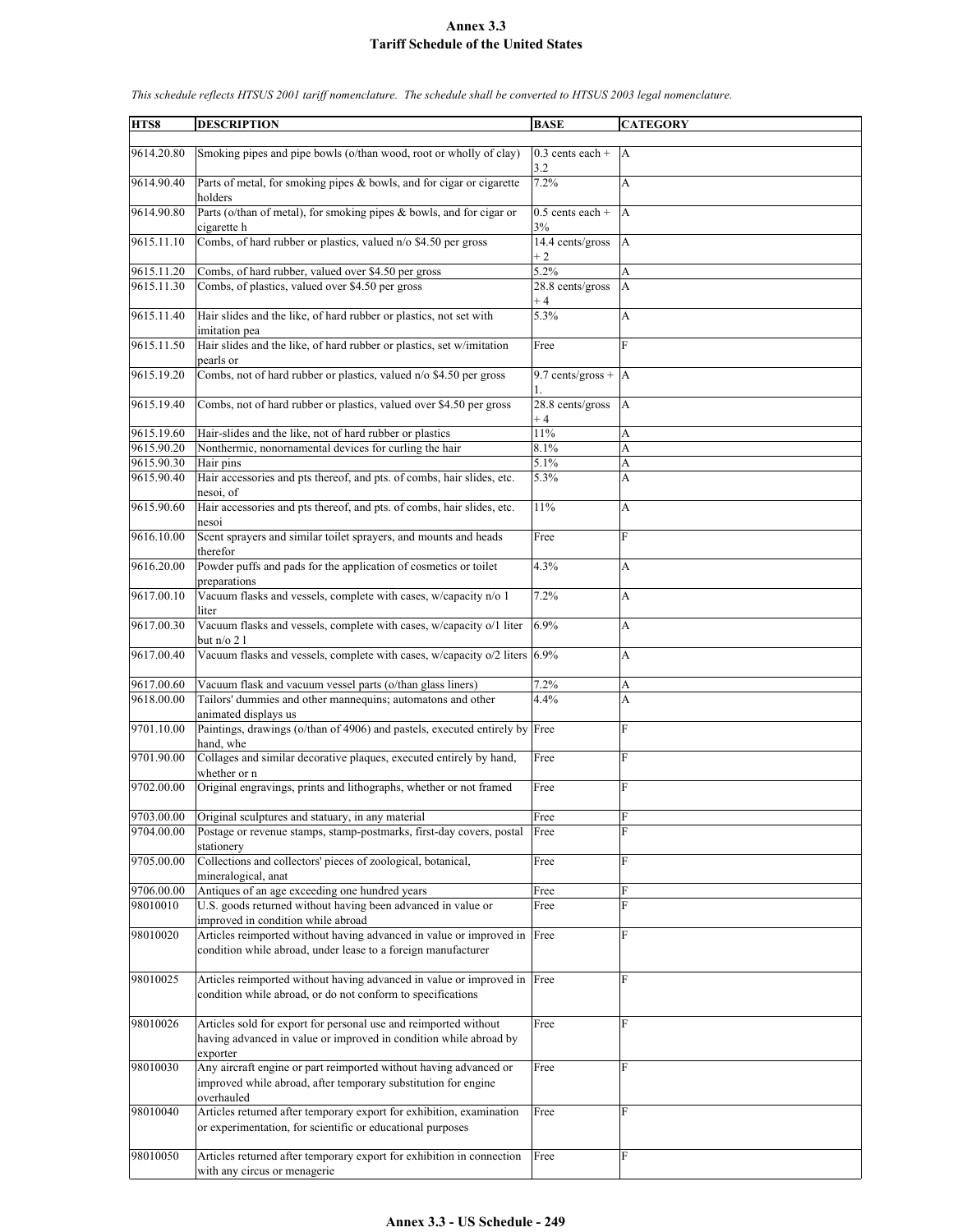# Annex 3.3
# Tariff Schedule of the United States

*This schedule reflects HTSUS 2001 tariff nomenclature. The schedule shall be converted to HTSUS 2003 legal nomenclature.*

| HTS8 | DESCRIPTION | BASE | CATEGORY |
|---|---|---|---|
| 9614.20.80 | Smoking pipes and pipe bowls (o/than wood, root or wholly of clay) | 0.3 cents each + 3.2 | A |
| 9614.90.40 | Parts of metal, for smoking pipes & bowls, and for cigar or cigarette holders | 7.2% | A |
| 9614.90.80 | Parts (o/than of metal), for smoking pipes & bowls, and for cigar or cigarette h | 0.5 cents each + 3% | A |
| 9615.11.10 | Combs, of hard rubber or plastics, valued n/o $4.50 per gross | 14.4 cents/gross + 2 | A |
| 9615.11.20 | Combs, of hard rubber, valued over $4.50 per gross | 5.2% | A |
| 9615.11.30 | Combs, of plastics, valued over $4.50 per gross | 28.8 cents/gross + 4 | A |
| 9615.11.40 | Hair slides and the like, of hard rubber or plastics, not set with imitation pea | 5.3% | A |
| 9615.11.50 | Hair slides and the like, of hard rubber or plastics, set w/imitation pearls or | Free | F |
| 9615.19.20 | Combs, not of hard rubber or plastics, valued n/o $4.50 per gross | 9.7 cents/gross + 1. | A |
| 9615.19.40 | Combs, not of hard rubber or plastics, valued over $4.50 per gross | 28.8 cents/gross + 4 | A |
| 9615.19.60 | Hair-slides and the like, not of hard rubber or plastics | 11% | A |
| 9615.90.20 | Nonthermic, nonornamental devices for curling the hair | 8.1% | A |
| 9615.90.30 | Hair pins | 5.1% | A |
| 9615.90.40 | Hair accessories and pts thereof, and pts. of combs, hair slides, etc. nesoi, of | 5.3% | A |
| 9615.90.60 | Hair accessories and pts thereof, and pts. of combs, hair slides, etc. nesoi | 11% | A |
| 9616.10.00 | Scent sprayers and similar toilet sprayers, and mounts and heads therefor | Free | F |
| 9616.20.00 | Powder puffs and pads for the application of cosmetics or toilet preparations | 4.3% | A |
| 9617.00.10 | Vacuum flasks and vessels, complete with cases, w/capacity n/o 1 liter | 7.2% | A |
| 9617.00.30 | Vacuum flasks and vessels, complete with cases, w/capacity o/1 liter but n/o 2 l | 6.9% | A |
| 9617.00.40 | Vacuum flasks and vessels, complete with cases, w/capacity o/2 liters | 6.9% | A |
| 9617.00.60 | Vacuum flask and vacuum vessel parts (o/than glass liners) | 7.2% | A |
| 9618.00.00 | Tailors' dummies and other mannequins; automatons and other animated displays us | 4.4% | A |
| 9701.10.00 | Paintings, drawings (o/than of 4906) and pastels, executed entirely by hand, whe | Free | F |
| 9701.90.00 | Collages and similar decorative plaques, executed entirely by hand, whether or n | Free | F |
| 9702.00.00 | Original engravings, prints and lithographs, whether or not framed | Free | F |
| 9703.00.00 | Original sculptures and statuary, in any material | Free | F |
| 9704.00.00 | Postage or revenue stamps, stamp-postmarks, first-day covers, postal stationery | Free | F |
| 9705.00.00 | Collections and collectors' pieces of zoological, botanical, mineralogical, anat | Free | F |
| 9706.00.00 | Antiques of an age exceeding one hundred years | Free | F |
| 98010010 | U.S. goods returned without having been advanced in value or improved in condition while abroad | Free | F |
| 98010020 | Articles reimported without having advanced in value or improved in condition while abroad, under lease to a foreign manufacturer | Free | F |
| 98010025 | Articles reimported without having advanced in value or improved in condition while abroad, or do not conform to specifications | Free | F |
| 98010026 | Articles sold for export for personal use and reimported without having advanced in value or improved in condition while abroad by exporter | Free | F |
| 98010030 | Any aircraft engine or part reimported without having advanced or improved while abroad, after temporary substitution for engine overhauled | Free | F |
| 98010040 | Articles returned after temporary export for exhibition, examination or experimentation, for scientific or educational purposes | Free | F |
| 98010050 | Articles returned after temporary export for exhibition in connection with any circus or menagerie | Free | F |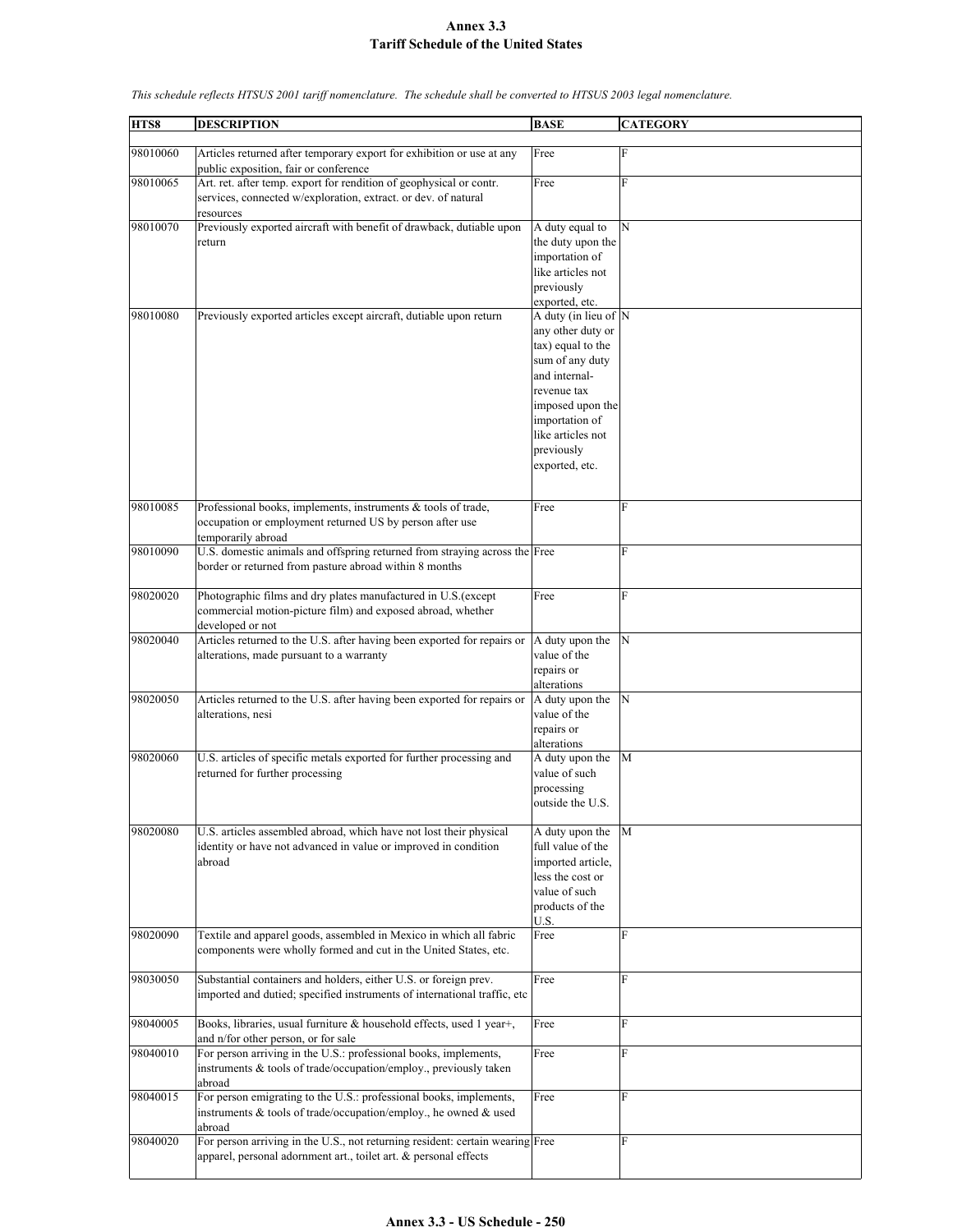# Annex 3.3
# Tariff Schedule of the United States

*This schedule reflects HTSUS 2001 tariff nomenclature. The schedule shall be converted to HTSUS 2003 legal nomenclature.*

| HTS8 | DESCRIPTION | BASE | CATEGORY |
|---|---|---|---|
| 98010060 | Articles returned after temporary export for exhibition or use at any public exposition, fair or conference | Free | F |
| 98010065 | Art. ret. after temp. export for rendition of geophysical or contr. services, connected w/exploration, extract. or dev. of natural resources | Free | F |
| 98010070 | Previously exported aircraft with benefit of drawback, dutiable upon return | A duty equal to the duty upon the importation of like articles not previously exported, etc. | N |
| 98010080 | Previously exported articles except aircraft, dutiable upon return | A duty (in lieu of any other duty or tax) equal to the sum of any duty and internal-revenue tax imposed upon the importation of like articles not previously exported, etc. | N |
| 98010085 | Professional books, implements, instruments & tools of trade, occupation or employment returned US by person after use temporarily abroad | Free | F |
| 98010090 | U.S. domestic animals and offspring returned from straying across the border or returned from pasture abroad within 8 months | Free | F |
| 98020020 | Photographic films and dry plates manufactured in U.S.(except commercial motion-picture film) and exposed abroad, whether developed or not | Free | F |
| 98020040 | Articles returned to the U.S. after having been exported for repairs or alterations, made pursuant to a warranty | A duty upon the value of the repairs or alterations | N |
| 98020050 | Articles returned to the U.S. after having been exported for repairs or alterations, nesi | A duty upon the value of the repairs or alterations | N |
| 98020060 | U.S. articles of specific metals exported for further processing and returned for further processing | A duty upon the value of such processing outside the U.S. | M |
| 98020080 | U.S. articles assembled abroad, which have not lost their physical identity or have not advanced in value or improved in condition abroad | A duty upon the full value of the imported article, less the cost or value of such products of the U.S. | M |
| 98020090 | Textile and apparel goods, assembled in Mexico in which all fabric components were wholly formed and cut in the United States, etc. | Free | F |
| 98030050 | Substantial containers and holders, either U.S. or foreign prev. imported and dutied; specified instruments of international traffic, etc | Free | F |
| 98040005 | Books, libraries, usual furniture & household effects, used 1 year+, and n/for other person, or for sale | Free | F |
| 98040010 | For person arriving in the U.S.: professional books, implements, instruments & tools of trade/occupation/employ., previously taken abroad | Free | F |
| 98040015 | For person emigrating to the U.S.: professional books, implements, instruments & tools of trade/occupation/employ., he owned & used abroad | Free | F |
| 98040020 | For person arriving in the U.S., not returning resident: certain wearing apparel, personal adornment art., toilet art. & personal effects | Free | F |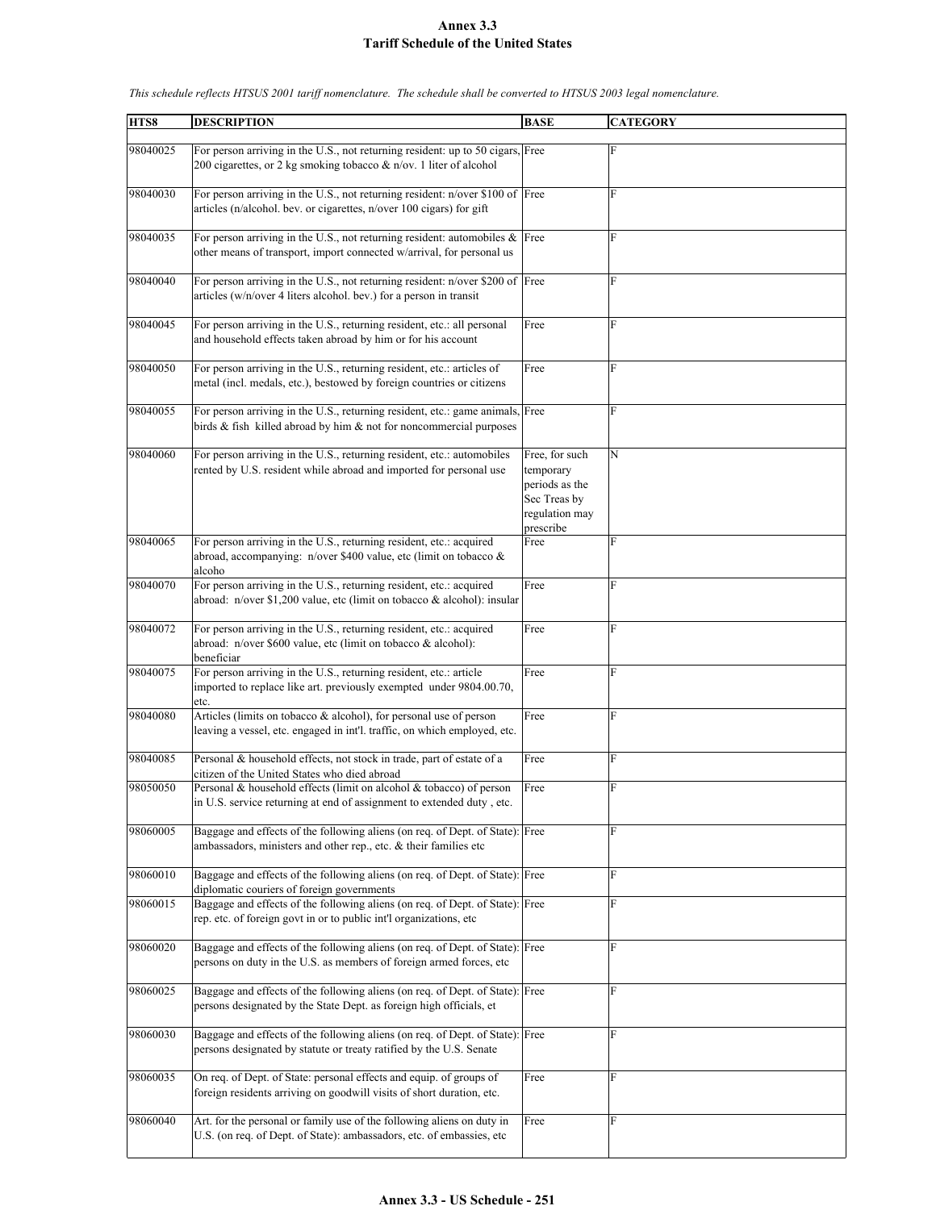# Annex 3.3
## Tariff Schedule of the United States

*This schedule reflects HTSUS 2001 tariff nomenclature. The schedule shall be converted to HTSUS 2003 legal nomenclature.*

| HTS8 | DESCRIPTION | BASE | CATEGORY |
|---|---|---|---|
| 98040025 | For person arriving in the U.S., not returning resident: up to 50 cigars, 200 cigarettes, or 2 kg smoking tobacco & n/ov. 1 liter of alcohol | Free | F |
| 98040030 | For person arriving in the U.S., not returning resident: n/over $100 of articles (n/alcohol. bev. or cigarettes, n/over 100 cigars) for gift | Free | F |
| 98040035 | For person arriving in the U.S., not returning resident: automobiles & other means of transport, import connected w/arrival, for personal us | Free | F |
| 98040040 | For person arriving in the U.S., not returning resident: n/over $200 of articles (w/n/over 4 liters alcohol. bev.) for a person in transit | Free | F |
| 98040045 | For person arriving in the U.S., returning resident, etc.: all personal and household effects taken abroad by him or for his account | Free | F |
| 98040050 | For person arriving in the U.S., returning resident, etc.: articles of metal (incl. medals, etc.), bestowed by foreign countries or citizens | Free | F |
| 98040055 | For person arriving in the U.S., returning resident, etc.: game animals, birds & fish killed abroad by him & not for noncommercial purposes | Free | F |
| 98040060 | For person arriving in the U.S., returning resident, etc.: automobiles rented by U.S. resident while abroad and imported for personal use | Free, for such temporary periods as the Sec Treas by regulation may prescribe | N |
| 98040065 | For person arriving in the U.S., returning resident, etc.: acquired abroad, accompanying: n/over $400 value, etc (limit on tobacco & alcoho | Free | F |
| 98040070 | For person arriving in the U.S., returning resident, etc.: acquired abroad: n/over $1,200 value, etc (limit on tobacco & alcohol): insular | Free | F |
| 98040072 | For person arriving in the U.S., returning resident, etc.: acquired abroad: n/over $600 value, etc (limit on tobacco & alcohol): beneficiar | Free | F |
| 98040075 | For person arriving in the U.S., returning resident, etc.: article imported to replace like art. previously exempted under 9804.00.70, etc. | Free | F |
| 98040080 | Articles (limits on tobacco & alcohol), for personal use of person leaving a vessel, etc. engaged in int'l. traffic, on which employed, etc. | Free | F |
| 98040085 | Personal & household effects, not stock in trade, part of estate of a citizen of the United States who died abroad | Free | F |
| 98050050 | Personal & household effects (limit on alcohol & tobacco) of person in U.S. service returning at end of assignment to extended duty , etc. | Free | F |
| 98060005 | Baggage and effects of the following aliens (on req. of Dept. of State): ambassadors, ministers and other rep., etc. & their families etc | Free | F |
| 98060010 | Baggage and effects of the following aliens (on req. of Dept. of State): diplomatic couriers of foreign governments | Free | F |
| 98060015 | Baggage and effects of the following aliens (on req. of Dept. of State): rep. etc. of foreign govt in or to public int'l organizations, etc | Free | F |
| 98060020 | Baggage and effects of the following aliens (on req. of Dept. of State): persons on duty in the U.S. as members of foreign armed forces, etc | Free | F |
| 98060025 | Baggage and effects of the following aliens (on req. of Dept. of State): persons designated by the State Dept. as foreign high officials, et | Free | F |
| 98060030 | Baggage and effects of the following aliens (on req. of Dept. of State): persons designated by statute or treaty ratified by the U.S. Senate | Free | F |
| 98060035 | On req. of Dept. of State: personal effects and equip. of groups of foreign residents arriving on goodwill visits of short duration, etc. | Free | F |
| 98060040 | Art. for the personal or family use of the following aliens on duty in U.S. (on req. of Dept. of State): ambassadors, etc. of embassies, etc | Free | F |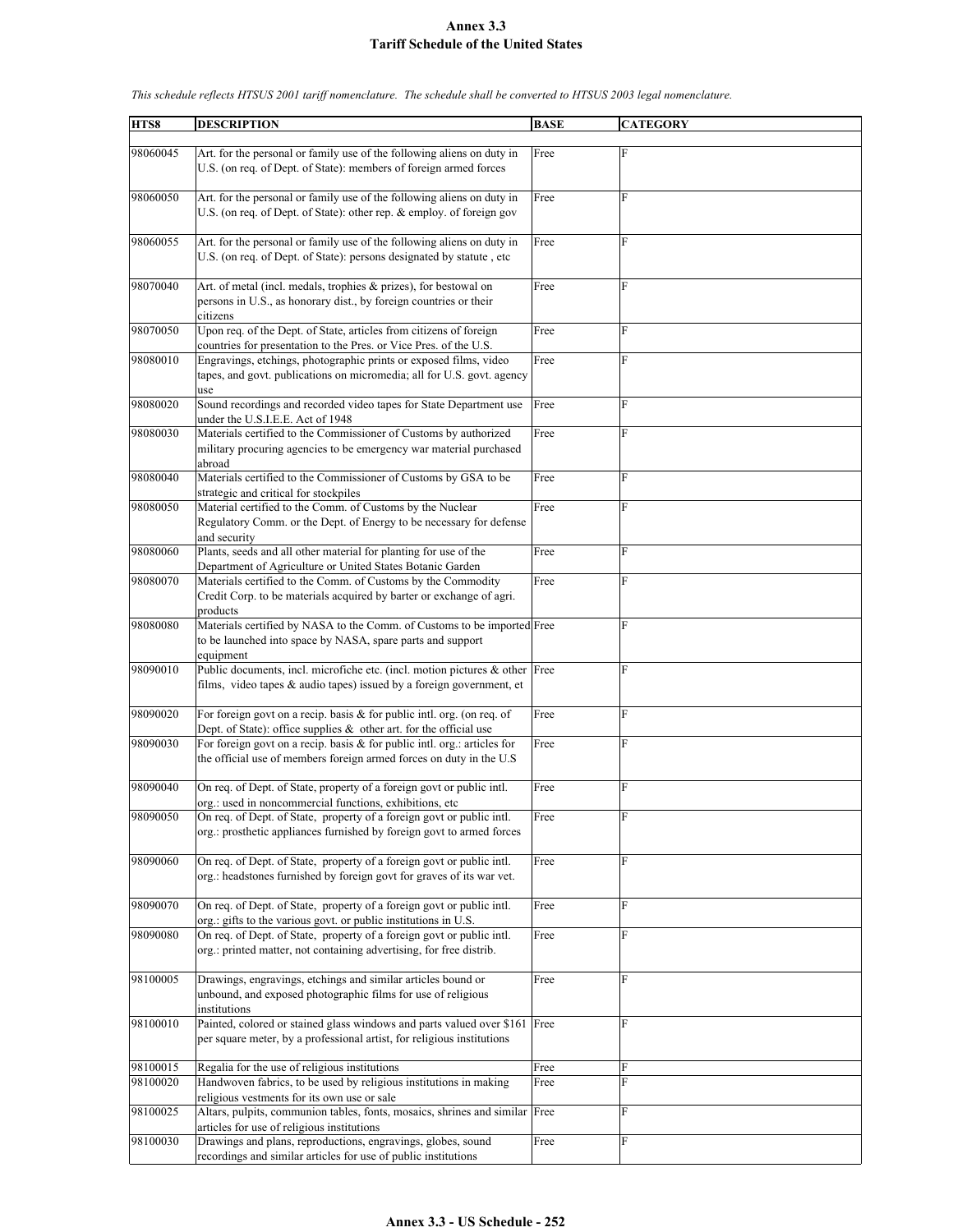**Annex 3.3**
**Tariff Schedule of the United States**

*This schedule reflects HTSUS 2001 tariff nomenclature. The schedule shall be converted to HTSUS 2003 legal nomenclature.*

| HTS8 | DESCRIPTION | BASE | CATEGORY |
|---|---|---|---|
| 98060045 | Art. for the personal or family use of the following aliens on duty in U.S. (on req. of Dept. of State): members of foreign armed forces | Free | F |
| 98060050 | Art. for the personal or family use of the following aliens on duty in U.S. (on req. of Dept. of State): other rep. & employ. of foreign gov | Free | F |
| 98060055 | Art. for the personal or family use of the following aliens on duty in U.S. (on req. of Dept. of State): persons designated by statute , etc | Free | F |
| 98070040 | Art. of metal (incl. medals, trophies & prizes), for bestowal on persons in U.S., as honorary dist., by foreign countries or their citizens | Free | F |
| 98070050 | Upon req. of the Dept. of State, articles from citizens of foreign countries for presentation to the Pres. or Vice Pres. of the U.S. | Free | F |
| 98080010 | Engravings, etchings, photographic prints or exposed films, video tapes, and govt. publications on micromedia; all for U.S. govt. agency use | Free | F |
| 98080020 | Sound recordings and recorded video tapes for State Department use under the U.S.I.E.E. Act of 1948 | Free | F |
| 98080030 | Materials certified to the Commissioner of Customs by authorized military procuring agencies to be emergency war material purchased abroad | Free | F |
| 98080040 | Materials certified to the Commissioner of Customs by GSA to be strategic and critical for stockpiles | Free | F |
| 98080050 | Material certified to the Comm. of Customs by the Nuclear Regulatory Comm. or the Dept. of Energy to be necessary for defense and security | Free | F |
| 98080060 | Plants, seeds and all other material for planting for use of the Department of Agriculture or United States Botanic Garden | Free | F |
| 98080070 | Materials certified to the Comm. of Customs by the Commodity Credit Corp. to be materials acquired by barter or exchange of agri. products | Free | F |
| 98080080 | Materials certified by NASA to the Comm. of Customs to be imported to be launched into space by NASA, spare parts and support equipment | Free | F |
| 98090010 | Public documents, incl. microfiche etc. (incl. motion pictures & other films, video tapes & audio tapes) issued by a foreign government, et | Free | F |
| 98090020 | For foreign govt on a recip. basis & for public intl. org. (on req. of Dept. of State): office supplies & other art. for the official use | Free | F |
| 98090030 | For foreign govt on a recip. basis & for public intl. org.: articles for the official use of members foreign armed forces on duty in the U.S | Free | F |
| 98090040 | On req. of Dept. of State, property of a foreign govt or public intl. org.: used in noncommercial functions, exhibitions, etc | Free | F |
| 98090050 | On req. of Dept. of State, property of a foreign govt or public intl. org.: prosthetic appliances furnished by foreign govt to armed forces | Free | F |
| 98090060 | On req. of Dept. of State, property of a foreign govt or public intl. org.: headstones furnished by foreign govt for graves of its war vet. | Free | F |
| 98090070 | On req. of Dept. of State, property of a foreign govt or public intl. org.: gifts to the various govt. or public institutions in U.S. | Free | F |
| 98090080 | On req. of Dept. of State, property of a foreign govt or public intl. org.: printed matter, not containing advertising, for free distrib. | Free | F |
| 98100005 | Drawings, engravings, etchings and similar articles bound or unbound, and exposed photographic films for use of religious institutions | Free | F |
| 98100010 | Painted, colored or stained glass windows and parts valued over $161 per square meter, by a professional artist, for religious institutions | Free | F |
| 98100015 | Regalia for the use of religious institutions | Free | F |
| 98100020 | Handwoven fabrics, to be used by religious institutions in making religious vestments for its own use or sale | Free | F |
| 98100025 | Altars, pulpits, communion tables, fonts, mosaics, shrines and similar articles for use of religious institutions | Free | F |
| 98100030 | Drawings and plans, reproductions, engravings, globes, sound recordings and similar articles for use of public institutions | Free | F |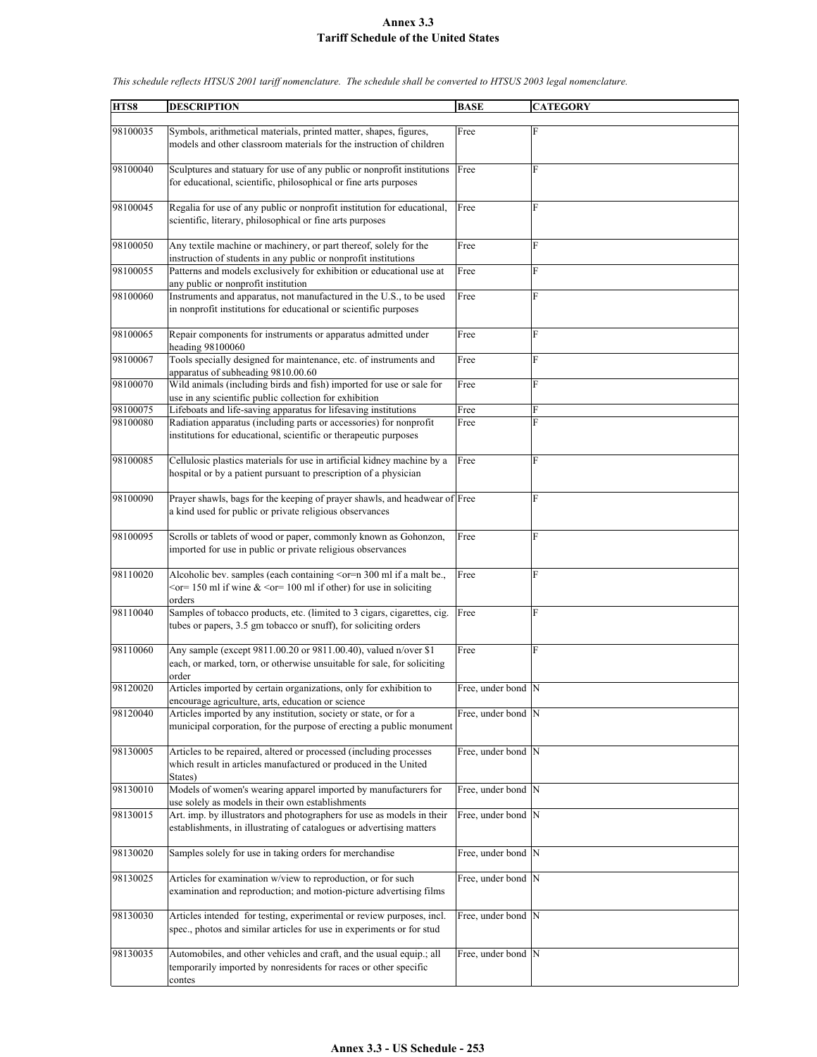**Annex 3.3**
**Tariff Schedule of the United States**

*This schedule reflects HTSUS 2001 tariff nomenclature. The schedule shall be converted to HTSUS 2003 legal nomenclature.*

| HTS8 | DESCRIPTION | BASE | CATEGORY |
|---|---|---|---|
| 98100035 | Symbols, arithmetical materials, printed matter, shapes, figures, models and other classroom materials for the instruction of children | Free | F |
| 98100040 | Sculptures and statuary for use of any public or nonprofit institutions for educational, scientific, philosophical or fine arts purposes | Free | F |
| 98100045 | Regalia for use of any public or nonprofit institution for educational, scientific, literary, philosophical or fine arts purposes | Free | F |
| 98100050 | Any textile machine or machinery, or part thereof, solely for the instruction of students in any public or nonprofit institutions | Free | F |
| 98100055 | Patterns and models exclusively for exhibition or educational use at any public or nonprofit institution | Free | F |
| 98100060 | Instruments and apparatus, not manufactured in the U.S., to be used in nonprofit institutions for educational or scientific purposes | Free | F |
| 98100065 | Repair components for instruments or apparatus admitted under heading 98100060 | Free | F |
| 98100067 | Tools specially designed for maintenance, etc. of instruments and apparatus of subheading 9810.00.60 | Free | F |
| 98100070 | Wild animals (including birds and fish) imported for use or sale for use in any scientific public collection for exhibition | Free | F |
| 98100075 | Lifeboats and life-saving apparatus for lifesaving institutions | Free | F |
| 98100080 | Radiation apparatus (including parts or accessories) for nonprofit institutions for educational, scientific or therapeutic purposes | Free | F |
| 98100085 | Cellulosic plastics materials for use in artificial kidney machine by a hospital or by a patient pursuant to prescription of a physician | Free | F |
| 98100090 | Prayer shawls, bags for the keeping of prayer shawls, and headwear of a kind used for public or private religious observances | Free | F |
| 98100095 | Scrolls or tablets of wood or paper, commonly known as Gohonzon, imported for use in public or private religious observances | Free | F |
| 98110020 | Alcoholic bev. samples (each containing <or=n 300 ml if a malt be., <or= 150 ml if wine & <or= 100 ml if other) for use in soliciting orders | Free | F |
| 98110040 | Samples of tobacco products, etc. (limited to 3 cigars, cigarettes, cig. tubes or papers, 3.5 gm tobacco or snuff), for soliciting orders | Free | F |
| 98110060 | Any sample (except 9811.00.20 or 9811.00.40), valued n/over $1 each, or marked, torn, or otherwise unsuitable for sale, for soliciting order | Free | F |
| 98120020 | Articles imported by certain organizations, only for exhibition to encourage agriculture, arts, education or science | Free, under bond | N |
| 98120040 | Articles imported by any institution, society or state, or for a municipal corporation, for the purpose of erecting a public monument | Free, under bond | N |
| 98130005 | Articles to be repaired, altered or processed (including processes which result in articles manufactured or produced in the United States) | Free, under bond | N |
| 98130010 | Models of women's wearing apparel imported by manufacturers for use solely as models in their own establishments | Free, under bond | N |
| 98130015 | Art. imp. by illustrators and photographers for use as models in their establishments, in illustrating of catalogues or advertising matters | Free, under bond | N |
| 98130020 | Samples solely for use in taking orders for merchandise | Free, under bond | N |
| 98130025 | Articles for examination w/view to reproduction, or for such examination and reproduction; and motion-picture advertising films | Free, under bond | N |
| 98130030 | Articles intended for testing, experimental or review purposes, incl. spec., photos and similar articles for use in experiments or for stud | Free, under bond | N |
| 98130035 | Automobiles, and other vehicles and craft, and the usual equip.; all temporarily imported by nonresidents for races or other specific contes | Free, under bond | N |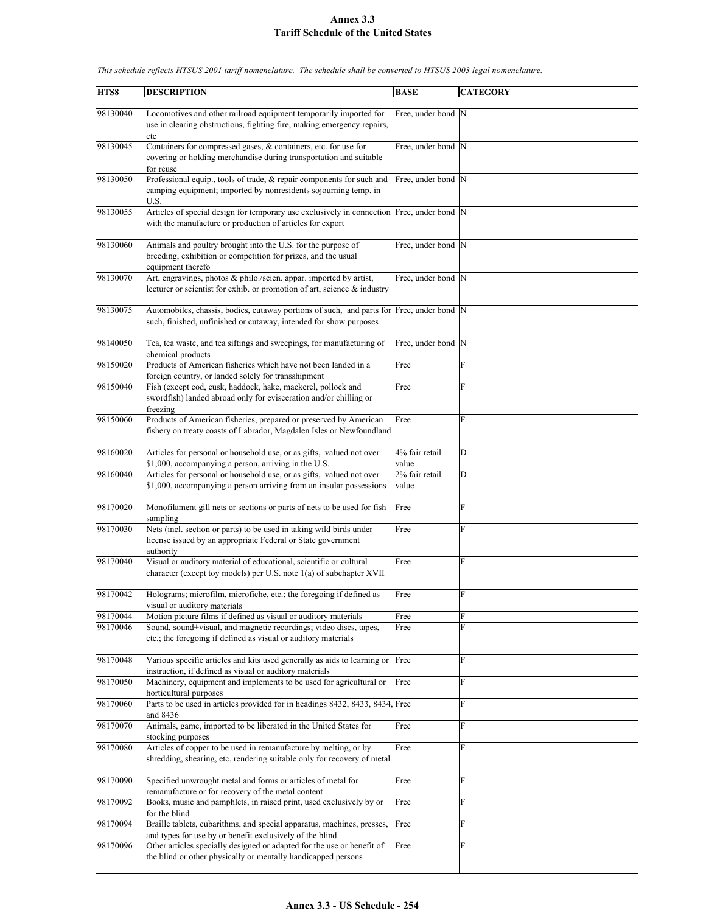# Annex 3.3
## Tariff Schedule of the United States

*This schedule reflects HTSUS 2001 tariff nomenclature. The schedule shall be converted to HTSUS 2003 legal nomenclature.*

| HTS8 | DESCRIPTION | BASE | CATEGORY |
|---|---|---|---|
| 98130040 | Locomotives and other railroad equipment temporarily imported for use in clearing obstructions, fighting fire, making emergency repairs, etc | Free, under bond | N |
| 98130045 | Containers for compressed gases, & containers, etc. for use for covering or holding merchandise during transportation and suitable for reuse | Free, under bond | N |
| 98130050 | Professional equip., tools of trade, & repair components for such and camping equipment; imported by nonresidents sojourning temp. in U.S. | Free, under bond | N |
| 98130055 | Articles of special design for temporary use exclusively in connection with the manufacture or production of articles for export | Free, under bond | N |
| 98130060 | Animals and poultry brought into the U.S. for the purpose of breeding, exhibition or competition for prizes, and the usual equipment therefo | Free, under bond | N |
| 98130070 | Art, engravings, photos & philo./scien. appar. imported by artist, lecturer or scientist for exhib. or promotion of art, science & industry | Free, under bond | N |
| 98130075 | Automobiles, chassis, bodies, cutaway portions of such, and parts for such, finished, unfinished or cutaway, intended for show purposes | Free, under bond | N |
| 98140050 | Tea, tea waste, and tea siftings and sweepings, for manufacturing of chemical products | Free, under bond | N |
| 98150020 | Products of American fisheries which have not been landed in a foreign country, or landed solely for transshipment | Free | F |
| 98150040 | Fish (except cod, cusk, haddock, hake, mackerel, pollock and swordfish) landed abroad only for evisceration and/or chilling or freezing | Free | F |
| 98150060 | Products of American fisheries, prepared or preserved by American fishery on treaty coasts of Labrador, Magdalen Isles or Newfoundland | Free | F |
| 98160020 | Articles for personal or household use, or as gifts, valued not over $1,000, accompanying a person, arriving in the U.S. | 4% fair retail value | D |
| 98160040 | Articles for personal or household use, or as gifts, valued not over $1,000, accompanying a person arriving from an insular possessions | 2% fair retail value | D |
| 98170020 | Monofilament gill nets or sections or parts of nets to be used for fish sampling | Free | F |
| 98170030 | Nets (incl. section or parts) to be used in taking wild birds under license issued by an appropriate Federal or State government authority | Free | F |
| 98170040 | Visual or auditory material of educational, scientific or cultural character (except toy models) per U.S. note 1(a) of subchapter XVII | Free | F |
| 98170042 | Holograms; microfilm, microfiche, etc.; the foregoing if defined as visual or auditory materials | Free | F |
| 98170044 | Motion picture films if defined as visual or auditory materials | Free | F |
| 98170046 | Sound, sound+visual, and magnetic recordings; video discs, tapes, etc.; the foregoing if defined as visual or auditory materials | Free | F |
| 98170048 | Various specific articles and kits used generally as aids to learning or instruction, if defined as visual or auditory materials | Free | F |
| 98170050 | Machinery, equipment and implements to be used for agricultural or horticultural purposes | Free | F |
| 98170060 | Parts to be used in articles provided for in headings 8432, 8433, 8434, and 8436 | Free | F |
| 98170070 | Animals, game, imported to be liberated in the United States for stocking purposes | Free | F |
| 98170080 | Articles of copper to be used in remanufacture by melting, or by shredding, shearing, etc. rendering suitable only for recovery of metal | Free | F |
| 98170090 | Specified unwrought metal and forms or articles of metal for remanufacture or for recovery of the metal content | Free | F |
| 98170092 | Books, music and pamphlets, in raised print, used exclusively by or for the blind | Free | F |
| 98170094 | Braille tablets, cubarithms, and special apparatus, machines, presses, and types for use by or benefit exclusively of the blind | Free | F |
| 98170096 | Other articles specially designed or adapted for the use or benefit of the blind or other physically or mentally handicapped persons | Free | F |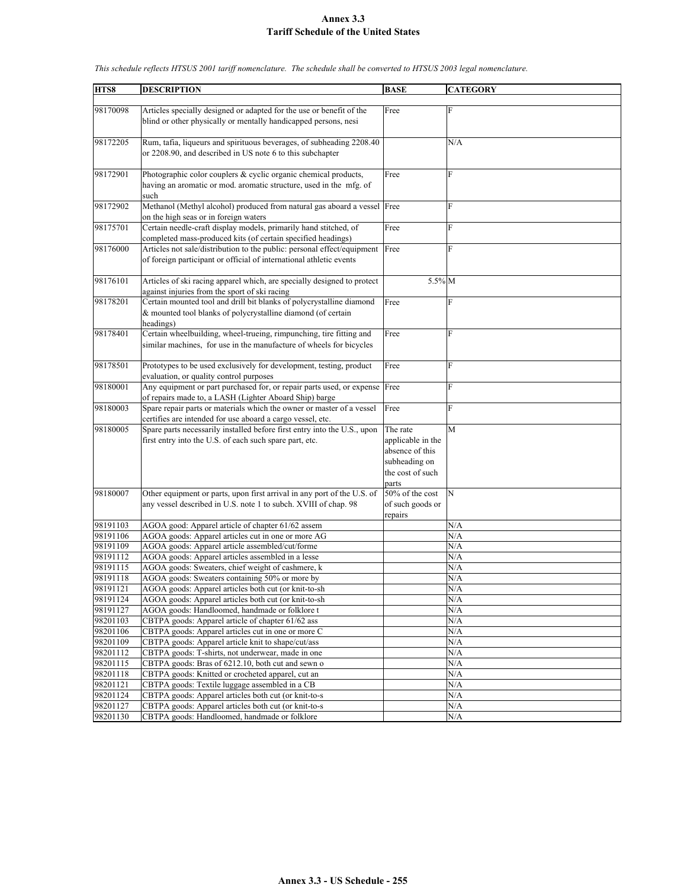# Annex 3.3
# Tariff Schedule of the United States

*This schedule reflects HTSUS 2001 tariff nomenclature. The schedule shall be converted to HTSUS 2003 legal nomenclature.*

| HTS8 | DESCRIPTION | BASE | CATEGORY |
|---|---|---|---|
| 98170098 | Articles specially designed or adapted for the use or benefit of the blind or other physically or mentally handicapped persons, nesi | Free | F |
| 98172205 | Rum, tafia, liqueurs and spirituous beverages, of subheading 2208.40 or 2208.90, and described in US note 6 to this subchapter | | N/A |
| 98172901 | Photographic color couplers & cyclic organic chemical products, having an aromatic or mod. aromatic structure, used in the mfg. of such | Free | F |
| 98172902 | Methanol (Methyl alcohol) produced from natural gas aboard a vessel on the high seas or in foreign waters | Free | F |
| 98175701 | Certain needle-craft display models, primarily hand stitched, of completed mass-produced kits (of certain specified headings) | Free | F |
| 98176000 | Articles not sale/distribution to the public: personal effect/equipment of foreign participant or official of international athletic events | Free | F |
| 98176101 | Articles of ski racing apparel which, are specially designed to protect against injuries from the sport of ski racing | 5.5% | M |
| 98178201 | Certain mounted tool and drill bit blanks of polycrystalline diamond & mounted tool blanks of polycrystalline diamond (of certain headings) | Free | F |
| 98178401 | Certain wheelbuilding, wheel-trueing, rimpunching, tire fitting and similar machines, for use in the manufacture of wheels for bicycles | Free | F |
| 98178501 | Prototypes to be used exclusively for development, testing, product evaluation, or quality control purposes | Free | F |
| 98180001 | Any equipment or part purchased for, or repair parts used, or expense of repairs made to, a LASH (Lighter Aboard Ship) barge | Free | F |
| 98180003 | Spare repair parts or materials which the owner or master of a vessel certifies are intended for use aboard a cargo vessel, etc. | Free | F |
| 98180005 | Spare parts necessarily installed before first entry into the U.S., upon first entry into the U.S. of each such spare part, etc. | The rate applicable in the absence of this subheading on the cost of such parts | M |
| 98180007 | Other equipment or parts, upon first arrival in any port of the U.S. of any vessel described in U.S. note 1 to subch. XVIII of chap. 98 | 50% of the cost of such goods or repairs | N |
| 98191103 | AGOA good: Apparel article of chapter 61/62 assem | | N/A |
| 98191106 | AGOA goods: Apparel articles cut in one or more AG | | N/A |
| 98191109 | AGOA goods: Apparel article assembled/cut/forme | | N/A |
| 98191112 | AGOA goods: Apparel articles assembled in a lesse | | N/A |
| 98191115 | AGOA goods: Sweaters, chief weight of cashmere, k | | N/A |
| 98191118 | AGOA goods: Sweaters containing 50% or more by | | N/A |
| 98191121 | AGOA goods: Apparel articles both cut (or knit-to-sh | | N/A |
| 98191124 | AGOA goods: Apparel articles both cut (or knit-to-sh | | N/A |
| 98191127 | AGOA goods: Handloomed, handmade or folklore t | | N/A |
| 98201103 | CBTPA goods: Apparel article of chapter 61/62 ass | | N/A |
| 98201106 | CBTPA goods: Apparel articles cut in one or more C | | N/A |
| 98201109 | CBTPA goods: Apparel article knit to shape/cut/ass | | N/A |
| 98201112 | CBTPA goods: T-shirts, not underwear, made in one | | N/A |
| 98201115 | CBTPA goods: Bras of 6212.10, both cut and sewn o | | N/A |
| 98201118 | CBTPA goods: Knitted or crocheted apparel, cut an | | N/A |
| 98201121 | CBTPA goods: Textile luggage assembled in a CB | | N/A |
| 98201124 | CBTPA goods: Apparel articles both cut (or knit-to-s | | N/A |
| 98201127 | CBTPA goods: Apparel articles both cut (or knit-to-s | | N/A |
| 98201130 | CBTPA goods: Handloomed, handmade or folklore | | N/A |